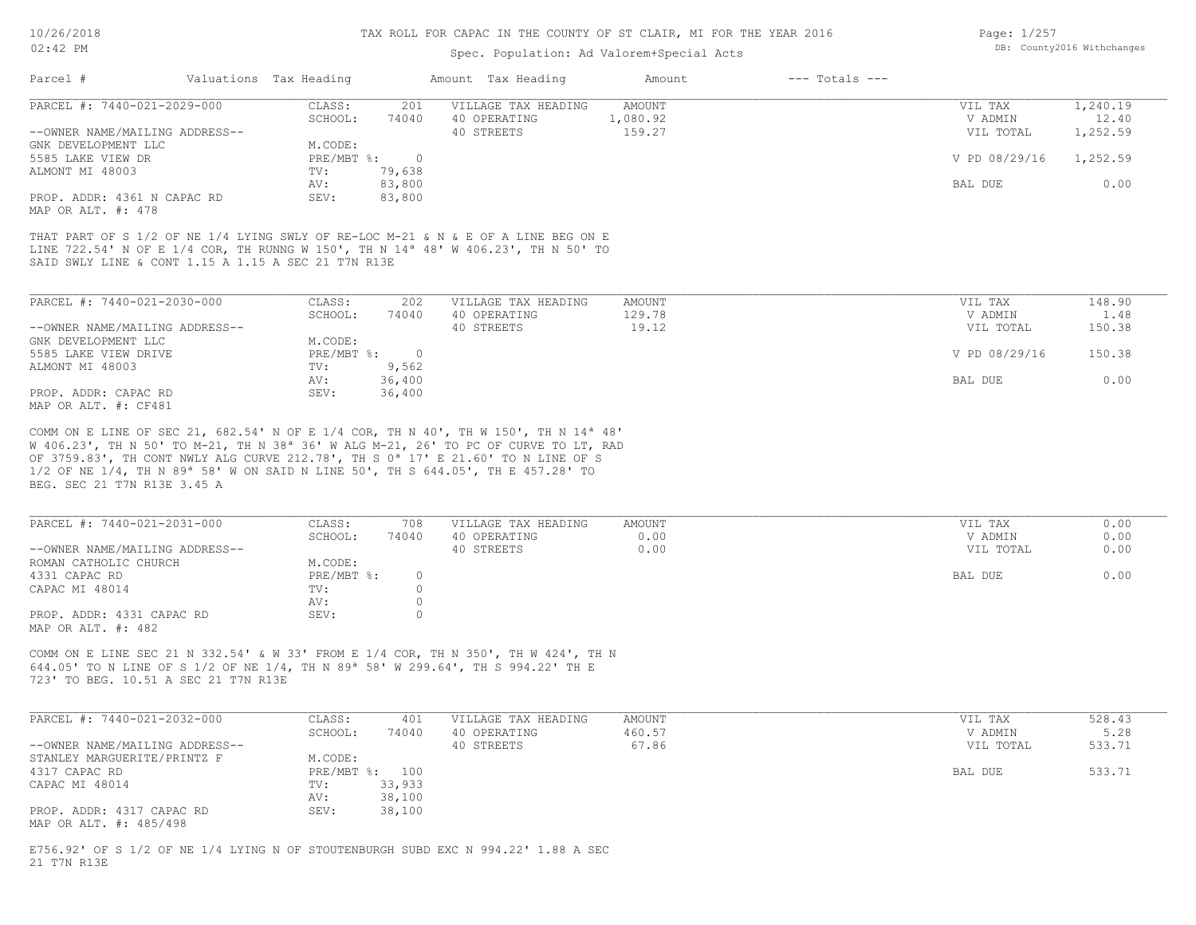# TAX ROLL FOR CAPAC IN THE COUNTY OF ST CLAIR, MI FOR THE YEAR 2016

Spec. Population: Ad Valorem+Special Acts

DB: County2016 Withchanges

10/26/2018
02:42 PM

| Parcel # | Valuations | Tax Heading | Amount | Tax Heading | Amount | --- Totals --- | |
|---|---|---|---|---|---|---|---|

---

**PARCEL #: 7440-021-2029-000**

| | | | | | |
|---|---|---|---|---|---|
| CLASS: | 201 | VILLAGE TAX HEADING | AMOUNT | VIL TAX | 1,240.19 |
| SCHOOL: | 74040 | 40 OPERATING | 1,080.92 | V ADMIN | 12.40 |
| | | 40 STREETS | 159.27 | VIL TOTAL | 1,252.59 |
| M.CODE: | | | | | |
| PRE/MBT %: | 0 | | | V PD 08/29/16 | 1,252.59 |
| TV: | 79,638 | | | | |
| AV: | 83,800 | | | BAL DUE | 0.00 |
| SEV: | 83,800 | | | | |

--OWNER NAME/MAILING ADDRESS--
GNK DEVELOPMENT LLC
5585 LAKE VIEW DR
ALMONT MI 48003

PROP. ADDR: 4361 N CAPAC RD
MAP OR ALT. #: 478

THAT PART OF S 1/2 OF NE 1/4 LYING SWLY OF RE-LOC M-21 & N & E OF A LINE BEG ON E LINE 722.54' N OF E 1/4 COR, TH RUNNG W 150', TH N 14ª 48' W 406.23', TH N 50' TO SAID SWLY LINE & CONT 1.15 A 1.15 A SEC 21 T7N R13E

---

**PARCEL #: 7440-021-2030-000**

| | | | | | |
|---|---|---|---|---|---|
| CLASS: | 202 | VILLAGE TAX HEADING | AMOUNT | VIL TAX | 148.90 |
| SCHOOL: | 74040 | 40 OPERATING | 129.78 | V ADMIN | 1.48 |
| | | 40 STREETS | 19.12 | VIL TOTAL | 150.38 |
| M.CODE: | | | | | |
| PRE/MBT %: | 0 | | | V PD 08/29/16 | 150.38 |
| TV: | 9,562 | | | | |
| AV: | 36,400 | | | BAL DUE | 0.00 |
| SEV: | 36,400 | | | | |

--OWNER NAME/MAILING ADDRESS--
GNK DEVELOPMENT LLC
5585 LAKE VIEW DRIVE
ALMONT MI 48003

PROP. ADDR: CAPAC RD
MAP OR ALT. #: CF481

COMM ON E LINE OF SEC 21, 682.54' N OF E 1/4 COR, TH N 40', TH W 150', TH N 14ª 48' W 406.23', TH N 50' TO M-21, TH N 38ª 36' W ALG M-21, 26' TO PC OF CURVE TO LT, RAD OF 3759.83', TH CONT NWLY ALG CURVE 212.78', TH S 0ª 17' E 21.60' TO N LINE OF S 1/2 OF NE 1/4, TH N 89ª 58' W ON SAID N LINE 50', TH S 644.05', TH E 457.28' TO BEG. SEC 21 T7N R13E 3.45 A

---

**PARCEL #: 7440-021-2031-000**

| | | | | | |
|---|---|---|---|---|---|
| CLASS: | 708 | VILLAGE TAX HEADING | AMOUNT | VIL TAX | 0.00 |
| SCHOOL: | 74040 | 40 OPERATING | 0.00 | V ADMIN | 0.00 |
| | | 40 STREETS | 0.00 | VIL TOTAL | 0.00 |
| M.CODE: | | | | | |
| PRE/MBT %: | 0 | | | BAL DUE | 0.00 |
| TV: | 0 | | | | |
| AV: | 0 | | | | |
| SEV: | 0 | | | | |

--OWNER NAME/MAILING ADDRESS--
ROMAN CATHOLIC CHURCH
4331 CAPAC RD
CAPAC MI 48014

PROP. ADDR: 4331 CAPAC RD
MAP OR ALT. #: 482

COMM ON E LINE SEC 21 N 332.54' & W 33' FROM E 1/4 COR, TH N 350', TH W 424', TH N 644.05' TO N LINE OF S 1/2 OF NE 1/4, TH N 89ª 58' W 299.64', TH S 994.22' TH E 723' TO BEG. 10.51 A SEC 21 T7N R13E

---

**PARCEL #: 7440-021-2032-000**

| | | | | | |
|---|---|---|---|---|---|
| CLASS: | 401 | VILLAGE TAX HEADING | AMOUNT | VIL TAX | 528.43 |
| SCHOOL: | 74040 | 40 OPERATING | 460.57 | V ADMIN | 5.28 |
| | | 40 STREETS | 67.86 | VIL TOTAL | 533.71 |
| M.CODE: | | | | | |
| PRE/MBT %: | 100 | | | BAL DUE | 533.71 |
| TV: | 33,933 | | | | |
| AV: | 38,100 | | | | |
| SEV: | 38,100 | | | | |

--OWNER NAME/MAILING ADDRESS--
STANLEY MARGUERITE/PRINTZ F
4317 CAPAC RD
CAPAC MI 48014

PROP. ADDR: 4317 CAPAC RD
MAP OR ALT. #: 485/498

E756.92' OF S 1/2 OF NE 1/4 LYING N OF STOUTENBURGH SUBD EXC N 994.22' 1.88 A SEC 21 T7N R13E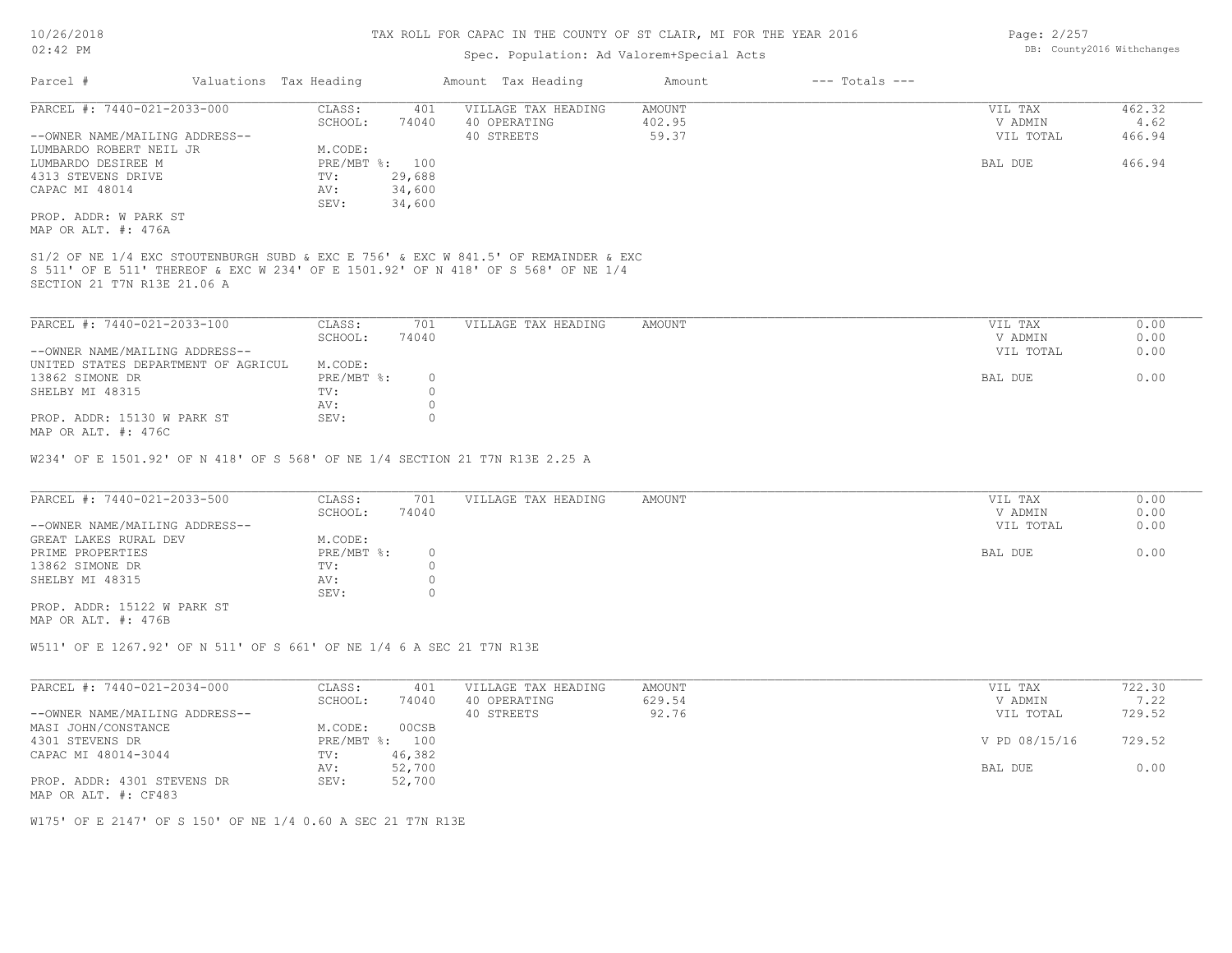# TAX ROLL FOR CAPAC IN THE COUNTY OF ST CLAIR, MI FOR THE YEAR 2016

Spec. Population: Ad Valorem+Special Acts

| Parcel # | Valuations | Tax Heading | Amount | Tax Heading | Amount | --- Totals --- |
|---|---|---|---|---|---|---|

---

**PARCEL #: 7440-021-2033-000**

CLASS: 401
SCHOOL: 74040
M.CODE:
PRE/MBT %: 100
TV: 29,688
AV: 34,600
SEV: 34,600

--OWNER NAME/MAILING ADDRESS--
LUMBARDO ROBERT NEIL JR
LUMBARDO DESIREE M
4313 STEVENS DRIVE
CAPAC MI 48014

PROP. ADDR: W PARK ST
MAP OR ALT. #: 476A

| VILLAGE TAX HEADING | AMOUNT |
|---|---|
| 40 OPERATING | 402.95 |
| 40 STREETS | 59.37 |

| Totals | |
|---|---|
| VIL TAX | 462.32 |
| V ADMIN | 4.62 |
| VIL TOTAL | 466.94 |
| BAL DUE | 466.94 |

S1/2 OF NE 1/4 EXC STOUTENBURGH SUBD & EXC E 756' & EXC W 841.5' OF REMAINDER & EXC S 511' OF E 511' THEREOF & EXC W 234' OF E 1501.92' OF N 418' OF S 568' OF NE 1/4 SECTION 21 T7N R13E 21.06 A

---

**PARCEL #: 7440-021-2033-100**

CLASS: 701
SCHOOL: 74040
M.CODE:
PRE/MBT %: 0
TV: 0
AV: 0
SEV: 0

--OWNER NAME/MAILING ADDRESS--
UNITED STATES DEPARTMENT OF AGRICUL
13862 SIMONE DR
SHELBY MI 48315

PROP. ADDR: 15130 W PARK ST
MAP OR ALT. #: 476C

| VILLAGE TAX HEADING | AMOUNT |
|---|---|

| Totals | |
|---|---|
| VIL TAX | 0.00 |
| V ADMIN | 0.00 |
| VIL TOTAL | 0.00 |
| BAL DUE | 0.00 |

W234' OF E 1501.92' OF N 418' OF S 568' OF NE 1/4 SECTION 21 T7N R13E 2.25 A

---

**PARCEL #: 7440-021-2033-500**

CLASS: 701
SCHOOL: 74040
M.CODE:
PRE/MBT %: 0
TV: 0
AV: 0
SEV: 0

--OWNER NAME/MAILING ADDRESS--
GREAT LAKES RURAL DEV
PRIME PROPERTIES
13862 SIMONE DR
SHELBY MI 48315

PROP. ADDR: 15122 W PARK ST
MAP OR ALT. #: 476B

| VILLAGE TAX HEADING | AMOUNT |
|---|---|

| Totals | |
|---|---|
| VIL TAX | 0.00 |
| V ADMIN | 0.00 |
| VIL TOTAL | 0.00 |
| BAL DUE | 0.00 |

W511' OF E 1267.92' OF N 511' OF S 661' OF NE 1/4 6 A SEC 21 T7N R13E

---

**PARCEL #: 7440-021-2034-000**

CLASS: 401
SCHOOL: 74040
M.CODE: 00CSB
PRE/MBT %: 100
TV: 46,382
AV: 52,700
SEV: 52,700

--OWNER NAME/MAILING ADDRESS--
MASI JOHN/CONSTANCE
4301 STEVENS DR
CAPAC MI 48014-3044

PROP. ADDR: 4301 STEVENS DR
MAP OR ALT. #: CF483

| VILLAGE TAX HEADING | AMOUNT |
|---|---|
| 40 OPERATING | 629.54 |
| 40 STREETS | 92.76 |

| Totals | |
|---|---|
| VIL TAX | 722.30 |
| V ADMIN | 7.22 |
| VIL TOTAL | 729.52 |
| V PD 08/15/16 | 729.52 |
| BAL DUE | 0.00 |

W175' OF E 2147' OF S 150' OF NE 1/4 0.60 A SEC 21 T7N R13E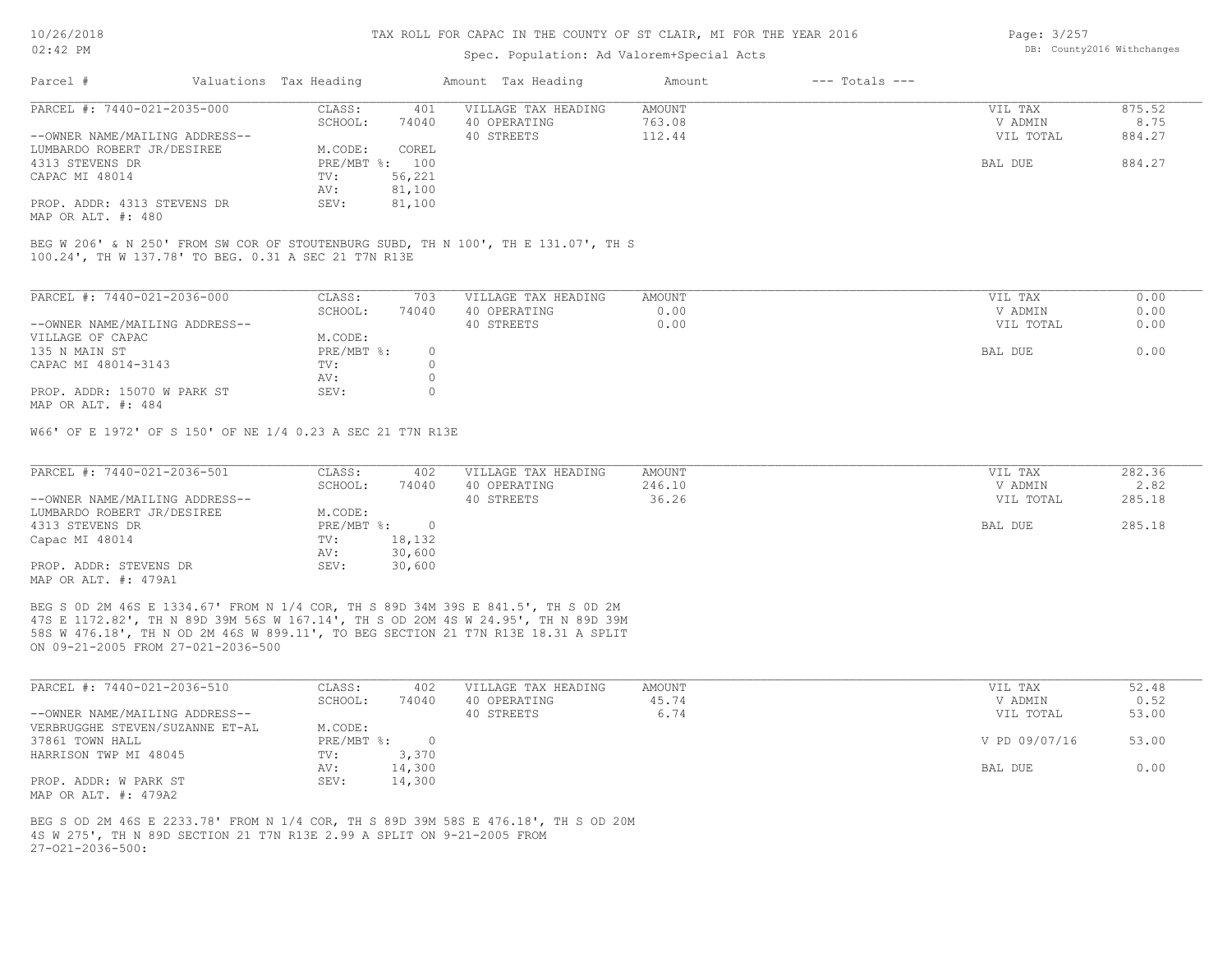# TAX ROLL FOR CAPAC IN THE COUNTY OF ST CLAIR, MI FOR THE YEAR 2016

Spec. Population: Ad Valorem+Special Acts

DB: County2016 Withchanges

| Parcel # | Valuations | Tax Heading | Amount | Tax Heading | Amount | --- Totals --- | |
|---|---|---|---|---|---|---|---|
| PARCEL #: 7440-021-2035-000 | CLASS: | 401 | VILLAGE TAX HEADING | AMOUNT | | VIL TAX | 875.52 |
| | SCHOOL: | 74040 | 40 OPERATING | 763.08 | | V ADMIN | 8.75 |
| --OWNER NAME/MAILING ADDRESS-- | | | 40 STREETS | 112.44 | | VIL TOTAL | 884.27 |
| LUMBARDO ROBERT JR/DESIREE | M.CODE: | COREL | | | | | |
| 4313 STEVENS DR | PRE/MBT %: | 100 | | | | BAL DUE | 884.27 |
| CAPAC MI 48014 | TV: | 56,221 | | | | | |
| | AV: | 81,100 | | | | | |
| PROP. ADDR: 4313 STEVENS DR | SEV: | 81,100 | | | | | |
| MAP OR ALT. #: 480 | | | | | | | |

BEG W 206' & N 250' FROM SW COR OF STOUTENBURG SUBD, TH N 100', TH E 131.07', TH S 100.24', TH W 137.78' TO BEG. 0.31 A SEC 21 T7N R13E

| Parcel # | Valuations | Tax Heading | Amount | Tax Heading | Amount | --- Totals --- | |
|---|---|---|---|---|---|---|---|
| PARCEL #: 7440-021-2036-000 | CLASS: | 703 | VILLAGE TAX HEADING | AMOUNT | | VIL TAX | 0.00 |
| | SCHOOL: | 74040 | 40 OPERATING | 0.00 | | V ADMIN | 0.00 |
| --OWNER NAME/MAILING ADDRESS-- | | | 40 STREETS | 0.00 | | VIL TOTAL | 0.00 |
| VILLAGE OF CAPAC | M.CODE: | | | | | | |
| 135 N MAIN ST | PRE/MBT %: | 0 | | | | BAL DUE | 0.00 |
| CAPAC MI 48014-3143 | TV: | 0 | | | | | |
| | AV: | 0 | | | | | |
| PROP. ADDR: 15070 W PARK ST | SEV: | 0 | | | | | |
| MAP OR ALT. #: 484 | | | | | | | |

W66' OF E 1972' OF S 150' OF NE 1/4 0.23 A SEC 21 T7N R13E

| Parcel # | Valuations | Tax Heading | Amount | Tax Heading | Amount | --- Totals --- | |
|---|---|---|---|---|---|---|---|
| PARCEL #: 7440-021-2036-501 | CLASS: | 402 | VILLAGE TAX HEADING | AMOUNT | | VIL TAX | 282.36 |
| | SCHOOL: | 74040 | 40 OPERATING | 246.10 | | V ADMIN | 2.82 |
| --OWNER NAME/MAILING ADDRESS-- | | | 40 STREETS | 36.26 | | VIL TOTAL | 285.18 |
| LUMBARDO ROBERT JR/DESIREE | M.CODE: | | | | | | |
| 4313 STEVENS DR | PRE/MBT %: | 0 | | | | BAL DUE | 285.18 |
| Capac MI 48014 | TV: | 18,132 | | | | | |
| | AV: | 30,600 | | | | | |
| PROP. ADDR: STEVENS DR | SEV: | 30,600 | | | | | |
| MAP OR ALT. #: 479A1 | | | | | | | |

BEG S 0D 2M 46S E 1334.67' FROM N 1/4 COR, TH S 89D 34M 39S E 841.5', TH S 0D 2M 47S E 1172.82', TH N 89D 39M 56S W 167.14', TH S OD 20M 4S W 24.95', TH N 89D 39M 58S W 476.18', TH N OD 2M 46S W 899.11', TO BEG SECTION 21 T7N R13E 18.31 A SPLIT ON 09-21-2005 FROM 27-021-2036-500

| Parcel # | Valuations | Tax Heading | Amount | Tax Heading | Amount | --- Totals --- | |
|---|---|---|---|---|---|---|---|
| PARCEL #: 7440-021-2036-510 | CLASS: | 402 | VILLAGE TAX HEADING | AMOUNT | | VIL TAX | 52.48 |
| | SCHOOL: | 74040 | 40 OPERATING | 45.74 | | V ADMIN | 0.52 |
| --OWNER NAME/MAILING ADDRESS-- | | | 40 STREETS | 6.74 | | VIL TOTAL | 53.00 |
| VERBRUGGHE STEVEN/SUZANNE ET-AL | M.CODE: | | | | | | |
| 37861 TOWN HALL | PRE/MBT %: | 0 | | | | V PD 09/07/16 | 53.00 |
| HARRISON TWP MI 48045 | TV: | 3,370 | | | | | |
| | AV: | 14,300 | | | | BAL DUE | 0.00 |
| PROP. ADDR: W PARK ST | SEV: | 14,300 | | | | | |
| MAP OR ALT. #: 479A2 | | | | | | | |

BEG S OD 2M 46S E 2233.78' FROM N 1/4 COR, TH S 89D 39M 58S E 476.18', TH S OD 20M 4S W 275', TH N 89D SECTION 21 T7N R13E 2.99 A SPLIT ON 9-21-2005 FROM 27-021-2036-500: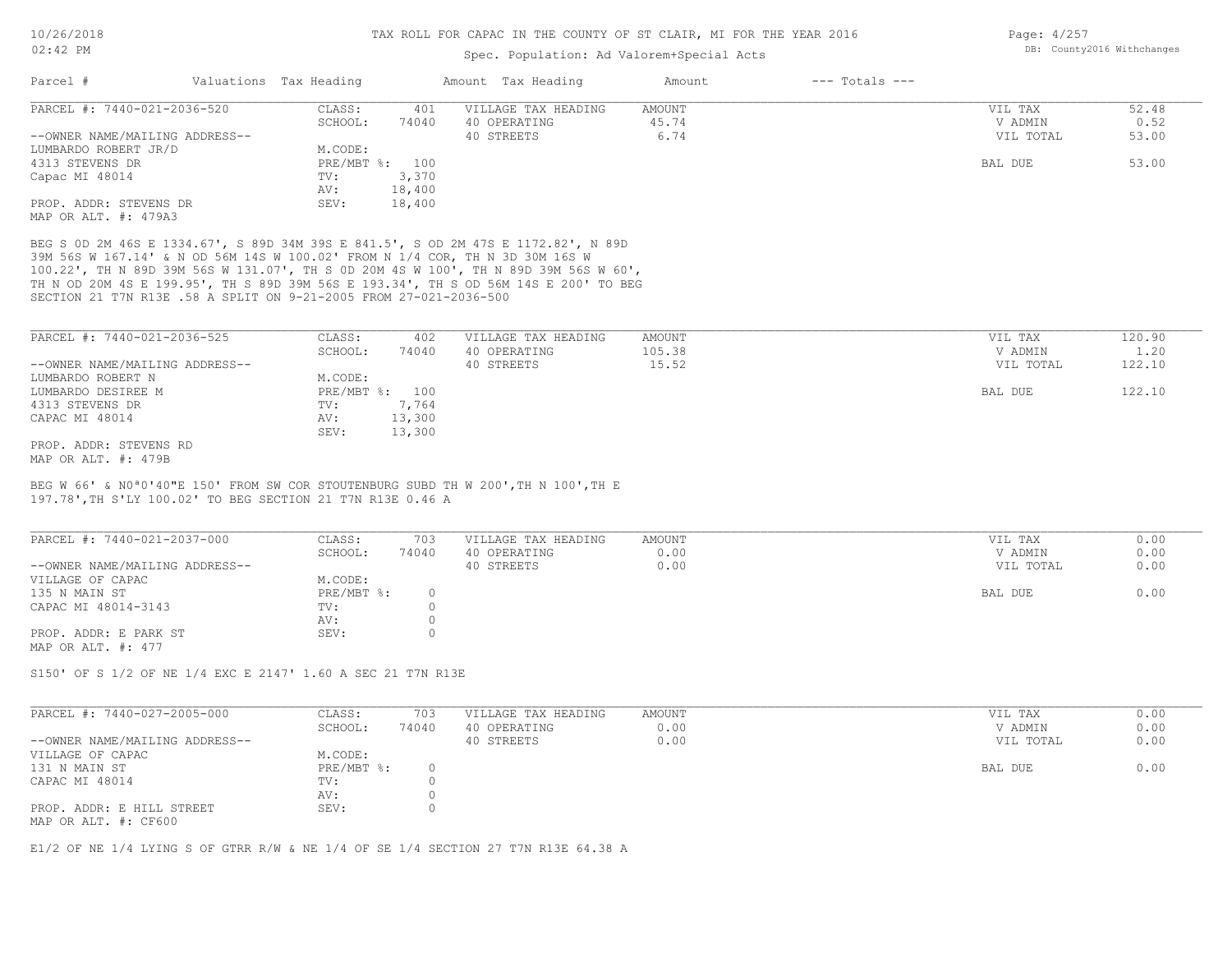# TAX ROLL FOR CAPAC IN THE COUNTY OF ST CLAIR, MI FOR THE YEAR 2016

Spec. Population: Ad Valorem+Special Acts

| Parcel # | Valuations | Tax Heading | Amount | Tax Heading | Amount | --- Totals --- | |
|---|---|---|---|---|---|---|---|
| PARCEL #: 7440-021-2036-520 | CLASS: | 401 | VILLAGE TAX HEADING | AMOUNT | | VIL TAX | 52.48 |
| | SCHOOL: | 74040 | 40 OPERATING | 45.74 | | V ADMIN | 0.52 |
| --OWNER NAME/MAILING ADDRESS-- | | | 40 STREETS | 6.74 | | VIL TOTAL | 53.00 |
| LUMBARDO ROBERT JR/D | M.CODE: | | | | | | |
| 4313 STEVENS DR | PRE/MBT %: | 100 | | | | BAL DUE | 53.00 |
| Capac MI 48014 | TV: | 3,370 | | | | | |
| | AV: | 18,400 | | | | | |
| PROP. ADDR: STEVENS DR | SEV: | 18,400 | | | | | |
| MAP OR ALT. #: 479A3 | | | | | | | |

BEG S 0D 2M 46S E 1334.67', S 89D 34M 39S E 841.5', S OD 2M 47S E 1172.82', N 89D 39M 56S W 167.14' & N OD 56M 14S W 100.02' FROM N 1/4 COR, TH N 3D 30M 16S W 100.22', TH N 89D 39M 56S W 131.07', TH S 0D 20M 4S W 100', TH N 89D 39M 56S W 60', TH N OD 20M 4S E 199.95', TH S 89D 39M 56S E 193.34', TH S OD 56M 14S E 200' TO BEG SECTION 21 T7N R13E .58 A SPLIT ON 9-21-2005 FROM 27-021-2036-500

| Parcel # | Valuations | Tax Heading | Amount | Tax Heading | Amount | --- Totals --- | |
|---|---|---|---|---|---|---|---|
| PARCEL #: 7440-021-2036-525 | CLASS: | 402 | VILLAGE TAX HEADING | AMOUNT | | VIL TAX | 120.90 |
| | SCHOOL: | 74040 | 40 OPERATING | 105.38 | | V ADMIN | 1.20 |
| --OWNER NAME/MAILING ADDRESS-- | | | 40 STREETS | 15.52 | | VIL TOTAL | 122.10 |
| LUMBARDO ROBERT N | M.CODE: | | | | | | |
| LUMBARDO DESIREE M | PRE/MBT %: | 100 | | | | BAL DUE | 122.10 |
| 4313 STEVENS DR | TV: | 7,764 | | | | | |
| CAPAC MI 48014 | AV: | 13,300 | | | | | |
| | SEV: | 13,300 | | | | | |
| PROP. ADDR: STEVENS RD | | | | | | | |
| MAP OR ALT. #: 479B | | | | | | | |

BEG W 66' & N0ª0'40"E 150' FROM SW COR STOUTENBURG SUBD TH W 200',TH N 100',TH E 197.78',TH S'LY 100.02' TO BEG SECTION 21 T7N R13E 0.46 A

| Parcel # | Valuations | Tax Heading | Amount | Tax Heading | Amount | --- Totals --- | |
|---|---|---|---|---|---|---|---|
| PARCEL #: 7440-021-2037-000 | CLASS: | 703 | VILLAGE TAX HEADING | AMOUNT | | VIL TAX | 0.00 |
| | SCHOOL: | 74040 | 40 OPERATING | 0.00 | | V ADMIN | 0.00 |
| --OWNER NAME/MAILING ADDRESS-- | | | 40 STREETS | 0.00 | | VIL TOTAL | 0.00 |
| VILLAGE OF CAPAC | M.CODE: | | | | | | |
| 135 N MAIN ST | PRE/MBT %: | 0 | | | | BAL DUE | 0.00 |
| CAPAC MI 48014-3143 | TV: | 0 | | | | | |
| | AV: | 0 | | | | | |
| PROP. ADDR: E PARK ST | SEV: | 0 | | | | | |
| MAP OR ALT. #: 477 | | | | | | | |

S150' OF S 1/2 OF NE 1/4 EXC E 2147' 1.60 A SEC 21 T7N R13E

| Parcel # | Valuations | Tax Heading | Amount | Tax Heading | Amount | --- Totals --- | |
|---|---|---|---|---|---|---|---|
| PARCEL #: 7440-027-2005-000 | CLASS: | 703 | VILLAGE TAX HEADING | AMOUNT | | VIL TAX | 0.00 |
| | SCHOOL: | 74040 | 40 OPERATING | 0.00 | | V ADMIN | 0.00 |
| --OWNER NAME/MAILING ADDRESS-- | | | 40 STREETS | 0.00 | | VIL TOTAL | 0.00 |
| VILLAGE OF CAPAC | M.CODE: | | | | | | |
| 131 N MAIN ST | PRE/MBT %: | 0 | | | | BAL DUE | 0.00 |
| CAPAC MI 48014 | TV: | 0 | | | | | |
| | AV: | 0 | | | | | |
| PROP. ADDR: E HILL STREET | SEV: | 0 | | | | | |
| MAP OR ALT. #: CF600 | | | | | | | |

E1/2 OF NE 1/4 LYING S OF GTRR R/W & NE 1/4 OF SE 1/4 SECTION 27 T7N R13E 64.38 A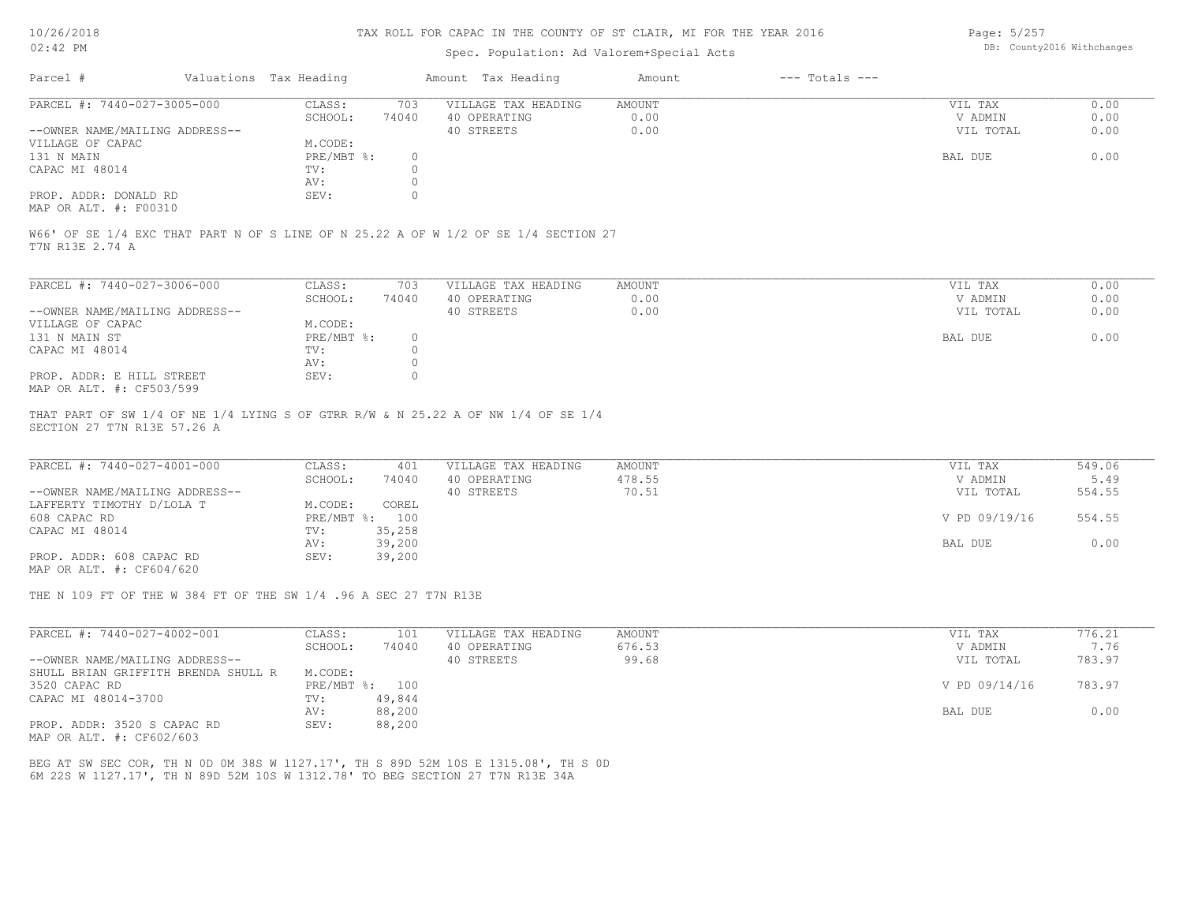# TAX ROLL FOR CAPAC IN THE COUNTY OF ST CLAIR, MI FOR THE YEAR 2016

Spec. Population: Ad Valorem+Special Acts

| Parcel # | Valuations | Tax Heading | Amount | Tax Heading | Amount | --- Totals --- | |
|---|---|---|---|---|---|---|---|

**PARCEL #: 7440-027-3005-000**

| | | | | | |
|---|---|---|---|---|---|
| CLASS: | 703 | VILLAGE TAX HEADING | AMOUNT | VIL TAX | 0.00 |
| SCHOOL: | 74040 | 40 OPERATING | 0.00 | V ADMIN | 0.00 |
| | | 40 STREETS | 0.00 | VIL TOTAL | 0.00 |
| M.CODE: | | | | | |
| PRE/MBT %: | 0 | | | BAL DUE | 0.00 |
| TV: | 0 | | | | |
| AV: | 0 | | | | |
| SEV: | 0 | | | | |

--OWNER NAME/MAILING ADDRESS--
VILLAGE OF CAPAC
131 N MAIN
CAPAC MI 48014

PROP. ADDR: DONALD RD
MAP OR ALT. #: F00310

W66' OF SE 1/4 EXC THAT PART N OF S LINE OF N 25.22 A OF W 1/2 OF SE 1/4 SECTION 27
T7N R13E 2.74 A

**PARCEL #: 7440-027-3006-000**

| | | | | | |
|---|---|---|---|---|---|
| CLASS: | 703 | VILLAGE TAX HEADING | AMOUNT | VIL TAX | 0.00 |
| SCHOOL: | 74040 | 40 OPERATING | 0.00 | V ADMIN | 0.00 |
| | | 40 STREETS | 0.00 | VIL TOTAL | 0.00 |
| M.CODE: | | | | | |
| PRE/MBT %: | 0 | | | BAL DUE | 0.00 |
| TV: | 0 | | | | |
| AV: | 0 | | | | |
| SEV: | 0 | | | | |

--OWNER NAME/MAILING ADDRESS--
VILLAGE OF CAPAC
131 N MAIN ST
CAPAC MI 48014

PROP. ADDR: E HILL STREET
MAP OR ALT. #: CF503/599

THAT PART OF SW 1/4 OF NE 1/4 LYING S OF GTRR R/W & N 25.22 A OF NW 1/4 OF SE 1/4
SECTION 27 T7N R13E 57.26 A

**PARCEL #: 7440-027-4001-000**

| | | | | | |
|---|---|---|---|---|---|
| CLASS: | 401 | VILLAGE TAX HEADING | AMOUNT | VIL TAX | 549.06 |
| SCHOOL: | 74040 | 40 OPERATING | 478.55 | V ADMIN | 5.49 |
| | | 40 STREETS | 70.51 | VIL TOTAL | 554.55 |
| M.CODE: | COREL | | | | |
| PRE/MBT %: | 100 | | | V PD 09/19/16 | 554.55 |
| TV: | 35,258 | | | | |
| AV: | 39,200 | | | BAL DUE | 0.00 |
| SEV: | 39,200 | | | | |

--OWNER NAME/MAILING ADDRESS--
LAFFERTY TIMOTHY D/LOLA T
608 CAPAC RD
CAPAC MI 48014

PROP. ADDR: 608 CAPAC RD
MAP OR ALT. #: CF604/620

THE N 109 FT OF THE W 384 FT OF THE SW 1/4 .96 A SEC 27 T7N R13E

**PARCEL #: 7440-027-4002-001**

| | | | | | |
|---|---|---|---|---|---|
| CLASS: | 101 | VILLAGE TAX HEADING | AMOUNT | VIL TAX | 776.21 |
| SCHOOL: | 74040 | 40 OPERATING | 676.53 | V ADMIN | 7.76 |
| | | 40 STREETS | 99.68 | VIL TOTAL | 783.97 |
| M.CODE: | | | | | |
| PRE/MBT %: | 100 | | | V PD 09/14/16 | 783.97 |
| TV: | 49,844 | | | | |
| AV: | 88,200 | | | BAL DUE | 0.00 |
| SEV: | 88,200 | | | | |

--OWNER NAME/MAILING ADDRESS--
SHULL BRIAN GRIFFITH BRENDA SHULL R
3520 CAPAC RD
CAPAC MI 48014-3700

PROP. ADDR: 3520 S CAPAC RD
MAP OR ALT. #: CF602/603

BEG AT SW SEC COR, TH N 0D 0M 38S W 1127.17', TH S 89D 52M 10S E 1315.08', TH S 0D
6M 22S W 1127.17', TH N 89D 52M 10S W 1312.78' TO BEG SECTION 27 T7N R13E 34A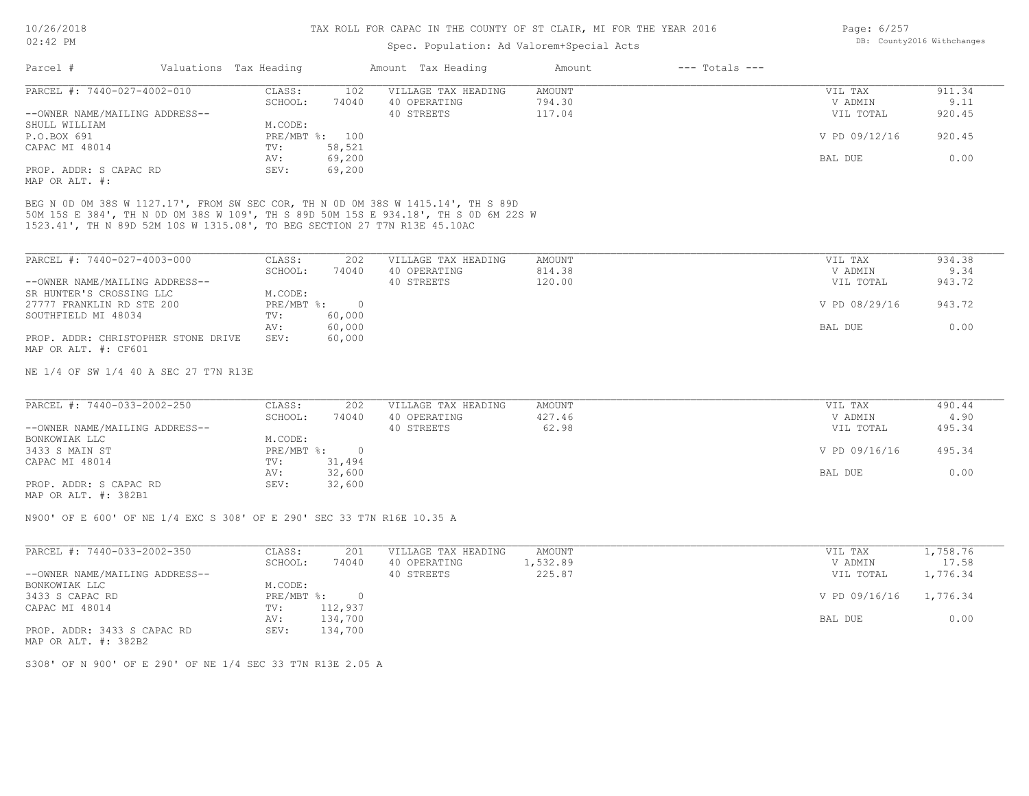# TAX ROLL FOR CAPAC IN THE COUNTY OF ST CLAIR, MI FOR THE YEAR 2016

Spec. Population: Ad Valorem+Special Acts

10/26/2018 02:42 PM — DB: County2016 Withchanges

| Parcel # | Valuations | Tax Heading | Amount | Tax Heading | Amount | --- Totals --- | |
|---|---|---|---|---|---|---|---|
| PARCEL #: 7440-027-4002-010 | CLASS: | 102 | VILLAGE TAX HEADING | AMOUNT | | VIL TAX | 911.34 |
| | SCHOOL: | 74040 | 40 OPERATING | 794.30 | | V ADMIN | 9.11 |
| --OWNER NAME/MAILING ADDRESS-- | | | 40 STREETS | 117.04 | | VIL TOTAL | 920.45 |
| SHULL WILLIAM | M.CODE: | | | | | | |
| P.O.BOX 691 | PRE/MBT %: | 100 | | | | V PD 09/12/16 | 920.45 |
| CAPAC MI 48014 | TV: | 58,521 | | | | | |
| | AV: | 69,200 | | | | BAL DUE | 0.00 |
| PROP. ADDR: S CAPAC RD | SEV: | 69,200 | | | | | |
| MAP OR ALT. #: | | | | | | | |

BEG N 0D 0M 38S W 1127.17', FROM SW SEC COR, TH N 0D 0M 38S W 1415.14', TH S 89D 50M 15S E 384', TH N 0D 0M 38S W 109', TH S 89D 50M 15S E 934.18', TH S 0D 6M 22S W 1523.41', TH N 89D 52M 10S W 1315.08', TO BEG SECTION 27 T7N R13E 45.10AC

| Parcel # | Valuations | Tax Heading | Amount | Tax Heading | Amount | --- Totals --- | |
|---|---|---|---|---|---|---|---|
| PARCEL #: 7440-027-4003-000 | CLASS: | 202 | VILLAGE TAX HEADING | AMOUNT | | VIL TAX | 934.38 |
| | SCHOOL: | 74040 | 40 OPERATING | 814.38 | | V ADMIN | 9.34 |
| --OWNER NAME/MAILING ADDRESS-- | | | 40 STREETS | 120.00 | | VIL TOTAL | 943.72 |
| SR HUNTER'S CROSSING LLC | M.CODE: | | | | | | |
| 27777 FRANKLIN RD STE 200 | PRE/MBT %: | 0 | | | | V PD 08/29/16 | 943.72 |
| SOUTHFIELD MI 48034 | TV: | 60,000 | | | | | |
| | AV: | 60,000 | | | | BAL DUE | 0.00 |
| PROP. ADDR: CHRISTOPHER STONE DRIVE | SEV: | 60,000 | | | | | |
| MAP OR ALT. #: CF601 | | | | | | | |

NE 1/4 OF SW 1/4 40 A SEC 27 T7N R13E

| Parcel # | Valuations | Tax Heading | Amount | Tax Heading | Amount | --- Totals --- | |
|---|---|---|---|---|---|---|---|
| PARCEL #: 7440-033-2002-250 | CLASS: | 202 | VILLAGE TAX HEADING | AMOUNT | | VIL TAX | 490.44 |
| | SCHOOL: | 74040 | 40 OPERATING | 427.46 | | V ADMIN | 4.90 |
| --OWNER NAME/MAILING ADDRESS-- | | | 40 STREETS | 62.98 | | VIL TOTAL | 495.34 |
| BONKOWIAK LLC | M.CODE: | | | | | | |
| 3433 S MAIN ST | PRE/MBT %: | 0 | | | | V PD 09/16/16 | 495.34 |
| CAPAC MI 48014 | TV: | 31,494 | | | | | |
| | AV: | 32,600 | | | | BAL DUE | 0.00 |
| PROP. ADDR: S CAPAC RD | SEV: | 32,600 | | | | | |
| MAP OR ALT. #: 382B1 | | | | | | | |

N900' OF E 600' OF NE 1/4 EXC S 308' OF E 290' SEC 33 T7N R16E 10.35 A

| Parcel # | Valuations | Tax Heading | Amount | Tax Heading | Amount | --- Totals --- | |
|---|---|---|---|---|---|---|---|
| PARCEL #: 7440-033-2002-350 | CLASS: | 201 | VILLAGE TAX HEADING | AMOUNT | | VIL TAX | 1,758.76 |
| | SCHOOL: | 74040 | 40 OPERATING | 1,532.89 | | V ADMIN | 17.58 |
| --OWNER NAME/MAILING ADDRESS-- | | | 40 STREETS | 225.87 | | VIL TOTAL | 1,776.34 |
| BONKOWIAK LLC | M.CODE: | | | | | | |
| 3433 S CAPAC RD | PRE/MBT %: | 0 | | | | V PD 09/16/16 | 1,776.34 |
| CAPAC MI 48014 | TV: | 112,937 | | | | | |
| | AV: | 134,700 | | | | BAL DUE | 0.00 |
| PROP. ADDR: 3433 S CAPAC RD | SEV: | 134,700 | | | | | |
| MAP OR ALT. #: 382B2 | | | | | | | |

S308' OF N 900' OF E 290' OF NE 1/4 SEC 33 T7N R13E 2.05 A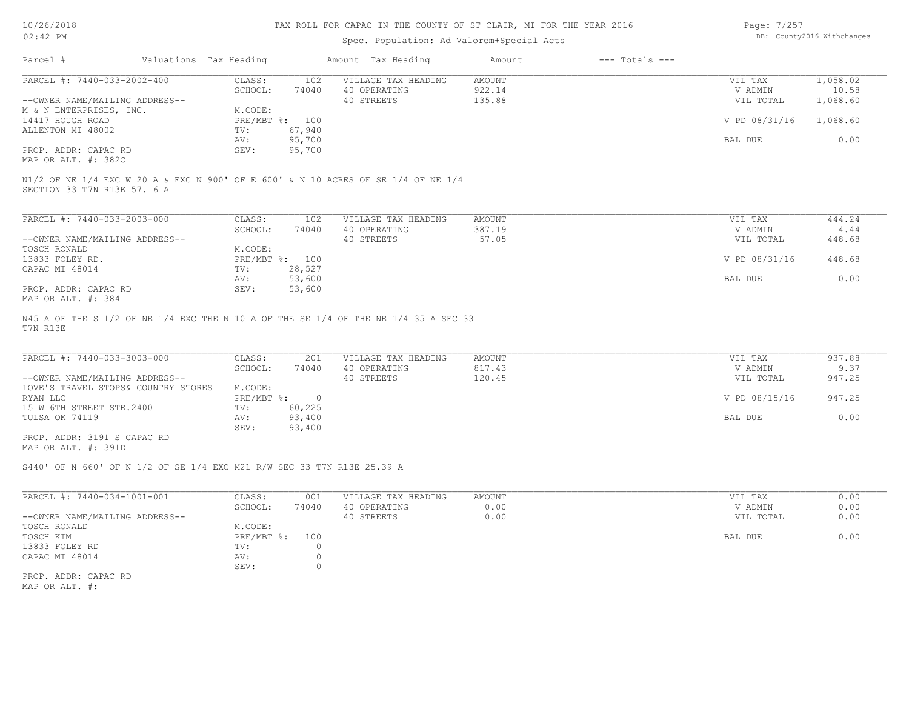# TAX ROLL FOR CAPAC IN THE COUNTY OF ST CLAIR, MI FOR THE YEAR 2016

10/26/2018
02:42 PM

Spec. Population: Ad Valorem+Special Acts

DB: County2016 Withchanges

| Parcel # | Valuations | Tax Heading | Amount | Tax Heading | Amount | --- Totals --- | |
|---|---|---|---|---|---|---|---|

---

**PARCEL #: 7440-033-2002-400**

| | | | | | | |
|---|---|---|---|---|---|---|
| --OWNER NAME/MAILING ADDRESS-- | CLASS: | 102 | VILLAGE TAX HEADING | AMOUNT | VIL TAX | 1,058.02 |
| M & N ENTERPRISES, INC. | SCHOOL: | 74040 | 40 OPERATING | 922.14 | V ADMIN | 10.58 |
| 14417 HOUGH ROAD | M.CODE: | | 40 STREETS | 135.88 | VIL TOTAL | 1,068.60 |
| ALLENTON MI 48002 | PRE/MBT %: | 100 | | | V PD 08/31/16 | 1,068.60 |
| | TV: | 67,940 | | | | |
| PROP. ADDR: CAPAC RD | AV: | 95,700 | | | BAL DUE | 0.00 |
| MAP OR ALT. #: 382C | SEV: | 95,700 | | | | |

N1/2 OF NE 1/4 EXC W 20 A & EXC N 900' OF E 600' & N 10 ACRES OF SE 1/4 OF NE 1/4
SECTION 33 T7N R13E 57. 6 A

---

**PARCEL #: 7440-033-2003-000**

| | | | | | | |
|---|---|---|---|---|---|---|
| --OWNER NAME/MAILING ADDRESS-- | CLASS: | 102 | VILLAGE TAX HEADING | AMOUNT | VIL TAX | 444.24 |
| TOSCH RONALD | SCHOOL: | 74040 | 40 OPERATING | 387.19 | V ADMIN | 4.44 |
| 13833 FOLEY RD. | M.CODE: | | 40 STREETS | 57.05 | VIL TOTAL | 448.68 |
| CAPAC MI 48014 | PRE/MBT %: | 100 | | | V PD 08/31/16 | 448.68 |
| | TV: | 28,527 | | | | |
| PROP. ADDR: CAPAC RD | AV: | 53,600 | | | BAL DUE | 0.00 |
| MAP OR ALT. #: 384 | SEV: | 53,600 | | | | |

N45 A OF THE S 1/2 OF NE 1/4 EXC THE N 10 A OF THE SE 1/4 OF THE NE 1/4 35 A SEC 33
T7N R13E

---

**PARCEL #: 7440-033-3003-000**

| | | | | | | |
|---|---|---|---|---|---|---|
| --OWNER NAME/MAILING ADDRESS-- | CLASS: | 201 | VILLAGE TAX HEADING | AMOUNT | VIL TAX | 937.88 |
| LOVE'S TRAVEL STOPS& COUNTRY STORES | SCHOOL: | 74040 | 40 OPERATING | 817.43 | V ADMIN | 9.37 |
| RYAN LLC | M.CODE: | | 40 STREETS | 120.45 | VIL TOTAL | 947.25 |
| 15 W 6TH STREET STE.2400 | PRE/MBT %: | 0 | | | V PD 08/15/16 | 947.25 |
| TULSA OK 74119 | TV: | 60,225 | | | | |
| PROP. ADDR: 3191 S CAPAC RD | AV: | 93,400 | | | BAL DUE | 0.00 |
| MAP OR ALT. #: 391D | SEV: | 93,400 | | | | |

S440' OF N 660' OF N 1/2 OF SE 1/4 EXC M21 R/W SEC 33 T7N R13E 25.39 A

---

**PARCEL #: 7440-034-1001-001**

| | | | | | | |
|---|---|---|---|---|---|---|
| --OWNER NAME/MAILING ADDRESS-- | CLASS: | 001 | VILLAGE TAX HEADING | AMOUNT | VIL TAX | 0.00 |
| TOSCH RONALD | SCHOOL: | 74040 | 40 OPERATING | 0.00 | V ADMIN | 0.00 |
| TOSCH KIM | M.CODE: | | 40 STREETS | 0.00 | VIL TOTAL | 0.00 |
| 13833 FOLEY RD | PRE/MBT %: | 100 | | | BAL DUE | 0.00 |
| CAPAC MI 48014 | TV: | 0 | | | | |
| | AV: | 0 | | | | |
| | SEV: | 0 | | | | |
| PROP. ADDR: CAPAC RD | | | | | | |
| MAP OR ALT. #: | | | | | | |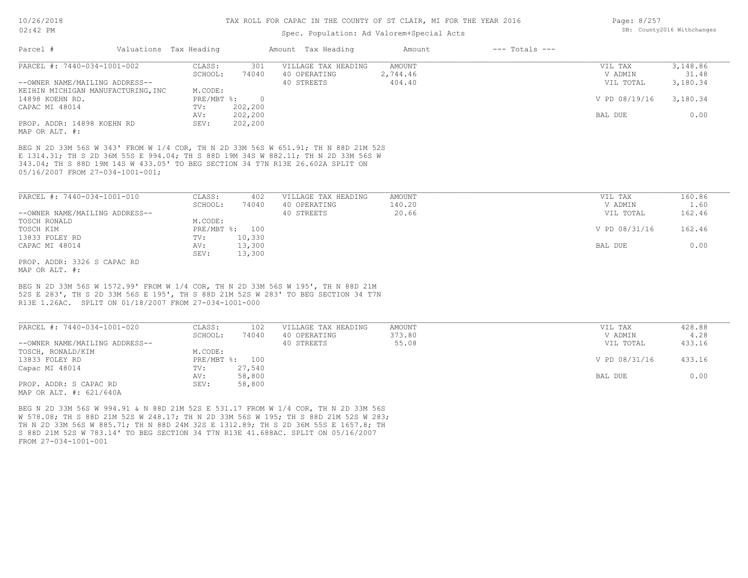TAX ROLL FOR CAPAC IN THE COUNTY OF ST CLAIR, MI FOR THE YEAR 2016

Spec. Population: Ad Valorem+Special Acts

| Parcel # | Valuations | Tax Heading | Amount | Tax Heading | Amount | --- Totals --- |
|---|---|---|---|---|---|---|

**PARCEL #: 7440-034-1001-002**

| | | | | | |
|---|---|---|---|---|---|
| CLASS: | 301 | VILLAGE TAX HEADING | AMOUNT | VIL TAX | 3,148.86 |
| SCHOOL: | 74040 | 40 OPERATING | 2,744.46 | V ADMIN | 31.48 |
| | | 40 STREETS | 404.40 | VIL TOTAL | 3,180.34 |
| M.CODE: | | | | | |
| PRE/MBT %: | 0 | | | V PD 08/19/16 | 3,180.34 |
| TV: | 202,200 | | | | |
| AV: | 202,200 | | | BAL DUE | 0.00 |
| SEV: | 202,200 | | | | |

--OWNER NAME/MAILING ADDRESS--
KEIHIN MICHIGAN MANUFACTURING,INC
14898 KOEHN RD.
CAPAC MI 48014

PROP. ADDR: 14898 KOEHN RD
MAP OR ALT. #:

BEG N 2D 33M 56S W 343' FROM W 1/4 COR, TH N 2D 33M 56S W 651.91; TH N 88D 21M 52S E 1314.31; TH S 2D 36M 55S E 994.04; TH S 88D 19M 34S W 882.11; TH N 2D 33M 56S W 343.04; TH S 88D 19M 14S W 433.05' TO BEG SECTION 34 T7N R13E 26.602A SPLIT ON 05/16/2007 FROM 27-034-1001-001;

**PARCEL #: 7440-034-1001-010**

| | | | | | |
|---|---|---|---|---|---|
| CLASS: | 402 | VILLAGE TAX HEADING | AMOUNT | VIL TAX | 160.86 |
| SCHOOL: | 74040 | 40 OPERATING | 140.20 | V ADMIN | 1.60 |
| | | 40 STREETS | 20.66 | VIL TOTAL | 162.46 |
| M.CODE: | | | | | |
| PRE/MBT %: | 100 | | | V PD 08/31/16 | 162.46 |
| TV: | 10,330 | | | | |
| AV: | 13,300 | | | BAL DUE | 0.00 |
| SEV: | 13,300 | | | | |

--OWNER NAME/MAILING ADDRESS--
TOSCH RONALD
TOSCH KIM
13833 FOLEY RD
CAPAC MI 48014

PROP. ADDR: 3326 S CAPAC RD
MAP OR ALT. #:

BEG N 2D 33M 56S W 1572.99' FROM W 1/4 COR, TH N 2D 33M 56S W 195', TH N 88D 21M 52S E 283', TH S 2D 33M 56S E 195', TH S 88D 21M 52S W 283' TO BEG SECTION 34 T7N R13E 1.26AC. SPLIT ON 01/18/2007 FROM 27-034-1001-000

**PARCEL #: 7440-034-1001-020**

| | | | | | |
|---|---|---|---|---|---|
| CLASS: | 102 | VILLAGE TAX HEADING | AMOUNT | VIL TAX | 428.88 |
| SCHOOL: | 74040 | 40 OPERATING | 373.80 | V ADMIN | 4.28 |
| | | 40 STREETS | 55.08 | VIL TOTAL | 433.16 |
| M.CODE: | | | | | |
| PRE/MBT %: | 100 | | | V PD 08/31/16 | 433.16 |
| TV: | 27,540 | | | | |
| AV: | 58,800 | | | BAL DUE | 0.00 |
| SEV: | 58,800 | | | | |

--OWNER NAME/MAILING ADDRESS--
TOSCH, RONALD/KIM
13833 FOLEY RD
Capac MI 48014

PROP. ADDR: S CAPAC RD
MAP OR ALT. #: 621/640A

BEG N 2D 33M 56S W 994.91 & N 88D 21M 52S E 531.17 FROM W 1/4 COR, TH N 2D 33M 56S W 578.08; TH S 88D 21M 52S W 248.17; TH N 2D 33M 56S W 195; TH S 88D 21M 52S W 283; TH N 2D 33M 56S W 885.71; TH N 88D 24M 32S E 1312.89; TH S 2D 36M 55S E 1657.8; TH S 88D 21M 52S W 783.14' TO BEG SECTION 34 T7N R13E 41.688AC. SPLIT ON 05/16/2007 FROM 27-034-1001-001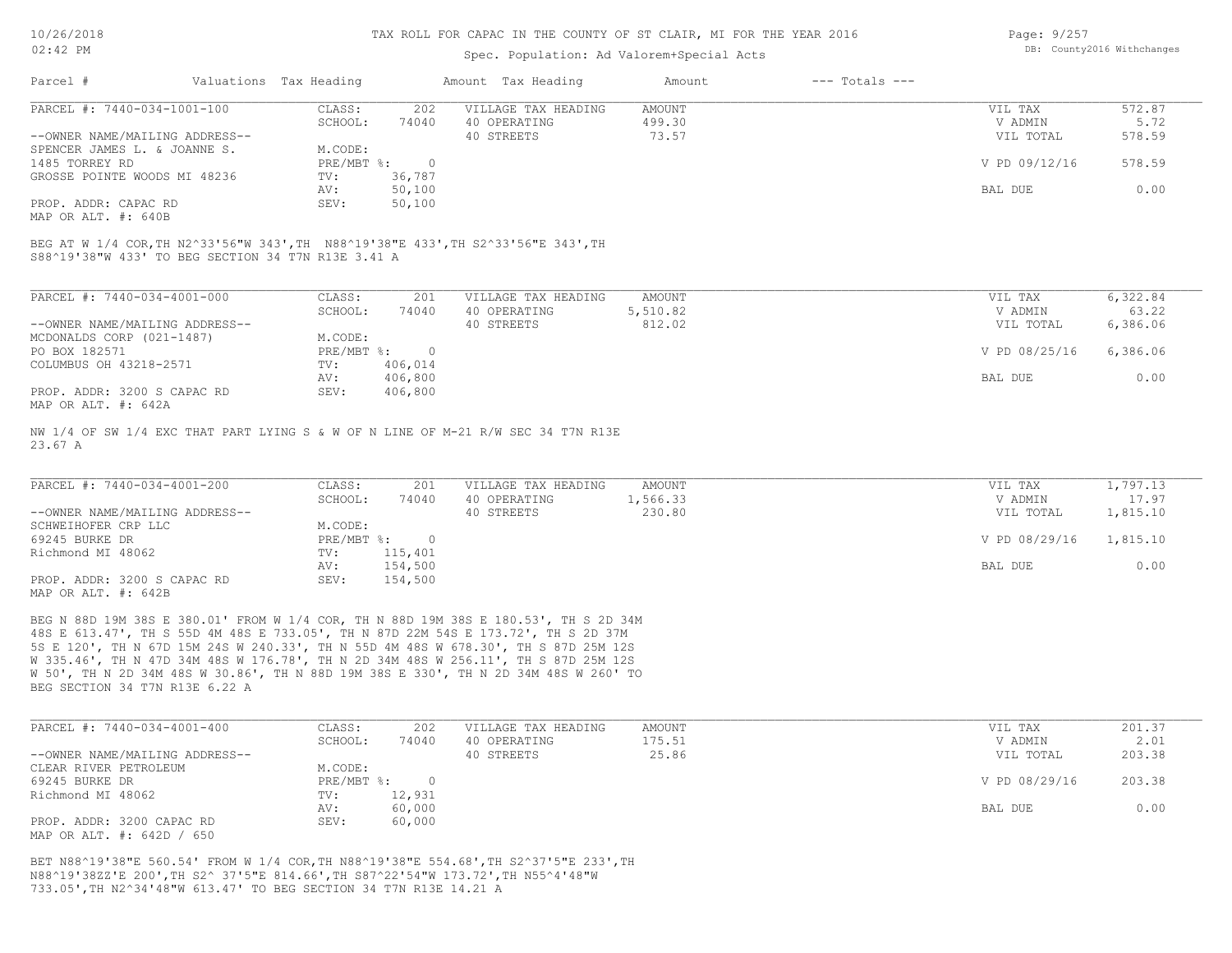# TAX ROLL FOR CAPAC IN THE COUNTY OF ST CLAIR, MI FOR THE YEAR 2016

Spec. Population: Ad Valorem+Special Acts

| Parcel # | Valuations | Tax Heading | Amount | Tax Heading | Amount | --- Totals --- | |
|---|---|---|---|---|---|---|---|
| PARCEL #: 7440-034-1001-100 | CLASS: | 202 | VILLAGE TAX HEADING | AMOUNT | | VIL TAX | 572.87 |
| | SCHOOL: | 74040 | 40 OPERATING | 499.30 | | V ADMIN | 5.72 |
| --OWNER NAME/MAILING ADDRESS-- | | | 40 STREETS | 73.57 | | VIL TOTAL | 578.59 |
| SPENCER JAMES L. & JOANNE S. | M.CODE: | | | | | | |
| 1485 TORREY RD | PRE/MBT %: | 0 | | | | V PD 09/12/16 | 578.59 |
| GROSSE POINTE WOODS MI 48236 | TV: | 36,787 | | | | | |
| | AV: | 50,100 | | | | BAL DUE | 0.00 |
| PROP. ADDR: CAPAC RD | SEV: | 50,100 | | | | | |
| MAP OR ALT. #: 640B | | | | | | | |

BEG AT W 1/4 COR,TH N2^33'56"W 343',TH N88^19'38"E 433',TH S2^33'56"E 343',TH S88^19'38"W 433' TO BEG SECTION 34 T7N R13E 3.41 A

| Parcel # | Valuations | Tax Heading | Amount | Tax Heading | Amount | --- Totals --- | |
|---|---|---|---|---|---|---|---|
| PARCEL #: 7440-034-4001-000 | CLASS: | 201 | VILLAGE TAX HEADING | AMOUNT | | VIL TAX | 6,322.84 |
| | SCHOOL: | 74040 | 40 OPERATING | 5,510.82 | | V ADMIN | 63.22 |
| --OWNER NAME/MAILING ADDRESS-- | | | 40 STREETS | 812.02 | | VIL TOTAL | 6,386.06 |
| MCDONALDS CORP (021-1487) | M.CODE: | | | | | | |
| PO BOX 182571 | PRE/MBT %: | 0 | | | | V PD 08/25/16 | 6,386.06 |
| COLUMBUS OH 43218-2571 | TV: | 406,014 | | | | | |
| | AV: | 406,800 | | | | BAL DUE | 0.00 |
| PROP. ADDR: 3200 S CAPAC RD | SEV: | 406,800 | | | | | |
| MAP OR ALT. #: 642A | | | | | | | |

NW 1/4 OF SW 1/4 EXC THAT PART LYING S & W OF N LINE OF M-21 R/W SEC 34 T7N R13E 23.67 A

| Parcel # | Valuations | Tax Heading | Amount | Tax Heading | Amount | --- Totals --- | |
|---|---|---|---|---|---|---|---|
| PARCEL #: 7440-034-4001-200 | CLASS: | 201 | VILLAGE TAX HEADING | AMOUNT | | VIL TAX | 1,797.13 |
| | SCHOOL: | 74040 | 40 OPERATING | 1,566.33 | | V ADMIN | 17.97 |
| --OWNER NAME/MAILING ADDRESS-- | | | 40 STREETS | 230.80 | | VIL TOTAL | 1,815.10 |
| SCHWEIHOFER CRP LLC | M.CODE: | | | | | | |
| 69245 BURKE DR | PRE/MBT %: | 0 | | | | V PD 08/29/16 | 1,815.10 |
| Richmond MI 48062 | TV: | 115,401 | | | | | |
| | AV: | 154,500 | | | | BAL DUE | 0.00 |
| PROP. ADDR: 3200 S CAPAC RD | SEV: | 154,500 | | | | | |
| MAP OR ALT. #: 642B | | | | | | | |

BEG N 88D 19M 38S E 380.01' FROM W 1/4 COR, TH N 88D 19M 38S E 180.53', TH S 2D 34M 48S E 613.47', TH S 55D 4M 48S E 733.05', TH N 87D 22M 54S E 173.72', TH S 2D 37M 5S E 120', TH N 67D 15M 24S W 240.33', TH N 55D 4M 48S W 678.30', TH S 87D 25M 12S W 335.46', TH N 47D 34M 48S W 176.78', TH N 2D 34M 48S W 256.11', TH S 87D 25M 12S W 50', TH N 2D 34M 48S W 30.86', TH N 88D 19M 38S E 330', TH N 2D 34M 48S W 260' TO BEG SECTION 34 T7N R13E 6.22 A

| Parcel # | Valuations | Tax Heading | Amount | Tax Heading | Amount | --- Totals --- | |
|---|---|---|---|---|---|---|---|
| PARCEL #: 7440-034-4001-400 | CLASS: | 202 | VILLAGE TAX HEADING | AMOUNT | | VIL TAX | 201.37 |
| | SCHOOL: | 74040 | 40 OPERATING | 175.51 | | V ADMIN | 2.01 |
| --OWNER NAME/MAILING ADDRESS-- | | | 40 STREETS | 25.86 | | VIL TOTAL | 203.38 |
| CLEAR RIVER PETROLEUM | M.CODE: | | | | | | |
| 69245 BURKE DR | PRE/MBT %: | 0 | | | | V PD 08/29/16 | 203.38 |
| Richmond MI 48062 | TV: | 12,931 | | | | | |
| | AV: | 60,000 | | | | BAL DUE | 0.00 |
| PROP. ADDR: 3200 CAPAC RD | SEV: | 60,000 | | | | | |
| MAP OR ALT. #: 642D / 650 | | | | | | | |

BET N88^19'38"E 560.54' FROM W 1/4 COR,TH N88^19'38"E 554.68',TH S2^37'5"E 233',TH N88^19'38ZZ'E 200',TH S2^ 37'5"E 814.66',TH S87^22'54"W 173.72',TH N55^4'48"W 733.05',TH N2^34'48"W 613.47' TO BEG SECTION 34 T7N R13E 14.21 A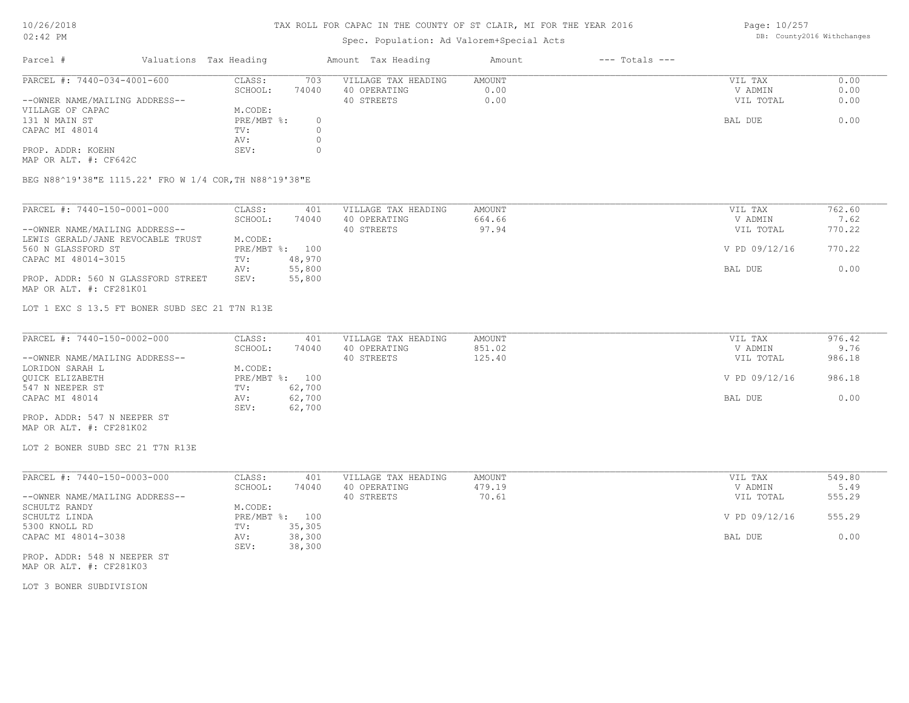# TAX ROLL FOR CAPAC IN THE COUNTY OF ST CLAIR, MI FOR THE YEAR 2016

Spec. Population: Ad Valorem+Special Acts

DB: County2016 Withchanges

| Parcel # | Valuations | Tax Heading | Amount | Tax Heading | Amount | --- Totals --- | |
|---|---|---|---|---|---|---|---|
| PARCEL #: 7440-034-4001-600 | CLASS: | 703 | VILLAGE TAX HEADING | AMOUNT | | VIL TAX | 0.00 |
| | SCHOOL: | 74040 | 40 OPERATING | 0.00 | | V ADMIN | 0.00 |
| --OWNER NAME/MAILING ADDRESS-- | | | 40 STREETS | 0.00 | | VIL TOTAL | 0.00 |
| VILLAGE OF CAPAC | M.CODE: | | | | | | |
| 131 N MAIN ST | PRE/MBT %: | 0 | | | | BAL DUE | 0.00 |
| CAPAC MI 48014 | TV: | 0 | | | | | |
| | AV: | 0 | | | | | |
| PROP. ADDR: KOEHN | SEV: | 0 | | | | | |
| MAP OR ALT. #: CF642C | | | | | | | |

BEG N88^19'38"E 1115.22' FRO W 1/4 COR,TH N88^19'38"E

| Parcel # | Valuations | Tax Heading | Amount | Tax Heading | Amount | --- Totals --- | |
|---|---|---|---|---|---|---|---|
| PARCEL #: 7440-150-0001-000 | CLASS: | 401 | VILLAGE TAX HEADING | AMOUNT | | VIL TAX | 762.60 |
| | SCHOOL: | 74040 | 40 OPERATING | 664.66 | | V ADMIN | 7.62 |
| --OWNER NAME/MAILING ADDRESS-- | | | 40 STREETS | 97.94 | | VIL TOTAL | 770.22 |
| LEWIS GERALD/JANE REVOCABLE TRUST | M.CODE: | | | | | | |
| 560 N GLASSFORD ST | PRE/MBT %: | 100 | | | | V PD 09/12/16 | 770.22 |
| CAPAC MI 48014-3015 | TV: | 48,970 | | | | | |
| | AV: | 55,800 | | | | BAL DUE | 0.00 |
| PROP. ADDR: 560 N GLASSFORD STREET | SEV: | 55,800 | | | | | |
| MAP OR ALT. #: CF281K01 | | | | | | | |

LOT 1 EXC S 13.5 FT BONER SUBD SEC 21 T7N R13E

| Parcel # | Valuations | Tax Heading | Amount | Tax Heading | Amount | --- Totals --- | |
|---|---|---|---|---|---|---|---|
| PARCEL #: 7440-150-0002-000 | CLASS: | 401 | VILLAGE TAX HEADING | AMOUNT | | VIL TAX | 976.42 |
| | SCHOOL: | 74040 | 40 OPERATING | 851.02 | | V ADMIN | 9.76 |
| --OWNER NAME/MAILING ADDRESS-- | | | 40 STREETS | 125.40 | | VIL TOTAL | 986.18 |
| LORIDON SARAH L | M.CODE: | | | | | | |
| QUICK ELIZABETH | PRE/MBT %: | 100 | | | | V PD 09/12/16 | 986.18 |
| 547 N NEEPER ST | TV: | 62,700 | | | | | |
| CAPAC MI 48014 | AV: | 62,700 | | | | BAL DUE | 0.00 |
| | SEV: | 62,700 | | | | | |
| PROP. ADDR: 547 N NEEPER ST | | | | | | | |
| MAP OR ALT. #: CF281K02 | | | | | | | |

LOT 2 BONER SUBD SEC 21 T7N R13E

| Parcel # | Valuations | Tax Heading | Amount | Tax Heading | Amount | --- Totals --- | |
|---|---|---|---|---|---|---|---|
| PARCEL #: 7440-150-0003-000 | CLASS: | 401 | VILLAGE TAX HEADING | AMOUNT | | VIL TAX | 549.80 |
| | SCHOOL: | 74040 | 40 OPERATING | 479.19 | | V ADMIN | 5.49 |
| --OWNER NAME/MAILING ADDRESS-- | | | 40 STREETS | 70.61 | | VIL TOTAL | 555.29 |
| SCHULTZ RANDY | M.CODE: | | | | | | |
| SCHULTZ LINDA | PRE/MBT %: | 100 | | | | V PD 09/12/16 | 555.29 |
| 5300 KNOLL RD | TV: | 35,305 | | | | | |
| CAPAC MI 48014-3038 | AV: | 38,300 | | | | BAL DUE | 0.00 |
| | SEV: | 38,300 | | | | | |
| PROP. ADDR: 548 N NEEPER ST | | | | | | | |
| MAP OR ALT. #: CF281K03 | | | | | | | |

LOT 3 BONER SUBDIVISION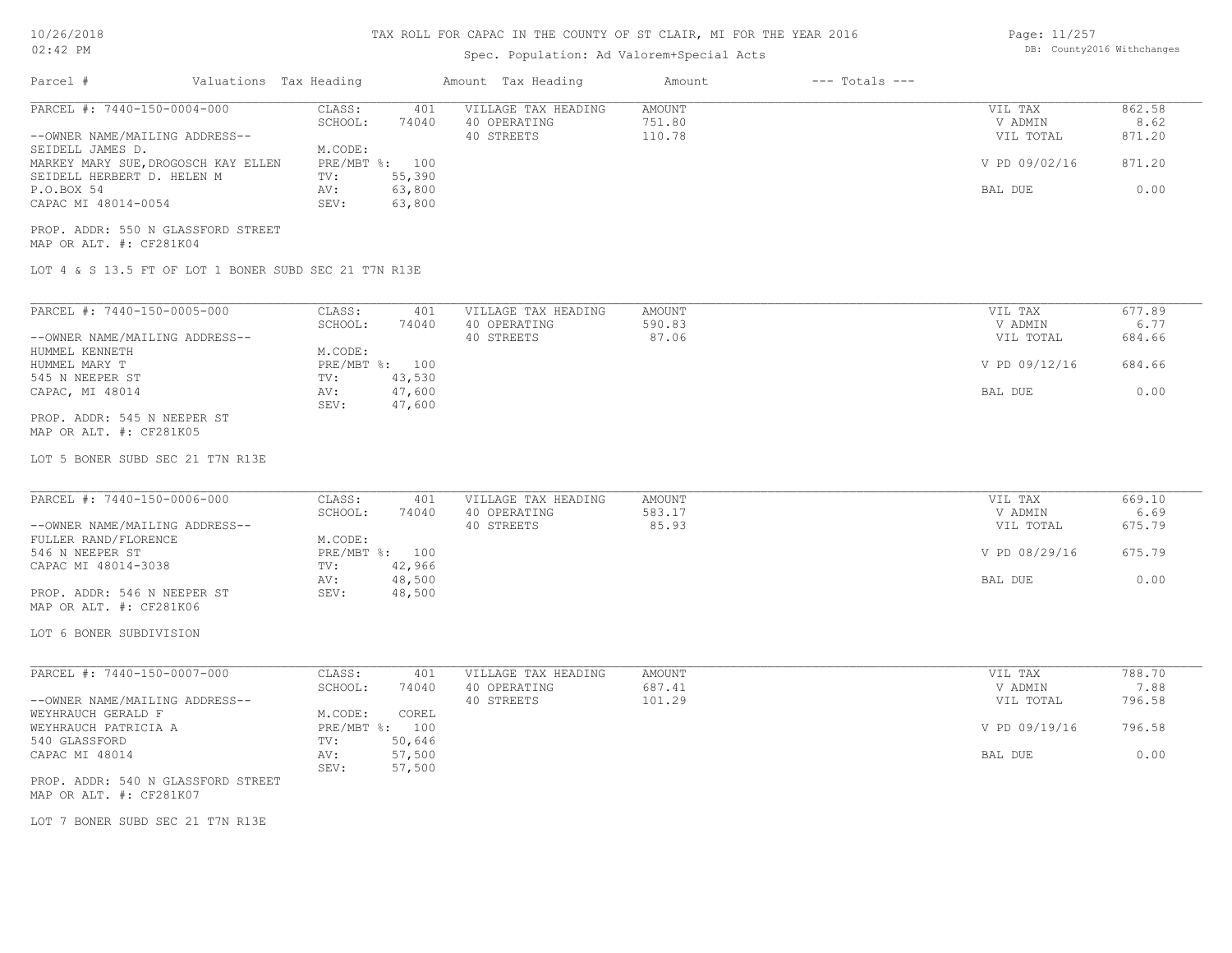TAX ROLL FOR CAPAC IN THE COUNTY OF ST CLAIR, MI FOR THE YEAR 2016

Spec. Population: Ad Valorem+Special Acts

| Parcel # | Valuations | Tax Heading | Amount | Tax Heading | Amount | --- Totals --- | |
|---|---|---|---|---|---|---|---|

**PARCEL #: 7440-150-0004-000**

| | | | | |
|---|---|---|---|---|
| CLASS: 401 | VILLAGE TAX HEADING | AMOUNT | VIL TAX | 862.58 |
| SCHOOL: 74040 | 40 OPERATING | 751.80 | V ADMIN | 8.62 |
| | 40 STREETS | 110.78 | VIL TOTAL | 871.20 |
| M.CODE: | | | | |
| PRE/MBT %: 100 | | | V PD 09/02/16 | 871.20 |
| TV: 55,390 | | | | |
| AV: 63,800 | | | BAL DUE | 0.00 |
| SEV: 63,800 | | | | |

--OWNER NAME/MAILING ADDRESS--
SEIDELL JAMES D.
MARKEY MARY SUE,DROGOSCH KAY ELLEN
SEIDELL HERBERT D. HELEN M
P.O.BOX 54
CAPAC MI 48014-0054

PROP. ADDR: 550 N GLASSFORD STREET
MAP OR ALT. #: CF281K04

LOT 4 & S 13.5 FT OF LOT 1 BONER SUBD SEC 21 T7N R13E

**PARCEL #: 7440-150-0005-000**

| | | | | |
|---|---|---|---|---|
| CLASS: 401 | VILLAGE TAX HEADING | AMOUNT | VIL TAX | 677.89 |
| SCHOOL: 74040 | 40 OPERATING | 590.83 | V ADMIN | 6.77 |
| | 40 STREETS | 87.06 | VIL TOTAL | 684.66 |
| M.CODE: | | | | |
| PRE/MBT %: 100 | | | V PD 09/12/16 | 684.66 |
| TV: 43,530 | | | | |
| AV: 47,600 | | | BAL DUE | 0.00 |
| SEV: 47,600 | | | | |

--OWNER NAME/MAILING ADDRESS--
HUMMEL KENNETH
HUMMEL MARY T
545 N NEEPER ST
CAPAC, MI 48014

PROP. ADDR: 545 N NEEPER ST
MAP OR ALT. #: CF281K05

LOT 5 BONER SUBD SEC 21 T7N R13E

**PARCEL #: 7440-150-0006-000**

| | | | | |
|---|---|---|---|---|
| CLASS: 401 | VILLAGE TAX HEADING | AMOUNT | VIL TAX | 669.10 |
| SCHOOL: 74040 | 40 OPERATING | 583.17 | V ADMIN | 6.69 |
| | 40 STREETS | 85.93 | VIL TOTAL | 675.79 |
| M.CODE: | | | | |
| PRE/MBT %: 100 | | | V PD 08/29/16 | 675.79 |
| TV: 42,966 | | | | |
| AV: 48,500 | | | BAL DUE | 0.00 |
| SEV: 48,500 | | | | |

--OWNER NAME/MAILING ADDRESS--
FULLER RAND/FLORENCE
546 N NEEPER ST
CAPAC MI 48014-3038

PROP. ADDR: 546 N NEEPER ST
MAP OR ALT. #: CF281K06

LOT 6 BONER SUBDIVISION

**PARCEL #: 7440-150-0007-000**

| | | | | |
|---|---|---|---|---|
| CLASS: 401 | VILLAGE TAX HEADING | AMOUNT | VIL TAX | 788.70 |
| SCHOOL: 74040 | 40 OPERATING | 687.41 | V ADMIN | 7.88 |
| | 40 STREETS | 101.29 | VIL TOTAL | 796.58 |
| M.CODE: COREL | | | | |
| PRE/MBT %: 100 | | | V PD 09/19/16 | 796.58 |
| TV: 50,646 | | | | |
| AV: 57,500 | | | BAL DUE | 0.00 |
| SEV: 57,500 | | | | |

--OWNER NAME/MAILING ADDRESS--
WEYHRAUCH GERALD F
WEYHRAUCH PATRICIA A
540 GLASSFORD
CAPAC MI 48014

PROP. ADDR: 540 N GLASSFORD STREET
MAP OR ALT. #: CF281K07

LOT 7 BONER SUBD SEC 21 T7N R13E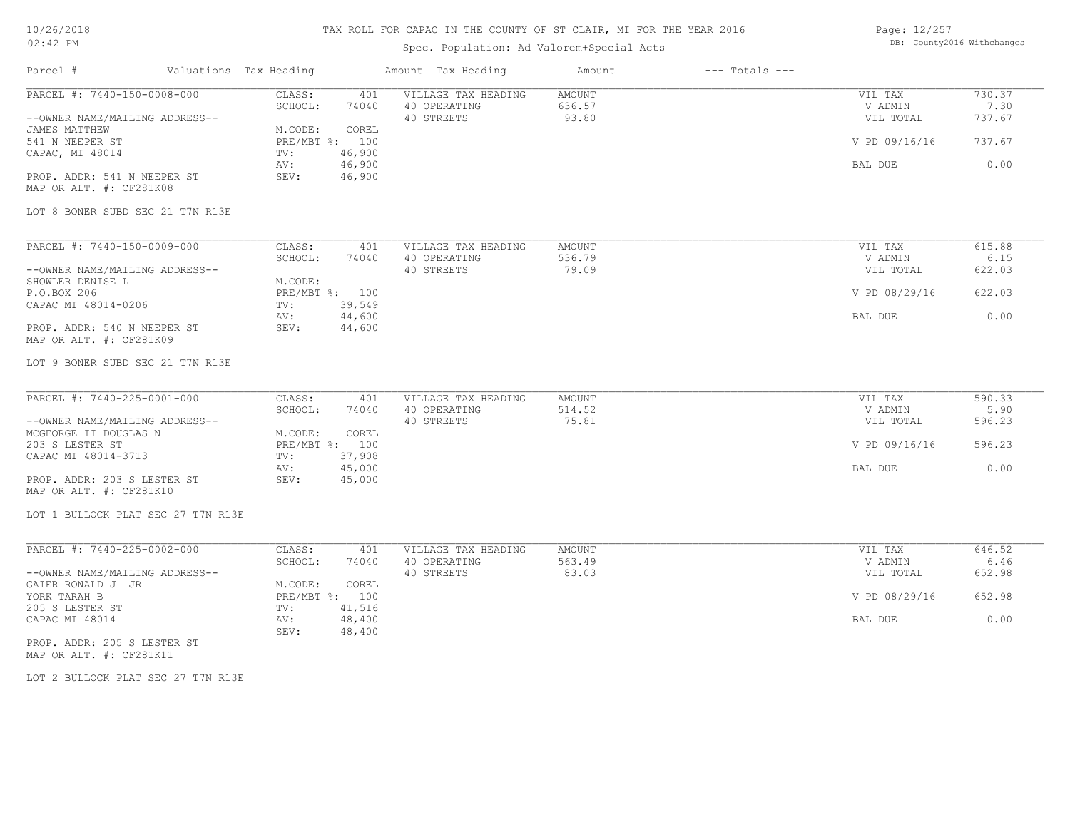# TAX ROLL FOR CAPAC IN THE COUNTY OF ST CLAIR, MI FOR THE YEAR 2016

Spec. Population: Ad Valorem+Special Acts

DB: County2016 Withchanges

| Parcel # | Valuations | Tax Heading | Amount | Tax Heading | Amount | --- Totals --- | |
|---|---|---|---|---|---|---|---|
| PARCEL #: 7440-150-0008-000 | CLASS: | 401 | VILLAGE TAX HEADING | AMOUNT | | VIL TAX | 730.37 |
| | SCHOOL: | 74040 | 40 OPERATING | 636.57 | | V ADMIN | 7.30 |
| --OWNER NAME/MAILING ADDRESS-- | | | 40 STREETS | 93.80 | | VIL TOTAL | 737.67 |
| JAMES MATTHEW | M.CODE: | COREL | | | | | |
| 541 N NEEPER ST | PRE/MBT %: | 100 | | | | V PD 09/16/16 | 737.67 |
| CAPAC, MI 48014 | TV: | 46,900 | | | | | |
| | AV: | 46,900 | | | | BAL DUE | 0.00 |
| PROP. ADDR: 541 N NEEPER ST | SEV: | 46,900 | | | | | |
| MAP OR ALT. #: CF281K08 | | | | | | | |
| LOT 8 BONER SUBD SEC 21 T7N R13E | | | | | | | |

| Parcel # | Valuations | Tax Heading | Amount | Tax Heading | Amount | --- Totals --- | |
|---|---|---|---|---|---|---|---|
| PARCEL #: 7440-150-0009-000 | CLASS: | 401 | VILLAGE TAX HEADING | AMOUNT | | VIL TAX | 615.88 |
| | SCHOOL: | 74040 | 40 OPERATING | 536.79 | | V ADMIN | 6.15 |
| --OWNER NAME/MAILING ADDRESS-- | | | 40 STREETS | 79.09 | | VIL TOTAL | 622.03 |
| SHOWLER DENISE L | M.CODE: | | | | | | |
| P.O.BOX 206 | PRE/MBT %: | 100 | | | | V PD 08/29/16 | 622.03 |
| CAPAC MI 48014-0206 | TV: | 39,549 | | | | | |
| | AV: | 44,600 | | | | BAL DUE | 0.00 |
| PROP. ADDR: 540 N NEEPER ST | SEV: | 44,600 | | | | | |
| MAP OR ALT. #: CF281K09 | | | | | | | |
| LOT 9 BONER SUBD SEC 21 T7N R13E | | | | | | | |

| Parcel # | Valuations | Tax Heading | Amount | Tax Heading | Amount | --- Totals --- | |
|---|---|---|---|---|---|---|---|
| PARCEL #: 7440-225-0001-000 | CLASS: | 401 | VILLAGE TAX HEADING | AMOUNT | | VIL TAX | 590.33 |
| | SCHOOL: | 74040 | 40 OPERATING | 514.52 | | V ADMIN | 5.90 |
| --OWNER NAME/MAILING ADDRESS-- | | | 40 STREETS | 75.81 | | VIL TOTAL | 596.23 |
| MCGEORGE II DOUGLAS N | M.CODE: | COREL | | | | | |
| 203 S LESTER ST | PRE/MBT %: | 100 | | | | V PD 09/16/16 | 596.23 |
| CAPAC MI 48014-3713 | TV: | 37,908 | | | | | |
| | AV: | 45,000 | | | | BAL DUE | 0.00 |
| PROP. ADDR: 203 S LESTER ST | SEV: | 45,000 | | | | | |
| MAP OR ALT. #: CF281K10 | | | | | | | |
| LOT 1 BULLOCK PLAT SEC 27 T7N R13E | | | | | | | |

| Parcel # | Valuations | Tax Heading | Amount | Tax Heading | Amount | --- Totals --- | |
|---|---|---|---|---|---|---|---|
| PARCEL #: 7440-225-0002-000 | CLASS: | 401 | VILLAGE TAX HEADING | AMOUNT | | VIL TAX | 646.52 |
| | SCHOOL: | 74040 | 40 OPERATING | 563.49 | | V ADMIN | 6.46 |
| --OWNER NAME/MAILING ADDRESS-- | | | 40 STREETS | 83.03 | | VIL TOTAL | 652.98 |
| GAIER RONALD J JR | M.CODE: | COREL | | | | | |
| YORK TARAH B | PRE/MBT %: | 100 | | | | V PD 08/29/16 | 652.98 |
| 205 S LESTER ST | TV: | 41,516 | | | | | |
| CAPAC MI 48014 | AV: | 48,400 | | | | BAL DUE | 0.00 |
| | SEV: | 48,400 | | | | | |
| PROP. ADDR: 205 S LESTER ST | | | | | | | |
| MAP OR ALT. #: CF281K11 | | | | | | | |
| LOT 2 BULLOCK PLAT SEC 27 T7N R13E | | | | | | | |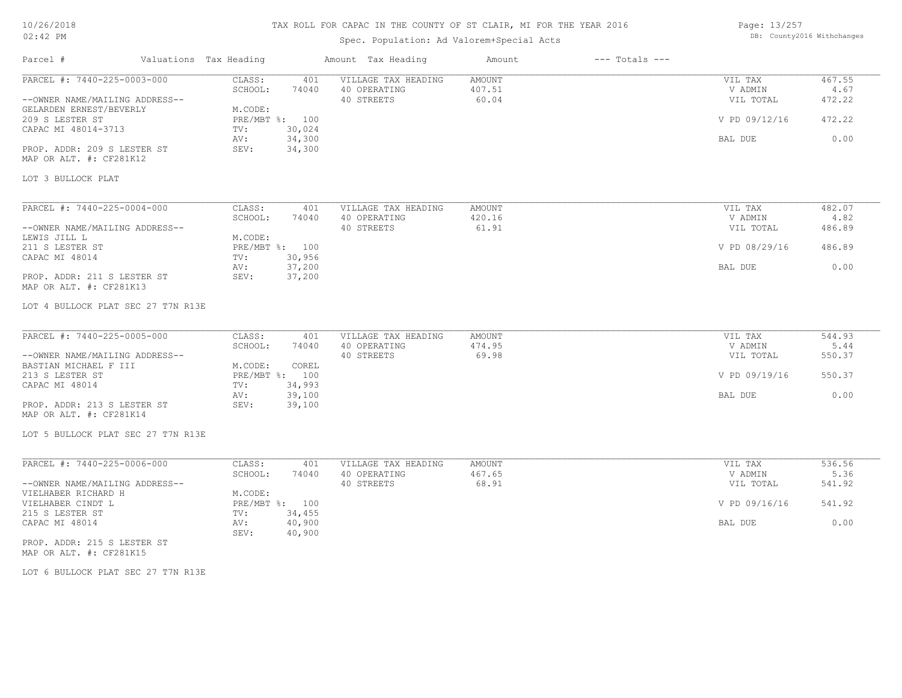# TAX ROLL FOR CAPAC IN THE COUNTY OF ST CLAIR, MI FOR THE YEAR 2016

Spec. Population: Ad Valorem+Special Acts

| Parcel # | Valuations | Tax Heading | Amount | Tax Heading | Amount | --- Totals --- | |
|---|---|---|---|---|---|---|---|
| PARCEL #: 7440-225-0003-000 | CLASS: | 401 | VILLAGE TAX HEADING | AMOUNT | | VIL TAX | 467.55 |
| | SCHOOL: | 74040 | 40 OPERATING | 407.51 | | V ADMIN | 4.67 |
| --OWNER NAME/MAILING ADDRESS-- | | | 40 STREETS | 60.04 | | VIL TOTAL | 472.22 |
| GELARDEN ERNEST/BEVERLY | M.CODE: | | | | | | |
| 209 S LESTER ST | PRE/MBT %: | 100 | | | | V PD 09/12/16 | 472.22 |
| CAPAC MI 48014-3713 | TV: | 30,024 | | | | | |
| | AV: | 34,300 | | | | BAL DUE | 0.00 |
| PROP. ADDR: 209 S LESTER ST | SEV: | 34,300 | | | | | |
| MAP OR ALT. #: CF281K12 | | | | | | | |

LOT 3 BULLOCK PLAT

| Parcel # | Valuations | Tax Heading | Amount | Tax Heading | Amount | --- Totals --- | |
|---|---|---|---|---|---|---|---|
| PARCEL #: 7440-225-0004-000 | CLASS: | 401 | VILLAGE TAX HEADING | AMOUNT | | VIL TAX | 482.07 |
| | SCHOOL: | 74040 | 40 OPERATING | 420.16 | | V ADMIN | 4.82 |
| --OWNER NAME/MAILING ADDRESS-- | | | 40 STREETS | 61.91 | | VIL TOTAL | 486.89 |
| LEWIS JILL L | M.CODE: | | | | | | |
| 211 S LESTER ST | PRE/MBT %: | 100 | | | | V PD 08/29/16 | 486.89 |
| CAPAC MI 48014 | TV: | 30,956 | | | | | |
| | AV: | 37,200 | | | | BAL DUE | 0.00 |
| PROP. ADDR: 211 S LESTER ST | SEV: | 37,200 | | | | | |
| MAP OR ALT. #: CF281K13 | | | | | | | |

LOT 4 BULLOCK PLAT SEC 27 T7N R13E

| Parcel # | Valuations | Tax Heading | Amount | Tax Heading | Amount | --- Totals --- | |
|---|---|---|---|---|---|---|---|
| PARCEL #: 7440-225-0005-000 | CLASS: | 401 | VILLAGE TAX HEADING | AMOUNT | | VIL TAX | 544.93 |
| | SCHOOL: | 74040 | 40 OPERATING | 474.95 | | V ADMIN | 5.44 |
| --OWNER NAME/MAILING ADDRESS-- | | | 40 STREETS | 69.98 | | VIL TOTAL | 550.37 |
| BASTIAN MICHAEL F III | M.CODE: | COREL | | | | | |
| 213 S LESTER ST | PRE/MBT %: | 100 | | | | V PD 09/19/16 | 550.37 |
| CAPAC MI 48014 | TV: | 34,993 | | | | | |
| | AV: | 39,100 | | | | BAL DUE | 0.00 |
| PROP. ADDR: 213 S LESTER ST | SEV: | 39,100 | | | | | |
| MAP OR ALT. #: CF281K14 | | | | | | | |

LOT 5 BULLOCK PLAT SEC 27 T7N R13E

| Parcel # | Valuations | Tax Heading | Amount | Tax Heading | Amount | --- Totals --- | |
|---|---|---|---|---|---|---|---|
| PARCEL #: 7440-225-0006-000 | CLASS: | 401 | VILLAGE TAX HEADING | AMOUNT | | VIL TAX | 536.56 |
| | SCHOOL: | 74040 | 40 OPERATING | 467.65 | | V ADMIN | 5.36 |
| --OWNER NAME/MAILING ADDRESS-- | | | 40 STREETS | 68.91 | | VIL TOTAL | 541.92 |
| VIELHABER RICHARD H | M.CODE: | | | | | | |
| VIELHABER CINDT L | PRE/MBT %: | 100 | | | | V PD 09/16/16 | 541.92 |
| 215 S LESTER ST | TV: | 34,455 | | | | | |
| CAPAC MI 48014 | AV: | 40,900 | | | | BAL DUE | 0.00 |
| | SEV: | 40,900 | | | | | |
| PROP. ADDR: 215 S LESTER ST | | | | | | | |
| MAP OR ALT. #: CF281K15 | | | | | | | |

LOT 6 BULLOCK PLAT SEC 27 T7N R13E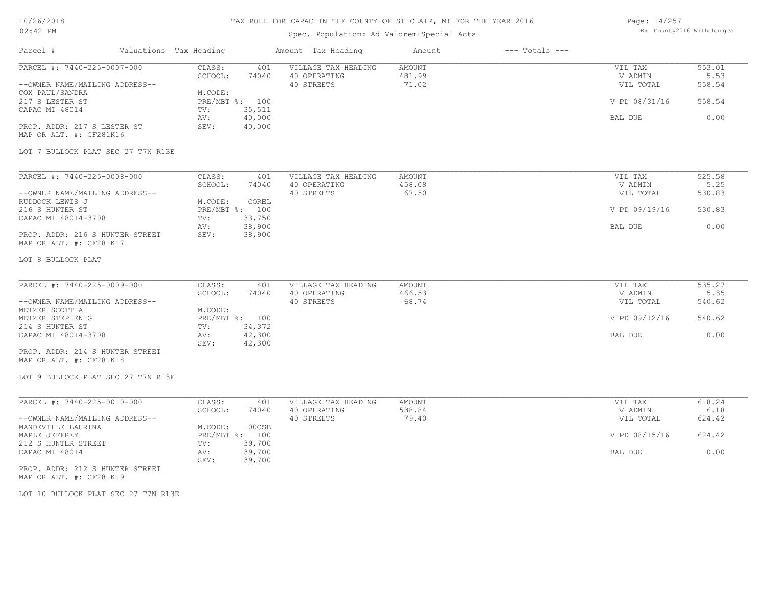# TAX ROLL FOR CAPAC IN THE COUNTY OF ST CLAIR, MI FOR THE YEAR 2016

Spec. Population: Ad Valorem+Special Acts

| Parcel # | Valuations | Tax Heading | Amount | Tax Heading | Amount | --- Totals --- | |
|---|---|---|---|---|---|---|---|
| PARCEL #: 7440-225-0007-000 | CLASS: | 401 | VILLAGE TAX HEADING | AMOUNT | | VIL TAX | 553.01 |
| | SCHOOL: | 74040 | 40 OPERATING | 481.99 | | V ADMIN | 5.53 |
| --OWNER NAME/MAILING ADDRESS-- | | | 40 STREETS | 71.02 | | VIL TOTAL | 558.54 |
| COX PAUL/SANDRA | M.CODE: | | | | | | |
| 217 S LESTER ST | PRE/MBT %: | 100 | | | | V PD 08/31/16 | 558.54 |
| CAPAC MI 48014 | TV: | 35,511 | | | | | |
| | AV: | 40,000 | | | | BAL DUE | 0.00 |
| PROP. ADDR: 217 S LESTER ST | SEV: | 40,000 | | | | | |
| MAP OR ALT. #: CF281K16 | | | | | | | |
| LOT 7 BULLOCK PLAT SEC 27 T7N R13E | | | | | | | |
| PARCEL #: 7440-225-0008-000 | CLASS: | 401 | VILLAGE TAX HEADING | AMOUNT | | VIL TAX | 525.58 |
| | SCHOOL: | 74040 | 40 OPERATING | 458.08 | | V ADMIN | 5.25 |
| --OWNER NAME/MAILING ADDRESS-- | | | 40 STREETS | 67.50 | | VIL TOTAL | 530.83 |
| RUDDOCK LEWIS J | M.CODE: | COREL | | | | | |
| 216 S HUNTER ST | PRE/MBT %: | 100 | | | | V PD 09/19/16 | 530.83 |
| CAPAC MI 48014-3708 | TV: | 33,750 | | | | | |
| | AV: | 38,900 | | | | BAL DUE | 0.00 |
| PROP. ADDR: 216 S HUNTER STREET | SEV: | 38,900 | | | | | |
| MAP OR ALT. #: CF281K17 | | | | | | | |
| LOT 8 BULLOCK PLAT | | | | | | | |
| PARCEL #: 7440-225-0009-000 | CLASS: | 401 | VILLAGE TAX HEADING | AMOUNT | | VIL TAX | 535.27 |
| | SCHOOL: | 74040 | 40 OPERATING | 466.53 | | V ADMIN | 5.35 |
| --OWNER NAME/MAILING ADDRESS-- | | | 40 STREETS | 68.74 | | VIL TOTAL | 540.62 |
| METZER SCOTT A | M.CODE: | | | | | | |
| METZER STEPHEN G | PRE/MBT %: | 100 | | | | V PD 09/12/16 | 540.62 |
| 214 S HUNTER ST | TV: | 34,372 | | | | | |
| CAPAC MI 48014-3708 | AV: | 42,300 | | | | BAL DUE | 0.00 |
| | SEV: | 42,300 | | | | | |
| PROP. ADDR: 214 S HUNTER STREET | | | | | | | |
| MAP OR ALT. #: CF281K18 | | | | | | | |
| LOT 9 BULLOCK PLAT SEC 27 T7N R13E | | | | | | | |
| PARCEL #: 7440-225-0010-000 | CLASS: | 401 | VILLAGE TAX HEADING | AMOUNT | | VIL TAX | 618.24 |
| | SCHOOL: | 74040 | 40 OPERATING | 538.84 | | V ADMIN | 6.18 |
| --OWNER NAME/MAILING ADDRESS-- | | | 40 STREETS | 79.40 | | VIL TOTAL | 624.42 |
| MANDEVILLE LAURINA | M.CODE: | 00CSB | | | | | |
| MAPLE JEFFREY | PRE/MBT %: | 100 | | | | V PD 08/15/16 | 624.42 |
| 212 S HUNTER STREET | TV: | 39,700 | | | | | |
| CAPAC MI 48014 | AV: | 39,700 | | | | BAL DUE | 0.00 |
| | SEV: | 39,700 | | | | | |
| PROP. ADDR: 212 S HUNTER STREET | | | | | | | |
| MAP OR ALT. #: CF281K19 | | | | | | | |
| LOT 10 BULLOCK PLAT SEC 27 T7N R13E | | | | | | | |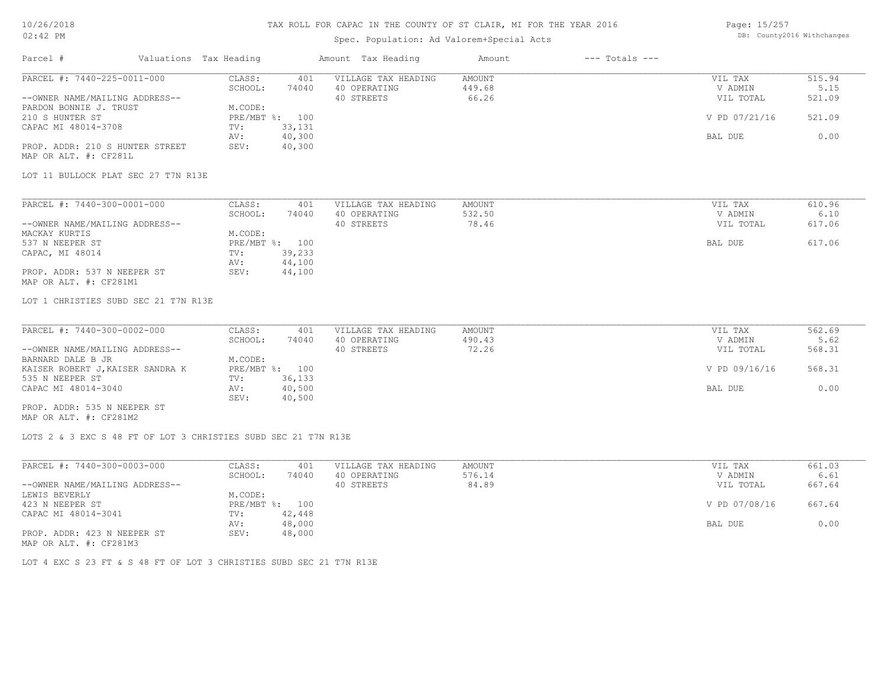# TAX ROLL FOR CAPAC IN THE COUNTY OF ST CLAIR, MI FOR THE YEAR 2016

Spec. Population: Ad Valorem+Special Acts

10/26/2018
02:42 PM

DB: County2016 Withchanges

| Parcel # | Valuations | Tax Heading | Amount | Tax Heading | Amount | --- Totals --- |
|---|---|---|---|---|---|---|

---

**PARCEL #: 7440-225-0011-000**

--OWNER NAME/MAILING ADDRESS--
PARDON BONNIE J. TRUST
210 S HUNTER ST
CAPAC MI 48014-3708

PROP. ADDR: 210 S HUNTER STREET
MAP OR ALT. #: CF281L

| Valuations | | Tax Heading | Amount | Totals | |
|---|---|---|---|---|---|
| CLASS: | 401 | VILLAGE TAX HEADING | AMOUNT | VIL TAX | 515.94 |
| SCHOOL: | 74040 | 40 OPERATING | 449.68 | V ADMIN | 5.15 |
| M.CODE: | | 40 STREETS | 66.26 | VIL TOTAL | 521.09 |
| PRE/MBT %: | 100 | | | V PD 07/21/16 | 521.09 |
| TV: | 33,131 | | | | |
| AV: | 40,300 | | | BAL DUE | 0.00 |
| SEV: | 40,300 | | | | |

LOT 11 BULLOCK PLAT SEC 27 T7N R13E

---

**PARCEL #: 7440-300-0001-000**

--OWNER NAME/MAILING ADDRESS--
MACKAY KURTIS
537 N NEEPER ST
CAPAC, MI 48014

PROP. ADDR: 537 N NEEPER ST
MAP OR ALT. #: CF281M1

| Valuations | | Tax Heading | Amount | Totals | |
|---|---|---|---|---|---|
| CLASS: | 401 | VILLAGE TAX HEADING | AMOUNT | VIL TAX | 610.96 |
| SCHOOL: | 74040 | 40 OPERATING | 532.50 | V ADMIN | 6.10 |
| M.CODE: | | 40 STREETS | 78.46 | VIL TOTAL | 617.06 |
| PRE/MBT %: | 100 | | | BAL DUE | 617.06 |
| TV: | 39,233 | | | | |
| AV: | 44,100 | | | | |
| SEV: | 44,100 | | | | |

LOT 1 CHRISTIES SUBD SEC 21 T7N R13E

---

**PARCEL #: 7440-300-0002-000**

--OWNER NAME/MAILING ADDRESS--
BARNARD DALE B JR
KAISER ROBERT J,KAISER SANDRA K
535 N NEEPER ST
CAPAC MI 48014-3040

PROP. ADDR: 535 N NEEPER ST
MAP OR ALT. #: CF281M2

| Valuations | | Tax Heading | Amount | Totals | |
|---|---|---|---|---|---|
| CLASS: | 401 | VILLAGE TAX HEADING | AMOUNT | VIL TAX | 562.69 |
| SCHOOL: | 74040 | 40 OPERATING | 490.43 | V ADMIN | 5.62 |
| M.CODE: | | 40 STREETS | 72.26 | VIL TOTAL | 568.31 |
| PRE/MBT %: | 100 | | | V PD 09/16/16 | 568.31 |
| TV: | 36,133 | | | | |
| AV: | 40,500 | | | BAL DUE | 0.00 |
| SEV: | 40,500 | | | | |

LOTS 2 & 3 EXC S 48 FT OF LOT 3 CHRISTIES SUBD SEC 21 T7N R13E

---

**PARCEL #: 7440-300-0003-000**

--OWNER NAME/MAILING ADDRESS--
LEWIS BEVERLY
423 N NEEPER ST
CAPAC MI 48014-3041

PROP. ADDR: 423 N NEEPER ST
MAP OR ALT. #: CF281M3

| Valuations | | Tax Heading | Amount | Totals | |
|---|---|---|---|---|---|
| CLASS: | 401 | VILLAGE TAX HEADING | AMOUNT | VIL TAX | 661.03 |
| SCHOOL: | 74040 | 40 OPERATING | 576.14 | V ADMIN | 6.61 |
| M.CODE: | | 40 STREETS | 84.89 | VIL TOTAL | 667.64 |
| PRE/MBT %: | 100 | | | V PD 07/08/16 | 667.64 |
| TV: | 42,448 | | | | |
| AV: | 48,000 | | | BAL DUE | 0.00 |
| SEV: | 48,000 | | | | |

LOT 4 EXC S 23 FT & S 48 FT OF LOT 3 CHRISTIES SUBD SEC 21 T7N R13E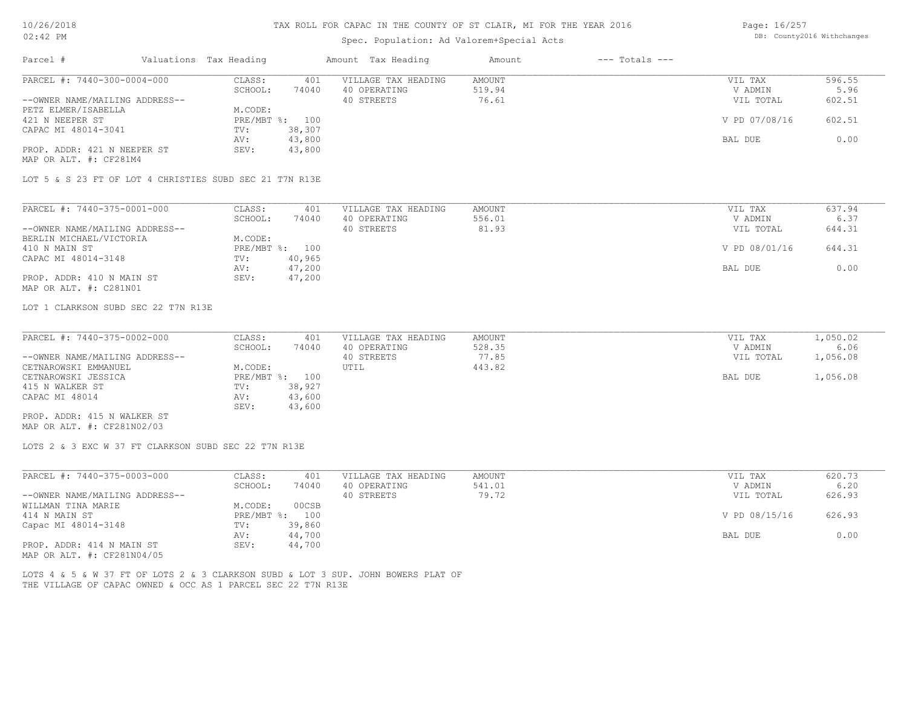Spec. Population: Ad Valorem+Special Acts

| Parcel # | Valuations | Tax Heading | Amount | Tax Heading | Amount | --- Totals --- |
|---|---|---|---|---|---|---|

**PARCEL #: 7440-300-0004-000**

| | | | | | | |
|---|---|---|---|---|---|---|
| --OWNER NAME/MAILING ADDRESS-- | CLASS: | 401 | VILLAGE TAX HEADING | AMOUNT | VIL TAX | 596.55 |
| PETZ ELMER/ISABELLA | SCHOOL: | 74040 | 40 OPERATING | 519.94 | V ADMIN | 5.96 |
| 421 N NEEPER ST | M.CODE: | | 40 STREETS | 76.61 | VIL TOTAL | 602.51 |
| CAPAC MI 48014-3041 | PRE/MBT %: | 100 | | | V PD 07/08/16 | 602.51 |
| | TV: | 38,307 | | | | |
| | AV: | 43,800 | | | BAL DUE | 0.00 |
| PROP. ADDR: 421 N NEEPER ST | SEV: | 43,800 | | | | |

MAP OR ALT. #: CF281M4

LOT 5 & S 23 FT OF LOT 4 CHRISTIES SUBD SEC 21 T7N R13E

**PARCEL #: 7440-375-0001-000**

| | | | | | | |
|---|---|---|---|---|---|---|
| --OWNER NAME/MAILING ADDRESS-- | CLASS: | 401 | VILLAGE TAX HEADING | AMOUNT | VIL TAX | 637.94 |
| BERLIN MICHAEL/VICTORIA | SCHOOL: | 74040 | 40 OPERATING | 556.01 | V ADMIN | 6.37 |
| 410 N MAIN ST | M.CODE: | | 40 STREETS | 81.93 | VIL TOTAL | 644.31 |
| CAPAC MI 48014-3148 | PRE/MBT %: | 100 | | | V PD 08/01/16 | 644.31 |
| | TV: | 40,965 | | | | |
| | AV: | 47,200 | | | BAL DUE | 0.00 |
| PROP. ADDR: 410 N MAIN ST | SEV: | 47,200 | | | | |

MAP OR ALT. #: C281N01

LOT 1 CLARKSON SUBD SEC 22 T7N R13E

**PARCEL #: 7440-375-0002-000**

| | | | | | | |
|---|---|---|---|---|---|---|
| --OWNER NAME/MAILING ADDRESS-- | CLASS: | 401 | VILLAGE TAX HEADING | AMOUNT | VIL TAX | 1,050.02 |
| CETNAROWSKI EMMANUEL | SCHOOL: | 74040 | 40 OPERATING | 528.35 | V ADMIN | 6.06 |
| CETNAROWSKI JESSICA | M.CODE: | | 40 STREETS | 77.85 | VIL TOTAL | 1,056.08 |
| 415 N WALKER ST | PRE/MBT %: | 100 | UTIL | 443.82 | BAL DUE | 1,056.08 |
| CAPAC MI 48014 | TV: | 38,927 | | | | |
| | AV: | 43,600 | | | | |
| PROP. ADDR: 415 N WALKER ST | SEV: | 43,600 | | | | |

MAP OR ALT. #: CF281N02/03

LOTS 2 & 3 EXC W 37 FT CLARKSON SUBD SEC 22 T7N R13E

**PARCEL #: 7440-375-0003-000**

| | | | | | | |
|---|---|---|---|---|---|---|
| --OWNER NAME/MAILING ADDRESS-- | CLASS: | 401 | VILLAGE TAX HEADING | AMOUNT | VIL TAX | 620.73 |
| WILLMAN TINA MARIE | SCHOOL: | 74040 | 40 OPERATING | 541.01 | V ADMIN | 6.20 |
| 414 N MAIN ST | M.CODE: | 00CSB | 40 STREETS | 79.72 | VIL TOTAL | 626.93 |
| Capac MI 48014-3148 | PRE/MBT %: | 100 | | | V PD 08/15/16 | 626.93 |
| | TV: | 39,860 | | | | |
| | AV: | 44,700 | | | BAL DUE | 0.00 |
| PROP. ADDR: 414 N MAIN ST | SEV: | 44,700 | | | | |

MAP OR ALT. #: CF281N04/05

LOTS 4 & 5 & W 37 FT OF LOTS 2 & 3 CLARKSON SUBD & LOT 3 SUP. JOHN BOWERS PLAT OF THE VILLAGE OF CAPAC OWNED & OCC AS 1 PARCEL SEC 22 T7N R13E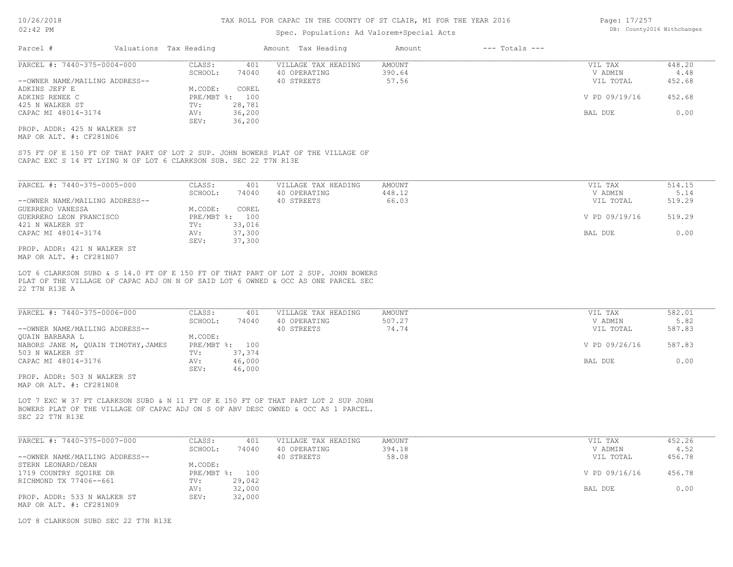# TAX ROLL FOR CAPAC IN THE COUNTY OF ST CLAIR, MI FOR THE YEAR 2016

Spec. Population: Ad Valorem+Special Acts

| Parcel # | Valuations | Tax Heading | Amount | Tax Heading | Amount | --- Totals --- | |
|---|---|---|---|---|---|---|---|

---

**PARCEL #: 7440-375-0004-000**

| | | | | | |
|---|---|---|---|---|---|
| CLASS: | 401 | VILLAGE TAX HEADING | AMOUNT | VIL TAX | 448.20 |
| SCHOOL: | 74040 | 40 OPERATING | 390.64 | V ADMIN | 4.48 |
| | | 40 STREETS | 57.56 | VIL TOTAL | 452.68 |
| M.CODE: | COREL | | | | |
| PRE/MBT %: | 100 | | | V PD 09/19/16 | 452.68 |
| TV: | 28,781 | | | | |
| AV: | 36,200 | | | BAL DUE | 0.00 |
| SEV: | 36,200 | | | | |

--OWNER NAME/MAILING ADDRESS--
ADKINS JEFF E
ADKINS RENEE C
425 N WALKER ST
CAPAC MI 48014-3174

PROP. ADDR: 425 N WALKER ST
MAP OR ALT. #: CF281N06

S75 FT OF E 150 FT OF THAT PART OF LOT 2 SUP. JOHN BOWERS PLAT OF THE VILLAGE OF CAPAC EXC S 14 FT LYING N OF LOT 6 CLARKSON SUB. SEC 22 T7N R13E

---

**PARCEL #: 7440-375-0005-000**

| | | | | | |
|---|---|---|---|---|---|
| CLASS: | 401 | VILLAGE TAX HEADING | AMOUNT | VIL TAX | 514.15 |
| SCHOOL: | 74040 | 40 OPERATING | 448.12 | V ADMIN | 5.14 |
| | | 40 STREETS | 66.03 | VIL TOTAL | 519.29 |
| M.CODE: | COREL | | | | |
| PRE/MBT %: | 100 | | | V PD 09/19/16 | 519.29 |
| TV: | 33,016 | | | | |
| AV: | 37,300 | | | BAL DUE | 0.00 |
| SEV: | 37,300 | | | | |

--OWNER NAME/MAILING ADDRESS--
GUERRERO VANESSA
GUERRERO LEON FRANCISCO
421 N WALKER ST
CAPAC MI 48014-3174

PROP. ADDR: 421 N WALKER ST
MAP OR ALT. #: CF281N07

LOT 6 CLARKSON SUBD & S 14.0 FT OF E 150 FT OF THAT PART OF LOT 2 SUP. JOHN BOWERS PLAT OF THE VILLAGE OF CAPAC ADJ ON N OF SAID LOT 6 OWNED & OCC AS ONE PARCEL SEC 22 T7N R13E A

---

**PARCEL #: 7440-375-0006-000**

| | | | | | |
|---|---|---|---|---|---|
| CLASS: | 401 | VILLAGE TAX HEADING | AMOUNT | VIL TAX | 582.01 |
| SCHOOL: | 74040 | 40 OPERATING | 507.27 | V ADMIN | 5.82 |
| | | 40 STREETS | 74.74 | VIL TOTAL | 587.83 |
| M.CODE: | | | | | |
| PRE/MBT %: | 100 | | | V PD 09/26/16 | 587.83 |
| TV: | 37,374 | | | | |
| AV: | 46,000 | | | BAL DUE | 0.00 |
| SEV: | 46,000 | | | | |

--OWNER NAME/MAILING ADDRESS--
QUAIN BARBARA L
NABORS JANE M, QUAIN TIMOTHY,JAMES
503 N WALKER ST
CAPAC MI 48014-3176

PROP. ADDR: 503 N WALKER ST
MAP OR ALT. #: CF281N08

LOT 7 EXC W 37 FT CLARKSON SUBD & N 11 FT OF E 150 FT OF THAT PART LOT 2 SUP JOHN BOWERS PLAT OF THE VILLAGE OF CAPAC ADJ ON S OF ABV DESC OWNED & OCC AS 1 PARCEL. SEC 22 T7N R13E

---

**PARCEL #: 7440-375-0007-000**

| | | | | | |
|---|---|---|---|---|---|
| CLASS: | 401 | VILLAGE TAX HEADING | AMOUNT | VIL TAX | 452.26 |
| SCHOOL: | 74040 | 40 OPERATING | 394.18 | V ADMIN | 4.52 |
| | | 40 STREETS | 58.08 | VIL TOTAL | 456.78 |
| M.CODE: | | | | | |
| PRE/MBT %: | 100 | | | V PD 09/16/16 | 456.78 |
| TV: | 29,042 | | | | |
| AV: | 32,000 | | | BAL DUE | 0.00 |
| SEV: | 32,000 | | | | |

--OWNER NAME/MAILING ADDRESS--
STERN LEONARD/DEAN
1719 COUNTRY SQUIRE DR
RICHMOND TX 77406--661

PROP. ADDR: 533 N WALKER ST
MAP OR ALT. #: CF281N09

LOT 8 CLARKSON SUBD SEC 22 T7N R13E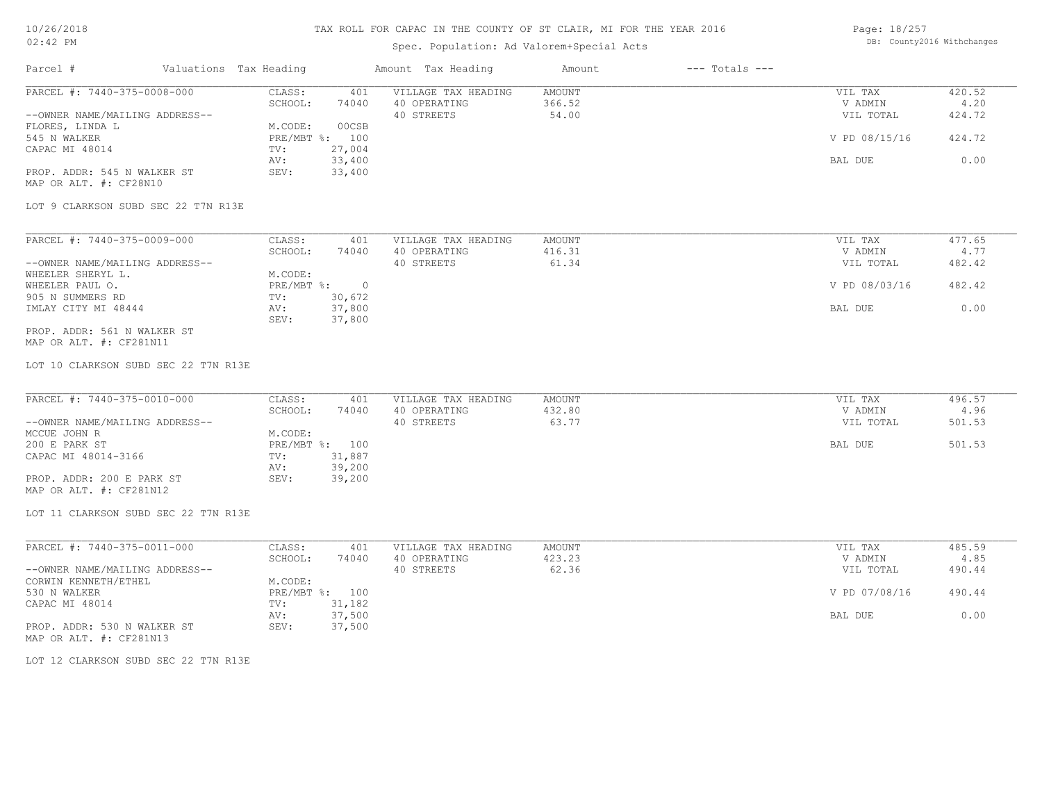# TAX ROLL FOR CAPAC IN THE COUNTY OF ST CLAIR, MI FOR THE YEAR 2016

Spec. Population: Ad Valorem+Special Acts

| Parcel # | Valuations | Tax Heading | Amount | Tax Heading | Amount | --- Totals --- | |
|---|---|---|---|---|---|---|---|
| PARCEL #: 7440-375-0008-000 | CLASS: | 401 | VILLAGE TAX HEADING | AMOUNT | | VIL TAX | 420.52 |
| | SCHOOL: | 74040 | 40 OPERATING | 366.52 | | V ADMIN | 4.20 |
| --OWNER NAME/MAILING ADDRESS-- | | | 40 STREETS | 54.00 | | VIL TOTAL | 424.72 |
| FLORES, LINDA L | M.CODE: | 00CSB | | | | | |
| 545 N WALKER | PRE/MBT %: | 100 | | | | V PD 08/15/16 | 424.72 |
| CAPAC MI 48014 | TV: | 27,004 | | | | | |
| | AV: | 33,400 | | | | BAL DUE | 0.00 |
| PROP. ADDR: 545 N WALKER ST | SEV: | 33,400 | | | | | |
| MAP OR ALT. #: CF28N10 | | | | | | | |

LOT 9 CLARKSON SUBD SEC 22 T7N R13E

| Parcel # | Valuations | Tax Heading | Amount | Tax Heading | Amount | --- Totals --- | |
|---|---|---|---|---|---|---|---|
| PARCEL #: 7440-375-0009-000 | CLASS: | 401 | VILLAGE TAX HEADING | AMOUNT | | VIL TAX | 477.65 |
| | SCHOOL: | 74040 | 40 OPERATING | 416.31 | | V ADMIN | 4.77 |
| --OWNER NAME/MAILING ADDRESS-- | | | 40 STREETS | 61.34 | | VIL TOTAL | 482.42 |
| WHEELER SHERYL L. | M.CODE: | | | | | | |
| WHEELER PAUL O. | PRE/MBT %: | 0 | | | | V PD 08/03/16 | 482.42 |
| 905 N SUMMERS RD | TV: | 30,672 | | | | | |
| IMLAY CITY MI 48444 | AV: | 37,800 | | | | BAL DUE | 0.00 |
| | SEV: | 37,800 | | | | | |
| PROP. ADDR: 561 N WALKER ST | | | | | | | |
| MAP OR ALT. #: CF281N11 | | | | | | | |

LOT 10 CLARKSON SUBD SEC 22 T7N R13E

| Parcel # | Valuations | Tax Heading | Amount | Tax Heading | Amount | --- Totals --- | |
|---|---|---|---|---|---|---|---|
| PARCEL #: 7440-375-0010-000 | CLASS: | 401 | VILLAGE TAX HEADING | AMOUNT | | VIL TAX | 496.57 |
| | SCHOOL: | 74040 | 40 OPERATING | 432.80 | | V ADMIN | 4.96 |
| --OWNER NAME/MAILING ADDRESS-- | | | 40 STREETS | 63.77 | | VIL TOTAL | 501.53 |
| MCCUE JOHN R | M.CODE: | | | | | | |
| 200 E PARK ST | PRE/MBT %: | 100 | | | | BAL DUE | 501.53 |
| CAPAC MI 48014-3166 | TV: | 31,887 | | | | | |
| | AV: | 39,200 | | | | | |
| PROP. ADDR: 200 E PARK ST | SEV: | 39,200 | | | | | |
| MAP OR ALT. #: CF281N12 | | | | | | | |

LOT 11 CLARKSON SUBD SEC 22 T7N R13E

| Parcel # | Valuations | Tax Heading | Amount | Tax Heading | Amount | --- Totals --- | |
|---|---|---|---|---|---|---|---|
| PARCEL #: 7440-375-0011-000 | CLASS: | 401 | VILLAGE TAX HEADING | AMOUNT | | VIL TAX | 485.59 |
| | SCHOOL: | 74040 | 40 OPERATING | 423.23 | | V ADMIN | 4.85 |
| --OWNER NAME/MAILING ADDRESS-- | | | 40 STREETS | 62.36 | | VIL TOTAL | 490.44 |
| CORWIN KENNETH/ETHEL | M.CODE: | | | | | | |
| 530 N WALKER | PRE/MBT %: | 100 | | | | V PD 07/08/16 | 490.44 |
| CAPAC MI 48014 | TV: | 31,182 | | | | | |
| | AV: | 37,500 | | | | BAL DUE | 0.00 |
| PROP. ADDR: 530 N WALKER ST | SEV: | 37,500 | | | | | |
| MAP OR ALT. #: CF281N13 | | | | | | | |

LOT 12 CLARKSON SUBD SEC 22 T7N R13E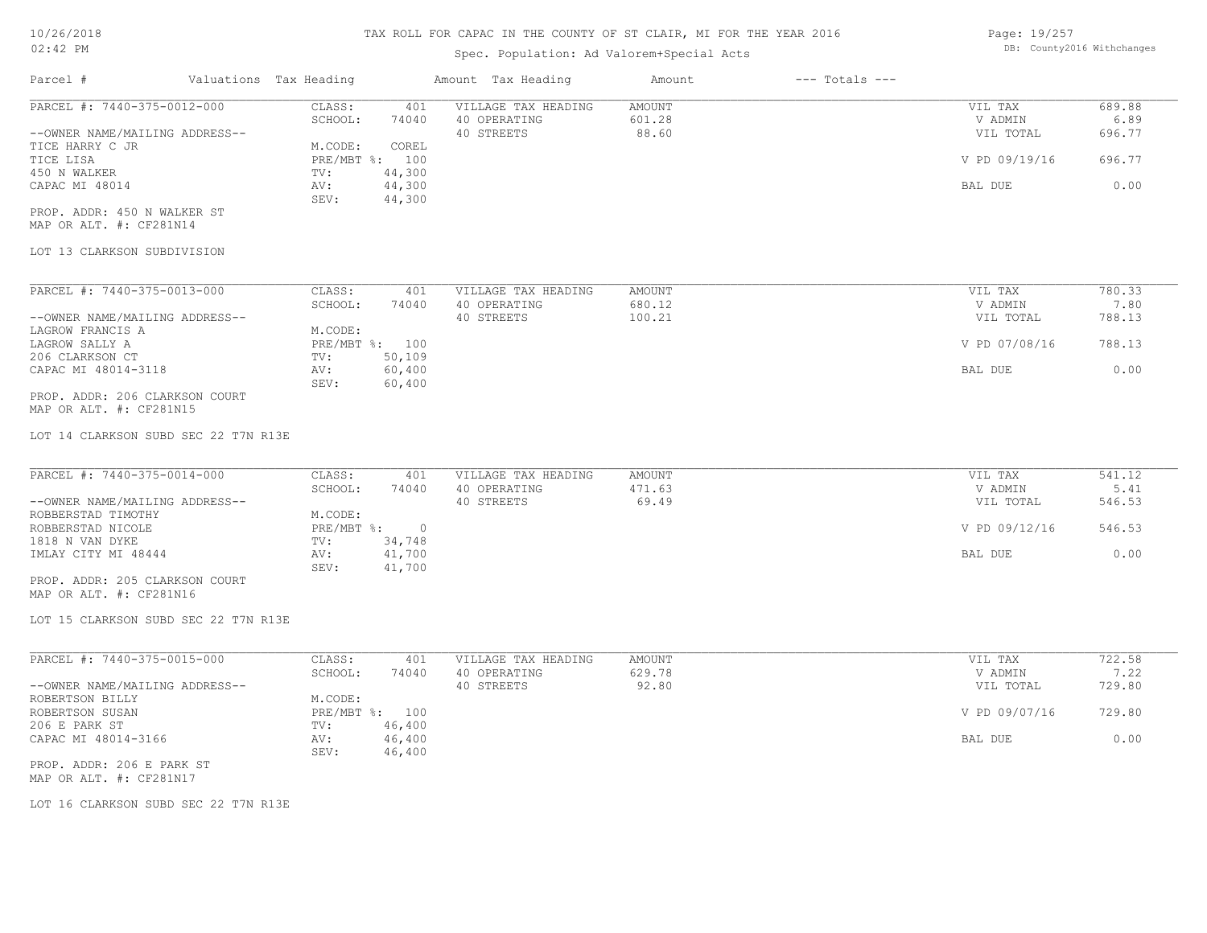# TAX ROLL FOR CAPAC IN THE COUNTY OF ST CLAIR, MI FOR THE YEAR 2016

Spec. Population: Ad Valorem+Special Acts

DB: County2016 Withchanges

| Parcel # | Valuations | Tax Heading | Amount | Tax Heading | Amount | --- Totals --- | |
|---|---|---|---|---|---|---|---|
| PARCEL #: 7440-375-0012-000 | CLASS: | 401 | VILLAGE TAX HEADING | AMOUNT | | VIL TAX | 689.88 |
| | SCHOOL: | 74040 | 40 OPERATING | 601.28 | | V ADMIN | 6.89 |
| --OWNER NAME/MAILING ADDRESS-- | | | 40 STREETS | 88.60 | | VIL TOTAL | 696.77 |
| TICE HARRY C JR | M.CODE: | COREL | | | | | |
| TICE LISA | PRE/MBT %: | 100 | | | | V PD 09/19/16 | 696.77 |
| 450 N WALKER | TV: | 44,300 | | | | | |
| CAPAC MI 48014 | AV: | 44,300 | | | | BAL DUE | 0.00 |
| | SEV: | 44,300 | | | | | |
| PROP. ADDR: 450 N WALKER ST | | | | | | | |
| MAP OR ALT. #: CF281N14 | | | | | | | |
| LOT 13 CLARKSON SUBDIVISION | | | | | | | |

| Parcel # | Valuations | Tax Heading | Amount | Tax Heading | Amount | --- Totals --- | |
|---|---|---|---|---|---|---|---|
| PARCEL #: 7440-375-0013-000 | CLASS: | 401 | VILLAGE TAX HEADING | AMOUNT | | VIL TAX | 780.33 |
| | SCHOOL: | 74040 | 40 OPERATING | 680.12 | | V ADMIN | 7.80 |
| --OWNER NAME/MAILING ADDRESS-- | | | 40 STREETS | 100.21 | | VIL TOTAL | 788.13 |
| LAGROW FRANCIS A | M.CODE: | | | | | | |
| LAGROW SALLY A | PRE/MBT %: | 100 | | | | V PD 07/08/16 | 788.13 |
| 206 CLARKSON CT | TV: | 50,109 | | | | | |
| CAPAC MI 48014-3118 | AV: | 60,400 | | | | BAL DUE | 0.00 |
| | SEV: | 60,400 | | | | | |
| PROP. ADDR: 206 CLARKSON COURT | | | | | | | |
| MAP OR ALT. #: CF281N15 | | | | | | | |
| LOT 14 CLARKSON SUBD SEC 22 T7N R13E | | | | | | | |

| Parcel # | Valuations | Tax Heading | Amount | Tax Heading | Amount | --- Totals --- | |
|---|---|---|---|---|---|---|---|
| PARCEL #: 7440-375-0014-000 | CLASS: | 401 | VILLAGE TAX HEADING | AMOUNT | | VIL TAX | 541.12 |
| | SCHOOL: | 74040 | 40 OPERATING | 471.63 | | V ADMIN | 5.41 |
| --OWNER NAME/MAILING ADDRESS-- | | | 40 STREETS | 69.49 | | VIL TOTAL | 546.53 |
| ROBBERSTAD TIMOTHY | M.CODE: | | | | | | |
| ROBBERSTAD NICOLE | PRE/MBT %: | 0 | | | | V PD 09/12/16 | 546.53 |
| 1818 N VAN DYKE | TV: | 34,748 | | | | | |
| IMLAY CITY MI 48444 | AV: | 41,700 | | | | BAL DUE | 0.00 |
| | SEV: | 41,700 | | | | | |
| PROP. ADDR: 205 CLARKSON COURT | | | | | | | |
| MAP OR ALT. #: CF281N16 | | | | | | | |
| LOT 15 CLARKSON SUBD SEC 22 T7N R13E | | | | | | | |

| Parcel # | Valuations | Tax Heading | Amount | Tax Heading | Amount | --- Totals --- | |
|---|---|---|---|---|---|---|---|
| PARCEL #: 7440-375-0015-000 | CLASS: | 401 | VILLAGE TAX HEADING | AMOUNT | | VIL TAX | 722.58 |
| | SCHOOL: | 74040 | 40 OPERATING | 629.78 | | V ADMIN | 7.22 |
| --OWNER NAME/MAILING ADDRESS-- | | | 40 STREETS | 92.80 | | VIL TOTAL | 729.80 |
| ROBERTSON BILLY | M.CODE: | | | | | | |
| ROBERTSON SUSAN | PRE/MBT %: | 100 | | | | V PD 09/07/16 | 729.80 |
| 206 E PARK ST | TV: | 46,400 | | | | | |
| CAPAC MI 48014-3166 | AV: | 46,400 | | | | BAL DUE | 0.00 |
| | SEV: | 46,400 | | | | | |
| PROP. ADDR: 206 E PARK ST | | | | | | | |
| MAP OR ALT. #: CF281N17 | | | | | | | |
| LOT 16 CLARKSON SUBD SEC 22 T7N R13E | | | | | | | |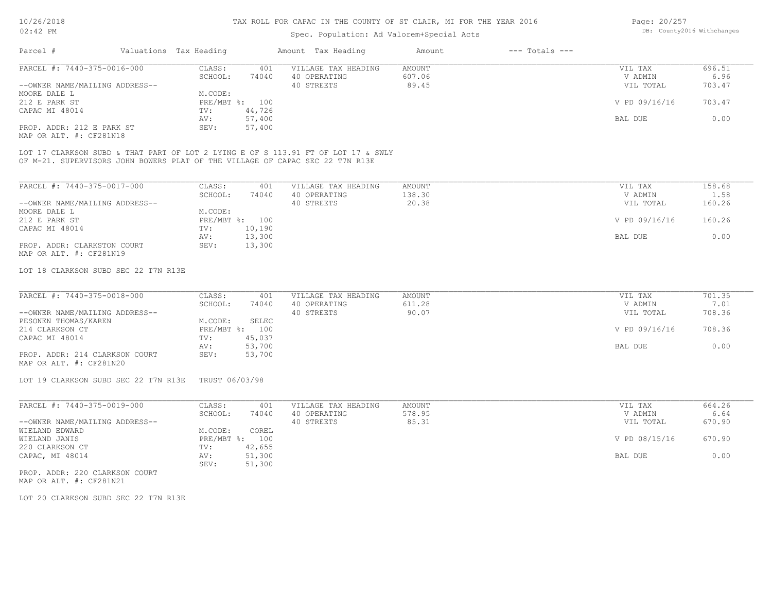# TAX ROLL FOR CAPAC IN THE COUNTY OF ST CLAIR, MI FOR THE YEAR 2016

Spec. Population: Ad Valorem+Special Acts

| Parcel # | Valuations | Tax Heading | Amount | Tax Heading | Amount | --- Totals --- | |
|---|---|---|---|---|---|---|---|
| PARCEL #: 7440-375-0016-000 | CLASS: | 401 | VILLAGE TAX HEADING | AMOUNT | | VIL TAX | 696.51 |
| | SCHOOL: | 74040 | 40 OPERATING | 607.06 | | V ADMIN | 6.96 |
| --OWNER NAME/MAILING ADDRESS-- | | | 40 STREETS | 89.45 | | VIL TOTAL | 703.47 |
| MOORE DALE L | M.CODE: | | | | | | |
| 212 E PARK ST | PRE/MBT %: | 100 | | | | V PD 09/16/16 | 703.47 |
| CAPAC MI 48014 | TV: | 44,726 | | | | | |
| | AV: | 57,400 | | | | BAL DUE | 0.00 |
| PROP. ADDR: 212 E PARK ST | SEV: | 57,400 | | | | | |
| MAP OR ALT. #: CF281N18 | | | | | | | |

LOT 17 CLARKSON SUBD & THAT PART OF LOT 2 LYING E OF S 113.91 FT OF LOT 17 & SWLY OF M-21. SUPERVISORS JOHN BOWERS PLAT OF THE VILLAGE OF CAPAC SEC 22 T7N R13E

| Parcel # | Valuations | Tax Heading | Amount | Tax Heading | Amount | --- Totals --- | |
|---|---|---|---|---|---|---|---|
| PARCEL #: 7440-375-0017-000 | CLASS: | 401 | VILLAGE TAX HEADING | AMOUNT | | VIL TAX | 158.68 |
| | SCHOOL: | 74040 | 40 OPERATING | 138.30 | | V ADMIN | 1.58 |
| --OWNER NAME/MAILING ADDRESS-- | | | 40 STREETS | 20.38 | | VIL TOTAL | 160.26 |
| MOORE DALE L | M.CODE: | | | | | | |
| 212 E PARK ST | PRE/MBT %: | 100 | | | | V PD 09/16/16 | 160.26 |
| CAPAC MI 48014 | TV: | 10,190 | | | | | |
| | AV: | 13,300 | | | | BAL DUE | 0.00 |
| PROP. ADDR: CLARKSTON COURT | SEV: | 13,300 | | | | | |
| MAP OR ALT. #: CF281N19 | | | | | | | |

LOT 18 CLARKSON SUBD SEC 22 T7N R13E

| Parcel # | Valuations | Tax Heading | Amount | Tax Heading | Amount | --- Totals --- | |
|---|---|---|---|---|---|---|---|
| PARCEL #: 7440-375-0018-000 | CLASS: | 401 | VILLAGE TAX HEADING | AMOUNT | | VIL TAX | 701.35 |
| | SCHOOL: | 74040 | 40 OPERATING | 611.28 | | V ADMIN | 7.01 |
| --OWNER NAME/MAILING ADDRESS-- | | | 40 STREETS | 90.07 | | VIL TOTAL | 708.36 |
| PESONEN THOMAS/KAREN | M.CODE: | SELEC | | | | | |
| 214 CLARKSON CT | PRE/MBT %: | 100 | | | | V PD 09/16/16 | 708.36 |
| CAPAC MI 48014 | TV: | 45,037 | | | | | |
| | AV: | 53,700 | | | | BAL DUE | 0.00 |
| PROP. ADDR: 214 CLARKSON COURT | SEV: | 53,700 | | | | | |
| MAP OR ALT. #: CF281N20 | | | | | | | |

LOT 19 CLARKSON SUBD SEC 22 T7N R13E TRUST 06/03/98

| Parcel # | Valuations | Tax Heading | Amount | Tax Heading | Amount | --- Totals --- | |
|---|---|---|---|---|---|---|---|
| PARCEL #: 7440-375-0019-000 | CLASS: | 401 | VILLAGE TAX HEADING | AMOUNT | | VIL TAX | 664.26 |
| | SCHOOL: | 74040 | 40 OPERATING | 578.95 | | V ADMIN | 6.64 |
| --OWNER NAME/MAILING ADDRESS-- | | | 40 STREETS | 85.31 | | VIL TOTAL | 670.90 |
| WIELAND EDWARD | M.CODE: | COREL | | | | | |
| WIELAND JANIS | PRE/MBT %: | 100 | | | | V PD 08/15/16 | 670.90 |
| 220 CLARKSON CT | TV: | 42,655 | | | | | |
| CAPAC, MI 48014 | AV: | 51,300 | | | | BAL DUE | 0.00 |
| | SEV: | 51,300 | | | | | |
| PROP. ADDR: 220 CLARKSON COURT | | | | | | | |
| MAP OR ALT. #: CF281N21 | | | | | | | |

LOT 20 CLARKSON SUBD SEC 22 T7N R13E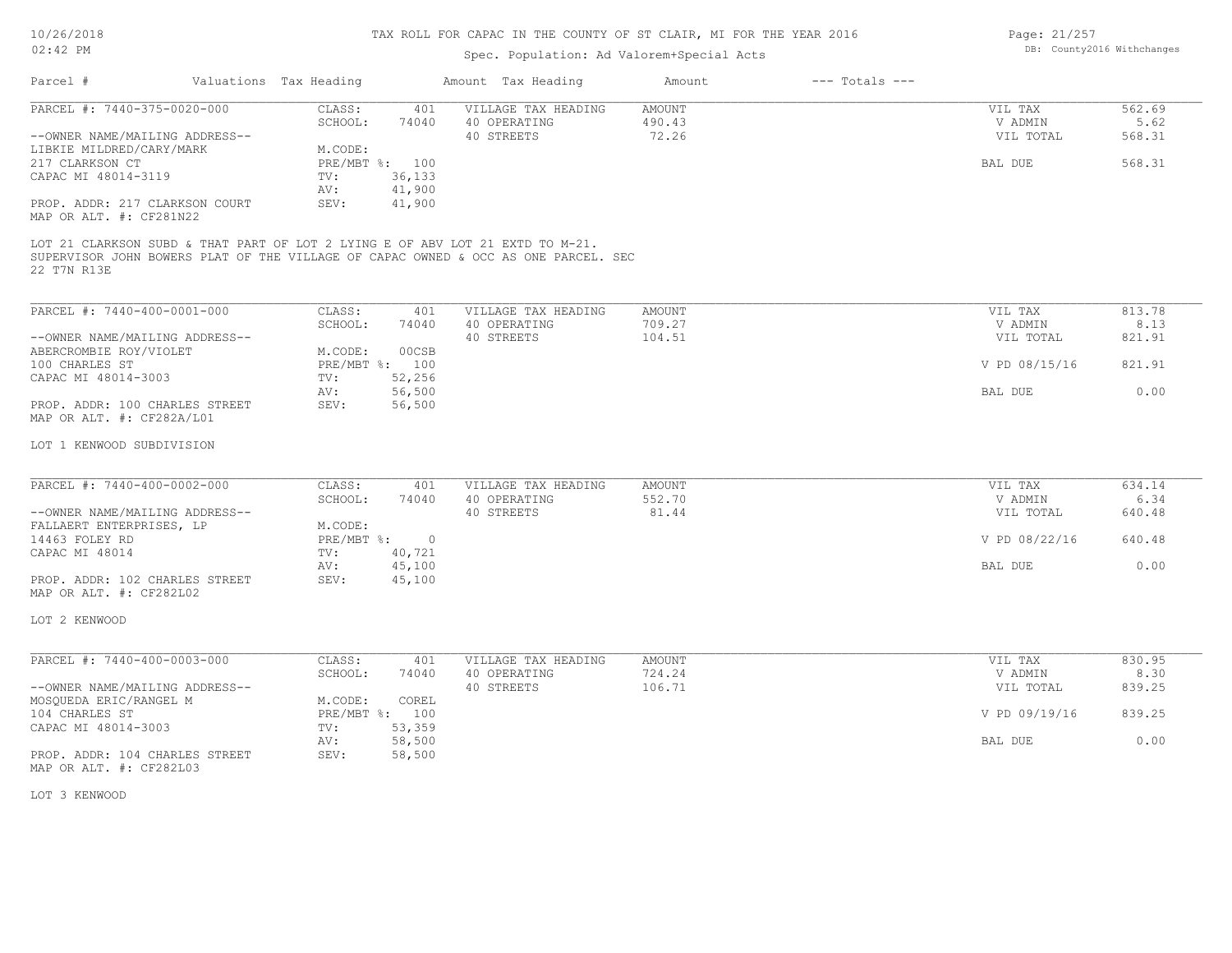# TAX ROLL FOR CAPAC IN THE COUNTY OF ST CLAIR, MI FOR THE YEAR 2016

Spec. Population: Ad Valorem+Special Acts

DB: County2016 Withchanges

| Parcel # | Valuations | Tax Heading | Amount | Tax Heading | Amount | --- Totals --- | |
|---|---|---|---|---|---|---|---|
| PARCEL #: 7440-375-0020-000 | CLASS: | 401 | VILLAGE TAX HEADING | AMOUNT | | VIL TAX | 562.69 |
| | SCHOOL: | 74040 | 40 OPERATING | 490.43 | | V ADMIN | 5.62 |
| --OWNER NAME/MAILING ADDRESS-- | | | 40 STREETS | 72.26 | | VIL TOTAL | 568.31 |
| LIBKIE MILDRED/CARY/MARK | M.CODE: | | | | | | |
| 217 CLARKSON CT | PRE/MBT %: | 100 | | | | BAL DUE | 568.31 |
| CAPAC MI 48014-3119 | TV: | 36,133 | | | | | |
| | AV: | 41,900 | | | | | |
| PROP. ADDR: 217 CLARKSON COURT | SEV: | 41,900 | | | | | |
| MAP OR ALT. #: CF281N22 | | | | | | | |

LOT 21 CLARKSON SUBD & THAT PART OF LOT 2 LYING E OF ABV LOT 21 EXTD TO M-21. SUPERVISOR JOHN BOWERS PLAT OF THE VILLAGE OF CAPAC OWNED & OCC AS ONE PARCEL. SEC 22 T7N R13E

| Parcel # | Valuations | Tax Heading | Amount | Tax Heading | Amount | --- Totals --- | |
|---|---|---|---|---|---|---|---|
| PARCEL #: 7440-400-0001-000 | CLASS: | 401 | VILLAGE TAX HEADING | AMOUNT | | VIL TAX | 813.78 |
| | SCHOOL: | 74040 | 40 OPERATING | 709.27 | | V ADMIN | 8.13 |
| --OWNER NAME/MAILING ADDRESS-- | | | 40 STREETS | 104.51 | | VIL TOTAL | 821.91 |
| ABERCROMBIE ROY/VIOLET | M.CODE: | 00CSB | | | | | |
| 100 CHARLES ST | PRE/MBT %: | 100 | | | | V PD 08/15/16 | 821.91 |
| CAPAC MI 48014-3003 | TV: | 52,256 | | | | | |
| | AV: | 56,500 | | | | BAL DUE | 0.00 |
| PROP. ADDR: 100 CHARLES STREET | SEV: | 56,500 | | | | | |
| MAP OR ALT. #: CF282A/L01 | | | | | | | |

LOT 1 KENWOOD SUBDIVISION

| Parcel # | Valuations | Tax Heading | Amount | Tax Heading | Amount | --- Totals --- | |
|---|---|---|---|---|---|---|---|
| PARCEL #: 7440-400-0002-000 | CLASS: | 401 | VILLAGE TAX HEADING | AMOUNT | | VIL TAX | 634.14 |
| | SCHOOL: | 74040 | 40 OPERATING | 552.70 | | V ADMIN | 6.34 |
| --OWNER NAME/MAILING ADDRESS-- | | | 40 STREETS | 81.44 | | VIL TOTAL | 640.48 |
| FALLAERT ENTERPRISES, LP | M.CODE: | | | | | | |
| 14463 FOLEY RD | PRE/MBT %: | 0 | | | | V PD 08/22/16 | 640.48 |
| CAPAC MI 48014 | TV: | 40,721 | | | | | |
| | AV: | 45,100 | | | | BAL DUE | 0.00 |
| PROP. ADDR: 102 CHARLES STREET | SEV: | 45,100 | | | | | |
| MAP OR ALT. #: CF282L02 | | | | | | | |

LOT 2 KENWOOD

| Parcel # | Valuations | Tax Heading | Amount | Tax Heading | Amount | --- Totals --- | |
|---|---|---|---|---|---|---|---|
| PARCEL #: 7440-400-0003-000 | CLASS: | 401 | VILLAGE TAX HEADING | AMOUNT | | VIL TAX | 830.95 |
| | SCHOOL: | 74040 | 40 OPERATING | 724.24 | | V ADMIN | 8.30 |
| --OWNER NAME/MAILING ADDRESS-- | | | 40 STREETS | 106.71 | | VIL TOTAL | 839.25 |
| MOSQUEDA ERIC/RANGEL M | M.CODE: | COREL | | | | | |
| 104 CHARLES ST | PRE/MBT %: | 100 | | | | V PD 09/19/16 | 839.25 |
| CAPAC MI 48014-3003 | TV: | 53,359 | | | | | |
| | AV: | 58,500 | | | | BAL DUE | 0.00 |
| PROP. ADDR: 104 CHARLES STREET | SEV: | 58,500 | | | | | |
| MAP OR ALT. #: CF282L03 | | | | | | | |

LOT 3 KENWOOD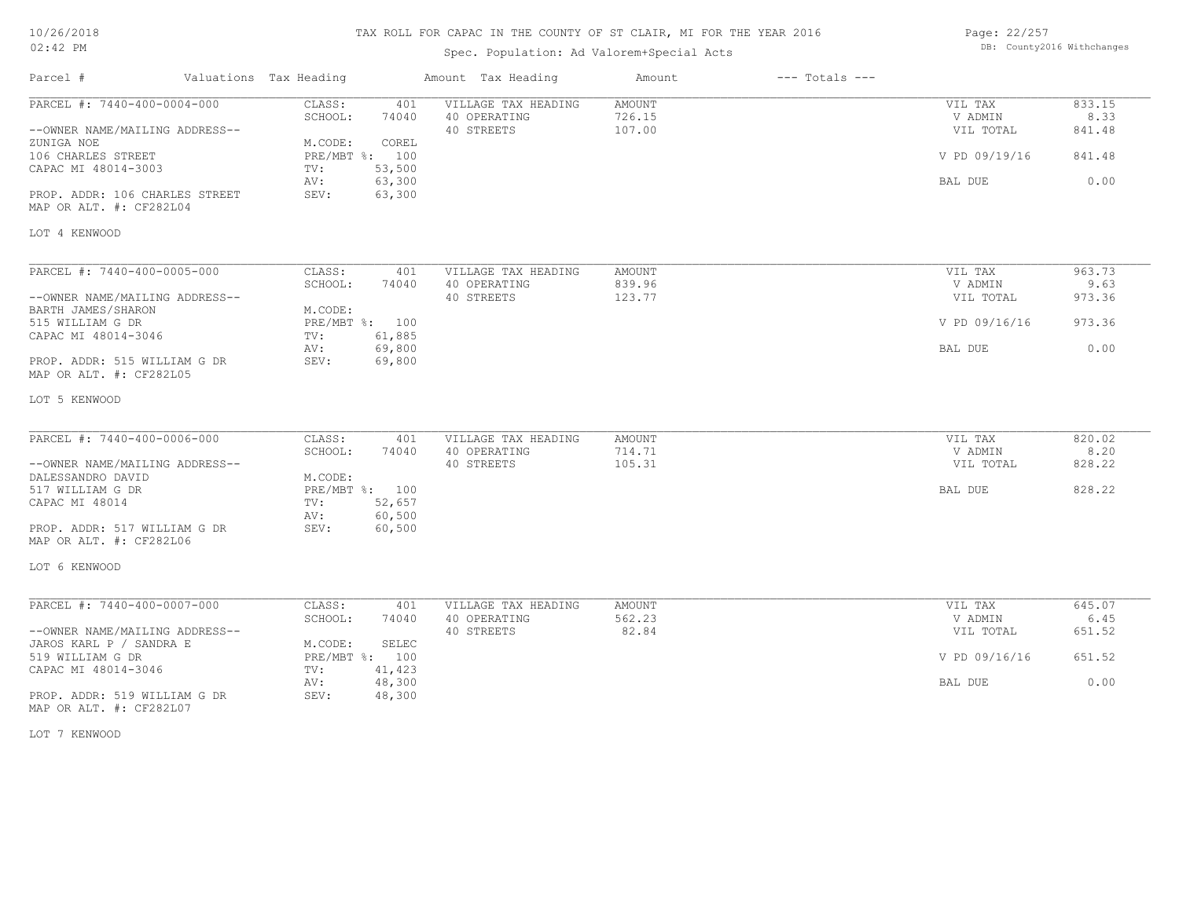# TAX ROLL FOR CAPAC IN THE COUNTY OF ST CLAIR, MI FOR THE YEAR 2016

Spec. Population: Ad Valorem+Special Acts

| Parcel # | Valuations | Tax Heading | Amount | Tax Heading | Amount | --- Totals --- | |
|---|---|---|---|---|---|---|---|

---

**PARCEL #: 7440-400-0004-000**

--OWNER NAME/MAILING ADDRESS--
ZUNIGA NOE
106 CHARLES STREET
CAPAC MI 48014-3003

PROP. ADDR: 106 CHARLES STREET
MAP OR ALT. #: CF282L04

LOT 4 KENWOOD

| Valuations | | Tax Heading | Amount | Totals | |
|---|---|---|---|---|---|
| CLASS: | 401 | VILLAGE TAX HEADING | AMOUNT | VIL TAX | 833.15 |
| SCHOOL: | 74040 | 40 OPERATING | 726.15 | V ADMIN | 8.33 |
| | | 40 STREETS | 107.00 | VIL TOTAL | 841.48 |
| M.CODE: | COREL | | | | |
| PRE/MBT %: | 100 | | | V PD 09/19/16 | 841.48 |
| TV: | 53,500 | | | | |
| AV: | 63,300 | | | BAL DUE | 0.00 |
| SEV: | 63,300 | | | | |

---

**PARCEL #: 7440-400-0005-000**

--OWNER NAME/MAILING ADDRESS--
BARTH JAMES/SHARON
515 WILLIAM G DR
CAPAC MI 48014-3046

PROP. ADDR: 515 WILLIAM G DR
MAP OR ALT. #: CF282L05

LOT 5 KENWOOD

| Valuations | | Tax Heading | Amount | Totals | |
|---|---|---|---|---|---|
| CLASS: | 401 | VILLAGE TAX HEADING | AMOUNT | VIL TAX | 963.73 |
| SCHOOL: | 74040 | 40 OPERATING | 839.96 | V ADMIN | 9.63 |
| | | 40 STREETS | 123.77 | VIL TOTAL | 973.36 |
| M.CODE: | | | | | |
| PRE/MBT %: | 100 | | | V PD 09/16/16 | 973.36 |
| TV: | 61,885 | | | | |
| AV: | 69,800 | | | BAL DUE | 0.00 |
| SEV: | 69,800 | | | | |

---

**PARCEL #: 7440-400-0006-000**

--OWNER NAME/MAILING ADDRESS--
DALESSANDRO DAVID
517 WILLIAM G DR
CAPAC MI 48014

PROP. ADDR: 517 WILLIAM G DR
MAP OR ALT. #: CF282L06

LOT 6 KENWOOD

| Valuations | | Tax Heading | Amount | Totals | |
|---|---|---|---|---|---|
| CLASS: | 401 | VILLAGE TAX HEADING | AMOUNT | VIL TAX | 820.02 |
| SCHOOL: | 74040 | 40 OPERATING | 714.71 | V ADMIN | 8.20 |
| | | 40 STREETS | 105.31 | VIL TOTAL | 828.22 |
| M.CODE: | | | | | |
| PRE/MBT %: | 100 | | | BAL DUE | 828.22 |
| TV: | 52,657 | | | | |
| AV: | 60,500 | | | | |
| SEV: | 60,500 | | | | |

---

**PARCEL #: 7440-400-0007-000**

--OWNER NAME/MAILING ADDRESS--
JAROS KARL P / SANDRA E
519 WILLIAM G DR
CAPAC MI 48014-3046

PROP. ADDR: 519 WILLIAM G DR
MAP OR ALT. #: CF282L07

LOT 7 KENWOOD

| Valuations | | Tax Heading | Amount | Totals | |
|---|---|---|---|---|---|
| CLASS: | 401 | VILLAGE TAX HEADING | AMOUNT | VIL TAX | 645.07 |
| SCHOOL: | 74040 | 40 OPERATING | 562.23 | V ADMIN | 6.45 |
| | | 40 STREETS | 82.84 | VIL TOTAL | 651.52 |
| M.CODE: | SELEC | | | | |
| PRE/MBT %: | 100 | | | V PD 09/16/16 | 651.52 |
| TV: | 41,423 | | | | |
| AV: | 48,300 | | | BAL DUE | 0.00 |
| SEV: | 48,300 | | | | |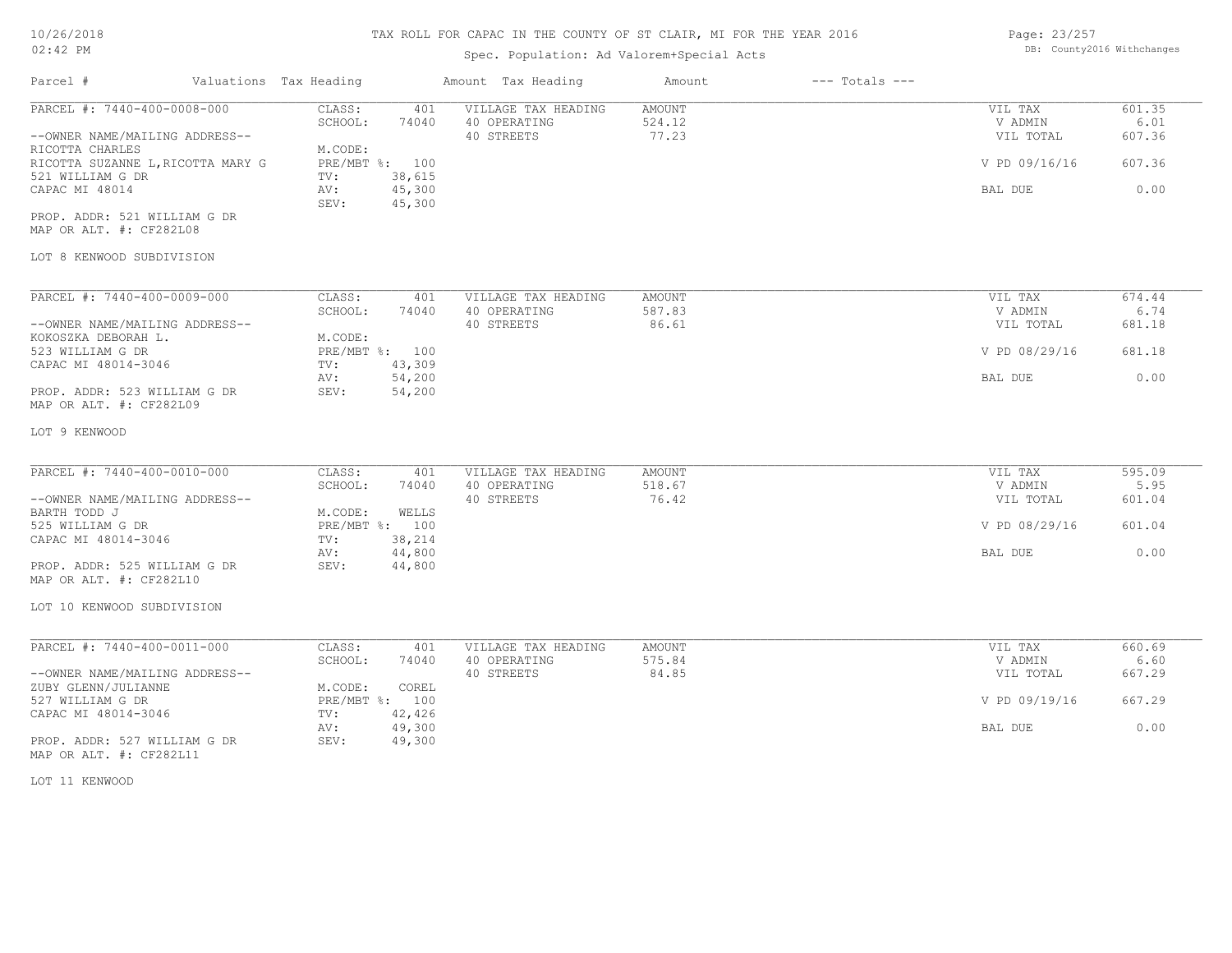# TAX ROLL FOR CAPAC IN THE COUNTY OF ST CLAIR, MI FOR THE YEAR 2016

Spec. Population: Ad Valorem+Special Acts

DB: County2016 Withchanges

| Parcel # | Valuations | Tax Heading | Amount | Tax Heading | Amount | --- Totals --- | |
|---|---|---|---|---|---|---|---|
| PARCEL #: 7440-400-0008-000 | CLASS: | 401 | VILLAGE TAX HEADING | AMOUNT | | VIL TAX | 601.35 |
| | SCHOOL: | 74040 | 40 OPERATING | 524.12 | | V ADMIN | 6.01 |
| --OWNER NAME/MAILING ADDRESS-- | | | 40 STREETS | 77.23 | | VIL TOTAL | 607.36 |
| RICOTTA CHARLES | M.CODE: | | | | | | |
| RICOTTA SUZANNE L,RICOTTA MARY G | PRE/MBT %: | 100 | | | | V PD 09/16/16 | 607.36 |
| 521 WILLIAM G DR | TV: | 38,615 | | | | | |
| CAPAC MI 48014 | AV: | 45,300 | | | | BAL DUE | 0.00 |
| | SEV: | 45,300 | | | | | |
| PROP. ADDR: 521 WILLIAM G DR | | | | | | | |
| MAP OR ALT. #: CF282L08 | | | | | | | |
| LOT 8 KENWOOD SUBDIVISION | | | | | | | |
| PARCEL #: 7440-400-0009-000 | CLASS: | 401 | VILLAGE TAX HEADING | AMOUNT | | VIL TAX | 674.44 |
| | SCHOOL: | 74040 | 40 OPERATING | 587.83 | | V ADMIN | 6.74 |
| --OWNER NAME/MAILING ADDRESS-- | | | 40 STREETS | 86.61 | | VIL TOTAL | 681.18 |
| KOKOSZKA DEBORAH L. | M.CODE: | | | | | | |
| 523 WILLIAM G DR | PRE/MBT %: | 100 | | | | V PD 08/29/16 | 681.18 |
| CAPAC MI 48014-3046 | TV: | 43,309 | | | | | |
| | AV: | 54,200 | | | | BAL DUE | 0.00 |
| PROP. ADDR: 523 WILLIAM G DR | SEV: | 54,200 | | | | | |
| MAP OR ALT. #: CF282L09 | | | | | | | |
| LOT 9 KENWOOD | | | | | | | |
| PARCEL #: 7440-400-0010-000 | CLASS: | 401 | VILLAGE TAX HEADING | AMOUNT | | VIL TAX | 595.09 |
| | SCHOOL: | 74040 | 40 OPERATING | 518.67 | | V ADMIN | 5.95 |
| --OWNER NAME/MAILING ADDRESS-- | | | 40 STREETS | 76.42 | | VIL TOTAL | 601.04 |
| BARTH TODD J | M.CODE: | WELLS | | | | | |
| 525 WILLIAM G DR | PRE/MBT %: | 100 | | | | V PD 08/29/16 | 601.04 |
| CAPAC MI 48014-3046 | TV: | 38,214 | | | | | |
| | AV: | 44,800 | | | | BAL DUE | 0.00 |
| PROP. ADDR: 525 WILLIAM G DR | SEV: | 44,800 | | | | | |
| MAP OR ALT. #: CF282L10 | | | | | | | |
| LOT 10 KENWOOD SUBDIVISION | | | | | | | |
| PARCEL #: 7440-400-0011-000 | CLASS: | 401 | VILLAGE TAX HEADING | AMOUNT | | VIL TAX | 660.69 |
| | SCHOOL: | 74040 | 40 OPERATING | 575.84 | | V ADMIN | 6.60 |
| --OWNER NAME/MAILING ADDRESS-- | | | 40 STREETS | 84.85 | | VIL TOTAL | 667.29 |
| ZUBY GLENN/JULIANNE | M.CODE: | COREL | | | | | |
| 527 WILLIAM G DR | PRE/MBT %: | 100 | | | | V PD 09/19/16 | 667.29 |
| CAPAC MI 48014-3046 | TV: | 42,426 | | | | | |
| | AV: | 49,300 | | | | BAL DUE | 0.00 |
| PROP. ADDR: 527 WILLIAM G DR | SEV: | 49,300 | | | | | |
| MAP OR ALT. #: CF282L11 | | | | | | | |
| LOT 11 KENWOOD | | | | | | | |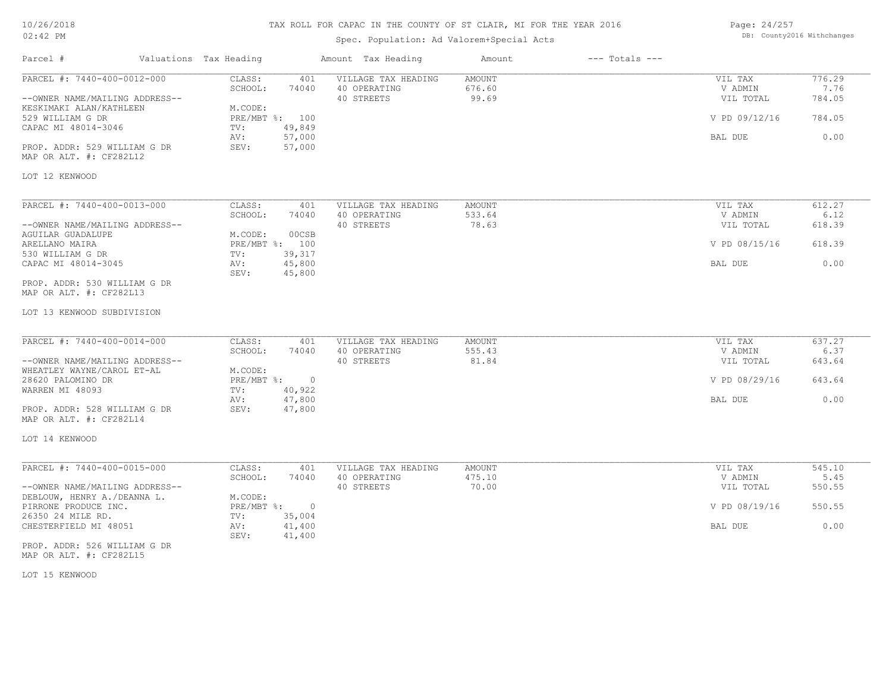# TAX ROLL FOR CAPAC IN THE COUNTY OF ST CLAIR, MI FOR THE YEAR 2016

Spec. Population: Ad Valorem+Special Acts

DB: County2016 Withchanges

| Parcel # | Valuations | Tax Heading | Amount | Tax Heading | Amount | --- Totals --- | |
|---|---|---|---|---|---|---|---|
| PARCEL #: 7440-400-0012-000 | CLASS: | 401 | VILLAGE TAX HEADING | AMOUNT | | VIL TAX | 776.29 |
| | SCHOOL: | 74040 | 40 OPERATING | 676.60 | | V ADMIN | 7.76 |
| --OWNER NAME/MAILING ADDRESS-- | | | 40 STREETS | 99.69 | | VIL TOTAL | 784.05 |
| KESKIMAKI ALAN/KATHLEEN | M.CODE: | | | | | | |
| 529 WILLIAM G DR | PRE/MBT %: | 100 | | | | V PD 09/12/16 | 784.05 |
| CAPAC MI 48014-3046 | TV: | 49,849 | | | | | |
| | AV: | 57,000 | | | | BAL DUE | 0.00 |
| PROP. ADDR: 529 WILLIAM G DR | SEV: | 57,000 | | | | | |
| MAP OR ALT. #: CF282L12 | | | | | | | |

LOT 12 KENWOOD

| Parcel # | Valuations | Tax Heading | Amount | Tax Heading | Amount | --- Totals --- | |
|---|---|---|---|---|---|---|---|
| PARCEL #: 7440-400-0013-000 | CLASS: | 401 | VILLAGE TAX HEADING | AMOUNT | | VIL TAX | 612.27 |
| | SCHOOL: | 74040 | 40 OPERATING | 533.64 | | V ADMIN | 6.12 |
| --OWNER NAME/MAILING ADDRESS-- | | | 40 STREETS | 78.63 | | VIL TOTAL | 618.39 |
| AGUILAR GUADALUPE | M.CODE: | 00CSB | | | | | |
| ARELLANO MAIRA | PRE/MBT %: | 100 | | | | V PD 08/15/16 | 618.39 |
| 530 WILLIAM G DR | TV: | 39,317 | | | | | |
| CAPAC MI 48014-3045 | AV: | 45,800 | | | | BAL DUE | 0.00 |
| | SEV: | 45,800 | | | | | |
| PROP. ADDR: 530 WILLIAM G DR | | | | | | | |
| MAP OR ALT. #: CF282L13 | | | | | | | |

LOT 13 KENWOOD SUBDIVISION

| Parcel # | Valuations | Tax Heading | Amount | Tax Heading | Amount | --- Totals --- | |
|---|---|---|---|---|---|---|---|
| PARCEL #: 7440-400-0014-000 | CLASS: | 401 | VILLAGE TAX HEADING | AMOUNT | | VIL TAX | 637.27 |
| | SCHOOL: | 74040 | 40 OPERATING | 555.43 | | V ADMIN | 6.37 |
| --OWNER NAME/MAILING ADDRESS-- | | | 40 STREETS | 81.84 | | VIL TOTAL | 643.64 |
| WHEATLEY WAYNE/CAROL ET-AL | M.CODE: | | | | | | |
| 28620 PALOMINO DR | PRE/MBT %: | 0 | | | | V PD 08/29/16 | 643.64 |
| WARREN MI 48093 | TV: | 40,922 | | | | | |
| | AV: | 47,800 | | | | BAL DUE | 0.00 |
| PROP. ADDR: 528 WILLIAM G DR | SEV: | 47,800 | | | | | |
| MAP OR ALT. #: CF282L14 | | | | | | | |

LOT 14 KENWOOD

| Parcel # | Valuations | Tax Heading | Amount | Tax Heading | Amount | --- Totals --- | |
|---|---|---|---|---|---|---|---|
| PARCEL #: 7440-400-0015-000 | CLASS: | 401 | VILLAGE TAX HEADING | AMOUNT | | VIL TAX | 545.10 |
| | SCHOOL: | 74040 | 40 OPERATING | 475.10 | | V ADMIN | 5.45 |
| --OWNER NAME/MAILING ADDRESS-- | | | 40 STREETS | 70.00 | | VIL TOTAL | 550.55 |
| DEBLOUW, HENRY A./DEANNA L. | M.CODE: | | | | | | |
| PIRRONE PRODUCE INC. | PRE/MBT %: | 0 | | | | V PD 08/19/16 | 550.55 |
| 26350 24 MILE RD. | TV: | 35,004 | | | | | |
| CHESTERFIELD MI 48051 | AV: | 41,400 | | | | BAL DUE | 0.00 |
| | SEV: | 41,400 | | | | | |
| PROP. ADDR: 526 WILLIAM G DR | | | | | | | |
| MAP OR ALT. #: CF282L15 | | | | | | | |

LOT 15 KENWOOD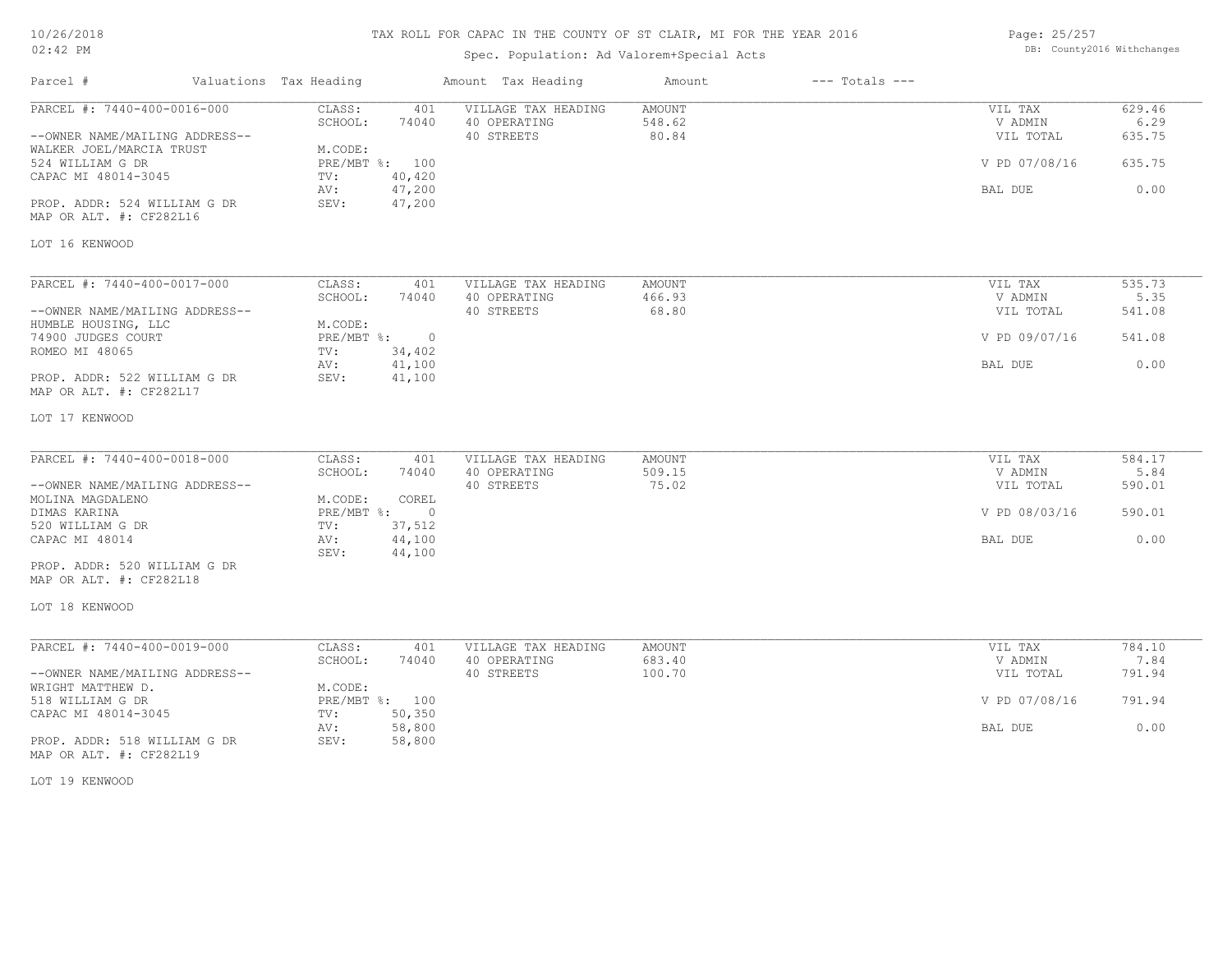# TAX ROLL FOR CAPAC IN THE COUNTY OF ST CLAIR, MI FOR THE YEAR 2016

Spec. Population: Ad Valorem+Special Acts

DB: County2016 Withchanges

| Parcel # | Valuations | Tax Heading | Amount | Tax Heading | Amount | --- Totals --- | |
|---|---|---|---|---|---|---|---|

## PARCEL #: 7440-400-0016-000

--OWNER NAME/MAILING ADDRESS--
WALKER JOEL/MARCIA TRUST
524 WILLIAM G DR
CAPAC MI 48014-3045

PROP. ADDR: 524 WILLIAM G DR
MAP OR ALT. #: CF282L16

| Valuations | | Tax Heading | Amount | Totals | |
|---|---|---|---|---|---|
| CLASS: | 401 | VILLAGE TAX HEADING | AMOUNT | VIL TAX | 629.46 |
| SCHOOL: | 74040 | 40 OPERATING | 548.62 | V ADMIN | 6.29 |
| M.CODE: | | 40 STREETS | 80.84 | VIL TOTAL | 635.75 |
| PRE/MBT %: | 100 | | | V PD 07/08/16 | 635.75 |
| TV: | 40,420 | | | | |
| AV: | 47,200 | | | BAL DUE | 0.00 |
| SEV: | 47,200 | | | | |

LOT 16 KENWOOD

## PARCEL #: 7440-400-0017-000

--OWNER NAME/MAILING ADDRESS--
HUMBLE HOUSING, LLC
74900 JUDGES COURT
ROMEO MI 48065

PROP. ADDR: 522 WILLIAM G DR
MAP OR ALT. #: CF282L17

| Valuations | | Tax Heading | Amount | Totals | |
|---|---|---|---|---|---|
| CLASS: | 401 | VILLAGE TAX HEADING | AMOUNT | VIL TAX | 535.73 |
| SCHOOL: | 74040 | 40 OPERATING | 466.93 | V ADMIN | 5.35 |
| M.CODE: | | 40 STREETS | 68.80 | VIL TOTAL | 541.08 |
| PRE/MBT %: | 0 | | | V PD 09/07/16 | 541.08 |
| TV: | 34,402 | | | | |
| AV: | 41,100 | | | BAL DUE | 0.00 |
| SEV: | 41,100 | | | | |

LOT 17 KENWOOD

## PARCEL #: 7440-400-0018-000

--OWNER NAME/MAILING ADDRESS--
MOLINA MAGDALENO
DIMAS KARINA
520 WILLIAM G DR
CAPAC MI 48014

PROP. ADDR: 520 WILLIAM G DR
MAP OR ALT. #: CF282L18

| Valuations | | Tax Heading | Amount | Totals | |
|---|---|---|---|---|---|
| CLASS: | 401 | VILLAGE TAX HEADING | AMOUNT | VIL TAX | 584.17 |
| SCHOOL: | 74040 | 40 OPERATING | 509.15 | V ADMIN | 5.84 |
| M.CODE: | COREL | 40 STREETS | 75.02 | VIL TOTAL | 590.01 |
| PRE/MBT %: | 0 | | | V PD 08/03/16 | 590.01 |
| TV: | 37,512 | | | | |
| AV: | 44,100 | | | BAL DUE | 0.00 |
| SEV: | 44,100 | | | | |

LOT 18 KENWOOD

## PARCEL #: 7440-400-0019-000

--OWNER NAME/MAILING ADDRESS--
WRIGHT MATTHEW D.
518 WILLIAM G DR
CAPAC MI 48014-3045

PROP. ADDR: 518 WILLIAM G DR
MAP OR ALT. #: CF282L19

| Valuations | | Tax Heading | Amount | Totals | |
|---|---|---|---|---|---|
| CLASS: | 401 | VILLAGE TAX HEADING | AMOUNT | VIL TAX | 784.10 |
| SCHOOL: | 74040 | 40 OPERATING | 683.40 | V ADMIN | 7.84 |
| M.CODE: | | 40 STREETS | 100.70 | VIL TOTAL | 791.94 |
| PRE/MBT %: | 100 | | | V PD 07/08/16 | 791.94 |
| TV: | 50,350 | | | | |
| AV: | 58,800 | | | BAL DUE | 0.00 |
| SEV: | 58,800 | | | | |

LOT 19 KENWOOD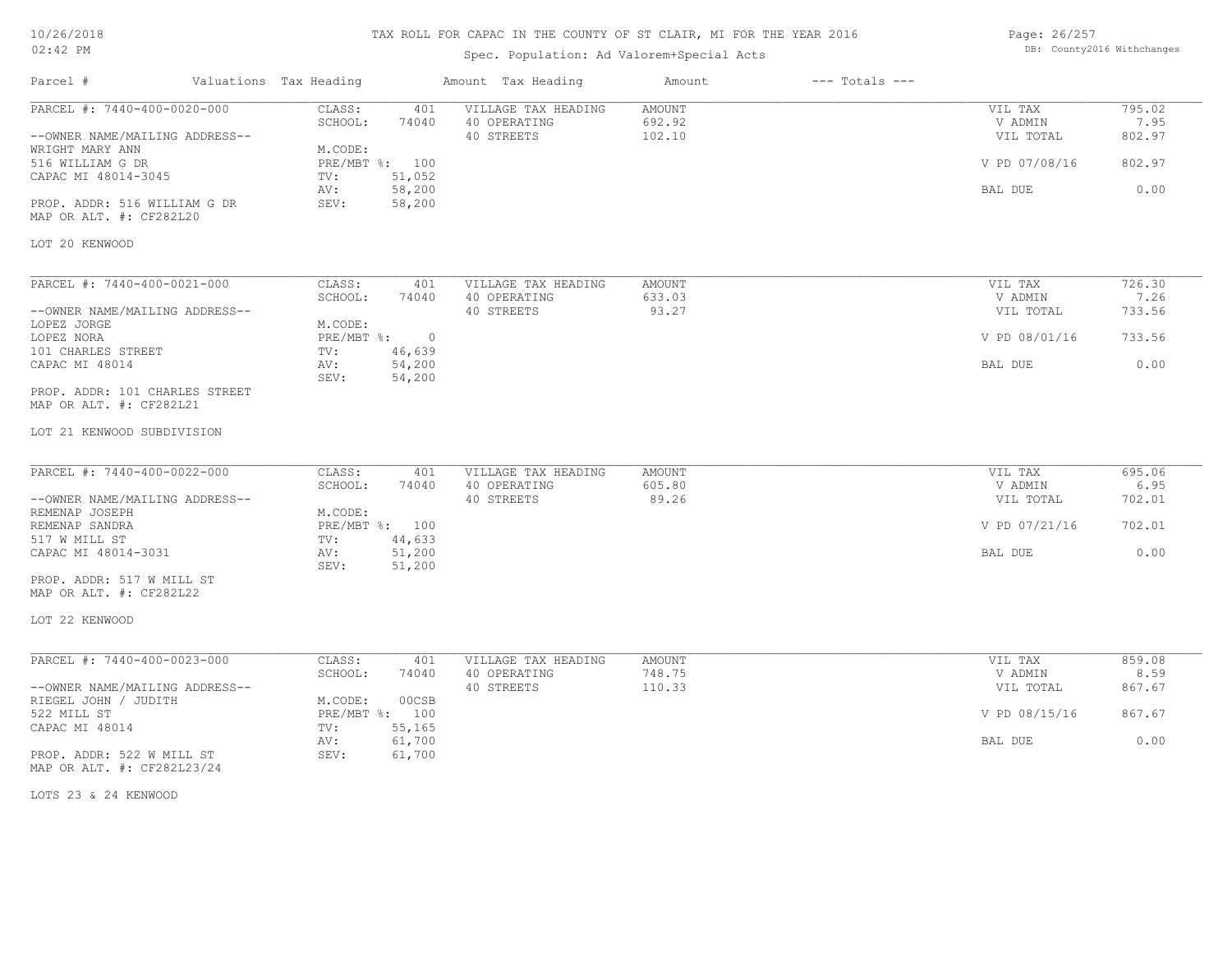# TAX ROLL FOR CAPAC IN THE COUNTY OF ST CLAIR, MI FOR THE YEAR 2016

Spec. Population: Ad Valorem+Special Acts

| Parcel # | Valuations | Tax Heading | Amount | Tax Heading | Amount | --- Totals --- | |
|---|---|---|---|---|---|---|---|
| PARCEL #: 7440-400-0020-000 | CLASS: | 401 | VILLAGE TAX HEADING | AMOUNT | | VIL TAX | 795.02 |
| | SCHOOL: | 74040 | 40 OPERATING | 692.92 | | V ADMIN | 7.95 |
| --OWNER NAME/MAILING ADDRESS-- | | | 40 STREETS | 102.10 | | VIL TOTAL | 802.97 |
| WRIGHT MARY ANN | M.CODE: | | | | | | |
| 516 WILLIAM G DR | PRE/MBT %: | 100 | | | | V PD 07/08/16 | 802.97 |
| CAPAC MI 48014-3045 | TV: | 51,052 | | | | | |
| | AV: | 58,200 | | | | BAL DUE | 0.00 |
| PROP. ADDR: 516 WILLIAM G DR | SEV: | 58,200 | | | | | |
| MAP OR ALT. #: CF282L20 | | | | | | | |
| LOT 20 KENWOOD | | | | | | | |

| Parcel # | Valuations | Tax Heading | Amount | Tax Heading | Amount | --- Totals --- | |
|---|---|---|---|---|---|---|---|
| PARCEL #: 7440-400-0021-000 | CLASS: | 401 | VILLAGE TAX HEADING | AMOUNT | | VIL TAX | 726.30 |
| | SCHOOL: | 74040 | 40 OPERATING | 633.03 | | V ADMIN | 7.26 |
| --OWNER NAME/MAILING ADDRESS-- | | | 40 STREETS | 93.27 | | VIL TOTAL | 733.56 |
| LOPEZ JORGE | M.CODE: | | | | | | |
| LOPEZ NORA | PRE/MBT %: | 0 | | | | V PD 08/01/16 | 733.56 |
| 101 CHARLES STREET | TV: | 46,639 | | | | | |
| CAPAC MI 48014 | AV: | 54,200 | | | | BAL DUE | 0.00 |
| | SEV: | 54,200 | | | | | |
| PROP. ADDR: 101 CHARLES STREET | | | | | | | |
| MAP OR ALT. #: CF282L21 | | | | | | | |
| LOT 21 KENWOOD SUBDIVISION | | | | | | | |

| Parcel # | Valuations | Tax Heading | Amount | Tax Heading | Amount | --- Totals --- | |
|---|---|---|---|---|---|---|---|
| PARCEL #: 7440-400-0022-000 | CLASS: | 401 | VILLAGE TAX HEADING | AMOUNT | | VIL TAX | 695.06 |
| | SCHOOL: | 74040 | 40 OPERATING | 605.80 | | V ADMIN | 6.95 |
| --OWNER NAME/MAILING ADDRESS-- | | | 40 STREETS | 89.26 | | VIL TOTAL | 702.01 |
| REMENAP JOSEPH | M.CODE: | | | | | | |
| REMENAP SANDRA | PRE/MBT %: | 100 | | | | V PD 07/21/16 | 702.01 |
| 517 W MILL ST | TV: | 44,633 | | | | | |
| CAPAC MI 48014-3031 | AV: | 51,200 | | | | BAL DUE | 0.00 |
| | SEV: | 51,200 | | | | | |
| PROP. ADDR: 517 W MILL ST | | | | | | | |
| MAP OR ALT. #: CF282L22 | | | | | | | |
| LOT 22 KENWOOD | | | | | | | |

| Parcel # | Valuations | Tax Heading | Amount | Tax Heading | Amount | --- Totals --- | |
|---|---|---|---|---|---|---|---|
| PARCEL #: 7440-400-0023-000 | CLASS: | 401 | VILLAGE TAX HEADING | AMOUNT | | VIL TAX | 859.08 |
| | SCHOOL: | 74040 | 40 OPERATING | 748.75 | | V ADMIN | 8.59 |
| --OWNER NAME/MAILING ADDRESS-- | | | 40 STREETS | 110.33 | | VIL TOTAL | 867.67 |
| RIEGEL JOHN / JUDITH | M.CODE: | 00CSB | | | | | |
| 522 MILL ST | PRE/MBT %: | 100 | | | | V PD 08/15/16 | 867.67 |
| CAPAC MI 48014 | TV: | 55,165 | | | | | |
| | AV: | 61,700 | | | | BAL DUE | 0.00 |
| PROP. ADDR: 522 W MILL ST | SEV: | 61,700 | | | | | |
| MAP OR ALT. #: CF282L23/24 | | | | | | | |
| LOTS 23 & 24 KENWOOD | | | | | | | |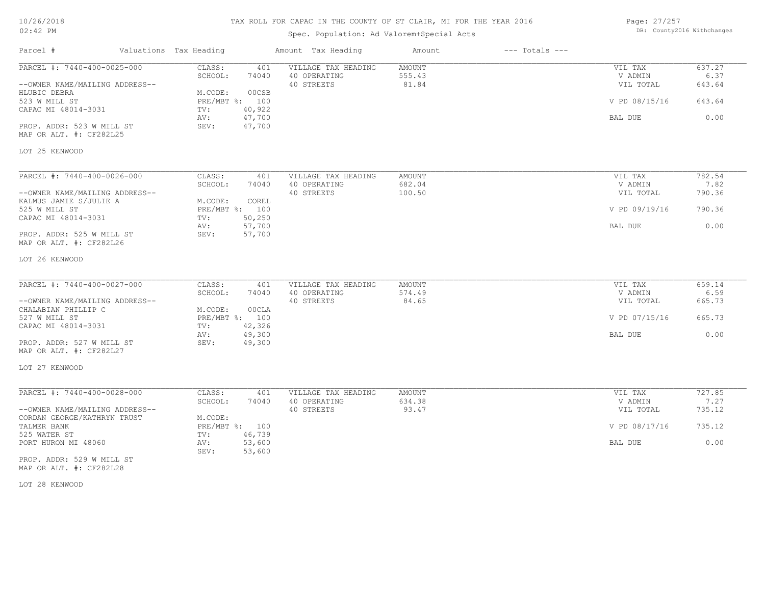# TAX ROLL FOR CAPAC IN THE COUNTY OF ST CLAIR, MI FOR THE YEAR 2016

Spec. Population: Ad Valorem+Special Acts

| Parcel # | Valuations | Tax Heading | Amount | Tax Heading | Amount | --- Totals --- | |
|---|---|---|---|---|---|---|---|

---

**PARCEL #: 7440-400-0025-000**

| | | | | | | |
|---|---|---|---|---|---|---|
| | CLASS: | 401 | VILLAGE TAX HEADING | AMOUNT | VIL TAX | 637.27 |
| | SCHOOL: | 74040 | 40 OPERATING | 555.43 | V ADMIN | 6.37 |
| --OWNER NAME/MAILING ADDRESS-- | | | 40 STREETS | 81.84 | VIL TOTAL | 643.64 |
| HLUBIC DEBRA | M.CODE: | 00CSB | | | | |
| 523 W MILL ST | PRE/MBT %: | 100 | | | V PD 08/15/16 | 643.64 |
| CAPAC MI 48014-3031 | TV: | 40,922 | | | | |
| | AV: | 47,700 | | | BAL DUE | 0.00 |
| PROP. ADDR: 523 W MILL ST | SEV: | 47,700 | | | | |

MAP OR ALT. #: CF282L25

LOT 25 KENWOOD

---

**PARCEL #: 7440-400-0026-000**

| | | | | | | |
|---|---|---|---|---|---|---|
| | CLASS: | 401 | VILLAGE TAX HEADING | AMOUNT | VIL TAX | 782.54 |
| | SCHOOL: | 74040 | 40 OPERATING | 682.04 | V ADMIN | 7.82 |
| --OWNER NAME/MAILING ADDRESS-- | | | 40 STREETS | 100.50 | VIL TOTAL | 790.36 |
| KALMUS JAMIE S/JULIE A | M.CODE: | COREL | | | | |
| 525 W MILL ST | PRE/MBT %: | 100 | | | V PD 09/19/16 | 790.36 |
| CAPAC MI 48014-3031 | TV: | 50,250 | | | | |
| | AV: | 57,700 | | | BAL DUE | 0.00 |
| PROP. ADDR: 525 W MILL ST | SEV: | 57,700 | | | | |

MAP OR ALT. #: CF282L26

LOT 26 KENWOOD

---

**PARCEL #: 7440-400-0027-000**

| | | | | | | |
|---|---|---|---|---|---|---|
| | CLASS: | 401 | VILLAGE TAX HEADING | AMOUNT | VIL TAX | 659.14 |
| | SCHOOL: | 74040 | 40 OPERATING | 574.49 | V ADMIN | 6.59 |
| --OWNER NAME/MAILING ADDRESS-- | | | 40 STREETS | 84.65 | VIL TOTAL | 665.73 |
| CHALABIAN PHILLIP C | M.CODE: | 00CLA | | | | |
| 527 W MILL ST | PRE/MBT %: | 100 | | | V PD 07/15/16 | 665.73 |
| CAPAC MI 48014-3031 | TV: | 42,326 | | | | |
| | AV: | 49,300 | | | BAL DUE | 0.00 |
| PROP. ADDR: 527 W MILL ST | SEV: | 49,300 | | | | |

MAP OR ALT. #: CF282L27

LOT 27 KENWOOD

---

**PARCEL #: 7440-400-0028-000**

| | | | | | | |
|---|---|---|---|---|---|---|
| | CLASS: | 401 | VILLAGE TAX HEADING | AMOUNT | VIL TAX | 727.85 |
| | SCHOOL: | 74040 | 40 OPERATING | 634.38 | V ADMIN | 7.27 |
| --OWNER NAME/MAILING ADDRESS-- | | | 40 STREETS | 93.47 | VIL TOTAL | 735.12 |
| CORDAN GEORGE/KATHRYN TRUST | M.CODE: | | | | | |
| TALMER BANK | PRE/MBT %: | 100 | | | V PD 08/17/16 | 735.12 |
| 525 WATER ST | TV: | 46,739 | | | | |
| PORT HURON MI 48060 | AV: | 53,600 | | | BAL DUE | 0.00 |
| | SEV: | 53,600 | | | | |

PROP. ADDR: 529 W MILL ST

MAP OR ALT. #: CF282L28

LOT 28 KENWOOD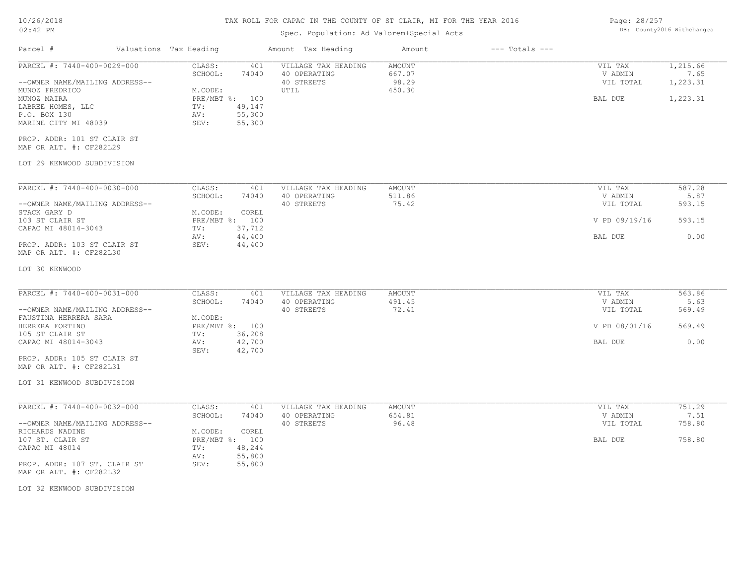# TAX ROLL FOR CAPAC IN THE COUNTY OF ST CLAIR, MI FOR THE YEAR 2016

Spec. Population: Ad Valorem+Special Acts

| Parcel # | Valuations | Tax Heading | Amount | Tax Heading | Amount | --- Totals --- | |
|---|---|---|---|---|---|---|---|
| PARCEL #: 7440-400-0029-000 | CLASS: | 401 | VILLAGE TAX HEADING | AMOUNT | | VIL TAX | 1,215.66 |
| | SCHOOL: | 74040 | 40 OPERATING | 667.07 | | V ADMIN | 7.65 |
| --OWNER NAME/MAILING ADDRESS-- | | | 40 STREETS | 98.29 | | VIL TOTAL | 1,223.31 |
| MUNOZ FREDRICO | M.CODE: | | UTIL | 450.30 | | | |
| MUNOZ MAIRA | PRE/MBT %: | 100 | | | | BAL DUE | 1,223.31 |
| LABREE HOMES, LLC | TV: | 49,147 | | | | | |
| P.O. BOX 130 | AV: | 55,300 | | | | | |
| MARINE CITY MI 48039 | SEV: | 55,300 | | | | | |
| PROP. ADDR: 101 ST CLAIR ST | | | | | | | |
| MAP OR ALT. #: CF282L29 | | | | | | | |
| LOT 29 KENWOOD SUBDIVISION | | | | | | | |

| Parcel # | Valuations | Tax Heading | Amount | Tax Heading | Amount | --- Totals --- | |
|---|---|---|---|---|---|---|---|
| PARCEL #: 7440-400-0030-000 | CLASS: | 401 | VILLAGE TAX HEADING | AMOUNT | | VIL TAX | 587.28 |
| | SCHOOL: | 74040 | 40 OPERATING | 511.86 | | V ADMIN | 5.87 |
| --OWNER NAME/MAILING ADDRESS-- | | | 40 STREETS | 75.42 | | VIL TOTAL | 593.15 |
| STACK GARY D | M.CODE: | COREL | | | | | |
| 103 ST CLAIR ST | PRE/MBT %: | 100 | | | | V PD 09/19/16 | 593.15 |
| CAPAC MI 48014-3043 | TV: | 37,712 | | | | | |
| | AV: | 44,400 | | | | BAL DUE | 0.00 |
| PROP. ADDR: 103 ST CLAIR ST | SEV: | 44,400 | | | | | |
| MAP OR ALT. #: CF282L30 | | | | | | | |
| LOT 30 KENWOOD | | | | | | | |

| Parcel # | Valuations | Tax Heading | Amount | Tax Heading | Amount | --- Totals --- | |
|---|---|---|---|---|---|---|---|
| PARCEL #: 7440-400-0031-000 | CLASS: | 401 | VILLAGE TAX HEADING | AMOUNT | | VIL TAX | 563.86 |
| | SCHOOL: | 74040 | 40 OPERATING | 491.45 | | V ADMIN | 5.63 |
| --OWNER NAME/MAILING ADDRESS-- | | | 40 STREETS | 72.41 | | VIL TOTAL | 569.49 |
| FAUSTINA HERRERA SARA | M.CODE: | | | | | | |
| HERRERA FORTINO | PRE/MBT %: | 100 | | | | V PD 08/01/16 | 569.49 |
| 105 ST CLAIR ST | TV: | 36,208 | | | | | |
| CAPAC MI 48014-3043 | AV: | 42,700 | | | | BAL DUE | 0.00 |
| | SEV: | 42,700 | | | | | |
| PROP. ADDR: 105 ST CLAIR ST | | | | | | | |
| MAP OR ALT. #: CF282L31 | | | | | | | |
| LOT 31 KENWOOD SUBDIVISION | | | | | | | |

| Parcel # | Valuations | Tax Heading | Amount | Tax Heading | Amount | --- Totals --- | |
|---|---|---|---|---|---|---|---|
| PARCEL #: 7440-400-0032-000 | CLASS: | 401 | VILLAGE TAX HEADING | AMOUNT | | VIL TAX | 751.29 |
| | SCHOOL: | 74040 | 40 OPERATING | 654.81 | | V ADMIN | 7.51 |
| --OWNER NAME/MAILING ADDRESS-- | | | 40 STREETS | 96.48 | | VIL TOTAL | 758.80 |
| RICHARDS NADINE | M.CODE: | COREL | | | | | |
| 107 ST. CLAIR ST | PRE/MBT %: | 100 | | | | BAL DUE | 758.80 |
| CAPAC MI 48014 | TV: | 48,244 | | | | | |
| | AV: | 55,800 | | | | | |
| PROP. ADDR: 107 ST. CLAIR ST | SEV: | 55,800 | | | | | |
| MAP OR ALT. #: CF282L32 | | | | | | | |
| LOT 32 KENWOOD SUBDIVISION | | | | | | | |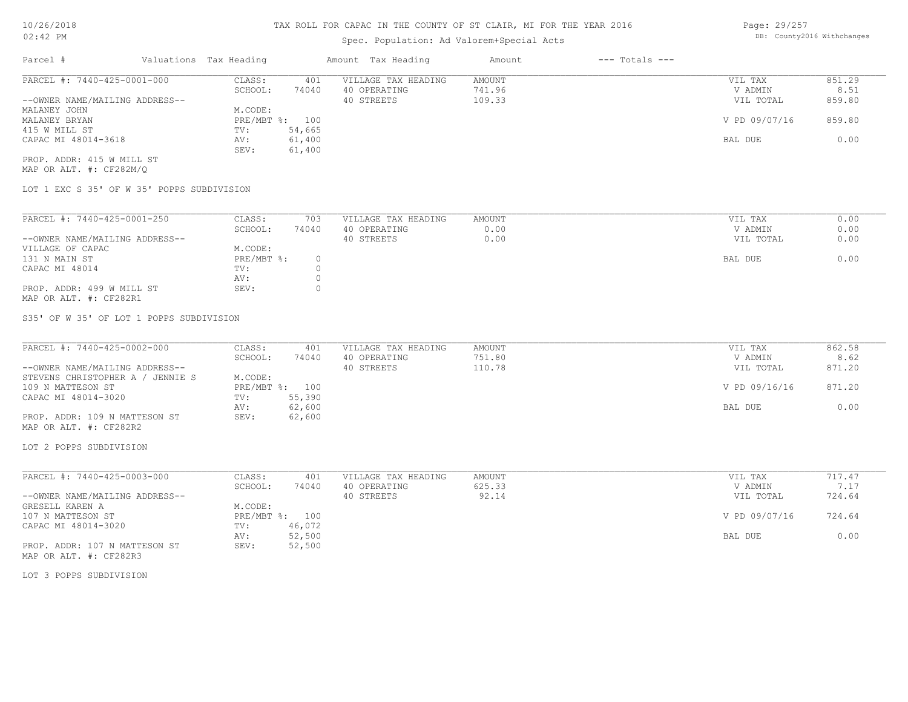# TAX ROLL FOR CAPAC IN THE COUNTY OF ST CLAIR, MI FOR THE YEAR 2016

Spec. Population: Ad Valorem+Special Acts

DB: County2016 Withchanges

| Parcel # | Valuations | Tax Heading | Amount | Tax Heading | Amount | --- Totals --- | |
|---|---|---|---|---|---|---|---|
| PARCEL #: 7440-425-0001-000 | CLASS: | 401 | VILLAGE TAX HEADING | AMOUNT | | VIL TAX | 851.29 |
| | SCHOOL: | 74040 | 40 OPERATING | 741.96 | | V ADMIN | 8.51 |
| --OWNER NAME/MAILING ADDRESS-- | | | 40 STREETS | 109.33 | | VIL TOTAL | 859.80 |
| MALANEY JOHN | M.CODE: | | | | | | |
| MALANEY BRYAN | PRE/MBT %: | 100 | | | | V PD 09/07/16 | 859.80 |
| 415 W MILL ST | TV: | 54,665 | | | | | |
| CAPAC MI 48014-3618 | AV: | 61,400 | | | | BAL DUE | 0.00 |
| | SEV: | 61,400 | | | | | |
| PROP. ADDR: 415 W MILL ST | | | | | | | |
| MAP OR ALT. #: CF282M/Q | | | | | | | |

LOT 1 EXC S 35' OF W 35' POPPS SUBDIVISION

| Parcel # | Valuations | Tax Heading | Amount | Tax Heading | Amount | --- Totals --- | |
|---|---|---|---|---|---|---|---|
| PARCEL #: 7440-425-0001-250 | CLASS: | 703 | VILLAGE TAX HEADING | AMOUNT | | VIL TAX | 0.00 |
| | SCHOOL: | 74040 | 40 OPERATING | 0.00 | | V ADMIN | 0.00 |
| --OWNER NAME/MAILING ADDRESS-- | | | 40 STREETS | 0.00 | | VIL TOTAL | 0.00 |
| VILLAGE OF CAPAC | M.CODE: | | | | | | |
| 131 N MAIN ST | PRE/MBT %: | 0 | | | | BAL DUE | 0.00 |
| CAPAC MI 48014 | TV: | 0 | | | | | |
| | AV: | 0 | | | | | |
| PROP. ADDR: 499 W MILL ST | SEV: | 0 | | | | | |
| MAP OR ALT. #: CF282R1 | | | | | | | |

S35' OF W 35' OF LOT 1 POPPS SUBDIVISION

| Parcel # | Valuations | Tax Heading | Amount | Tax Heading | Amount | --- Totals --- | |
|---|---|---|---|---|---|---|---|
| PARCEL #: 7440-425-0002-000 | CLASS: | 401 | VILLAGE TAX HEADING | AMOUNT | | VIL TAX | 862.58 |
| | SCHOOL: | 74040 | 40 OPERATING | 751.80 | | V ADMIN | 8.62 |
| --OWNER NAME/MAILING ADDRESS-- | | | 40 STREETS | 110.78 | | VIL TOTAL | 871.20 |
| STEVENS CHRISTOPHER A / JENNIE S | M.CODE: | | | | | | |
| 109 N MATTESON ST | PRE/MBT %: | 100 | | | | V PD 09/16/16 | 871.20 |
| CAPAC MI 48014-3020 | TV: | 55,390 | | | | | |
| | AV: | 62,600 | | | | BAL DUE | 0.00 |
| PROP. ADDR: 109 N MATTESON ST | SEV: | 62,600 | | | | | |
| MAP OR ALT. #: CF282R2 | | | | | | | |

LOT 2 POPPS SUBDIVISION

| Parcel # | Valuations | Tax Heading | Amount | Tax Heading | Amount | --- Totals --- | |
|---|---|---|---|---|---|---|---|
| PARCEL #: 7440-425-0003-000 | CLASS: | 401 | VILLAGE TAX HEADING | AMOUNT | | VIL TAX | 717.47 |
| | SCHOOL: | 74040 | 40 OPERATING | 625.33 | | V ADMIN | 7.17 |
| --OWNER NAME/MAILING ADDRESS-- | | | 40 STREETS | 92.14 | | VIL TOTAL | 724.64 |
| GRESELL KAREN A | M.CODE: | | | | | | |
| 107 N MATTESON ST | PRE/MBT %: | 100 | | | | V PD 09/07/16 | 724.64 |
| CAPAC MI 48014-3020 | TV: | 46,072 | | | | | |
| | AV: | 52,500 | | | | BAL DUE | 0.00 |
| PROP. ADDR: 107 N MATTESON ST | SEV: | 52,500 | | | | | |
| MAP OR ALT. #: CF282R3 | | | | | | | |

LOT 3 POPPS SUBDIVISION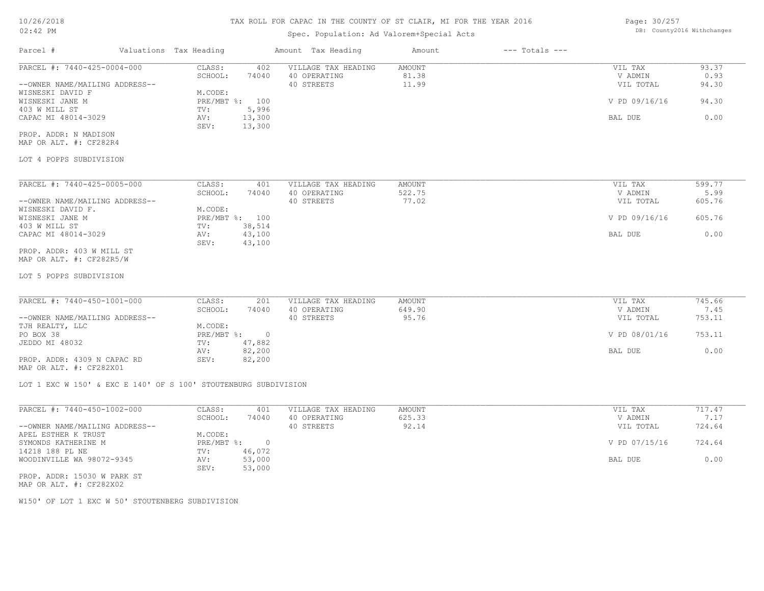# TAX ROLL FOR CAPAC IN THE COUNTY OF ST CLAIR, MI FOR THE YEAR 2016

Spec. Population: Ad Valorem+Special Acts

DB: County2016 Withchanges

10/26/2018
02:42 PM

| Parcel # | Valuations Tax Heading | | Amount Tax Heading | Amount | --- Totals --- | |
|---|---|---|---|---|---|---|
| PARCEL #: 7440-425-0004-000 | CLASS: | 402 | VILLAGE TAX HEADING | AMOUNT | VIL TAX | 93.37 |
| | SCHOOL: | 74040 | 40 OPERATING | 81.38 | V ADMIN | 0.93 |
| --OWNER NAME/MAILING ADDRESS-- | | | 40 STREETS | 11.99 | VIL TOTAL | 94.30 |
| WISNESKI DAVID F | M.CODE: | | | | | |
| WISNESKI JANE M | PRE/MBT %: | 100 | | | V PD 09/16/16 | 94.30 |
| 403 W MILL ST | TV: | 5,996 | | | | |
| CAPAC MI 48014-3029 | AV: | 13,300 | | | BAL DUE | 0.00 |
| | SEV: | 13,300 | | | | |

PROP. ADDR: N MADISON
MAP OR ALT. #: CF282R4

LOT 4 POPPS SUBDIVISION

| Parcel # | Valuations Tax Heading | | Amount Tax Heading | Amount | --- Totals --- | |
|---|---|---|---|---|---|---|
| PARCEL #: 7440-425-0005-000 | CLASS: | 401 | VILLAGE TAX HEADING | AMOUNT | VIL TAX | 599.77 |
| | SCHOOL: | 74040 | 40 OPERATING | 522.75 | V ADMIN | 5.99 |
| --OWNER NAME/MAILING ADDRESS-- | | | 40 STREETS | 77.02 | VIL TOTAL | 605.76 |
| WISNESKI DAVID F. | M.CODE: | | | | | |
| WISNESKI JANE M | PRE/MBT %: | 100 | | | V PD 09/16/16 | 605.76 |
| 403 W MILL ST | TV: | 38,514 | | | | |
| CAPAC MI 48014-3029 | AV: | 43,100 | | | BAL DUE | 0.00 |
| | SEV: | 43,100 | | | | |

PROP. ADDR: 403 W MILL ST
MAP OR ALT. #: CF282R5/W

LOT 5 POPPS SUBDIVISION

| Parcel # | Valuations Tax Heading | | Amount Tax Heading | Amount | --- Totals --- | |
|---|---|---|---|---|---|---|
| PARCEL #: 7440-450-1001-000 | CLASS: | 201 | VILLAGE TAX HEADING | AMOUNT | VIL TAX | 745.66 |
| | SCHOOL: | 74040 | 40 OPERATING | 649.90 | V ADMIN | 7.45 |
| --OWNER NAME/MAILING ADDRESS-- | | | 40 STREETS | 95.76 | VIL TOTAL | 753.11 |
| TJH REALTY, LLC | M.CODE: | | | | | |
| PO BOX 38 | PRE/MBT %: | 0 | | | V PD 08/01/16 | 753.11 |
| JEDDO MI 48032 | TV: | 47,882 | | | | |
| | AV: | 82,200 | | | BAL DUE | 0.00 |
| PROP. ADDR: 4309 N CAPAC RD | SEV: | 82,200 | | | | |

MAP OR ALT. #: CF282X01

LOT 1 EXC W 150' & EXC E 140' OF S 100' STOUTENBURG SUBDIVISION

| Parcel # | Valuations Tax Heading | | Amount Tax Heading | Amount | --- Totals --- | |
|---|---|---|---|---|---|---|
| PARCEL #: 7440-450-1002-000 | CLASS: | 401 | VILLAGE TAX HEADING | AMOUNT | VIL TAX | 717.47 |
| | SCHOOL: | 74040 | 40 OPERATING | 625.33 | V ADMIN | 7.17 |
| --OWNER NAME/MAILING ADDRESS-- | | | 40 STREETS | 92.14 | VIL TOTAL | 724.64 |
| APEL ESTHER K TRUST | M.CODE: | | | | | |
| SYMONDS KATHERINE M | PRE/MBT %: | 0 | | | V PD 07/15/16 | 724.64 |
| 14218 188 PL NE | TV: | 46,072 | | | | |
| WOODINVILLE WA 98072-9345 | AV: | 53,000 | | | BAL DUE | 0.00 |
| | SEV: | 53,000 | | | | |

PROP. ADDR: 15030 W PARK ST
MAP OR ALT. #: CF282X02

W150' OF LOT 1 EXC W 50' STOUTENBERG SUBDIVISION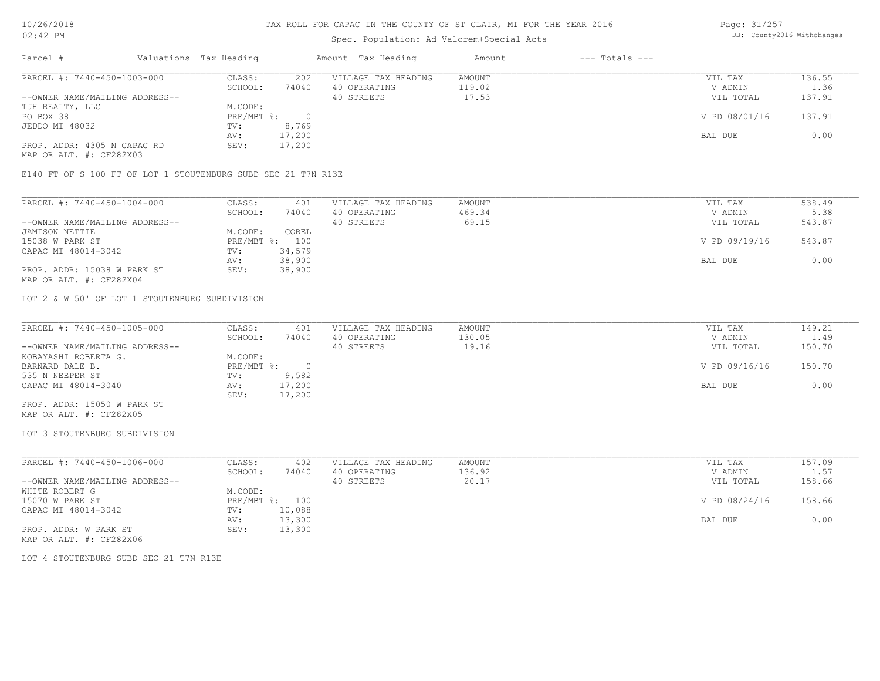# TAX ROLL FOR CAPAC IN THE COUNTY OF ST CLAIR, MI FOR THE YEAR 2016

Spec. Population: Ad Valorem+Special Acts

| Parcel # | Valuations | Tax Heading | Amount | Tax Heading | Amount | --- Totals --- | |
|---|---|---|---|---|---|---|---|

---

**PARCEL #: 7440-450-1003-000**

| | | | | | |
|---|---|---|---|---|---|
| CLASS: | 202 | VILLAGE TAX HEADING | AMOUNT | VIL TAX | 136.55 |
| SCHOOL: | 74040 | 40 OPERATING | 119.02 | V ADMIN | 1.36 |
| | | 40 STREETS | 17.53 | VIL TOTAL | 137.91 |
| M.CODE: | | | | | |
| PRE/MBT %: | 0 | | | V PD 08/01/16 | 137.91 |
| TV: | 8,769 | | | | |
| AV: | 17,200 | | | BAL DUE | 0.00 |
| SEV: | 17,200 | | | | |

--OWNER NAME/MAILING ADDRESS--
TJH REALTY, LLC
PO BOX 38
JEDDO MI 48032

PROP. ADDR: 4305 N CAPAC RD
MAP OR ALT. #: CF282X03

E140 FT OF S 100 FT OF LOT 1 STOUTENBURG SUBD SEC 21 T7N R13E

---

**PARCEL #: 7440-450-1004-000**

| | | | | | |
|---|---|---|---|---|---|
| CLASS: | 401 | VILLAGE TAX HEADING | AMOUNT | VIL TAX | 538.49 |
| SCHOOL: | 74040 | 40 OPERATING | 469.34 | V ADMIN | 5.38 |
| | | 40 STREETS | 69.15 | VIL TOTAL | 543.87 |
| M.CODE: | COREL | | | | |
| PRE/MBT %: | 100 | | | V PD 09/19/16 | 543.87 |
| TV: | 34,579 | | | | |
| AV: | 38,900 | | | BAL DUE | 0.00 |
| SEV: | 38,900 | | | | |

--OWNER NAME/MAILING ADDRESS--
JAMISON NETTIE
15038 W PARK ST
CAPAC MI 48014-3042

PROP. ADDR: 15038 W PARK ST
MAP OR ALT. #: CF282X04

LOT 2 & W 50' OF LOT 1 STOUTENBURG SUBDIVISION

---

**PARCEL #: 7440-450-1005-000**

| | | | | | |
|---|---|---|---|---|---|
| CLASS: | 401 | VILLAGE TAX HEADING | AMOUNT | VIL TAX | 149.21 |
| SCHOOL: | 74040 | 40 OPERATING | 130.05 | V ADMIN | 1.49 |
| | | 40 STREETS | 19.16 | VIL TOTAL | 150.70 |
| M.CODE: | | | | | |
| PRE/MBT %: | 0 | | | V PD 09/16/16 | 150.70 |
| TV: | 9,582 | | | | |
| AV: | 17,200 | | | BAL DUE | 0.00 |
| SEV: | 17,200 | | | | |

--OWNER NAME/MAILING ADDRESS--
KOBAYASHI ROBERTA G.
BARNARD DALE B.
535 N NEEPER ST
CAPAC MI 48014-3040

PROP. ADDR: 15050 W PARK ST
MAP OR ALT. #: CF282X05

LOT 3 STOUTENBURG SUBDIVISION

---

**PARCEL #: 7440-450-1006-000**

| | | | | | |
|---|---|---|---|---|---|
| CLASS: | 402 | VILLAGE TAX HEADING | AMOUNT | VIL TAX | 157.09 |
| SCHOOL: | 74040 | 40 OPERATING | 136.92 | V ADMIN | 1.57 |
| | | 40 STREETS | 20.17 | VIL TOTAL | 158.66 |
| M.CODE: | | | | | |
| PRE/MBT %: | 100 | | | V PD 08/24/16 | 158.66 |
| TV: | 10,088 | | | | |
| AV: | 13,300 | | | BAL DUE | 0.00 |
| SEV: | 13,300 | | | | |

--OWNER NAME/MAILING ADDRESS--
WHITE ROBERT G
15070 W PARK ST
CAPAC MI 48014-3042

PROP. ADDR: W PARK ST
MAP OR ALT. #: CF282X06

LOT 4 STOUTENBURG SUBD SEC 21 T7N R13E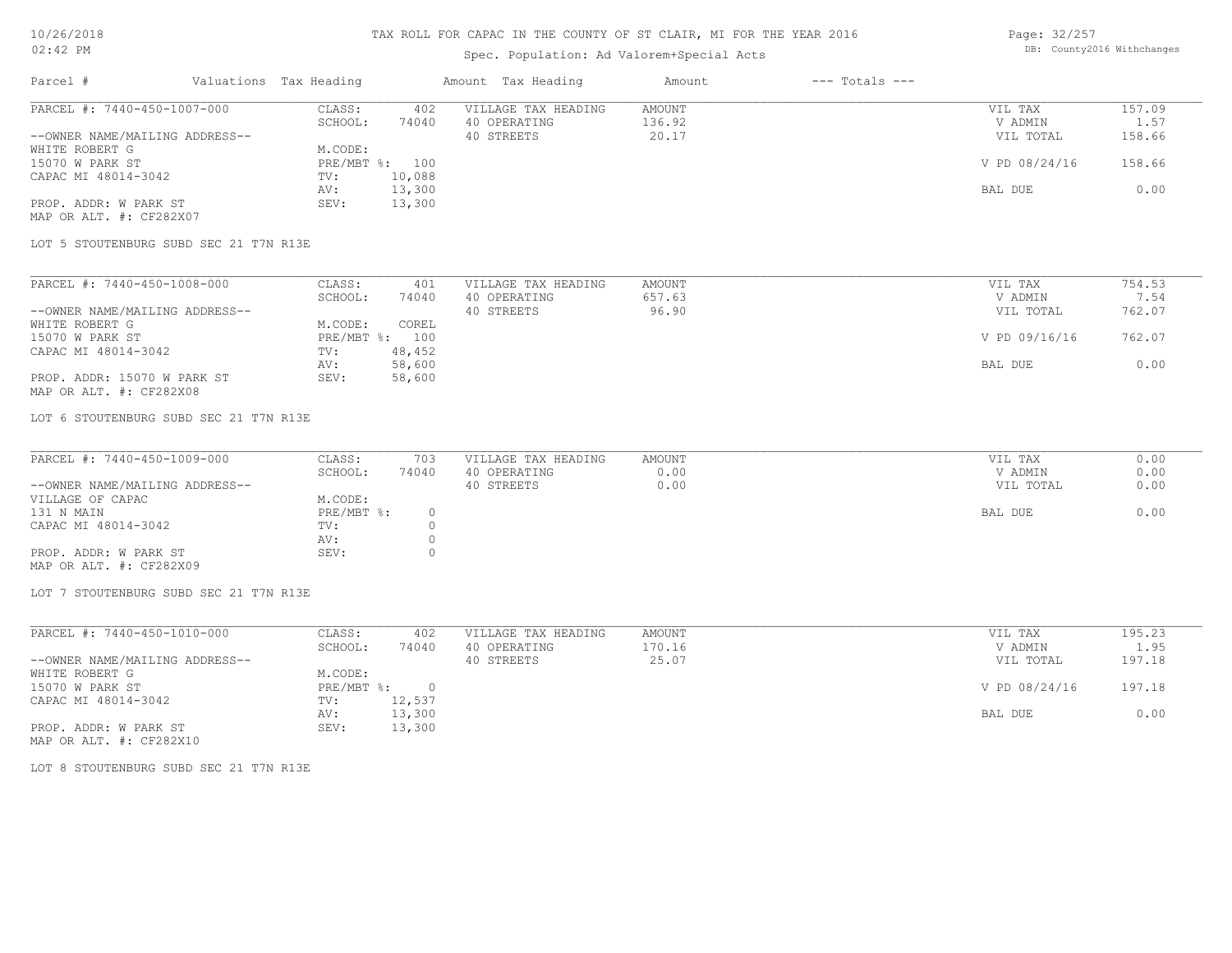# TAX ROLL FOR CAPAC IN THE COUNTY OF ST CLAIR, MI FOR THE YEAR 2016

Spec. Population: Ad Valorem+Special Acts

DB: County2016 Withchanges

| Parcel # | Valuations | Tax Heading | Amount | Tax Heading | Amount | --- Totals --- |
|---|---|---|---|---|---|---|

**PARCEL #: 7440-450-1007-000**

| | | | | | |
|---|---|---|---|---|---|
| CLASS: | 402 | VILLAGE TAX HEADING | AMOUNT | VIL TAX | 157.09 |
| SCHOOL: | 74040 | 40 OPERATING | 136.92 | V ADMIN | 1.57 |
| M.CODE: | | 40 STREETS | 20.17 | VIL TOTAL | 158.66 |
| PRE/MBT %: | 100 | | | V PD 08/24/16 | 158.66 |
| TV: | 10,088 | | | | |
| AV: | 13,300 | | | BAL DUE | 0.00 |
| SEV: | 13,300 | | | | |

--OWNER NAME/MAILING ADDRESS--
WHITE ROBERT G
15070 W PARK ST
CAPAC MI 48014-3042

PROP. ADDR: W PARK ST
MAP OR ALT. #: CF282X07

LOT 5 STOUTENBURG SUBD SEC 21 T7N R13E

**PARCEL #: 7440-450-1008-000**

| | | | | | |
|---|---|---|---|---|---|
| CLASS: | 401 | VILLAGE TAX HEADING | AMOUNT | VIL TAX | 754.53 |
| SCHOOL: | 74040 | 40 OPERATING | 657.63 | V ADMIN | 7.54 |
| M.CODE: | COREL | 40 STREETS | 96.90 | VIL TOTAL | 762.07 |
| PRE/MBT %: | 100 | | | V PD 09/16/16 | 762.07 |
| TV: | 48,452 | | | | |
| AV: | 58,600 | | | BAL DUE | 0.00 |
| SEV: | 58,600 | | | | |

--OWNER NAME/MAILING ADDRESS--
WHITE ROBERT G
15070 W PARK ST
CAPAC MI 48014-3042

PROP. ADDR: 15070 W PARK ST
MAP OR ALT. #: CF282X08

LOT 6 STOUTENBURG SUBD SEC 21 T7N R13E

**PARCEL #: 7440-450-1009-000**

| | | | | | |
|---|---|---|---|---|---|
| CLASS: | 703 | VILLAGE TAX HEADING | AMOUNT | VIL TAX | 0.00 |
| SCHOOL: | 74040 | 40 OPERATING | 0.00 | V ADMIN | 0.00 |
| M.CODE: | | 40 STREETS | 0.00 | VIL TOTAL | 0.00 |
| PRE/MBT %: | 0 | | | BAL DUE | 0.00 |
| TV: | 0 | | | | |
| AV: | 0 | | | | |
| SEV: | 0 | | | | |

--OWNER NAME/MAILING ADDRESS--
VILLAGE OF CAPAC
131 N MAIN
CAPAC MI 48014-3042

PROP. ADDR: W PARK ST
MAP OR ALT. #: CF282X09

LOT 7 STOUTENBURG SUBD SEC 21 T7N R13E

**PARCEL #: 7440-450-1010-000**

| | | | | | |
|---|---|---|---|---|---|
| CLASS: | 402 | VILLAGE TAX HEADING | AMOUNT | VIL TAX | 195.23 |
| SCHOOL: | 74040 | 40 OPERATING | 170.16 | V ADMIN | 1.95 |
| M.CODE: | | 40 STREETS | 25.07 | VIL TOTAL | 197.18 |
| PRE/MBT %: | 0 | | | V PD 08/24/16 | 197.18 |
| TV: | 12,537 | | | | |
| AV: | 13,300 | | | BAL DUE | 0.00 |
| SEV: | 13,300 | | | | |

--OWNER NAME/MAILING ADDRESS--
WHITE ROBERT G
15070 W PARK ST
CAPAC MI 48014-3042

PROP. ADDR: W PARK ST
MAP OR ALT. #: CF282X10

LOT 8 STOUTENBURG SUBD SEC 21 T7N R13E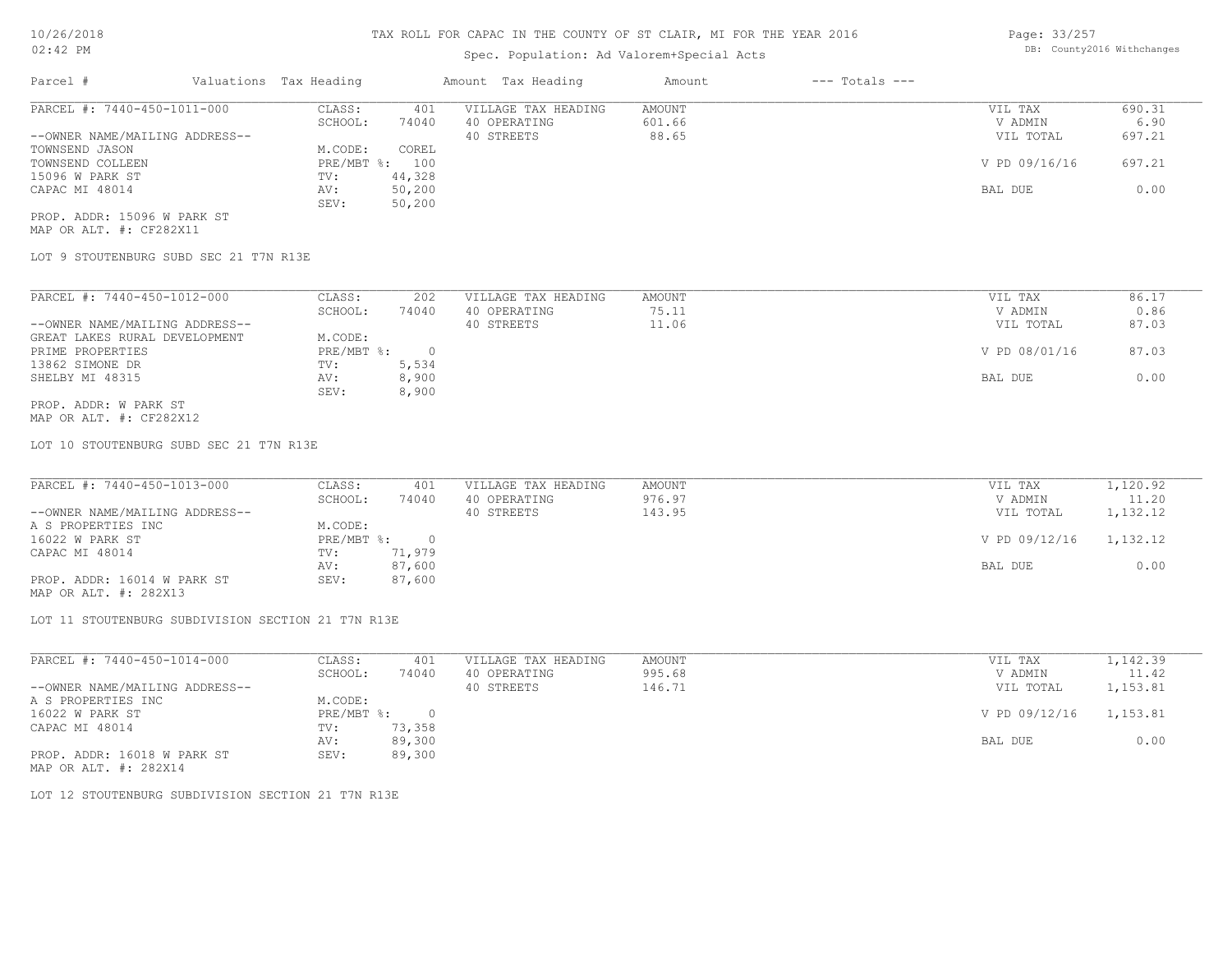# TAX ROLL FOR CAPAC IN THE COUNTY OF ST CLAIR, MI FOR THE YEAR 2016

Spec. Population: Ad Valorem+Special Acts

| Parcel # | Valuations | Tax Heading | Amount | Tax Heading | Amount | --- Totals --- | |
|---|---|---|---|---|---|---|---|

## PARCEL #: 7440-450-1011-000

| | | | | | |
|---|---|---|---|---|---|
| --OWNER NAME/MAILING ADDRESS-- | CLASS: 401 | VILLAGE TAX HEADING | AMOUNT | VIL TAX | 690.31 |
| TOWNSEND JASON | SCHOOL: 74040 | 40 OPERATING | 601.66 | V ADMIN | 6.90 |
| TOWNSEND COLLEEN | M.CODE: COREL | 40 STREETS | 88.65 | VIL TOTAL | 697.21 |
| 15096 W PARK ST | PRE/MBT %: 100 | | | V PD 09/16/16 | 697.21 |
| CAPAC MI 48014 | TV: 44,328 | | | | |
| | AV: 50,200 | | | BAL DUE | 0.00 |
| | SEV: 50,200 | | | | |

PROP. ADDR: 15096 W PARK ST
MAP OR ALT. #: CF282X11

LOT 9 STOUTENBURG SUBD SEC 21 T7N R13E

## PARCEL #: 7440-450-1012-000

| | | | | | |
|---|---|---|---|---|---|
| --OWNER NAME/MAILING ADDRESS-- | CLASS: 202 | VILLAGE TAX HEADING | AMOUNT | VIL TAX | 86.17 |
| GREAT LAKES RURAL DEVELOPMENT | SCHOOL: 74040 | 40 OPERATING | 75.11 | V ADMIN | 0.86 |
| PRIME PROPERTIES | M.CODE: | 40 STREETS | 11.06 | VIL TOTAL | 87.03 |
| 13862 SIMONE DR | PRE/MBT %: 0 | | | V PD 08/01/16 | 87.03 |
| SHELBY MI 48315 | TV: 5,534 | | | | |
| | AV: 8,900 | | | BAL DUE | 0.00 |
| | SEV: 8,900 | | | | |

PROP. ADDR: W PARK ST
MAP OR ALT. #: CF282X12

LOT 10 STOUTENBURG SUBD SEC 21 T7N R13E

## PARCEL #: 7440-450-1013-000

| | | | | | |
|---|---|---|---|---|---|
| --OWNER NAME/MAILING ADDRESS-- | CLASS: 401 | VILLAGE TAX HEADING | AMOUNT | VIL TAX | 1,120.92 |
| A S PROPERTIES INC | SCHOOL: 74040 | 40 OPERATING | 976.97 | V ADMIN | 11.20 |
| 16022 W PARK ST | M.CODE: | 40 STREETS | 143.95 | VIL TOTAL | 1,132.12 |
| CAPAC MI 48014 | PRE/MBT %: 0 | | | V PD 09/12/16 | 1,132.12 |
| | TV: 71,979 | | | | |
| | AV: 87,600 | | | BAL DUE | 0.00 |
| | SEV: 87,600 | | | | |

PROP. ADDR: 16014 W PARK ST
MAP OR ALT. #: 282X13

LOT 11 STOUTENBURG SUBDIVISION SECTION 21 T7N R13E

## PARCEL #: 7440-450-1014-000

| | | | | | |
|---|---|---|---|---|---|
| --OWNER NAME/MAILING ADDRESS-- | CLASS: 401 | VILLAGE TAX HEADING | AMOUNT | VIL TAX | 1,142.39 |
| A S PROPERTIES INC | SCHOOL: 74040 | 40 OPERATING | 995.68 | V ADMIN | 11.42 |
| 16022 W PARK ST | M.CODE: | 40 STREETS | 146.71 | VIL TOTAL | 1,153.81 |
| CAPAC MI 48014 | PRE/MBT %: 0 | | | V PD 09/12/16 | 1,153.81 |
| | TV: 73,358 | | | | |
| | AV: 89,300 | | | BAL DUE | 0.00 |
| | SEV: 89,300 | | | | |

PROP. ADDR: 16018 W PARK ST
MAP OR ALT. #: 282X14

LOT 12 STOUTENBURG SUBDIVISION SECTION 21 T7N R13E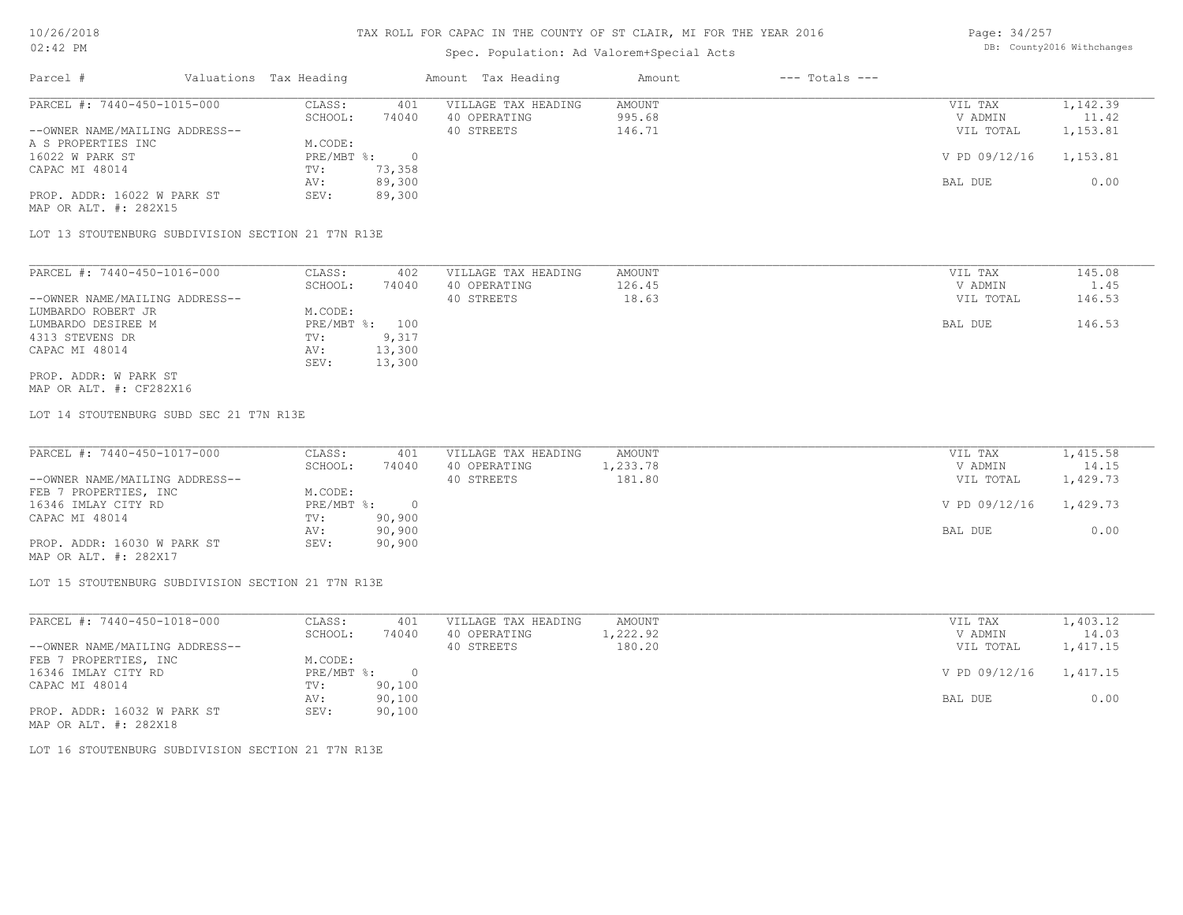# TAX ROLL FOR CAPAC IN THE COUNTY OF ST CLAIR, MI FOR THE YEAR 2016

Spec. Population: Ad Valorem+Special Acts

| Parcel # | Valuations Tax Heading | | Amount Tax Heading | Amount | --- Totals --- | |
|---|---|---|---|---|---|---|
| PARCEL #: 7440-450-1015-000 | CLASS: | 401 | VILLAGE TAX HEADING | AMOUNT | VIL TAX | 1,142.39 |
| | SCHOOL: | 74040 | 40 OPERATING | 995.68 | V ADMIN | 11.42 |
| --OWNER NAME/MAILING ADDRESS-- | | | 40 STREETS | 146.71 | VIL TOTAL | 1,153.81 |
| A S PROPERTIES INC | M.CODE: | | | | | |
| 16022 W PARK ST | PRE/MBT %: | 0 | | | V PD 09/12/16 | 1,153.81 |
| CAPAC MI 48014 | TV: | 73,358 | | | | |
| | AV: | 89,300 | | | BAL DUE | 0.00 |
| PROP. ADDR: 16022 W PARK ST | SEV: | 89,300 | | | | |
| MAP OR ALT. #: 282X15 | | | | | | |

LOT 13 STOUTENBURG SUBDIVISION SECTION 21 T7N R13E

| Parcel # | Valuations Tax Heading | | Amount Tax Heading | Amount | --- Totals --- | |
|---|---|---|---|---|---|---|
| PARCEL #: 7440-450-1016-000 | CLASS: | 402 | VILLAGE TAX HEADING | AMOUNT | VIL TAX | 145.08 |
| | SCHOOL: | 74040 | 40 OPERATING | 126.45 | V ADMIN | 1.45 |
| --OWNER NAME/MAILING ADDRESS-- | | | 40 STREETS | 18.63 | VIL TOTAL | 146.53 |
| LUMBARDO ROBERT JR | M.CODE: | | | | | |
| LUMBARDO DESIREE M | PRE/MBT %: | 100 | | | BAL DUE | 146.53 |
| 4313 STEVENS DR | TV: | 9,317 | | | | |
| CAPAC MI 48014 | AV: | 13,300 | | | | |
| | SEV: | 13,300 | | | | |
| PROP. ADDR: W PARK ST | | | | | | |
| MAP OR ALT. #: CF282X16 | | | | | | |

LOT 14 STOUTENBURG SUBD SEC 21 T7N R13E

| Parcel # | Valuations Tax Heading | | Amount Tax Heading | Amount | --- Totals --- | |
|---|---|---|---|---|---|---|
| PARCEL #: 7440-450-1017-000 | CLASS: | 401 | VILLAGE TAX HEADING | AMOUNT | VIL TAX | 1,415.58 |
| | SCHOOL: | 74040 | 40 OPERATING | 1,233.78 | V ADMIN | 14.15 |
| --OWNER NAME/MAILING ADDRESS-- | | | 40 STREETS | 181.80 | VIL TOTAL | 1,429.73 |
| FEB 7 PROPERTIES, INC | M.CODE: | | | | | |
| 16346 IMLAY CITY RD | PRE/MBT %: | 0 | | | V PD 09/12/16 | 1,429.73 |
| CAPAC MI 48014 | TV: | 90,900 | | | | |
| | AV: | 90,900 | | | BAL DUE | 0.00 |
| PROP. ADDR: 16030 W PARK ST | SEV: | 90,900 | | | | |
| MAP OR ALT. #: 282X17 | | | | | | |

LOT 15 STOUTENBURG SUBDIVISION SECTION 21 T7N R13E

| Parcel # | Valuations Tax Heading | | Amount Tax Heading | Amount | --- Totals --- | |
|---|---|---|---|---|---|---|
| PARCEL #: 7440-450-1018-000 | CLASS: | 401 | VILLAGE TAX HEADING | AMOUNT | VIL TAX | 1,403.12 |
| | SCHOOL: | 74040 | 40 OPERATING | 1,222.92 | V ADMIN | 14.03 |
| --OWNER NAME/MAILING ADDRESS-- | | | 40 STREETS | 180.20 | VIL TOTAL | 1,417.15 |
| FEB 7 PROPERTIES, INC | M.CODE: | | | | | |
| 16346 IMLAY CITY RD | PRE/MBT %: | 0 | | | V PD 09/12/16 | 1,417.15 |
| CAPAC MI 48014 | TV: | 90,100 | | | | |
| | AV: | 90,100 | | | BAL DUE | 0.00 |
| PROP. ADDR: 16032 W PARK ST | SEV: | 90,100 | | | | |
| MAP OR ALT. #: 282X18 | | | | | | |

LOT 16 STOUTENBURG SUBDIVISION SECTION 21 T7N R13E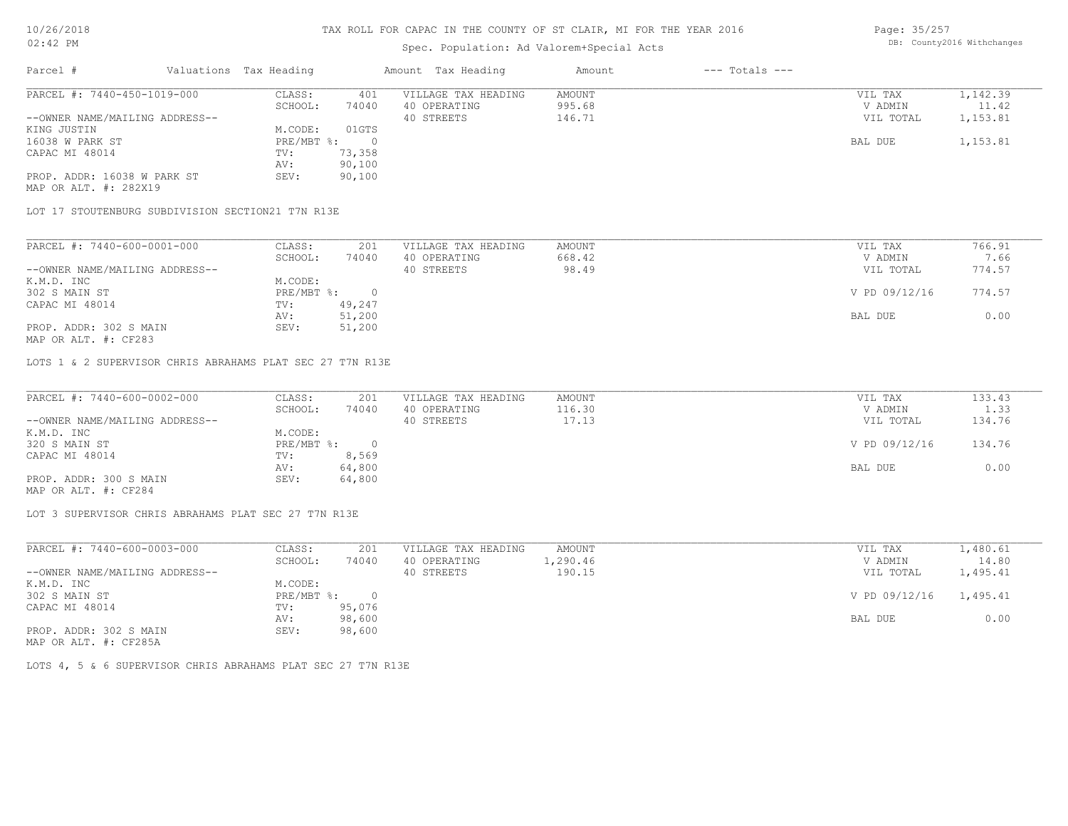# TAX ROLL FOR CAPAC IN THE COUNTY OF ST CLAIR, MI FOR THE YEAR 2016

Spec. Population: Ad Valorem+Special Acts

10/26/2018
02:42 PM

DB: County2016 Withchanges

| Parcel # | Valuations Tax Heading | | Amount Tax Heading | Amount | --- Totals --- | |
|---|---|---|---|---|---|---|
| PARCEL #: 7440-450-1019-000 | CLASS: | 401 | VILLAGE TAX HEADING | AMOUNT | VIL TAX | 1,142.39 |
| | SCHOOL: | 74040 | 40 OPERATING | 995.68 | V ADMIN | 11.42 |
| --OWNER NAME/MAILING ADDRESS-- | | | 40 STREETS | 146.71 | VIL TOTAL | 1,153.81 |
| KING JUSTIN | M.CODE: | 01GTS | | | | |
| 16038 W PARK ST | PRE/MBT %: | 0 | | | BAL DUE | 1,153.81 |
| CAPAC MI 48014 | TV: | 73,358 | | | | |
| | AV: | 90,100 | | | | |
| PROP. ADDR: 16038 W PARK ST | SEV: | 90,100 | | | | |
| MAP OR ALT. #: 282X19 | | | | | | |

LOT 17 STOUTENBURG SUBDIVISION SECTION21 T7N R13E

| Parcel # | Valuations Tax Heading | | Amount Tax Heading | Amount | --- Totals --- | |
|---|---|---|---|---|---|---|
| PARCEL #: 7440-600-0001-000 | CLASS: | 201 | VILLAGE TAX HEADING | AMOUNT | VIL TAX | 766.91 |
| | SCHOOL: | 74040 | 40 OPERATING | 668.42 | V ADMIN | 7.66 |
| --OWNER NAME/MAILING ADDRESS-- | | | 40 STREETS | 98.49 | VIL TOTAL | 774.57 |
| K.M.D. INC | M.CODE: | | | | | |
| 302 S MAIN ST | PRE/MBT %: | 0 | | | V PD 09/12/16 | 774.57 |
| CAPAC MI 48014 | TV: | 49,247 | | | | |
| | AV: | 51,200 | | | BAL DUE | 0.00 |
| PROP. ADDR: 302 S MAIN | SEV: | 51,200 | | | | |
| MAP OR ALT. #: CF283 | | | | | | |

LOTS 1 & 2 SUPERVISOR CHRIS ABRAHAMS PLAT SEC 27 T7N R13E

| Parcel # | Valuations Tax Heading | | Amount Tax Heading | Amount | --- Totals --- | |
|---|---|---|---|---|---|---|
| PARCEL #: 7440-600-0002-000 | CLASS: | 201 | VILLAGE TAX HEADING | AMOUNT | VIL TAX | 133.43 |
| | SCHOOL: | 74040 | 40 OPERATING | 116.30 | V ADMIN | 1.33 |
| --OWNER NAME/MAILING ADDRESS-- | | | 40 STREETS | 17.13 | VIL TOTAL | 134.76 |
| K.M.D. INC | M.CODE: | | | | | |
| 320 S MAIN ST | PRE/MBT %: | 0 | | | V PD 09/12/16 | 134.76 |
| CAPAC MI 48014 | TV: | 8,569 | | | | |
| | AV: | 64,800 | | | BAL DUE | 0.00 |
| PROP. ADDR: 300 S MAIN | SEV: | 64,800 | | | | |
| MAP OR ALT. #: CF284 | | | | | | |

LOT 3 SUPERVISOR CHRIS ABRAHAMS PLAT SEC 27 T7N R13E

| Parcel # | Valuations Tax Heading | | Amount Tax Heading | Amount | --- Totals --- | |
|---|---|---|---|---|---|---|
| PARCEL #: 7440-600-0003-000 | CLASS: | 201 | VILLAGE TAX HEADING | AMOUNT | VIL TAX | 1,480.61 |
| | SCHOOL: | 74040 | 40 OPERATING | 1,290.46 | V ADMIN | 14.80 |
| --OWNER NAME/MAILING ADDRESS-- | | | 40 STREETS | 190.15 | VIL TOTAL | 1,495.41 |
| K.M.D. INC | M.CODE: | | | | | |
| 302 S MAIN ST | PRE/MBT %: | 0 | | | V PD 09/12/16 | 1,495.41 |
| CAPAC MI 48014 | TV: | 95,076 | | | | |
| | AV: | 98,600 | | | BAL DUE | 0.00 |
| PROP. ADDR: 302 S MAIN | SEV: | 98,600 | | | | |
| MAP OR ALT. #: CF285A | | | | | | |

LOTS 4, 5 & 6 SUPERVISOR CHRIS ABRAHAMS PLAT SEC 27 T7N R13E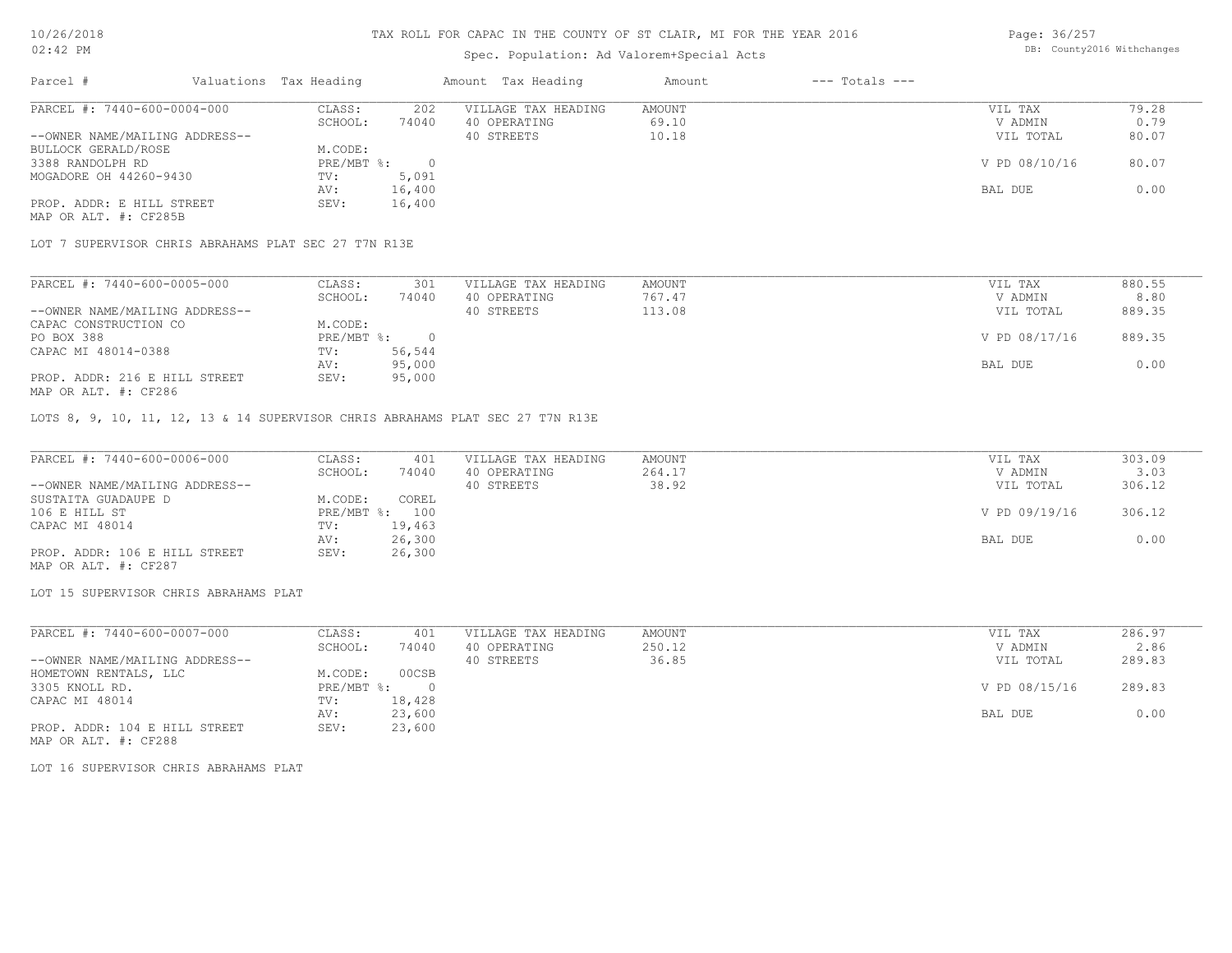TAX ROLL FOR CAPAC IN THE COUNTY OF ST CLAIR, MI FOR THE YEAR 2016

Spec. Population: Ad Valorem+Special Acts

| Parcel # | Valuations | Tax Heading | Amount | Tax Heading | Amount | --- Totals --- | |
|---|---|---|---|---|---|---|---|
| PARCEL #: 7440-600-0004-000 | CLASS: | 202 | VILLAGE TAX HEADING | AMOUNT | | VIL TAX | 79.28 |
| | SCHOOL: | 74040 | 40 OPERATING | 69.10 | | V ADMIN | 0.79 |
| --OWNER NAME/MAILING ADDRESS-- | | | 40 STREETS | 10.18 | | VIL TOTAL | 80.07 |
| BULLOCK GERALD/ROSE | M.CODE: | | | | | | |
| 3388 RANDOLPH RD | PRE/MBT %: | 0 | | | | V PD 08/10/16 | 80.07 |
| MOGADORE OH 44260-9430 | TV: | 5,091 | | | | | |
| | AV: | 16,400 | | | | BAL DUE | 0.00 |
| PROP. ADDR: E HILL STREET | SEV: | 16,400 | | | | | |
| MAP OR ALT. #: CF285B | | | | | | | |

LOT 7 SUPERVISOR CHRIS ABRAHAMS PLAT SEC 27 T7N R13E

| Parcel # | Valuations | Tax Heading | Amount | Tax Heading | Amount | --- Totals --- | |
|---|---|---|---|---|---|---|---|
| PARCEL #: 7440-600-0005-000 | CLASS: | 301 | VILLAGE TAX HEADING | AMOUNT | | VIL TAX | 880.55 |
| | SCHOOL: | 74040 | 40 OPERATING | 767.47 | | V ADMIN | 8.80 |
| --OWNER NAME/MAILING ADDRESS-- | | | 40 STREETS | 113.08 | | VIL TOTAL | 889.35 |
| CAPAC CONSTRUCTION CO | M.CODE: | | | | | | |
| PO BOX 388 | PRE/MBT %: | 0 | | | | V PD 08/17/16 | 889.35 |
| CAPAC MI 48014-0388 | TV: | 56,544 | | | | | |
| | AV: | 95,000 | | | | BAL DUE | 0.00 |
| PROP. ADDR: 216 E HILL STREET | SEV: | 95,000 | | | | | |
| MAP OR ALT. #: CF286 | | | | | | | |

LOTS 8, 9, 10, 11, 12, 13 & 14 SUPERVISOR CHRIS ABRAHAMS PLAT SEC 27 T7N R13E

| Parcel # | Valuations | Tax Heading | Amount | Tax Heading | Amount | --- Totals --- | |
|---|---|---|---|---|---|---|---|
| PARCEL #: 7440-600-0006-000 | CLASS: | 401 | VILLAGE TAX HEADING | AMOUNT | | VIL TAX | 303.09 |
| | SCHOOL: | 74040 | 40 OPERATING | 264.17 | | V ADMIN | 3.03 |
| --OWNER NAME/MAILING ADDRESS-- | | | 40 STREETS | 38.92 | | VIL TOTAL | 306.12 |
| SUSTAITA GUADAUPE D | M.CODE: | COREL | | | | | |
| 106 E HILL ST | PRE/MBT %: | 100 | | | | V PD 09/19/16 | 306.12 |
| CAPAC MI 48014 | TV: | 19,463 | | | | | |
| | AV: | 26,300 | | | | BAL DUE | 0.00 |
| PROP. ADDR: 106 E HILL STREET | SEV: | 26,300 | | | | | |
| MAP OR ALT. #: CF287 | | | | | | | |

LOT 15 SUPERVISOR CHRIS ABRAHAMS PLAT

| Parcel # | Valuations | Tax Heading | Amount | Tax Heading | Amount | --- Totals --- | |
|---|---|---|---|---|---|---|---|
| PARCEL #: 7440-600-0007-000 | CLASS: | 401 | VILLAGE TAX HEADING | AMOUNT | | VIL TAX | 286.97 |
| | SCHOOL: | 74040 | 40 OPERATING | 250.12 | | V ADMIN | 2.86 |
| --OWNER NAME/MAILING ADDRESS-- | | | 40 STREETS | 36.85 | | VIL TOTAL | 289.83 |
| HOMETOWN RENTALS, LLC | M.CODE: | 00CSB | | | | | |
| 3305 KNOLL RD. | PRE/MBT %: | 0 | | | | V PD 08/15/16 | 289.83 |
| CAPAC MI 48014 | TV: | 18,428 | | | | | |
| | AV: | 23,600 | | | | BAL DUE | 0.00 |
| PROP. ADDR: 104 E HILL STREET | SEV: | 23,600 | | | | | |
| MAP OR ALT. #: CF288 | | | | | | | |

LOT 16 SUPERVISOR CHRIS ABRAHAMS PLAT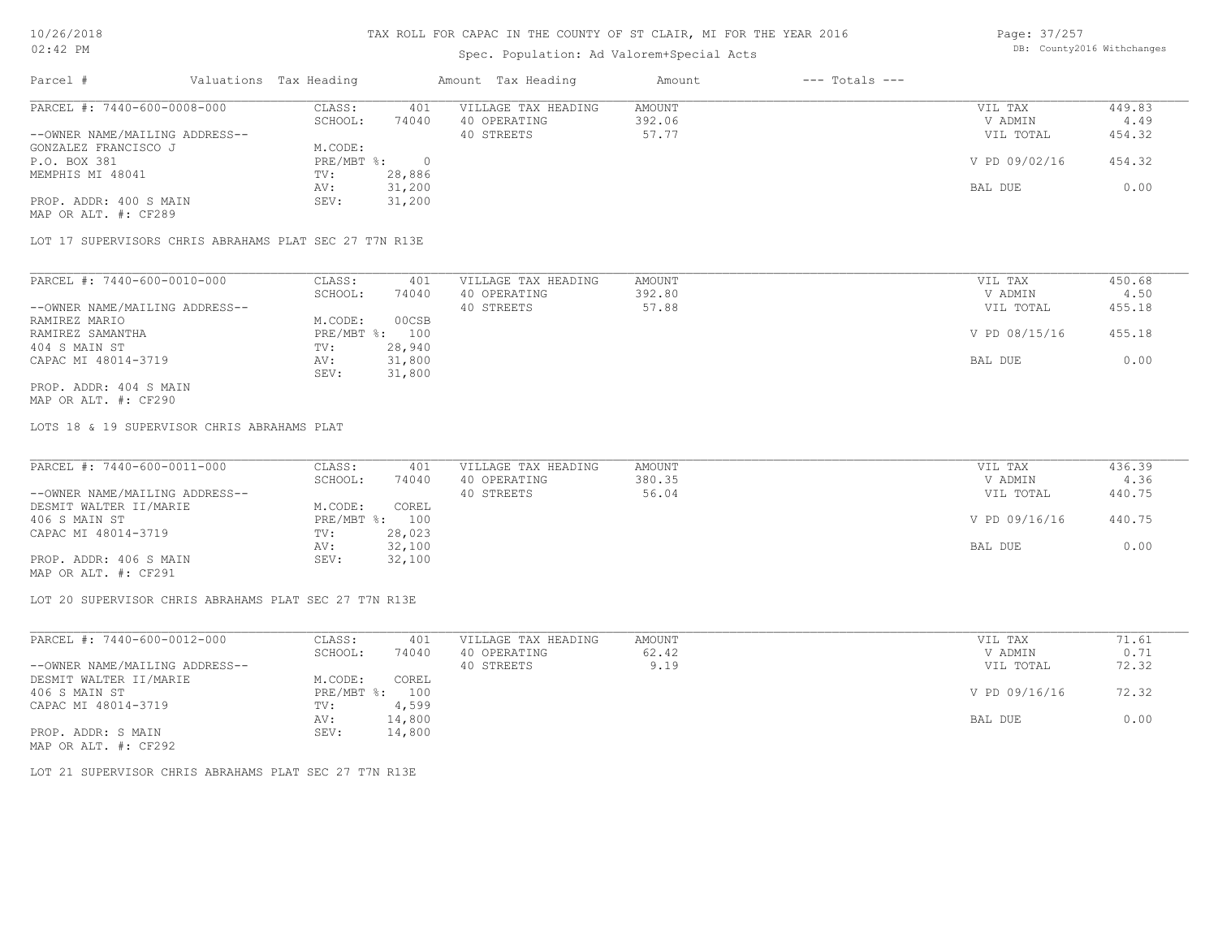# TAX ROLL FOR CAPAC IN THE COUNTY OF ST CLAIR, MI FOR THE YEAR 2016

Spec. Population: Ad Valorem+Special Acts

| Parcel # | Valuations | Tax Heading | Amount | Tax Heading | Amount | --- Totals --- | |
|---|---|---|---|---|---|---|---|
| PARCEL #: 7440-600-0008-000 | CLASS: | 401 | VILLAGE TAX HEADING | AMOUNT | | VIL TAX | 449.83 |
| | SCHOOL: | 74040 | 40 OPERATING | 392.06 | | V ADMIN | 4.49 |
| --OWNER NAME/MAILING ADDRESS-- | | | 40 STREETS | 57.77 | | VIL TOTAL | 454.32 |
| GONZALEZ FRANCISCO J | M.CODE: | | | | | | |
| P.O. BOX 381 | PRE/MBT %: | 0 | | | | V PD 09/02/16 | 454.32 |
| MEMPHIS MI 48041 | TV: | 28,886 | | | | | |
| | AV: | 31,200 | | | | BAL DUE | 0.00 |
| PROP. ADDR: 400 S MAIN | SEV: | 31,200 | | | | | |
| MAP OR ALT. #: CF289 | | | | | | | |

LOT 17 SUPERVISORS CHRIS ABRAHAMS PLAT SEC 27 T7N R13E

| Parcel # | Valuations | Tax Heading | Amount | Tax Heading | Amount | --- Totals --- | |
|---|---|---|---|---|---|---|---|
| PARCEL #: 7440-600-0010-000 | CLASS: | 401 | VILLAGE TAX HEADING | AMOUNT | | VIL TAX | 450.68 |
| | SCHOOL: | 74040 | 40 OPERATING | 392.80 | | V ADMIN | 4.50 |
| --OWNER NAME/MAILING ADDRESS-- | | | 40 STREETS | 57.88 | | VIL TOTAL | 455.18 |
| RAMIREZ MARIO | M.CODE: | 00CSB | | | | | |
| RAMIREZ SAMANTHA | PRE/MBT %: | 100 | | | | V PD 08/15/16 | 455.18 |
| 404 S MAIN ST | TV: | 28,940 | | | | | |
| CAPAC MI 48014-3719 | AV: | 31,800 | | | | BAL DUE | 0.00 |
| | SEV: | 31,800 | | | | | |
| PROP. ADDR: 404 S MAIN | | | | | | | |
| MAP OR ALT. #: CF290 | | | | | | | |

LOTS 18 & 19 SUPERVISOR CHRIS ABRAHAMS PLAT

| Parcel # | Valuations | Tax Heading | Amount | Tax Heading | Amount | --- Totals --- | |
|---|---|---|---|---|---|---|---|
| PARCEL #: 7440-600-0011-000 | CLASS: | 401 | VILLAGE TAX HEADING | AMOUNT | | VIL TAX | 436.39 |
| | SCHOOL: | 74040 | 40 OPERATING | 380.35 | | V ADMIN | 4.36 |
| --OWNER NAME/MAILING ADDRESS-- | | | 40 STREETS | 56.04 | | VIL TOTAL | 440.75 |
| DESMIT WALTER II/MARIE | M.CODE: | COREL | | | | | |
| 406 S MAIN ST | PRE/MBT %: | 100 | | | | V PD 09/16/16 | 440.75 |
| CAPAC MI 48014-3719 | TV: | 28,023 | | | | | |
| | AV: | 32,100 | | | | BAL DUE | 0.00 |
| PROP. ADDR: 406 S MAIN | SEV: | 32,100 | | | | | |
| MAP OR ALT. #: CF291 | | | | | | | |

LOT 20 SUPERVISOR CHRIS ABRAHAMS PLAT SEC 27 T7N R13E

| Parcel # | Valuations | Tax Heading | Amount | Tax Heading | Amount | --- Totals --- | |
|---|---|---|---|---|---|---|---|
| PARCEL #: 7440-600-0012-000 | CLASS: | 401 | VILLAGE TAX HEADING | AMOUNT | | VIL TAX | 71.61 |
| | SCHOOL: | 74040 | 40 OPERATING | 62.42 | | V ADMIN | 0.71 |
| --OWNER NAME/MAILING ADDRESS-- | | | 40 STREETS | 9.19 | | VIL TOTAL | 72.32 |
| DESMIT WALTER II/MARIE | M.CODE: | COREL | | | | | |
| 406 S MAIN ST | PRE/MBT %: | 100 | | | | V PD 09/16/16 | 72.32 |
| CAPAC MI 48014-3719 | TV: | 4,599 | | | | | |
| | AV: | 14,800 | | | | BAL DUE | 0.00 |
| PROP. ADDR: S MAIN | SEV: | 14,800 | | | | | |
| MAP OR ALT. #: CF292 | | | | | | | |

LOT 21 SUPERVISOR CHRIS ABRAHAMS PLAT SEC 27 T7N R13E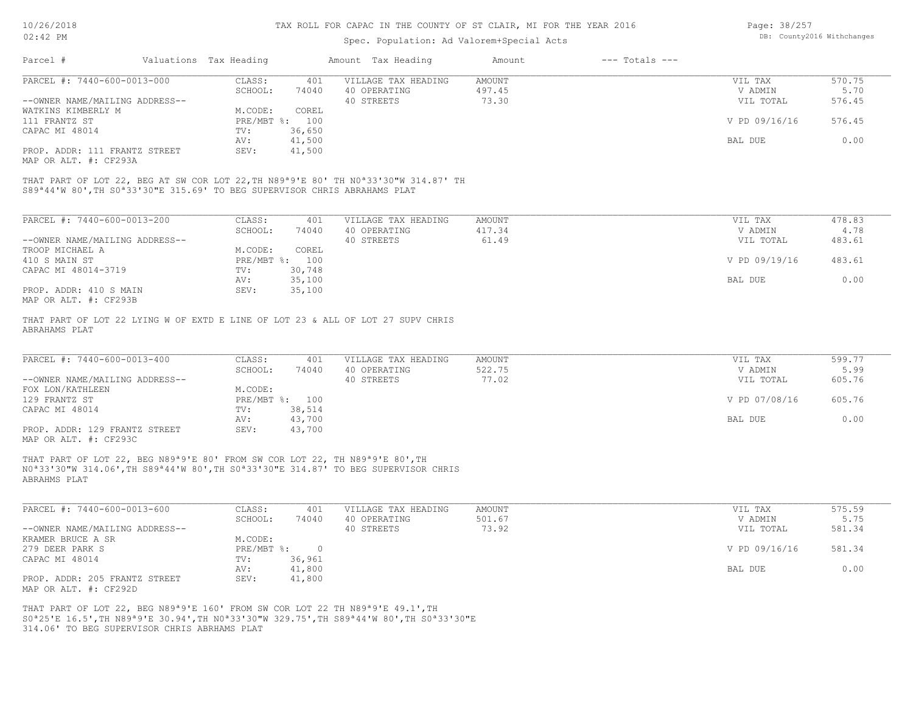# TAX ROLL FOR CAPAC IN THE COUNTY OF ST CLAIR, MI FOR THE YEAR 2016

Spec. Population: Ad Valorem+Special Acts

DB: County2016 Withchanges

| Parcel # | Valuations | Tax Heading | Amount | Tax Heading | Amount | --- Totals --- | |
|---|---|---|---|---|---|---|---|
| PARCEL #: 7440-600-0013-000 | CLASS: | 401 | VILLAGE TAX HEADING | AMOUNT | | VIL TAX | 570.75 |
| | SCHOOL: | 74040 | 40 OPERATING | 497.45 | | V ADMIN | 5.70 |
| --OWNER NAME/MAILING ADDRESS-- | | | 40 STREETS | 73.30 | | VIL TOTAL | 576.45 |
| WATKINS KIMBERLY M | M.CODE: | COREL | | | | | |
| 111 FRANTZ ST | PRE/MBT %: | 100 | | | | V PD 09/16/16 | 576.45 |
| CAPAC MI 48014 | TV: | 36,650 | | | | | |
| | AV: | 41,500 | | | | BAL DUE | 0.00 |
| PROP. ADDR: 111 FRANTZ STREET | SEV: | 41,500 | | | | | |
| MAP OR ALT. #: CF293A | | | | | | | |

THAT PART OF LOT 22, BEG AT SW COR LOT 22,TH N89ª9'E 80' TH N0ª33'30"W 314.87' TH S89ª44'W 80',TH S0ª33'30"E 315.69' TO BEG SUPERVISOR CHRIS ABRAHAMS PLAT

| Parcel # | Valuations | Tax Heading | Amount | Tax Heading | Amount | --- Totals --- | |
|---|---|---|---|---|---|---|---|
| PARCEL #: 7440-600-0013-200 | CLASS: | 401 | VILLAGE TAX HEADING | AMOUNT | | VIL TAX | 478.83 |
| | SCHOOL: | 74040 | 40 OPERATING | 417.34 | | V ADMIN | 4.78 |
| --OWNER NAME/MAILING ADDRESS-- | | | 40 STREETS | 61.49 | | VIL TOTAL | 483.61 |
| TROOP MICHAEL A | M.CODE: | COREL | | | | | |
| 410 S MAIN ST | PRE/MBT %: | 100 | | | | V PD 09/19/16 | 483.61 |
| CAPAC MI 48014-3719 | TV: | 30,748 | | | | | |
| | AV: | 35,100 | | | | BAL DUE | 0.00 |
| PROP. ADDR: 410 S MAIN | SEV: | 35,100 | | | | | |
| MAP OR ALT. #: CF293B | | | | | | | |

THAT PART OF LOT 22 LYING W OF EXTD E LINE OF LOT 23 & ALL OF LOT 27 SUPV CHRIS ABRAHAMS PLAT

| Parcel # | Valuations | Tax Heading | Amount | Tax Heading | Amount | --- Totals --- | |
|---|---|---|---|---|---|---|---|
| PARCEL #: 7440-600-0013-400 | CLASS: | 401 | VILLAGE TAX HEADING | AMOUNT | | VIL TAX | 599.77 |
| | SCHOOL: | 74040 | 40 OPERATING | 522.75 | | V ADMIN | 5.99 |
| --OWNER NAME/MAILING ADDRESS-- | | | 40 STREETS | 77.02 | | VIL TOTAL | 605.76 |
| FOX LON/KATHLEEN | M.CODE: | | | | | | |
| 129 FRANTZ ST | PRE/MBT %: | 100 | | | | V PD 07/08/16 | 605.76 |
| CAPAC MI 48014 | TV: | 38,514 | | | | | |
| | AV: | 43,700 | | | | BAL DUE | 0.00 |
| PROP. ADDR: 129 FRANTZ STREET | SEV: | 43,700 | | | | | |
| MAP OR ALT. #: CF293C | | | | | | | |

THAT PART OF LOT 22, BEG N89ª9'E 80' FROM SW COR LOT 22, TH N89ª9'E 80',TH N0ª33'30"W 314.06',TH S89ª44'W 80',TH S0ª33'30"E 314.87' TO BEG SUPERVISOR CHRIS ABRAHMS PLAT

| Parcel # | Valuations | Tax Heading | Amount | Tax Heading | Amount | --- Totals --- | |
|---|---|---|---|---|---|---|---|
| PARCEL #: 7440-600-0013-600 | CLASS: | 401 | VILLAGE TAX HEADING | AMOUNT | | VIL TAX | 575.59 |
| | SCHOOL: | 74040 | 40 OPERATING | 501.67 | | V ADMIN | 5.75 |
| --OWNER NAME/MAILING ADDRESS-- | | | 40 STREETS | 73.92 | | VIL TOTAL | 581.34 |
| KRAMER BRUCE A SR | M.CODE: | | | | | | |
| 279 DEER PARK S | PRE/MBT %: | 0 | | | | V PD 09/16/16 | 581.34 |
| CAPAC MI 48014 | TV: | 36,961 | | | | | |
| | AV: | 41,800 | | | | BAL DUE | 0.00 |
| PROP. ADDR: 205 FRANTZ STREET | SEV: | 41,800 | | | | | |
| MAP OR ALT. #: CF292D | | | | | | | |

THAT PART OF LOT 22, BEG N89ª9'E 160' FROM SW COR LOT 22 TH N89ª9'E 49.1',TH S0ª25'E 16.5',TH N89ª9'E 30.94',TH N0ª33'30"W 329.75',TH S89ª44'W 80',TH S0ª33'30"E 314.06' TO BEG SUPERVISOR CHRIS ABRHAMS PLAT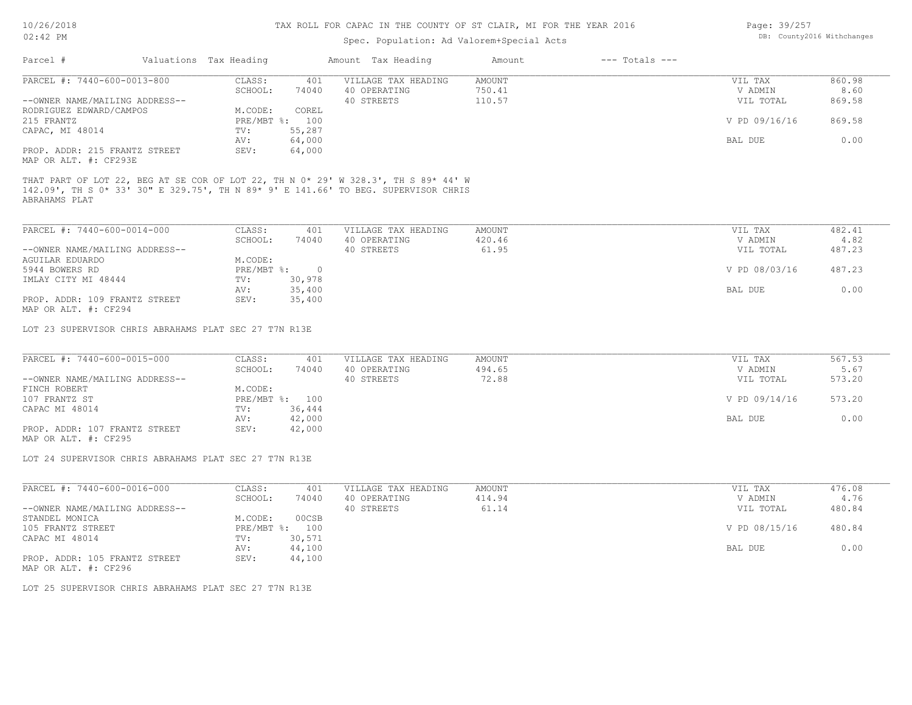# TAX ROLL FOR CAPAC IN THE COUNTY OF ST CLAIR, MI FOR THE YEAR 2016

Spec. Population: Ad Valorem+Special Acts

| Parcel # | Valuations | Tax Heading | Amount | Tax Heading | Amount | --- Totals --- | |
|---|---|---|---|---|---|---|---|
| PARCEL #: 7440-600-0013-800 | CLASS: | 401 | VILLAGE TAX HEADING | AMOUNT | | VIL TAX | 860.98 |
| | SCHOOL: | 74040 | 40 OPERATING | 750.41 | | V ADMIN | 8.60 |
| --OWNER NAME/MAILING ADDRESS-- | | | 40 STREETS | 110.57 | | VIL TOTAL | 869.58 |
| RODRIGUEZ EDWARD/CAMPOS | M.CODE: | COREL | | | | | |
| 215 FRANTZ | PRE/MBT %: | 100 | | | | V PD 09/16/16 | 869.58 |
| CAPAC, MI 48014 | TV: | 55,287 | | | | | |
| | AV: | 64,000 | | | | BAL DUE | 0.00 |
| PROP. ADDR: 215 FRANTZ STREET | SEV: | 64,000 | | | | | |
| MAP OR ALT. #: CF293E | | | | | | | |

THAT PART OF LOT 22, BEG AT SE COR OF LOT 22, TH N 0* 29' W 328.3', TH S 89* 44' W 142.09', TH S 0* 33' 30" E 329.75', TH N 89* 9' E 141.66' TO BEG. SUPERVISOR CHRIS ABRAHAMS PLAT

| Parcel # | Valuations | Tax Heading | Amount | Tax Heading | Amount | --- Totals --- | |
|---|---|---|---|---|---|---|---|
| PARCEL #: 7440-600-0014-000 | CLASS: | 401 | VILLAGE TAX HEADING | AMOUNT | | VIL TAX | 482.41 |
| | SCHOOL: | 74040 | 40 OPERATING | 420.46 | | V ADMIN | 4.82 |
| --OWNER NAME/MAILING ADDRESS-- | | | 40 STREETS | 61.95 | | VIL TOTAL | 487.23 |
| AGUILAR EDUARDO | M.CODE: | | | | | | |
| 5944 BOWERS RD | PRE/MBT %: | 0 | | | | V PD 08/03/16 | 487.23 |
| IMLAY CITY MI 48444 | TV: | 30,978 | | | | | |
| | AV: | 35,400 | | | | BAL DUE | 0.00 |
| PROP. ADDR: 109 FRANTZ STREET | SEV: | 35,400 | | | | | |
| MAP OR ALT. #: CF294 | | | | | | | |

LOT 23 SUPERVISOR CHRIS ABRAHAMS PLAT SEC 27 T7N R13E

| Parcel # | Valuations | Tax Heading | Amount | Tax Heading | Amount | --- Totals --- | |
|---|---|---|---|---|---|---|---|
| PARCEL #: 7440-600-0015-000 | CLASS: | 401 | VILLAGE TAX HEADING | AMOUNT | | VIL TAX | 567.53 |
| | SCHOOL: | 74040 | 40 OPERATING | 494.65 | | V ADMIN | 5.67 |
| --OWNER NAME/MAILING ADDRESS-- | | | 40 STREETS | 72.88 | | VIL TOTAL | 573.20 |
| FINCH ROBERT | M.CODE: | | | | | | |
| 107 FRANTZ ST | PRE/MBT %: | 100 | | | | V PD 09/14/16 | 573.20 |
| CAPAC MI 48014 | TV: | 36,444 | | | | | |
| | AV: | 42,000 | | | | BAL DUE | 0.00 |
| PROP. ADDR: 107 FRANTZ STREET | SEV: | 42,000 | | | | | |
| MAP OR ALT. #: CF295 | | | | | | | |

LOT 24 SUPERVISOR CHRIS ABRAHAMS PLAT SEC 27 T7N R13E

| Parcel # | Valuations | Tax Heading | Amount | Tax Heading | Amount | --- Totals --- | |
|---|---|---|---|---|---|---|---|
| PARCEL #: 7440-600-0016-000 | CLASS: | 401 | VILLAGE TAX HEADING | AMOUNT | | VIL TAX | 476.08 |
| | SCHOOL: | 74040 | 40 OPERATING | 414.94 | | V ADMIN | 4.76 |
| --OWNER NAME/MAILING ADDRESS-- | | | 40 STREETS | 61.14 | | VIL TOTAL | 480.84 |
| STANDEL MONICA | M.CODE: | 00CSB | | | | | |
| 105 FRANTZ STREET | PRE/MBT %: | 100 | | | | V PD 08/15/16 | 480.84 |
| CAPAC MI 48014 | TV: | 30,571 | | | | | |
| | AV: | 44,100 | | | | BAL DUE | 0.00 |
| PROP. ADDR: 105 FRANTZ STREET | SEV: | 44,100 | | | | | |
| MAP OR ALT. #: CF296 | | | | | | | |

LOT 25 SUPERVISOR CHRIS ABRAHAMS PLAT SEC 27 T7N R13E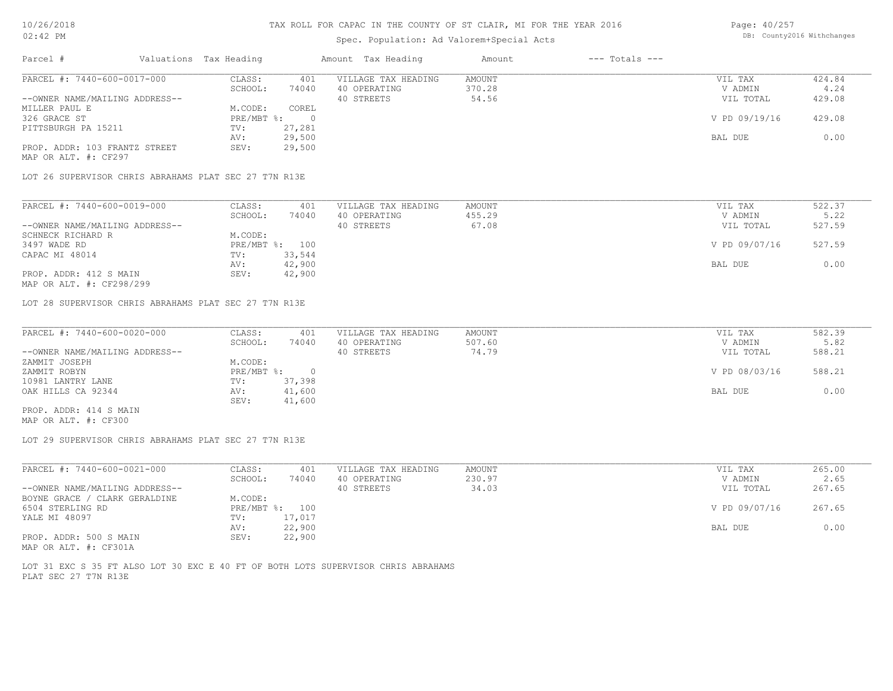# TAX ROLL FOR CAPAC IN THE COUNTY OF ST CLAIR, MI FOR THE YEAR 2016

Spec. Population: Ad Valorem+Special Acts

DB: County2016 Withchanges

| Parcel # | Valuations | Tax Heading | Amount | Tax Heading | Amount | --- Totals --- | |
|---|---|---|---|---|---|---|---|
| PARCEL #: 7440-600-0017-000 | CLASS: | 401 | VILLAGE TAX HEADING | AMOUNT | | VIL TAX | 424.84 |
| | SCHOOL: | 74040 | 40 OPERATING | 370.28 | | V ADMIN | 4.24 |
| --OWNER NAME/MAILING ADDRESS-- | | | 40 STREETS | 54.56 | | VIL TOTAL | 429.08 |
| MILLER PAUL E | M.CODE: | COREL | | | | | |
| 326 GRACE ST | PRE/MBT %: | 0 | | | | V PD 09/19/16 | 429.08 |
| PITTSBURGH PA 15211 | TV: | 27,281 | | | | | |
| | AV: | 29,500 | | | | BAL DUE | 0.00 |
| PROP. ADDR: 103 FRANTZ STREET | SEV: | 29,500 | | | | | |
| MAP OR ALT. #: CF297 | | | | | | | |

LOT 26 SUPERVISOR CHRIS ABRAHAMS PLAT SEC 27 T7N R13E

| Parcel # | Valuations | Tax Heading | Amount | Tax Heading | Amount | --- Totals --- | |
|---|---|---|---|---|---|---|---|
| PARCEL #: 7440-600-0019-000 | CLASS: | 401 | VILLAGE TAX HEADING | AMOUNT | | VIL TAX | 522.37 |
| | SCHOOL: | 74040 | 40 OPERATING | 455.29 | | V ADMIN | 5.22 |
| --OWNER NAME/MAILING ADDRESS-- | | | 40 STREETS | 67.08 | | VIL TOTAL | 527.59 |
| SCHNECK RICHARD R | M.CODE: | | | | | | |
| 3497 WADE RD | PRE/MBT %: | 100 | | | | V PD 09/07/16 | 527.59 |
| CAPAC MI 48014 | TV: | 33,544 | | | | | |
| | AV: | 42,900 | | | | BAL DUE | 0.00 |
| PROP. ADDR: 412 S MAIN | SEV: | 42,900 | | | | | |
| MAP OR ALT. #: CF298/299 | | | | | | | |

LOT 28 SUPERVISOR CHRIS ABRAHAMS PLAT SEC 27 T7N R13E

| Parcel # | Valuations | Tax Heading | Amount | Tax Heading | Amount | --- Totals --- | |
|---|---|---|---|---|---|---|---|
| PARCEL #: 7440-600-0020-000 | CLASS: | 401 | VILLAGE TAX HEADING | AMOUNT | | VIL TAX | 582.39 |
| | SCHOOL: | 74040 | 40 OPERATING | 507.60 | | V ADMIN | 5.82 |
| --OWNER NAME/MAILING ADDRESS-- | | | 40 STREETS | 74.79 | | VIL TOTAL | 588.21 |
| ZAMMIT JOSEPH | M.CODE: | | | | | | |
| ZAMMIT ROBYN | PRE/MBT %: | 0 | | | | V PD 08/03/16 | 588.21 |
| 10981 LANTRY LANE | TV: | 37,398 | | | | | |
| OAK HILLS CA 92344 | AV: | 41,600 | | | | BAL DUE | 0.00 |
| | SEV: | 41,600 | | | | | |
| PROP. ADDR: 414 S MAIN | | | | | | | |
| MAP OR ALT. #: CF300 | | | | | | | |

LOT 29 SUPERVISOR CHRIS ABRAHAMS PLAT SEC 27 T7N R13E

| Parcel # | Valuations | Tax Heading | Amount | Tax Heading | Amount | --- Totals --- | |
|---|---|---|---|---|---|---|---|
| PARCEL #: 7440-600-0021-000 | CLASS: | 401 | VILLAGE TAX HEADING | AMOUNT | | VIL TAX | 265.00 |
| | SCHOOL: | 74040 | 40 OPERATING | 230.97 | | V ADMIN | 2.65 |
| --OWNER NAME/MAILING ADDRESS-- | | | 40 STREETS | 34.03 | | VIL TOTAL | 267.65 |
| BOYNE GRACE / CLARK GERALDINE | M.CODE: | | | | | | |
| 6504 STERLING RD | PRE/MBT %: | 100 | | | | V PD 09/07/16 | 267.65 |
| YALE MI 48097 | TV: | 17,017 | | | | | |
| | AV: | 22,900 | | | | BAL DUE | 0.00 |
| PROP. ADDR: 500 S MAIN | SEV: | 22,900 | | | | | |
| MAP OR ALT. #: CF301A | | | | | | | |

LOT 31 EXC S 35 FT ALSO LOT 30 EXC E 40 FT OF BOTH LOTS SUPERVISOR CHRIS ABRAHAMS PLAT SEC 27 T7N R13E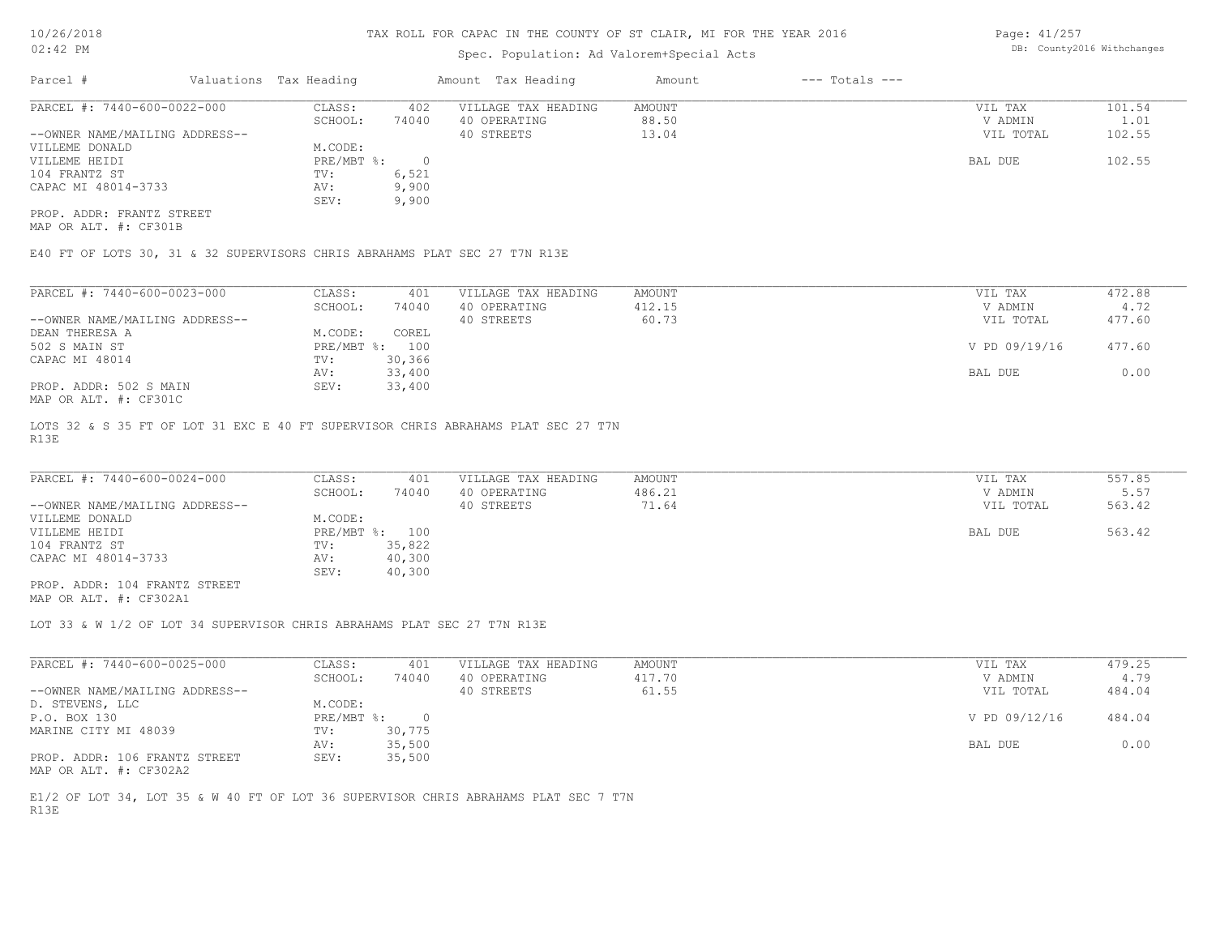# TAX ROLL FOR CAPAC IN THE COUNTY OF ST CLAIR, MI FOR THE YEAR 2016

Spec. Population: Ad Valorem+Special Acts

| Parcel # | Valuations | Tax Heading | Amount | Tax Heading | Amount | --- Totals --- | |
|---|---|---|---|---|---|---|---|
| PARCEL #: 7440-600-0022-000 | CLASS: | 402 | VILLAGE TAX HEADING | AMOUNT | | VIL TAX | 101.54 |
| | SCHOOL: | 74040 | 40 OPERATING | 88.50 | | V ADMIN | 1.01 |
| --OWNER NAME/MAILING ADDRESS-- | | | 40 STREETS | 13.04 | | VIL TOTAL | 102.55 |
| VILLEME DONALD | M.CODE: | | | | | | |
| VILLEME HEIDI | PRE/MBT %: | 0 | | | | BAL DUE | 102.55 |
| 104 FRANTZ ST | TV: | 6,521 | | | | | |
| CAPAC MI 48014-3733 | AV: | 9,900 | | | | | |
| | SEV: | 9,900 | | | | | |
| PROP. ADDR: FRANTZ STREET | | | | | | | |
| MAP OR ALT. #: CF301B | | | | | | | |

E40 FT OF LOTS 30, 31 & 32 SUPERVISORS CHRIS ABRAHAMS PLAT SEC 27 T7N R13E

| Parcel # | Valuations | Tax Heading | Amount | Tax Heading | Amount | --- Totals --- | |
|---|---|---|---|---|---|---|---|
| PARCEL #: 7440-600-0023-000 | CLASS: | 401 | VILLAGE TAX HEADING | AMOUNT | | VIL TAX | 472.88 |
| | SCHOOL: | 74040 | 40 OPERATING | 412.15 | | V ADMIN | 4.72 |
| --OWNER NAME/MAILING ADDRESS-- | | | 40 STREETS | 60.73 | | VIL TOTAL | 477.60 |
| DEAN THERESA A | M.CODE: | COREL | | | | | |
| 502 S MAIN ST | PRE/MBT %: | 100 | | | | V PD 09/19/16 | 477.60 |
| CAPAC MI 48014 | TV: | 30,366 | | | | | |
| | AV: | 33,400 | | | | BAL DUE | 0.00 |
| PROP. ADDR: 502 S MAIN | SEV: | 33,400 | | | | | |
| MAP OR ALT. #: CF301C | | | | | | | |

LOTS 32 & S 35 FT OF LOT 31 EXC E 40 FT SUPERVISOR CHRIS ABRAHAMS PLAT SEC 27 T7N R13E

| Parcel # | Valuations | Tax Heading | Amount | Tax Heading | Amount | --- Totals --- | |
|---|---|---|---|---|---|---|---|
| PARCEL #: 7440-600-0024-000 | CLASS: | 401 | VILLAGE TAX HEADING | AMOUNT | | VIL TAX | 557.85 |
| | SCHOOL: | 74040 | 40 OPERATING | 486.21 | | V ADMIN | 5.57 |
| --OWNER NAME/MAILING ADDRESS-- | | | 40 STREETS | 71.64 | | VIL TOTAL | 563.42 |
| VILLEME DONALD | M.CODE: | | | | | | |
| VILLEME HEIDI | PRE/MBT %: | 100 | | | | BAL DUE | 563.42 |
| 104 FRANTZ ST | TV: | 35,822 | | | | | |
| CAPAC MI 48014-3733 | AV: | 40,300 | | | | | |
| | SEV: | 40,300 | | | | | |
| PROP. ADDR: 104 FRANTZ STREET | | | | | | | |
| MAP OR ALT. #: CF302A1 | | | | | | | |

LOT 33 & W 1/2 OF LOT 34 SUPERVISOR CHRIS ABRAHAMS PLAT SEC 27 T7N R13E

| Parcel # | Valuations | Tax Heading | Amount | Tax Heading | Amount | --- Totals --- | |
|---|---|---|---|---|---|---|---|
| PARCEL #: 7440-600-0025-000 | CLASS: | 401 | VILLAGE TAX HEADING | AMOUNT | | VIL TAX | 479.25 |
| | SCHOOL: | 74040 | 40 OPERATING | 417.70 | | V ADMIN | 4.79 |
| --OWNER NAME/MAILING ADDRESS-- | | | 40 STREETS | 61.55 | | VIL TOTAL | 484.04 |
| D. STEVENS, LLC | M.CODE: | | | | | | |
| P.O. BOX 130 | PRE/MBT %: | 0 | | | | V PD 09/12/16 | 484.04 |
| MARINE CITY MI 48039 | TV: | 30,775 | | | | | |
| | AV: | 35,500 | | | | BAL DUE | 0.00 |
| PROP. ADDR: 106 FRANTZ STREET | SEV: | 35,500 | | | | | |
| MAP OR ALT. #: CF302A2 | | | | | | | |

E1/2 OF LOT 34, LOT 35 & W 40 FT OF LOT 36 SUPERVISOR CHRIS ABRAHAMS PLAT SEC 7 T7N R13E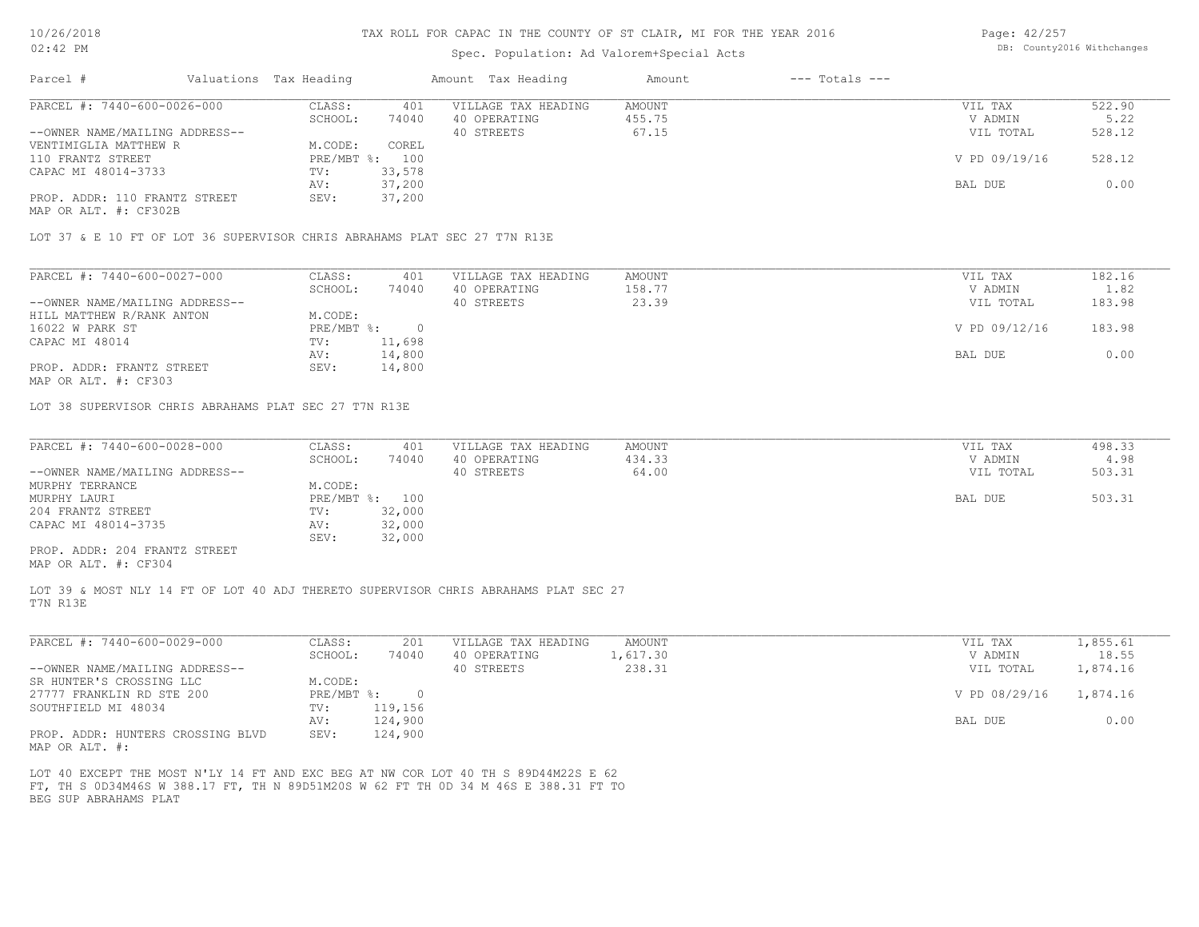# TAX ROLL FOR CAPAC IN THE COUNTY OF ST CLAIR, MI FOR THE YEAR 2016

Spec. Population: Ad Valorem+Special Acts

| Parcel # | Valuations | Tax Heading | Amount | Tax Heading | Amount | --- Totals --- | |
|---|---|---|---|---|---|---|---|

## PARCEL #: 7440-600-0026-000

| | | | | | |
|---|---|---|---|---|---|
| --OWNER NAME/MAILING ADDRESS-- | CLASS: 401 | VILLAGE TAX HEADING | AMOUNT | VIL TAX | 522.90 |
| VENTIMIGLIA MATTHEW R | SCHOOL: 74040 | 40 OPERATING | 455.75 | V ADMIN | 5.22 |
| 110 FRANTZ STREET | M.CODE: COREL | 40 STREETS | 67.15 | VIL TOTAL | 528.12 |
| CAPAC MI 48014-3733 | PRE/MBT %: 100 | | | V PD 09/19/16 | 528.12 |
| | TV: 33,578 | | | | |
| | AV: 37,200 | | | BAL DUE | 0.00 |
| PROP. ADDR: 110 FRANTZ STREET | SEV: 37,200 | | | | |
| MAP OR ALT. #: CF302B | | | | | |

LOT 37 & E 10 FT OF LOT 36 SUPERVISOR CHRIS ABRAHAMS PLAT SEC 27 T7N R13E

## PARCEL #: 7440-600-0027-000

| | | | | | |
|---|---|---|---|---|---|
| --OWNER NAME/MAILING ADDRESS-- | CLASS: 401 | VILLAGE TAX HEADING | AMOUNT | VIL TAX | 182.16 |
| HILL MATTHEW R/RANK ANTON | SCHOOL: 74040 | 40 OPERATING | 158.77 | V ADMIN | 1.82 |
| 16022 W PARK ST | M.CODE: | 40 STREETS | 23.39 | VIL TOTAL | 183.98 |
| CAPAC MI 48014 | PRE/MBT %: 0 | | | V PD 09/12/16 | 183.98 |
| | TV: 11,698 | | | | |
| | AV: 14,800 | | | BAL DUE | 0.00 |
| PROP. ADDR: FRANTZ STREET | SEV: 14,800 | | | | |
| MAP OR ALT. #: CF303 | | | | | |

LOT 38 SUPERVISOR CHRIS ABRAHAMS PLAT SEC 27 T7N R13E

## PARCEL #: 7440-600-0028-000

| | | | | | |
|---|---|---|---|---|---|
| --OWNER NAME/MAILING ADDRESS-- | CLASS: 401 | VILLAGE TAX HEADING | AMOUNT | VIL TAX | 498.33 |
| MURPHY TERRANCE | SCHOOL: 74040 | 40 OPERATING | 434.33 | V ADMIN | 4.98 |
| MURPHY LAURI | M.CODE: | 40 STREETS | 64.00 | VIL TOTAL | 503.31 |
| 204 FRANTZ STREET | PRE/MBT %: 100 | | | BAL DUE | 503.31 |
| CAPAC MI 48014-3735 | TV: 32,000 | | | | |
| | AV: 32,000 | | | | |
| | SEV: 32,000 | | | | |
| PROP. ADDR: 204 FRANTZ STREET | | | | | |
| MAP OR ALT. #: CF304 | | | | | |

LOT 39 & MOST NLY 14 FT OF LOT 40 ADJ THERETO SUPERVISOR CHRIS ABRAHAMS PLAT SEC 27 T7N R13E

## PARCEL #: 7440-600-0029-000

| | | | | | |
|---|---|---|---|---|---|
| --OWNER NAME/MAILING ADDRESS-- | CLASS: 201 | VILLAGE TAX HEADING | AMOUNT | VIL TAX | 1,855.61 |
| SR HUNTER'S CROSSING LLC | SCHOOL: 74040 | 40 OPERATING | 1,617.30 | V ADMIN | 18.55 |
| 27777 FRANKLIN RD STE 200 | M.CODE: | 40 STREETS | 238.31 | VIL TOTAL | 1,874.16 |
| SOUTHFIELD MI 48034 | PRE/MBT %: 0 | | | V PD 08/29/16 | 1,874.16 |
| | TV: 119,156 | | | | |
| | AV: 124,900 | | | BAL DUE | 0.00 |
| PROP. ADDR: HUNTERS CROSSING BLVD | SEV: 124,900 | | | | |
| MAP OR ALT. #: | | | | | |

LOT 40 EXCEPT THE MOST N'LY 14 FT AND EXC BEG AT NW COR LOT 40 TH S 89D44M22S E 62 FT, TH S 0D34M46S W 388.17 FT, TH N 89D51M20S W 62 FT TH 0D 34 M 46S E 388.31 FT TO BEG SUP ABRAHAMS PLAT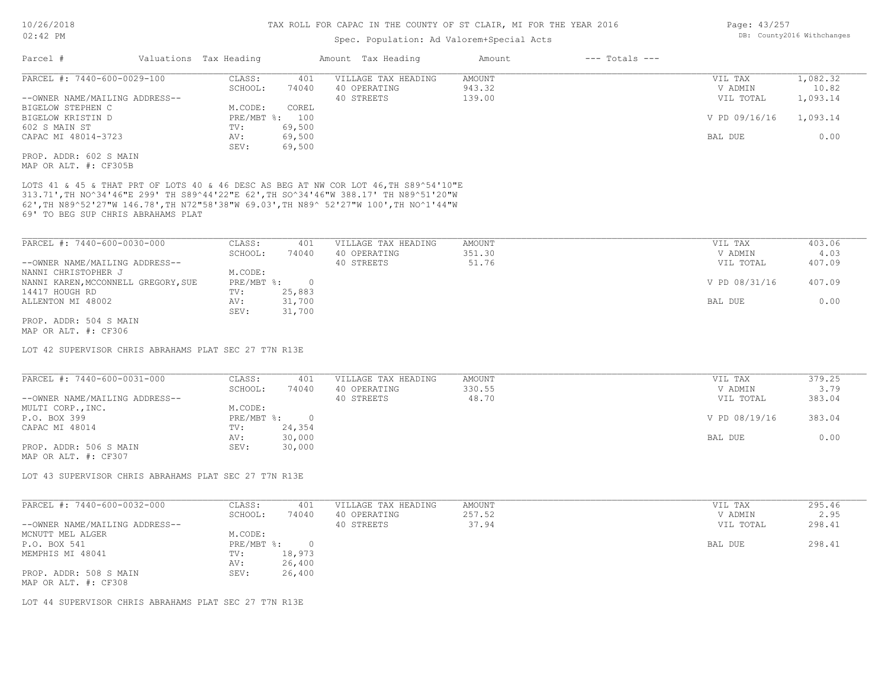# TAX ROLL FOR CAPAC IN THE COUNTY OF ST CLAIR, MI FOR THE YEAR 2016

Spec. Population: Ad Valorem+Special Acts

| Parcel # | Valuations | Tax Heading | Amount | Tax Heading | Amount | --- Totals --- | |
|---|---|---|---|---|---|---|---|

---

**PARCEL #: 7440-600-0029-100**

--OWNER NAME/MAILING ADDRESS--
BIGELOW STEPHEN C
BIGELOW KRISTIN D
602 S MAIN ST
CAPAC MI 48014-3723

PROP. ADDR: 602 S MAIN
MAP OR ALT. #: CF305B

| | |
|---|---|
| CLASS: | 401 |
| SCHOOL: | 74040 |
| M.CODE: | COREL |
| PRE/MBT %: | 100 |
| TV: | 69,500 |
| AV: | 69,500 |
| SEV: | 69,500 |

| VILLAGE TAX HEADING | AMOUNT |
|---|---|
| 40 OPERATING | 943.32 |
| 40 STREETS | 139.00 |

| | |
|---|---|
| VIL TAX | 1,082.32 |
| V ADMIN | 10.82 |
| VIL TOTAL | 1,093.14 |
| V PD 09/16/16 | 1,093.14 |
| BAL DUE | 0.00 |

LOTS 41 & 45 & THAT PRT OF LOTS 40 & 46 DESC AS BEG AT NW COR LOT 46,TH S89^54'10"E 313.71',TH NO^34'46"E 299' TH S89^44'22"E 62',TH SO^34'46"W 388.17' TH N89^51'20"W 62',TH N89^52'27"W 146.78',TH N72"58'38"W 69.03',TH N89^ 52'27"W 100',TH NO^1'44"W 69' TO BEG SUP CHRIS ABRAHAMS PLAT

---

**PARCEL #: 7440-600-0030-000**

--OWNER NAME/MAILING ADDRESS--
NANNI CHRISTOPHER J
NANNI KAREN,MCCONNELL GREGORY,SUE
14417 HOUGH RD
ALLENTON MI 48002

PROP. ADDR: 504 S MAIN
MAP OR ALT. #: CF306

| | |
|---|---|
| CLASS: | 401 |
| SCHOOL: | 74040 |
| M.CODE: | |
| PRE/MBT %: | 0 |
| TV: | 25,883 |
| AV: | 31,700 |
| SEV: | 31,700 |

| VILLAGE TAX HEADING | AMOUNT |
|---|---|
| 40 OPERATING | 351.30 |
| 40 STREETS | 51.76 |

| | |
|---|---|
| VIL TAX | 403.06 |
| V ADMIN | 4.03 |
| VIL TOTAL | 407.09 |
| V PD 08/31/16 | 407.09 |
| BAL DUE | 0.00 |

LOT 42 SUPERVISOR CHRIS ABRAHAMS PLAT SEC 27 T7N R13E

---

**PARCEL #: 7440-600-0031-000**

--OWNER NAME/MAILING ADDRESS--
MULTI CORP.,INC.
P.O. BOX 399
CAPAC MI 48014

PROP. ADDR: 506 S MAIN
MAP OR ALT. #: CF307

| | |
|---|---|
| CLASS: | 401 |
| SCHOOL: | 74040 |
| M.CODE: | |
| PRE/MBT %: | 0 |
| TV: | 24,354 |
| AV: | 30,000 |
| SEV: | 30,000 |

| VILLAGE TAX HEADING | AMOUNT |
|---|---|
| 40 OPERATING | 330.55 |
| 40 STREETS | 48.70 |

| | |
|---|---|
| VIL TAX | 379.25 |
| V ADMIN | 3.79 |
| VIL TOTAL | 383.04 |
| V PD 08/19/16 | 383.04 |
| BAL DUE | 0.00 |

LOT 43 SUPERVISOR CHRIS ABRAHAMS PLAT SEC 27 T7N R13E

---

**PARCEL #: 7440-600-0032-000**

--OWNER NAME/MAILING ADDRESS--
MCNUTT MEL ALGER
P.O. BOX 541
MEMPHIS MI 48041

PROP. ADDR: 508 S MAIN
MAP OR ALT. #: CF308

| | |
|---|---|
| CLASS: | 401 |
| SCHOOL: | 74040 |
| M.CODE: | |
| PRE/MBT %: | 0 |
| TV: | 18,973 |
| AV: | 26,400 |
| SEV: | 26,400 |

| VILLAGE TAX HEADING | AMOUNT |
|---|---|
| 40 OPERATING | 257.52 |
| 40 STREETS | 37.94 |

| | |
|---|---|
| VIL TAX | 295.46 |
| V ADMIN | 2.95 |
| VIL TOTAL | 298.41 |
| BAL DUE | 298.41 |

LOT 44 SUPERVISOR CHRIS ABRAHAMS PLAT SEC 27 T7N R13E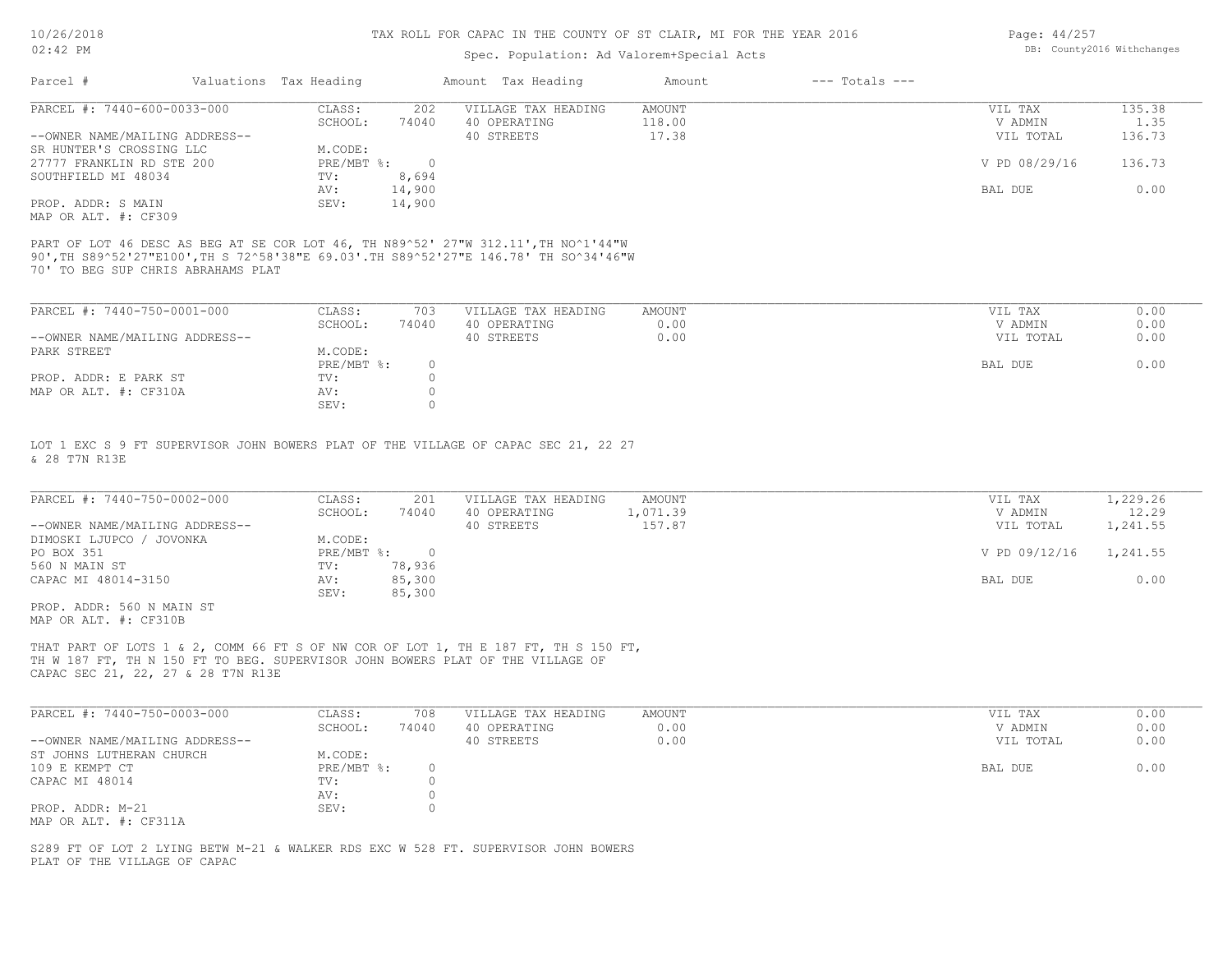# TAX ROLL FOR CAPAC IN THE COUNTY OF ST CLAIR, MI FOR THE YEAR 2016

10/26/2018
02:42 PM

Spec. Population: Ad Valorem+Special Acts

DB: County2016 Withchanges

| Parcel # | Valuations | Tax Heading | Amount | Tax Heading | Amount | --- Totals --- |
|---|---|---|---|---|---|---|

---

**PARCEL #: 7440-600-0033-000**

| | | | | | |
|---|---|---|---|---|---|
| CLASS: | 202 | VILLAGE TAX HEADING | AMOUNT | VIL TAX | 135.38 |
| SCHOOL: | 74040 | 40 OPERATING | 118.00 | V ADMIN | 1.35 |
| | | 40 STREETS | 17.38 | VIL TOTAL | 136.73 |
| M.CODE: | | | | | |
| PRE/MBT %: | 0 | | | V PD 08/29/16 | 136.73 |
| TV: | 8,694 | | | | |
| AV: | 14,900 | | | BAL DUE | 0.00 |
| SEV: | 14,900 | | | | |

--OWNER NAME/MAILING ADDRESS--
SR HUNTER'S CROSSING LLC
27777 FRANKLIN RD STE 200
SOUTHFIELD MI 48034

PROP. ADDR: S MAIN
MAP OR ALT. #: CF309

PART OF LOT 46 DESC AS BEG AT SE COR LOT 46, TH N89^52' 27"W 312.11',TH NO^1'44"W 90',TH S89^52'27"E100',TH S 72^58'38"E 69.03'.TH S89^52'27"E 146.78' TH SO^34'46"W 70' TO BEG SUP CHRIS ABRAHAMS PLAT

---

**PARCEL #: 7440-750-0001-000**

| | | | | | |
|---|---|---|---|---|---|
| CLASS: | 703 | VILLAGE TAX HEADING | AMOUNT | VIL TAX | 0.00 |
| SCHOOL: | 74040 | 40 OPERATING | 0.00 | V ADMIN | 0.00 |
| | | 40 STREETS | 0.00 | VIL TOTAL | 0.00 |
| M.CODE: | | | | | |
| PRE/MBT %: | 0 | | | BAL DUE | 0.00 |
| TV: | 0 | | | | |
| AV: | 0 | | | | |
| SEV: | 0 | | | | |

--OWNER NAME/MAILING ADDRESS--
PARK STREET

PROP. ADDR: E PARK ST
MAP OR ALT. #: CF310A

LOT 1 EXC S 9 FT SUPERVISOR JOHN BOWERS PLAT OF THE VILLAGE OF CAPAC SEC 21, 22 27 & 28 T7N R13E

---

**PARCEL #: 7440-750-0002-000**

| | | | | | |
|---|---|---|---|---|---|
| CLASS: | 201 | VILLAGE TAX HEADING | AMOUNT | VIL TAX | 1,229.26 |
| SCHOOL: | 74040 | 40 OPERATING | 1,071.39 | V ADMIN | 12.29 |
| | | 40 STREETS | 157.87 | VIL TOTAL | 1,241.55 |
| M.CODE: | | | | | |
| PRE/MBT %: | 0 | | | V PD 09/12/16 | 1,241.55 |
| TV: | 78,936 | | | | |
| AV: | 85,300 | | | BAL DUE | 0.00 |
| SEV: | 85,300 | | | | |

--OWNER NAME/MAILING ADDRESS--
DIMOSKI LJUPCO / JOVONKA
PO BOX 351
560 N MAIN ST
CAPAC MI 48014-3150

PROP. ADDR: 560 N MAIN ST
MAP OR ALT. #: CF310B

THAT PART OF LOTS 1 & 2, COMM 66 FT S OF NW COR OF LOT 1, TH E 187 FT, TH S 150 FT, TH W 187 FT, TH N 150 FT TO BEG. SUPERVISOR JOHN BOWERS PLAT OF THE VILLAGE OF CAPAC SEC 21, 22, 27 & 28 T7N R13E

---

**PARCEL #: 7440-750-0003-000**

| | | | | | |
|---|---|---|---|---|---|
| CLASS: | 708 | VILLAGE TAX HEADING | AMOUNT | VIL TAX | 0.00 |
| SCHOOL: | 74040 | 40 OPERATING | 0.00 | V ADMIN | 0.00 |
| | | 40 STREETS | 0.00 | VIL TOTAL | 0.00 |
| M.CODE: | | | | | |
| PRE/MBT %: | 0 | | | BAL DUE | 0.00 |
| TV: | 0 | | | | |
| AV: | 0 | | | | |
| SEV: | 0 | | | | |

--OWNER NAME/MAILING ADDRESS--
ST JOHNS LUTHERAN CHURCH
109 E KEMPT CT
CAPAC MI 48014

PROP. ADDR: M-21
MAP OR ALT. #: CF311A

S289 FT OF LOT 2 LYING BETW M-21 & WALKER RDS EXC W 528 FT. SUPERVISOR JOHN BOWERS PLAT OF THE VILLAGE OF CAPAC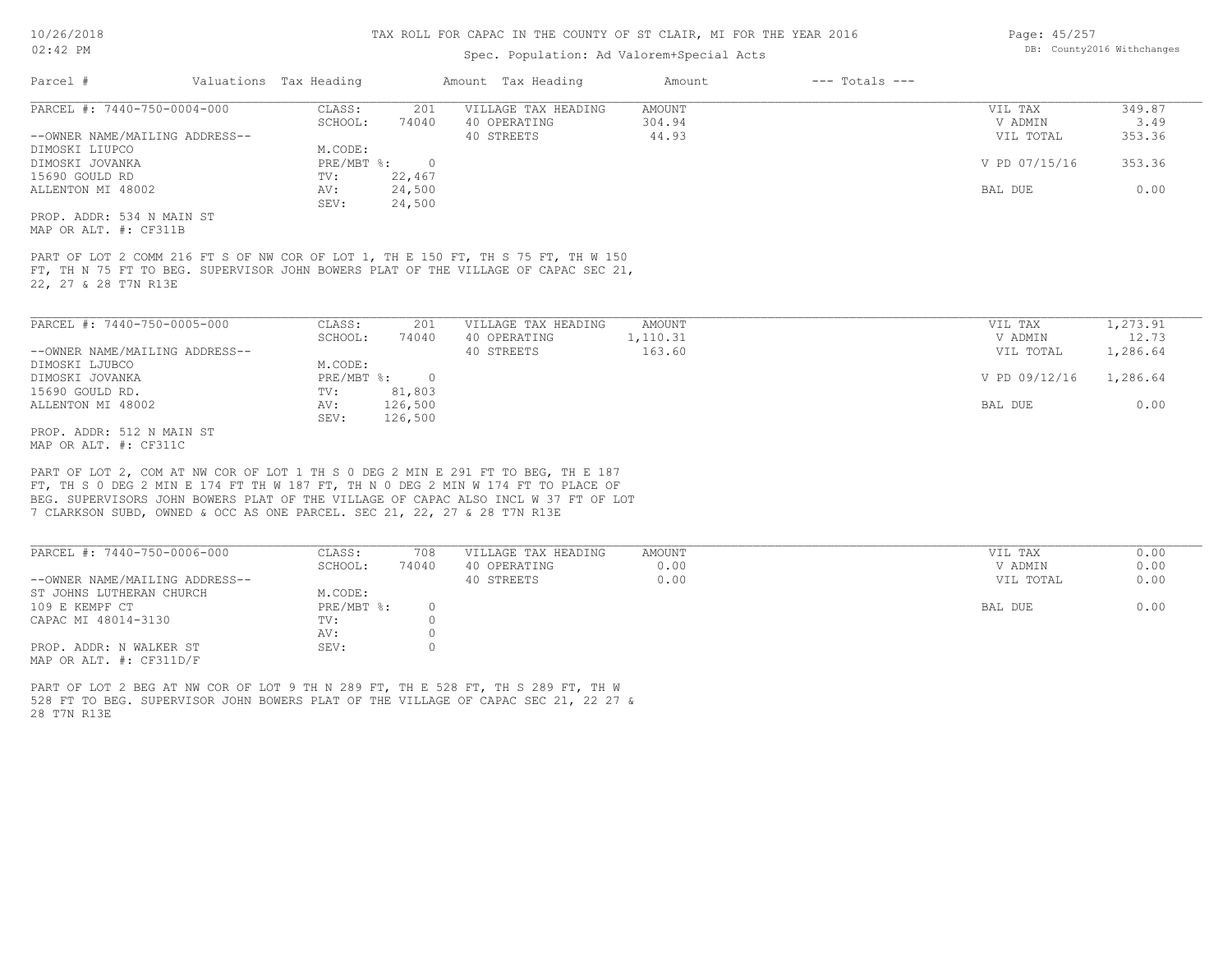# TAX ROLL FOR CAPAC IN THE COUNTY OF ST CLAIR, MI FOR THE YEAR 2016

Spec. Population: Ad Valorem+Special Acts

DB: County2016 Withchanges

| Parcel # | Valuations Tax Heading | | Amount Tax Heading | Amount | --- Totals --- | |
|---|---|---|---|---|---|---|
| PARCEL #: 7440-750-0004-000 | CLASS: | 201 | VILLAGE TAX HEADING | AMOUNT | VIL TAX | 349.87 |
| | SCHOOL: | 74040 | 40 OPERATING | 304.94 | V ADMIN | 3.49 |
| --OWNER NAME/MAILING ADDRESS-- | | | 40 STREETS | 44.93 | VIL TOTAL | 353.36 |
| DIMOSKI LIUPCO | M.CODE: | | | | | |
| DIMOSKI JOVANKA | PRE/MBT %: | 0 | | | V PD 07/15/16 | 353.36 |
| 15690 GOULD RD | TV: | 22,467 | | | | |
| ALLENTON MI 48002 | AV: | 24,500 | | | BAL DUE | 0.00 |
| | SEV: | 24,500 | | | | |

PROP. ADDR: 534 N MAIN ST
MAP OR ALT. #: CF311B

PART OF LOT 2 COMM 216 FT S OF NW COR OF LOT 1, TH E 150 FT, TH S 75 FT, TH W 150 FT, TH N 75 FT TO BEG. SUPERVISOR JOHN BOWERS PLAT OF THE VILLAGE OF CAPAC SEC 21, 22, 27 & 28 T7N R13E

| Parcel # | Valuations Tax Heading | | Amount Tax Heading | Amount | --- Totals --- | |
|---|---|---|---|---|---|---|
| PARCEL #: 7440-750-0005-000 | CLASS: | 201 | VILLAGE TAX HEADING | AMOUNT | VIL TAX | 1,273.91 |
| | SCHOOL: | 74040 | 40 OPERATING | 1,110.31 | V ADMIN | 12.73 |
| --OWNER NAME/MAILING ADDRESS-- | | | 40 STREETS | 163.60 | VIL TOTAL | 1,286.64 |
| DIMOSKI LJUBCO | M.CODE: | | | | | |
| DIMOSKI JOVANKA | PRE/MBT %: | 0 | | | V PD 09/12/16 | 1,286.64 |
| 15690 GOULD RD. | TV: | 81,803 | | | | |
| ALLENTON MI 48002 | AV: | 126,500 | | | BAL DUE | 0.00 |
| | SEV: | 126,500 | | | | |

PROP. ADDR: 512 N MAIN ST
MAP OR ALT. #: CF311C

PART OF LOT 2, COM AT NW COR OF LOT 1 TH S 0 DEG 2 MIN E 291 FT TO BEG, TH E 187 FT, TH S 0 DEG 2 MIN E 174 FT TH W 187 FT, TH N 0 DEG 2 MIN W 174 FT TO PLACE OF BEG. SUPERVISORS JOHN BOWERS PLAT OF THE VILLAGE OF CAPAC ALSO INCL W 37 FT OF LOT 7 CLARKSON SUBD, OWNED & OCC AS ONE PARCEL. SEC 21, 22, 27 & 28 T7N R13E

| Parcel # | Valuations Tax Heading | | Amount Tax Heading | Amount | --- Totals --- | |
|---|---|---|---|---|---|---|
| PARCEL #: 7440-750-0006-000 | CLASS: | 708 | VILLAGE TAX HEADING | AMOUNT | VIL TAX | 0.00 |
| | SCHOOL: | 74040 | 40 OPERATING | 0.00 | V ADMIN | 0.00 |
| --OWNER NAME/MAILING ADDRESS-- | | | 40 STREETS | 0.00 | VIL TOTAL | 0.00 |
| ST JOHNS LUTHERAN CHURCH | M.CODE: | | | | | |
| 109 E KEMPF CT | PRE/MBT %: | 0 | | | BAL DUE | 0.00 |
| CAPAC MI 48014-3130 | TV: | 0 | | | | |
| | AV: | 0 | | | | |
| PROP. ADDR: N WALKER ST | SEV: | 0 | | | | |

MAP OR ALT. #: CF311D/F

PART OF LOT 2 BEG AT NW COR OF LOT 9 TH N 289 FT, TH E 528 FT, TH S 289 FT, TH W 528 FT TO BEG. SUPERVISOR JOHN BOWERS PLAT OF THE VILLAGE OF CAPAC SEC 21, 22 27 & 28 T7N R13E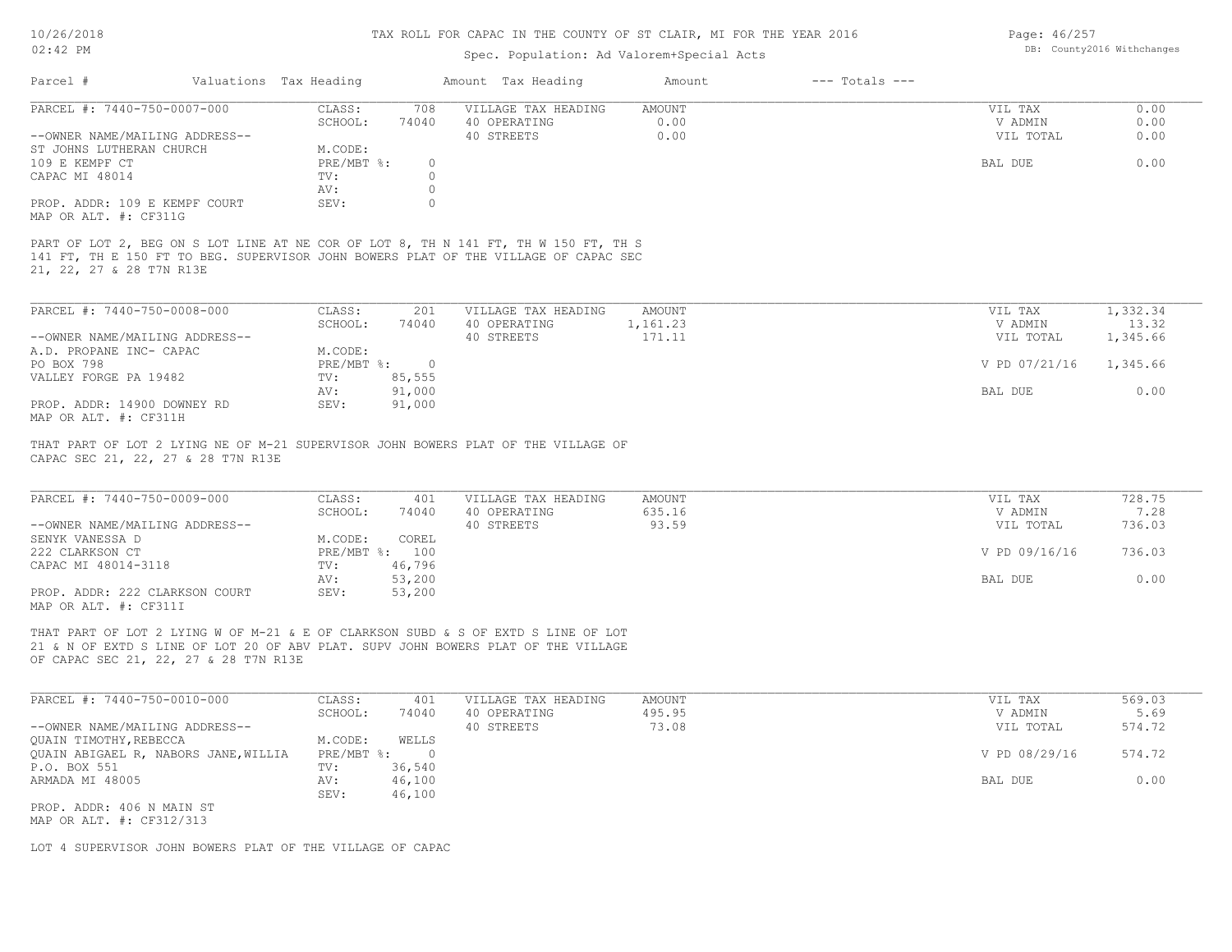# TAX ROLL FOR CAPAC IN THE COUNTY OF ST CLAIR, MI FOR THE YEAR 2016

Spec. Population: Ad Valorem+Special Acts

| Parcel # | Valuations | Tax Heading | Amount | Tax Heading | Amount | --- Totals --- | |
|---|---|---|---|---|---|---|---|

---

**PARCEL #: 7440-750-0007-000**

| | | | | | |
|---|---|---|---|---|---|
| CLASS: | 708 | VILLAGE TAX HEADING | AMOUNT | VIL TAX | 0.00 |
| SCHOOL: | 74040 | 40 OPERATING | 0.00 | V ADMIN | 0.00 |
| | | 40 STREETS | 0.00 | VIL TOTAL | 0.00 |
| M.CODE: | | | | | |
| PRE/MBT %: | 0 | | | BAL DUE | 0.00 |
| TV: | 0 | | | | |
| AV: | 0 | | | | |
| SEV: | 0 | | | | |

--OWNER NAME/MAILING ADDRESS--
ST JOHNS LUTHERAN CHURCH
109 E KEMPF CT
CAPAC MI 48014

PROP. ADDR: 109 E KEMPF COURT
MAP OR ALT. #: CF311G

PART OF LOT 2, BEG ON S LOT LINE AT NE COR OF LOT 8, TH N 141 FT, TH W 150 FT, TH S 141 FT, TH E 150 FT TO BEG. SUPERVISOR JOHN BOWERS PLAT OF THE VILLAGE OF CAPAC SEC 21, 22, 27 & 28 T7N R13E

---

**PARCEL #: 7440-750-0008-000**

| | | | | | |
|---|---|---|---|---|---|
| CLASS: | 201 | VILLAGE TAX HEADING | AMOUNT | VIL TAX | 1,332.34 |
| SCHOOL: | 74040 | 40 OPERATING | 1,161.23 | V ADMIN | 13.32 |
| | | 40 STREETS | 171.11 | VIL TOTAL | 1,345.66 |
| M.CODE: | | | | | |
| PRE/MBT %: | 0 | | | V PD 07/21/16 | 1,345.66 |
| TV: | 85,555 | | | | |
| AV: | 91,000 | | | BAL DUE | 0.00 |
| SEV: | 91,000 | | | | |

--OWNER NAME/MAILING ADDRESS--
A.D. PROPANE INC- CAPAC
PO BOX 798
VALLEY FORGE PA 19482

PROP. ADDR: 14900 DOWNEY RD
MAP OR ALT. #: CF311H

THAT PART OF LOT 2 LYING NE OF M-21 SUPERVISOR JOHN BOWERS PLAT OF THE VILLAGE OF CAPAC SEC 21, 22, 27 & 28 T7N R13E

---

**PARCEL #: 7440-750-0009-000**

| | | | | | |
|---|---|---|---|---|---|
| CLASS: | 401 | VILLAGE TAX HEADING | AMOUNT | VIL TAX | 728.75 |
| SCHOOL: | 74040 | 40 OPERATING | 635.16 | V ADMIN | 7.28 |
| | | 40 STREETS | 93.59 | VIL TOTAL | 736.03 |
| M.CODE: | COREL | | | | |
| PRE/MBT %: | 100 | | | V PD 09/16/16 | 736.03 |
| TV: | 46,796 | | | | |
| AV: | 53,200 | | | BAL DUE | 0.00 |
| SEV: | 53,200 | | | | |

--OWNER NAME/MAILING ADDRESS--
SENYK VANESSA D
222 CLARKSON CT
CAPAC MI 48014-3118

PROP. ADDR: 222 CLARKSON COURT
MAP OR ALT. #: CF311I

THAT PART OF LOT 2 LYING W OF M-21 & E OF CLARKSON SUBD & S OF EXTD S LINE OF LOT 21 & N OF EXTD S LINE OF LOT 20 OF ABV PLAT. SUPV JOHN BOWERS PLAT OF THE VILLAGE OF CAPAC SEC 21, 22, 27 & 28 T7N R13E

---

**PARCEL #: 7440-750-0010-000**

| | | | | | |
|---|---|---|---|---|---|
| CLASS: | 401 | VILLAGE TAX HEADING | AMOUNT | VIL TAX | 569.03 |
| SCHOOL: | 74040 | 40 OPERATING | 495.95 | V ADMIN | 5.69 |
| | | 40 STREETS | 73.08 | VIL TOTAL | 574.72 |
| M.CODE: | WELLS | | | | |
| PRE/MBT %: | 0 | | | V PD 08/29/16 | 574.72 |
| TV: | 36,540 | | | | |
| AV: | 46,100 | | | BAL DUE | 0.00 |
| SEV: | 46,100 | | | | |

--OWNER NAME/MAILING ADDRESS--
QUAIN TIMOTHY,REBECCA
QUAIN ABIGAEL R, NABORS JANE,WILLIA
P.O. BOX 551
ARMADA MI 48005

PROP. ADDR: 406 N MAIN ST
MAP OR ALT. #: CF312/313

LOT 4 SUPERVISOR JOHN BOWERS PLAT OF THE VILLAGE OF CAPAC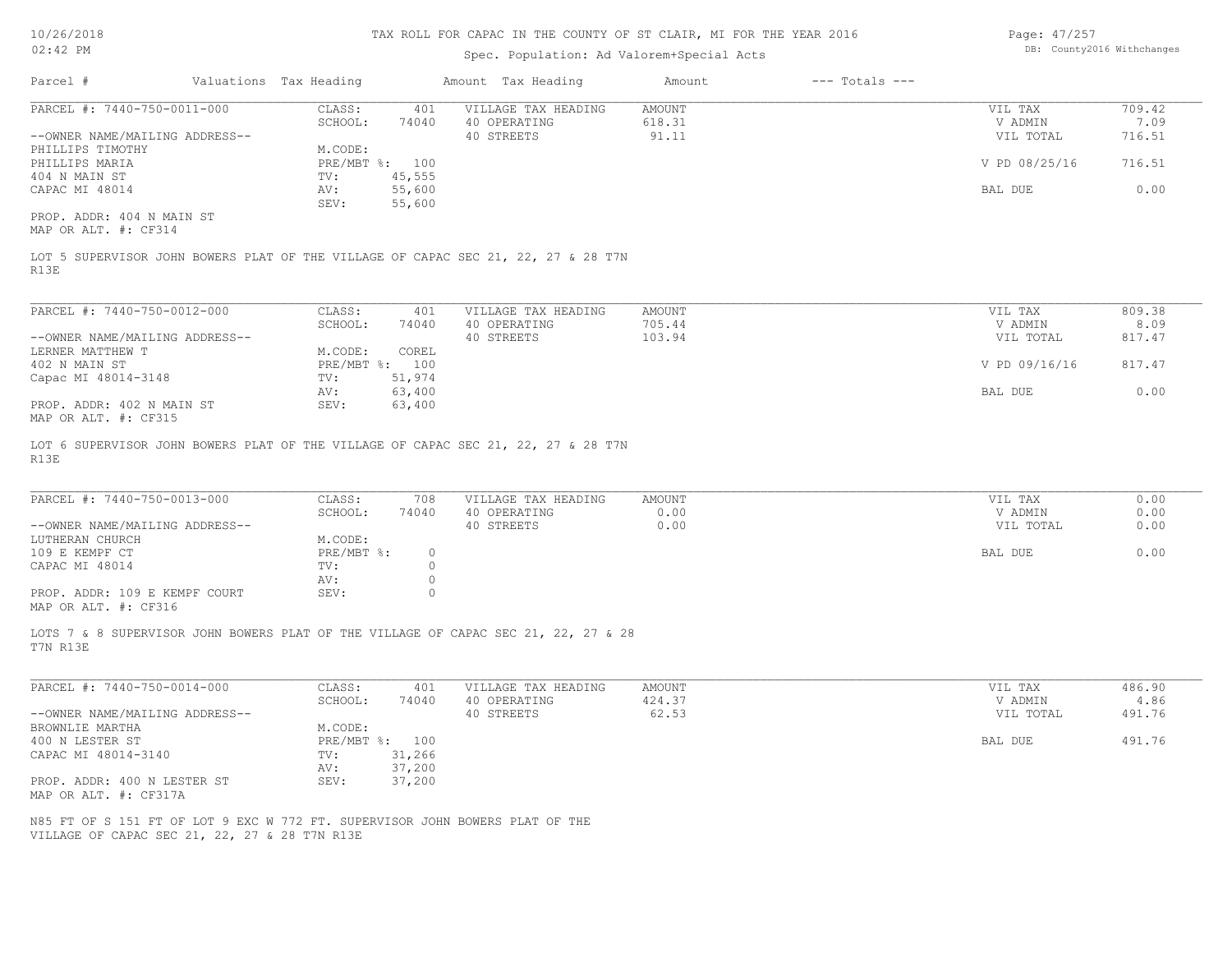# TAX ROLL FOR CAPAC IN THE COUNTY OF ST CLAIR, MI FOR THE YEAR 2016

Spec. Population: Ad Valorem+Special Acts

| Parcel # | Valuations | Tax Heading | Amount | Tax Heading | Amount | --- Totals --- |
|---|---|---|---|---|---|---|

---

**PARCEL #: 7440-750-0011-000**

| | | | | | |
|---|---|---|---|---|---|
| CLASS: | 401 | VILLAGE TAX HEADING | AMOUNT | VIL TAX | 709.42 |
| SCHOOL: | 74040 | 40 OPERATING | 618.31 | V ADMIN | 7.09 |
| | | 40 STREETS | 91.11 | VIL TOTAL | 716.51 |
| M.CODE: | | | | | |
| PRE/MBT %: | 100 | | | V PD 08/25/16 | 716.51 |
| TV: | 45,555 | | | | |
| AV: | 55,600 | | | BAL DUE | 0.00 |
| SEV: | 55,600 | | | | |

--OWNER NAME/MAILING ADDRESS--
PHILLIPS TIMOTHY
PHILLIPS MARIA
404 N MAIN ST
CAPAC MI 48014

PROP. ADDR: 404 N MAIN ST
MAP OR ALT. #: CF314

LOT 5 SUPERVISOR JOHN BOWERS PLAT OF THE VILLAGE OF CAPAC SEC 21, 22, 27 & 28 T7N R13E

---

**PARCEL #: 7440-750-0012-000**

| | | | | | |
|---|---|---|---|---|---|
| CLASS: | 401 | VILLAGE TAX HEADING | AMOUNT | VIL TAX | 809.38 |
| SCHOOL: | 74040 | 40 OPERATING | 705.44 | V ADMIN | 8.09 |
| | | 40 STREETS | 103.94 | VIL TOTAL | 817.47 |
| M.CODE: | COREL | | | | |
| PRE/MBT %: | 100 | | | V PD 09/16/16 | 817.47 |
| TV: | 51,974 | | | | |
| AV: | 63,400 | | | BAL DUE | 0.00 |
| SEV: | 63,400 | | | | |

--OWNER NAME/MAILING ADDRESS--
LERNER MATTHEW T
402 N MAIN ST
Capac MI 48014-3148

PROP. ADDR: 402 N MAIN ST
MAP OR ALT. #: CF315

LOT 6 SUPERVISOR JOHN BOWERS PLAT OF THE VILLAGE OF CAPAC SEC 21, 22, 27 & 28 T7N R13E

---

**PARCEL #: 7440-750-0013-000**

| | | | | | |
|---|---|---|---|---|---|
| CLASS: | 708 | VILLAGE TAX HEADING | AMOUNT | VIL TAX | 0.00 |
| SCHOOL: | 74040 | 40 OPERATING | 0.00 | V ADMIN | 0.00 |
| | | 40 STREETS | 0.00 | VIL TOTAL | 0.00 |
| M.CODE: | | | | | |
| PRE/MBT %: | 0 | | | BAL DUE | 0.00 |
| TV: | 0 | | | | |
| AV: | 0 | | | | |
| SEV: | 0 | | | | |

--OWNER NAME/MAILING ADDRESS--
LUTHERAN CHURCH
109 E KEMPF CT
CAPAC MI 48014

PROP. ADDR: 109 E KEMPF COURT
MAP OR ALT. #: CF316

LOTS 7 & 8 SUPERVISOR JOHN BOWERS PLAT OF THE VILLAGE OF CAPAC SEC 21, 22, 27 & 28 T7N R13E

---

**PARCEL #: 7440-750-0014-000**

| | | | | | |
|---|---|---|---|---|---|
| CLASS: | 401 | VILLAGE TAX HEADING | AMOUNT | VIL TAX | 486.90 |
| SCHOOL: | 74040 | 40 OPERATING | 424.37 | V ADMIN | 4.86 |
| | | 40 STREETS | 62.53 | VIL TOTAL | 491.76 |
| M.CODE: | | | | | |
| PRE/MBT %: | 100 | | | BAL DUE | 491.76 |
| TV: | 31,266 | | | | |
| AV: | 37,200 | | | | |
| SEV: | 37,200 | | | | |

--OWNER NAME/MAILING ADDRESS--
BROWNLIE MARTHA
400 N LESTER ST
CAPAC MI 48014-3140

PROP. ADDR: 400 N LESTER ST
MAP OR ALT. #: CF317A

N85 FT OF S 151 FT OF LOT 9 EXC W 772 FT. SUPERVISOR JOHN BOWERS PLAT OF THE VILLAGE OF CAPAC SEC 21, 22, 27 & 28 T7N R13E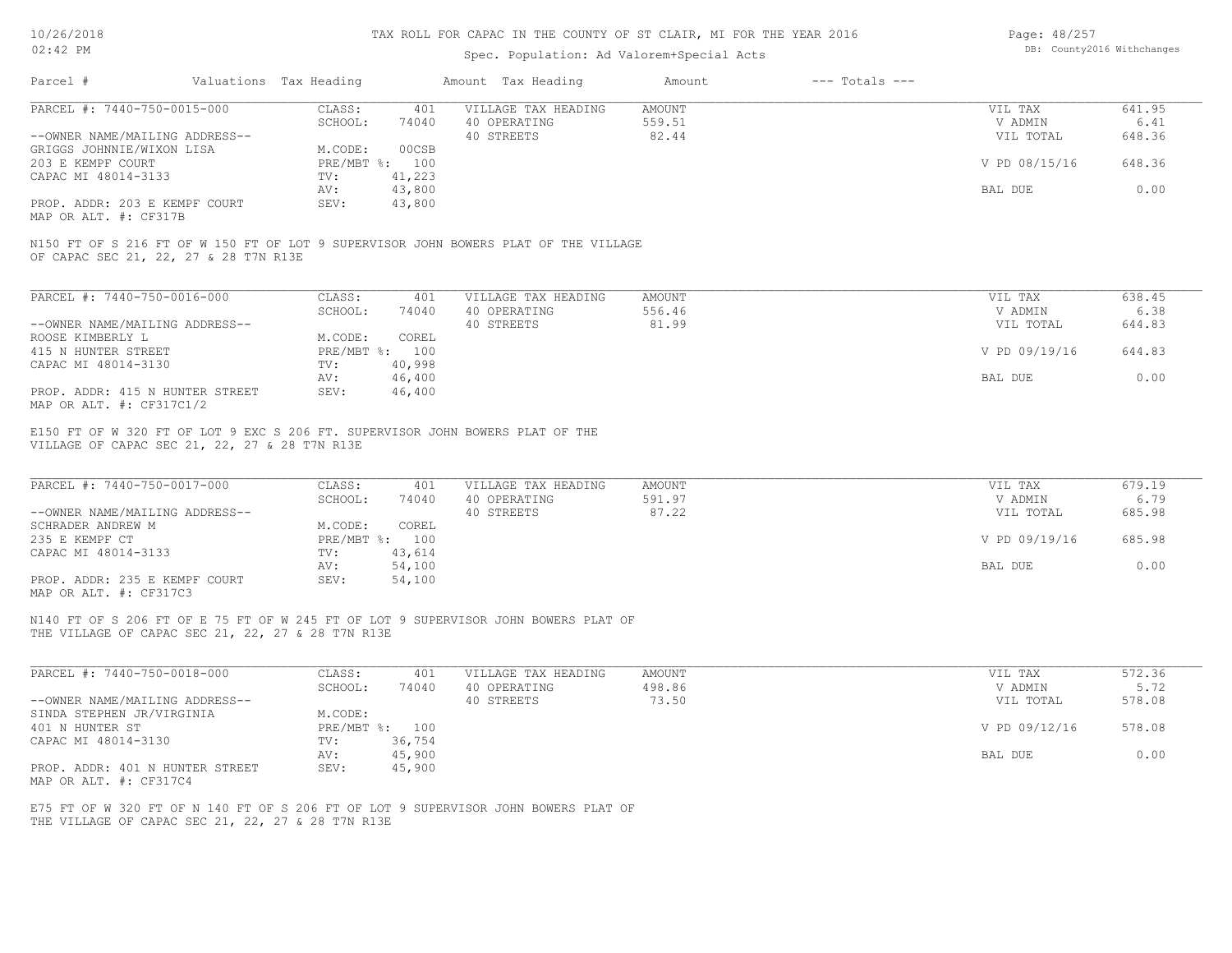# TAX ROLL FOR CAPAC IN THE COUNTY OF ST CLAIR, MI FOR THE YEAR 2016

Spec. Population: Ad Valorem+Special Acts

| Parcel # | Valuations | Tax Heading | Amount | Tax Heading | Amount | --- Totals --- | |
|---|---|---|---|---|---|---|---|

---

**PARCEL #: 7440-750-0015-000**

| | | | | | |
|---|---|---|---|---|---|
| CLASS: | 401 | VILLAGE TAX HEADING | AMOUNT | VIL TAX | 641.95 |
| SCHOOL: | 74040 | 40 OPERATING | 559.51 | V ADMIN | 6.41 |
| | | 40 STREETS | 82.44 | VIL TOTAL | 648.36 |
| M.CODE: | 00CSB | | | | |
| PRE/MBT %: | 100 | | | V PD 08/15/16 | 648.36 |
| TV: | 41,223 | | | | |
| AV: | 43,800 | | | BAL DUE | 0.00 |
| SEV: | 43,800 | | | | |

--OWNER NAME/MAILING ADDRESS--
GRIGGS JOHNNIE/WIXON LISA
203 E KEMPF COURT
CAPAC MI 48014-3133

PROP. ADDR: 203 E KEMPF COURT
MAP OR ALT. #: CF317B

N150 FT OF S 216 FT OF W 150 FT OF LOT 9 SUPERVISOR JOHN BOWERS PLAT OF THE VILLAGE OF CAPAC SEC 21, 22, 27 & 28 T7N R13E

---

**PARCEL #: 7440-750-0016-000**

| | | | | | |
|---|---|---|---|---|---|
| CLASS: | 401 | VILLAGE TAX HEADING | AMOUNT | VIL TAX | 638.45 |
| SCHOOL: | 74040 | 40 OPERATING | 556.46 | V ADMIN | 6.38 |
| | | 40 STREETS | 81.99 | VIL TOTAL | 644.83 |
| M.CODE: | COREL | | | | |
| PRE/MBT %: | 100 | | | V PD 09/19/16 | 644.83 |
| TV: | 40,998 | | | | |
| AV: | 46,400 | | | BAL DUE | 0.00 |
| SEV: | 46,400 | | | | |

--OWNER NAME/MAILING ADDRESS--
ROOSE KIMBERLY L
415 N HUNTER STREET
CAPAC MI 48014-3130

PROP. ADDR: 415 N HUNTER STREET
MAP OR ALT. #: CF317C1/2

E150 FT OF W 320 FT OF LOT 9 EXC S 206 FT. SUPERVISOR JOHN BOWERS PLAT OF THE VILLAGE OF CAPAC SEC 21, 22, 27 & 28 T7N R13E

---

**PARCEL #: 7440-750-0017-000**

| | | | | | |
|---|---|---|---|---|---|
| CLASS: | 401 | VILLAGE TAX HEADING | AMOUNT | VIL TAX | 679.19 |
| SCHOOL: | 74040 | 40 OPERATING | 591.97 | V ADMIN | 6.79 |
| | | 40 STREETS | 87.22 | VIL TOTAL | 685.98 |
| M.CODE: | COREL | | | | |
| PRE/MBT %: | 100 | | | V PD 09/19/16 | 685.98 |
| TV: | 43,614 | | | | |
| AV: | 54,100 | | | BAL DUE | 0.00 |
| SEV: | 54,100 | | | | |

--OWNER NAME/MAILING ADDRESS--
SCHRADER ANDREW M
235 E KEMPF CT
CAPAC MI 48014-3133

PROP. ADDR: 235 E KEMPF COURT
MAP OR ALT. #: CF317C3

N140 FT OF S 206 FT OF E 75 FT OF W 245 FT OF LOT 9 SUPERVISOR JOHN BOWERS PLAT OF THE VILLAGE OF CAPAC SEC 21, 22, 27 & 28 T7N R13E

---

**PARCEL #: 7440-750-0018-000**

| | | | | | |
|---|---|---|---|---|---|
| CLASS: | 401 | VILLAGE TAX HEADING | AMOUNT | VIL TAX | 572.36 |
| SCHOOL: | 74040 | 40 OPERATING | 498.86 | V ADMIN | 5.72 |
| | | 40 STREETS | 73.50 | VIL TOTAL | 578.08 |
| M.CODE: | | | | | |
| PRE/MBT %: | 100 | | | V PD 09/12/16 | 578.08 |
| TV: | 36,754 | | | | |
| AV: | 45,900 | | | BAL DUE | 0.00 |
| SEV: | 45,900 | | | | |

--OWNER NAME/MAILING ADDRESS--
SINDA STEPHEN JR/VIRGINIA
401 N HUNTER ST
CAPAC MI 48014-3130

PROP. ADDR: 401 N HUNTER STREET
MAP OR ALT. #: CF317C4

E75 FT OF W 320 FT OF N 140 FT OF S 206 FT OF LOT 9 SUPERVISOR JOHN BOWERS PLAT OF THE VILLAGE OF CAPAC SEC 21, 22, 27 & 28 T7N R13E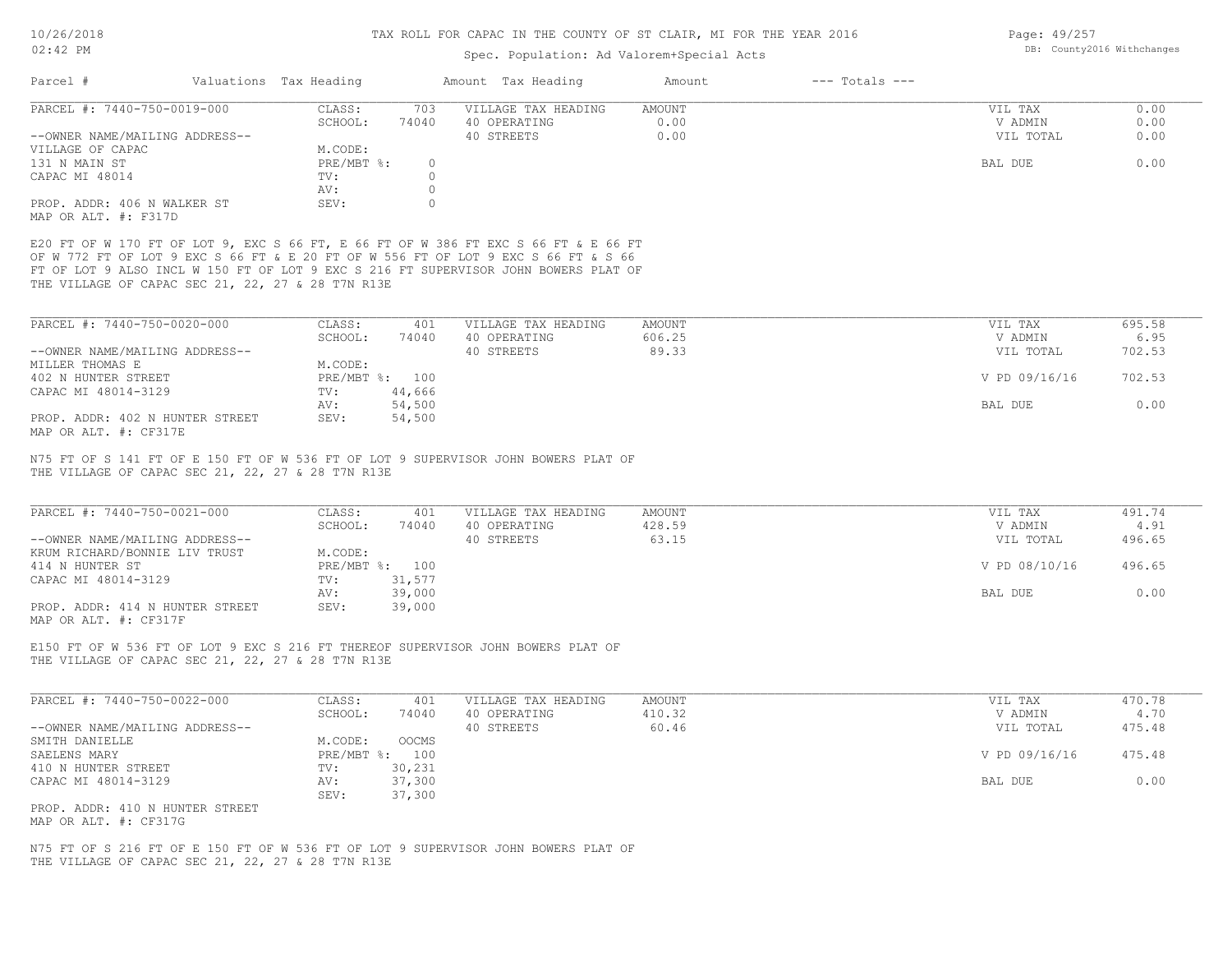# TAX ROLL FOR CAPAC IN THE COUNTY OF ST CLAIR, MI FOR THE YEAR 2016

Spec. Population: Ad Valorem+Special Acts

| Parcel # | Valuations | Tax Heading | Amount | Tax Heading | Amount | --- Totals --- |
|---|---|---|---|---|---|---|

---

**PARCEL #: 7440-750-0019-000**

| | | | | | |
|---|---|---|---|---|---|
| CLASS: | 703 | VILLAGE TAX HEADING | AMOUNT | VIL TAX | 0.00 |
| SCHOOL: | 74040 | 40 OPERATING | 0.00 | V ADMIN | 0.00 |
| | | 40 STREETS | 0.00 | VIL TOTAL | 0.00 |
| M.CODE: | | | | | |
| PRE/MBT %: | 0 | | | BAL DUE | 0.00 |
| TV: | 0 | | | | |
| AV: | 0 | | | | |
| SEV: | 0 | | | | |

--OWNER NAME/MAILING ADDRESS--
VILLAGE OF CAPAC
131 N MAIN ST
CAPAC MI 48014

PROP. ADDR: 406 N WALKER ST
MAP OR ALT. #: F317D

E20 FT OF W 170 FT OF LOT 9, EXC S 66 FT, E 66 FT OF W 386 FT EXC S 66 FT & E 66 FT OF W 772 FT OF LOT 9 EXC S 66 FT & E 20 FT OF W 556 FT OF LOT 9 EXC S 66 FT & S 66 FT OF LOT 9 ALSO INCL W 150 FT OF LOT 9 EXC S 216 FT SUPERVISOR JOHN BOWERS PLAT OF THE VILLAGE OF CAPAC SEC 21, 22, 27 & 28 T7N R13E

---

**PARCEL #: 7440-750-0020-000**

| | | | | | |
|---|---|---|---|---|---|
| CLASS: | 401 | VILLAGE TAX HEADING | AMOUNT | VIL TAX | 695.58 |
| SCHOOL: | 74040 | 40 OPERATING | 606.25 | V ADMIN | 6.95 |
| | | 40 STREETS | 89.33 | VIL TOTAL | 702.53 |
| M.CODE: | | | | | |
| PRE/MBT %: | 100 | | | V PD 09/16/16 | 702.53 |
| TV: | 44,666 | | | | |
| AV: | 54,500 | | | BAL DUE | 0.00 |
| SEV: | 54,500 | | | | |

--OWNER NAME/MAILING ADDRESS--
MILLER THOMAS E
402 N HUNTER STREET
CAPAC MI 48014-3129

PROP. ADDR: 402 N HUNTER STREET
MAP OR ALT. #: CF317E

N75 FT OF S 141 FT OF E 150 FT OF W 536 FT OF LOT 9 SUPERVISOR JOHN BOWERS PLAT OF THE VILLAGE OF CAPAC SEC 21, 22, 27 & 28 T7N R13E

---

**PARCEL #: 7440-750-0021-000**

| | | | | | |
|---|---|---|---|---|---|
| CLASS: | 401 | VILLAGE TAX HEADING | AMOUNT | VIL TAX | 491.74 |
| SCHOOL: | 74040 | 40 OPERATING | 428.59 | V ADMIN | 4.91 |
| | | 40 STREETS | 63.15 | VIL TOTAL | 496.65 |
| M.CODE: | | | | | |
| PRE/MBT %: | 100 | | | V PD 08/10/16 | 496.65 |
| TV: | 31,577 | | | | |
| AV: | 39,000 | | | BAL DUE | 0.00 |
| SEV: | 39,000 | | | | |

--OWNER NAME/MAILING ADDRESS--
KRUM RICHARD/BONNIE LIV TRUST
414 N HUNTER ST
CAPAC MI 48014-3129

PROP. ADDR: 414 N HUNTER STREET
MAP OR ALT. #: CF317F

E150 FT OF W 536 FT OF LOT 9 EXC S 216 FT THEREOF SUPERVISOR JOHN BOWERS PLAT OF THE VILLAGE OF CAPAC SEC 21, 22, 27 & 28 T7N R13E

---

**PARCEL #: 7440-750-0022-000**

| | | | | | |
|---|---|---|---|---|---|
| CLASS: | 401 | VILLAGE TAX HEADING | AMOUNT | VIL TAX | 470.78 |
| SCHOOL: | 74040 | 40 OPERATING | 410.32 | V ADMIN | 4.70 |
| | | 40 STREETS | 60.46 | VIL TOTAL | 475.48 |
| M.CODE: | OOCMS | | | | |
| PRE/MBT %: | 100 | | | V PD 09/16/16 | 475.48 |
| TV: | 30,231 | | | | |
| AV: | 37,300 | | | BAL DUE | 0.00 |
| SEV: | 37,300 | | | | |

--OWNER NAME/MAILING ADDRESS--
SMITH DANIELLE
SAELENS MARY
410 N HUNTER STREET
CAPAC MI 48014-3129

PROP. ADDR: 410 N HUNTER STREET
MAP OR ALT. #: CF317G

N75 FT OF S 216 FT OF E 150 FT OF W 536 FT OF LOT 9 SUPERVISOR JOHN BOWERS PLAT OF THE VILLAGE OF CAPAC SEC 21, 22, 27 & 28 T7N R13E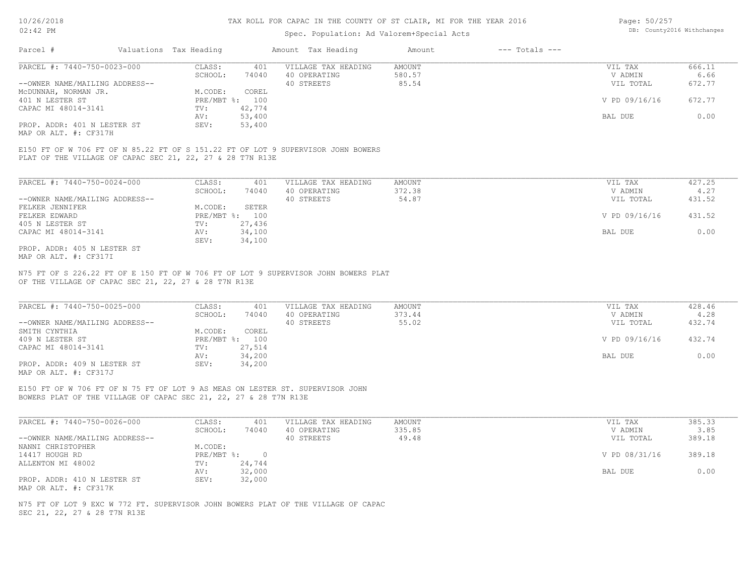# TAX ROLL FOR CAPAC IN THE COUNTY OF ST CLAIR, MI FOR THE YEAR 2016

Spec. Population: Ad Valorem+Special Acts

DB: County2016 Withchanges

| Parcel # | Valuations | Tax Heading | Amount | Tax Heading | Amount | --- Totals --- |
|---|---|---|---|---|---|---|

## PARCEL #: 7440-750-0023-000

| | | | | | |
|---|---|---|---|---|---|
| CLASS: | 401 | VILLAGE TAX HEADING | AMOUNT | VIL TAX | 666.11 |
| SCHOOL: | 74040 | 40 OPERATING | 580.57 | V ADMIN | 6.66 |
| | | 40 STREETS | 85.54 | VIL TOTAL | 672.77 |
| M.CODE: | COREL | | | | |
| PRE/MBT %: | 100 | | | V PD 09/16/16 | 672.77 |
| TV: | 42,774 | | | | |
| AV: | 53,400 | | | BAL DUE | 0.00 |
| SEV: | 53,400 | | | | |

--OWNER NAME/MAILING ADDRESS--
McDUNNAH, NORMAN JR.
401 N LESTER ST
CAPAC MI 48014-3141

PROP. ADDR: 401 N LESTER ST
MAP OR ALT. #: CF317H

E150 FT OF W 706 FT OF N 85.22 FT OF S 151.22 FT OF LOT 9 SUPERVISOR JOHN BOWERS PLAT OF THE VILLAGE OF CAPAC SEC 21, 22, 27 & 28 T7N R13E

## PARCEL #: 7440-750-0024-000

| | | | | | |
|---|---|---|---|---|---|
| CLASS: | 401 | VILLAGE TAX HEADING | AMOUNT | VIL TAX | 427.25 |
| SCHOOL: | 74040 | 40 OPERATING | 372.38 | V ADMIN | 4.27 |
| | | 40 STREETS | 54.87 | VIL TOTAL | 431.52 |
| M.CODE: | SETER | | | | |
| PRE/MBT %: | 100 | | | V PD 09/16/16 | 431.52 |
| TV: | 27,436 | | | | |
| AV: | 34,100 | | | BAL DUE | 0.00 |
| SEV: | 34,100 | | | | |

--OWNER NAME/MAILING ADDRESS--
FELKER JENNIFER
FELKER EDWARD
405 N LESTER ST
CAPAC MI 48014-3141

PROP. ADDR: 405 N LESTER ST
MAP OR ALT. #: CF317I

N75 FT OF S 226.22 FT OF E 150 FT OF W 706 FT OF LOT 9 SUPERVISOR JOHN BOWERS PLAT OF THE VILLAGE OF CAPAC SEC 21, 22, 27 & 28 T7N R13E

## PARCEL #: 7440-750-0025-000

| | | | | | |
|---|---|---|---|---|---|
| CLASS: | 401 | VILLAGE TAX HEADING | AMOUNT | VIL TAX | 428.46 |
| SCHOOL: | 74040 | 40 OPERATING | 373.44 | V ADMIN | 4.28 |
| | | 40 STREETS | 55.02 | VIL TOTAL | 432.74 |
| M.CODE: | COREL | | | | |
| PRE/MBT %: | 100 | | | V PD 09/16/16 | 432.74 |
| TV: | 27,514 | | | | |
| AV: | 34,200 | | | BAL DUE | 0.00 |
| SEV: | 34,200 | | | | |

--OWNER NAME/MAILING ADDRESS--
SMITH CYNTHIA
409 N LESTER ST
CAPAC MI 48014-3141

PROP. ADDR: 409 N LESTER ST
MAP OR ALT. #: CF317J

E150 FT OF W 706 FT OF N 75 FT OF LOT 9 AS MEAS ON LESTER ST. SUPERVISOR JOHN BOWERS PLAT OF THE VILLAGE OF CAPAC SEC 21, 22, 27 & 28 T7N R13E

## PARCEL #: 7440-750-0026-000

| | | | | | |
|---|---|---|---|---|---|
| CLASS: | 401 | VILLAGE TAX HEADING | AMOUNT | VIL TAX | 385.33 |
| SCHOOL: | 74040 | 40 OPERATING | 335.85 | V ADMIN | 3.85 |
| | | 40 STREETS | 49.48 | VIL TOTAL | 389.18 |
| M.CODE: | | | | | |
| PRE/MBT %: | 0 | | | V PD 08/31/16 | 389.18 |
| TV: | 24,744 | | | | |
| AV: | 32,000 | | | BAL DUE | 0.00 |
| SEV: | 32,000 | | | | |

--OWNER NAME/MAILING ADDRESS--
NANNI CHRISTOPHER
14417 HOUGH RD
ALLENTON MI 48002

PROP. ADDR: 410 N LESTER ST
MAP OR ALT. #: CF317K

N75 FT OF LOT 9 EXC W 772 FT. SUPERVISOR JOHN BOWERS PLAT OF THE VILLAGE OF CAPAC SEC 21, 22, 27 & 28 T7N R13E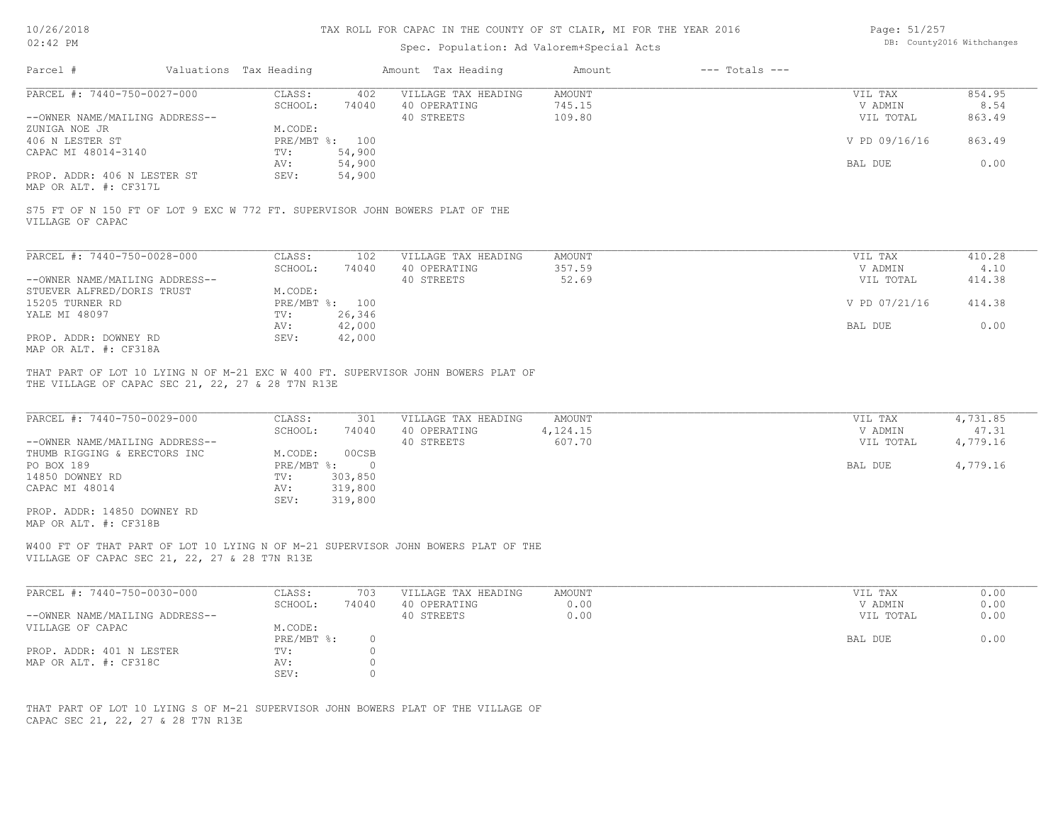# TAX ROLL FOR CAPAC IN THE COUNTY OF ST CLAIR, MI FOR THE YEAR 2016

Spec. Population: Ad Valorem+Special Acts

| Parcel # | Valuations | Tax Heading | Amount | Tax Heading | Amount | --- Totals --- | | |
|---|---|---|---|---|---|---|---|---|
| PARCEL #: 7440-750-0027-000 | CLASS: | 402 | VILLAGE TAX HEADING | AMOUNT | | | VIL TAX | 854.95 |
| | SCHOOL: | 74040 | 40 OPERATING | 745.15 | | | V ADMIN | 8.54 |
| --OWNER NAME/MAILING ADDRESS-- | | | 40 STREETS | 109.80 | | | VIL TOTAL | 863.49 |
| ZUNIGA NOE JR | M.CODE: | | | | | | | |
| 406 N LESTER ST | PRE/MBT %: | 100 | | | | | V PD 09/16/16 | 863.49 |
| CAPAC MI 48014-3140 | TV: | 54,900 | | | | | | |
| | AV: | 54,900 | | | | | BAL DUE | 0.00 |
| PROP. ADDR: 406 N LESTER ST | SEV: | 54,900 | | | | | | |
| MAP OR ALT. #: CF317L | | | | | | | | |

S75 FT OF N 150 FT OF LOT 9 EXC W 772 FT. SUPERVISOR JOHN BOWERS PLAT OF THE VILLAGE OF CAPAC

| Parcel # | Valuations | Tax Heading | Amount | Tax Heading | Amount | --- Totals --- | | |
|---|---|---|---|---|---|---|---|---|
| PARCEL #: 7440-750-0028-000 | CLASS: | 102 | VILLAGE TAX HEADING | AMOUNT | | | VIL TAX | 410.28 |
| | SCHOOL: | 74040 | 40 OPERATING | 357.59 | | | V ADMIN | 4.10 |
| --OWNER NAME/MAILING ADDRESS-- | | | 40 STREETS | 52.69 | | | VIL TOTAL | 414.38 |
| STUEVER ALFRED/DORIS TRUST | M.CODE: | | | | | | | |
| 15205 TURNER RD | PRE/MBT %: | 100 | | | | | V PD 07/21/16 | 414.38 |
| YALE MI 48097 | TV: | 26,346 | | | | | | |
| | AV: | 42,000 | | | | | BAL DUE | 0.00 |
| PROP. ADDR: DOWNEY RD | SEV: | 42,000 | | | | | | |
| MAP OR ALT. #: CF318A | | | | | | | | |

THAT PART OF LOT 10 LYING N OF M-21 EXC W 400 FT. SUPERVISOR JOHN BOWERS PLAT OF THE VILLAGE OF CAPAC SEC 21, 22, 27 & 28 T7N R13E

| Parcel # | Valuations | Tax Heading | Amount | Tax Heading | Amount | --- Totals --- | | |
|---|---|---|---|---|---|---|---|---|
| PARCEL #: 7440-750-0029-000 | CLASS: | 301 | VILLAGE TAX HEADING | AMOUNT | | | VIL TAX | 4,731.85 |
| | SCHOOL: | 74040 | 40 OPERATING | 4,124.15 | | | V ADMIN | 47.31 |
| --OWNER NAME/MAILING ADDRESS-- | | | 40 STREETS | 607.70 | | | VIL TOTAL | 4,779.16 |
| THUMB RIGGING & ERECTORS INC | M.CODE: | 00CSB | | | | | | |
| PO BOX 189 | PRE/MBT %: | 0 | | | | | BAL DUE | 4,779.16 |
| 14850 DOWNEY RD | TV: | 303,850 | | | | | | |
| CAPAC MI 48014 | AV: | 319,800 | | | | | | |
| | SEV: | 319,800 | | | | | | |
| PROP. ADDR: 14850 DOWNEY RD | | | | | | | | |
| MAP OR ALT. #: CF318B | | | | | | | | |

W400 FT OF THAT PART OF LOT 10 LYING N OF M-21 SUPERVISOR JOHN BOWERS PLAT OF THE VILLAGE OF CAPAC SEC 21, 22, 27 & 28 T7N R13E

| Parcel # | Valuations | Tax Heading | Amount | Tax Heading | Amount | --- Totals --- | | |
|---|---|---|---|---|---|---|---|---|
| PARCEL #: 7440-750-0030-000 | CLASS: | 703 | VILLAGE TAX HEADING | AMOUNT | | | VIL TAX | 0.00 |
| | SCHOOL: | 74040 | 40 OPERATING | 0.00 | | | V ADMIN | 0.00 |
| --OWNER NAME/MAILING ADDRESS-- | | | 40 STREETS | 0.00 | | | VIL TOTAL | 0.00 |
| VILLAGE OF CAPAC | M.CODE: | | | | | | | |
| | PRE/MBT %: | 0 | | | | | BAL DUE | 0.00 |
| PROP. ADDR: 401 N LESTER | TV: | 0 | | | | | | |
| MAP OR ALT. #: CF318C | AV: | 0 | | | | | | |
| | SEV: | 0 | | | | | | |

THAT PART OF LOT 10 LYING S OF M-21 SUPERVISOR JOHN BOWERS PLAT OF THE VILLAGE OF CAPAC SEC 21, 22, 27 & 28 T7N R13E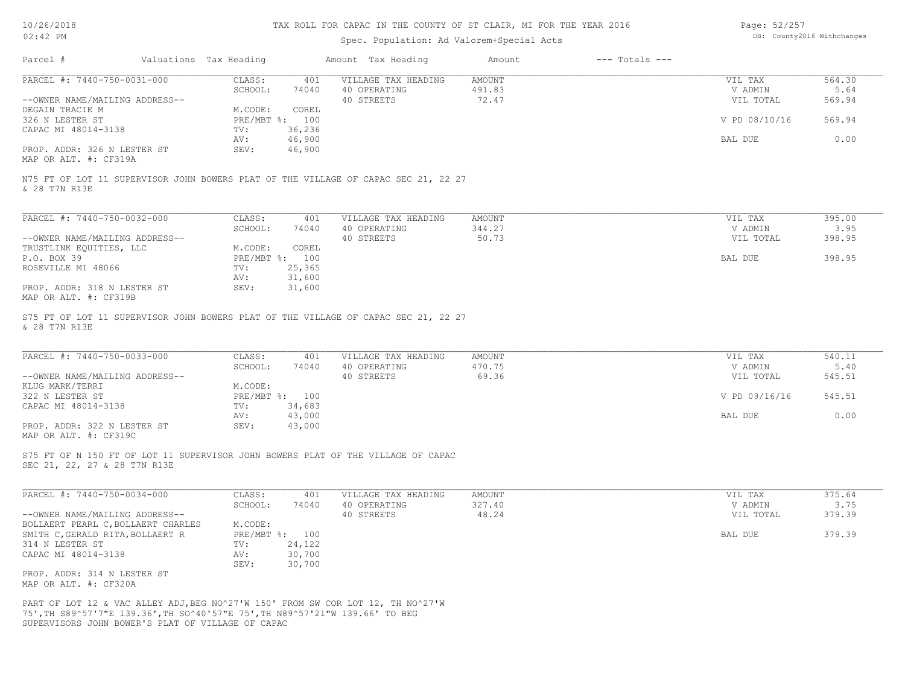# TAX ROLL FOR CAPAC IN THE COUNTY OF ST CLAIR, MI FOR THE YEAR 2016

Spec. Population: Ad Valorem+Special Acts

DB: County2016 Withchanges

| Parcel # | Valuations Tax Heading | | Amount Tax Heading | Amount | --- Totals --- | |
|---|---|---|---|---|---|---|

## PARCEL #: 7440-750-0031-000

| | | | | | |
|---|---|---|---|---|---|
| CLASS: | 401 | VILLAGE TAX HEADING | AMOUNT | VIL TAX | 564.30 |
| SCHOOL: | 74040 | 40 OPERATING | 491.83 | V ADMIN | 5.64 |
| | | 40 STREETS | 72.47 | VIL TOTAL | 569.94 |
| M.CODE: | COREL | | | | |
| PRE/MBT %: | 100 | | | V PD 08/10/16 | 569.94 |
| TV: | 36,236 | | | | |
| AV: | 46,900 | | | BAL DUE | 0.00 |
| SEV: | 46,900 | | | | |

--OWNER NAME/MAILING ADDRESS--
DEGAIN TRACIE M
326 N LESTER ST
CAPAC MI 48014-3138

PROP. ADDR: 326 N LESTER ST
MAP OR ALT. #: CF319A

N75 FT OF LOT 11 SUPERVISOR JOHN BOWERS PLAT OF THE VILLAGE OF CAPAC SEC 21, 22 27 & 28 T7N R13E

## PARCEL #: 7440-750-0032-000

| | | | | | |
|---|---|---|---|---|---|
| CLASS: | 401 | VILLAGE TAX HEADING | AMOUNT | VIL TAX | 395.00 |
| SCHOOL: | 74040 | 40 OPERATING | 344.27 | V ADMIN | 3.95 |
| | | 40 STREETS | 50.73 | VIL TOTAL | 398.95 |
| M.CODE: | COREL | | | | |
| PRE/MBT %: | 100 | | | BAL DUE | 398.95 |
| TV: | 25,365 | | | | |
| AV: | 31,600 | | | | |
| SEV: | 31,600 | | | | |

--OWNER NAME/MAILING ADDRESS--
TRUSTLINK EQUITIES, LLC
P.O. BOX 39
ROSEVILLE MI 48066

PROP. ADDR: 318 N LESTER ST
MAP OR ALT. #: CF319B

S75 FT OF LOT 11 SUPERVISOR JOHN BOWERS PLAT OF THE VILLAGE OF CAPAC SEC 21, 22 27 & 28 T7N R13E

## PARCEL #: 7440-750-0033-000

| | | | | | |
|---|---|---|---|---|---|
| CLASS: | 401 | VILLAGE TAX HEADING | AMOUNT | VIL TAX | 540.11 |
| SCHOOL: | 74040 | 40 OPERATING | 470.75 | V ADMIN | 5.40 |
| | | 40 STREETS | 69.36 | VIL TOTAL | 545.51 |
| M.CODE: | | | | | |
| PRE/MBT %: | 100 | | | V PD 09/16/16 | 545.51 |
| TV: | 34,683 | | | | |
| AV: | 43,000 | | | BAL DUE | 0.00 |
| SEV: | 43,000 | | | | |

--OWNER NAME/MAILING ADDRESS--
KLUG MARK/TERRI
322 N LESTER ST
CAPAC MI 48014-3138

PROP. ADDR: 322 N LESTER ST
MAP OR ALT. #: CF319C

S75 FT OF N 150 FT OF LOT 11 SUPERVISOR JOHN BOWERS PLAT OF THE VILLAGE OF CAPAC SEC 21, 22, 27 & 28 T7N R13E

## PARCEL #: 7440-750-0034-000

| | | | | | |
|---|---|---|---|---|---|
| CLASS: | 401 | VILLAGE TAX HEADING | AMOUNT | VIL TAX | 375.64 |
| SCHOOL: | 74040 | 40 OPERATING | 327.40 | V ADMIN | 3.75 |
| | | 40 STREETS | 48.24 | VIL TOTAL | 379.39 |
| M.CODE: | | | | | |
| PRE/MBT %: | 100 | | | BAL DUE | 379.39 |
| TV: | 24,122 | | | | |
| AV: | 30,700 | | | | |
| SEV: | 30,700 | | | | |

--OWNER NAME/MAILING ADDRESS--
BOLLAERT PEARL C,BOLLAERT CHARLES
SMITH C,GERALD RITA,BOLLAERT R
314 N LESTER ST
CAPAC MI 48014-3138

PROP. ADDR: 314 N LESTER ST
MAP OR ALT. #: CF320A

PART OF LOT 12 & VAC ALLEY ADJ,BEG NO^27'W 150' FROM SW COR LOT 12, TH NO^27'W 75',TH S89^57'7"E 139.36',TH SO^40'57"E 75',TH N89^57'21"W 139.66' TO BEG SUPERVISORS JOHN BOWER'S PLAT OF VILLAGE OF CAPAC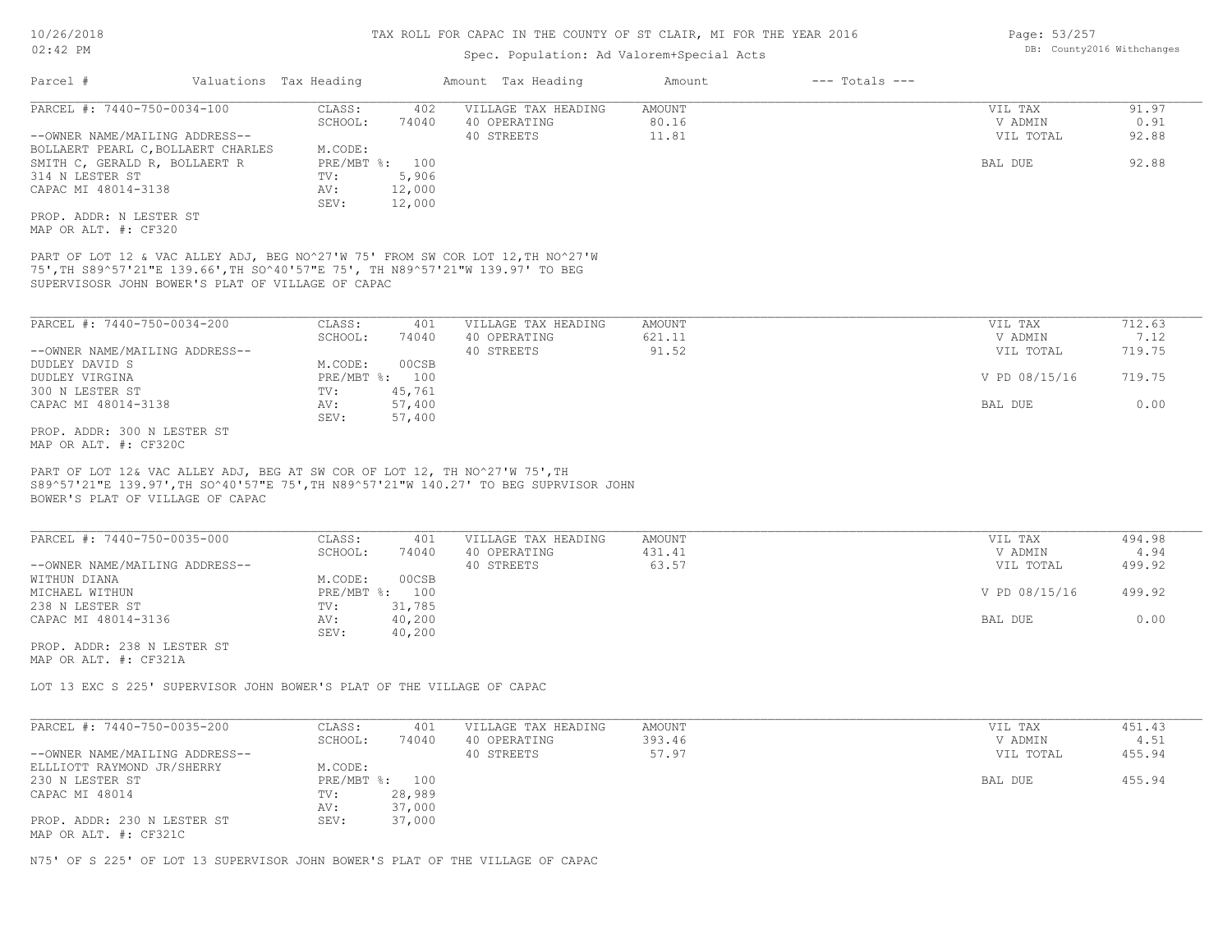# TAX ROLL FOR CAPAC IN THE COUNTY OF ST CLAIR, MI FOR THE YEAR 2016

Spec. Population: Ad Valorem+Special Acts

| Parcel # | Valuations | Tax Heading | Amount | Tax Heading | Amount | --- Totals --- | |
|---|---|---|---|---|---|---|---|

---

**PARCEL #: 7440-750-0034-100**

| | | | | | |
|---|---|---|---|---|---|
| CLASS: | 402 | VILLAGE TAX HEADING | AMOUNT | VIL TAX | 91.97 |
| SCHOOL: | 74040 | 40 OPERATING | 80.16 | V ADMIN | 0.91 |
| | | 40 STREETS | 11.81 | VIL TOTAL | 92.88 |
| M.CODE: | | | | | |
| PRE/MBT %: | 100 | | | BAL DUE | 92.88 |
| TV: | 5,906 | | | | |
| AV: | 12,000 | | | | |
| SEV: | 12,000 | | | | |

--OWNER NAME/MAILING ADDRESS--
BOLLAERT PEARL C,BOLLAERT CHARLES
SMITH C, GERALD R, BOLLAERT R
314 N LESTER ST
CAPAC MI 48014-3138

PROP. ADDR: N LESTER ST
MAP OR ALT. #: CF320

PART OF LOT 12 & VAC ALLEY ADJ, BEG NO^27'W 75' FROM SW COR LOT 12,TH NO^27'W 75',TH S89^57'21"E 139.66',TH SO^40'57"E 75', TH N89^57'21"W 139.97' TO BEG SUPERVISOSR JOHN BOWER'S PLAT OF VILLAGE OF CAPAC

---

**PARCEL #: 7440-750-0034-200**

| | | | | | |
|---|---|---|---|---|---|
| CLASS: | 401 | VILLAGE TAX HEADING | AMOUNT | VIL TAX | 712.63 |
| SCHOOL: | 74040 | 40 OPERATING | 621.11 | V ADMIN | 7.12 |
| | | 40 STREETS | 91.52 | VIL TOTAL | 719.75 |
| M.CODE: | 00CSB | | | | |
| PRE/MBT %: | 100 | | | V PD 08/15/16 | 719.75 |
| TV: | 45,761 | | | | |
| AV: | 57,400 | | | BAL DUE | 0.00 |
| SEV: | 57,400 | | | | |

--OWNER NAME/MAILING ADDRESS--
DUDLEY DAVID S
DUDLEY VIRGINA
300 N LESTER ST
CAPAC MI 48014-3138

PROP. ADDR: 300 N LESTER ST
MAP OR ALT. #: CF320C

PART OF LOT 12& VAC ALLEY ADJ, BEG AT SW COR OF LOT 12, TH NO^27'W 75',TH S89^57'21"E 139.97',TH SO^40'57"E 75',TH N89^57'21"W 140.27' TO BEG SUPRVISOR JOHN BOWER'S PLAT OF VILLAGE OF CAPAC

---

**PARCEL #: 7440-750-0035-000**

| | | | | | |
|---|---|---|---|---|---|
| CLASS: | 401 | VILLAGE TAX HEADING | AMOUNT | VIL TAX | 494.98 |
| SCHOOL: | 74040 | 40 OPERATING | 431.41 | V ADMIN | 4.94 |
| | | 40 STREETS | 63.57 | VIL TOTAL | 499.92 |
| M.CODE: | 00CSB | | | | |
| PRE/MBT %: | 100 | | | V PD 08/15/16 | 499.92 |
| TV: | 31,785 | | | | |
| AV: | 40,200 | | | BAL DUE | 0.00 |
| SEV: | 40,200 | | | | |

--OWNER NAME/MAILING ADDRESS--
WITHUN DIANA
MICHAEL WITHUN
238 N LESTER ST
CAPAC MI 48014-3136

PROP. ADDR: 238 N LESTER ST
MAP OR ALT. #: CF321A

LOT 13 EXC S 225' SUPERVISOR JOHN BOWER'S PLAT OF THE VILLAGE OF CAPAC

---

**PARCEL #: 7440-750-0035-200**

| | | | | | |
|---|---|---|---|---|---|
| CLASS: | 401 | VILLAGE TAX HEADING | AMOUNT | VIL TAX | 451.43 |
| SCHOOL: | 74040 | 40 OPERATING | 393.46 | V ADMIN | 4.51 |
| | | 40 STREETS | 57.97 | VIL TOTAL | 455.94 |
| M.CODE: | | | | | |
| PRE/MBT %: | 100 | | | BAL DUE | 455.94 |
| TV: | 28,989 | | | | |
| AV: | 37,000 | | | | |
| SEV: | 37,000 | | | | |

--OWNER NAME/MAILING ADDRESS--
ELLLIOTT RAYMOND JR/SHERRY
230 N LESTER ST
CAPAC MI 48014

PROP. ADDR: 230 N LESTER ST
MAP OR ALT. #: CF321C

N75' OF S 225' OF LOT 13 SUPERVISOR JOHN BOWER'S PLAT OF THE VILLAGE OF CAPAC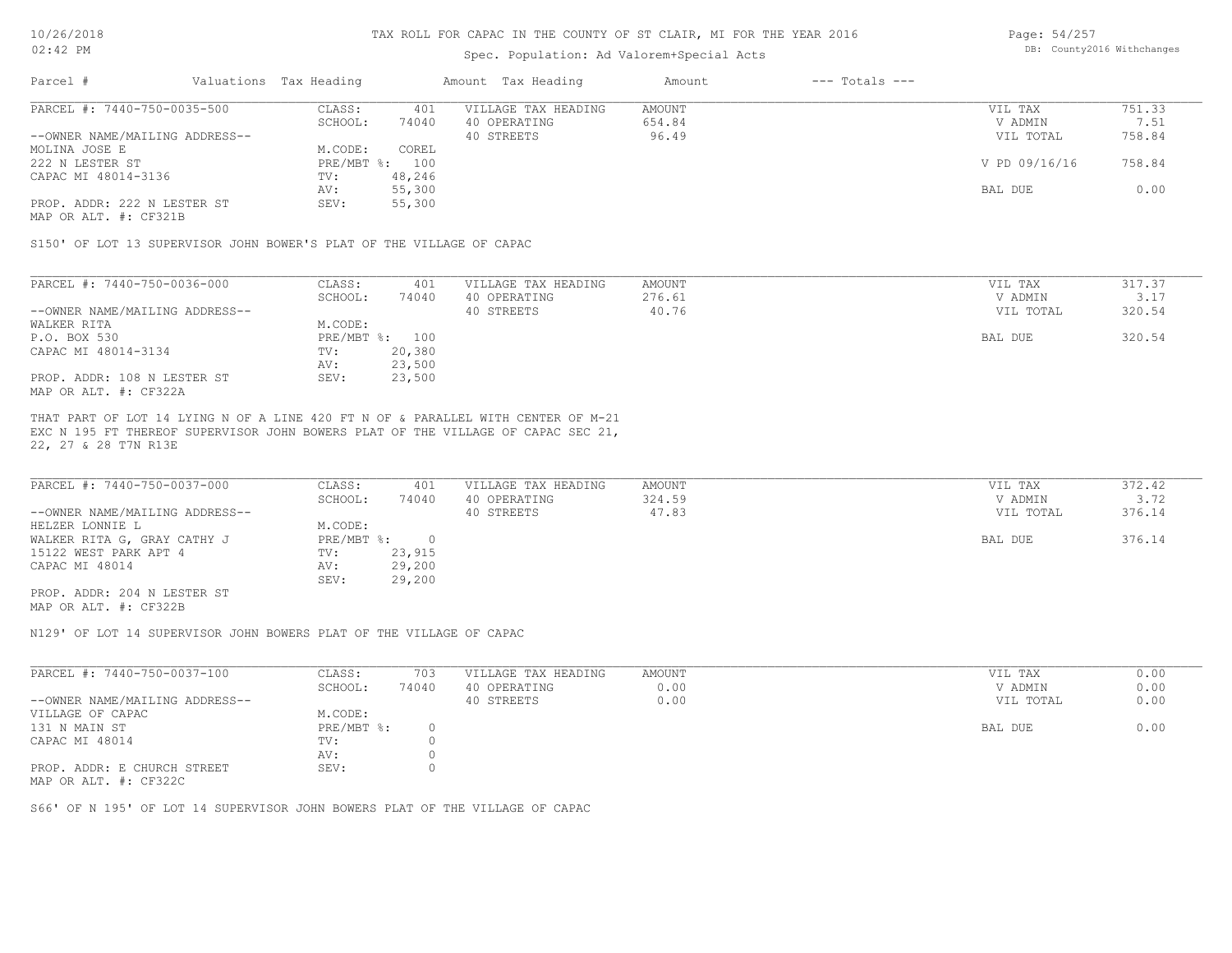# TAX ROLL FOR CAPAC IN THE COUNTY OF ST CLAIR, MI FOR THE YEAR 2016

Spec. Population: Ad Valorem+Special Acts

| Parcel # | Valuations | Tax Heading | Amount | Tax Heading | Amount | --- Totals --- | |
|---|---|---|---|---|---|---|---|
| PARCEL #: 7440-750-0035-500 | CLASS: | 401 | VILLAGE TAX HEADING | AMOUNT | | VIL TAX | 751.33 |
| | SCHOOL: | 74040 | 40 OPERATING | 654.84 | | V ADMIN | 7.51 |
| --OWNER NAME/MAILING ADDRESS-- | | | 40 STREETS | 96.49 | | VIL TOTAL | 758.84 |
| MOLINA JOSE E | M.CODE: | COREL | | | | | |
| 222 N LESTER ST | PRE/MBT %: | 100 | | | | V PD 09/16/16 | 758.84 |
| CAPAC MI 48014-3136 | TV: | 48,246 | | | | | |
| | AV: | 55,300 | | | | BAL DUE | 0.00 |
| PROP. ADDR: 222 N LESTER ST | SEV: | 55,300 | | | | | |
| MAP OR ALT. #: CF321B | | | | | | | |

S150' OF LOT 13 SUPERVISOR JOHN BOWER'S PLAT OF THE VILLAGE OF CAPAC

| Parcel # | Valuations | Tax Heading | Amount | Tax Heading | Amount | --- Totals --- | |
|---|---|---|---|---|---|---|---|
| PARCEL #: 7440-750-0036-000 | CLASS: | 401 | VILLAGE TAX HEADING | AMOUNT | | VIL TAX | 317.37 |
| | SCHOOL: | 74040 | 40 OPERATING | 276.61 | | V ADMIN | 3.17 |
| --OWNER NAME/MAILING ADDRESS-- | | | 40 STREETS | 40.76 | | VIL TOTAL | 320.54 |
| WALKER RITA | M.CODE: | | | | | | |
| P.O. BOX 530 | PRE/MBT %: | 100 | | | | BAL DUE | 320.54 |
| CAPAC MI 48014-3134 | TV: | 20,380 | | | | | |
| | AV: | 23,500 | | | | | |
| PROP. ADDR: 108 N LESTER ST | SEV: | 23,500 | | | | | |
| MAP OR ALT. #: CF322A | | | | | | | |

THAT PART OF LOT 14 LYING N OF A LINE 420 FT N OF & PARALLEL WITH CENTER OF M-21 EXC N 195 FT THEREOF SUPERVISOR JOHN BOWERS PLAT OF THE VILLAGE OF CAPAC SEC 21, 22, 27 & 28 T7N R13E

| Parcel # | Valuations | Tax Heading | Amount | Tax Heading | Amount | --- Totals --- | |
|---|---|---|---|---|---|---|---|
| PARCEL #: 7440-750-0037-000 | CLASS: | 401 | VILLAGE TAX HEADING | AMOUNT | | VIL TAX | 372.42 |
| | SCHOOL: | 74040 | 40 OPERATING | 324.59 | | V ADMIN | 3.72 |
| --OWNER NAME/MAILING ADDRESS-- | | | 40 STREETS | 47.83 | | VIL TOTAL | 376.14 |
| HELZER LONNIE L | M.CODE: | | | | | | |
| WALKER RITA G, GRAY CATHY J | PRE/MBT %: | 0 | | | | BAL DUE | 376.14 |
| 15122 WEST PARK APT 4 | TV: | 23,915 | | | | | |
| CAPAC MI 48014 | AV: | 29,200 | | | | | |
| | SEV: | 29,200 | | | | | |
| PROP. ADDR: 204 N LESTER ST | | | | | | | |
| MAP OR ALT. #: CF322B | | | | | | | |

N129' OF LOT 14 SUPERVISOR JOHN BOWERS PLAT OF THE VILLAGE OF CAPAC

| Parcel # | Valuations | Tax Heading | Amount | Tax Heading | Amount | --- Totals --- | |
|---|---|---|---|---|---|---|---|
| PARCEL #: 7440-750-0037-100 | CLASS: | 703 | VILLAGE TAX HEADING | AMOUNT | | VIL TAX | 0.00 |
| | SCHOOL: | 74040 | 40 OPERATING | 0.00 | | V ADMIN | 0.00 |
| --OWNER NAME/MAILING ADDRESS-- | | | 40 STREETS | 0.00 | | VIL TOTAL | 0.00 |
| VILLAGE OF CAPAC | M.CODE: | | | | | | |
| 131 N MAIN ST | PRE/MBT %: | 0 | | | | BAL DUE | 0.00 |
| CAPAC MI 48014 | TV: | 0 | | | | | |
| | AV: | 0 | | | | | |
| PROP. ADDR: E CHURCH STREET | SEV: | 0 | | | | | |
| MAP OR ALT. #: CF322C | | | | | | | |

S66' OF N 195' OF LOT 14 SUPERVISOR JOHN BOWERS PLAT OF THE VILLAGE OF CAPAC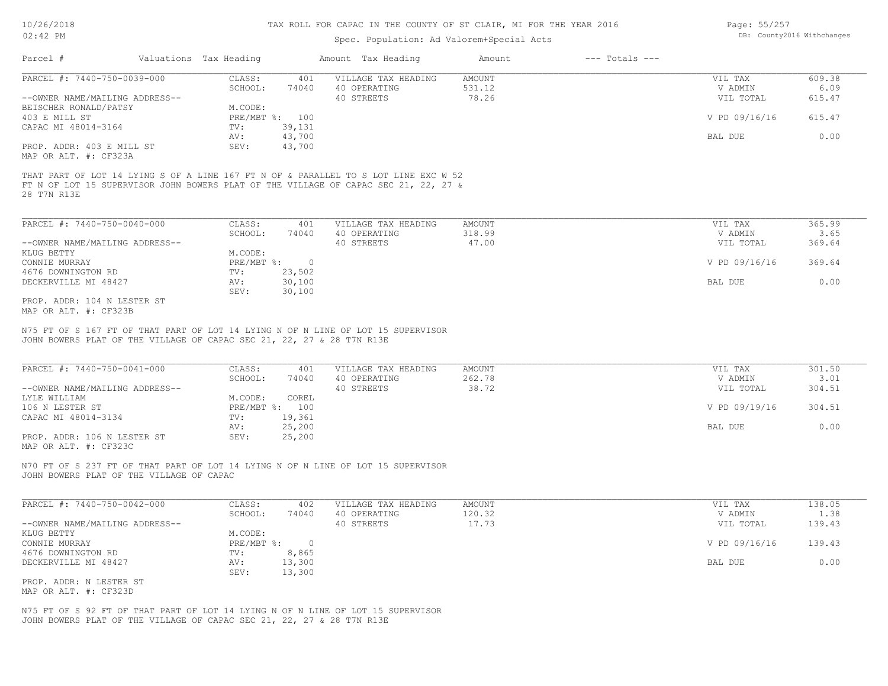# TAX ROLL FOR CAPAC IN THE COUNTY OF ST CLAIR, MI FOR THE YEAR 2016

Spec. Population: Ad Valorem+Special Acts

10/26/2018
02:42 PM

DB: County2016 Withchanges

| Parcel # | Valuations | Tax Heading | Amount | Tax Heading | Amount | --- Totals --- | |
|---|---|---|---|---|---|---|---|

## PARCEL #: 7440-750-0039-000

| | | | | |
|---|---|---|---|---|
| CLASS: | 401 | VILLAGE TAX HEADING | AMOUNT | VIL TAX | 609.38 |
| SCHOOL: | 74040 | 40 OPERATING | 531.12 | V ADMIN | 6.09 |
| M.CODE: | | 40 STREETS | 78.26 | VIL TOTAL | 615.47 |
| PRE/MBT %: | 100 | | | V PD 09/16/16 | 615.47 |
| TV: | 39,131 | | | | |
| AV: | 43,700 | | | BAL DUE | 0.00 |
| SEV: | 43,700 | | | | |

--OWNER NAME/MAILING ADDRESS--
BEISCHER RONALD/PATSY
403 E MILL ST
CAPAC MI 48014-3164

PROP. ADDR: 403 E MILL ST
MAP OR ALT. #: CF323A

THAT PART OF LOT 14 LYING S OF A LINE 167 FT N OF & PARALLEL TO S LOT LINE EXC W 52 FT N OF LOT 15 SUPERVISOR JOHN BOWERS PLAT OF THE VILLAGE OF CAPAC SEC 21, 22, 27 & 28 T7N R13E

## PARCEL #: 7440-750-0040-000

| | | | | |
|---|---|---|---|---|
| CLASS: | 401 | VILLAGE TAX HEADING | AMOUNT | VIL TAX | 365.99 |
| SCHOOL: | 74040 | 40 OPERATING | 318.99 | V ADMIN | 3.65 |
| M.CODE: | | 40 STREETS | 47.00 | VIL TOTAL | 369.64 |
| PRE/MBT %: | 0 | | | V PD 09/16/16 | 369.64 |
| TV: | 23,502 | | | | |
| AV: | 30,100 | | | BAL DUE | 0.00 |
| SEV: | 30,100 | | | | |

--OWNER NAME/MAILING ADDRESS--
KLUG BETTY
CONNIE MURRAY
4676 DOWNINGTON RD
DECKERVILLE MI 48427

PROP. ADDR: 104 N LESTER ST
MAP OR ALT. #: CF323B

N75 FT OF S 167 FT OF THAT PART OF LOT 14 LYING N OF N LINE OF LOT 15 SUPERVISOR JOHN BOWERS PLAT OF THE VILLAGE OF CAPAC SEC 21, 22, 27 & 28 T7N R13E

## PARCEL #: 7440-750-0041-000

| | | | | |
|---|---|---|---|---|
| CLASS: | 401 | VILLAGE TAX HEADING | AMOUNT | VIL TAX | 301.50 |
| SCHOOL: | 74040 | 40 OPERATING | 262.78 | V ADMIN | 3.01 |
| M.CODE: | COREL | 40 STREETS | 38.72 | VIL TOTAL | 304.51 |
| PRE/MBT %: | 100 | | | V PD 09/19/16 | 304.51 |
| TV: | 19,361 | | | | |
| AV: | 25,200 | | | BAL DUE | 0.00 |
| SEV: | 25,200 | | | | |

--OWNER NAME/MAILING ADDRESS--
LYLE WILLIAM
106 N LESTER ST
CAPAC MI 48014-3134

PROP. ADDR: 106 N LESTER ST
MAP OR ALT. #: CF323C

N70 FT OF S 237 FT OF THAT PART OF LOT 14 LYING N OF N LINE OF LOT 15 SUPERVISOR JOHN BOWERS PLAT OF THE VILLAGE OF CAPAC

## PARCEL #: 7440-750-0042-000

| | | | | |
|---|---|---|---|---|
| CLASS: | 402 | VILLAGE TAX HEADING | AMOUNT | VIL TAX | 138.05 |
| SCHOOL: | 74040 | 40 OPERATING | 120.32 | V ADMIN | 1.38 |
| M.CODE: | | 40 STREETS | 17.73 | VIL TOTAL | 139.43 |
| PRE/MBT %: | 0 | | | V PD 09/16/16 | 139.43 |
| TV: | 8,865 | | | | |
| AV: | 13,300 | | | BAL DUE | 0.00 |
| SEV: | 13,300 | | | | |

--OWNER NAME/MAILING ADDRESS--
KLUG BETTY
CONNIE MURRAY
4676 DOWNINGTON RD
DECKERVILLE MI 48427

PROP. ADDR: N LESTER ST
MAP OR ALT. #: CF323D

N75 FT OF S 92 FT OF THAT PART OF LOT 14 LYING N OF N LINE OF LOT 15 SUPERVISOR JOHN BOWERS PLAT OF THE VILLAGE OF CAPAC SEC 21, 22, 27 & 28 T7N R13E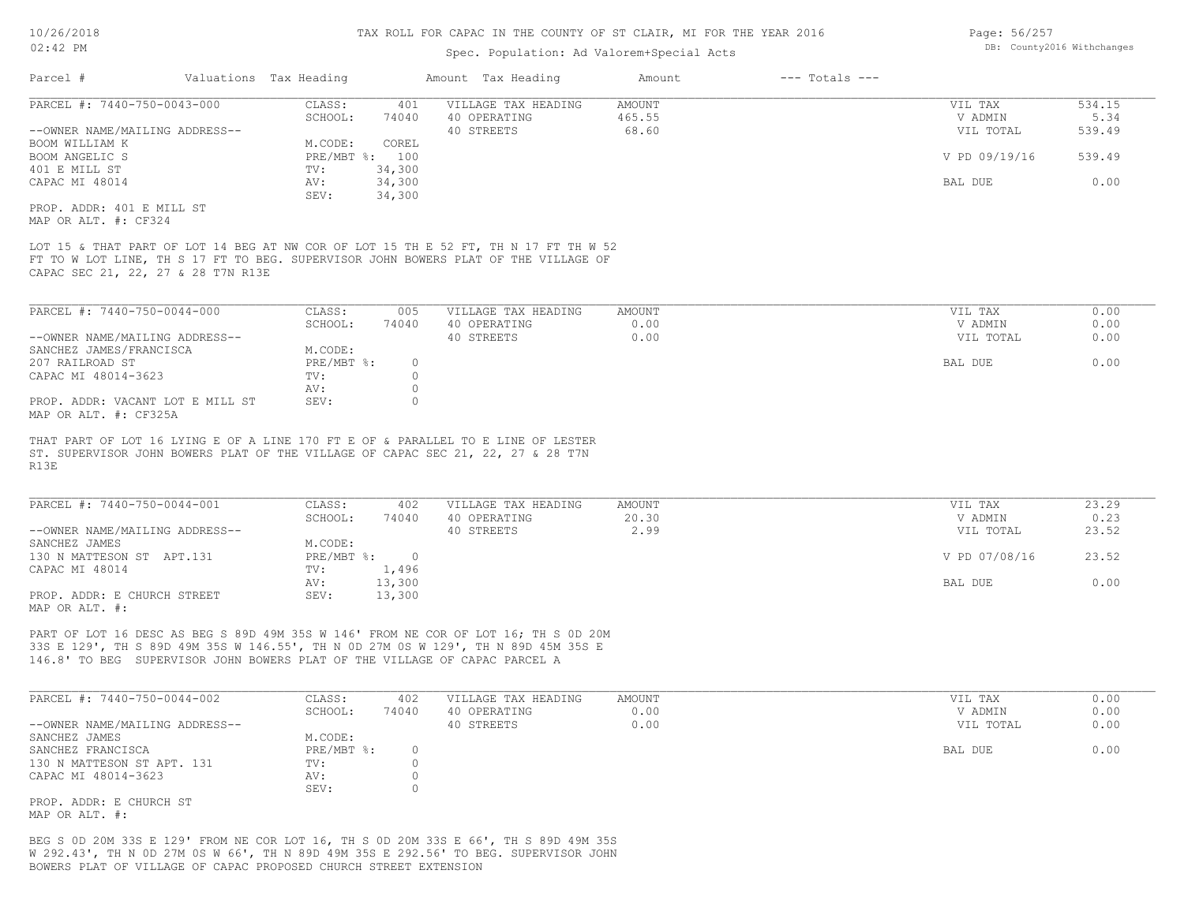# TAX ROLL FOR CAPAC IN THE COUNTY OF ST CLAIR, MI FOR THE YEAR 2016

Spec. Population: Ad Valorem+Special Acts

DB: County2016 Withchanges

| Parcel # | Valuations | Tax Heading | Amount | Tax Heading | Amount | --- Totals --- | |
|---|---|---|---|---|---|---|---|

## PARCEL #: 7440-750-0043-000

| | | | | | |
|---|---|---|---|---|---|
| CLASS: | 401 | VILLAGE TAX HEADING | AMOUNT | VIL TAX | 534.15 |
| SCHOOL: | 74040 | 40 OPERATING | 465.55 | V ADMIN | 5.34 |
| | | 40 STREETS | 68.60 | VIL TOTAL | 539.49 |
| M.CODE: | COREL | | | | |
| PRE/MBT %: | 100 | | | V PD 09/19/16 | 539.49 |
| TV: | 34,300 | | | | |
| AV: | 34,300 | | | BAL DUE | 0.00 |
| SEV: | 34,300 | | | | |

--OWNER NAME/MAILING ADDRESS--
BOOM WILLIAM K
BOOM ANGELIC S
401 E MILL ST
CAPAC MI 48014

PROP. ADDR: 401 E MILL ST
MAP OR ALT. #: CF324

LOT 15 & THAT PART OF LOT 14 BEG AT NW COR OF LOT 15 TH E 52 FT, TH N 17 FT TH W 52 FT TO W LOT LINE, TH S 17 FT TO BEG. SUPERVISOR JOHN BOWERS PLAT OF THE VILLAGE OF CAPAC SEC 21, 22, 27 & 28 T7N R13E

## PARCEL #: 7440-750-0044-000

| | | | | | |
|---|---|---|---|---|---|
| CLASS: | 005 | VILLAGE TAX HEADING | AMOUNT | VIL TAX | 0.00 |
| SCHOOL: | 74040 | 40 OPERATING | 0.00 | V ADMIN | 0.00 |
| | | 40 STREETS | 0.00 | VIL TOTAL | 0.00 |
| M.CODE: | | | | | |
| PRE/MBT %: | 0 | | | BAL DUE | 0.00 |
| TV: | 0 | | | | |
| AV: | 0 | | | | |
| SEV: | 0 | | | | |

--OWNER NAME/MAILING ADDRESS--
SANCHEZ JAMES/FRANCISCA
207 RAILROAD ST
CAPAC MI 48014-3623

PROP. ADDR: VACANT LOT E MILL ST
MAP OR ALT. #: CF325A

THAT PART OF LOT 16 LYING E OF A LINE 170 FT E OF & PARALLEL TO E LINE OF LESTER ST. SUPERVISOR JOHN BOWERS PLAT OF THE VILLAGE OF CAPAC SEC 21, 22, 27 & 28 T7N R13E

## PARCEL #: 7440-750-0044-001

| | | | | | |
|---|---|---|---|---|---|
| CLASS: | 402 | VILLAGE TAX HEADING | AMOUNT | VIL TAX | 23.29 |
| SCHOOL: | 74040 | 40 OPERATING | 20.30 | V ADMIN | 0.23 |
| | | 40 STREETS | 2.99 | VIL TOTAL | 23.52 |
| M.CODE: | | | | | |
| PRE/MBT %: | 0 | | | V PD 07/08/16 | 23.52 |
| TV: | 1,496 | | | | |
| AV: | 13,300 | | | BAL DUE | 0.00 |
| SEV: | 13,300 | | | | |

--OWNER NAME/MAILING ADDRESS--
SANCHEZ JAMES
130 N MATTESON ST APT.131
CAPAC MI 48014

PROP. ADDR: E CHURCH STREET
MAP OR ALT. #:

PART OF LOT 16 DESC AS BEG S 89D 49M 35S W 146' FROM NE COR OF LOT 16; TH S 0D 20M 33S E 129', TH S 89D 49M 35S W 146.55', TH N 0D 27M 0S W 129', TH N 89D 45M 35S E 146.8' TO BEG SUPERVISOR JOHN BOWERS PLAT OF THE VILLAGE OF CAPAC PARCEL A

## PARCEL #: 7440-750-0044-002

| | | | | | |
|---|---|---|---|---|---|
| CLASS: | 402 | VILLAGE TAX HEADING | AMOUNT | VIL TAX | 0.00 |
| SCHOOL: | 74040 | 40 OPERATING | 0.00 | V ADMIN | 0.00 |
| | | 40 STREETS | 0.00 | VIL TOTAL | 0.00 |
| M.CODE: | | | | | |
| PRE/MBT %: | 0 | | | BAL DUE | 0.00 |
| TV: | 0 | | | | |
| AV: | 0 | | | | |
| SEV: | 0 | | | | |

--OWNER NAME/MAILING ADDRESS--
SANCHEZ JAMES
SANCHEZ FRANCISCA
130 N MATTESON ST APT. 131
CAPAC MI 48014-3623

PROP. ADDR: E CHURCH ST
MAP OR ALT. #:

BEG S 0D 20M 33S E 129' FROM NE COR LOT 16, TH S 0D 20M 33S E 66', TH S 89D 49M 35S W 292.43', TH N 0D 27M 0S W 66', TH N 89D 49M 35S E 292.56' TO BEG. SUPERVISOR JOHN BOWERS PLAT OF VILLAGE OF CAPAC PROPOSED CHURCH STREET EXTENSION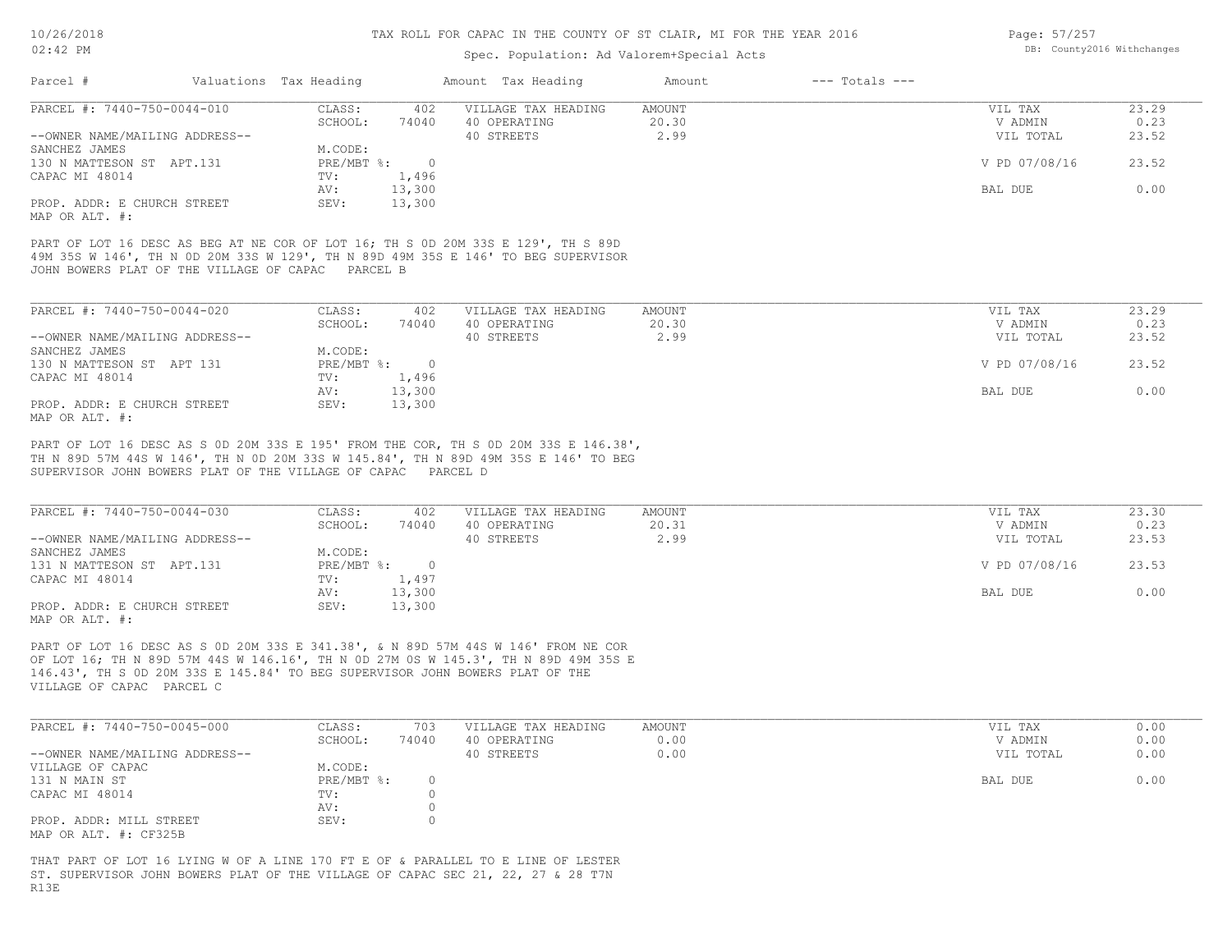# TAX ROLL FOR CAPAC IN THE COUNTY OF ST CLAIR, MI FOR THE YEAR 2016

Spec. Population: Ad Valorem+Special Acts

| Parcel # | Valuations | Tax Heading | Amount | Tax Heading | Amount | --- Totals --- | |
|---|---|---|---|---|---|---|---|
| PARCEL #: 7440-750-0044-010 | CLASS: | 402 | VILLAGE TAX HEADING | AMOUNT | | VIL TAX | 23.29 |
| | SCHOOL: | 74040 | 40 OPERATING | 20.30 | | V ADMIN | 0.23 |
| --OWNER NAME/MAILING ADDRESS-- | | | 40 STREETS | 2.99 | | VIL TOTAL | 23.52 |
| SANCHEZ JAMES | M.CODE: | | | | | | |
| 130 N MATTESON ST APT.131 | PRE/MBT %: | 0 | | | | V PD 07/08/16 | 23.52 |
| CAPAC MI 48014 | TV: | 1,496 | | | | | |
| | AV: | 13,300 | | | | BAL DUE | 0.00 |
| PROP. ADDR: E CHURCH STREET | SEV: | 13,300 | | | | | |
| MAP OR ALT. #: | | | | | | | |

PART OF LOT 16 DESC AS BEG AT NE COR OF LOT 16; TH S 0D 20M 33S E 129', TH S 89D 49M 35S W 146', TH N 0D 20M 33S W 129', TH N 89D 49M 35S E 146' TO BEG SUPERVISOR JOHN BOWERS PLAT OF THE VILLAGE OF CAPAC PARCEL B

| Parcel # | Valuations | Tax Heading | Amount | Tax Heading | Amount | --- Totals --- | |
|---|---|---|---|---|---|---|---|
| PARCEL #: 7440-750-0044-020 | CLASS: | 402 | VILLAGE TAX HEADING | AMOUNT | | VIL TAX | 23.29 |
| | SCHOOL: | 74040 | 40 OPERATING | 20.30 | | V ADMIN | 0.23 |
| --OWNER NAME/MAILING ADDRESS-- | | | 40 STREETS | 2.99 | | VIL TOTAL | 23.52 |
| SANCHEZ JAMES | M.CODE: | | | | | | |
| 130 N MATTESON ST APT 131 | PRE/MBT %: | 0 | | | | V PD 07/08/16 | 23.52 |
| CAPAC MI 48014 | TV: | 1,496 | | | | | |
| | AV: | 13,300 | | | | BAL DUE | 0.00 |
| PROP. ADDR: E CHURCH STREET | SEV: | 13,300 | | | | | |
| MAP OR ALT. #: | | | | | | | |

PART OF LOT 16 DESC AS S 0D 20M 33S E 195' FROM THE COR, TH S 0D 20M 33S E 146.38', TH N 89D 57M 44S W 146', TH N 0D 20M 33S W 145.84', TH N 89D 49M 35S E 146' TO BEG SUPERVISOR JOHN BOWERS PLAT OF THE VILLAGE OF CAPAC PARCEL D

| Parcel # | Valuations | Tax Heading | Amount | Tax Heading | Amount | --- Totals --- | |
|---|---|---|---|---|---|---|---|
| PARCEL #: 7440-750-0044-030 | CLASS: | 402 | VILLAGE TAX HEADING | AMOUNT | | VIL TAX | 23.30 |
| | SCHOOL: | 74040 | 40 OPERATING | 20.31 | | V ADMIN | 0.23 |
| --OWNER NAME/MAILING ADDRESS-- | | | 40 STREETS | 2.99 | | VIL TOTAL | 23.53 |
| SANCHEZ JAMES | M.CODE: | | | | | | |
| 131 N MATTESON ST APT.131 | PRE/MBT %: | 0 | | | | V PD 07/08/16 | 23.53 |
| CAPAC MI 48014 | TV: | 1,497 | | | | | |
| | AV: | 13,300 | | | | BAL DUE | 0.00 |
| PROP. ADDR: E CHURCH STREET | SEV: | 13,300 | | | | | |
| MAP OR ALT. #: | | | | | | | |

PART OF LOT 16 DESC AS S 0D 20M 33S E 341.38', & N 89D 57M 44S W 146' FROM NE COR OF LOT 16; TH N 89D 57M 44S W 146.16', TH N 0D 27M 0S W 145.3', TH N 89D 49M 35S E 146.43', TH S 0D 20M 33S E 145.84' TO BEG SUPERVISOR JOHN BOWERS PLAT OF THE VILLAGE OF CAPAC PARCEL C

| Parcel # | Valuations | Tax Heading | Amount | Tax Heading | Amount | --- Totals --- | |
|---|---|---|---|---|---|---|---|
| PARCEL #: 7440-750-0045-000 | CLASS: | 703 | VILLAGE TAX HEADING | AMOUNT | | VIL TAX | 0.00 |
| | SCHOOL: | 74040 | 40 OPERATING | 0.00 | | V ADMIN | 0.00 |
| --OWNER NAME/MAILING ADDRESS-- | | | 40 STREETS | 0.00 | | VIL TOTAL | 0.00 |
| VILLAGE OF CAPAC | M.CODE: | | | | | | |
| 131 N MAIN ST | PRE/MBT %: | 0 | | | | BAL DUE | 0.00 |
| CAPAC MI 48014 | TV: | 0 | | | | | |
| | AV: | 0 | | | | | |
| PROP. ADDR: MILL STREET | SEV: | 0 | | | | | |
| MAP OR ALT. #: CF325B | | | | | | | |

THAT PART OF LOT 16 LYING W OF A LINE 170 FT E OF & PARALLEL TO E LINE OF LESTER ST. SUPERVISOR JOHN BOWERS PLAT OF THE VILLAGE OF CAPAC SEC 21, 22, 27 & 28 T7N R13E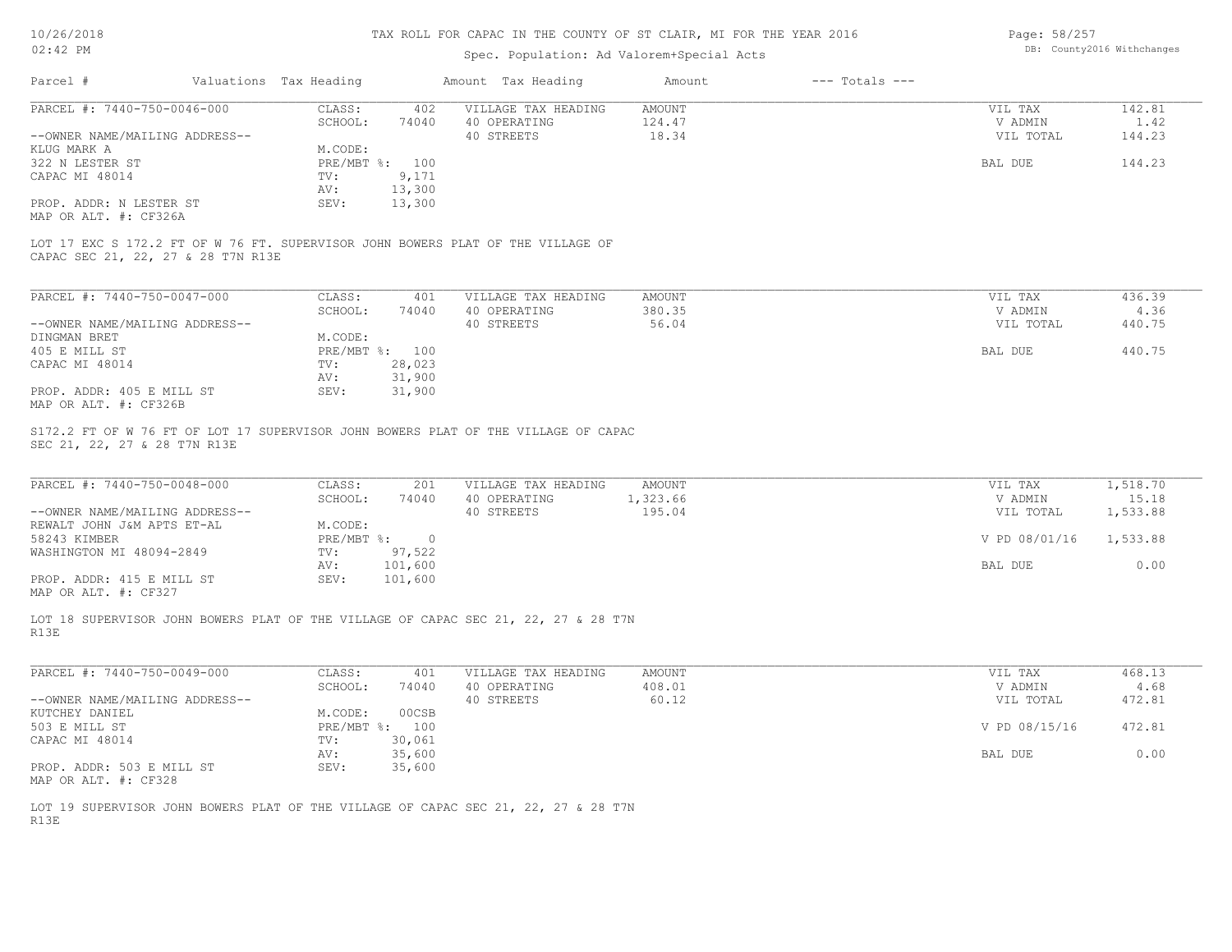TAX ROLL FOR CAPAC IN THE COUNTY OF ST CLAIR, MI FOR THE YEAR 2016

Spec. Population: Ad Valorem+Special Acts

| Parcel # | Valuations | Tax Heading | Amount | Tax Heading | Amount | --- Totals --- | |
|---|---|---|---|---|---|---|---|
| PARCEL #: 7440-750-0046-000 | CLASS: | 402 | VILLAGE TAX HEADING | AMOUNT | | VIL TAX | 142.81 |
| | SCHOOL: | 74040 | 40 OPERATING | 124.47 | | V ADMIN | 1.42 |
| --OWNER NAME/MAILING ADDRESS-- | | | 40 STREETS | 18.34 | | VIL TOTAL | 144.23 |
| KLUG MARK A | M.CODE: | | | | | | |
| 322 N LESTER ST | PRE/MBT %: | 100 | | | | BAL DUE | 144.23 |
| CAPAC MI 48014 | TV: | 9,171 | | | | | |
| | AV: | 13,300 | | | | | |
| PROP. ADDR: N LESTER ST | SEV: | 13,300 | | | | | |
| MAP OR ALT. #: CF326A | | | | | | | |

LOT 17 EXC S 172.2 FT OF W 76 FT. SUPERVISOR JOHN BOWERS PLAT OF THE VILLAGE OF CAPAC SEC 21, 22, 27 & 28 T7N R13E

| Parcel # | Valuations | Tax Heading | Amount | Tax Heading | Amount | --- Totals --- | |
|---|---|---|---|---|---|---|---|
| PARCEL #: 7440-750-0047-000 | CLASS: | 401 | VILLAGE TAX HEADING | AMOUNT | | VIL TAX | 436.39 |
| | SCHOOL: | 74040 | 40 OPERATING | 380.35 | | V ADMIN | 4.36 |
| --OWNER NAME/MAILING ADDRESS-- | | | 40 STREETS | 56.04 | | VIL TOTAL | 440.75 |
| DINGMAN BRET | M.CODE: | | | | | | |
| 405 E MILL ST | PRE/MBT %: | 100 | | | | BAL DUE | 440.75 |
| CAPAC MI 48014 | TV: | 28,023 | | | | | |
| | AV: | 31,900 | | | | | |
| PROP. ADDR: 405 E MILL ST | SEV: | 31,900 | | | | | |
| MAP OR ALT. #: CF326B | | | | | | | |

S172.2 FT OF W 76 FT OF LOT 17 SUPERVISOR JOHN BOWERS PLAT OF THE VILLAGE OF CAPAC SEC 21, 22, 27 & 28 T7N R13E

| Parcel # | Valuations | Tax Heading | Amount | Tax Heading | Amount | --- Totals --- | |
|---|---|---|---|---|---|---|---|
| PARCEL #: 7440-750-0048-000 | CLASS: | 201 | VILLAGE TAX HEADING | AMOUNT | | VIL TAX | 1,518.70 |
| | SCHOOL: | 74040 | 40 OPERATING | 1,323.66 | | V ADMIN | 15.18 |
| --OWNER NAME/MAILING ADDRESS-- | | | 40 STREETS | 195.04 | | VIL TOTAL | 1,533.88 |
| REWALT JOHN J&M APTS ET-AL | M.CODE: | | | | | | |
| 58243 KIMBER | PRE/MBT %: | 0 | | | | V PD 08/01/16 | 1,533.88 |
| WASHINGTON MI 48094-2849 | TV: | 97,522 | | | | | |
| | AV: | 101,600 | | | | BAL DUE | 0.00 |
| PROP. ADDR: 415 E MILL ST | SEV: | 101,600 | | | | | |
| MAP OR ALT. #: CF327 | | | | | | | |

LOT 18 SUPERVISOR JOHN BOWERS PLAT OF THE VILLAGE OF CAPAC SEC 21, 22, 27 & 28 T7N R13E

| Parcel # | Valuations | Tax Heading | Amount | Tax Heading | Amount | --- Totals --- | |
|---|---|---|---|---|---|---|---|
| PARCEL #: 7440-750-0049-000 | CLASS: | 401 | VILLAGE TAX HEADING | AMOUNT | | VIL TAX | 468.13 |
| | SCHOOL: | 74040 | 40 OPERATING | 408.01 | | V ADMIN | 4.68 |
| --OWNER NAME/MAILING ADDRESS-- | | | 40 STREETS | 60.12 | | VIL TOTAL | 472.81 |
| KUTCHEY DANIEL | M.CODE: | 00CSB | | | | | |
| 503 E MILL ST | PRE/MBT %: | 100 | | | | V PD 08/15/16 | 472.81 |
| CAPAC MI 48014 | TV: | 30,061 | | | | | |
| | AV: | 35,600 | | | | BAL DUE | 0.00 |
| PROP. ADDR: 503 E MILL ST | SEV: | 35,600 | | | | | |
| MAP OR ALT. #: CF328 | | | | | | | |

LOT 19 SUPERVISOR JOHN BOWERS PLAT OF THE VILLAGE OF CAPAC SEC 21, 22, 27 & 28 T7N R13E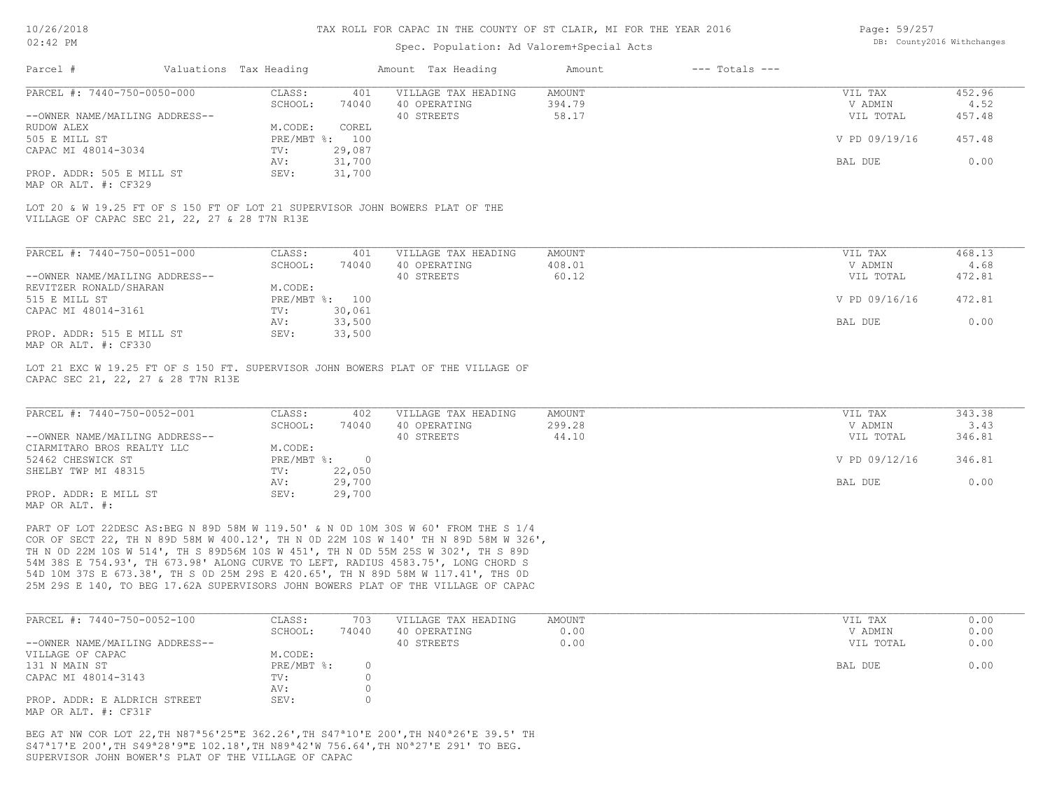## TAX ROLL FOR CAPAC IN THE COUNTY OF ST CLAIR, MI FOR THE YEAR 2016

Spec. Population: Ad Valorem+Special Acts

| Parcel # | Valuations | Tax Heading | Amount | Tax Heading | Amount | --- Totals --- |
|---|---|---|---|---|---|---|

---

**PARCEL #: 7440-750-0050-000**

| | | | | | |
|---|---|---|---|---|---|
| CLASS: | 401 | VILLAGE TAX HEADING | AMOUNT | VIL TAX | 452.96 |
| SCHOOL: | 74040 | 40 OPERATING | 394.79 | V ADMIN | 4.52 |
| | | 40 STREETS | 58.17 | VIL TOTAL | 457.48 |
| M.CODE: | COREL | | | | |
| PRE/MBT %: | 100 | | | V PD 09/19/16 | 457.48 |
| TV: | 29,087 | | | | |
| AV: | 31,700 | | | BAL DUE | 0.00 |
| SEV: | 31,700 | | | | |

--OWNER NAME/MAILING ADDRESS--
RUDOW ALEX
505 E MILL ST
CAPAC MI 48014-3034

PROP. ADDR: 505 E MILL ST
MAP OR ALT. #: CF329

LOT 20 & W 19.25 FT OF S 150 FT OF LOT 21 SUPERVISOR JOHN BOWERS PLAT OF THE VILLAGE OF CAPAC SEC 21, 22, 27 & 28 T7N R13E

---

**PARCEL #: 7440-750-0051-000**

| | | | | | |
|---|---|---|---|---|---|
| CLASS: | 401 | VILLAGE TAX HEADING | AMOUNT | VIL TAX | 468.13 |
| SCHOOL: | 74040 | 40 OPERATING | 408.01 | V ADMIN | 4.68 |
| | | 40 STREETS | 60.12 | VIL TOTAL | 472.81 |
| M.CODE: | | | | | |
| PRE/MBT %: | 100 | | | V PD 09/16/16 | 472.81 |
| TV: | 30,061 | | | | |
| AV: | 33,500 | | | BAL DUE | 0.00 |
| SEV: | 33,500 | | | | |

--OWNER NAME/MAILING ADDRESS--
REVITZER RONALD/SHARAN
515 E MILL ST
CAPAC MI 48014-3161

PROP. ADDR: 515 E MILL ST
MAP OR ALT. #: CF330

LOT 21 EXC W 19.25 FT OF S 150 FT. SUPERVISOR JOHN BOWERS PLAT OF THE VILLAGE OF CAPAC SEC 21, 22, 27 & 28 T7N R13E

---

**PARCEL #: 7440-750-0052-001**

| | | | | | |
|---|---|---|---|---|---|
| CLASS: | 402 | VILLAGE TAX HEADING | AMOUNT | VIL TAX | 343.38 |
| SCHOOL: | 74040 | 40 OPERATING | 299.28 | V ADMIN | 3.43 |
| | | 40 STREETS | 44.10 | VIL TOTAL | 346.81 |
| M.CODE: | | | | | |
| PRE/MBT %: | 0 | | | V PD 09/12/16 | 346.81 |
| TV: | 22,050 | | | | |
| AV: | 29,700 | | | BAL DUE | 0.00 |
| SEV: | 29,700 | | | | |

--OWNER NAME/MAILING ADDRESS--
CIARMITARO BROS REALTY LLC
52462 CHESWICK ST
SHELBY TWP MI 48315

PROP. ADDR: E MILL ST
MAP OR ALT. #:

PART OF LOT 22DESC AS:BEG N 89D 58M W 119.50' & N 0D 10M 30S W 60' FROM THE S 1/4 COR OF SECT 22, TH N 89D 58M W 400.12', TH N 0D 22M 10S W 140' TH N 89D 58M W 326', TH N 0D 22M 10S W 514', TH S 89D56M 10S W 451', TH N 0D 55M 25S W 302', TH S 89D 54M 38S E 754.93', TH 673.98' ALONG CURVE TO LEFT, RADIUS 4583.75', LONG CHORD S 54D 10M 37S E 673.38', TH S 0D 25M 29S E 420.65', TH N 89D 58M W 117.41', THS 0D 25M 29S E 140, TO BEG 17.62A SUPERVISORS JOHN BOWERS PLAT OF THE VILLAGE OF CAPAC

---

**PARCEL #: 7440-750-0052-100**

| | | | | | |
|---|---|---|---|---|---|
| CLASS: | 703 | VILLAGE TAX HEADING | AMOUNT | VIL TAX | 0.00 |
| SCHOOL: | 74040 | 40 OPERATING | 0.00 | V ADMIN | 0.00 |
| | | 40 STREETS | 0.00 | VIL TOTAL | 0.00 |
| M.CODE: | | | | | |
| PRE/MBT %: | 0 | | | BAL DUE | 0.00 |
| TV: | 0 | | | | |
| AV: | 0 | | | | |
| SEV: | 0 | | | | |

--OWNER NAME/MAILING ADDRESS--
VILLAGE OF CAPAC
131 N MAIN ST
CAPAC MI 48014-3143

PROP. ADDR: E ALDRICH STREET
MAP OR ALT. #: CF31F

BEG AT NW COR LOT 22,TH N87ª56'25"E 362.26',TH S47ª10'E 200',TH N40ª26'E 39.5' TH S47ª17'E 200',TH S49ª28'9"E 102.18',TH N89ª42'W 756.64',TH N0ª27'E 291' TO BEG. SUPERVISOR JOHN BOWER'S PLAT OF THE VILLAGE OF CAPAC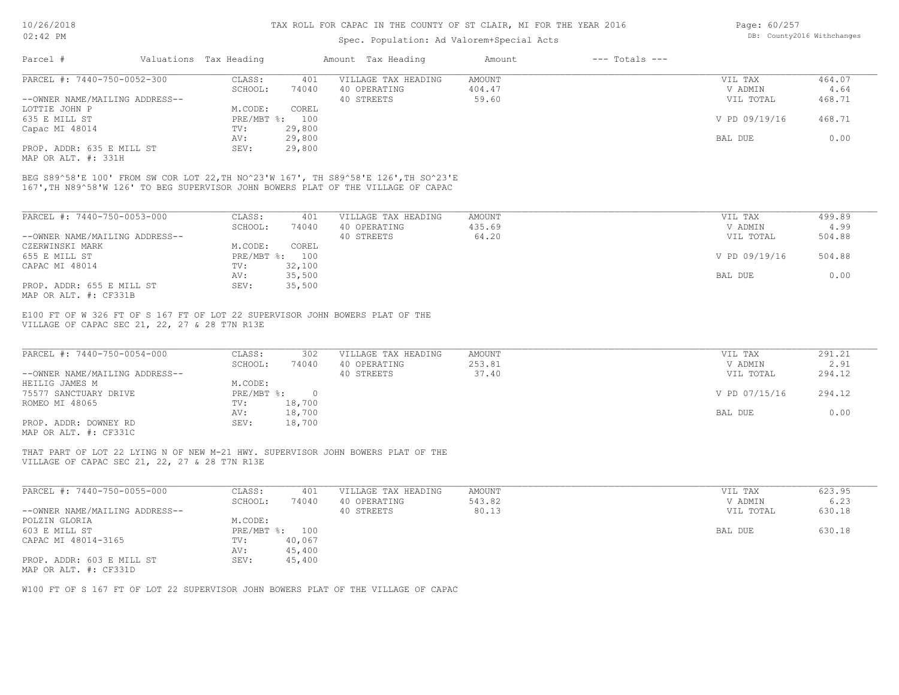# TAX ROLL FOR CAPAC IN THE COUNTY OF ST CLAIR, MI FOR THE YEAR 2016

Spec. Population: Ad Valorem+Special Acts

10/26/2018
02:42 PM

DB: County2016 Withchanges

| Parcel # | Valuations | Tax Heading | Amount | Tax Heading | Amount | --- Totals --- | |
|---|---|---|---|---|---|---|---|
| PARCEL #: 7440-750-0052-300 | CLASS: | 401 | VILLAGE TAX HEADING | AMOUNT | | VIL TAX | 464.07 |
| | SCHOOL: | 74040 | 40 OPERATING | 404.47 | | V ADMIN | 4.64 |
| --OWNER NAME/MAILING ADDRESS-- | | | 40 STREETS | 59.60 | | VIL TOTAL | 468.71 |
| LOTTIE JOHN P | M.CODE: | COREL | | | | | |
| 635 E MILL ST | PRE/MBT %: | 100 | | | | V PD 09/19/16 | 468.71 |
| Capac MI 48014 | TV: | 29,800 | | | | | |
| | AV: | 29,800 | | | | BAL DUE | 0.00 |
| PROP. ADDR: 635 E MILL ST | SEV: | 29,800 | | | | | |
| MAP OR ALT. #: 331H | | | | | | | |

BEG S89^58'E 100' FROM SW COR LOT 22,TH NO^23'W 167', TH S89^58'E 126',TH SO^23'E 167',TH N89^58'W 126' TO BEG SUPERVISOR JOHN BOWERS PLAT OF THE VILLAGE OF CAPAC

| Parcel # | Valuations | Tax Heading | Amount | Tax Heading | Amount | --- Totals --- | |
|---|---|---|---|---|---|---|---|
| PARCEL #: 7440-750-0053-000 | CLASS: | 401 | VILLAGE TAX HEADING | AMOUNT | | VIL TAX | 499.89 |
| | SCHOOL: | 74040 | 40 OPERATING | 435.69 | | V ADMIN | 4.99 |
| --OWNER NAME/MAILING ADDRESS-- | | | 40 STREETS | 64.20 | | VIL TOTAL | 504.88 |
| CZERWINSKI MARK | M.CODE: | COREL | | | | | |
| 655 E MILL ST | PRE/MBT %: | 100 | | | | V PD 09/19/16 | 504.88 |
| CAPAC MI 48014 | TV: | 32,100 | | | | | |
| | AV: | 35,500 | | | | BAL DUE | 0.00 |
| PROP. ADDR: 655 E MILL ST | SEV: | 35,500 | | | | | |
| MAP OR ALT. #: CF331B | | | | | | | |

E100 FT OF W 326 FT OF S 167 FT OF LOT 22 SUPERVISOR JOHN BOWERS PLAT OF THE VILLAGE OF CAPAC SEC 21, 22, 27 & 28 T7N R13E

| Parcel # | Valuations | Tax Heading | Amount | Tax Heading | Amount | --- Totals --- | |
|---|---|---|---|---|---|---|---|
| PARCEL #: 7440-750-0054-000 | CLASS: | 302 | VILLAGE TAX HEADING | AMOUNT | | VIL TAX | 291.21 |
| | SCHOOL: | 74040 | 40 OPERATING | 253.81 | | V ADMIN | 2.91 |
| --OWNER NAME/MAILING ADDRESS-- | | | 40 STREETS | 37.40 | | VIL TOTAL | 294.12 |
| HEILIG JAMES M | M.CODE: | | | | | | |
| 75577 SANCTUARY DRIVE | PRE/MBT %: | 0 | | | | V PD 07/15/16 | 294.12 |
| ROMEO MI 48065 | TV: | 18,700 | | | | | |
| | AV: | 18,700 | | | | BAL DUE | 0.00 |
| PROP. ADDR: DOWNEY RD | SEV: | 18,700 | | | | | |
| MAP OR ALT. #: CF331C | | | | | | | |

THAT PART OF LOT 22 LYING N OF NEW M-21 HWY. SUPERVISOR JOHN BOWERS PLAT OF THE VILLAGE OF CAPAC SEC 21, 22, 27 & 28 T7N R13E

| Parcel # | Valuations | Tax Heading | Amount | Tax Heading | Amount | --- Totals --- | |
|---|---|---|---|---|---|---|---|
| PARCEL #: 7440-750-0055-000 | CLASS: | 401 | VILLAGE TAX HEADING | AMOUNT | | VIL TAX | 623.95 |
| | SCHOOL: | 74040 | 40 OPERATING | 543.82 | | V ADMIN | 6.23 |
| --OWNER NAME/MAILING ADDRESS-- | | | 40 STREETS | 80.13 | | VIL TOTAL | 630.18 |
| POLZIN GLORIA | M.CODE: | | | | | | |
| 603 E MILL ST | PRE/MBT %: | 100 | | | | BAL DUE | 630.18 |
| CAPAC MI 48014-3165 | TV: | 40,067 | | | | | |
| | AV: | 45,400 | | | | | |
| PROP. ADDR: 603 E MILL ST | SEV: | 45,400 | | | | | |
| MAP OR ALT. #: CF331D | | | | | | | |

W100 FT OF S 167 FT OF LOT 22 SUPERVISOR JOHN BOWERS PLAT OF THE VILLAGE OF CAPAC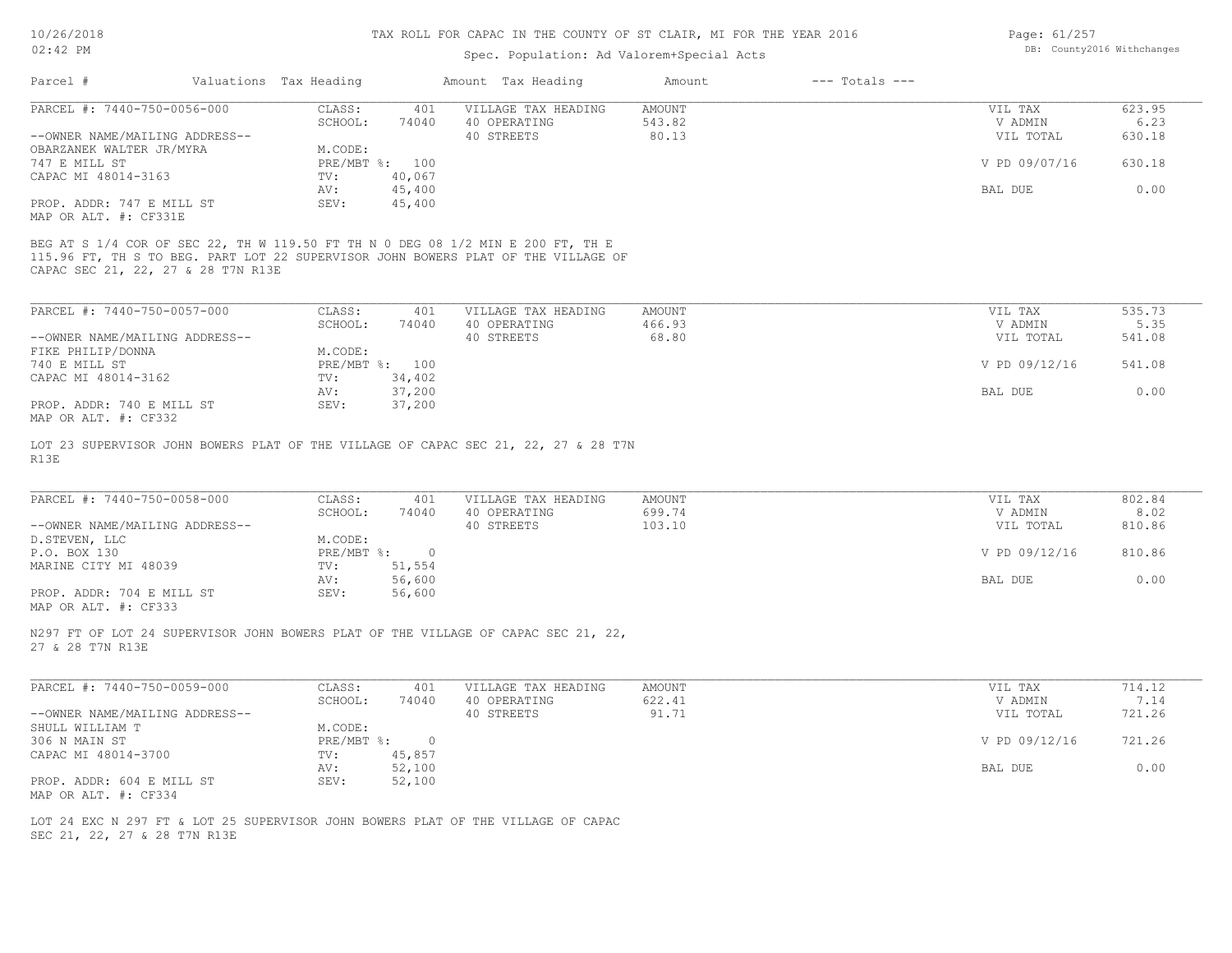# TAX ROLL FOR CAPAC IN THE COUNTY OF ST CLAIR, MI FOR THE YEAR 2016

Spec. Population: Ad Valorem+Special Acts

DB: County2016 Withchanges

| Parcel # | Valuations | Tax Heading | Amount | Tax Heading | Amount | --- Totals --- | |
|---|---|---|---|---|---|---|---|
| PARCEL #: 7440-750-0056-000 | CLASS: | 401 | VILLAGE TAX HEADING | AMOUNT | | VIL TAX | 623.95 |
| | SCHOOL: | 74040 | 40 OPERATING | 543.82 | | V ADMIN | 6.23 |
| --OWNER NAME/MAILING ADDRESS-- | | | 40 STREETS | 80.13 | | VIL TOTAL | 630.18 |
| OBARZANEK WALTER JR/MYRA | M.CODE: | | | | | | |
| 747 E MILL ST | PRE/MBT %: | 100 | | | | V PD 09/07/16 | 630.18 |
| CAPAC MI 48014-3163 | TV: | 40,067 | | | | | |
| | AV: | 45,400 | | | | BAL DUE | 0.00 |
| PROP. ADDR: 747 E MILL ST | SEV: | 45,400 | | | | | |
| MAP OR ALT. #: CF331E | | | | | | | |

BEG AT S 1/4 COR OF SEC 22, TH W 119.50 FT TH N 0 DEG 08 1/2 MIN E 200 FT, TH E 115.96 FT, TH S TO BEG. PART LOT 22 SUPERVISOR JOHN BOWERS PLAT OF THE VILLAGE OF CAPAC SEC 21, 22, 27 & 28 T7N R13E

| Parcel # | Valuations | Tax Heading | Amount | Tax Heading | Amount | --- Totals --- | |
|---|---|---|---|---|---|---|---|
| PARCEL #: 7440-750-0057-000 | CLASS: | 401 | VILLAGE TAX HEADING | AMOUNT | | VIL TAX | 535.73 |
| | SCHOOL: | 74040 | 40 OPERATING | 466.93 | | V ADMIN | 5.35 |
| --OWNER NAME/MAILING ADDRESS-- | | | 40 STREETS | 68.80 | | VIL TOTAL | 541.08 |
| FIKE PHILIP/DONNA | M.CODE: | | | | | | |
| 740 E MILL ST | PRE/MBT %: | 100 | | | | V PD 09/12/16 | 541.08 |
| CAPAC MI 48014-3162 | TV: | 34,402 | | | | | |
| | AV: | 37,200 | | | | BAL DUE | 0.00 |
| PROP. ADDR: 740 E MILL ST | SEV: | 37,200 | | | | | |
| MAP OR ALT. #: CF332 | | | | | | | |

LOT 23 SUPERVISOR JOHN BOWERS PLAT OF THE VILLAGE OF CAPAC SEC 21, 22, 27 & 28 T7N R13E

| Parcel # | Valuations | Tax Heading | Amount | Tax Heading | Amount | --- Totals --- | |
|---|---|---|---|---|---|---|---|
| PARCEL #: 7440-750-0058-000 | CLASS: | 401 | VILLAGE TAX HEADING | AMOUNT | | VIL TAX | 802.84 |
| | SCHOOL: | 74040 | 40 OPERATING | 699.74 | | V ADMIN | 8.02 |
| --OWNER NAME/MAILING ADDRESS-- | | | 40 STREETS | 103.10 | | VIL TOTAL | 810.86 |
| D.STEVEN, LLC | M.CODE: | | | | | | |
| P.O. BOX 130 | PRE/MBT %: | 0 | | | | V PD 09/12/16 | 810.86 |
| MARINE CITY MI 48039 | TV: | 51,554 | | | | | |
| | AV: | 56,600 | | | | BAL DUE | 0.00 |
| PROP. ADDR: 704 E MILL ST | SEV: | 56,600 | | | | | |
| MAP OR ALT. #: CF333 | | | | | | | |

N297 FT OF LOT 24 SUPERVISOR JOHN BOWERS PLAT OF THE VILLAGE OF CAPAC SEC 21, 22, 27 & 28 T7N R13E

| Parcel # | Valuations | Tax Heading | Amount | Tax Heading | Amount | --- Totals --- | |
|---|---|---|---|---|---|---|---|
| PARCEL #: 7440-750-0059-000 | CLASS: | 401 | VILLAGE TAX HEADING | AMOUNT | | VIL TAX | 714.12 |
| | SCHOOL: | 74040 | 40 OPERATING | 622.41 | | V ADMIN | 7.14 |
| --OWNER NAME/MAILING ADDRESS-- | | | 40 STREETS | 91.71 | | VIL TOTAL | 721.26 |
| SHULL WILLIAM T | M.CODE: | | | | | | |
| 306 N MAIN ST | PRE/MBT %: | 0 | | | | V PD 09/12/16 | 721.26 |
| CAPAC MI 48014-3700 | TV: | 45,857 | | | | | |
| | AV: | 52,100 | | | | BAL DUE | 0.00 |
| PROP. ADDR: 604 E MILL ST | SEV: | 52,100 | | | | | |
| MAP OR ALT. #: CF334 | | | | | | | |

LOT 24 EXC N 297 FT & LOT 25 SUPERVISOR JOHN BOWERS PLAT OF THE VILLAGE OF CAPAC SEC 21, 22, 27 & 28 T7N R13E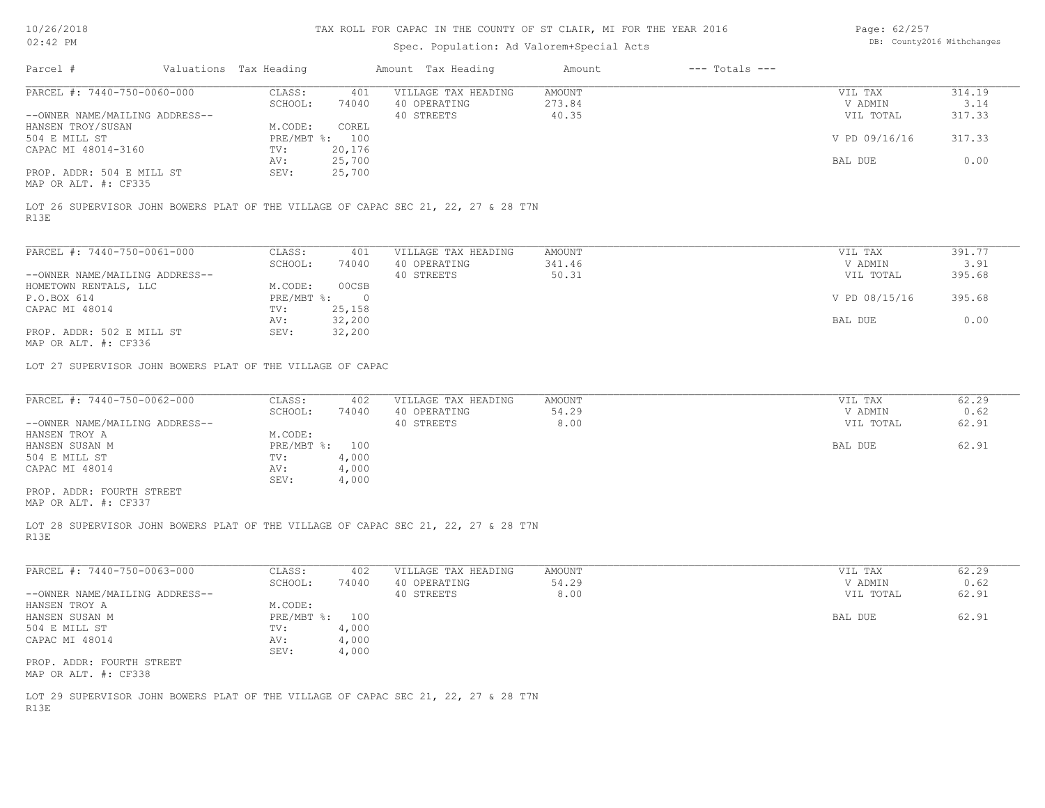TAX ROLL FOR CAPAC IN THE COUNTY OF ST CLAIR, MI FOR THE YEAR 2016

Spec. Population: Ad Valorem+Special Acts

| Parcel # | Valuations | Tax Heading | Amount | Tax Heading | Amount | --- Totals --- | |
|---|---|---|---|---|---|---|---|
| PARCEL #: 7440-750-0060-000 | CLASS: | 401 | VILLAGE TAX HEADING | AMOUNT | | VIL TAX | 314.19 |
| | SCHOOL: | 74040 | 40 OPERATING | 273.84 | | V ADMIN | 3.14 |
| --OWNER NAME/MAILING ADDRESS-- | | | 40 STREETS | 40.35 | | VIL TOTAL | 317.33 |
| HANSEN TROY/SUSAN | M.CODE: | COREL | | | | | |
| 504 E MILL ST | PRE/MBT %: | 100 | | | | V PD 09/16/16 | 317.33 |
| CAPAC MI 48014-3160 | TV: | 20,176 | | | | | |
| | AV: | 25,700 | | | | BAL DUE | 0.00 |
| PROP. ADDR: 504 E MILL ST | SEV: | 25,700 | | | | | |
| MAP OR ALT. #: CF335 | | | | | | | |

LOT 26 SUPERVISOR JOHN BOWERS PLAT OF THE VILLAGE OF CAPAC SEC 21, 22, 27 & 28 T7N R13E

| Parcel # | Valuations | Tax Heading | Amount | Tax Heading | Amount | --- Totals --- | |
|---|---|---|---|---|---|---|---|
| PARCEL #: 7440-750-0061-000 | CLASS: | 401 | VILLAGE TAX HEADING | AMOUNT | | VIL TAX | 391.77 |
| | SCHOOL: | 74040 | 40 OPERATING | 341.46 | | V ADMIN | 3.91 |
| --OWNER NAME/MAILING ADDRESS-- | | | 40 STREETS | 50.31 | | VIL TOTAL | 395.68 |
| HOMETOWN RENTALS, LLC | M.CODE: | 00CSB | | | | | |
| P.O.BOX 614 | PRE/MBT %: | 0 | | | | V PD 08/15/16 | 395.68 |
| CAPAC MI 48014 | TV: | 25,158 | | | | | |
| | AV: | 32,200 | | | | BAL DUE | 0.00 |
| PROP. ADDR: 502 E MILL ST | SEV: | 32,200 | | | | | |
| MAP OR ALT. #: CF336 | | | | | | | |

LOT 27 SUPERVISOR JOHN BOWERS PLAT OF THE VILLAGE OF CAPAC

| Parcel # | Valuations | Tax Heading | Amount | Tax Heading | Amount | --- Totals --- | |
|---|---|---|---|---|---|---|---|
| PARCEL #: 7440-750-0062-000 | CLASS: | 402 | VILLAGE TAX HEADING | AMOUNT | | VIL TAX | 62.29 |
| | SCHOOL: | 74040 | 40 OPERATING | 54.29 | | V ADMIN | 0.62 |
| --OWNER NAME/MAILING ADDRESS-- | | | 40 STREETS | 8.00 | | VIL TOTAL | 62.91 |
| HANSEN TROY A | M.CODE: | | | | | | |
| HANSEN SUSAN M | PRE/MBT %: | 100 | | | | BAL DUE | 62.91 |
| 504 E MILL ST | TV: | 4,000 | | | | | |
| CAPAC MI 48014 | AV: | 4,000 | | | | | |
| | SEV: | 4,000 | | | | | |
| PROP. ADDR: FOURTH STREET | | | | | | | |
| MAP OR ALT. #: CF337 | | | | | | | |

LOT 28 SUPERVISOR JOHN BOWERS PLAT OF THE VILLAGE OF CAPAC SEC 21, 22, 27 & 28 T7N R13E

| Parcel # | Valuations | Tax Heading | Amount | Tax Heading | Amount | --- Totals --- | |
|---|---|---|---|---|---|---|---|
| PARCEL #: 7440-750-0063-000 | CLASS: | 402 | VILLAGE TAX HEADING | AMOUNT | | VIL TAX | 62.29 |
| | SCHOOL: | 74040 | 40 OPERATING | 54.29 | | V ADMIN | 0.62 |
| --OWNER NAME/MAILING ADDRESS-- | | | 40 STREETS | 8.00 | | VIL TOTAL | 62.91 |
| HANSEN TROY A | M.CODE: | | | | | | |
| HANSEN SUSAN M | PRE/MBT %: | 100 | | | | BAL DUE | 62.91 |
| 504 E MILL ST | TV: | 4,000 | | | | | |
| CAPAC MI 48014 | AV: | 4,000 | | | | | |
| | SEV: | 4,000 | | | | | |
| PROP. ADDR: FOURTH STREET | | | | | | | |
| MAP OR ALT. #: CF338 | | | | | | | |

LOT 29 SUPERVISOR JOHN BOWERS PLAT OF THE VILLAGE OF CAPAC SEC 21, 22, 27 & 28 T7N R13E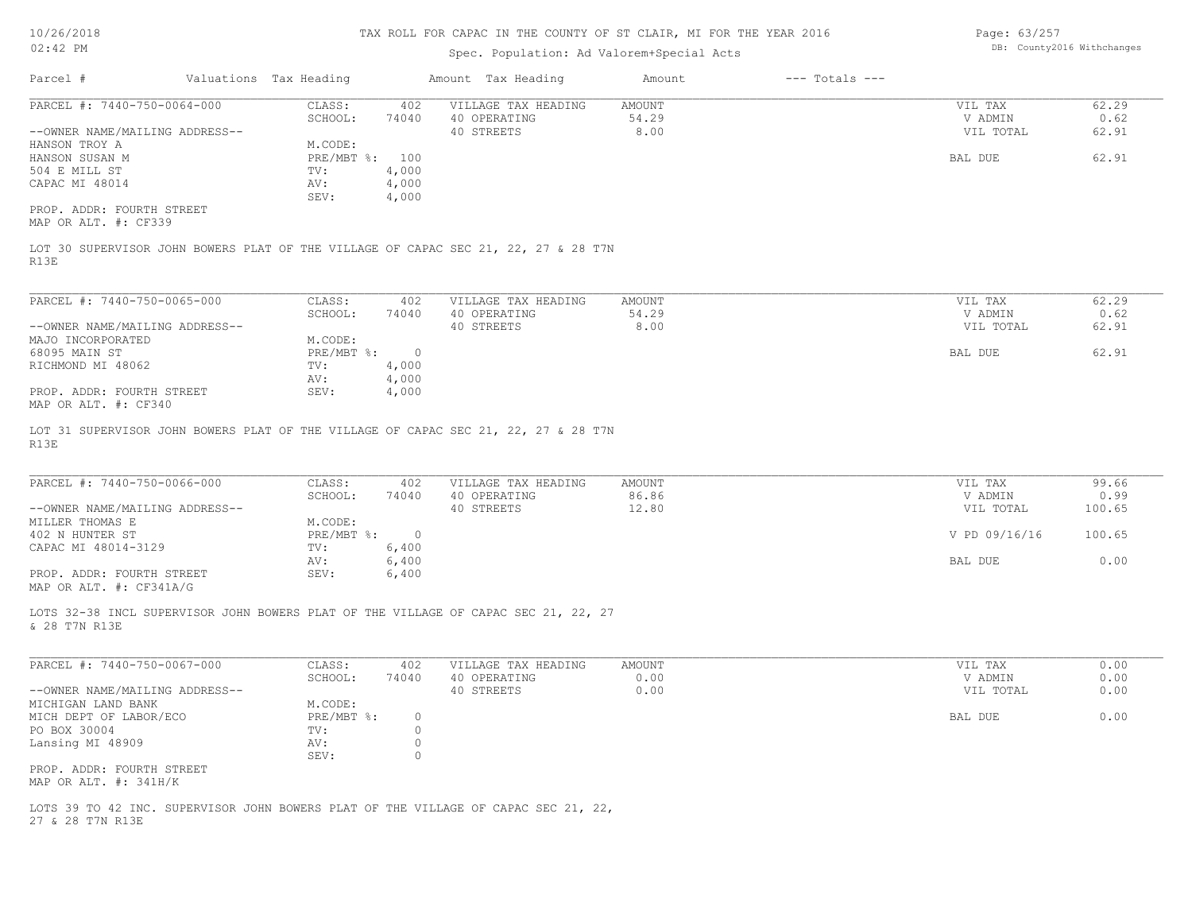# TAX ROLL FOR CAPAC IN THE COUNTY OF ST CLAIR, MI FOR THE YEAR 2016

Spec. Population: Ad Valorem+Special Acts

| Parcel # | Valuations | Tax Heading | Amount | Tax Heading | Amount | --- Totals --- | |
|---|---|---|---|---|---|---|---|
| PARCEL #: 7440-750-0064-000 | CLASS: | 402 | | VILLAGE TAX HEADING | AMOUNT | VIL TAX | 62.29 |
| | SCHOOL: | 74040 | | 40 OPERATING | 54.29 | V ADMIN | 0.62 |
| --OWNER NAME/MAILING ADDRESS-- | | | | 40 STREETS | 8.00 | VIL TOTAL | 62.91 |
| HANSON TROY A | M.CODE: | | | | | | |
| HANSON SUSAN M | PRE/MBT %: | 100 | | | | BAL DUE | 62.91 |
| 504 E MILL ST | TV: | 4,000 | | | | | |
| CAPAC MI 48014 | AV: | 4,000 | | | | | |
| | SEV: | 4,000 | | | | | |
| PROP. ADDR: FOURTH STREET | | | | | | | |
| MAP OR ALT. #: CF339 | | | | | | | |

LOT 30 SUPERVISOR JOHN BOWERS PLAT OF THE VILLAGE OF CAPAC SEC 21, 22, 27 & 28 T7N R13E

| Parcel # | Valuations | Tax Heading | Amount | Tax Heading | Amount | --- Totals --- | |
|---|---|---|---|---|---|---|---|
| PARCEL #: 7440-750-0065-000 | CLASS: | 402 | | VILLAGE TAX HEADING | AMOUNT | VIL TAX | 62.29 |
| | SCHOOL: | 74040 | | 40 OPERATING | 54.29 | V ADMIN | 0.62 |
| --OWNER NAME/MAILING ADDRESS-- | | | | 40 STREETS | 8.00 | VIL TOTAL | 62.91 |
| MAJO INCORPORATED | M.CODE: | | | | | | |
| 68095 MAIN ST | PRE/MBT %: | 0 | | | | BAL DUE | 62.91 |
| RICHMOND MI 48062 | TV: | 4,000 | | | | | |
| | AV: | 4,000 | | | | | |
| PROP. ADDR: FOURTH STREET | SEV: | 4,000 | | | | | |
| MAP OR ALT. #: CF340 | | | | | | | |

LOT 31 SUPERVISOR JOHN BOWERS PLAT OF THE VILLAGE OF CAPAC SEC 21, 22, 27 & 28 T7N R13E

| Parcel # | Valuations | Tax Heading | Amount | Tax Heading | Amount | --- Totals --- | |
|---|---|---|---|---|---|---|---|
| PARCEL #: 7440-750-0066-000 | CLASS: | 402 | | VILLAGE TAX HEADING | AMOUNT | VIL TAX | 99.66 |
| | SCHOOL: | 74040 | | 40 OPERATING | 86.86 | V ADMIN | 0.99 |
| --OWNER NAME/MAILING ADDRESS-- | | | | 40 STREETS | 12.80 | VIL TOTAL | 100.65 |
| MILLER THOMAS E | M.CODE: | | | | | | |
| 402 N HUNTER ST | PRE/MBT %: | 0 | | | | V PD 09/16/16 | 100.65 |
| CAPAC MI 48014-3129 | TV: | 6,400 | | | | | |
| | AV: | 6,400 | | | | BAL DUE | 0.00 |
| PROP. ADDR: FOURTH STREET | SEV: | 6,400 | | | | | |
| MAP OR ALT. #: CF341A/G | | | | | | | |

LOTS 32-38 INCL SUPERVISOR JOHN BOWERS PLAT OF THE VILLAGE OF CAPAC SEC 21, 22, 27 & 28 T7N R13E

| Parcel # | Valuations | Tax Heading | Amount | Tax Heading | Amount | --- Totals --- | |
|---|---|---|---|---|---|---|---|
| PARCEL #: 7440-750-0067-000 | CLASS: | 402 | | VILLAGE TAX HEADING | AMOUNT | VIL TAX | 0.00 |
| | SCHOOL: | 74040 | | 40 OPERATING | 0.00 | V ADMIN | 0.00 |
| --OWNER NAME/MAILING ADDRESS-- | | | | 40 STREETS | 0.00 | VIL TOTAL | 0.00 |
| MICHIGAN LAND BANK | M.CODE: | | | | | | |
| MICH DEPT OF LABOR/ECO | PRE/MBT %: | 0 | | | | BAL DUE | 0.00 |
| PO BOX 30004 | TV: | 0 | | | | | |
| Lansing MI 48909 | AV: | 0 | | | | | |
| | SEV: | 0 | | | | | |
| PROP. ADDR: FOURTH STREET | | | | | | | |
| MAP OR ALT. #: 341H/K | | | | | | | |

LOTS 39 TO 42 INC. SUPERVISOR JOHN BOWERS PLAT OF THE VILLAGE OF CAPAC SEC 21, 22, 27 & 28 T7N R13E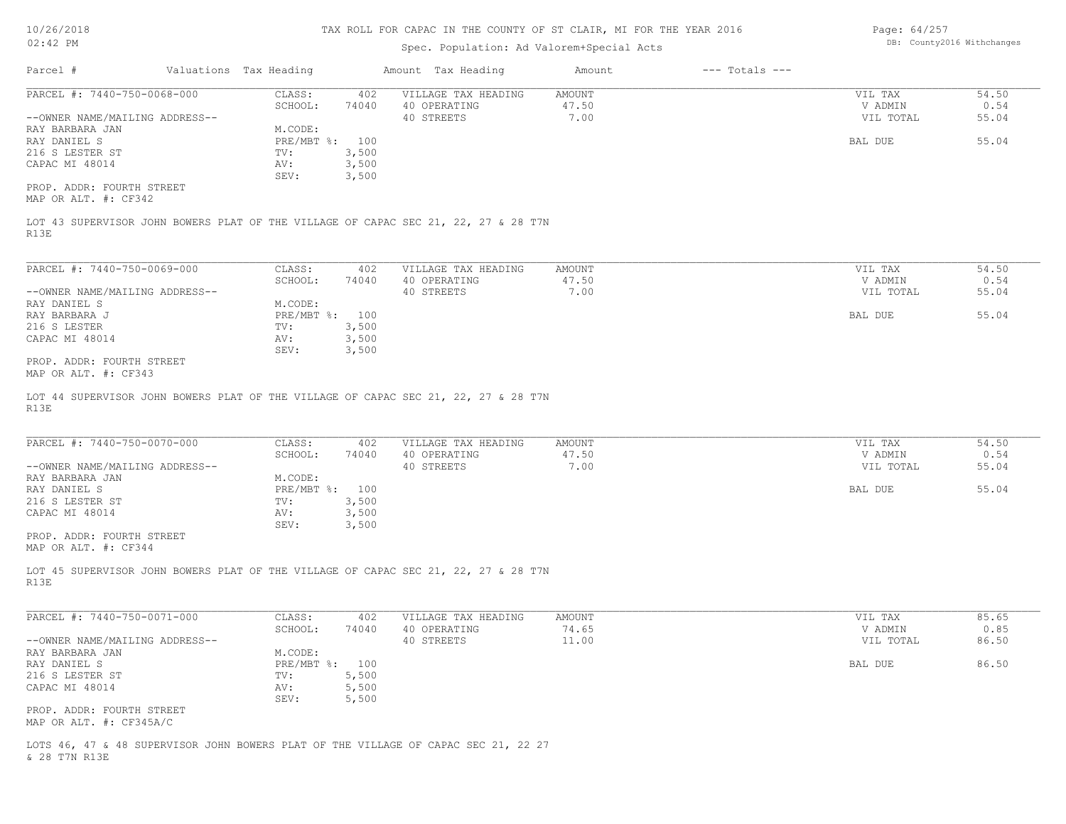# TAX ROLL FOR CAPAC IN THE COUNTY OF ST CLAIR, MI FOR THE YEAR 2016

Spec. Population: Ad Valorem+Special Acts

| Parcel # | Valuations | Tax Heading | Amount | Tax Heading | Amount | --- Totals --- | |
|---|---|---|---|---|---|---|---|
| PARCEL #: 7440-750-0068-000 | CLASS: | 402 | VILLAGE TAX HEADING | AMOUNT | | VIL TAX | 54.50 |
| | SCHOOL: | 74040 | 40 OPERATING | 47.50 | | V ADMIN | 0.54 |
| --OWNER NAME/MAILING ADDRESS-- | | | 40 STREETS | 7.00 | | VIL TOTAL | 55.04 |
| RAY BARBARA JAN | M.CODE: | | | | | | |
| RAY DANIEL S | PRE/MBT %: | 100 | | | | BAL DUE | 55.04 |
| 216 S LESTER ST | TV: | 3,500 | | | | | |
| CAPAC MI 48014 | AV: | 3,500 | | | | | |
| | SEV: | 3,500 | | | | | |

PROP. ADDR: FOURTH STREET
MAP OR ALT. #: CF342

LOT 43 SUPERVISOR JOHN BOWERS PLAT OF THE VILLAGE OF CAPAC SEC 21, 22, 27 & 28 T7N R13E

| Parcel # | Valuations | Tax Heading | Amount | Tax Heading | Amount | --- Totals --- | |
|---|---|---|---|---|---|---|---|
| PARCEL #: 7440-750-0069-000 | CLASS: | 402 | VILLAGE TAX HEADING | AMOUNT | | VIL TAX | 54.50 |
| | SCHOOL: | 74040 | 40 OPERATING | 47.50 | | V ADMIN | 0.54 |
| --OWNER NAME/MAILING ADDRESS-- | | | 40 STREETS | 7.00 | | VIL TOTAL | 55.04 |
| RAY DANIEL S | M.CODE: | | | | | | |
| RAY BARBARA J | PRE/MBT %: | 100 | | | | BAL DUE | 55.04 |
| 216 S LESTER | TV: | 3,500 | | | | | |
| CAPAC MI 48014 | AV: | 3,500 | | | | | |
| | SEV: | 3,500 | | | | | |

PROP. ADDR: FOURTH STREET
MAP OR ALT. #: CF343

LOT 44 SUPERVISOR JOHN BOWERS PLAT OF THE VILLAGE OF CAPAC SEC 21, 22, 27 & 28 T7N R13E

| Parcel # | Valuations | Tax Heading | Amount | Tax Heading | Amount | --- Totals --- | |
|---|---|---|---|---|---|---|---|
| PARCEL #: 7440-750-0070-000 | CLASS: | 402 | VILLAGE TAX HEADING | AMOUNT | | VIL TAX | 54.50 |
| | SCHOOL: | 74040 | 40 OPERATING | 47.50 | | V ADMIN | 0.54 |
| --OWNER NAME/MAILING ADDRESS-- | | | 40 STREETS | 7.00 | | VIL TOTAL | 55.04 |
| RAY BARBARA JAN | M.CODE: | | | | | | |
| RAY DANIEL S | PRE/MBT %: | 100 | | | | BAL DUE | 55.04 |
| 216 S LESTER ST | TV: | 3,500 | | | | | |
| CAPAC MI 48014 | AV: | 3,500 | | | | | |
| | SEV: | 3,500 | | | | | |

PROP. ADDR: FOURTH STREET
MAP OR ALT. #: CF344

LOT 45 SUPERVISOR JOHN BOWERS PLAT OF THE VILLAGE OF CAPAC SEC 21, 22, 27 & 28 T7N R13E

| Parcel # | Valuations | Tax Heading | Amount | Tax Heading | Amount | --- Totals --- | |
|---|---|---|---|---|---|---|---|
| PARCEL #: 7440-750-0071-000 | CLASS: | 402 | VILLAGE TAX HEADING | AMOUNT | | VIL TAX | 85.65 |
| | SCHOOL: | 74040 | 40 OPERATING | 74.65 | | V ADMIN | 0.85 |
| --OWNER NAME/MAILING ADDRESS-- | | | 40 STREETS | 11.00 | | VIL TOTAL | 86.50 |
| RAY BARBARA JAN | M.CODE: | | | | | | |
| RAY DANIEL S | PRE/MBT %: | 100 | | | | BAL DUE | 86.50 |
| 216 S LESTER ST | TV: | 5,500 | | | | | |
| CAPAC MI 48014 | AV: | 5,500 | | | | | |
| | SEV: | 5,500 | | | | | |

PROP. ADDR: FOURTH STREET
MAP OR ALT. #: CF345A/C

LOTS 46, 47 & 48 SUPERVISOR JOHN BOWERS PLAT OF THE VILLAGE OF CAPAC SEC 21, 22 27 & 28 T7N R13E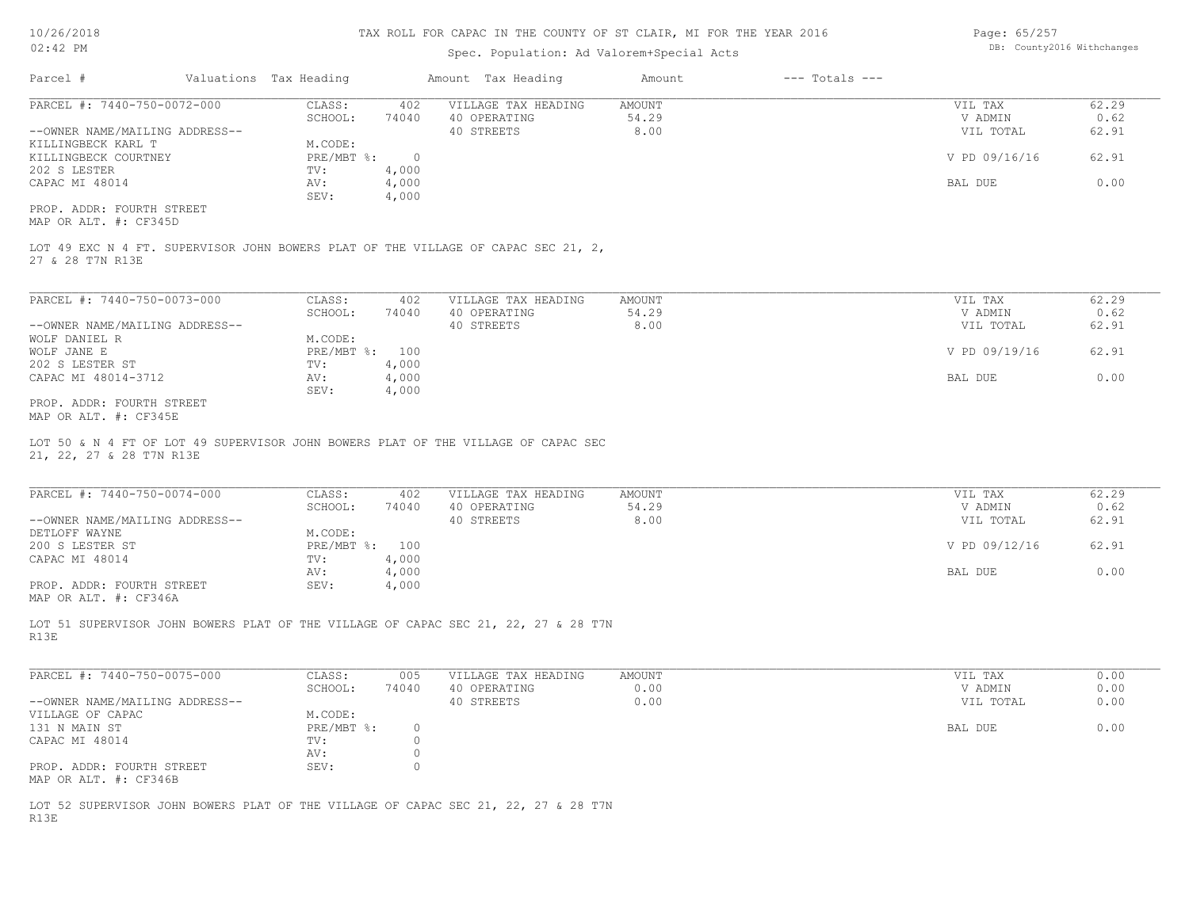# TAX ROLL FOR CAPAC IN THE COUNTY OF ST CLAIR, MI FOR THE YEAR 2016

Spec. Population: Ad Valorem+Special Acts

| Parcel # | Valuations | Tax Heading | Amount | Tax Heading | Amount | --- Totals --- | |
|---|---|---|---|---|---|---|---|
| PARCEL #: 7440-750-0072-000 | CLASS: | 402 | VILLAGE TAX HEADING | AMOUNT | | VIL TAX | 62.29 |
| | SCHOOL: | 74040 | 40 OPERATING | 54.29 | | V ADMIN | 0.62 |
| --OWNER NAME/MAILING ADDRESS-- | | | 40 STREETS | 8.00 | | VIL TOTAL | 62.91 |
| KILLINGBECK KARL T | M.CODE: | | | | | | |
| KILLINGBECK COURTNEY | PRE/MBT %: | 0 | | | | V PD 09/16/16 | 62.91 |
| 202 S LESTER | TV: | 4,000 | | | | | |
| CAPAC MI 48014 | AV: | 4,000 | | | | BAL DUE | 0.00 |
| | SEV: | 4,000 | | | | | |

PROP. ADDR: FOURTH STREET
MAP OR ALT. #: CF345D

LOT 49 EXC N 4 FT. SUPERVISOR JOHN BOWERS PLAT OF THE VILLAGE OF CAPAC SEC 21, 2, 27 & 28 T7N R13E

| Parcel # | Valuations | Tax Heading | Amount | Tax Heading | Amount | --- Totals --- | |
|---|---|---|---|---|---|---|---|
| PARCEL #: 7440-750-0073-000 | CLASS: | 402 | VILLAGE TAX HEADING | AMOUNT | | VIL TAX | 62.29 |
| | SCHOOL: | 74040 | 40 OPERATING | 54.29 | | V ADMIN | 0.62 |
| --OWNER NAME/MAILING ADDRESS-- | | | 40 STREETS | 8.00 | | VIL TOTAL | 62.91 |
| WOLF DANIEL R | M.CODE: | | | | | | |
| WOLF JANE E | PRE/MBT %: | 100 | | | | V PD 09/19/16 | 62.91 |
| 202 S LESTER ST | TV: | 4,000 | | | | | |
| CAPAC MI 48014-3712 | AV: | 4,000 | | | | BAL DUE | 0.00 |
| | SEV: | 4,000 | | | | | |

PROP. ADDR: FOURTH STREET
MAP OR ALT. #: CF345E

LOT 50 & N 4 FT OF LOT 49 SUPERVISOR JOHN BOWERS PLAT OF THE VILLAGE OF CAPAC SEC 21, 22, 27 & 28 T7N R13E

| Parcel # | Valuations | Tax Heading | Amount | Tax Heading | Amount | --- Totals --- | |
|---|---|---|---|---|---|---|---|
| PARCEL #: 7440-750-0074-000 | CLASS: | 402 | VILLAGE TAX HEADING | AMOUNT | | VIL TAX | 62.29 |
| | SCHOOL: | 74040 | 40 OPERATING | 54.29 | | V ADMIN | 0.62 |
| --OWNER NAME/MAILING ADDRESS-- | | | 40 STREETS | 8.00 | | VIL TOTAL | 62.91 |
| DETLOFF WAYNE | M.CODE: | | | | | | |
| 200 S LESTER ST | PRE/MBT %: | 100 | | | | V PD 09/12/16 | 62.91 |
| CAPAC MI 48014 | TV: | 4,000 | | | | | |
| | AV: | 4,000 | | | | BAL DUE | 0.00 |
| PROP. ADDR: FOURTH STREET | SEV: | 4,000 | | | | | |

MAP OR ALT. #: CF346A

LOT 51 SUPERVISOR JOHN BOWERS PLAT OF THE VILLAGE OF CAPAC SEC 21, 22, 27 & 28 T7N R13E

| Parcel # | Valuations | Tax Heading | Amount | Tax Heading | Amount | --- Totals --- | |
|---|---|---|---|---|---|---|---|
| PARCEL #: 7440-750-0075-000 | CLASS: | 005 | VILLAGE TAX HEADING | AMOUNT | | VIL TAX | 0.00 |
| | SCHOOL: | 74040 | 40 OPERATING | 0.00 | | V ADMIN | 0.00 |
| --OWNER NAME/MAILING ADDRESS-- | | | 40 STREETS | 0.00 | | VIL TOTAL | 0.00 |
| VILLAGE OF CAPAC | M.CODE: | | | | | | |
| 131 N MAIN ST | PRE/MBT %: | 0 | | | | BAL DUE | 0.00 |
| CAPAC MI 48014 | TV: | 0 | | | | | |
| | AV: | 0 | | | | | |
| PROP. ADDR: FOURTH STREET | SEV: | 0 | | | | | |

MAP OR ALT. #: CF346B

LOT 52 SUPERVISOR JOHN BOWERS PLAT OF THE VILLAGE OF CAPAC SEC 21, 22, 27 & 28 T7N R13E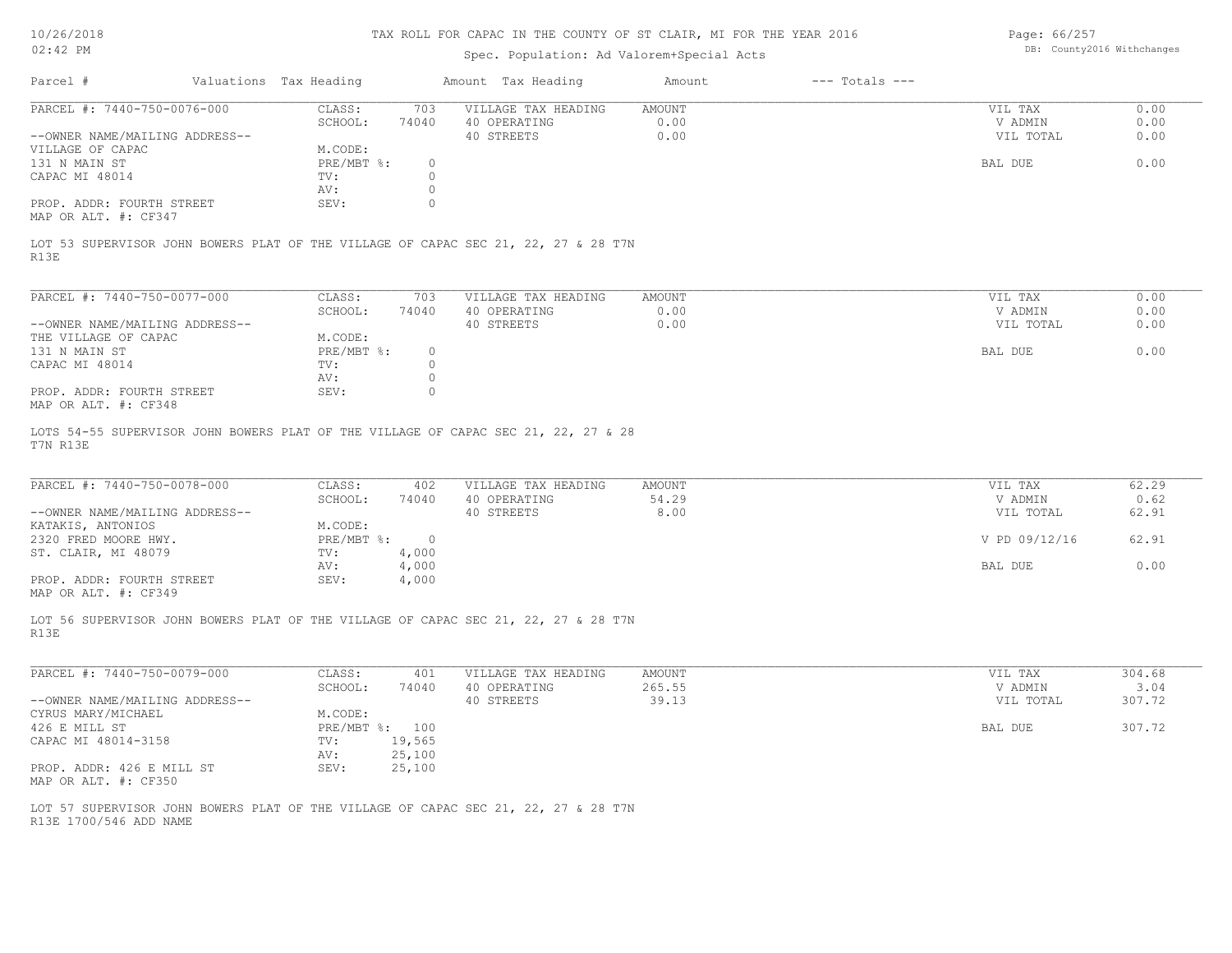# TAX ROLL FOR CAPAC IN THE COUNTY OF ST CLAIR, MI FOR THE YEAR 2016

Spec. Population: Ad Valorem+Special Acts

| Parcel # | Valuations | Tax Heading | Amount | Tax Heading | Amount | --- Totals --- | |
|---|---|---|---|---|---|---|---|

---

**PARCEL #: 7440-750-0076-000**

| | | | | |
|---|---|---|---|---|
| CLASS: | 703 | VILLAGE TAX HEADING | AMOUNT | VIL TAX | 0.00 |
| SCHOOL: | 74040 | 40 OPERATING | 0.00 | V ADMIN | 0.00 |
| | | 40 STREETS | 0.00 | VIL TOTAL | 0.00 |
| M.CODE: | | | | | |
| PRE/MBT %: | 0 | | | BAL DUE | 0.00 |
| TV: | 0 | | | | |
| AV: | 0 | | | | |
| SEV: | 0 | | | | |

--OWNER NAME/MAILING ADDRESS--
VILLAGE OF CAPAC
131 N MAIN ST
CAPAC MI 48014

PROP. ADDR: FOURTH STREET
MAP OR ALT. #: CF347

LOT 53 SUPERVISOR JOHN BOWERS PLAT OF THE VILLAGE OF CAPAC SEC 21, 22, 27 & 28 T7N R13E

---

**PARCEL #: 7440-750-0077-000**

| | | | | |
|---|---|---|---|---|
| CLASS: | 703 | VILLAGE TAX HEADING | AMOUNT | VIL TAX | 0.00 |
| SCHOOL: | 74040 | 40 OPERATING | 0.00 | V ADMIN | 0.00 |
| | | 40 STREETS | 0.00 | VIL TOTAL | 0.00 |
| M.CODE: | | | | | |
| PRE/MBT %: | 0 | | | BAL DUE | 0.00 |
| TV: | 0 | | | | |
| AV: | 0 | | | | |
| SEV: | 0 | | | | |

--OWNER NAME/MAILING ADDRESS--
THE VILLAGE OF CAPAC
131 N MAIN ST
CAPAC MI 48014

PROP. ADDR: FOURTH STREET
MAP OR ALT. #: CF348

LOTS 54-55 SUPERVISOR JOHN BOWERS PLAT OF THE VILLAGE OF CAPAC SEC 21, 22, 27 & 28 T7N R13E

---

**PARCEL #: 7440-750-0078-000**

| | | | | |
|---|---|---|---|---|
| CLASS: | 402 | VILLAGE TAX HEADING | AMOUNT | VIL TAX | 62.29 |
| SCHOOL: | 74040 | 40 OPERATING | 54.29 | V ADMIN | 0.62 |
| | | 40 STREETS | 8.00 | VIL TOTAL | 62.91 |
| M.CODE: | | | | | |
| PRE/MBT %: | 0 | | | V PD 09/12/16 | 62.91 |
| TV: | 4,000 | | | | |
| AV: | 4,000 | | | BAL DUE | 0.00 |
| SEV: | 4,000 | | | | |

--OWNER NAME/MAILING ADDRESS--
KATAKIS, ANTONIOS
2320 FRED MOORE HWY.
ST. CLAIR, MI 48079

PROP. ADDR: FOURTH STREET
MAP OR ALT. #: CF349

LOT 56 SUPERVISOR JOHN BOWERS PLAT OF THE VILLAGE OF CAPAC SEC 21, 22, 27 & 28 T7N R13E

---

**PARCEL #: 7440-750-0079-000**

| | | | | |
|---|---|---|---|---|
| CLASS: | 401 | VILLAGE TAX HEADING | AMOUNT | VIL TAX | 304.68 |
| SCHOOL: | 74040 | 40 OPERATING | 265.55 | V ADMIN | 3.04 |
| | | 40 STREETS | 39.13 | VIL TOTAL | 307.72 |
| M.CODE: | | | | | |
| PRE/MBT %: | 100 | | | BAL DUE | 307.72 |
| TV: | 19,565 | | | | |
| AV: | 25,100 | | | | |
| SEV: | 25,100 | | | | |

--OWNER NAME/MAILING ADDRESS--
CYRUS MARY/MICHAEL
426 E MILL ST
CAPAC MI 48014-3158

PROP. ADDR: 426 E MILL ST
MAP OR ALT. #: CF350

LOT 57 SUPERVISOR JOHN BOWERS PLAT OF THE VILLAGE OF CAPAC SEC 21, 22, 27 & 28 T7N R13E 1700/546 ADD NAME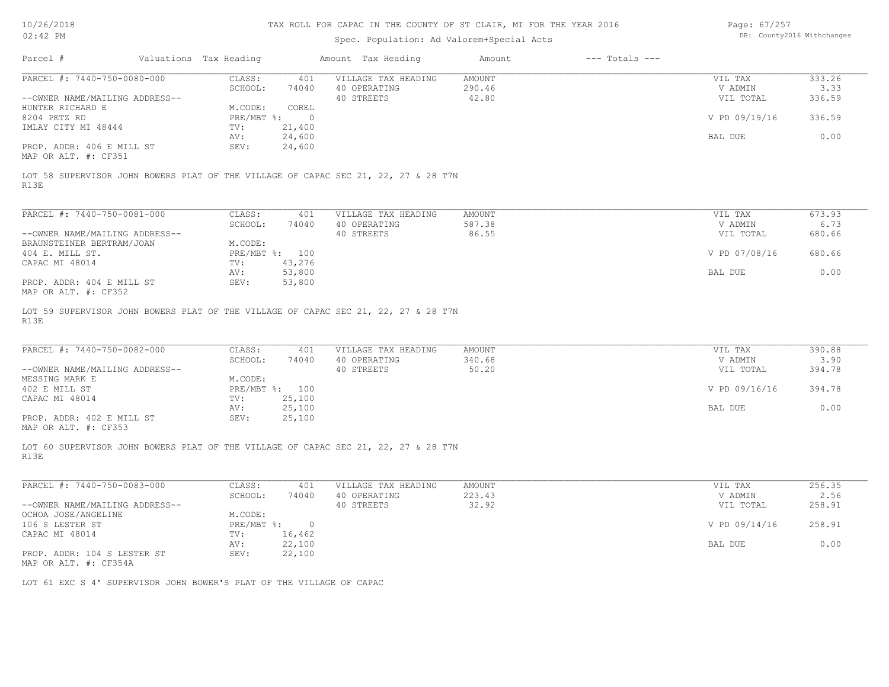# TAX ROLL FOR CAPAC IN THE COUNTY OF ST CLAIR, MI FOR THE YEAR 2016

Spec. Population: Ad Valorem+Special Acts

| Parcel # | Valuations | Tax Heading | Amount | Tax Heading | Amount | --- Totals --- | |
|---|---|---|---|---|---|---|---|

---

**PARCEL #: 7440-750-0080-000**

| | | | | | |
|---|---|---|---|---|---|
| CLASS: | 401 | VILLAGE TAX HEADING | AMOUNT | VIL TAX | 333.26 |
| SCHOOL: | 74040 | 40 OPERATING | 290.46 | V ADMIN | 3.33 |
| | | 40 STREETS | 42.80 | VIL TOTAL | 336.59 |
| M.CODE: | COREL | | | | |
| PRE/MBT %: | 0 | | | V PD 09/19/16 | 336.59 |
| TV: | 21,400 | | | | |
| AV: | 24,600 | | | BAL DUE | 0.00 |
| SEV: | 24,600 | | | | |

--OWNER NAME/MAILING ADDRESS--
HUNTER RICHARD E
8204 PETZ RD
IMLAY CITY MI 48444

PROP. ADDR: 406 E MILL ST
MAP OR ALT. #: CF351

LOT 58 SUPERVISOR JOHN BOWERS PLAT OF THE VILLAGE OF CAPAC SEC 21, 22, 27 & 28 T7N R13E

---

**PARCEL #: 7440-750-0081-000**

| | | | | | |
|---|---|---|---|---|---|
| CLASS: | 401 | VILLAGE TAX HEADING | AMOUNT | VIL TAX | 673.93 |
| SCHOOL: | 74040 | 40 OPERATING | 587.38 | V ADMIN | 6.73 |
| | | 40 STREETS | 86.55 | VIL TOTAL | 680.66 |
| M.CODE: | | | | | |
| PRE/MBT %: | 100 | | | V PD 07/08/16 | 680.66 |
| TV: | 43,276 | | | | |
| AV: | 53,800 | | | BAL DUE | 0.00 |
| SEV: | 53,800 | | | | |

--OWNER NAME/MAILING ADDRESS--
BRAUNSTEINER BERTRAM/JOAN
404 E. MILL ST.
CAPAC MI 48014

PROP. ADDR: 404 E MILL ST
MAP OR ALT. #: CF352

LOT 59 SUPERVISOR JOHN BOWERS PLAT OF THE VILLAGE OF CAPAC SEC 21, 22, 27 & 28 T7N R13E

---

**PARCEL #: 7440-750-0082-000**

| | | | | | |
|---|---|---|---|---|---|
| CLASS: | 401 | VILLAGE TAX HEADING | AMOUNT | VIL TAX | 390.88 |
| SCHOOL: | 74040 | 40 OPERATING | 340.68 | V ADMIN | 3.90 |
| | | 40 STREETS | 50.20 | VIL TOTAL | 394.78 |
| M.CODE: | | | | | |
| PRE/MBT %: | 100 | | | V PD 09/16/16 | 394.78 |
| TV: | 25,100 | | | | |
| AV: | 25,100 | | | BAL DUE | 0.00 |
| SEV: | 25,100 | | | | |

--OWNER NAME/MAILING ADDRESS--
MESSING MARK E
402 E MILL ST
CAPAC MI 48014

PROP. ADDR: 402 E MILL ST
MAP OR ALT. #: CF353

LOT 60 SUPERVISOR JOHN BOWERS PLAT OF THE VILLAGE OF CAPAC SEC 21, 22, 27 & 28 T7N R13E

---

**PARCEL #: 7440-750-0083-000**

| | | | | | |
|---|---|---|---|---|---|
| CLASS: | 401 | VILLAGE TAX HEADING | AMOUNT | VIL TAX | 256.35 |
| SCHOOL: | 74040 | 40 OPERATING | 223.43 | V ADMIN | 2.56 |
| | | 40 STREETS | 32.92 | VIL TOTAL | 258.91 |
| M.CODE: | | | | | |
| PRE/MBT %: | 0 | | | V PD 09/14/16 | 258.91 |
| TV: | 16,462 | | | | |
| AV: | 22,100 | | | BAL DUE | 0.00 |
| SEV: | 22,100 | | | | |

--OWNER NAME/MAILING ADDRESS--
OCHOA JOSE/ANGELINE
106 S LESTER ST
CAPAC MI 48014

PROP. ADDR: 104 S LESTER ST
MAP OR ALT. #: CF354A

LOT 61 EXC S 4' SUPERVISOR JOHN BOWER'S PLAT OF THE VILLAGE OF CAPAC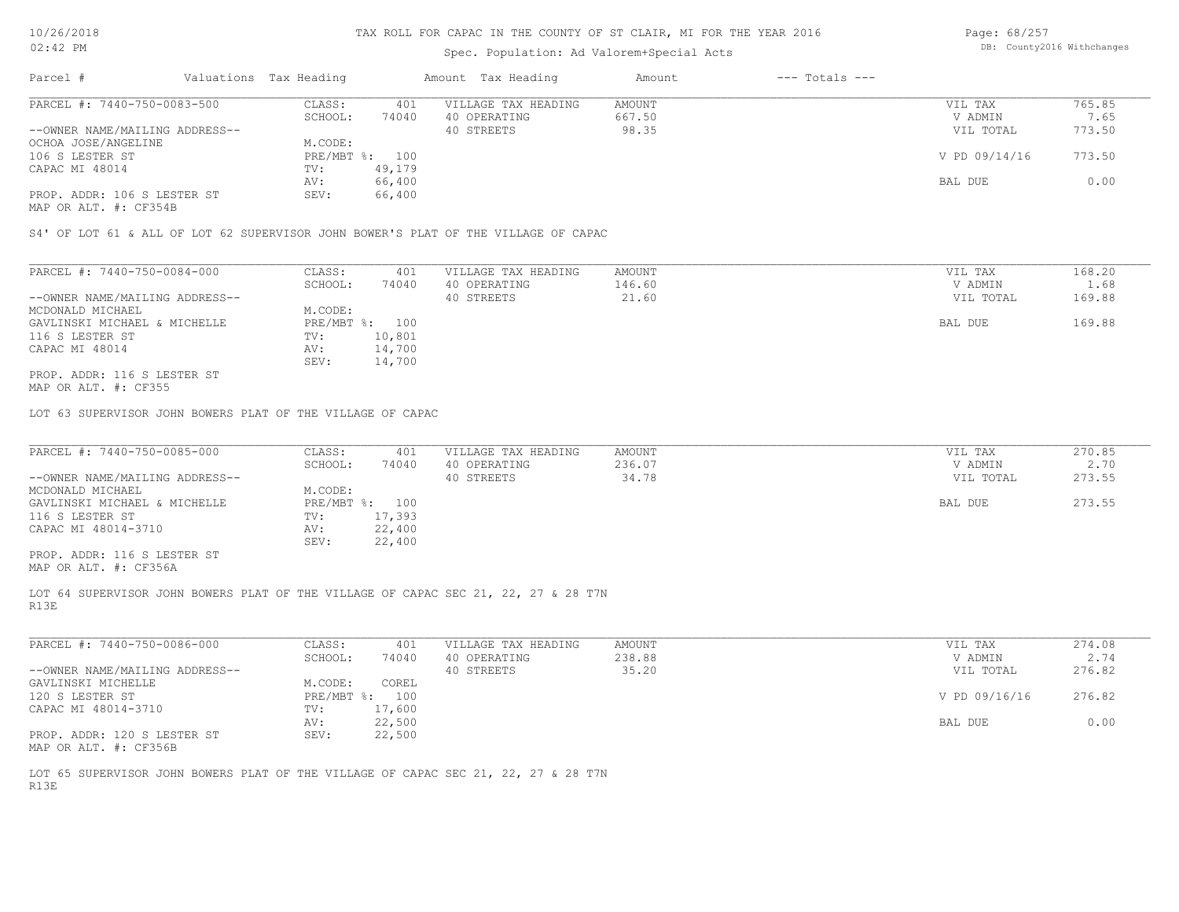# TAX ROLL FOR CAPAC IN THE COUNTY OF ST CLAIR, MI FOR THE YEAR 2016

Spec. Population: Ad Valorem+Special Acts

DB: County2016 Withchanges

10/26/2018
02:42 PM

| Parcel # | Valuations | Tax Heading | Amount | Tax Heading | Amount | --- Totals --- | |
|---|---|---|---|---|---|---|---|
| PARCEL #: 7440-750-0083-500 | CLASS: | 401 | VILLAGE TAX HEADING | AMOUNT | | VIL TAX | 765.85 |
| | SCHOOL: | 74040 | 40 OPERATING | 667.50 | | V ADMIN | 7.65 |
| --OWNER NAME/MAILING ADDRESS-- | | | 40 STREETS | 98.35 | | VIL TOTAL | 773.50 |
| OCHOA JOSE/ANGELINE | M.CODE: | | | | | | |
| 106 S LESTER ST | PRE/MBT %: | 100 | | | | V PD 09/14/16 | 773.50 |
| CAPAC MI 48014 | TV: | 49,179 | | | | | |
| | AV: | 66,400 | | | | BAL DUE | 0.00 |
| PROP. ADDR: 106 S LESTER ST | SEV: | 66,400 | | | | | |
| MAP OR ALT. #: CF354B | | | | | | | |

S4' OF LOT 61 & ALL OF LOT 62 SUPERVISOR JOHN BOWER'S PLAT OF THE VILLAGE OF CAPAC

| Parcel # | Valuations | Tax Heading | Amount | Tax Heading | Amount | --- Totals --- | |
|---|---|---|---|---|---|---|---|
| PARCEL #: 7440-750-0084-000 | CLASS: | 401 | VILLAGE TAX HEADING | AMOUNT | | VIL TAX | 168.20 |
| | SCHOOL: | 74040 | 40 OPERATING | 146.60 | | V ADMIN | 1.68 |
| --OWNER NAME/MAILING ADDRESS-- | | | 40 STREETS | 21.60 | | VIL TOTAL | 169.88 |
| MCDONALD MICHAEL | M.CODE: | | | | | | |
| GAVLINSKI MICHAEL & MICHELLE | PRE/MBT %: | 100 | | | | BAL DUE | 169.88 |
| 116 S LESTER ST | TV: | 10,801 | | | | | |
| CAPAC MI 48014 | AV: | 14,700 | | | | | |
| | SEV: | 14,700 | | | | | |
| PROP. ADDR: 116 S LESTER ST | | | | | | | |
| MAP OR ALT. #: CF355 | | | | | | | |

LOT 63 SUPERVISOR JOHN BOWERS PLAT OF THE VILLAGE OF CAPAC

| Parcel # | Valuations | Tax Heading | Amount | Tax Heading | Amount | --- Totals --- | |
|---|---|---|---|---|---|---|---|
| PARCEL #: 7440-750-0085-000 | CLASS: | 401 | VILLAGE TAX HEADING | AMOUNT | | VIL TAX | 270.85 |
| | SCHOOL: | 74040 | 40 OPERATING | 236.07 | | V ADMIN | 2.70 |
| --OWNER NAME/MAILING ADDRESS-- | | | 40 STREETS | 34.78 | | VIL TOTAL | 273.55 |
| MCDONALD MICHAEL | M.CODE: | | | | | | |
| GAVLINSKI MICHAEL & MICHELLE | PRE/MBT %: | 100 | | | | BAL DUE | 273.55 |
| 116 S LESTER ST | TV: | 17,393 | | | | | |
| CAPAC MI 48014-3710 | AV: | 22,400 | | | | | |
| | SEV: | 22,400 | | | | | |
| PROP. ADDR: 116 S LESTER ST | | | | | | | |
| MAP OR ALT. #: CF356A | | | | | | | |

LOT 64 SUPERVISOR JOHN BOWERS PLAT OF THE VILLAGE OF CAPAC SEC 21, 22, 27 & 28 T7N R13E

| Parcel # | Valuations | Tax Heading | Amount | Tax Heading | Amount | --- Totals --- | |
|---|---|---|---|---|---|---|---|
| PARCEL #: 7440-750-0086-000 | CLASS: | 401 | VILLAGE TAX HEADING | AMOUNT | | VIL TAX | 274.08 |
| | SCHOOL: | 74040 | 40 OPERATING | 238.88 | | V ADMIN | 2.74 |
| --OWNER NAME/MAILING ADDRESS-- | | | 40 STREETS | 35.20 | | VIL TOTAL | 276.82 |
| GAVLINSKI MICHELLE | M.CODE: | COREL | | | | | |
| 120 S LESTER ST | PRE/MBT %: | 100 | | | | V PD 09/16/16 | 276.82 |
| CAPAC MI 48014-3710 | TV: | 17,600 | | | | | |
| | AV: | 22,500 | | | | BAL DUE | 0.00 |
| PROP. ADDR: 120 S LESTER ST | SEV: | 22,500 | | | | | |
| MAP OR ALT. #: CF356B | | | | | | | |

LOT 65 SUPERVISOR JOHN BOWERS PLAT OF THE VILLAGE OF CAPAC SEC 21, 22, 27 & 28 T7N R13E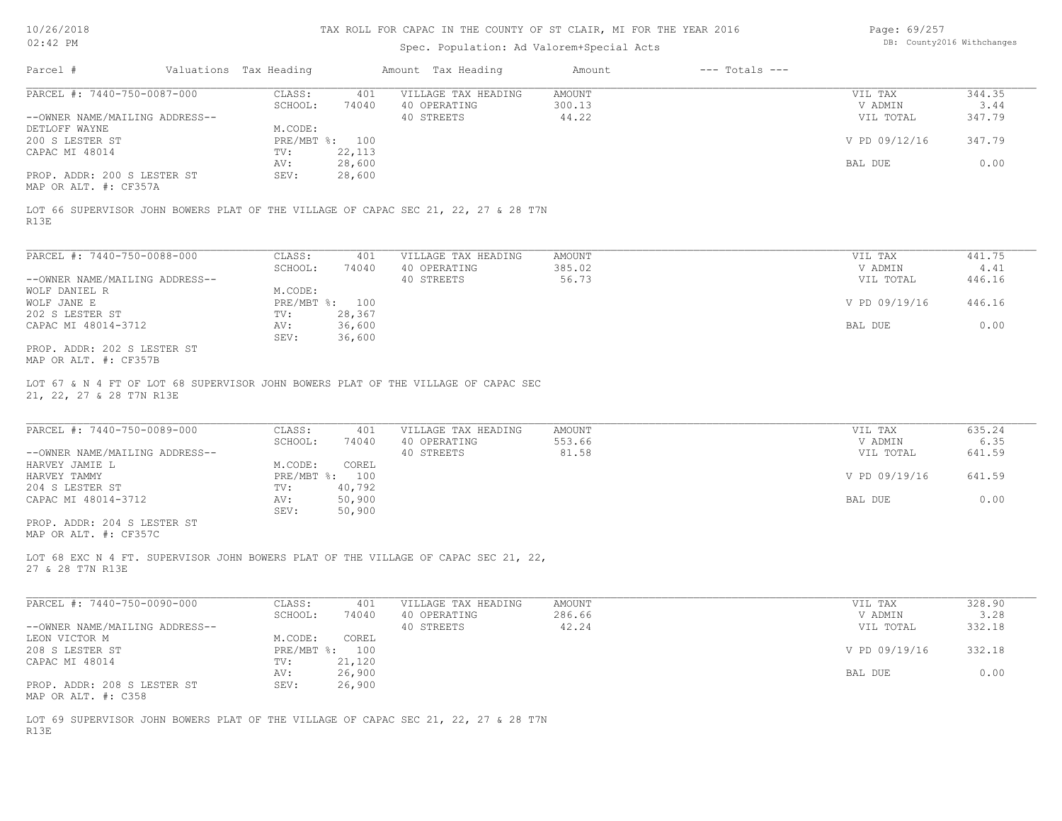# TAX ROLL FOR CAPAC IN THE COUNTY OF ST CLAIR, MI FOR THE YEAR 2016

Spec. Population: Ad Valorem+Special Acts

DB: County2016 Withchanges

| Parcel # | Valuations | Tax Heading | Amount | Tax Heading | Amount | --- Totals --- |
|---|---|---|---|---|---|---|

---

**PARCEL #: 7440-750-0087-000**

| | | | | | |
|---|---|---|---|---|---|
| CLASS: | 401 | VILLAGE TAX HEADING | AMOUNT | VIL TAX | 344.35 |
| SCHOOL: | 74040 | 40 OPERATING | 300.13 | V ADMIN | 3.44 |
| M.CODE: | | 40 STREETS | 44.22 | VIL TOTAL | 347.79 |
| PRE/MBT %: | 100 | | | V PD 09/12/16 | 347.79 |
| TV: | 22,113 | | | | |
| AV: | 28,600 | | | BAL DUE | 0.00 |
| SEV: | 28,600 | | | | |

--OWNER NAME/MAILING ADDRESS--
DETLOFF WAYNE
200 S LESTER ST
CAPAC MI 48014

PROP. ADDR: 200 S LESTER ST
MAP OR ALT. #: CF357A

LOT 66 SUPERVISOR JOHN BOWERS PLAT OF THE VILLAGE OF CAPAC SEC 21, 22, 27 & 28 T7N R13E

---

**PARCEL #: 7440-750-0088-000**

| | | | | | |
|---|---|---|---|---|---|
| CLASS: | 401 | VILLAGE TAX HEADING | AMOUNT | VIL TAX | 441.75 |
| SCHOOL: | 74040 | 40 OPERATING | 385.02 | V ADMIN | 4.41 |
| M.CODE: | | 40 STREETS | 56.73 | VIL TOTAL | 446.16 |
| PRE/MBT %: | 100 | | | V PD 09/19/16 | 446.16 |
| TV: | 28,367 | | | | |
| AV: | 36,600 | | | BAL DUE | 0.00 |
| SEV: | 36,600 | | | | |

--OWNER NAME/MAILING ADDRESS--
WOLF DANIEL R
WOLF JANE E
202 S LESTER ST
CAPAC MI 48014-3712

PROP. ADDR: 202 S LESTER ST
MAP OR ALT. #: CF357B

LOT 67 & N 4 FT OF LOT 68 SUPERVISOR JOHN BOWERS PLAT OF THE VILLAGE OF CAPAC SEC 21, 22, 27 & 28 T7N R13E

---

**PARCEL #: 7440-750-0089-000**

| | | | | | |
|---|---|---|---|---|---|
| CLASS: | 401 | VILLAGE TAX HEADING | AMOUNT | VIL TAX | 635.24 |
| SCHOOL: | 74040 | 40 OPERATING | 553.66 | V ADMIN | 6.35 |
| M.CODE: | COREL | 40 STREETS | 81.58 | VIL TOTAL | 641.59 |
| PRE/MBT %: | 100 | | | V PD 09/19/16 | 641.59 |
| TV: | 40,792 | | | | |
| AV: | 50,900 | | | BAL DUE | 0.00 |
| SEV: | 50,900 | | | | |

--OWNER NAME/MAILING ADDRESS--
HARVEY JAMIE L
HARVEY TAMMY
204 S LESTER ST
CAPAC MI 48014-3712

PROP. ADDR: 204 S LESTER ST
MAP OR ALT. #: CF357C

LOT 68 EXC N 4 FT. SUPERVISOR JOHN BOWERS PLAT OF THE VILLAGE OF CAPAC SEC 21, 22, 27 & 28 T7N R13E

---

**PARCEL #: 7440-750-0090-000**

| | | | | | |
|---|---|---|---|---|---|
| CLASS: | 401 | VILLAGE TAX HEADING | AMOUNT | VIL TAX | 328.90 |
| SCHOOL: | 74040 | 40 OPERATING | 286.66 | V ADMIN | 3.28 |
| M.CODE: | COREL | 40 STREETS | 42.24 | VIL TOTAL | 332.18 |
| PRE/MBT %: | 100 | | | V PD 09/19/16 | 332.18 |
| TV: | 21,120 | | | | |
| AV: | 26,900 | | | BAL DUE | 0.00 |
| SEV: | 26,900 | | | | |

--OWNER NAME/MAILING ADDRESS--
LEON VICTOR M
208 S LESTER ST
CAPAC MI 48014

PROP. ADDR: 208 S LESTER ST
MAP OR ALT. #: C358

LOT 69 SUPERVISOR JOHN BOWERS PLAT OF THE VILLAGE OF CAPAC SEC 21, 22, 27 & 28 T7N R13E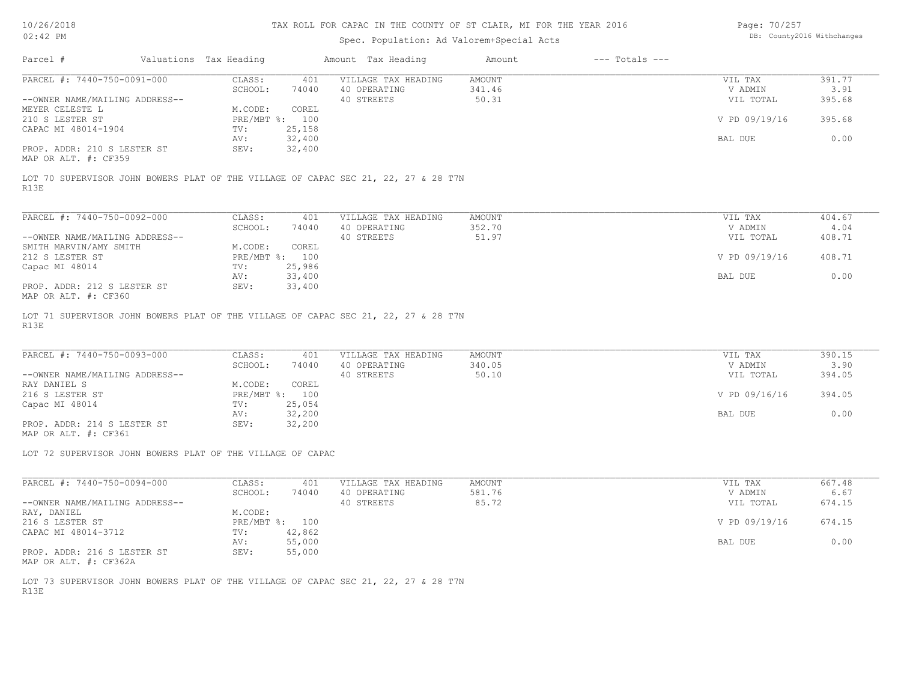# TAX ROLL FOR CAPAC IN THE COUNTY OF ST CLAIR, MI FOR THE YEAR 2016

Spec. Population: Ad Valorem+Special Acts

| Parcel # | Valuations | Tax Heading | Amount | Tax Heading | Amount | --- Totals --- | |
|---|---|---|---|---|---|---|---|
| PARCEL #: 7440-750-0091-000 | CLASS: | 401 | VILLAGE TAX HEADING | AMOUNT | | VIL TAX | 391.77 |
| | SCHOOL: | 74040 | 40 OPERATING | 341.46 | | V ADMIN | 3.91 |
| --OWNER NAME/MAILING ADDRESS-- | | | 40 STREETS | 50.31 | | VIL TOTAL | 395.68 |
| MEYER CELESTE L | M.CODE: | COREL | | | | | |
| 210 S LESTER ST | PRE/MBT %: | 100 | | | | V PD 09/19/16 | 395.68 |
| CAPAC MI 48014-1904 | TV: | 25,158 | | | | | |
| | AV: | 32,400 | | | | BAL DUE | 0.00 |
| PROP. ADDR: 210 S LESTER ST | SEV: | 32,400 | | | | | |
| MAP OR ALT. #: CF359 | | | | | | | |

LOT 70 SUPERVISOR JOHN BOWERS PLAT OF THE VILLAGE OF CAPAC SEC 21, 22, 27 & 28 T7N R13E

| Parcel # | Valuations | Tax Heading | Amount | Tax Heading | Amount | --- Totals --- | |
|---|---|---|---|---|---|---|---|
| PARCEL #: 7440-750-0092-000 | CLASS: | 401 | VILLAGE TAX HEADING | AMOUNT | | VIL TAX | 404.67 |
| | SCHOOL: | 74040 | 40 OPERATING | 352.70 | | V ADMIN | 4.04 |
| --OWNER NAME/MAILING ADDRESS-- | | | 40 STREETS | 51.97 | | VIL TOTAL | 408.71 |
| SMITH MARVIN/AMY SMITH | M.CODE: | COREL | | | | | |
| 212 S LESTER ST | PRE/MBT %: | 100 | | | | V PD 09/19/16 | 408.71 |
| Capac MI 48014 | TV: | 25,986 | | | | | |
| | AV: | 33,400 | | | | BAL DUE | 0.00 |
| PROP. ADDR: 212 S LESTER ST | SEV: | 33,400 | | | | | |
| MAP OR ALT. #: CF360 | | | | | | | |

LOT 71 SUPERVISOR JOHN BOWERS PLAT OF THE VILLAGE OF CAPAC SEC 21, 22, 27 & 28 T7N R13E

| Parcel # | Valuations | Tax Heading | Amount | Tax Heading | Amount | --- Totals --- | |
|---|---|---|---|---|---|---|---|
| PARCEL #: 7440-750-0093-000 | CLASS: | 401 | VILLAGE TAX HEADING | AMOUNT | | VIL TAX | 390.15 |
| | SCHOOL: | 74040 | 40 OPERATING | 340.05 | | V ADMIN | 3.90 |
| --OWNER NAME/MAILING ADDRESS-- | | | 40 STREETS | 50.10 | | VIL TOTAL | 394.05 |
| RAY DANIEL S | M.CODE: | COREL | | | | | |
| 216 S LESTER ST | PRE/MBT %: | 100 | | | | V PD 09/16/16 | 394.05 |
| Capac MI 48014 | TV: | 25,054 | | | | | |
| | AV: | 32,200 | | | | BAL DUE | 0.00 |
| PROP. ADDR: 214 S LESTER ST | SEV: | 32,200 | | | | | |
| MAP OR ALT. #: CF361 | | | | | | | |

LOT 72 SUPERVISOR JOHN BOWERS PLAT OF THE VILLAGE OF CAPAC

| Parcel # | Valuations | Tax Heading | Amount | Tax Heading | Amount | --- Totals --- | |
|---|---|---|---|---|---|---|---|
| PARCEL #: 7440-750-0094-000 | CLASS: | 401 | VILLAGE TAX HEADING | AMOUNT | | VIL TAX | 667.48 |
| | SCHOOL: | 74040 | 40 OPERATING | 581.76 | | V ADMIN | 6.67 |
| --OWNER NAME/MAILING ADDRESS-- | | | 40 STREETS | 85.72 | | VIL TOTAL | 674.15 |
| RAY, DANIEL | M.CODE: | | | | | | |
| 216 S LESTER ST | PRE/MBT %: | 100 | | | | V PD 09/19/16 | 674.15 |
| CAPAC MI 48014-3712 | TV: | 42,862 | | | | | |
| | AV: | 55,000 | | | | BAL DUE | 0.00 |
| PROP. ADDR: 216 S LESTER ST | SEV: | 55,000 | | | | | |
| MAP OR ALT. #: CF362A | | | | | | | |

LOT 73 SUPERVISOR JOHN BOWERS PLAT OF THE VILLAGE OF CAPAC SEC 21, 22, 27 & 28 T7N R13E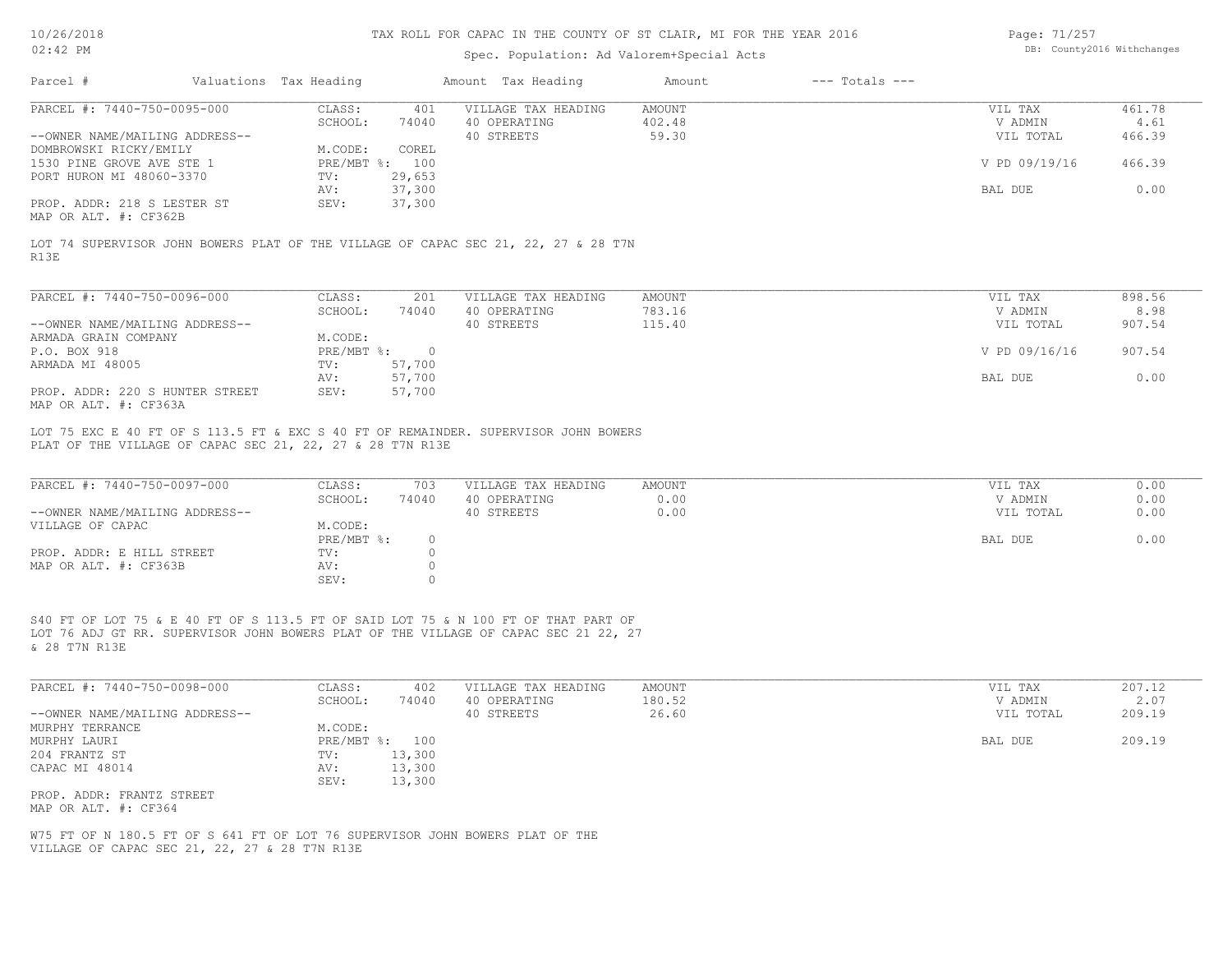# TAX ROLL FOR CAPAC IN THE COUNTY OF ST CLAIR, MI FOR THE YEAR 2016

Spec. Population: Ad Valorem+Special Acts

| Parcel # | Valuations | Tax Heading | Amount | Tax Heading | Amount | --- Totals --- |
|---|---|---|---|---|---|---|

---

PARCEL #: 7440-750-0095-000

| | | | | | |
|---|---|---|---|---|---|
| CLASS: | 401 | VILLAGE TAX HEADING | AMOUNT | VIL TAX | 461.78 |
| SCHOOL: | 74040 | 40 OPERATING | 402.48 | V ADMIN | 4.61 |
| | | 40 STREETS | 59.30 | VIL TOTAL | 466.39 |
| M.CODE: | COREL | | | | |
| PRE/MBT %: | 100 | | | V PD 09/19/16 | 466.39 |
| TV: | 29,653 | | | | |
| AV: | 37,300 | | | BAL DUE | 0.00 |
| SEV: | 37,300 | | | | |

--OWNER NAME/MAILING ADDRESS--
DOMBROWSKI RICKY/EMILY
1530 PINE GROVE AVE STE 1
PORT HURON MI 48060-3370

PROP. ADDR: 218 S LESTER ST
MAP OR ALT. #: CF362B

LOT 74 SUPERVISOR JOHN BOWERS PLAT OF THE VILLAGE OF CAPAC SEC 21, 22, 27 & 28 T7N R13E

---

PARCEL #: 7440-750-0096-000

| | | | | | |
|---|---|---|---|---|---|
| CLASS: | 201 | VILLAGE TAX HEADING | AMOUNT | VIL TAX | 898.56 |
| SCHOOL: | 74040 | 40 OPERATING | 783.16 | V ADMIN | 8.98 |
| | | 40 STREETS | 115.40 | VIL TOTAL | 907.54 |
| M.CODE: | | | | | |
| PRE/MBT %: | 0 | | | V PD 09/16/16 | 907.54 |
| TV: | 57,700 | | | | |
| AV: | 57,700 | | | BAL DUE | 0.00 |
| SEV: | 57,700 | | | | |

--OWNER NAME/MAILING ADDRESS--
ARMADA GRAIN COMPANY
P.O. BOX 918
ARMADA MI 48005

PROP. ADDR: 220 S HUNTER STREET
MAP OR ALT. #: CF363A

LOT 75 EXC E 40 FT OF S 113.5 FT & EXC S 40 FT OF REMAINDER. SUPERVISOR JOHN BOWERS PLAT OF THE VILLAGE OF CAPAC SEC 21, 22, 27 & 28 T7N R13E

---

PARCEL #: 7440-750-0097-000

| | | | | | |
|---|---|---|---|---|---|
| CLASS: | 703 | VILLAGE TAX HEADING | AMOUNT | VIL TAX | 0.00 |
| SCHOOL: | 74040 | 40 OPERATING | 0.00 | V ADMIN | 0.00 |
| | | 40 STREETS | 0.00 | VIL TOTAL | 0.00 |
| M.CODE: | | | | | |
| PRE/MBT %: | 0 | | | BAL DUE | 0.00 |
| TV: | 0 | | | | |
| AV: | 0 | | | | |
| SEV: | 0 | | | | |

--OWNER NAME/MAILING ADDRESS--
VILLAGE OF CAPAC

PROP. ADDR: E HILL STREET
MAP OR ALT. #: CF363B

S40 FT OF LOT 75 & E 40 FT OF S 113.5 FT OF SAID LOT 75 & N 100 FT OF THAT PART OF LOT 76 ADJ GT RR. SUPERVISOR JOHN BOWERS PLAT OF THE VILLAGE OF CAPAC SEC 21 22, 27 & 28 T7N R13E

---

PARCEL #: 7440-750-0098-000

| | | | | | |
|---|---|---|---|---|---|
| CLASS: | 402 | VILLAGE TAX HEADING | AMOUNT | VIL TAX | 207.12 |
| SCHOOL: | 74040 | 40 OPERATING | 180.52 | V ADMIN | 2.07 |
| | | 40 STREETS | 26.60 | VIL TOTAL | 209.19 |
| M.CODE: | | | | | |
| PRE/MBT %: | 100 | | | BAL DUE | 209.19 |
| TV: | 13,300 | | | | |
| AV: | 13,300 | | | | |
| SEV: | 13,300 | | | | |

--OWNER NAME/MAILING ADDRESS--
MURPHY TERRANCE
MURPHY LAURI
204 FRANTZ ST
CAPAC MI 48014

PROP. ADDR: FRANTZ STREET
MAP OR ALT. #: CF364

W75 FT OF N 180.5 FT OF S 641 FT OF LOT 76 SUPERVISOR JOHN BOWERS PLAT OF THE VILLAGE OF CAPAC SEC 21, 22, 27 & 28 T7N R13E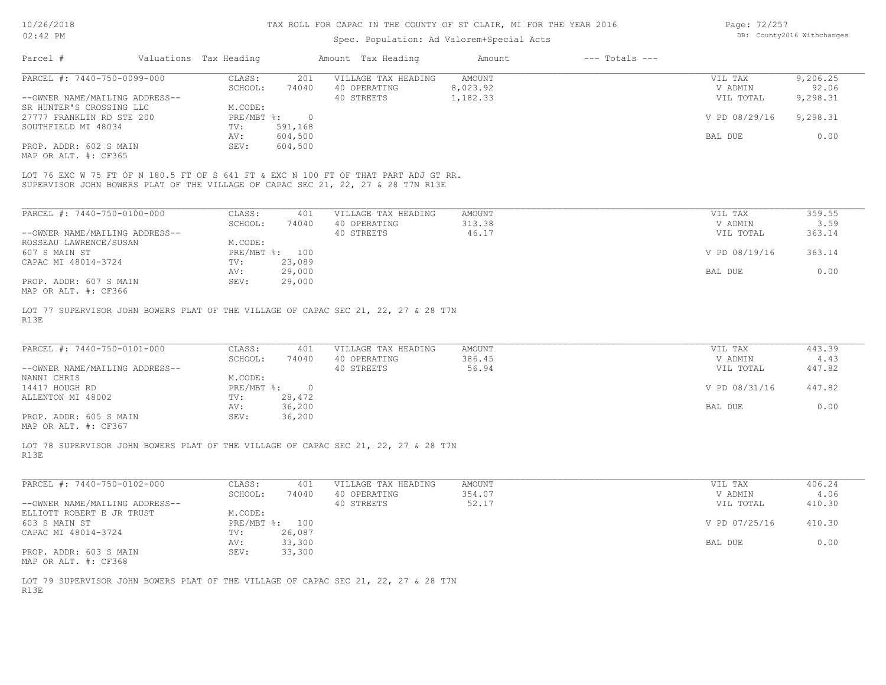# TAX ROLL FOR CAPAC IN THE COUNTY OF ST CLAIR, MI FOR THE YEAR 2016

Spec. Population: Ad Valorem+Special Acts

| Parcel # | Valuations | Tax Heading | Amount | Tax Heading | Amount | --- Totals --- | |
|---|---|---|---|---|---|---|---|
| PARCEL #: 7440-750-0099-000 | CLASS: | 201 | VILLAGE TAX HEADING | AMOUNT | | VIL TAX | 9,206.25 |
| | SCHOOL: | 74040 | 40 OPERATING | 8,023.92 | | V ADMIN | 92.06 |
| --OWNER NAME/MAILING ADDRESS-- | | | 40 STREETS | 1,182.33 | | VIL TOTAL | 9,298.31 |
| SR HUNTER'S CROSSING LLC | M.CODE: | | | | | | |
| 27777 FRANKLIN RD STE 200 | PRE/MBT %: | 0 | | | | V PD 08/29/16 | 9,298.31 |
| SOUTHFIELD MI 48034 | TV: | 591,168 | | | | | |
| | AV: | 604,500 | | | | BAL DUE | 0.00 |
| PROP. ADDR: 602 S MAIN | SEV: | 604,500 | | | | | |
| MAP OR ALT. #: CF365 | | | | | | | |

LOT 76 EXC W 75 FT OF N 180.5 FT OF S 641 FT & EXC N 100 FT OF THAT PART ADJ GT RR.
SUPERVISOR JOHN BOWERS PLAT OF THE VILLAGE OF CAPAC SEC 21, 22, 27 & 28 T7N R13E

| Parcel # | Valuations | Tax Heading | Amount | Tax Heading | Amount | --- Totals --- | |
|---|---|---|---|---|---|---|---|
| PARCEL #: 7440-750-0100-000 | CLASS: | 401 | VILLAGE TAX HEADING | AMOUNT | | VIL TAX | 359.55 |
| | SCHOOL: | 74040 | 40 OPERATING | 313.38 | | V ADMIN | 3.59 |
| --OWNER NAME/MAILING ADDRESS-- | | | 40 STREETS | 46.17 | | VIL TOTAL | 363.14 |
| ROSSEAU LAWRENCE/SUSAN | M.CODE: | | | | | | |
| 607 S MAIN ST | PRE/MBT %: | 100 | | | | V PD 08/19/16 | 363.14 |
| CAPAC MI 48014-3724 | TV: | 23,089 | | | | | |
| | AV: | 29,000 | | | | BAL DUE | 0.00 |
| PROP. ADDR: 607 S MAIN | SEV: | 29,000 | | | | | |
| MAP OR ALT. #: CF366 | | | | | | | |

LOT 77 SUPERVISOR JOHN BOWERS PLAT OF THE VILLAGE OF CAPAC SEC 21, 22, 27 & 28 T7N R13E

| Parcel # | Valuations | Tax Heading | Amount | Tax Heading | Amount | --- Totals --- | |
|---|---|---|---|---|---|---|---|
| PARCEL #: 7440-750-0101-000 | CLASS: | 401 | VILLAGE TAX HEADING | AMOUNT | | VIL TAX | 443.39 |
| | SCHOOL: | 74040 | 40 OPERATING | 386.45 | | V ADMIN | 4.43 |
| --OWNER NAME/MAILING ADDRESS-- | | | 40 STREETS | 56.94 | | VIL TOTAL | 447.82 |
| NANNI CHRIS | M.CODE: | | | | | | |
| 14417 HOUGH RD | PRE/MBT %: | 0 | | | | V PD 08/31/16 | 447.82 |
| ALLENTON MI 48002 | TV: | 28,472 | | | | | |
| | AV: | 36,200 | | | | BAL DUE | 0.00 |
| PROP. ADDR: 605 S MAIN | SEV: | 36,200 | | | | | |
| MAP OR ALT. #: CF367 | | | | | | | |

LOT 78 SUPERVISOR JOHN BOWERS PLAT OF THE VILLAGE OF CAPAC SEC 21, 22, 27 & 28 T7N R13E

| Parcel # | Valuations | Tax Heading | Amount | Tax Heading | Amount | --- Totals --- | |
|---|---|---|---|---|---|---|---|
| PARCEL #: 7440-750-0102-000 | CLASS: | 401 | VILLAGE TAX HEADING | AMOUNT | | VIL TAX | 406.24 |
| | SCHOOL: | 74040 | 40 OPERATING | 354.07 | | V ADMIN | 4.06 |
| --OWNER NAME/MAILING ADDRESS-- | | | 40 STREETS | 52.17 | | VIL TOTAL | 410.30 |
| ELLIOTT ROBERT E JR TRUST | M.CODE: | | | | | | |
| 603 S MAIN ST | PRE/MBT %: | 100 | | | | V PD 07/25/16 | 410.30 |
| CAPAC MI 48014-3724 | TV: | 26,087 | | | | | |
| | AV: | 33,300 | | | | BAL DUE | 0.00 |
| PROP. ADDR: 603 S MAIN | SEV: | 33,300 | | | | | |
| MAP OR ALT. #: CF368 | | | | | | | |

LOT 79 SUPERVISOR JOHN BOWERS PLAT OF THE VILLAGE OF CAPAC SEC 21, 22, 27 & 28 T7N R13E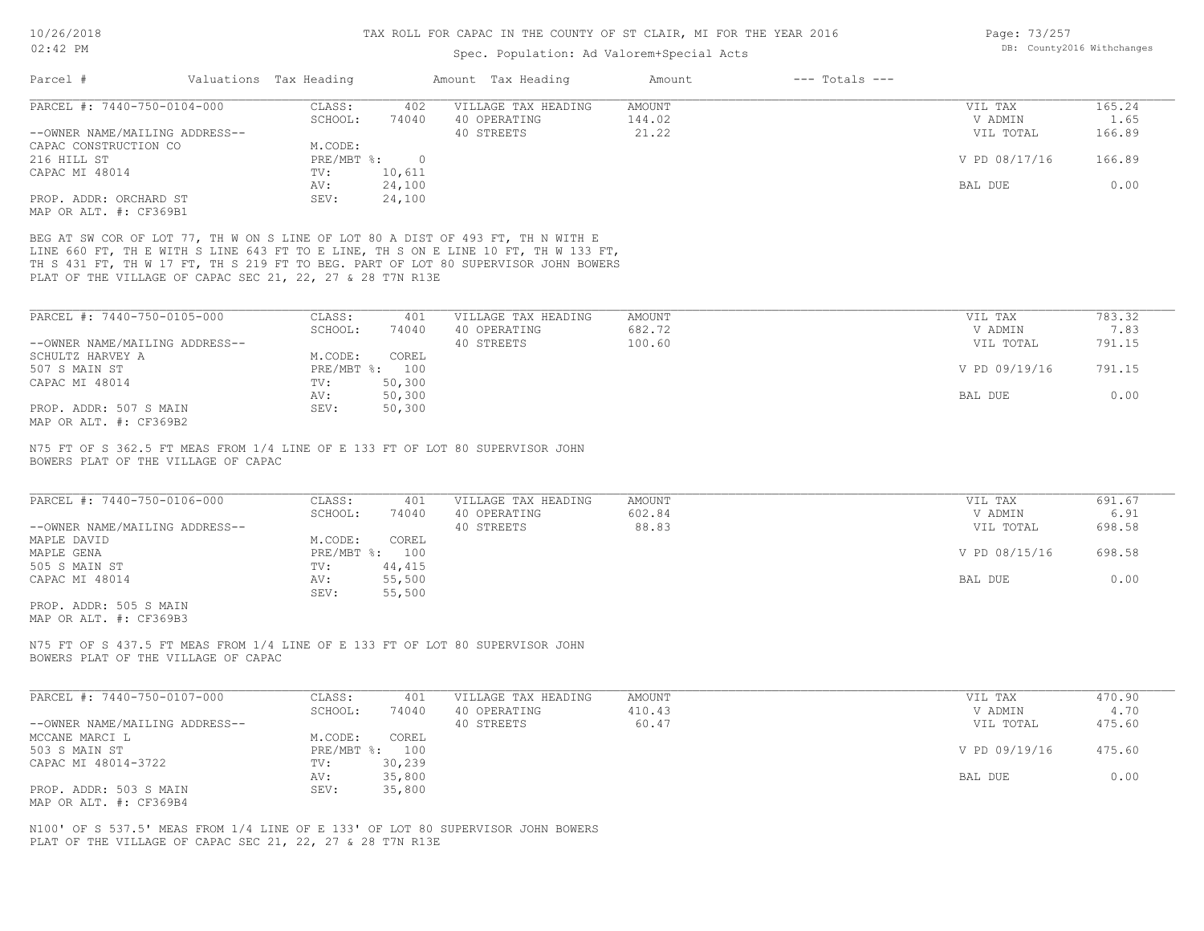# TAX ROLL FOR CAPAC IN THE COUNTY OF ST CLAIR, MI FOR THE YEAR 2016

Spec. Population: Ad Valorem+Special Acts

| Parcel # | Valuations Tax Heading | | Amount Tax Heading | Amount | --- Totals --- | |
|---|---|---|---|---|---|---|
| PARCEL #: 7440-750-0104-000 | CLASS: | 402 | VILLAGE TAX HEADING | AMOUNT | VIL TAX | 165.24 |
| | SCHOOL: | 74040 | 40 OPERATING | 144.02 | V ADMIN | 1.65 |
| --OWNER NAME/MAILING ADDRESS-- | | | 40 STREETS | 21.22 | VIL TOTAL | 166.89 |
| CAPAC CONSTRUCTION CO | M.CODE: | | | | | |
| 216 HILL ST | PRE/MBT %: | 0 | | | V PD 08/17/16 | 166.89 |
| CAPAC MI 48014 | TV: | 10,611 | | | | |
| | AV: | 24,100 | | | BAL DUE | 0.00 |
| PROP. ADDR: ORCHARD ST | SEV: | 24,100 | | | | |
| MAP OR ALT. #: CF369B1 | | | | | | |

BEG AT SW COR OF LOT 77, TH W ON S LINE OF LOT 80 A DIST OF 493 FT, TH N WITH E LINE 660 FT, TH E WITH S LINE 643 FT TO E LINE, TH S ON E LINE 10 FT, TH W 133 FT, TH S 431 FT, TH W 17 FT, TH S 219 FT TO BEG. PART OF LOT 80 SUPERVISOR JOHN BOWERS PLAT OF THE VILLAGE OF CAPAC SEC 21, 22, 27 & 28 T7N R13E

| Parcel # | Valuations Tax Heading | | Amount Tax Heading | Amount | --- Totals --- | |
|---|---|---|---|---|---|---|
| PARCEL #: 7440-750-0105-000 | CLASS: | 401 | VILLAGE TAX HEADING | AMOUNT | VIL TAX | 783.32 |
| | SCHOOL: | 74040 | 40 OPERATING | 682.72 | V ADMIN | 7.83 |
| --OWNER NAME/MAILING ADDRESS-- | | | 40 STREETS | 100.60 | VIL TOTAL | 791.15 |
| SCHULTZ HARVEY A | M.CODE: | COREL | | | | |
| 507 S MAIN ST | PRE/MBT %: | 100 | | | V PD 09/19/16 | 791.15 |
| CAPAC MI 48014 | TV: | 50,300 | | | | |
| | AV: | 50,300 | | | BAL DUE | 0.00 |
| PROP. ADDR: 507 S MAIN | SEV: | 50,300 | | | | |
| MAP OR ALT. #: CF369B2 | | | | | | |

N75 FT OF S 362.5 FT MEAS FROM 1/4 LINE OF E 133 FT OF LOT 80 SUPERVISOR JOHN BOWERS PLAT OF THE VILLAGE OF CAPAC

| Parcel # | Valuations Tax Heading | | Amount Tax Heading | Amount | --- Totals --- | |
|---|---|---|---|---|---|---|
| PARCEL #: 7440-750-0106-000 | CLASS: | 401 | VILLAGE TAX HEADING | AMOUNT | VIL TAX | 691.67 |
| | SCHOOL: | 74040 | 40 OPERATING | 602.84 | V ADMIN | 6.91 |
| --OWNER NAME/MAILING ADDRESS-- | | | 40 STREETS | 88.83 | VIL TOTAL | 698.58 |
| MAPLE DAVID | M.CODE: | COREL | | | | |
| MAPLE GENA | PRE/MBT %: | 100 | | | V PD 08/15/16 | 698.58 |
| 505 S MAIN ST | TV: | 44,415 | | | | |
| CAPAC MI 48014 | AV: | 55,500 | | | BAL DUE | 0.00 |
| | SEV: | 55,500 | | | | |
| PROP. ADDR: 505 S MAIN | | | | | | |
| MAP OR ALT. #: CF369B3 | | | | | | |

N75 FT OF S 437.5 FT MEAS FROM 1/4 LINE OF E 133 FT OF LOT 80 SUPERVISOR JOHN BOWERS PLAT OF THE VILLAGE OF CAPAC

| Parcel # | Valuations Tax Heading | | Amount Tax Heading | Amount | --- Totals --- | |
|---|---|---|---|---|---|---|
| PARCEL #: 7440-750-0107-000 | CLASS: | 401 | VILLAGE TAX HEADING | AMOUNT | VIL TAX | 470.90 |
| | SCHOOL: | 74040 | 40 OPERATING | 410.43 | V ADMIN | 4.70 |
| --OWNER NAME/MAILING ADDRESS-- | | | 40 STREETS | 60.47 | VIL TOTAL | 475.60 |
| MCCANE MARCI L | M.CODE: | COREL | | | | |
| 503 S MAIN ST | PRE/MBT %: | 100 | | | V PD 09/19/16 | 475.60 |
| CAPAC MI 48014-3722 | TV: | 30,239 | | | | |
| | AV: | 35,800 | | | BAL DUE | 0.00 |
| PROP. ADDR: 503 S MAIN | SEV: | 35,800 | | | | |
| MAP OR ALT. #: CF369B4 | | | | | | |

N100' OF S 537.5' MEAS FROM 1/4 LINE OF E 133' OF LOT 80 SUPERVISOR JOHN BOWERS PLAT OF THE VILLAGE OF CAPAC SEC 21, 22, 27 & 28 T7N R13E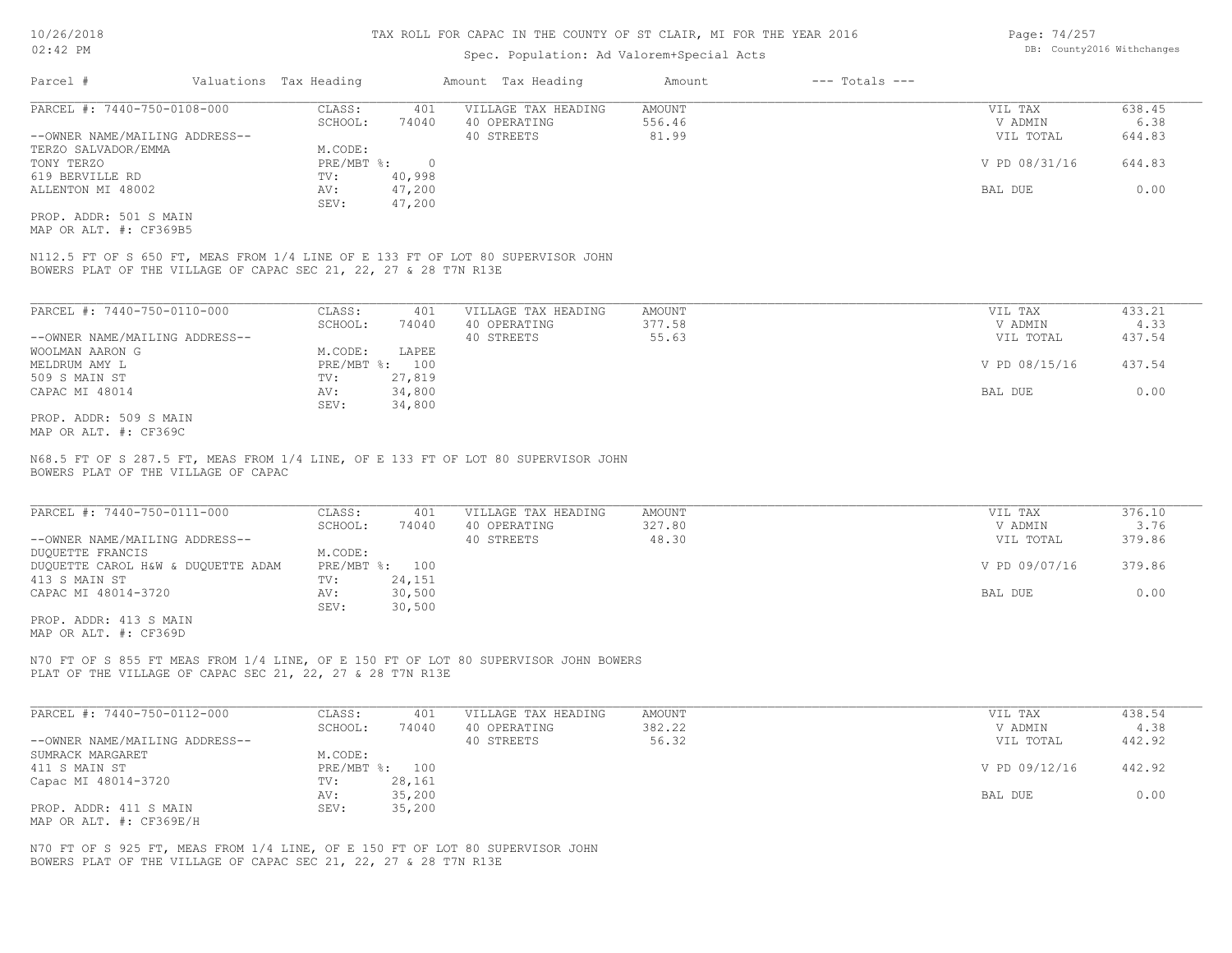# TAX ROLL FOR CAPAC IN THE COUNTY OF ST CLAIR, MI FOR THE YEAR 2016

Spec. Population: Ad Valorem+Special Acts

| Parcel # | Valuations | Tax Heading | Amount | Tax Heading | Amount | --- Totals --- | |
|---|---|---|---|---|---|---|---|

---

**PARCEL #: 7440-750-0108-000**

| | | | | |
|---|---|---|---|---|
| CLASS: 401 | VILLAGE TAX HEADING | AMOUNT | VIL TAX | 638.45 |
| SCHOOL: 74040 | 40 OPERATING | 556.46 | V ADMIN | 6.38 |
| M.CODE: | 40 STREETS | 81.99 | VIL TOTAL | 644.83 |
| PRE/MBT %: 0 | | | V PD 08/31/16 | 644.83 |
| TV: 40,998 | | | | |
| AV: 47,200 | | | BAL DUE | 0.00 |
| SEV: 47,200 | | | | |

--OWNER NAME/MAILING ADDRESS--
TERZO SALVADOR/EMMA
TONY TERZO
619 BERVILLE RD
ALLENTON MI 48002

PROP. ADDR: 501 S MAIN
MAP OR ALT. #: CF369B5

N112.5 FT OF S 650 FT, MEAS FROM 1/4 LINE OF E 133 FT OF LOT 80 SUPERVISOR JOHN BOWERS PLAT OF THE VILLAGE OF CAPAC SEC 21, 22, 27 & 28 T7N R13E

---

**PARCEL #: 7440-750-0110-000**

| | | | | |
|---|---|---|---|---|
| CLASS: 401 | VILLAGE TAX HEADING | AMOUNT | VIL TAX | 433.21 |
| SCHOOL: 74040 | 40 OPERATING | 377.58 | V ADMIN | 4.33 |
| M.CODE: LAPEE | 40 STREETS | 55.63 | VIL TOTAL | 437.54 |
| PRE/MBT %: 100 | | | V PD 08/15/16 | 437.54 |
| TV: 27,819 | | | | |
| AV: 34,800 | | | BAL DUE | 0.00 |
| SEV: 34,800 | | | | |

--OWNER NAME/MAILING ADDRESS--
WOOLMAN AARON G
MELDRUM AMY L
509 S MAIN ST
CAPAC MI 48014

PROP. ADDR: 509 S MAIN
MAP OR ALT. #: CF369C

N68.5 FT OF S 287.5 FT, MEAS FROM 1/4 LINE, OF E 133 FT OF LOT 80 SUPERVISOR JOHN BOWERS PLAT OF THE VILLAGE OF CAPAC

---

**PARCEL #: 7440-750-0111-000**

| | | | | |
|---|---|---|---|---|
| CLASS: 401 | VILLAGE TAX HEADING | AMOUNT | VIL TAX | 376.10 |
| SCHOOL: 74040 | 40 OPERATING | 327.80 | V ADMIN | 3.76 |
| M.CODE: | 40 STREETS | 48.30 | VIL TOTAL | 379.86 |
| PRE/MBT %: 100 | | | V PD 09/07/16 | 379.86 |
| TV: 24,151 | | | | |
| AV: 30,500 | | | BAL DUE | 0.00 |
| SEV: 30,500 | | | | |

--OWNER NAME/MAILING ADDRESS--
DUQUETTE FRANCIS
DUQUETTE CAROL H&W & DUQUETTE ADAM
413 S MAIN ST
CAPAC MI 48014-3720

PROP. ADDR: 413 S MAIN
MAP OR ALT. #: CF369D

N70 FT OF S 855 FT MEAS FROM 1/4 LINE, OF E 150 FT OF LOT 80 SUPERVISOR JOHN BOWERS PLAT OF THE VILLAGE OF CAPAC SEC 21, 22, 27 & 28 T7N R13E

---

**PARCEL #: 7440-750-0112-000**

| | | | | |
|---|---|---|---|---|
| CLASS: 401 | VILLAGE TAX HEADING | AMOUNT | VIL TAX | 438.54 |
| SCHOOL: 74040 | 40 OPERATING | 382.22 | V ADMIN | 4.38 |
| M.CODE: | 40 STREETS | 56.32 | VIL TOTAL | 442.92 |
| PRE/MBT %: 100 | | | V PD 09/12/16 | 442.92 |
| TV: 28,161 | | | | |
| AV: 35,200 | | | BAL DUE | 0.00 |
| SEV: 35,200 | | | | |

--OWNER NAME/MAILING ADDRESS--
SUMRACK MARGARET
411 S MAIN ST
Capac MI 48014-3720

PROP. ADDR: 411 S MAIN
MAP OR ALT. #: CF369E/H

N70 FT OF S 925 FT, MEAS FROM 1/4 LINE, OF E 150 FT OF LOT 80 SUPERVISOR JOHN BOWERS PLAT OF THE VILLAGE OF CAPAC SEC 21, 22, 27 & 28 T7N R13E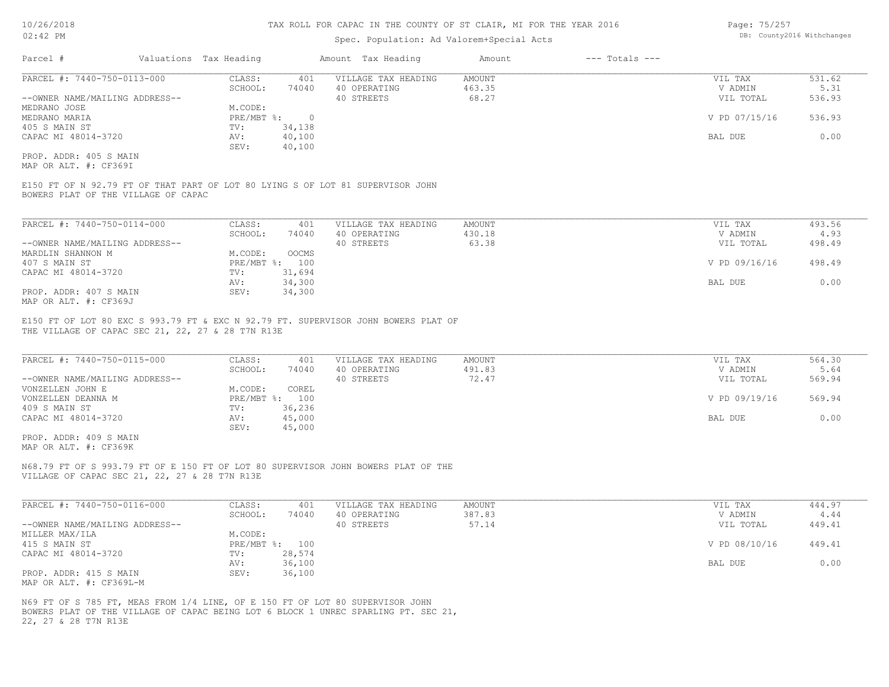# TAX ROLL FOR CAPAC IN THE COUNTY OF ST CLAIR, MI FOR THE YEAR 2016

Spec. Population: Ad Valorem+Special Acts

| Parcel # | Valuations | Tax Heading | Amount | Tax Heading | Amount | --- Totals --- | |
|---|---|---|---|---|---|---|---|
| PARCEL #: 7440-750-0113-000 | CLASS: | 401 | | VILLAGE TAX HEADING | AMOUNT | VIL TAX | 531.62 |
| | SCHOOL: | 74040 | | 40 OPERATING | 463.35 | V ADMIN | 5.31 |
| --OWNER NAME/MAILING ADDRESS-- | | | | 40 STREETS | 68.27 | VIL TOTAL | 536.93 |
| MEDRANO JOSE | M.CODE: | | | | | | |
| MEDRANO MARIA | PRE/MBT %: | 0 | | | | V PD 07/15/16 | 536.93 |
| 405 S MAIN ST | TV: | 34,138 | | | | | |
| CAPAC MI 48014-3720 | AV: | 40,100 | | | | BAL DUE | 0.00 |
| | SEV: | 40,100 | | | | | |
| PROP. ADDR: 405 S MAIN | | | | | | | |
| MAP OR ALT. #: CF369I | | | | | | | |

E150 FT OF N 92.79 FT OF THAT PART OF LOT 80 LYING S OF LOT 81 SUPERVISOR JOHN BOWERS PLAT OF THE VILLAGE OF CAPAC

| Parcel # | Valuations | Tax Heading | Amount | Tax Heading | Amount | --- Totals --- | |
|---|---|---|---|---|---|---|---|
| PARCEL #: 7440-750-0114-000 | CLASS: | 401 | | VILLAGE TAX HEADING | AMOUNT | VIL TAX | 493.56 |
| | SCHOOL: | 74040 | | 40 OPERATING | 430.18 | V ADMIN | 4.93 |
| --OWNER NAME/MAILING ADDRESS-- | | | | 40 STREETS | 63.38 | VIL TOTAL | 498.49 |
| MARDLIN SHANNON M | M.CODE: | OOCMS | | | | | |
| 407 S MAIN ST | PRE/MBT %: | 100 | | | | V PD 09/16/16 | 498.49 |
| CAPAC MI 48014-3720 | TV: | 31,694 | | | | | |
| | AV: | 34,300 | | | | BAL DUE | 0.00 |
| PROP. ADDR: 407 S MAIN | SEV: | 34,300 | | | | | |
| MAP OR ALT. #: CF369J | | | | | | | |

E150 FT OF LOT 80 EXC S 993.79 FT & EXC N 92.79 FT. SUPERVISOR JOHN BOWERS PLAT OF THE VILLAGE OF CAPAC SEC 21, 22, 27 & 28 T7N R13E

| Parcel # | Valuations | Tax Heading | Amount | Tax Heading | Amount | --- Totals --- | |
|---|---|---|---|---|---|---|---|
| PARCEL #: 7440-750-0115-000 | CLASS: | 401 | | VILLAGE TAX HEADING | AMOUNT | VIL TAX | 564.30 |
| | SCHOOL: | 74040 | | 40 OPERATING | 491.83 | V ADMIN | 5.64 |
| --OWNER NAME/MAILING ADDRESS-- | | | | 40 STREETS | 72.47 | VIL TOTAL | 569.94 |
| VONZELLEN JOHN E | M.CODE: | COREL | | | | | |
| VONZELLEN DEANNA M | PRE/MBT %: | 100 | | | | V PD 09/19/16 | 569.94 |
| 409 S MAIN ST | TV: | 36,236 | | | | | |
| CAPAC MI 48014-3720 | AV: | 45,000 | | | | BAL DUE | 0.00 |
| | SEV: | 45,000 | | | | | |
| PROP. ADDR: 409 S MAIN | | | | | | | |
| MAP OR ALT. #: CF369K | | | | | | | |

N68.79 FT OF S 993.79 FT OF E 150 FT OF LOT 80 SUPERVISOR JOHN BOWERS PLAT OF THE VILLAGE OF CAPAC SEC 21, 22, 27 & 28 T7N R13E

| Parcel # | Valuations | Tax Heading | Amount | Tax Heading | Amount | --- Totals --- | |
|---|---|---|---|---|---|---|---|
| PARCEL #: 7440-750-0116-000 | CLASS: | 401 | | VILLAGE TAX HEADING | AMOUNT | VIL TAX | 444.97 |
| | SCHOOL: | 74040 | | 40 OPERATING | 387.83 | V ADMIN | 4.44 |
| --OWNER NAME/MAILING ADDRESS-- | | | | 40 STREETS | 57.14 | VIL TOTAL | 449.41 |
| MILLER MAX/ILA | M.CODE: | | | | | | |
| 415 S MAIN ST | PRE/MBT %: | 100 | | | | V PD 08/10/16 | 449.41 |
| CAPAC MI 48014-3720 | TV: | 28,574 | | | | | |
| | AV: | 36,100 | | | | BAL DUE | 0.00 |
| PROP. ADDR: 415 S MAIN | SEV: | 36,100 | | | | | |
| MAP OR ALT. #: CF369L-M | | | | | | | |

N69 FT OF S 785 FT, MEAS FROM 1/4 LINE, OF E 150 FT OF LOT 80 SUPERVISOR JOHN BOWERS PLAT OF THE VILLAGE OF CAPAC BEING LOT 6 BLOCK 1 UNREC SPARLING PT. SEC 21, 22, 27 & 28 T7N R13E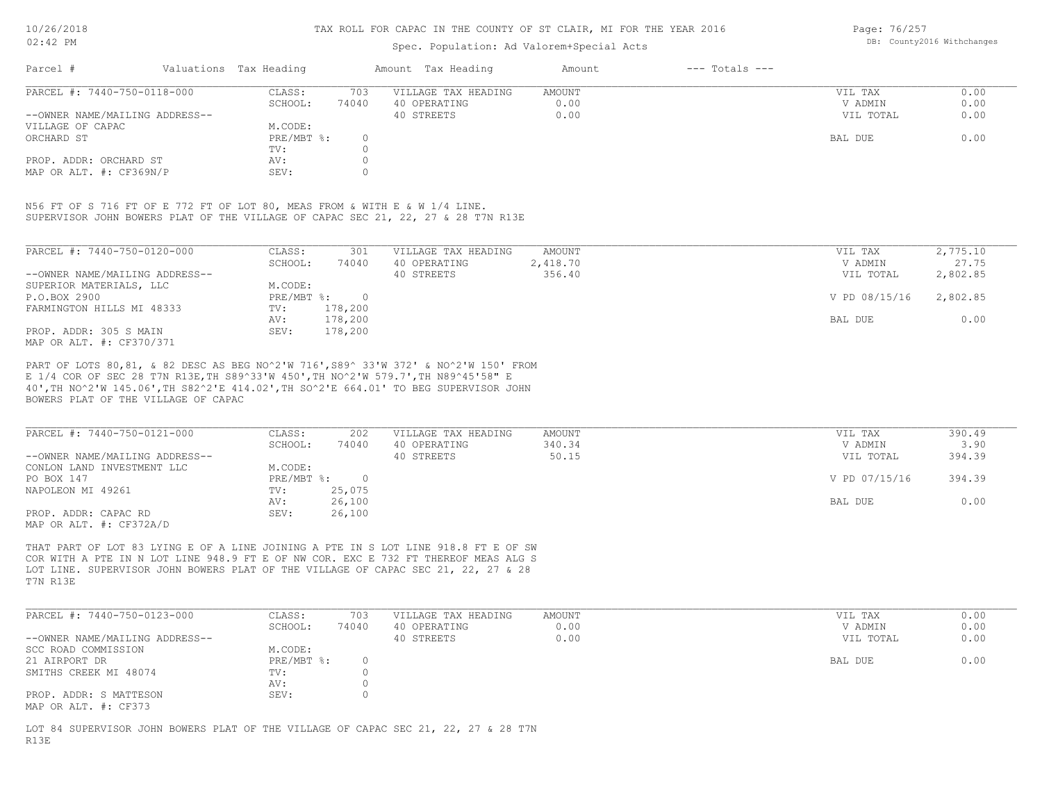| Parcel # | Valuations | Tax Heading | Amount | Tax Heading | Amount | --- Totals --- |
|---|---|---|---|---|---|---|

**PARCEL #: 7440-750-0118-000**

| | | | | | |
|---|---|---|---|---|---|
| CLASS: | 703 | VILLAGE TAX HEADING | AMOUNT | VIL TAX | 0.00 |
| SCHOOL: | 74040 | 40 OPERATING | 0.00 | V ADMIN | 0.00 |
| M.CODE: | | 40 STREETS | 0.00 | VIL TOTAL | 0.00 |
| PRE/MBT %: | 0 | | | BAL DUE | 0.00 |
| TV: | 0 | | | | |
| AV: | 0 | | | | |
| SEV: | 0 | | | | |

--OWNER NAME/MAILING ADDRESS--
VILLAGE OF CAPAC
ORCHARD ST

PROP. ADDR: ORCHARD ST
MAP OR ALT. #: CF369N/P

N56 FT OF S 716 FT OF E 772 FT OF LOT 80, MEAS FROM & WITH E & W 1/4 LINE.
SUPERVISOR JOHN BOWERS PLAT OF THE VILLAGE OF CAPAC SEC 21, 22, 27 & 28 T7N R13E

**PARCEL #: 7440-750-0120-000**

| | | | | | |
|---|---|---|---|---|---|
| CLASS: | 301 | VILLAGE TAX HEADING | AMOUNT | VIL TAX | 2,775.10 |
| SCHOOL: | 74040 | 40 OPERATING | 2,418.70 | V ADMIN | 27.75 |
| M.CODE: | | 40 STREETS | 356.40 | VIL TOTAL | 2,802.85 |
| PRE/MBT %: | 0 | | | V PD 08/15/16 | 2,802.85 |
| TV: | 178,200 | | | | |
| AV: | 178,200 | | | BAL DUE | 0.00 |
| SEV: | 178,200 | | | | |

--OWNER NAME/MAILING ADDRESS--
SUPERIOR MATERIALS, LLC
P.O.BOX 2900
FARMINGTON HILLS MI 48333

PROP. ADDR: 305 S MAIN
MAP OR ALT. #: CF370/371

PART OF LOTS 80,81, & 82 DESC AS BEG NO^2'W 716',S89^ 33'W 372' & NO^2'W 150' FROM E 1/4 COR OF SEC 28 T7N R13E,TH S89^33'W 450',TH NO^2'W 579.7',TH N89^45'58" E 40',TH NO^2'W 145.06',TH S82^2'E 414.02',TH SO^2'E 664.01' TO BEG SUPERVISOR JOHN BOWERS PLAT OF THE VILLAGE OF CAPAC

**PARCEL #: 7440-750-0121-000**

| | | | | | |
|---|---|---|---|---|---|
| CLASS: | 202 | VILLAGE TAX HEADING | AMOUNT | VIL TAX | 390.49 |
| SCHOOL: | 74040 | 40 OPERATING | 340.34 | V ADMIN | 3.90 |
| M.CODE: | | 40 STREETS | 50.15 | VIL TOTAL | 394.39 |
| PRE/MBT %: | 0 | | | V PD 07/15/16 | 394.39 |
| TV: | 25,075 | | | | |
| AV: | 26,100 | | | BAL DUE | 0.00 |
| SEV: | 26,100 | | | | |

--OWNER NAME/MAILING ADDRESS--
CONLON LAND INVESTMENT LLC
PO BOX 147
NAPOLEON MI 49261

PROP. ADDR: CAPAC RD
MAP OR ALT. #: CF372A/D

THAT PART OF LOT 83 LYING E OF A LINE JOINING A PTE IN S LOT LINE 918.8 FT E OF SW COR WITH A PTE IN N LOT LINE 948.9 FT E OF NW COR. EXC E 732 FT THEREOF MEAS ALG S LOT LINE. SUPERVISOR JOHN BOWERS PLAT OF THE VILLAGE OF CAPAC SEC 21, 22, 27 & 28 T7N R13E

**PARCEL #: 7440-750-0123-000**

| | | | | | |
|---|---|---|---|---|---|
| CLASS: | 703 | VILLAGE TAX HEADING | AMOUNT | VIL TAX | 0.00 |
| SCHOOL: | 74040 | 40 OPERATING | 0.00 | V ADMIN | 0.00 |
| M.CODE: | | 40 STREETS | 0.00 | VIL TOTAL | 0.00 |
| PRE/MBT %: | 0 | | | BAL DUE | 0.00 |
| TV: | 0 | | | | |
| AV: | 0 | | | | |
| SEV: | 0 | | | | |

--OWNER NAME/MAILING ADDRESS--
SCC ROAD COMMISSION
21 AIRPORT DR
SMITHS CREEK MI 48074

PROP. ADDR: S MATTESON
MAP OR ALT. #: CF373

LOT 84 SUPERVISOR JOHN BOWERS PLAT OF THE VILLAGE OF CAPAC SEC 21, 22, 27 & 28 T7N R13E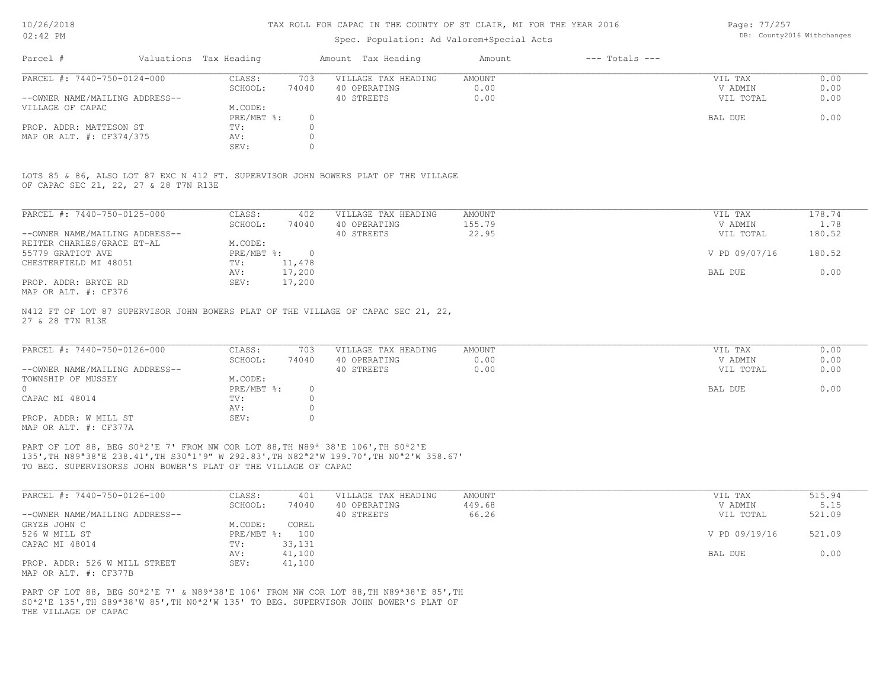# TAX ROLL FOR CAPAC IN THE COUNTY OF ST CLAIR, MI FOR THE YEAR 2016

Spec. Population: Ad Valorem+Special Acts

| Parcel # | Valuations Tax Heading | | Amount Tax Heading | Amount | --- Totals --- | |
|---|---|---|---|---|---|---|

**PARCEL #: 7440-750-0124-000**

| | | | | | |
|---|---|---|---|---|---|
| CLASS: | 703 | VILLAGE TAX HEADING | AMOUNT | VIL TAX | 0.00 |
| SCHOOL: | 74040 | 40 OPERATING | 0.00 | V ADMIN | 0.00 |
| | | 40 STREETS | 0.00 | VIL TOTAL | 0.00 |
| M.CODE: | | | | | |
| PRE/MBT %: | 0 | | | BAL DUE | 0.00 |
| TV: | 0 | | | | |
| AV: | 0 | | | | |
| SEV: | 0 | | | | |

--OWNER NAME/MAILING ADDRESS--
VILLAGE OF CAPAC

PROP. ADDR: MATTESON ST
MAP OR ALT. #: CF374/375

LOTS 85 & 86, ALSO LOT 87 EXC N 412 FT. SUPERVISOR JOHN BOWERS PLAT OF THE VILLAGE OF CAPAC SEC 21, 22, 27 & 28 T7N R13E

**PARCEL #: 7440-750-0125-000**

| | | | | | |
|---|---|---|---|---|---|
| CLASS: | 402 | VILLAGE TAX HEADING | AMOUNT | VIL TAX | 178.74 |
| SCHOOL: | 74040 | 40 OPERATING | 155.79 | V ADMIN | 1.78 |
| | | 40 STREETS | 22.95 | VIL TOTAL | 180.52 |
| M.CODE: | | | | | |
| PRE/MBT %: | 0 | | | V PD 09/07/16 | 180.52 |
| TV: | 11,478 | | | | |
| AV: | 17,200 | | | BAL DUE | 0.00 |
| SEV: | 17,200 | | | | |

--OWNER NAME/MAILING ADDRESS--
REITER CHARLES/GRACE ET-AL
55779 GRATIOT AVE
CHESTERFIELD MI 48051

PROP. ADDR: BRYCE RD
MAP OR ALT. #: CF376

N412 FT OF LOT 87 SUPERVISOR JOHN BOWERS PLAT OF THE VILLAGE OF CAPAC SEC 21, 22, 27 & 28 T7N R13E

**PARCEL #: 7440-750-0126-000**

| | | | | | |
|---|---|---|---|---|---|
| CLASS: | 703 | VILLAGE TAX HEADING | AMOUNT | VIL TAX | 0.00 |
| SCHOOL: | 74040 | 40 OPERATING | 0.00 | V ADMIN | 0.00 |
| | | 40 STREETS | 0.00 | VIL TOTAL | 0.00 |
| M.CODE: | | | | | |
| PRE/MBT %: | 0 | | | BAL DUE | 0.00 |
| TV: | 0 | | | | |
| AV: | 0 | | | | |
| SEV: | 0 | | | | |

--OWNER NAME/MAILING ADDRESS--
TOWNSHIP OF MUSSEY
0
CAPAC MI 48014

PROP. ADDR: W MILL ST
MAP OR ALT. #: CF377A

PART OF LOT 88, BEG S0ª2'E 7' FROM NW COR LOT 88,TH N89ª 38'E 106',TH S0ª2'E 135',TH N89ª38'E 238.41',TH S30ª1'9" W 292.83',TH N82ª2'W 199.70',TH N0ª2'W 358.67' TO BEG. SUPERVISORSS JOHN BOWER'S PLAT OF THE VILLAGE OF CAPAC

**PARCEL #: 7440-750-0126-100**

| | | | | | |
|---|---|---|---|---|---|
| CLASS: | 401 | VILLAGE TAX HEADING | AMOUNT | VIL TAX | 515.94 |
| SCHOOL: | 74040 | 40 OPERATING | 449.68 | V ADMIN | 5.15 |
| | | 40 STREETS | 66.26 | VIL TOTAL | 521.09 |
| M.CODE: | COREL | | | | |
| PRE/MBT %: | 100 | | | V PD 09/19/16 | 521.09 |
| TV: | 33,131 | | | | |
| AV: | 41,100 | | | BAL DUE | 0.00 |
| SEV: | 41,100 | | | | |

--OWNER NAME/MAILING ADDRESS--
GRYZB JOHN C
526 W MILL ST
CAPAC MI 48014

PROP. ADDR: 526 W MILL STREET
MAP OR ALT. #: CF377B

PART OF LOT 88, BEG S0ª2'E 7' & N89ª38'E 106' FROM NW COR LOT 88,TH N89ª38'E 85',TH S0ª2'E 135',TH S89ª38'W 85',TH N0ª2'W 135' TO BEG. SUPERVISOR JOHN BOWER'S PLAT OF THE VILLAGE OF CAPAC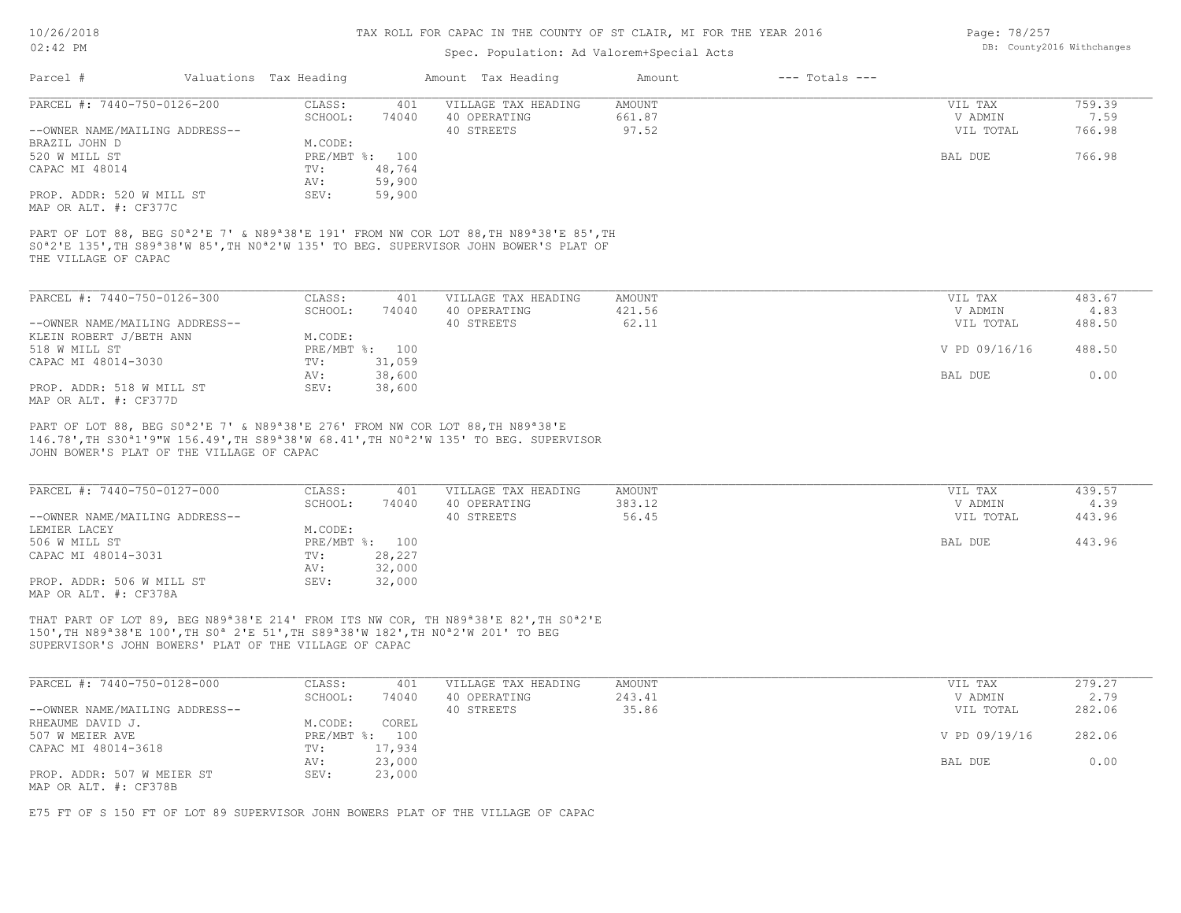# TAX ROLL FOR CAPAC IN THE COUNTY OF ST CLAIR, MI FOR THE YEAR 2016

Spec. Population: Ad Valorem+Special Acts

DB: County2016 Withchanges

| Parcel # | Valuations Tax Heading | Amount Tax Heading | Amount | --- Totals --- |
|---|---|---|---|---|

---

**PARCEL #: 7440-750-0126-200**

| | | | | | |
|---|---|---|---|---|---|
| CLASS: | 401 | VILLAGE TAX HEADING | AMOUNT | VIL TAX | 759.39 |
| SCHOOL: | 74040 | 40 OPERATING | 661.87 | V ADMIN | 7.59 |
| | | 40 STREETS | 97.52 | VIL TOTAL | 766.98 |
| M.CODE: | | | | | |
| PRE/MBT %: | 100 | | | BAL DUE | 766.98 |
| TV: | 48,764 | | | | |
| AV: | 59,900 | | | | |
| SEV: | 59,900 | | | | |

--OWNER NAME/MAILING ADDRESS--
BRAZIL JOHN D
520 W MILL ST
CAPAC MI 48014

PROP. ADDR: 520 W MILL ST
MAP OR ALT. #: CF377C

PART OF LOT 88, BEG S0ª2'E 7' & N89ª38'E 191' FROM NW COR LOT 88,TH N89ª38'E 85',TH S0ª2'E 135',TH S89ª38'W 85',TH N0ª2'W 135' TO BEG. SUPERVISOR JOHN BOWER'S PLAT OF THE VILLAGE OF CAPAC

---

**PARCEL #: 7440-750-0126-300**

| | | | | | |
|---|---|---|---|---|---|
| CLASS: | 401 | VILLAGE TAX HEADING | AMOUNT | VIL TAX | 483.67 |
| SCHOOL: | 74040 | 40 OPERATING | 421.56 | V ADMIN | 4.83 |
| | | 40 STREETS | 62.11 | VIL TOTAL | 488.50 |
| M.CODE: | | | | | |
| PRE/MBT %: | 100 | | | V PD 09/16/16 | 488.50 |
| TV: | 31,059 | | | | |
| AV: | 38,600 | | | BAL DUE | 0.00 |
| SEV: | 38,600 | | | | |

--OWNER NAME/MAILING ADDRESS--
KLEIN ROBERT J/BETH ANN
518 W MILL ST
CAPAC MI 48014-3030

PROP. ADDR: 518 W MILL ST
MAP OR ALT. #: CF377D

PART OF LOT 88, BEG S0ª2'E 7' & N89ª38'E 276' FROM NW COR LOT 88,TH N89ª38'E 146.78',TH S30ª1'9"W 156.49',TH S89ª38'W 68.41',TH N0ª2'W 135' TO BEG. SUPERVISOR JOHN BOWER'S PLAT OF THE VILLAGE OF CAPAC

---

**PARCEL #: 7440-750-0127-000**

| | | | | | |
|---|---|---|---|---|---|
| CLASS: | 401 | VILLAGE TAX HEADING | AMOUNT | VIL TAX | 439.57 |
| SCHOOL: | 74040 | 40 OPERATING | 383.12 | V ADMIN | 4.39 |
| | | 40 STREETS | 56.45 | VIL TOTAL | 443.96 |
| M.CODE: | | | | | |
| PRE/MBT %: | 100 | | | BAL DUE | 443.96 |
| TV: | 28,227 | | | | |
| AV: | 32,000 | | | | |
| SEV: | 32,000 | | | | |

--OWNER NAME/MAILING ADDRESS--
LEMIER LACEY
506 W MILL ST
CAPAC MI 48014-3031

PROP. ADDR: 506 W MILL ST
MAP OR ALT. #: CF378A

THAT PART OF LOT 89, BEG N89ª38'E 214' FROM ITS NW COR, TH N89ª38'E 82',TH S0ª2'E 150',TH N89ª38'E 100',TH S0ª 2'E 51',TH S89ª38'W 182',TH N0ª2'W 201' TO BEG SUPERVISOR'S JOHN BOWERS' PLAT OF THE VILLAGE OF CAPAC

---

**PARCEL #: 7440-750-0128-000**

| | | | | | |
|---|---|---|---|---|---|
| CLASS: | 401 | VILLAGE TAX HEADING | AMOUNT | VIL TAX | 279.27 |
| SCHOOL: | 74040 | 40 OPERATING | 243.41 | V ADMIN | 2.79 |
| | | 40 STREETS | 35.86 | VIL TOTAL | 282.06 |
| M.CODE: | COREL | | | | |
| PRE/MBT %: | 100 | | | V PD 09/19/16 | 282.06 |
| TV: | 17,934 | | | | |
| AV: | 23,000 | | | BAL DUE | 0.00 |
| SEV: | 23,000 | | | | |

--OWNER NAME/MAILING ADDRESS--
RHEAUME DAVID J.
507 W MEIER AVE
CAPAC MI 48014-3618

PROP. ADDR: 507 W MEIER ST
MAP OR ALT. #: CF378B

E75 FT OF S 150 FT OF LOT 89 SUPERVISOR JOHN BOWERS PLAT OF THE VILLAGE OF CAPAC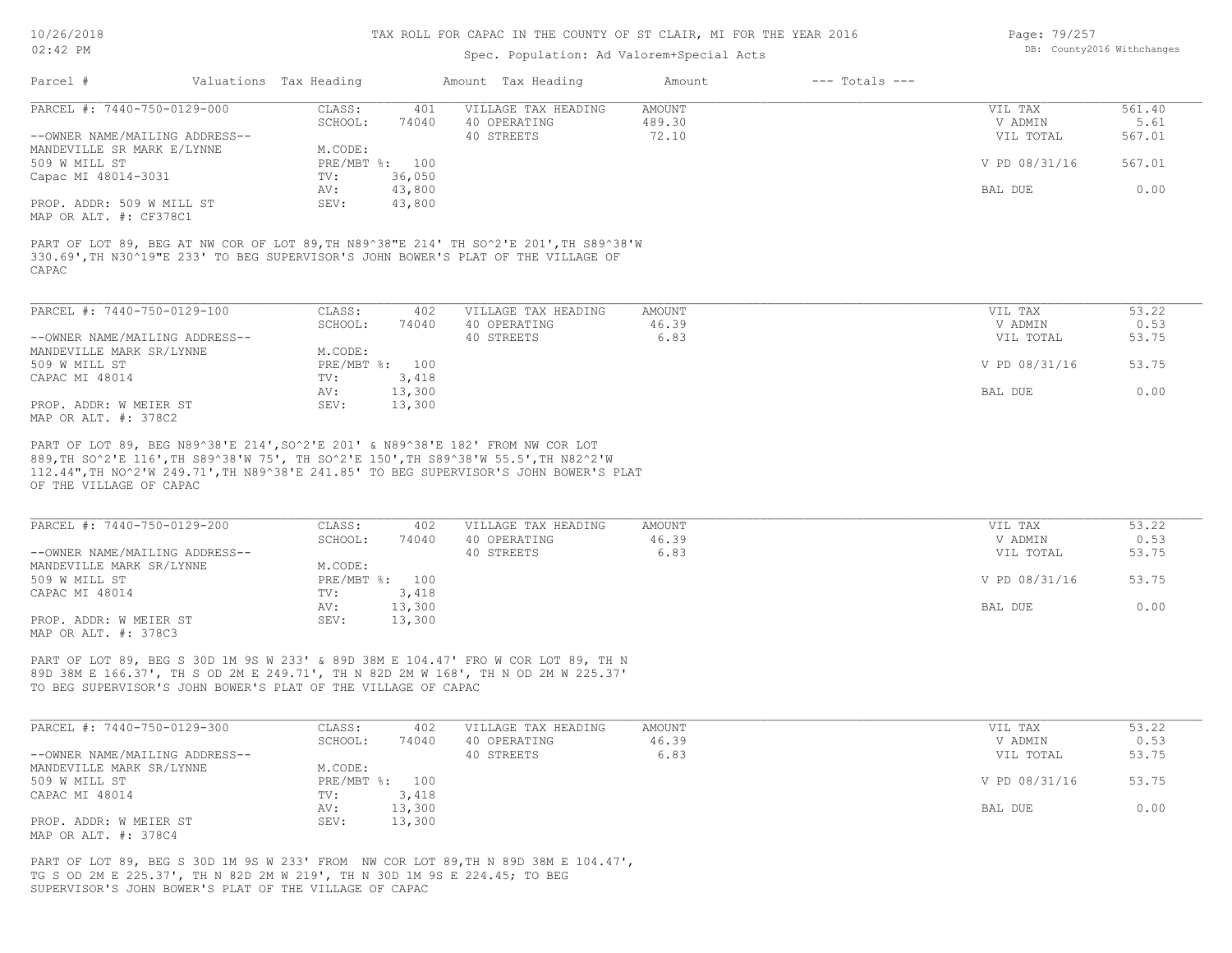# TAX ROLL FOR CAPAC IN THE COUNTY OF ST CLAIR, MI FOR THE YEAR 2016

Spec. Population: Ad Valorem+Special Acts

| Parcel # | Valuations | Tax Heading | Amount | Tax Heading | Amount | --- Totals --- | |
|---|---|---|---|---|---|---|---|

## PARCEL #: 7440-750-0129-000

| | | | | | |
|---|---|---|---|---|---|
| CLASS: | 401 | VILLAGE TAX HEADING | AMOUNT | VIL TAX | 561.40 |
| SCHOOL: | 74040 | 40 OPERATING | 489.30 | V ADMIN | 5.61 |
| | | 40 STREETS | 72.10 | VIL TOTAL | 567.01 |
| M.CODE: | | | | | |
| PRE/MBT %: | 100 | | | V PD 08/31/16 | 567.01 |
| TV: | 36,050 | | | | |
| AV: | 43,800 | | | BAL DUE | 0.00 |
| SEV: | 43,800 | | | | |

--OWNER NAME/MAILING ADDRESS--
MANDEVILLE SR MARK E/LYNNE
509 W MILL ST
Capac MI 48014-3031

PROP. ADDR: 509 W MILL ST
MAP OR ALT. #: CF378C1

PART OF LOT 89, BEG AT NW COR OF LOT 89,TH N89^38"E 214' TH SO^2'E 201',TH S89^38'W 330.69',TH N30^19"E 233' TO BEG SUPERVISOR'S JOHN BOWER'S PLAT OF THE VILLAGE OF CAPAC

## PARCEL #: 7440-750-0129-100

| | | | | | |
|---|---|---|---|---|---|
| CLASS: | 402 | VILLAGE TAX HEADING | AMOUNT | VIL TAX | 53.22 |
| SCHOOL: | 74040 | 40 OPERATING | 46.39 | V ADMIN | 0.53 |
| | | 40 STREETS | 6.83 | VIL TOTAL | 53.75 |
| M.CODE: | | | | | |
| PRE/MBT %: | 100 | | | V PD 08/31/16 | 53.75 |
| TV: | 3,418 | | | | |
| AV: | 13,300 | | | BAL DUE | 0.00 |
| SEV: | 13,300 | | | | |

--OWNER NAME/MAILING ADDRESS--
MANDEVILLE MARK SR/LYNNE
509 W MILL ST
CAPAC MI 48014

PROP. ADDR: W MEIER ST
MAP OR ALT. #: 378C2

PART OF LOT 89, BEG N89^38'E 214',SO^2'E 201' & N89^38'E 182' FROM NW COR LOT 889,TH SO^2'E 116',TH S89^38'W 75', TH SO^2'E 150',TH S89^38'W 55.5',TH N82^2'W 112.44",TH NO^2'W 249.71',TH N89^38'E 241.85' TO BEG SUPERVISOR'S JOHN BOWER'S PLAT OF THE VILLAGE OF CAPAC

## PARCEL #: 7440-750-0129-200

| | | | | | |
|---|---|---|---|---|---|
| CLASS: | 402 | VILLAGE TAX HEADING | AMOUNT | VIL TAX | 53.22 |
| SCHOOL: | 74040 | 40 OPERATING | 46.39 | V ADMIN | 0.53 |
| | | 40 STREETS | 6.83 | VIL TOTAL | 53.75 |
| M.CODE: | | | | | |
| PRE/MBT %: | 100 | | | V PD 08/31/16 | 53.75 |
| TV: | 3,418 | | | | |
| AV: | 13,300 | | | BAL DUE | 0.00 |
| SEV: | 13,300 | | | | |

--OWNER NAME/MAILING ADDRESS--
MANDEVILLE MARK SR/LYNNE
509 W MILL ST
CAPAC MI 48014

PROP. ADDR: W MEIER ST
MAP OR ALT. #: 378C3

PART OF LOT 89, BEG S 30D 1M 9S W 233' & 89D 38M E 104.47' FRO W COR LOT 89, TH N 89D 38M E 166.37', TH S OD 2M E 249.71', TH N 82D 2M W 168', TH N OD 2M W 225.37' TO BEG SUPERVISOR'S JOHN BOWER'S PLAT OF THE VILLAGE OF CAPAC

## PARCEL #: 7440-750-0129-300

| | | | | | |
|---|---|---|---|---|---|
| CLASS: | 402 | VILLAGE TAX HEADING | AMOUNT | VIL TAX | 53.22 |
| SCHOOL: | 74040 | 40 OPERATING | 46.39 | V ADMIN | 0.53 |
| | | 40 STREETS | 6.83 | VIL TOTAL | 53.75 |
| M.CODE: | | | | | |
| PRE/MBT %: | 100 | | | V PD 08/31/16 | 53.75 |
| TV: | 3,418 | | | | |
| AV: | 13,300 | | | BAL DUE | 0.00 |
| SEV: | 13,300 | | | | |

--OWNER NAME/MAILING ADDRESS--
MANDEVILLE MARK SR/LYNNE
509 W MILL ST
CAPAC MI 48014

PROP. ADDR: W MEIER ST
MAP OR ALT. #: 378C4

PART OF LOT 89, BEG S 30D 1M 9S W 233' FROM NW COR LOT 89,TH N 89D 38M E 104.47', TG S OD 2M E 225.37', TH N 82D 2M W 219', TH N 30D 1M 9S E 224.45; TO BEG SUPERVISOR'S JOHN BOWER'S PLAT OF THE VILLAGE OF CAPAC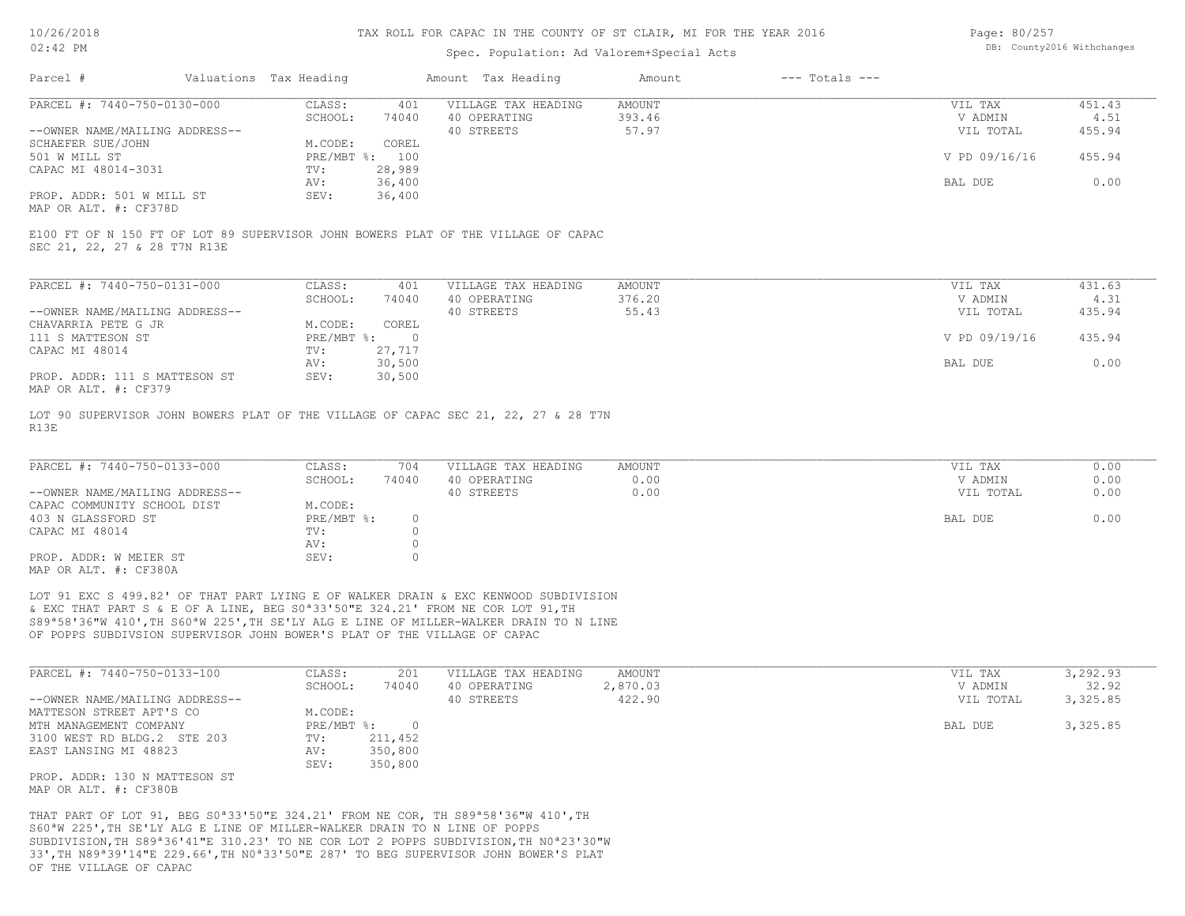# TAX ROLL FOR CAPAC IN THE COUNTY OF ST CLAIR, MI FOR THE YEAR 2016

Spec. Population: Ad Valorem+Special Acts

| Parcel # | Valuations | Tax Heading | Amount | Tax Heading | Amount | --- Totals --- | |
|---|---|---|---|---|---|---|---|
| PARCEL #: 7440-750-0130-000 | CLASS: | 401 | VILLAGE TAX HEADING | AMOUNT | | VIL TAX | 451.43 |
| | SCHOOL: | 74040 | 40 OPERATING | 393.46 | | V ADMIN | 4.51 |
| --OWNER NAME/MAILING ADDRESS-- | | | 40 STREETS | 57.97 | | VIL TOTAL | 455.94 |
| SCHAEFER SUE/JOHN | M.CODE: | COREL | | | | | |
| 501 W MILL ST | PRE/MBT %: | 100 | | | | V PD 09/16/16 | 455.94 |
| CAPAC MI 48014-3031 | TV: | 28,989 | | | | | |
| | AV: | 36,400 | | | | BAL DUE | 0.00 |
| PROP. ADDR: 501 W MILL ST | SEV: | 36,400 | | | | | |
| MAP OR ALT. #: CF378D | | | | | | | |

E100 FT OF N 150 FT OF LOT 89 SUPERVISOR JOHN BOWERS PLAT OF THE VILLAGE OF CAPAC SEC 21, 22, 27 & 28 T7N R13E

| Parcel # | Valuations | Tax Heading | Amount | Tax Heading | Amount | --- Totals --- | |
|---|---|---|---|---|---|---|---|
| PARCEL #: 7440-750-0131-000 | CLASS: | 401 | VILLAGE TAX HEADING | AMOUNT | | VIL TAX | 431.63 |
| | SCHOOL: | 74040 | 40 OPERATING | 376.20 | | V ADMIN | 4.31 |
| --OWNER NAME/MAILING ADDRESS-- | | | 40 STREETS | 55.43 | | VIL TOTAL | 435.94 |
| CHAVARRIA PETE G JR | M.CODE: | COREL | | | | | |
| 111 S MATTESON ST | PRE/MBT %: | 0 | | | | V PD 09/19/16 | 435.94 |
| CAPAC MI 48014 | TV: | 27,717 | | | | | |
| | AV: | 30,500 | | | | BAL DUE | 0.00 |
| PROP. ADDR: 111 S MATTESON ST | SEV: | 30,500 | | | | | |
| MAP OR ALT. #: CF379 | | | | | | | |

LOT 90 SUPERVISOR JOHN BOWERS PLAT OF THE VILLAGE OF CAPAC SEC 21, 22, 27 & 28 T7N R13E

| Parcel # | Valuations | Tax Heading | Amount | Tax Heading | Amount | --- Totals --- | |
|---|---|---|---|---|---|---|---|
| PARCEL #: 7440-750-0133-000 | CLASS: | 704 | VILLAGE TAX HEADING | AMOUNT | | VIL TAX | 0.00 |
| | SCHOOL: | 74040 | 40 OPERATING | 0.00 | | V ADMIN | 0.00 |
| --OWNER NAME/MAILING ADDRESS-- | | | 40 STREETS | 0.00 | | VIL TOTAL | 0.00 |
| CAPAC COMMUNITY SCHOOL DIST | M.CODE: | | | | | | |
| 403 N GLASSFORD ST | PRE/MBT %: | 0 | | | | BAL DUE | 0.00 |
| CAPAC MI 48014 | TV: | 0 | | | | | |
| | AV: | 0 | | | | | |
| PROP. ADDR: W MEIER ST | SEV: | 0 | | | | | |
| MAP OR ALT. #: CF380A | | | | | | | |

LOT 91 EXC S 499.82' OF THAT PART LYING E OF WALKER DRAIN & EXC KENWOOD SUBDIVISION & EXC THAT PART S & E OF A LINE, BEG S0ª33'50"E 324.21' FROM NE COR LOT 91,TH S89ª58'36"W 410',TH S60ªW 225',TH SE'LY ALG E LINE OF MILLER-WALKER DRAIN TO N LINE OF POPPS SUBDIVSION SUPERVISOR JOHN BOWER'S PLAT OF THE VILLAGE OF CAPAC

| Parcel # | Valuations | Tax Heading | Amount | Tax Heading | Amount | --- Totals --- | |
|---|---|---|---|---|---|---|---|
| PARCEL #: 7440-750-0133-100 | CLASS: | 201 | VILLAGE TAX HEADING | AMOUNT | | VIL TAX | 3,292.93 |
| | SCHOOL: | 74040 | 40 OPERATING | 2,870.03 | | V ADMIN | 32.92 |
| --OWNER NAME/MAILING ADDRESS-- | | | 40 STREETS | 422.90 | | VIL TOTAL | 3,325.85 |
| MATTESON STREET APT'S CO | M.CODE: | | | | | | |
| MTH MANAGEMENT COMPANY | PRE/MBT %: | 0 | | | | BAL DUE | 3,325.85 |
| 3100 WEST RD BLDG.2 STE 203 | TV: | 211,452 | | | | | |
| EAST LANSING MI 48823 | AV: | 350,800 | | | | | |
| | SEV: | 350,800 | | | | | |
| PROP. ADDR: 130 N MATTESON ST | | | | | | | |
| MAP OR ALT. #: CF380B | | | | | | | |

THAT PART OF LOT 91, BEG S0ª33'50"E 324.21' FROM NE COR, TH S89ª58'36"W 410',TH S60ªW 225',TH SE'LY ALG E LINE OF MILLER-WALKER DRAIN TO N LINE OF POPPS SUBDIVISION,TH S89ª36'41"E 310.23' TO NE COR LOT 2 POPPS SUBDIVISION,TH N0ª23'30"W 33',TH N89ª39'14"E 229.66',TH N0ª33'50"E 287' TO BEG SUPERVISOR JOHN BOWER'S PLAT OF THE VILLAGE OF CAPAC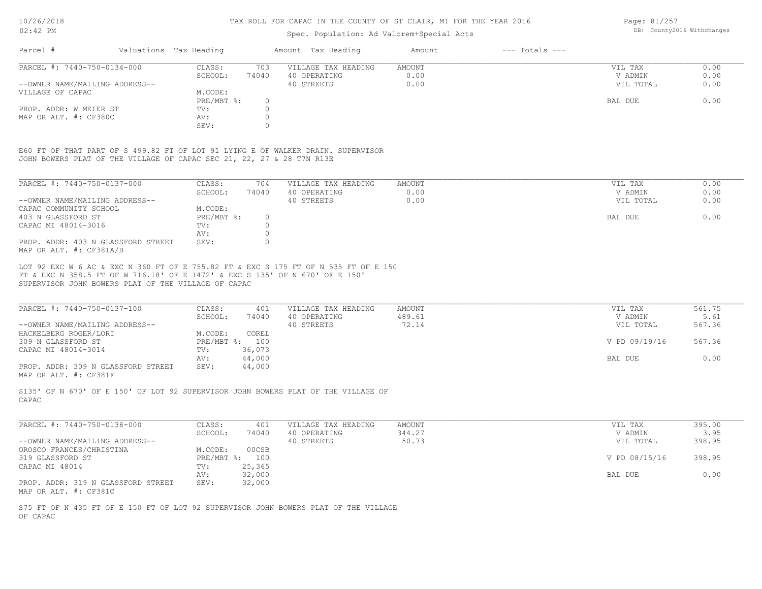# TAX ROLL FOR CAPAC IN THE COUNTY OF ST CLAIR, MI FOR THE YEAR 2016

Spec. Population: Ad Valorem+Special Acts

| Parcel # | Valuations | Tax Heading | Amount | Tax Heading | Amount | --- Totals --- | |
|---|---|---|---|---|---|---|---|

---

**PARCEL #: 7440-750-0134-000**

| | | | | | |
|---|---|---|---|---|---|
| CLASS: | 703 | VILLAGE TAX HEADING | AMOUNT | VIL TAX | 0.00 |
| SCHOOL: | 74040 | 40 OPERATING | 0.00 | V ADMIN | 0.00 |
| | | 40 STREETS | 0.00 | VIL TOTAL | 0.00 |
| M.CODE: | | | | | |
| PRE/MBT %: | 0 | | | BAL DUE | 0.00 |
| TV: | 0 | | | | |
| AV: | 0 | | | | |
| SEV: | 0 | | | | |

--OWNER NAME/MAILING ADDRESS--
VILLAGE OF CAPAC

PROP. ADDR: W MEIER ST
MAP OR ALT. #: CF380C

E60 FT OF THAT PART OF S 499.82 FT OF LOT 91 LYING E OF WALKER DRAIN. SUPERVISOR JOHN BOWERS PLAT OF THE VILLAGE OF CAPAC SEC 21, 22, 27 & 28 T7N R13E

---

**PARCEL #: 7440-750-0137-000**

| | | | | | |
|---|---|---|---|---|---|
| CLASS: | 704 | VILLAGE TAX HEADING | AMOUNT | VIL TAX | 0.00 |
| SCHOOL: | 74040 | 40 OPERATING | 0.00 | V ADMIN | 0.00 |
| | | 40 STREETS | 0.00 | VIL TOTAL | 0.00 |
| M.CODE: | | | | | |
| PRE/MBT %: | 0 | | | BAL DUE | 0.00 |
| TV: | 0 | | | | |
| AV: | 0 | | | | |
| SEV: | 0 | | | | |

--OWNER NAME/MAILING ADDRESS--
CAPAC COMMUNITY SCHOOL
403 N GLASSFORD ST
CAPAC MI 48014-3016

PROP. ADDR: 403 N GLASSFORD STREET
MAP OR ALT. #: CF381A/B

LOT 92 EXC W 6 AC & EXC N 360 FT OF E 755.82 FT & EXC S 175 FT OF N 535 FT OF E 150 FT & EXC N 358.5 FT OF W 716.18' OF E 1472' & EXC S 135' OF N 670' OF E 150' SUPERVISOR JOHN BOWERS PLAT OF THE VILLAGE OF CAPAC

---

**PARCEL #: 7440-750-0137-100**

| | | | | | |
|---|---|---|---|---|---|
| CLASS: | 401 | VILLAGE TAX HEADING | AMOUNT | VIL TAX | 561.75 |
| SCHOOL: | 74040 | 40 OPERATING | 489.61 | V ADMIN | 5.61 |
| | | 40 STREETS | 72.14 | VIL TOTAL | 567.36 |
| M.CODE: | COREL | | | | |
| PRE/MBT %: | 100 | | | V PD 09/19/16 | 567.36 |
| TV: | 36,073 | | | | |
| AV: | 44,000 | | | BAL DUE | 0.00 |
| SEV: | 44,000 | | | | |

--OWNER NAME/MAILING ADDRESS--
HACKELBERG ROGER/LORI
309 N GLASSFORD ST
CAPAC MI 48014-3014

PROP. ADDR: 309 N GLASSFORD STREET
MAP OR ALT. #: CF381F

S135' OF N 670' OF E 150' OF LOT 92 SUPERVISOR JOHN BOWERS PLAT OF THE VILLAGE OF CAPAC

---

**PARCEL #: 7440-750-0138-000**

| | | | | | |
|---|---|---|---|---|---|
| CLASS: | 401 | VILLAGE TAX HEADING | AMOUNT | VIL TAX | 395.00 |
| SCHOOL: | 74040 | 40 OPERATING | 344.27 | V ADMIN | 3.95 |
| | | 40 STREETS | 50.73 | VIL TOTAL | 398.95 |
| M.CODE: | 00CSB | | | | |
| PRE/MBT %: | 100 | | | V PD 08/15/16 | 398.95 |
| TV: | 25,365 | | | | |
| AV: | 32,000 | | | BAL DUE | 0.00 |
| SEV: | 32,000 | | | | |

--OWNER NAME/MAILING ADDRESS--
OROSCO FRANCES/CHRISTINA
319 GLASSFORD ST
CAPAC MI 48014

PROP. ADDR: 319 N GLASSFORD STREET
MAP OR ALT. #: CF381C

S75 FT OF N 435 FT OF E 150 FT OF LOT 92 SUPERVISOR JOHN BOWERS PLAT OF THE VILLAGE OF CAPAC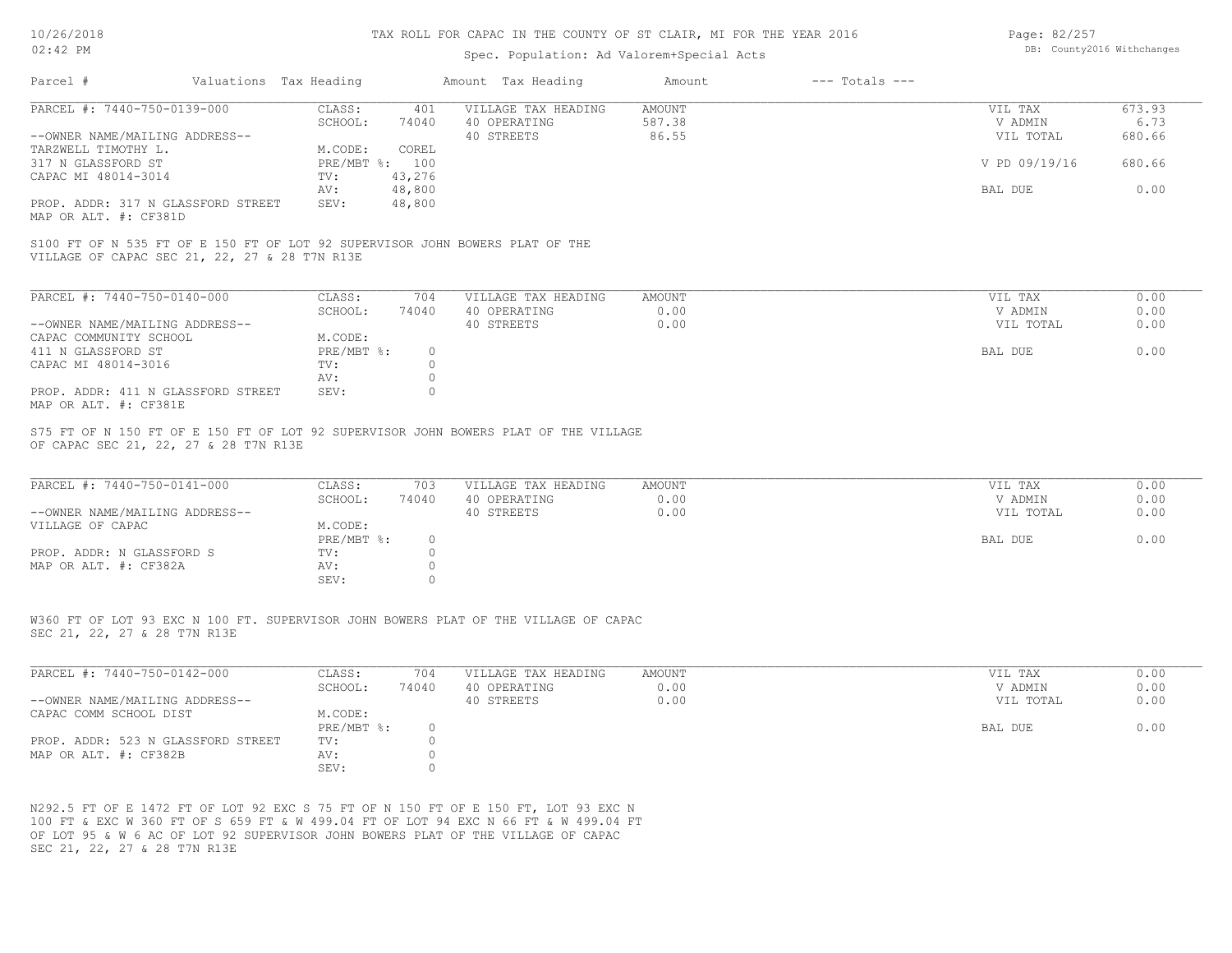# TAX ROLL FOR CAPAC IN THE COUNTY OF ST CLAIR, MI FOR THE YEAR 2016

Spec. Population: Ad Valorem+Special Acts

DB: County2016 Withchanges

| Parcel # | Valuations | Tax Heading | Amount | Tax Heading | Amount | --- Totals --- | |
|---|---|---|---|---|---|---|---|
| PARCEL #: 7440-750-0139-000 | CLASS: | 401 | VILLAGE TAX HEADING | AMOUNT | | VIL TAX | 673.93 |
| | SCHOOL: | 74040 | 40 OPERATING | 587.38 | | V ADMIN | 6.73 |
| --OWNER NAME/MAILING ADDRESS-- | | | 40 STREETS | 86.55 | | VIL TOTAL | 680.66 |
| TARZWELL TIMOTHY L. | M.CODE: | COREL | | | | | |
| 317 N GLASSFORD ST | PRE/MBT %: | 100 | | | | V PD 09/19/16 | 680.66 |
| CAPAC MI 48014-3014 | TV: | 43,276 | | | | | |
| | AV: | 48,800 | | | | BAL DUE | 0.00 |
| PROP. ADDR: 317 N GLASSFORD STREET | SEV: | 48,800 | | | | | |
| MAP OR ALT. #: CF381D | | | | | | | |

S100 FT OF N 535 FT OF E 150 FT OF LOT 92 SUPERVISOR JOHN BOWERS PLAT OF THE VILLAGE OF CAPAC SEC 21, 22, 27 & 28 T7N R13E

| Parcel # | Valuations | Tax Heading | Amount | Tax Heading | Amount | --- Totals --- | |
|---|---|---|---|---|---|---|---|
| PARCEL #: 7440-750-0140-000 | CLASS: | 704 | VILLAGE TAX HEADING | AMOUNT | | VIL TAX | 0.00 |
| | SCHOOL: | 74040 | 40 OPERATING | 0.00 | | V ADMIN | 0.00 |
| --OWNER NAME/MAILING ADDRESS-- | | | 40 STREETS | 0.00 | | VIL TOTAL | 0.00 |
| CAPAC COMMUNITY SCHOOL | M.CODE: | | | | | | |
| 411 N GLASSFORD ST | PRE/MBT %: | 0 | | | | BAL DUE | 0.00 |
| CAPAC MI 48014-3016 | TV: | 0 | | | | | |
| | AV: | 0 | | | | | |
| PROP. ADDR: 411 N GLASSFORD STREET | SEV: | 0 | | | | | |
| MAP OR ALT. #: CF381E | | | | | | | |

S75 FT OF N 150 FT OF E 150 FT OF LOT 92 SUPERVISOR JOHN BOWERS PLAT OF THE VILLAGE OF CAPAC SEC 21, 22, 27 & 28 T7N R13E

| Parcel # | Valuations | Tax Heading | Amount | Tax Heading | Amount | --- Totals --- | |
|---|---|---|---|---|---|---|---|
| PARCEL #: 7440-750-0141-000 | CLASS: | 703 | VILLAGE TAX HEADING | AMOUNT | | VIL TAX | 0.00 |
| | SCHOOL: | 74040 | 40 OPERATING | 0.00 | | V ADMIN | 0.00 |
| --OWNER NAME/MAILING ADDRESS-- | | | 40 STREETS | 0.00 | | VIL TOTAL | 0.00 |
| VILLAGE OF CAPAC | M.CODE: | | | | | | |
| | PRE/MBT %: | 0 | | | | BAL DUE | 0.00 |
| PROP. ADDR: N GLASSFORD S | TV: | 0 | | | | | |
| MAP OR ALT. #: CF382A | AV: | 0 | | | | | |
| | SEV: | 0 | | | | | |

W360 FT OF LOT 93 EXC N 100 FT. SUPERVISOR JOHN BOWERS PLAT OF THE VILLAGE OF CAPAC SEC 21, 22, 27 & 28 T7N R13E

| Parcel # | Valuations | Tax Heading | Amount | Tax Heading | Amount | --- Totals --- | |
|---|---|---|---|---|---|---|---|
| PARCEL #: 7440-750-0142-000 | CLASS: | 704 | VILLAGE TAX HEADING | AMOUNT | | VIL TAX | 0.00 |
| | SCHOOL: | 74040 | 40 OPERATING | 0.00 | | V ADMIN | 0.00 |
| --OWNER NAME/MAILING ADDRESS-- | | | 40 STREETS | 0.00 | | VIL TOTAL | 0.00 |
| CAPAC COMM SCHOOL DIST | M.CODE: | | | | | | |
| | PRE/MBT %: | 0 | | | | BAL DUE | 0.00 |
| PROP. ADDR: 523 N GLASSFORD STREET | TV: | 0 | | | | | |
| MAP OR ALT. #: CF382B | AV: | 0 | | | | | |
| | SEV: | 0 | | | | | |

N292.5 FT OF E 1472 FT OF LOT 92 EXC S 75 FT OF N 150 FT OF E 150 FT, LOT 93 EXC N 100 FT & EXC W 360 FT OF S 659 FT & W 499.04 FT OF LOT 94 EXC N 66 FT & W 499.04 FT OF LOT 95 & W 6 AC OF LOT 92 SUPERVISOR JOHN BOWERS PLAT OF THE VILLAGE OF CAPAC SEC 21, 22, 27 & 28 T7N R13E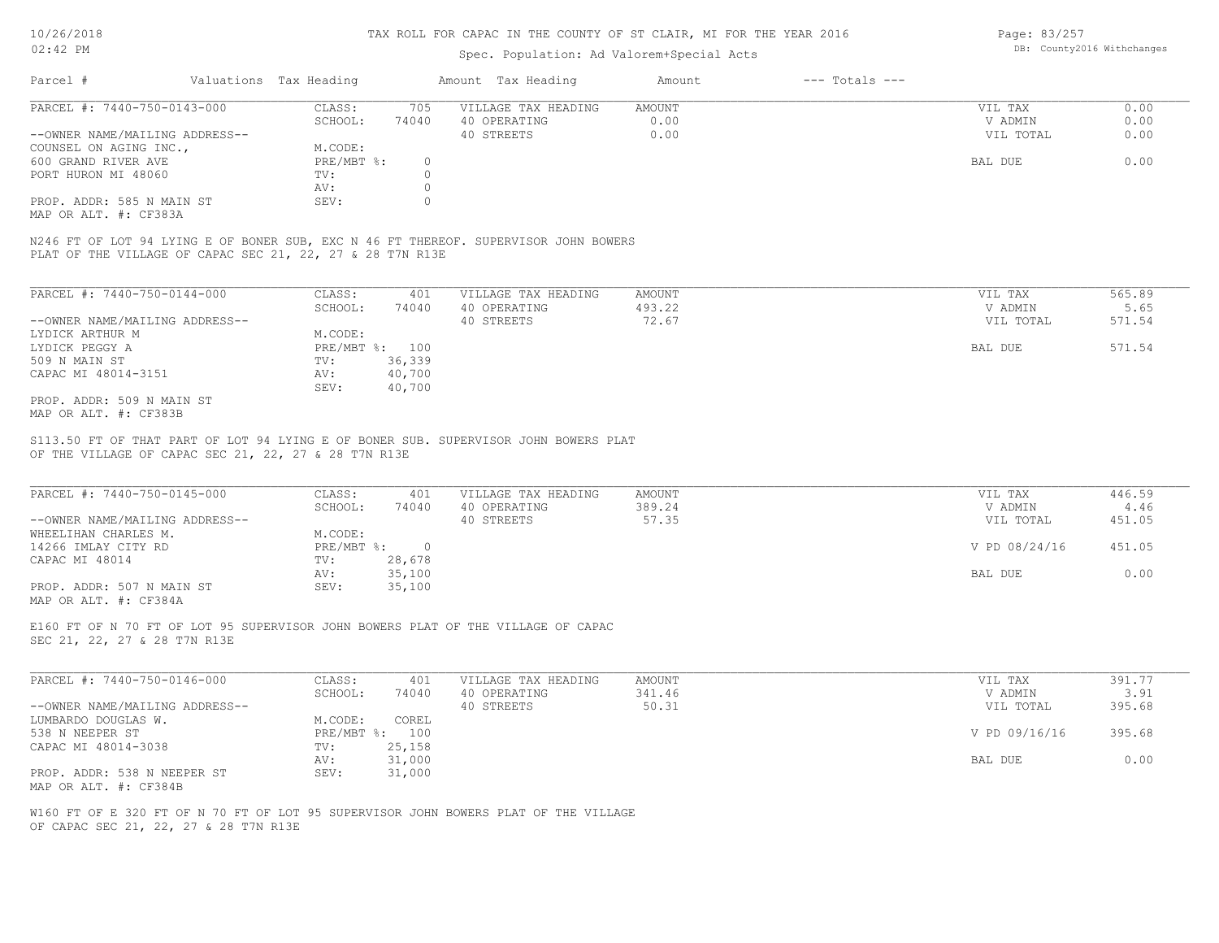# TAX ROLL FOR CAPAC IN THE COUNTY OF ST CLAIR, MI FOR THE YEAR 2016

Spec. Population: Ad Valorem+Special Acts

10/26/2018
02:42 PM

DB: County2016 Withchanges

| Parcel # | Valuations Tax Heading | | Amount Tax Heading | Amount | --- Totals --- | |
|---|---|---|---|---|---|---|
| PARCEL #: 7440-750-0143-000 | CLASS: | 705 | VILLAGE TAX HEADING | AMOUNT | VIL TAX | 0.00 |
| | SCHOOL: | 74040 | 40 OPERATING | 0.00 | V ADMIN | 0.00 |
| --OWNER NAME/MAILING ADDRESS-- | | | 40 STREETS | 0.00 | VIL TOTAL | 0.00 |
| COUNSEL ON AGING INC., | M.CODE: | | | | | |
| 600 GRAND RIVER AVE | PRE/MBT %: | 0 | | | BAL DUE | 0.00 |
| PORT HURON MI 48060 | TV: | 0 | | | | |
| | AV: | 0 | | | | |
| PROP. ADDR: 585 N MAIN ST | SEV: | 0 | | | | |
| MAP OR ALT. #: CF383A | | | | | | |

N246 FT OF LOT 94 LYING E OF BONER SUB, EXC N 46 FT THEREOF. SUPERVISOR JOHN BOWERS PLAT OF THE VILLAGE OF CAPAC SEC 21, 22, 27 & 28 T7N R13E

| Parcel # | Valuations Tax Heading | | Amount Tax Heading | Amount | --- Totals --- | |
|---|---|---|---|---|---|---|
| PARCEL #: 7440-750-0144-000 | CLASS: | 401 | VILLAGE TAX HEADING | AMOUNT | VIL TAX | 565.89 |
| | SCHOOL: | 74040 | 40 OPERATING | 493.22 | V ADMIN | 5.65 |
| --OWNER NAME/MAILING ADDRESS-- | | | 40 STREETS | 72.67 | VIL TOTAL | 571.54 |
| LYDICK ARTHUR M | M.CODE: | | | | | |
| LYDICK PEGGY A | PRE/MBT %: | 100 | | | BAL DUE | 571.54 |
| 509 N MAIN ST | TV: | 36,339 | | | | |
| CAPAC MI 48014-3151 | AV: | 40,700 | | | | |
| | SEV: | 40,700 | | | | |
| PROP. ADDR: 509 N MAIN ST | | | | | | |
| MAP OR ALT. #: CF383B | | | | | | |

S113.50 FT OF THAT PART OF LOT 94 LYING E OF BONER SUB. SUPERVISOR JOHN BOWERS PLAT OF THE VILLAGE OF CAPAC SEC 21, 22, 27 & 28 T7N R13E

| Parcel # | Valuations Tax Heading | | Amount Tax Heading | Amount | --- Totals --- | |
|---|---|---|---|---|---|---|
| PARCEL #: 7440-750-0145-000 | CLASS: | 401 | VILLAGE TAX HEADING | AMOUNT | VIL TAX | 446.59 |
| | SCHOOL: | 74040 | 40 OPERATING | 389.24 | V ADMIN | 4.46 |
| --OWNER NAME/MAILING ADDRESS-- | | | 40 STREETS | 57.35 | VIL TOTAL | 451.05 |
| WHEELIHAN CHARLES M. | M.CODE: | | | | | |
| 14266 IMLAY CITY RD | PRE/MBT %: | 0 | | | V PD 08/24/16 | 451.05 |
| CAPAC MI 48014 | TV: | 28,678 | | | | |
| | AV: | 35,100 | | | BAL DUE | 0.00 |
| PROP. ADDR: 507 N MAIN ST | SEV: | 35,100 | | | | |
| MAP OR ALT. #: CF384A | | | | | | |

E160 FT OF N 70 FT OF LOT 95 SUPERVISOR JOHN BOWERS PLAT OF THE VILLAGE OF CAPAC SEC 21, 22, 27 & 28 T7N R13E

| Parcel # | Valuations Tax Heading | | Amount Tax Heading | Amount | --- Totals --- | |
|---|---|---|---|---|---|---|
| PARCEL #: 7440-750-0146-000 | CLASS: | 401 | VILLAGE TAX HEADING | AMOUNT | VIL TAX | 391.77 |
| | SCHOOL: | 74040 | 40 OPERATING | 341.46 | V ADMIN | 3.91 |
| --OWNER NAME/MAILING ADDRESS-- | | | 40 STREETS | 50.31 | VIL TOTAL | 395.68 |
| LUMBARDO DOUGLAS W. | M.CODE: | COREL | | | | |
| 538 N NEEPER ST | PRE/MBT %: | 100 | | | V PD 09/16/16 | 395.68 |
| CAPAC MI 48014-3038 | TV: | 25,158 | | | | |
| | AV: | 31,000 | | | BAL DUE | 0.00 |
| PROP. ADDR: 538 N NEEPER ST | SEV: | 31,000 | | | | |
| MAP OR ALT. #: CF384B | | | | | | |

W160 FT OF E 320 FT OF N 70 FT OF LOT 95 SUPERVISOR JOHN BOWERS PLAT OF THE VILLAGE OF CAPAC SEC 21, 22, 27 & 28 T7N R13E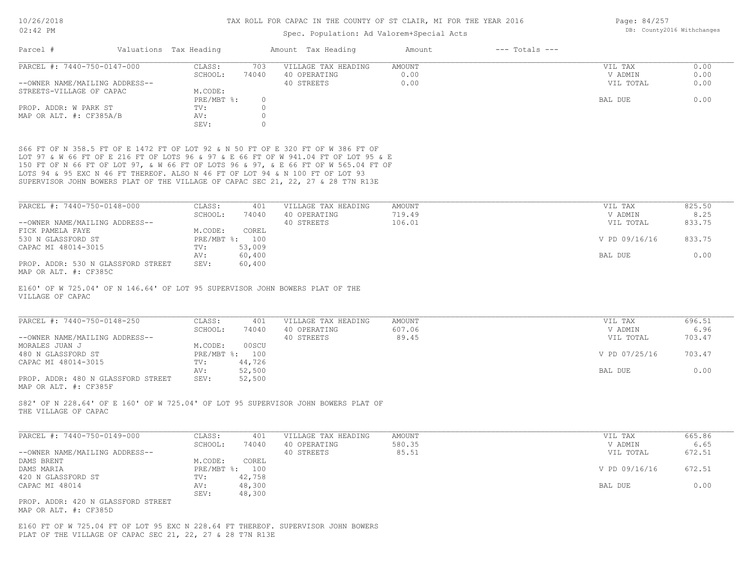# TAX ROLL FOR CAPAC IN THE COUNTY OF ST CLAIR, MI FOR THE YEAR 2016

Spec. Population: Ad Valorem+Special Acts

| Parcel # | Valuations | Tax Heading | Amount | Tax Heading | Amount | --- Totals --- | |
|---|---|---|---|---|---|---|---|

---

**PARCEL #: 7440-750-0147-000**

| | | | | | |
|---|---|---|---|---|---|
| CLASS: | 703 | VILLAGE TAX HEADING | AMOUNT | VIL TAX | 0.00 |
| SCHOOL: | 74040 | 40 OPERATING | 0.00 | V ADMIN | 0.00 |
| M.CODE: | | 40 STREETS | 0.00 | VIL TOTAL | 0.00 |
| PRE/MBT %: | 0 | | | BAL DUE | 0.00 |
| TV: | 0 | | | | |
| AV: | 0 | | | | |
| SEV: | 0 | | | | |

--OWNER NAME/MAILING ADDRESS--
STREETS-VILLAGE OF CAPAC

PROP. ADDR: W PARK ST
MAP OR ALT. #: CF385A/B

S66 FT OF N 358.5 FT OF E 1472 FT OF LOT 92 & N 50 FT OF E 320 FT OF W 386 FT OF LOT 97 & W 66 FT OF E 216 FT OF LOTS 96 & 97 & E 66 FT OF W 941.04 FT OF LOT 95 & E 150 FT OF N 66 FT OF LOT 97, & W 66 FT OF LOTS 96 & 97, & E 66 FT OF W 565.04 FT OF LOTS 94 & 95 EXC N 46 FT THEREOF. ALSO N 46 FT OF LOT 94 & N 100 FT OF LOT 93 SUPERVISOR JOHN BOWERS PLAT OF THE VILLAGE OF CAPAC SEC 21, 22, 27 & 28 T7N R13E

---

**PARCEL #: 7440-750-0148-000**

| | | | | | |
|---|---|---|---|---|---|
| CLASS: | 401 | VILLAGE TAX HEADING | AMOUNT | VIL TAX | 825.50 |
| SCHOOL: | 74040 | 40 OPERATING | 719.49 | V ADMIN | 8.25 |
| M.CODE: | COREL | 40 STREETS | 106.01 | VIL TOTAL | 833.75 |
| PRE/MBT %: | 100 | | | V PD 09/16/16 | 833.75 |
| TV: | 53,009 | | | | |
| AV: | 60,400 | | | BAL DUE | 0.00 |
| SEV: | 60,400 | | | | |

--OWNER NAME/MAILING ADDRESS--
FICK PAMELA FAYE
530 N GLASSFORD ST
CAPAC MI 48014-3015

PROP. ADDR: 530 N GLASSFORD STREET
MAP OR ALT. #: CF385C

E160' OF W 725.04' OF N 146.64' OF LOT 95 SUPERVISOR JOHN BOWERS PLAT OF THE VILLAGE OF CAPAC

---

**PARCEL #: 7440-750-0148-250**

| | | | | | |
|---|---|---|---|---|---|
| CLASS: | 401 | VILLAGE TAX HEADING | AMOUNT | VIL TAX | 696.51 |
| SCHOOL: | 74040 | 40 OPERATING | 607.06 | V ADMIN | 6.96 |
| M.CODE: | 00SCU | 40 STREETS | 89.45 | VIL TOTAL | 703.47 |
| PRE/MBT %: | 100 | | | V PD 07/25/16 | 703.47 |
| TV: | 44,726 | | | | |
| AV: | 52,500 | | | BAL DUE | 0.00 |
| SEV: | 52,500 | | | | |

--OWNER NAME/MAILING ADDRESS--
MORALES JUAN J
480 N GLASSFORD ST
CAPAC MI 48014-3015

PROP. ADDR: 480 N GLASSFORD STREET
MAP OR ALT. #: CF385F

S82' OF N 228.64' OF E 160' OF W 725.04' OF LOT 95 SUPERVISOR JOHN BOWERS PLAT OF THE VILLAGE OF CAPAC

---

**PARCEL #: 7440-750-0149-000**

| | | | | | |
|---|---|---|---|---|---|
| CLASS: | 401 | VILLAGE TAX HEADING | AMOUNT | VIL TAX | 665.86 |
| SCHOOL: | 74040 | 40 OPERATING | 580.35 | V ADMIN | 6.65 |
| M.CODE: | COREL | 40 STREETS | 85.51 | VIL TOTAL | 672.51 |
| PRE/MBT %: | 100 | | | V PD 09/16/16 | 672.51 |
| TV: | 42,758 | | | | |
| AV: | 48,300 | | | BAL DUE | 0.00 |
| SEV: | 48,300 | | | | |

--OWNER NAME/MAILING ADDRESS--
DAMS BRENT
DAMS MARIA
420 N GLASSFORD ST
CAPAC MI 48014

PROP. ADDR: 420 N GLASSFORD STREET
MAP OR ALT. #: CF385D

E160 FT OF W 725.04 FT OF LOT 95 EXC N 228.64 FT THEREOF. SUPERVISOR JOHN BOWERS PLAT OF THE VILLAGE OF CAPAC SEC 21, 22, 27 & 28 T7N R13E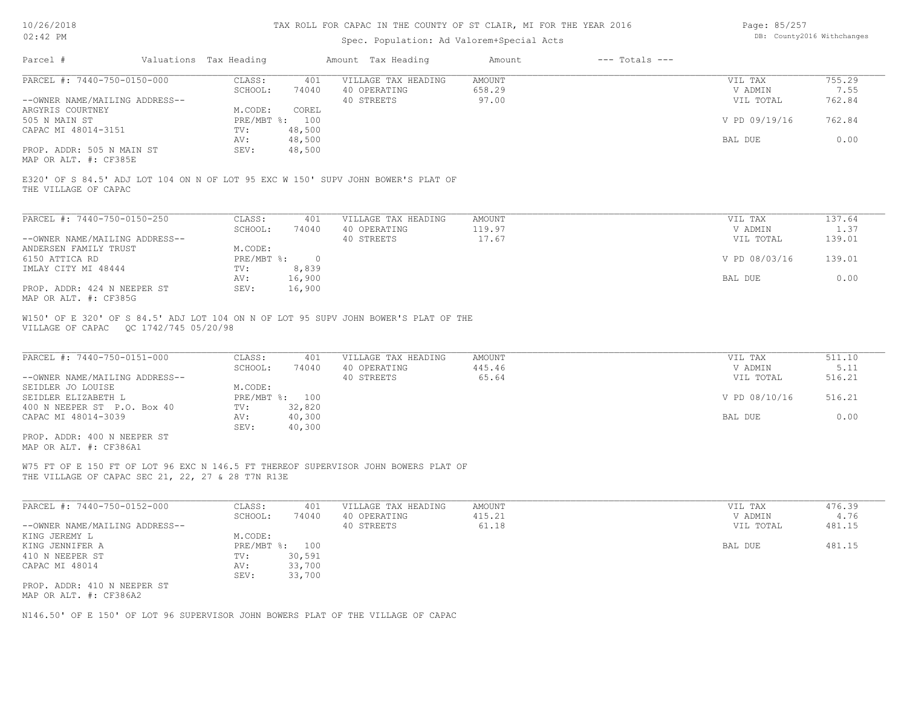# TAX ROLL FOR CAPAC IN THE COUNTY OF ST CLAIR, MI FOR THE YEAR 2016

Spec. Population: Ad Valorem+Special Acts

| Parcel # | Valuations | Tax Heading | Amount | Tax Heading | Amount | --- Totals --- | |
|---|---|---|---|---|---|---|---|

---

**PARCEL #: 7440-750-0150-000**

| | | | | | |
|---|---|---|---|---|---|
| CLASS: | 401 | VILLAGE TAX HEADING | AMOUNT | VIL TAX | 755.29 |
| SCHOOL: | 74040 | 40 OPERATING | 658.29 | V ADMIN | 7.55 |
| | | 40 STREETS | 97.00 | VIL TOTAL | 762.84 |
| M.CODE: | COREL | | | | |
| PRE/MBT %: | 100 | | | V PD 09/19/16 | 762.84 |
| TV: | 48,500 | | | | |
| AV: | 48,500 | | | BAL DUE | 0.00 |
| SEV: | 48,500 | | | | |

--OWNER NAME/MAILING ADDRESS--
ARGYRIS COURTNEY
505 N MAIN ST
CAPAC MI 48014-3151

PROP. ADDR: 505 N MAIN ST
MAP OR ALT. #: CF385E

E320' OF S 84.5' ADJ LOT 104 ON N OF LOT 95 EXC W 150' SUPV JOHN BOWER'S PLAT OF THE VILLAGE OF CAPAC

---

**PARCEL #: 7440-750-0150-250**

| | | | | | |
|---|---|---|---|---|---|
| CLASS: | 401 | VILLAGE TAX HEADING | AMOUNT | VIL TAX | 137.64 |
| SCHOOL: | 74040 | 40 OPERATING | 119.97 | V ADMIN | 1.37 |
| | | 40 STREETS | 17.67 | VIL TOTAL | 139.01 |
| M.CODE: | | | | | |
| PRE/MBT %: | 0 | | | V PD 08/03/16 | 139.01 |
| TV: | 8,839 | | | | |
| AV: | 16,900 | | | BAL DUE | 0.00 |
| SEV: | 16,900 | | | | |

--OWNER NAME/MAILING ADDRESS--
ANDERSEN FAMILY TRUST
6150 ATTICA RD
IMLAY CITY MI 48444

PROP. ADDR: 424 N NEEPER ST
MAP OR ALT. #: CF385G

W150' OF E 320' OF S 84.5' ADJ LOT 104 ON N OF LOT 95 SUPV JOHN BOWER'S PLAT OF THE VILLAGE OF CAPAC QC 1742/745 05/20/98

---

**PARCEL #: 7440-750-0151-000**

| | | | | | |
|---|---|---|---|---|---|
| CLASS: | 401 | VILLAGE TAX HEADING | AMOUNT | VIL TAX | 511.10 |
| SCHOOL: | 74040 | 40 OPERATING | 445.46 | V ADMIN | 5.11 |
| | | 40 STREETS | 65.64 | VIL TOTAL | 516.21 |
| M.CODE: | | | | | |
| PRE/MBT %: | 100 | | | V PD 08/10/16 | 516.21 |
| TV: | 32,820 | | | | |
| AV: | 40,300 | | | BAL DUE | 0.00 |
| SEV: | 40,300 | | | | |

--OWNER NAME/MAILING ADDRESS--
SEIDLER JO LOUISE
SEIDLER ELIZABETH L
400 N NEEPER ST P.O. Box 40
CAPAC MI 48014-3039

PROP. ADDR: 400 N NEEPER ST
MAP OR ALT. #: CF386A1

W75 FT OF E 150 FT OF LOT 96 EXC N 146.5 FT THEREOF SUPERVISOR JOHN BOWERS PLAT OF THE VILLAGE OF CAPAC SEC 21, 22, 27 & 28 T7N R13E

---

**PARCEL #: 7440-750-0152-000**

| | | | | | |
|---|---|---|---|---|---|
| CLASS: | 401 | VILLAGE TAX HEADING | AMOUNT | VIL TAX | 476.39 |
| SCHOOL: | 74040 | 40 OPERATING | 415.21 | V ADMIN | 4.76 |
| | | 40 STREETS | 61.18 | VIL TOTAL | 481.15 |
| M.CODE: | | | | | |
| PRE/MBT %: | 100 | | | BAL DUE | 481.15 |
| TV: | 30,591 | | | | |
| AV: | 33,700 | | | | |
| SEV: | 33,700 | | | | |

--OWNER NAME/MAILING ADDRESS--
KING JEREMY L
KING JENNIFER A
410 N NEEPER ST
CAPAC MI 48014

PROP. ADDR: 410 N NEEPER ST
MAP OR ALT. #: CF386A2

N146.50' OF E 150' OF LOT 96 SUPERVISOR JOHN BOWERS PLAT OF THE VILLAGE OF CAPAC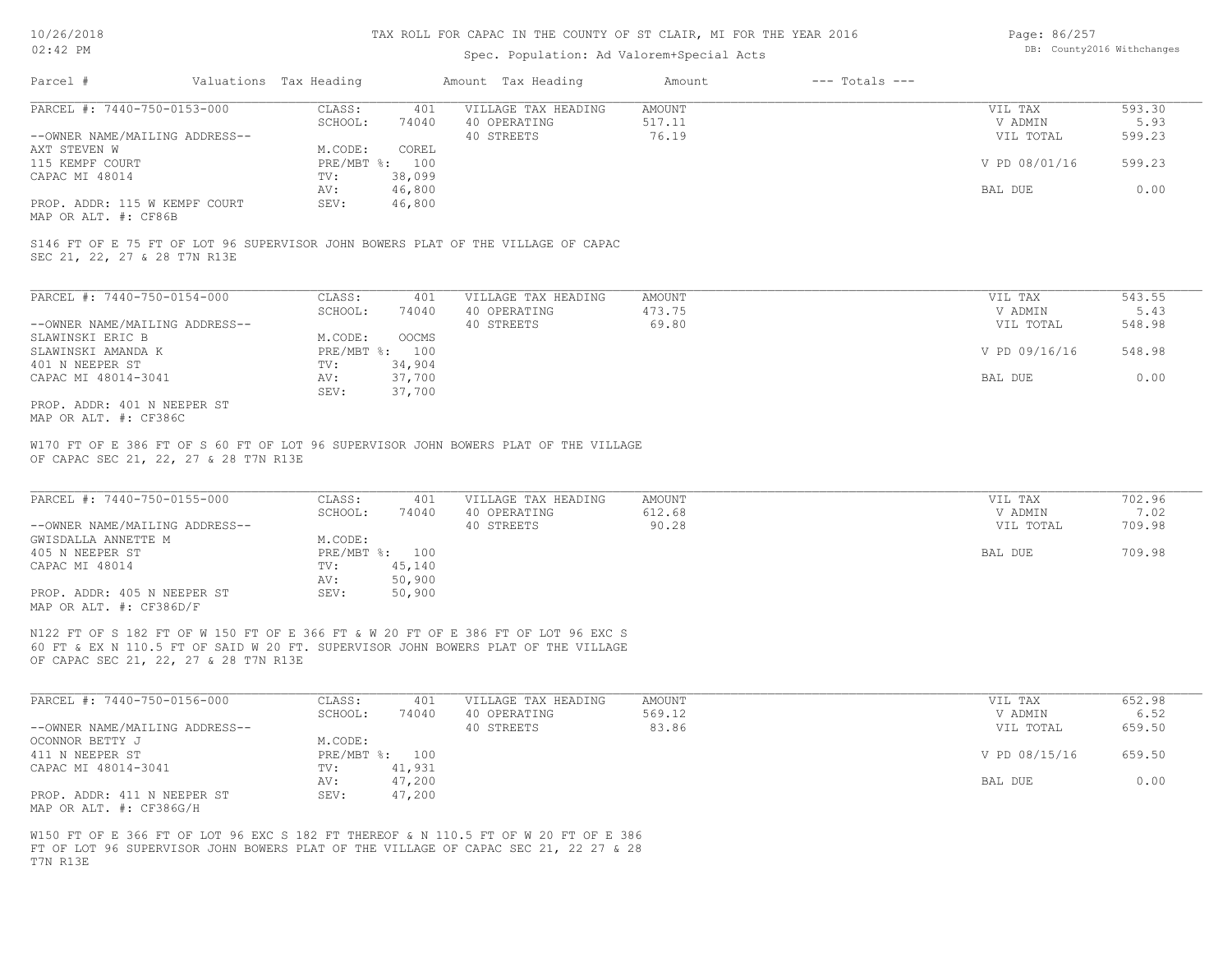# TAX ROLL FOR CAPAC IN THE COUNTY OF ST CLAIR, MI FOR THE YEAR 2016

Spec. Population: Ad Valorem+Special Acts

| Parcel # | Valuations | Tax Heading | Amount | Tax Heading | Amount | --- Totals --- | |
|---|---|---|---|---|---|---|---|

---

**PARCEL #: 7440-750-0153-000**

| | | | | | | |
|---|---|---|---|---|---|---|
| --OWNER NAME/MAILING ADDRESS-- | CLASS: | 401 | VILLAGE TAX HEADING | AMOUNT | VIL TAX | 593.30 |
| AXT STEVEN W | SCHOOL: | 74040 | 40 OPERATING | 517.11 | V ADMIN | 5.93 |
| 115 KEMPF COURT | M.CODE: | COREL | 40 STREETS | 76.19 | VIL TOTAL | 599.23 |
| CAPAC MI 48014 | PRE/MBT %: | 100 | | | V PD 08/01/16 | 599.23 |
| | TV: | 38,099 | | | | |
| | AV: | 46,800 | | | BAL DUE | 0.00 |
| PROP. ADDR: 115 W KEMPF COURT | SEV: | 46,800 | | | | |
| MAP OR ALT. #: CF86B | | | | | | |

S146 FT OF E 75 FT OF LOT 96 SUPERVISOR JOHN BOWERS PLAT OF THE VILLAGE OF CAPAC SEC 21, 22, 27 & 28 T7N R13E

---

**PARCEL #: 7440-750-0154-000**

| | | | | | | |
|---|---|---|---|---|---|---|
| --OWNER NAME/MAILING ADDRESS-- | CLASS: | 401 | VILLAGE TAX HEADING | AMOUNT | VIL TAX | 543.55 |
| SLAWINSKI ERIC B | SCHOOL: | 74040 | 40 OPERATING | 473.75 | V ADMIN | 5.43 |
| SLAWINSKI AMANDA K | M.CODE: | OOCMS | 40 STREETS | 69.80 | VIL TOTAL | 548.98 |
| 401 N NEEPER ST | PRE/MBT %: | 100 | | | V PD 09/16/16 | 548.98 |
| CAPAC MI 48014-3041 | TV: | 34,904 | | | | |
| | AV: | 37,700 | | | BAL DUE | 0.00 |
| PROP. ADDR: 401 N NEEPER ST | SEV: | 37,700 | | | | |
| MAP OR ALT. #: CF386C | | | | | | |

W170 FT OF E 386 FT OF S 60 FT OF LOT 96 SUPERVISOR JOHN BOWERS PLAT OF THE VILLAGE OF CAPAC SEC 21, 22, 27 & 28 T7N R13E

---

**PARCEL #: 7440-750-0155-000**

| | | | | | | |
|---|---|---|---|---|---|---|
| --OWNER NAME/MAILING ADDRESS-- | CLASS: | 401 | VILLAGE TAX HEADING | AMOUNT | VIL TAX | 702.96 |
| GWISDALLA ANNETTE M | SCHOOL: | 74040 | 40 OPERATING | 612.68 | V ADMIN | 7.02 |
| 405 N NEEPER ST | M.CODE: | | 40 STREETS | 90.28 | VIL TOTAL | 709.98 |
| CAPAC MI 48014 | PRE/MBT %: | 100 | | | BAL DUE | 709.98 |
| | TV: | 45,140 | | | | |
| | AV: | 50,900 | | | | |
| PROP. ADDR: 405 N NEEPER ST | SEV: | 50,900 | | | | |
| MAP OR ALT. #: CF386D/F | | | | | | |

N122 FT OF S 182 FT OF W 150 FT OF E 366 FT & W 20 FT OF E 386 FT OF LOT 96 EXC S 60 FT & EX N 110.5 FT OF SAID W 20 FT. SUPERVISOR JOHN BOWERS PLAT OF THE VILLAGE OF CAPAC SEC 21, 22, 27 & 28 T7N R13E

---

**PARCEL #: 7440-750-0156-000**

| | | | | | | |
|---|---|---|---|---|---|---|
| --OWNER NAME/MAILING ADDRESS-- | CLASS: | 401 | VILLAGE TAX HEADING | AMOUNT | VIL TAX | 652.98 |
| OCONNOR BETTY J | SCHOOL: | 74040 | 40 OPERATING | 569.12 | V ADMIN | 6.52 |
| 411 N NEEPER ST | M.CODE: | | 40 STREETS | 83.86 | VIL TOTAL | 659.50 |
| CAPAC MI 48014-3041 | PRE/MBT %: | 100 | | | V PD 08/15/16 | 659.50 |
| | TV: | 41,931 | | | | |
| | AV: | 47,200 | | | BAL DUE | 0.00 |
| PROP. ADDR: 411 N NEEPER ST | SEV: | 47,200 | | | | |
| MAP OR ALT. #: CF386G/H | | | | | | |

W150 FT OF E 366 FT OF LOT 96 EXC S 182 FT THEREOF & N 110.5 FT OF W 20 FT OF E 386 FT OF LOT 96 SUPERVISOR JOHN BOWERS PLAT OF THE VILLAGE OF CAPAC SEC 21, 22 27 & 28 T7N R13E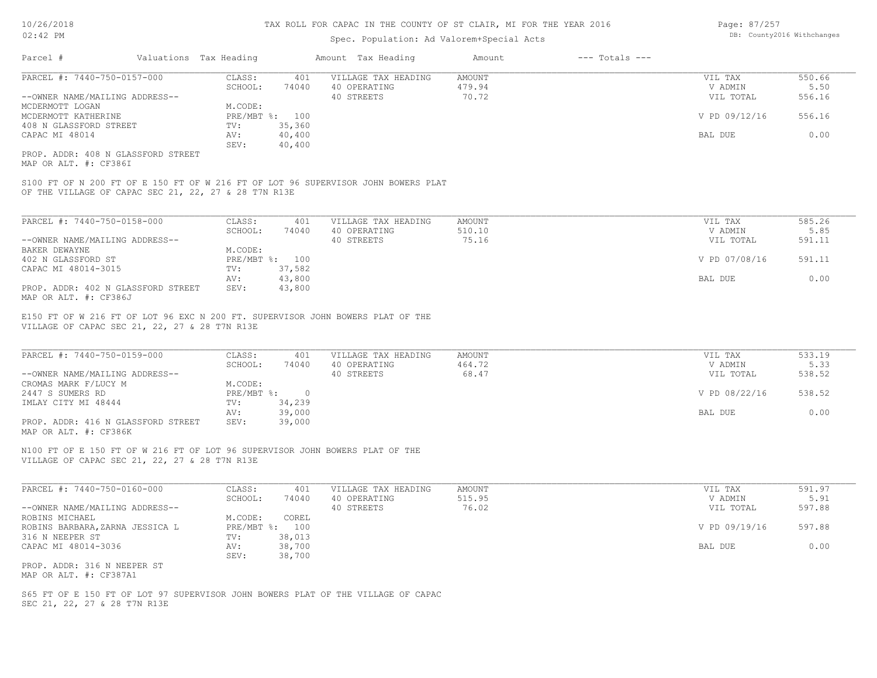# TAX ROLL FOR CAPAC IN THE COUNTY OF ST CLAIR, MI FOR THE YEAR 2016

Spec. Population: Ad Valorem+Special Acts

| Parcel # | Valuations | Tax Heading | Amount | Tax Heading | Amount | --- Totals --- | |
|---|---|---|---|---|---|---|---|
| PARCEL #: 7440-750-0157-000 | CLASS: | 401 | VILLAGE TAX HEADING | AMOUNT | | VIL TAX | 550.66 |
| | SCHOOL: | 74040 | 40 OPERATING | 479.94 | | V ADMIN | 5.50 |
| --OWNER NAME/MAILING ADDRESS-- | | | 40 STREETS | 70.72 | | VIL TOTAL | 556.16 |
| MCDERMOTT LOGAN | M.CODE: | | | | | | |
| MCDERMOTT KATHERINE | PRE/MBT %: | 100 | | | | V PD 09/12/16 | 556.16 |
| 408 N GLASSFORD STREET | TV: | 35,360 | | | | | |
| CAPAC MI 48014 | AV: | 40,400 | | | | BAL DUE | 0.00 |
| | SEV: | 40,400 | | | | | |

PROP. ADDR: 408 N GLASSFORD STREET
MAP OR ALT. #: CF386I

S100 FT OF N 200 FT OF E 150 FT OF W 216 FT OF LOT 96 SUPERVISOR JOHN BOWERS PLAT OF THE VILLAGE OF CAPAC SEC 21, 22, 27 & 28 T7N R13E

| Parcel # | Valuations | Tax Heading | Amount | Tax Heading | Amount | --- Totals --- | |
|---|---|---|---|---|---|---|---|
| PARCEL #: 7440-750-0158-000 | CLASS: | 401 | VILLAGE TAX HEADING | AMOUNT | | VIL TAX | 585.26 |
| | SCHOOL: | 74040 | 40 OPERATING | 510.10 | | V ADMIN | 5.85 |
| --OWNER NAME/MAILING ADDRESS-- | | | 40 STREETS | 75.16 | | VIL TOTAL | 591.11 |
| BAKER DEWAYNE | M.CODE: | | | | | | |
| 402 N GLASSFORD ST | PRE/MBT %: | 100 | | | | V PD 07/08/16 | 591.11 |
| CAPAC MI 48014-3015 | TV: | 37,582 | | | | | |
| | AV: | 43,800 | | | | BAL DUE | 0.00 |
| PROP. ADDR: 402 N GLASSFORD STREET | SEV: | 43,800 | | | | | |

MAP OR ALT. #: CF386J

E150 FT OF W 216 FT OF LOT 96 EXC N 200 FT. SUPERVISOR JOHN BOWERS PLAT OF THE VILLAGE OF CAPAC SEC 21, 22, 27 & 28 T7N R13E

| Parcel # | Valuations | Tax Heading | Amount | Tax Heading | Amount | --- Totals --- | |
|---|---|---|---|---|---|---|---|
| PARCEL #: 7440-750-0159-000 | CLASS: | 401 | VILLAGE TAX HEADING | AMOUNT | | VIL TAX | 533.19 |
| | SCHOOL: | 74040 | 40 OPERATING | 464.72 | | V ADMIN | 5.33 |
| --OWNER NAME/MAILING ADDRESS-- | | | 40 STREETS | 68.47 | | VIL TOTAL | 538.52 |
| CROMAS MARK F/LUCY M | M.CODE: | | | | | | |
| 2447 S SUMERS RD | PRE/MBT %: | 0 | | | | V PD 08/22/16 | 538.52 |
| IMLAY CITY MI 48444 | TV: | 34,239 | | | | | |
| | AV: | 39,000 | | | | BAL DUE | 0.00 |
| PROP. ADDR: 416 N GLASSFORD STREET | SEV: | 39,000 | | | | | |

MAP OR ALT. #: CF386K

N100 FT OF E 150 FT OF W 216 FT OF LOT 96 SUPERVISOR JOHN BOWERS PLAT OF THE VILLAGE OF CAPAC SEC 21, 22, 27 & 28 T7N R13E

| Parcel # | Valuations | Tax Heading | Amount | Tax Heading | Amount | --- Totals --- | |
|---|---|---|---|---|---|---|---|
| PARCEL #: 7440-750-0160-000 | CLASS: | 401 | VILLAGE TAX HEADING | AMOUNT | | VIL TAX | 591.97 |
| | SCHOOL: | 74040 | 40 OPERATING | 515.95 | | V ADMIN | 5.91 |
| --OWNER NAME/MAILING ADDRESS-- | | | 40 STREETS | 76.02 | | VIL TOTAL | 597.88 |
| ROBINS MICHAEL | M.CODE: | COREL | | | | | |
| ROBINS BARBARA,ZARNA JESSICA L | PRE/MBT %: | 100 | | | | V PD 09/19/16 | 597.88 |
| 316 N NEEPER ST | TV: | 38,013 | | | | | |
| CAPAC MI 48014-3036 | AV: | 38,700 | | | | BAL DUE | 0.00 |
| | SEV: | 38,700 | | | | | |

PROP. ADDR: 316 N NEEPER ST
MAP OR ALT. #: CF387A1

S65 FT OF E 150 FT OF LOT 97 SUPERVISOR JOHN BOWERS PLAT OF THE VILLAGE OF CAPAC SEC 21, 22, 27 & 28 T7N R13E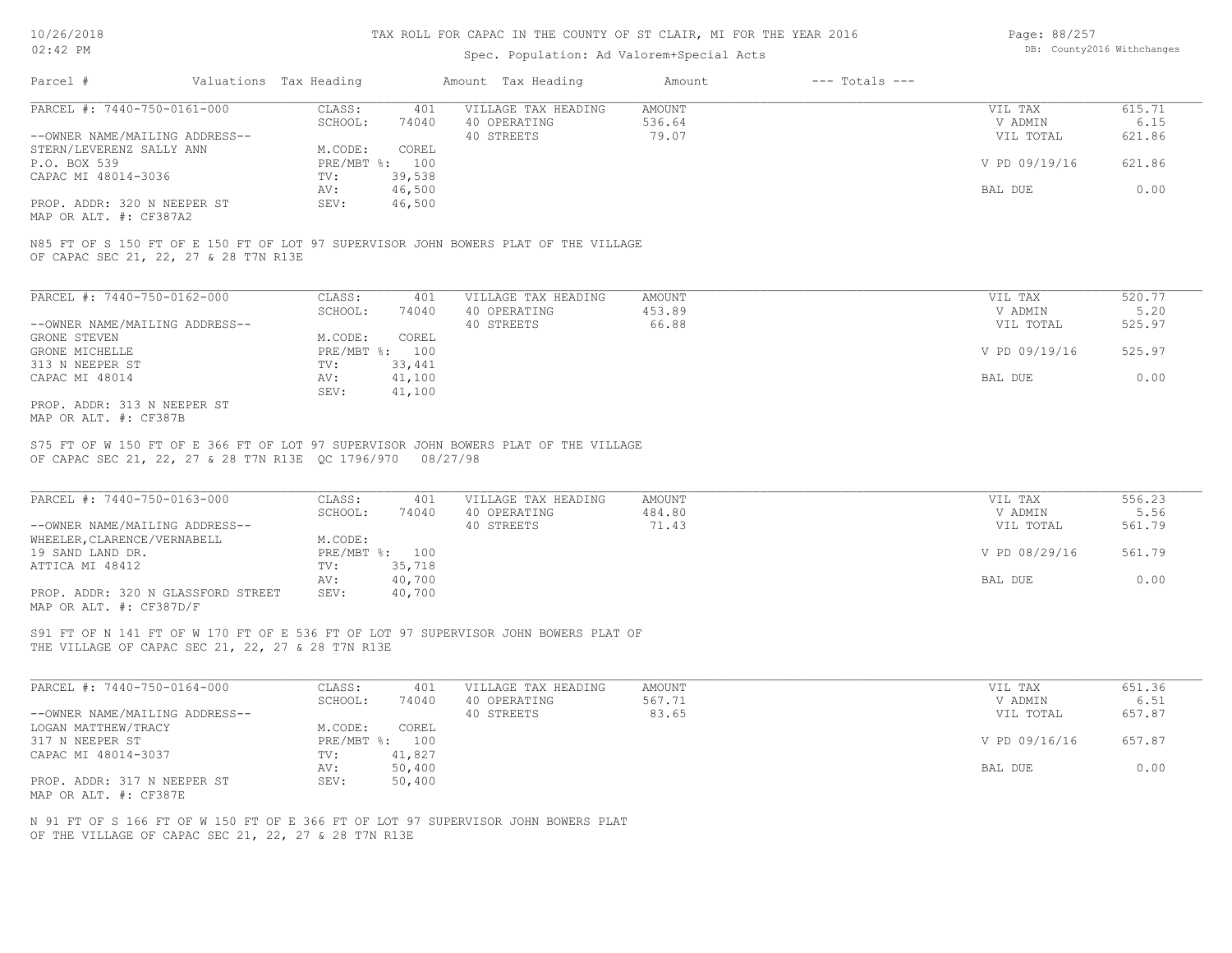# TAX ROLL FOR CAPAC IN THE COUNTY OF ST CLAIR, MI FOR THE YEAR 2016

Spec. Population: Ad Valorem+Special Acts

| Parcel # | Valuations | Tax Heading | Amount | Tax Heading | Amount | --- Totals --- |
|---|---|---|---|---|---|---|

---

**PARCEL #: 7440-750-0161-000**

| | | | |
|---|---|---|---|
| CLASS: | 401 | VILLAGE TAX HEADING | AMOUNT |
| SCHOOL: | 74040 | 40 OPERATING | 536.64 |
| | | 40 STREETS | 79.07 |
| M.CODE: | COREL | | |
| PRE/MBT %: | 100 | | |
| TV: | 39,538 | | |
| AV: | 46,500 | | |
| SEV: | 46,500 | | |

--OWNER NAME/MAILING ADDRESS--
STERN/LEVERENZ SALLY ANN
P.O. BOX 539
CAPAC MI 48014-3036

PROP. ADDR: 320 N NEEPER ST
MAP OR ALT. #: CF387A2

| | |
|---|---|
| VIL TAX | 615.71 |
| V ADMIN | 6.15 |
| VIL TOTAL | 621.86 |
| V PD 09/19/16 | 621.86 |
| BAL DUE | 0.00 |

N85 FT OF S 150 FT OF E 150 FT OF LOT 97 SUPERVISOR JOHN BOWERS PLAT OF THE VILLAGE OF CAPAC SEC 21, 22, 27 & 28 T7N R13E

---

**PARCEL #: 7440-750-0162-000**

| | | | |
|---|---|---|---|
| CLASS: | 401 | VILLAGE TAX HEADING | AMOUNT |
| SCHOOL: | 74040 | 40 OPERATING | 453.89 |
| | | 40 STREETS | 66.88 |
| M.CODE: | COREL | | |
| PRE/MBT %: | 100 | | |
| TV: | 33,441 | | |
| AV: | 41,100 | | |
| SEV: | 41,100 | | |

--OWNER NAME/MAILING ADDRESS--
GRONE STEVEN
GRONE MICHELLE
313 N NEEPER ST
CAPAC MI 48014

PROP. ADDR: 313 N NEEPER ST
MAP OR ALT. #: CF387B

| | |
|---|---|
| VIL TAX | 520.77 |
| V ADMIN | 5.20 |
| VIL TOTAL | 525.97 |
| V PD 09/19/16 | 525.97 |
| BAL DUE | 0.00 |

S75 FT OF W 150 FT OF E 366 FT OF LOT 97 SUPERVISOR JOHN BOWERS PLAT OF THE VILLAGE OF CAPAC SEC 21, 22, 27 & 28 T7N R13E QC 1796/970 08/27/98

---

**PARCEL #: 7440-750-0163-000**

| | | | |
|---|---|---|---|
| CLASS: | 401 | VILLAGE TAX HEADING | AMOUNT |
| SCHOOL: | 74040 | 40 OPERATING | 484.80 |
| | | 40 STREETS | 71.43 |
| M.CODE: | | | |
| PRE/MBT %: | 100 | | |
| TV: | 35,718 | | |
| AV: | 40,700 | | |
| SEV: | 40,700 | | |

--OWNER NAME/MAILING ADDRESS--
WHEELER,CLARENCE/VERNABELL
19 SAND LAND DR.
ATTICA MI 48412

PROP. ADDR: 320 N GLASSFORD STREET
MAP OR ALT. #: CF387D/F

| | |
|---|---|
| VIL TAX | 556.23 |
| V ADMIN | 5.56 |
| VIL TOTAL | 561.79 |
| V PD 08/29/16 | 561.79 |
| BAL DUE | 0.00 |

S91 FT OF N 141 FT OF W 170 FT OF E 536 FT OF LOT 97 SUPERVISOR JOHN BOWERS PLAT OF THE VILLAGE OF CAPAC SEC 21, 22, 27 & 28 T7N R13E

---

**PARCEL #: 7440-750-0164-000**

| | | | |
|---|---|---|---|
| CLASS: | 401 | VILLAGE TAX HEADING | AMOUNT |
| SCHOOL: | 74040 | 40 OPERATING | 567.71 |
| | | 40 STREETS | 83.65 |
| M.CODE: | COREL | | |
| PRE/MBT %: | 100 | | |
| TV: | 41,827 | | |
| AV: | 50,400 | | |
| SEV: | 50,400 | | |

--OWNER NAME/MAILING ADDRESS--
LOGAN MATTHEW/TRACY
317 N NEEPER ST
CAPAC MI 48014-3037

PROP. ADDR: 317 N NEEPER ST
MAP OR ALT. #: CF387E

| | |
|---|---|
| VIL TAX | 651.36 |
| V ADMIN | 6.51 |
| VIL TOTAL | 657.87 |
| V PD 09/16/16 | 657.87 |
| BAL DUE | 0.00 |

N 91 FT OF S 166 FT OF W 150 FT OF E 366 FT OF LOT 97 SUPERVISOR JOHN BOWERS PLAT OF THE VILLAGE OF CAPAC SEC 21, 22, 27 & 28 T7N R13E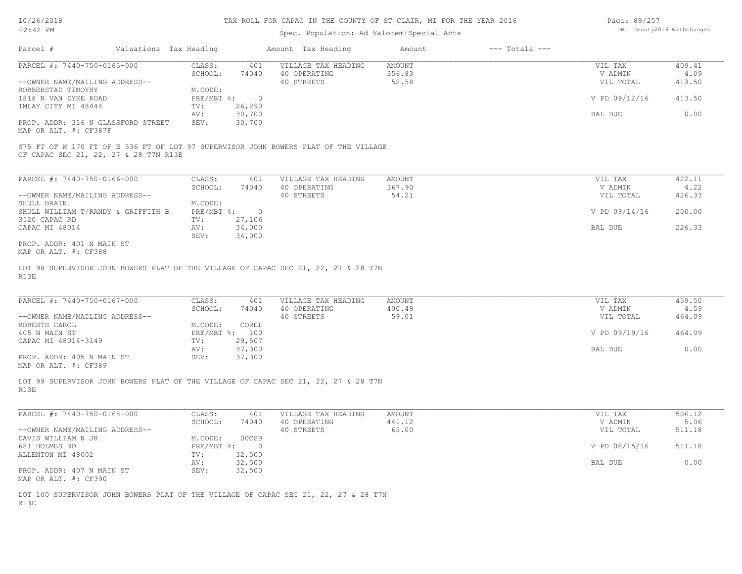# TAX ROLL FOR CAPAC IN THE COUNTY OF ST CLAIR, MI FOR THE YEAR 2016

Spec. Population: Ad Valorem+Special Acts

| Parcel # | Valuations | Tax Heading | Amount | Tax Heading | Amount | --- Totals --- | |
|---|---|---|---|---|---|---|---|
| PARCEL #: 7440-750-0165-000 | CLASS: | 401 | VILLAGE TAX HEADING | AMOUNT | | VIL TAX | 409.41 |
| | SCHOOL: | 74040 | 40 OPERATING | 356.83 | | V ADMIN | 4.09 |
| --OWNER NAME/MAILING ADDRESS-- | | | 40 STREETS | 52.58 | | VIL TOTAL | 413.50 |
| ROBBERSTAD TIMOYHY | M.CODE: | | | | | | |
| 1818 N VAN DYKE ROAD | PRE/MBT %: | 0 | | | | V PD 09/12/16 | 413.50 |
| IMLAY CITY MI 48444 | TV: | 26,290 | | | | | |
| | AV: | 30,700 | | | | BAL DUE | 0.00 |
| PROP. ADDR: 316 N GLASSFORD STREET | SEV: | 30,700 | | | | | |
| MAP OR ALT. #: CF387F | | | | | | | |

S75 FT OF W 170 FT OF E 536 FT OF LOT 97 SUPERVISOR JOHN BOWERS PLAT OF THE VILLAGE OF CAPAC SEC 21, 22, 27 & 28 T7N R13E

| Parcel # | Valuations | Tax Heading | Amount | Tax Heading | Amount | --- Totals --- | |
|---|---|---|---|---|---|---|---|
| PARCEL #: 7440-750-0166-000 | CLASS: | 401 | VILLAGE TAX HEADING | AMOUNT | | VIL TAX | 422.11 |
| | SCHOOL: | 74040 | 40 OPERATING | 367.90 | | V ADMIN | 4.22 |
| --OWNER NAME/MAILING ADDRESS-- | | | 40 STREETS | 54.21 | | VIL TOTAL | 426.33 |
| SHULL BRAIN | M.CODE: | | | | | | |
| SHULL WILLIAM T/RANDY & GRIFFITH B | PRE/MBT %: | 0 | | | | V PD 09/14/16 | 200.00 |
| 3520 CAPAC RD | TV: | 27,106 | | | | | |
| CAPAC MI 48014 | AV: | 34,000 | | | | BAL DUE | 226.33 |
| | SEV: | 34,000 | | | | | |
| PROP. ADDR: 401 N MAIN ST | | | | | | | |
| MAP OR ALT. #: CF388 | | | | | | | |

LOT 98 SUPERVISOR JOHN BOWERS PLAT OF THE VILLAGE OF CAPAC SEC 21, 22, 27 & 28 T7N R13E

| Parcel # | Valuations | Tax Heading | Amount | Tax Heading | Amount | --- Totals --- | |
|---|---|---|---|---|---|---|---|
| PARCEL #: 7440-750-0167-000 | CLASS: | 401 | VILLAGE TAX HEADING | AMOUNT | | VIL TAX | 459.50 |
| | SCHOOL: | 74040 | 40 OPERATING | 400.49 | | V ADMIN | 4.59 |
| --OWNER NAME/MAILING ADDRESS-- | | | 40 STREETS | 59.01 | | VIL TOTAL | 464.09 |
| ROBERTS CAROL | M.CODE: | COREL | | | | | |
| 405 N MAIN ST | PRE/MBT %: | 100 | | | | V PD 09/19/16 | 464.09 |
| CAPAC MI 48014-3149 | TV: | 29,507 | | | | | |
| | AV: | 37,300 | | | | BAL DUE | 0.00 |
| PROP. ADDR: 405 N MAIN ST | SEV: | 37,300 | | | | | |
| MAP OR ALT. #: CF389 | | | | | | | |

LOT 99 SUPERVISOR JOHN BOWERS PLAT OF THE VILLAGE OF CAPAC SEC 21, 22, 27 & 28 T7N R13E

| Parcel # | Valuations | Tax Heading | Amount | Tax Heading | Amount | --- Totals --- | |
|---|---|---|---|---|---|---|---|
| PARCEL #: 7440-750-0168-000 | CLASS: | 401 | VILLAGE TAX HEADING | AMOUNT | | VIL TAX | 506.12 |
| | SCHOOL: | 74040 | 40 OPERATING | 441.12 | | V ADMIN | 5.06 |
| --OWNER NAME/MAILING ADDRESS-- | | | 40 STREETS | 65.00 | | VIL TOTAL | 511.18 |
| DAVIS WILLIAM N JR | M.CODE: | 00CSB | | | | | |
| 681 HOLMES RD | PRE/MBT %: | 0 | | | | V PD 08/15/16 | 511.18 |
| ALLENTON MI 48002 | TV: | 32,500 | | | | | |
| | AV: | 32,500 | | | | BAL DUE | 0.00 |
| PROP. ADDR: 407 N MAIN ST | SEV: | 32,500 | | | | | |
| MAP OR ALT. #: CF390 | | | | | | | |

LOT 100 SUPERVISOR JOHN BOWERS PLAT OF THE VILLAGE OF CAPAC SEC 21, 22, 27 & 28 T7N R13E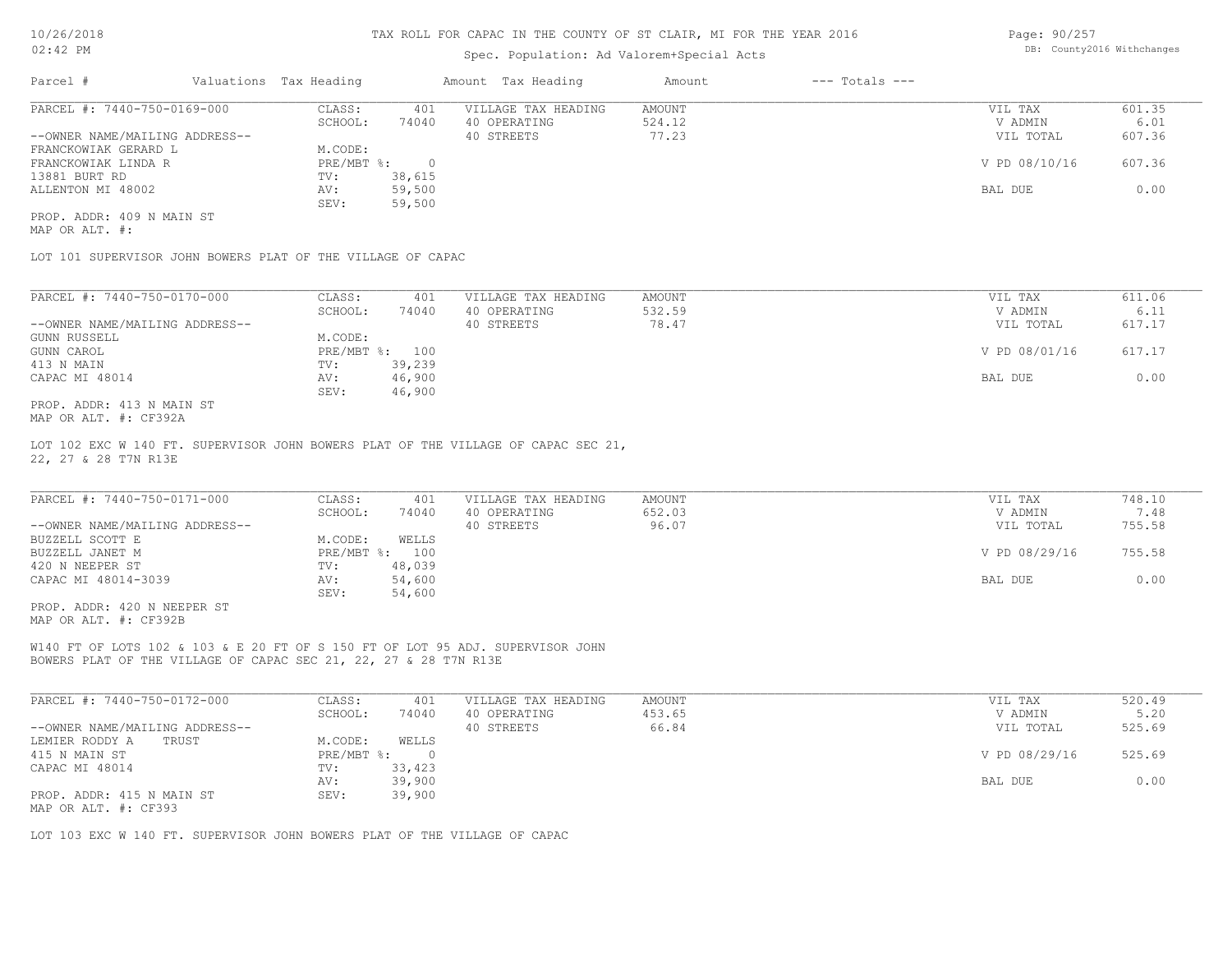# TAX ROLL FOR CAPAC IN THE COUNTY OF ST CLAIR, MI FOR THE YEAR 2016

Spec. Population: Ad Valorem+Special Acts

| Parcel # | Valuations | Tax Heading | Amount | Tax Heading | Amount | --- Totals --- | |
|---|---|---|---|---|---|---|---|
| PARCEL #: 7440-750-0169-000 | CLASS: | 401 | VILLAGE TAX HEADING | AMOUNT | | VIL TAX | 601.35 |
| | SCHOOL: | 74040 | 40 OPERATING | 524.12 | | V ADMIN | 6.01 |
| --OWNER NAME/MAILING ADDRESS-- | | | 40 STREETS | 77.23 | | VIL TOTAL | 607.36 |
| FRANCKOWIAK GERARD L | M.CODE: | | | | | | |
| FRANCKOWIAK LINDA R | PRE/MBT %: | 0 | | | | V PD 08/10/16 | 607.36 |
| 13881 BURT RD | TV: | 38,615 | | | | | |
| ALLENTON MI 48002 | AV: | 59,500 | | | | BAL DUE | 0.00 |
| | SEV: | 59,500 | | | | | |

PROP. ADDR: 409 N MAIN ST
MAP OR ALT. #:

LOT 101 SUPERVISOR JOHN BOWERS PLAT OF THE VILLAGE OF CAPAC

| Parcel # | Valuations | Tax Heading | Amount | Tax Heading | Amount | --- Totals --- | |
|---|---|---|---|---|---|---|---|
| PARCEL #: 7440-750-0170-000 | CLASS: | 401 | VILLAGE TAX HEADING | AMOUNT | | VIL TAX | 611.06 |
| | SCHOOL: | 74040 | 40 OPERATING | 532.59 | | V ADMIN | 6.11 |
| --OWNER NAME/MAILING ADDRESS-- | | | 40 STREETS | 78.47 | | VIL TOTAL | 617.17 |
| GUNN RUSSELL | M.CODE: | | | | | | |
| GUNN CAROL | PRE/MBT %: | 100 | | | | V PD 08/01/16 | 617.17 |
| 413 N MAIN | TV: | 39,239 | | | | | |
| CAPAC MI 48014 | AV: | 46,900 | | | | BAL DUE | 0.00 |
| | SEV: | 46,900 | | | | | |

PROP. ADDR: 413 N MAIN ST
MAP OR ALT. #: CF392A

LOT 102 EXC W 140 FT. SUPERVISOR JOHN BOWERS PLAT OF THE VILLAGE OF CAPAC SEC 21, 22, 27 & 28 T7N R13E

| Parcel # | Valuations | Tax Heading | Amount | Tax Heading | Amount | --- Totals --- | |
|---|---|---|---|---|---|---|---|
| PARCEL #: 7440-750-0171-000 | CLASS: | 401 | VILLAGE TAX HEADING | AMOUNT | | VIL TAX | 748.10 |
| | SCHOOL: | 74040 | 40 OPERATING | 652.03 | | V ADMIN | 7.48 |
| --OWNER NAME/MAILING ADDRESS-- | | | 40 STREETS | 96.07 | | VIL TOTAL | 755.58 |
| BUZZELL SCOTT E | M.CODE: | WELLS | | | | | |
| BUZZELL JANET M | PRE/MBT %: | 100 | | | | V PD 08/29/16 | 755.58 |
| 420 N NEEPER ST | TV: | 48,039 | | | | | |
| CAPAC MI 48014-3039 | AV: | 54,600 | | | | BAL DUE | 0.00 |
| | SEV: | 54,600 | | | | | |

PROP. ADDR: 420 N NEEPER ST
MAP OR ALT. #: CF392B

W140 FT OF LOTS 102 & 103 & E 20 FT OF S 150 FT OF LOT 95 ADJ. SUPERVISOR JOHN BOWERS PLAT OF THE VILLAGE OF CAPAC SEC 21, 22, 27 & 28 T7N R13E

| Parcel # | Valuations | Tax Heading | Amount | Tax Heading | Amount | --- Totals --- | |
|---|---|---|---|---|---|---|---|
| PARCEL #: 7440-750-0172-000 | CLASS: | 401 | VILLAGE TAX HEADING | AMOUNT | | VIL TAX | 520.49 |
| | SCHOOL: | 74040 | 40 OPERATING | 453.65 | | V ADMIN | 5.20 |
| --OWNER NAME/MAILING ADDRESS-- | | | 40 STREETS | 66.84 | | VIL TOTAL | 525.69 |
| LEMIER RODDY A TRUST | M.CODE: | WELLS | | | | | |
| 415 N MAIN ST | PRE/MBT %: | 0 | | | | V PD 08/29/16 | 525.69 |
| CAPAC MI 48014 | TV: | 33,423 | | | | | |
| | AV: | 39,900 | | | | BAL DUE | 0.00 |
| PROP. ADDR: 415 N MAIN ST | SEV: | 39,900 | | | | | |

MAP OR ALT. #: CF393

LOT 103 EXC W 140 FT. SUPERVISOR JOHN BOWERS PLAT OF THE VILLAGE OF CAPAC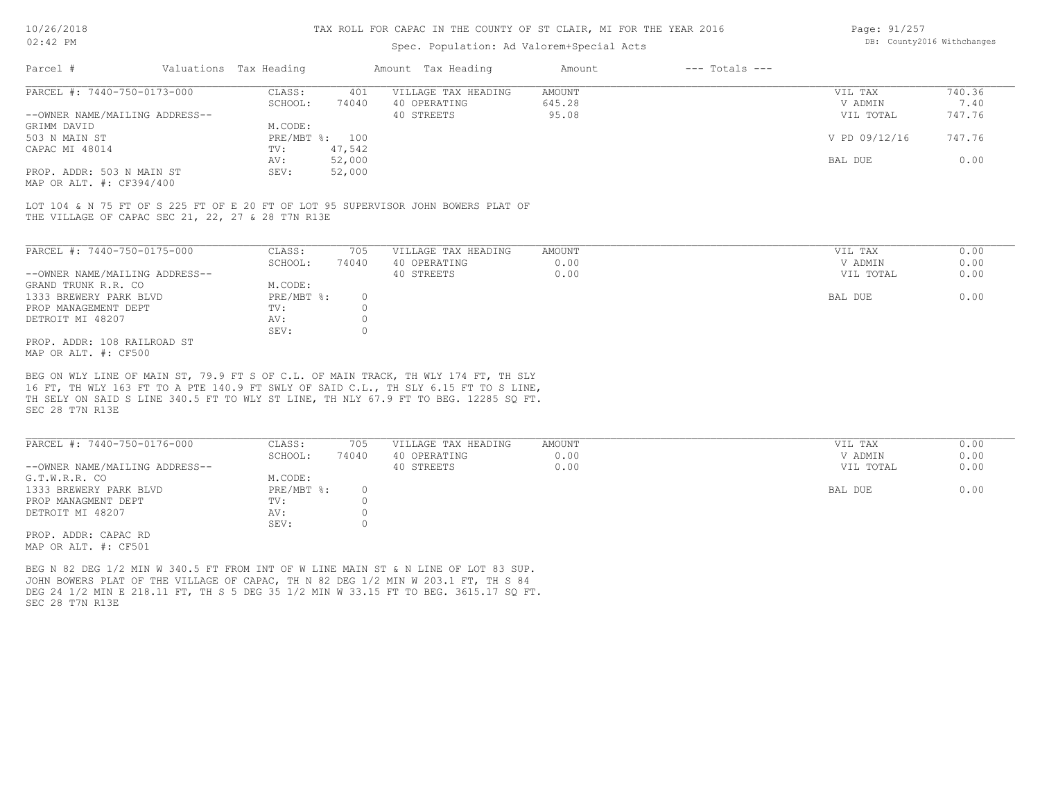TAX ROLL FOR CAPAC IN THE COUNTY OF ST CLAIR, MI FOR THE YEAR 2016

Spec. Population: Ad Valorem+Special Acts

| Parcel # | Valuations | Tax Heading | Amount | Tax Heading | Amount | --- Totals --- | |
|---|---|---|---|---|---|---|---|
| PARCEL #: 7440-750-0173-000 | CLASS: | 401 | VILLAGE TAX HEADING | AMOUNT | | VIL TAX | 740.36 |
| | SCHOOL: | 74040 | 40 OPERATING | 645.28 | | V ADMIN | 7.40 |
| --OWNER NAME/MAILING ADDRESS-- | | | 40 STREETS | 95.08 | | VIL TOTAL | 747.76 |
| GRIMM DAVID | M.CODE: | | | | | | |
| 503 N MAIN ST | PRE/MBT %: | 100 | | | | V PD 09/12/16 | 747.76 |
| CAPAC MI 48014 | TV: | 47,542 | | | | | |
| | AV: | 52,000 | | | | BAL DUE | 0.00 |
| PROP. ADDR: 503 N MAIN ST | SEV: | 52,000 | | | | | |
| MAP OR ALT. #: CF394/400 | | | | | | | |

LOT 104 & N 75 FT OF S 225 FT OF E 20 FT OF LOT 95 SUPERVISOR JOHN BOWERS PLAT OF THE VILLAGE OF CAPAC SEC 21, 22, 27 & 28 T7N R13E

| Parcel # | Valuations | Tax Heading | Amount | Tax Heading | Amount | --- Totals --- | |
|---|---|---|---|---|---|---|---|
| PARCEL #: 7440-750-0175-000 | CLASS: | 705 | VILLAGE TAX HEADING | AMOUNT | | VIL TAX | 0.00 |
| | SCHOOL: | 74040 | 40 OPERATING | 0.00 | | V ADMIN | 0.00 |
| --OWNER NAME/MAILING ADDRESS-- | | | 40 STREETS | 0.00 | | VIL TOTAL | 0.00 |
| GRAND TRUNK R.R. CO | M.CODE: | | | | | | |
| 1333 BREWERY PARK BLVD | PRE/MBT %: | 0 | | | | BAL DUE | 0.00 |
| PROP MANAGEMENT DEPT | TV: | 0 | | | | | |
| DETROIT MI 48207 | AV: | 0 | | | | | |
| | SEV: | 0 | | | | | |
| PROP. ADDR: 108 RAILROAD ST | | | | | | | |
| MAP OR ALT. #: CF500 | | | | | | | |

BEG ON WLY LINE OF MAIN ST, 79.9 FT S OF C.L. OF MAIN TRACK, TH WLY 174 FT, TH SLY 16 FT, TH WLY 163 FT TO A PTE 140.9 FT SWLY OF SAID C.L., TH SLY 6.15 FT TO S LINE, TH SELY ON SAID S LINE 340.5 FT TO WLY ST LINE, TH NLY 67.9 FT TO BEG. 12285 SQ FT. SEC 28 T7N R13E

| Parcel # | Valuations | Tax Heading | Amount | Tax Heading | Amount | --- Totals --- | |
|---|---|---|---|---|---|---|---|
| PARCEL #: 7440-750-0176-000 | CLASS: | 705 | VILLAGE TAX HEADING | AMOUNT | | VIL TAX | 0.00 |
| | SCHOOL: | 74040 | 40 OPERATING | 0.00 | | V ADMIN | 0.00 |
| --OWNER NAME/MAILING ADDRESS-- | | | 40 STREETS | 0.00 | | VIL TOTAL | 0.00 |
| G.T.W.R.R. CO | M.CODE: | | | | | | |
| 1333 BREWERY PARK BLVD | PRE/MBT %: | 0 | | | | BAL DUE | 0.00 |
| PROP MANAGMENT DEPT | TV: | 0 | | | | | |
| DETROIT MI 48207 | AV: | 0 | | | | | |
| | SEV: | 0 | | | | | |
| PROP. ADDR: CAPAC RD | | | | | | | |
| MAP OR ALT. #: CF501 | | | | | | | |

BEG N 82 DEG 1/2 MIN W 340.5 FT FROM INT OF W LINE MAIN ST & N LINE OF LOT 83 SUP. JOHN BOWERS PLAT OF THE VILLAGE OF CAPAC, TH N 82 DEG 1/2 MIN W 203.1 FT, TH S 84 DEG 24 1/2 MIN E 218.11 FT, TH S 5 DEG 35 1/2 MIN W 33.15 FT TO BEG. 3615.17 SQ FT. SEC 28 T7N R13E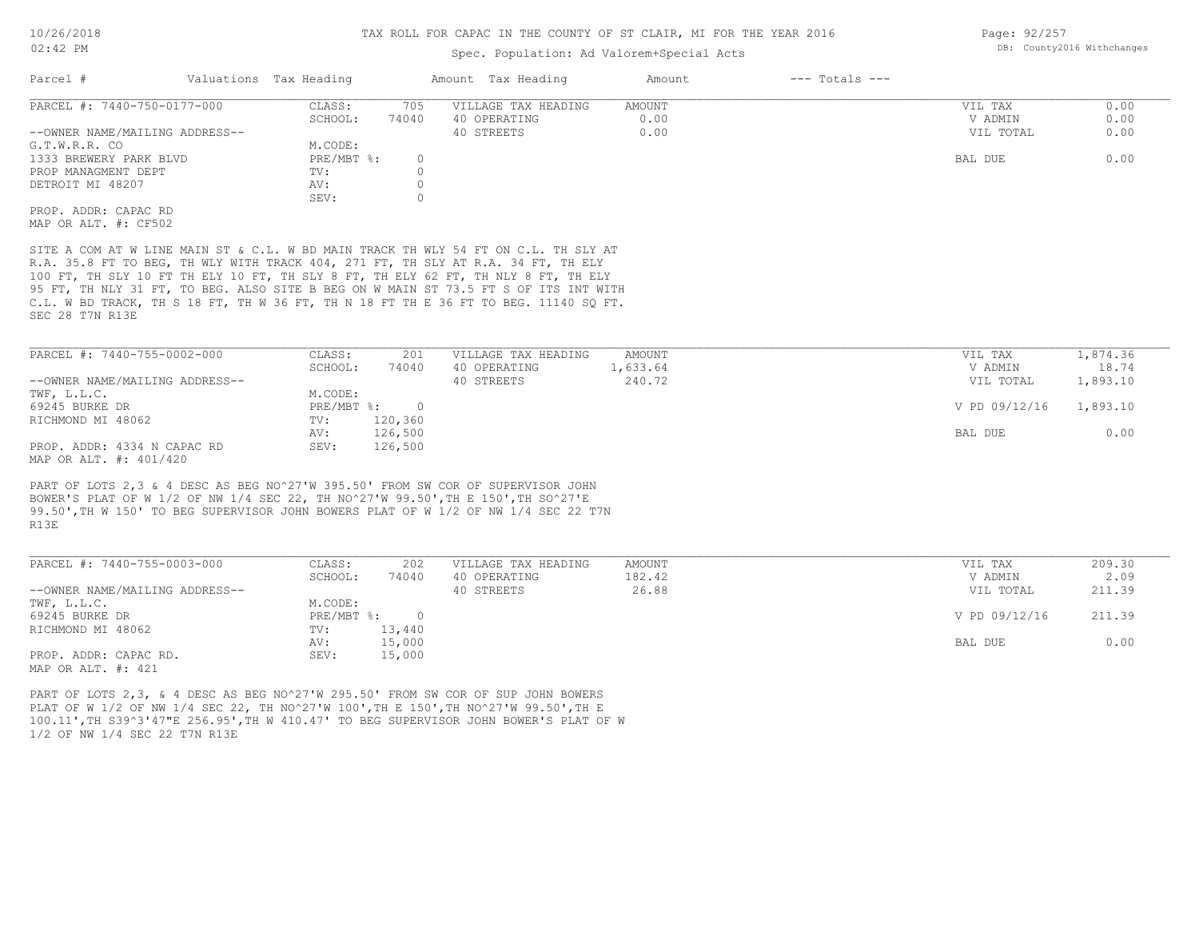# TAX ROLL FOR CAPAC IN THE COUNTY OF ST CLAIR, MI FOR THE YEAR 2016

Spec. Population: Ad Valorem+Special Acts

DB: County2016 Withchanges

10/26/2018
02:42 PM

| Parcel # | Valuations | Tax Heading | Amount | Tax Heading | Amount | --- Totals --- | |
|---|---|---|---|---|---|---|---|

## PARCEL #: 7440-750-0177-000

| | | | | | |
|---|---|---|---|---|---|
| CLASS: | 705 | VILLAGE TAX HEADING | AMOUNT | VIL TAX | 0.00 |
| SCHOOL: | 74040 | 40 OPERATING | 0.00 | V ADMIN | 0.00 |
| | | 40 STREETS | 0.00 | VIL TOTAL | 0.00 |
| M.CODE: | | | | | |
| PRE/MBT %: | 0 | | | BAL DUE | 0.00 |
| TV: | 0 | | | | |
| AV: | 0 | | | | |
| SEV: | 0 | | | | |

--OWNER NAME/MAILING ADDRESS--
G.T.W.R.R. CO
1333 BREWERY PARK BLVD
PROP MANAGMENT DEPT
DETROIT MI 48207

PROP. ADDR: CAPAC RD
MAP OR ALT. #: CF502

SITE A COM AT W LINE MAIN ST & C.L. W BD MAIN TRACK TH WLY 54 FT ON C.L. TH SLY AT R.A. 35.8 FT TO BEG, TH WLY WITH TRACK 404, 271 FT, TH SLY AT R.A. 34 FT, TH ELY 100 FT, TH SLY 10 FT TH ELY 10 FT, TH SLY 8 FT, TH ELY 62 FT, TH NLY 8 FT, TH ELY 95 FT, TH NLY 31 FT, TO BEG. ALSO SITE B BEG ON W MAIN ST 73.5 FT S OF ITS INT WITH C.L. W BD TRACK, TH S 18 FT, TH W 36 FT, TH N 18 FT TH E 36 FT TO BEG. 11140 SQ FT. SEC 28 T7N R13E

## PARCEL #: 7440-755-0002-000

| | | | | | |
|---|---|---|---|---|---|
| CLASS: | 201 | VILLAGE TAX HEADING | AMOUNT | VIL TAX | 1,874.36 |
| SCHOOL: | 74040 | 40 OPERATING | 1,633.64 | V ADMIN | 18.74 |
| | | 40 STREETS | 240.72 | VIL TOTAL | 1,893.10 |
| M.CODE: | | | | | |
| PRE/MBT %: | 0 | | | V PD 09/12/16 | 1,893.10 |
| TV: | 120,360 | | | | |
| AV: | 126,500 | | | BAL DUE | 0.00 |
| SEV: | 126,500 | | | | |

--OWNER NAME/MAILING ADDRESS--
TWF, L.L.C.
69245 BURKE DR
RICHMOND MI 48062

PROP. ADDR: 4334 N CAPAC RD
MAP OR ALT. #: 401/420

PART OF LOTS 2,3 & 4 DESC AS BEG NO^27'W 395.50' FROM SW COR OF SUPERVISOR JOHN BOWER'S PLAT OF W 1/2 OF NW 1/4 SEC 22, TH NO^27'W 99.50',TH E 150',TH SO^27'E 99.50',TH W 150' TO BEG SUPERVISOR JOHN BOWERS PLAT OF W 1/2 OF NW 1/4 SEC 22 T7N R13E

## PARCEL #: 7440-755-0003-000

| | | | | | |
|---|---|---|---|---|---|
| CLASS: | 202 | VILLAGE TAX HEADING | AMOUNT | VIL TAX | 209.30 |
| SCHOOL: | 74040 | 40 OPERATING | 182.42 | V ADMIN | 2.09 |
| | | 40 STREETS | 26.88 | VIL TOTAL | 211.39 |
| M.CODE: | | | | | |
| PRE/MBT %: | 0 | | | V PD 09/12/16 | 211.39 |
| TV: | 13,440 | | | | |
| AV: | 15,000 | | | BAL DUE | 0.00 |
| SEV: | 15,000 | | | | |

--OWNER NAME/MAILING ADDRESS--
TWF, L.L.C.
69245 BURKE DR
RICHMOND MI 48062

PROP. ADDR: CAPAC RD.
MAP OR ALT. #: 421

PART OF LOTS 2,3, & 4 DESC AS BEG NO^27'W 295.50' FROM SW COR OF SUP JOHN BOWERS PLAT OF W 1/2 OF NW 1/4 SEC 22, TH NO^27'W 100',TH E 150',TH NO^27'W 99.50',TH E 100.11',TH S39^3'47"E 256.95',TH W 410.47' TO BEG SUPERVISOR JOHN BOWER'S PLAT OF W 1/2 OF NW 1/4 SEC 22 T7N R13E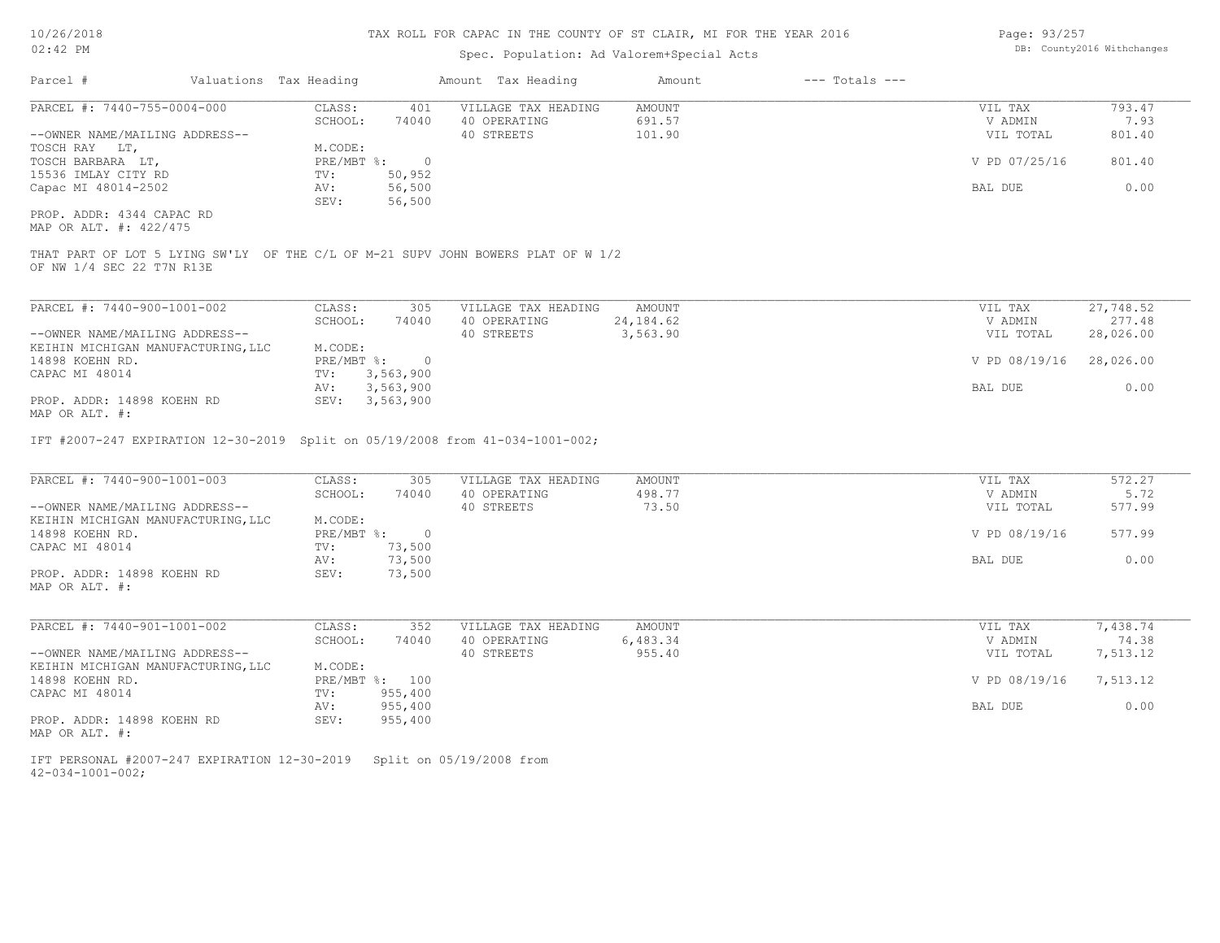# TAX ROLL FOR CAPAC IN THE COUNTY OF ST CLAIR, MI FOR THE YEAR 2016

Spec. Population: Ad Valorem+Special Acts

| Parcel # | Valuations | Tax Heading | Amount | Tax Heading | Amount | --- Totals --- | |
|---|---|---|---|---|---|---|---|
| PARCEL #: 7440-755-0004-000 | CLASS: | 401 | VILLAGE TAX HEADING | AMOUNT | | VIL TAX | 793.47 |
| | SCHOOL: | 74040 | 40 OPERATING | 691.57 | | V ADMIN | 7.93 |
| --OWNER NAME/MAILING ADDRESS-- | | | 40 STREETS | 101.90 | | VIL TOTAL | 801.40 |
| TOSCH RAY LT, | M.CODE: | | | | | | |
| TOSCH BARBARA LT, | PRE/MBT %: | 0 | | | | V PD 07/25/16 | 801.40 |
| 15536 IMLAY CITY RD | TV: | 50,952 | | | | | |
| Capac MI 48014-2502 | AV: | 56,500 | | | | BAL DUE | 0.00 |
| | SEV: | 56,500 | | | | | |
| PROP. ADDR: 4344 CAPAC RD | | | | | | | |
| MAP OR ALT. #: 422/475 | | | | | | | |

THAT PART OF LOT 5 LYING SW'LY OF THE C/L OF M-21 SUPV JOHN BOWERS PLAT OF W 1/2 OF NW 1/4 SEC 22 T7N R13E

| Parcel # | Valuations | Tax Heading | Amount | Tax Heading | Amount | --- Totals --- | |
|---|---|---|---|---|---|---|---|
| PARCEL #: 7440-900-1001-002 | CLASS: | 305 | VILLAGE TAX HEADING | AMOUNT | | VIL TAX | 27,748.52 |
| | SCHOOL: | 74040 | 40 OPERATING | 24,184.62 | | V ADMIN | 277.48 |
| --OWNER NAME/MAILING ADDRESS-- | | | 40 STREETS | 3,563.90 | | VIL TOTAL | 28,026.00 |
| KEIHIN MICHIGAN MANUFACTURING,LLC | M.CODE: | | | | | | |
| 14898 KOEHN RD. | PRE/MBT %: | 0 | | | | V PD 08/19/16 | 28,026.00 |
| CAPAC MI 48014 | TV: | 3,563,900 | | | | | |
| | AV: | 3,563,900 | | | | BAL DUE | 0.00 |
| PROP. ADDR: 14898 KOEHN RD | SEV: | 3,563,900 | | | | | |
| MAP OR ALT. #: | | | | | | | |

IFT #2007-247 EXPIRATION 12-30-2019 Split on 05/19/2008 from 41-034-1001-002;

| Parcel # | Valuations | Tax Heading | Amount | Tax Heading | Amount | --- Totals --- | |
|---|---|---|---|---|---|---|---|
| PARCEL #: 7440-900-1001-003 | CLASS: | 305 | VILLAGE TAX HEADING | AMOUNT | | VIL TAX | 572.27 |
| | SCHOOL: | 74040 | 40 OPERATING | 498.77 | | V ADMIN | 5.72 |
| --OWNER NAME/MAILING ADDRESS-- | | | 40 STREETS | 73.50 | | VIL TOTAL | 577.99 |
| KEIHIN MICHIGAN MANUFACTURING,LLC | M.CODE: | | | | | | |
| 14898 KOEHN RD. | PRE/MBT %: | 0 | | | | V PD 08/19/16 | 577.99 |
| CAPAC MI 48014 | TV: | 73,500 | | | | | |
| | AV: | 73,500 | | | | BAL DUE | 0.00 |
| PROP. ADDR: 14898 KOEHN RD | SEV: | 73,500 | | | | | |
| MAP OR ALT. #: | | | | | | | |

| Parcel # | Valuations | Tax Heading | Amount | Tax Heading | Amount | --- Totals --- | |
|---|---|---|---|---|---|---|---|
| PARCEL #: 7440-901-1001-002 | CLASS: | 352 | VILLAGE TAX HEADING | AMOUNT | | VIL TAX | 7,438.74 |
| | SCHOOL: | 74040 | 40 OPERATING | 6,483.34 | | V ADMIN | 74.38 |
| --OWNER NAME/MAILING ADDRESS-- | | | 40 STREETS | 955.40 | | VIL TOTAL | 7,513.12 |
| KEIHIN MICHIGAN MANUFACTURING,LLC | M.CODE: | | | | | | |
| 14898 KOEHN RD. | PRE/MBT %: | 100 | | | | V PD 08/19/16 | 7,513.12 |
| CAPAC MI 48014 | TV: | 955,400 | | | | | |
| | AV: | 955,400 | | | | BAL DUE | 0.00 |
| PROP. ADDR: 14898 KOEHN RD | SEV: | 955,400 | | | | | |
| MAP OR ALT. #: | | | | | | | |

IFT PERSONAL #2007-247 EXPIRATION 12-30-2019 Split on 05/19/2008 from 42-034-1001-002;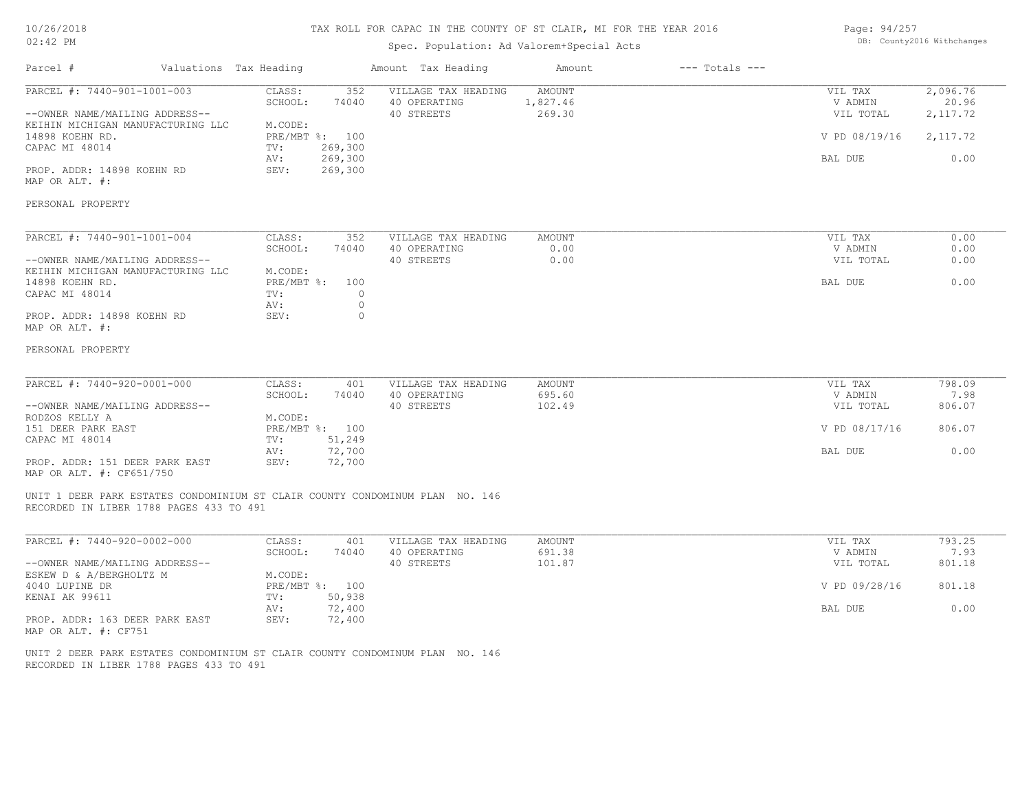# TAX ROLL FOR CAPAC IN THE COUNTY OF ST CLAIR, MI FOR THE YEAR 2016

Spec. Population: Ad Valorem+Special Acts

| Parcel # | Valuations | Tax Heading | Amount | Tax Heading | Amount | --- Totals --- |
|---|---|---|---|---|---|---|

---

**PARCEL #: 7440-901-1001-003**

| | | | | | |
|---|---|---|---|---|---|
| CLASS: | 352 | VILLAGE TAX HEADING | AMOUNT | VIL TAX | 2,096.76 |
| SCHOOL: | 74040 | 40 OPERATING | 1,827.46 | V ADMIN | 20.96 |
| | | 40 STREETS | 269.30 | VIL TOTAL | 2,117.72 |
| M.CODE: | | | | | |
| PRE/MBT %: | 100 | | | V PD 08/19/16 | 2,117.72 |
| TV: | 269,300 | | | | |
| AV: | 269,300 | | | BAL DUE | 0.00 |
| SEV: | 269,300 | | | | |

--OWNER NAME/MAILING ADDRESS--
KEIHIN MICHIGAN MANUFACTURING LLC
14898 KOEHN RD.
CAPAC MI 48014

PROP. ADDR: 14898 KOEHN RD
MAP OR ALT. #:

PERSONAL PROPERTY

---

**PARCEL #: 7440-901-1001-004**

| | | | | | |
|---|---|---|---|---|---|
| CLASS: | 352 | VILLAGE TAX HEADING | AMOUNT | VIL TAX | 0.00 |
| SCHOOL: | 74040 | 40 OPERATING | 0.00 | V ADMIN | 0.00 |
| | | 40 STREETS | 0.00 | VIL TOTAL | 0.00 |
| M.CODE: | | | | | |
| PRE/MBT %: | 100 | | | BAL DUE | 0.00 |
| TV: | 0 | | | | |
| AV: | 0 | | | | |
| SEV: | 0 | | | | |

--OWNER NAME/MAILING ADDRESS--
KEIHIN MICHIGAN MANUFACTURING LLC
14898 KOEHN RD.
CAPAC MI 48014

PROP. ADDR: 14898 KOEHN RD
MAP OR ALT. #:

PERSONAL PROPERTY

---

**PARCEL #: 7440-920-0001-000**

| | | | | | |
|---|---|---|---|---|---|
| CLASS: | 401 | VILLAGE TAX HEADING | AMOUNT | VIL TAX | 798.09 |
| SCHOOL: | 74040 | 40 OPERATING | 695.60 | V ADMIN | 7.98 |
| | | 40 STREETS | 102.49 | VIL TOTAL | 806.07 |
| M.CODE: | | | | | |
| PRE/MBT %: | 100 | | | V PD 08/17/16 | 806.07 |
| TV: | 51,249 | | | | |
| AV: | 72,700 | | | BAL DUE | 0.00 |
| SEV: | 72,700 | | | | |

--OWNER NAME/MAILING ADDRESS--
RODZOS KELLY A
151 DEER PARK EAST
CAPAC MI 48014

PROP. ADDR: 151 DEER PARK EAST
MAP OR ALT. #: CF651/750

UNIT 1 DEER PARK ESTATES CONDOMINIUM ST CLAIR COUNTY CONDOMINUM PLAN NO. 146
RECORDED IN LIBER 1788 PAGES 433 TO 491

---

**PARCEL #: 7440-920-0002-000**

| | | | | | |
|---|---|---|---|---|---|
| CLASS: | 401 | VILLAGE TAX HEADING | AMOUNT | VIL TAX | 793.25 |
| SCHOOL: | 74040 | 40 OPERATING | 691.38 | V ADMIN | 7.93 |
| | | 40 STREETS | 101.87 | VIL TOTAL | 801.18 |
| M.CODE: | | | | | |
| PRE/MBT %: | 100 | | | V PD 09/28/16 | 801.18 |
| TV: | 50,938 | | | | |
| AV: | 72,400 | | | BAL DUE | 0.00 |
| SEV: | 72,400 | | | | |

--OWNER NAME/MAILING ADDRESS--
ESKEW D & A/BERGHOLTZ M
4040 LUPINE DR
KENAI AK 99611

PROP. ADDR: 163 DEER PARK EAST
MAP OR ALT. #: CF751

UNIT 2 DEER PARK ESTATES CONDOMINIUM ST CLAIR COUNTY CONDOMINUM PLAN NO. 146
RECORDED IN LIBER 1788 PAGES 433 TO 491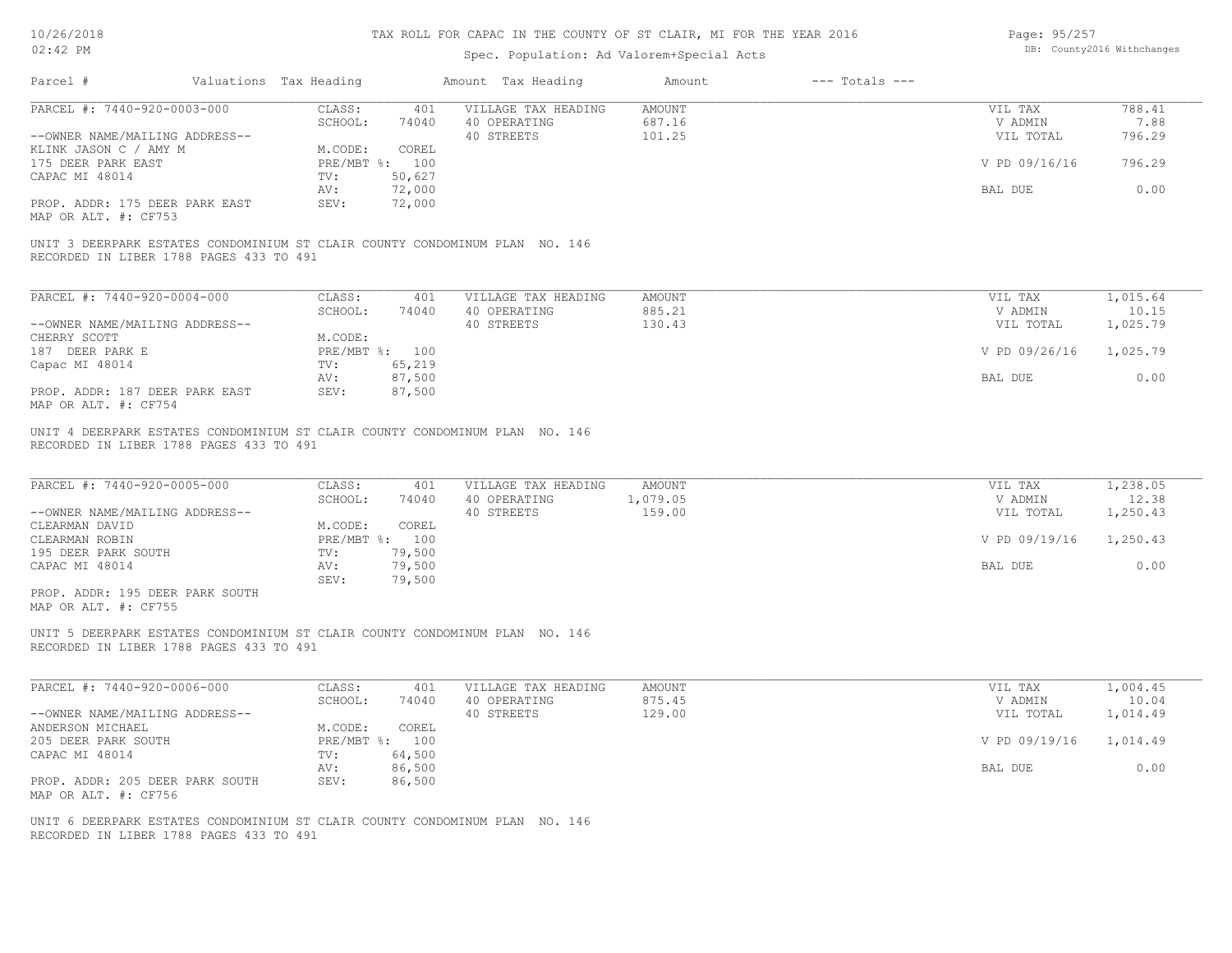# TAX ROLL FOR CAPAC IN THE COUNTY OF ST CLAIR, MI FOR THE YEAR 2016

Spec. Population: Ad Valorem+Special Acts

DB: County2016 Withchanges

| Parcel # | Valuations | Tax Heading | Amount | Tax Heading | Amount | --- Totals --- | |
|---|---|---|---|---|---|---|---|

**PARCEL #: 7440-920-0003-000**

| | | | | | | |
|---|---|---|---|---|---|---|
| --OWNER NAME/MAILING ADDRESS-- | CLASS: | 401 | VILLAGE TAX HEADING | AMOUNT | VIL TAX | 788.41 |
| KLINK JASON C / AMY M | SCHOOL: | 74040 | 40 OPERATING | 687.16 | V ADMIN | 7.88 |
| 175 DEER PARK EAST | M.CODE: | COREL | 40 STREETS | 101.25 | VIL TOTAL | 796.29 |
| CAPAC MI 48014 | PRE/MBT %: | 100 | | | V PD 09/16/16 | 796.29 |
| | TV: | 50,627 | | | | |
| | AV: | 72,000 | | | BAL DUE | 0.00 |
| PROP. ADDR: 175 DEER PARK EAST | SEV: | 72,000 | | | | |
| MAP OR ALT. #: CF753 | | | | | | |

UNIT 3 DEERPARK ESTATES CONDOMINIUM ST CLAIR COUNTY CONDOMINUM PLAN NO. 146
RECORDED IN LIBER 1788 PAGES 433 TO 491

**PARCEL #: 7440-920-0004-000**

| | | | | | | |
|---|---|---|---|---|---|---|
| --OWNER NAME/MAILING ADDRESS-- | CLASS: | 401 | VILLAGE TAX HEADING | AMOUNT | VIL TAX | 1,015.64 |
| CHERRY SCOTT | SCHOOL: | 74040 | 40 OPERATING | 885.21 | V ADMIN | 10.15 |
| 187 DEER PARK E | M.CODE: | | 40 STREETS | 130.43 | VIL TOTAL | 1,025.79 |
| Capac MI 48014 | PRE/MBT %: | 100 | | | V PD 09/26/16 | 1,025.79 |
| | TV: | 65,219 | | | | |
| | AV: | 87,500 | | | BAL DUE | 0.00 |
| PROP. ADDR: 187 DEER PARK EAST | SEV: | 87,500 | | | | |
| MAP OR ALT. #: CF754 | | | | | | |

UNIT 4 DEERPARK ESTATES CONDOMINIUM ST CLAIR COUNTY CONDOMINUM PLAN NO. 146
RECORDED IN LIBER 1788 PAGES 433 TO 491

**PARCEL #: 7440-920-0005-000**

| | | | | | | |
|---|---|---|---|---|---|---|
| --OWNER NAME/MAILING ADDRESS-- | CLASS: | 401 | VILLAGE TAX HEADING | AMOUNT | VIL TAX | 1,238.05 |
| CLEARMAN DAVID | SCHOOL: | 74040 | 40 OPERATING | 1,079.05 | V ADMIN | 12.38 |
| CLEARMAN ROBIN | M.CODE: | COREL | 40 STREETS | 159.00 | VIL TOTAL | 1,250.43 |
| 195 DEER PARK SOUTH | PRE/MBT %: | 100 | | | V PD 09/19/16 | 1,250.43 |
| CAPAC MI 48014 | TV: | 79,500 | | | | |
| | AV: | 79,500 | | | BAL DUE | 0.00 |
| | SEV: | 79,500 | | | | |
| PROP. ADDR: 195 DEER PARK SOUTH | | | | | | |
| MAP OR ALT. #: CF755 | | | | | | |

UNIT 5 DEERPARK ESTATES CONDOMINIUM ST CLAIR COUNTY CONDOMINUM PLAN NO. 146
RECORDED IN LIBER 1788 PAGES 433 TO 491

**PARCEL #: 7440-920-0006-000**

| | | | | | | |
|---|---|---|---|---|---|---|
| --OWNER NAME/MAILING ADDRESS-- | CLASS: | 401 | VILLAGE TAX HEADING | AMOUNT | VIL TAX | 1,004.45 |
| ANDERSON MICHAEL | SCHOOL: | 74040 | 40 OPERATING | 875.45 | V ADMIN | 10.04 |
| 205 DEER PARK SOUTH | M.CODE: | COREL | 40 STREETS | 129.00 | VIL TOTAL | 1,014.49 |
| CAPAC MI 48014 | PRE/MBT %: | 100 | | | V PD 09/19/16 | 1,014.49 |
| | TV: | 64,500 | | | | |
| | AV: | 86,500 | | | BAL DUE | 0.00 |
| PROP. ADDR: 205 DEER PARK SOUTH | SEV: | 86,500 | | | | |
| MAP OR ALT. #: CF756 | | | | | | |

UNIT 6 DEERPARK ESTATES CONDOMINIUM ST CLAIR COUNTY CONDOMINUM PLAN NO. 146
RECORDED IN LIBER 1788 PAGES 433 TO 491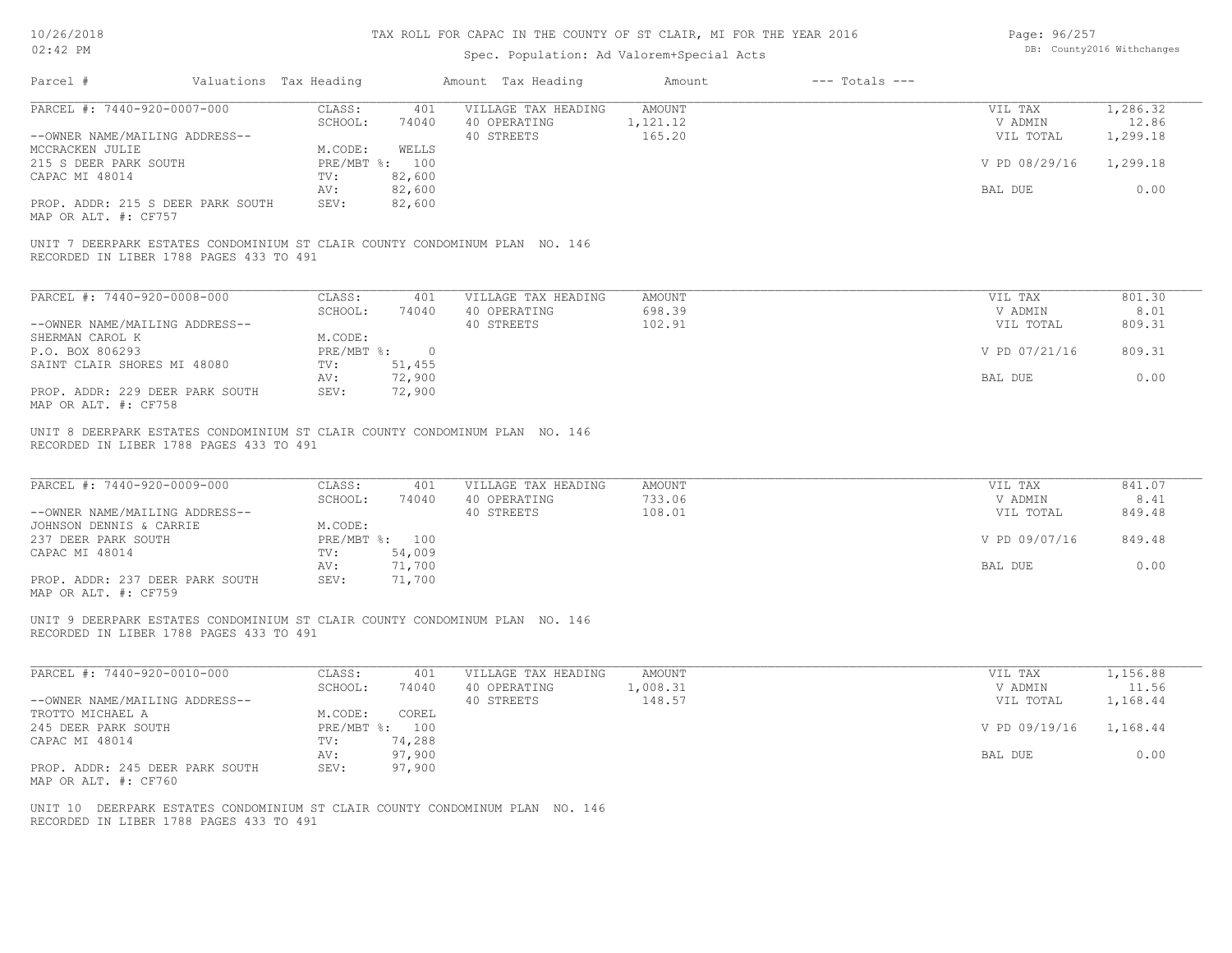# TAX ROLL FOR CAPAC IN THE COUNTY OF ST CLAIR, MI FOR THE YEAR 2016

Spec. Population: Ad Valorem+Special Acts

| Parcel # | Valuations Tax Heading | | Amount Tax Heading | Amount | --- Totals --- | | |
|---|---|---|---|---|---|---|---|
| PARCEL #: 7440-920-0007-000 | CLASS: | 401 | VILLAGE TAX HEADING | AMOUNT | | VIL TAX | 1,286.32 |
| | SCHOOL: | 74040 | 40 OPERATING | 1,121.12 | | V ADMIN | 12.86 |
| --OWNER NAME/MAILING ADDRESS-- | | | 40 STREETS | 165.20 | | VIL TOTAL | 1,299.18 |
| MCCRACKEN JULIE | M.CODE: | WELLS | | | | | |
| 215 S DEER PARK SOUTH | PRE/MBT %: | 100 | | | | V PD 08/29/16 | 1,299.18 |
| CAPAC MI 48014 | TV: | 82,600 | | | | | |
| | AV: | 82,600 | | | | BAL DUE | 0.00 |
| PROP. ADDR: 215 S DEER PARK SOUTH | SEV: | 82,600 | | | | | |
| MAP OR ALT. #: CF757 | | | | | | | |

UNIT 7 DEERPARK ESTATES CONDOMINIUM ST CLAIR COUNTY CONDOMINUM PLAN NO. 146
RECORDED IN LIBER 1788 PAGES 433 TO 491

| Parcel # | Valuations Tax Heading | | Amount Tax Heading | Amount | --- Totals --- | | |
|---|---|---|---|---|---|---|---|
| PARCEL #: 7440-920-0008-000 | CLASS: | 401 | VILLAGE TAX HEADING | AMOUNT | | VIL TAX | 801.30 |
| | SCHOOL: | 74040 | 40 OPERATING | 698.39 | | V ADMIN | 8.01 |
| --OWNER NAME/MAILING ADDRESS-- | | | 40 STREETS | 102.91 | | VIL TOTAL | 809.31 |
| SHERMAN CAROL K | M.CODE: | | | | | | |
| P.O. BOX 806293 | PRE/MBT %: | 0 | | | | V PD 07/21/16 | 809.31 |
| SAINT CLAIR SHORES MI 48080 | TV: | 51,455 | | | | | |
| | AV: | 72,900 | | | | BAL DUE | 0.00 |
| PROP. ADDR: 229 DEER PARK SOUTH | SEV: | 72,900 | | | | | |
| MAP OR ALT. #: CF758 | | | | | | | |

UNIT 8 DEERPARK ESTATES CONDOMINIUM ST CLAIR COUNTY CONDOMINUM PLAN NO. 146
RECORDED IN LIBER 1788 PAGES 433 TO 491

| Parcel # | Valuations Tax Heading | | Amount Tax Heading | Amount | --- Totals --- | | |
|---|---|---|---|---|---|---|---|
| PARCEL #: 7440-920-0009-000 | CLASS: | 401 | VILLAGE TAX HEADING | AMOUNT | | VIL TAX | 841.07 |
| | SCHOOL: | 74040 | 40 OPERATING | 733.06 | | V ADMIN | 8.41 |
| --OWNER NAME/MAILING ADDRESS-- | | | 40 STREETS | 108.01 | | VIL TOTAL | 849.48 |
| JOHNSON DENNIS & CARRIE | M.CODE: | | | | | | |
| 237 DEER PARK SOUTH | PRE/MBT %: | 100 | | | | V PD 09/07/16 | 849.48 |
| CAPAC MI 48014 | TV: | 54,009 | | | | | |
| | AV: | 71,700 | | | | BAL DUE | 0.00 |
| PROP. ADDR: 237 DEER PARK SOUTH | SEV: | 71,700 | | | | | |
| MAP OR ALT. #: CF759 | | | | | | | |

UNIT 9 DEERPARK ESTATES CONDOMINIUM ST CLAIR COUNTY CONDOMINUM PLAN NO. 146
RECORDED IN LIBER 1788 PAGES 433 TO 491

| Parcel # | Valuations Tax Heading | | Amount Tax Heading | Amount | --- Totals --- | | |
|---|---|---|---|---|---|---|---|
| PARCEL #: 7440-920-0010-000 | CLASS: | 401 | VILLAGE TAX HEADING | AMOUNT | | VIL TAX | 1,156.88 |
| | SCHOOL: | 74040 | 40 OPERATING | 1,008.31 | | V ADMIN | 11.56 |
| --OWNER NAME/MAILING ADDRESS-- | | | 40 STREETS | 148.57 | | VIL TOTAL | 1,168.44 |
| TROTTO MICHAEL A | M.CODE: | COREL | | | | | |
| 245 DEER PARK SOUTH | PRE/MBT %: | 100 | | | | V PD 09/19/16 | 1,168.44 |
| CAPAC MI 48014 | TV: | 74,288 | | | | | |
| | AV: | 97,900 | | | | BAL DUE | 0.00 |
| PROP. ADDR: 245 DEER PARK SOUTH | SEV: | 97,900 | | | | | |
| MAP OR ALT. #: CF760 | | | | | | | |

UNIT 10 DEERPARK ESTATES CONDOMINIUM ST CLAIR COUNTY CONDOMINUM PLAN NO. 146
RECORDED IN LIBER 1788 PAGES 433 TO 491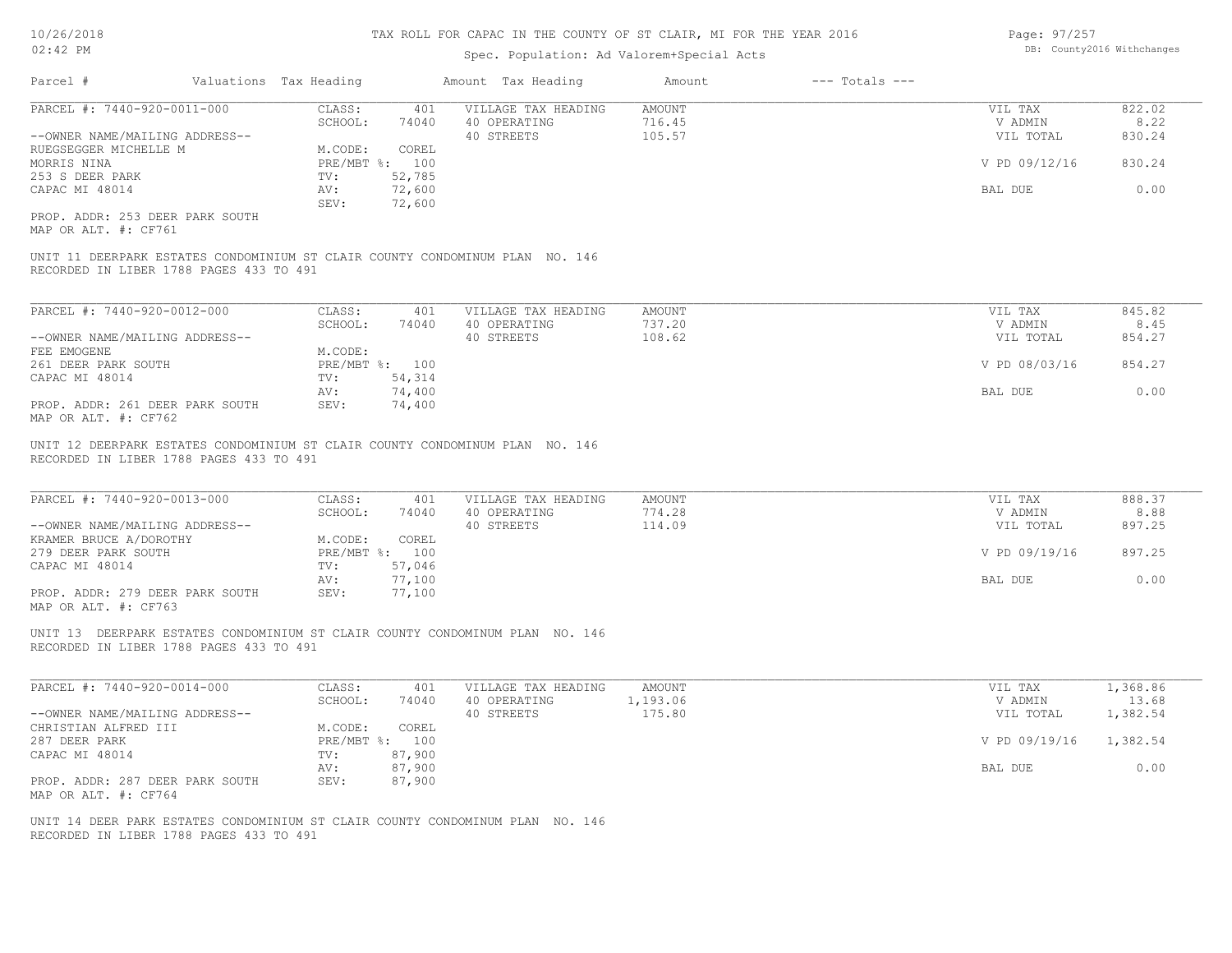# TAX ROLL FOR CAPAC IN THE COUNTY OF ST CLAIR, MI FOR THE YEAR 2016

Spec. Population: Ad Valorem+Special Acts

| Parcel # | Valuations | Tax Heading | Amount | Tax Heading | Amount | --- Totals --- | |
|---|---|---|---|---|---|---|---|

---

PARCEL #: 7440-920-0011-000

| | | | | | |
|---|---|---|---|---|---|
| CLASS: | 401 | VILLAGE TAX HEADING | AMOUNT | VIL TAX | 822.02 |
| SCHOOL: | 74040 | 40 OPERATING | 716.45 | V ADMIN | 8.22 |
| | | 40 STREETS | 105.57 | VIL TOTAL | 830.24 |
| M.CODE: | COREL | | | | |
| PRE/MBT %: | 100 | | | V PD 09/12/16 | 830.24 |
| TV: | 52,785 | | | | |
| AV: | 72,600 | | | BAL DUE | 0.00 |
| SEV: | 72,600 | | | | |

--OWNER NAME/MAILING ADDRESS--
RUEGSEGGER MICHELLE M
MORRIS NINA
253 S DEER PARK
CAPAC MI 48014

PROP. ADDR: 253 DEER PARK SOUTH
MAP OR ALT. #: CF761

UNIT 11 DEERPARK ESTATES CONDOMINIUM ST CLAIR COUNTY CONDOMINUM PLAN NO. 146
RECORDED IN LIBER 1788 PAGES 433 TO 491

---

PARCEL #: 7440-920-0012-000

| | | | | | |
|---|---|---|---|---|---|
| CLASS: | 401 | VILLAGE TAX HEADING | AMOUNT | VIL TAX | 845.82 |
| SCHOOL: | 74040 | 40 OPERATING | 737.20 | V ADMIN | 8.45 |
| | | 40 STREETS | 108.62 | VIL TOTAL | 854.27 |
| M.CODE: | | | | | |
| PRE/MBT %: | 100 | | | V PD 08/03/16 | 854.27 |
| TV: | 54,314 | | | | |
| AV: | 74,400 | | | BAL DUE | 0.00 |
| SEV: | 74,400 | | | | |

--OWNER NAME/MAILING ADDRESS--
FEE EMOGENE
261 DEER PARK SOUTH
CAPAC MI 48014

PROP. ADDR: 261 DEER PARK SOUTH
MAP OR ALT. #: CF762

UNIT 12 DEERPARK ESTATES CONDOMINIUM ST CLAIR COUNTY CONDOMINUM PLAN NO. 146
RECORDED IN LIBER 1788 PAGES 433 TO 491

---

PARCEL #: 7440-920-0013-000

| | | | | | |
|---|---|---|---|---|---|
| CLASS: | 401 | VILLAGE TAX HEADING | AMOUNT | VIL TAX | 888.37 |
| SCHOOL: | 74040 | 40 OPERATING | 774.28 | V ADMIN | 8.88 |
| | | 40 STREETS | 114.09 | VIL TOTAL | 897.25 |
| M.CODE: | COREL | | | | |
| PRE/MBT %: | 100 | | | V PD 09/19/16 | 897.25 |
| TV: | 57,046 | | | | |
| AV: | 77,100 | | | BAL DUE | 0.00 |
| SEV: | 77,100 | | | | |

--OWNER NAME/MAILING ADDRESS--
KRAMER BRUCE A/DOROTHY
279 DEER PARK SOUTH
CAPAC MI 48014

PROP. ADDR: 279 DEER PARK SOUTH
MAP OR ALT. #: CF763

UNIT 13 DEERPARK ESTATES CONDOMINIUM ST CLAIR COUNTY CONDOMINUM PLAN NO. 146
RECORDED IN LIBER 1788 PAGES 433 TO 491

---

PARCEL #: 7440-920-0014-000

| | | | | | |
|---|---|---|---|---|---|
| CLASS: | 401 | VILLAGE TAX HEADING | AMOUNT | VIL TAX | 1,368.86 |
| SCHOOL: | 74040 | 40 OPERATING | 1,193.06 | V ADMIN | 13.68 |
| | | 40 STREETS | 175.80 | VIL TOTAL | 1,382.54 |
| M.CODE: | COREL | | | | |
| PRE/MBT %: | 100 | | | V PD 09/19/16 | 1,382.54 |
| TV: | 87,900 | | | | |
| AV: | 87,900 | | | BAL DUE | 0.00 |
| SEV: | 87,900 | | | | |

--OWNER NAME/MAILING ADDRESS--
CHRISTIAN ALFRED III
287 DEER PARK
CAPAC MI 48014

PROP. ADDR: 287 DEER PARK SOUTH
MAP OR ALT. #: CF764

UNIT 14 DEER PARK ESTATES CONDOMINIUM ST CLAIR COUNTY CONDOMINUM PLAN NO. 146
RECORDED IN LIBER 1788 PAGES 433 TO 491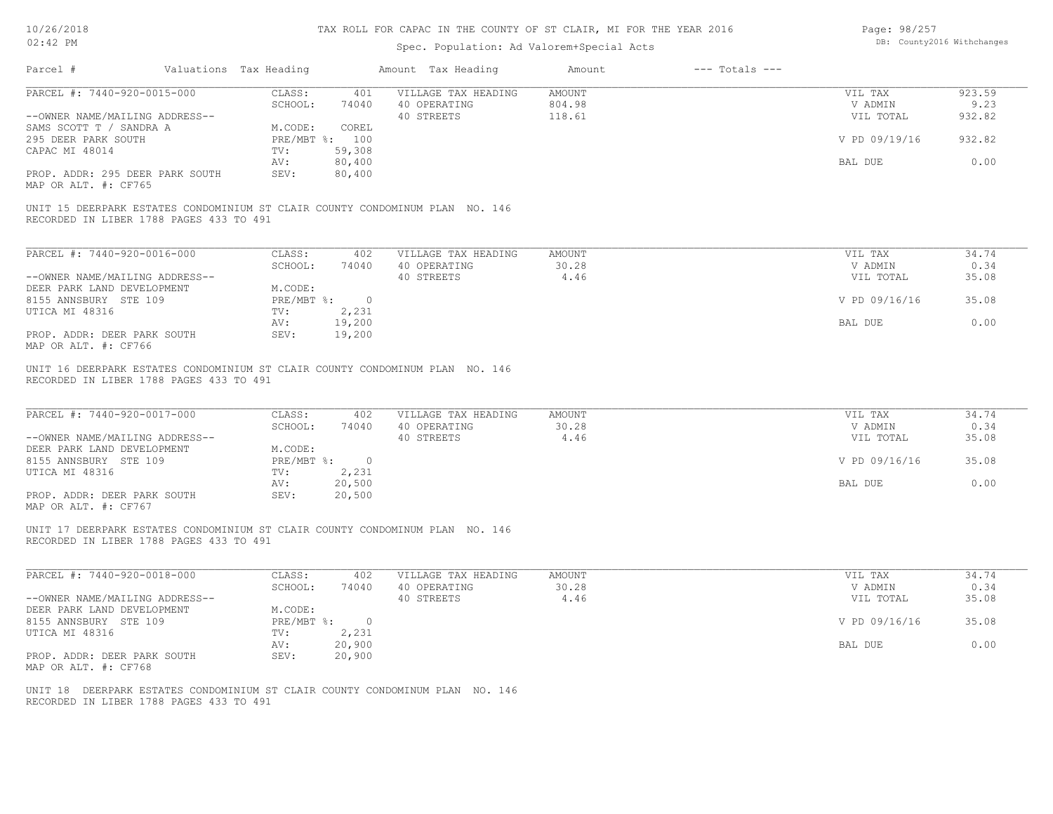# TAX ROLL FOR CAPAC IN THE COUNTY OF ST CLAIR, MI FOR THE YEAR 2016

Spec. Population: Ad Valorem+Special Acts

| Parcel # | Valuations | Tax Heading | Amount | Tax Heading | Amount | --- Totals --- | |
|---|---|---|---|---|---|---|---|
| PARCEL #: 7440-920-0015-000 | CLASS: | 401 | VILLAGE TAX HEADING | AMOUNT | | VIL TAX | 923.59 |
| | SCHOOL: | 74040 | 40 OPERATING | 804.98 | | V ADMIN | 9.23 |
| --OWNER NAME/MAILING ADDRESS-- | | | 40 STREETS | 118.61 | | VIL TOTAL | 932.82 |
| SAMS SCOTT T / SANDRA A | M.CODE: | COREL | | | | | |
| 295 DEER PARK SOUTH | PRE/MBT %: | 100 | | | | V PD 09/19/16 | 932.82 |
| CAPAC MI 48014 | TV: | 59,308 | | | | | |
| | AV: | 80,400 | | | | BAL DUE | 0.00 |
| PROP. ADDR: 295 DEER PARK SOUTH | SEV: | 80,400 | | | | | |
| MAP OR ALT. #: CF765 | | | | | | | |

UNIT 15 DEERPARK ESTATES CONDOMINIUM ST CLAIR COUNTY CONDOMINUM PLAN NO. 146
RECORDED IN LIBER 1788 PAGES 433 TO 491

| Parcel # | Valuations | Tax Heading | Amount | Tax Heading | Amount | --- Totals --- | |
|---|---|---|---|---|---|---|---|
| PARCEL #: 7440-920-0016-000 | CLASS: | 402 | VILLAGE TAX HEADING | AMOUNT | | VIL TAX | 34.74 |
| | SCHOOL: | 74040 | 40 OPERATING | 30.28 | | V ADMIN | 0.34 |
| --OWNER NAME/MAILING ADDRESS-- | | | 40 STREETS | 4.46 | | VIL TOTAL | 35.08 |
| DEER PARK LAND DEVELOPMENT | M.CODE: | | | | | | |
| 8155 ANNSBURY STE 109 | PRE/MBT %: | 0 | | | | V PD 09/16/16 | 35.08 |
| UTICA MI 48316 | TV: | 2,231 | | | | | |
| | AV: | 19,200 | | | | BAL DUE | 0.00 |
| PROP. ADDR: DEER PARK SOUTH | SEV: | 19,200 | | | | | |
| MAP OR ALT. #: CF766 | | | | | | | |

UNIT 16 DEERPARK ESTATES CONDOMINIUM ST CLAIR COUNTY CONDOMINUM PLAN NO. 146
RECORDED IN LIBER 1788 PAGES 433 TO 491

| Parcel # | Valuations | Tax Heading | Amount | Tax Heading | Amount | --- Totals --- | |
|---|---|---|---|---|---|---|---|
| PARCEL #: 7440-920-0017-000 | CLASS: | 402 | VILLAGE TAX HEADING | AMOUNT | | VIL TAX | 34.74 |
| | SCHOOL: | 74040 | 40 OPERATING | 30.28 | | V ADMIN | 0.34 |
| --OWNER NAME/MAILING ADDRESS-- | | | 40 STREETS | 4.46 | | VIL TOTAL | 35.08 |
| DEER PARK LAND DEVELOPMENT | M.CODE: | | | | | | |
| 8155 ANNSBURY STE 109 | PRE/MBT %: | 0 | | | | V PD 09/16/16 | 35.08 |
| UTICA MI 48316 | TV: | 2,231 | | | | | |
| | AV: | 20,500 | | | | BAL DUE | 0.00 |
| PROP. ADDR: DEER PARK SOUTH | SEV: | 20,500 | | | | | |
| MAP OR ALT. #: CF767 | | | | | | | |

UNIT 17 DEERPARK ESTATES CONDOMINIUM ST CLAIR COUNTY CONDOMINUM PLAN NO. 146
RECORDED IN LIBER 1788 PAGES 433 TO 491

| Parcel # | Valuations | Tax Heading | Amount | Tax Heading | Amount | --- Totals --- | |
|---|---|---|---|---|---|---|---|
| PARCEL #: 7440-920-0018-000 | CLASS: | 402 | VILLAGE TAX HEADING | AMOUNT | | VIL TAX | 34.74 |
| | SCHOOL: | 74040 | 40 OPERATING | 30.28 | | V ADMIN | 0.34 |
| --OWNER NAME/MAILING ADDRESS-- | | | 40 STREETS | 4.46 | | VIL TOTAL | 35.08 |
| DEER PARK LAND DEVELOPMENT | M.CODE: | | | | | | |
| 8155 ANNSBURY STE 109 | PRE/MBT %: | 0 | | | | V PD 09/16/16 | 35.08 |
| UTICA MI 48316 | TV: | 2,231 | | | | | |
| | AV: | 20,900 | | | | BAL DUE | 0.00 |
| PROP. ADDR: DEER PARK SOUTH | SEV: | 20,900 | | | | | |
| MAP OR ALT. #: CF768 | | | | | | | |

UNIT 18 DEERPARK ESTATES CONDOMINIUM ST CLAIR COUNTY CONDOMINUM PLAN NO. 146
RECORDED IN LIBER 1788 PAGES 433 TO 491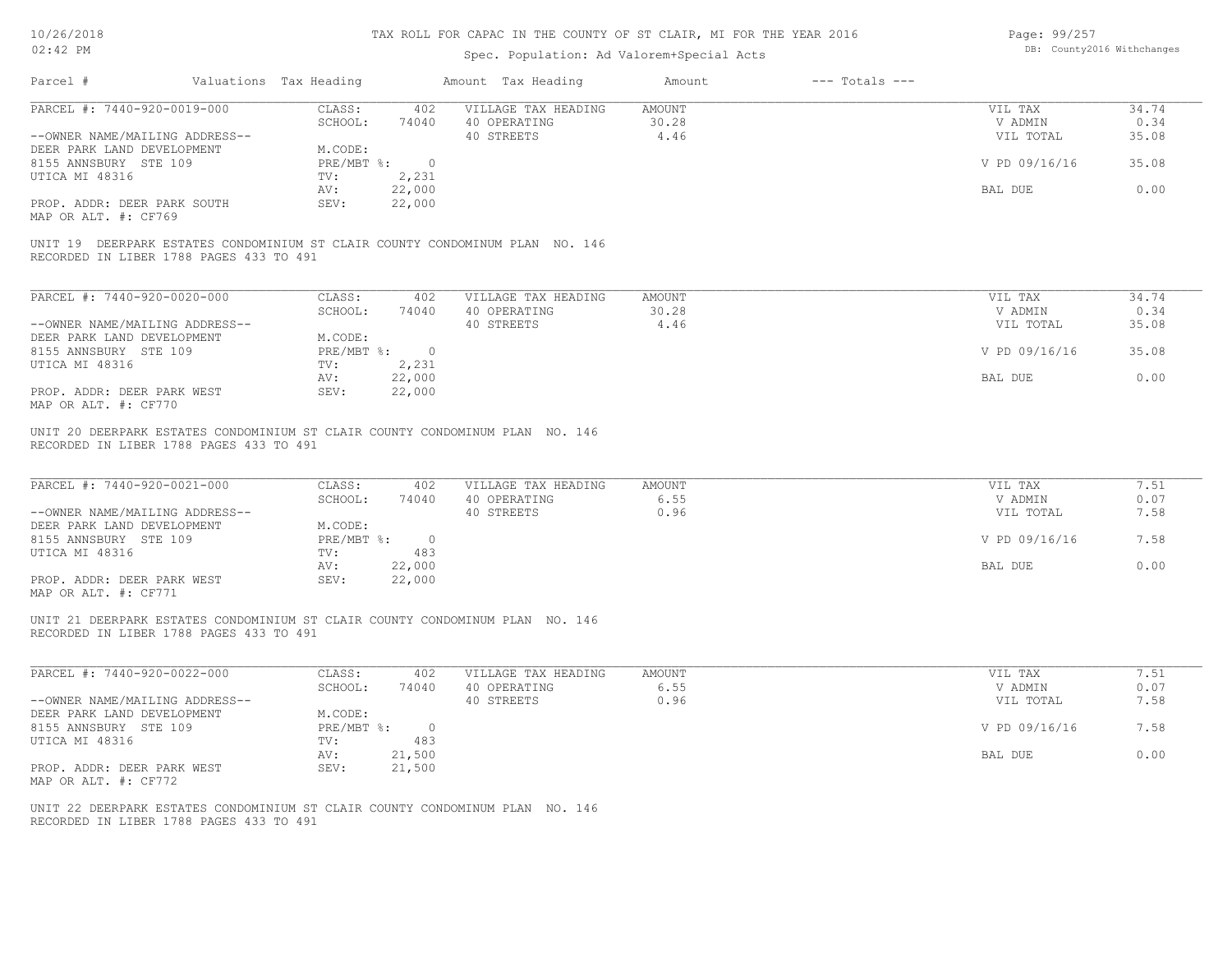# TAX ROLL FOR CAPAC IN THE COUNTY OF ST CLAIR, MI FOR THE YEAR 2016

Spec. Population: Ad Valorem+Special Acts

| Parcel # | Valuations | Tax Heading | Amount | Tax Heading | Amount | --- Totals --- | |
|---|---|---|---|---|---|---|---|
| PARCEL #: 7440-920-0019-000 | CLASS: | 402 | VILLAGE TAX HEADING | AMOUNT | | VIL TAX | 34.74 |
| | SCHOOL: | 74040 | 40 OPERATING | 30.28 | | V ADMIN | 0.34 |
| --OWNER NAME/MAILING ADDRESS-- | | | 40 STREETS | 4.46 | | VIL TOTAL | 35.08 |
| DEER PARK LAND DEVELOPMENT | M.CODE: | | | | | | |
| 8155 ANNSBURY STE 109 | PRE/MBT %: | 0 | | | | V PD 09/16/16 | 35.08 |
| UTICA MI 48316 | TV: | 2,231 | | | | | |
| | AV: | 22,000 | | | | BAL DUE | 0.00 |
| PROP. ADDR: DEER PARK SOUTH | SEV: | 22,000 | | | | | |
| MAP OR ALT. #: CF769 | | | | | | | |

UNIT 19 DEERPARK ESTATES CONDOMINIUM ST CLAIR COUNTY CONDOMINUM PLAN NO. 146
RECORDED IN LIBER 1788 PAGES 433 TO 491

| Parcel # | Valuations | Tax Heading | Amount | Tax Heading | Amount | --- Totals --- | |
|---|---|---|---|---|---|---|---|
| PARCEL #: 7440-920-0020-000 | CLASS: | 402 | VILLAGE TAX HEADING | AMOUNT | | VIL TAX | 34.74 |
| | SCHOOL: | 74040 | 40 OPERATING | 30.28 | | V ADMIN | 0.34 |
| --OWNER NAME/MAILING ADDRESS-- | | | 40 STREETS | 4.46 | | VIL TOTAL | 35.08 |
| DEER PARK LAND DEVELOPMENT | M.CODE: | | | | | | |
| 8155 ANNSBURY STE 109 | PRE/MBT %: | 0 | | | | V PD 09/16/16 | 35.08 |
| UTICA MI 48316 | TV: | 2,231 | | | | | |
| | AV: | 22,000 | | | | BAL DUE | 0.00 |
| PROP. ADDR: DEER PARK WEST | SEV: | 22,000 | | | | | |
| MAP OR ALT. #: CF770 | | | | | | | |

UNIT 20 DEERPARK ESTATES CONDOMINIUM ST CLAIR COUNTY CONDOMINUM PLAN NO. 146
RECORDED IN LIBER 1788 PAGES 433 TO 491

| Parcel # | Valuations | Tax Heading | Amount | Tax Heading | Amount | --- Totals --- | |
|---|---|---|---|---|---|---|---|
| PARCEL #: 7440-920-0021-000 | CLASS: | 402 | VILLAGE TAX HEADING | AMOUNT | | VIL TAX | 7.51 |
| | SCHOOL: | 74040 | 40 OPERATING | 6.55 | | V ADMIN | 0.07 |
| --OWNER NAME/MAILING ADDRESS-- | | | 40 STREETS | 0.96 | | VIL TOTAL | 7.58 |
| DEER PARK LAND DEVELOPMENT | M.CODE: | | | | | | |
| 8155 ANNSBURY STE 109 | PRE/MBT %: | 0 | | | | V PD 09/16/16 | 7.58 |
| UTICA MI 48316 | TV: | 483 | | | | | |
| | AV: | 22,000 | | | | BAL DUE | 0.00 |
| PROP. ADDR: DEER PARK WEST | SEV: | 22,000 | | | | | |
| MAP OR ALT. #: CF771 | | | | | | | |

UNIT 21 DEERPARK ESTATES CONDOMINIUM ST CLAIR COUNTY CONDOMINUM PLAN NO. 146
RECORDED IN LIBER 1788 PAGES 433 TO 491

| Parcel # | Valuations | Tax Heading | Amount | Tax Heading | Amount | --- Totals --- | |
|---|---|---|---|---|---|---|---|
| PARCEL #: 7440-920-0022-000 | CLASS: | 402 | VILLAGE TAX HEADING | AMOUNT | | VIL TAX | 7.51 |
| | SCHOOL: | 74040 | 40 OPERATING | 6.55 | | V ADMIN | 0.07 |
| --OWNER NAME/MAILING ADDRESS-- | | | 40 STREETS | 0.96 | | VIL TOTAL | 7.58 |
| DEER PARK LAND DEVELOPMENT | M.CODE: | | | | | | |
| 8155 ANNSBURY STE 109 | PRE/MBT %: | 0 | | | | V PD 09/16/16 | 7.58 |
| UTICA MI 48316 | TV: | 483 | | | | | |
| | AV: | 21,500 | | | | BAL DUE | 0.00 |
| PROP. ADDR: DEER PARK WEST | SEV: | 21,500 | | | | | |
| MAP OR ALT. #: CF772 | | | | | | | |

UNIT 22 DEERPARK ESTATES CONDOMINIUM ST CLAIR COUNTY CONDOMINUM PLAN NO. 146
RECORDED IN LIBER 1788 PAGES 433 TO 491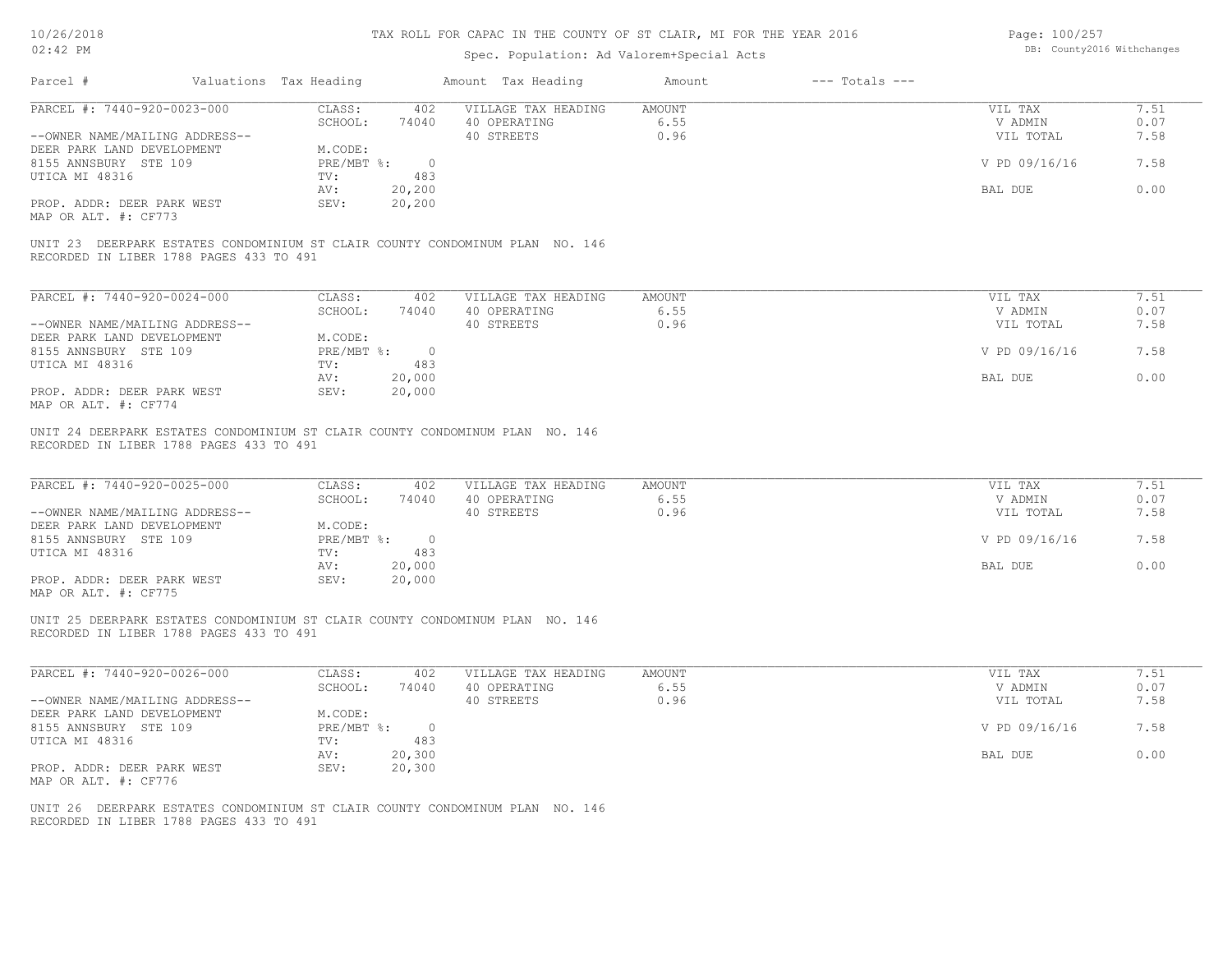# TAX ROLL FOR CAPAC IN THE COUNTY OF ST CLAIR, MI FOR THE YEAR 2016

Spec. Population: Ad Valorem+Special Acts

| Parcel # | Valuations | Tax Heading | Amount | Tax Heading | Amount | --- Totals --- | |
|---|---|---|---|---|---|---|---|
| PARCEL #: 7440-920-0023-000 | CLASS: | 402 | VILLAGE TAX HEADING | AMOUNT | | VIL TAX | 7.51 |
| | SCHOOL: | 74040 | 40 OPERATING | 6.55 | | V ADMIN | 0.07 |
| --OWNER NAME/MAILING ADDRESS-- | | | 40 STREETS | 0.96 | | VIL TOTAL | 7.58 |
| DEER PARK LAND DEVELOPMENT | M.CODE: | | | | | | |
| 8155 ANNSBURY STE 109 | PRE/MBT %: | 0 | | | | V PD 09/16/16 | 7.58 |
| UTICA MI 48316 | TV: | 483 | | | | | |
| | AV: | 20,200 | | | | BAL DUE | 0.00 |
| PROP. ADDR: DEER PARK WEST | SEV: | 20,200 | | | | | |
| MAP OR ALT. #: CF773 | | | | | | | |

UNIT 23 DEERPARK ESTATES CONDOMINIUM ST CLAIR COUNTY CONDOMINUM PLAN NO. 146
RECORDED IN LIBER 1788 PAGES 433 TO 491

| Parcel # | Valuations | Tax Heading | Amount | Tax Heading | Amount | --- Totals --- | |
|---|---|---|---|---|---|---|---|
| PARCEL #: 7440-920-0024-000 | CLASS: | 402 | VILLAGE TAX HEADING | AMOUNT | | VIL TAX | 7.51 |
| | SCHOOL: | 74040 | 40 OPERATING | 6.55 | | V ADMIN | 0.07 |
| --OWNER NAME/MAILING ADDRESS-- | | | 40 STREETS | 0.96 | | VIL TOTAL | 7.58 |
| DEER PARK LAND DEVELOPMENT | M.CODE: | | | | | | |
| 8155 ANNSBURY STE 109 | PRE/MBT %: | 0 | | | | V PD 09/16/16 | 7.58 |
| UTICA MI 48316 | TV: | 483 | | | | | |
| | AV: | 20,000 | | | | BAL DUE | 0.00 |
| PROP. ADDR: DEER PARK WEST | SEV: | 20,000 | | | | | |
| MAP OR ALT. #: CF774 | | | | | | | |

UNIT 24 DEERPARK ESTATES CONDOMINIUM ST CLAIR COUNTY CONDOMINUM PLAN NO. 146
RECORDED IN LIBER 1788 PAGES 433 TO 491

| Parcel # | Valuations | Tax Heading | Amount | Tax Heading | Amount | --- Totals --- | |
|---|---|---|---|---|---|---|---|
| PARCEL #: 7440-920-0025-000 | CLASS: | 402 | VILLAGE TAX HEADING | AMOUNT | | VIL TAX | 7.51 |
| | SCHOOL: | 74040 | 40 OPERATING | 6.55 | | V ADMIN | 0.07 |
| --OWNER NAME/MAILING ADDRESS-- | | | 40 STREETS | 0.96 | | VIL TOTAL | 7.58 |
| DEER PARK LAND DEVELOPMENT | M.CODE: | | | | | | |
| 8155 ANNSBURY STE 109 | PRE/MBT %: | 0 | | | | V PD 09/16/16 | 7.58 |
| UTICA MI 48316 | TV: | 483 | | | | | |
| | AV: | 20,000 | | | | BAL DUE | 0.00 |
| PROP. ADDR: DEER PARK WEST | SEV: | 20,000 | | | | | |
| MAP OR ALT. #: CF775 | | | | | | | |

UNIT 25 DEERPARK ESTATES CONDOMINIUM ST CLAIR COUNTY CONDOMINUM PLAN NO. 146
RECORDED IN LIBER 1788 PAGES 433 TO 491

| Parcel # | Valuations | Tax Heading | Amount | Tax Heading | Amount | --- Totals --- | |
|---|---|---|---|---|---|---|---|
| PARCEL #: 7440-920-0026-000 | CLASS: | 402 | VILLAGE TAX HEADING | AMOUNT | | VIL TAX | 7.51 |
| | SCHOOL: | 74040 | 40 OPERATING | 6.55 | | V ADMIN | 0.07 |
| --OWNER NAME/MAILING ADDRESS-- | | | 40 STREETS | 0.96 | | VIL TOTAL | 7.58 |
| DEER PARK LAND DEVELOPMENT | M.CODE: | | | | | | |
| 8155 ANNSBURY STE 109 | PRE/MBT %: | 0 | | | | V PD 09/16/16 | 7.58 |
| UTICA MI 48316 | TV: | 483 | | | | | |
| | AV: | 20,300 | | | | BAL DUE | 0.00 |
| PROP. ADDR: DEER PARK WEST | SEV: | 20,300 | | | | | |
| MAP OR ALT. #: CF776 | | | | | | | |

UNIT 26 DEERPARK ESTATES CONDOMINIUM ST CLAIR COUNTY CONDOMINUM PLAN NO. 146
RECORDED IN LIBER 1788 PAGES 433 TO 491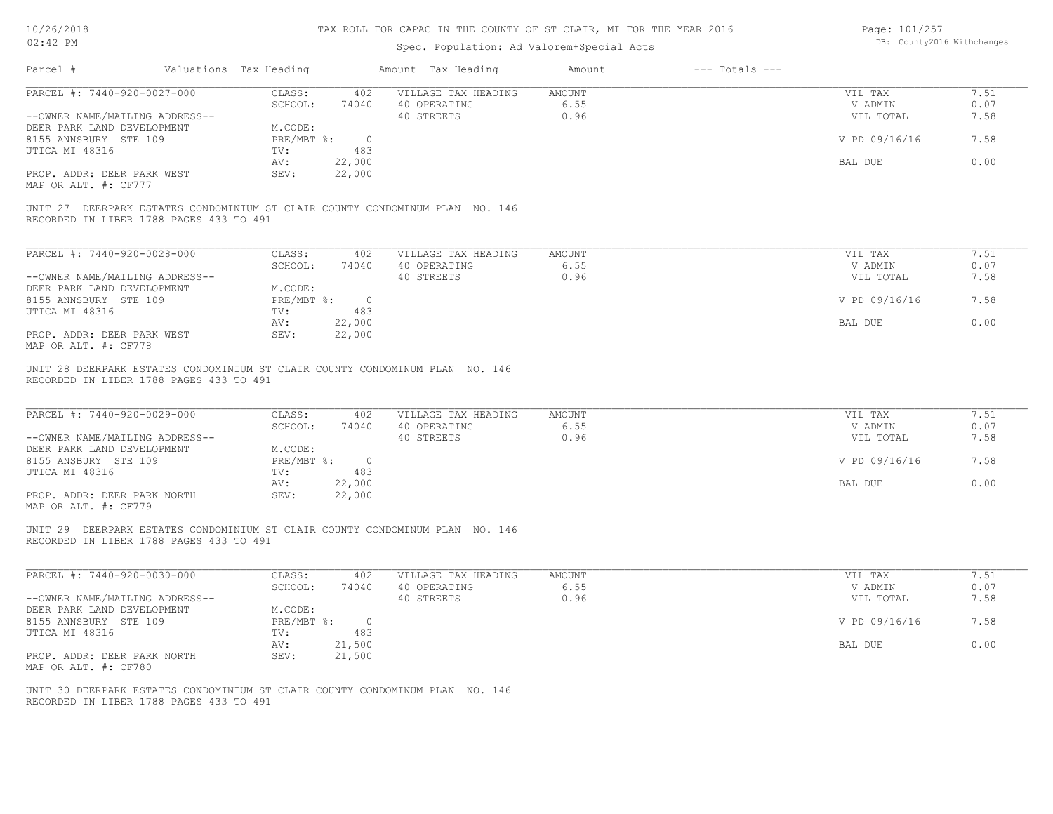# TAX ROLL FOR CAPAC IN THE COUNTY OF ST CLAIR, MI FOR THE YEAR 2016

Spec. Population: Ad Valorem+Special Acts

| Parcel # | Valuations | Tax Heading | Amount | Tax Heading | Amount | --- Totals --- | |
|---|---|---|---|---|---|---|---|
| PARCEL #: 7440-920-0027-000 | CLASS: | 402 | VILLAGE TAX HEADING | AMOUNT | | VIL TAX | 7.51 |
| | SCHOOL: | 74040 | 40 OPERATING | 6.55 | | V ADMIN | 0.07 |
| --OWNER NAME/MAILING ADDRESS-- | | | 40 STREETS | 0.96 | | VIL TOTAL | 7.58 |
| DEER PARK LAND DEVELOPMENT | M.CODE: | | | | | | |
| 8155 ANNSBURY STE 109 | PRE/MBT %: | 0 | | | | V PD 09/16/16 | 7.58 |
| UTICA MI 48316 | TV: | 483 | | | | | |
| | AV: | 22,000 | | | | BAL DUE | 0.00 |
| PROP. ADDR: DEER PARK WEST | SEV: | 22,000 | | | | | |
| MAP OR ALT. #: CF777 | | | | | | | |

UNIT 27 DEERPARK ESTATES CONDOMINIUM ST CLAIR COUNTY CONDOMINUM PLAN NO. 146
RECORDED IN LIBER 1788 PAGES 433 TO 491

| Parcel # | Valuations | Tax Heading | Amount | Tax Heading | Amount | --- Totals --- | |
|---|---|---|---|---|---|---|---|
| PARCEL #: 7440-920-0028-000 | CLASS: | 402 | VILLAGE TAX HEADING | AMOUNT | | VIL TAX | 7.51 |
| | SCHOOL: | 74040 | 40 OPERATING | 6.55 | | V ADMIN | 0.07 |
| --OWNER NAME/MAILING ADDRESS-- | | | 40 STREETS | 0.96 | | VIL TOTAL | 7.58 |
| DEER PARK LAND DEVELOPMENT | M.CODE: | | | | | | |
| 8155 ANNSBURY STE 109 | PRE/MBT %: | 0 | | | | V PD 09/16/16 | 7.58 |
| UTICA MI 48316 | TV: | 483 | | | | | |
| | AV: | 22,000 | | | | BAL DUE | 0.00 |
| PROP. ADDR: DEER PARK WEST | SEV: | 22,000 | | | | | |
| MAP OR ALT. #: CF778 | | | | | | | |

UNIT 28 DEERPARK ESTATES CONDOMINIUM ST CLAIR COUNTY CONDOMINUM PLAN NO. 146
RECORDED IN LIBER 1788 PAGES 433 TO 491

| Parcel # | Valuations | Tax Heading | Amount | Tax Heading | Amount | --- Totals --- | |
|---|---|---|---|---|---|---|---|
| PARCEL #: 7440-920-0029-000 | CLASS: | 402 | VILLAGE TAX HEADING | AMOUNT | | VIL TAX | 7.51 |
| | SCHOOL: | 74040 | 40 OPERATING | 6.55 | | V ADMIN | 0.07 |
| --OWNER NAME/MAILING ADDRESS-- | | | 40 STREETS | 0.96 | | VIL TOTAL | 7.58 |
| DEER PARK LAND DEVELOPMENT | M.CODE: | | | | | | |
| 8155 ANSBURY STE 109 | PRE/MBT %: | 0 | | | | V PD 09/16/16 | 7.58 |
| UTICA MI 48316 | TV: | 483 | | | | | |
| | AV: | 22,000 | | | | BAL DUE | 0.00 |
| PROP. ADDR: DEER PARK NORTH | SEV: | 22,000 | | | | | |
| MAP OR ALT. #: CF779 | | | | | | | |

UNIT 29 DEERPARK ESTATES CONDOMINIUM ST CLAIR COUNTY CONDOMINUM PLAN NO. 146
RECORDED IN LIBER 1788 PAGES 433 TO 491

| Parcel # | Valuations | Tax Heading | Amount | Tax Heading | Amount | --- Totals --- | |
|---|---|---|---|---|---|---|---|
| PARCEL #: 7440-920-0030-000 | CLASS: | 402 | VILLAGE TAX HEADING | AMOUNT | | VIL TAX | 7.51 |
| | SCHOOL: | 74040 | 40 OPERATING | 6.55 | | V ADMIN | 0.07 |
| --OWNER NAME/MAILING ADDRESS-- | | | 40 STREETS | 0.96 | | VIL TOTAL | 7.58 |
| DEER PARK LAND DEVELOPMENT | M.CODE: | | | | | | |
| 8155 ANNSBURY STE 109 | PRE/MBT %: | 0 | | | | V PD 09/16/16 | 7.58 |
| UTICA MI 48316 | TV: | 483 | | | | | |
| | AV: | 21,500 | | | | BAL DUE | 0.00 |
| PROP. ADDR: DEER PARK NORTH | SEV: | 21,500 | | | | | |
| MAP OR ALT. #: CF780 | | | | | | | |

UNIT 30 DEERPARK ESTATES CONDOMINIUM ST CLAIR COUNTY CONDOMINUM PLAN NO. 146
RECORDED IN LIBER 1788 PAGES 433 TO 491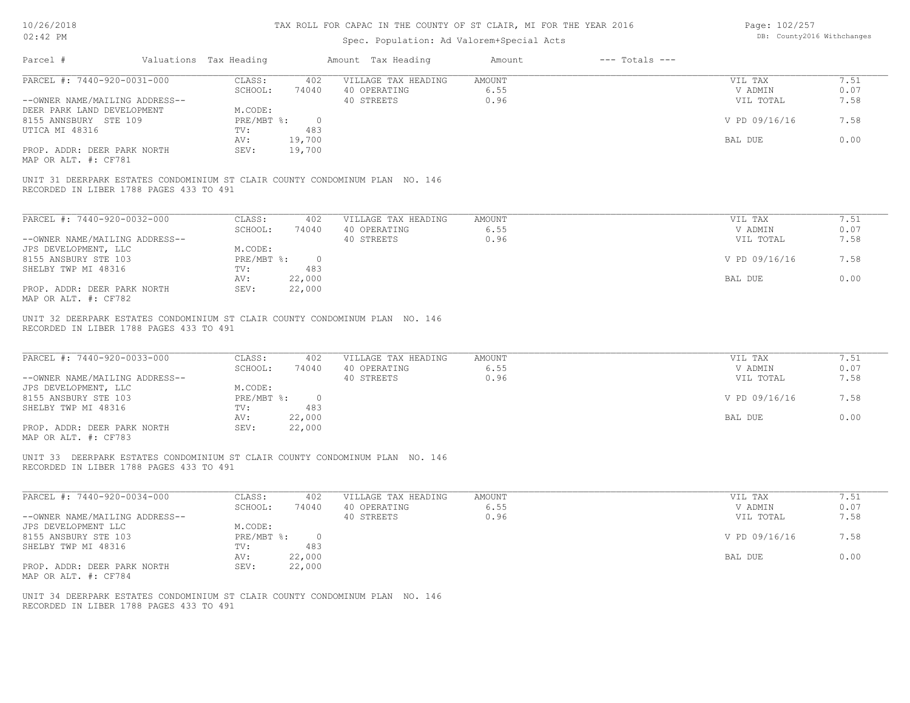# TAX ROLL FOR CAPAC IN THE COUNTY OF ST CLAIR, MI FOR THE YEAR 2016

Spec. Population: Ad Valorem+Special Acts

| Parcel # | Valuations | Tax Heading | Amount | Tax Heading | Amount | --- Totals --- | |
|---|---|---|---|---|---|---|---|
| PARCEL #: 7440-920-0031-000 | CLASS: | 402 | VILLAGE TAX HEADING | AMOUNT | | VIL TAX | 7.51 |
| | SCHOOL: | 74040 | 40 OPERATING | 6.55 | | V ADMIN | 0.07 |
| --OWNER NAME/MAILING ADDRESS-- | | | 40 STREETS | 0.96 | | VIL TOTAL | 7.58 |
| DEER PARK LAND DEVELOPMENT | M.CODE: | | | | | | |
| 8155 ANNSBURY STE 109 | PRE/MBT %: | 0 | | | | V PD 09/16/16 | 7.58 |
| UTICA MI 48316 | TV: | 483 | | | | | |
| | AV: | 19,700 | | | | BAL DUE | 0.00 |
| PROP. ADDR: DEER PARK NORTH | SEV: | 19,700 | | | | | |
| MAP OR ALT. #: CF781 | | | | | | | |

UNIT 31 DEERPARK ESTATES CONDOMINIUM ST CLAIR COUNTY CONDOMINUM PLAN NO. 146
RECORDED IN LIBER 1788 PAGES 433 TO 491

| Parcel # | Valuations | Tax Heading | Amount | Tax Heading | Amount | --- Totals --- | |
|---|---|---|---|---|---|---|---|
| PARCEL #: 7440-920-0032-000 | CLASS: | 402 | VILLAGE TAX HEADING | AMOUNT | | VIL TAX | 7.51 |
| | SCHOOL: | 74040 | 40 OPERATING | 6.55 | | V ADMIN | 0.07 |
| --OWNER NAME/MAILING ADDRESS-- | | | 40 STREETS | 0.96 | | VIL TOTAL | 7.58 |
| JPS DEVELOPMENT, LLC | M.CODE: | | | | | | |
| 8155 ANSBURY STE 103 | PRE/MBT %: | 0 | | | | V PD 09/16/16 | 7.58 |
| SHELBY TWP MI 48316 | TV: | 483 | | | | | |
| | AV: | 22,000 | | | | BAL DUE | 0.00 |
| PROP. ADDR: DEER PARK NORTH | SEV: | 22,000 | | | | | |
| MAP OR ALT. #: CF782 | | | | | | | |

UNIT 32 DEERPARK ESTATES CONDOMINIUM ST CLAIR COUNTY CONDOMINUM PLAN NO. 146
RECORDED IN LIBER 1788 PAGES 433 TO 491

| Parcel # | Valuations | Tax Heading | Amount | Tax Heading | Amount | --- Totals --- | |
|---|---|---|---|---|---|---|---|
| PARCEL #: 7440-920-0033-000 | CLASS: | 402 | VILLAGE TAX HEADING | AMOUNT | | VIL TAX | 7.51 |
| | SCHOOL: | 74040 | 40 OPERATING | 6.55 | | V ADMIN | 0.07 |
| --OWNER NAME/MAILING ADDRESS-- | | | 40 STREETS | 0.96 | | VIL TOTAL | 7.58 |
| JPS DEVELOPMENT, LLC | M.CODE: | | | | | | |
| 8155 ANSBURY STE 103 | PRE/MBT %: | 0 | | | | V PD 09/16/16 | 7.58 |
| SHELBY TWP MI 48316 | TV: | 483 | | | | | |
| | AV: | 22,000 | | | | BAL DUE | 0.00 |
| PROP. ADDR: DEER PARK NORTH | SEV: | 22,000 | | | | | |
| MAP OR ALT. #: CF783 | | | | | | | |

UNIT 33 DEERPARK ESTATES CONDOMINIUM ST CLAIR COUNTY CONDOMINUM PLAN NO. 146
RECORDED IN LIBER 1788 PAGES 433 TO 491

| Parcel # | Valuations | Tax Heading | Amount | Tax Heading | Amount | --- Totals --- | |
|---|---|---|---|---|---|---|---|
| PARCEL #: 7440-920-0034-000 | CLASS: | 402 | VILLAGE TAX HEADING | AMOUNT | | VIL TAX | 7.51 |
| | SCHOOL: | 74040 | 40 OPERATING | 6.55 | | V ADMIN | 0.07 |
| --OWNER NAME/MAILING ADDRESS-- | | | 40 STREETS | 0.96 | | VIL TOTAL | 7.58 |
| JPS DEVELOPMENT LLC | M.CODE: | | | | | | |
| 8155 ANSBURY STE 103 | PRE/MBT %: | 0 | | | | V PD 09/16/16 | 7.58 |
| SHELBY TWP MI 48316 | TV: | 483 | | | | | |
| | AV: | 22,000 | | | | BAL DUE | 0.00 |
| PROP. ADDR: DEER PARK NORTH | SEV: | 22,000 | | | | | |
| MAP OR ALT. #: CF784 | | | | | | | |

UNIT 34 DEERPARK ESTATES CONDOMINIUM ST CLAIR COUNTY CONDOMINUM PLAN NO. 146
RECORDED IN LIBER 1788 PAGES 433 TO 491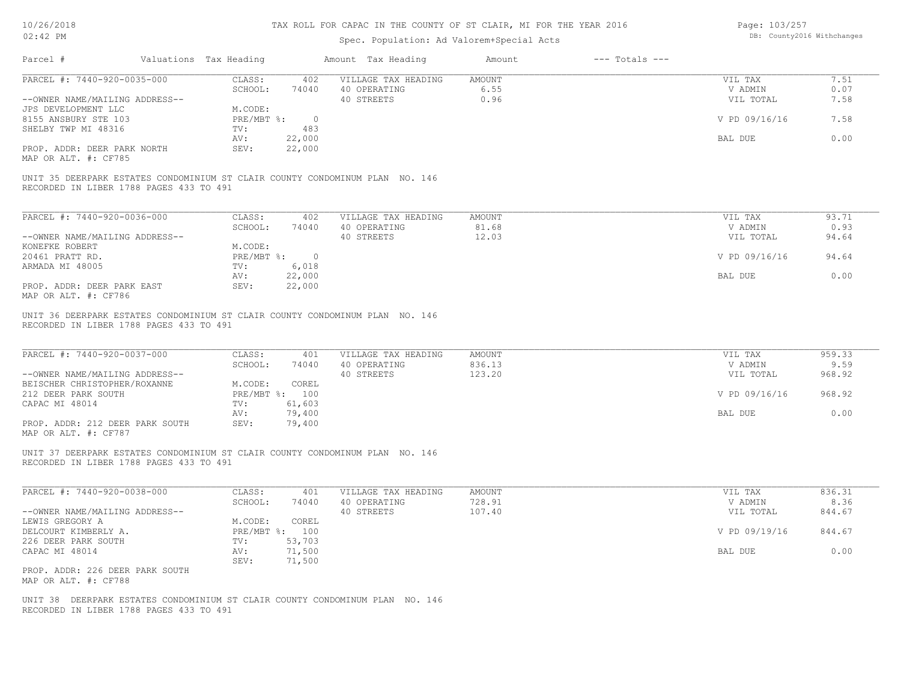# TAX ROLL FOR CAPAC IN THE COUNTY OF ST CLAIR, MI FOR THE YEAR 2016

Spec. Population: Ad Valorem+Special Acts

| Parcel # | Valuations | Tax Heading | Amount | Tax Heading | Amount | --- Totals --- | |
|---|---|---|---|---|---|---|---|
| PARCEL #: 7440-920-0035-000 | CLASS: | 402 | VILLAGE TAX HEADING | AMOUNT | | VIL TAX | 7.51 |
| | SCHOOL: | 74040 | 40 OPERATING | 6.55 | | V ADMIN | 0.07 |
| --OWNER NAME/MAILING ADDRESS-- | | | 40 STREETS | 0.96 | | VIL TOTAL | 7.58 |
| JPS DEVELOPMENT LLC | M.CODE: | | | | | | |
| 8155 ANSBURY STE 103 | PRE/MBT %: | 0 | | | | V PD 09/16/16 | 7.58 |
| SHELBY TWP MI 48316 | TV: | 483 | | | | | |
| | AV: | 22,000 | | | | BAL DUE | 0.00 |
| PROP. ADDR: DEER PARK NORTH | SEV: | 22,000 | | | | | |
| MAP OR ALT. #: CF785 | | | | | | | |

UNIT 35 DEERPARK ESTATES CONDOMINIUM ST CLAIR COUNTY CONDOMINUM PLAN NO. 146
RECORDED IN LIBER 1788 PAGES 433 TO 491

| Parcel # | Valuations | Tax Heading | Amount | Tax Heading | Amount | --- Totals --- | |
|---|---|---|---|---|---|---|---|
| PARCEL #: 7440-920-0036-000 | CLASS: | 402 | VILLAGE TAX HEADING | AMOUNT | | VIL TAX | 93.71 |
| | SCHOOL: | 74040 | 40 OPERATING | 81.68 | | V ADMIN | 0.93 |
| --OWNER NAME/MAILING ADDRESS-- | | | 40 STREETS | 12.03 | | VIL TOTAL | 94.64 |
| KONEFKE ROBERT | M.CODE: | | | | | | |
| 20461 PRATT RD. | PRE/MBT %: | 0 | | | | V PD 09/16/16 | 94.64 |
| ARMADA MI 48005 | TV: | 6,018 | | | | | |
| | AV: | 22,000 | | | | BAL DUE | 0.00 |
| PROP. ADDR: DEER PARK EAST | SEV: | 22,000 | | | | | |
| MAP OR ALT. #: CF786 | | | | | | | |

UNIT 36 DEERPARK ESTATES CONDOMINIUM ST CLAIR COUNTY CONDOMINUM PLAN NO. 146
RECORDED IN LIBER 1788 PAGES 433 TO 491

| Parcel # | Valuations | Tax Heading | Amount | Tax Heading | Amount | --- Totals --- | |
|---|---|---|---|---|---|---|---|
| PARCEL #: 7440-920-0037-000 | CLASS: | 401 | VILLAGE TAX HEADING | AMOUNT | | VIL TAX | 959.33 |
| | SCHOOL: | 74040 | 40 OPERATING | 836.13 | | V ADMIN | 9.59 |
| --OWNER NAME/MAILING ADDRESS-- | | | 40 STREETS | 123.20 | | VIL TOTAL | 968.92 |
| BEISCHER CHRISTOPHER/ROXANNE | M.CODE: | COREL | | | | | |
| 212 DEER PARK SOUTH | PRE/MBT %: | 100 | | | | V PD 09/16/16 | 968.92 |
| CAPAC MI 48014 | TV: | 61,603 | | | | | |
| | AV: | 79,400 | | | | BAL DUE | 0.00 |
| PROP. ADDR: 212 DEER PARK SOUTH | SEV: | 79,400 | | | | | |
| MAP OR ALT. #: CF787 | | | | | | | |

UNIT 37 DEERPARK ESTATES CONDOMINIUM ST CLAIR COUNTY CONDOMINUM PLAN NO. 146
RECORDED IN LIBER 1788 PAGES 433 TO 491

| Parcel # | Valuations | Tax Heading | Amount | Tax Heading | Amount | --- Totals --- | |
|---|---|---|---|---|---|---|---|
| PARCEL #: 7440-920-0038-000 | CLASS: | 401 | VILLAGE TAX HEADING | AMOUNT | | VIL TAX | 836.31 |
| | SCHOOL: | 74040 | 40 OPERATING | 728.91 | | V ADMIN | 8.36 |
| --OWNER NAME/MAILING ADDRESS-- | | | 40 STREETS | 107.40 | | VIL TOTAL | 844.67 |
| LEWIS GREGORY A | M.CODE: | COREL | | | | | |
| DELCOURT KIMBERLY A. | PRE/MBT %: | 100 | | | | V PD 09/19/16 | 844.67 |
| 226 DEER PARK SOUTH | TV: | 53,703 | | | | | |
| CAPAC MI 48014 | AV: | 71,500 | | | | BAL DUE | 0.00 |
| | SEV: | 71,500 | | | | | |
| PROP. ADDR: 226 DEER PARK SOUTH | | | | | | | |
| MAP OR ALT. #: CF788 | | | | | | | |

UNIT 38 DEERPARK ESTATES CONDOMINIUM ST CLAIR COUNTY CONDOMINUM PLAN NO. 146
RECORDED IN LIBER 1788 PAGES 433 TO 491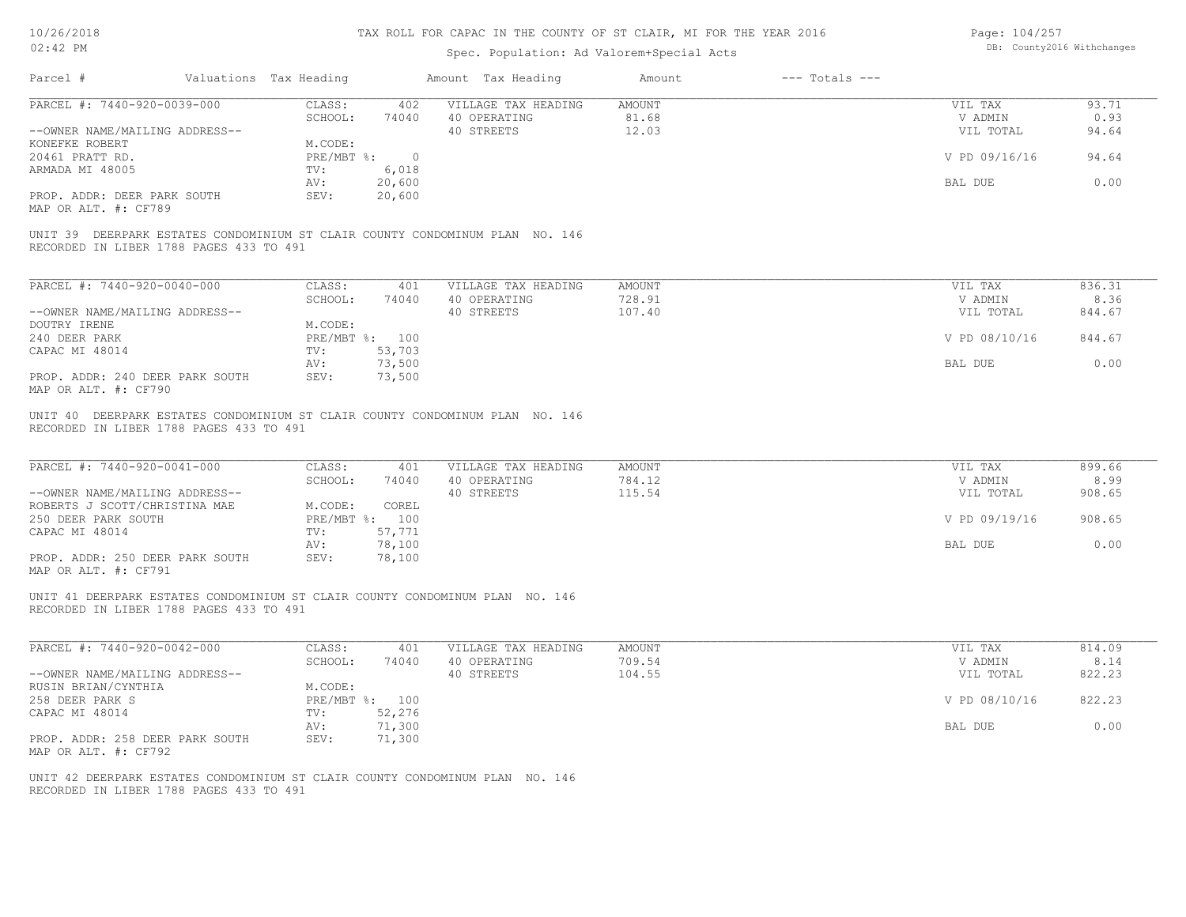# TAX ROLL FOR CAPAC IN THE COUNTY OF ST CLAIR, MI FOR THE YEAR 2016

Spec. Population: Ad Valorem+Special Acts

| Parcel # | Valuations | Tax Heading | Amount | Tax Heading | Amount | --- Totals --- | |
|---|---|---|---|---|---|---|---|
| PARCEL #: 7440-920-0039-000 | CLASS: | 402 | VILLAGE TAX HEADING | AMOUNT | | VIL TAX | 93.71 |
| | SCHOOL: | 74040 | 40 OPERATING | 81.68 | | V ADMIN | 0.93 |
| --OWNER NAME/MAILING ADDRESS-- | | | 40 STREETS | 12.03 | | VIL TOTAL | 94.64 |
| KONEFKE ROBERT | M.CODE: | | | | | | |
| 20461 PRATT RD. | PRE/MBT %: | 0 | | | | V PD 09/16/16 | 94.64 |
| ARMADA MI 48005 | TV: | 6,018 | | | | | |
| | AV: | 20,600 | | | | BAL DUE | 0.00 |
| PROP. ADDR: DEER PARK SOUTH | SEV: | 20,600 | | | | | |
| MAP OR ALT. #: CF789 | | | | | | | |

UNIT 39 DEERPARK ESTATES CONDOMINIUM ST CLAIR COUNTY CONDOMINUM PLAN NO. 146
RECORDED IN LIBER 1788 PAGES 433 TO 491

| Parcel # | Valuations | Tax Heading | Amount | Tax Heading | Amount | --- Totals --- | |
|---|---|---|---|---|---|---|---|
| PARCEL #: 7440-920-0040-000 | CLASS: | 401 | VILLAGE TAX HEADING | AMOUNT | | VIL TAX | 836.31 |
| | SCHOOL: | 74040 | 40 OPERATING | 728.91 | | V ADMIN | 8.36 |
| --OWNER NAME/MAILING ADDRESS-- | | | 40 STREETS | 107.40 | | VIL TOTAL | 844.67 |
| DOUTRY IRENE | M.CODE: | | | | | | |
| 240 DEER PARK | PRE/MBT %: | 100 | | | | V PD 08/10/16 | 844.67 |
| CAPAC MI 48014 | TV: | 53,703 | | | | | |
| | AV: | 73,500 | | | | BAL DUE | 0.00 |
| PROP. ADDR: 240 DEER PARK SOUTH | SEV: | 73,500 | | | | | |
| MAP OR ALT. #: CF790 | | | | | | | |

UNIT 40 DEERPARK ESTATES CONDOMINIUM ST CLAIR COUNTY CONDOMINUM PLAN NO. 146
RECORDED IN LIBER 1788 PAGES 433 TO 491

| Parcel # | Valuations | Tax Heading | Amount | Tax Heading | Amount | --- Totals --- | |
|---|---|---|---|---|---|---|---|
| PARCEL #: 7440-920-0041-000 | CLASS: | 401 | VILLAGE TAX HEADING | AMOUNT | | VIL TAX | 899.66 |
| | SCHOOL: | 74040 | 40 OPERATING | 784.12 | | V ADMIN | 8.99 |
| --OWNER NAME/MAILING ADDRESS-- | | | 40 STREETS | 115.54 | | VIL TOTAL | 908.65 |
| ROBERTS J SCOTT/CHRISTINA MAE | M.CODE: | COREL | | | | | |
| 250 DEER PARK SOUTH | PRE/MBT %: | 100 | | | | V PD 09/19/16 | 908.65 |
| CAPAC MI 48014 | TV: | 57,771 | | | | | |
| | AV: | 78,100 | | | | BAL DUE | 0.00 |
| PROP. ADDR: 250 DEER PARK SOUTH | SEV: | 78,100 | | | | | |
| MAP OR ALT. #: CF791 | | | | | | | |

UNIT 41 DEERPARK ESTATES CONDOMINIUM ST CLAIR COUNTY CONDOMINUM PLAN NO. 146
RECORDED IN LIBER 1788 PAGES 433 TO 491

| Parcel # | Valuations | Tax Heading | Amount | Tax Heading | Amount | --- Totals --- | |
|---|---|---|---|---|---|---|---|
| PARCEL #: 7440-920-0042-000 | CLASS: | 401 | VILLAGE TAX HEADING | AMOUNT | | VIL TAX | 814.09 |
| | SCHOOL: | 74040 | 40 OPERATING | 709.54 | | V ADMIN | 8.14 |
| --OWNER NAME/MAILING ADDRESS-- | | | 40 STREETS | 104.55 | | VIL TOTAL | 822.23 |
| RUSIN BRIAN/CYNTHIA | M.CODE: | | | | | | |
| 258 DEER PARK S | PRE/MBT %: | 100 | | | | V PD 08/10/16 | 822.23 |
| CAPAC MI 48014 | TV: | 52,276 | | | | | |
| | AV: | 71,300 | | | | BAL DUE | 0.00 |
| PROP. ADDR: 258 DEER PARK SOUTH | SEV: | 71,300 | | | | | |
| MAP OR ALT. #: CF792 | | | | | | | |

UNIT 42 DEERPARK ESTATES CONDOMINIUM ST CLAIR COUNTY CONDOMINUM PLAN NO. 146
RECORDED IN LIBER 1788 PAGES 433 TO 491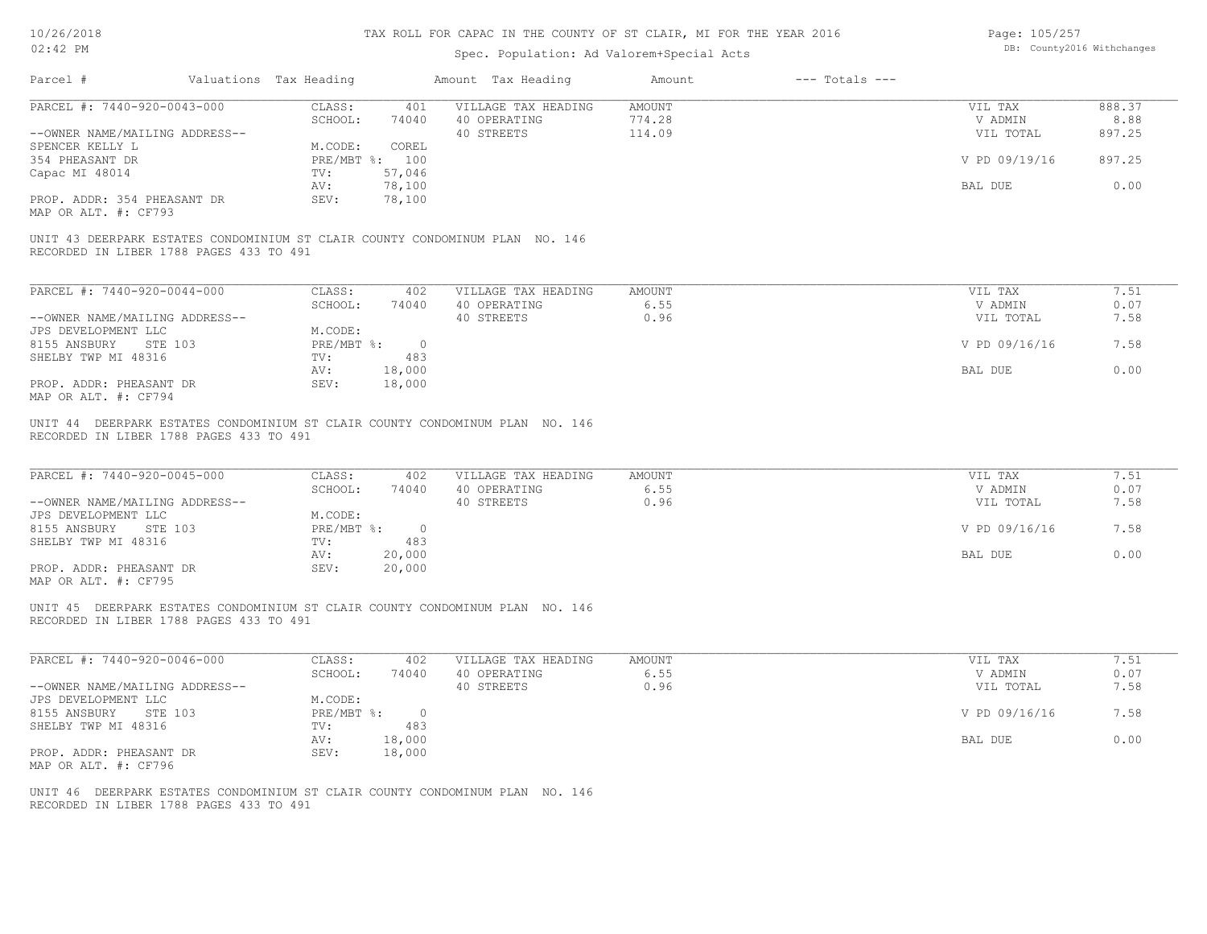# TAX ROLL FOR CAPAC IN THE COUNTY OF ST CLAIR, MI FOR THE YEAR 2016

Spec. Population: Ad Valorem+Special Acts

| Parcel # | Valuations | Tax Heading | Amount | Tax Heading | Amount | --- Totals --- | |
|---|---|---|---|---|---|---|---|
| PARCEL #: 7440-920-0043-000 | CLASS: | 401 | VILLAGE TAX HEADING | AMOUNT | | VIL TAX | 888.37 |
| | SCHOOL: | 74040 | 40 OPERATING | 774.28 | | V ADMIN | 8.88 |
| --OWNER NAME/MAILING ADDRESS-- | | | 40 STREETS | 114.09 | | VIL TOTAL | 897.25 |
| SPENCER KELLY L | M.CODE: | COREL | | | | | |
| 354 PHEASANT DR | PRE/MBT %: | 100 | | | | V PD 09/19/16 | 897.25 |
| Capac MI 48014 | TV: | 57,046 | | | | | |
| | AV: | 78,100 | | | | BAL DUE | 0.00 |
| PROP. ADDR: 354 PHEASANT DR | SEV: | 78,100 | | | | | |
| MAP OR ALT. #: CF793 | | | | | | | |

UNIT 43 DEERPARK ESTATES CONDOMINIUM ST CLAIR COUNTY CONDOMINUM PLAN NO. 146
RECORDED IN LIBER 1788 PAGES 433 TO 491

| Parcel # | Valuations | Tax Heading | Amount | Tax Heading | Amount | --- Totals --- | |
|---|---|---|---|---|---|---|---|
| PARCEL #: 7440-920-0044-000 | CLASS: | 402 | VILLAGE TAX HEADING | AMOUNT | | VIL TAX | 7.51 |
| | SCHOOL: | 74040 | 40 OPERATING | 6.55 | | V ADMIN | 0.07 |
| --OWNER NAME/MAILING ADDRESS-- | | | 40 STREETS | 0.96 | | VIL TOTAL | 7.58 |
| JPS DEVELOPMENT LLC | M.CODE: | | | | | | |
| 8155 ANSBURY STE 103 | PRE/MBT %: | 0 | | | | V PD 09/16/16 | 7.58 |
| SHELBY TWP MI 48316 | TV: | 483 | | | | | |
| | AV: | 18,000 | | | | BAL DUE | 0.00 |
| PROP. ADDR: PHEASANT DR | SEV: | 18,000 | | | | | |
| MAP OR ALT. #: CF794 | | | | | | | |

UNIT 44 DEERPARK ESTATES CONDOMINIUM ST CLAIR COUNTY CONDOMINUM PLAN NO. 146
RECORDED IN LIBER 1788 PAGES 433 TO 491

| Parcel # | Valuations | Tax Heading | Amount | Tax Heading | Amount | --- Totals --- | |
|---|---|---|---|---|---|---|---|
| PARCEL #: 7440-920-0045-000 | CLASS: | 402 | VILLAGE TAX HEADING | AMOUNT | | VIL TAX | 7.51 |
| | SCHOOL: | 74040 | 40 OPERATING | 6.55 | | V ADMIN | 0.07 |
| --OWNER NAME/MAILING ADDRESS-- | | | 40 STREETS | 0.96 | | VIL TOTAL | 7.58 |
| JPS DEVELOPMENT LLC | M.CODE: | | | | | | |
| 8155 ANSBURY STE 103 | PRE/MBT %: | 0 | | | | V PD 09/16/16 | 7.58 |
| SHELBY TWP MI 48316 | TV: | 483 | | | | | |
| | AV: | 20,000 | | | | BAL DUE | 0.00 |
| PROP. ADDR: PHEASANT DR | SEV: | 20,000 | | | | | |
| MAP OR ALT. #: CF795 | | | | | | | |

UNIT 45 DEERPARK ESTATES CONDOMINIUM ST CLAIR COUNTY CONDOMINUM PLAN NO. 146
RECORDED IN LIBER 1788 PAGES 433 TO 491

| Parcel # | Valuations | Tax Heading | Amount | Tax Heading | Amount | --- Totals --- | |
|---|---|---|---|---|---|---|---|
| PARCEL #: 7440-920-0046-000 | CLASS: | 402 | VILLAGE TAX HEADING | AMOUNT | | VIL TAX | 7.51 |
| | SCHOOL: | 74040 | 40 OPERATING | 6.55 | | V ADMIN | 0.07 |
| --OWNER NAME/MAILING ADDRESS-- | | | 40 STREETS | 0.96 | | VIL TOTAL | 7.58 |
| JPS DEVELOPMENT LLC | M.CODE: | | | | | | |
| 8155 ANSBURY STE 103 | PRE/MBT %: | 0 | | | | V PD 09/16/16 | 7.58 |
| SHELBY TWP MI 48316 | TV: | 483 | | | | | |
| | AV: | 18,000 | | | | BAL DUE | 0.00 |
| PROP. ADDR: PHEASANT DR | SEV: | 18,000 | | | | | |
| MAP OR ALT. #: CF796 | | | | | | | |

UNIT 46 DEERPARK ESTATES CONDOMINIUM ST CLAIR COUNTY CONDOMINUM PLAN NO. 146
RECORDED IN LIBER 1788 PAGES 433 TO 491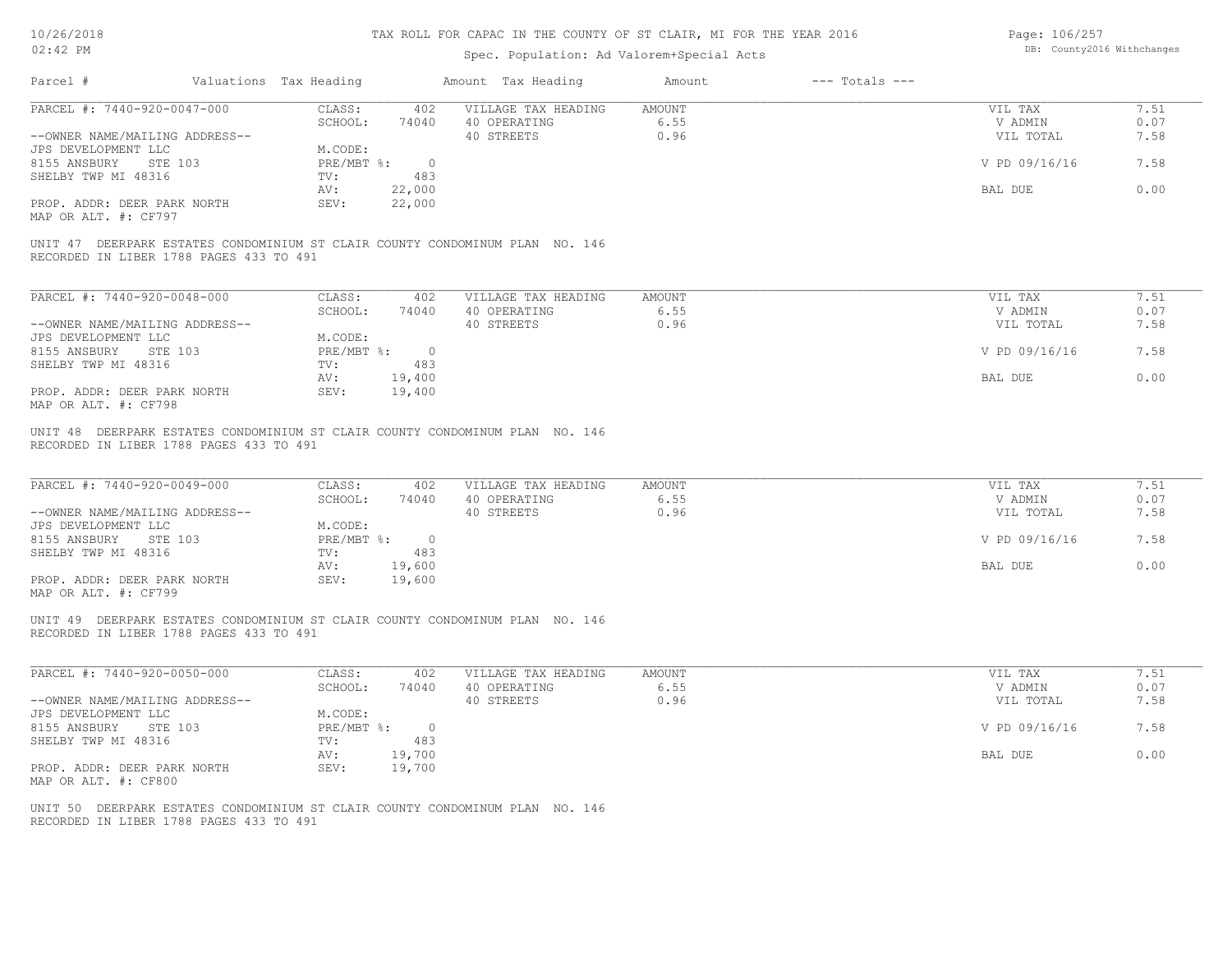# TAX ROLL FOR CAPAC IN THE COUNTY OF ST CLAIR, MI FOR THE YEAR 2016

Spec. Population: Ad Valorem+Special Acts

| Parcel # | Valuations | Tax Heading | Amount | Tax Heading | Amount | --- Totals --- | |
|---|---|---|---|---|---|---|---|
| PARCEL #: 7440-920-0047-000 | CLASS: | 402 | VILLAGE TAX HEADING | AMOUNT | | VIL TAX | 7.51 |
| | SCHOOL: | 74040 | 40 OPERATING | 6.55 | | V ADMIN | 0.07 |
| --OWNER NAME/MAILING ADDRESS-- | | | 40 STREETS | 0.96 | | VIL TOTAL | 7.58 |
| JPS DEVELOPMENT LLC | M.CODE: | | | | | | |
| 8155 ANSBURY STE 103 | PRE/MBT %: | 0 | | | | V PD 09/16/16 | 7.58 |
| SHELBY TWP MI 48316 | TV: | 483 | | | | | |
| | AV: | 22,000 | | | | BAL DUE | 0.00 |
| PROP. ADDR: DEER PARK NORTH | SEV: | 22,000 | | | | | |
| MAP OR ALT. #: CF797 | | | | | | | |

UNIT 47 DEERPARK ESTATES CONDOMINIUM ST CLAIR COUNTY CONDOMINUM PLAN NO. 146
RECORDED IN LIBER 1788 PAGES 433 TO 491

| Parcel # | Valuations | Tax Heading | Amount | Tax Heading | Amount | --- Totals --- | |
|---|---|---|---|---|---|---|---|
| PARCEL #: 7440-920-0048-000 | CLASS: | 402 | VILLAGE TAX HEADING | AMOUNT | | VIL TAX | 7.51 |
| | SCHOOL: | 74040 | 40 OPERATING | 6.55 | | V ADMIN | 0.07 |
| --OWNER NAME/MAILING ADDRESS-- | | | 40 STREETS | 0.96 | | VIL TOTAL | 7.58 |
| JPS DEVELOPMENT LLC | M.CODE: | | | | | | |
| 8155 ANSBURY STE 103 | PRE/MBT %: | 0 | | | | V PD 09/16/16 | 7.58 |
| SHELBY TWP MI 48316 | TV: | 483 | | | | | |
| | AV: | 19,400 | | | | BAL DUE | 0.00 |
| PROP. ADDR: DEER PARK NORTH | SEV: | 19,400 | | | | | |
| MAP OR ALT. #: CF798 | | | | | | | |

UNIT 48 DEERPARK ESTATES CONDOMINIUM ST CLAIR COUNTY CONDOMINUM PLAN NO. 146
RECORDED IN LIBER 1788 PAGES 433 TO 491

| Parcel # | Valuations | Tax Heading | Amount | Tax Heading | Amount | --- Totals --- | |
|---|---|---|---|---|---|---|---|
| PARCEL #: 7440-920-0049-000 | CLASS: | 402 | VILLAGE TAX HEADING | AMOUNT | | VIL TAX | 7.51 |
| | SCHOOL: | 74040 | 40 OPERATING | 6.55 | | V ADMIN | 0.07 |
| --OWNER NAME/MAILING ADDRESS-- | | | 40 STREETS | 0.96 | | VIL TOTAL | 7.58 |
| JPS DEVELOPMENT LLC | M.CODE: | | | | | | |
| 8155 ANSBURY STE 103 | PRE/MBT %: | 0 | | | | V PD 09/16/16 | 7.58 |
| SHELBY TWP MI 48316 | TV: | 483 | | | | | |
| | AV: | 19,600 | | | | BAL DUE | 0.00 |
| PROP. ADDR: DEER PARK NORTH | SEV: | 19,600 | | | | | |
| MAP OR ALT. #: CF799 | | | | | | | |

UNIT 49 DEERPARK ESTATES CONDOMINIUM ST CLAIR COUNTY CONDOMINUM PLAN NO. 146
RECORDED IN LIBER 1788 PAGES 433 TO 491

| Parcel # | Valuations | Tax Heading | Amount | Tax Heading | Amount | --- Totals --- | |
|---|---|---|---|---|---|---|---|
| PARCEL #: 7440-920-0050-000 | CLASS: | 402 | VILLAGE TAX HEADING | AMOUNT | | VIL TAX | 7.51 |
| | SCHOOL: | 74040 | 40 OPERATING | 6.55 | | V ADMIN | 0.07 |
| --OWNER NAME/MAILING ADDRESS-- | | | 40 STREETS | 0.96 | | VIL TOTAL | 7.58 |
| JPS DEVELOPMENT LLC | M.CODE: | | | | | | |
| 8155 ANSBURY STE 103 | PRE/MBT %: | 0 | | | | V PD 09/16/16 | 7.58 |
| SHELBY TWP MI 48316 | TV: | 483 | | | | | |
| | AV: | 19,700 | | | | BAL DUE | 0.00 |
| PROP. ADDR: DEER PARK NORTH | SEV: | 19,700 | | | | | |
| MAP OR ALT. #: CF800 | | | | | | | |

UNIT 50 DEERPARK ESTATES CONDOMINIUM ST CLAIR COUNTY CONDOMINUM PLAN NO. 146
RECORDED IN LIBER 1788 PAGES 433 TO 491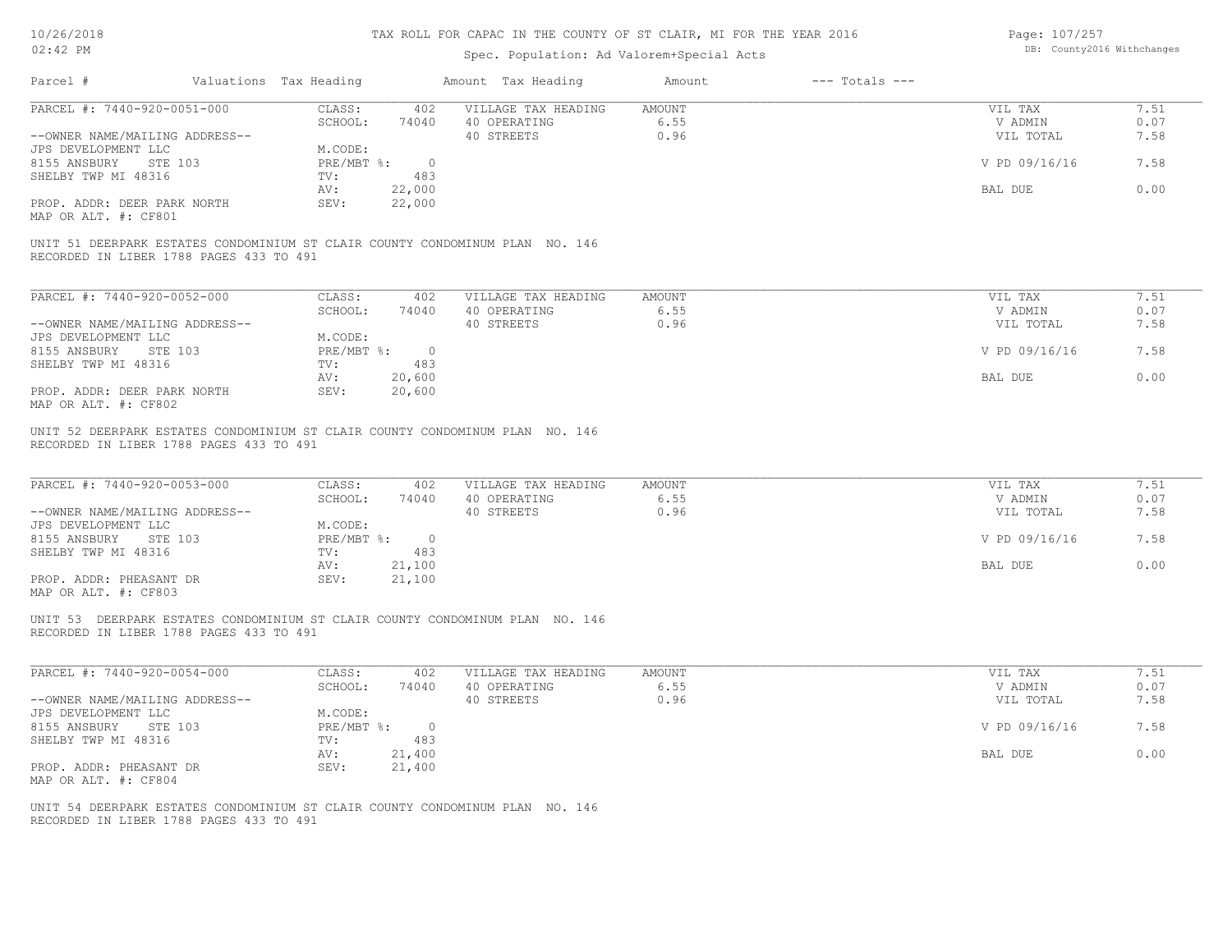# TAX ROLL FOR CAPAC IN THE COUNTY OF ST CLAIR, MI FOR THE YEAR 2016

Spec. Population: Ad Valorem+Special Acts

| Parcel # | Valuations | Tax Heading | Amount | Tax Heading | Amount | --- Totals --- | |
|---|---|---|---|---|---|---|---|
| PARCEL #: 7440-920-0051-000 | CLASS: | 402 | VILLAGE TAX HEADING | AMOUNT | | VIL TAX | 7.51 |
| | SCHOOL: | 74040 | 40 OPERATING | 6.55 | | V ADMIN | 0.07 |
| --OWNER NAME/MAILING ADDRESS-- | | | 40 STREETS | 0.96 | | VIL TOTAL | 7.58 |
| JPS DEVELOPMENT LLC | M.CODE: | | | | | | |
| 8155 ANSBURY STE 103 | PRE/MBT %: | 0 | | | | V PD 09/16/16 | 7.58 |
| SHELBY TWP MI 48316 | TV: | 483 | | | | | |
| | AV: | 22,000 | | | | BAL DUE | 0.00 |
| PROP. ADDR: DEER PARK NORTH | SEV: | 22,000 | | | | | |
| MAP OR ALT. #: CF801 | | | | | | | |

UNIT 51 DEERPARK ESTATES CONDOMINIUM ST CLAIR COUNTY CONDOMINUM PLAN NO. 146
RECORDED IN LIBER 1788 PAGES 433 TO 491

| Parcel # | Valuations | Tax Heading | Amount | Tax Heading | Amount | --- Totals --- | |
|---|---|---|---|---|---|---|---|
| PARCEL #: 7440-920-0052-000 | CLASS: | 402 | VILLAGE TAX HEADING | AMOUNT | | VIL TAX | 7.51 |
| | SCHOOL: | 74040 | 40 OPERATING | 6.55 | | V ADMIN | 0.07 |
| --OWNER NAME/MAILING ADDRESS-- | | | 40 STREETS | 0.96 | | VIL TOTAL | 7.58 |
| JPS DEVELOPMENT LLC | M.CODE: | | | | | | |
| 8155 ANSBURY STE 103 | PRE/MBT %: | 0 | | | | V PD 09/16/16 | 7.58 |
| SHELBY TWP MI 48316 | TV: | 483 | | | | | |
| | AV: | 20,600 | | | | BAL DUE | 0.00 |
| PROP. ADDR: DEER PARK NORTH | SEV: | 20,600 | | | | | |
| MAP OR ALT. #: CF802 | | | | | | | |

UNIT 52 DEERPARK ESTATES CONDOMINIUM ST CLAIR COUNTY CONDOMINUM PLAN NO. 146
RECORDED IN LIBER 1788 PAGES 433 TO 491

| Parcel # | Valuations | Tax Heading | Amount | Tax Heading | Amount | --- Totals --- | |
|---|---|---|---|---|---|---|---|
| PARCEL #: 7440-920-0053-000 | CLASS: | 402 | VILLAGE TAX HEADING | AMOUNT | | VIL TAX | 7.51 |
| | SCHOOL: | 74040 | 40 OPERATING | 6.55 | | V ADMIN | 0.07 |
| --OWNER NAME/MAILING ADDRESS-- | | | 40 STREETS | 0.96 | | VIL TOTAL | 7.58 |
| JPS DEVELOPMENT LLC | M.CODE: | | | | | | |
| 8155 ANSBURY STE 103 | PRE/MBT %: | 0 | | | | V PD 09/16/16 | 7.58 |
| SHELBY TWP MI 48316 | TV: | 483 | | | | | |
| | AV: | 21,100 | | | | BAL DUE | 0.00 |
| PROP. ADDR: PHEASANT DR | SEV: | 21,100 | | | | | |
| MAP OR ALT. #: CF803 | | | | | | | |

UNIT 53 DEERPARK ESTATES CONDOMINIUM ST CLAIR COUNTY CONDOMINUM PLAN NO. 146
RECORDED IN LIBER 1788 PAGES 433 TO 491

| Parcel # | Valuations | Tax Heading | Amount | Tax Heading | Amount | --- Totals --- | |
|---|---|---|---|---|---|---|---|
| PARCEL #: 7440-920-0054-000 | CLASS: | 402 | VILLAGE TAX HEADING | AMOUNT | | VIL TAX | 7.51 |
| | SCHOOL: | 74040 | 40 OPERATING | 6.55 | | V ADMIN | 0.07 |
| --OWNER NAME/MAILING ADDRESS-- | | | 40 STREETS | 0.96 | | VIL TOTAL | 7.58 |
| JPS DEVELOPMENT LLC | M.CODE: | | | | | | |
| 8155 ANSBURY STE 103 | PRE/MBT %: | 0 | | | | V PD 09/16/16 | 7.58 |
| SHELBY TWP MI 48316 | TV: | 483 | | | | | |
| | AV: | 21,400 | | | | BAL DUE | 0.00 |
| PROP. ADDR: PHEASANT DR | SEV: | 21,400 | | | | | |
| MAP OR ALT. #: CF804 | | | | | | | |

UNIT 54 DEERPARK ESTATES CONDOMINIUM ST CLAIR COUNTY CONDOMINUM PLAN NO. 146
RECORDED IN LIBER 1788 PAGES 433 TO 491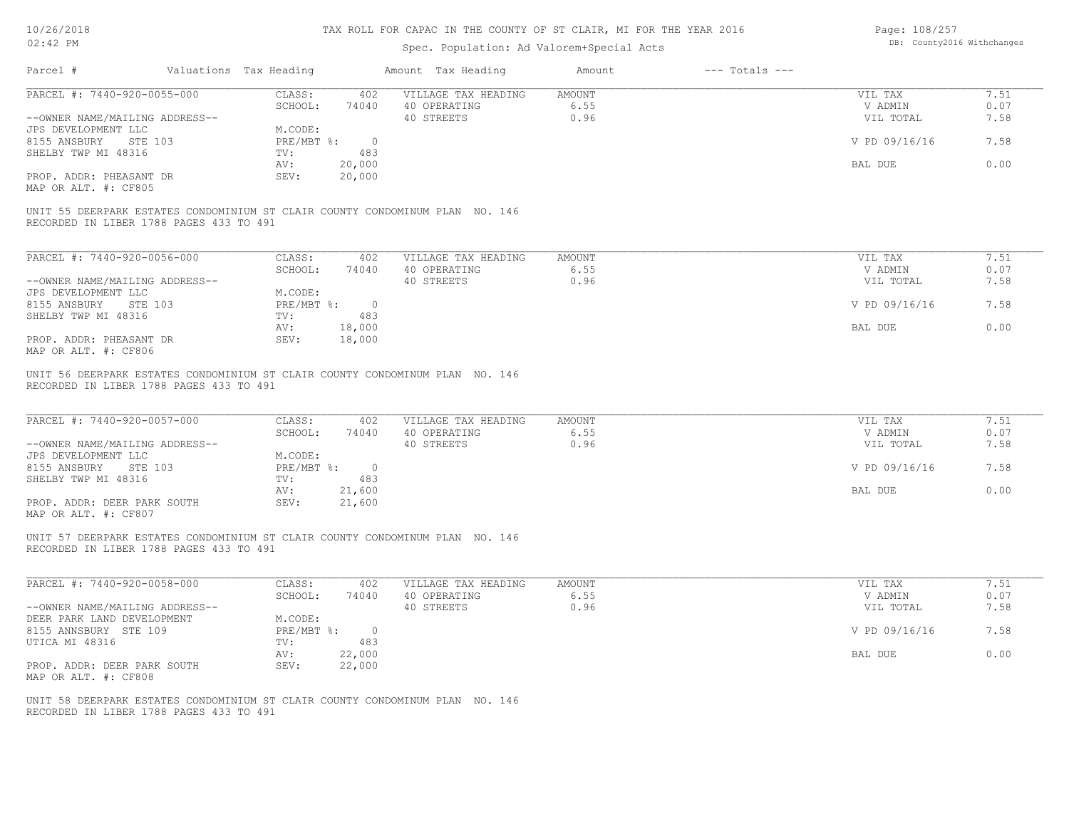# TAX ROLL FOR CAPAC IN THE COUNTY OF ST CLAIR, MI FOR THE YEAR 2016

Spec. Population: Ad Valorem+Special Acts

| Parcel # | Valuations | Tax Heading | Amount | Tax Heading | Amount | --- Totals --- | |
|---|---|---|---|---|---|---|---|
| PARCEL #: 7440-920-0055-000 | CLASS: | 402 | VILLAGE TAX HEADING | AMOUNT | | VIL TAX | 7.51 |
| | SCHOOL: | 74040 | 40 OPERATING | 6.55 | | V ADMIN | 0.07 |
| --OWNER NAME/MAILING ADDRESS-- | | | 40 STREETS | 0.96 | | VIL TOTAL | 7.58 |
| JPS DEVELOPMENT LLC | M.CODE: | | | | | | |
| 8155 ANSBURY STE 103 | PRE/MBT %: | 0 | | | | V PD 09/16/16 | 7.58 |
| SHELBY TWP MI 48316 | TV: | 483 | | | | | |
| | AV: | 20,000 | | | | BAL DUE | 0.00 |
| PROP. ADDR: PHEASANT DR | SEV: | 20,000 | | | | | |
| MAP OR ALT. #: CF805 | | | | | | | |

UNIT 55 DEERPARK ESTATES CONDOMINIUM ST CLAIR COUNTY CONDOMINUM PLAN NO. 146
RECORDED IN LIBER 1788 PAGES 433 TO 491

| Parcel # | Valuations | Tax Heading | Amount | Tax Heading | Amount | --- Totals --- | |
|---|---|---|---|---|---|---|---|
| PARCEL #: 7440-920-0056-000 | CLASS: | 402 | VILLAGE TAX HEADING | AMOUNT | | VIL TAX | 7.51 |
| | SCHOOL: | 74040 | 40 OPERATING | 6.55 | | V ADMIN | 0.07 |
| --OWNER NAME/MAILING ADDRESS-- | | | 40 STREETS | 0.96 | | VIL TOTAL | 7.58 |
| JPS DEVELOPMENT LLC | M.CODE: | | | | | | |
| 8155 ANSBURY STE 103 | PRE/MBT %: | 0 | | | | V PD 09/16/16 | 7.58 |
| SHELBY TWP MI 48316 | TV: | 483 | | | | | |
| | AV: | 18,000 | | | | BAL DUE | 0.00 |
| PROP. ADDR: PHEASANT DR | SEV: | 18,000 | | | | | |
| MAP OR ALT. #: CF806 | | | | | | | |

UNIT 56 DEERPARK ESTATES CONDOMINIUM ST CLAIR COUNTY CONDOMINUM PLAN NO. 146
RECORDED IN LIBER 1788 PAGES 433 TO 491

| Parcel # | Valuations | Tax Heading | Amount | Tax Heading | Amount | --- Totals --- | |
|---|---|---|---|---|---|---|---|
| PARCEL #: 7440-920-0057-000 | CLASS: | 402 | VILLAGE TAX HEADING | AMOUNT | | VIL TAX | 7.51 |
| | SCHOOL: | 74040 | 40 OPERATING | 6.55 | | V ADMIN | 0.07 |
| --OWNER NAME/MAILING ADDRESS-- | | | 40 STREETS | 0.96 | | VIL TOTAL | 7.58 |
| JPS DEVELOPMENT LLC | M.CODE: | | | | | | |
| 8155 ANSBURY STE 103 | PRE/MBT %: | 0 | | | | V PD 09/16/16 | 7.58 |
| SHELBY TWP MI 48316 | TV: | 483 | | | | | |
| | AV: | 21,600 | | | | BAL DUE | 0.00 |
| PROP. ADDR: DEER PARK SOUTH | SEV: | 21,600 | | | | | |
| MAP OR ALT. #: CF807 | | | | | | | |

UNIT 57 DEERPARK ESTATES CONDOMINIUM ST CLAIR COUNTY CONDOMINUM PLAN NO. 146
RECORDED IN LIBER 1788 PAGES 433 TO 491

| Parcel # | Valuations | Tax Heading | Amount | Tax Heading | Amount | --- Totals --- | |
|---|---|---|---|---|---|---|---|
| PARCEL #: 7440-920-0058-000 | CLASS: | 402 | VILLAGE TAX HEADING | AMOUNT | | VIL TAX | 7.51 |
| | SCHOOL: | 74040 | 40 OPERATING | 6.55 | | V ADMIN | 0.07 |
| --OWNER NAME/MAILING ADDRESS-- | | | 40 STREETS | 0.96 | | VIL TOTAL | 7.58 |
| DEER PARK LAND DEVELOPMENT | M.CODE: | | | | | | |
| 8155 ANNSBURY STE 109 | PRE/MBT %: | 0 | | | | V PD 09/16/16 | 7.58 |
| UTICA MI 48316 | TV: | 483 | | | | | |
| | AV: | 22,000 | | | | BAL DUE | 0.00 |
| PROP. ADDR: DEER PARK SOUTH | SEV: | 22,000 | | | | | |
| MAP OR ALT. #: CF808 | | | | | | | |

UNIT 58 DEERPARK ESTATES CONDOMINIUM ST CLAIR COUNTY CONDOMINUM PLAN NO. 146
RECORDED IN LIBER 1788 PAGES 433 TO 491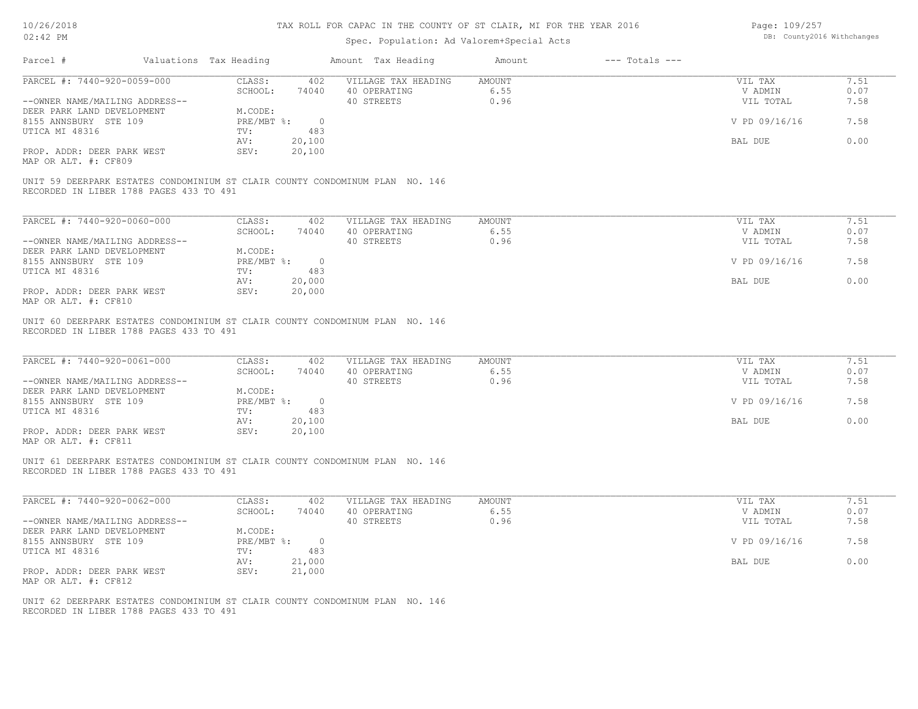# TAX ROLL FOR CAPAC IN THE COUNTY OF ST CLAIR, MI FOR THE YEAR 2016

Spec. Population: Ad Valorem+Special Acts

| Parcel # | Valuations | Tax Heading | Amount | Tax Heading | Amount | --- Totals --- | |
|---|---|---|---|---|---|---|---|
| PARCEL #: 7440-920-0059-000 | CLASS: | 402 | VILLAGE TAX HEADING | AMOUNT | | VIL TAX | 7.51 |
| | SCHOOL: | 74040 | 40 OPERATING | 6.55 | | V ADMIN | 0.07 |
| --OWNER NAME/MAILING ADDRESS-- | | | 40 STREETS | 0.96 | | VIL TOTAL | 7.58 |
| DEER PARK LAND DEVELOPMENT | M.CODE: | | | | | | |
| 8155 ANNSBURY STE 109 | PRE/MBT %: | 0 | | | | V PD 09/16/16 | 7.58 |
| UTICA MI 48316 | TV: | 483 | | | | | |
| | AV: | 20,100 | | | | BAL DUE | 0.00 |
| PROP. ADDR: DEER PARK WEST | SEV: | 20,100 | | | | | |
| MAP OR ALT. #: CF809 | | | | | | | |

UNIT 59 DEERPARK ESTATES CONDOMINIUM ST CLAIR COUNTY CONDOMINUM PLAN NO. 146
RECORDED IN LIBER 1788 PAGES 433 TO 491

| Parcel # | Valuations | Tax Heading | Amount | Tax Heading | Amount | --- Totals --- | |
|---|---|---|---|---|---|---|---|
| PARCEL #: 7440-920-0060-000 | CLASS: | 402 | VILLAGE TAX HEADING | AMOUNT | | VIL TAX | 7.51 |
| | SCHOOL: | 74040 | 40 OPERATING | 6.55 | | V ADMIN | 0.07 |
| --OWNER NAME/MAILING ADDRESS-- | | | 40 STREETS | 0.96 | | VIL TOTAL | 7.58 |
| DEER PARK LAND DEVELOPMENT | M.CODE: | | | | | | |
| 8155 ANNSBURY STE 109 | PRE/MBT %: | 0 | | | | V PD 09/16/16 | 7.58 |
| UTICA MI 48316 | TV: | 483 | | | | | |
| | AV: | 20,000 | | | | BAL DUE | 0.00 |
| PROP. ADDR: DEER PARK WEST | SEV: | 20,000 | | | | | |
| MAP OR ALT. #: CF810 | | | | | | | |

UNIT 60 DEERPARK ESTATES CONDOMINIUM ST CLAIR COUNTY CONDOMINUM PLAN NO. 146
RECORDED IN LIBER 1788 PAGES 433 TO 491

| Parcel # | Valuations | Tax Heading | Amount | Tax Heading | Amount | --- Totals --- | |
|---|---|---|---|---|---|---|---|
| PARCEL #: 7440-920-0061-000 | CLASS: | 402 | VILLAGE TAX HEADING | AMOUNT | | VIL TAX | 7.51 |
| | SCHOOL: | 74040 | 40 OPERATING | 6.55 | | V ADMIN | 0.07 |
| --OWNER NAME/MAILING ADDRESS-- | | | 40 STREETS | 0.96 | | VIL TOTAL | 7.58 |
| DEER PARK LAND DEVELOPMENT | M.CODE: | | | | | | |
| 8155 ANNSBURY STE 109 | PRE/MBT %: | 0 | | | | V PD 09/16/16 | 7.58 |
| UTICA MI 48316 | TV: | 483 | | | | | |
| | AV: | 20,100 | | | | BAL DUE | 0.00 |
| PROP. ADDR: DEER PARK WEST | SEV: | 20,100 | | | | | |
| MAP OR ALT. #: CF811 | | | | | | | |

UNIT 61 DEERPARK ESTATES CONDOMINIUM ST CLAIR COUNTY CONDOMINUM PLAN NO. 146
RECORDED IN LIBER 1788 PAGES 433 TO 491

| Parcel # | Valuations | Tax Heading | Amount | Tax Heading | Amount | --- Totals --- | |
|---|---|---|---|---|---|---|---|
| PARCEL #: 7440-920-0062-000 | CLASS: | 402 | VILLAGE TAX HEADING | AMOUNT | | VIL TAX | 7.51 |
| | SCHOOL: | 74040 | 40 OPERATING | 6.55 | | V ADMIN | 0.07 |
| --OWNER NAME/MAILING ADDRESS-- | | | 40 STREETS | 0.96 | | VIL TOTAL | 7.58 |
| DEER PARK LAND DEVELOPMENT | M.CODE: | | | | | | |
| 8155 ANNSBURY STE 109 | PRE/MBT %: | 0 | | | | V PD 09/16/16 | 7.58 |
| UTICA MI 48316 | TV: | 483 | | | | | |
| | AV: | 21,000 | | | | BAL DUE | 0.00 |
| PROP. ADDR: DEER PARK WEST | SEV: | 21,000 | | | | | |
| MAP OR ALT. #: CF812 | | | | | | | |

UNIT 62 DEERPARK ESTATES CONDOMINIUM ST CLAIR COUNTY CONDOMINUM PLAN NO. 146
RECORDED IN LIBER 1788 PAGES 433 TO 491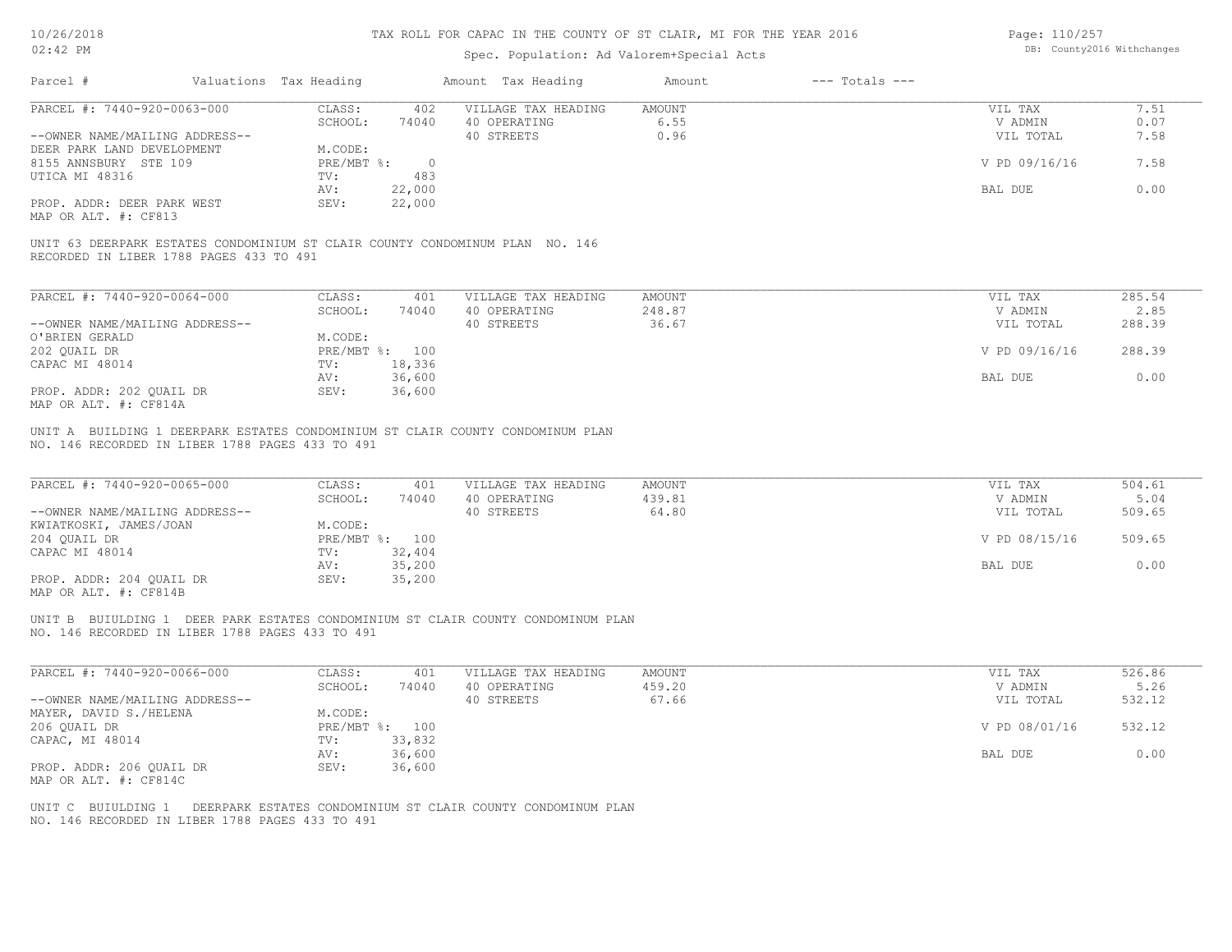# TAX ROLL FOR CAPAC IN THE COUNTY OF ST CLAIR, MI FOR THE YEAR 2016

Spec. Population: Ad Valorem+Special Acts

DB: County2016 Withchanges

| Parcel # | Valuations | Tax Heading | Amount | Tax Heading | Amount | --- Totals --- | |
|---|---|---|---|---|---|---|---|
| PARCEL #: 7440-920-0063-000 | CLASS: | 402 | VILLAGE TAX HEADING | AMOUNT | | VIL TAX | 7.51 |
| | SCHOOL: | 74040 | 40 OPERATING | 6.55 | | V ADMIN | 0.07 |
| --OWNER NAME/MAILING ADDRESS-- | | | 40 STREETS | 0.96 | | VIL TOTAL | 7.58 |
| DEER PARK LAND DEVELOPMENT | M.CODE: | | | | | | |
| 8155 ANNSBURY STE 109 | PRE/MBT %: | 0 | | | | V PD 09/16/16 | 7.58 |
| UTICA MI 48316 | TV: | 483 | | | | | |
| | AV: | 22,000 | | | | BAL DUE | 0.00 |
| PROP. ADDR: DEER PARK WEST | SEV: | 22,000 | | | | | |
| MAP OR ALT. #: CF813 | | | | | | | |

UNIT 63 DEERPARK ESTATES CONDOMINIUM ST CLAIR COUNTY CONDOMINUM PLAN NO. 146 RECORDED IN LIBER 1788 PAGES 433 TO 491

| Parcel # | Valuations | Tax Heading | Amount | Tax Heading | Amount | --- Totals --- | |
|---|---|---|---|---|---|---|---|
| PARCEL #: 7440-920-0064-000 | CLASS: | 401 | VILLAGE TAX HEADING | AMOUNT | | VIL TAX | 285.54 |
| | SCHOOL: | 74040 | 40 OPERATING | 248.87 | | V ADMIN | 2.85 |
| --OWNER NAME/MAILING ADDRESS-- | | | 40 STREETS | 36.67 | | VIL TOTAL | 288.39 |
| O'BRIEN GERALD | M.CODE: | | | | | | |
| 202 QUAIL DR | PRE/MBT %: | 100 | | | | V PD 09/16/16 | 288.39 |
| CAPAC MI 48014 | TV: | 18,336 | | | | | |
| | AV: | 36,600 | | | | BAL DUE | 0.00 |
| PROP. ADDR: 202 QUAIL DR | SEV: | 36,600 | | | | | |
| MAP OR ALT. #: CF814A | | | | | | | |

UNIT A BUILDING 1 DEERPARK ESTATES CONDOMINIUM ST CLAIR COUNTY CONDOMINUM PLAN NO. 146 RECORDED IN LIBER 1788 PAGES 433 TO 491

| Parcel # | Valuations | Tax Heading | Amount | Tax Heading | Amount | --- Totals --- | |
|---|---|---|---|---|---|---|---|
| PARCEL #: 7440-920-0065-000 | CLASS: | 401 | VILLAGE TAX HEADING | AMOUNT | | VIL TAX | 504.61 |
| | SCHOOL: | 74040 | 40 OPERATING | 439.81 | | V ADMIN | 5.04 |
| --OWNER NAME/MAILING ADDRESS-- | | | 40 STREETS | 64.80 | | VIL TOTAL | 509.65 |
| KWIATKOSKI, JAMES/JOAN | M.CODE: | | | | | | |
| 204 QUAIL DR | PRE/MBT %: | 100 | | | | V PD 08/15/16 | 509.65 |
| CAPAC MI 48014 | TV: | 32,404 | | | | | |
| | AV: | 35,200 | | | | BAL DUE | 0.00 |
| PROP. ADDR: 204 QUAIL DR | SEV: | 35,200 | | | | | |
| MAP OR ALT. #: CF814B | | | | | | | |

UNIT B BUIULDING 1 DEER PARK ESTATES CONDOMINIUM ST CLAIR COUNTY CONDOMINUM PLAN NO. 146 RECORDED IN LIBER 1788 PAGES 433 TO 491

| Parcel # | Valuations | Tax Heading | Amount | Tax Heading | Amount | --- Totals --- | |
|---|---|---|---|---|---|---|---|
| PARCEL #: 7440-920-0066-000 | CLASS: | 401 | VILLAGE TAX HEADING | AMOUNT | | VIL TAX | 526.86 |
| | SCHOOL: | 74040 | 40 OPERATING | 459.20 | | V ADMIN | 5.26 |
| --OWNER NAME/MAILING ADDRESS-- | | | 40 STREETS | 67.66 | | VIL TOTAL | 532.12 |
| MAYER, DAVID S./HELENA | M.CODE: | | | | | | |
| 206 QUAIL DR | PRE/MBT %: | 100 | | | | V PD 08/01/16 | 532.12 |
| CAPAC, MI 48014 | TV: | 33,832 | | | | | |
| | AV: | 36,600 | | | | BAL DUE | 0.00 |
| PROP. ADDR: 206 QUAIL DR | SEV: | 36,600 | | | | | |
| MAP OR ALT. #: CF814C | | | | | | | |

UNIT C BUIULDING 1 DEERPARK ESTATES CONDOMINIUM ST CLAIR COUNTY CONDOMINUM PLAN NO. 146 RECORDED IN LIBER 1788 PAGES 433 TO 491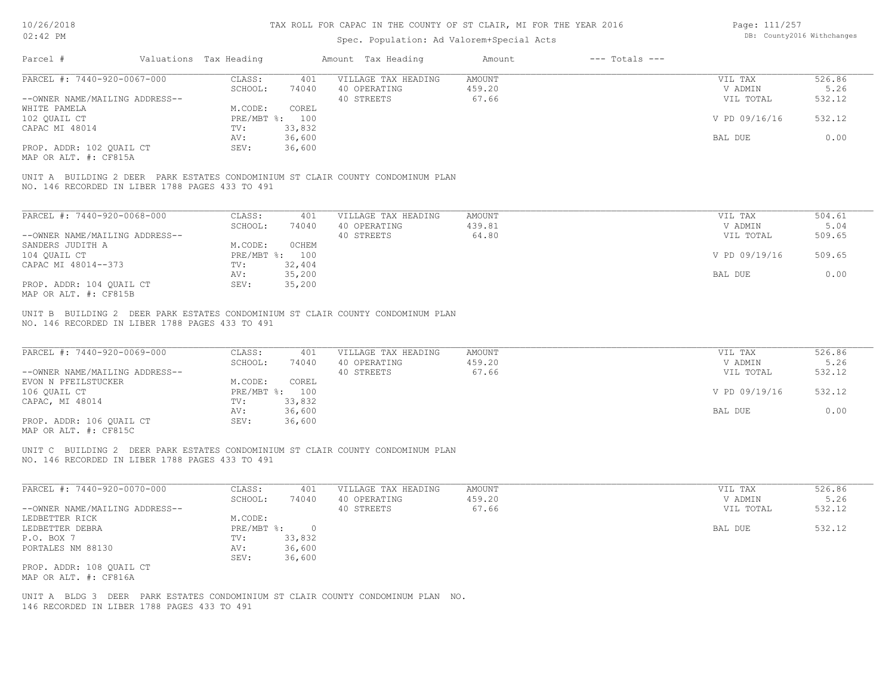# TAX ROLL FOR CAPAC IN THE COUNTY OF ST CLAIR, MI FOR THE YEAR 2016

Spec. Population: Ad Valorem+Special Acts

DB: County2016 Withchanges

| Parcel # | Valuations | Tax Heading | Amount | Tax Heading | Amount | --- Totals --- | |
|---|---|---|---|---|---|---|---|

---

**PARCEL #: 7440-920-0067-000**

| | | | | | |
|---|---|---|---|---|---|
| CLASS: | 401 | VILLAGE TAX HEADING | AMOUNT | VIL TAX | 526.86 |
| SCHOOL: | 74040 | 40 OPERATING | 459.20 | V ADMIN | 5.26 |
| | | 40 STREETS | 67.66 | VIL TOTAL | 532.12 |
| M.CODE: | COREL | | | | |
| PRE/MBT %: | 100 | | | V PD 09/16/16 | 532.12 |
| TV: | 33,832 | | | | |
| AV: | 36,600 | | | BAL DUE | 0.00 |
| SEV: | 36,600 | | | | |

--OWNER NAME/MAILING ADDRESS--
WHITE PAMELA
102 QUAIL CT
CAPAC MI 48014

PROP. ADDR: 102 QUAIL CT
MAP OR ALT. #: CF815A

UNIT A BUILDING 2 DEER PARK ESTATES CONDOMINIUM ST CLAIR COUNTY CONDOMINUM PLAN NO. 146 RECORDED IN LIBER 1788 PAGES 433 TO 491

---

**PARCEL #: 7440-920-0068-000**

| | | | | | |
|---|---|---|---|---|---|
| CLASS: | 401 | VILLAGE TAX HEADING | AMOUNT | VIL TAX | 504.61 |
| SCHOOL: | 74040 | 40 OPERATING | 439.81 | V ADMIN | 5.04 |
| | | 40 STREETS | 64.80 | VIL TOTAL | 509.65 |
| M.CODE: | 0CHEM | | | | |
| PRE/MBT %: | 100 | | | V PD 09/19/16 | 509.65 |
| TV: | 32,404 | | | | |
| AV: | 35,200 | | | BAL DUE | 0.00 |
| SEV: | 35,200 | | | | |

--OWNER NAME/MAILING ADDRESS--
SANDERS JUDITH A
104 QUAIL CT
CAPAC MI 48014--373

PROP. ADDR: 104 QUAIL CT
MAP OR ALT. #: CF815B

UNIT B BUILDING 2 DEER PARK ESTATES CONDOMINIUM ST CLAIR COUNTY CONDOMINUM PLAN NO. 146 RECORDED IN LIBER 1788 PAGES 433 TO 491

---

**PARCEL #: 7440-920-0069-000**

| | | | | | |
|---|---|---|---|---|---|
| CLASS: | 401 | VILLAGE TAX HEADING | AMOUNT | VIL TAX | 526.86 |
| SCHOOL: | 74040 | 40 OPERATING | 459.20 | V ADMIN | 5.26 |
| | | 40 STREETS | 67.66 | VIL TOTAL | 532.12 |
| M.CODE: | COREL | | | | |
| PRE/MBT %: | 100 | | | V PD 09/19/16 | 532.12 |
| TV: | 33,832 | | | | |
| AV: | 36,600 | | | BAL DUE | 0.00 |
| SEV: | 36,600 | | | | |

--OWNER NAME/MAILING ADDRESS--
EVON N PFEILSTUCKER
106 QUAIL CT
CAPAC, MI 48014

PROP. ADDR: 106 QUAIL CT
MAP OR ALT. #: CF815C

UNIT C BUILDING 2 DEER PARK ESTATES CONDOMINIUM ST CLAIR COUNTY CONDOMINUM PLAN NO. 146 RECORDED IN LIBER 1788 PAGES 433 TO 491

---

**PARCEL #: 7440-920-0070-000**

| | | | | | |
|---|---|---|---|---|---|
| CLASS: | 401 | VILLAGE TAX HEADING | AMOUNT | VIL TAX | 526.86 |
| SCHOOL: | 74040 | 40 OPERATING | 459.20 | V ADMIN | 5.26 |
| | | 40 STREETS | 67.66 | VIL TOTAL | 532.12 |
| M.CODE: | | | | | |
| PRE/MBT %: | 0 | | | BAL DUE | 532.12 |
| TV: | 33,832 | | | | |
| AV: | 36,600 | | | | |
| SEV: | 36,600 | | | | |

--OWNER NAME/MAILING ADDRESS--
LEDBETTER RICK
LEDBETTER DEBRA
P.O. BOX 7
PORTALES NM 88130

PROP. ADDR: 108 QUAIL CT
MAP OR ALT. #: CF816A

UNIT A BLDG 3 DEER PARK ESTATES CONDOMINIUM ST CLAIR COUNTY CONDOMINUM PLAN NO. 146 RECORDED IN LIBER 1788 PAGES 433 TO 491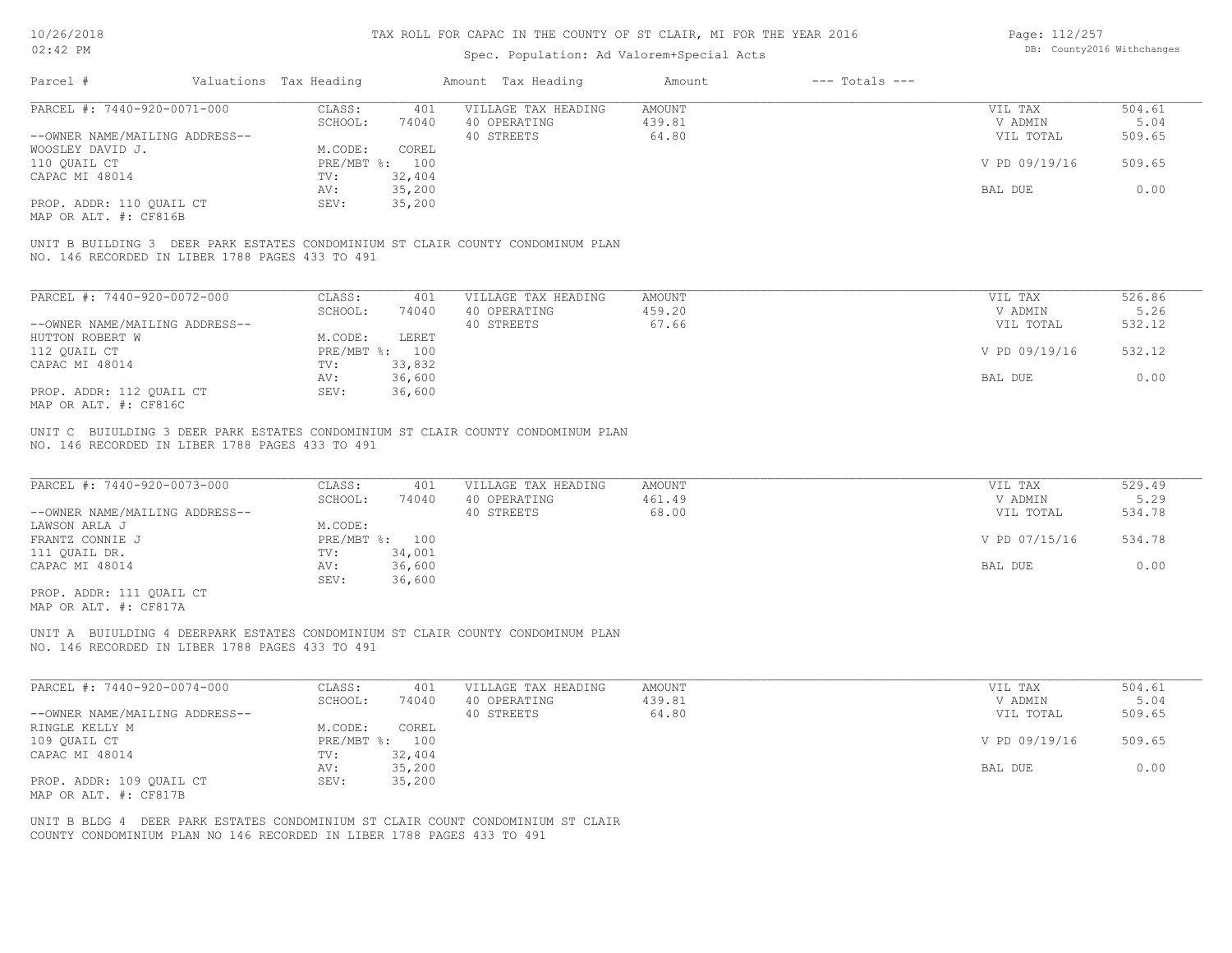# TAX ROLL FOR CAPAC IN THE COUNTY OF ST CLAIR, MI FOR THE YEAR 2016

Spec. Population: Ad Valorem+Special Acts

| Parcel # | Valuations | Tax Heading | Amount | Tax Heading | Amount | --- Totals --- | |
|---|---|---|---|---|---|---|---|
| PARCEL #: 7440-920-0071-000 | CLASS: | 401 | VILLAGE TAX HEADING | AMOUNT | | VIL TAX | 504.61 |
| | SCHOOL: | 74040 | 40 OPERATING | 439.81 | | V ADMIN | 5.04 |
| --OWNER NAME/MAILING ADDRESS-- | | | 40 STREETS | 64.80 | | VIL TOTAL | 509.65 |
| WOOSLEY DAVID J. | M.CODE: | COREL | | | | | |
| 110 QUAIL CT | PRE/MBT %: | 100 | | | | V PD 09/19/16 | 509.65 |
| CAPAC MI 48014 | TV: | 32,404 | | | | | |
| | AV: | 35,200 | | | | BAL DUE | 0.00 |
| PROP. ADDR: 110 QUAIL CT | SEV: | 35,200 | | | | | |
| MAP OR ALT. #: CF816B | | | | | | | |

UNIT B BUILDING 3 DEER PARK ESTATES CONDOMINIUM ST CLAIR COUNTY CONDOMINUM PLAN NO. 146 RECORDED IN LIBER 1788 PAGES 433 TO 491

| Parcel # | Valuations | Tax Heading | Amount | Tax Heading | Amount | --- Totals --- | |
|---|---|---|---|---|---|---|---|
| PARCEL #: 7440-920-0072-000 | CLASS: | 401 | VILLAGE TAX HEADING | AMOUNT | | VIL TAX | 526.86 |
| | SCHOOL: | 74040 | 40 OPERATING | 459.20 | | V ADMIN | 5.26 |
| --OWNER NAME/MAILING ADDRESS-- | | | 40 STREETS | 67.66 | | VIL TOTAL | 532.12 |
| HUTTON ROBERT W | M.CODE: | LERET | | | | | |
| 112 QUAIL CT | PRE/MBT %: | 100 | | | | V PD 09/19/16 | 532.12 |
| CAPAC MI 48014 | TV: | 33,832 | | | | | |
| | AV: | 36,600 | | | | BAL DUE | 0.00 |
| PROP. ADDR: 112 QUAIL CT | SEV: | 36,600 | | | | | |
| MAP OR ALT. #: CF816C | | | | | | | |

UNIT C BUIULDING 3 DEER PARK ESTATES CONDOMINIUM ST CLAIR COUNTY CONDOMINUM PLAN NO. 146 RECORDED IN LIBER 1788 PAGES 433 TO 491

| Parcel # | Valuations | Tax Heading | Amount | Tax Heading | Amount | --- Totals --- | |
|---|---|---|---|---|---|---|---|
| PARCEL #: 7440-920-0073-000 | CLASS: | 401 | VILLAGE TAX HEADING | AMOUNT | | VIL TAX | 529.49 |
| | SCHOOL: | 74040 | 40 OPERATING | 461.49 | | V ADMIN | 5.29 |
| --OWNER NAME/MAILING ADDRESS-- | | | 40 STREETS | 68.00 | | VIL TOTAL | 534.78 |
| LAWSON ARLA J | M.CODE: | | | | | | |
| FRANTZ CONNIE J | PRE/MBT %: | 100 | | | | V PD 07/15/16 | 534.78 |
| 111 QUAIL DR. | TV: | 34,001 | | | | | |
| CAPAC MI 48014 | AV: | 36,600 | | | | BAL DUE | 0.00 |
| | SEV: | 36,600 | | | | | |
| PROP. ADDR: 111 QUAIL CT | | | | | | | |
| MAP OR ALT. #: CF817A | | | | | | | |

UNIT A BUIULDING 4 DEERPARK ESTATES CONDOMINIUM ST CLAIR COUNTY CONDOMINUM PLAN NO. 146 RECORDED IN LIBER 1788 PAGES 433 TO 491

| Parcel # | Valuations | Tax Heading | Amount | Tax Heading | Amount | --- Totals --- | |
|---|---|---|---|---|---|---|---|
| PARCEL #: 7440-920-0074-000 | CLASS: | 401 | VILLAGE TAX HEADING | AMOUNT | | VIL TAX | 504.61 |
| | SCHOOL: | 74040 | 40 OPERATING | 439.81 | | V ADMIN | 5.04 |
| --OWNER NAME/MAILING ADDRESS-- | | | 40 STREETS | 64.80 | | VIL TOTAL | 509.65 |
| RINGLE KELLY M | M.CODE: | COREL | | | | | |
| 109 QUAIL CT | PRE/MBT %: | 100 | | | | V PD 09/19/16 | 509.65 |
| CAPAC MI 48014 | TV: | 32,404 | | | | | |
| | AV: | 35,200 | | | | BAL DUE | 0.00 |
| PROP. ADDR: 109 QUAIL CT | SEV: | 35,200 | | | | | |
| MAP OR ALT. #: CF817B | | | | | | | |

UNIT B BLDG 4 DEER PARK ESTATES CONDOMINIUM ST CLAIR COUNT CONDOMINIUM ST CLAIR COUNTY CONDOMINIUM PLAN NO 146 RECORDED IN LIBER 1788 PAGES 433 TO 491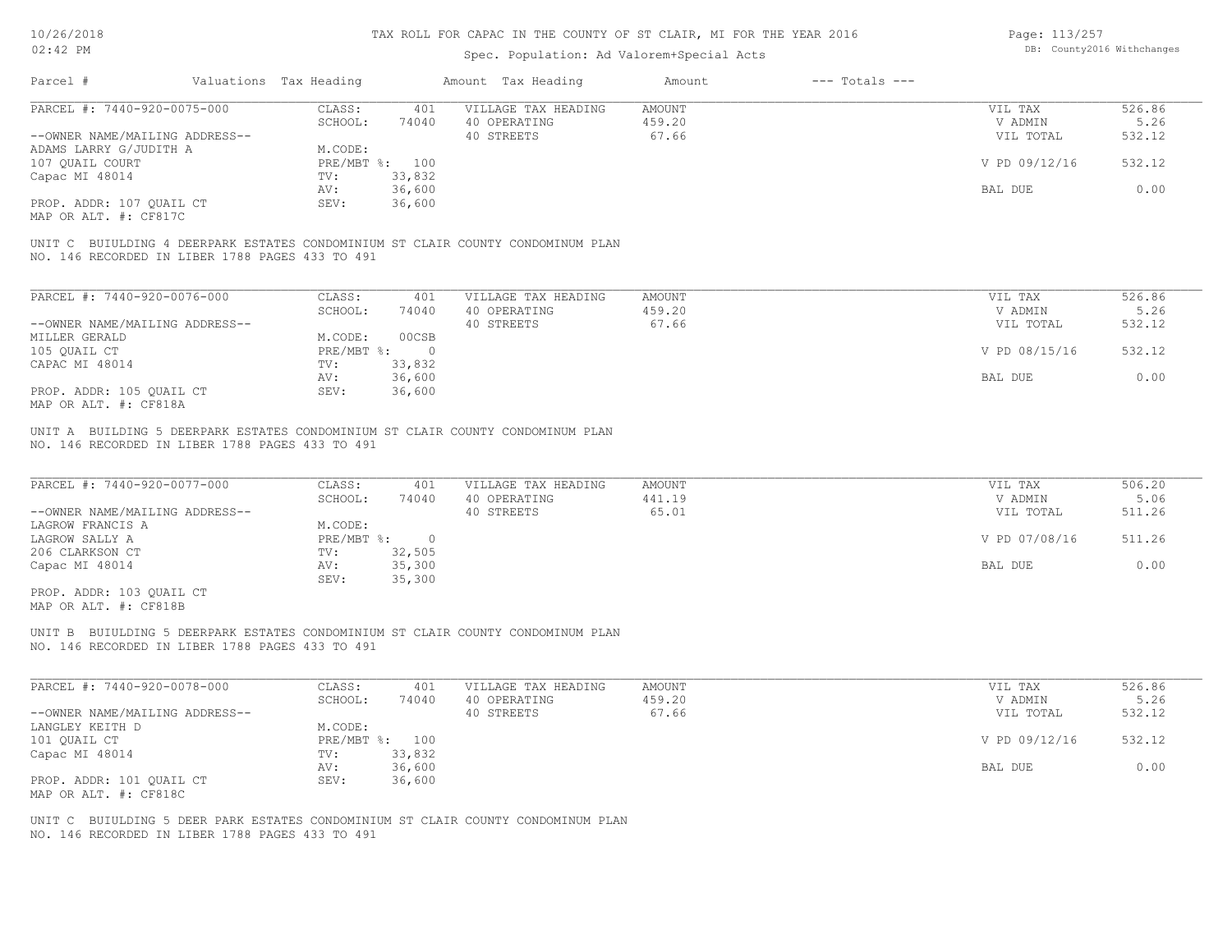# TAX ROLL FOR CAPAC IN THE COUNTY OF ST CLAIR, MI FOR THE YEAR 2016

Spec. Population: Ad Valorem+Special Acts

| Parcel # | Valuations | Tax Heading | Amount | Tax Heading | Amount | --- Totals --- | |
|---|---|---|---|---|---|---|---|
| PARCEL #: 7440-920-0075-000 | CLASS: | 401 | VILLAGE TAX HEADING | AMOUNT | | VIL TAX | 526.86 |
| | SCHOOL: | 74040 | 40 OPERATING | 459.20 | | V ADMIN | 5.26 |
| --OWNER NAME/MAILING ADDRESS-- | | | 40 STREETS | 67.66 | | VIL TOTAL | 532.12 |
| ADAMS LARRY G/JUDITH A | M.CODE: | | | | | | |
| 107 QUAIL COURT | PRE/MBT %: | 100 | | | | V PD 09/12/16 | 532.12 |
| Capac MI 48014 | TV: | 33,832 | | | | | |
| | AV: | 36,600 | | | | BAL DUE | 0.00 |
| PROP. ADDR: 107 QUAIL CT | SEV: | 36,600 | | | | | |
| MAP OR ALT. #: CF817C | | | | | | | |

UNIT C BUIULDING 4 DEERPARK ESTATES CONDOMINIUM ST CLAIR COUNTY CONDOMINUM PLAN NO. 146 RECORDED IN LIBER 1788 PAGES 433 TO 491

| Parcel # | Valuations | Tax Heading | Amount | Tax Heading | Amount | --- Totals --- | |
|---|---|---|---|---|---|---|---|
| PARCEL #: 7440-920-0076-000 | CLASS: | 401 | VILLAGE TAX HEADING | AMOUNT | | VIL TAX | 526.86 |
| | SCHOOL: | 74040 | 40 OPERATING | 459.20 | | V ADMIN | 5.26 |
| --OWNER NAME/MAILING ADDRESS-- | | | 40 STREETS | 67.66 | | VIL TOTAL | 532.12 |
| MILLER GERALD | M.CODE: | 00CSB | | | | | |
| 105 QUAIL CT | PRE/MBT %: | 0 | | | | V PD 08/15/16 | 532.12 |
| CAPAC MI 48014 | TV: | 33,832 | | | | | |
| | AV: | 36,600 | | | | BAL DUE | 0.00 |
| PROP. ADDR: 105 QUAIL CT | SEV: | 36,600 | | | | | |
| MAP OR ALT. #: CF818A | | | | | | | |

UNIT A BUILDING 5 DEERPARK ESTATES CONDOMINIUM ST CLAIR COUNTY CONDOMINUM PLAN NO. 146 RECORDED IN LIBER 1788 PAGES 433 TO 491

| Parcel # | Valuations | Tax Heading | Amount | Tax Heading | Amount | --- Totals --- | |
|---|---|---|---|---|---|---|---|
| PARCEL #: 7440-920-0077-000 | CLASS: | 401 | VILLAGE TAX HEADING | AMOUNT | | VIL TAX | 506.20 |
| | SCHOOL: | 74040 | 40 OPERATING | 441.19 | | V ADMIN | 5.06 |
| --OWNER NAME/MAILING ADDRESS-- | | | 40 STREETS | 65.01 | | VIL TOTAL | 511.26 |
| LAGROW FRANCIS A | M.CODE: | | | | | | |
| LAGROW SALLY A | PRE/MBT %: | 0 | | | | V PD 07/08/16 | 511.26 |
| 206 CLARKSON CT | TV: | 32,505 | | | | | |
| Capac MI 48014 | AV: | 35,300 | | | | BAL DUE | 0.00 |
| | SEV: | 35,300 | | | | | |
| PROP. ADDR: 103 QUAIL CT | | | | | | | |
| MAP OR ALT. #: CF818B | | | | | | | |

UNIT B BUIULDING 5 DEERPARK ESTATES CONDOMINIUM ST CLAIR COUNTY CONDOMINUM PLAN NO. 146 RECORDED IN LIBER 1788 PAGES 433 TO 491

| Parcel # | Valuations | Tax Heading | Amount | Tax Heading | Amount | --- Totals --- | |
|---|---|---|---|---|---|---|---|
| PARCEL #: 7440-920-0078-000 | CLASS: | 401 | VILLAGE TAX HEADING | AMOUNT | | VIL TAX | 526.86 |
| | SCHOOL: | 74040 | 40 OPERATING | 459.20 | | V ADMIN | 5.26 |
| --OWNER NAME/MAILING ADDRESS-- | | | 40 STREETS | 67.66 | | VIL TOTAL | 532.12 |
| LANGLEY KEITH D | M.CODE: | | | | | | |
| 101 QUAIL CT | PRE/MBT %: | 100 | | | | V PD 09/12/16 | 532.12 |
| Capac MI 48014 | TV: | 33,832 | | | | | |
| | AV: | 36,600 | | | | BAL DUE | 0.00 |
| PROP. ADDR: 101 QUAIL CT | SEV: | 36,600 | | | | | |
| MAP OR ALT. #: CF818C | | | | | | | |

UNIT C BUIULDING 5 DEER PARK ESTATES CONDOMINIUM ST CLAIR COUNTY CONDOMINUM PLAN NO. 146 RECORDED IN LIBER 1788 PAGES 433 TO 491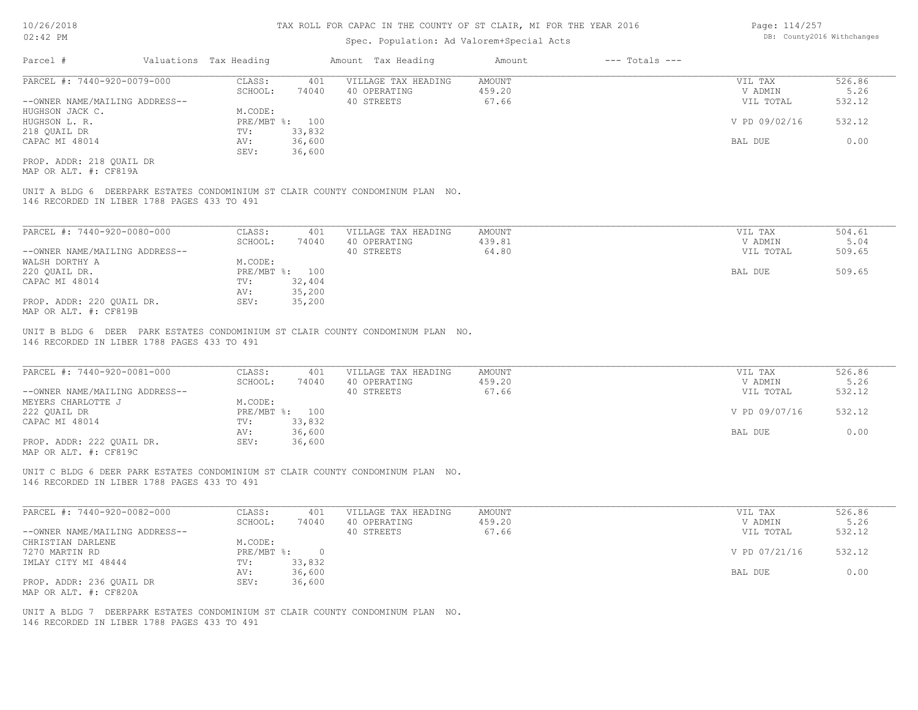# TAX ROLL FOR CAPAC IN THE COUNTY OF ST CLAIR, MI FOR THE YEAR 2016

Spec. Population: Ad Valorem+Special Acts

10/26/2018
02:42 PM

DB: County2016 Withchanges

| Parcel # | Valuations | Tax Heading | Amount | Tax Heading | Amount | --- Totals --- | |
|---|---|---|---|---|---|---|---|

---

**PARCEL #: 7440-920-0079-000**

| | | | | | |
|---|---|---|---|---|---|
| CLASS: | 401 | VILLAGE TAX HEADING | AMOUNT | VIL TAX | 526.86 |
| SCHOOL: | 74040 | 40 OPERATING | 459.20 | V ADMIN | 5.26 |
| | | 40 STREETS | 67.66 | VIL TOTAL | 532.12 |
| M.CODE: | | | | | |
| PRE/MBT %: | 100 | | | V PD 09/02/16 | 532.12 |
| TV: | 33,832 | | | | |
| AV: | 36,600 | | | BAL DUE | 0.00 |
| SEV: | 36,600 | | | | |

--OWNER NAME/MAILING ADDRESS--
HUGHSON JACK C.
HUGHSON L. R.
218 QUAIL DR
CAPAC MI 48014

PROP. ADDR: 218 QUAIL DR
MAP OR ALT. #: CF819A

UNIT A BLDG 6 DEERPARK ESTATES CONDOMINIUM ST CLAIR COUNTY CONDOMINUM PLAN NO. 146 RECORDED IN LIBER 1788 PAGES 433 TO 491

---

**PARCEL #: 7440-920-0080-000**

| | | | | | |
|---|---|---|---|---|---|
| CLASS: | 401 | VILLAGE TAX HEADING | AMOUNT | VIL TAX | 504.61 |
| SCHOOL: | 74040 | 40 OPERATING | 439.81 | V ADMIN | 5.04 |
| | | 40 STREETS | 64.80 | VIL TOTAL | 509.65 |
| M.CODE: | | | | | |
| PRE/MBT %: | 100 | | | BAL DUE | 509.65 |
| TV: | 32,404 | | | | |
| AV: | 35,200 | | | | |
| SEV: | 35,200 | | | | |

--OWNER NAME/MAILING ADDRESS--
WALSH DORTHY A
220 QUAIL DR.
CAPAC MI 48014

PROP. ADDR: 220 QUAIL DR.
MAP OR ALT. #: CF819B

UNIT B BLDG 6 DEER PARK ESTATES CONDOMINIUM ST CLAIR COUNTY CONDOMINUM PLAN NO. 146 RECORDED IN LIBER 1788 PAGES 433 TO 491

---

**PARCEL #: 7440-920-0081-000**

| | | | | | |
|---|---|---|---|---|---|
| CLASS: | 401 | VILLAGE TAX HEADING | AMOUNT | VIL TAX | 526.86 |
| SCHOOL: | 74040 | 40 OPERATING | 459.20 | V ADMIN | 5.26 |
| | | 40 STREETS | 67.66 | VIL TOTAL | 532.12 |
| M.CODE: | | | | | |
| PRE/MBT %: | 100 | | | V PD 09/07/16 | 532.12 |
| TV: | 33,832 | | | | |
| AV: | 36,600 | | | BAL DUE | 0.00 |
| SEV: | 36,600 | | | | |

--OWNER NAME/MAILING ADDRESS--
MEYERS CHARLOTTE J
222 QUAIL DR
CAPAC MI 48014

PROP. ADDR: 222 QUAIL DR.
MAP OR ALT. #: CF819C

UNIT C BLDG 6 DEER PARK ESTATES CONDOMINIUM ST CLAIR COUNTY CONDOMINUM PLAN NO. 146 RECORDED IN LIBER 1788 PAGES 433 TO 491

---

**PARCEL #: 7440-920-0082-000**

| | | | | | |
|---|---|---|---|---|---|
| CLASS: | 401 | VILLAGE TAX HEADING | AMOUNT | VIL TAX | 526.86 |
| SCHOOL: | 74040 | 40 OPERATING | 459.20 | V ADMIN | 5.26 |
| | | 40 STREETS | 67.66 | VIL TOTAL | 532.12 |
| M.CODE: | | | | | |
| PRE/MBT %: | 0 | | | V PD 07/21/16 | 532.12 |
| TV: | 33,832 | | | | |
| AV: | 36,600 | | | BAL DUE | 0.00 |
| SEV: | 36,600 | | | | |

--OWNER NAME/MAILING ADDRESS--
CHRISTIAN DARLENE
7270 MARTIN RD
IMLAY CITY MI 48444

PROP. ADDR: 236 QUAIL DR
MAP OR ALT. #: CF820A

UNIT A BLDG 7 DEERPARK ESTATES CONDOMINIUM ST CLAIR COUNTY CONDOMINUM PLAN NO. 146 RECORDED IN LIBER 1788 PAGES 433 TO 491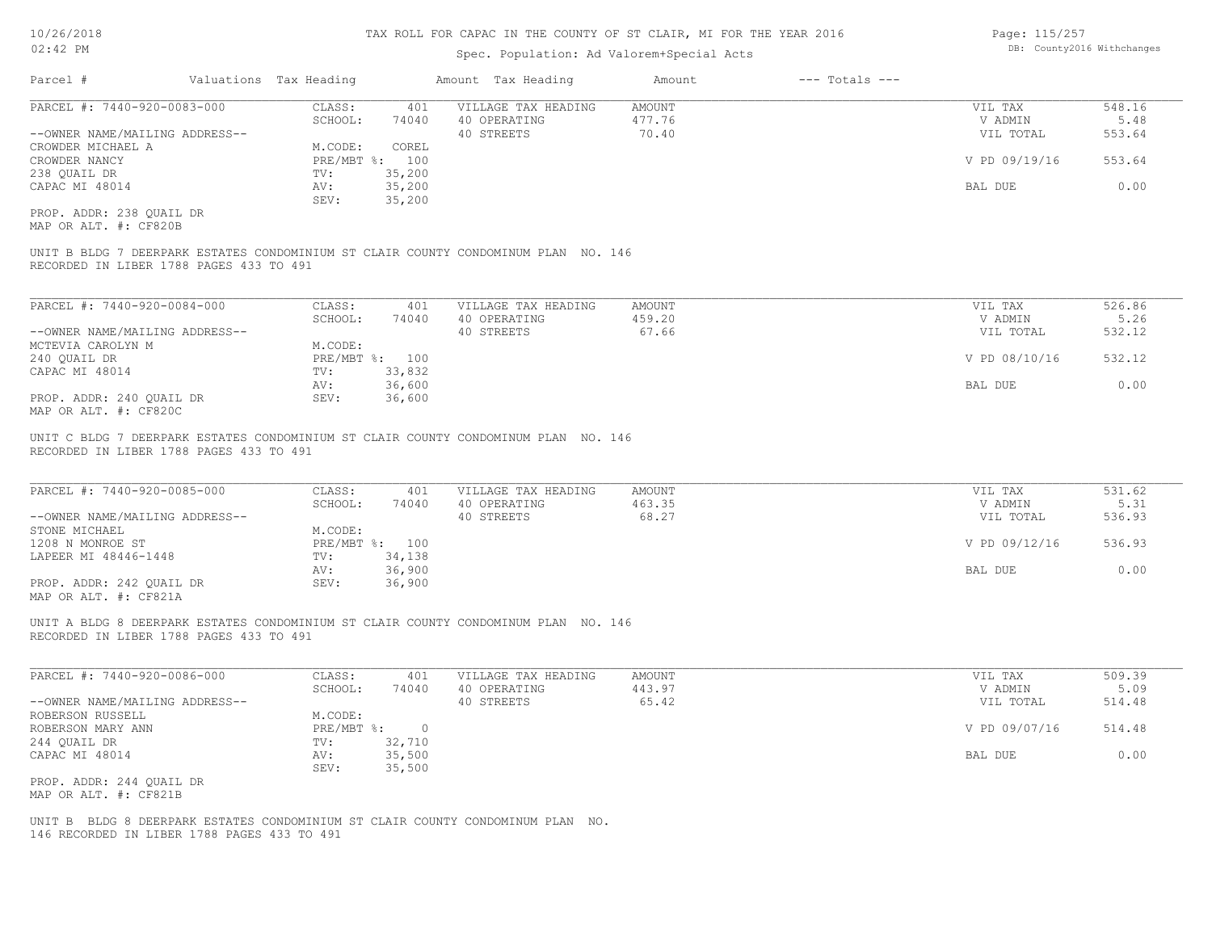# TAX ROLL FOR CAPAC IN THE COUNTY OF ST CLAIR, MI FOR THE YEAR 2016

Spec. Population: Ad Valorem+Special Acts

| Parcel # | Valuations | Tax Heading | Amount | Tax Heading | Amount | --- Totals --- | |
|---|---|---|---|---|---|---|---|

---

**PARCEL #: 7440-920-0083-000**

| | | | | | |
|---|---|---|---|---|---|
| CLASS: | 401 | VILLAGE TAX HEADING | AMOUNT | VIL TAX | 548.16 |
| SCHOOL: | 74040 | 40 OPERATING | 477.76 | V ADMIN | 5.48 |
| | | 40 STREETS | 70.40 | VIL TOTAL | 553.64 |
| M.CODE: | COREL | | | | |
| PRE/MBT %: | 100 | | | V PD 09/19/16 | 553.64 |
| TV: | 35,200 | | | | |
| AV: | 35,200 | | | BAL DUE | 0.00 |
| SEV: | 35,200 | | | | |

--OWNER NAME/MAILING ADDRESS--
CROWDER MICHAEL A
CROWDER NANCY
238 QUAIL DR
CAPAC MI 48014

PROP. ADDR: 238 QUAIL DR
MAP OR ALT. #: CF820B

UNIT B BLDG 7 DEERPARK ESTATES CONDOMINIUM ST CLAIR COUNTY CONDOMINUM PLAN NO. 146
RECORDED IN LIBER 1788 PAGES 433 TO 491

---

**PARCEL #: 7440-920-0084-000**

| | | | | | |
|---|---|---|---|---|---|
| CLASS: | 401 | VILLAGE TAX HEADING | AMOUNT | VIL TAX | 526.86 |
| SCHOOL: | 74040 | 40 OPERATING | 459.20 | V ADMIN | 5.26 |
| | | 40 STREETS | 67.66 | VIL TOTAL | 532.12 |
| M.CODE: | | | | | |
| PRE/MBT %: | 100 | | | V PD 08/10/16 | 532.12 |
| TV: | 33,832 | | | | |
| AV: | 36,600 | | | BAL DUE | 0.00 |
| SEV: | 36,600 | | | | |

--OWNER NAME/MAILING ADDRESS--
MCTEVIA CAROLYN M
240 QUAIL DR
CAPAC MI 48014

PROP. ADDR: 240 QUAIL DR
MAP OR ALT. #: CF820C

UNIT C BLDG 7 DEERPARK ESTATES CONDOMINIUM ST CLAIR COUNTY CONDOMINUM PLAN NO. 146
RECORDED IN LIBER 1788 PAGES 433 TO 491

---

**PARCEL #: 7440-920-0085-000**

| | | | | | |
|---|---|---|---|---|---|
| CLASS: | 401 | VILLAGE TAX HEADING | AMOUNT | VIL TAX | 531.62 |
| SCHOOL: | 74040 | 40 OPERATING | 463.35 | V ADMIN | 5.31 |
| | | 40 STREETS | 68.27 | VIL TOTAL | 536.93 |
| M.CODE: | | | | | |
| PRE/MBT %: | 100 | | | V PD 09/12/16 | 536.93 |
| TV: | 34,138 | | | | |
| AV: | 36,900 | | | BAL DUE | 0.00 |
| SEV: | 36,900 | | | | |

--OWNER NAME/MAILING ADDRESS--
STONE MICHAEL
1208 N MONROE ST
LAPEER MI 48446-1448

PROP. ADDR: 242 QUAIL DR
MAP OR ALT. #: CF821A

UNIT A BLDG 8 DEERPARK ESTATES CONDOMINIUM ST CLAIR COUNTY CONDOMINUM PLAN NO. 146
RECORDED IN LIBER 1788 PAGES 433 TO 491

---

**PARCEL #: 7440-920-0086-000**

| | | | | | |
|---|---|---|---|---|---|
| CLASS: | 401 | VILLAGE TAX HEADING | AMOUNT | VIL TAX | 509.39 |
| SCHOOL: | 74040 | 40 OPERATING | 443.97 | V ADMIN | 5.09 |
| | | 40 STREETS | 65.42 | VIL TOTAL | 514.48 |
| M.CODE: | | | | | |
| PRE/MBT %: | 0 | | | V PD 09/07/16 | 514.48 |
| TV: | 32,710 | | | | |
| AV: | 35,500 | | | BAL DUE | 0.00 |
| SEV: | 35,500 | | | | |

--OWNER NAME/MAILING ADDRESS--
ROBERSON RUSSELL
ROBERSON MARY ANN
244 QUAIL DR
CAPAC MI 48014

PROP. ADDR: 244 QUAIL DR
MAP OR ALT. #: CF821B

UNIT B BLDG 8 DEERPARK ESTATES CONDOMINIUM ST CLAIR COUNTY CONDOMINUM PLAN NO.
146 RECORDED IN LIBER 1788 PAGES 433 TO 491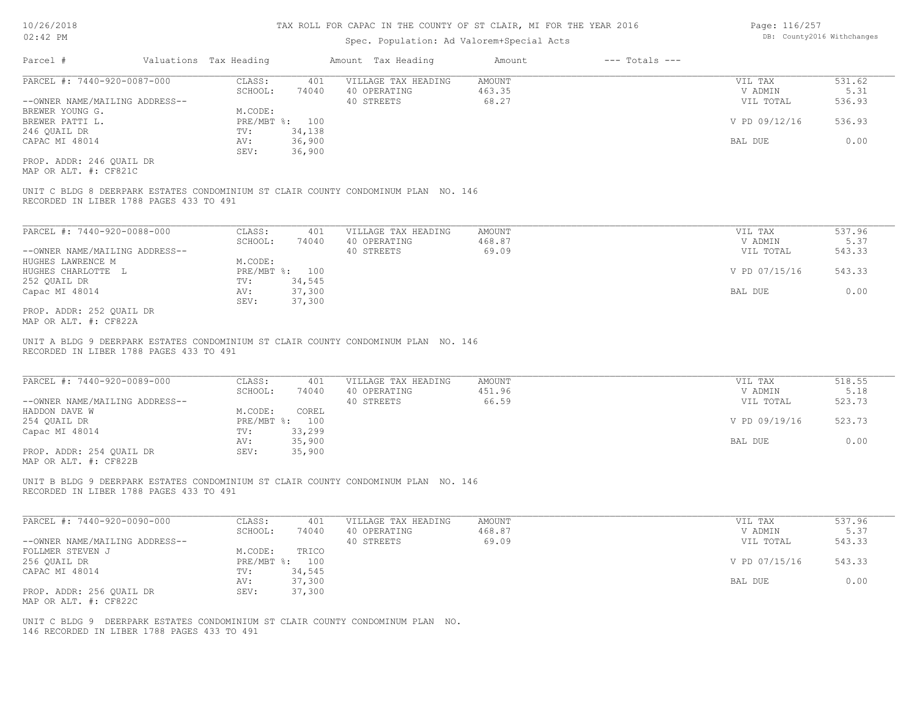# TAX ROLL FOR CAPAC IN THE COUNTY OF ST CLAIR, MI FOR THE YEAR 2016

Spec. Population: Ad Valorem+Special Acts

| Parcel # | Valuations | Tax Heading | Amount | Tax Heading | Amount | --- Totals --- |
|---|---|---|---|---|---|---|

---

PARCEL #: 7440-920-0087-000

| | | | | | |
|---|---|---|---|---|---|
| CLASS: | 401 | VILLAGE TAX HEADING | AMOUNT | VIL TAX | 531.62 |
| SCHOOL: | 74040 | 40 OPERATING | 463.35 | V ADMIN | 5.31 |
| | | 40 STREETS | 68.27 | VIL TOTAL | 536.93 |
| M.CODE: | | | | | |
| PRE/MBT %: | 100 | | | V PD 09/12/16 | 536.93 |
| TV: | 34,138 | | | | |
| AV: | 36,900 | | | BAL DUE | 0.00 |
| SEV: | 36,900 | | | | |

--OWNER NAME/MAILING ADDRESS--
BREWER YOUNG G.
BREWER PATTI L.
246 QUAIL DR
CAPAC MI 48014

PROP. ADDR: 246 QUAIL DR
MAP OR ALT. #: CF821C

UNIT C BLDG 8 DEERPARK ESTATES CONDOMINIUM ST CLAIR COUNTY CONDOMINUM PLAN NO. 146
RECORDED IN LIBER 1788 PAGES 433 TO 491

---

PARCEL #: 7440-920-0088-000

| | | | | | |
|---|---|---|---|---|---|
| CLASS: | 401 | VILLAGE TAX HEADING | AMOUNT | VIL TAX | 537.96 |
| SCHOOL: | 74040 | 40 OPERATING | 468.87 | V ADMIN | 5.37 |
| | | 40 STREETS | 69.09 | VIL TOTAL | 543.33 |
| M.CODE: | | | | | |
| PRE/MBT %: | 100 | | | V PD 07/15/16 | 543.33 |
| TV: | 34,545 | | | | |
| AV: | 37,300 | | | BAL DUE | 0.00 |
| SEV: | 37,300 | | | | |

--OWNER NAME/MAILING ADDRESS--
HUGHES LAWRENCE M
HUGHES CHARLOTTE L
252 QUAIL DR
Capac MI 48014

PROP. ADDR: 252 QUAIL DR
MAP OR ALT. #: CF822A

UNIT A BLDG 9 DEERPARK ESTATES CONDOMINIUM ST CLAIR COUNTY CONDOMINUM PLAN NO. 146
RECORDED IN LIBER 1788 PAGES 433 TO 491

---

PARCEL #: 7440-920-0089-000

| | | | | | |
|---|---|---|---|---|---|
| CLASS: | 401 | VILLAGE TAX HEADING | AMOUNT | VIL TAX | 518.55 |
| SCHOOL: | 74040 | 40 OPERATING | 451.96 | V ADMIN | 5.18 |
| | | 40 STREETS | 66.59 | VIL TOTAL | 523.73 |
| M.CODE: | COREL | | | | |
| PRE/MBT %: | 100 | | | V PD 09/19/16 | 523.73 |
| TV: | 33,299 | | | | |
| AV: | 35,900 | | | BAL DUE | 0.00 |
| SEV: | 35,900 | | | | |

--OWNER NAME/MAILING ADDRESS--
HADDON DAVE W
254 QUAIL DR
Capac MI 48014

PROP. ADDR: 254 QUAIL DR
MAP OR ALT. #: CF822B

UNIT B BLDG 9 DEERPARK ESTATES CONDOMINIUM ST CLAIR COUNTY CONDOMINUM PLAN NO. 146
RECORDED IN LIBER 1788 PAGES 433 TO 491

---

PARCEL #: 7440-920-0090-000

| | | | | | |
|---|---|---|---|---|---|
| CLASS: | 401 | VILLAGE TAX HEADING | AMOUNT | VIL TAX | 537.96 |
| SCHOOL: | 74040 | 40 OPERATING | 468.87 | V ADMIN | 5.37 |
| | | 40 STREETS | 69.09 | VIL TOTAL | 543.33 |
| M.CODE: | TRICO | | | | |
| PRE/MBT %: | 100 | | | V PD 07/15/16 | 543.33 |
| TV: | 34,545 | | | | |
| AV: | 37,300 | | | BAL DUE | 0.00 |
| SEV: | 37,300 | | | | |

--OWNER NAME/MAILING ADDRESS--
FOLLMER STEVEN J
256 QUAIL DR
CAPAC MI 48014

PROP. ADDR: 256 QUAIL DR
MAP OR ALT. #: CF822C

UNIT C BLDG 9 DEERPARK ESTATES CONDOMINIUM ST CLAIR COUNTY CONDOMINUM PLAN NO.
146 RECORDED IN LIBER 1788 PAGES 433 TO 491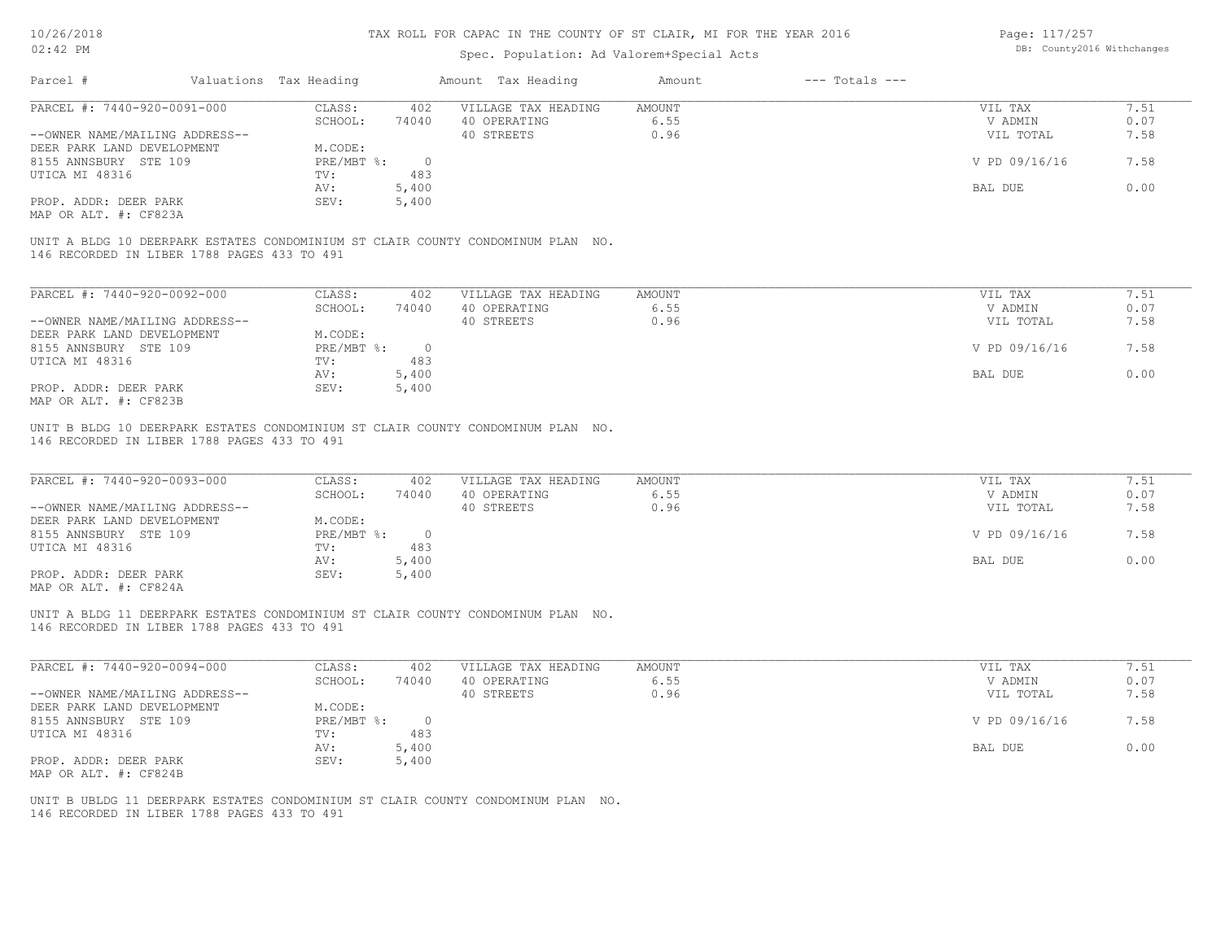# TAX ROLL FOR CAPAC IN THE COUNTY OF ST CLAIR, MI FOR THE YEAR 2016

Spec. Population: Ad Valorem+Special Acts

10/26/2018
02:42 PM

DB: County2016 Withchanges

| Parcel # | Valuations | Tax Heading | Amount | Tax Heading | Amount | --- Totals --- |
|---|---|---|---|---|---|---|

PARCEL #: 7440-920-0091-000

| CLASS: | 402 | VILLAGE TAX HEADING | AMOUNT | VIL TAX | 7.51 |
|---|---|---|---|---|---|
| SCHOOL: | 74040 | 40 OPERATING | 6.55 | V ADMIN | 0.07 |
| | | 40 STREETS | 0.96 | VIL TOTAL | 7.58 |
| M.CODE: | | | | | |
| PRE/MBT %: | 0 | | | V PD 09/16/16 | 7.58 |
| TV: | 483 | | | | |
| AV: | 5,400 | | | BAL DUE | 0.00 |
| SEV: | 5,400 | | | | |

--OWNER NAME/MAILING ADDRESS--
DEER PARK LAND DEVELOPMENT
8155 ANNSBURY STE 109
UTICA MI 48316

PROP. ADDR: DEER PARK
MAP OR ALT. #: CF823A

UNIT A BLDG 10 DEERPARK ESTATES CONDOMINIUM ST CLAIR COUNTY CONDOMINUM PLAN NO. 146 RECORDED IN LIBER 1788 PAGES 433 TO 491

PARCEL #: 7440-920-0092-000

| CLASS: | 402 | VILLAGE TAX HEADING | AMOUNT | VIL TAX | 7.51 |
|---|---|---|---|---|---|
| SCHOOL: | 74040 | 40 OPERATING | 6.55 | V ADMIN | 0.07 |
| | | 40 STREETS | 0.96 | VIL TOTAL | 7.58 |
| M.CODE: | | | | | |
| PRE/MBT %: | 0 | | | V PD 09/16/16 | 7.58 |
| TV: | 483 | | | | |
| AV: | 5,400 | | | BAL DUE | 0.00 |
| SEV: | 5,400 | | | | |

--OWNER NAME/MAILING ADDRESS--
DEER PARK LAND DEVELOPMENT
8155 ANNSBURY STE 109
UTICA MI 48316

PROP. ADDR: DEER PARK
MAP OR ALT. #: CF823B

UNIT B BLDG 10 DEERPARK ESTATES CONDOMINIUM ST CLAIR COUNTY CONDOMINUM PLAN NO. 146 RECORDED IN LIBER 1788 PAGES 433 TO 491

PARCEL #: 7440-920-0093-000

| CLASS: | 402 | VILLAGE TAX HEADING | AMOUNT | VIL TAX | 7.51 |
|---|---|---|---|---|---|
| SCHOOL: | 74040 | 40 OPERATING | 6.55 | V ADMIN | 0.07 |
| | | 40 STREETS | 0.96 | VIL TOTAL | 7.58 |
| M.CODE: | | | | | |
| PRE/MBT %: | 0 | | | V PD 09/16/16 | 7.58 |
| TV: | 483 | | | | |
| AV: | 5,400 | | | BAL DUE | 0.00 |
| SEV: | 5,400 | | | | |

--OWNER NAME/MAILING ADDRESS--
DEER PARK LAND DEVELOPMENT
8155 ANNSBURY STE 109
UTICA MI 48316

PROP. ADDR: DEER PARK
MAP OR ALT. #: CF824A

UNIT A BLDG 11 DEERPARK ESTATES CONDOMINIUM ST CLAIR COUNTY CONDOMINUM PLAN NO. 146 RECORDED IN LIBER 1788 PAGES 433 TO 491

PARCEL #: 7440-920-0094-000

| CLASS: | 402 | VILLAGE TAX HEADING | AMOUNT | VIL TAX | 7.51 |
|---|---|---|---|---|---|
| SCHOOL: | 74040 | 40 OPERATING | 6.55 | V ADMIN | 0.07 |
| | | 40 STREETS | 0.96 | VIL TOTAL | 7.58 |
| M.CODE: | | | | | |
| PRE/MBT %: | 0 | | | V PD 09/16/16 | 7.58 |
| TV: | 483 | | | | |
| AV: | 5,400 | | | BAL DUE | 0.00 |
| SEV: | 5,400 | | | | |

--OWNER NAME/MAILING ADDRESS--
DEER PARK LAND DEVELOPMENT
8155 ANNSBURY STE 109
UTICA MI 48316

PROP. ADDR: DEER PARK
MAP OR ALT. #: CF824B

UNIT B UBLDG 11 DEERPARK ESTATES CONDOMINIUM ST CLAIR COUNTY CONDOMINUM PLAN NO. 146 RECORDED IN LIBER 1788 PAGES 433 TO 491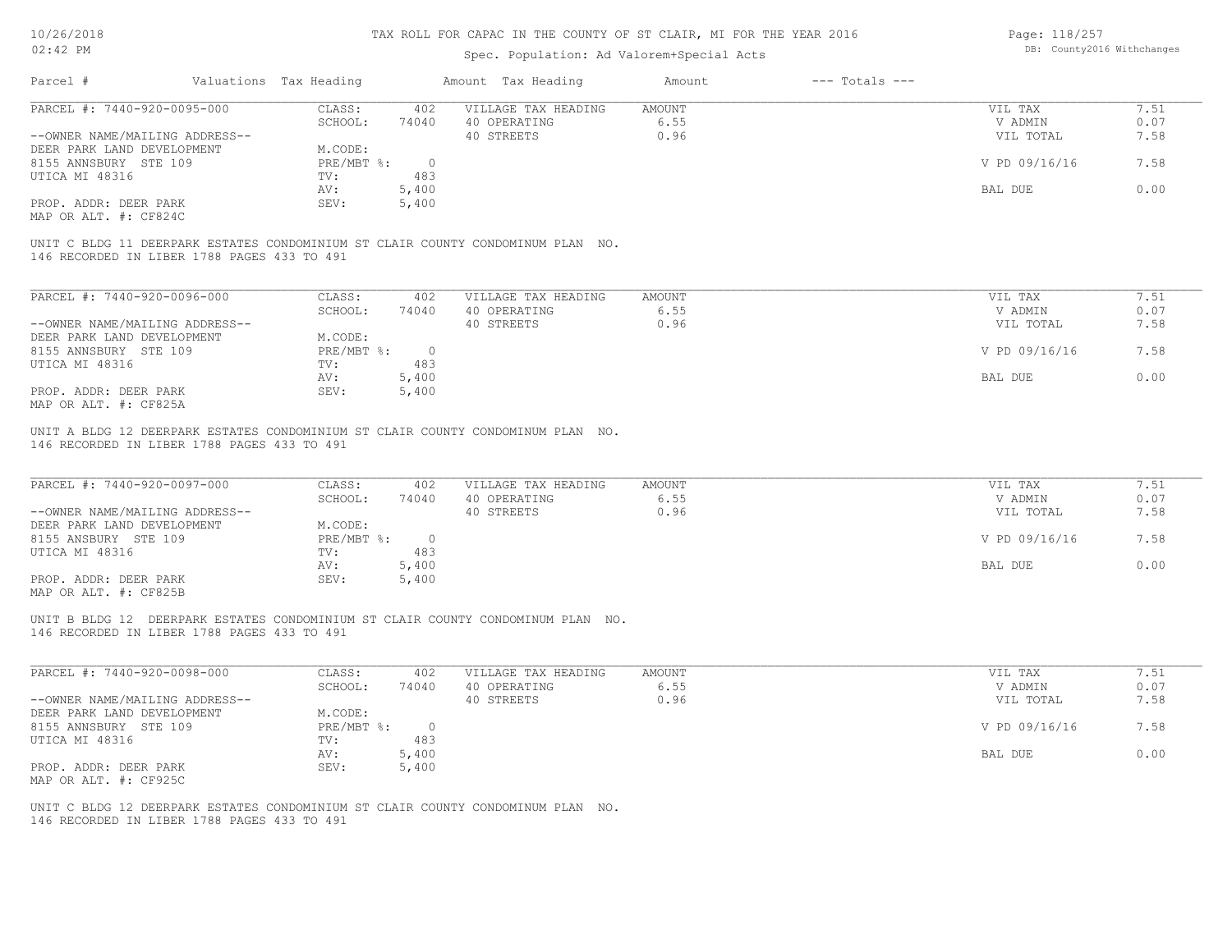# TAX ROLL FOR CAPAC IN THE COUNTY OF ST CLAIR, MI FOR THE YEAR 2016

Spec. Population: Ad Valorem+Special Acts

| Parcel # | Valuations | Tax Heading | Amount | Tax Heading | Amount | --- Totals --- | |
|---|---|---|---|---|---|---|---|
| PARCEL #: 7440-920-0095-000 | CLASS: | 402 | VILLAGE TAX HEADING | AMOUNT | | VIL TAX | 7.51 |
| | SCHOOL: | 74040 | 40 OPERATING | 6.55 | | V ADMIN | 0.07 |
| --OWNER NAME/MAILING ADDRESS-- | | | 40 STREETS | 0.96 | | VIL TOTAL | 7.58 |
| DEER PARK LAND DEVELOPMENT | M.CODE: | | | | | | |
| 8155 ANNSBURY STE 109 | PRE/MBT %: | 0 | | | | V PD 09/16/16 | 7.58 |
| UTICA MI 48316 | TV: | 483 | | | | | |
| | AV: | 5,400 | | | | BAL DUE | 0.00 |
| PROP. ADDR: DEER PARK | SEV: | 5,400 | | | | | |
| MAP OR ALT. #: CF824C | | | | | | | |

UNIT C BLDG 11 DEERPARK ESTATES CONDOMINIUM ST CLAIR COUNTY CONDOMINUM PLAN NO. 146 RECORDED IN LIBER 1788 PAGES 433 TO 491

| Parcel # | Valuations | Tax Heading | Amount | Tax Heading | Amount | --- Totals --- | |
|---|---|---|---|---|---|---|---|
| PARCEL #: 7440-920-0096-000 | CLASS: | 402 | VILLAGE TAX HEADING | AMOUNT | | VIL TAX | 7.51 |
| | SCHOOL: | 74040 | 40 OPERATING | 6.55 | | V ADMIN | 0.07 |
| --OWNER NAME/MAILING ADDRESS-- | | | 40 STREETS | 0.96 | | VIL TOTAL | 7.58 |
| DEER PARK LAND DEVELOPMENT | M.CODE: | | | | | | |
| 8155 ANNSBURY STE 109 | PRE/MBT %: | 0 | | | | V PD 09/16/16 | 7.58 |
| UTICA MI 48316 | TV: | 483 | | | | | |
| | AV: | 5,400 | | | | BAL DUE | 0.00 |
| PROP. ADDR: DEER PARK | SEV: | 5,400 | | | | | |
| MAP OR ALT. #: CF825A | | | | | | | |

UNIT A BLDG 12 DEERPARK ESTATES CONDOMINIUM ST CLAIR COUNTY CONDOMINUM PLAN NO. 146 RECORDED IN LIBER 1788 PAGES 433 TO 491

| Parcel # | Valuations | Tax Heading | Amount | Tax Heading | Amount | --- Totals --- | |
|---|---|---|---|---|---|---|---|
| PARCEL #: 7440-920-0097-000 | CLASS: | 402 | VILLAGE TAX HEADING | AMOUNT | | VIL TAX | 7.51 |
| | SCHOOL: | 74040 | 40 OPERATING | 6.55 | | V ADMIN | 0.07 |
| --OWNER NAME/MAILING ADDRESS-- | | | 40 STREETS | 0.96 | | VIL TOTAL | 7.58 |
| DEER PARK LAND DEVELOPMENT | M.CODE: | | | | | | |
| 8155 ANSBURY STE 109 | PRE/MBT %: | 0 | | | | V PD 09/16/16 | 7.58 |
| UTICA MI 48316 | TV: | 483 | | | | | |
| | AV: | 5,400 | | | | BAL DUE | 0.00 |
| PROP. ADDR: DEER PARK | SEV: | 5,400 | | | | | |
| MAP OR ALT. #: CF825B | | | | | | | |

UNIT B BLDG 12 DEERPARK ESTATES CONDOMINIUM ST CLAIR COUNTY CONDOMINUM PLAN NO. 146 RECORDED IN LIBER 1788 PAGES 433 TO 491

| Parcel # | Valuations | Tax Heading | Amount | Tax Heading | Amount | --- Totals --- | |
|---|---|---|---|---|---|---|---|
| PARCEL #: 7440-920-0098-000 | CLASS: | 402 | VILLAGE TAX HEADING | AMOUNT | | VIL TAX | 7.51 |
| | SCHOOL: | 74040 | 40 OPERATING | 6.55 | | V ADMIN | 0.07 |
| --OWNER NAME/MAILING ADDRESS-- | | | 40 STREETS | 0.96 | | VIL TOTAL | 7.58 |
| DEER PARK LAND DEVELOPMENT | M.CODE: | | | | | | |
| 8155 ANNSBURY STE 109 | PRE/MBT %: | 0 | | | | V PD 09/16/16 | 7.58 |
| UTICA MI 48316 | TV: | 483 | | | | | |
| | AV: | 5,400 | | | | BAL DUE | 0.00 |
| PROP. ADDR: DEER PARK | SEV: | 5,400 | | | | | |
| MAP OR ALT. #: CF925C | | | | | | | |

UNIT C BLDG 12 DEERPARK ESTATES CONDOMINIUM ST CLAIR COUNTY CONDOMINUM PLAN NO. 146 RECORDED IN LIBER 1788 PAGES 433 TO 491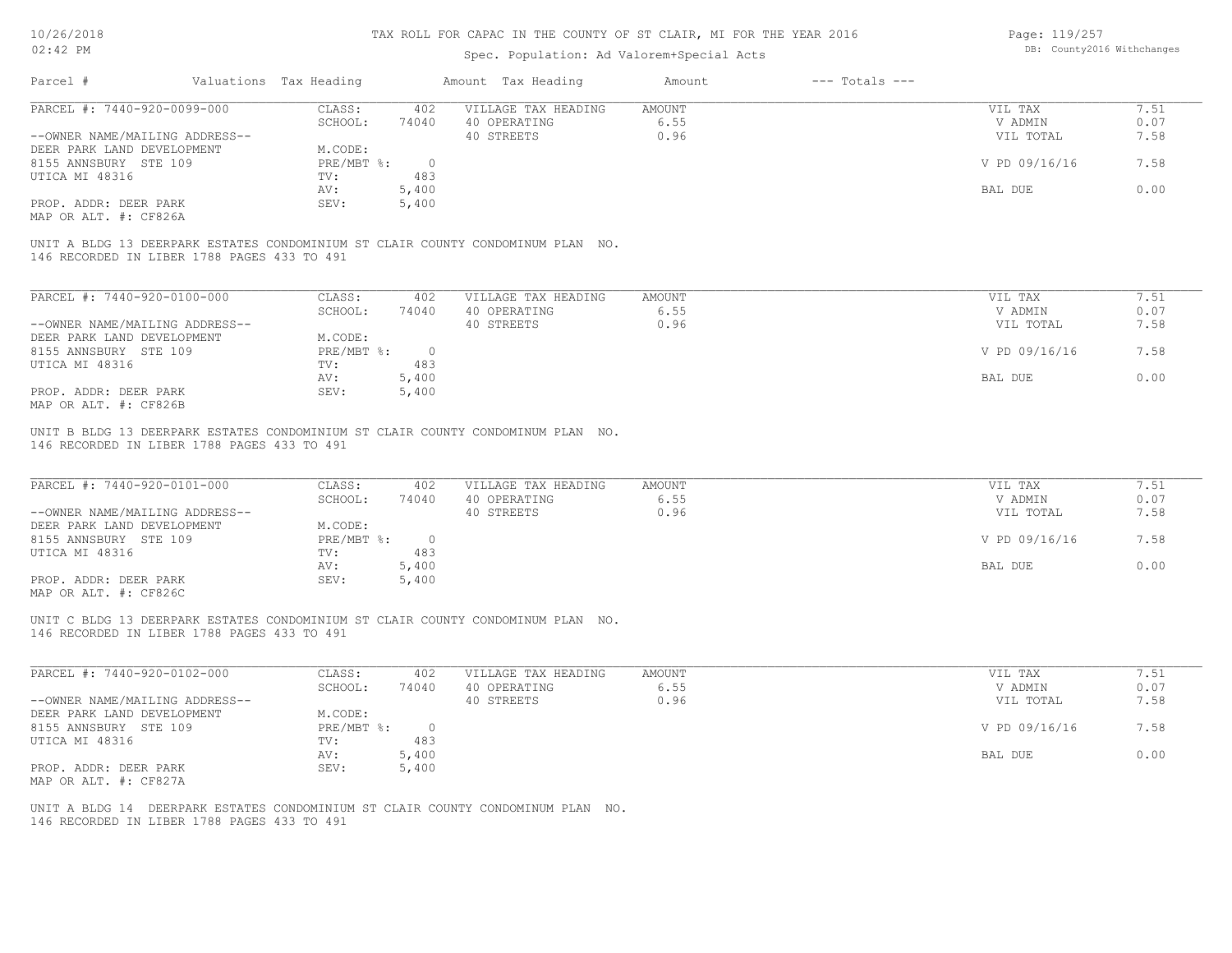# TAX ROLL FOR CAPAC IN THE COUNTY OF ST CLAIR, MI FOR THE YEAR 2016

Spec. Population: Ad Valorem+Special Acts

| Parcel # | Valuations | Tax Heading | Amount | Tax Heading | Amount | --- Totals --- | |
|---|---|---|---|---|---|---|---|
| PARCEL #: 7440-920-0099-000 | CLASS: | 402 | VILLAGE TAX HEADING | AMOUNT | | VIL TAX | 7.51 |
| | SCHOOL: | 74040 | 40 OPERATING | 6.55 | | V ADMIN | 0.07 |
| --OWNER NAME/MAILING ADDRESS-- | | | 40 STREETS | 0.96 | | VIL TOTAL | 7.58 |
| DEER PARK LAND DEVELOPMENT | M.CODE: | | | | | | |
| 8155 ANNSBURY STE 109 | PRE/MBT %: | 0 | | | | V PD 09/16/16 | 7.58 |
| UTICA MI 48316 | TV: | 483 | | | | | |
| | AV: | 5,400 | | | | BAL DUE | 0.00 |
| PROP. ADDR: DEER PARK | SEV: | 5,400 | | | | | |
| MAP OR ALT. #: CF826A | | | | | | | |

UNIT A BLDG 13 DEERPARK ESTATES CONDOMINIUM ST CLAIR COUNTY CONDOMINUM PLAN NO. 146 RECORDED IN LIBER 1788 PAGES 433 TO 491

| Parcel # | Valuations | Tax Heading | Amount | Tax Heading | Amount | --- Totals --- | |
|---|---|---|---|---|---|---|---|
| PARCEL #: 7440-920-0100-000 | CLASS: | 402 | VILLAGE TAX HEADING | AMOUNT | | VIL TAX | 7.51 |
| | SCHOOL: | 74040 | 40 OPERATING | 6.55 | | V ADMIN | 0.07 |
| --OWNER NAME/MAILING ADDRESS-- | | | 40 STREETS | 0.96 | | VIL TOTAL | 7.58 |
| DEER PARK LAND DEVELOPMENT | M.CODE: | | | | | | |
| 8155 ANNSBURY STE 109 | PRE/MBT %: | 0 | | | | V PD 09/16/16 | 7.58 |
| UTICA MI 48316 | TV: | 483 | | | | | |
| | AV: | 5,400 | | | | BAL DUE | 0.00 |
| PROP. ADDR: DEER PARK | SEV: | 5,400 | | | | | |
| MAP OR ALT. #: CF826B | | | | | | | |

UNIT B BLDG 13 DEERPARK ESTATES CONDOMINIUM ST CLAIR COUNTY CONDOMINUM PLAN NO. 146 RECORDED IN LIBER 1788 PAGES 433 TO 491

| Parcel # | Valuations | Tax Heading | Amount | Tax Heading | Amount | --- Totals --- | |
|---|---|---|---|---|---|---|---|
| PARCEL #: 7440-920-0101-000 | CLASS: | 402 | VILLAGE TAX HEADING | AMOUNT | | VIL TAX | 7.51 |
| | SCHOOL: | 74040 | 40 OPERATING | 6.55 | | V ADMIN | 0.07 |
| --OWNER NAME/MAILING ADDRESS-- | | | 40 STREETS | 0.96 | | VIL TOTAL | 7.58 |
| DEER PARK LAND DEVELOPMENT | M.CODE: | | | | | | |
| 8155 ANNSBURY STE 109 | PRE/MBT %: | 0 | | | | V PD 09/16/16 | 7.58 |
| UTICA MI 48316 | TV: | 483 | | | | | |
| | AV: | 5,400 | | | | BAL DUE | 0.00 |
| PROP. ADDR: DEER PARK | SEV: | 5,400 | | | | | |
| MAP OR ALT. #: CF826C | | | | | | | |

UNIT C BLDG 13 DEERPARK ESTATES CONDOMINIUM ST CLAIR COUNTY CONDOMINUM PLAN NO. 146 RECORDED IN LIBER 1788 PAGES 433 TO 491

| Parcel # | Valuations | Tax Heading | Amount | Tax Heading | Amount | --- Totals --- | |
|---|---|---|---|---|---|---|---|
| PARCEL #: 7440-920-0102-000 | CLASS: | 402 | VILLAGE TAX HEADING | AMOUNT | | VIL TAX | 7.51 |
| | SCHOOL: | 74040 | 40 OPERATING | 6.55 | | V ADMIN | 0.07 |
| --OWNER NAME/MAILING ADDRESS-- | | | 40 STREETS | 0.96 | | VIL TOTAL | 7.58 |
| DEER PARK LAND DEVELOPMENT | M.CODE: | | | | | | |
| 8155 ANNSBURY STE 109 | PRE/MBT %: | 0 | | | | V PD 09/16/16 | 7.58 |
| UTICA MI 48316 | TV: | 483 | | | | | |
| | AV: | 5,400 | | | | BAL DUE | 0.00 |
| PROP. ADDR: DEER PARK | SEV: | 5,400 | | | | | |
| MAP OR ALT. #: CF827A | | | | | | | |

UNIT A BLDG 14 DEERPARK ESTATES CONDOMINIUM ST CLAIR COUNTY CONDOMINUM PLAN NO. 146 RECORDED IN LIBER 1788 PAGES 433 TO 491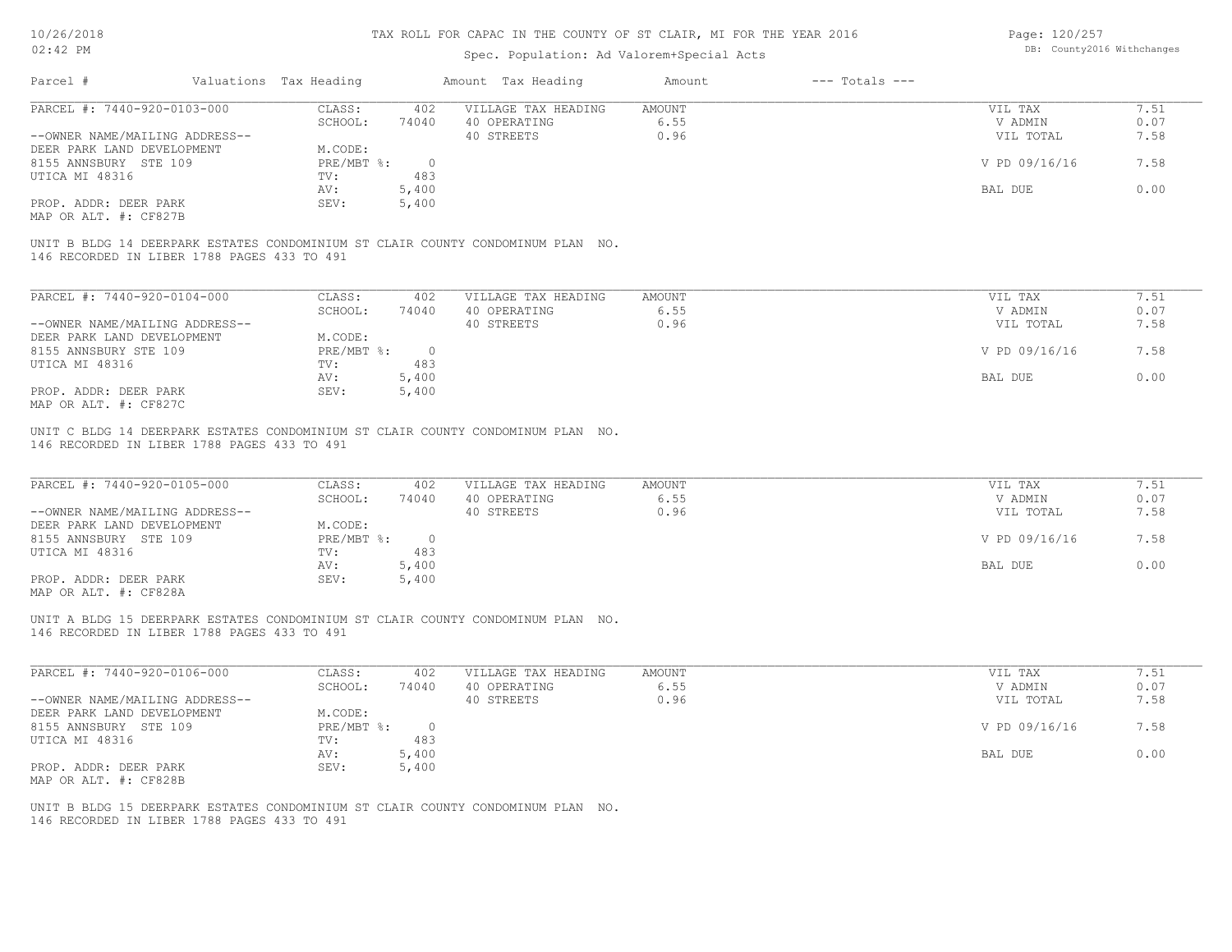# TAX ROLL FOR CAPAC IN THE COUNTY OF ST CLAIR, MI FOR THE YEAR 2016

Spec. Population: Ad Valorem+Special Acts

| Parcel # | Valuations | Tax Heading | Amount | Tax Heading | Amount | --- Totals --- | |
|---|---|---|---|---|---|---|---|
| PARCEL #: 7440-920-0103-000 | CLASS: | 402 | VILLAGE TAX HEADING | AMOUNT | | VIL TAX | 7.51 |
| | SCHOOL: | 74040 | 40 OPERATING | 6.55 | | V ADMIN | 0.07 |
| --OWNER NAME/MAILING ADDRESS-- | | | 40 STREETS | 0.96 | | VIL TOTAL | 7.58 |
| DEER PARK LAND DEVELOPMENT | M.CODE: | | | | | | |
| 8155 ANNSBURY STE 109 | PRE/MBT %: | 0 | | | | V PD 09/16/16 | 7.58 |
| UTICA MI 48316 | TV: | 483 | | | | | |
| | AV: | 5,400 | | | | BAL DUE | 0.00 |
| PROP. ADDR: DEER PARK | SEV: | 5,400 | | | | | |
| MAP OR ALT. #: CF827B | | | | | | | |

UNIT B BLDG 14 DEERPARK ESTATES CONDOMINIUM ST CLAIR COUNTY CONDOMINUM PLAN NO. 146 RECORDED IN LIBER 1788 PAGES 433 TO 491

| Parcel # | Valuations | Tax Heading | Amount | Tax Heading | Amount | --- Totals --- | |
|---|---|---|---|---|---|---|---|
| PARCEL #: 7440-920-0104-000 | CLASS: | 402 | VILLAGE TAX HEADING | AMOUNT | | VIL TAX | 7.51 |
| | SCHOOL: | 74040 | 40 OPERATING | 6.55 | | V ADMIN | 0.07 |
| --OWNER NAME/MAILING ADDRESS-- | | | 40 STREETS | 0.96 | | VIL TOTAL | 7.58 |
| DEER PARK LAND DEVELOPMENT | M.CODE: | | | | | | |
| 8155 ANNSBURY STE 109 | PRE/MBT %: | 0 | | | | V PD 09/16/16 | 7.58 |
| UTICA MI 48316 | TV: | 483 | | | | | |
| | AV: | 5,400 | | | | BAL DUE | 0.00 |
| PROP. ADDR: DEER PARK | SEV: | 5,400 | | | | | |
| MAP OR ALT. #: CF827C | | | | | | | |

UNIT C BLDG 14 DEERPARK ESTATES CONDOMINIUM ST CLAIR COUNTY CONDOMINUM PLAN NO. 146 RECORDED IN LIBER 1788 PAGES 433 TO 491

| Parcel # | Valuations | Tax Heading | Amount | Tax Heading | Amount | --- Totals --- | |
|---|---|---|---|---|---|---|---|
| PARCEL #: 7440-920-0105-000 | CLASS: | 402 | VILLAGE TAX HEADING | AMOUNT | | VIL TAX | 7.51 |
| | SCHOOL: | 74040 | 40 OPERATING | 6.55 | | V ADMIN | 0.07 |
| --OWNER NAME/MAILING ADDRESS-- | | | 40 STREETS | 0.96 | | VIL TOTAL | 7.58 |
| DEER PARK LAND DEVELOPMENT | M.CODE: | | | | | | |
| 8155 ANNSBURY STE 109 | PRE/MBT %: | 0 | | | | V PD 09/16/16 | 7.58 |
| UTICA MI 48316 | TV: | 483 | | | | | |
| | AV: | 5,400 | | | | BAL DUE | 0.00 |
| PROP. ADDR: DEER PARK | SEV: | 5,400 | | | | | |
| MAP OR ALT. #: CF828A | | | | | | | |

UNIT A BLDG 15 DEERPARK ESTATES CONDOMINIUM ST CLAIR COUNTY CONDOMINUM PLAN NO. 146 RECORDED IN LIBER 1788 PAGES 433 TO 491

| Parcel # | Valuations | Tax Heading | Amount | Tax Heading | Amount | --- Totals --- | |
|---|---|---|---|---|---|---|---|
| PARCEL #: 7440-920-0106-000 | CLASS: | 402 | VILLAGE TAX HEADING | AMOUNT | | VIL TAX | 7.51 |
| | SCHOOL: | 74040 | 40 OPERATING | 6.55 | | V ADMIN | 0.07 |
| --OWNER NAME/MAILING ADDRESS-- | | | 40 STREETS | 0.96 | | VIL TOTAL | 7.58 |
| DEER PARK LAND DEVELOPMENT | M.CODE: | | | | | | |
| 8155 ANNSBURY STE 109 | PRE/MBT %: | 0 | | | | V PD 09/16/16 | 7.58 |
| UTICA MI 48316 | TV: | 483 | | | | | |
| | AV: | 5,400 | | | | BAL DUE | 0.00 |
| PROP. ADDR: DEER PARK | SEV: | 5,400 | | | | | |
| MAP OR ALT. #: CF828B | | | | | | | |

UNIT B BLDG 15 DEERPARK ESTATES CONDOMINIUM ST CLAIR COUNTY CONDOMINUM PLAN NO. 146 RECORDED IN LIBER 1788 PAGES 433 TO 491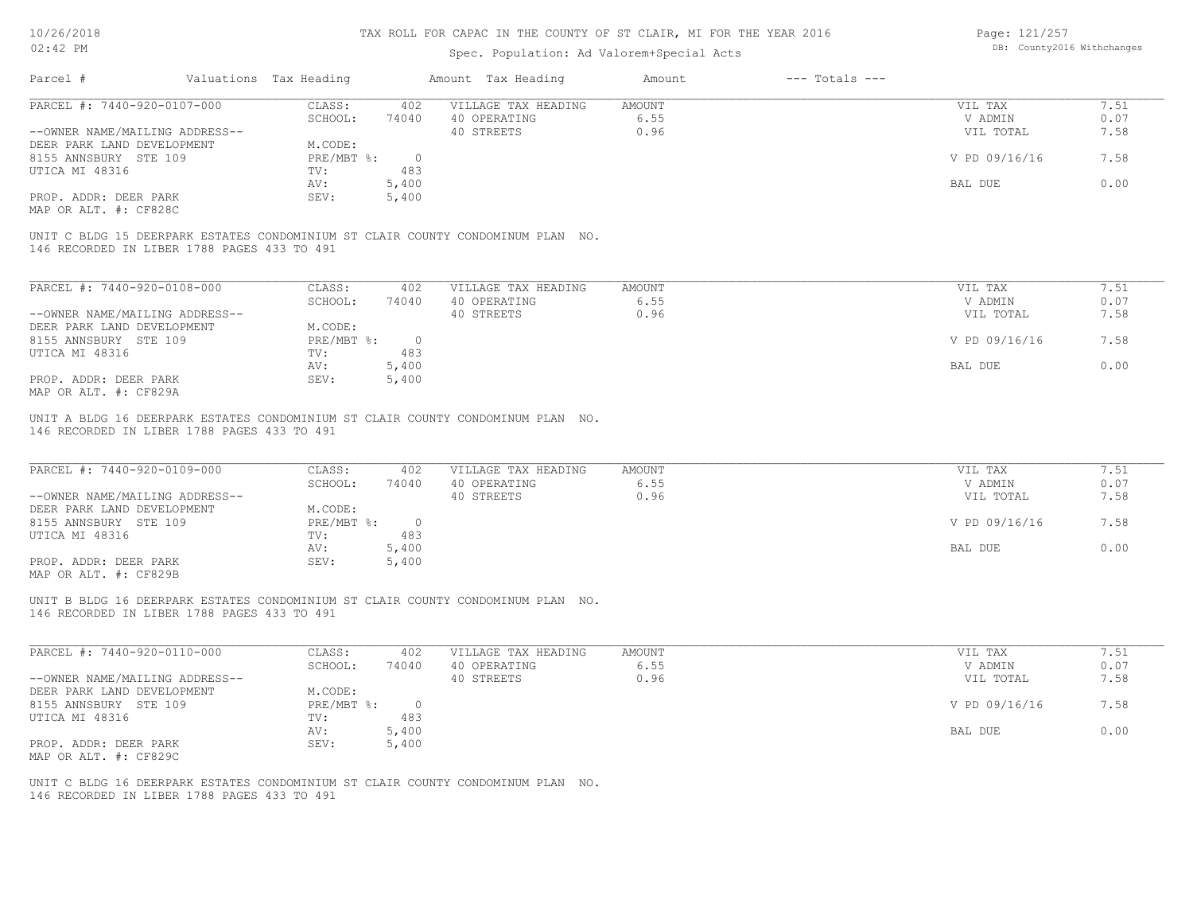# TAX ROLL FOR CAPAC IN THE COUNTY OF ST CLAIR, MI FOR THE YEAR 2016

Spec. Population: Ad Valorem+Special Acts

DB: County2016 Withchanges

| Parcel # | Valuations Tax Heading | Amount | Tax Heading | Amount | --- Totals --- | |
|---|---|---|---|---|---|---|

---

PARCEL #: 7440-920-0107-000

--OWNER NAME/MAILING ADDRESS--
DEER PARK LAND DEVELOPMENT
8155 ANNSBURY STE 109
UTICA MI 48316

PROP. ADDR: DEER PARK
MAP OR ALT. #: CF828C

| | | | | | |
|---|---|---|---|---|---|
| CLASS: | 402 | VILLAGE TAX HEADING | AMOUNT | VIL TAX | 7.51 |
| SCHOOL: | 74040 | 40 OPERATING | 6.55 | V ADMIN | 0.07 |
| M.CODE: | | 40 STREETS | 0.96 | VIL TOTAL | 7.58 |
| PRE/MBT %: | 0 | | | V PD 09/16/16 | 7.58 |
| TV: | 483 | | | | |
| AV: | 5,400 | | | BAL DUE | 0.00 |
| SEV: | 5,400 | | | | |

UNIT C BLDG 15 DEERPARK ESTATES CONDOMINIUM ST CLAIR COUNTY CONDOMINUM PLAN NO. 146 RECORDED IN LIBER 1788 PAGES 433 TO 491

---

PARCEL #: 7440-920-0108-000

--OWNER NAME/MAILING ADDRESS--
DEER PARK LAND DEVELOPMENT
8155 ANNSBURY STE 109
UTICA MI 48316

PROP. ADDR: DEER PARK
MAP OR ALT. #: CF829A

| | | | | | |
|---|---|---|---|---|---|
| CLASS: | 402 | VILLAGE TAX HEADING | AMOUNT | VIL TAX | 7.51 |
| SCHOOL: | 74040 | 40 OPERATING | 6.55 | V ADMIN | 0.07 |
| M.CODE: | | 40 STREETS | 0.96 | VIL TOTAL | 7.58 |
| PRE/MBT %: | 0 | | | V PD 09/16/16 | 7.58 |
| TV: | 483 | | | | |
| AV: | 5,400 | | | BAL DUE | 0.00 |
| SEV: | 5,400 | | | | |

UNIT A BLDG 16 DEERPARK ESTATES CONDOMINIUM ST CLAIR COUNTY CONDOMINUM PLAN NO. 146 RECORDED IN LIBER 1788 PAGES 433 TO 491

---

PARCEL #: 7440-920-0109-000

--OWNER NAME/MAILING ADDRESS--
DEER PARK LAND DEVELOPMENT
8155 ANNSBURY STE 109
UTICA MI 48316

PROP. ADDR: DEER PARK
MAP OR ALT. #: CF829B

| | | | | | |
|---|---|---|---|---|---|
| CLASS: | 402 | VILLAGE TAX HEADING | AMOUNT | VIL TAX | 7.51 |
| SCHOOL: | 74040 | 40 OPERATING | 6.55 | V ADMIN | 0.07 |
| M.CODE: | | 40 STREETS | 0.96 | VIL TOTAL | 7.58 |
| PRE/MBT %: | 0 | | | V PD 09/16/16 | 7.58 |
| TV: | 483 | | | | |
| AV: | 5,400 | | | BAL DUE | 0.00 |
| SEV: | 5,400 | | | | |

UNIT B BLDG 16 DEERPARK ESTATES CONDOMINIUM ST CLAIR COUNTY CONDOMINUM PLAN NO. 146 RECORDED IN LIBER 1788 PAGES 433 TO 491

---

PARCEL #: 7440-920-0110-000

--OWNER NAME/MAILING ADDRESS--
DEER PARK LAND DEVELOPMENT
8155 ANNSBURY STE 109
UTICA MI 48316

PROP. ADDR: DEER PARK
MAP OR ALT. #: CF829C

| | | | | | |
|---|---|---|---|---|---|
| CLASS: | 402 | VILLAGE TAX HEADING | AMOUNT | VIL TAX | 7.51 |
| SCHOOL: | 74040 | 40 OPERATING | 6.55 | V ADMIN | 0.07 |
| M.CODE: | | 40 STREETS | 0.96 | VIL TOTAL | 7.58 |
| PRE/MBT %: | 0 | | | V PD 09/16/16 | 7.58 |
| TV: | 483 | | | | |
| AV: | 5,400 | | | BAL DUE | 0.00 |
| SEV: | 5,400 | | | | |

UNIT C BLDG 16 DEERPARK ESTATES CONDOMINIUM ST CLAIR COUNTY CONDOMINUM PLAN NO. 146 RECORDED IN LIBER 1788 PAGES 433 TO 491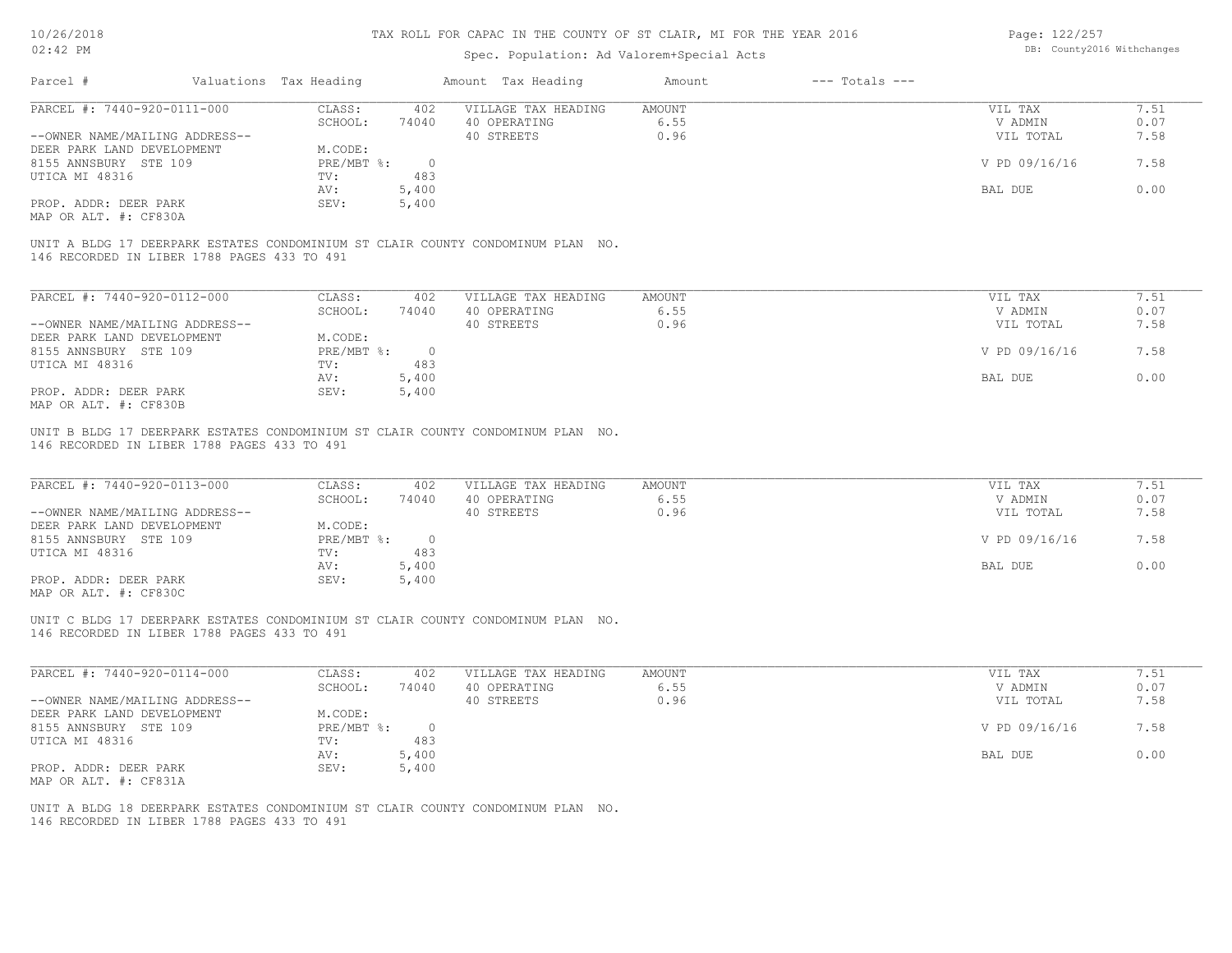# TAX ROLL FOR CAPAC IN THE COUNTY OF ST CLAIR, MI FOR THE YEAR 2016

Spec. Population: Ad Valorem+Special Acts

| Parcel # | Valuations Tax Heading | | Amount Tax Heading | Amount | --- Totals --- | |
|---|---|---|---|---|---|---|
| PARCEL #: 7440-920-0111-000 | CLASS: | 402 | VILLAGE TAX HEADING | AMOUNT | VIL TAX | 7.51 |
| | SCHOOL: | 74040 | 40 OPERATING | 6.55 | V ADMIN | 0.07 |
| --OWNER NAME/MAILING ADDRESS-- | | | 40 STREETS | 0.96 | VIL TOTAL | 7.58 |
| DEER PARK LAND DEVELOPMENT | M.CODE: | | | | | |
| 8155 ANNSBURY STE 109 | PRE/MBT %: | 0 | | | V PD 09/16/16 | 7.58 |
| UTICA MI 48316 | TV: | 483 | | | | |
| | AV: | 5,400 | | | BAL DUE | 0.00 |
| PROP. ADDR: DEER PARK | SEV: | 5,400 | | | | |
| MAP OR ALT. #: CF830A | | | | | | |

UNIT A BLDG 17 DEERPARK ESTATES CONDOMINIUM ST CLAIR COUNTY CONDOMINUM PLAN NO. 146 RECORDED IN LIBER 1788 PAGES 433 TO 491

| Parcel # | Valuations Tax Heading | | Amount Tax Heading | Amount | --- Totals --- | |
|---|---|---|---|---|---|---|
| PARCEL #: 7440-920-0112-000 | CLASS: | 402 | VILLAGE TAX HEADING | AMOUNT | VIL TAX | 7.51 |
| | SCHOOL: | 74040 | 40 OPERATING | 6.55 | V ADMIN | 0.07 |
| --OWNER NAME/MAILING ADDRESS-- | | | 40 STREETS | 0.96 | VIL TOTAL | 7.58 |
| DEER PARK LAND DEVELOPMENT | M.CODE: | | | | | |
| 8155 ANNSBURY STE 109 | PRE/MBT %: | 0 | | | V PD 09/16/16 | 7.58 |
| UTICA MI 48316 | TV: | 483 | | | | |
| | AV: | 5,400 | | | BAL DUE | 0.00 |
| PROP. ADDR: DEER PARK | SEV: | 5,400 | | | | |
| MAP OR ALT. #: CF830B | | | | | | |

UNIT B BLDG 17 DEERPARK ESTATES CONDOMINIUM ST CLAIR COUNTY CONDOMINUM PLAN NO. 146 RECORDED IN LIBER 1788 PAGES 433 TO 491

| Parcel # | Valuations Tax Heading | | Amount Tax Heading | Amount | --- Totals --- | |
|---|---|---|---|---|---|---|
| PARCEL #: 7440-920-0113-000 | CLASS: | 402 | VILLAGE TAX HEADING | AMOUNT | VIL TAX | 7.51 |
| | SCHOOL: | 74040 | 40 OPERATING | 6.55 | V ADMIN | 0.07 |
| --OWNER NAME/MAILING ADDRESS-- | | | 40 STREETS | 0.96 | VIL TOTAL | 7.58 |
| DEER PARK LAND DEVELOPMENT | M.CODE: | | | | | |
| 8155 ANNSBURY STE 109 | PRE/MBT %: | 0 | | | V PD 09/16/16 | 7.58 |
| UTICA MI 48316 | TV: | 483 | | | | |
| | AV: | 5,400 | | | BAL DUE | 0.00 |
| PROP. ADDR: DEER PARK | SEV: | 5,400 | | | | |
| MAP OR ALT. #: CF830C | | | | | | |

UNIT C BLDG 17 DEERPARK ESTATES CONDOMINIUM ST CLAIR COUNTY CONDOMINUM PLAN NO. 146 RECORDED IN LIBER 1788 PAGES 433 TO 491

| Parcel # | Valuations Tax Heading | | Amount Tax Heading | Amount | --- Totals --- | |
|---|---|---|---|---|---|---|
| PARCEL #: 7440-920-0114-000 | CLASS: | 402 | VILLAGE TAX HEADING | AMOUNT | VIL TAX | 7.51 |
| | SCHOOL: | 74040 | 40 OPERATING | 6.55 | V ADMIN | 0.07 |
| --OWNER NAME/MAILING ADDRESS-- | | | 40 STREETS | 0.96 | VIL TOTAL | 7.58 |
| DEER PARK LAND DEVELOPMENT | M.CODE: | | | | | |
| 8155 ANNSBURY STE 109 | PRE/MBT %: | 0 | | | V PD 09/16/16 | 7.58 |
| UTICA MI 48316 | TV: | 483 | | | | |
| | AV: | 5,400 | | | BAL DUE | 0.00 |
| PROP. ADDR: DEER PARK | SEV: | 5,400 | | | | |
| MAP OR ALT. #: CF831A | | | | | | |

UNIT A BLDG 18 DEERPARK ESTATES CONDOMINIUM ST CLAIR COUNTY CONDOMINUM PLAN NO. 146 RECORDED IN LIBER 1788 PAGES 433 TO 491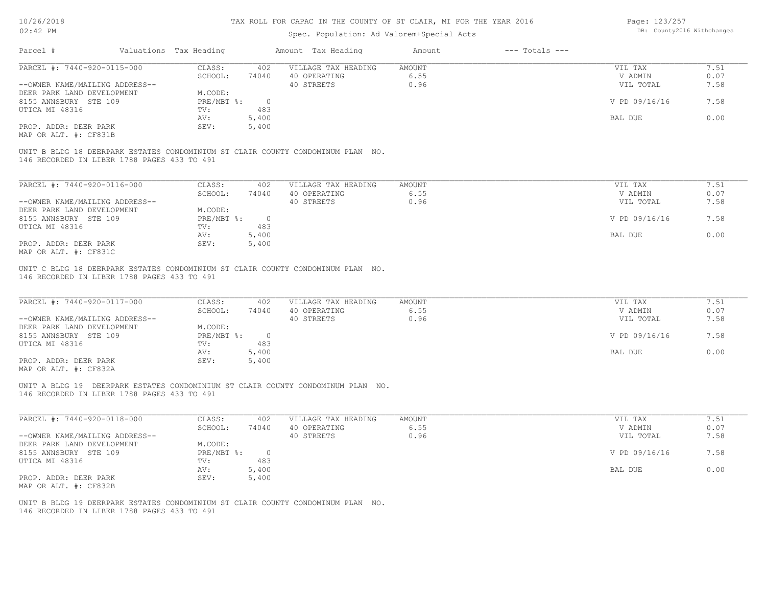# TAX ROLL FOR CAPAC IN THE COUNTY OF ST CLAIR, MI FOR THE YEAR 2016

Spec. Population: Ad Valorem+Special Acts

DB: County2016 Withchanges

| Parcel # | Valuations | Tax Heading | Amount | Tax Heading | Amount | --- Totals --- | |
|---|---|---|---|---|---|---|---|
| PARCEL #: 7440-920-0115-000 | CLASS: | 402 | VILLAGE TAX HEADING | AMOUNT | | VIL TAX | 7.51 |
| | SCHOOL: | 74040 | 40 OPERATING | 6.55 | | V ADMIN | 0.07 |
| --OWNER NAME/MAILING ADDRESS-- | | | 40 STREETS | 0.96 | | VIL TOTAL | 7.58 |
| DEER PARK LAND DEVELOPMENT | M.CODE: | | | | | | |
| 8155 ANNSBURY STE 109 | PRE/MBT %: | 0 | | | | V PD 09/16/16 | 7.58 |
| UTICA MI 48316 | TV: | 483 | | | | | |
| | AV: | 5,400 | | | | BAL DUE | 0.00 |
| PROP. ADDR: DEER PARK | SEV: | 5,400 | | | | | |
| MAP OR ALT. #: CF831B | | | | | | | |

UNIT B BLDG 18 DEERPARK ESTATES CONDOMINIUM ST CLAIR COUNTY CONDOMINUM PLAN NO. 146 RECORDED IN LIBER 1788 PAGES 433 TO 491

| Parcel # | Valuations | Tax Heading | Amount | Tax Heading | Amount | --- Totals --- | |
|---|---|---|---|---|---|---|---|
| PARCEL #: 7440-920-0116-000 | CLASS: | 402 | VILLAGE TAX HEADING | AMOUNT | | VIL TAX | 7.51 |
| | SCHOOL: | 74040 | 40 OPERATING | 6.55 | | V ADMIN | 0.07 |
| --OWNER NAME/MAILING ADDRESS-- | | | 40 STREETS | 0.96 | | VIL TOTAL | 7.58 |
| DEER PARK LAND DEVELOPMENT | M.CODE: | | | | | | |
| 8155 ANNSBURY STE 109 | PRE/MBT %: | 0 | | | | V PD 09/16/16 | 7.58 |
| UTICA MI 48316 | TV: | 483 | | | | | |
| | AV: | 5,400 | | | | BAL DUE | 0.00 |
| PROP. ADDR: DEER PARK | SEV: | 5,400 | | | | | |
| MAP OR ALT. #: CF831C | | | | | | | |

UNIT C BLDG 18 DEERPARK ESTATES CONDOMINIUM ST CLAIR COUNTY CONDOMINUM PLAN NO. 146 RECORDED IN LIBER 1788 PAGES 433 TO 491

| Parcel # | Valuations | Tax Heading | Amount | Tax Heading | Amount | --- Totals --- | |
|---|---|---|---|---|---|---|---|
| PARCEL #: 7440-920-0117-000 | CLASS: | 402 | VILLAGE TAX HEADING | AMOUNT | | VIL TAX | 7.51 |
| | SCHOOL: | 74040 | 40 OPERATING | 6.55 | | V ADMIN | 0.07 |
| --OWNER NAME/MAILING ADDRESS-- | | | 40 STREETS | 0.96 | | VIL TOTAL | 7.58 |
| DEER PARK LAND DEVELOPMENT | M.CODE: | | | | | | |
| 8155 ANNSBURY STE 109 | PRE/MBT %: | 0 | | | | V PD 09/16/16 | 7.58 |
| UTICA MI 48316 | TV: | 483 | | | | | |
| | AV: | 5,400 | | | | BAL DUE | 0.00 |
| PROP. ADDR: DEER PARK | SEV: | 5,400 | | | | | |
| MAP OR ALT. #: CF832A | | | | | | | |

UNIT A BLDG 19 DEERPARK ESTATES CONDOMINIUM ST CLAIR COUNTY CONDOMINUM PLAN NO. 146 RECORDED IN LIBER 1788 PAGES 433 TO 491

| Parcel # | Valuations | Tax Heading | Amount | Tax Heading | Amount | --- Totals --- | |
|---|---|---|---|---|---|---|---|
| PARCEL #: 7440-920-0118-000 | CLASS: | 402 | VILLAGE TAX HEADING | AMOUNT | | VIL TAX | 7.51 |
| | SCHOOL: | 74040 | 40 OPERATING | 6.55 | | V ADMIN | 0.07 |
| --OWNER NAME/MAILING ADDRESS-- | | | 40 STREETS | 0.96 | | VIL TOTAL | 7.58 |
| DEER PARK LAND DEVELOPMENT | M.CODE: | | | | | | |
| 8155 ANNSBURY STE 109 | PRE/MBT %: | 0 | | | | V PD 09/16/16 | 7.58 |
| UTICA MI 48316 | TV: | 483 | | | | | |
| | AV: | 5,400 | | | | BAL DUE | 0.00 |
| PROP. ADDR: DEER PARK | SEV: | 5,400 | | | | | |
| MAP OR ALT. #: CF832B | | | | | | | |

UNIT B BLDG 19 DEERPARK ESTATES CONDOMINIUM ST CLAIR COUNTY CONDOMINUM PLAN NO. 146 RECORDED IN LIBER 1788 PAGES 433 TO 491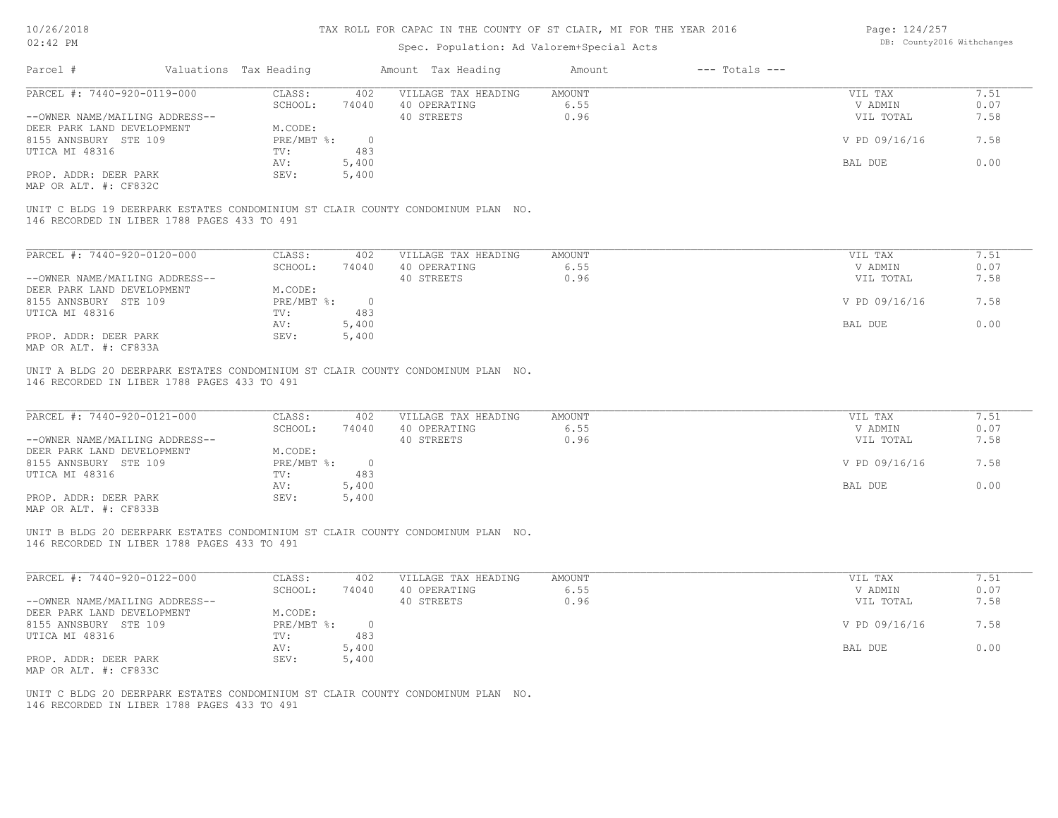# TAX ROLL FOR CAPAC IN THE COUNTY OF ST CLAIR, MI FOR THE YEAR 2016

Spec. Population: Ad Valorem+Special Acts

10/26/2018
02:42 PM

DB: County2016 Withchanges

| Parcel # | Valuations | Tax Heading | Amount | Tax Heading | Amount | --- Totals --- | |
|---|---|---|---|---|---|---|---|
| PARCEL #: 7440-920-0119-000 | CLASS: | 402 | VILLAGE TAX HEADING | AMOUNT | | VIL TAX | 7.51 |
| | SCHOOL: | 74040 | 40 OPERATING | 6.55 | | V ADMIN | 0.07 |
| --OWNER NAME/MAILING ADDRESS-- | | | 40 STREETS | 0.96 | | VIL TOTAL | 7.58 |
| DEER PARK LAND DEVELOPMENT | M.CODE: | | | | | | |
| 8155 ANNSBURY STE 109 | PRE/MBT %: | 0 | | | | V PD 09/16/16 | 7.58 |
| UTICA MI 48316 | TV: | 483 | | | | | |
| | AV: | 5,400 | | | | BAL DUE | 0.00 |
| PROP. ADDR: DEER PARK | SEV: | 5,400 | | | | | |
| MAP OR ALT. #: CF832C | | | | | | | |

UNIT C BLDG 19 DEERPARK ESTATES CONDOMINIUM ST CLAIR COUNTY CONDOMINUM PLAN NO. 146 RECORDED IN LIBER 1788 PAGES 433 TO 491

| Parcel # | Valuations | Tax Heading | Amount | Tax Heading | Amount | --- Totals --- | |
|---|---|---|---|---|---|---|---|
| PARCEL #: 7440-920-0120-000 | CLASS: | 402 | VILLAGE TAX HEADING | AMOUNT | | VIL TAX | 7.51 |
| | SCHOOL: | 74040 | 40 OPERATING | 6.55 | | V ADMIN | 0.07 |
| --OWNER NAME/MAILING ADDRESS-- | | | 40 STREETS | 0.96 | | VIL TOTAL | 7.58 |
| DEER PARK LAND DEVELOPMENT | M.CODE: | | | | | | |
| 8155 ANNSBURY STE 109 | PRE/MBT %: | 0 | | | | V PD 09/16/16 | 7.58 |
| UTICA MI 48316 | TV: | 483 | | | | | |
| | AV: | 5,400 | | | | BAL DUE | 0.00 |
| PROP. ADDR: DEER PARK | SEV: | 5,400 | | | | | |
| MAP OR ALT. #: CF833A | | | | | | | |

UNIT A BLDG 20 DEERPARK ESTATES CONDOMINIUM ST CLAIR COUNTY CONDOMINUM PLAN NO. 146 RECORDED IN LIBER 1788 PAGES 433 TO 491

| Parcel # | Valuations | Tax Heading | Amount | Tax Heading | Amount | --- Totals --- | |
|---|---|---|---|---|---|---|---|
| PARCEL #: 7440-920-0121-000 | CLASS: | 402 | VILLAGE TAX HEADING | AMOUNT | | VIL TAX | 7.51 |
| | SCHOOL: | 74040 | 40 OPERATING | 6.55 | | V ADMIN | 0.07 |
| --OWNER NAME/MAILING ADDRESS-- | | | 40 STREETS | 0.96 | | VIL TOTAL | 7.58 |
| DEER PARK LAND DEVELOPMENT | M.CODE: | | | | | | |
| 8155 ANNSBURY STE 109 | PRE/MBT %: | 0 | | | | V PD 09/16/16 | 7.58 |
| UTICA MI 48316 | TV: | 483 | | | | | |
| | AV: | 5,400 | | | | BAL DUE | 0.00 |
| PROP. ADDR: DEER PARK | SEV: | 5,400 | | | | | |
| MAP OR ALT. #: CF833B | | | | | | | |

UNIT B BLDG 20 DEERPARK ESTATES CONDOMINIUM ST CLAIR COUNTY CONDOMINUM PLAN NO. 146 RECORDED IN LIBER 1788 PAGES 433 TO 491

| Parcel # | Valuations | Tax Heading | Amount | Tax Heading | Amount | --- Totals --- | |
|---|---|---|---|---|---|---|---|
| PARCEL #: 7440-920-0122-000 | CLASS: | 402 | VILLAGE TAX HEADING | AMOUNT | | VIL TAX | 7.51 |
| | SCHOOL: | 74040 | 40 OPERATING | 6.55 | | V ADMIN | 0.07 |
| --OWNER NAME/MAILING ADDRESS-- | | | 40 STREETS | 0.96 | | VIL TOTAL | 7.58 |
| DEER PARK LAND DEVELOPMENT | M.CODE: | | | | | | |
| 8155 ANNSBURY STE 109 | PRE/MBT %: | 0 | | | | V PD 09/16/16 | 7.58 |
| UTICA MI 48316 | TV: | 483 | | | | | |
| | AV: | 5,400 | | | | BAL DUE | 0.00 |
| PROP. ADDR: DEER PARK | SEV: | 5,400 | | | | | |
| MAP OR ALT. #: CF833C | | | | | | | |

UNIT C BLDG 20 DEERPARK ESTATES CONDOMINIUM ST CLAIR COUNTY CONDOMINUM PLAN NO. 146 RECORDED IN LIBER 1788 PAGES 433 TO 491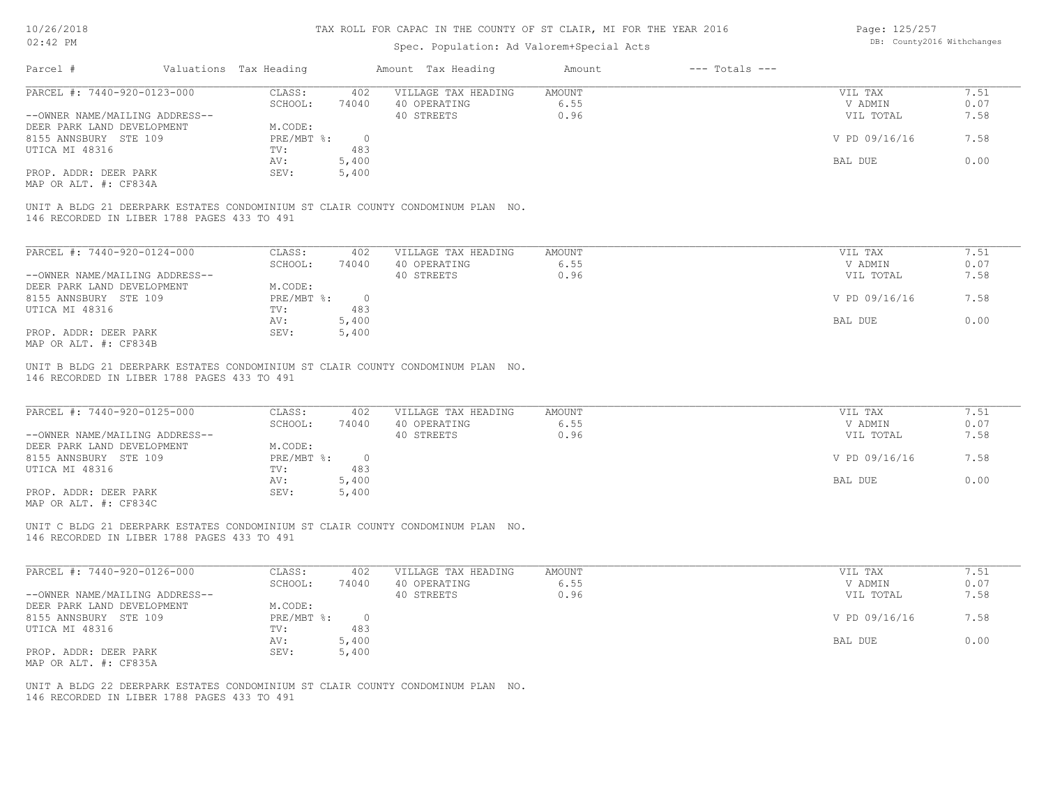# TAX ROLL FOR CAPAC IN THE COUNTY OF ST CLAIR, MI FOR THE YEAR 2016

Spec. Population: Ad Valorem+Special Acts

| Parcel # | Valuations | Tax Heading | Amount | Tax Heading | Amount | --- Totals --- | |
|---|---|---|---|---|---|---|---|
| PARCEL #: 7440-920-0123-000 | CLASS: | 402 | VILLAGE TAX HEADING | AMOUNT | | VIL TAX | 7.51 |
| | SCHOOL: | 74040 | 40 OPERATING | 6.55 | | V ADMIN | 0.07 |
| --OWNER NAME/MAILING ADDRESS-- | | | 40 STREETS | 0.96 | | VIL TOTAL | 7.58 |
| DEER PARK LAND DEVELOPMENT | M.CODE: | | | | | | |
| 8155 ANNSBURY STE 109 | PRE/MBT %: | 0 | | | | V PD 09/16/16 | 7.58 |
| UTICA MI 48316 | TV: | 483 | | | | | |
| | AV: | 5,400 | | | | BAL DUE | 0.00 |
| PROP. ADDR: DEER PARK | SEV: | 5,400 | | | | | |
| MAP OR ALT. #: CF834A | | | | | | | |

UNIT A BLDG 21 DEERPARK ESTATES CONDOMINIUM ST CLAIR COUNTY CONDOMINUM PLAN NO. 146 RECORDED IN LIBER 1788 PAGES 433 TO 491

| Parcel # | Valuations | Tax Heading | Amount | Tax Heading | Amount | --- Totals --- | |
|---|---|---|---|---|---|---|---|
| PARCEL #: 7440-920-0124-000 | CLASS: | 402 | VILLAGE TAX HEADING | AMOUNT | | VIL TAX | 7.51 |
| | SCHOOL: | 74040 | 40 OPERATING | 6.55 | | V ADMIN | 0.07 |
| --OWNER NAME/MAILING ADDRESS-- | | | 40 STREETS | 0.96 | | VIL TOTAL | 7.58 |
| DEER PARK LAND DEVELOPMENT | M.CODE: | | | | | | |
| 8155 ANNSBURY STE 109 | PRE/MBT %: | 0 | | | | V PD 09/16/16 | 7.58 |
| UTICA MI 48316 | TV: | 483 | | | | | |
| | AV: | 5,400 | | | | BAL DUE | 0.00 |
| PROP. ADDR: DEER PARK | SEV: | 5,400 | | | | | |
| MAP OR ALT. #: CF834B | | | | | | | |

UNIT B BLDG 21 DEERPARK ESTATES CONDOMINIUM ST CLAIR COUNTY CONDOMINUM PLAN NO. 146 RECORDED IN LIBER 1788 PAGES 433 TO 491

| Parcel # | Valuations | Tax Heading | Amount | Tax Heading | Amount | --- Totals --- | |
|---|---|---|---|---|---|---|---|
| PARCEL #: 7440-920-0125-000 | CLASS: | 402 | VILLAGE TAX HEADING | AMOUNT | | VIL TAX | 7.51 |
| | SCHOOL: | 74040 | 40 OPERATING | 6.55 | | V ADMIN | 0.07 |
| --OWNER NAME/MAILING ADDRESS-- | | | 40 STREETS | 0.96 | | VIL TOTAL | 7.58 |
| DEER PARK LAND DEVELOPMENT | M.CODE: | | | | | | |
| 8155 ANNSBURY STE 109 | PRE/MBT %: | 0 | | | | V PD 09/16/16 | 7.58 |
| UTICA MI 48316 | TV: | 483 | | | | | |
| | AV: | 5,400 | | | | BAL DUE | 0.00 |
| PROP. ADDR: DEER PARK | SEV: | 5,400 | | | | | |
| MAP OR ALT. #: CF834C | | | | | | | |

UNIT C BLDG 21 DEERPARK ESTATES CONDOMINIUM ST CLAIR COUNTY CONDOMINUM PLAN NO. 146 RECORDED IN LIBER 1788 PAGES 433 TO 491

| Parcel # | Valuations | Tax Heading | Amount | Tax Heading | Amount | --- Totals --- | |
|---|---|---|---|---|---|---|---|
| PARCEL #: 7440-920-0126-000 | CLASS: | 402 | VILLAGE TAX HEADING | AMOUNT | | VIL TAX | 7.51 |
| | SCHOOL: | 74040 | 40 OPERATING | 6.55 | | V ADMIN | 0.07 |
| --OWNER NAME/MAILING ADDRESS-- | | | 40 STREETS | 0.96 | | VIL TOTAL | 7.58 |
| DEER PARK LAND DEVELOPMENT | M.CODE: | | | | | | |
| 8155 ANNSBURY STE 109 | PRE/MBT %: | 0 | | | | V PD 09/16/16 | 7.58 |
| UTICA MI 48316 | TV: | 483 | | | | | |
| | AV: | 5,400 | | | | BAL DUE | 0.00 |
| PROP. ADDR: DEER PARK | SEV: | 5,400 | | | | | |
| MAP OR ALT. #: CF835A | | | | | | | |

UNIT A BLDG 22 DEERPARK ESTATES CONDOMINIUM ST CLAIR COUNTY CONDOMINUM PLAN NO. 146 RECORDED IN LIBER 1788 PAGES 433 TO 491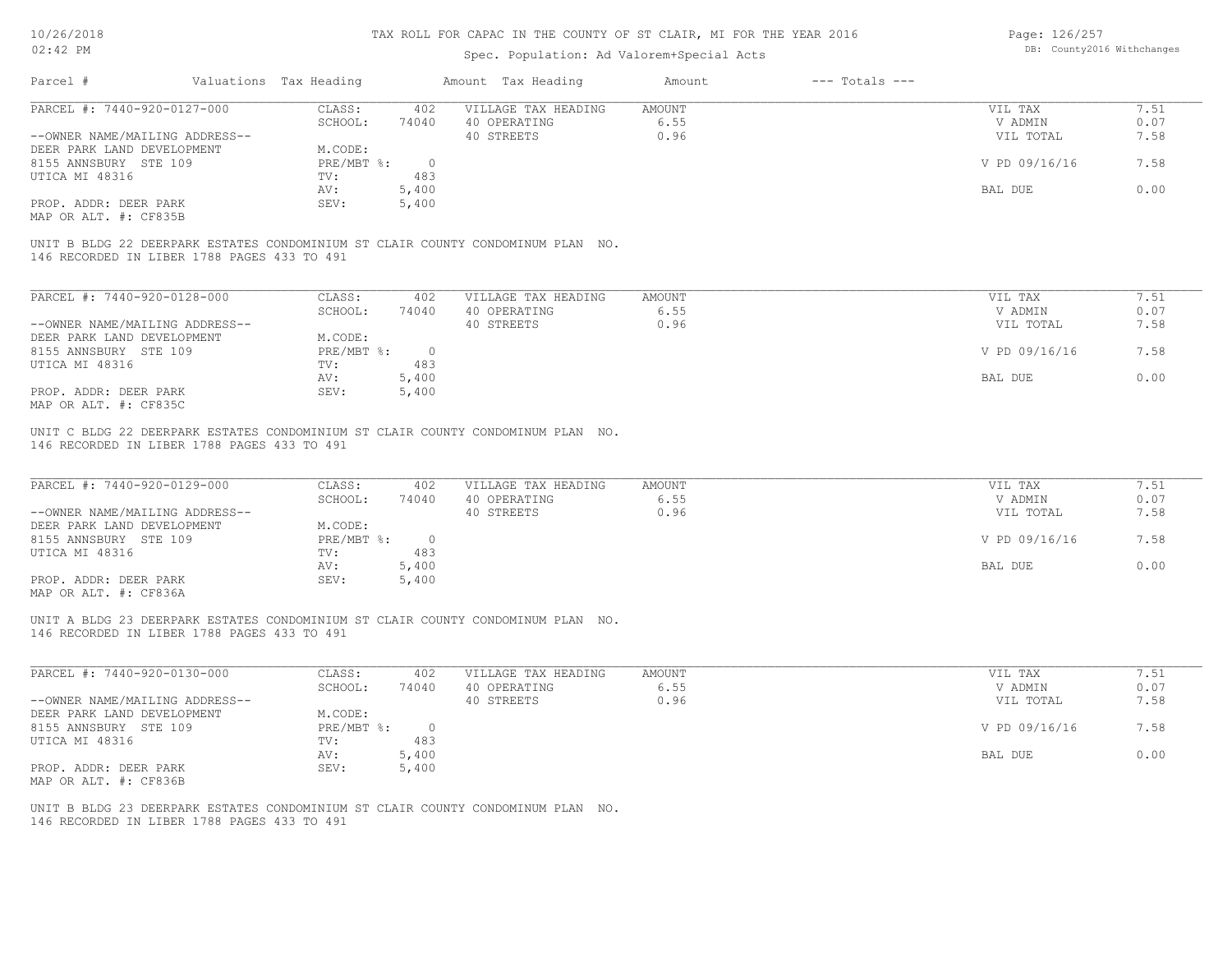# TAX ROLL FOR CAPAC IN THE COUNTY OF ST CLAIR, MI FOR THE YEAR 2016

Spec. Population: Ad Valorem+Special Acts

DB: County2016 Withchanges

| Parcel # | Valuations | Tax Heading | Amount | Tax Heading | Amount | --- Totals --- | |
|---|---|---|---|---|---|---|---|
| PARCEL #: 7440-920-0127-000 | CLASS: | 402 | VILLAGE TAX HEADING | AMOUNT | | VIL TAX | 7.51 |
| | SCHOOL: | 74040 | 40 OPERATING | 6.55 | | V ADMIN | 0.07 |
| --OWNER NAME/MAILING ADDRESS-- | | | 40 STREETS | 0.96 | | VIL TOTAL | 7.58 |
| DEER PARK LAND DEVELOPMENT | M.CODE: | | | | | | |
| 8155 ANNSBURY STE 109 | PRE/MBT %: | 0 | | | | V PD 09/16/16 | 7.58 |
| UTICA MI 48316 | TV: | 483 | | | | | |
| | AV: | 5,400 | | | | BAL DUE | 0.00 |
| PROP. ADDR: DEER PARK | SEV: | 5,400 | | | | | |
| MAP OR ALT. #: CF835B | | | | | | | |

UNIT B BLDG 22 DEERPARK ESTATES CONDOMINIUM ST CLAIR COUNTY CONDOMINUM PLAN NO. 146 RECORDED IN LIBER 1788 PAGES 433 TO 491

| Parcel # | Valuations | Tax Heading | Amount | Tax Heading | Amount | --- Totals --- | |
|---|---|---|---|---|---|---|---|
| PARCEL #: 7440-920-0128-000 | CLASS: | 402 | VILLAGE TAX HEADING | AMOUNT | | VIL TAX | 7.51 |
| | SCHOOL: | 74040 | 40 OPERATING | 6.55 | | V ADMIN | 0.07 |
| --OWNER NAME/MAILING ADDRESS-- | | | 40 STREETS | 0.96 | | VIL TOTAL | 7.58 |
| DEER PARK LAND DEVELOPMENT | M.CODE: | | | | | | |
| 8155 ANNSBURY STE 109 | PRE/MBT %: | 0 | | | | V PD 09/16/16 | 7.58 |
| UTICA MI 48316 | TV: | 483 | | | | | |
| | AV: | 5,400 | | | | BAL DUE | 0.00 |
| PROP. ADDR: DEER PARK | SEV: | 5,400 | | | | | |
| MAP OR ALT. #: CF835C | | | | | | | |

UNIT C BLDG 22 DEERPARK ESTATES CONDOMINIUM ST CLAIR COUNTY CONDOMINUM PLAN NO. 146 RECORDED IN LIBER 1788 PAGES 433 TO 491

| Parcel # | Valuations | Tax Heading | Amount | Tax Heading | Amount | --- Totals --- | |
|---|---|---|---|---|---|---|---|
| PARCEL #: 7440-920-0129-000 | CLASS: | 402 | VILLAGE TAX HEADING | AMOUNT | | VIL TAX | 7.51 |
| | SCHOOL: | 74040 | 40 OPERATING | 6.55 | | V ADMIN | 0.07 |
| --OWNER NAME/MAILING ADDRESS-- | | | 40 STREETS | 0.96 | | VIL TOTAL | 7.58 |
| DEER PARK LAND DEVELOPMENT | M.CODE: | | | | | | |
| 8155 ANNSBURY STE 109 | PRE/MBT %: | 0 | | | | V PD 09/16/16 | 7.58 |
| UTICA MI 48316 | TV: | 483 | | | | | |
| | AV: | 5,400 | | | | BAL DUE | 0.00 |
| PROP. ADDR: DEER PARK | SEV: | 5,400 | | | | | |
| MAP OR ALT. #: CF836A | | | | | | | |

UNIT A BLDG 23 DEERPARK ESTATES CONDOMINIUM ST CLAIR COUNTY CONDOMINUM PLAN NO. 146 RECORDED IN LIBER 1788 PAGES 433 TO 491

| Parcel # | Valuations | Tax Heading | Amount | Tax Heading | Amount | --- Totals --- | |
|---|---|---|---|---|---|---|---|
| PARCEL #: 7440-920-0130-000 | CLASS: | 402 | VILLAGE TAX HEADING | AMOUNT | | VIL TAX | 7.51 |
| | SCHOOL: | 74040 | 40 OPERATING | 6.55 | | V ADMIN | 0.07 |
| --OWNER NAME/MAILING ADDRESS-- | | | 40 STREETS | 0.96 | | VIL TOTAL | 7.58 |
| DEER PARK LAND DEVELOPMENT | M.CODE: | | | | | | |
| 8155 ANNSBURY STE 109 | PRE/MBT %: | 0 | | | | V PD 09/16/16 | 7.58 |
| UTICA MI 48316 | TV: | 483 | | | | | |
| | AV: | 5,400 | | | | BAL DUE | 0.00 |
| PROP. ADDR: DEER PARK | SEV: | 5,400 | | | | | |
| MAP OR ALT. #: CF836B | | | | | | | |

UNIT B BLDG 23 DEERPARK ESTATES CONDOMINIUM ST CLAIR COUNTY CONDOMINUM PLAN NO. 146 RECORDED IN LIBER 1788 PAGES 433 TO 491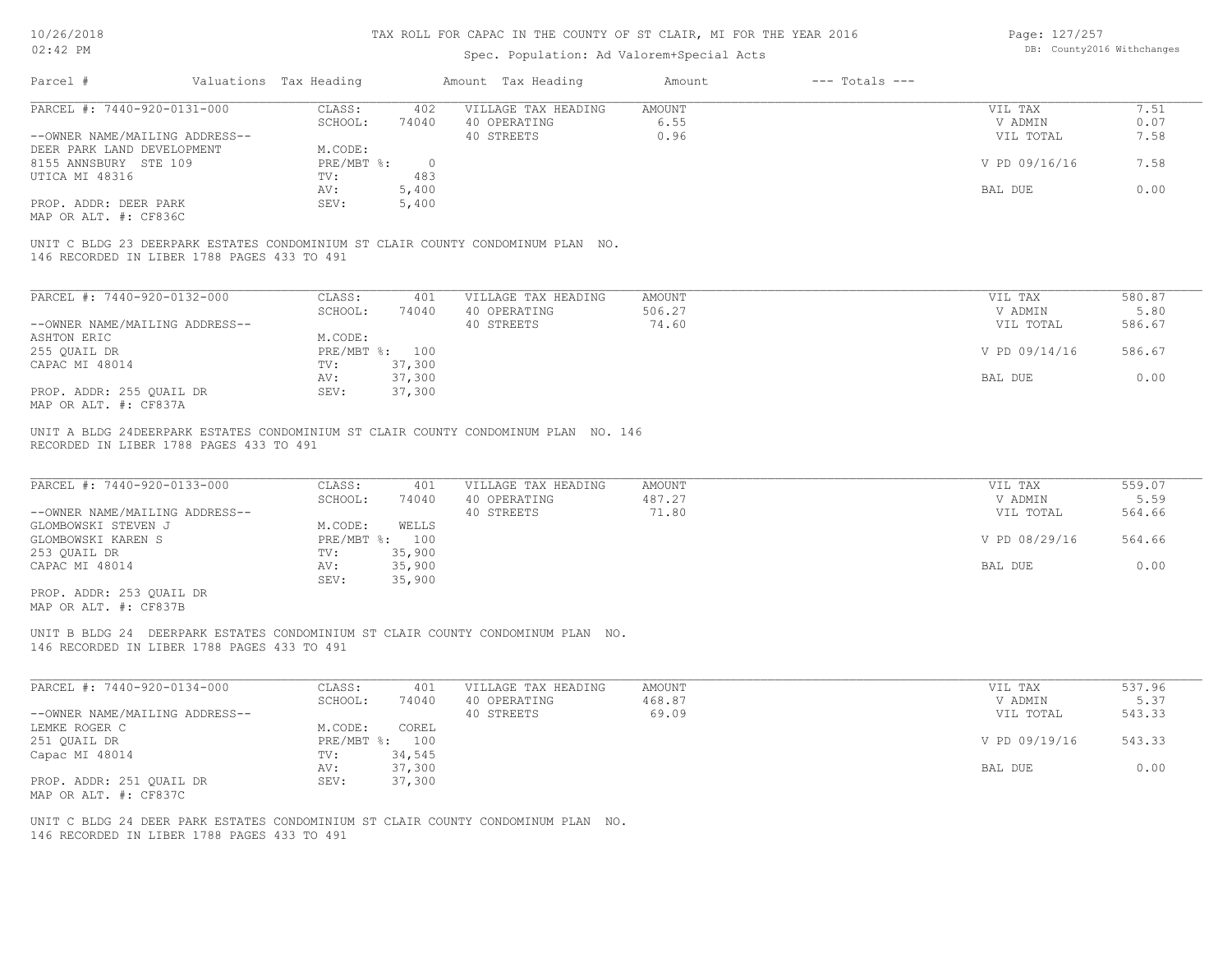TAX ROLL FOR CAPAC IN THE COUNTY OF ST CLAIR, MI FOR THE YEAR 2016

Spec. Population: Ad Valorem+Special Acts

| Parcel # | Valuations | Tax Heading | Amount | Tax Heading | Amount | --- Totals --- | |
|---|---|---|---|---|---|---|---|
| PARCEL #: 7440-920-0131-000 | CLASS: | 402 | VILLAGE TAX HEADING | AMOUNT | | VIL TAX | 7.51 |
| | SCHOOL: | 74040 | 40 OPERATING | 6.55 | | V ADMIN | 0.07 |
| --OWNER NAME/MAILING ADDRESS-- | | | 40 STREETS | 0.96 | | VIL TOTAL | 7.58 |
| DEER PARK LAND DEVELOPMENT | M.CODE: | | | | | | |
| 8155 ANNSBURY STE 109 | PRE/MBT %: | 0 | | | | V PD 09/16/16 | 7.58 |
| UTICA MI 48316 | TV: | 483 | | | | | |
| | AV: | 5,400 | | | | BAL DUE | 0.00 |
| PROP. ADDR: DEER PARK | SEV: | 5,400 | | | | | |
| MAP OR ALT. #: CF836C | | | | | | | |

UNIT C BLDG 23 DEERPARK ESTATES CONDOMINIUM ST CLAIR COUNTY CONDOMINUM PLAN NO. 146 RECORDED IN LIBER 1788 PAGES 433 TO 491

| Parcel # | Valuations | Tax Heading | Amount | Tax Heading | Amount | --- Totals --- | |
|---|---|---|---|---|---|---|---|
| PARCEL #: 7440-920-0132-000 | CLASS: | 401 | VILLAGE TAX HEADING | AMOUNT | | VIL TAX | 580.87 |
| | SCHOOL: | 74040 | 40 OPERATING | 506.27 | | V ADMIN | 5.80 |
| --OWNER NAME/MAILING ADDRESS-- | | | 40 STREETS | 74.60 | | VIL TOTAL | 586.67 |
| ASHTON ERIC | M.CODE: | | | | | | |
| 255 QUAIL DR | PRE/MBT %: | 100 | | | | V PD 09/14/16 | 586.67 |
| CAPAC MI 48014 | TV: | 37,300 | | | | | |
| | AV: | 37,300 | | | | BAL DUE | 0.00 |
| PROP. ADDR: 255 QUAIL DR | SEV: | 37,300 | | | | | |
| MAP OR ALT. #: CF837A | | | | | | | |

UNIT A BLDG 24DEERPARK ESTATES CONDOMINIUM ST CLAIR COUNTY CONDOMINUM PLAN NO. 146 RECORDED IN LIBER 1788 PAGES 433 TO 491

| Parcel # | Valuations | Tax Heading | Amount | Tax Heading | Amount | --- Totals --- | |
|---|---|---|---|---|---|---|---|
| PARCEL #: 7440-920-0133-000 | CLASS: | 401 | VILLAGE TAX HEADING | AMOUNT | | VIL TAX | 559.07 |
| | SCHOOL: | 74040 | 40 OPERATING | 487.27 | | V ADMIN | 5.59 |
| --OWNER NAME/MAILING ADDRESS-- | | | 40 STREETS | 71.80 | | VIL TOTAL | 564.66 |
| GLOMBOWSKI STEVEN J | M.CODE: | WELLS | | | | | |
| GLOMBOWSKI KAREN S | PRE/MBT %: | 100 | | | | V PD 08/29/16 | 564.66 |
| 253 QUAIL DR | TV: | 35,900 | | | | | |
| CAPAC MI 48014 | AV: | 35,900 | | | | BAL DUE | 0.00 |
| | SEV: | 35,900 | | | | | |
| PROP. ADDR: 253 QUAIL DR | | | | | | | |
| MAP OR ALT. #: CF837B | | | | | | | |

UNIT B BLDG 24 DEERPARK ESTATES CONDOMINIUM ST CLAIR COUNTY CONDOMINUM PLAN NO. 146 RECORDED IN LIBER 1788 PAGES 433 TO 491

| Parcel # | Valuations | Tax Heading | Amount | Tax Heading | Amount | --- Totals --- | |
|---|---|---|---|---|---|---|---|
| PARCEL #: 7440-920-0134-000 | CLASS: | 401 | VILLAGE TAX HEADING | AMOUNT | | VIL TAX | 537.96 |
| | SCHOOL: | 74040 | 40 OPERATING | 468.87 | | V ADMIN | 5.37 |
| --OWNER NAME/MAILING ADDRESS-- | | | 40 STREETS | 69.09 | | VIL TOTAL | 543.33 |
| LEMKE ROGER C | M.CODE: | COREL | | | | | |
| 251 QUAIL DR | PRE/MBT %: | 100 | | | | V PD 09/19/16 | 543.33 |
| Capac MI 48014 | TV: | 34,545 | | | | | |
| | AV: | 37,300 | | | | BAL DUE | 0.00 |
| PROP. ADDR: 251 QUAIL DR | SEV: | 37,300 | | | | | |
| MAP OR ALT. #: CF837C | | | | | | | |

UNIT C BLDG 24 DEER PARK ESTATES CONDOMINIUM ST CLAIR COUNTY CONDOMINUM PLAN NO. 146 RECORDED IN LIBER 1788 PAGES 433 TO 491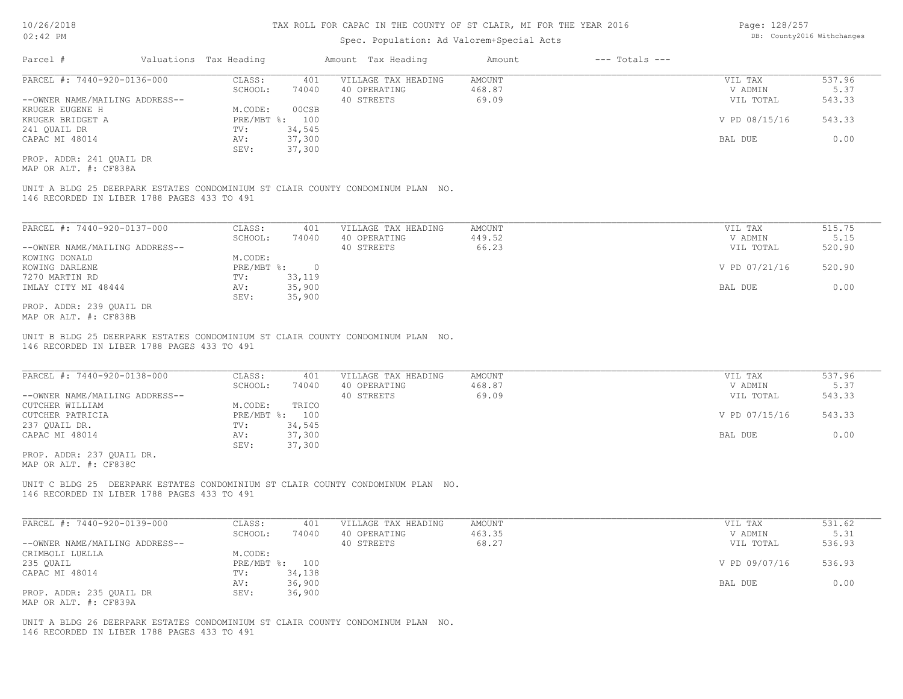# TAX ROLL FOR CAPAC IN THE COUNTY OF ST CLAIR, MI FOR THE YEAR 2016

Spec. Population: Ad Valorem+Special Acts

DB: County2016 Withchanges

| Parcel # | Valuations | Tax Heading | Amount | Tax Heading | Amount | --- Totals --- |
|---|---|---|---|---|---|---|

---

**PARCEL #: 7440-920-0136-000**

| | | | | | |
|---|---|---|---|---|---|
| CLASS: | 401 | VILLAGE TAX HEADING | AMOUNT | VIL TAX | 537.96 |
| SCHOOL: | 74040 | 40 OPERATING | 468.87 | V ADMIN | 5.37 |
| | | 40 STREETS | 69.09 | VIL TOTAL | 543.33 |
| M.CODE: | 00CSB | | | | |
| PRE/MBT %: | 100 | | | V PD 08/15/16 | 543.33 |
| TV: | 34,545 | | | | |
| AV: | 37,300 | | | BAL DUE | 0.00 |
| SEV: | 37,300 | | | | |

--OWNER NAME/MAILING ADDRESS--
KRUGER EUGENE H
KRUGER BRIDGET A
241 QUAIL DR
CAPAC MI 48014

PROP. ADDR: 241 QUAIL DR
MAP OR ALT. #: CF838A

UNIT A BLDG 25 DEERPARK ESTATES CONDOMINIUM ST CLAIR COUNTY CONDOMINUM PLAN NO. 146 RECORDED IN LIBER 1788 PAGES 433 TO 491

---

**PARCEL #: 7440-920-0137-000**

| | | | | | |
|---|---|---|---|---|---|
| CLASS: | 401 | VILLAGE TAX HEADING | AMOUNT | VIL TAX | 515.75 |
| SCHOOL: | 74040 | 40 OPERATING | 449.52 | V ADMIN | 5.15 |
| | | 40 STREETS | 66.23 | VIL TOTAL | 520.90 |
| M.CODE: | | | | | |
| PRE/MBT %: | 0 | | | V PD 07/21/16 | 520.90 |
| TV: | 33,119 | | | | |
| AV: | 35,900 | | | BAL DUE | 0.00 |
| SEV: | 35,900 | | | | |

--OWNER NAME/MAILING ADDRESS--
KOWING DONALD
KOWING DARLENE
7270 MARTIN RD
IMLAY CITY MI 48444

PROP. ADDR: 239 QUAIL DR
MAP OR ALT. #: CF838B

UNIT B BLDG 25 DEERPARK ESTATES CONDOMINIUM ST CLAIR COUNTY CONDOMINUM PLAN NO. 146 RECORDED IN LIBER 1788 PAGES 433 TO 491

---

**PARCEL #: 7440-920-0138-000**

| | | | | | |
|---|---|---|---|---|---|
| CLASS: | 401 | VILLAGE TAX HEADING | AMOUNT | VIL TAX | 537.96 |
| SCHOOL: | 74040 | 40 OPERATING | 468.87 | V ADMIN | 5.37 |
| | | 40 STREETS | 69.09 | VIL TOTAL | 543.33 |
| M.CODE: | TRICO | | | | |
| PRE/MBT %: | 100 | | | V PD 07/15/16 | 543.33 |
| TV: | 34,545 | | | | |
| AV: | 37,300 | | | BAL DUE | 0.00 |
| SEV: | 37,300 | | | | |

--OWNER NAME/MAILING ADDRESS--
CUTCHER WILLIAM
CUTCHER PATRICIA
237 QUAIL DR.
CAPAC MI 48014

PROP. ADDR: 237 QUAIL DR.
MAP OR ALT. #: CF838C

UNIT C BLDG 25 DEERPARK ESTATES CONDOMINIUM ST CLAIR COUNTY CONDOMINUM PLAN NO. 146 RECORDED IN LIBER 1788 PAGES 433 TO 491

---

**PARCEL #: 7440-920-0139-000**

| | | | | | |
|---|---|---|---|---|---|
| CLASS: | 401 | VILLAGE TAX HEADING | AMOUNT | VIL TAX | 531.62 |
| SCHOOL: | 74040 | 40 OPERATING | 463.35 | V ADMIN | 5.31 |
| | | 40 STREETS | 68.27 | VIL TOTAL | 536.93 |
| M.CODE: | | | | | |
| PRE/MBT %: | 100 | | | V PD 09/07/16 | 536.93 |
| TV: | 34,138 | | | | |
| AV: | 36,900 | | | BAL DUE | 0.00 |
| SEV: | 36,900 | | | | |

--OWNER NAME/MAILING ADDRESS--
CRIMBOLI LUELLA
235 QUAIL
CAPAC MI 48014

PROP. ADDR: 235 QUAIL DR
MAP OR ALT. #: CF839A

UNIT A BLDG 26 DEERPARK ESTATES CONDOMINIUM ST CLAIR COUNTY CONDOMINUM PLAN NO. 146 RECORDED IN LIBER 1788 PAGES 433 TO 491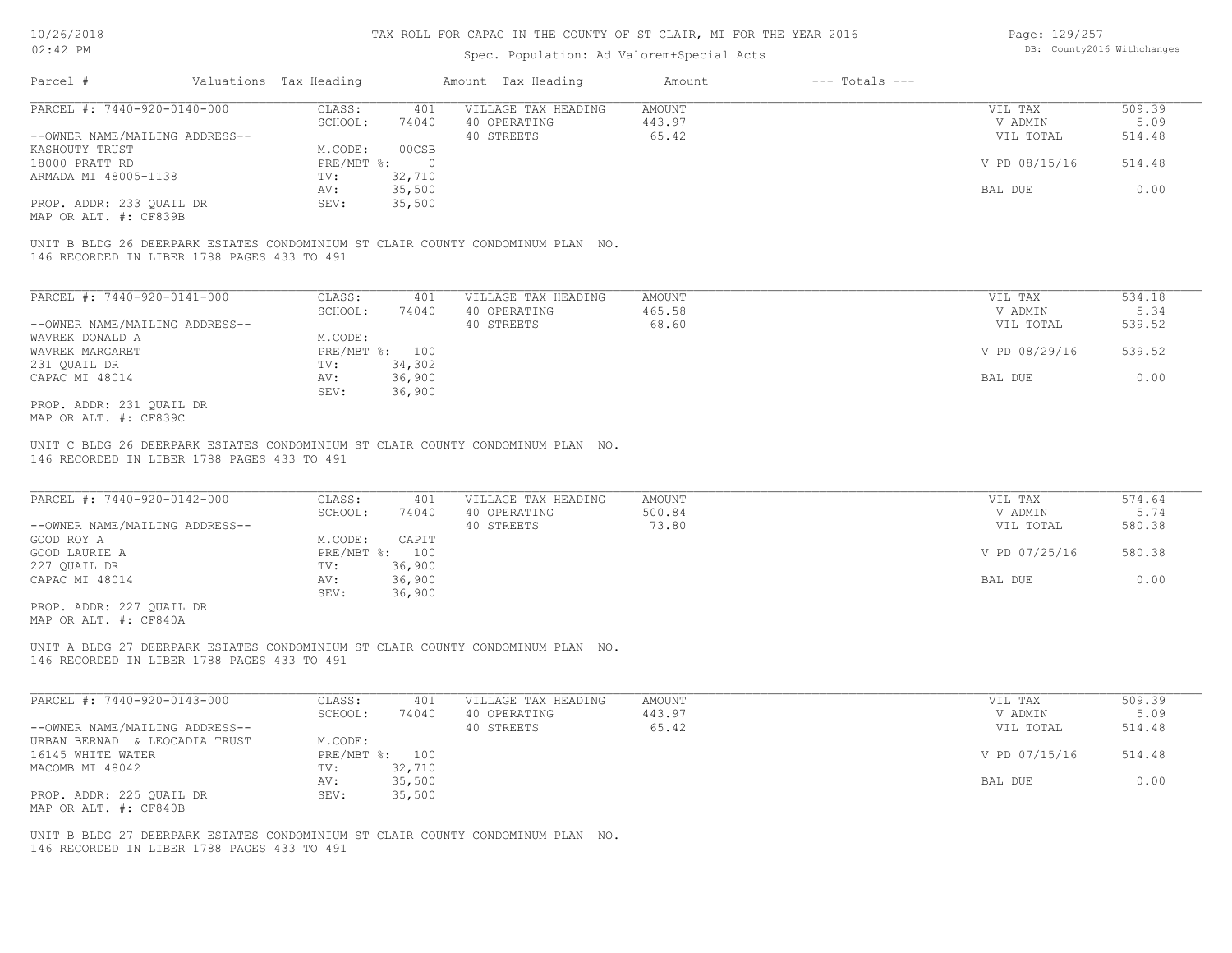# TAX ROLL FOR CAPAC IN THE COUNTY OF ST CLAIR, MI FOR THE YEAR 2016

Spec. Population: Ad Valorem+Special Acts

| Parcel # | Valuations | Tax Heading | Amount | Tax Heading | Amount | --- Totals --- | |
|---|---|---|---|---|---|---|---|

---

**PARCEL #: 7440-920-0140-000**

| | | | | | |
|---|---|---|---|---|---|
| CLASS: | 401 | VILLAGE TAX HEADING | AMOUNT | VIL TAX | 509.39 |
| SCHOOL: | 74040 | 40 OPERATING | 443.97 | V ADMIN | 5.09 |
| | | 40 STREETS | 65.42 | VIL TOTAL | 514.48 |
| M.CODE: | 00CSB | | | | |
| PRE/MBT %: | 0 | | | V PD 08/15/16 | 514.48 |
| TV: | 32,710 | | | | |
| AV: | 35,500 | | | BAL DUE | 0.00 |
| SEV: | 35,500 | | | | |

--OWNER NAME/MAILING ADDRESS--
KASHOUTY TRUST
18000 PRATT RD
ARMADA MI 48005-1138

PROP. ADDR: 233 QUAIL DR
MAP OR ALT. #: CF839B

UNIT B BLDG 26 DEERPARK ESTATES CONDOMINIUM ST CLAIR COUNTY CONDOMINUM PLAN NO. 146 RECORDED IN LIBER 1788 PAGES 433 TO 491

---

**PARCEL #: 7440-920-0141-000**

| | | | | | |
|---|---|---|---|---|---|
| CLASS: | 401 | VILLAGE TAX HEADING | AMOUNT | VIL TAX | 534.18 |
| SCHOOL: | 74040 | 40 OPERATING | 465.58 | V ADMIN | 5.34 |
| | | 40 STREETS | 68.60 | VIL TOTAL | 539.52 |
| M.CODE: | | | | | |
| PRE/MBT %: | 100 | | | V PD 08/29/16 | 539.52 |
| TV: | 34,302 | | | | |
| AV: | 36,900 | | | BAL DUE | 0.00 |
| SEV: | 36,900 | | | | |

--OWNER NAME/MAILING ADDRESS--
WAVREK DONALD A
WAVREK MARGARET
231 QUAIL DR
CAPAC MI 48014

PROP. ADDR: 231 QUAIL DR
MAP OR ALT. #: CF839C

UNIT C BLDG 26 DEERPARK ESTATES CONDOMINIUM ST CLAIR COUNTY CONDOMINUM PLAN NO. 146 RECORDED IN LIBER 1788 PAGES 433 TO 491

---

**PARCEL #: 7440-920-0142-000**

| | | | | | |
|---|---|---|---|---|---|
| CLASS: | 401 | VILLAGE TAX HEADING | AMOUNT | VIL TAX | 574.64 |
| SCHOOL: | 74040 | 40 OPERATING | 500.84 | V ADMIN | 5.74 |
| | | 40 STREETS | 73.80 | VIL TOTAL | 580.38 |
| M.CODE: | CAPIT | | | | |
| PRE/MBT %: | 100 | | | V PD 07/25/16 | 580.38 |
| TV: | 36,900 | | | | |
| AV: | 36,900 | | | BAL DUE | 0.00 |
| SEV: | 36,900 | | | | |

--OWNER NAME/MAILING ADDRESS--
GOOD ROY A
GOOD LAURIE A
227 QUAIL DR
CAPAC MI 48014

PROP. ADDR: 227 QUAIL DR
MAP OR ALT. #: CF840A

UNIT A BLDG 27 DEERPARK ESTATES CONDOMINIUM ST CLAIR COUNTY CONDOMINUM PLAN NO. 146 RECORDED IN LIBER 1788 PAGES 433 TO 491

---

**PARCEL #: 7440-920-0143-000**

| | | | | | |
|---|---|---|---|---|---|
| CLASS: | 401 | VILLAGE TAX HEADING | AMOUNT | VIL TAX | 509.39 |
| SCHOOL: | 74040 | 40 OPERATING | 443.97 | V ADMIN | 5.09 |
| | | 40 STREETS | 65.42 | VIL TOTAL | 514.48 |
| M.CODE: | | | | | |
| PRE/MBT %: | 100 | | | V PD 07/15/16 | 514.48 |
| TV: | 32,710 | | | | |
| AV: | 35,500 | | | BAL DUE | 0.00 |
| SEV: | 35,500 | | | | |

--OWNER NAME/MAILING ADDRESS--
URBAN BERNAD & LEOCADIA TRUST
16145 WHITE WATER
MACOMB MI 48042

PROP. ADDR: 225 QUAIL DR
MAP OR ALT. #: CF840B

UNIT B BLDG 27 DEERPARK ESTATES CONDOMINIUM ST CLAIR COUNTY CONDOMINUM PLAN NO. 146 RECORDED IN LIBER 1788 PAGES 433 TO 491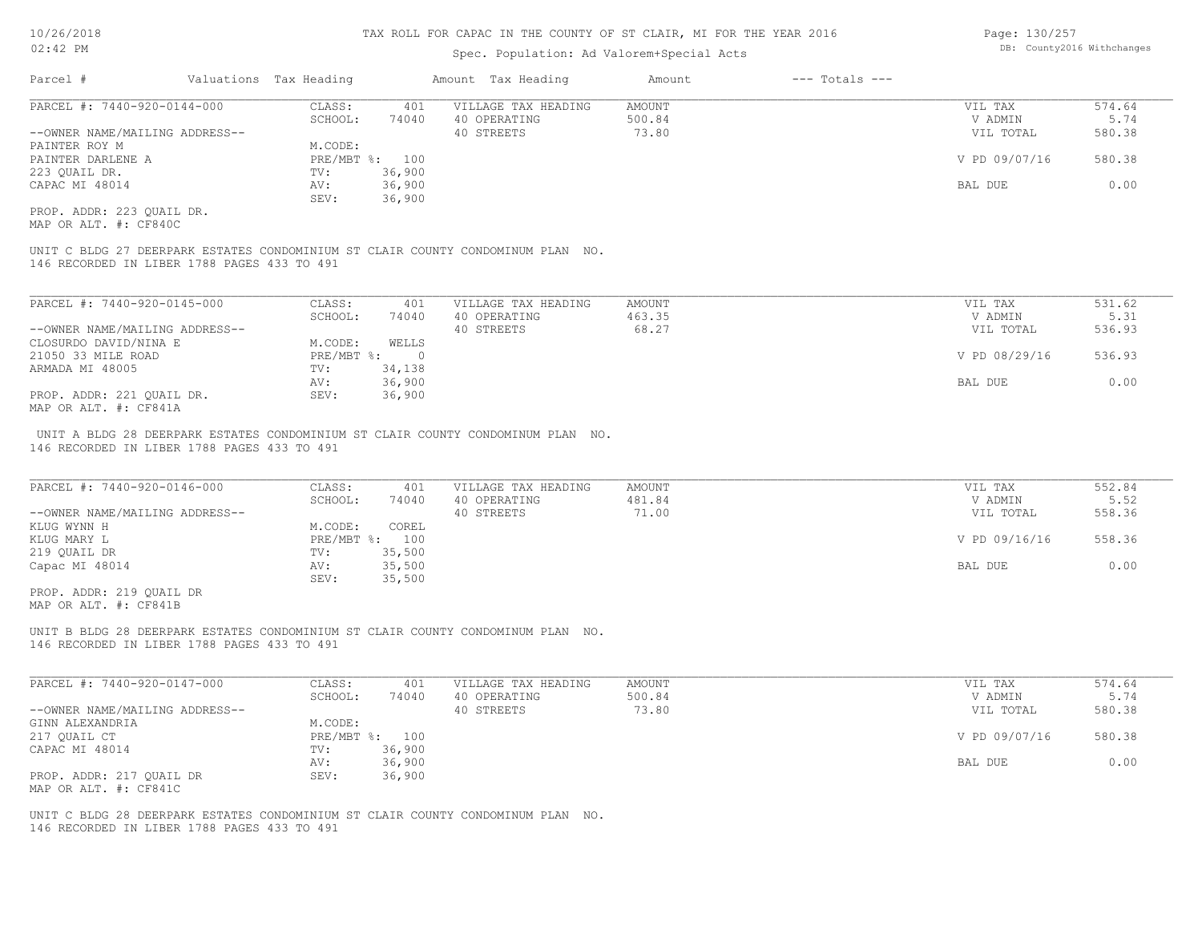# TAX ROLL FOR CAPAC IN THE COUNTY OF ST CLAIR, MI FOR THE YEAR 2016

Spec. Population: Ad Valorem+Special Acts

10/26/2018 02:42 PM — DB: County2016 Withchanges

| Parcel # | Valuations | Tax Heading | Amount | Tax Heading | Amount | --- Totals --- | |
|---|---|---|---|---|---|---|---|

---

**PARCEL #: 7440-920-0144-000**

| | | | | | |
|---|---|---|---|---|---|
| CLASS: | 401 | VILLAGE TAX HEADING | AMOUNT | VIL TAX | 574.64 |
| SCHOOL: | 74040 | 40 OPERATING | 500.84 | V ADMIN | 5.74 |
| | | 40 STREETS | 73.80 | VIL TOTAL | 580.38 |
| M.CODE: | | | | | |
| PRE/MBT %: | 100 | | | V PD 09/07/16 | 580.38 |
| TV: | 36,900 | | | | |
| AV: | 36,900 | | | BAL DUE | 0.00 |
| SEV: | 36,900 | | | | |

--OWNER NAME/MAILING ADDRESS--
PAINTER ROY M
PAINTER DARLENE A
223 QUAIL DR.
CAPAC MI 48014

PROP. ADDR: 223 QUAIL DR.
MAP OR ALT. #: CF840C

UNIT C BLDG 27 DEERPARK ESTATES CONDOMINIUM ST CLAIR COUNTY CONDOMINUM PLAN NO. 146 RECORDED IN LIBER 1788 PAGES 433 TO 491

---

**PARCEL #: 7440-920-0145-000**

| | | | | | |
|---|---|---|---|---|---|
| CLASS: | 401 | VILLAGE TAX HEADING | AMOUNT | VIL TAX | 531.62 |
| SCHOOL: | 74040 | 40 OPERATING | 463.35 | V ADMIN | 5.31 |
| | | 40 STREETS | 68.27 | VIL TOTAL | 536.93 |
| M.CODE: | WELLS | | | | |
| PRE/MBT %: | 0 | | | V PD 08/29/16 | 536.93 |
| TV: | 34,138 | | | | |
| AV: | 36,900 | | | BAL DUE | 0.00 |
| SEV: | 36,900 | | | | |

--OWNER NAME/MAILING ADDRESS--
CLOSURDO DAVID/NINA E
21050 33 MILE ROAD
ARMADA MI 48005

PROP. ADDR: 221 QUAIL DR.
MAP OR ALT. #: CF841A

UNIT A BLDG 28 DEERPARK ESTATES CONDOMINIUM ST CLAIR COUNTY CONDOMINUM PLAN NO. 146 RECORDED IN LIBER 1788 PAGES 433 TO 491

---

**PARCEL #: 7440-920-0146-000**

| | | | | | |
|---|---|---|---|---|---|
| CLASS: | 401 | VILLAGE TAX HEADING | AMOUNT | VIL TAX | 552.84 |
| SCHOOL: | 74040 | 40 OPERATING | 481.84 | V ADMIN | 5.52 |
| | | 40 STREETS | 71.00 | VIL TOTAL | 558.36 |
| M.CODE: | COREL | | | | |
| PRE/MBT %: | 100 | | | V PD 09/16/16 | 558.36 |
| TV: | 35,500 | | | | |
| AV: | 35,500 | | | BAL DUE | 0.00 |
| SEV: | 35,500 | | | | |

--OWNER NAME/MAILING ADDRESS--
KLUG WYNN H
KLUG MARY L
219 QUAIL DR
Capac MI 48014

PROP. ADDR: 219 QUAIL DR
MAP OR ALT. #: CF841B

UNIT B BLDG 28 DEERPARK ESTATES CONDOMINIUM ST CLAIR COUNTY CONDOMINUM PLAN NO. 146 RECORDED IN LIBER 1788 PAGES 433 TO 491

---

**PARCEL #: 7440-920-0147-000**

| | | | | | |
|---|---|---|---|---|---|
| CLASS: | 401 | VILLAGE TAX HEADING | AMOUNT | VIL TAX | 574.64 |
| SCHOOL: | 74040 | 40 OPERATING | 500.84 | V ADMIN | 5.74 |
| | | 40 STREETS | 73.80 | VIL TOTAL | 580.38 |
| M.CODE: | | | | | |
| PRE/MBT %: | 100 | | | V PD 09/07/16 | 580.38 |
| TV: | 36,900 | | | | |
| AV: | 36,900 | | | BAL DUE | 0.00 |
| SEV: | 36,900 | | | | |

--OWNER NAME/MAILING ADDRESS--
GINN ALEXANDRIA
217 QUAIL CT
CAPAC MI 48014

PROP. ADDR: 217 QUAIL DR
MAP OR ALT. #: CF841C

UNIT C BLDG 28 DEERPARK ESTATES CONDOMINIUM ST CLAIR COUNTY CONDOMINUM PLAN NO. 146 RECORDED IN LIBER 1788 PAGES 433 TO 491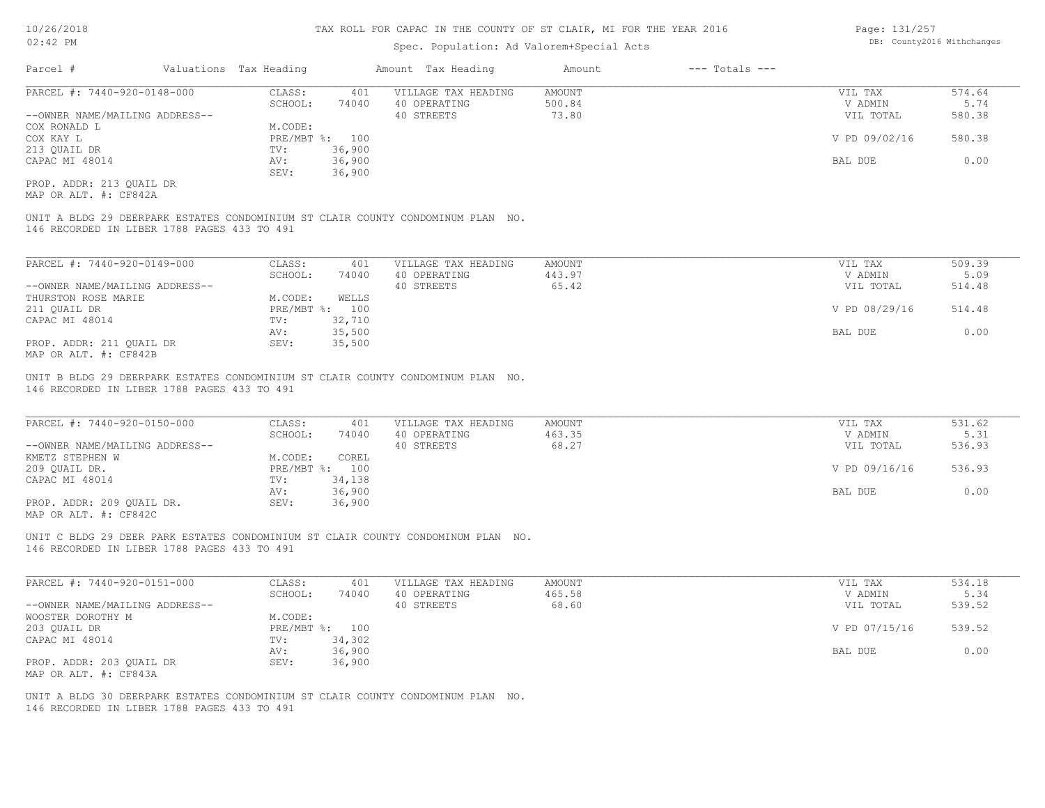# TAX ROLL FOR CAPAC IN THE COUNTY OF ST CLAIR, MI FOR THE YEAR 2016

Spec. Population: Ad Valorem+Special Acts

10/26/2018
02:42 PM

DB: County2016 Withchanges

| Parcel # | Valuations | Tax Heading | Amount | Tax Heading | Amount | --- Totals --- | |
|---|---|---|---|---|---|---|---|

---

**PARCEL #: 7440-920-0148-000**

| | | | | | |
|---|---|---|---|---|---|
| CLASS: | 401 | VILLAGE TAX HEADING | AMOUNT | VIL TAX | 574.64 |
| SCHOOL: | 74040 | 40 OPERATING | 500.84 | V ADMIN | 5.74 |
| | | 40 STREETS | 73.80 | VIL TOTAL | 580.38 |
| M.CODE: | | | | | |
| PRE/MBT %: | 100 | | | V PD 09/02/16 | 580.38 |
| TV: | 36,900 | | | | |
| AV: | 36,900 | | | BAL DUE | 0.00 |
| SEV: | 36,900 | | | | |

--OWNER NAME/MAILING ADDRESS--
COX RONALD L
COX KAY L
213 QUAIL DR
CAPAC MI 48014

PROP. ADDR: 213 QUAIL DR
MAP OR ALT. #: CF842A

UNIT A BLDG 29 DEERPARK ESTATES CONDOMINIUM ST CLAIR COUNTY CONDOMINUM PLAN NO. 146 RECORDED IN LIBER 1788 PAGES 433 TO 491

---

**PARCEL #: 7440-920-0149-000**

| | | | | | |
|---|---|---|---|---|---|
| CLASS: | 401 | VILLAGE TAX HEADING | AMOUNT | VIL TAX | 509.39 |
| SCHOOL: | 74040 | 40 OPERATING | 443.97 | V ADMIN | 5.09 |
| | | 40 STREETS | 65.42 | VIL TOTAL | 514.48 |
| M.CODE: | WELLS | | | | |
| PRE/MBT %: | 100 | | | V PD 08/29/16 | 514.48 |
| TV: | 32,710 | | | | |
| AV: | 35,500 | | | BAL DUE | 0.00 |
| SEV: | 35,500 | | | | |

--OWNER NAME/MAILING ADDRESS--
THURSTON ROSE MARIE
211 QUAIL DR
CAPAC MI 48014

PROP. ADDR: 211 QUAIL DR
MAP OR ALT. #: CF842B

UNIT B BLDG 29 DEERPARK ESTATES CONDOMINIUM ST CLAIR COUNTY CONDOMINUM PLAN NO. 146 RECORDED IN LIBER 1788 PAGES 433 TO 491

---

**PARCEL #: 7440-920-0150-000**

| | | | | | |
|---|---|---|---|---|---|
| CLASS: | 401 | VILLAGE TAX HEADING | AMOUNT | VIL TAX | 531.62 |
| SCHOOL: | 74040 | 40 OPERATING | 463.35 | V ADMIN | 5.31 |
| | | 40 STREETS | 68.27 | VIL TOTAL | 536.93 |
| M.CODE: | COREL | | | | |
| PRE/MBT %: | 100 | | | V PD 09/16/16 | 536.93 |
| TV: | 34,138 | | | | |
| AV: | 36,900 | | | BAL DUE | 0.00 |
| SEV: | 36,900 | | | | |

--OWNER NAME/MAILING ADDRESS--
KMETZ STEPHEN W
209 QUAIL DR.
CAPAC MI 48014

PROP. ADDR: 209 QUAIL DR.
MAP OR ALT. #: CF842C

UNIT C BLDG 29 DEER PARK ESTATES CONDOMINIUM ST CLAIR COUNTY CONDOMINUM PLAN NO. 146 RECORDED IN LIBER 1788 PAGES 433 TO 491

---

**PARCEL #: 7440-920-0151-000**

| | | | | | |
|---|---|---|---|---|---|
| CLASS: | 401 | VILLAGE TAX HEADING | AMOUNT | VIL TAX | 534.18 |
| SCHOOL: | 74040 | 40 OPERATING | 465.58 | V ADMIN | 5.34 |
| | | 40 STREETS | 68.60 | VIL TOTAL | 539.52 |
| M.CODE: | | | | | |
| PRE/MBT %: | 100 | | | V PD 07/15/16 | 539.52 |
| TV: | 34,302 | | | | |
| AV: | 36,900 | | | BAL DUE | 0.00 |
| SEV: | 36,900 | | | | |

--OWNER NAME/MAILING ADDRESS--
WOOSTER DOROTHY M
203 QUAIL DR
CAPAC MI 48014

PROP. ADDR: 203 QUAIL DR
MAP OR ALT. #: CF843A

UNIT A BLDG 30 DEERPARK ESTATES CONDOMINIUM ST CLAIR COUNTY CONDOMINUM PLAN NO. 146 RECORDED IN LIBER 1788 PAGES 433 TO 491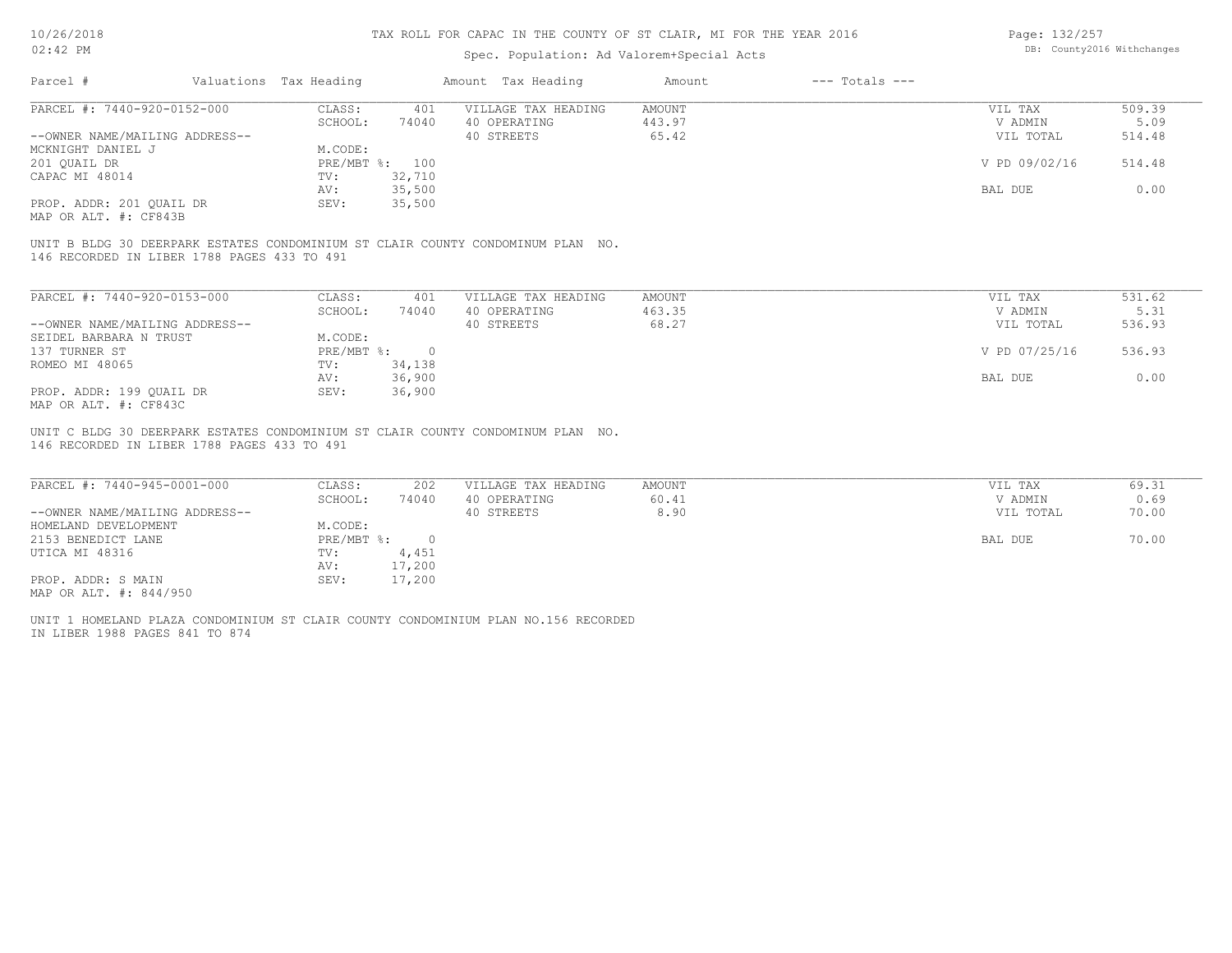TAX ROLL FOR CAPAC IN THE COUNTY OF ST CLAIR, MI FOR THE YEAR 2016

Spec. Population: Ad Valorem+Special Acts

| Parcel # | Valuations | Tax Heading | Amount | Tax Heading | Amount | --- Totals --- | |
|---|---|---|---|---|---|---|---|
| PARCEL #: 7440-920-0152-000 | CLASS: | 401 | VILLAGE TAX HEADING | AMOUNT | | VIL TAX | 509.39 |
| | SCHOOL: | 74040 | 40 OPERATING | 443.97 | | V ADMIN | 5.09 |
| --OWNER NAME/MAILING ADDRESS-- | | | 40 STREETS | 65.42 | | VIL TOTAL | 514.48 |
| MCKNIGHT DANIEL J | M.CODE: | | | | | | |
| 201 QUAIL DR | PRE/MBT %: | 100 | | | | V PD 09/02/16 | 514.48 |
| CAPAC MI 48014 | TV: | 32,710 | | | | | |
| | AV: | 35,500 | | | | BAL DUE | 0.00 |
| PROP. ADDR: 201 QUAIL DR | SEV: | 35,500 | | | | | |
| MAP OR ALT. #: CF843B | | | | | | | |

UNIT B BLDG 30 DEERPARK ESTATES CONDOMINIUM ST CLAIR COUNTY CONDOMINUM PLAN NO. 146 RECORDED IN LIBER 1788 PAGES 433 TO 491

| Parcel # | Valuations | Tax Heading | Amount | Tax Heading | Amount | --- Totals --- | |
|---|---|---|---|---|---|---|---|
| PARCEL #: 7440-920-0153-000 | CLASS: | 401 | VILLAGE TAX HEADING | AMOUNT | | VIL TAX | 531.62 |
| | SCHOOL: | 74040 | 40 OPERATING | 463.35 | | V ADMIN | 5.31 |
| --OWNER NAME/MAILING ADDRESS-- | | | 40 STREETS | 68.27 | | VIL TOTAL | 536.93 |
| SEIDEL BARBARA N TRUST | M.CODE: | | | | | | |
| 137 TURNER ST | PRE/MBT %: | 0 | | | | V PD 07/25/16 | 536.93 |
| ROMEO MI 48065 | TV: | 34,138 | | | | | |
| | AV: | 36,900 | | | | BAL DUE | 0.00 |
| PROP. ADDR: 199 QUAIL DR | SEV: | 36,900 | | | | | |
| MAP OR ALT. #: CF843C | | | | | | | |

UNIT C BLDG 30 DEERPARK ESTATES CONDOMINIUM ST CLAIR COUNTY CONDOMINUM PLAN NO. 146 RECORDED IN LIBER 1788 PAGES 433 TO 491

| Parcel # | Valuations | Tax Heading | Amount | Tax Heading | Amount | --- Totals --- | |
|---|---|---|---|---|---|---|---|
| PARCEL #: 7440-945-0001-000 | CLASS: | 202 | VILLAGE TAX HEADING | AMOUNT | | VIL TAX | 69.31 |
| | SCHOOL: | 74040 | 40 OPERATING | 60.41 | | V ADMIN | 0.69 |
| --OWNER NAME/MAILING ADDRESS-- | | | 40 STREETS | 8.90 | | VIL TOTAL | 70.00 |
| HOMELAND DEVELOPMENT | M.CODE: | | | | | | |
| 2153 BENEDICT LANE | PRE/MBT %: | 0 | | | | BAL DUE | 70.00 |
| UTICA MI 48316 | TV: | 4,451 | | | | | |
| | AV: | 17,200 | | | | | |
| PROP. ADDR: S MAIN | SEV: | 17,200 | | | | | |
| MAP OR ALT. #: 844/950 | | | | | | | |

UNIT 1 HOMELAND PLAZA CONDOMINIUM ST CLAIR COUNTY CONDOMINIUM PLAN NO.156 RECORDED IN LIBER 1988 PAGES 841 TO 874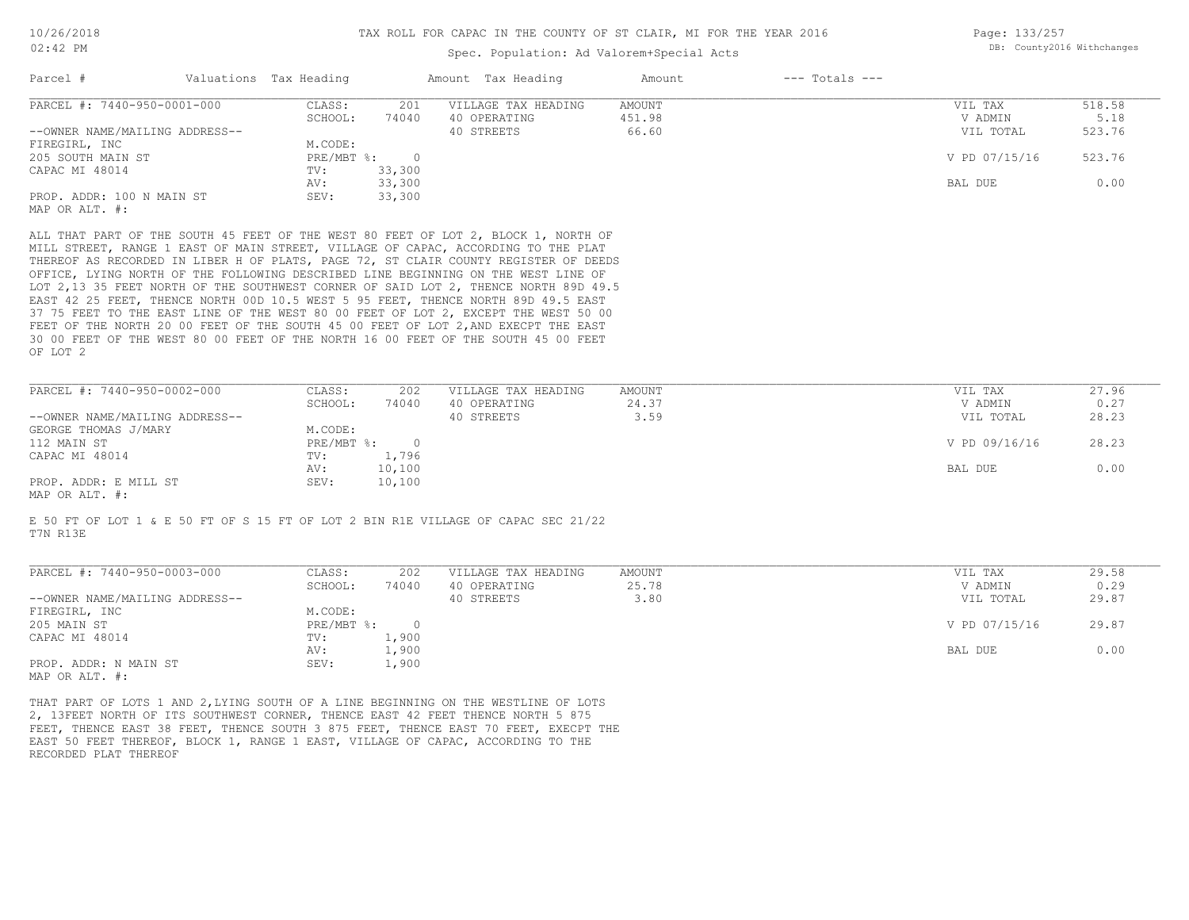# TAX ROLL FOR CAPAC IN THE COUNTY OF ST CLAIR, MI FOR THE YEAR 2016

Spec. Population: Ad Valorem+Special Acts

DB: County2016 Withchanges

| Parcel # | Valuations | Tax Heading | Amount | Tax Heading | Amount | --- Totals --- | |
|---|---|---|---|---|---|---|---|
| PARCEL #: 7440-950-0001-000 | CLASS: | 201 | VILLAGE TAX HEADING | AMOUNT | | VIL TAX | 518.58 |
| | SCHOOL: | 74040 | 40 OPERATING | 451.98 | | V ADMIN | 5.18 |
| --OWNER NAME/MAILING ADDRESS-- | | | 40 STREETS | 66.60 | | VIL TOTAL | 523.76 |
| FIREGIRL, INC | M.CODE: | | | | | | |
| 205 SOUTH MAIN ST | PRE/MBT %: | 0 | | | | V PD 07/15/16 | 523.76 |
| CAPAC MI 48014 | TV: | 33,300 | | | | | |
| | AV: | 33,300 | | | | BAL DUE | 0.00 |
| PROP. ADDR: 100 N MAIN ST | SEV: | 33,300 | | | | | |
| MAP OR ALT. #: | | | | | | | |

ALL THAT PART OF THE SOUTH 45 FEET OF THE WEST 80 FEET OF LOT 2, BLOCK 1, NORTH OF MILL STREET, RANGE 1 EAST OF MAIN STREET, VILLAGE OF CAPAC, ACCORDING TO THE PLAT THEREOF AS RECORDED IN LIBER H OF PLATS, PAGE 72, ST CLAIR COUNTY REGISTER OF DEEDS OFFICE, LYING NORTH OF THE FOLLOWING DESCRIBED LINE BEGINNING ON THE WEST LINE OF LOT 2,13 35 FEET NORTH OF THE SOUTHWEST CORNER OF SAID LOT 2, THENCE NORTH 89D 49.5 EAST 42 25 FEET, THENCE NORTH 00D 10.5 WEST 5 95 FEET, THENCE NORTH 89D 49.5 EAST 37 75 FEET TO THE EAST LINE OF THE WEST 80 00 FEET OF LOT 2, EXCEPT THE WEST 50 00 FEET OF THE NORTH 20 00 FEET OF THE SOUTH 45 00 FEET OF LOT 2,AND EXECPT THE EAST 30 00 FEET OF THE WEST 80 00 FEET OF THE NORTH 16 00 FEET OF THE SOUTH 45 00 FEET OF LOT 2

| Parcel # | Valuations | Tax Heading | Amount | Tax Heading | Amount | --- Totals --- | |
|---|---|---|---|---|---|---|---|
| PARCEL #: 7440-950-0002-000 | CLASS: | 202 | VILLAGE TAX HEADING | AMOUNT | | VIL TAX | 27.96 |
| | SCHOOL: | 74040 | 40 OPERATING | 24.37 | | V ADMIN | 0.27 |
| --OWNER NAME/MAILING ADDRESS-- | | | 40 STREETS | 3.59 | | VIL TOTAL | 28.23 |
| GEORGE THOMAS J/MARY | M.CODE: | | | | | | |
| 112 MAIN ST | PRE/MBT %: | 0 | | | | V PD 09/16/16 | 28.23 |
| CAPAC MI 48014 | TV: | 1,796 | | | | | |
| | AV: | 10,100 | | | | BAL DUE | 0.00 |
| PROP. ADDR: E MILL ST | SEV: | 10,100 | | | | | |
| MAP OR ALT. #: | | | | | | | |

E 50 FT OF LOT 1 & E 50 FT OF S 15 FT OF LOT 2 BIN R1E VILLAGE OF CAPAC SEC 21/22 T7N R13E

| Parcel # | Valuations | Tax Heading | Amount | Tax Heading | Amount | --- Totals --- | |
|---|---|---|---|---|---|---|---|
| PARCEL #: 7440-950-0003-000 | CLASS: | 202 | VILLAGE TAX HEADING | AMOUNT | | VIL TAX | 29.58 |
| | SCHOOL: | 74040 | 40 OPERATING | 25.78 | | V ADMIN | 0.29 |
| --OWNER NAME/MAILING ADDRESS-- | | | 40 STREETS | 3.80 | | VIL TOTAL | 29.87 |
| FIREGIRL, INC | M.CODE: | | | | | | |
| 205 MAIN ST | PRE/MBT %: | 0 | | | | V PD 07/15/16 | 29.87 |
| CAPAC MI 48014 | TV: | 1,900 | | | | | |
| | AV: | 1,900 | | | | BAL DUE | 0.00 |
| PROP. ADDR: N MAIN ST | SEV: | 1,900 | | | | | |
| MAP OR ALT. #: | | | | | | | |

THAT PART OF LOTS 1 AND 2,LYING SOUTH OF A LINE BEGINNING ON THE WESTLINE OF LOTS 2, 13FEET NORTH OF ITS SOUTHWEST CORNER, THENCE EAST 42 FEET THENCE NORTH 5 875 FEET, THENCE EAST 38 FEET, THENCE SOUTH 3 875 FEET, THENCE EAST 70 FEET, EXECPT THE EAST 50 FEET THEREOF, BLOCK 1, RANGE 1 EAST, VILLAGE OF CAPAC, ACCORDING TO THE RECORDED PLAT THEREOF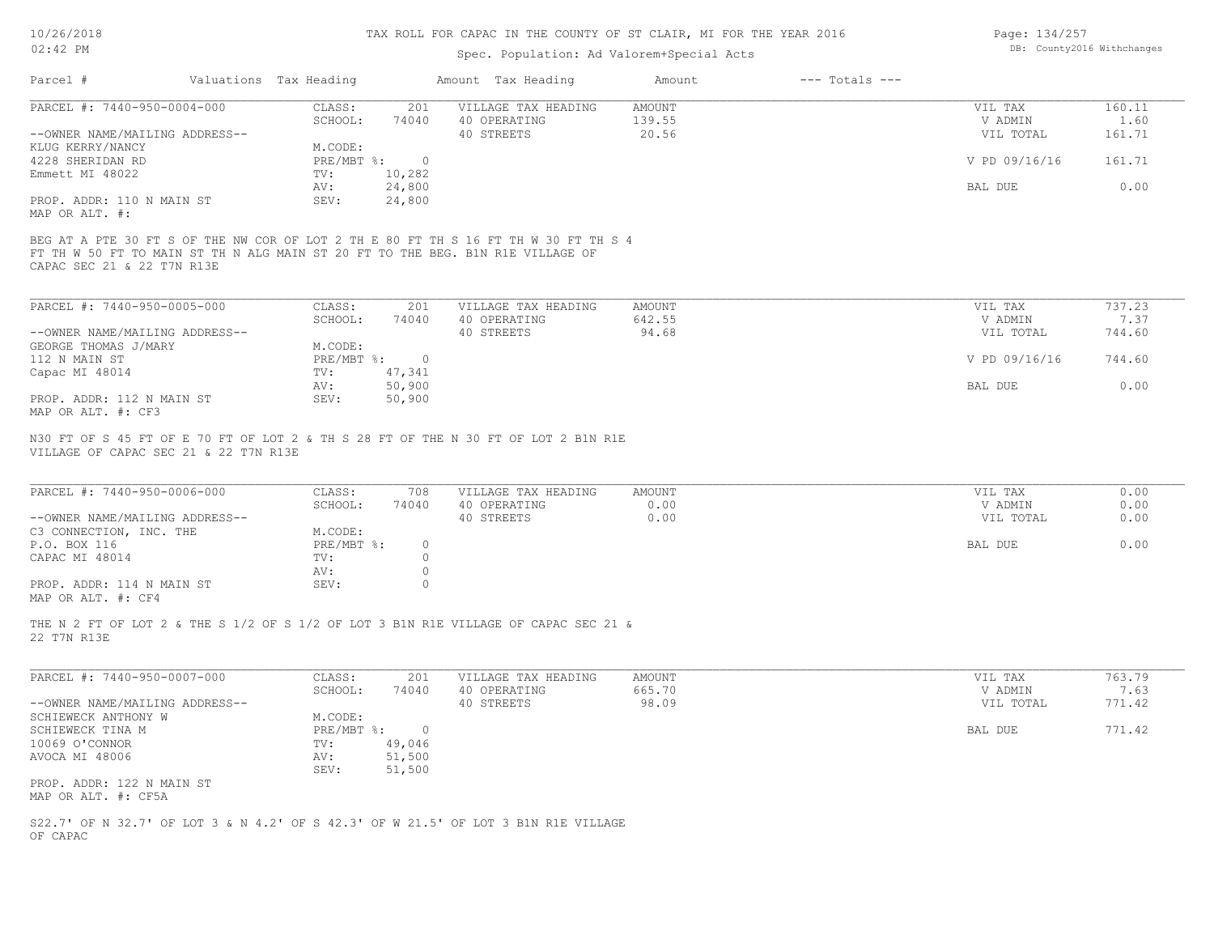# TAX ROLL FOR CAPAC IN THE COUNTY OF ST CLAIR, MI FOR THE YEAR 2016

Spec. Population: Ad Valorem+Special Acts

| Parcel # | Valuations | Tax Heading | Amount | Tax Heading | Amount | --- Totals --- |
|---|---|---|---|---|---|---|

**PARCEL #: 7440-950-0004-000**

| | | | | | | |
|---|---|---|---|---|---|---|
| CLASS: | 201 | VILLAGE TAX HEADING | AMOUNT | | VIL TAX | 160.11 |
| SCHOOL: | 74040 | 40 OPERATING | 139.55 | | V ADMIN | 1.60 |
| | | 40 STREETS | 20.56 | | VIL TOTAL | 161.71 |
| M.CODE: | | | | | | |
| PRE/MBT %: | 0 | | | | V PD 09/16/16 | 161.71 |
| TV: | 10,282 | | | | | |
| AV: | 24,800 | | | | BAL DUE | 0.00 |
| SEV: | 24,800 | | | | | |

--OWNER NAME/MAILING ADDRESS--
KLUG KERRY/NANCY
4228 SHERIDAN RD
Emmett MI 48022

PROP. ADDR: 110 N MAIN ST
MAP OR ALT. #:

BEG AT A PTE 30 FT S OF THE NW COR OF LOT 2 TH E 80 FT TH S 16 FT TH W 30 FT TH S 4 FT TH W 50 FT TO MAIN ST TH N ALG MAIN ST 20 FT TO THE BEG. B1N R1E VILLAGE OF CAPAC SEC 21 & 22 T7N R13E

**PARCEL #: 7440-950-0005-000**

| | | | | | | |
|---|---|---|---|---|---|---|
| CLASS: | 201 | VILLAGE TAX HEADING | AMOUNT | | VIL TAX | 737.23 |
| SCHOOL: | 74040 | 40 OPERATING | 642.55 | | V ADMIN | 7.37 |
| | | 40 STREETS | 94.68 | | VIL TOTAL | 744.60 |
| M.CODE: | | | | | | |
| PRE/MBT %: | 0 | | | | V PD 09/16/16 | 744.60 |
| TV: | 47,341 | | | | | |
| AV: | 50,900 | | | | BAL DUE | 0.00 |
| SEV: | 50,900 | | | | | |

--OWNER NAME/MAILING ADDRESS--
GEORGE THOMAS J/MARY
112 N MAIN ST
Capac MI 48014

PROP. ADDR: 112 N MAIN ST
MAP OR ALT. #: CF3

N30 FT OF S 45 FT OF E 70 FT OF LOT 2 & TH S 28 FT OF THE N 30 FT OF LOT 2 B1N R1E VILLAGE OF CAPAC SEC 21 & 22 T7N R13E

**PARCEL #: 7440-950-0006-000**

| | | | | | | |
|---|---|---|---|---|---|---|
| CLASS: | 708 | VILLAGE TAX HEADING | AMOUNT | | VIL TAX | 0.00 |
| SCHOOL: | 74040 | 40 OPERATING | 0.00 | | V ADMIN | 0.00 |
| | | 40 STREETS | 0.00 | | VIL TOTAL | 0.00 |
| M.CODE: | | | | | | |
| PRE/MBT %: | 0 | | | | BAL DUE | 0.00 |
| TV: | 0 | | | | | |
| AV: | 0 | | | | | |
| SEV: | 0 | | | | | |

--OWNER NAME/MAILING ADDRESS--
C3 CONNECTION, INC. THE
P.O. BOX 116
CAPAC MI 48014

PROP. ADDR: 114 N MAIN ST
MAP OR ALT. #: CF4

THE N 2 FT OF LOT 2 & THE S 1/2 OF S 1/2 OF LOT 3 B1N R1E VILLAGE OF CAPAC SEC 21 & 22 T7N R13E

**PARCEL #: 7440-950-0007-000**

| | | | | | | |
|---|---|---|---|---|---|---|
| CLASS: | 201 | VILLAGE TAX HEADING | AMOUNT | | VIL TAX | 763.79 |
| SCHOOL: | 74040 | 40 OPERATING | 665.70 | | V ADMIN | 7.63 |
| | | 40 STREETS | 98.09 | | VIL TOTAL | 771.42 |
| M.CODE: | | | | | | |
| PRE/MBT %: | 0 | | | | BAL DUE | 771.42 |
| TV: | 49,046 | | | | | |
| AV: | 51,500 | | | | | |
| SEV: | 51,500 | | | | | |

--OWNER NAME/MAILING ADDRESS--
SCHIEWECK ANTHONY W
SCHIEWECK TINA M
10069 O'CONNOR
AVOCA MI 48006

PROP. ADDR: 122 N MAIN ST
MAP OR ALT. #: CF5A

S22.7' OF N 32.7' OF LOT 3 & N 4.2' OF S 42.3' OF W 21.5' OF LOT 3 B1N R1E VILLAGE OF CAPAC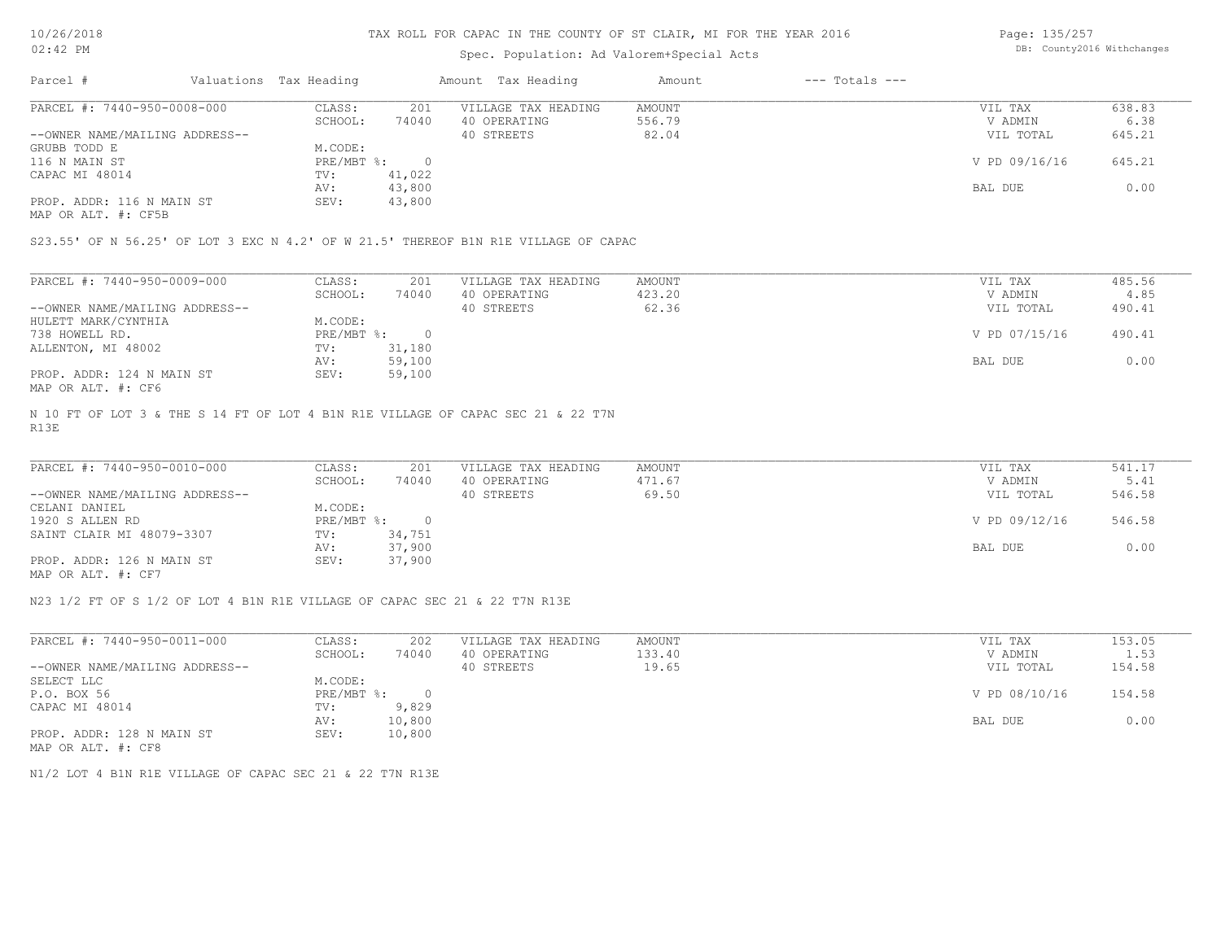# TAX ROLL FOR CAPAC IN THE COUNTY OF ST CLAIR, MI FOR THE YEAR 2016

10/26/2018
02:42 PM

Spec. Population: Ad Valorem+Special Acts

DB: County2016 Withchanges

| Parcel # | Valuations | Tax Heading | Amount | Tax Heading | Amount | --- Totals --- | |
|---|---|---|---|---|---|---|---|

## PARCEL #: 7440-950-0008-000

| | | | | | |
|---|---|---|---|---|---|
| CLASS: | 201 | VILLAGE TAX HEADING | AMOUNT | VIL TAX | 638.83 |
| SCHOOL: | 74040 | 40 OPERATING | 556.79 | V ADMIN | 6.38 |
| | | 40 STREETS | 82.04 | VIL TOTAL | 645.21 |
| M.CODE: | | | | | |
| PRE/MBT %: | 0 | | | V PD 09/16/16 | 645.21 |
| TV: | 41,022 | | | | |
| AV: | 43,800 | | | BAL DUE | 0.00 |
| SEV: | 43,800 | | | | |

--OWNER NAME/MAILING ADDRESS--
GRUBB TODD E
116 N MAIN ST
CAPAC MI 48014

PROP. ADDR: 116 N MAIN ST
MAP OR ALT. #: CF5B

S23.55' OF N 56.25' OF LOT 3 EXC N 4.2' OF W 21.5' THEREOF B1N R1E VILLAGE OF CAPAC

## PARCEL #: 7440-950-0009-000

| | | | | | |
|---|---|---|---|---|---|
| CLASS: | 201 | VILLAGE TAX HEADING | AMOUNT | VIL TAX | 485.56 |
| SCHOOL: | 74040 | 40 OPERATING | 423.20 | V ADMIN | 4.85 |
| | | 40 STREETS | 62.36 | VIL TOTAL | 490.41 |
| M.CODE: | | | | | |
| PRE/MBT %: | 0 | | | V PD 07/15/16 | 490.41 |
| TV: | 31,180 | | | | |
| AV: | 59,100 | | | BAL DUE | 0.00 |
| SEV: | 59,100 | | | | |

--OWNER NAME/MAILING ADDRESS--
HULETT MARK/CYNTHIA
738 HOWELL RD.
ALLENTON, MI 48002

PROP. ADDR: 124 N MAIN ST
MAP OR ALT. #: CF6

N 10 FT OF LOT 3 & THE S 14 FT OF LOT 4 B1N R1E VILLAGE OF CAPAC SEC 21 & 22 T7N R13E

## PARCEL #: 7440-950-0010-000

| | | | | | |
|---|---|---|---|---|---|
| CLASS: | 201 | VILLAGE TAX HEADING | AMOUNT | VIL TAX | 541.17 |
| SCHOOL: | 74040 | 40 OPERATING | 471.67 | V ADMIN | 5.41 |
| | | 40 STREETS | 69.50 | VIL TOTAL | 546.58 |
| M.CODE: | | | | | |
| PRE/MBT %: | 0 | | | V PD 09/12/16 | 546.58 |
| TV: | 34,751 | | | | |
| AV: | 37,900 | | | BAL DUE | 0.00 |
| SEV: | 37,900 | | | | |

--OWNER NAME/MAILING ADDRESS--
CELANI DANIEL
1920 S ALLEN RD
SAINT CLAIR MI 48079-3307

PROP. ADDR: 126 N MAIN ST
MAP OR ALT. #: CF7

N23 1/2 FT OF S 1/2 OF LOT 4 B1N R1E VILLAGE OF CAPAC SEC 21 & 22 T7N R13E

## PARCEL #: 7440-950-0011-000

| | | | | | |
|---|---|---|---|---|---|
| CLASS: | 202 | VILLAGE TAX HEADING | AMOUNT | VIL TAX | 153.05 |
| SCHOOL: | 74040 | 40 OPERATING | 133.40 | V ADMIN | 1.53 |
| | | 40 STREETS | 19.65 | VIL TOTAL | 154.58 |
| M.CODE: | | | | | |
| PRE/MBT %: | 0 | | | V PD 08/10/16 | 154.58 |
| TV: | 9,829 | | | | |
| AV: | 10,800 | | | BAL DUE | 0.00 |
| SEV: | 10,800 | | | | |

--OWNER NAME/MAILING ADDRESS--
SELECT LLC
P.O. BOX 56
CAPAC MI 48014

PROP. ADDR: 128 N MAIN ST
MAP OR ALT. #: CF8

N1/2 LOT 4 B1N R1E VILLAGE OF CAPAC SEC 21 & 22 T7N R13E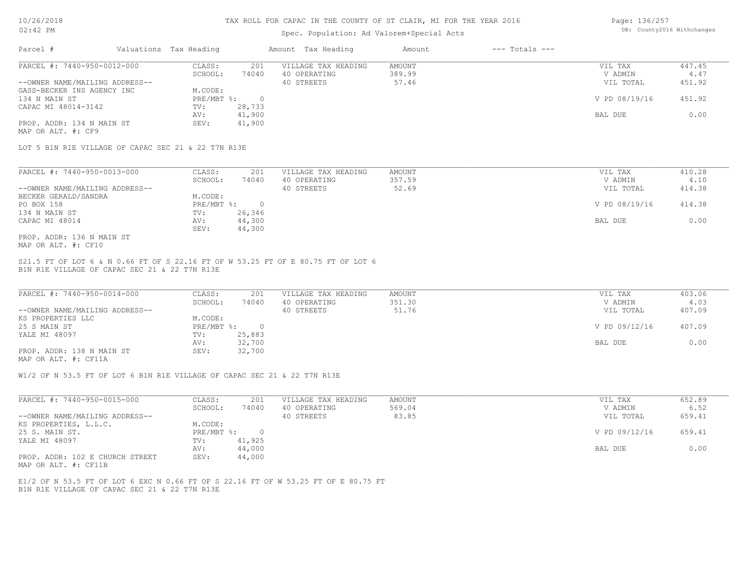# TAX ROLL FOR CAPAC IN THE COUNTY OF ST CLAIR, MI FOR THE YEAR 2016

Spec. Population: Ad Valorem+Special Acts

DB: County2016 Withchanges

| Parcel # | Valuations Tax Heading | Amount Tax Heading | Amount | --- Totals --- |
|---|---|---|---|---|

---

**PARCEL #: 7440-950-0012-000**

| | | | | | |
|---|---|---|---|---|---|
| CLASS: | 201 | VILLAGE TAX HEADING | AMOUNT | VIL TAX | 447.45 |
| SCHOOL: | 74040 | 40 OPERATING | 389.99 | V ADMIN | 4.47 |
| | | 40 STREETS | 57.46 | VIL TOTAL | 451.92 |
| M.CODE: | | | | | |
| PRE/MBT %: | 0 | | | V PD 08/19/16 | 451.92 |
| TV: | 28,733 | | | | |
| AV: | 41,900 | | | BAL DUE | 0.00 |
| SEV: | 41,900 | | | | |

--OWNER NAME/MAILING ADDRESS--
GASS-BECKER INS AGENCY INC
134 N MAIN ST
CAPAC MI 48014-3142

PROP. ADDR: 134 N MAIN ST
MAP OR ALT. #: CF9

LOT 5 B1N R1E VILLAGE OF CAPAC SEC 21 & 22 T7N R13E

---

**PARCEL #: 7440-950-0013-000**

| | | | | | |
|---|---|---|---|---|---|
| CLASS: | 201 | VILLAGE TAX HEADING | AMOUNT | VIL TAX | 410.28 |
| SCHOOL: | 74040 | 40 OPERATING | 357.59 | V ADMIN | 4.10 |
| | | 40 STREETS | 52.69 | VIL TOTAL | 414.38 |
| M.CODE: | | | | | |
| PRE/MBT %: | 0 | | | V PD 08/19/16 | 414.38 |
| TV: | 26,346 | | | | |
| AV: | 44,300 | | | BAL DUE | 0.00 |
| SEV: | 44,300 | | | | |

--OWNER NAME/MAILING ADDRESS--
BECKER GERALD/SANDRA
PO BOX 158
134 N MAIN ST
CAPAC MI 48014

PROP. ADDR: 136 N MAIN ST
MAP OR ALT. #: CF10

S21.5 FT OF LOT 6 & N 0.66 FT OF S 22.16 FT OF W 53.25 FT OF E 80.75 FT OF LOT 6
B1N R1E VILLAGE OF CAPAC SEC 21 & 22 T7N R13E

---

**PARCEL #: 7440-950-0014-000**

| | | | | | |
|---|---|---|---|---|---|
| CLASS: | 201 | VILLAGE TAX HEADING | AMOUNT | VIL TAX | 403.06 |
| SCHOOL: | 74040 | 40 OPERATING | 351.30 | V ADMIN | 4.03 |
| | | 40 STREETS | 51.76 | VIL TOTAL | 407.09 |
| M.CODE: | | | | | |
| PRE/MBT %: | 0 | | | V PD 09/12/16 | 407.09 |
| TV: | 25,883 | | | | |
| AV: | 32,700 | | | BAL DUE | 0.00 |
| SEV: | 32,700 | | | | |

--OWNER NAME/MAILING ADDRESS--
KS PROPERTIES LLC
25 S MAIN ST
YALE MI 48097

PROP. ADDR: 138 N MAIN ST
MAP OR ALT. #: CF11A

W1/2 OF N 53.5 FT OF LOT 6 B1N R1E VILLAGE OF CAPAC SEC 21 & 22 T7N R13E

---

**PARCEL #: 7440-950-0015-000**

| | | | | | |
|---|---|---|---|---|---|
| CLASS: | 201 | VILLAGE TAX HEADING | AMOUNT | VIL TAX | 652.89 |
| SCHOOL: | 74040 | 40 OPERATING | 569.04 | V ADMIN | 6.52 |
| | | 40 STREETS | 83.85 | VIL TOTAL | 659.41 |
| M.CODE: | | | | | |
| PRE/MBT %: | 0 | | | V PD 09/12/16 | 659.41 |
| TV: | 41,925 | | | | |
| AV: | 44,000 | | | BAL DUE | 0.00 |
| SEV: | 44,000 | | | | |

--OWNER NAME/MAILING ADDRESS--
KS PROPERTIES, L.L.C.
25 S. MAIN ST.
YALE MI 48097

PROP. ADDR: 102 E CHURCH STREET
MAP OR ALT. #: CF11B

E1/2 OF N 53.5 FT OF LOT 6 EXC N 0.66 FT OF S 22.16 FT OF W 53.25 FT OF E 80.75 FT
B1N R1E VILLAGE OF CAPAC SEC 21 & 22 T7N R13E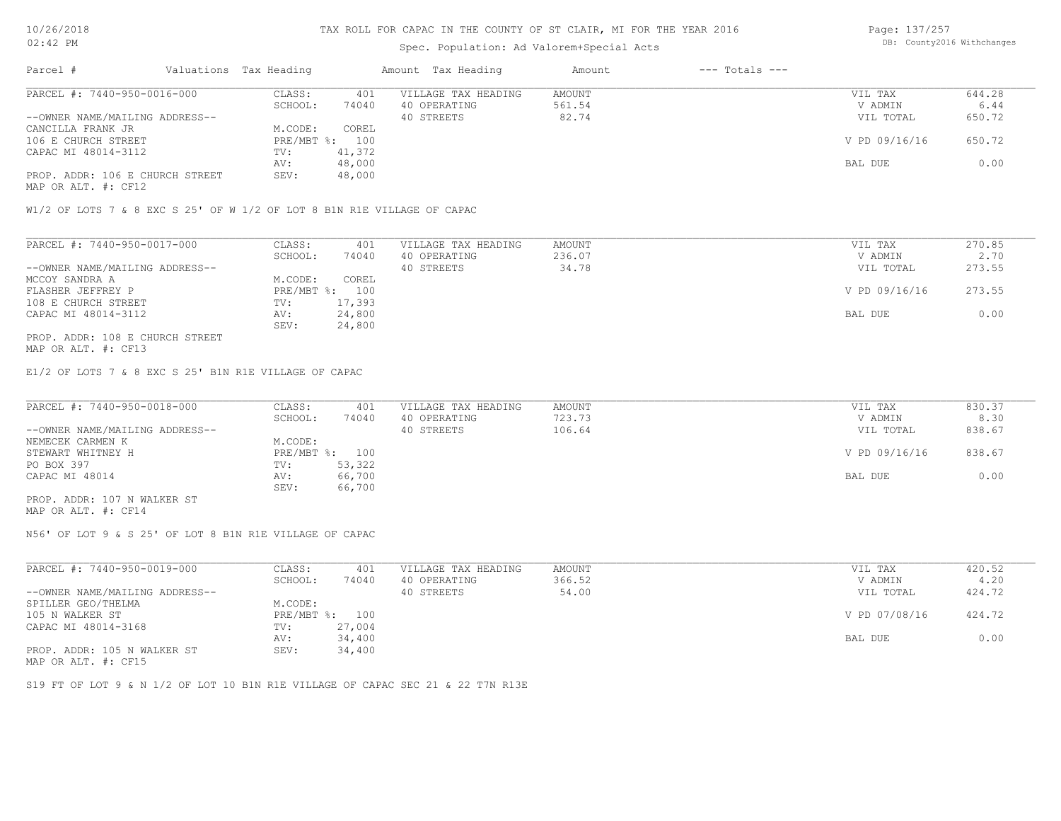# TAX ROLL FOR CAPAC IN THE COUNTY OF ST CLAIR, MI FOR THE YEAR 2016

Spec. Population: Ad Valorem+Special Acts

| Parcel # | Valuations | Tax Heading | Amount | Tax Heading | Amount | --- Totals --- | |
|---|---|---|---|---|---|---|---|
| PARCEL #: 7440-950-0016-000 | CLASS: | 401 | VILLAGE TAX HEADING | AMOUNT | | VIL TAX | 644.28 |
| | SCHOOL: | 74040 | 40 OPERATING | 561.54 | | V ADMIN | 6.44 |
| --OWNER NAME/MAILING ADDRESS-- | | | 40 STREETS | 82.74 | | VIL TOTAL | 650.72 |
| CANCILLA FRANK JR | M.CODE: | COREL | | | | | |
| 106 E CHURCH STREET | PRE/MBT %: | 100 | | | | V PD 09/16/16 | 650.72 |
| CAPAC MI 48014-3112 | TV: | 41,372 | | | | | |
| | AV: | 48,000 | | | | BAL DUE | 0.00 |
| PROP. ADDR: 106 E CHURCH STREET | SEV: | 48,000 | | | | | |
| MAP OR ALT. #: CF12 | | | | | | | |

W1/2 OF LOTS 7 & 8 EXC S 25' OF W 1/2 OF LOT 8 B1N R1E VILLAGE OF CAPAC

| Parcel # | Valuations | Tax Heading | Amount | Tax Heading | Amount | --- Totals --- | |
|---|---|---|---|---|---|---|---|
| PARCEL #: 7440-950-0017-000 | CLASS: | 401 | VILLAGE TAX HEADING | AMOUNT | | VIL TAX | 270.85 |
| | SCHOOL: | 74040 | 40 OPERATING | 236.07 | | V ADMIN | 2.70 |
| --OWNER NAME/MAILING ADDRESS-- | | | 40 STREETS | 34.78 | | VIL TOTAL | 273.55 |
| MCCOY SANDRA A | M.CODE: | COREL | | | | | |
| FLASHER JEFFREY P | PRE/MBT %: | 100 | | | | V PD 09/16/16 | 273.55 |
| 108 E CHURCH STREET | TV: | 17,393 | | | | | |
| CAPAC MI 48014-3112 | AV: | 24,800 | | | | BAL DUE | 0.00 |
| | SEV: | 24,800 | | | | | |
| PROP. ADDR: 108 E CHURCH STREET | | | | | | | |
| MAP OR ALT. #: CF13 | | | | | | | |

E1/2 OF LOTS 7 & 8 EXC S 25' B1N R1E VILLAGE OF CAPAC

| Parcel # | Valuations | Tax Heading | Amount | Tax Heading | Amount | --- Totals --- | |
|---|---|---|---|---|---|---|---|
| PARCEL #: 7440-950-0018-000 | CLASS: | 401 | VILLAGE TAX HEADING | AMOUNT | | VIL TAX | 830.37 |
| | SCHOOL: | 74040 | 40 OPERATING | 723.73 | | V ADMIN | 8.30 |
| --OWNER NAME/MAILING ADDRESS-- | | | 40 STREETS | 106.64 | | VIL TOTAL | 838.67 |
| NEMECEK CARMEN K | M.CODE: | | | | | | |
| STEWART WHITNEY H | PRE/MBT %: | 100 | | | | V PD 09/16/16 | 838.67 |
| PO BOX 397 | TV: | 53,322 | | | | | |
| CAPAC MI 48014 | AV: | 66,700 | | | | BAL DUE | 0.00 |
| | SEV: | 66,700 | | | | | |
| PROP. ADDR: 107 N WALKER ST | | | | | | | |
| MAP OR ALT. #: CF14 | | | | | | | |

N56' OF LOT 9 & S 25' OF LOT 8 B1N R1E VILLAGE OF CAPAC

| Parcel # | Valuations | Tax Heading | Amount | Tax Heading | Amount | --- Totals --- | |
|---|---|---|---|---|---|---|---|
| PARCEL #: 7440-950-0019-000 | CLASS: | 401 | VILLAGE TAX HEADING | AMOUNT | | VIL TAX | 420.52 |
| | SCHOOL: | 74040 | 40 OPERATING | 366.52 | | V ADMIN | 4.20 |
| --OWNER NAME/MAILING ADDRESS-- | | | 40 STREETS | 54.00 | | VIL TOTAL | 424.72 |
| SPILLER GEO/THELMA | M.CODE: | | | | | | |
| 105 N WALKER ST | PRE/MBT %: | 100 | | | | V PD 07/08/16 | 424.72 |
| CAPAC MI 48014-3168 | TV: | 27,004 | | | | | |
| | AV: | 34,400 | | | | BAL DUE | 0.00 |
| PROP. ADDR: 105 N WALKER ST | SEV: | 34,400 | | | | | |
| MAP OR ALT. #: CF15 | | | | | | | |

S19 FT OF LOT 9 & N 1/2 OF LOT 10 B1N R1E VILLAGE OF CAPAC SEC 21 & 22 T7N R13E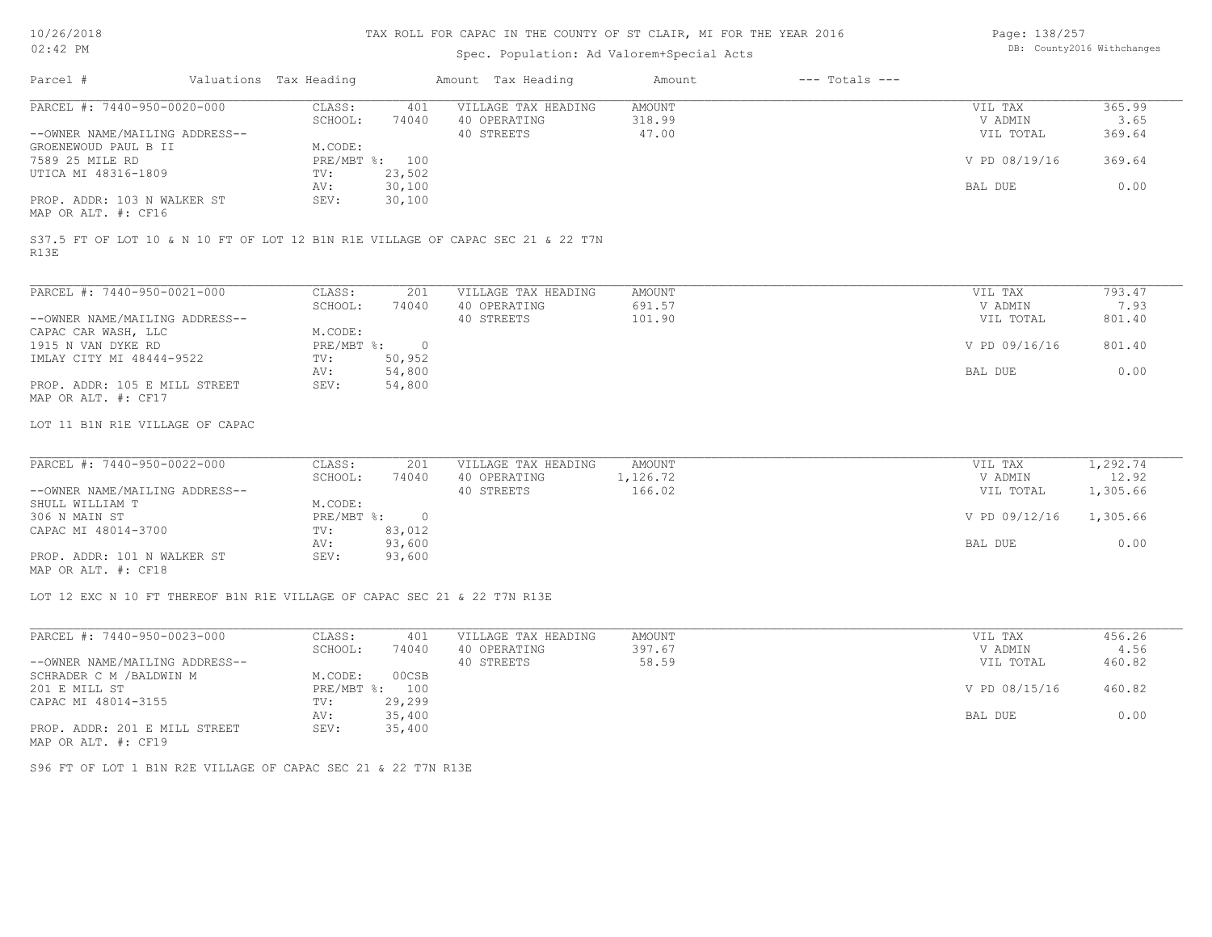# TAX ROLL FOR CAPAC IN THE COUNTY OF ST CLAIR, MI FOR THE YEAR 2016

Spec. Population: Ad Valorem+Special Acts

DB: County2016 Withchanges

| Parcel # | Valuations | Tax Heading | Amount | Tax Heading | Amount | --- Totals --- |
|---|---|---|---|---|---|---|

---

**PARCEL #: 7440-950-0020-000**

--OWNER NAME/MAILING ADDRESS--
GROENEWOUD PAUL B II
7589 25 MILE RD
UTICA MI 48316-1809

PROP. ADDR: 103 N WALKER ST
MAP OR ALT. #: CF16

| | | | | | |
|---|---|---|---|---|---|
| CLASS: | 401 | VILLAGE TAX HEADING | AMOUNT | VIL TAX | 365.99 |
| SCHOOL: | 74040 | 40 OPERATING | 318.99 | V ADMIN | 3.65 |
| M.CODE: | | 40 STREETS | 47.00 | VIL TOTAL | 369.64 |
| PRE/MBT %: | 100 | | | V PD 08/19/16 | 369.64 |
| TV: | 23,502 | | | | |
| AV: | 30,100 | | | BAL DUE | 0.00 |
| SEV: | 30,100 | | | | |

S37.5 FT OF LOT 10 & N 10 FT OF LOT 12 B1N R1E VILLAGE OF CAPAC SEC 21 & 22 T7N R13E

---

**PARCEL #: 7440-950-0021-000**

--OWNER NAME/MAILING ADDRESS--
CAPAC CAR WASH, LLC
1915 N VAN DYKE RD
IMLAY CITY MI 48444-9522

PROP. ADDR: 105 E MILL STREET
MAP OR ALT. #: CF17

| | | | | | |
|---|---|---|---|---|---|
| CLASS: | 201 | VILLAGE TAX HEADING | AMOUNT | VIL TAX | 793.47 |
| SCHOOL: | 74040 | 40 OPERATING | 691.57 | V ADMIN | 7.93 |
| M.CODE: | | 40 STREETS | 101.90 | VIL TOTAL | 801.40 |
| PRE/MBT %: | 0 | | | V PD 09/16/16 | 801.40 |
| TV: | 50,952 | | | | |
| AV: | 54,800 | | | BAL DUE | 0.00 |
| SEV: | 54,800 | | | | |

LOT 11 B1N R1E VILLAGE OF CAPAC

---

**PARCEL #: 7440-950-0022-000**

--OWNER NAME/MAILING ADDRESS--
SHULL WILLIAM T
306 N MAIN ST
CAPAC MI 48014-3700

PROP. ADDR: 101 N WALKER ST
MAP OR ALT. #: CF18

| | | | | | |
|---|---|---|---|---|---|
| CLASS: | 201 | VILLAGE TAX HEADING | AMOUNT | VIL TAX | 1,292.74 |
| SCHOOL: | 74040 | 40 OPERATING | 1,126.72 | V ADMIN | 12.92 |
| M.CODE: | | 40 STREETS | 166.02 | VIL TOTAL | 1,305.66 |
| PRE/MBT %: | 0 | | | V PD 09/12/16 | 1,305.66 |
| TV: | 83,012 | | | | |
| AV: | 93,600 | | | BAL DUE | 0.00 |
| SEV: | 93,600 | | | | |

LOT 12 EXC N 10 FT THEREOF B1N R1E VILLAGE OF CAPAC SEC 21 & 22 T7N R13E

---

**PARCEL #: 7440-950-0023-000**

--OWNER NAME/MAILING ADDRESS--
SCHRADER C M /BALDWIN M
201 E MILL ST
CAPAC MI 48014-3155

PROP. ADDR: 201 E MILL STREET
MAP OR ALT. #: CF19

| | | | | | |
|---|---|---|---|---|---|
| CLASS: | 401 | VILLAGE TAX HEADING | AMOUNT | VIL TAX | 456.26 |
| SCHOOL: | 74040 | 40 OPERATING | 397.67 | V ADMIN | 4.56 |
| M.CODE: | 00CSB | 40 STREETS | 58.59 | VIL TOTAL | 460.82 |
| PRE/MBT %: | 100 | | | V PD 08/15/16 | 460.82 |
| TV: | 29,299 | | | | |
| AV: | 35,400 | | | BAL DUE | 0.00 |
| SEV: | 35,400 | | | | |

S96 FT OF LOT 1 B1N R2E VILLAGE OF CAPAC SEC 21 & 22 T7N R13E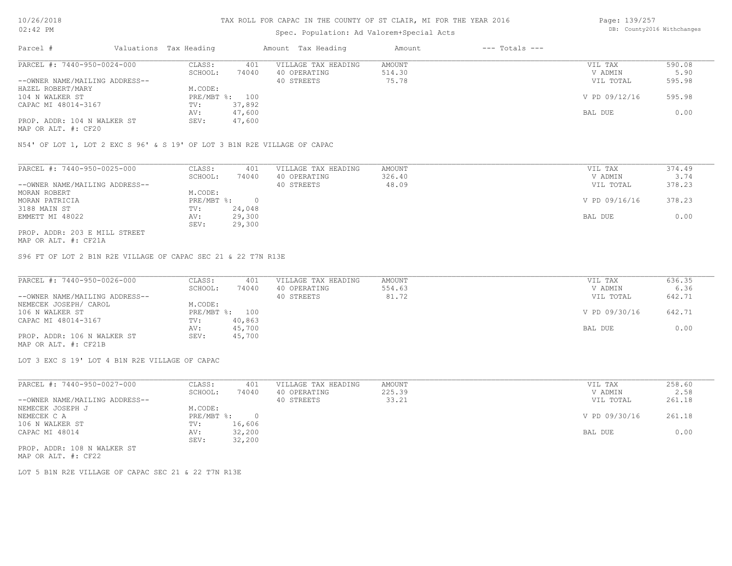# TAX ROLL FOR CAPAC IN THE COUNTY OF ST CLAIR, MI FOR THE YEAR 2016

Spec. Population: Ad Valorem+Special Acts

| Parcel # | Valuations | Tax Heading | Amount | Tax Heading | Amount | --- Totals --- | |
|---|---|---|---|---|---|---|---|
| PARCEL #: 7440-950-0024-000 | CLASS: | 401 | VILLAGE TAX HEADING | AMOUNT | | VIL TAX | 590.08 |
| | SCHOOL: | 74040 | 40 OPERATING | 514.30 | | V ADMIN | 5.90 |
| --OWNER NAME/MAILING ADDRESS-- | | | 40 STREETS | 75.78 | | VIL TOTAL | 595.98 |
| HAZEL ROBERT/MARY | M.CODE: | | | | | | |
| 104 N WALKER ST | PRE/MBT %: | 100 | | | | V PD 09/12/16 | 595.98 |
| CAPAC MI 48014-3167 | TV: | 37,892 | | | | | |
| | AV: | 47,600 | | | | BAL DUE | 0.00 |
| PROP. ADDR: 104 N WALKER ST | SEV: | 47,600 | | | | | |
| MAP OR ALT. #: CF20 | | | | | | | |

N54' OF LOT 1, LOT 2 EXC S 96' & S 19' OF LOT 3 B1N R2E VILLAGE OF CAPAC

| Parcel # | Valuations | Tax Heading | Amount | Tax Heading | Amount | --- Totals --- | |
|---|---|---|---|---|---|---|---|
| PARCEL #: 7440-950-0025-000 | CLASS: | 401 | VILLAGE TAX HEADING | AMOUNT | | VIL TAX | 374.49 |
| | SCHOOL: | 74040 | 40 OPERATING | 326.40 | | V ADMIN | 3.74 |
| --OWNER NAME/MAILING ADDRESS-- | | | 40 STREETS | 48.09 | | VIL TOTAL | 378.23 |
| MORAN ROBERT | M.CODE: | | | | | | |
| MORAN PATRICIA | PRE/MBT %: | 0 | | | | V PD 09/16/16 | 378.23 |
| 3188 MAIN ST | TV: | 24,048 | | | | | |
| EMMETT MI 48022 | AV: | 29,300 | | | | BAL DUE | 0.00 |
| | SEV: | 29,300 | | | | | |
| PROP. ADDR: 203 E MILL STREET | | | | | | | |
| MAP OR ALT. #: CF21A | | | | | | | |

S96 FT OF LOT 2 B1N R2E VILLAGE OF CAPAC SEC 21 & 22 T7N R13E

| Parcel # | Valuations | Tax Heading | Amount | Tax Heading | Amount | --- Totals --- | |
|---|---|---|---|---|---|---|---|
| PARCEL #: 7440-950-0026-000 | CLASS: | 401 | VILLAGE TAX HEADING | AMOUNT | | VIL TAX | 636.35 |
| | SCHOOL: | 74040 | 40 OPERATING | 554.63 | | V ADMIN | 6.36 |
| --OWNER NAME/MAILING ADDRESS-- | | | 40 STREETS | 81.72 | | VIL TOTAL | 642.71 |
| NEMECEK JOSEPH/ CAROL | M.CODE: | | | | | | |
| 106 N WALKER ST | PRE/MBT %: | 100 | | | | V PD 09/30/16 | 642.71 |
| CAPAC MI 48014-3167 | TV: | 40,863 | | | | | |
| | AV: | 45,700 | | | | BAL DUE | 0.00 |
| PROP. ADDR: 106 N WALKER ST | SEV: | 45,700 | | | | | |
| MAP OR ALT. #: CF21B | | | | | | | |

LOT 3 EXC S 19' LOT 4 B1N R2E VILLAGE OF CAPAC

| Parcel # | Valuations | Tax Heading | Amount | Tax Heading | Amount | --- Totals --- | |
|---|---|---|---|---|---|---|---|
| PARCEL #: 7440-950-0027-000 | CLASS: | 401 | VILLAGE TAX HEADING | AMOUNT | | VIL TAX | 258.60 |
| | SCHOOL: | 74040 | 40 OPERATING | 225.39 | | V ADMIN | 2.58 |
| --OWNER NAME/MAILING ADDRESS-- | | | 40 STREETS | 33.21 | | VIL TOTAL | 261.18 |
| NEMECEK JOSEPH J | M.CODE: | | | | | | |
| NEMECEK C A | PRE/MBT %: | 0 | | | | V PD 09/30/16 | 261.18 |
| 106 N WALKER ST | TV: | 16,606 | | | | | |
| CAPAC MI 48014 | AV: | 32,200 | | | | BAL DUE | 0.00 |
| | SEV: | 32,200 | | | | | |
| PROP. ADDR: 108 N WALKER ST | | | | | | | |
| MAP OR ALT. #: CF22 | | | | | | | |

LOT 5 B1N R2E VILLAGE OF CAPAC SEC 21 & 22 T7N R13E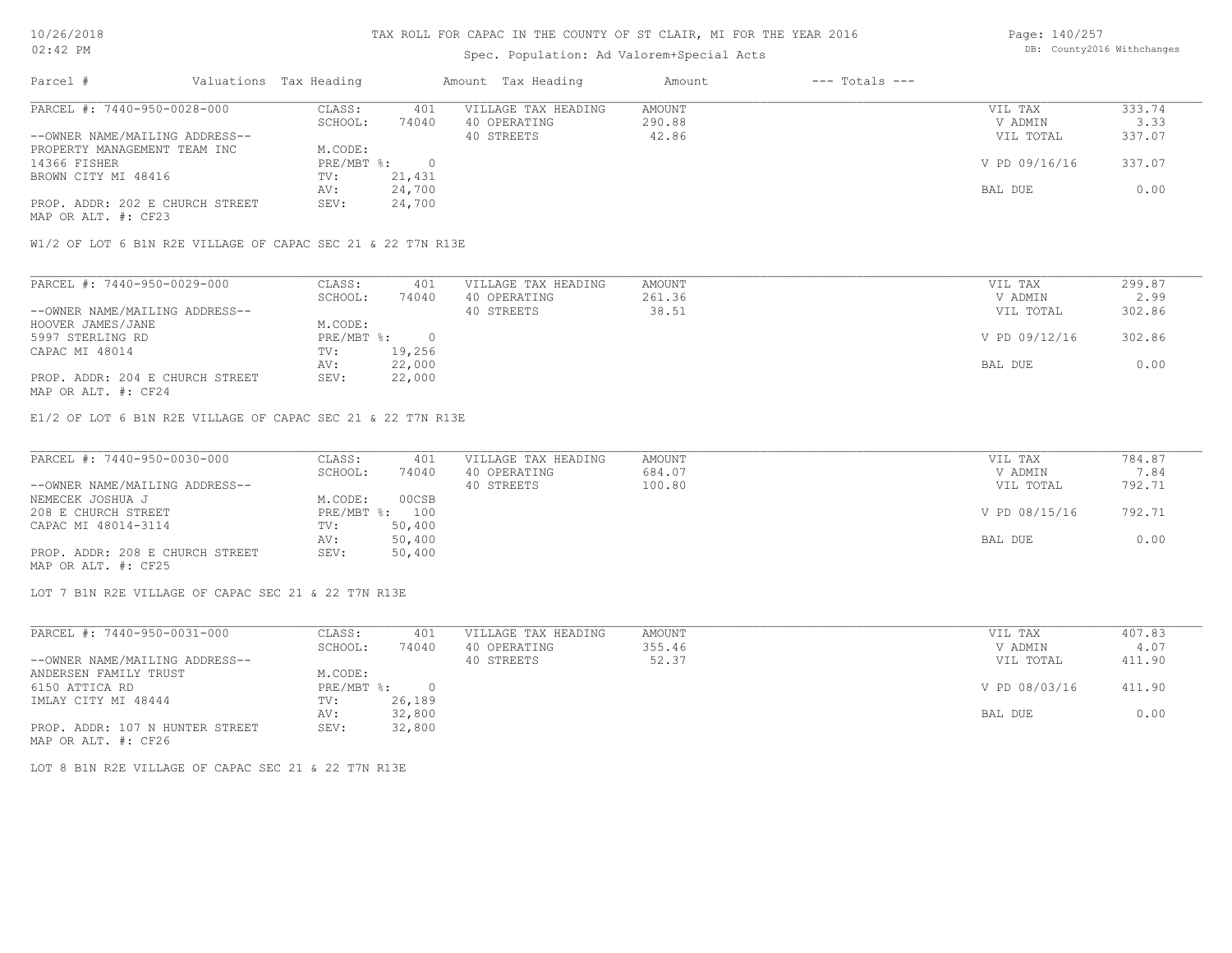# TAX ROLL FOR CAPAC IN THE COUNTY OF ST CLAIR, MI FOR THE YEAR 2016

Spec. Population: Ad Valorem+Special Acts

| Parcel # | Valuations | Tax Heading | Amount | Tax Heading | Amount | --- Totals --- |
|---|---|---|---|---|---|---|

---

PARCEL #: 7440-950-0028-000

| | | | | | |
|---|---|---|---|---|---|
| CLASS: | 401 | VILLAGE TAX HEADING | AMOUNT | VIL TAX | 333.74 |
| SCHOOL: | 74040 | 40 OPERATING | 290.88 | V ADMIN | 3.33 |
| | | 40 STREETS | 42.86 | VIL TOTAL | 337.07 |
| M.CODE: | | | | | |
| PRE/MBT %: | 0 | | | V PD 09/16/16 | 337.07 |
| TV: | 21,431 | | | | |
| AV: | 24,700 | | | BAL DUE | 0.00 |
| SEV: | 24,700 | | | | |

--OWNER NAME/MAILING ADDRESS--
PROPERTY MANAGEMENT TEAM INC
14366 FISHER
BROWN CITY MI 48416

PROP. ADDR: 202 E CHURCH STREET
MAP OR ALT. #: CF23

W1/2 OF LOT 6 B1N R2E VILLAGE OF CAPAC SEC 21 & 22 T7N R13E

---

PARCEL #: 7440-950-0029-000

| | | | | | |
|---|---|---|---|---|---|
| CLASS: | 401 | VILLAGE TAX HEADING | AMOUNT | VIL TAX | 299.87 |
| SCHOOL: | 74040 | 40 OPERATING | 261.36 | V ADMIN | 2.99 |
| | | 40 STREETS | 38.51 | VIL TOTAL | 302.86 |
| M.CODE: | | | | | |
| PRE/MBT %: | 0 | | | V PD 09/12/16 | 302.86 |
| TV: | 19,256 | | | | |
| AV: | 22,000 | | | BAL DUE | 0.00 |
| SEV: | 22,000 | | | | |

--OWNER NAME/MAILING ADDRESS--
HOOVER JAMES/JANE
5997 STERLING RD
CAPAC MI 48014

PROP. ADDR: 204 E CHURCH STREET
MAP OR ALT. #: CF24

E1/2 OF LOT 6 B1N R2E VILLAGE OF CAPAC SEC 21 & 22 T7N R13E

---

PARCEL #: 7440-950-0030-000

| | | | | | |
|---|---|---|---|---|---|
| CLASS: | 401 | VILLAGE TAX HEADING | AMOUNT | VIL TAX | 784.87 |
| SCHOOL: | 74040 | 40 OPERATING | 684.07 | V ADMIN | 7.84 |
| | | 40 STREETS | 100.80 | VIL TOTAL | 792.71 |
| M.CODE: | 00CSB | | | | |
| PRE/MBT %: | 100 | | | V PD 08/15/16 | 792.71 |
| TV: | 50,400 | | | | |
| AV: | 50,400 | | | BAL DUE | 0.00 |
| SEV: | 50,400 | | | | |

--OWNER NAME/MAILING ADDRESS--
NEMECEK JOSHUA J
208 E CHURCH STREET
CAPAC MI 48014-3114

PROP. ADDR: 208 E CHURCH STREET
MAP OR ALT. #: CF25

LOT 7 B1N R2E VILLAGE OF CAPAC SEC 21 & 22 T7N R13E

---

PARCEL #: 7440-950-0031-000

| | | | | | |
|---|---|---|---|---|---|
| CLASS: | 401 | VILLAGE TAX HEADING | AMOUNT | VIL TAX | 407.83 |
| SCHOOL: | 74040 | 40 OPERATING | 355.46 | V ADMIN | 4.07 |
| | | 40 STREETS | 52.37 | VIL TOTAL | 411.90 |
| M.CODE: | | | | | |
| PRE/MBT %: | 0 | | | V PD 08/03/16 | 411.90 |
| TV: | 26,189 | | | | |
| AV: | 32,800 | | | BAL DUE | 0.00 |
| SEV: | 32,800 | | | | |

--OWNER NAME/MAILING ADDRESS--
ANDERSEN FAMILY TRUST
6150 ATTICA RD
IMLAY CITY MI 48444

PROP. ADDR: 107 N HUNTER STREET
MAP OR ALT. #: CF26

LOT 8 B1N R2E VILLAGE OF CAPAC SEC 21 & 22 T7N R13E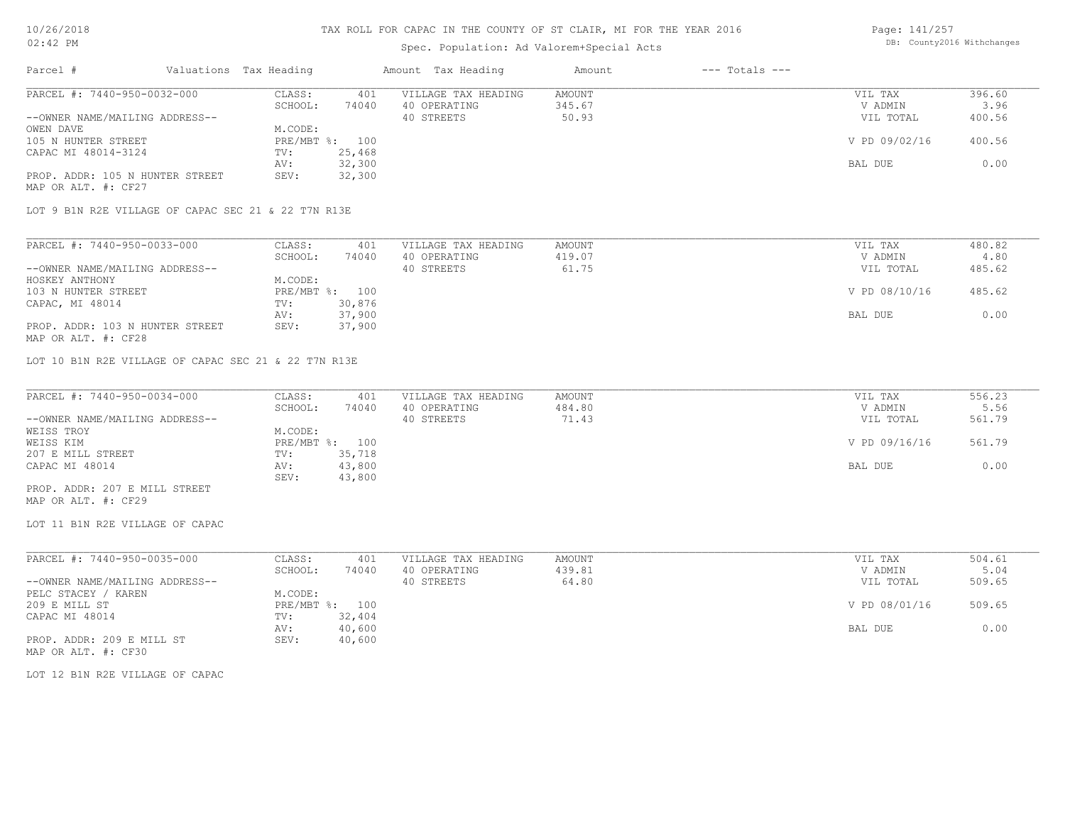# TAX ROLL FOR CAPAC IN THE COUNTY OF ST CLAIR, MI FOR THE YEAR 2016

Spec. Population: Ad Valorem+Special Acts

| Parcel # | Valuations | Tax Heading | Amount | Tax Heading | Amount | --- Totals --- | |
|---|---|---|---|---|---|---|---|
| PARCEL #: 7440-950-0032-000 | CLASS: | 401 | VILLAGE TAX HEADING | AMOUNT | | VIL TAX | 396.60 |
| | SCHOOL: | 74040 | 40 OPERATING | 345.67 | | V ADMIN | 3.96 |
| --OWNER NAME/MAILING ADDRESS-- | | | 40 STREETS | 50.93 | | VIL TOTAL | 400.56 |
| OWEN DAVE | M.CODE: | | | | | | |
| 105 N HUNTER STREET | PRE/MBT %: | 100 | | | | V PD 09/02/16 | 400.56 |
| CAPAC MI 48014-3124 | TV: | 25,468 | | | | | |
| | AV: | 32,300 | | | | BAL DUE | 0.00 |
| PROP. ADDR: 105 N HUNTER STREET | SEV: | 32,300 | | | | | |
| MAP OR ALT. #: CF27 | | | | | | | |

LOT 9 B1N R2E VILLAGE OF CAPAC SEC 21 & 22 T7N R13E

| Parcel # | Valuations | Tax Heading | Amount | Tax Heading | Amount | --- Totals --- | |
|---|---|---|---|---|---|---|---|
| PARCEL #: 7440-950-0033-000 | CLASS: | 401 | VILLAGE TAX HEADING | AMOUNT | | VIL TAX | 480.82 |
| | SCHOOL: | 74040 | 40 OPERATING | 419.07 | | V ADMIN | 4.80 |
| --OWNER NAME/MAILING ADDRESS-- | | | 40 STREETS | 61.75 | | VIL TOTAL | 485.62 |
| HOSKEY ANTHONY | M.CODE: | | | | | | |
| 103 N HUNTER STREET | PRE/MBT %: | 100 | | | | V PD 08/10/16 | 485.62 |
| CAPAC, MI 48014 | TV: | 30,876 | | | | | |
| | AV: | 37,900 | | | | BAL DUE | 0.00 |
| PROP. ADDR: 103 N HUNTER STREET | SEV: | 37,900 | | | | | |
| MAP OR ALT. #: CF28 | | | | | | | |

LOT 10 B1N R2E VILLAGE OF CAPAC SEC 21 & 22 T7N R13E

| Parcel # | Valuations | Tax Heading | Amount | Tax Heading | Amount | --- Totals --- | |
|---|---|---|---|---|---|---|---|
| PARCEL #: 7440-950-0034-000 | CLASS: | 401 | VILLAGE TAX HEADING | AMOUNT | | VIL TAX | 556.23 |
| | SCHOOL: | 74040 | 40 OPERATING | 484.80 | | V ADMIN | 5.56 |
| --OWNER NAME/MAILING ADDRESS-- | | | 40 STREETS | 71.43 | | VIL TOTAL | 561.79 |
| WEISS TROY | M.CODE: | | | | | | |
| WEISS KIM | PRE/MBT %: | 100 | | | | V PD 09/16/16 | 561.79 |
| 207 E MILL STREET | TV: | 35,718 | | | | | |
| CAPAC MI 48014 | AV: | 43,800 | | | | BAL DUE | 0.00 |
| | SEV: | 43,800 | | | | | |
| PROP. ADDR: 207 E MILL STREET | | | | | | | |
| MAP OR ALT. #: CF29 | | | | | | | |

LOT 11 B1N R2E VILLAGE OF CAPAC

| Parcel # | Valuations | Tax Heading | Amount | Tax Heading | Amount | --- Totals --- | |
|---|---|---|---|---|---|---|---|
| PARCEL #: 7440-950-0035-000 | CLASS: | 401 | VILLAGE TAX HEADING | AMOUNT | | VIL TAX | 504.61 |
| | SCHOOL: | 74040 | 40 OPERATING | 439.81 | | V ADMIN | 5.04 |
| --OWNER NAME/MAILING ADDRESS-- | | | 40 STREETS | 64.80 | | VIL TOTAL | 509.65 |
| PELC STACEY / KAREN | M.CODE: | | | | | | |
| 209 E MILL ST | PRE/MBT %: | 100 | | | | V PD 08/01/16 | 509.65 |
| CAPAC MI 48014 | TV: | 32,404 | | | | | |
| | AV: | 40,600 | | | | BAL DUE | 0.00 |
| PROP. ADDR: 209 E MILL ST | SEV: | 40,600 | | | | | |
| MAP OR ALT. #: CF30 | | | | | | | |

LOT 12 B1N R2E VILLAGE OF CAPAC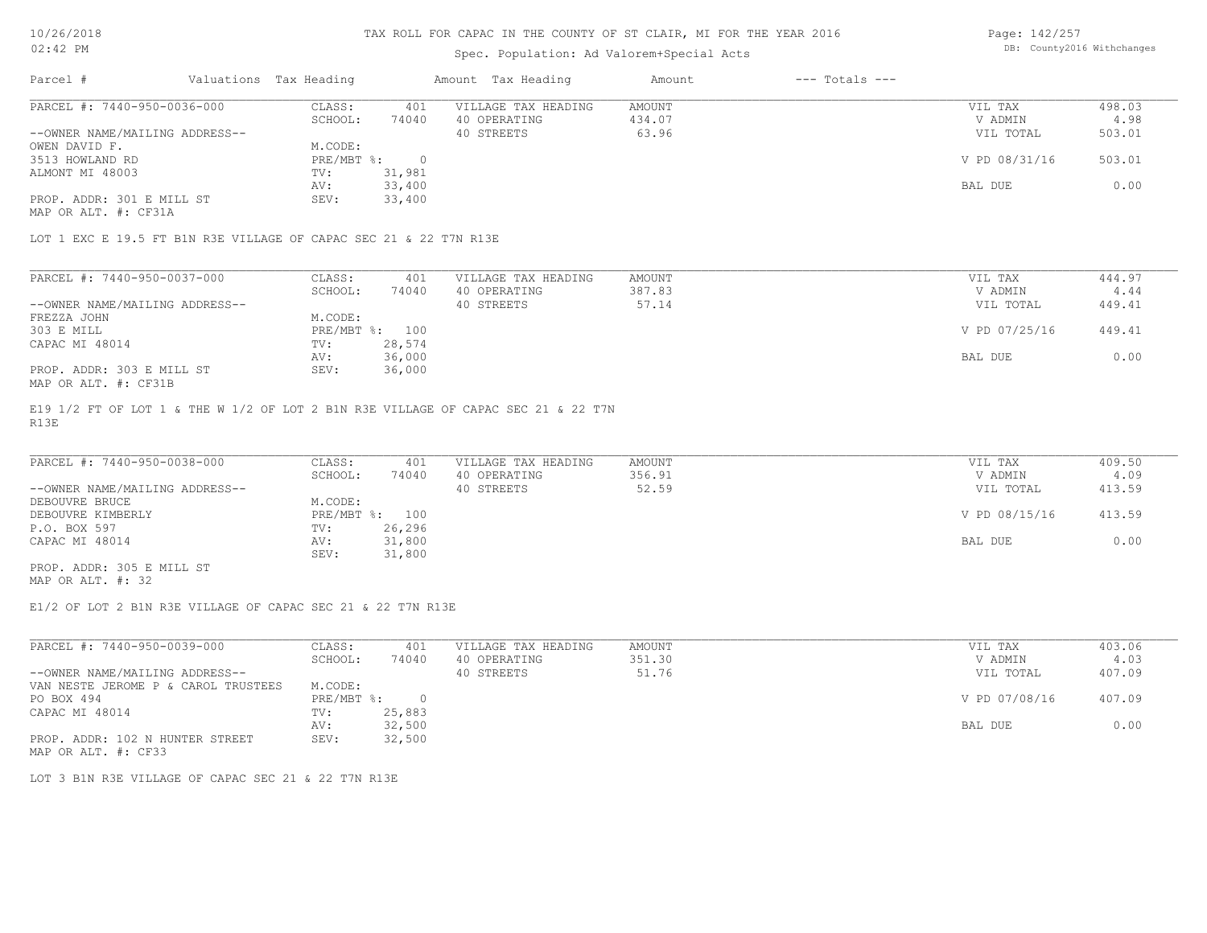# TAX ROLL FOR CAPAC IN THE COUNTY OF ST CLAIR, MI FOR THE YEAR 2016

Spec. Population: Ad Valorem+Special Acts

| Parcel # | Valuations | Tax Heading | Amount | Tax Heading | Amount | --- Totals --- | |
|---|---|---|---|---|---|---|---|
| PARCEL #: 7440-950-0036-000 | CLASS: | 401 | VILLAGE TAX HEADING | AMOUNT | | VIL TAX | 498.03 |
| | SCHOOL: | 74040 | 40 OPERATING | 434.07 | | V ADMIN | 4.98 |
| --OWNER NAME/MAILING ADDRESS-- | | | 40 STREETS | 63.96 | | VIL TOTAL | 503.01 |
| OWEN DAVID F. | M.CODE: | | | | | | |
| 3513 HOWLAND RD | PRE/MBT %: | 0 | | | | V PD 08/31/16 | 503.01 |
| ALMONT MI 48003 | TV: | 31,981 | | | | | |
| | AV: | 33,400 | | | | BAL DUE | 0.00 |
| PROP. ADDR: 301 E MILL ST | SEV: | 33,400 | | | | | |
| MAP OR ALT. #: CF31A | | | | | | | |

LOT 1 EXC E 19.5 FT B1N R3E VILLAGE OF CAPAC SEC 21 & 22 T7N R13E

| Parcel # | Valuations | Tax Heading | Amount | Tax Heading | Amount | --- Totals --- | |
|---|---|---|---|---|---|---|---|
| PARCEL #: 7440-950-0037-000 | CLASS: | 401 | VILLAGE TAX HEADING | AMOUNT | | VIL TAX | 444.97 |
| | SCHOOL: | 74040 | 40 OPERATING | 387.83 | | V ADMIN | 4.44 |
| --OWNER NAME/MAILING ADDRESS-- | | | 40 STREETS | 57.14 | | VIL TOTAL | 449.41 |
| FREZZA JOHN | M.CODE: | | | | | | |
| 303 E MILL | PRE/MBT %: | 100 | | | | V PD 07/25/16 | 449.41 |
| CAPAC MI 48014 | TV: | 28,574 | | | | | |
| | AV: | 36,000 | | | | BAL DUE | 0.00 |
| PROP. ADDR: 303 E MILL ST | SEV: | 36,000 | | | | | |
| MAP OR ALT. #: CF31B | | | | | | | |

E19 1/2 FT OF LOT 1 & THE W 1/2 OF LOT 2 B1N R3E VILLAGE OF CAPAC SEC 21 & 22 T7N R13E

| Parcel # | Valuations | Tax Heading | Amount | Tax Heading | Amount | --- Totals --- | |
|---|---|---|---|---|---|---|---|
| PARCEL #: 7440-950-0038-000 | CLASS: | 401 | VILLAGE TAX HEADING | AMOUNT | | VIL TAX | 409.50 |
| | SCHOOL: | 74040 | 40 OPERATING | 356.91 | | V ADMIN | 4.09 |
| --OWNER NAME/MAILING ADDRESS-- | | | 40 STREETS | 52.59 | | VIL TOTAL | 413.59 |
| DEBOUVRE BRUCE | M.CODE: | | | | | | |
| DEBOUVRE KIMBERLY | PRE/MBT %: | 100 | | | | V PD 08/15/16 | 413.59 |
| P.O. BOX 597 | TV: | 26,296 | | | | | |
| CAPAC MI 48014 | AV: | 31,800 | | | | BAL DUE | 0.00 |
| | SEV: | 31,800 | | | | | |
| PROP. ADDR: 305 E MILL ST | | | | | | | |
| MAP OR ALT. #: 32 | | | | | | | |

E1/2 OF LOT 2 B1N R3E VILLAGE OF CAPAC SEC 21 & 22 T7N R13E

| Parcel # | Valuations | Tax Heading | Amount | Tax Heading | Amount | --- Totals --- | |
|---|---|---|---|---|---|---|---|
| PARCEL #: 7440-950-0039-000 | CLASS: | 401 | VILLAGE TAX HEADING | AMOUNT | | VIL TAX | 403.06 |
| | SCHOOL: | 74040 | 40 OPERATING | 351.30 | | V ADMIN | 4.03 |
| --OWNER NAME/MAILING ADDRESS-- | | | 40 STREETS | 51.76 | | VIL TOTAL | 407.09 |
| VAN NESTE JEROME P & CAROL TRUSTEES | M.CODE: | | | | | | |
| PO BOX 494 | PRE/MBT %: | 0 | | | | V PD 07/08/16 | 407.09 |
| CAPAC MI 48014 | TV: | 25,883 | | | | | |
| | AV: | 32,500 | | | | BAL DUE | 0.00 |
| PROP. ADDR: 102 N HUNTER STREET | SEV: | 32,500 | | | | | |
| MAP OR ALT. #: CF33 | | | | | | | |

LOT 3 B1N R3E VILLAGE OF CAPAC SEC 21 & 22 T7N R13E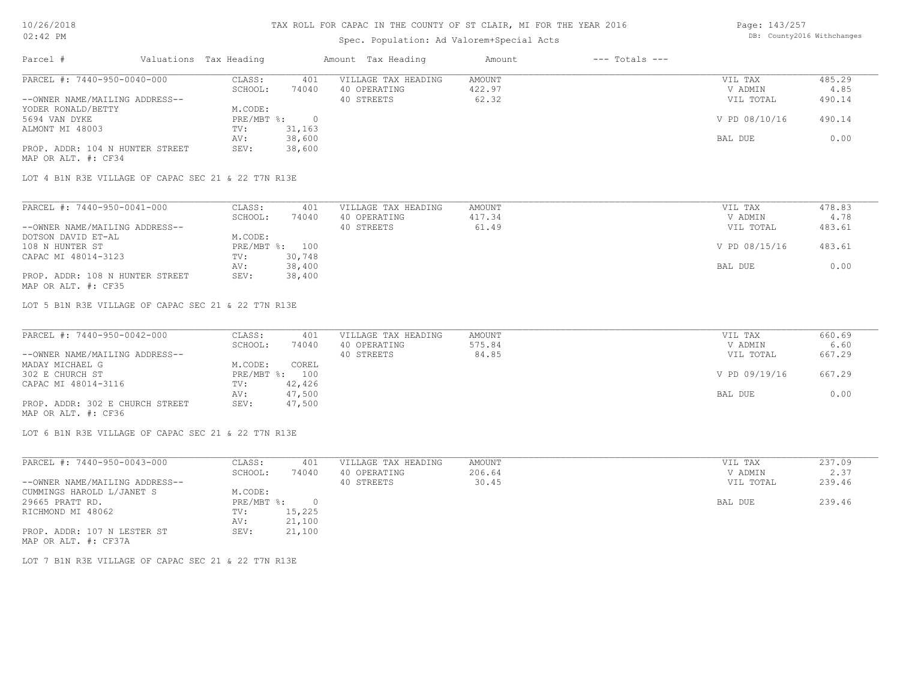# TAX ROLL FOR CAPAC IN THE COUNTY OF ST CLAIR, MI FOR THE YEAR 2016

Spec. Population: Ad Valorem+Special Acts

| Parcel # | Valuations Tax Heading | | Amount Tax Heading | Amount | --- Totals --- | |
|---|---|---|---|---|---|---|
| PARCEL #: 7440-950-0040-000 | CLASS: | 401 | VILLAGE TAX HEADING | AMOUNT | VIL TAX | 485.29 |
| | SCHOOL: | 74040 | 40 OPERATING | 422.97 | V ADMIN | 4.85 |
| --OWNER NAME/MAILING ADDRESS-- | | | 40 STREETS | 62.32 | VIL TOTAL | 490.14 |
| YODER RONALD/BETTY | M.CODE: | | | | | |
| 5694 VAN DYKE | PRE/MBT %: | 0 | | | V PD 08/10/16 | 490.14 |
| ALMONT MI 48003 | TV: | 31,163 | | | | |
| | AV: | 38,600 | | | BAL DUE | 0.00 |
| PROP. ADDR: 104 N HUNTER STREET | SEV: | 38,600 | | | | |
| MAP OR ALT. #: CF34 | | | | | | |

LOT 4 B1N R3E VILLAGE OF CAPAC SEC 21 & 22 T7N R13E

| Parcel # | Valuations Tax Heading | | Amount Tax Heading | Amount | --- Totals --- | |
|---|---|---|---|---|---|---|
| PARCEL #: 7440-950-0041-000 | CLASS: | 401 | VILLAGE TAX HEADING | AMOUNT | VIL TAX | 478.83 |
| | SCHOOL: | 74040 | 40 OPERATING | 417.34 | V ADMIN | 4.78 |
| --OWNER NAME/MAILING ADDRESS-- | | | 40 STREETS | 61.49 | VIL TOTAL | 483.61 |
| DOTSON DAVID ET-AL | M.CODE: | | | | | |
| 108 N HUNTER ST | PRE/MBT %: | 100 | | | V PD 08/15/16 | 483.61 |
| CAPAC MI 48014-3123 | TV: | 30,748 | | | | |
| | AV: | 38,400 | | | BAL DUE | 0.00 |
| PROP. ADDR: 108 N HUNTER STREET | SEV: | 38,400 | | | | |
| MAP OR ALT. #: CF35 | | | | | | |

LOT 5 B1N R3E VILLAGE OF CAPAC SEC 21 & 22 T7N R13E

| Parcel # | Valuations Tax Heading | | Amount Tax Heading | Amount | --- Totals --- | |
|---|---|---|---|---|---|---|
| PARCEL #: 7440-950-0042-000 | CLASS: | 401 | VILLAGE TAX HEADING | AMOUNT | VIL TAX | 660.69 |
| | SCHOOL: | 74040 | 40 OPERATING | 575.84 | V ADMIN | 6.60 |
| --OWNER NAME/MAILING ADDRESS-- | | | 40 STREETS | 84.85 | VIL TOTAL | 667.29 |
| MADAY MICHAEL G | M.CODE: | COREL | | | | |
| 302 E CHURCH ST | PRE/MBT %: | 100 | | | V PD 09/19/16 | 667.29 |
| CAPAC MI 48014-3116 | TV: | 42,426 | | | | |
| | AV: | 47,500 | | | BAL DUE | 0.00 |
| PROP. ADDR: 302 E CHURCH STREET | SEV: | 47,500 | | | | |
| MAP OR ALT. #: CF36 | | | | | | |

LOT 6 B1N R3E VILLAGE OF CAPAC SEC 21 & 22 T7N R13E

| Parcel # | Valuations Tax Heading | | Amount Tax Heading | Amount | --- Totals --- | |
|---|---|---|---|---|---|---|
| PARCEL #: 7440-950-0043-000 | CLASS: | 401 | VILLAGE TAX HEADING | AMOUNT | VIL TAX | 237.09 |
| | SCHOOL: | 74040 | 40 OPERATING | 206.64 | V ADMIN | 2.37 |
| --OWNER NAME/MAILING ADDRESS-- | | | 40 STREETS | 30.45 | VIL TOTAL | 239.46 |
| CUMMINGS HAROLD L/JANET S | M.CODE: | | | | | |
| 29665 PRATT RD. | PRE/MBT %: | 0 | | | BAL DUE | 239.46 |
| RICHMOND MI 48062 | TV: | 15,225 | | | | |
| | AV: | 21,100 | | | | |
| PROP. ADDR: 107 N LESTER ST | SEV: | 21,100 | | | | |
| MAP OR ALT. #: CF37A | | | | | | |

LOT 7 B1N R3E VILLAGE OF CAPAC SEC 21 & 22 T7N R13E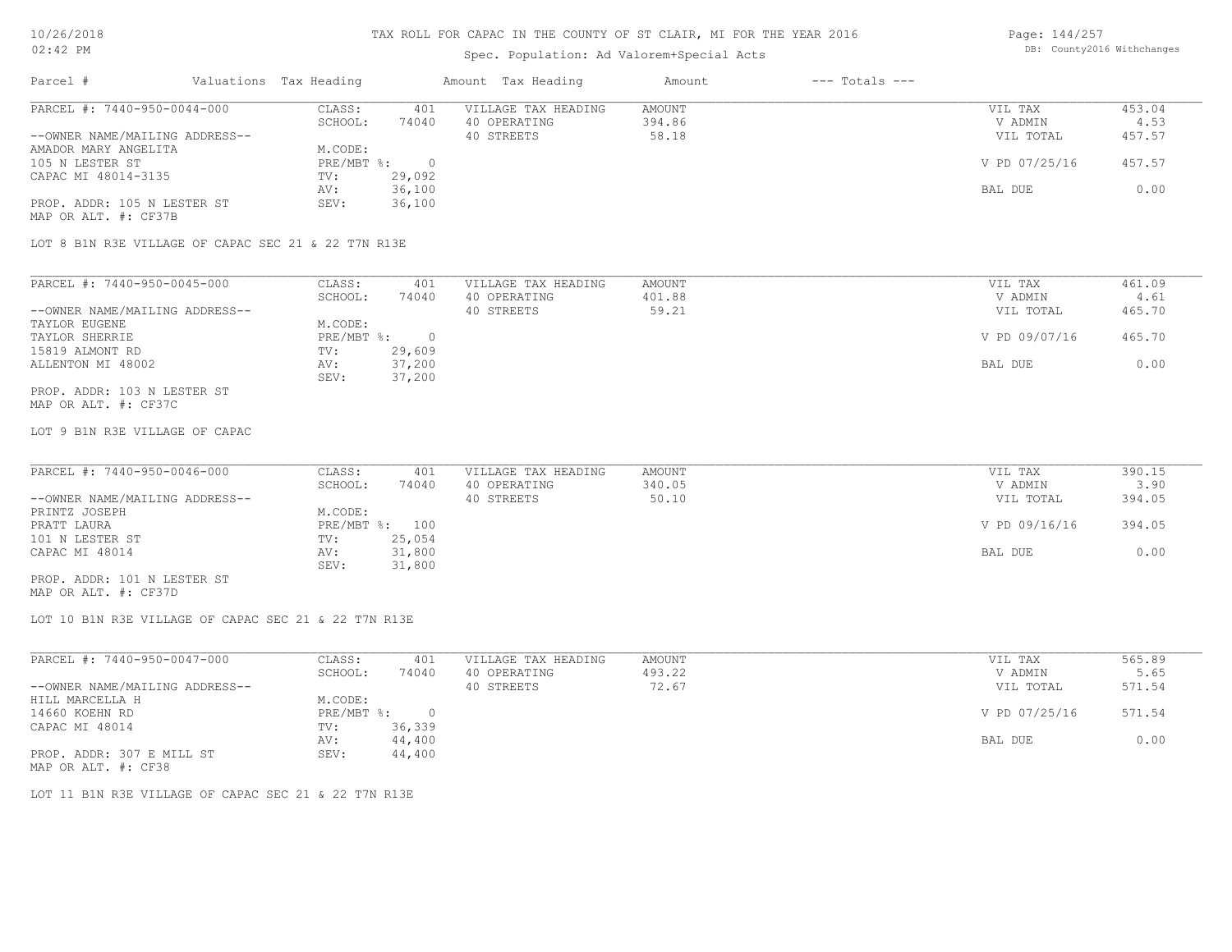# TAX ROLL FOR CAPAC IN THE COUNTY OF ST CLAIR, MI FOR THE YEAR 2016

Spec. Population: Ad Valorem+Special Acts

| Parcel # | Valuations | Tax Heading | Amount | Tax Heading | Amount | --- Totals --- | |
|---|---|---|---|---|---|---|---|

**PARCEL #: 7440-950-0044-000**

| | | | | | |
|---|---|---|---|---|---|
| CLASS: | 401 | VILLAGE TAX HEADING | AMOUNT | VIL TAX | 453.04 |
| SCHOOL: | 74040 | 40 OPERATING | 394.86 | V ADMIN | 4.53 |
| | | 40 STREETS | 58.18 | VIL TOTAL | 457.57 |
| M.CODE: | | | | | |
| PRE/MBT %: | 0 | | | V PD 07/25/16 | 457.57 |
| TV: | 29,092 | | | | |
| AV: | 36,100 | | | BAL DUE | 0.00 |
| SEV: | 36,100 | | | | |

--OWNER NAME/MAILING ADDRESS--
AMADOR MARY ANGELITA
105 N LESTER ST
CAPAC MI 48014-3135

PROP. ADDR: 105 N LESTER ST
MAP OR ALT. #: CF37B

LOT 8 B1N R3E VILLAGE OF CAPAC SEC 21 & 22 T7N R13E

**PARCEL #: 7440-950-0045-000**

| | | | | | |
|---|---|---|---|---|---|
| CLASS: | 401 | VILLAGE TAX HEADING | AMOUNT | VIL TAX | 461.09 |
| SCHOOL: | 74040 | 40 OPERATING | 401.88 | V ADMIN | 4.61 |
| | | 40 STREETS | 59.21 | VIL TOTAL | 465.70 |
| M.CODE: | | | | | |
| PRE/MBT %: | 0 | | | V PD 09/07/16 | 465.70 |
| TV: | 29,609 | | | | |
| AV: | 37,200 | | | BAL DUE | 0.00 |
| SEV: | 37,200 | | | | |

--OWNER NAME/MAILING ADDRESS--
TAYLOR EUGENE
TAYLOR SHERRIE
15819 ALMONT RD
ALLENTON MI 48002

PROP. ADDR: 103 N LESTER ST
MAP OR ALT. #: CF37C

LOT 9 B1N R3E VILLAGE OF CAPAC

**PARCEL #: 7440-950-0046-000**

| | | | | | |
|---|---|---|---|---|---|
| CLASS: | 401 | VILLAGE TAX HEADING | AMOUNT | VIL TAX | 390.15 |
| SCHOOL: | 74040 | 40 OPERATING | 340.05 | V ADMIN | 3.90 |
| | | 40 STREETS | 50.10 | VIL TOTAL | 394.05 |
| M.CODE: | | | | | |
| PRE/MBT %: | 100 | | | V PD 09/16/16 | 394.05 |
| TV: | 25,054 | | | | |
| AV: | 31,800 | | | BAL DUE | 0.00 |
| SEV: | 31,800 | | | | |

--OWNER NAME/MAILING ADDRESS--
PRINTZ JOSEPH
PRATT LAURA
101 N LESTER ST
CAPAC MI 48014

PROP. ADDR: 101 N LESTER ST
MAP OR ALT. #: CF37D

LOT 10 B1N R3E VILLAGE OF CAPAC SEC 21 & 22 T7N R13E

**PARCEL #: 7440-950-0047-000**

| | | | | | |
|---|---|---|---|---|---|
| CLASS: | 401 | VILLAGE TAX HEADING | AMOUNT | VIL TAX | 565.89 |
| SCHOOL: | 74040 | 40 OPERATING | 493.22 | V ADMIN | 5.65 |
| | | 40 STREETS | 72.67 | VIL TOTAL | 571.54 |
| M.CODE: | | | | | |
| PRE/MBT %: | 0 | | | V PD 07/25/16 | 571.54 |
| TV: | 36,339 | | | | |
| AV: | 44,400 | | | BAL DUE | 0.00 |
| SEV: | 44,400 | | | | |

--OWNER NAME/MAILING ADDRESS--
HILL MARCELLA H
14660 KOEHN RD
CAPAC MI 48014

PROP. ADDR: 307 E MILL ST
MAP OR ALT. #: CF38

LOT 11 B1N R3E VILLAGE OF CAPAC SEC 21 & 22 T7N R13E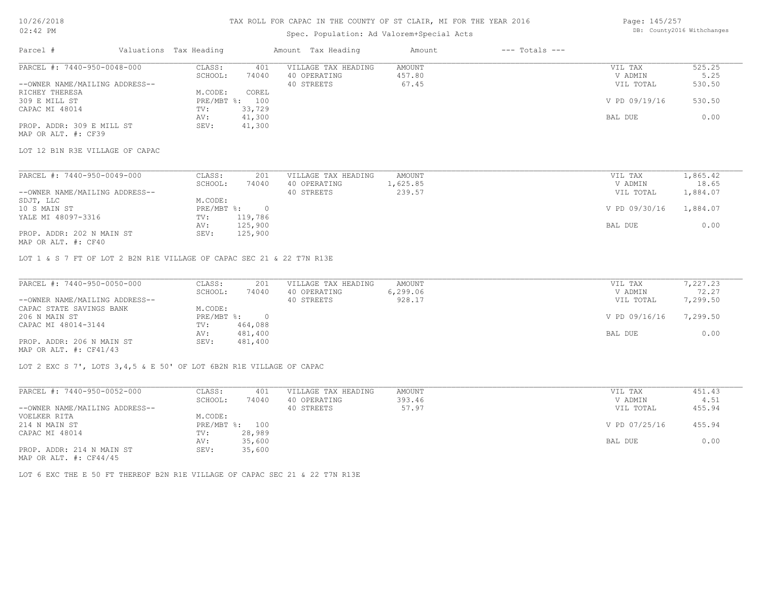# TAX ROLL FOR CAPAC IN THE COUNTY OF ST CLAIR, MI FOR THE YEAR 2016

Spec. Population: Ad Valorem+Special Acts

| Parcel # | Valuations | Tax Heading | Amount | Tax Heading | Amount | --- Totals --- | |
|---|---|---|---|---|---|---|---|
| PARCEL #: 7440-950-0048-000 | CLASS: | 401 | VILLAGE TAX HEADING | AMOUNT | | VIL TAX | 525.25 |
| | SCHOOL: | 74040 | 40 OPERATING | 457.80 | | V ADMIN | 5.25 |
| --OWNER NAME/MAILING ADDRESS-- | | | 40 STREETS | 67.45 | | VIL TOTAL | 530.50 |
| RICHEY THERESA | M.CODE: | COREL | | | | | |
| 309 E MILL ST | PRE/MBT %: | 100 | | | | V PD 09/19/16 | 530.50 |
| CAPAC MI 48014 | TV: | 33,729 | | | | | |
| | AV: | 41,300 | | | | BAL DUE | 0.00 |
| PROP. ADDR: 309 E MILL ST | SEV: | 41,300 | | | | | |
| MAP OR ALT. #: CF39 | | | | | | | |

LOT 12 B1N R3E VILLAGE OF CAPAC

| Parcel # | Valuations | Tax Heading | Amount | Tax Heading | Amount | --- Totals --- | |
|---|---|---|---|---|---|---|---|
| PARCEL #: 7440-950-0049-000 | CLASS: | 201 | VILLAGE TAX HEADING | AMOUNT | | VIL TAX | 1,865.42 |
| | SCHOOL: | 74040 | 40 OPERATING | 1,625.85 | | V ADMIN | 18.65 |
| --OWNER NAME/MAILING ADDRESS-- | | | 40 STREETS | 239.57 | | VIL TOTAL | 1,884.07 |
| SDJT, LLC | M.CODE: | | | | | | |
| 10 S MAIN ST | PRE/MBT %: | 0 | | | | V PD 09/30/16 | 1,884.07 |
| YALE MI 48097-3316 | TV: | 119,786 | | | | | |
| | AV: | 125,900 | | | | BAL DUE | 0.00 |
| PROP. ADDR: 202 N MAIN ST | SEV: | 125,900 | | | | | |
| MAP OR ALT. #: CF40 | | | | | | | |

LOT 1 & S 7 FT OF LOT 2 B2N R1E VILLAGE OF CAPAC SEC 21 & 22 T7N R13E

| Parcel # | Valuations | Tax Heading | Amount | Tax Heading | Amount | --- Totals --- | |
|---|---|---|---|---|---|---|---|
| PARCEL #: 7440-950-0050-000 | CLASS: | 201 | VILLAGE TAX HEADING | AMOUNT | | VIL TAX | 7,227.23 |
| | SCHOOL: | 74040 | 40 OPERATING | 6,299.06 | | V ADMIN | 72.27 |
| --OWNER NAME/MAILING ADDRESS-- | | | 40 STREETS | 928.17 | | VIL TOTAL | 7,299.50 |
| CAPAC STATE SAVINGS BANK | M.CODE: | | | | | | |
| 206 N MAIN ST | PRE/MBT %: | 0 | | | | V PD 09/16/16 | 7,299.50 |
| CAPAC MI 48014-3144 | TV: | 464,088 | | | | | |
| | AV: | 481,400 | | | | BAL DUE | 0.00 |
| PROP. ADDR: 206 N MAIN ST | SEV: | 481,400 | | | | | |
| MAP OR ALT. #: CF41/43 | | | | | | | |

LOT 2 EXC S 7', LOTS 3,4,5 & E 50' OF LOT 6B2N R1E VILLAGE OF CAPAC

| Parcel # | Valuations | Tax Heading | Amount | Tax Heading | Amount | --- Totals --- | |
|---|---|---|---|---|---|---|---|
| PARCEL #: 7440-950-0052-000 | CLASS: | 401 | VILLAGE TAX HEADING | AMOUNT | | VIL TAX | 451.43 |
| | SCHOOL: | 74040 | 40 OPERATING | 393.46 | | V ADMIN | 4.51 |
| --OWNER NAME/MAILING ADDRESS-- | | | 40 STREETS | 57.97 | | VIL TOTAL | 455.94 |
| VOELKER RITA | M.CODE: | | | | | | |
| 214 N MAIN ST | PRE/MBT %: | 100 | | | | V PD 07/25/16 | 455.94 |
| CAPAC MI 48014 | TV: | 28,989 | | | | | |
| | AV: | 35,600 | | | | BAL DUE | 0.00 |
| PROP. ADDR: 214 N MAIN ST | SEV: | 35,600 | | | | | |
| MAP OR ALT. #: CF44/45 | | | | | | | |

LOT 6 EXC THE E 50 FT THEREOF B2N R1E VILLAGE OF CAPAC SEC 21 & 22 T7N R13E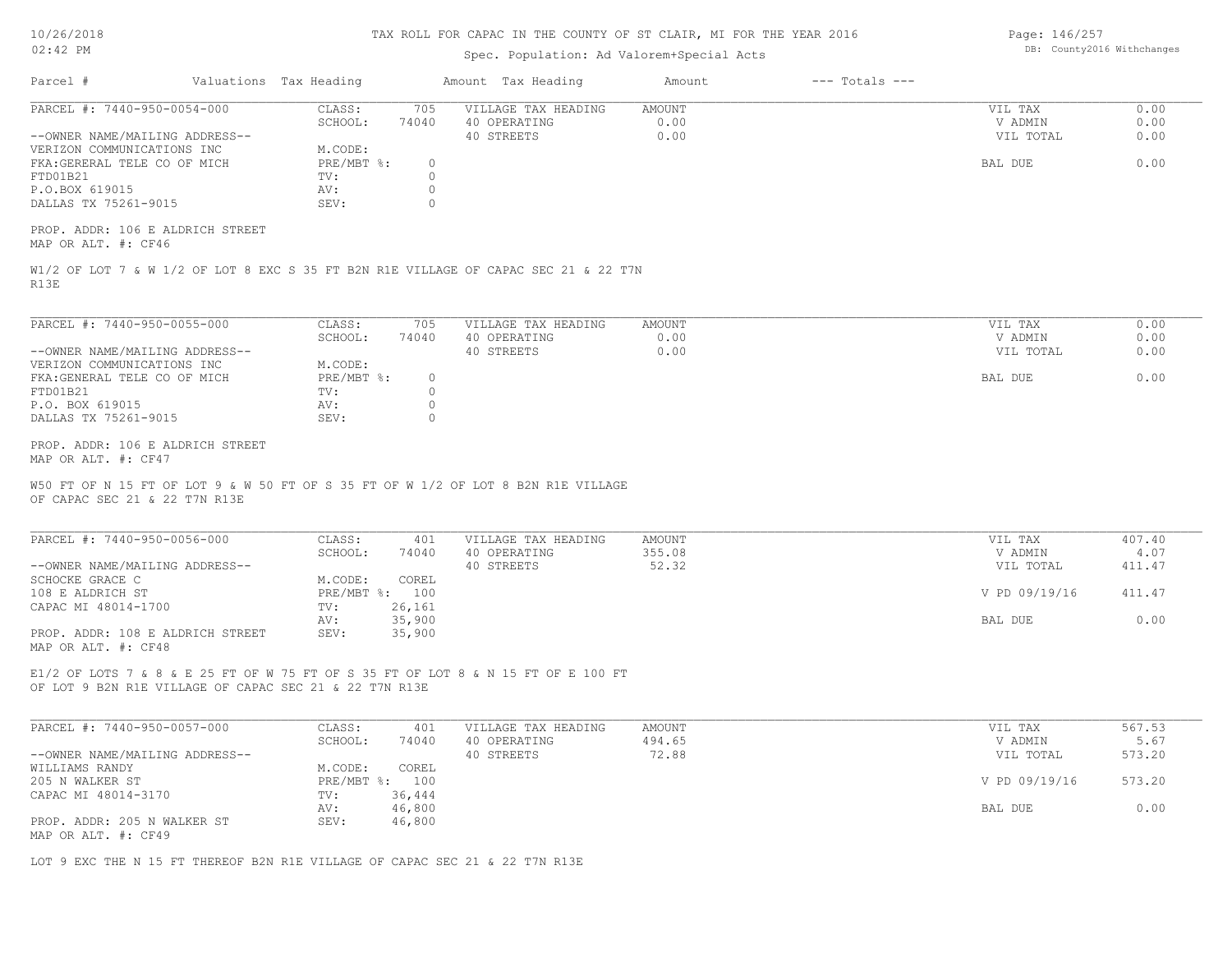# TAX ROLL FOR CAPAC IN THE COUNTY OF ST CLAIR, MI FOR THE YEAR 2016

Spec. Population: Ad Valorem+Special Acts

10/26/2018
02:42 PM

DB: County2016 Withchanges

| Parcel # | Valuations Tax Heading | Amount Tax Heading | Amount | --- Totals --- |
|---|---|---|---|---|

---

**PARCEL #: 7440-950-0054-000**

| | | | | | |
|---|---|---|---|---|---|
| CLASS: | 705 | VILLAGE TAX HEADING | AMOUNT | VIL TAX | 0.00 |
| SCHOOL: | 74040 | 40 OPERATING | 0.00 | V ADMIN | 0.00 |
| | | 40 STREETS | 0.00 | VIL TOTAL | 0.00 |
| M.CODE: | | | | | |
| PRE/MBT %: | 0 | | | BAL DUE | 0.00 |
| TV: | 0 | | | | |
| AV: | 0 | | | | |
| SEV: | 0 | | | | |

--OWNER NAME/MAILING ADDRESS--
VERIZON COMMUNICATIONS INC
FKA:GERERAL TELE CO OF MICH
FTD01B21
P.O.BOX 619015
DALLAS TX 75261-9015

PROP. ADDR: 106 E ALDRICH STREET
MAP OR ALT. #: CF46

W1/2 OF LOT 7 & W 1/2 OF LOT 8 EXC S 35 FT B2N R1E VILLAGE OF CAPAC SEC 21 & 22 T7N R13E

---

**PARCEL #: 7440-950-0055-000**

| | | | | | |
|---|---|---|---|---|---|
| CLASS: | 705 | VILLAGE TAX HEADING | AMOUNT | VIL TAX | 0.00 |
| SCHOOL: | 74040 | 40 OPERATING | 0.00 | V ADMIN | 0.00 |
| | | 40 STREETS | 0.00 | VIL TOTAL | 0.00 |
| M.CODE: | | | | | |
| PRE/MBT %: | 0 | | | BAL DUE | 0.00 |
| TV: | 0 | | | | |
| AV: | 0 | | | | |
| SEV: | 0 | | | | |

--OWNER NAME/MAILING ADDRESS--
VERIZON COMMUNICATIONS INC
FKA:GENERAL TELE CO OF MICH
FTD01B21
P.O. BOX 619015
DALLAS TX 75261-9015

PROP. ADDR: 106 E ALDRICH STREET
MAP OR ALT. #: CF47

W50 FT OF N 15 FT OF LOT 9 & W 50 FT OF S 35 FT OF W 1/2 OF LOT 8 B2N R1E VILLAGE OF CAPAC SEC 21 & 22 T7N R13E

---

**PARCEL #: 7440-950-0056-000**

| | | | | | |
|---|---|---|---|---|---|
| CLASS: | 401 | VILLAGE TAX HEADING | AMOUNT | VIL TAX | 407.40 |
| SCHOOL: | 74040 | 40 OPERATING | 355.08 | V ADMIN | 4.07 |
| | | 40 STREETS | 52.32 | VIL TOTAL | 411.47 |
| M.CODE: | COREL | | | | |
| PRE/MBT %: | 100 | | | V PD 09/19/16 | 411.47 |
| TV: | 26,161 | | | | |
| AV: | 35,900 | | | BAL DUE | 0.00 |
| SEV: | 35,900 | | | | |

--OWNER NAME/MAILING ADDRESS--
SCHOCKE GRACE C
108 E ALDRICH ST
CAPAC MI 48014-1700

PROP. ADDR: 108 E ALDRICH STREET
MAP OR ALT. #: CF48

E1/2 OF LOTS 7 & 8 & E 25 FT OF W 75 FT OF S 35 FT OF LOT 8 & N 15 FT OF E 100 FT OF LOT 9 B2N R1E VILLAGE OF CAPAC SEC 21 & 22 T7N R13E

---

**PARCEL #: 7440-950-0057-000**

| | | | | | |
|---|---|---|---|---|---|
| CLASS: | 401 | VILLAGE TAX HEADING | AMOUNT | VIL TAX | 567.53 |
| SCHOOL: | 74040 | 40 OPERATING | 494.65 | V ADMIN | 5.67 |
| | | 40 STREETS | 72.88 | VIL TOTAL | 573.20 |
| M.CODE: | COREL | | | | |
| PRE/MBT %: | 100 | | | V PD 09/19/16 | 573.20 |
| TV: | 36,444 | | | | |
| AV: | 46,800 | | | BAL DUE | 0.00 |
| SEV: | 46,800 | | | | |

--OWNER NAME/MAILING ADDRESS--
WILLIAMS RANDY
205 N WALKER ST
CAPAC MI 48014-3170

PROP. ADDR: 205 N WALKER ST
MAP OR ALT. #: CF49

LOT 9 EXC THE N 15 FT THEREOF B2N R1E VILLAGE OF CAPAC SEC 21 & 22 T7N R13E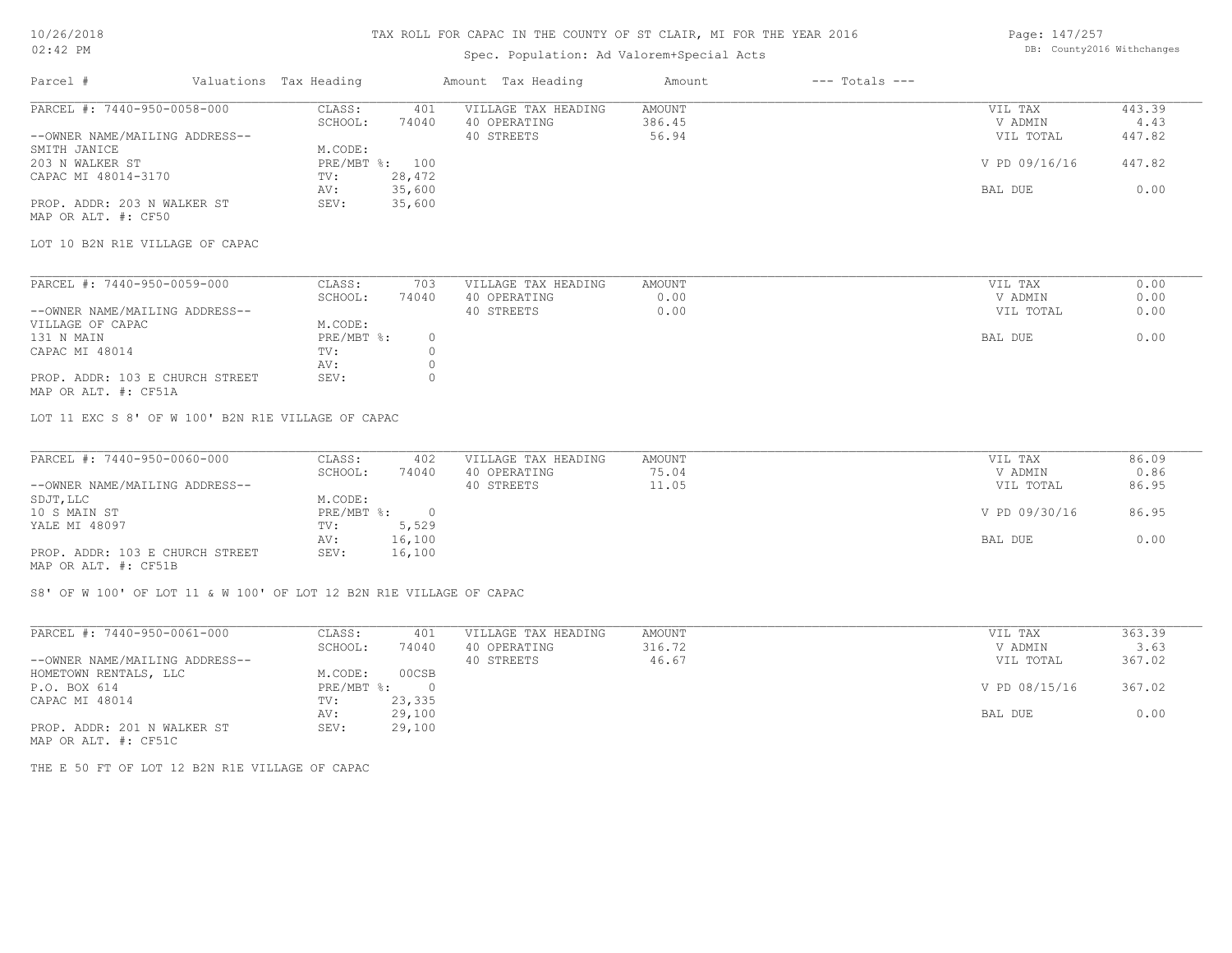# TAX ROLL FOR CAPAC IN THE COUNTY OF ST CLAIR, MI FOR THE YEAR 2016

Spec. Population: Ad Valorem+Special Acts

| Parcel # | Valuations | Tax Heading | Amount | Tax Heading | Amount | --- Totals --- | |
|---|---|---|---|---|---|---|---|
| PARCEL #: 7440-950-0058-000 | CLASS: | 401 | VILLAGE TAX HEADING | AMOUNT | | VIL TAX | 443.39 |
| | SCHOOL: | 74040 | 40 OPERATING | 386.45 | | V ADMIN | 4.43 |
| --OWNER NAME/MAILING ADDRESS-- | | | 40 STREETS | 56.94 | | VIL TOTAL | 447.82 |
| SMITH JANICE | M.CODE: | | | | | | |
| 203 N WALKER ST | PRE/MBT %: | 100 | | | | V PD 09/16/16 | 447.82 |
| CAPAC MI 48014-3170 | TV: | 28,472 | | | | | |
| | AV: | 35,600 | | | | BAL DUE | 0.00 |
| PROP. ADDR: 203 N WALKER ST | SEV: | 35,600 | | | | | |
| MAP OR ALT. #: CF50 | | | | | | | |

LOT 10 B2N R1E VILLAGE OF CAPAC

| Parcel # | Valuations | Tax Heading | Amount | Tax Heading | Amount | --- Totals --- | |
|---|---|---|---|---|---|---|---|
| PARCEL #: 7440-950-0059-000 | CLASS: | 703 | VILLAGE TAX HEADING | AMOUNT | | VIL TAX | 0.00 |
| | SCHOOL: | 74040 | 40 OPERATING | 0.00 | | V ADMIN | 0.00 |
| --OWNER NAME/MAILING ADDRESS-- | | | 40 STREETS | 0.00 | | VIL TOTAL | 0.00 |
| VILLAGE OF CAPAC | M.CODE: | | | | | | |
| 131 N MAIN | PRE/MBT %: | 0 | | | | BAL DUE | 0.00 |
| CAPAC MI 48014 | TV: | 0 | | | | | |
| | AV: | 0 | | | | | |
| PROP. ADDR: 103 E CHURCH STREET | SEV: | 0 | | | | | |
| MAP OR ALT. #: CF51A | | | | | | | |

LOT 11 EXC S 8' OF W 100' B2N R1E VILLAGE OF CAPAC

| Parcel # | Valuations | Tax Heading | Amount | Tax Heading | Amount | --- Totals --- | |
|---|---|---|---|---|---|---|---|
| PARCEL #: 7440-950-0060-000 | CLASS: | 402 | VILLAGE TAX HEADING | AMOUNT | | VIL TAX | 86.09 |
| | SCHOOL: | 74040 | 40 OPERATING | 75.04 | | V ADMIN | 0.86 |
| --OWNER NAME/MAILING ADDRESS-- | | | 40 STREETS | 11.05 | | VIL TOTAL | 86.95 |
| SDJT,LLC | M.CODE: | | | | | | |
| 10 S MAIN ST | PRE/MBT %: | 0 | | | | V PD 09/30/16 | 86.95 |
| YALE MI 48097 | TV: | 5,529 | | | | | |
| | AV: | 16,100 | | | | BAL DUE | 0.00 |
| PROP. ADDR: 103 E CHURCH STREET | SEV: | 16,100 | | | | | |
| MAP OR ALT. #: CF51B | | | | | | | |

S8' OF W 100' OF LOT 11 & W 100' OF LOT 12 B2N R1E VILLAGE OF CAPAC

| Parcel # | Valuations | Tax Heading | Amount | Tax Heading | Amount | --- Totals --- | |
|---|---|---|---|---|---|---|---|
| PARCEL #: 7440-950-0061-000 | CLASS: | 401 | VILLAGE TAX HEADING | AMOUNT | | VIL TAX | 363.39 |
| | SCHOOL: | 74040 | 40 OPERATING | 316.72 | | V ADMIN | 3.63 |
| --OWNER NAME/MAILING ADDRESS-- | | | 40 STREETS | 46.67 | | VIL TOTAL | 367.02 |
| HOMETOWN RENTALS, LLC | M.CODE: | 00CSB | | | | | |
| P.O. BOX 614 | PRE/MBT %: | 0 | | | | V PD 08/15/16 | 367.02 |
| CAPAC MI 48014 | TV: | 23,335 | | | | | |
| | AV: | 29,100 | | | | BAL DUE | 0.00 |
| PROP. ADDR: 201 N WALKER ST | SEV: | 29,100 | | | | | |
| MAP OR ALT. #: CF51C | | | | | | | |

THE E 50 FT OF LOT 12 B2N R1E VILLAGE OF CAPAC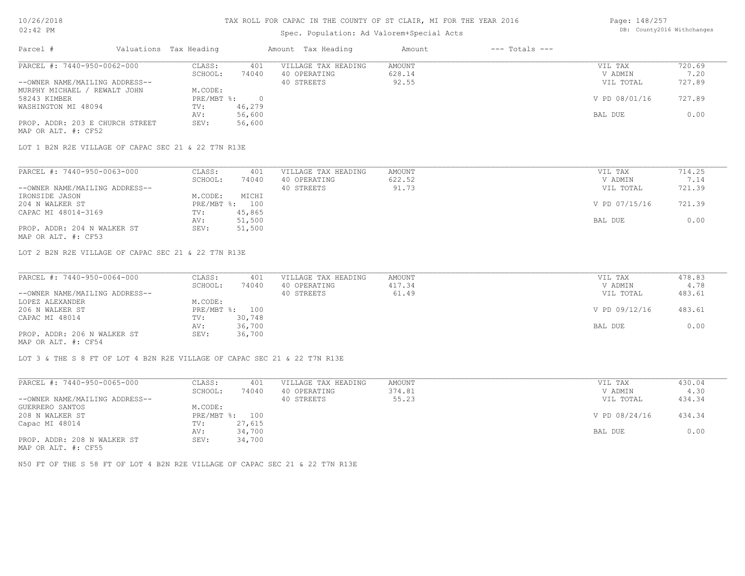# TAX ROLL FOR CAPAC IN THE COUNTY OF ST CLAIR, MI FOR THE YEAR 2016

Spec. Population: Ad Valorem+Special Acts

| Parcel # | Valuations | Tax Heading | Amount | Tax Heading | Amount | --- Totals --- | |
|---|---|---|---|---|---|---|---|
| PARCEL #: 7440-950-0062-000 | CLASS: | 401 | VILLAGE TAX HEADING | AMOUNT | | VIL TAX | 720.69 |
| | SCHOOL: | 74040 | 40 OPERATING | 628.14 | | V ADMIN | 7.20 |
| --OWNER NAME/MAILING ADDRESS-- | | | 40 STREETS | 92.55 | | VIL TOTAL | 727.89 |
| MURPHY MICHAEL / REWALT JOHN | M.CODE: | | | | | | |
| 58243 KIMBER | PRE/MBT %: | 0 | | | | V PD 08/01/16 | 727.89 |
| WASHINGTON MI 48094 | TV: | 46,279 | | | | | |
| | AV: | 56,600 | | | | BAL DUE | 0.00 |
| PROP. ADDR: 203 E CHURCH STREET | SEV: | 56,600 | | | | | |
| MAP OR ALT. #: CF52 | | | | | | | |

LOT 1 B2N R2E VILLAGE OF CAPAC SEC 21 & 22 T7N R13E

| Parcel # | Valuations | Tax Heading | Amount | Tax Heading | Amount | --- Totals --- | |
|---|---|---|---|---|---|---|---|
| PARCEL #: 7440-950-0063-000 | CLASS: | 401 | VILLAGE TAX HEADING | AMOUNT | | VIL TAX | 714.25 |
| | SCHOOL: | 74040 | 40 OPERATING | 622.52 | | V ADMIN | 7.14 |
| --OWNER NAME/MAILING ADDRESS-- | | | 40 STREETS | 91.73 | | VIL TOTAL | 721.39 |
| IRONSIDE JASON | M.CODE: | MICHI | | | | | |
| 204 N WALKER ST | PRE/MBT %: | 100 | | | | V PD 07/15/16 | 721.39 |
| CAPAC MI 48014-3169 | TV: | 45,865 | | | | | |
| | AV: | 51,500 | | | | BAL DUE | 0.00 |
| PROP. ADDR: 204 N WALKER ST | SEV: | 51,500 | | | | | |
| MAP OR ALT. #: CF53 | | | | | | | |

LOT 2 B2N R2E VILLAGE OF CAPAC SEC 21 & 22 T7N R13E

| Parcel # | Valuations | Tax Heading | Amount | Tax Heading | Amount | --- Totals --- | |
|---|---|---|---|---|---|---|---|
| PARCEL #: 7440-950-0064-000 | CLASS: | 401 | VILLAGE TAX HEADING | AMOUNT | | VIL TAX | 478.83 |
| | SCHOOL: | 74040 | 40 OPERATING | 417.34 | | V ADMIN | 4.78 |
| --OWNER NAME/MAILING ADDRESS-- | | | 40 STREETS | 61.49 | | VIL TOTAL | 483.61 |
| LOPEZ ALEXANDER | M.CODE: | | | | | | |
| 206 N WALKER ST | PRE/MBT %: | 100 | | | | V PD 09/12/16 | 483.61 |
| CAPAC MI 48014 | TV: | 30,748 | | | | | |
| | AV: | 36,700 | | | | BAL DUE | 0.00 |
| PROP. ADDR: 206 N WALKER ST | SEV: | 36,700 | | | | | |
| MAP OR ALT. #: CF54 | | | | | | | |

LOT 3 & THE S 8 FT OF LOT 4 B2N R2E VILLAGE OF CAPAC SEC 21 & 22 T7N R13E

| Parcel # | Valuations | Tax Heading | Amount | Tax Heading | Amount | --- Totals --- | |
|---|---|---|---|---|---|---|---|
| PARCEL #: 7440-950-0065-000 | CLASS: | 401 | VILLAGE TAX HEADING | AMOUNT | | VIL TAX | 430.04 |
| | SCHOOL: | 74040 | 40 OPERATING | 374.81 | | V ADMIN | 4.30 |
| --OWNER NAME/MAILING ADDRESS-- | | | 40 STREETS | 55.23 | | VIL TOTAL | 434.34 |
| GUERRERO SANTOS | M.CODE: | | | | | | |
| 208 N WALKER ST | PRE/MBT %: | 100 | | | | V PD 08/24/16 | 434.34 |
| Capac MI 48014 | TV: | 27,615 | | | | | |
| | AV: | 34,700 | | | | BAL DUE | 0.00 |
| PROP. ADDR: 208 N WALKER ST | SEV: | 34,700 | | | | | |
| MAP OR ALT. #: CF55 | | | | | | | |

N50 FT OF THE S 58 FT OF LOT 4 B2N R2E VILLAGE OF CAPAC SEC 21 & 22 T7N R13E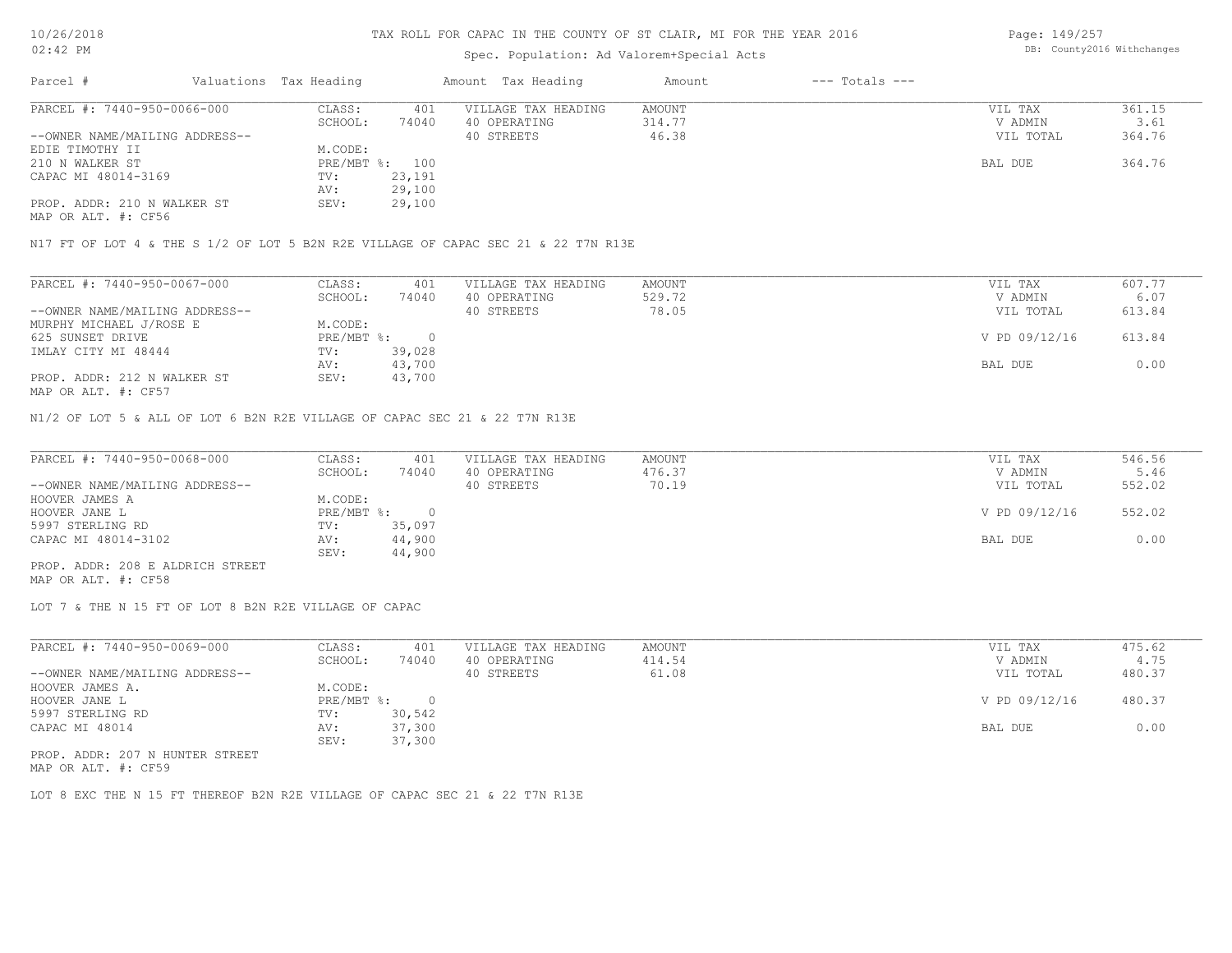# TAX ROLL FOR CAPAC IN THE COUNTY OF ST CLAIR, MI FOR THE YEAR 2016

Spec. Population: Ad Valorem+Special Acts

| Parcel # | Valuations | Tax Heading | Amount | Tax Heading | Amount | --- Totals --- | |
|---|---|---|---|---|---|---|---|
| PARCEL #: 7440-950-0066-000 | CLASS: | 401 | VILLAGE TAX HEADING | AMOUNT | | VIL TAX | 361.15 |
| | SCHOOL: | 74040 | 40 OPERATING | 314.77 | | V ADMIN | 3.61 |
| --OWNER NAME/MAILING ADDRESS-- | | | 40 STREETS | 46.38 | | VIL TOTAL | 364.76 |
| EDIE TIMOTHY II | M.CODE: | | | | | | |
| 210 N WALKER ST | PRE/MBT %: | 100 | | | | BAL DUE | 364.76 |
| CAPAC MI 48014-3169 | TV: | 23,191 | | | | | |
| | AV: | 29,100 | | | | | |
| PROP. ADDR: 210 N WALKER ST | SEV: | 29,100 | | | | | |
| MAP OR ALT. #: CF56 | | | | | | | |

N17 FT OF LOT 4 & THE S 1/2 OF LOT 5 B2N R2E VILLAGE OF CAPAC SEC 21 & 22 T7N R13E

| Parcel # | Valuations | Tax Heading | Amount | Tax Heading | Amount | --- Totals --- | |
|---|---|---|---|---|---|---|---|
| PARCEL #: 7440-950-0067-000 | CLASS: | 401 | VILLAGE TAX HEADING | AMOUNT | | VIL TAX | 607.77 |
| | SCHOOL: | 74040 | 40 OPERATING | 529.72 | | V ADMIN | 6.07 |
| --OWNER NAME/MAILING ADDRESS-- | | | 40 STREETS | 78.05 | | VIL TOTAL | 613.84 |
| MURPHY MICHAEL J/ROSE E | M.CODE: | | | | | | |
| 625 SUNSET DRIVE | PRE/MBT %: | 0 | | | | V PD 09/12/16 | 613.84 |
| IMLAY CITY MI 48444 | TV: | 39,028 | | | | | |
| | AV: | 43,700 | | | | BAL DUE | 0.00 |
| PROP. ADDR: 212 N WALKER ST | SEV: | 43,700 | | | | | |
| MAP OR ALT. #: CF57 | | | | | | | |

N1/2 OF LOT 5 & ALL OF LOT 6 B2N R2E VILLAGE OF CAPAC SEC 21 & 22 T7N R13E

| Parcel # | Valuations | Tax Heading | Amount | Tax Heading | Amount | --- Totals --- | |
|---|---|---|---|---|---|---|---|
| PARCEL #: 7440-950-0068-000 | CLASS: | 401 | VILLAGE TAX HEADING | AMOUNT | | VIL TAX | 546.56 |
| | SCHOOL: | 74040 | 40 OPERATING | 476.37 | | V ADMIN | 5.46 |
| --OWNER NAME/MAILING ADDRESS-- | | | 40 STREETS | 70.19 | | VIL TOTAL | 552.02 |
| HOOVER JAMES A | M.CODE: | | | | | | |
| HOOVER JANE L | PRE/MBT %: | 0 | | | | V PD 09/12/16 | 552.02 |
| 5997 STERLING RD | TV: | 35,097 | | | | | |
| CAPAC MI 48014-3102 | AV: | 44,900 | | | | BAL DUE | 0.00 |
| | SEV: | 44,900 | | | | | |
| PROP. ADDR: 208 E ALDRICH STREET | | | | | | | |
| MAP OR ALT. #: CF58 | | | | | | | |

LOT 7 & THE N 15 FT OF LOT 8 B2N R2E VILLAGE OF CAPAC

| Parcel # | Valuations | Tax Heading | Amount | Tax Heading | Amount | --- Totals --- | |
|---|---|---|---|---|---|---|---|
| PARCEL #: 7440-950-0069-000 | CLASS: | 401 | VILLAGE TAX HEADING | AMOUNT | | VIL TAX | 475.62 |
| | SCHOOL: | 74040 | 40 OPERATING | 414.54 | | V ADMIN | 4.75 |
| --OWNER NAME/MAILING ADDRESS-- | | | 40 STREETS | 61.08 | | VIL TOTAL | 480.37 |
| HOOVER JAMES A. | M.CODE: | | | | | | |
| HOOVER JANE L | PRE/MBT %: | 0 | | | | V PD 09/12/16 | 480.37 |
| 5997 STERLING RD | TV: | 30,542 | | | | | |
| CAPAC MI 48014 | AV: | 37,300 | | | | BAL DUE | 0.00 |
| | SEV: | 37,300 | | | | | |
| PROP. ADDR: 207 N HUNTER STREET | | | | | | | |
| MAP OR ALT. #: CF59 | | | | | | | |

LOT 8 EXC THE N 15 FT THEREOF B2N R2E VILLAGE OF CAPAC SEC 21 & 22 T7N R13E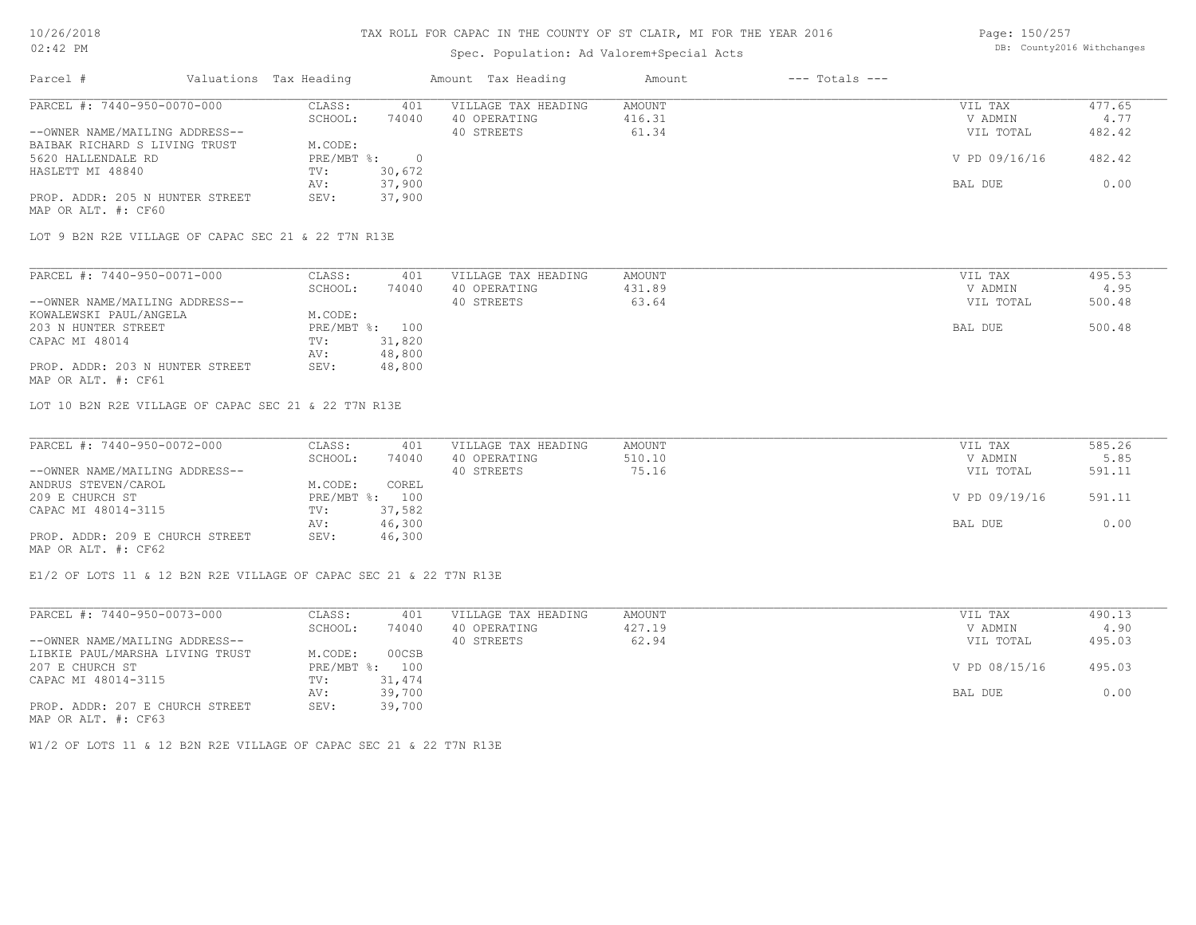# TAX ROLL FOR CAPAC IN THE COUNTY OF ST CLAIR, MI FOR THE YEAR 2016

Spec. Population: Ad Valorem+Special Acts

| Parcel # | Valuations | Tax Heading | Amount | Tax Heading | Amount | --- Totals --- | |
|---|---|---|---|---|---|---|---|
| PARCEL #: 7440-950-0070-000 | CLASS: | 401 | VILLAGE TAX HEADING | AMOUNT | | VIL TAX | 477.65 |
| | SCHOOL: | 74040 | 40 OPERATING | 416.31 | | V ADMIN | 4.77 |
| --OWNER NAME/MAILING ADDRESS-- | | | 40 STREETS | 61.34 | | VIL TOTAL | 482.42 |
| BAIBAK RICHARD S LIVING TRUST | M.CODE: | | | | | | |
| 5620 HALLENDALE RD | PRE/MBT %: | 0 | | | | V PD 09/16/16 | 482.42 |
| HASLETT MI 48840 | TV: | 30,672 | | | | | |
| | AV: | 37,900 | | | | BAL DUE | 0.00 |
| PROP. ADDR: 205 N HUNTER STREET | SEV: | 37,900 | | | | | |
| MAP OR ALT. #: CF60 | | | | | | | |

LOT 9 B2N R2E VILLAGE OF CAPAC SEC 21 & 22 T7N R13E

| Parcel # | Valuations | Tax Heading | Amount | Tax Heading | Amount | --- Totals --- | |
|---|---|---|---|---|---|---|---|
| PARCEL #: 7440-950-0071-000 | CLASS: | 401 | VILLAGE TAX HEADING | AMOUNT | | VIL TAX | 495.53 |
| | SCHOOL: | 74040 | 40 OPERATING | 431.89 | | V ADMIN | 4.95 |
| --OWNER NAME/MAILING ADDRESS-- | | | 40 STREETS | 63.64 | | VIL TOTAL | 500.48 |
| KOWALEWSKI PAUL/ANGELA | M.CODE: | | | | | | |
| 203 N HUNTER STREET | PRE/MBT %: | 100 | | | | BAL DUE | 500.48 |
| CAPAC MI 48014 | TV: | 31,820 | | | | | |
| | AV: | 48,800 | | | | | |
| PROP. ADDR: 203 N HUNTER STREET | SEV: | 48,800 | | | | | |
| MAP OR ALT. #: CF61 | | | | | | | |

LOT 10 B2N R2E VILLAGE OF CAPAC SEC 21 & 22 T7N R13E

| Parcel # | Valuations | Tax Heading | Amount | Tax Heading | Amount | --- Totals --- | |
|---|---|---|---|---|---|---|---|
| PARCEL #: 7440-950-0072-000 | CLASS: | 401 | VILLAGE TAX HEADING | AMOUNT | | VIL TAX | 585.26 |
| | SCHOOL: | 74040 | 40 OPERATING | 510.10 | | V ADMIN | 5.85 |
| --OWNER NAME/MAILING ADDRESS-- | | | 40 STREETS | 75.16 | | VIL TOTAL | 591.11 |
| ANDRUS STEVEN/CAROL | M.CODE: | COREL | | | | | |
| 209 E CHURCH ST | PRE/MBT %: | 100 | | | | V PD 09/19/16 | 591.11 |
| CAPAC MI 48014-3115 | TV: | 37,582 | | | | | |
| | AV: | 46,300 | | | | BAL DUE | 0.00 |
| PROP. ADDR: 209 E CHURCH STREET | SEV: | 46,300 | | | | | |
| MAP OR ALT. #: CF62 | | | | | | | |

E1/2 OF LOTS 11 & 12 B2N R2E VILLAGE OF CAPAC SEC 21 & 22 T7N R13E

| Parcel # | Valuations | Tax Heading | Amount | Tax Heading | Amount | --- Totals --- | |
|---|---|---|---|---|---|---|---|
| PARCEL #: 7440-950-0073-000 | CLASS: | 401 | VILLAGE TAX HEADING | AMOUNT | | VIL TAX | 490.13 |
| | SCHOOL: | 74040 | 40 OPERATING | 427.19 | | V ADMIN | 4.90 |
| --OWNER NAME/MAILING ADDRESS-- | | | 40 STREETS | 62.94 | | VIL TOTAL | 495.03 |
| LIBKIE PAUL/MARSHA LIVING TRUST | M.CODE: | 00CSB | | | | | |
| 207 E CHURCH ST | PRE/MBT %: | 100 | | | | V PD 08/15/16 | 495.03 |
| CAPAC MI 48014-3115 | TV: | 31,474 | | | | | |
| | AV: | 39,700 | | | | BAL DUE | 0.00 |
| PROP. ADDR: 207 E CHURCH STREET | SEV: | 39,700 | | | | | |
| MAP OR ALT. #: CF63 | | | | | | | |

W1/2 OF LOTS 11 & 12 B2N R2E VILLAGE OF CAPAC SEC 21 & 22 T7N R13E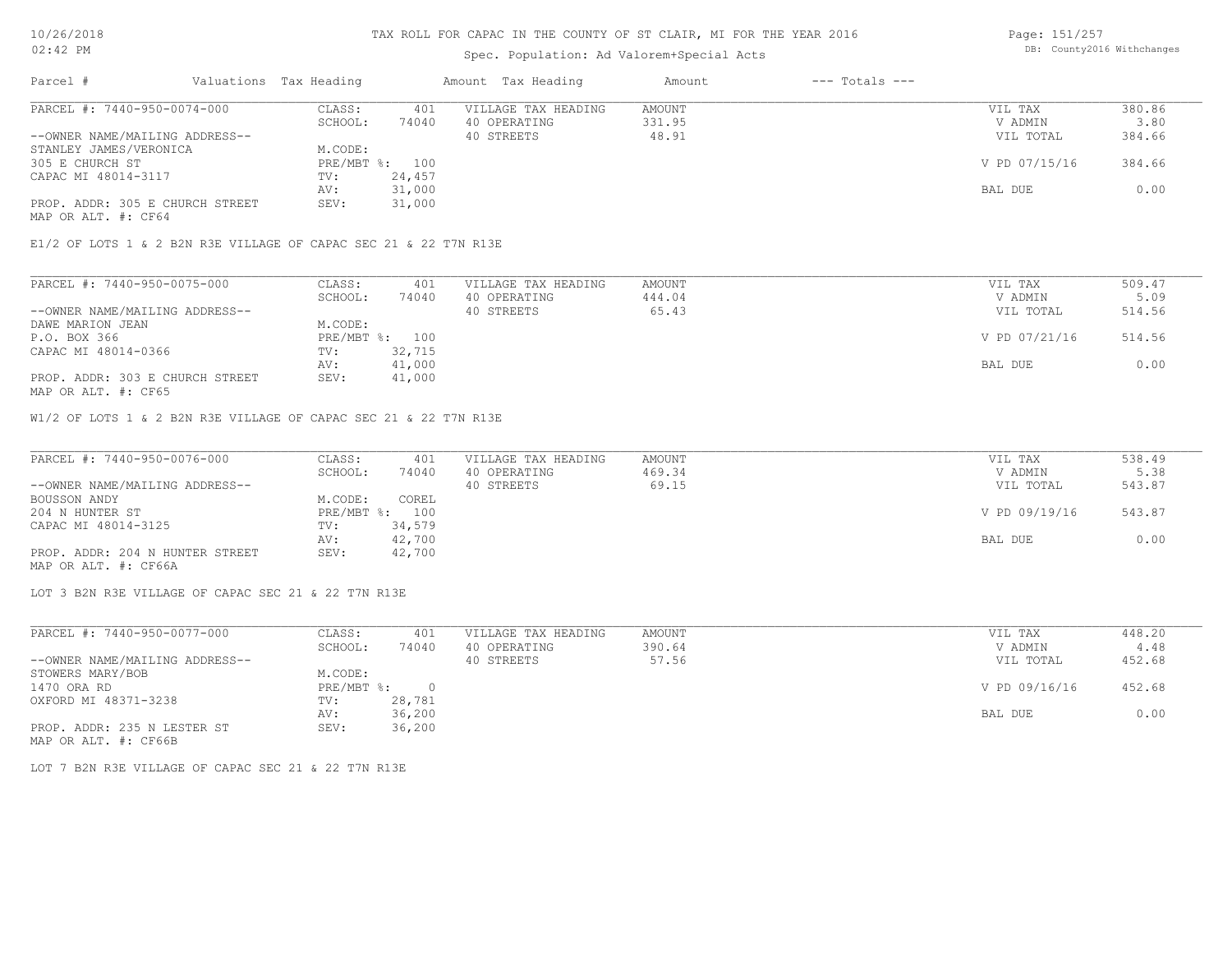# TAX ROLL FOR CAPAC IN THE COUNTY OF ST CLAIR, MI FOR THE YEAR 2016

Spec. Population: Ad Valorem+Special Acts

| Parcel # | Valuations | Tax Heading | Amount | Tax Heading | Amount | --- Totals --- |
|---|---|---|---|---|---|---|

---

**PARCEL #: 7440-950-0074-000**

| | | | | | |
|---|---|---|---|---|---|
| CLASS: | 401 | VILLAGE TAX HEADING | AMOUNT | VIL TAX | 380.86 |
| SCHOOL: | 74040 | 40 OPERATING | 331.95 | V ADMIN | 3.80 |
| | | 40 STREETS | 48.91 | VIL TOTAL | 384.66 |
| M.CODE: | | | | | |
| PRE/MBT %: | 100 | | | V PD 07/15/16 | 384.66 |
| TV: | 24,457 | | | | |
| AV: | 31,000 | | | BAL DUE | 0.00 |
| SEV: | 31,000 | | | | |

--OWNER NAME/MAILING ADDRESS--
STANLEY JAMES/VERONICA
305 E CHURCH ST
CAPAC MI 48014-3117

PROP. ADDR: 305 E CHURCH STREET
MAP OR ALT. #: CF64

E1/2 OF LOTS 1 & 2 B2N R3E VILLAGE OF CAPAC SEC 21 & 22 T7N R13E

---

**PARCEL #: 7440-950-0075-000**

| | | | | | |
|---|---|---|---|---|---|
| CLASS: | 401 | VILLAGE TAX HEADING | AMOUNT | VIL TAX | 509.47 |
| SCHOOL: | 74040 | 40 OPERATING | 444.04 | V ADMIN | 5.09 |
| | | 40 STREETS | 65.43 | VIL TOTAL | 514.56 |
| M.CODE: | | | | | |
| PRE/MBT %: | 100 | | | V PD 07/21/16 | 514.56 |
| TV: | 32,715 | | | | |
| AV: | 41,000 | | | BAL DUE | 0.00 |
| SEV: | 41,000 | | | | |

--OWNER NAME/MAILING ADDRESS--
DAWE MARION JEAN
P.O. BOX 366
CAPAC MI 48014-0366

PROP. ADDR: 303 E CHURCH STREET
MAP OR ALT. #: CF65

W1/2 OF LOTS 1 & 2 B2N R3E VILLAGE OF CAPAC SEC 21 & 22 T7N R13E

---

**PARCEL #: 7440-950-0076-000**

| | | | | | |
|---|---|---|---|---|---|
| CLASS: | 401 | VILLAGE TAX HEADING | AMOUNT | VIL TAX | 538.49 |
| SCHOOL: | 74040 | 40 OPERATING | 469.34 | V ADMIN | 5.38 |
| | | 40 STREETS | 69.15 | VIL TOTAL | 543.87 |
| M.CODE: | COREL | | | | |
| PRE/MBT %: | 100 | | | V PD 09/19/16 | 543.87 |
| TV: | 34,579 | | | | |
| AV: | 42,700 | | | BAL DUE | 0.00 |
| SEV: | 42,700 | | | | |

--OWNER NAME/MAILING ADDRESS--
BOUSSON ANDY
204 N HUNTER ST
CAPAC MI 48014-3125

PROP. ADDR: 204 N HUNTER STREET
MAP OR ALT. #: CF66A

LOT 3 B2N R3E VILLAGE OF CAPAC SEC 21 & 22 T7N R13E

---

**PARCEL #: 7440-950-0077-000**

| | | | | | |
|---|---|---|---|---|---|
| CLASS: | 401 | VILLAGE TAX HEADING | AMOUNT | VIL TAX | 448.20 |
| SCHOOL: | 74040 | 40 OPERATING | 390.64 | V ADMIN | 4.48 |
| | | 40 STREETS | 57.56 | VIL TOTAL | 452.68 |
| M.CODE: | | | | | |
| PRE/MBT %: | 0 | | | V PD 09/16/16 | 452.68 |
| TV: | 28,781 | | | | |
| AV: | 36,200 | | | BAL DUE | 0.00 |
| SEV: | 36,200 | | | | |

--OWNER NAME/MAILING ADDRESS--
STOWERS MARY/BOB
1470 ORA RD
OXFORD MI 48371-3238

PROP. ADDR: 235 N LESTER ST
MAP OR ALT. #: CF66B

LOT 7 B2N R3E VILLAGE OF CAPAC SEC 21 & 22 T7N R13E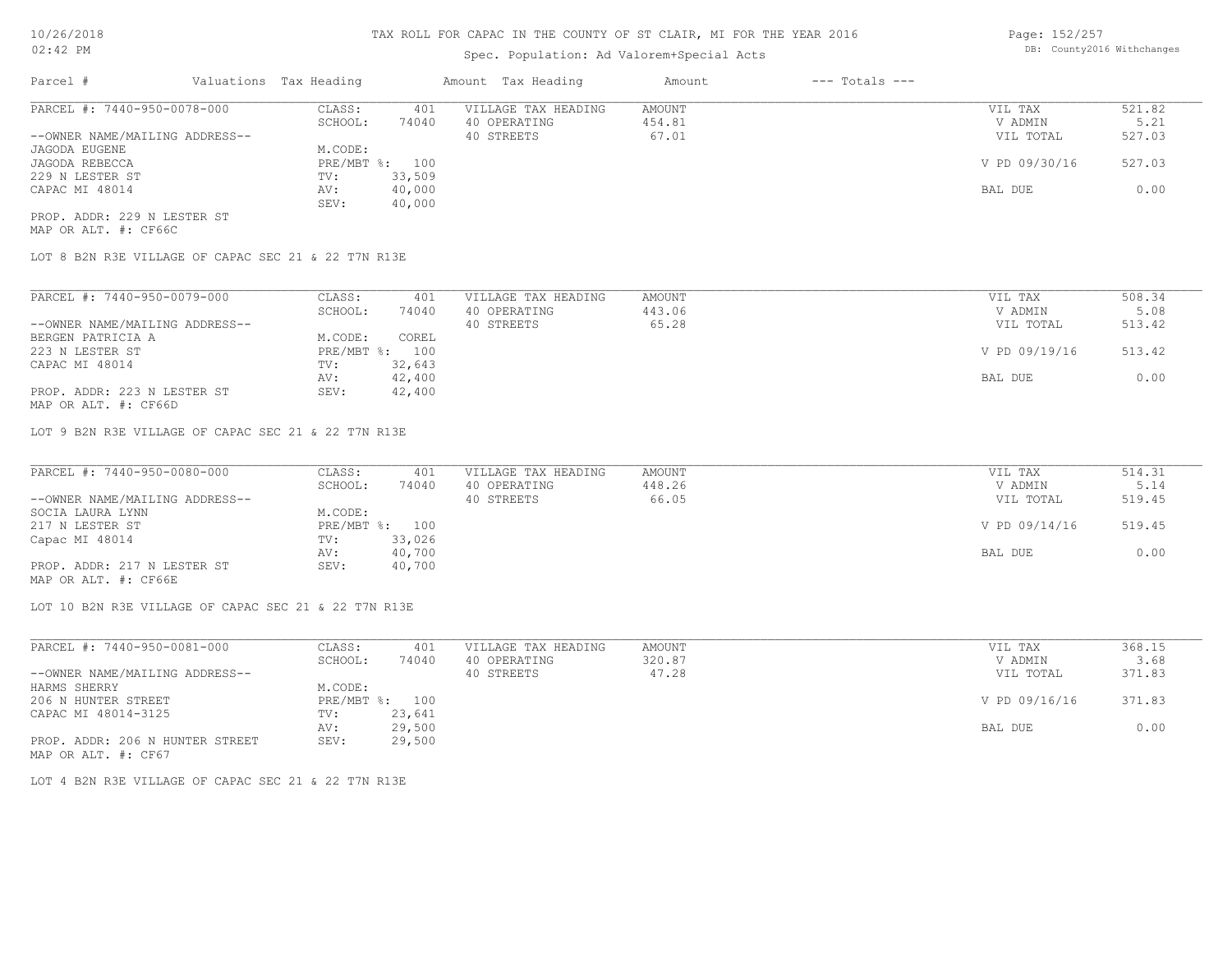# TAX ROLL FOR CAPAC IN THE COUNTY OF ST CLAIR, MI FOR THE YEAR 2016

Spec. Population: Ad Valorem+Special Acts

10/26/2018
02:42 PM

DB: County2016 Withchanges

| Parcel # | Valuations | Tax Heading | Amount | Tax Heading | Amount | --- Totals --- | |
|---|---|---|---|---|---|---|---|

---

**PARCEL #: 7440-950-0078-000**

| | | | | | |
|---|---|---|---|---|---|
| CLASS: | 401 | VILLAGE TAX HEADING | AMOUNT | VIL TAX | 521.82 |
| SCHOOL: | 74040 | 40 OPERATING | 454.81 | V ADMIN | 5.21 |
| | | 40 STREETS | 67.01 | VIL TOTAL | 527.03 |
| M.CODE: | | | | | |
| PRE/MBT %: | 100 | | | V PD 09/30/16 | 527.03 |
| TV: | 33,509 | | | | |
| AV: | 40,000 | | | BAL DUE | 0.00 |
| SEV: | 40,000 | | | | |

--OWNER NAME/MAILING ADDRESS--
JAGODA EUGENE
JAGODA REBECCA
229 N LESTER ST
CAPAC MI 48014

PROP. ADDR: 229 N LESTER ST
MAP OR ALT. #: CF66C

LOT 8 B2N R3E VILLAGE OF CAPAC SEC 21 & 22 T7N R13E

---

**PARCEL #: 7440-950-0079-000**

| | | | | | |
|---|---|---|---|---|---|
| CLASS: | 401 | VILLAGE TAX HEADING | AMOUNT | VIL TAX | 508.34 |
| SCHOOL: | 74040 | 40 OPERATING | 443.06 | V ADMIN | 5.08 |
| | | 40 STREETS | 65.28 | VIL TOTAL | 513.42 |
| M.CODE: | COREL | | | | |
| PRE/MBT %: | 100 | | | V PD 09/19/16 | 513.42 |
| TV: | 32,643 | | | | |
| AV: | 42,400 | | | BAL DUE | 0.00 |
| SEV: | 42,400 | | | | |

--OWNER NAME/MAILING ADDRESS--
BERGEN PATRICIA A
223 N LESTER ST
CAPAC MI 48014

PROP. ADDR: 223 N LESTER ST
MAP OR ALT. #: CF66D

LOT 9 B2N R3E VILLAGE OF CAPAC SEC 21 & 22 T7N R13E

---

**PARCEL #: 7440-950-0080-000**

| | | | | | |
|---|---|---|---|---|---|
| CLASS: | 401 | VILLAGE TAX HEADING | AMOUNT | VIL TAX | 514.31 |
| SCHOOL: | 74040 | 40 OPERATING | 448.26 | V ADMIN | 5.14 |
| | | 40 STREETS | 66.05 | VIL TOTAL | 519.45 |
| M.CODE: | | | | | |
| PRE/MBT %: | 100 | | | V PD 09/14/16 | 519.45 |
| TV: | 33,026 | | | | |
| AV: | 40,700 | | | BAL DUE | 0.00 |
| SEV: | 40,700 | | | | |

--OWNER NAME/MAILING ADDRESS--
SOCIA LAURA LYNN
217 N LESTER ST
Capac MI 48014

PROP. ADDR: 217 N LESTER ST
MAP OR ALT. #: CF66E

LOT 10 B2N R3E VILLAGE OF CAPAC SEC 21 & 22 T7N R13E

---

**PARCEL #: 7440-950-0081-000**

| | | | | | |
|---|---|---|---|---|---|
| CLASS: | 401 | VILLAGE TAX HEADING | AMOUNT | VIL TAX | 368.15 |
| SCHOOL: | 74040 | 40 OPERATING | 320.87 | V ADMIN | 3.68 |
| | | 40 STREETS | 47.28 | VIL TOTAL | 371.83 |
| M.CODE: | | | | | |
| PRE/MBT %: | 100 | | | V PD 09/16/16 | 371.83 |
| TV: | 23,641 | | | | |
| AV: | 29,500 | | | BAL DUE | 0.00 |
| SEV: | 29,500 | | | | |

--OWNER NAME/MAILING ADDRESS--
HARMS SHERRY
206 N HUNTER STREET
CAPAC MI 48014-3125

PROP. ADDR: 206 N HUNTER STREET
MAP OR ALT. #: CF67

LOT 4 B2N R3E VILLAGE OF CAPAC SEC 21 & 22 T7N R13E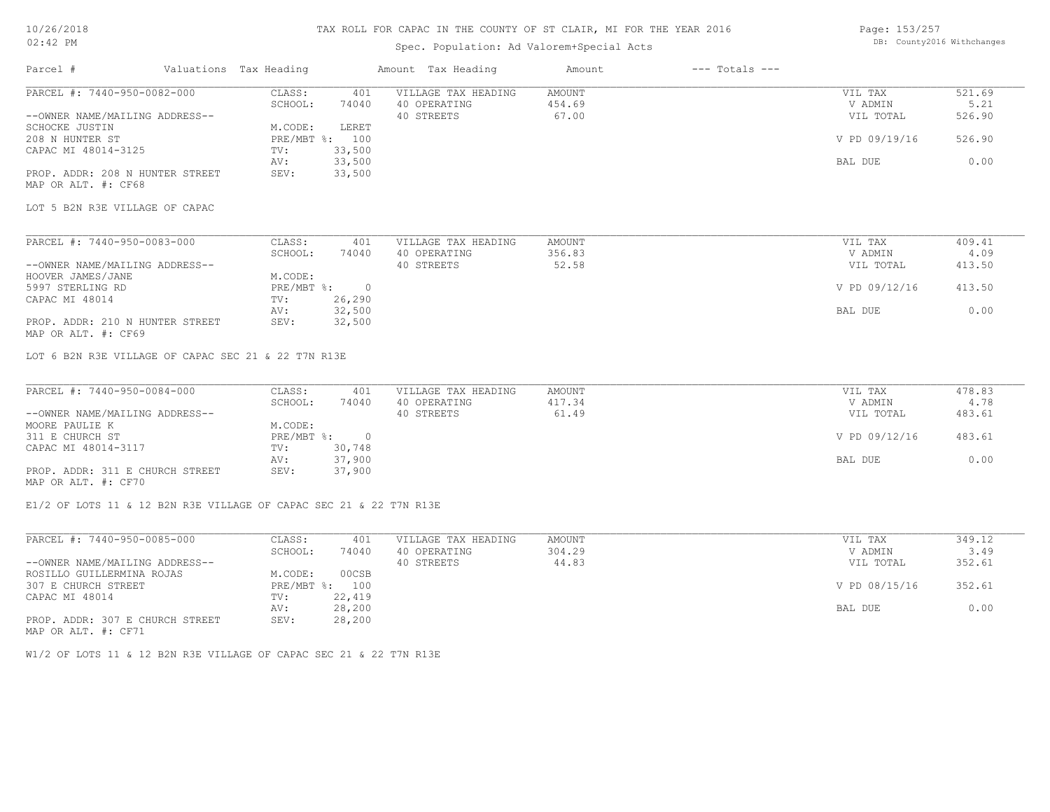TAX ROLL FOR CAPAC IN THE COUNTY OF ST CLAIR, MI FOR THE YEAR 2016

Spec. Population: Ad Valorem+Special Acts

| Parcel # | Valuations | Tax Heading | Amount | Tax Heading | Amount | --- Totals --- | |
|---|---|---|---|---|---|---|---|
| PARCEL #: 7440-950-0082-000 | CLASS: | 401 | | VILLAGE TAX HEADING | AMOUNT | VIL TAX | 521.69 |
| | SCHOOL: | 74040 | | 40 OPERATING | 454.69 | V ADMIN | 5.21 |
| --OWNER NAME/MAILING ADDRESS-- | | | | 40 STREETS | 67.00 | VIL TOTAL | 526.90 |
| SCHOCKE JUSTIN | M.CODE: | LERET | | | | | |
| 208 N HUNTER ST | PRE/MBT %: | 100 | | | | V PD 09/19/16 | 526.90 |
| CAPAC MI 48014-3125 | TV: | 33,500 | | | | | |
| | AV: | 33,500 | | | | BAL DUE | 0.00 |
| PROP. ADDR: 208 N HUNTER STREET | SEV: | 33,500 | | | | | |
| MAP OR ALT. #: CF68 | | | | | | | |

LOT 5 B2N R3E VILLAGE OF CAPAC

| Parcel # | Valuations | Tax Heading | Amount | Tax Heading | Amount | --- Totals --- | |
|---|---|---|---|---|---|---|---|
| PARCEL #: 7440-950-0083-000 | CLASS: | 401 | | VILLAGE TAX HEADING | AMOUNT | VIL TAX | 409.41 |
| | SCHOOL: | 74040 | | 40 OPERATING | 356.83 | V ADMIN | 4.09 |
| --OWNER NAME/MAILING ADDRESS-- | | | | 40 STREETS | 52.58 | VIL TOTAL | 413.50 |
| HOOVER JAMES/JANE | M.CODE: | | | | | | |
| 5997 STERLING RD | PRE/MBT %: | 0 | | | | V PD 09/12/16 | 413.50 |
| CAPAC MI 48014 | TV: | 26,290 | | | | | |
| | AV: | 32,500 | | | | BAL DUE | 0.00 |
| PROP. ADDR: 210 N HUNTER STREET | SEV: | 32,500 | | | | | |
| MAP OR ALT. #: CF69 | | | | | | | |

LOT 6 B2N R3E VILLAGE OF CAPAC SEC 21 & 22 T7N R13E

| Parcel # | Valuations | Tax Heading | Amount | Tax Heading | Amount | --- Totals --- | |
|---|---|---|---|---|---|---|---|
| PARCEL #: 7440-950-0084-000 | CLASS: | 401 | | VILLAGE TAX HEADING | AMOUNT | VIL TAX | 478.83 |
| | SCHOOL: | 74040 | | 40 OPERATING | 417.34 | V ADMIN | 4.78 |
| --OWNER NAME/MAILING ADDRESS-- | | | | 40 STREETS | 61.49 | VIL TOTAL | 483.61 |
| MOORE PAULIE K | M.CODE: | | | | | | |
| 311 E CHURCH ST | PRE/MBT %: | 0 | | | | V PD 09/12/16 | 483.61 |
| CAPAC MI 48014-3117 | TV: | 30,748 | | | | | |
| | AV: | 37,900 | | | | BAL DUE | 0.00 |
| PROP. ADDR: 311 E CHURCH STREET | SEV: | 37,900 | | | | | |
| MAP OR ALT. #: CF70 | | | | | | | |

E1/2 OF LOTS 11 & 12 B2N R3E VILLAGE OF CAPAC SEC 21 & 22 T7N R13E

| Parcel # | Valuations | Tax Heading | Amount | Tax Heading | Amount | --- Totals --- | |
|---|---|---|---|---|---|---|---|
| PARCEL #: 7440-950-0085-000 | CLASS: | 401 | | VILLAGE TAX HEADING | AMOUNT | VIL TAX | 349.12 |
| | SCHOOL: | 74040 | | 40 OPERATING | 304.29 | V ADMIN | 3.49 |
| --OWNER NAME/MAILING ADDRESS-- | | | | 40 STREETS | 44.83 | VIL TOTAL | 352.61 |
| ROSILLO GUILLERMINA ROJAS | M.CODE: | 00CSB | | | | | |
| 307 E CHURCH STREET | PRE/MBT %: | 100 | | | | V PD 08/15/16 | 352.61 |
| CAPAC MI 48014 | TV: | 22,419 | | | | | |
| | AV: | 28,200 | | | | BAL DUE | 0.00 |
| PROP. ADDR: 307 E CHURCH STREET | SEV: | 28,200 | | | | | |
| MAP OR ALT. #: CF71 | | | | | | | |

W1/2 OF LOTS 11 & 12 B2N R3E VILLAGE OF CAPAC SEC 21 & 22 T7N R13E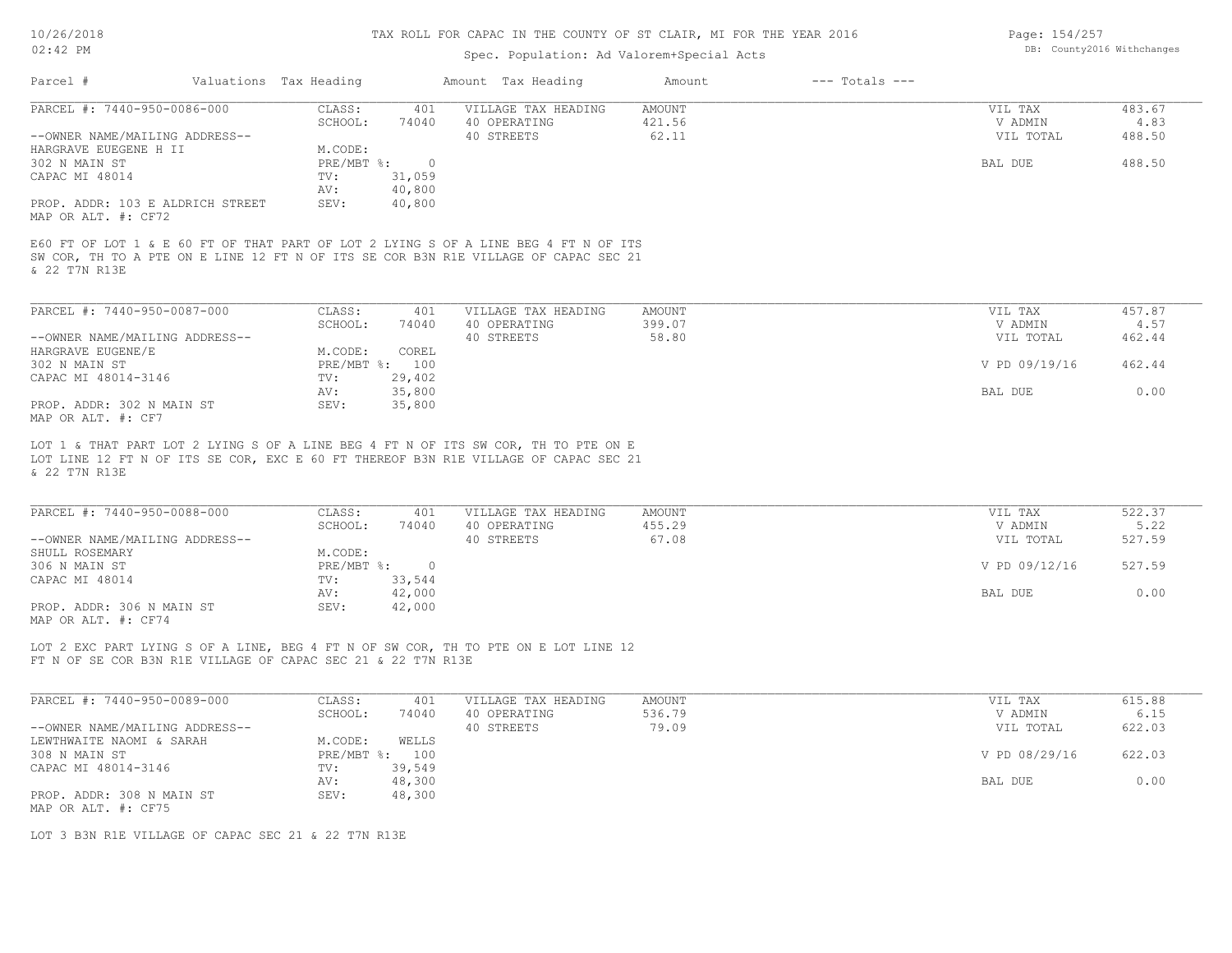# TAX ROLL FOR CAPAC IN THE COUNTY OF ST CLAIR, MI FOR THE YEAR 2016

Spec. Population: Ad Valorem+Special Acts

| Parcel # | Valuations | Tax Heading | Amount | Tax Heading | Amount | --- Totals --- | |
|---|---|---|---|---|---|---|---|

---

**PARCEL #: 7440-950-0086-000**

| | | | | | |
|---|---|---|---|---|---|
| CLASS: | 401 | VILLAGE TAX HEADING | AMOUNT | VIL TAX | 483.67 |
| SCHOOL: | 74040 | 40 OPERATING | 421.56 | V ADMIN | 4.83 |
| | | 40 STREETS | 62.11 | VIL TOTAL | 488.50 |
| M.CODE: | | | | | |
| PRE/MBT %: | 0 | | | BAL DUE | 488.50 |
| TV: | 31,059 | | | | |
| AV: | 40,800 | | | | |
| SEV: | 40,800 | | | | |

--OWNER NAME/MAILING ADDRESS--
HARGRAVE EUEGENE H II
302 N MAIN ST
CAPAC MI 48014

PROP. ADDR: 103 E ALDRICH STREET
MAP OR ALT. #: CF72

E60 FT OF LOT 1 & E 60 FT OF THAT PART OF LOT 2 LYING S OF A LINE BEG 4 FT N OF ITS SW COR, TH TO A PTE ON E LINE 12 FT N OF ITS SE COR B3N R1E VILLAGE OF CAPAC SEC 21 & 22 T7N R13E

---

**PARCEL #: 7440-950-0087-000**

| | | | | | |
|---|---|---|---|---|---|
| CLASS: | 401 | VILLAGE TAX HEADING | AMOUNT | VIL TAX | 457.87 |
| SCHOOL: | 74040 | 40 OPERATING | 399.07 | V ADMIN | 4.57 |
| | | 40 STREETS | 58.80 | VIL TOTAL | 462.44 |
| M.CODE: | COREL | | | | |
| PRE/MBT %: | 100 | | | V PD 09/19/16 | 462.44 |
| TV: | 29,402 | | | | |
| AV: | 35,800 | | | BAL DUE | 0.00 |
| SEV: | 35,800 | | | | |

--OWNER NAME/MAILING ADDRESS--
HARGRAVE EUGENE/E
302 N MAIN ST
CAPAC MI 48014-3146

PROP. ADDR: 302 N MAIN ST
MAP OR ALT. #: CF7

LOT 1 & THAT PART LOT 2 LYING S OF A LINE BEG 4 FT N OF ITS SW COR, TH TO PTE ON E LOT LINE 12 FT N OF ITS SE COR, EXC E 60 FT THEREOF B3N R1E VILLAGE OF CAPAC SEC 21 & 22 T7N R13E

---

**PARCEL #: 7440-950-0088-000**

| | | | | | |
|---|---|---|---|---|---|
| CLASS: | 401 | VILLAGE TAX HEADING | AMOUNT | VIL TAX | 522.37 |
| SCHOOL: | 74040 | 40 OPERATING | 455.29 | V ADMIN | 5.22 |
| | | 40 STREETS | 67.08 | VIL TOTAL | 527.59 |
| M.CODE: | | | | | |
| PRE/MBT %: | 0 | | | V PD 09/12/16 | 527.59 |
| TV: | 33,544 | | | | |
| AV: | 42,000 | | | BAL DUE | 0.00 |
| SEV: | 42,000 | | | | |

--OWNER NAME/MAILING ADDRESS--
SHULL ROSEMARY
306 N MAIN ST
CAPAC MI 48014

PROP. ADDR: 306 N MAIN ST
MAP OR ALT. #: CF74

LOT 2 EXC PART LYING S OF A LINE, BEG 4 FT N OF SW COR, TH TO PTE ON E LOT LINE 12 FT N OF SE COR B3N R1E VILLAGE OF CAPAC SEC 21 & 22 T7N R13E

---

**PARCEL #: 7440-950-0089-000**

| | | | | | |
|---|---|---|---|---|---|
| CLASS: | 401 | VILLAGE TAX HEADING | AMOUNT | VIL TAX | 615.88 |
| SCHOOL: | 74040 | 40 OPERATING | 536.79 | V ADMIN | 6.15 |
| | | 40 STREETS | 79.09 | VIL TOTAL | 622.03 |
| M.CODE: | WELLS | | | | |
| PRE/MBT %: | 100 | | | V PD 08/29/16 | 622.03 |
| TV: | 39,549 | | | | |
| AV: | 48,300 | | | BAL DUE | 0.00 |
| SEV: | 48,300 | | | | |

--OWNER NAME/MAILING ADDRESS--
LEWTHWAITE NAOMI & SARAH
308 N MAIN ST
CAPAC MI 48014-3146

PROP. ADDR: 308 N MAIN ST
MAP OR ALT. #: CF75

LOT 3 B3N R1E VILLAGE OF CAPAC SEC 21 & 22 T7N R13E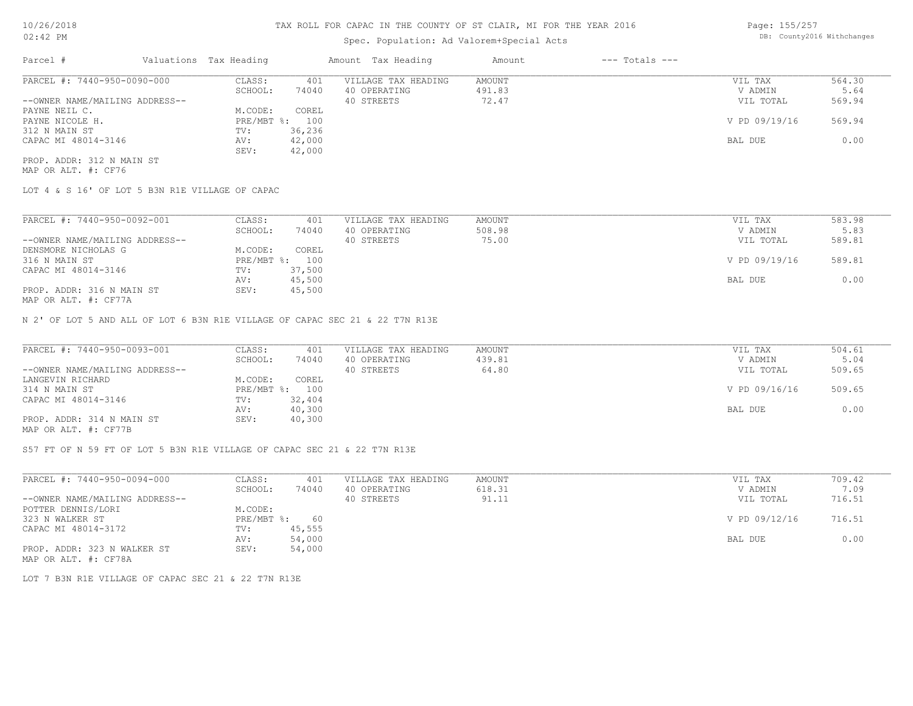# TAX ROLL FOR CAPAC IN THE COUNTY OF ST CLAIR, MI FOR THE YEAR 2016

Spec. Population: Ad Valorem+Special Acts

DB: County2016 Withchanges

10/26/2018
02:42 PM

| Parcel # | Valuations | Tax Heading | Amount | Tax Heading | Amount | --- Totals --- | |
|---|---|---|---|---|---|---|---|

**PARCEL #: 7440-950-0090-000**

| | | | | |
|---|---|---|---|---|
| CLASS: 401 | VILLAGE TAX HEADING | AMOUNT | VIL TAX | 564.30 |
| SCHOOL: 74040 | 40 OPERATING | 491.83 | V ADMIN | 5.64 |
| M.CODE: COREL | 40 STREETS | 72.47 | VIL TOTAL | 569.94 |
| PRE/MBT %: 100 | | | V PD 09/19/16 | 569.94 |
| TV: 36,236 | | | | |
| AV: 42,000 | | | BAL DUE | 0.00 |
| SEV: 42,000 | | | | |

--OWNER NAME/MAILING ADDRESS--
PAYNE NEIL C.
PAYNE NICOLE H.
312 N MAIN ST
CAPAC MI 48014-3146

PROP. ADDR: 312 N MAIN ST
MAP OR ALT. #: CF76

LOT 4 & S 16' OF LOT 5 B3N R1E VILLAGE OF CAPAC

**PARCEL #: 7440-950-0092-001**

| | | | | |
|---|---|---|---|---|
| CLASS: 401 | VILLAGE TAX HEADING | AMOUNT | VIL TAX | 583.98 |
| SCHOOL: 74040 | 40 OPERATING | 508.98 | V ADMIN | 5.83 |
| M.CODE: COREL | 40 STREETS | 75.00 | VIL TOTAL | 589.81 |
| PRE/MBT %: 100 | | | V PD 09/19/16 | 589.81 |
| TV: 37,500 | | | | |
| AV: 45,500 | | | BAL DUE | 0.00 |
| SEV: 45,500 | | | | |

--OWNER NAME/MAILING ADDRESS--
DENSMORE NICHOLAS G
316 N MAIN ST
CAPAC MI 48014-3146

PROP. ADDR: 316 N MAIN ST
MAP OR ALT. #: CF77A

N 2' OF LOT 5 AND ALL OF LOT 6 B3N R1E VILLAGE OF CAPAC SEC 21 & 22 T7N R13E

**PARCEL #: 7440-950-0093-001**

| | | | | |
|---|---|---|---|---|
| CLASS: 401 | VILLAGE TAX HEADING | AMOUNT | VIL TAX | 504.61 |
| SCHOOL: 74040 | 40 OPERATING | 439.81 | V ADMIN | 5.04 |
| M.CODE: COREL | 40 STREETS | 64.80 | VIL TOTAL | 509.65 |
| PRE/MBT %: 100 | | | V PD 09/16/16 | 509.65 |
| TV: 32,404 | | | | |
| AV: 40,300 | | | BAL DUE | 0.00 |
| SEV: 40,300 | | | | |

--OWNER NAME/MAILING ADDRESS--
LANGEVIN RICHARD
314 N MAIN ST
CAPAC MI 48014-3146

PROP. ADDR: 314 N MAIN ST
MAP OR ALT. #: CF77B

S57 FT OF N 59 FT OF LOT 5 B3N R1E VILLAGE OF CAPAC SEC 21 & 22 T7N R13E

**PARCEL #: 7440-950-0094-000**

| | | | | |
|---|---|---|---|---|
| CLASS: 401 | VILLAGE TAX HEADING | AMOUNT | VIL TAX | 709.42 |
| SCHOOL: 74040 | 40 OPERATING | 618.31 | V ADMIN | 7.09 |
| M.CODE: | 40 STREETS | 91.11 | VIL TOTAL | 716.51 |
| PRE/MBT %: 60 | | | V PD 09/12/16 | 716.51 |
| TV: 45,555 | | | | |
| AV: 54,000 | | | BAL DUE | 0.00 |
| SEV: 54,000 | | | | |

--OWNER NAME/MAILING ADDRESS--
POTTER DENNIS/LORI
323 N WALKER ST
CAPAC MI 48014-3172

PROP. ADDR: 323 N WALKER ST
MAP OR ALT. #: CF78A

LOT 7 B3N R1E VILLAGE OF CAPAC SEC 21 & 22 T7N R13E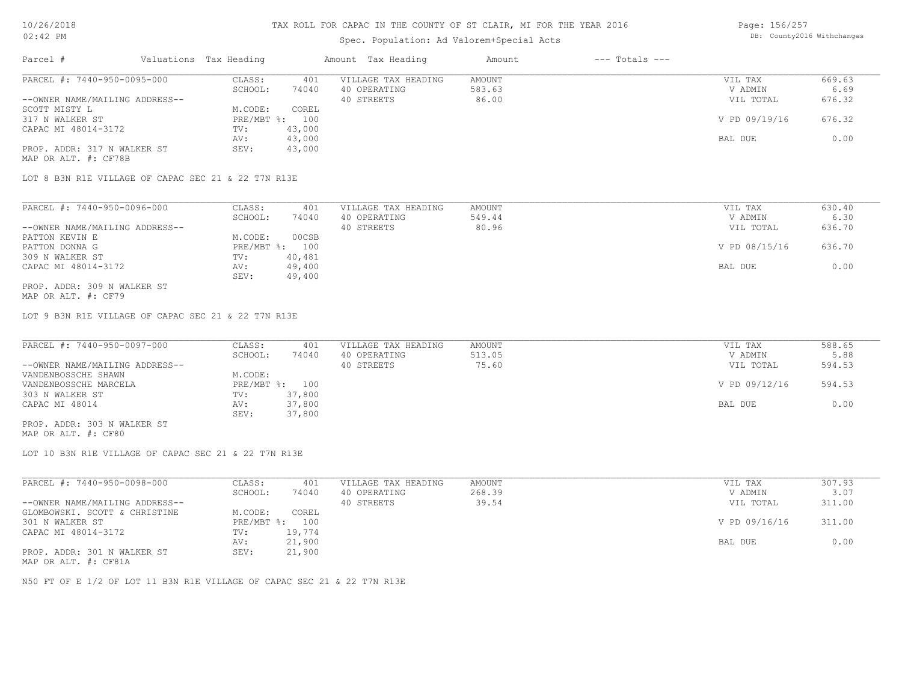# TAX ROLL FOR CAPAC IN THE COUNTY OF ST CLAIR, MI FOR THE YEAR 2016

Spec. Population: Ad Valorem+Special Acts

| Parcel # | Valuations | Tax Heading | Amount | Tax Heading | Amount | --- Totals --- | |
|---|---|---|---|---|---|---|---|
| PARCEL #: 7440-950-0095-000 | CLASS: | 401 | VILLAGE TAX HEADING | AMOUNT | | VIL TAX | 669.63 |
| | SCHOOL: | 74040 | 40 OPERATING | 583.63 | | V ADMIN | 6.69 |
| --OWNER NAME/MAILING ADDRESS-- | | | 40 STREETS | 86.00 | | VIL TOTAL | 676.32 |
| SCOTT MISTY L | M.CODE: | COREL | | | | | |
| 317 N WALKER ST | PRE/MBT %: | 100 | | | | V PD 09/19/16 | 676.32 |
| CAPAC MI 48014-3172 | TV: | 43,000 | | | | | |
| | AV: | 43,000 | | | | BAL DUE | 0.00 |
| PROP. ADDR: 317 N WALKER ST | SEV: | 43,000 | | | | | |
| MAP OR ALT. #: CF78B | | | | | | | |

LOT 8 B3N R1E VILLAGE OF CAPAC SEC 21 & 22 T7N R13E

| Parcel # | Valuations | Tax Heading | Amount | Tax Heading | Amount | --- Totals --- | |
|---|---|---|---|---|---|---|---|
| PARCEL #: 7440-950-0096-000 | CLASS: | 401 | VILLAGE TAX HEADING | AMOUNT | | VIL TAX | 630.40 |
| | SCHOOL: | 74040 | 40 OPERATING | 549.44 | | V ADMIN | 6.30 |
| --OWNER NAME/MAILING ADDRESS-- | | | 40 STREETS | 80.96 | | VIL TOTAL | 636.70 |
| PATTON KEVIN E | M.CODE: | 00CSB | | | | | |
| PATTON DONNA G | PRE/MBT %: | 100 | | | | V PD 08/15/16 | 636.70 |
| 309 N WALKER ST | TV: | 40,481 | | | | | |
| CAPAC MI 48014-3172 | AV: | 49,400 | | | | BAL DUE | 0.00 |
| | SEV: | 49,400 | | | | | |
| PROP. ADDR: 309 N WALKER ST | | | | | | | |
| MAP OR ALT. #: CF79 | | | | | | | |

LOT 9 B3N R1E VILLAGE OF CAPAC SEC 21 & 22 T7N R13E

| Parcel # | Valuations | Tax Heading | Amount | Tax Heading | Amount | --- Totals --- | |
|---|---|---|---|---|---|---|---|
| PARCEL #: 7440-950-0097-000 | CLASS: | 401 | VILLAGE TAX HEADING | AMOUNT | | VIL TAX | 588.65 |
| | SCHOOL: | 74040 | 40 OPERATING | 513.05 | | V ADMIN | 5.88 |
| --OWNER NAME/MAILING ADDRESS-- | | | 40 STREETS | 75.60 | | VIL TOTAL | 594.53 |
| VANDENBOSSCHE SHAWN | M.CODE: | | | | | | |
| VANDENBOSSCHE MARCELA | PRE/MBT %: | 100 | | | | V PD 09/12/16 | 594.53 |
| 303 N WALKER ST | TV: | 37,800 | | | | | |
| CAPAC MI 48014 | AV: | 37,800 | | | | BAL DUE | 0.00 |
| | SEV: | 37,800 | | | | | |
| PROP. ADDR: 303 N WALKER ST | | | | | | | |
| MAP OR ALT. #: CF80 | | | | | | | |

LOT 10 B3N R1E VILLAGE OF CAPAC SEC 21 & 22 T7N R13E

| Parcel # | Valuations | Tax Heading | Amount | Tax Heading | Amount | --- Totals --- | |
|---|---|---|---|---|---|---|---|
| PARCEL #: 7440-950-0098-000 | CLASS: | 401 | VILLAGE TAX HEADING | AMOUNT | | VIL TAX | 307.93 |
| | SCHOOL: | 74040 | 40 OPERATING | 268.39 | | V ADMIN | 3.07 |
| --OWNER NAME/MAILING ADDRESS-- | | | 40 STREETS | 39.54 | | VIL TOTAL | 311.00 |
| GLOMBOWSKI. SCOTT & CHRISTINE | M.CODE: | COREL | | | | | |
| 301 N WALKER ST | PRE/MBT %: | 100 | | | | V PD 09/16/16 | 311.00 |
| CAPAC MI 48014-3172 | TV: | 19,774 | | | | | |
| | AV: | 21,900 | | | | BAL DUE | 0.00 |
| PROP. ADDR: 301 N WALKER ST | SEV: | 21,900 | | | | | |
| MAP OR ALT. #: CF81A | | | | | | | |

N50 FT OF E 1/2 OF LOT 11 B3N R1E VILLAGE OF CAPAC SEC 21 & 22 T7N R13E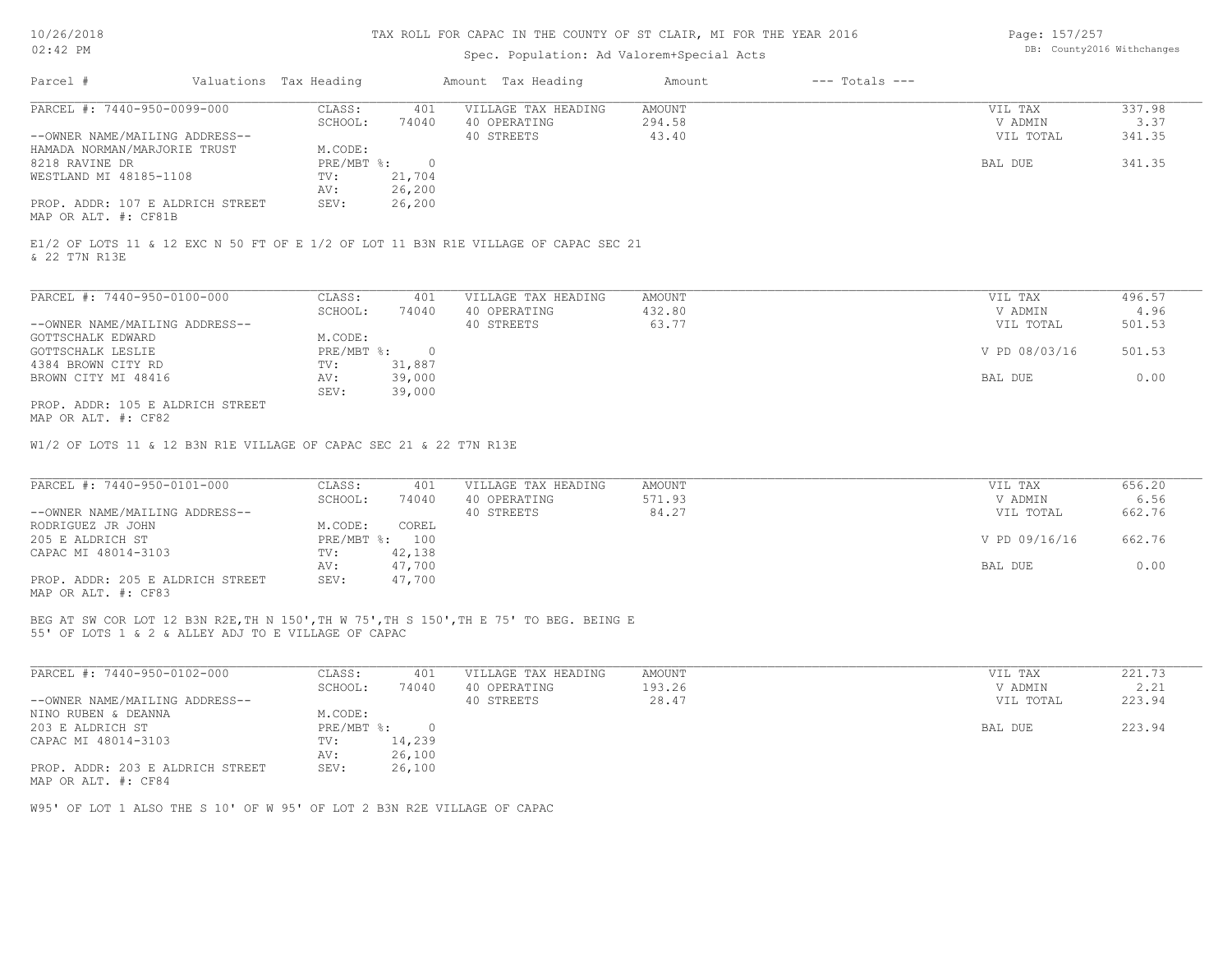# TAX ROLL FOR CAPAC IN THE COUNTY OF ST CLAIR, MI FOR THE YEAR 2016

Spec. Population: Ad Valorem+Special Acts

| Parcel # | Valuations | Tax Heading | Amount | Tax Heading | Amount | --- Totals --- | |
|---|---|---|---|---|---|---|---|

---

**PARCEL #: 7440-950-0099-000**

| | | | | | |
|---|---|---|---|---|---|
| CLASS: | 401 | VILLAGE TAX HEADING | AMOUNT | VIL TAX | 337.98 |
| SCHOOL: | 74040 | 40 OPERATING | 294.58 | V ADMIN | 3.37 |
| | | 40 STREETS | 43.40 | VIL TOTAL | 341.35 |
| M.CODE: | | | | | |
| PRE/MBT %: | 0 | | | BAL DUE | 341.35 |
| TV: | 21,704 | | | | |
| AV: | 26,200 | | | | |
| SEV: | 26,200 | | | | |

--OWNER NAME/MAILING ADDRESS--
HAMADA NORMAN/MARJORIE TRUST
8218 RAVINE DR
WESTLAND MI 48185-1108

PROP. ADDR: 107 E ALDRICH STREET
MAP OR ALT. #: CF81B

E1/2 OF LOTS 11 & 12 EXC N 50 FT OF E 1/2 OF LOT 11 B3N R1E VILLAGE OF CAPAC SEC 21 & 22 T7N R13E

---

**PARCEL #: 7440-950-0100-000**

| | | | | | |
|---|---|---|---|---|---|
| CLASS: | 401 | VILLAGE TAX HEADING | AMOUNT | VIL TAX | 496.57 |
| SCHOOL: | 74040 | 40 OPERATING | 432.80 | V ADMIN | 4.96 |
| | | 40 STREETS | 63.77 | VIL TOTAL | 501.53 |
| M.CODE: | | | | | |
| PRE/MBT %: | 0 | | | V PD 08/03/16 | 501.53 |
| TV: | 31,887 | | | | |
| AV: | 39,000 | | | BAL DUE | 0.00 |
| SEV: | 39,000 | | | | |

--OWNER NAME/MAILING ADDRESS--
GOTTSCHALK EDWARD
GOTTSCHALK LESLIE
4384 BROWN CITY RD
BROWN CITY MI 48416

PROP. ADDR: 105 E ALDRICH STREET
MAP OR ALT. #: CF82

W1/2 OF LOTS 11 & 12 B3N R1E VILLAGE OF CAPAC SEC 21 & 22 T7N R13E

---

**PARCEL #: 7440-950-0101-000**

| | | | | | |
|---|---|---|---|---|---|
| CLASS: | 401 | VILLAGE TAX HEADING | AMOUNT | VIL TAX | 656.20 |
| SCHOOL: | 74040 | 40 OPERATING | 571.93 | V ADMIN | 6.56 |
| | | 40 STREETS | 84.27 | VIL TOTAL | 662.76 |
| M.CODE: | COREL | | | | |
| PRE/MBT %: | 100 | | | V PD 09/16/16 | 662.76 |
| TV: | 42,138 | | | | |
| AV: | 47,700 | | | BAL DUE | 0.00 |
| SEV: | 47,700 | | | | |

--OWNER NAME/MAILING ADDRESS--
RODRIGUEZ JR JOHN
205 E ALDRICH ST
CAPAC MI 48014-3103

PROP. ADDR: 205 E ALDRICH STREET
MAP OR ALT. #: CF83

BEG AT SW COR LOT 12 B3N R2E,TH N 150',TH W 75',TH S 150',TH E 75' TO BEG. BEING E 55' OF LOTS 1 & 2 & ALLEY ADJ TO E VILLAGE OF CAPAC

---

**PARCEL #: 7440-950-0102-000**

| | | | | | |
|---|---|---|---|---|---|
| CLASS: | 401 | VILLAGE TAX HEADING | AMOUNT | VIL TAX | 221.73 |
| SCHOOL: | 74040 | 40 OPERATING | 193.26 | V ADMIN | 2.21 |
| | | 40 STREETS | 28.47 | VIL TOTAL | 223.94 |
| M.CODE: | | | | | |
| PRE/MBT %: | 0 | | | BAL DUE | 223.94 |
| TV: | 14,239 | | | | |
| AV: | 26,100 | | | | |
| SEV: | 26,100 | | | | |

--OWNER NAME/MAILING ADDRESS--
NINO RUBEN & DEANNA
203 E ALDRICH ST
CAPAC MI 48014-3103

PROP. ADDR: 203 E ALDRICH STREET
MAP OR ALT. #: CF84

W95' OF LOT 1 ALSO THE S 10' OF W 95' OF LOT 2 B3N R2E VILLAGE OF CAPAC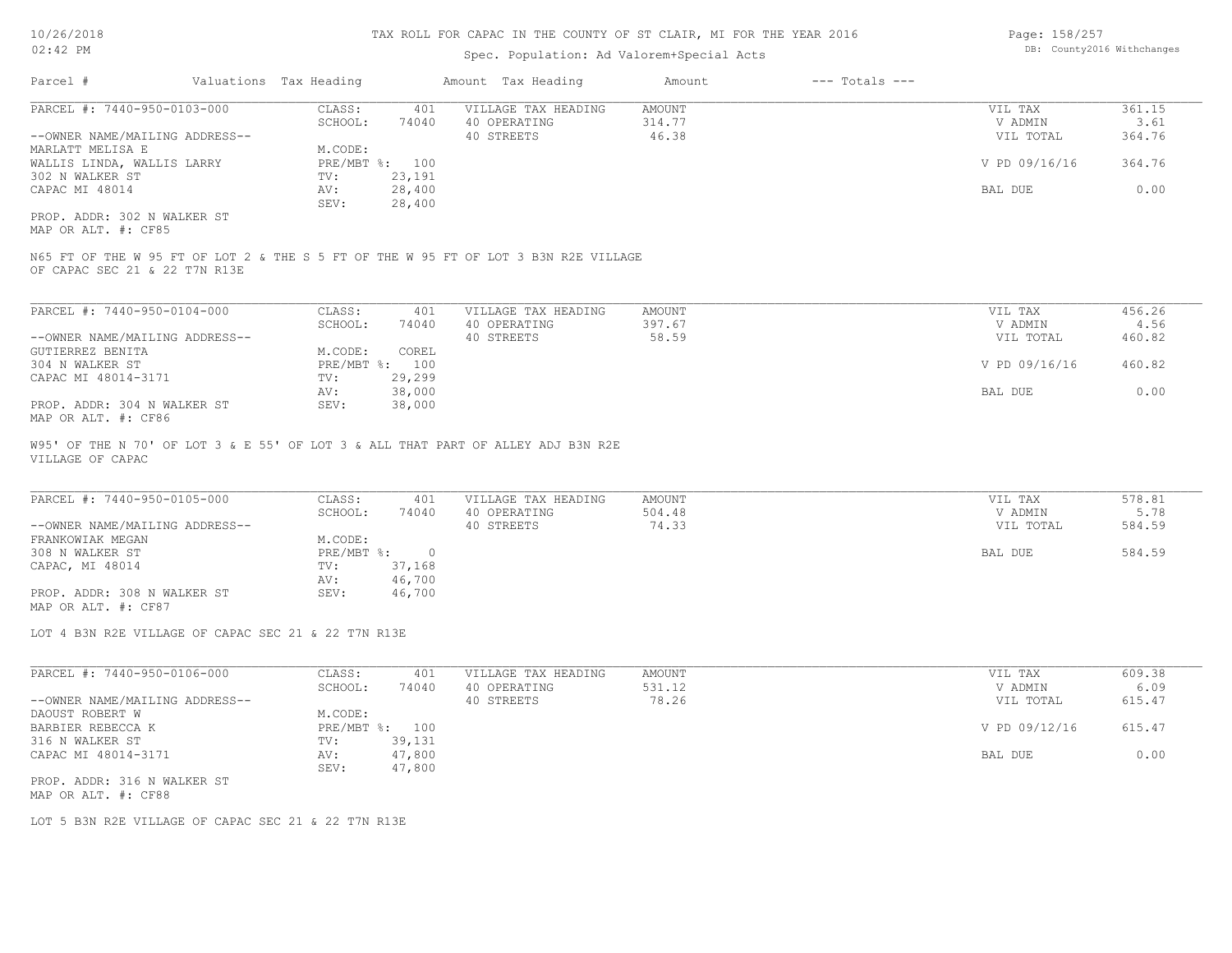# TAX ROLL FOR CAPAC IN THE COUNTY OF ST CLAIR, MI FOR THE YEAR 2016

Spec. Population: Ad Valorem+Special Acts

| Parcel # | Valuations | Tax Heading | Amount | Tax Heading | Amount | --- Totals --- | |
|---|---|---|---|---|---|---|---|
| PARCEL #: 7440-950-0103-000 | CLASS: | 401 | VILLAGE TAX HEADING | AMOUNT | | VIL TAX | 361.15 |
| | SCHOOL: | 74040 | 40 OPERATING | 314.77 | | V ADMIN | 3.61 |
| --OWNER NAME/MAILING ADDRESS-- | | | 40 STREETS | 46.38 | | VIL TOTAL | 364.76 |
| MARLATT MELISA E | M.CODE: | | | | | | |
| WALLIS LINDA, WALLIS LARRY | PRE/MBT %: | 100 | | | | V PD 09/16/16 | 364.76 |
| 302 N WALKER ST | TV: | 23,191 | | | | | |
| CAPAC MI 48014 | AV: | 28,400 | | | | BAL DUE | 0.00 |
| | SEV: | 28,400 | | | | | |
| PROP. ADDR: 302 N WALKER ST | | | | | | | |
| MAP OR ALT. #: CF85 | | | | | | | |

N65 FT OF THE W 95 FT OF LOT 2 & THE S 5 FT OF THE W 95 FT OF LOT 3 B3N R2E VILLAGE OF CAPAC SEC 21 & 22 T7N R13E

| Parcel # | Valuations | Tax Heading | Amount | Tax Heading | Amount | --- Totals --- | |
|---|---|---|---|---|---|---|---|
| PARCEL #: 7440-950-0104-000 | CLASS: | 401 | VILLAGE TAX HEADING | AMOUNT | | VIL TAX | 456.26 |
| | SCHOOL: | 74040 | 40 OPERATING | 397.67 | | V ADMIN | 4.56 |
| --OWNER NAME/MAILING ADDRESS-- | | | 40 STREETS | 58.59 | | VIL TOTAL | 460.82 |
| GUTIERREZ BENITA | M.CODE: | COREL | | | | | |
| 304 N WALKER ST | PRE/MBT %: | 100 | | | | V PD 09/16/16 | 460.82 |
| CAPAC MI 48014-3171 | TV: | 29,299 | | | | | |
| | AV: | 38,000 | | | | BAL DUE | 0.00 |
| PROP. ADDR: 304 N WALKER ST | SEV: | 38,000 | | | | | |
| MAP OR ALT. #: CF86 | | | | | | | |

W95' OF THE N 70' OF LOT 3 & E 55' OF LOT 3 & ALL THAT PART OF ALLEY ADJ B3N R2E VILLAGE OF CAPAC

| Parcel # | Valuations | Tax Heading | Amount | Tax Heading | Amount | --- Totals --- | |
|---|---|---|---|---|---|---|---|
| PARCEL #: 7440-950-0105-000 | CLASS: | 401 | VILLAGE TAX HEADING | AMOUNT | | VIL TAX | 578.81 |
| | SCHOOL: | 74040 | 40 OPERATING | 504.48 | | V ADMIN | 5.78 |
| --OWNER NAME/MAILING ADDRESS-- | | | 40 STREETS | 74.33 | | VIL TOTAL | 584.59 |
| FRANKOWIAK MEGAN | M.CODE: | | | | | | |
| 308 N WALKER ST | PRE/MBT %: | 0 | | | | BAL DUE | 584.59 |
| CAPAC, MI 48014 | TV: | 37,168 | | | | | |
| | AV: | 46,700 | | | | | |
| PROP. ADDR: 308 N WALKER ST | SEV: | 46,700 | | | | | |
| MAP OR ALT. #: CF87 | | | | | | | |

LOT 4 B3N R2E VILLAGE OF CAPAC SEC 21 & 22 T7N R13E

| Parcel # | Valuations | Tax Heading | Amount | Tax Heading | Amount | --- Totals --- | |
|---|---|---|---|---|---|---|---|
| PARCEL #: 7440-950-0106-000 | CLASS: | 401 | VILLAGE TAX HEADING | AMOUNT | | VIL TAX | 609.38 |
| | SCHOOL: | 74040 | 40 OPERATING | 531.12 | | V ADMIN | 6.09 |
| --OWNER NAME/MAILING ADDRESS-- | | | 40 STREETS | 78.26 | | VIL TOTAL | 615.47 |
| DAOUST ROBERT W | M.CODE: | | | | | | |
| BARBIER REBECCA K | PRE/MBT %: | 100 | | | | V PD 09/12/16 | 615.47 |
| 316 N WALKER ST | TV: | 39,131 | | | | | |
| CAPAC MI 48014-3171 | AV: | 47,800 | | | | BAL DUE | 0.00 |
| | SEV: | 47,800 | | | | | |
| PROP. ADDR: 316 N WALKER ST | | | | | | | |
| MAP OR ALT. #: CF88 | | | | | | | |

LOT 5 B3N R2E VILLAGE OF CAPAC SEC 21 & 22 T7N R13E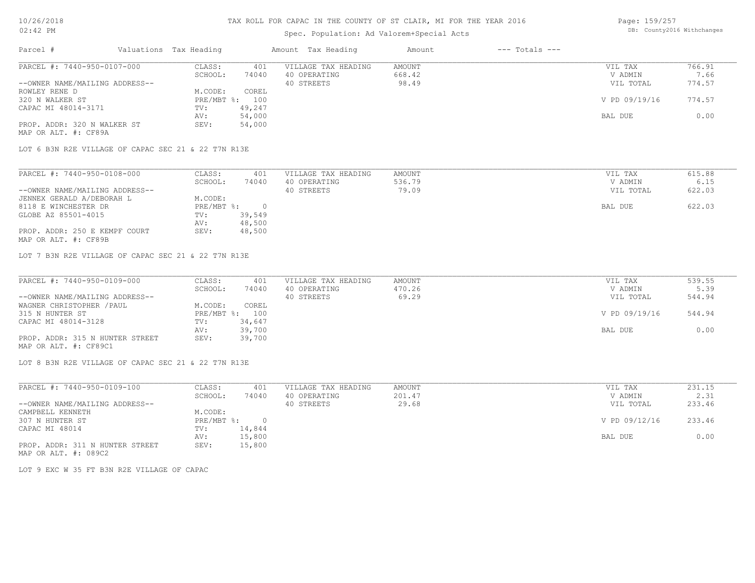# TAX ROLL FOR CAPAC IN THE COUNTY OF ST CLAIR, MI FOR THE YEAR 2016

Spec. Population: Ad Valorem+Special Acts

DB: County2016 Withchanges

| Parcel # | Valuations | Tax Heading | Amount | Tax Heading | Amount | --- Totals --- | |
|---|---|---|---|---|---|---|---|
| PARCEL #: 7440-950-0107-000 | CLASS: | 401 | VILLAGE TAX HEADING | AMOUNT | | VIL TAX | 766.91 |
| | SCHOOL: | 74040 | 40 OPERATING | 668.42 | | V ADMIN | 7.66 |
| --OWNER NAME/MAILING ADDRESS-- | | | 40 STREETS | 98.49 | | VIL TOTAL | 774.57 |
| ROWLEY RENE D | M.CODE: | COREL | | | | | |
| 320 N WALKER ST | PRE/MBT %: | 100 | | | | V PD 09/19/16 | 774.57 |
| CAPAC MI 48014-3171 | TV: | 49,247 | | | | | |
| | AV: | 54,000 | | | | BAL DUE | 0.00 |
| PROP. ADDR: 320 N WALKER ST | SEV: | 54,000 | | | | | |
| MAP OR ALT. #: CF89A | | | | | | | |

LOT 6 B3N R2E VILLAGE OF CAPAC SEC 21 & 22 T7N R13E

| Parcel # | Valuations | Tax Heading | Amount | Tax Heading | Amount | --- Totals --- | |
|---|---|---|---|---|---|---|---|
| PARCEL #: 7440-950-0108-000 | CLASS: | 401 | VILLAGE TAX HEADING | AMOUNT | | VIL TAX | 615.88 |
| | SCHOOL: | 74040 | 40 OPERATING | 536.79 | | V ADMIN | 6.15 |
| --OWNER NAME/MAILING ADDRESS-- | | | 40 STREETS | 79.09 | | VIL TOTAL | 622.03 |
| JENNEX GERALD A/DEBORAH L | M.CODE: | | | | | | |
| 8118 E WINCHESTER DR | PRE/MBT %: | 0 | | | | BAL DUE | 622.03 |
| GLOBE AZ 85501-4015 | TV: | 39,549 | | | | | |
| | AV: | 48,500 | | | | | |
| PROP. ADDR: 250 E KEMPF COURT | SEV: | 48,500 | | | | | |
| MAP OR ALT. #: CF89B | | | | | | | |

LOT 7 B3N R2E VILLAGE OF CAPAC SEC 21 & 22 T7N R13E

| Parcel # | Valuations | Tax Heading | Amount | Tax Heading | Amount | --- Totals --- | |
|---|---|---|---|---|---|---|---|
| PARCEL #: 7440-950-0109-000 | CLASS: | 401 | VILLAGE TAX HEADING | AMOUNT | | VIL TAX | 539.55 |
| | SCHOOL: | 74040 | 40 OPERATING | 470.26 | | V ADMIN | 5.39 |
| --OWNER NAME/MAILING ADDRESS-- | | | 40 STREETS | 69.29 | | VIL TOTAL | 544.94 |
| WAGNER CHRISTOPHER /PAUL | M.CODE: | COREL | | | | | |
| 315 N HUNTER ST | PRE/MBT %: | 100 | | | | V PD 09/19/16 | 544.94 |
| CAPAC MI 48014-3128 | TV: | 34,647 | | | | | |
| | AV: | 39,700 | | | | BAL DUE | 0.00 |
| PROP. ADDR: 315 N HUNTER STREET | SEV: | 39,700 | | | | | |
| MAP OR ALT. #: CF89C1 | | | | | | | |

LOT 8 B3N R2E VILLAGE OF CAPAC SEC 21 & 22 T7N R13E

| Parcel # | Valuations | Tax Heading | Amount | Tax Heading | Amount | --- Totals --- | |
|---|---|---|---|---|---|---|---|
| PARCEL #: 7440-950-0109-100 | CLASS: | 401 | VILLAGE TAX HEADING | AMOUNT | | VIL TAX | 231.15 |
| | SCHOOL: | 74040 | 40 OPERATING | 201.47 | | V ADMIN | 2.31 |
| --OWNER NAME/MAILING ADDRESS-- | | | 40 STREETS | 29.68 | | VIL TOTAL | 233.46 |
| CAMPBELL KENNETH | M.CODE: | | | | | | |
| 307 N HUNTER ST | PRE/MBT %: | 0 | | | | V PD 09/12/16 | 233.46 |
| CAPAC MI 48014 | TV: | 14,844 | | | | | |
| | AV: | 15,800 | | | | BAL DUE | 0.00 |
| PROP. ADDR: 311 N HUNTER STREET | SEV: | 15,800 | | | | | |
| MAP OR ALT. #: 089C2 | | | | | | | |

LOT 9 EXC W 35 FT B3N R2E VILLAGE OF CAPAC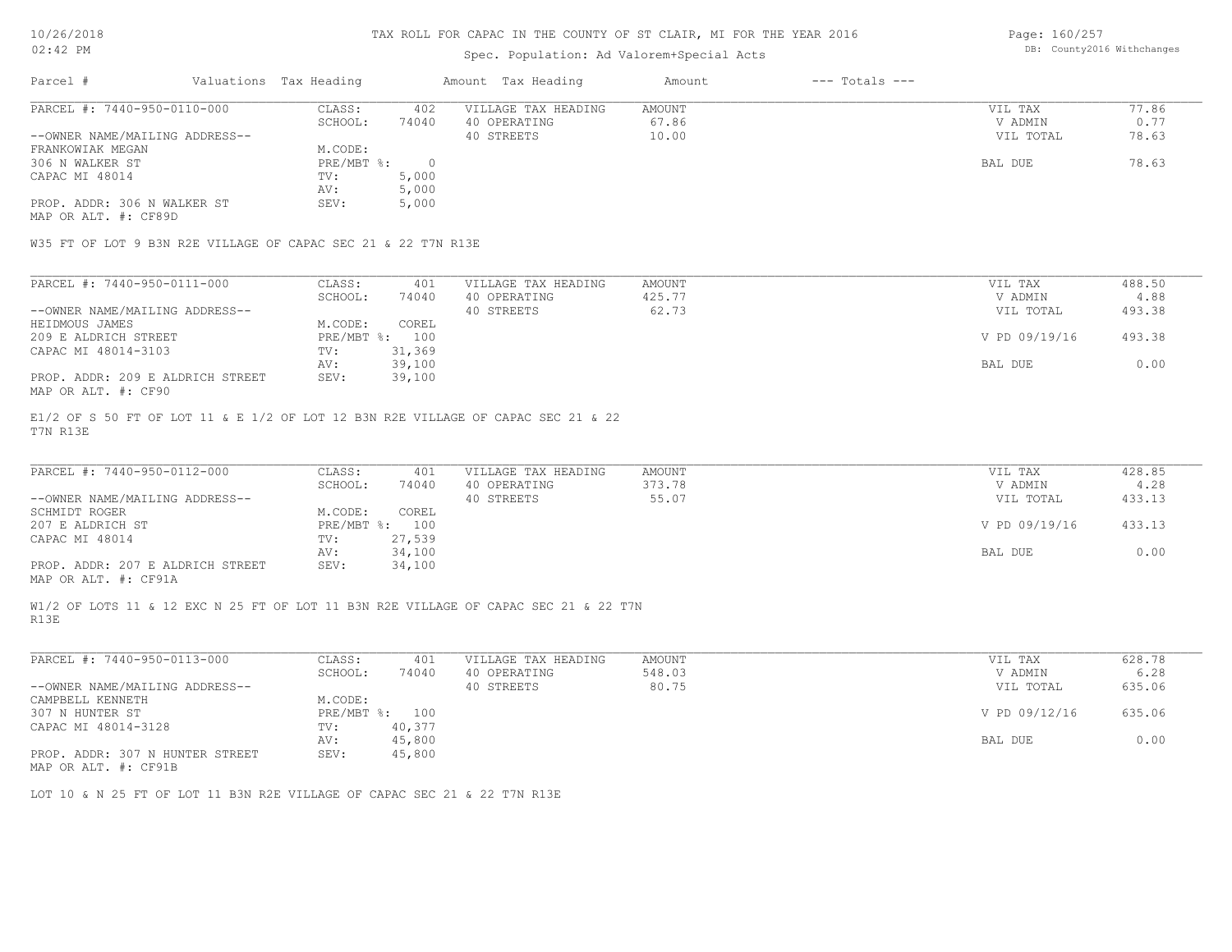# TAX ROLL FOR CAPAC IN THE COUNTY OF ST CLAIR, MI FOR THE YEAR 2016

Spec. Population: Ad Valorem+Special Acts

| Parcel # | Valuations | Tax Heading | Amount | Tax Heading | Amount | --- Totals --- | |
|---|---|---|---|---|---|---|---|
| PARCEL #: 7440-950-0110-000 | CLASS: | 402 | VILLAGE TAX HEADING | AMOUNT | | VIL TAX | 77.86 |
| | SCHOOL: | 74040 | 40 OPERATING | 67.86 | | V ADMIN | 0.77 |
| --OWNER NAME/MAILING ADDRESS-- | | | 40 STREETS | 10.00 | | VIL TOTAL | 78.63 |
| FRANKOWIAK MEGAN | M.CODE: | | | | | | |
| 306 N WALKER ST | PRE/MBT %: | 0 | | | | BAL DUE | 78.63 |
| CAPAC MI 48014 | TV: | 5,000 | | | | | |
| | AV: | 5,000 | | | | | |
| PROP. ADDR: 306 N WALKER ST | SEV: | 5,000 | | | | | |
| MAP OR ALT. #: CF89D | | | | | | | |

W35 FT OF LOT 9 B3N R2E VILLAGE OF CAPAC SEC 21 & 22 T7N R13E

| Parcel # | Valuations | Tax Heading | Amount | Tax Heading | Amount | --- Totals --- | |
|---|---|---|---|---|---|---|---|
| PARCEL #: 7440-950-0111-000 | CLASS: | 401 | VILLAGE TAX HEADING | AMOUNT | | VIL TAX | 488.50 |
| | SCHOOL: | 74040 | 40 OPERATING | 425.77 | | V ADMIN | 4.88 |
| --OWNER NAME/MAILING ADDRESS-- | | | 40 STREETS | 62.73 | | VIL TOTAL | 493.38 |
| HEIDMOUS JAMES | M.CODE: | COREL | | | | | |
| 209 E ALDRICH STREET | PRE/MBT %: | 100 | | | | V PD 09/19/16 | 493.38 |
| CAPAC MI 48014-3103 | TV: | 31,369 | | | | | |
| | AV: | 39,100 | | | | BAL DUE | 0.00 |
| PROP. ADDR: 209 E ALDRICH STREET | SEV: | 39,100 | | | | | |
| MAP OR ALT. #: CF90 | | | | | | | |

E1/2 OF S 50 FT OF LOT 11 & E 1/2 OF LOT 12 B3N R2E VILLAGE OF CAPAC SEC 21 & 22 T7N R13E

| Parcel # | Valuations | Tax Heading | Amount | Tax Heading | Amount | --- Totals --- | |
|---|---|---|---|---|---|---|---|
| PARCEL #: 7440-950-0112-000 | CLASS: | 401 | VILLAGE TAX HEADING | AMOUNT | | VIL TAX | 428.85 |
| | SCHOOL: | 74040 | 40 OPERATING | 373.78 | | V ADMIN | 4.28 |
| --OWNER NAME/MAILING ADDRESS-- | | | 40 STREETS | 55.07 | | VIL TOTAL | 433.13 |
| SCHMIDT ROGER | M.CODE: | COREL | | | | | |
| 207 E ALDRICH ST | PRE/MBT %: | 100 | | | | V PD 09/19/16 | 433.13 |
| CAPAC MI 48014 | TV: | 27,539 | | | | | |
| | AV: | 34,100 | | | | BAL DUE | 0.00 |
| PROP. ADDR: 207 E ALDRICH STREET | SEV: | 34,100 | | | | | |
| MAP OR ALT. #: CF91A | | | | | | | |

W1/2 OF LOTS 11 & 12 EXC N 25 FT OF LOT 11 B3N R2E VILLAGE OF CAPAC SEC 21 & 22 T7N R13E

| Parcel # | Valuations | Tax Heading | Amount | Tax Heading | Amount | --- Totals --- | |
|---|---|---|---|---|---|---|---|
| PARCEL #: 7440-950-0113-000 | CLASS: | 401 | VILLAGE TAX HEADING | AMOUNT | | VIL TAX | 628.78 |
| | SCHOOL: | 74040 | 40 OPERATING | 548.03 | | V ADMIN | 6.28 |
| --OWNER NAME/MAILING ADDRESS-- | | | 40 STREETS | 80.75 | | VIL TOTAL | 635.06 |
| CAMPBELL KENNETH | M.CODE: | | | | | | |
| 307 N HUNTER ST | PRE/MBT %: | 100 | | | | V PD 09/12/16 | 635.06 |
| CAPAC MI 48014-3128 | TV: | 40,377 | | | | | |
| | AV: | 45,800 | | | | BAL DUE | 0.00 |
| PROP. ADDR: 307 N HUNTER STREET | SEV: | 45,800 | | | | | |
| MAP OR ALT. #: CF91B | | | | | | | |

LOT 10 & N 25 FT OF LOT 11 B3N R2E VILLAGE OF CAPAC SEC 21 & 22 T7N R13E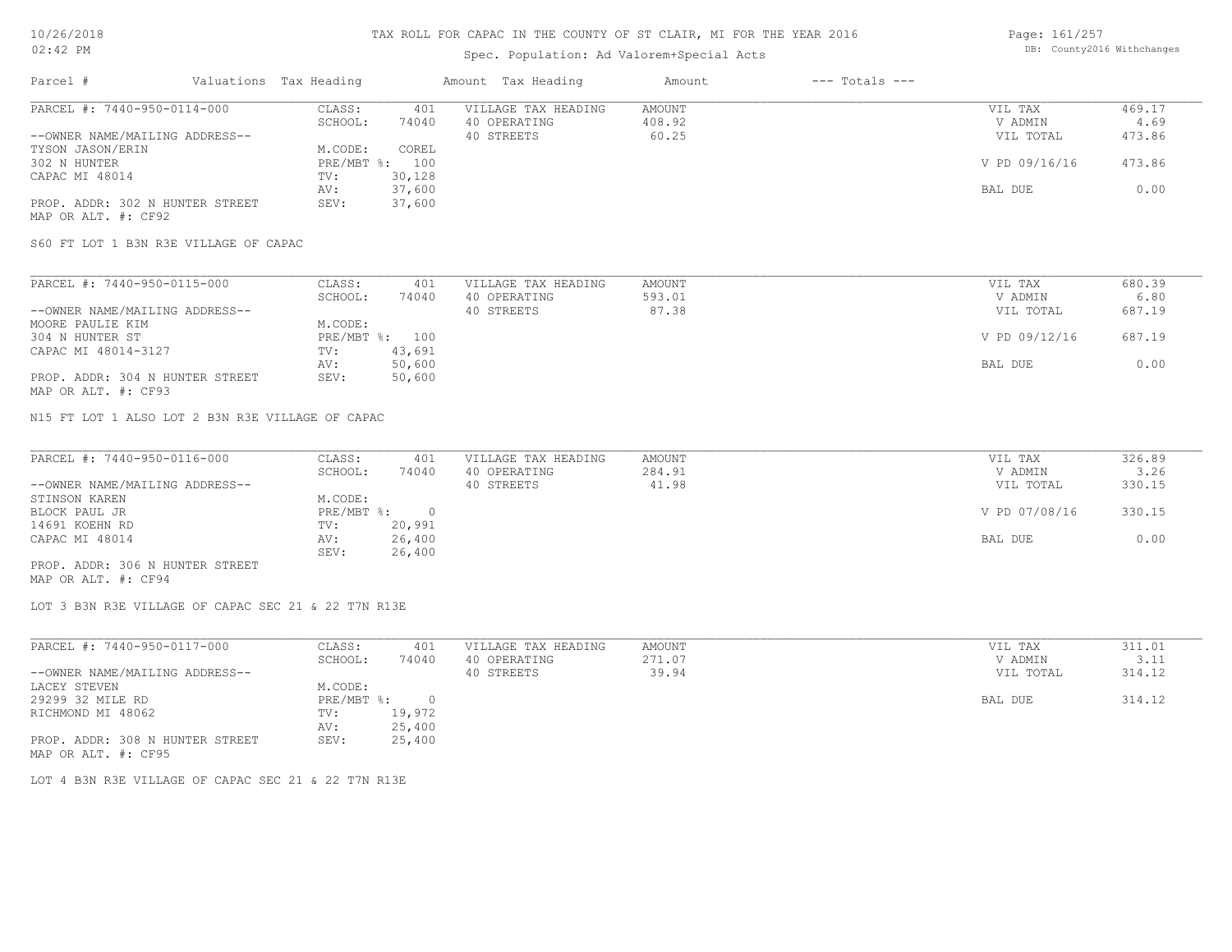# TAX ROLL FOR CAPAC IN THE COUNTY OF ST CLAIR, MI FOR THE YEAR 2016

Spec. Population: Ad Valorem+Special Acts

| Parcel # | Valuations | Tax Heading | Amount | Tax Heading | Amount | --- Totals --- | |
|---|---|---|---|---|---|---|---|
| PARCEL #: 7440-950-0114-000 | CLASS: | 401 | VILLAGE TAX HEADING | AMOUNT | | VIL TAX | 469.17 |
| | SCHOOL: | 74040 | 40 OPERATING | 408.92 | | V ADMIN | 4.69 |
| --OWNER NAME/MAILING ADDRESS-- | | | 40 STREETS | 60.25 | | VIL TOTAL | 473.86 |
| TYSON JASON/ERIN | M.CODE: | COREL | | | | | |
| 302 N HUNTER | PRE/MBT %: | 100 | | | | V PD 09/16/16 | 473.86 |
| CAPAC MI 48014 | TV: | 30,128 | | | | | |
| | AV: | 37,600 | | | | BAL DUE | 0.00 |
| PROP. ADDR: 302 N HUNTER STREET | SEV: | 37,600 | | | | | |
| MAP OR ALT. #: CF92 | | | | | | | |

S60 FT LOT 1 B3N R3E VILLAGE OF CAPAC

| Parcel # | Valuations | Tax Heading | Amount | Tax Heading | Amount | --- Totals --- | |
|---|---|---|---|---|---|---|---|
| PARCEL #: 7440-950-0115-000 | CLASS: | 401 | VILLAGE TAX HEADING | AMOUNT | | VIL TAX | 680.39 |
| | SCHOOL: | 74040 | 40 OPERATING | 593.01 | | V ADMIN | 6.80 |
| --OWNER NAME/MAILING ADDRESS-- | | | 40 STREETS | 87.38 | | VIL TOTAL | 687.19 |
| MOORE PAULIE KIM | M.CODE: | | | | | | |
| 304 N HUNTER ST | PRE/MBT %: | 100 | | | | V PD 09/12/16 | 687.19 |
| CAPAC MI 48014-3127 | TV: | 43,691 | | | | | |
| | AV: | 50,600 | | | | BAL DUE | 0.00 |
| PROP. ADDR: 304 N HUNTER STREET | SEV: | 50,600 | | | | | |
| MAP OR ALT. #: CF93 | | | | | | | |

N15 FT LOT 1 ALSO LOT 2 B3N R3E VILLAGE OF CAPAC

| Parcel # | Valuations | Tax Heading | Amount | Tax Heading | Amount | --- Totals --- | |
|---|---|---|---|---|---|---|---|
| PARCEL #: 7440-950-0116-000 | CLASS: | 401 | VILLAGE TAX HEADING | AMOUNT | | VIL TAX | 326.89 |
| | SCHOOL: | 74040 | 40 OPERATING | 284.91 | | V ADMIN | 3.26 |
| --OWNER NAME/MAILING ADDRESS-- | | | 40 STREETS | 41.98 | | VIL TOTAL | 330.15 |
| STINSON KAREN | M.CODE: | | | | | | |
| BLOCK PAUL JR | PRE/MBT %: | 0 | | | | V PD 07/08/16 | 330.15 |
| 14691 KOEHN RD | TV: | 20,991 | | | | | |
| CAPAC MI 48014 | AV: | 26,400 | | | | BAL DUE | 0.00 |
| | SEV: | 26,400 | | | | | |
| PROP. ADDR: 306 N HUNTER STREET | | | | | | | |
| MAP OR ALT. #: CF94 | | | | | | | |

LOT 3 B3N R3E VILLAGE OF CAPAC SEC 21 & 22 T7N R13E

| Parcel # | Valuations | Tax Heading | Amount | Tax Heading | Amount | --- Totals --- | |
|---|---|---|---|---|---|---|---|
| PARCEL #: 7440-950-0117-000 | CLASS: | 401 | VILLAGE TAX HEADING | AMOUNT | | VIL TAX | 311.01 |
| | SCHOOL: | 74040 | 40 OPERATING | 271.07 | | V ADMIN | 3.11 |
| --OWNER NAME/MAILING ADDRESS-- | | | 40 STREETS | 39.94 | | VIL TOTAL | 314.12 |
| LACEY STEVEN | M.CODE: | | | | | | |
| 29299 32 MILE RD | PRE/MBT %: | 0 | | | | BAL DUE | 314.12 |
| RICHMOND MI 48062 | TV: | 19,972 | | | | | |
| | AV: | 25,400 | | | | | |
| PROP. ADDR: 308 N HUNTER STREET | SEV: | 25,400 | | | | | |
| MAP OR ALT. #: CF95 | | | | | | | |

LOT 4 B3N R3E VILLAGE OF CAPAC SEC 21 & 22 T7N R13E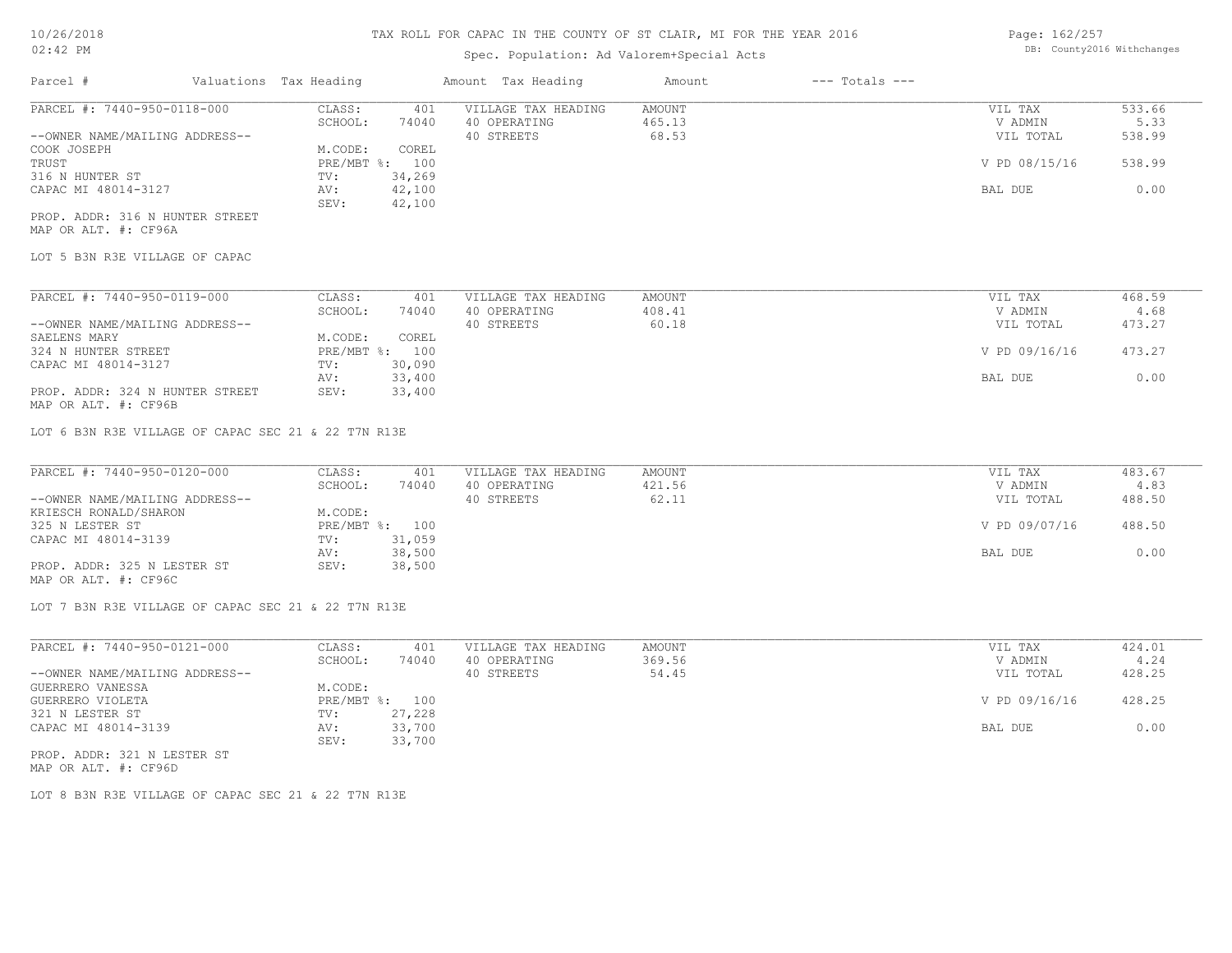# TAX ROLL FOR CAPAC IN THE COUNTY OF ST CLAIR, MI FOR THE YEAR 2016

Spec. Population: Ad Valorem+Special Acts

DB: County2016 Withchanges

| Parcel # | Valuations | Tax Heading | Amount | Tax Heading | Amount | --- Totals --- | |
|---|---|---|---|---|---|---|---|
| PARCEL #: 7440-950-0118-000 | CLASS: | 401 | VILLAGE TAX HEADING | AMOUNT | | VIL TAX | 533.66 |
| | SCHOOL: | 74040 | 40 OPERATING | 465.13 | | V ADMIN | 5.33 |
| --OWNER NAME/MAILING ADDRESS-- | | | 40 STREETS | 68.53 | | VIL TOTAL | 538.99 |
| COOK JOSEPH | M.CODE: | COREL | | | | | |
| TRUST | PRE/MBT %: | 100 | | | | V PD 08/15/16 | 538.99 |
| 316 N HUNTER ST | TV: | 34,269 | | | | | |
| CAPAC MI 48014-3127 | AV: | 42,100 | | | | BAL DUE | 0.00 |
| | SEV: | 42,100 | | | | | |
| PROP. ADDR: 316 N HUNTER STREET | | | | | | | |
| MAP OR ALT. #: CF96A | | | | | | | |

LOT 5 B3N R3E VILLAGE OF CAPAC

| Parcel # | Valuations | Tax Heading | Amount | Tax Heading | Amount | --- Totals --- | |
|---|---|---|---|---|---|---|---|
| PARCEL #: 7440-950-0119-000 | CLASS: | 401 | VILLAGE TAX HEADING | AMOUNT | | VIL TAX | 468.59 |
| | SCHOOL: | 74040 | 40 OPERATING | 408.41 | | V ADMIN | 4.68 |
| --OWNER NAME/MAILING ADDRESS-- | | | 40 STREETS | 60.18 | | VIL TOTAL | 473.27 |
| SAELENS MARY | M.CODE: | COREL | | | | | |
| 324 N HUNTER STREET | PRE/MBT %: | 100 | | | | V PD 09/16/16 | 473.27 |
| CAPAC MI 48014-3127 | TV: | 30,090 | | | | | |
| | AV: | 33,400 | | | | BAL DUE | 0.00 |
| PROP. ADDR: 324 N HUNTER STREET | SEV: | 33,400 | | | | | |
| MAP OR ALT. #: CF96B | | | | | | | |

LOT 6 B3N R3E VILLAGE OF CAPAC SEC 21 & 22 T7N R13E

| Parcel # | Valuations | Tax Heading | Amount | Tax Heading | Amount | --- Totals --- | |
|---|---|---|---|---|---|---|---|
| PARCEL #: 7440-950-0120-000 | CLASS: | 401 | VILLAGE TAX HEADING | AMOUNT | | VIL TAX | 483.67 |
| | SCHOOL: | 74040 | 40 OPERATING | 421.56 | | V ADMIN | 4.83 |
| --OWNER NAME/MAILING ADDRESS-- | | | 40 STREETS | 62.11 | | VIL TOTAL | 488.50 |
| KRIESCH RONALD/SHARON | M.CODE: | | | | | | |
| 325 N LESTER ST | PRE/MBT %: | 100 | | | | V PD 09/07/16 | 488.50 |
| CAPAC MI 48014-3139 | TV: | 31,059 | | | | | |
| | AV: | 38,500 | | | | BAL DUE | 0.00 |
| PROP. ADDR: 325 N LESTER ST | SEV: | 38,500 | | | | | |
| MAP OR ALT. #: CF96C | | | | | | | |

LOT 7 B3N R3E VILLAGE OF CAPAC SEC 21 & 22 T7N R13E

| Parcel # | Valuations | Tax Heading | Amount | Tax Heading | Amount | --- Totals --- | |
|---|---|---|---|---|---|---|---|
| PARCEL #: 7440-950-0121-000 | CLASS: | 401 | VILLAGE TAX HEADING | AMOUNT | | VIL TAX | 424.01 |
| | SCHOOL: | 74040 | 40 OPERATING | 369.56 | | V ADMIN | 4.24 |
| --OWNER NAME/MAILING ADDRESS-- | | | 40 STREETS | 54.45 | | VIL TOTAL | 428.25 |
| GUERRERO VANESSA | M.CODE: | | | | | | |
| GUERRERO VIOLETA | PRE/MBT %: | 100 | | | | V PD 09/16/16 | 428.25 |
| 321 N LESTER ST | TV: | 27,228 | | | | | |
| CAPAC MI 48014-3139 | AV: | 33,700 | | | | BAL DUE | 0.00 |
| | SEV: | 33,700 | | | | | |
| PROP. ADDR: 321 N LESTER ST | | | | | | | |
| MAP OR ALT. #: CF96D | | | | | | | |

LOT 8 B3N R3E VILLAGE OF CAPAC SEC 21 & 22 T7N R13E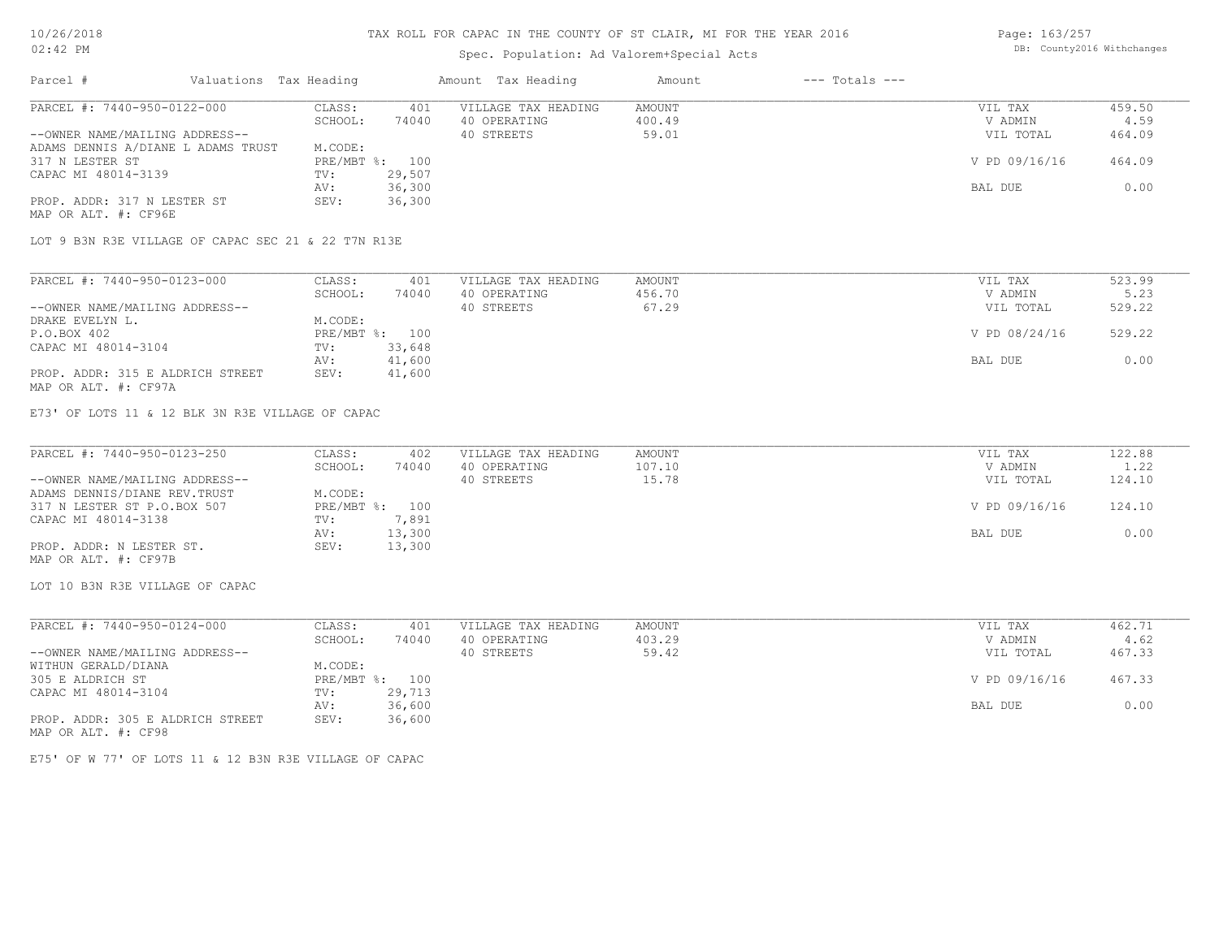# TAX ROLL FOR CAPAC IN THE COUNTY OF ST CLAIR, MI FOR THE YEAR 2016

Spec. Population: Ad Valorem+Special Acts

DB: County2016 Withchanges

| Parcel # | Valuations | Tax Heading | Amount | Tax Heading | Amount | --- Totals --- | |
|---|---|---|---|---|---|---|---|
| PARCEL #: 7440-950-0122-000 | CLASS: | 401 | VILLAGE TAX HEADING | AMOUNT | | VIL TAX | 459.50 |
| | SCHOOL: | 74040 | 40 OPERATING | 400.49 | | V ADMIN | 4.59 |
| --OWNER NAME/MAILING ADDRESS-- | | | 40 STREETS | 59.01 | | VIL TOTAL | 464.09 |
| ADAMS DENNIS A/DIANE L ADAMS TRUST | M.CODE: | | | | | | |
| 317 N LESTER ST | PRE/MBT %: | 100 | | | | V PD 09/16/16 | 464.09 |
| CAPAC MI 48014-3139 | TV: | 29,507 | | | | | |
| | AV: | 36,300 | | | | BAL DUE | 0.00 |
| PROP. ADDR: 317 N LESTER ST | SEV: | 36,300 | | | | | |
| MAP OR ALT. #: CF96E | | | | | | | |

LOT 9 B3N R3E VILLAGE OF CAPAC SEC 21 & 22 T7N R13E

| Parcel # | Valuations | Tax Heading | Amount | Tax Heading | Amount | --- Totals --- | |
|---|---|---|---|---|---|---|---|
| PARCEL #: 7440-950-0123-000 | CLASS: | 401 | VILLAGE TAX HEADING | AMOUNT | | VIL TAX | 523.99 |
| | SCHOOL: | 74040 | 40 OPERATING | 456.70 | | V ADMIN | 5.23 |
| --OWNER NAME/MAILING ADDRESS-- | | | 40 STREETS | 67.29 | | VIL TOTAL | 529.22 |
| DRAKE EVELYN L. | M.CODE: | | | | | | |
| P.O.BOX 402 | PRE/MBT %: | 100 | | | | V PD 08/24/16 | 529.22 |
| CAPAC MI 48014-3104 | TV: | 33,648 | | | | | |
| | AV: | 41,600 | | | | BAL DUE | 0.00 |
| PROP. ADDR: 315 E ALDRICH STREET | SEV: | 41,600 | | | | | |
| MAP OR ALT. #: CF97A | | | | | | | |

E73' OF LOTS 11 & 12 BLK 3N R3E VILLAGE OF CAPAC

| Parcel # | Valuations | Tax Heading | Amount | Tax Heading | Amount | --- Totals --- | |
|---|---|---|---|---|---|---|---|
| PARCEL #: 7440-950-0123-250 | CLASS: | 402 | VILLAGE TAX HEADING | AMOUNT | | VIL TAX | 122.88 |
| | SCHOOL: | 74040 | 40 OPERATING | 107.10 | | V ADMIN | 1.22 |
| --OWNER NAME/MAILING ADDRESS-- | | | 40 STREETS | 15.78 | | VIL TOTAL | 124.10 |
| ADAMS DENNIS/DIANE REV.TRUST | M.CODE: | | | | | | |
| 317 N LESTER ST P.O.BOX 507 | PRE/MBT %: | 100 | | | | V PD 09/16/16 | 124.10 |
| CAPAC MI 48014-3138 | TV: | 7,891 | | | | | |
| | AV: | 13,300 | | | | BAL DUE | 0.00 |
| PROP. ADDR: N LESTER ST. | SEV: | 13,300 | | | | | |
| MAP OR ALT. #: CF97B | | | | | | | |

LOT 10 B3N R3E VILLAGE OF CAPAC

| Parcel # | Valuations | Tax Heading | Amount | Tax Heading | Amount | --- Totals --- | |
|---|---|---|---|---|---|---|---|
| PARCEL #: 7440-950-0124-000 | CLASS: | 401 | VILLAGE TAX HEADING | AMOUNT | | VIL TAX | 462.71 |
| | SCHOOL: | 74040 | 40 OPERATING | 403.29 | | V ADMIN | 4.62 |
| --OWNER NAME/MAILING ADDRESS-- | | | 40 STREETS | 59.42 | | VIL TOTAL | 467.33 |
| WITHUN GERALD/DIANA | M.CODE: | | | | | | |
| 305 E ALDRICH ST | PRE/MBT %: | 100 | | | | V PD 09/16/16 | 467.33 |
| CAPAC MI 48014-3104 | TV: | 29,713 | | | | | |
| | AV: | 36,600 | | | | BAL DUE | 0.00 |
| PROP. ADDR: 305 E ALDRICH STREET | SEV: | 36,600 | | | | | |
| MAP OR ALT. #: CF98 | | | | | | | |

E75' OF W 77' OF LOTS 11 & 12 B3N R3E VILLAGE OF CAPAC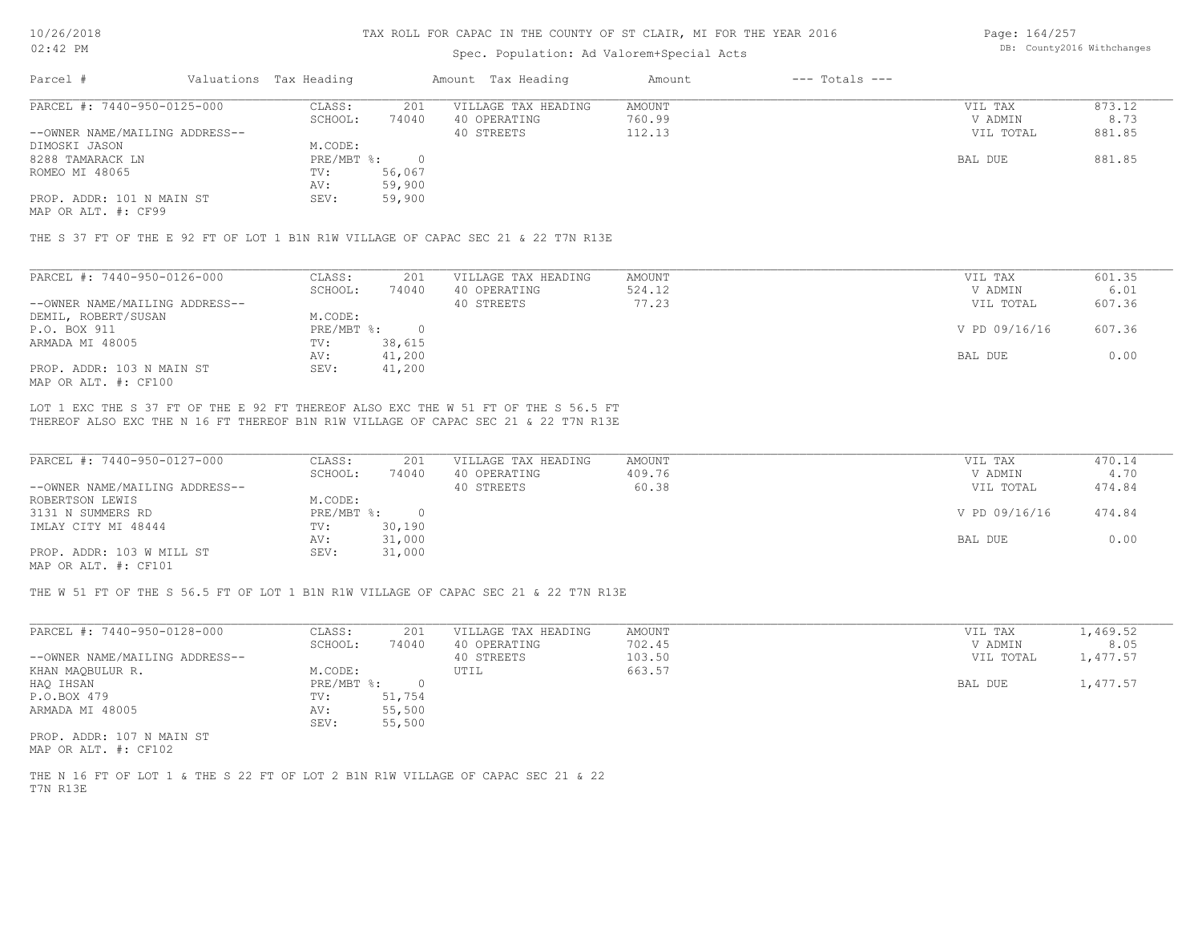# TAX ROLL FOR CAPAC IN THE COUNTY OF ST CLAIR, MI FOR THE YEAR 2016

Spec. Population: Ad Valorem+Special Acts

| Parcel # | Valuations | Tax Heading | Amount | Tax Heading | Amount | --- Totals --- | |
|---|---|---|---|---|---|---|---|

---

**PARCEL #: 7440-950-0125-000**

| | | | | | |
|---|---|---|---|---|---|
| CLASS: | 201 | VILLAGE TAX HEADING | AMOUNT | VIL TAX | 873.12 |
| SCHOOL: | 74040 | 40 OPERATING | 760.99 | V ADMIN | 8.73 |
| | | 40 STREETS | 112.13 | VIL TOTAL | 881.85 |
| M.CODE: | | | | | |
| PRE/MBT %: | 0 | | | BAL DUE | 881.85 |
| TV: | 56,067 | | | | |
| AV: | 59,900 | | | | |
| SEV: | 59,900 | | | | |

--OWNER NAME/MAILING ADDRESS--
DIMOSKI JASON
8288 TAMARACK LN
ROMEO MI 48065

PROP. ADDR: 101 N MAIN ST
MAP OR ALT. #: CF99

THE S 37 FT OF THE E 92 FT OF LOT 1 B1N R1W VILLAGE OF CAPAC SEC 21 & 22 T7N R13E

---

**PARCEL #: 7440-950-0126-000**

| | | | | | |
|---|---|---|---|---|---|
| CLASS: | 201 | VILLAGE TAX HEADING | AMOUNT | VIL TAX | 601.35 |
| SCHOOL: | 74040 | 40 OPERATING | 524.12 | V ADMIN | 6.01 |
| | | 40 STREETS | 77.23 | VIL TOTAL | 607.36 |
| M.CODE: | | | | | |
| PRE/MBT %: | 0 | | | V PD 09/16/16 | 607.36 |
| TV: | 38,615 | | | | |
| AV: | 41,200 | | | BAL DUE | 0.00 |
| SEV: | 41,200 | | | | |

--OWNER NAME/MAILING ADDRESS--
DEMIL, ROBERT/SUSAN
P.O. BOX 911
ARMADA MI 48005

PROP. ADDR: 103 N MAIN ST
MAP OR ALT. #: CF100

LOT 1 EXC THE S 37 FT OF THE E 92 FT THEREOF ALSO EXC THE W 51 FT OF THE S 56.5 FT THEREOF ALSO EXC THE N 16 FT THEREOF B1N R1W VILLAGE OF CAPAC SEC 21 & 22 T7N R13E

---

**PARCEL #: 7440-950-0127-000**

| | | | | | |
|---|---|---|---|---|---|
| CLASS: | 201 | VILLAGE TAX HEADING | AMOUNT | VIL TAX | 470.14 |
| SCHOOL: | 74040 | 40 OPERATING | 409.76 | V ADMIN | 4.70 |
| | | 40 STREETS | 60.38 | VIL TOTAL | 474.84 |
| M.CODE: | | | | | |
| PRE/MBT %: | 0 | | | V PD 09/16/16 | 474.84 |
| TV: | 30,190 | | | | |
| AV: | 31,000 | | | BAL DUE | 0.00 |
| SEV: | 31,000 | | | | |

--OWNER NAME/MAILING ADDRESS--
ROBERTSON LEWIS
3131 N SUMMERS RD
IMLAY CITY MI 48444

PROP. ADDR: 103 W MILL ST
MAP OR ALT. #: CF101

THE W 51 FT OF THE S 56.5 FT OF LOT 1 B1N R1W VILLAGE OF CAPAC SEC 21 & 22 T7N R13E

---

**PARCEL #: 7440-950-0128-000**

| | | | | | |
|---|---|---|---|---|---|
| CLASS: | 201 | VILLAGE TAX HEADING | AMOUNT | VIL TAX | 1,469.52 |
| SCHOOL: | 74040 | 40 OPERATING | 702.45 | V ADMIN | 8.05 |
| | | 40 STREETS | 103.50 | VIL TOTAL | 1,477.57 |
| M.CODE: | | UTIL | 663.57 | | |
| PRE/MBT %: | 0 | | | BAL DUE | 1,477.57 |
| TV: | 51,754 | | | | |
| AV: | 55,500 | | | | |
| SEV: | 55,500 | | | | |

--OWNER NAME/MAILING ADDRESS--
KHAN MAQBULUR R.
HAQ IHSAN
P.O.BOX 479
ARMADA MI 48005

PROP. ADDR: 107 N MAIN ST
MAP OR ALT. #: CF102

THE N 16 FT OF LOT 1 & THE S 22 FT OF LOT 2 B1N R1W VILLAGE OF CAPAC SEC 21 & 22 T7N R13E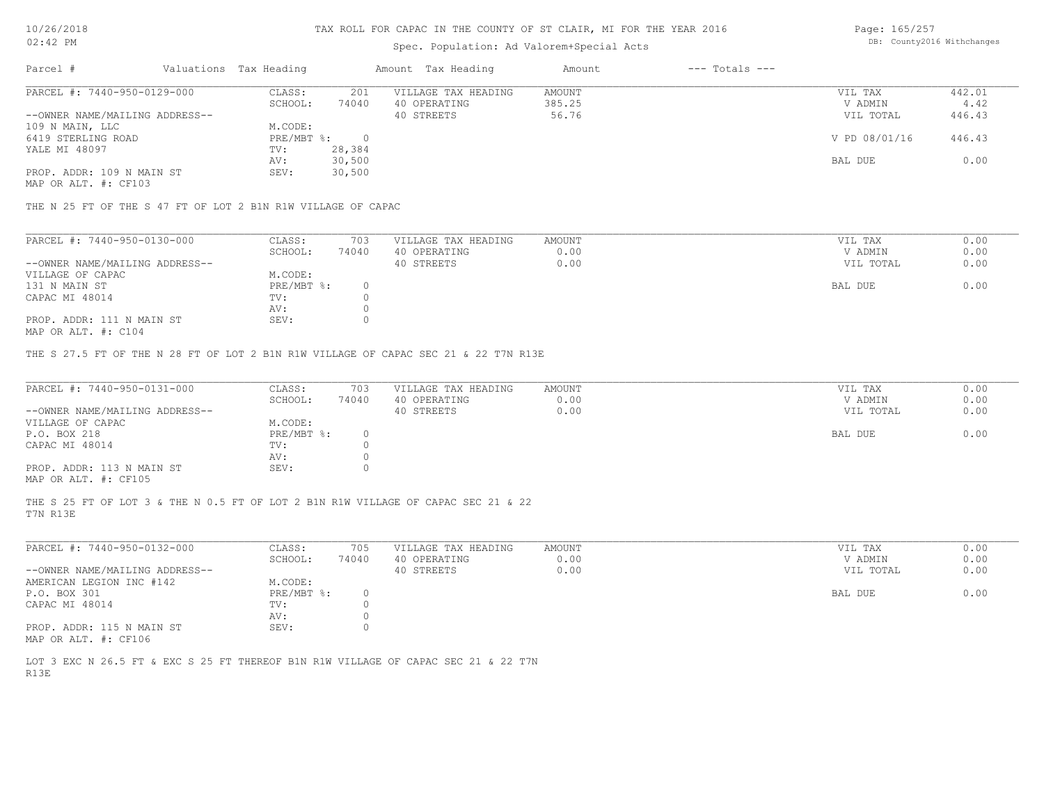# TAX ROLL FOR CAPAC IN THE COUNTY OF ST CLAIR, MI FOR THE YEAR 2016

Spec. Population: Ad Valorem+Special Acts

| Parcel # | Valuations | Tax Heading | Amount | Tax Heading | Amount | --- Totals --- | |
|---|---|---|---|---|---|---|---|

## PARCEL #: 7440-950-0129-000

| | | | | |
|---|---|---|---|---|
| CLASS: | 201 | VILLAGE TAX HEADING | AMOUNT | VIL TAX | 442.01 |
| SCHOOL: | 74040 | 40 OPERATING | 385.25 | V ADMIN | 4.42 |
| | | 40 STREETS | 56.76 | VIL TOTAL | 446.43 |
| M.CODE: | | | | | |
| PRE/MBT %: | 0 | | | V PD 08/01/16 | 446.43 |
| TV: | 28,384 | | | | |
| AV: | 30,500 | | | BAL DUE | 0.00 |
| SEV: | 30,500 | | | | |

--OWNER NAME/MAILING ADDRESS--
109 N MAIN, LLC
6419 STERLING ROAD
YALE MI 48097

PROP. ADDR: 109 N MAIN ST
MAP OR ALT. #: CF103

THE N 25 FT OF THE S 47 FT OF LOT 2 B1N R1W VILLAGE OF CAPAC

## PARCEL #: 7440-950-0130-000

| | | | | | |
|---|---|---|---|---|---|
| CLASS: | 703 | VILLAGE TAX HEADING | AMOUNT | VIL TAX | 0.00 |
| SCHOOL: | 74040 | 40 OPERATING | 0.00 | V ADMIN | 0.00 |
| | | 40 STREETS | 0.00 | VIL TOTAL | 0.00 |
| M.CODE: | | | | | |
| PRE/MBT %: | 0 | | | BAL DUE | 0.00 |
| TV: | 0 | | | | |
| AV: | 0 | | | | |
| SEV: | 0 | | | | |

--OWNER NAME/MAILING ADDRESS--
VILLAGE OF CAPAC
131 N MAIN ST
CAPAC MI 48014

PROP. ADDR: 111 N MAIN ST
MAP OR ALT. #: C104

THE S 27.5 FT OF THE N 28 FT OF LOT 2 B1N R1W VILLAGE OF CAPAC SEC 21 & 22 T7N R13E

## PARCEL #: 7440-950-0131-000

| | | | | | |
|---|---|---|---|---|---|
| CLASS: | 703 | VILLAGE TAX HEADING | AMOUNT | VIL TAX | 0.00 |
| SCHOOL: | 74040 | 40 OPERATING | 0.00 | V ADMIN | 0.00 |
| | | 40 STREETS | 0.00 | VIL TOTAL | 0.00 |
| M.CODE: | | | | | |
| PRE/MBT %: | 0 | | | BAL DUE | 0.00 |
| TV: | 0 | | | | |
| AV: | 0 | | | | |
| SEV: | 0 | | | | |

--OWNER NAME/MAILING ADDRESS--
VILLAGE OF CAPAC
P.O. BOX 218
CAPAC MI 48014

PROP. ADDR: 113 N MAIN ST
MAP OR ALT. #: CF105

THE S 25 FT OF LOT 3 & THE N 0.5 FT OF LOT 2 B1N R1W VILLAGE OF CAPAC SEC 21 & 22 T7N R13E

## PARCEL #: 7440-950-0132-000

| | | | | | |
|---|---|---|---|---|---|
| CLASS: | 705 | VILLAGE TAX HEADING | AMOUNT | VIL TAX | 0.00 |
| SCHOOL: | 74040 | 40 OPERATING | 0.00 | V ADMIN | 0.00 |
| | | 40 STREETS | 0.00 | VIL TOTAL | 0.00 |
| M.CODE: | | | | | |
| PRE/MBT %: | 0 | | | BAL DUE | 0.00 |
| TV: | 0 | | | | |
| AV: | 0 | | | | |
| SEV: | 0 | | | | |

--OWNER NAME/MAILING ADDRESS--
AMERICAN LEGION INC #142
P.O. BOX 301
CAPAC MI 48014

PROP. ADDR: 115 N MAIN ST
MAP OR ALT. #: CF106

LOT 3 EXC N 26.5 FT & EXC S 25 FT THEREOF B1N R1W VILLAGE OF CAPAC SEC 21 & 22 T7N R13E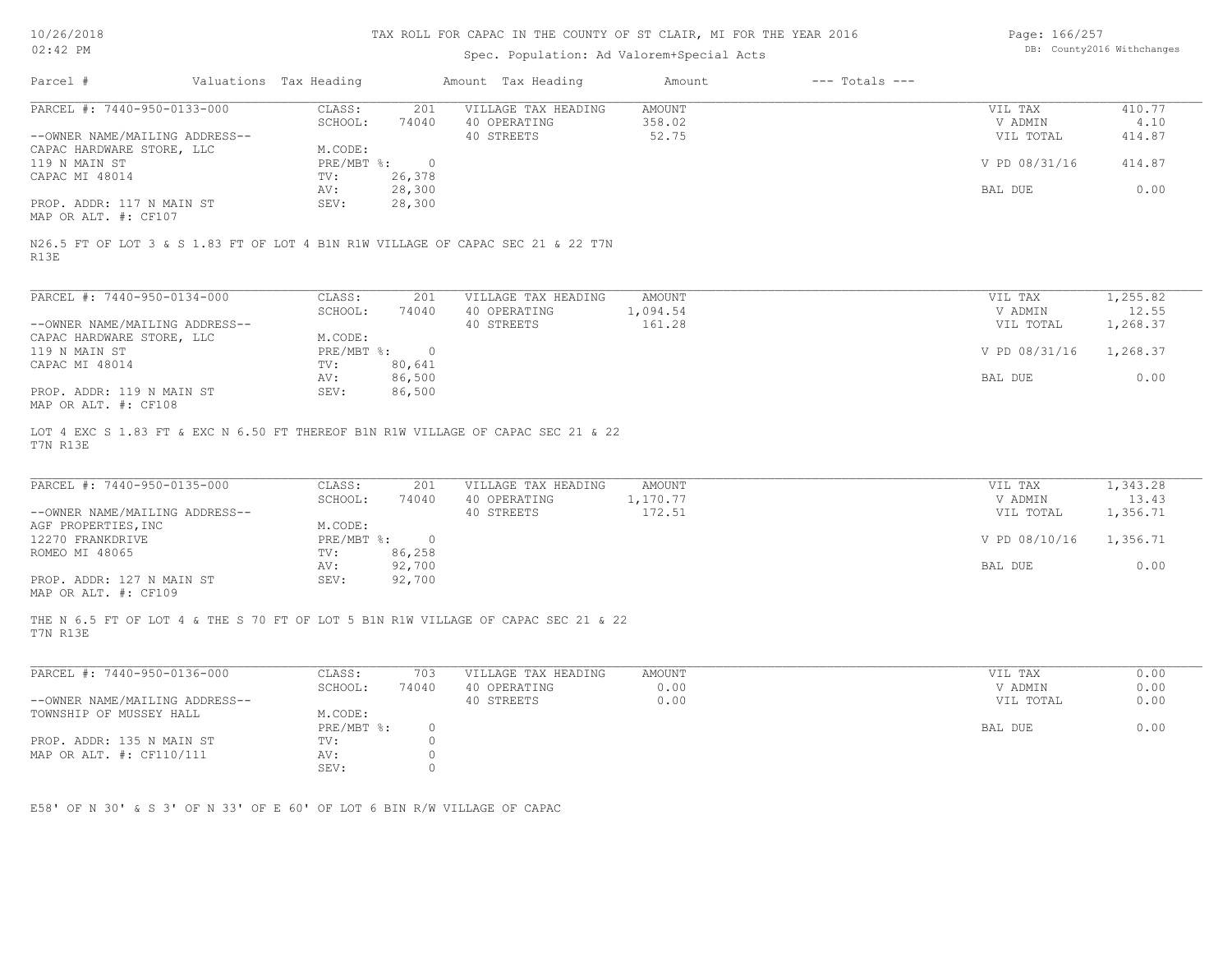# TAX ROLL FOR CAPAC IN THE COUNTY OF ST CLAIR, MI FOR THE YEAR 2016

Spec. Population: Ad Valorem+Special Acts

| Parcel # | Valuations | Tax Heading | Amount | Tax Heading | Amount | --- Totals --- | |
|---|---|---|---|---|---|---|---|

---

**PARCEL #: 7440-950-0133-000**

| | | | | | |
|---|---|---|---|---|---|
| CLASS: | 201 | VILLAGE TAX HEADING | AMOUNT | VIL TAX | 410.77 |
| SCHOOL: | 74040 | 40 OPERATING | 358.02 | V ADMIN | 4.10 |
| | | 40 STREETS | 52.75 | VIL TOTAL | 414.87 |
| M.CODE: | | | | | |
| PRE/MBT %: | 0 | | | V PD 08/31/16 | 414.87 |
| TV: | 26,378 | | | | |
| AV: | 28,300 | | | BAL DUE | 0.00 |
| SEV: | 28,300 | | | | |

--OWNER NAME/MAILING ADDRESS--
CAPAC HARDWARE STORE, LLC
119 N MAIN ST
CAPAC MI 48014

PROP. ADDR: 117 N MAIN ST
MAP OR ALT. #: CF107

N26.5 FT OF LOT 3 & S 1.83 FT OF LOT 4 B1N R1W VILLAGE OF CAPAC SEC 21 & 22 T7N R13E

---

**PARCEL #: 7440-950-0134-000**

| | | | | | |
|---|---|---|---|---|---|
| CLASS: | 201 | VILLAGE TAX HEADING | AMOUNT | VIL TAX | 1,255.82 |
| SCHOOL: | 74040 | 40 OPERATING | 1,094.54 | V ADMIN | 12.55 |
| | | 40 STREETS | 161.28 | VIL TOTAL | 1,268.37 |
| M.CODE: | | | | | |
| PRE/MBT %: | 0 | | | V PD 08/31/16 | 1,268.37 |
| TV: | 80,641 | | | | |
| AV: | 86,500 | | | BAL DUE | 0.00 |
| SEV: | 86,500 | | | | |

--OWNER NAME/MAILING ADDRESS--
CAPAC HARDWARE STORE, LLC
119 N MAIN ST
CAPAC MI 48014

PROP. ADDR: 119 N MAIN ST
MAP OR ALT. #: CF108

LOT 4 EXC S 1.83 FT & EXC N 6.50 FT THEREOF B1N R1W VILLAGE OF CAPAC SEC 21 & 22 T7N R13E

---

**PARCEL #: 7440-950-0135-000**

| | | | | | |
|---|---|---|---|---|---|
| CLASS: | 201 | VILLAGE TAX HEADING | AMOUNT | VIL TAX | 1,343.28 |
| SCHOOL: | 74040 | 40 OPERATING | 1,170.77 | V ADMIN | 13.43 |
| | | 40 STREETS | 172.51 | VIL TOTAL | 1,356.71 |
| M.CODE: | | | | | |
| PRE/MBT %: | 0 | | | V PD 08/10/16 | 1,356.71 |
| TV: | 86,258 | | | | |
| AV: | 92,700 | | | BAL DUE | 0.00 |
| SEV: | 92,700 | | | | |

--OWNER NAME/MAILING ADDRESS--
AGF PROPERTIES,INC
12270 FRANKDRIVE
ROMEO MI 48065

PROP. ADDR: 127 N MAIN ST
MAP OR ALT. #: CF109

THE N 6.5 FT OF LOT 4 & THE S 70 FT OF LOT 5 B1N R1W VILLAGE OF CAPAC SEC 21 & 22 T7N R13E

---

**PARCEL #: 7440-950-0136-000**

| | | | | | |
|---|---|---|---|---|---|
| CLASS: | 703 | VILLAGE TAX HEADING | AMOUNT | VIL TAX | 0.00 |
| SCHOOL: | 74040 | 40 OPERATING | 0.00 | V ADMIN | 0.00 |
| | | 40 STREETS | 0.00 | VIL TOTAL | 0.00 |
| M.CODE: | | | | | |
| PRE/MBT %: | 0 | | | BAL DUE | 0.00 |
| TV: | 0 | | | | |
| AV: | 0 | | | | |
| SEV: | 0 | | | | |

--OWNER NAME/MAILING ADDRESS--
TOWNSHIP OF MUSSEY HALL

PROP. ADDR: 135 N MAIN ST
MAP OR ALT. #: CF110/111

E58' OF N 30' & S 3' OF N 33' OF E 60' OF LOT 6 BIN R/W VILLAGE OF CAPAC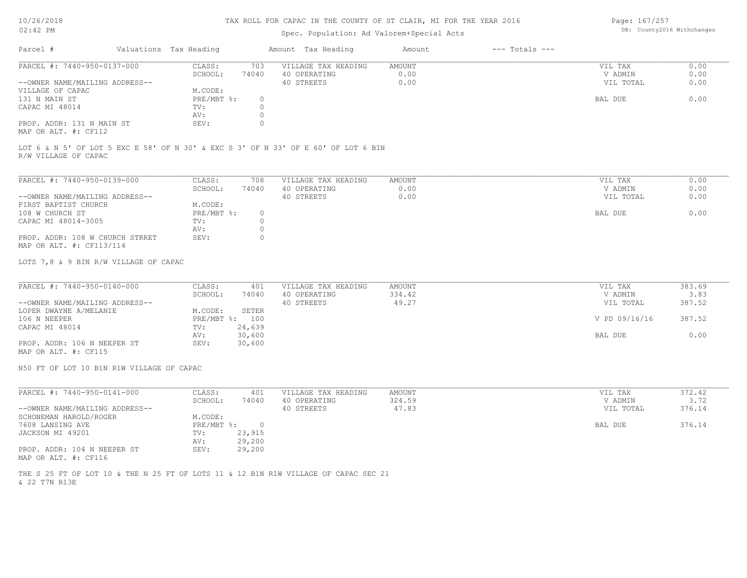# TAX ROLL FOR CAPAC IN THE COUNTY OF ST CLAIR, MI FOR THE YEAR 2016

Spec. Population: Ad Valorem+Special Acts

| Parcel # | Valuations | Tax Heading | Amount | Tax Heading | Amount | --- Totals --- | |
|---|---|---|---|---|---|---|---|
| PARCEL #: 7440-950-0137-000 | CLASS: | 703 | VILLAGE TAX HEADING | AMOUNT | | VIL TAX | 0.00 |
| | SCHOOL: | 74040 | 40 OPERATING | 0.00 | | V ADMIN | 0.00 |
| --OWNER NAME/MAILING ADDRESS-- | | | 40 STREETS | 0.00 | | VIL TOTAL | 0.00 |
| VILLAGE OF CAPAC | M.CODE: | | | | | | |
| 131 N MAIN ST | PRE/MBT %: | 0 | | | | BAL DUE | 0.00 |
| CAPAC MI 48014 | TV: | 0 | | | | | |
| | AV: | 0 | | | | | |
| PROP. ADDR: 131 N MAIN ST | SEV: | 0 | | | | | |
| MAP OR ALT. #: CF112 | | | | | | | |

LOT 6 & N 5' OF LOT 5 EXC E 58' OF N 30' & EXC S 3' OF N 33' OF E 60' OF LOT 6 BIN R/W VILLAGE OF CAPAC

| Parcel # | Valuations | Tax Heading | Amount | Tax Heading | Amount | --- Totals --- | |
|---|---|---|---|---|---|---|---|
| PARCEL #: 7440-950-0139-000 | CLASS: | 708 | VILLAGE TAX HEADING | AMOUNT | | VIL TAX | 0.00 |
| | SCHOOL: | 74040 | 40 OPERATING | 0.00 | | V ADMIN | 0.00 |
| --OWNER NAME/MAILING ADDRESS-- | | | 40 STREETS | 0.00 | | VIL TOTAL | 0.00 |
| FIRST BAPTIST CHURCH | M.CODE: | | | | | | |
| 108 W CHURCH ST | PRE/MBT %: | 0 | | | | BAL DUE | 0.00 |
| CAPAC MI 48014-3005 | TV: | 0 | | | | | |
| | AV: | 0 | | | | | |
| PROP. ADDR: 108 W CHURCH STRRET | SEV: | 0 | | | | | |
| MAP OR ALT. #: CF113/114 | | | | | | | |

LOTS 7,8 & 9 BIN R/W VILLAGE OF CAPAC

| Parcel # | Valuations | Tax Heading | Amount | Tax Heading | Amount | --- Totals --- | |
|---|---|---|---|---|---|---|---|
| PARCEL #: 7440-950-0140-000 | CLASS: | 401 | VILLAGE TAX HEADING | AMOUNT | | VIL TAX | 383.69 |
| | SCHOOL: | 74040 | 40 OPERATING | 334.42 | | V ADMIN | 3.83 |
| --OWNER NAME/MAILING ADDRESS-- | | | 40 STREETS | 49.27 | | VIL TOTAL | 387.52 |
| LOPER DWAYNE A/MELANIE | M.CODE: | SETER | | | | | |
| 106 N NEEPER | PRE/MBT %: | 100 | | | | V PD 09/16/16 | 387.52 |
| CAPAC MI 48014 | TV: | 24,639 | | | | | |
| | AV: | 30,600 | | | | BAL DUE | 0.00 |
| PROP. ADDR: 106 N NEEPER ST | SEV: | 30,600 | | | | | |
| MAP OR ALT. #: CF115 | | | | | | | |

N50 FT OF LOT 10 B1N R1W VILLAGE OF CAPAC

| Parcel # | Valuations | Tax Heading | Amount | Tax Heading | Amount | --- Totals --- | |
|---|---|---|---|---|---|---|---|
| PARCEL #: 7440-950-0141-000 | CLASS: | 401 | VILLAGE TAX HEADING | AMOUNT | | VIL TAX | 372.42 |
| | SCHOOL: | 74040 | 40 OPERATING | 324.59 | | V ADMIN | 3.72 |
| --OWNER NAME/MAILING ADDRESS-- | | | 40 STREETS | 47.83 | | VIL TOTAL | 376.14 |
| SCHONEMAN HAROLD/ROGER | M.CODE: | | | | | | |
| 7608 LANSING AVE | PRE/MBT %: | 0 | | | | BAL DUE | 376.14 |
| JACKSON MI 49201 | TV: | 23,915 | | | | | |
| | AV: | 29,200 | | | | | |
| PROP. ADDR: 104 N NEEPER ST | SEV: | 29,200 | | | | | |
| MAP OR ALT. #: CF116 | | | | | | | |

THE S 25 FT OF LOT 10 & THE N 25 FT OF LOTS 11 & 12 B1N R1W VILLAGE OF CAPAC SEC 21 & 22 T7N R13E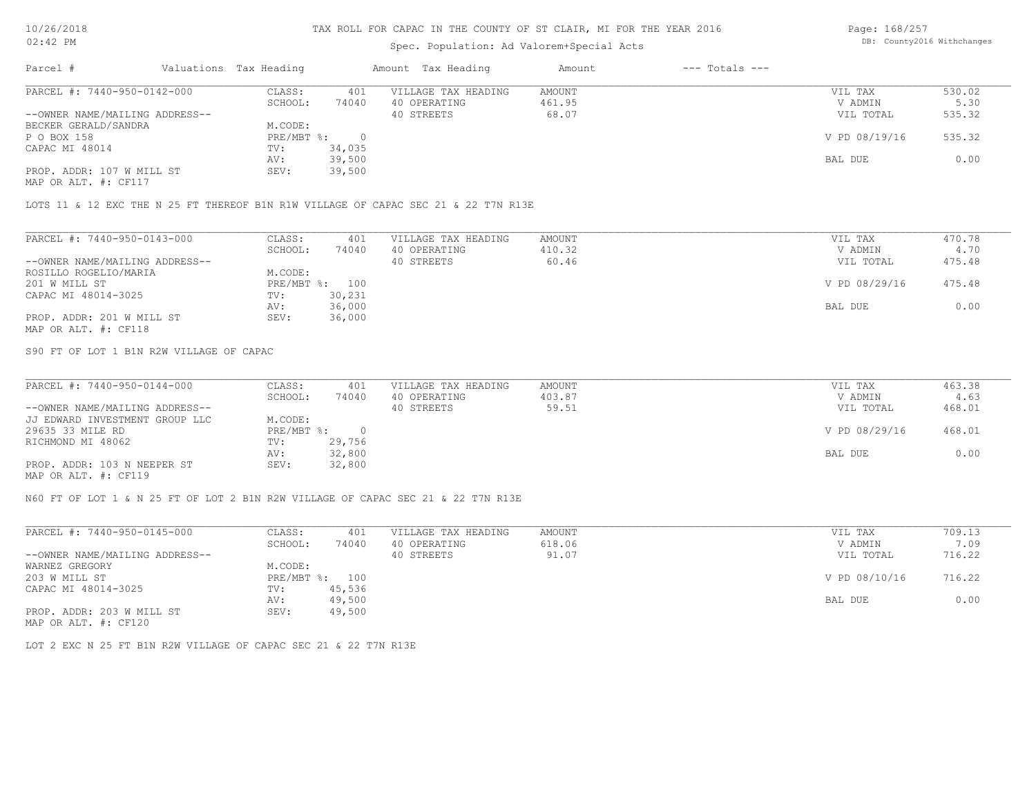# TAX ROLL FOR CAPAC IN THE COUNTY OF ST CLAIR, MI FOR THE YEAR 2016

Spec. Population: Ad Valorem+Special Acts

| Parcel # | Valuations | Tax Heading | Amount | Tax Heading | Amount | --- Totals --- | |
|---|---|---|---|---|---|---|---|
| PARCEL #: 7440-950-0142-000 | CLASS: | 401 | VILLAGE TAX HEADING | AMOUNT | | VIL TAX | 530.02 |
| | SCHOOL: | 74040 | 40 OPERATING | 461.95 | | V ADMIN | 5.30 |
| --OWNER NAME/MAILING ADDRESS-- | | | 40 STREETS | 68.07 | | VIL TOTAL | 535.32 |
| BECKER GERALD/SANDRA | M.CODE: | | | | | | |
| P O BOX 158 | PRE/MBT %: | 0 | | | | V PD 08/19/16 | 535.32 |
| CAPAC MI 48014 | TV: | 34,035 | | | | | |
| | AV: | 39,500 | | | | BAL DUE | 0.00 |
| PROP. ADDR: 107 W MILL ST | SEV: | 39,500 | | | | | |
| MAP OR ALT. #: CF117 | | | | | | | |

LOTS 11 & 12 EXC THE N 25 FT THEREOF B1N R1W VILLAGE OF CAPAC SEC 21 & 22 T7N R13E

| Parcel # | Valuations | Tax Heading | Amount | Tax Heading | Amount | --- Totals --- | |
|---|---|---|---|---|---|---|---|
| PARCEL #: 7440-950-0143-000 | CLASS: | 401 | VILLAGE TAX HEADING | AMOUNT | | VIL TAX | 470.78 |
| | SCHOOL: | 74040 | 40 OPERATING | 410.32 | | V ADMIN | 4.70 |
| --OWNER NAME/MAILING ADDRESS-- | | | 40 STREETS | 60.46 | | VIL TOTAL | 475.48 |
| ROSILLO ROGELIO/MARIA | M.CODE: | | | | | | |
| 201 W MILL ST | PRE/MBT %: | 100 | | | | V PD 08/29/16 | 475.48 |
| CAPAC MI 48014-3025 | TV: | 30,231 | | | | | |
| | AV: | 36,000 | | | | BAL DUE | 0.00 |
| PROP. ADDR: 201 W MILL ST | SEV: | 36,000 | | | | | |
| MAP OR ALT. #: CF118 | | | | | | | |

S90 FT OF LOT 1 B1N R2W VILLAGE OF CAPAC

| Parcel # | Valuations | Tax Heading | Amount | Tax Heading | Amount | --- Totals --- | |
|---|---|---|---|---|---|---|---|
| PARCEL #: 7440-950-0144-000 | CLASS: | 401 | VILLAGE TAX HEADING | AMOUNT | | VIL TAX | 463.38 |
| | SCHOOL: | 74040 | 40 OPERATING | 403.87 | | V ADMIN | 4.63 |
| --OWNER NAME/MAILING ADDRESS-- | | | 40 STREETS | 59.51 | | VIL TOTAL | 468.01 |
| JJ EDWARD INVESTMENT GROUP LLC | M.CODE: | | | | | | |
| 29635 33 MILE RD | PRE/MBT %: | 0 | | | | V PD 08/29/16 | 468.01 |
| RICHMOND MI 48062 | TV: | 29,756 | | | | | |
| | AV: | 32,800 | | | | BAL DUE | 0.00 |
| PROP. ADDR: 103 N NEEPER ST | SEV: | 32,800 | | | | | |
| MAP OR ALT. #: CF119 | | | | | | | |

N60 FT OF LOT 1 & N 25 FT OF LOT 2 B1N R2W VILLAGE OF CAPAC SEC 21 & 22 T7N R13E

| Parcel # | Valuations | Tax Heading | Amount | Tax Heading | Amount | --- Totals --- | |
|---|---|---|---|---|---|---|---|
| PARCEL #: 7440-950-0145-000 | CLASS: | 401 | VILLAGE TAX HEADING | AMOUNT | | VIL TAX | 709.13 |
| | SCHOOL: | 74040 | 40 OPERATING | 618.06 | | V ADMIN | 7.09 |
| --OWNER NAME/MAILING ADDRESS-- | | | 40 STREETS | 91.07 | | VIL TOTAL | 716.22 |
| WARNEZ GREGORY | M.CODE: | | | | | | |
| 203 W MILL ST | PRE/MBT %: | 100 | | | | V PD 08/10/16 | 716.22 |
| CAPAC MI 48014-3025 | TV: | 45,536 | | | | | |
| | AV: | 49,500 | | | | BAL DUE | 0.00 |
| PROP. ADDR: 203 W MILL ST | SEV: | 49,500 | | | | | |
| MAP OR ALT. #: CF120 | | | | | | | |

LOT 2 EXC N 25 FT B1N R2W VILLAGE OF CAPAC SEC 21 & 22 T7N R13E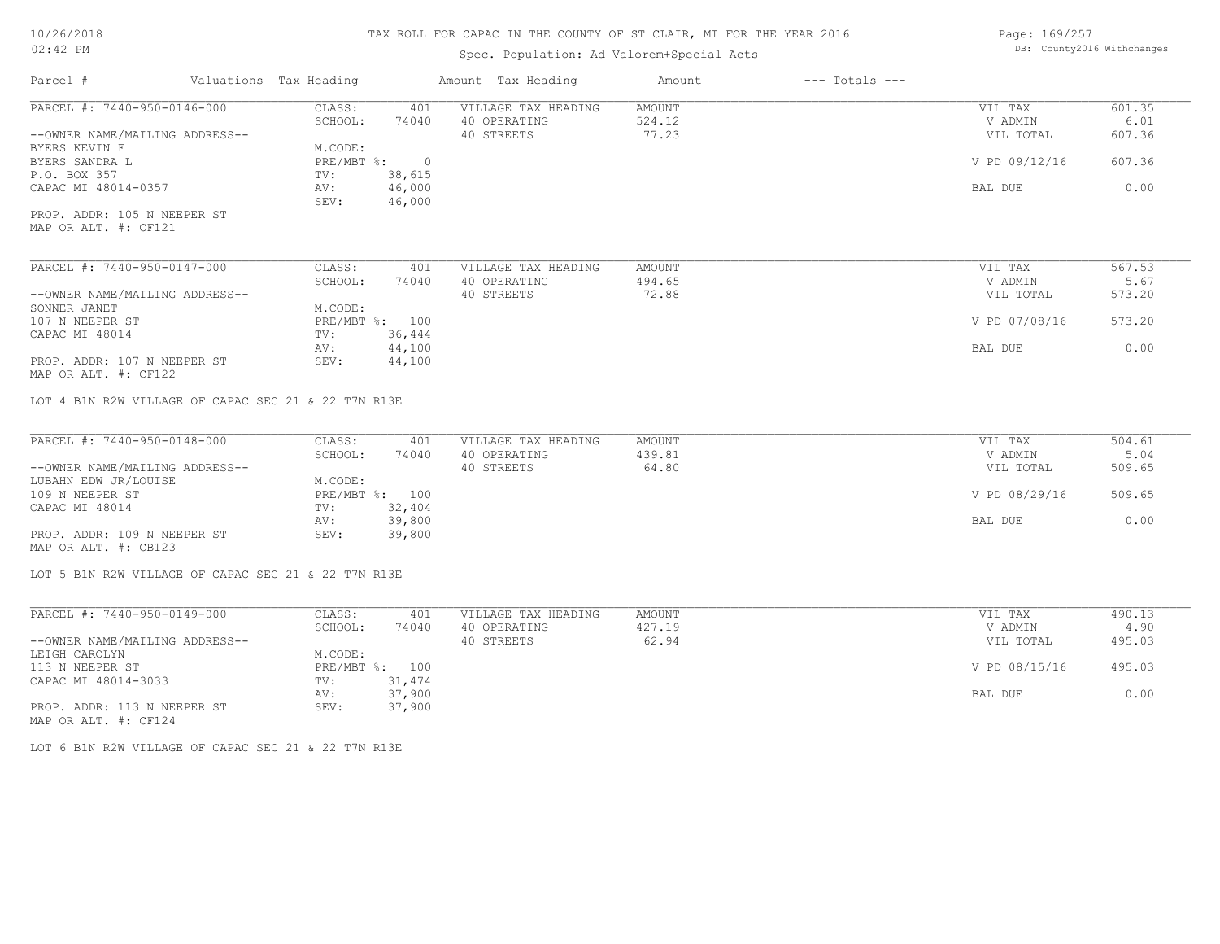# TAX ROLL FOR CAPAC IN THE COUNTY OF ST CLAIR, MI FOR THE YEAR 2016

Spec. Population: Ad Valorem+Special Acts

DB: County2016 Withchanges

| Parcel # | Valuations | Tax Heading | Amount | Tax Heading | Amount | --- Totals --- | |
|---|---|---|---|---|---|---|---|
| PARCEL #: 7440-950-0146-000 | CLASS: | 401 | VILLAGE TAX HEADING | AMOUNT | | VIL TAX | 601.35 |
| | SCHOOL: | 74040 | 40 OPERATING | 524.12 | | V ADMIN | 6.01 |
| --OWNER NAME/MAILING ADDRESS-- | | | 40 STREETS | 77.23 | | VIL TOTAL | 607.36 |
| BYERS KEVIN F | M.CODE: | | | | | | |
| BYERS SANDRA L | PRE/MBT %: | 0 | | | | V PD 09/12/16 | 607.36 |
| P.O. BOX 357 | TV: | 38,615 | | | | | |
| CAPAC MI 48014-0357 | AV: | 46,000 | | | | BAL DUE | 0.00 |
| | SEV: | 46,000 | | | | | |
| PROP. ADDR: 105 N NEEPER ST | | | | | | | |
| MAP OR ALT. #: CF121 | | | | | | | |

| Parcel # | Valuations | Tax Heading | Amount | Tax Heading | Amount | --- Totals --- | |
|---|---|---|---|---|---|---|---|
| PARCEL #: 7440-950-0147-000 | CLASS: | 401 | VILLAGE TAX HEADING | AMOUNT | | VIL TAX | 567.53 |
| | SCHOOL: | 74040 | 40 OPERATING | 494.65 | | V ADMIN | 5.67 |
| --OWNER NAME/MAILING ADDRESS-- | | | 40 STREETS | 72.88 | | VIL TOTAL | 573.20 |
| SONNER JANET | M.CODE: | | | | | | |
| 107 N NEEPER ST | PRE/MBT %: | 100 | | | | V PD 07/08/16 | 573.20 |
| CAPAC MI 48014 | TV: | 36,444 | | | | | |
| | AV: | 44,100 | | | | BAL DUE | 0.00 |
| PROP. ADDR: 107 N NEEPER ST | SEV: | 44,100 | | | | | |
| MAP OR ALT. #: CF122 | | | | | | | |

LOT 4 B1N R2W VILLAGE OF CAPAC SEC 21 & 22 T7N R13E

| Parcel # | Valuations | Tax Heading | Amount | Tax Heading | Amount | --- Totals --- | |
|---|---|---|---|---|---|---|---|
| PARCEL #: 7440-950-0148-000 | CLASS: | 401 | VILLAGE TAX HEADING | AMOUNT | | VIL TAX | 504.61 |
| | SCHOOL: | 74040 | 40 OPERATING | 439.81 | | V ADMIN | 5.04 |
| --OWNER NAME/MAILING ADDRESS-- | | | 40 STREETS | 64.80 | | VIL TOTAL | 509.65 |
| LUBAHN EDW JR/LOUISE | M.CODE: | | | | | | |
| 109 N NEEPER ST | PRE/MBT %: | 100 | | | | V PD 08/29/16 | 509.65 |
| CAPAC MI 48014 | TV: | 32,404 | | | | | |
| | AV: | 39,800 | | | | BAL DUE | 0.00 |
| PROP. ADDR: 109 N NEEPER ST | SEV: | 39,800 | | | | | |
| MAP OR ALT. #: CB123 | | | | | | | |

LOT 5 B1N R2W VILLAGE OF CAPAC SEC 21 & 22 T7N R13E

| Parcel # | Valuations | Tax Heading | Amount | Tax Heading | Amount | --- Totals --- | |
|---|---|---|---|---|---|---|---|
| PARCEL #: 7440-950-0149-000 | CLASS: | 401 | VILLAGE TAX HEADING | AMOUNT | | VIL TAX | 490.13 |
| | SCHOOL: | 74040 | 40 OPERATING | 427.19 | | V ADMIN | 4.90 |
| --OWNER NAME/MAILING ADDRESS-- | | | 40 STREETS | 62.94 | | VIL TOTAL | 495.03 |
| LEIGH CAROLYN | M.CODE: | | | | | | |
| 113 N NEEPER ST | PRE/MBT %: | 100 | | | | V PD 08/15/16 | 495.03 |
| CAPAC MI 48014-3033 | TV: | 31,474 | | | | | |
| | AV: | 37,900 | | | | BAL DUE | 0.00 |
| PROP. ADDR: 113 N NEEPER ST | SEV: | 37,900 | | | | | |
| MAP OR ALT. #: CF124 | | | | | | | |

LOT 6 B1N R2W VILLAGE OF CAPAC SEC 21 & 22 T7N R13E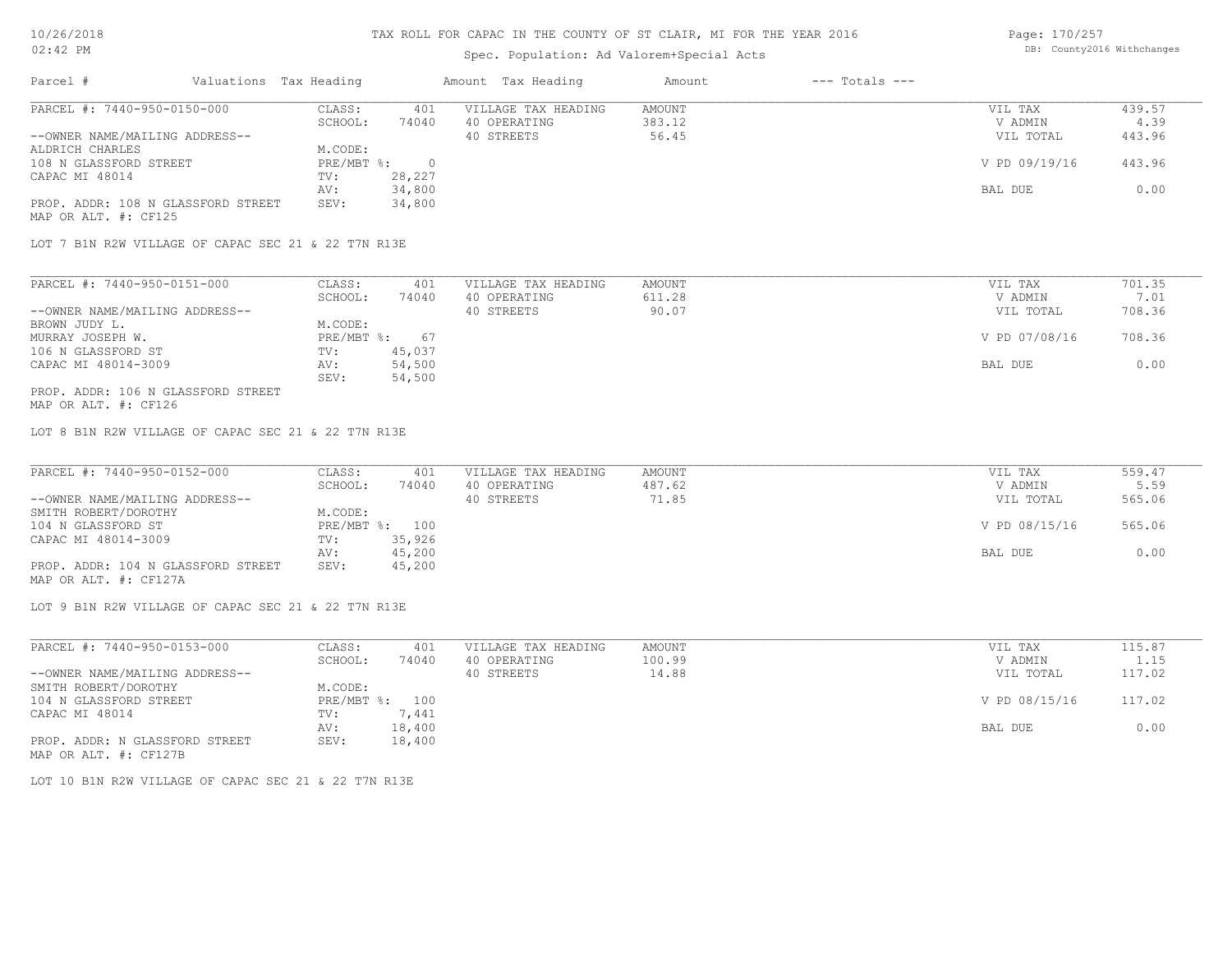# TAX ROLL FOR CAPAC IN THE COUNTY OF ST CLAIR, MI FOR THE YEAR 2016

Spec. Population: Ad Valorem+Special Acts

DB: County2016 Withchanges

| Parcel # | Valuations | Tax Heading | Amount | Tax Heading | Amount | --- Totals --- | |
|---|---|---|---|---|---|---|---|
| PARCEL #: 7440-950-0150-000 | CLASS: | 401 | VILLAGE TAX HEADING | AMOUNT | | VIL TAX | 439.57 |
| | SCHOOL: | 74040 | 40 OPERATING | 383.12 | | V ADMIN | 4.39 |
| --OWNER NAME/MAILING ADDRESS-- | | | 40 STREETS | 56.45 | | VIL TOTAL | 443.96 |
| ALDRICH CHARLES | M.CODE: | | | | | | |
| 108 N GLASSFORD STREET | PRE/MBT %: | 0 | | | | V PD 09/19/16 | 443.96 |
| CAPAC MI 48014 | TV: | 28,227 | | | | | |
| | AV: | 34,800 | | | | BAL DUE | 0.00 |
| PROP. ADDR: 108 N GLASSFORD STREET | SEV: | 34,800 | | | | | |
| MAP OR ALT. #: CF125 | | | | | | | |

LOT 7 B1N R2W VILLAGE OF CAPAC SEC 21 & 22 T7N R13E

| Parcel # | Valuations | Tax Heading | Amount | Tax Heading | Amount | --- Totals --- | |
|---|---|---|---|---|---|---|---|
| PARCEL #: 7440-950-0151-000 | CLASS: | 401 | VILLAGE TAX HEADING | AMOUNT | | VIL TAX | 701.35 |
| | SCHOOL: | 74040 | 40 OPERATING | 611.28 | | V ADMIN | 7.01 |
| --OWNER NAME/MAILING ADDRESS-- | | | 40 STREETS | 90.07 | | VIL TOTAL | 708.36 |
| BROWN JUDY L. | M.CODE: | | | | | | |
| MURRAY JOSEPH W. | PRE/MBT %: | 67 | | | | V PD 07/08/16 | 708.36 |
| 106 N GLASSFORD ST | TV: | 45,037 | | | | | |
| CAPAC MI 48014-3009 | AV: | 54,500 | | | | BAL DUE | 0.00 |
| | SEV: | 54,500 | | | | | |
| PROP. ADDR: 106 N GLASSFORD STREET | | | | | | | |
| MAP OR ALT. #: CF126 | | | | | | | |

LOT 8 B1N R2W VILLAGE OF CAPAC SEC 21 & 22 T7N R13E

| Parcel # | Valuations | Tax Heading | Amount | Tax Heading | Amount | --- Totals --- | |
|---|---|---|---|---|---|---|---|
| PARCEL #: 7440-950-0152-000 | CLASS: | 401 | VILLAGE TAX HEADING | AMOUNT | | VIL TAX | 559.47 |
| | SCHOOL: | 74040 | 40 OPERATING | 487.62 | | V ADMIN | 5.59 |
| --OWNER NAME/MAILING ADDRESS-- | | | 40 STREETS | 71.85 | | VIL TOTAL | 565.06 |
| SMITH ROBERT/DOROTHY | M.CODE: | | | | | | |
| 104 N GLASSFORD ST | PRE/MBT %: | 100 | | | | V PD 08/15/16 | 565.06 |
| CAPAC MI 48014-3009 | TV: | 35,926 | | | | | |
| | AV: | 45,200 | | | | BAL DUE | 0.00 |
| PROP. ADDR: 104 N GLASSFORD STREET | SEV: | 45,200 | | | | | |
| MAP OR ALT. #: CF127A | | | | | | | |

LOT 9 B1N R2W VILLAGE OF CAPAC SEC 21 & 22 T7N R13E

| Parcel # | Valuations | Tax Heading | Amount | Tax Heading | Amount | --- Totals --- | |
|---|---|---|---|---|---|---|---|
| PARCEL #: 7440-950-0153-000 | CLASS: | 401 | VILLAGE TAX HEADING | AMOUNT | | VIL TAX | 115.87 |
| | SCHOOL: | 74040 | 40 OPERATING | 100.99 | | V ADMIN | 1.15 |
| --OWNER NAME/MAILING ADDRESS-- | | | 40 STREETS | 14.88 | | VIL TOTAL | 117.02 |
| SMITH ROBERT/DOROTHY | M.CODE: | | | | | | |
| 104 N GLASSFORD STREET | PRE/MBT %: | 100 | | | | V PD 08/15/16 | 117.02 |
| CAPAC MI 48014 | TV: | 7,441 | | | | | |
| | AV: | 18,400 | | | | BAL DUE | 0.00 |
| PROP. ADDR: N GLASSFORD STREET | SEV: | 18,400 | | | | | |
| MAP OR ALT. #: CF127B | | | | | | | |

LOT 10 B1N R2W VILLAGE OF CAPAC SEC 21 & 22 T7N R13E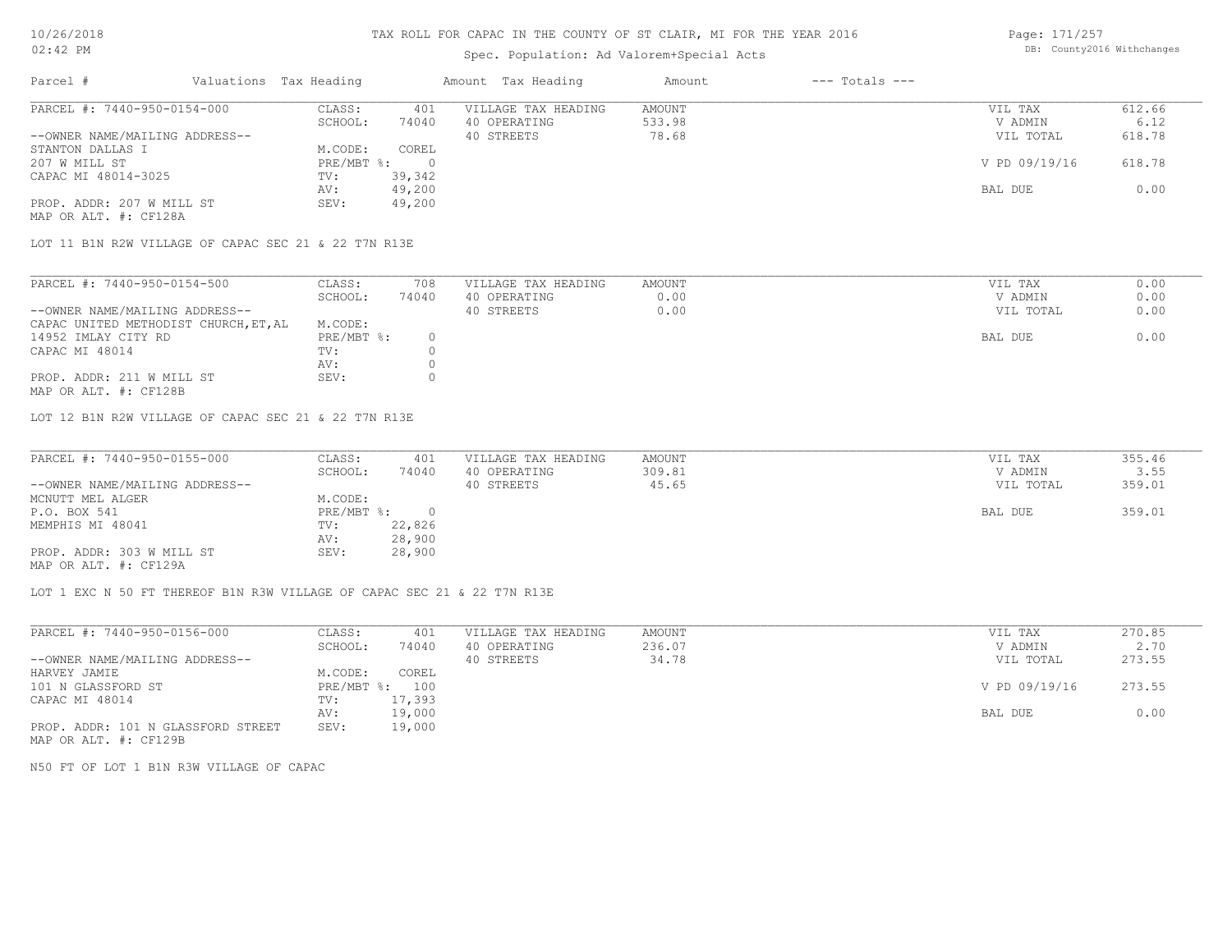# TAX ROLL FOR CAPAC IN THE COUNTY OF ST CLAIR, MI FOR THE YEAR 2016

Spec. Population: Ad Valorem+Special Acts

DB: County2016 Withchanges

| Parcel # | Valuations | Tax Heading | Amount | Tax Heading | Amount | --- Totals --- | |
|---|---|---|---|---|---|---|---|
| PARCEL #: 7440-950-0154-000 | CLASS: | 401 | VILLAGE TAX HEADING | AMOUNT | | VIL TAX | 612.66 |
| | SCHOOL: | 74040 | 40 OPERATING | 533.98 | | V ADMIN | 6.12 |
| --OWNER NAME/MAILING ADDRESS-- | | | 40 STREETS | 78.68 | | VIL TOTAL | 618.78 |
| STANTON DALLAS I | M.CODE: | COREL | | | | | |
| 207 W MILL ST | PRE/MBT %: | 0 | | | | V PD 09/19/16 | 618.78 |
| CAPAC MI 48014-3025 | TV: | 39,342 | | | | | |
| | AV: | 49,200 | | | | BAL DUE | 0.00 |
| PROP. ADDR: 207 W MILL ST | SEV: | 49,200 | | | | | |
| MAP OR ALT. #: CF128A | | | | | | | |

LOT 11 B1N R2W VILLAGE OF CAPAC SEC 21 & 22 T7N R13E

| Parcel # | Valuations | Tax Heading | Amount | Tax Heading | Amount | --- Totals --- | |
|---|---|---|---|---|---|---|---|
| PARCEL #: 7440-950-0154-500 | CLASS: | 708 | VILLAGE TAX HEADING | AMOUNT | | VIL TAX | 0.00 |
| | SCHOOL: | 74040 | 40 OPERATING | 0.00 | | V ADMIN | 0.00 |
| --OWNER NAME/MAILING ADDRESS-- | | | 40 STREETS | 0.00 | | VIL TOTAL | 0.00 |
| CAPAC UNITED METHODIST CHURCH,ET,AL | M.CODE: | | | | | | |
| 14952 IMLAY CITY RD | PRE/MBT %: | 0 | | | | BAL DUE | 0.00 |
| CAPAC MI 48014 | TV: | 0 | | | | | |
| | AV: | 0 | | | | | |
| PROP. ADDR: 211 W MILL ST | SEV: | 0 | | | | | |
| MAP OR ALT. #: CF128B | | | | | | | |

LOT 12 B1N R2W VILLAGE OF CAPAC SEC 21 & 22 T7N R13E

| Parcel # | Valuations | Tax Heading | Amount | Tax Heading | Amount | --- Totals --- | |
|---|---|---|---|---|---|---|---|
| PARCEL #: 7440-950-0155-000 | CLASS: | 401 | VILLAGE TAX HEADING | AMOUNT | | VIL TAX | 355.46 |
| | SCHOOL: | 74040 | 40 OPERATING | 309.81 | | V ADMIN | 3.55 |
| --OWNER NAME/MAILING ADDRESS-- | | | 40 STREETS | 45.65 | | VIL TOTAL | 359.01 |
| MCNUTT MEL ALGER | M.CODE: | | | | | | |
| P.O. BOX 541 | PRE/MBT %: | 0 | | | | BAL DUE | 359.01 |
| MEMPHIS MI 48041 | TV: | 22,826 | | | | | |
| | AV: | 28,900 | | | | | |
| PROP. ADDR: 303 W MILL ST | SEV: | 28,900 | | | | | |
| MAP OR ALT. #: CF129A | | | | | | | |

LOT 1 EXC N 50 FT THEREOF B1N R3W VILLAGE OF CAPAC SEC 21 & 22 T7N R13E

| Parcel # | Valuations | Tax Heading | Amount | Tax Heading | Amount | --- Totals --- | |
|---|---|---|---|---|---|---|---|
| PARCEL #: 7440-950-0156-000 | CLASS: | 401 | VILLAGE TAX HEADING | AMOUNT | | VIL TAX | 270.85 |
| | SCHOOL: | 74040 | 40 OPERATING | 236.07 | | V ADMIN | 2.70 |
| --OWNER NAME/MAILING ADDRESS-- | | | 40 STREETS | 34.78 | | VIL TOTAL | 273.55 |
| HARVEY JAMIE | M.CODE: | COREL | | | | | |
| 101 N GLASSFORD ST | PRE/MBT %: | 100 | | | | V PD 09/19/16 | 273.55 |
| CAPAC MI 48014 | TV: | 17,393 | | | | | |
| | AV: | 19,000 | | | | BAL DUE | 0.00 |
| PROP. ADDR: 101 N GLASSFORD STREET | SEV: | 19,000 | | | | | |
| MAP OR ALT. #: CF129B | | | | | | | |

N50 FT OF LOT 1 B1N R3W VILLAGE OF CAPAC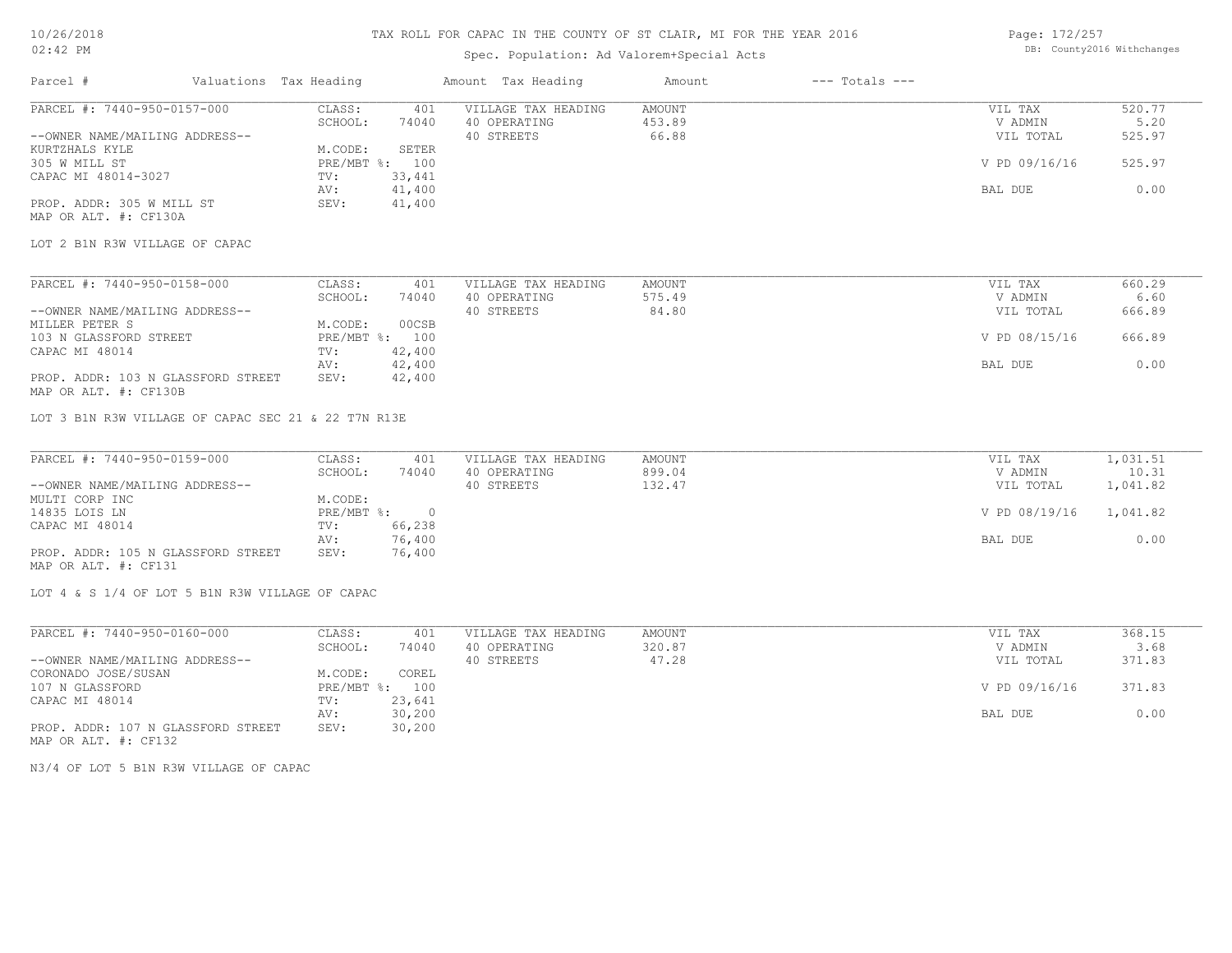# TAX ROLL FOR CAPAC IN THE COUNTY OF ST CLAIR, MI FOR THE YEAR 2016

Spec. Population: Ad Valorem+Special Acts

DB: County2016 Withchanges

| Parcel # | Valuations Tax Heading | | Amount Tax Heading | Amount | --- Totals --- | |
|---|---|---|---|---|---|---|
| PARCEL #: 7440-950-0157-000 | CLASS: | 401 | VILLAGE TAX HEADING | AMOUNT | VIL TAX | 520.77 |
| | SCHOOL: | 74040 | 40 OPERATING | 453.89 | V ADMIN | 5.20 |
| --OWNER NAME/MAILING ADDRESS-- | | | 40 STREETS | 66.88 | VIL TOTAL | 525.97 |
| KURTZHALS KYLE | M.CODE: | SETER | | | | |
| 305 W MILL ST | PRE/MBT %: | 100 | | | V PD 09/16/16 | 525.97 |
| CAPAC MI 48014-3027 | TV: | 33,441 | | | | |
| | AV: | 41,400 | | | BAL DUE | 0.00 |
| PROP. ADDR: 305 W MILL ST | SEV: | 41,400 | | | | |
| MAP OR ALT. #: CF130A | | | | | | |

LOT 2 B1N R3W VILLAGE OF CAPAC

| Parcel # | Valuations Tax Heading | | Amount Tax Heading | Amount | --- Totals --- | |
|---|---|---|---|---|---|---|
| PARCEL #: 7440-950-0158-000 | CLASS: | 401 | VILLAGE TAX HEADING | AMOUNT | VIL TAX | 660.29 |
| | SCHOOL: | 74040 | 40 OPERATING | 575.49 | V ADMIN | 6.60 |
| --OWNER NAME/MAILING ADDRESS-- | | | 40 STREETS | 84.80 | VIL TOTAL | 666.89 |
| MILLER PETER S | M.CODE: | 00CSB | | | | |
| 103 N GLASSFORD STREET | PRE/MBT %: | 100 | | | V PD 08/15/16 | 666.89 |
| CAPAC MI 48014 | TV: | 42,400 | | | | |
| | AV: | 42,400 | | | BAL DUE | 0.00 |
| PROP. ADDR: 103 N GLASSFORD STREET | SEV: | 42,400 | | | | |
| MAP OR ALT. #: CF130B | | | | | | |

LOT 3 B1N R3W VILLAGE OF CAPAC SEC 21 & 22 T7N R13E

| Parcel # | Valuations Tax Heading | | Amount Tax Heading | Amount | --- Totals --- | |
|---|---|---|---|---|---|---|
| PARCEL #: 7440-950-0159-000 | CLASS: | 401 | VILLAGE TAX HEADING | AMOUNT | VIL TAX | 1,031.51 |
| | SCHOOL: | 74040 | 40 OPERATING | 899.04 | V ADMIN | 10.31 |
| --OWNER NAME/MAILING ADDRESS-- | | | 40 STREETS | 132.47 | VIL TOTAL | 1,041.82 |
| MULTI CORP INC | M.CODE: | | | | | |
| 14835 LOIS LN | PRE/MBT %: | 0 | | | V PD 08/19/16 | 1,041.82 |
| CAPAC MI 48014 | TV: | 66,238 | | | | |
| | AV: | 76,400 | | | BAL DUE | 0.00 |
| PROP. ADDR: 105 N GLASSFORD STREET | SEV: | 76,400 | | | | |
| MAP OR ALT. #: CF131 | | | | | | |

LOT 4 & S 1/4 OF LOT 5 B1N R3W VILLAGE OF CAPAC

| Parcel # | Valuations Tax Heading | | Amount Tax Heading | Amount | --- Totals --- | |
|---|---|---|---|---|---|---|
| PARCEL #: 7440-950-0160-000 | CLASS: | 401 | VILLAGE TAX HEADING | AMOUNT | VIL TAX | 368.15 |
| | SCHOOL: | 74040 | 40 OPERATING | 320.87 | V ADMIN | 3.68 |
| --OWNER NAME/MAILING ADDRESS-- | | | 40 STREETS | 47.28 | VIL TOTAL | 371.83 |
| CORONADO JOSE/SUSAN | M.CODE: | COREL | | | | |
| 107 N GLASSFORD | PRE/MBT %: | 100 | | | V PD 09/16/16 | 371.83 |
| CAPAC MI 48014 | TV: | 23,641 | | | | |
| | AV: | 30,200 | | | BAL DUE | 0.00 |
| PROP. ADDR: 107 N GLASSFORD STREET | SEV: | 30,200 | | | | |
| MAP OR ALT. #: CF132 | | | | | | |

N3/4 OF LOT 5 B1N R3W VILLAGE OF CAPAC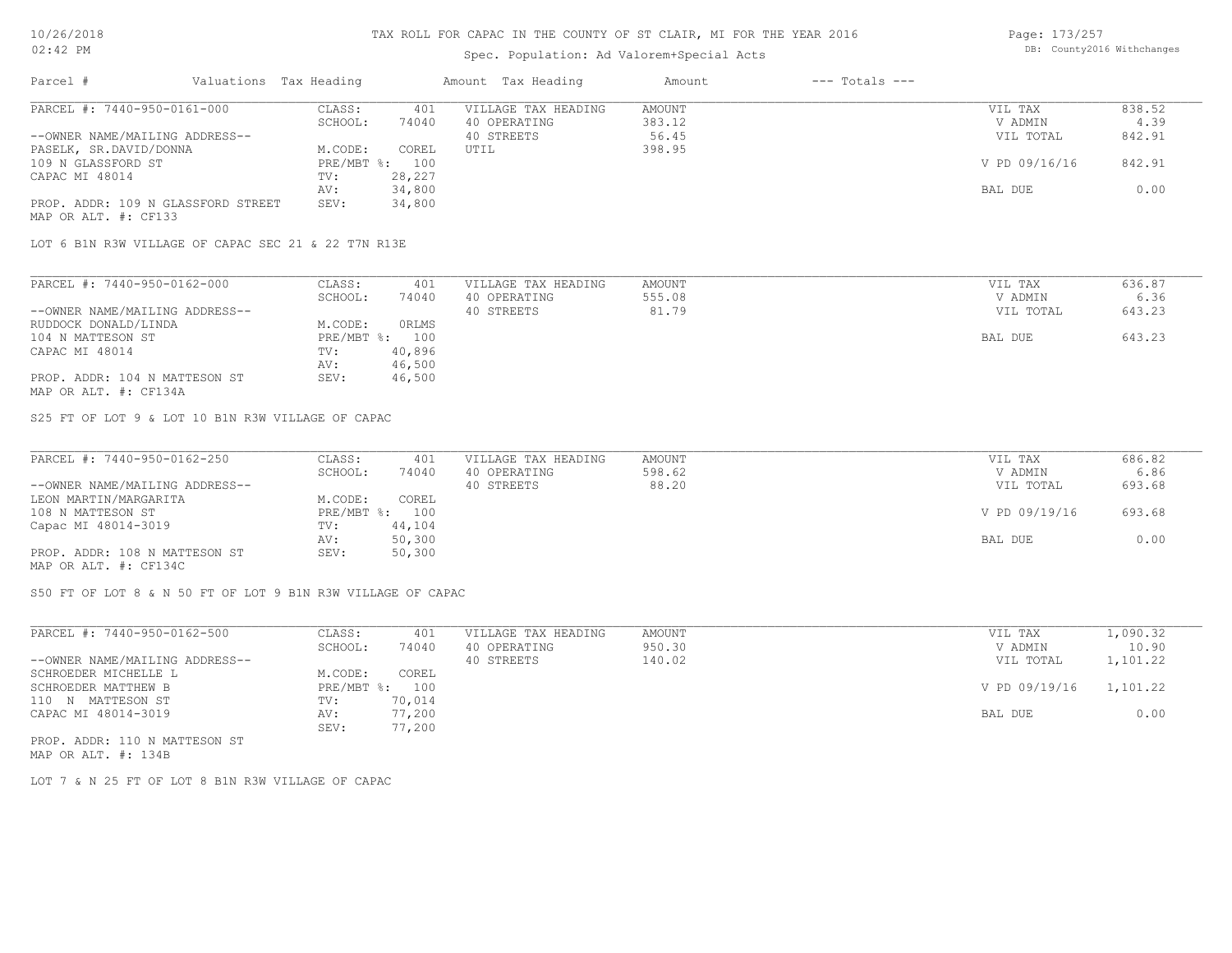# TAX ROLL FOR CAPAC IN THE COUNTY OF ST CLAIR, MI FOR THE YEAR 2016

Spec. Population: Ad Valorem+Special Acts

| Parcel # | Valuations | Tax Heading | Amount | Tax Heading | Amount | --- Totals --- | |
|---|---|---|---|---|---|---|---|
| PARCEL #: 7440-950-0161-000 | CLASS: | 401 | VILLAGE TAX HEADING | AMOUNT | | VIL TAX | 838.52 |
| | SCHOOL: | 74040 | 40 OPERATING | 383.12 | | V ADMIN | 4.39 |
| --OWNER NAME/MAILING ADDRESS-- | | | 40 STREETS | 56.45 | | VIL TOTAL | 842.91 |
| PASELK, SR.DAVID/DONNA | M.CODE: | COREL | UTIL | 398.95 | | | |
| 109 N GLASSFORD ST | PRE/MBT %: | 100 | | | | V PD 09/16/16 | 842.91 |
| CAPAC MI 48014 | TV: | 28,227 | | | | | |
| | AV: | 34,800 | | | | BAL DUE | 0.00 |
| PROP. ADDR: 109 N GLASSFORD STREET | SEV: | 34,800 | | | | | |
| MAP OR ALT. #: CF133 | | | | | | | |

LOT 6 B1N R3W VILLAGE OF CAPAC SEC 21 & 22 T7N R13E

| Parcel # | Valuations | Tax Heading | Amount | Tax Heading | Amount | --- Totals --- | |
|---|---|---|---|---|---|---|---|
| PARCEL #: 7440-950-0162-000 | CLASS: | 401 | VILLAGE TAX HEADING | AMOUNT | | VIL TAX | 636.87 |
| | SCHOOL: | 74040 | 40 OPERATING | 555.08 | | V ADMIN | 6.36 |
| --OWNER NAME/MAILING ADDRESS-- | | | 40 STREETS | 81.79 | | VIL TOTAL | 643.23 |
| RUDDOCK DONALD/LINDA | M.CODE: | 0RLMS | | | | | |
| 104 N MATTESON ST | PRE/MBT %: | 100 | | | | BAL DUE | 643.23 |
| CAPAC MI 48014 | TV: | 40,896 | | | | | |
| | AV: | 46,500 | | | | | |
| PROP. ADDR: 104 N MATTESON ST | SEV: | 46,500 | | | | | |
| MAP OR ALT. #: CF134A | | | | | | | |

S25 FT OF LOT 9 & LOT 10 B1N R3W VILLAGE OF CAPAC

| Parcel # | Valuations | Tax Heading | Amount | Tax Heading | Amount | --- Totals --- | |
|---|---|---|---|---|---|---|---|
| PARCEL #: 7440-950-0162-250 | CLASS: | 401 | VILLAGE TAX HEADING | AMOUNT | | VIL TAX | 686.82 |
| | SCHOOL: | 74040 | 40 OPERATING | 598.62 | | V ADMIN | 6.86 |
| --OWNER NAME/MAILING ADDRESS-- | | | 40 STREETS | 88.20 | | VIL TOTAL | 693.68 |
| LEON MARTIN/MARGARITA | M.CODE: | COREL | | | | | |
| 108 N MATTESON ST | PRE/MBT %: | 100 | | | | V PD 09/19/16 | 693.68 |
| Capac MI 48014-3019 | TV: | 44,104 | | | | | |
| | AV: | 50,300 | | | | BAL DUE | 0.00 |
| PROP. ADDR: 108 N MATTESON ST | SEV: | 50,300 | | | | | |
| MAP OR ALT. #: CF134C | | | | | | | |

S50 FT OF LOT 8 & N 50 FT OF LOT 9 B1N R3W VILLAGE OF CAPAC

| Parcel # | Valuations | Tax Heading | Amount | Tax Heading | Amount | --- Totals --- | |
|---|---|---|---|---|---|---|---|
| PARCEL #: 7440-950-0162-500 | CLASS: | 401 | VILLAGE TAX HEADING | AMOUNT | | VIL TAX | 1,090.32 |
| | SCHOOL: | 74040 | 40 OPERATING | 950.30 | | V ADMIN | 10.90 |
| --OWNER NAME/MAILING ADDRESS-- | | | 40 STREETS | 140.02 | | VIL TOTAL | 1,101.22 |
| SCHROEDER MICHELLE L | M.CODE: | COREL | | | | | |
| SCHROEDER MATTHEW B | PRE/MBT %: | 100 | | | | V PD 09/19/16 | 1,101.22 |
| 110 N MATTESON ST | TV: | 70,014 | | | | | |
| CAPAC MI 48014-3019 | AV: | 77,200 | | | | BAL DUE | 0.00 |
| | SEV: | 77,200 | | | | | |
| PROP. ADDR: 110 N MATTESON ST | | | | | | | |
| MAP OR ALT. #: 134B | | | | | | | |

LOT 7 & N 25 FT OF LOT 8 B1N R3W VILLAGE OF CAPAC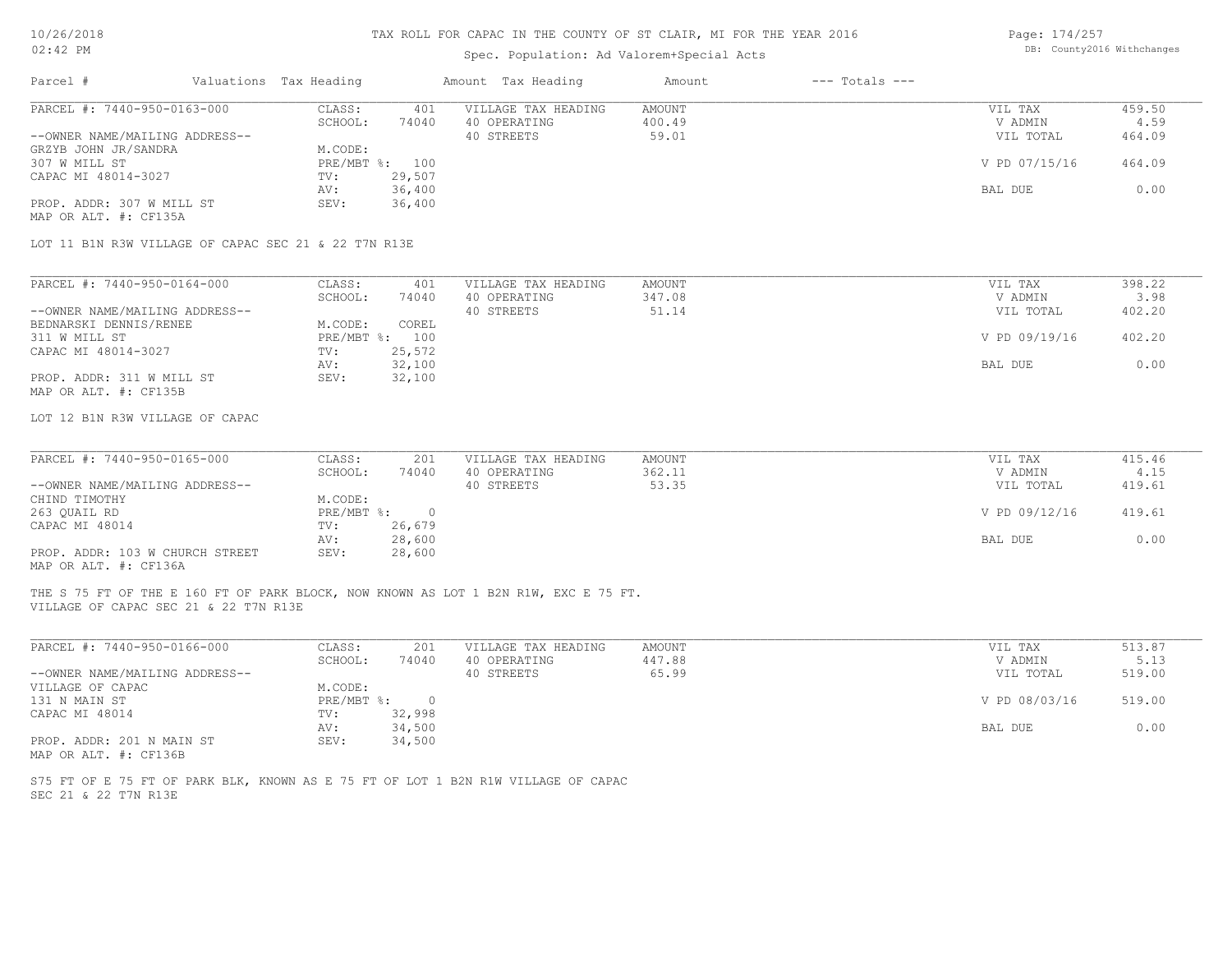# TAX ROLL FOR CAPAC IN THE COUNTY OF ST CLAIR, MI FOR THE YEAR 2016

Spec. Population: Ad Valorem+Special Acts

10/26/2018 02:42 PM | DB: County2016 Withchanges

| Parcel # | Valuations | Tax Heading | Amount | Tax Heading | Amount | --- Totals --- |
|---|---|---|---|---|---|---|

## PARCEL #: 7440-950-0163-000

| | | | | | |
|---|---|---|---|---|---|
| CLASS: | 401 | VILLAGE TAX HEADING | AMOUNT | VIL TAX | 459.50 |
| SCHOOL: | 74040 | 40 OPERATING | 400.49 | V ADMIN | 4.59 |
| M.CODE: | | 40 STREETS | 59.01 | VIL TOTAL | 464.09 |
| PRE/MBT %: | 100 | | | V PD 07/15/16 | 464.09 |
| TV: | 29,507 | | | | |
| AV: | 36,400 | | | BAL DUE | 0.00 |
| SEV: | 36,400 | | | | |

--OWNER NAME/MAILING ADDRESS--
GRZYB JOHN JR/SANDRA
307 W MILL ST
CAPAC MI 48014-3027

PROP. ADDR: 307 W MILL ST
MAP OR ALT. #: CF135A

LOT 11 B1N R3W VILLAGE OF CAPAC SEC 21 & 22 T7N R13E

## PARCEL #: 7440-950-0164-000

| | | | | | |
|---|---|---|---|---|---|
| CLASS: | 401 | VILLAGE TAX HEADING | AMOUNT | VIL TAX | 398.22 |
| SCHOOL: | 74040 | 40 OPERATING | 347.08 | V ADMIN | 3.98 |
| M.CODE: | COREL | 40 STREETS | 51.14 | VIL TOTAL | 402.20 |
| PRE/MBT %: | 100 | | | V PD 09/19/16 | 402.20 |
| TV: | 25,572 | | | | |
| AV: | 32,100 | | | BAL DUE | 0.00 |
| SEV: | 32,100 | | | | |

--OWNER NAME/MAILING ADDRESS--
BEDNARSKI DENNIS/RENEE
311 W MILL ST
CAPAC MI 48014-3027

PROP. ADDR: 311 W MILL ST
MAP OR ALT. #: CF135B

LOT 12 B1N R3W VILLAGE OF CAPAC

## PARCEL #: 7440-950-0165-000

| | | | | | |
|---|---|---|---|---|---|
| CLASS: | 201 | VILLAGE TAX HEADING | AMOUNT | VIL TAX | 415.46 |
| SCHOOL: | 74040 | 40 OPERATING | 362.11 | V ADMIN | 4.15 |
| M.CODE: | | 40 STREETS | 53.35 | VIL TOTAL | 419.61 |
| PRE/MBT %: | 0 | | | V PD 09/12/16 | 419.61 |
| TV: | 26,679 | | | | |
| AV: | 28,600 | | | BAL DUE | 0.00 |
| SEV: | 28,600 | | | | |

--OWNER NAME/MAILING ADDRESS--
CHIND TIMOTHY
263 QUAIL RD
CAPAC MI 48014

PROP. ADDR: 103 W CHURCH STREET
MAP OR ALT. #: CF136A

THE S 75 FT OF THE E 160 FT OF PARK BLOCK, NOW KNOWN AS LOT 1 B2N R1W, EXC E 75 FT.
VILLAGE OF CAPAC SEC 21 & 22 T7N R13E

## PARCEL #: 7440-950-0166-000

| | | | | | |
|---|---|---|---|---|---|
| CLASS: | 201 | VILLAGE TAX HEADING | AMOUNT | VIL TAX | 513.87 |
| SCHOOL: | 74040 | 40 OPERATING | 447.88 | V ADMIN | 5.13 |
| M.CODE: | | 40 STREETS | 65.99 | VIL TOTAL | 519.00 |
| PRE/MBT %: | 0 | | | V PD 08/03/16 | 519.00 |
| TV: | 32,998 | | | | |
| AV: | 34,500 | | | BAL DUE | 0.00 |
| SEV: | 34,500 | | | | |

--OWNER NAME/MAILING ADDRESS--
VILLAGE OF CAPAC
131 N MAIN ST
CAPAC MI 48014

PROP. ADDR: 201 N MAIN ST
MAP OR ALT. #: CF136B

S75 FT OF E 75 FT OF PARK BLK, KNOWN AS E 75 FT OF LOT 1 B2N R1W VILLAGE OF CAPAC
SEC 21 & 22 T7N R13E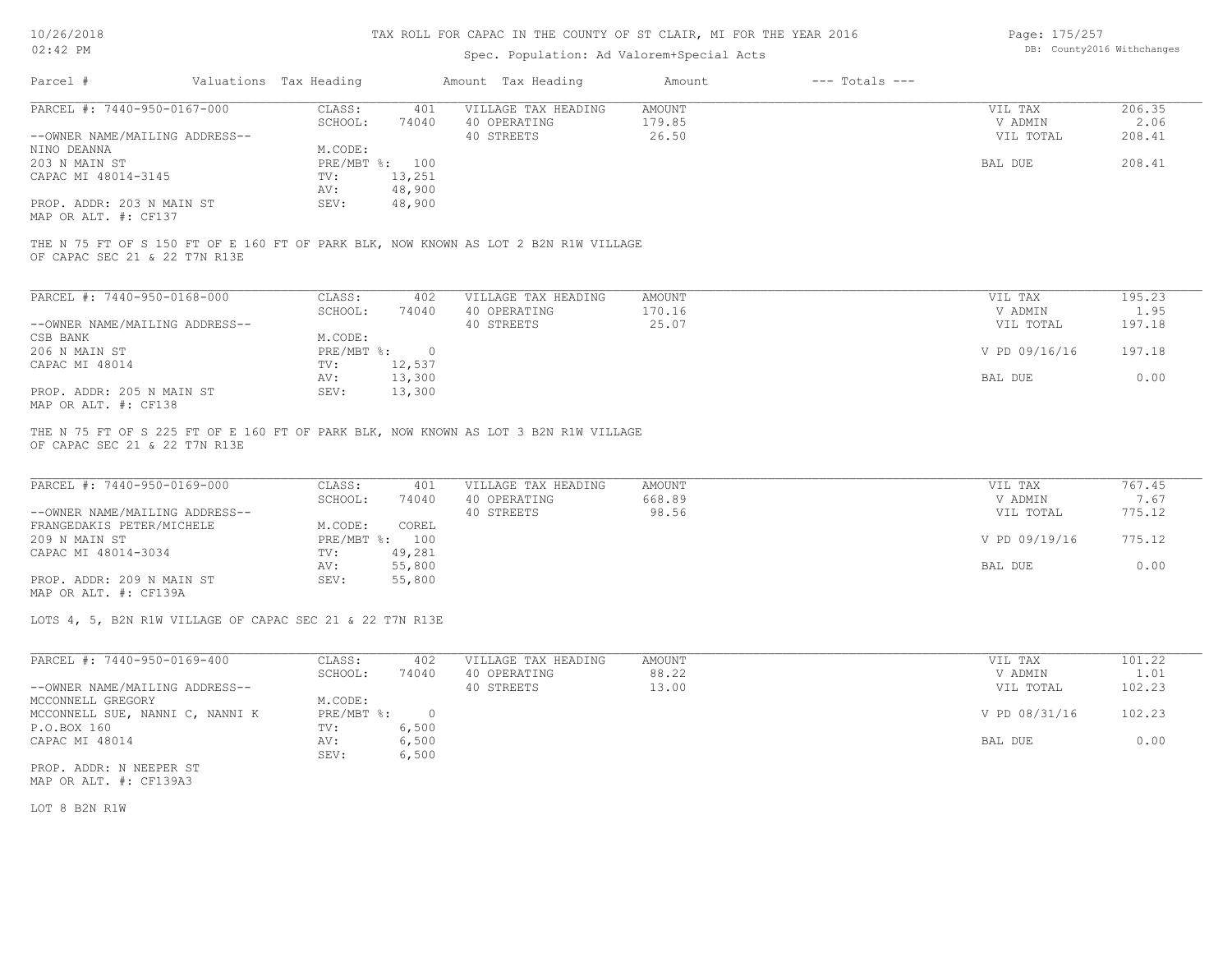# TAX ROLL FOR CAPAC IN THE COUNTY OF ST CLAIR, MI FOR THE YEAR 2016

Spec. Population: Ad Valorem+Special Acts

10/26/2018
02:42 PM

DB: County2016 Withchanges

| Parcel # | Valuations | Tax Heading | Amount | Tax Heading | Amount | --- Totals --- | | |
|---|---|---|---|---|---|---|---|---|
| PARCEL #: 7440-950-0167-000 | CLASS: | 401 | VILLAGE TAX HEADING | AMOUNT | | | VIL TAX | 206.35 |
| | SCHOOL: | 74040 | 40 OPERATING | 179.85 | | | V ADMIN | 2.06 |
| --OWNER NAME/MAILING ADDRESS-- | | | 40 STREETS | 26.50 | | | VIL TOTAL | 208.41 |
| NINO DEANNA | M.CODE: | | | | | | | |
| 203 N MAIN ST | PRE/MBT %: | 100 | | | | | BAL DUE | 208.41 |
| CAPAC MI 48014-3145 | TV: | 13,251 | | | | | | |
| | AV: | 48,900 | | | | | | |
| PROP. ADDR: 203 N MAIN ST | SEV: | 48,900 | | | | | | |
| MAP OR ALT. #: CF137 | | | | | | | | |

THE N 75 FT OF S 150 FT OF E 160 FT OF PARK BLK, NOW KNOWN AS LOT 2 B2N R1W VILLAGE OF CAPAC SEC 21 & 22 T7N R13E

| Parcel # | Valuations | Tax Heading | Amount | Tax Heading | Amount | --- Totals --- | | |
|---|---|---|---|---|---|---|---|---|
| PARCEL #: 7440-950-0168-000 | CLASS: | 402 | VILLAGE TAX HEADING | AMOUNT | | | VIL TAX | 195.23 |
| | SCHOOL: | 74040 | 40 OPERATING | 170.16 | | | V ADMIN | 1.95 |
| --OWNER NAME/MAILING ADDRESS-- | | | 40 STREETS | 25.07 | | | VIL TOTAL | 197.18 |
| CSB BANK | M.CODE: | | | | | | | |
| 206 N MAIN ST | PRE/MBT %: | 0 | | | | | V PD 09/16/16 | 197.18 |
| CAPAC MI 48014 | TV: | 12,537 | | | | | | |
| | AV: | 13,300 | | | | | BAL DUE | 0.00 |
| PROP. ADDR: 205 N MAIN ST | SEV: | 13,300 | | | | | | |
| MAP OR ALT. #: CF138 | | | | | | | | |

THE N 75 FT OF S 225 FT OF E 160 FT OF PARK BLK, NOW KNOWN AS LOT 3 B2N R1W VILLAGE OF CAPAC SEC 21 & 22 T7N R13E

| Parcel # | Valuations | Tax Heading | Amount | Tax Heading | Amount | --- Totals --- | | |
|---|---|---|---|---|---|---|---|---|
| PARCEL #: 7440-950-0169-000 | CLASS: | 401 | VILLAGE TAX HEADING | AMOUNT | | | VIL TAX | 767.45 |
| | SCHOOL: | 74040 | 40 OPERATING | 668.89 | | | V ADMIN | 7.67 |
| --OWNER NAME/MAILING ADDRESS-- | | | 40 STREETS | 98.56 | | | VIL TOTAL | 775.12 |
| FRANGEDAKIS PETER/MICHELE | M.CODE: | COREL | | | | | | |
| 209 N MAIN ST | PRE/MBT %: | 100 | | | | | V PD 09/19/16 | 775.12 |
| CAPAC MI 48014-3034 | TV: | 49,281 | | | | | | |
| | AV: | 55,800 | | | | | BAL DUE | 0.00 |
| PROP. ADDR: 209 N MAIN ST | SEV: | 55,800 | | | | | | |
| MAP OR ALT. #: CF139A | | | | | | | | |

LOTS 4, 5, B2N R1W VILLAGE OF CAPAC SEC 21 & 22 T7N R13E

| Parcel # | Valuations | Tax Heading | Amount | Tax Heading | Amount | --- Totals --- | | |
|---|---|---|---|---|---|---|---|---|
| PARCEL #: 7440-950-0169-400 | CLASS: | 402 | VILLAGE TAX HEADING | AMOUNT | | | VIL TAX | 101.22 |
| | SCHOOL: | 74040 | 40 OPERATING | 88.22 | | | V ADMIN | 1.01 |
| --OWNER NAME/MAILING ADDRESS-- | | | 40 STREETS | 13.00 | | | VIL TOTAL | 102.23 |
| MCCONNELL GREGORY | M.CODE: | | | | | | | |
| MCCONNELL SUE, NANNI C, NANNI K | PRE/MBT %: | 0 | | | | | V PD 08/31/16 | 102.23 |
| P.O.BOX 160 | TV: | 6,500 | | | | | | |
| CAPAC MI 48014 | AV: | 6,500 | | | | | BAL DUE | 0.00 |
| | SEV: | 6,500 | | | | | | |
| PROP. ADDR: N NEEPER ST | | | | | | | | |
| MAP OR ALT. #: CF139A3 | | | | | | | | |

LOT 8 B2N R1W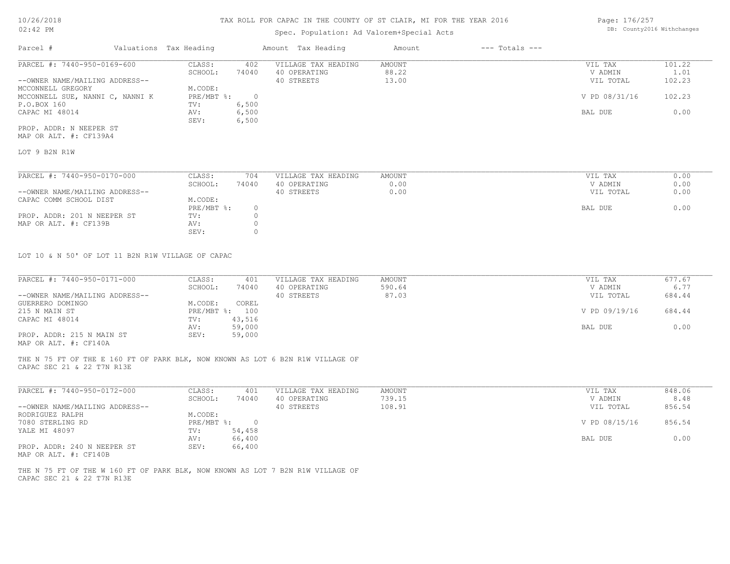# TAX ROLL FOR CAPAC IN THE COUNTY OF ST CLAIR, MI FOR THE YEAR 2016

10/26/2018
02:42 PM

Spec. Population: Ad Valorem+Special Acts

DB: County2016 Withchanges

| Parcel # | Valuations | Tax Heading | Amount | Tax Heading | Amount | --- Totals --- | |
|---|---|---|---|---|---|---|---|

## PARCEL #: 7440-950-0169-600

| | | | | | |
|---|---|---|---|---|---|
| CLASS: | 402 | VILLAGE TAX HEADING | AMOUNT | VIL TAX | 101.22 |
| SCHOOL: | 74040 | 40 OPERATING | 88.22 | V ADMIN | 1.01 |
| | | 40 STREETS | 13.00 | VIL TOTAL | 102.23 |
| M.CODE: | | | | | |
| PRE/MBT %: | 0 | | | V PD 08/31/16 | 102.23 |
| TV: | 6,500 | | | | |
| AV: | 6,500 | | | BAL DUE | 0.00 |
| SEV: | 6,500 | | | | |

--OWNER NAME/MAILING ADDRESS--
MCCONNELL GREGORY
MCCONNELL SUE, NANNI C, NANNI K
P.O.BOX 160
CAPAC MI 48014

PROP. ADDR: N NEEPER ST
MAP OR ALT. #: CF139A4

LOT 9 B2N R1W

## PARCEL #: 7440-950-0170-000

| | | | | | |
|---|---|---|---|---|---|
| CLASS: | 704 | VILLAGE TAX HEADING | AMOUNT | VIL TAX | 0.00 |
| SCHOOL: | 74040 | 40 OPERATING | 0.00 | V ADMIN | 0.00 |
| | | 40 STREETS | 0.00 | VIL TOTAL | 0.00 |
| M.CODE: | | | | | |
| PRE/MBT %: | 0 | | | BAL DUE | 0.00 |
| TV: | 0 | | | | |
| AV: | 0 | | | | |
| SEV: | 0 | | | | |

--OWNER NAME/MAILING ADDRESS--
CAPAC COMM SCHOOL DIST

PROP. ADDR: 201 N NEEPER ST
MAP OR ALT. #: CF139B

LOT 10 & N 50' OF LOT 11 B2N R1W VILLAGE OF CAPAC

## PARCEL #: 7440-950-0171-000

| | | | | | |
|---|---|---|---|---|---|
| CLASS: | 401 | VILLAGE TAX HEADING | AMOUNT | VIL TAX | 677.67 |
| SCHOOL: | 74040 | 40 OPERATING | 590.64 | V ADMIN | 6.77 |
| | | 40 STREETS | 87.03 | VIL TOTAL | 684.44 |
| M.CODE: | COREL | | | | |
| PRE/MBT %: | 100 | | | V PD 09/19/16 | 684.44 |
| TV: | 43,516 | | | | |
| AV: | 59,000 | | | BAL DUE | 0.00 |
| SEV: | 59,000 | | | | |

--OWNER NAME/MAILING ADDRESS--
GUERRERO DOMINGO
215 N MAIN ST
CAPAC MI 48014

PROP. ADDR: 215 N MAIN ST
MAP OR ALT. #: CF140A

THE N 75 FT OF THE E 160 FT OF PARK BLK, NOW KNOWN AS LOT 6 B2N R1W VILLAGE OF CAPAC SEC 21 & 22 T7N R13E

## PARCEL #: 7440-950-0172-000

| | | | | | |
|---|---|---|---|---|---|
| CLASS: | 401 | VILLAGE TAX HEADING | AMOUNT | VIL TAX | 848.06 |
| SCHOOL: | 74040 | 40 OPERATING | 739.15 | V ADMIN | 8.48 |
| | | 40 STREETS | 108.91 | VIL TOTAL | 856.54 |
| M.CODE: | | | | | |
| PRE/MBT %: | 0 | | | V PD 08/15/16 | 856.54 |
| TV: | 54,458 | | | | |
| AV: | 66,400 | | | BAL DUE | 0.00 |
| SEV: | 66,400 | | | | |

--OWNER NAME/MAILING ADDRESS--
RODRIGUEZ RALPH
7080 STERLING RD
YALE MI 48097

PROP. ADDR: 240 N NEEPER ST
MAP OR ALT. #: CF140B

THE N 75 FT OF THE W 160 FT OF PARK BLK, NOW KNOWN AS LOT 7 B2N R1W VILLAGE OF CAPAC SEC 21 & 22 T7N R13E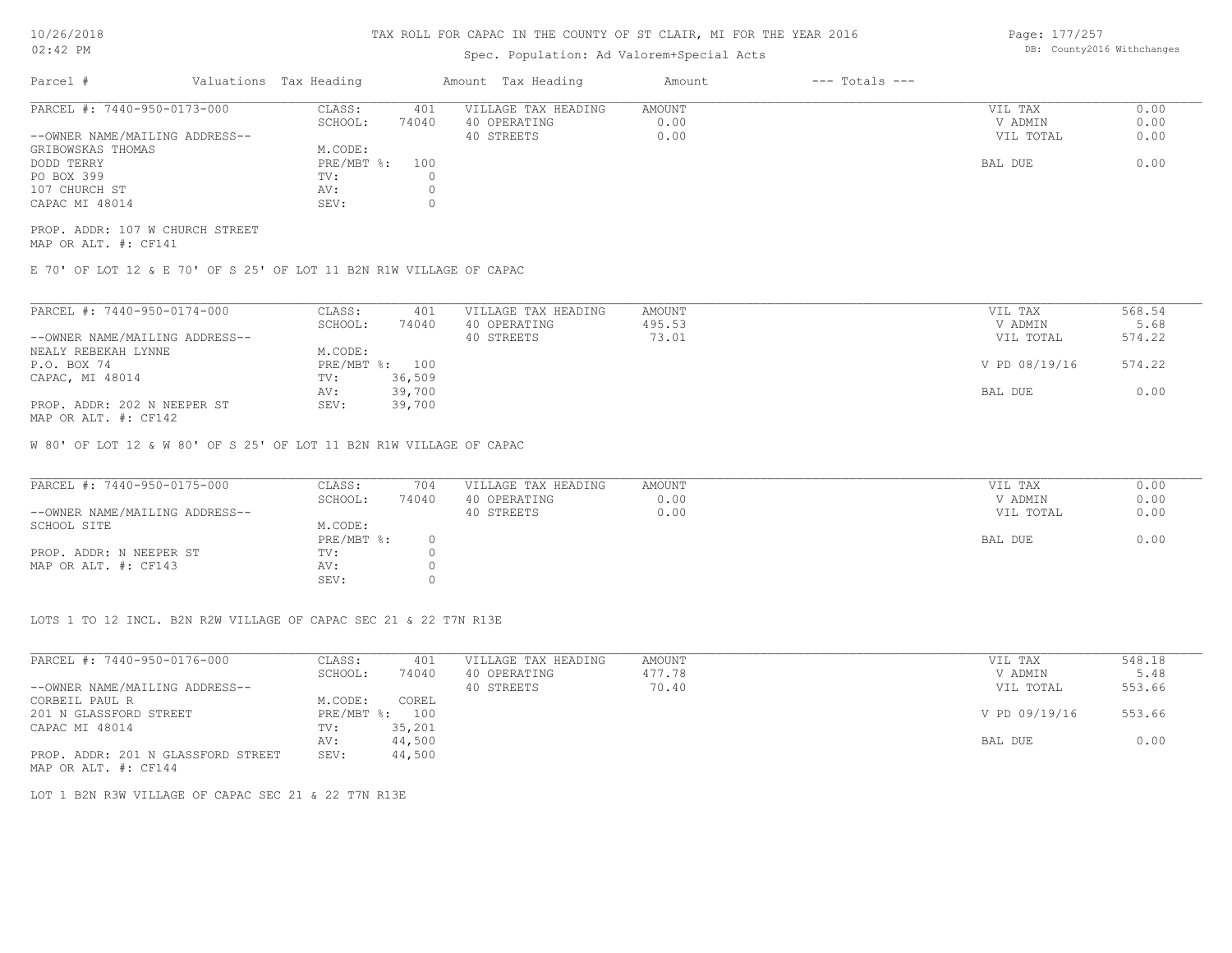# TAX ROLL FOR CAPAC IN THE COUNTY OF ST CLAIR, MI FOR THE YEAR 2016

Spec. Population: Ad Valorem+Special Acts

DB: County2016 Withchanges

| Parcel # | Valuations | Tax Heading | Amount | Tax Heading | Amount | --- Totals --- | |
|---|---|---|---|---|---|---|---|

**PARCEL #: 7440-950-0173-000**

| | | | | | |
|---|---|---|---|---|---|
| CLASS: | 401 | VILLAGE TAX HEADING | AMOUNT | VIL TAX | 0.00 |
| SCHOOL: | 74040 | 40 OPERATING | 0.00 | V ADMIN | 0.00 |
| | | 40 STREETS | 0.00 | VIL TOTAL | 0.00 |
| M.CODE: | | | | | |
| PRE/MBT %: | 100 | | | BAL DUE | 0.00 |
| TV: | 0 | | | | |
| AV: | 0 | | | | |
| SEV: | 0 | | | | |

--OWNER NAME/MAILING ADDRESS--
GRIBOWSKAS THOMAS
DODD TERRY
PO BOX 399
107 CHURCH ST
CAPAC MI 48014

PROP. ADDR: 107 W CHURCH STREET
MAP OR ALT. #: CF141

E 70' OF LOT 12 & E 70' OF S 25' OF LOT 11 B2N R1W VILLAGE OF CAPAC

**PARCEL #: 7440-950-0174-000**

| | | | | | |
|---|---|---|---|---|---|
| CLASS: | 401 | VILLAGE TAX HEADING | AMOUNT | VIL TAX | 568.54 |
| SCHOOL: | 74040 | 40 OPERATING | 495.53 | V ADMIN | 5.68 |
| | | 40 STREETS | 73.01 | VIL TOTAL | 574.22 |
| M.CODE: | | | | | |
| PRE/MBT %: | 100 | | | V PD 08/19/16 | 574.22 |
| TV: | 36,509 | | | | |
| AV: | 39,700 | | | BAL DUE | 0.00 |
| SEV: | 39,700 | | | | |

--OWNER NAME/MAILING ADDRESS--
NEALY REBEKAH LYNNE
P.O. BOX 74
CAPAC, MI 48014

PROP. ADDR: 202 N NEEPER ST
MAP OR ALT. #: CF142

W 80' OF LOT 12 & W 80' OF S 25' OF LOT 11 B2N R1W VILLAGE OF CAPAC

**PARCEL #: 7440-950-0175-000**

| | | | | | |
|---|---|---|---|---|---|
| CLASS: | 704 | VILLAGE TAX HEADING | AMOUNT | VIL TAX | 0.00 |
| SCHOOL: | 74040 | 40 OPERATING | 0.00 | V ADMIN | 0.00 |
| | | 40 STREETS | 0.00 | VIL TOTAL | 0.00 |
| M.CODE: | | | | | |
| PRE/MBT %: | 0 | | | BAL DUE | 0.00 |
| TV: | 0 | | | | |
| AV: | 0 | | | | |
| SEV: | 0 | | | | |

--OWNER NAME/MAILING ADDRESS--
SCHOOL SITE

PROP. ADDR: N NEEPER ST
MAP OR ALT. #: CF143

LOTS 1 TO 12 INCL. B2N R2W VILLAGE OF CAPAC SEC 21 & 22 T7N R13E

**PARCEL #: 7440-950-0176-000**

| | | | | | |
|---|---|---|---|---|---|
| CLASS: | 401 | VILLAGE TAX HEADING | AMOUNT | VIL TAX | 548.18 |
| SCHOOL: | 74040 | 40 OPERATING | 477.78 | V ADMIN | 5.48 |
| | | 40 STREETS | 70.40 | VIL TOTAL | 553.66 |
| M.CODE: | COREL | | | | |
| PRE/MBT %: | 100 | | | V PD 09/19/16 | 553.66 |
| TV: | 35,201 | | | | |
| AV: | 44,500 | | | BAL DUE | 0.00 |
| SEV: | 44,500 | | | | |

--OWNER NAME/MAILING ADDRESS--
CORBEIL PAUL R
201 N GLASSFORD STREET
CAPAC MI 48014

PROP. ADDR: 201 N GLASSFORD STREET
MAP OR ALT. #: CF144

LOT 1 B2N R3W VILLAGE OF CAPAC SEC 21 & 22 T7N R13E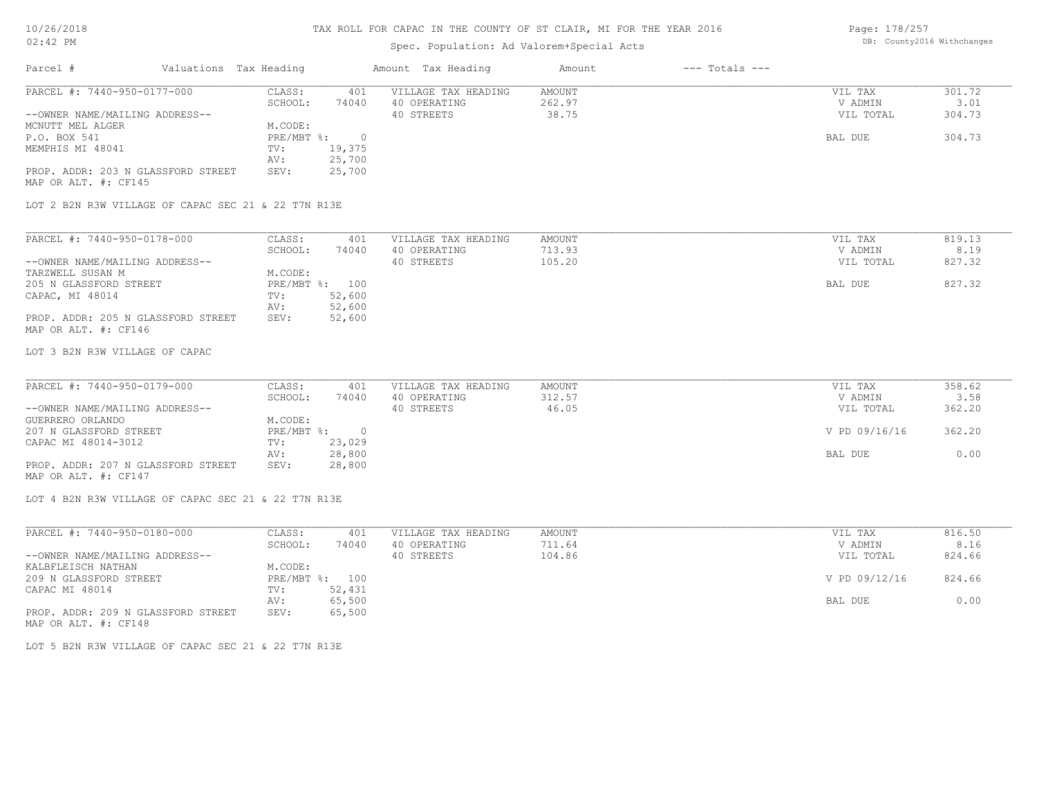# TAX ROLL FOR CAPAC IN THE COUNTY OF ST CLAIR, MI FOR THE YEAR 2016

Spec. Population: Ad Valorem+Special Acts

DB: County2016 Withchanges

| Parcel # | Valuations Tax Heading | | Amount Tax Heading | Amount | --- Totals --- | |
|---|---|---|---|---|---|---|
| PARCEL #: 7440-950-0177-000 | CLASS: | 401 | VILLAGE TAX HEADING | AMOUNT | VIL TAX | 301.72 |
| | SCHOOL: | 74040 | 40 OPERATING | 262.97 | V ADMIN | 3.01 |
| --OWNER NAME/MAILING ADDRESS-- | | | 40 STREETS | 38.75 | VIL TOTAL | 304.73 |
| MCNUTT MEL ALGER | M.CODE: | | | | | |
| P.O. BOX 541 | PRE/MBT %: | 0 | | | BAL DUE | 304.73 |
| MEMPHIS MI 48041 | TV: | 19,375 | | | | |
| | AV: | 25,700 | | | | |
| PROP. ADDR: 203 N GLASSFORD STREET | SEV: | 25,700 | | | | |
| MAP OR ALT. #: CF145 | | | | | | |

LOT 2 B2N R3W VILLAGE OF CAPAC SEC 21 & 22 T7N R13E

| Parcel # | Valuations Tax Heading | | Amount Tax Heading | Amount | --- Totals --- | |
|---|---|---|---|---|---|---|
| PARCEL #: 7440-950-0178-000 | CLASS: | 401 | VILLAGE TAX HEADING | AMOUNT | VIL TAX | 819.13 |
| | SCHOOL: | 74040 | 40 OPERATING | 713.93 | V ADMIN | 8.19 |
| --OWNER NAME/MAILING ADDRESS-- | | | 40 STREETS | 105.20 | VIL TOTAL | 827.32 |
| TARZWELL SUSAN M | M.CODE: | | | | | |
| 205 N GLASSFORD STREET | PRE/MBT %: | 100 | | | BAL DUE | 827.32 |
| CAPAC, MI 48014 | TV: | 52,600 | | | | |
| | AV: | 52,600 | | | | |
| PROP. ADDR: 205 N GLASSFORD STREET | SEV: | 52,600 | | | | |
| MAP OR ALT. #: CF146 | | | | | | |

LOT 3 B2N R3W VILLAGE OF CAPAC

| Parcel # | Valuations Tax Heading | | Amount Tax Heading | Amount | --- Totals --- | |
|---|---|---|---|---|---|---|
| PARCEL #: 7440-950-0179-000 | CLASS: | 401 | VILLAGE TAX HEADING | AMOUNT | VIL TAX | 358.62 |
| | SCHOOL: | 74040 | 40 OPERATING | 312.57 | V ADMIN | 3.58 |
| --OWNER NAME/MAILING ADDRESS-- | | | 40 STREETS | 46.05 | VIL TOTAL | 362.20 |
| GUERRERO ORLANDO | M.CODE: | | | | | |
| 207 N GLASSFORD STREET | PRE/MBT %: | 0 | | | V PD 09/16/16 | 362.20 |
| CAPAC MI 48014-3012 | TV: | 23,029 | | | | |
| | AV: | 28,800 | | | BAL DUE | 0.00 |
| PROP. ADDR: 207 N GLASSFORD STREET | SEV: | 28,800 | | | | |
| MAP OR ALT. #: CF147 | | | | | | |

LOT 4 B2N R3W VILLAGE OF CAPAC SEC 21 & 22 T7N R13E

| Parcel # | Valuations Tax Heading | | Amount Tax Heading | Amount | --- Totals --- | |
|---|---|---|---|---|---|---|
| PARCEL #: 7440-950-0180-000 | CLASS: | 401 | VILLAGE TAX HEADING | AMOUNT | VIL TAX | 816.50 |
| | SCHOOL: | 74040 | 40 OPERATING | 711.64 | V ADMIN | 8.16 |
| --OWNER NAME/MAILING ADDRESS-- | | | 40 STREETS | 104.86 | VIL TOTAL | 824.66 |
| KALBFLEISCH NATHAN | M.CODE: | | | | | |
| 209 N GLASSFORD STREET | PRE/MBT %: | 100 | | | V PD 09/12/16 | 824.66 |
| CAPAC MI 48014 | TV: | 52,431 | | | | |
| | AV: | 65,500 | | | BAL DUE | 0.00 |
| PROP. ADDR: 209 N GLASSFORD STREET | SEV: | 65,500 | | | | |
| MAP OR ALT. #: CF148 | | | | | | |

LOT 5 B2N R3W VILLAGE OF CAPAC SEC 21 & 22 T7N R13E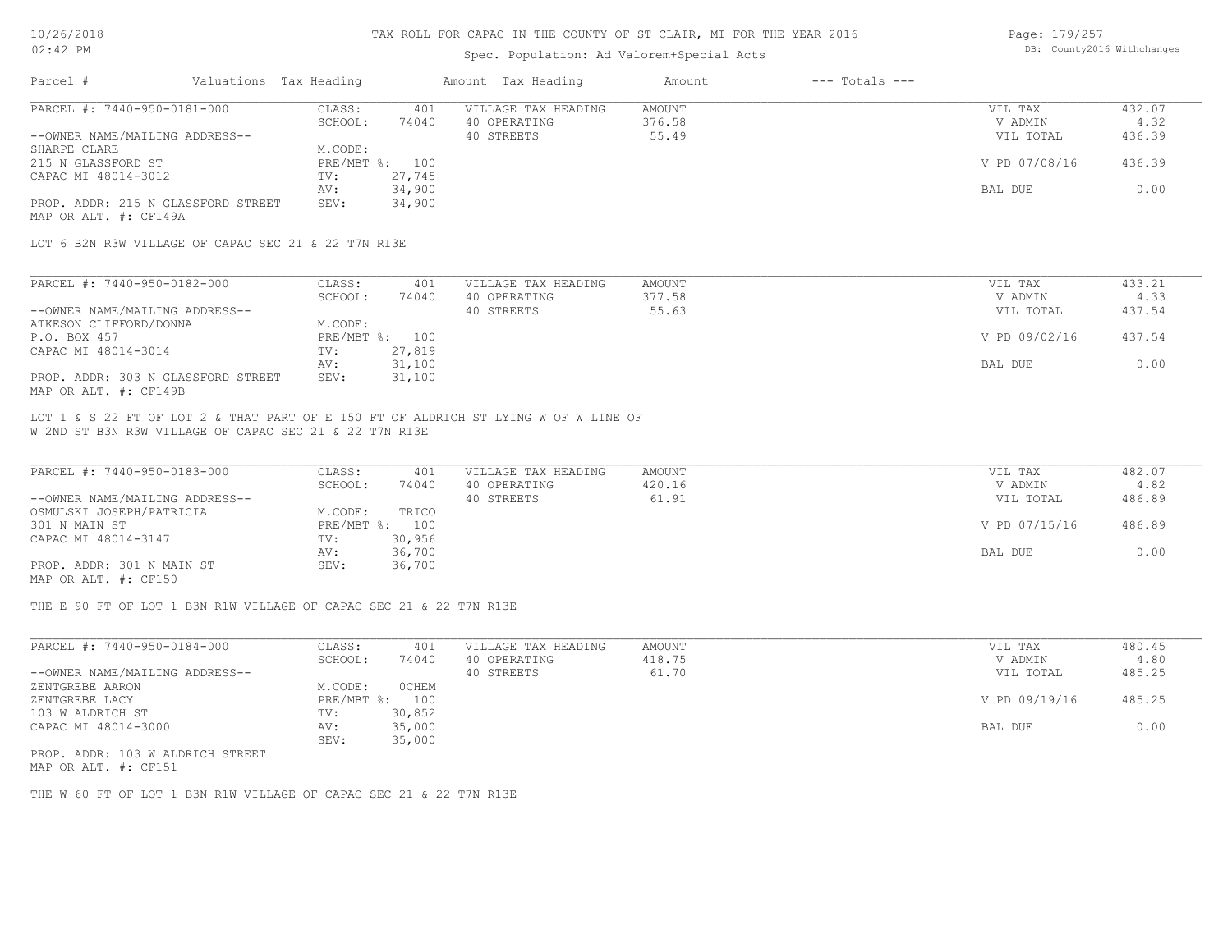# TAX ROLL FOR CAPAC IN THE COUNTY OF ST CLAIR, MI FOR THE YEAR 2016

Spec. Population: Ad Valorem+Special Acts

| Parcel # | Valuations | Tax Heading | Amount | Tax Heading | Amount | --- Totals --- | |
|---|---|---|---|---|---|---|---|
| PARCEL #: 7440-950-0181-000 | CLASS: | 401 | | VILLAGE TAX HEADING | AMOUNT | VIL TAX | 432.07 |
| | SCHOOL: | 74040 | | 40 OPERATING | 376.58 | V ADMIN | 4.32 |
| --OWNER NAME/MAILING ADDRESS-- | | | | 40 STREETS | 55.49 | VIL TOTAL | 436.39 |
| SHARPE CLARE | M.CODE: | | | | | | |
| 215 N GLASSFORD ST | PRE/MBT %: | 100 | | | | V PD 07/08/16 | 436.39 |
| CAPAC MI 48014-3012 | TV: | 27,745 | | | | | |
| | AV: | 34,900 | | | | BAL DUE | 0.00 |
| PROP. ADDR: 215 N GLASSFORD STREET | SEV: | 34,900 | | | | | |
| MAP OR ALT. #: CF149A | | | | | | | |

LOT 6 B2N R3W VILLAGE OF CAPAC SEC 21 & 22 T7N R13E

| Parcel # | Valuations | Tax Heading | Amount | Tax Heading | Amount | --- Totals --- | |
|---|---|---|---|---|---|---|---|
| PARCEL #: 7440-950-0182-000 | CLASS: | 401 | | VILLAGE TAX HEADING | AMOUNT | VIL TAX | 433.21 |
| | SCHOOL: | 74040 | | 40 OPERATING | 377.58 | V ADMIN | 4.33 |
| --OWNER NAME/MAILING ADDRESS-- | | | | 40 STREETS | 55.63 | VIL TOTAL | 437.54 |
| ATKESON CLIFFORD/DONNA | M.CODE: | | | | | | |
| P.O. BOX 457 | PRE/MBT %: | 100 | | | | V PD 09/02/16 | 437.54 |
| CAPAC MI 48014-3014 | TV: | 27,819 | | | | | |
| | AV: | 31,100 | | | | BAL DUE | 0.00 |
| PROP. ADDR: 303 N GLASSFORD STREET | SEV: | 31,100 | | | | | |
| MAP OR ALT. #: CF149B | | | | | | | |

LOT 1 & S 22 FT OF LOT 2 & THAT PART OF E 150 FT OF ALDRICH ST LYING W OF W LINE OF W 2ND ST B3N R3W VILLAGE OF CAPAC SEC 21 & 22 T7N R13E

| Parcel # | Valuations | Tax Heading | Amount | Tax Heading | Amount | --- Totals --- | |
|---|---|---|---|---|---|---|---|
| PARCEL #: 7440-950-0183-000 | CLASS: | 401 | | VILLAGE TAX HEADING | AMOUNT | VIL TAX | 482.07 |
| | SCHOOL: | 74040 | | 40 OPERATING | 420.16 | V ADMIN | 4.82 |
| --OWNER NAME/MAILING ADDRESS-- | | | | 40 STREETS | 61.91 | VIL TOTAL | 486.89 |
| OSMULSKI JOSEPH/PATRICIA | M.CODE: | TRICO | | | | | |
| 301 N MAIN ST | PRE/MBT %: | 100 | | | | V PD 07/15/16 | 486.89 |
| CAPAC MI 48014-3147 | TV: | 30,956 | | | | | |
| | AV: | 36,700 | | | | BAL DUE | 0.00 |
| PROP. ADDR: 301 N MAIN ST | SEV: | 36,700 | | | | | |
| MAP OR ALT. #: CF150 | | | | | | | |

THE E 90 FT OF LOT 1 B3N R1W VILLAGE OF CAPAC SEC 21 & 22 T7N R13E

| Parcel # | Valuations | Tax Heading | Amount | Tax Heading | Amount | --- Totals --- | |
|---|---|---|---|---|---|---|---|
| PARCEL #: 7440-950-0184-000 | CLASS: | 401 | | VILLAGE TAX HEADING | AMOUNT | VIL TAX | 480.45 |
| | SCHOOL: | 74040 | | 40 OPERATING | 418.75 | V ADMIN | 4.80 |
| --OWNER NAME/MAILING ADDRESS-- | | | | 40 STREETS | 61.70 | VIL TOTAL | 485.25 |
| ZENTGREBE AARON | M.CODE: | 0CHEM | | | | | |
| ZENTGREBE LACY | PRE/MBT %: | 100 | | | | V PD 09/19/16 | 485.25 |
| 103 W ALDRICH ST | TV: | 30,852 | | | | | |
| CAPAC MI 48014-3000 | AV: | 35,000 | | | | BAL DUE | 0.00 |
| | SEV: | 35,000 | | | | | |
| PROP. ADDR: 103 W ALDRICH STREET | | | | | | | |
| MAP OR ALT. #: CF151 | | | | | | | |

THE W 60 FT OF LOT 1 B3N R1W VILLAGE OF CAPAC SEC 21 & 22 T7N R13E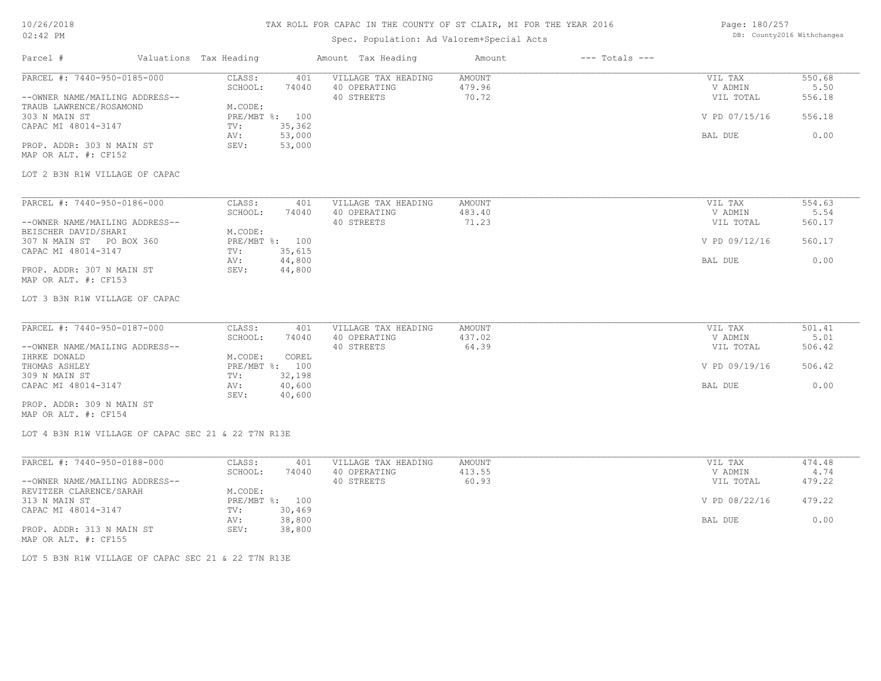# TAX ROLL FOR CAPAC IN THE COUNTY OF ST CLAIR, MI FOR THE YEAR 2016

Spec. Population: Ad Valorem+Special Acts

DB: County2016 Withchanges

| Parcel # | Valuations Tax Heading | | Amount Tax Heading | Amount | --- Totals --- | |
|---|---|---|---|---|---|---|
| PARCEL #: 7440-950-0185-000 | CLASS: | 401 | VILLAGE TAX HEADING | AMOUNT | VIL TAX | 550.68 |
| | SCHOOL: | 74040 | 40 OPERATING | 479.96 | V ADMIN | 5.50 |
| --OWNER NAME/MAILING ADDRESS-- | | | 40 STREETS | 70.72 | VIL TOTAL | 556.18 |
| TRAUB LAWRENCE/ROSAMOND | M.CODE: | | | | | |
| 303 N MAIN ST | PRE/MBT %: | 100 | | | V PD 07/15/16 | 556.18 |
| CAPAC MI 48014-3147 | TV: | 35,362 | | | | |
| | AV: | 53,000 | | | BAL DUE | 0.00 |
| PROP. ADDR: 303 N MAIN ST | SEV: | 53,000 | | | | |
| MAP OR ALT. #: CF152 | | | | | | |

LOT 2 B3N R1W VILLAGE OF CAPAC

| Parcel # | Valuations Tax Heading | | Amount Tax Heading | Amount | --- Totals --- | |
|---|---|---|---|---|---|---|
| PARCEL #: 7440-950-0186-000 | CLASS: | 401 | VILLAGE TAX HEADING | AMOUNT | VIL TAX | 554.63 |
| | SCHOOL: | 74040 | 40 OPERATING | 483.40 | V ADMIN | 5.54 |
| --OWNER NAME/MAILING ADDRESS-- | | | 40 STREETS | 71.23 | VIL TOTAL | 560.17 |
| BEISCHER DAVID/SHARI | M.CODE: | | | | | |
| 307 N MAIN ST PO BOX 360 | PRE/MBT %: | 100 | | | V PD 09/12/16 | 560.17 |
| CAPAC MI 48014-3147 | TV: | 35,615 | | | | |
| | AV: | 44,800 | | | BAL DUE | 0.00 |
| PROP. ADDR: 307 N MAIN ST | SEV: | 44,800 | | | | |
| MAP OR ALT. #: CF153 | | | | | | |

LOT 3 B3N R1W VILLAGE OF CAPAC

| Parcel # | Valuations Tax Heading | | Amount Tax Heading | Amount | --- Totals --- | |
|---|---|---|---|---|---|---|
| PARCEL #: 7440-950-0187-000 | CLASS: | 401 | VILLAGE TAX HEADING | AMOUNT | VIL TAX | 501.41 |
| | SCHOOL: | 74040 | 40 OPERATING | 437.02 | V ADMIN | 5.01 |
| --OWNER NAME/MAILING ADDRESS-- | | | 40 STREETS | 64.39 | VIL TOTAL | 506.42 |
| IHRKE DONALD | M.CODE: | COREL | | | | |
| THOMAS ASHLEY | PRE/MBT %: | 100 | | | V PD 09/19/16 | 506.42 |
| 309 N MAIN ST | TV: | 32,198 | | | | |
| CAPAC MI 48014-3147 | AV: | 40,600 | | | BAL DUE | 0.00 |
| | SEV: | 40,600 | | | | |
| PROP. ADDR: 309 N MAIN ST | | | | | | |
| MAP OR ALT. #: CF154 | | | | | | |

LOT 4 B3N R1W VILLAGE OF CAPAC SEC 21 & 22 T7N R13E

| Parcel # | Valuations Tax Heading | | Amount Tax Heading | Amount | --- Totals --- | |
|---|---|---|---|---|---|---|
| PARCEL #: 7440-950-0188-000 | CLASS: | 401 | VILLAGE TAX HEADING | AMOUNT | VIL TAX | 474.48 |
| | SCHOOL: | 74040 | 40 OPERATING | 413.55 | V ADMIN | 4.74 |
| --OWNER NAME/MAILING ADDRESS-- | | | 40 STREETS | 60.93 | VIL TOTAL | 479.22 |
| REVITZER CLARENCE/SARAH | M.CODE: | | | | | |
| 313 N MAIN ST | PRE/MBT %: | 100 | | | V PD 08/22/16 | 479.22 |
| CAPAC MI 48014-3147 | TV: | 30,469 | | | | |
| | AV: | 38,800 | | | BAL DUE | 0.00 |
| PROP. ADDR: 313 N MAIN ST | SEV: | 38,800 | | | | |
| MAP OR ALT. #: CF155 | | | | | | |

LOT 5 B3N R1W VILLAGE OF CAPAC SEC 21 & 22 T7N R13E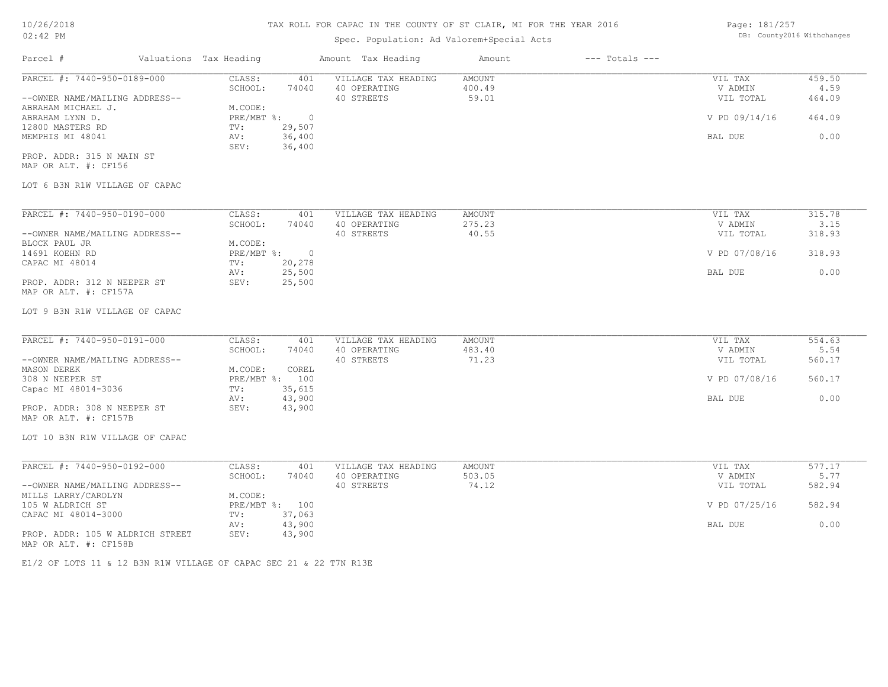# TAX ROLL FOR CAPAC IN THE COUNTY OF ST CLAIR, MI FOR THE YEAR 2016

Spec. Population: Ad Valorem+Special Acts

DB: County2016 Withchanges

| Parcel # | Valuations | Tax Heading | Amount | Tax Heading | Amount | --- Totals --- | |
|---|---|---|---|---|---|---|---|
| PARCEL #: 7440-950-0189-000 | CLASS: | 401 | VILLAGE TAX HEADING | AMOUNT | | VIL TAX | 459.50 |
| | SCHOOL: | 74040 | 40 OPERATING | 400.49 | | V ADMIN | 4.59 |
| --OWNER NAME/MAILING ADDRESS-- | | | 40 STREETS | 59.01 | | VIL TOTAL | 464.09 |
| ABRAHAM MICHAEL J. | M.CODE: | | | | | | |
| ABRAHAM LYNN D. | PRE/MBT %: | 0 | | | | V PD 09/14/16 | 464.09 |
| 12800 MASTERS RD | TV: | 29,507 | | | | | |
| MEMPHIS MI 48041 | AV: | 36,400 | | | | BAL DUE | 0.00 |
| | SEV: | 36,400 | | | | | |
| PROP. ADDR: 315 N MAIN ST | | | | | | | |
| MAP OR ALT. #: CF156 | | | | | | | |

LOT 6 B3N R1W VILLAGE OF CAPAC

| Parcel # | Valuations | Tax Heading | Amount | Tax Heading | Amount | --- Totals --- | |
|---|---|---|---|---|---|---|---|
| PARCEL #: 7440-950-0190-000 | CLASS: | 401 | VILLAGE TAX HEADING | AMOUNT | | VIL TAX | 315.78 |
| | SCHOOL: | 74040 | 40 OPERATING | 275.23 | | V ADMIN | 3.15 |
| --OWNER NAME/MAILING ADDRESS-- | | | 40 STREETS | 40.55 | | VIL TOTAL | 318.93 |
| BLOCK PAUL JR | M.CODE: | | | | | | |
| 14691 KOEHN RD | PRE/MBT %: | 0 | | | | V PD 07/08/16 | 318.93 |
| CAPAC MI 48014 | TV: | 20,278 | | | | | |
| | AV: | 25,500 | | | | BAL DUE | 0.00 |
| PROP. ADDR: 312 N NEEPER ST | SEV: | 25,500 | | | | | |
| MAP OR ALT. #: CF157A | | | | | | | |

LOT 9 B3N R1W VILLAGE OF CAPAC

| Parcel # | Valuations | Tax Heading | Amount | Tax Heading | Amount | --- Totals --- | |
|---|---|---|---|---|---|---|---|
| PARCEL #: 7440-950-0191-000 | CLASS: | 401 | VILLAGE TAX HEADING | AMOUNT | | VIL TAX | 554.63 |
| | SCHOOL: | 74040 | 40 OPERATING | 483.40 | | V ADMIN | 5.54 |
| --OWNER NAME/MAILING ADDRESS-- | | | 40 STREETS | 71.23 | | VIL TOTAL | 560.17 |
| MASON DEREK | M.CODE: | COREL | | | | | |
| 308 N NEEPER ST | PRE/MBT %: | 100 | | | | V PD 07/08/16 | 560.17 |
| Capac MI 48014-3036 | TV: | 35,615 | | | | | |
| | AV: | 43,900 | | | | BAL DUE | 0.00 |
| PROP. ADDR: 308 N NEEPER ST | SEV: | 43,900 | | | | | |
| MAP OR ALT. #: CF157B | | | | | | | |

LOT 10 B3N R1W VILLAGE OF CAPAC

| Parcel # | Valuations | Tax Heading | Amount | Tax Heading | Amount | --- Totals --- | |
|---|---|---|---|---|---|---|---|
| PARCEL #: 7440-950-0192-000 | CLASS: | 401 | VILLAGE TAX HEADING | AMOUNT | | VIL TAX | 577.17 |
| | SCHOOL: | 74040 | 40 OPERATING | 503.05 | | V ADMIN | 5.77 |
| --OWNER NAME/MAILING ADDRESS-- | | | 40 STREETS | 74.12 | | VIL TOTAL | 582.94 |
| MILLS LARRY/CAROLYN | M.CODE: | | | | | | |
| 105 W ALDRICH ST | PRE/MBT %: | 100 | | | | V PD 07/25/16 | 582.94 |
| CAPAC MI 48014-3000 | TV: | 37,063 | | | | | |
| | AV: | 43,900 | | | | BAL DUE | 0.00 |
| PROP. ADDR: 105 W ALDRICH STREET | SEV: | 43,900 | | | | | |
| MAP OR ALT. #: CF158B | | | | | | | |

E1/2 OF LOTS 11 & 12 B3N R1W VILLAGE OF CAPAC SEC 21 & 22 T7N R13E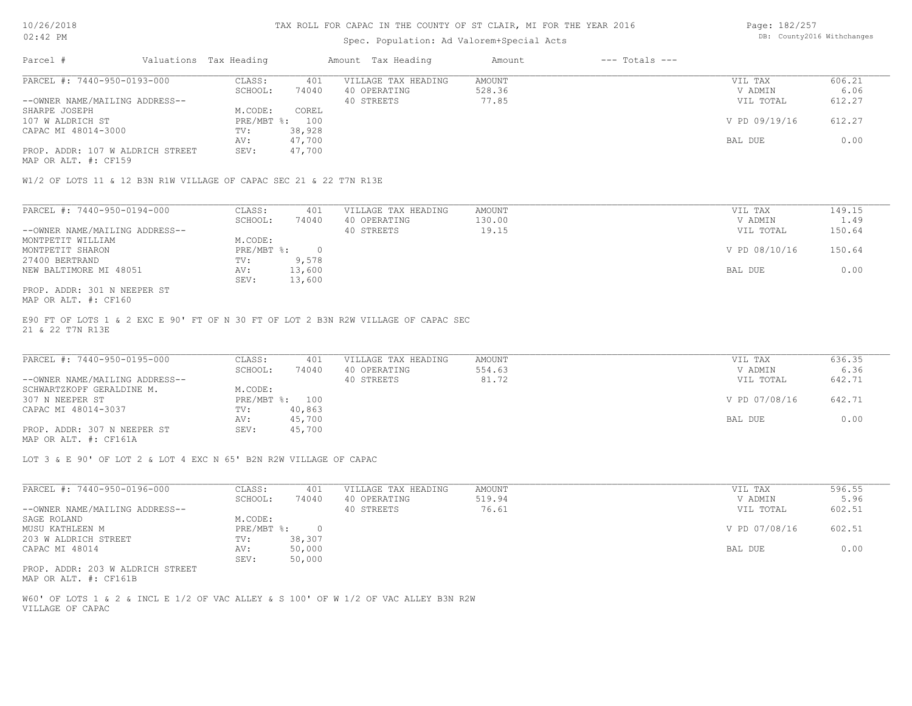# TAX ROLL FOR CAPAC IN THE COUNTY OF ST CLAIR, MI FOR THE YEAR 2016

Spec. Population: Ad Valorem+Special Acts

| Parcel # | Valuations | Tax Heading | Amount | Tax Heading | Amount | --- Totals --- | |
|---|---|---|---|---|---|---|---|
| PARCEL #: 7440-950-0193-000 | CLASS: | 401 | VILLAGE TAX HEADING | AMOUNT | | VIL TAX | 606.21 |
| | SCHOOL: | 74040 | 40 OPERATING | 528.36 | | V ADMIN | 6.06 |
| --OWNER NAME/MAILING ADDRESS-- | | | 40 STREETS | 77.85 | | VIL TOTAL | 612.27 |
| SHARPE JOSEPH | M.CODE: | COREL | | | | | |
| 107 W ALDRICH ST | PRE/MBT %: | 100 | | | | V PD 09/19/16 | 612.27 |
| CAPAC MI 48014-3000 | TV: | 38,928 | | | | | |
| | AV: | 47,700 | | | | BAL DUE | 0.00 |
| PROP. ADDR: 107 W ALDRICH STREET | SEV: | 47,700 | | | | | |
| MAP OR ALT. #: CF159 | | | | | | | |

W1/2 OF LOTS 11 & 12 B3N R1W VILLAGE OF CAPAC SEC 21 & 22 T7N R13E

| Parcel # | Valuations | Tax Heading | Amount | Tax Heading | Amount | --- Totals --- | |
|---|---|---|---|---|---|---|---|
| PARCEL #: 7440-950-0194-000 | CLASS: | 401 | VILLAGE TAX HEADING | AMOUNT | | VIL TAX | 149.15 |
| | SCHOOL: | 74040 | 40 OPERATING | 130.00 | | V ADMIN | 1.49 |
| --OWNER NAME/MAILING ADDRESS-- | | | 40 STREETS | 19.15 | | VIL TOTAL | 150.64 |
| MONTPETIT WILLIAM | M.CODE: | | | | | | |
| MONTPETIT SHARON | PRE/MBT %: | 0 | | | | V PD 08/10/16 | 150.64 |
| 27400 BERTRAND | TV: | 9,578 | | | | | |
| NEW BALTIMORE MI 48051 | AV: | 13,600 | | | | BAL DUE | 0.00 |
| | SEV: | 13,600 | | | | | |
| PROP. ADDR: 301 N NEEPER ST | | | | | | | |
| MAP OR ALT. #: CF160 | | | | | | | |

E90 FT OF LOTS 1 & 2 EXC E 90' FT OF N 30 FT OF LOT 2 B3N R2W VILLAGE OF CAPAC SEC 21 & 22 T7N R13E

| Parcel # | Valuations | Tax Heading | Amount | Tax Heading | Amount | --- Totals --- | |
|---|---|---|---|---|---|---|---|
| PARCEL #: 7440-950-0195-000 | CLASS: | 401 | VILLAGE TAX HEADING | AMOUNT | | VIL TAX | 636.35 |
| | SCHOOL: | 74040 | 40 OPERATING | 554.63 | | V ADMIN | 6.36 |
| --OWNER NAME/MAILING ADDRESS-- | | | 40 STREETS | 81.72 | | VIL TOTAL | 642.71 |
| SCHWARTZKOPF GERALDINE M. | M.CODE: | | | | | | |
| 307 N NEEPER ST | PRE/MBT %: | 100 | | | | V PD 07/08/16 | 642.71 |
| CAPAC MI 48014-3037 | TV: | 40,863 | | | | | |
| | AV: | 45,700 | | | | BAL DUE | 0.00 |
| PROP. ADDR: 307 N NEEPER ST | SEV: | 45,700 | | | | | |
| MAP OR ALT. #: CF161A | | | | | | | |

LOT 3 & E 90' OF LOT 2 & LOT 4 EXC N 65' B2N R2W VILLAGE OF CAPAC

| Parcel # | Valuations | Tax Heading | Amount | Tax Heading | Amount | --- Totals --- | |
|---|---|---|---|---|---|---|---|
| PARCEL #: 7440-950-0196-000 | CLASS: | 401 | VILLAGE TAX HEADING | AMOUNT | | VIL TAX | 596.55 |
| | SCHOOL: | 74040 | 40 OPERATING | 519.94 | | V ADMIN | 5.96 |
| --OWNER NAME/MAILING ADDRESS-- | | | 40 STREETS | 76.61 | | VIL TOTAL | 602.51 |
| SAGE ROLAND | M.CODE: | | | | | | |
| MUSU KATHLEEN M | PRE/MBT %: | 0 | | | | V PD 07/08/16 | 602.51 |
| 203 W ALDRICH STREET | TV: | 38,307 | | | | | |
| CAPAC MI 48014 | AV: | 50,000 | | | | BAL DUE | 0.00 |
| | SEV: | 50,000 | | | | | |
| PROP. ADDR: 203 W ALDRICH STREET | | | | | | | |
| MAP OR ALT. #: CF161B | | | | | | | |

W60' OF LOTS 1 & 2 & INCL E 1/2 OF VAC ALLEY & S 100' OF W 1/2 OF VAC ALLEY B3N R2W VILLAGE OF CAPAC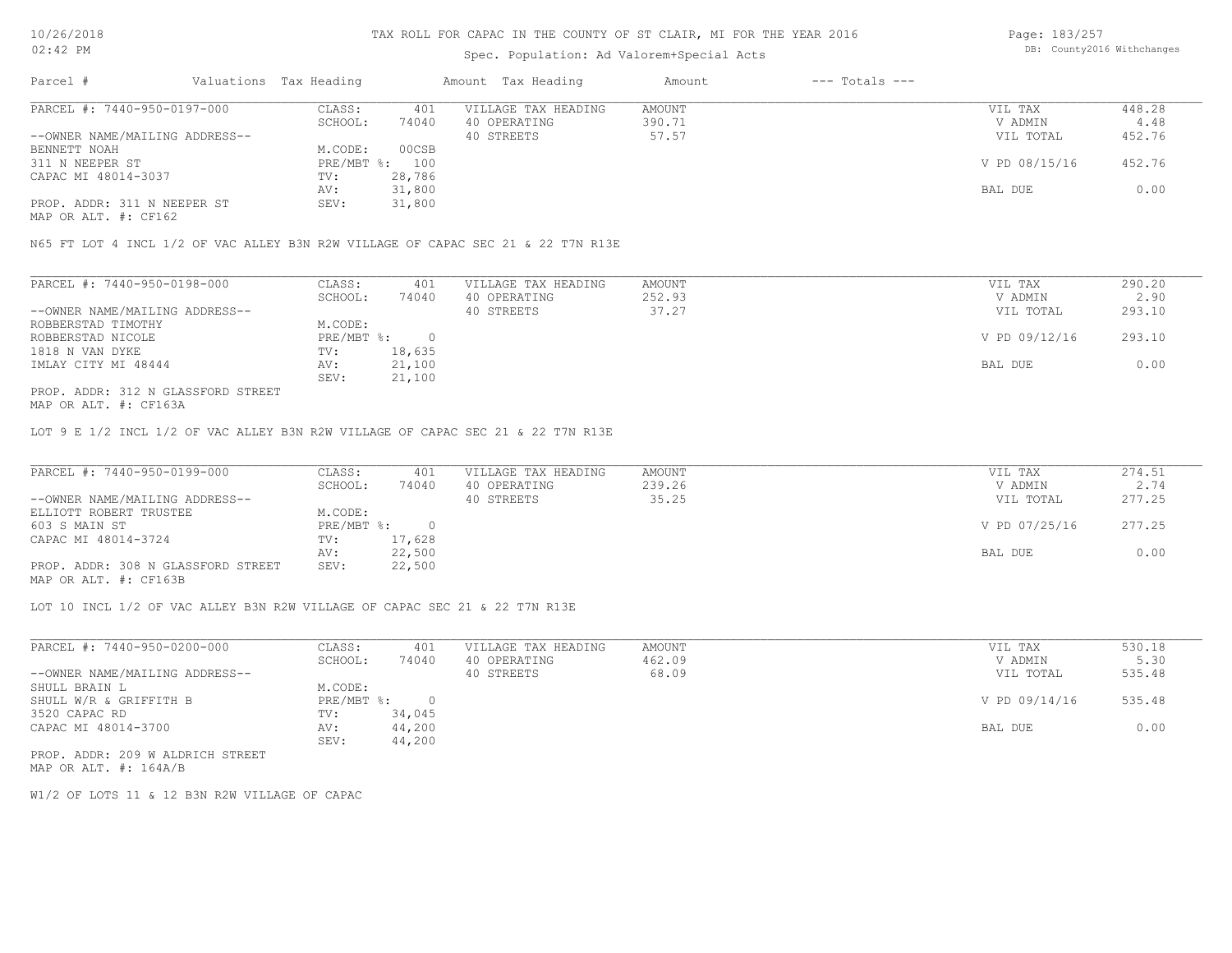# TAX ROLL FOR CAPAC IN THE COUNTY OF ST CLAIR, MI FOR THE YEAR 2016

Spec. Population: Ad Valorem+Special Acts

| Parcel # | Valuations | Tax Heading | Amount | Tax Heading | Amount | --- Totals --- | |
|---|---|---|---|---|---|---|---|

---

**PARCEL #: 7440-950-0197-000**

| | | | | | |
|---|---|---|---|---|---|
| CLASS: | 401 | VILLAGE TAX HEADING | AMOUNT | VIL TAX | 448.28 |
| SCHOOL: | 74040 | 40 OPERATING | 390.71 | V ADMIN | 4.48 |
| | | 40 STREETS | 57.57 | VIL TOTAL | 452.76 |
| M.CODE: | 00CSB | | | | |
| PRE/MBT %: | 100 | | | V PD 08/15/16 | 452.76 |
| TV: | 28,786 | | | | |
| AV: | 31,800 | | | BAL DUE | 0.00 |
| SEV: | 31,800 | | | | |

--OWNER NAME/MAILING ADDRESS--
BENNETT NOAH
311 N NEEPER ST
CAPAC MI 48014-3037

PROP. ADDR: 311 N NEEPER ST
MAP OR ALT. #: CF162

N65 FT LOT 4 INCL 1/2 OF VAC ALLEY B3N R2W VILLAGE OF CAPAC SEC 21 & 22 T7N R13E

---

**PARCEL #: 7440-950-0198-000**

| | | | | | |
|---|---|---|---|---|---|
| CLASS: | 401 | VILLAGE TAX HEADING | AMOUNT | VIL TAX | 290.20 |
| SCHOOL: | 74040 | 40 OPERATING | 252.93 | V ADMIN | 2.90 |
| | | 40 STREETS | 37.27 | VIL TOTAL | 293.10 |
| M.CODE: | | | | | |
| PRE/MBT %: | 0 | | | V PD 09/12/16 | 293.10 |
| TV: | 18,635 | | | | |
| AV: | 21,100 | | | BAL DUE | 0.00 |
| SEV: | 21,100 | | | | |

--OWNER NAME/MAILING ADDRESS--
ROBBERSTAD TIMOTHY
ROBBERSTAD NICOLE
1818 N VAN DYKE
IMLAY CITY MI 48444

PROP. ADDR: 312 N GLASSFORD STREET
MAP OR ALT. #: CF163A

LOT 9 E 1/2 INCL 1/2 OF VAC ALLEY B3N R2W VILLAGE OF CAPAC SEC 21 & 22 T7N R13E

---

**PARCEL #: 7440-950-0199-000**

| | | | | | |
|---|---|---|---|---|---|
| CLASS: | 401 | VILLAGE TAX HEADING | AMOUNT | VIL TAX | 274.51 |
| SCHOOL: | 74040 | 40 OPERATING | 239.26 | V ADMIN | 2.74 |
| | | 40 STREETS | 35.25 | VIL TOTAL | 277.25 |
| M.CODE: | | | | | |
| PRE/MBT %: | 0 | | | V PD 07/25/16 | 277.25 |
| TV: | 17,628 | | | | |
| AV: | 22,500 | | | BAL DUE | 0.00 |
| SEV: | 22,500 | | | | |

--OWNER NAME/MAILING ADDRESS--
ELLIOTT ROBERT TRUSTEE
603 S MAIN ST
CAPAC MI 48014-3724

PROP. ADDR: 308 N GLASSFORD STREET
MAP OR ALT. #: CF163B

LOT 10 INCL 1/2 OF VAC ALLEY B3N R2W VILLAGE OF CAPAC SEC 21 & 22 T7N R13E

---

**PARCEL #: 7440-950-0200-000**

| | | | | | |
|---|---|---|---|---|---|
| CLASS: | 401 | VILLAGE TAX HEADING | AMOUNT | VIL TAX | 530.18 |
| SCHOOL: | 74040 | 40 OPERATING | 462.09 | V ADMIN | 5.30 |
| | | 40 STREETS | 68.09 | VIL TOTAL | 535.48 |
| M.CODE: | | | | | |
| PRE/MBT %: | 0 | | | V PD 09/14/16 | 535.48 |
| TV: | 34,045 | | | | |
| AV: | 44,200 | | | BAL DUE | 0.00 |
| SEV: | 44,200 | | | | |

--OWNER NAME/MAILING ADDRESS--
SHULL BRAIN L
SHULL W/R & GRIFFITH B
3520 CAPAC RD
CAPAC MI 48014-3700

PROP. ADDR: 209 W ALDRICH STREET
MAP OR ALT. #: 164A/B

W1/2 OF LOTS 11 & 12 B3N R2W VILLAGE OF CAPAC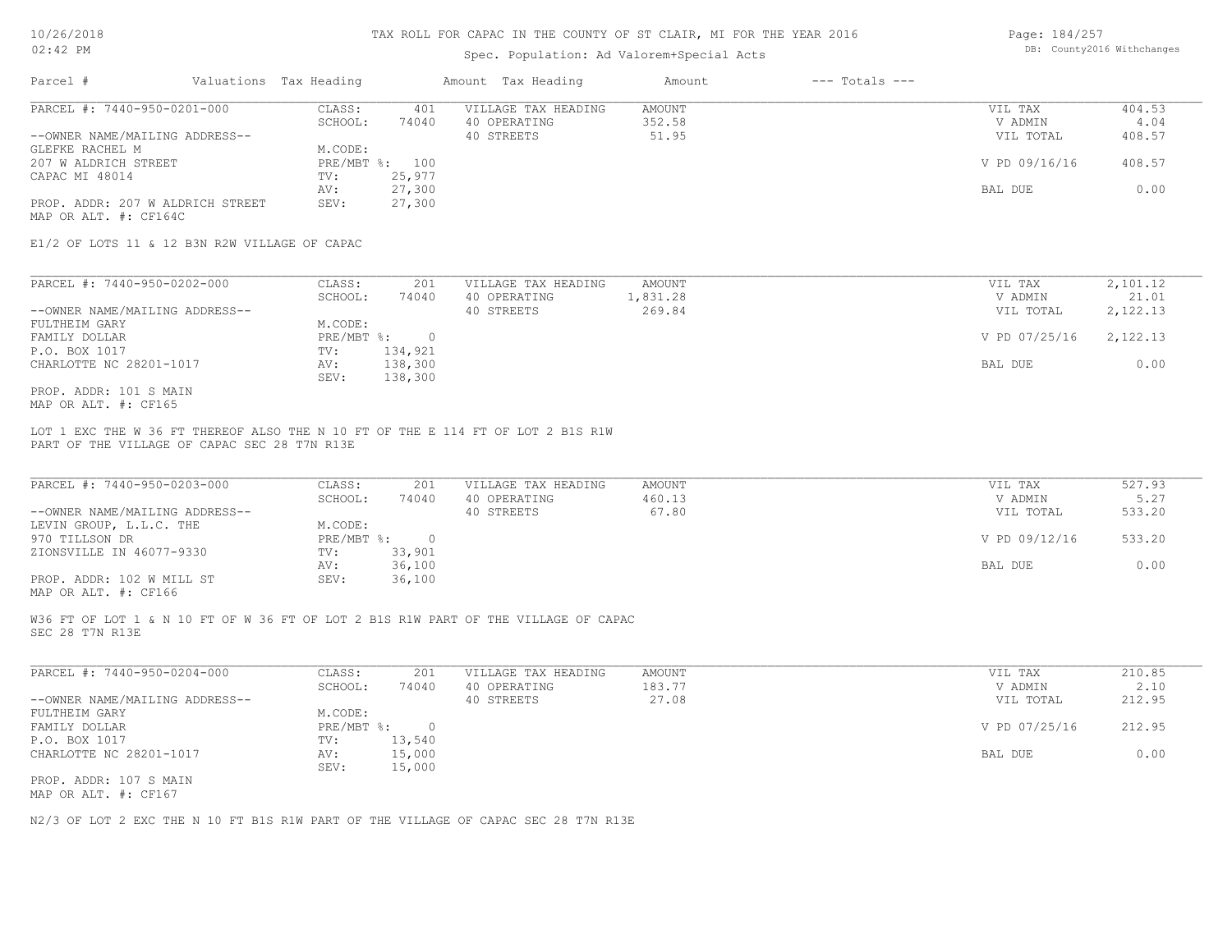# TAX ROLL FOR CAPAC IN THE COUNTY OF ST CLAIR, MI FOR THE YEAR 2016

Spec. Population: Ad Valorem+Special Acts

| Parcel # | Valuations | Tax Heading | Amount | Tax Heading | Amount | --- Totals --- | |
|---|---|---|---|---|---|---|---|
| PARCEL #: 7440-950-0201-000 | CLASS: | 401 | VILLAGE TAX HEADING | AMOUNT | | VIL TAX | 404.53 |
| | SCHOOL: | 74040 | 40 OPERATING | 352.58 | | V ADMIN | 4.04 |
| --OWNER NAME/MAILING ADDRESS-- | | | 40 STREETS | 51.95 | | VIL TOTAL | 408.57 |
| GLEFKE RACHEL M | M.CODE: | | | | | | |
| 207 W ALDRICH STREET | PRE/MBT %: | 100 | | | | V PD 09/16/16 | 408.57 |
| CAPAC MI 48014 | TV: | 25,977 | | | | | |
| | AV: | 27,300 | | | | BAL DUE | 0.00 |
| PROP. ADDR: 207 W ALDRICH STREET | SEV: | 27,300 | | | | | |
| MAP OR ALT. #: CF164C | | | | | | | |

E1/2 OF LOTS 11 & 12 B3N R2W VILLAGE OF CAPAC

| Parcel # | Valuations | Tax Heading | Amount | Tax Heading | Amount | --- Totals --- | |
|---|---|---|---|---|---|---|---|
| PARCEL #: 7440-950-0202-000 | CLASS: | 201 | VILLAGE TAX HEADING | AMOUNT | | VIL TAX | 2,101.12 |
| | SCHOOL: | 74040 | 40 OPERATING | 1,831.28 | | V ADMIN | 21.01 |
| --OWNER NAME/MAILING ADDRESS-- | | | 40 STREETS | 269.84 | | VIL TOTAL | 2,122.13 |
| FULTHEIM GARY | M.CODE: | | | | | | |
| FAMILY DOLLAR | PRE/MBT %: | 0 | | | | V PD 07/25/16 | 2,122.13 |
| P.O. BOX 1017 | TV: | 134,921 | | | | | |
| CHARLOTTE NC 28201-1017 | AV: | 138,300 | | | | BAL DUE | 0.00 |
| | SEV: | 138,300 | | | | | |
| PROP. ADDR: 101 S MAIN | | | | | | | |
| MAP OR ALT. #: CF165 | | | | | | | |

LOT 1 EXC THE W 36 FT THEREOF ALSO THE N 10 FT OF THE E 114 FT OF LOT 2 B1S R1W PART OF THE VILLAGE OF CAPAC SEC 28 T7N R13E

| Parcel # | Valuations | Tax Heading | Amount | Tax Heading | Amount | --- Totals --- | |
|---|---|---|---|---|---|---|---|
| PARCEL #: 7440-950-0203-000 | CLASS: | 201 | VILLAGE TAX HEADING | AMOUNT | | VIL TAX | 527.93 |
| | SCHOOL: | 74040 | 40 OPERATING | 460.13 | | V ADMIN | 5.27 |
| --OWNER NAME/MAILING ADDRESS-- | | | 40 STREETS | 67.80 | | VIL TOTAL | 533.20 |
| LEVIN GROUP, L.L.C. THE | M.CODE: | | | | | | |
| 970 TILLSON DR | PRE/MBT %: | 0 | | | | V PD 09/12/16 | 533.20 |
| ZIONSVILLE IN 46077-9330 | TV: | 33,901 | | | | | |
| | AV: | 36,100 | | | | BAL DUE | 0.00 |
| PROP. ADDR: 102 W MILL ST | SEV: | 36,100 | | | | | |
| MAP OR ALT. #: CF166 | | | | | | | |

W36 FT OF LOT 1 & N 10 FT OF W 36 FT OF LOT 2 B1S R1W PART OF THE VILLAGE OF CAPAC SEC 28 T7N R13E

| Parcel # | Valuations | Tax Heading | Amount | Tax Heading | Amount | --- Totals --- | |
|---|---|---|---|---|---|---|---|
| PARCEL #: 7440-950-0204-000 | CLASS: | 201 | VILLAGE TAX HEADING | AMOUNT | | VIL TAX | 210.85 |
| | SCHOOL: | 74040 | 40 OPERATING | 183.77 | | V ADMIN | 2.10 |
| --OWNER NAME/MAILING ADDRESS-- | | | 40 STREETS | 27.08 | | VIL TOTAL | 212.95 |
| FULTHEIM GARY | M.CODE: | | | | | | |
| FAMILY DOLLAR | PRE/MBT %: | 0 | | | | V PD 07/25/16 | 212.95 |
| P.O. BOX 1017 | TV: | 13,540 | | | | | |
| CHARLOTTE NC 28201-1017 | AV: | 15,000 | | | | BAL DUE | 0.00 |
| | SEV: | 15,000 | | | | | |
| PROP. ADDR: 107 S MAIN | | | | | | | |
| MAP OR ALT. #: CF167 | | | | | | | |

N2/3 OF LOT 2 EXC THE N 10 FT B1S R1W PART OF THE VILLAGE OF CAPAC SEC 28 T7N R13E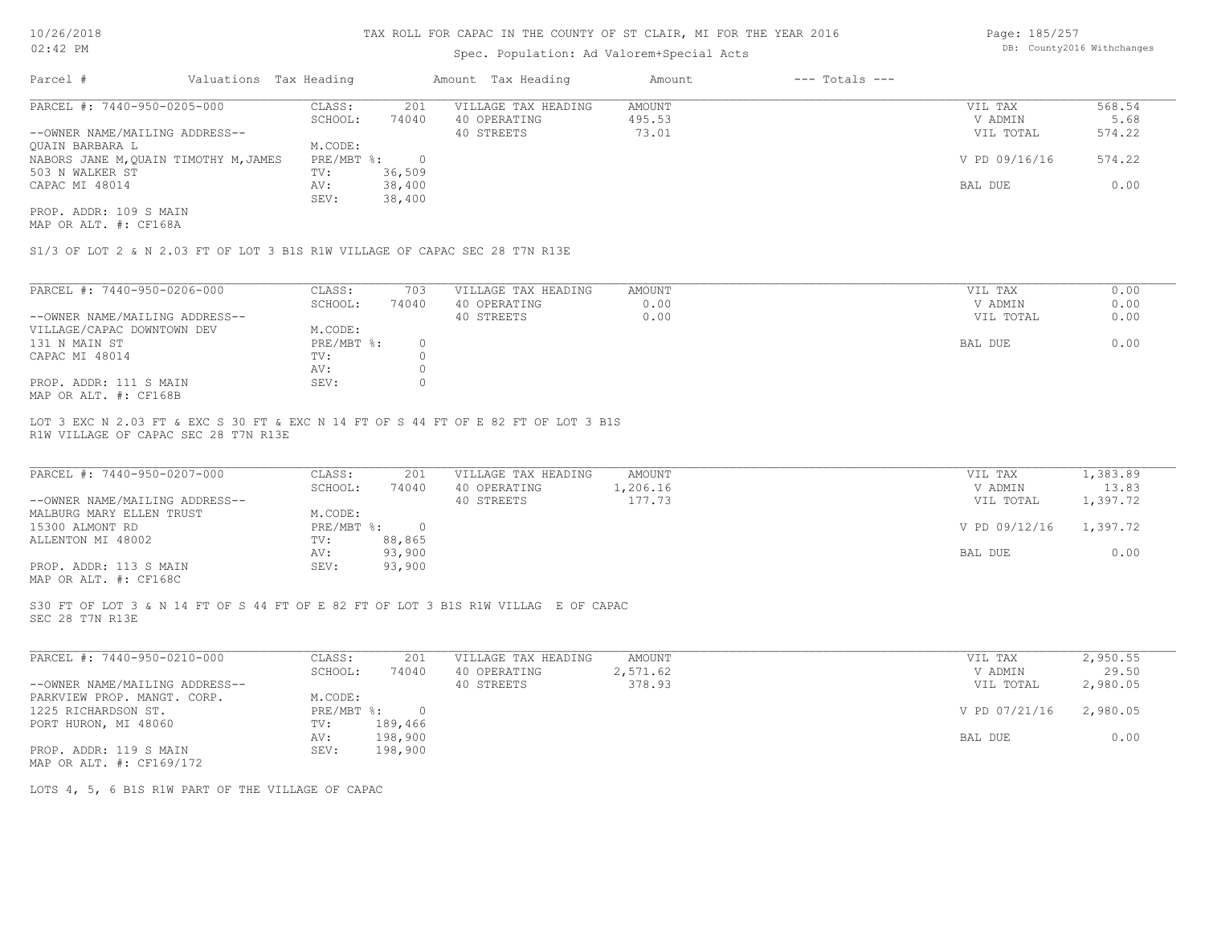# TAX ROLL FOR CAPAC IN THE COUNTY OF ST CLAIR, MI FOR THE YEAR 2016

Spec. Population: Ad Valorem+Special Acts

| Parcel # | Valuations | Tax Heading | Amount | Tax Heading | Amount | --- Totals --- |
|---|---|---|---|---|---|---|

## PARCEL #: 7440-950-0205-000

| | | | | | | |
|---|---|---|---|---|---|---|
| --OWNER NAME/MAILING ADDRESS-- | CLASS: | 201 | VILLAGE TAX HEADING | AMOUNT | VIL TAX | 568.54 |
| QUAIN BARBARA L | SCHOOL: | 74040 | 40 OPERATING | 495.53 | V ADMIN | 5.68 |
| NABORS JANE M,QUAIN TIMOTHY M,JAMES | M.CODE: | | 40 STREETS | 73.01 | VIL TOTAL | 574.22 |
| 503 N WALKER ST | PRE/MBT %: | 0 | | | V PD 09/16/16 | 574.22 |
| CAPAC MI 48014 | TV: | 36,509 | | | | |
| | AV: | 38,400 | | | BAL DUE | 0.00 |
| | SEV: | 38,400 | | | | |

PROP. ADDR: 109 S MAIN
MAP OR ALT. #: CF168A

S1/3 OF LOT 2 & N 2.03 FT OF LOT 3 B1S R1W VILLAGE OF CAPAC SEC 28 T7N R13E

## PARCEL #: 7440-950-0206-000

| | | | | | | |
|---|---|---|---|---|---|---|
| --OWNER NAME/MAILING ADDRESS-- | CLASS: | 703 | VILLAGE TAX HEADING | AMOUNT | VIL TAX | 0.00 |
| VILLAGE/CAPAC DOWNTOWN DEV | SCHOOL: | 74040 | 40 OPERATING | 0.00 | V ADMIN | 0.00 |
| 131 N MAIN ST | M.CODE: | | 40 STREETS | 0.00 | VIL TOTAL | 0.00 |
| CAPAC MI 48014 | PRE/MBT %: | 0 | | | BAL DUE | 0.00 |
| | TV: | 0 | | | | |
| | AV: | 0 | | | | |
| | SEV: | 0 | | | | |

PROP. ADDR: 111 S MAIN
MAP OR ALT. #: CF168B

LOT 3 EXC N 2.03 FT & EXC S 30 FT & EXC N 14 FT OF S 44 FT OF E 82 FT OF LOT 3 B1S R1W VILLAGE OF CAPAC SEC 28 T7N R13E

## PARCEL #: 7440-950-0207-000

| | | | | | | |
|---|---|---|---|---|---|---|
| --OWNER NAME/MAILING ADDRESS-- | CLASS: | 201 | VILLAGE TAX HEADING | AMOUNT | VIL TAX | 1,383.89 |
| MALBURG MARY ELLEN TRUST | SCHOOL: | 74040 | 40 OPERATING | 1,206.16 | V ADMIN | 13.83 |
| 15300 ALMONT RD | M.CODE: | | 40 STREETS | 177.73 | VIL TOTAL | 1,397.72 |
| ALLENTON MI 48002 | PRE/MBT %: | 0 | | | V PD 09/12/16 | 1,397.72 |
| | TV: | 88,865 | | | | |
| | AV: | 93,900 | | | BAL DUE | 0.00 |
| | SEV: | 93,900 | | | | |

PROP. ADDR: 113 S MAIN
MAP OR ALT. #: CF168C

S30 FT OF LOT 3 & N 14 FT OF S 44 FT OF E 82 FT OF LOT 3 B1S R1W VILLAG E OF CAPAC SEC 28 T7N R13E

## PARCEL #: 7440-950-0210-000

| | | | | | | |
|---|---|---|---|---|---|---|
| --OWNER NAME/MAILING ADDRESS-- | CLASS: | 201 | VILLAGE TAX HEADING | AMOUNT | VIL TAX | 2,950.55 |
| PARKVIEW PROP. MANGT. CORP. | SCHOOL: | 74040 | 40 OPERATING | 2,571.62 | V ADMIN | 29.50 |
| 1225 RICHARDSON ST. | M.CODE: | | 40 STREETS | 378.93 | VIL TOTAL | 2,980.05 |
| PORT HURON, MI 48060 | PRE/MBT %: | 0 | | | V PD 07/21/16 | 2,980.05 |
| | TV: | 189,466 | | | | |
| | AV: | 198,900 | | | BAL DUE | 0.00 |
| | SEV: | 198,900 | | | | |

PROP. ADDR: 119 S MAIN
MAP OR ALT. #: CF169/172

LOTS 4, 5, 6 B1S R1W PART OF THE VILLAGE OF CAPAC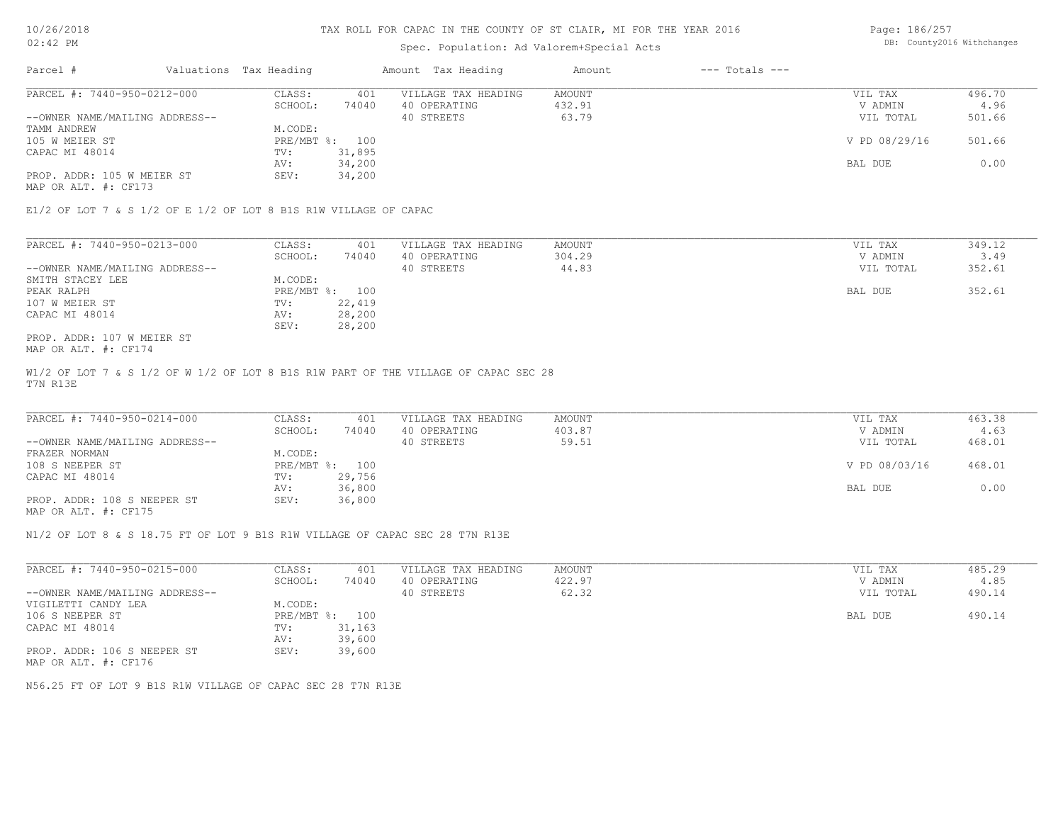# TAX ROLL FOR CAPAC IN THE COUNTY OF ST CLAIR, MI FOR THE YEAR 2016

Spec. Population: Ad Valorem+Special Acts

DB: County2016 Withchanges

| Parcel # | Valuations | Tax Heading | Amount | Tax Heading | Amount | --- Totals --- | |
|---|---|---|---|---|---|---|---|
| PARCEL #: 7440-950-0212-000 | CLASS: | 401 | VILLAGE TAX HEADING | AMOUNT | | VIL TAX | 496.70 |
| | SCHOOL: | 74040 | 40 OPERATING | 432.91 | | V ADMIN | 4.96 |
| --OWNER NAME/MAILING ADDRESS-- | | | 40 STREETS | 63.79 | | VIL TOTAL | 501.66 |
| TAMM ANDREW | M.CODE: | | | | | | |
| 105 W MEIER ST | PRE/MBT %: | 100 | | | | V PD 08/29/16 | 501.66 |
| CAPAC MI 48014 | TV: | 31,895 | | | | | |
| | AV: | 34,200 | | | | BAL DUE | 0.00 |
| PROP. ADDR: 105 W MEIER ST | SEV: | 34,200 | | | | | |
| MAP OR ALT. #: CF173 | | | | | | | |

E1/2 OF LOT 7 & S 1/2 OF E 1/2 OF LOT 8 B1S R1W VILLAGE OF CAPAC

| Parcel # | Valuations | Tax Heading | Amount | Tax Heading | Amount | --- Totals --- | |
|---|---|---|---|---|---|---|---|
| PARCEL #: 7440-950-0213-000 | CLASS: | 401 | VILLAGE TAX HEADING | AMOUNT | | VIL TAX | 349.12 |
| | SCHOOL: | 74040 | 40 OPERATING | 304.29 | | V ADMIN | 3.49 |
| --OWNER NAME/MAILING ADDRESS-- | | | 40 STREETS | 44.83 | | VIL TOTAL | 352.61 |
| SMITH STACEY LEE | M.CODE: | | | | | | |
| PEAK RALPH | PRE/MBT %: | 100 | | | | BAL DUE | 352.61 |
| 107 W MEIER ST | TV: | 22,419 | | | | | |
| CAPAC MI 48014 | AV: | 28,200 | | | | | |
| | SEV: | 28,200 | | | | | |
| PROP. ADDR: 107 W MEIER ST | | | | | | | |
| MAP OR ALT. #: CF174 | | | | | | | |

W1/2 OF LOT 7 & S 1/2 OF W 1/2 OF LOT 8 B1S R1W PART OF THE VILLAGE OF CAPAC SEC 28 T7N R13E

| Parcel # | Valuations | Tax Heading | Amount | Tax Heading | Amount | --- Totals --- | |
|---|---|---|---|---|---|---|---|
| PARCEL #: 7440-950-0214-000 | CLASS: | 401 | VILLAGE TAX HEADING | AMOUNT | | VIL TAX | 463.38 |
| | SCHOOL: | 74040 | 40 OPERATING | 403.87 | | V ADMIN | 4.63 |
| --OWNER NAME/MAILING ADDRESS-- | | | 40 STREETS | 59.51 | | VIL TOTAL | 468.01 |
| FRAZER NORMAN | M.CODE: | | | | | | |
| 108 S NEEPER ST | PRE/MBT %: | 100 | | | | V PD 08/03/16 | 468.01 |
| CAPAC MI 48014 | TV: | 29,756 | | | | | |
| | AV: | 36,800 | | | | BAL DUE | 0.00 |
| PROP. ADDR: 108 S NEEPER ST | SEV: | 36,800 | | | | | |
| MAP OR ALT. #: CF175 | | | | | | | |

N1/2 OF LOT 8 & S 18.75 FT OF LOT 9 B1S R1W VILLAGE OF CAPAC SEC 28 T7N R13E

| Parcel # | Valuations | Tax Heading | Amount | Tax Heading | Amount | --- Totals --- | |
|---|---|---|---|---|---|---|---|
| PARCEL #: 7440-950-0215-000 | CLASS: | 401 | VILLAGE TAX HEADING | AMOUNT | | VIL TAX | 485.29 |
| | SCHOOL: | 74040 | 40 OPERATING | 422.97 | | V ADMIN | 4.85 |
| --OWNER NAME/MAILING ADDRESS-- | | | 40 STREETS | 62.32 | | VIL TOTAL | 490.14 |
| VIGILETTI CANDY LEA | M.CODE: | | | | | | |
| 106 S NEEPER ST | PRE/MBT %: | 100 | | | | BAL DUE | 490.14 |
| CAPAC MI 48014 | TV: | 31,163 | | | | | |
| | AV: | 39,600 | | | | | |
| PROP. ADDR: 106 S NEEPER ST | SEV: | 39,600 | | | | | |
| MAP OR ALT. #: CF176 | | | | | | | |

N56.25 FT OF LOT 9 B1S R1W VILLAGE OF CAPAC SEC 28 T7N R13E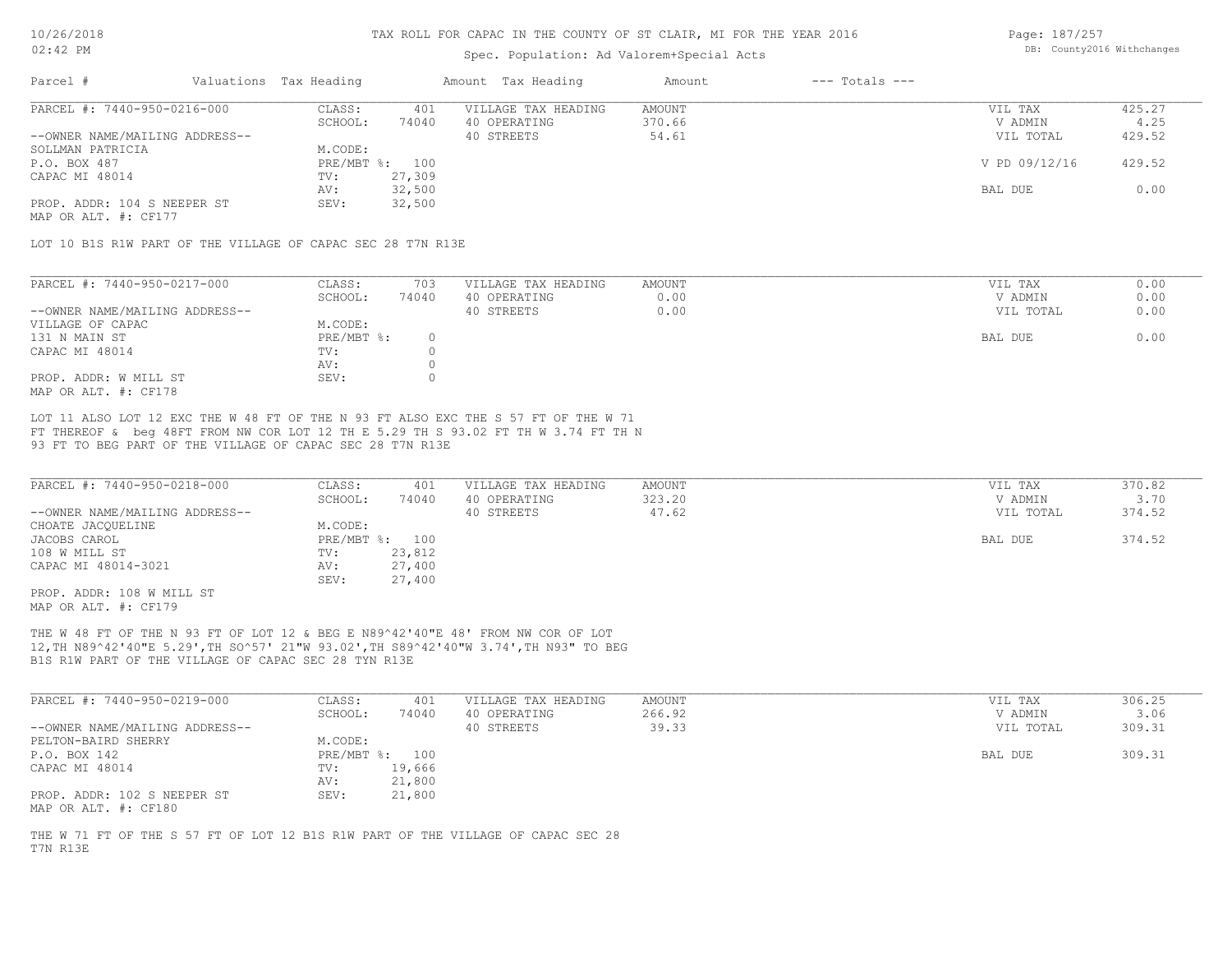# TAX ROLL FOR CAPAC IN THE COUNTY OF ST CLAIR, MI FOR THE YEAR 2016

Spec. Population: Ad Valorem+Special Acts

DB: County2016 Withchanges

| Parcel # | Valuations | Tax Heading | Amount | Tax Heading | Amount | --- Totals --- | |
|---|---|---|---|---|---|---|---|
| PARCEL #: 7440-950-0216-000 | CLASS: | 401 | VILLAGE TAX HEADING | AMOUNT | | VIL TAX | 425.27 |
| | SCHOOL: | 74040 | 40 OPERATING | 370.66 | | V ADMIN | 4.25 |
| --OWNER NAME/MAILING ADDRESS-- | | | 40 STREETS | 54.61 | | VIL TOTAL | 429.52 |
| SOLLMAN PATRICIA | M.CODE: | | | | | | |
| P.O. BOX 487 | PRE/MBT %: | 100 | | | | V PD 09/12/16 | 429.52 |
| CAPAC MI 48014 | TV: | 27,309 | | | | | |
| | AV: | 32,500 | | | | BAL DUE | 0.00 |
| PROP. ADDR: 104 S NEEPER ST | SEV: | 32,500 | | | | | |
| MAP OR ALT. #: CF177 | | | | | | | |

LOT 10 B1S R1W PART OF THE VILLAGE OF CAPAC SEC 28 T7N R13E

| Parcel # | Valuations | Tax Heading | Amount | Tax Heading | Amount | --- Totals --- | |
|---|---|---|---|---|---|---|---|
| PARCEL #: 7440-950-0217-000 | CLASS: | 703 | VILLAGE TAX HEADING | AMOUNT | | VIL TAX | 0.00 |
| | SCHOOL: | 74040 | 40 OPERATING | 0.00 | | V ADMIN | 0.00 |
| --OWNER NAME/MAILING ADDRESS-- | | | 40 STREETS | 0.00 | | VIL TOTAL | 0.00 |
| VILLAGE OF CAPAC | M.CODE: | | | | | | |
| 131 N MAIN ST | PRE/MBT %: | 0 | | | | BAL DUE | 0.00 |
| CAPAC MI 48014 | TV: | 0 | | | | | |
| | AV: | 0 | | | | | |
| PROP. ADDR: W MILL ST | SEV: | 0 | | | | | |
| MAP OR ALT. #: CF178 | | | | | | | |

LOT 11 ALSO LOT 12 EXC THE W 48 FT OF THE N 93 FT ALSO EXC THE S 57 FT OF THE W 71 FT THEREOF & beg 48FT FROM NW COR LOT 12 TH E 5.29 TH S 93.02 FT TH W 3.74 FT TH N 93 FT TO BEG PART OF THE VILLAGE OF CAPAC SEC 28 T7N R13E

| Parcel # | Valuations | Tax Heading | Amount | Tax Heading | Amount | --- Totals --- | |
|---|---|---|---|---|---|---|---|
| PARCEL #: 7440-950-0218-000 | CLASS: | 401 | VILLAGE TAX HEADING | AMOUNT | | VIL TAX | 370.82 |
| | SCHOOL: | 74040 | 40 OPERATING | 323.20 | | V ADMIN | 3.70 |
| --OWNER NAME/MAILING ADDRESS-- | | | 40 STREETS | 47.62 | | VIL TOTAL | 374.52 |
| CHOATE JACQUELINE | M.CODE: | | | | | | |
| JACOBS CAROL | PRE/MBT %: | 100 | | | | BAL DUE | 374.52 |
| 108 W MILL ST | TV: | 23,812 | | | | | |
| CAPAC MI 48014-3021 | AV: | 27,400 | | | | | |
| | SEV: | 27,400 | | | | | |
| PROP. ADDR: 108 W MILL ST | | | | | | | |
| MAP OR ALT. #: CF179 | | | | | | | |

THE W 48 FT OF THE N 93 FT OF LOT 12 & BEG E N89^42'40"E 48' FROM NW COR OF LOT 12,TH N89^42'40"E 5.29',TH SO^57' 21"W 93.02',TH S89^42'40"W 3.74',TH N93" TO BEG B1S R1W PART OF THE VILLAGE OF CAPAC SEC 28 TYN R13E

| Parcel # | Valuations | Tax Heading | Amount | Tax Heading | Amount | --- Totals --- | |
|---|---|---|---|---|---|---|---|
| PARCEL #: 7440-950-0219-000 | CLASS: | 401 | VILLAGE TAX HEADING | AMOUNT | | VIL TAX | 306.25 |
| | SCHOOL: | 74040 | 40 OPERATING | 266.92 | | V ADMIN | 3.06 |
| --OWNER NAME/MAILING ADDRESS-- | | | 40 STREETS | 39.33 | | VIL TOTAL | 309.31 |
| PELTON-BAIRD SHERRY | M.CODE: | | | | | | |
| P.O. BOX 142 | PRE/MBT %: | 100 | | | | BAL DUE | 309.31 |
| CAPAC MI 48014 | TV: | 19,666 | | | | | |
| | AV: | 21,800 | | | | | |
| PROP. ADDR: 102 S NEEPER ST | SEV: | 21,800 | | | | | |
| MAP OR ALT. #: CF180 | | | | | | | |

THE W 71 FT OF THE S 57 FT OF LOT 12 B1S R1W PART OF THE VILLAGE OF CAPAC SEC 28 T7N R13E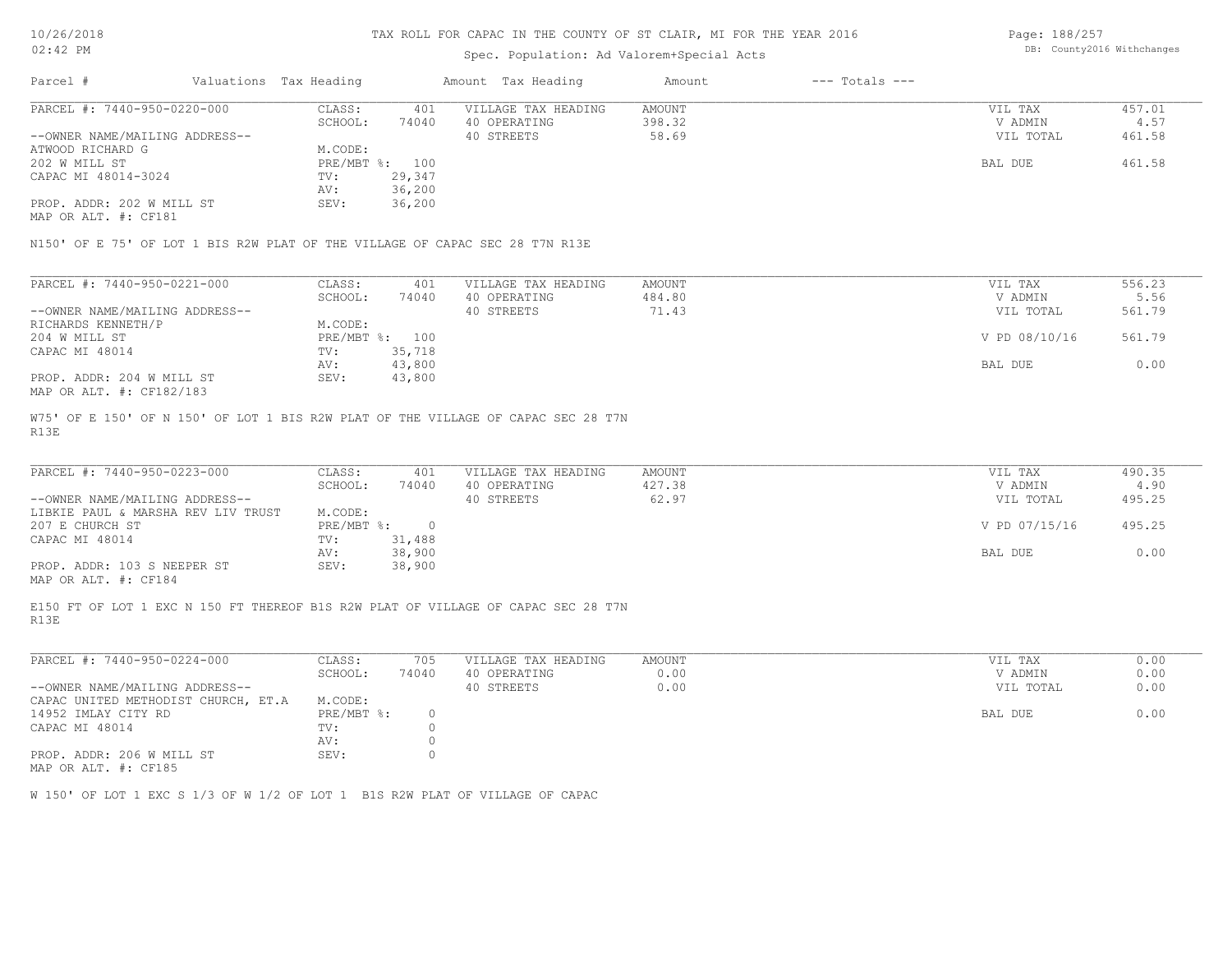# TAX ROLL FOR CAPAC IN THE COUNTY OF ST CLAIR, MI FOR THE YEAR 2016

Spec. Population: Ad Valorem+Special Acts

10/26/2018
02:42 PM

DB: County2016 Withchanges

| Parcel # | Valuations | Tax Heading | Amount | Tax Heading | Amount | --- Totals --- | |
|---|---|---|---|---|---|---|---|

**PARCEL #: 7440-950-0220-000**

| | | | | | |
|---|---|---|---|---|---|
| CLASS: | 401 | VILLAGE TAX HEADING | AMOUNT | VIL TAX | 457.01 |
| SCHOOL: | 74040 | 40 OPERATING | 398.32 | V ADMIN | 4.57 |
| | | 40 STREETS | 58.69 | VIL TOTAL | 461.58 |
| M.CODE: | | | | | |
| PRE/MBT %: | 100 | | | BAL DUE | 461.58 |
| TV: | 29,347 | | | | |
| AV: | 36,200 | | | | |
| SEV: | 36,200 | | | | |

--OWNER NAME/MAILING ADDRESS--
ATWOOD RICHARD G
202 W MILL ST
CAPAC MI 48014-3024

PROP. ADDR: 202 W MILL ST
MAP OR ALT. #: CF181

N150' OF E 75' OF LOT 1 BIS R2W PLAT OF THE VILLAGE OF CAPAC SEC 28 T7N R13E

**PARCEL #: 7440-950-0221-000**

| | | | | | |
|---|---|---|---|---|---|
| CLASS: | 401 | VILLAGE TAX HEADING | AMOUNT | VIL TAX | 556.23 |
| SCHOOL: | 74040 | 40 OPERATING | 484.80 | V ADMIN | 5.56 |
| | | 40 STREETS | 71.43 | VIL TOTAL | 561.79 |
| M.CODE: | | | | | |
| PRE/MBT %: | 100 | | | V PD 08/10/16 | 561.79 |
| TV: | 35,718 | | | | |
| AV: | 43,800 | | | BAL DUE | 0.00 |
| SEV: | 43,800 | | | | |

--OWNER NAME/MAILING ADDRESS--
RICHARDS KENNETH/P
204 W MILL ST
CAPAC MI 48014

PROP. ADDR: 204 W MILL ST
MAP OR ALT. #: CF182/183

W75' OF E 150' OF N 150' OF LOT 1 BIS R2W PLAT OF THE VILLAGE OF CAPAC SEC 28 T7N R13E

**PARCEL #: 7440-950-0223-000**

| | | | | | |
|---|---|---|---|---|---|
| CLASS: | 401 | VILLAGE TAX HEADING | AMOUNT | VIL TAX | 490.35 |
| SCHOOL: | 74040 | 40 OPERATING | 427.38 | V ADMIN | 4.90 |
| | | 40 STREETS | 62.97 | VIL TOTAL | 495.25 |
| M.CODE: | | | | | |
| PRE/MBT %: | 0 | | | V PD 07/15/16 | 495.25 |
| TV: | 31,488 | | | | |
| AV: | 38,900 | | | BAL DUE | 0.00 |
| SEV: | 38,900 | | | | |

--OWNER NAME/MAILING ADDRESS--
LIBKIE PAUL & MARSHA REV LIV TRUST
207 E CHURCH ST
CAPAC MI 48014

PROP. ADDR: 103 S NEEPER ST
MAP OR ALT. #: CF184

E150 FT OF LOT 1 EXC N 150 FT THEREOF B1S R2W PLAT OF VILLAGE OF CAPAC SEC 28 T7N R13E

**PARCEL #: 7440-950-0224-000**

| | | | | | |
|---|---|---|---|---|---|
| CLASS: | 705 | VILLAGE TAX HEADING | AMOUNT | VIL TAX | 0.00 |
| SCHOOL: | 74040 | 40 OPERATING | 0.00 | V ADMIN | 0.00 |
| | | 40 STREETS | 0.00 | VIL TOTAL | 0.00 |
| M.CODE: | | | | | |
| PRE/MBT %: | 0 | | | BAL DUE | 0.00 |
| TV: | 0 | | | | |
| AV: | 0 | | | | |
| SEV: | 0 | | | | |

--OWNER NAME/MAILING ADDRESS--
CAPAC UNITED METHODIST CHURCH, ET.A
14952 IMLAY CITY RD
CAPAC MI 48014

PROP. ADDR: 206 W MILL ST
MAP OR ALT. #: CF185

W 150' OF LOT 1 EXC S 1/3 OF W 1/2 OF LOT 1 B1S R2W PLAT OF VILLAGE OF CAPAC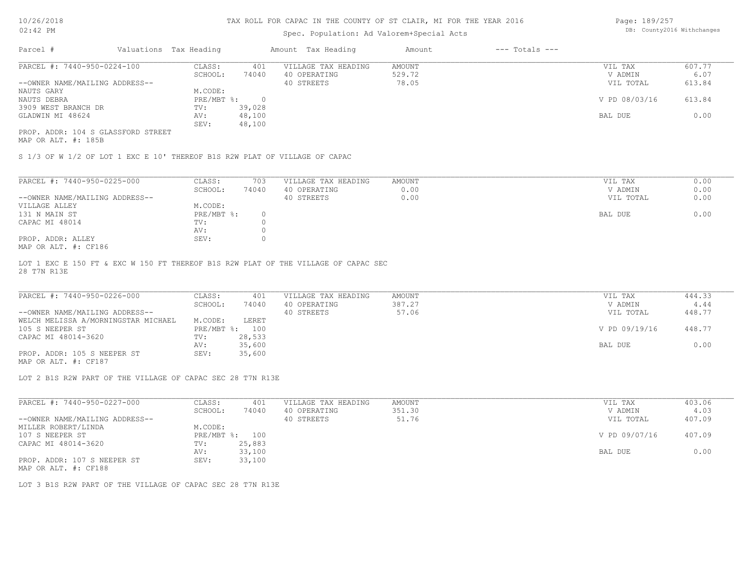# TAX ROLL FOR CAPAC IN THE COUNTY OF ST CLAIR, MI FOR THE YEAR 2016

Spec. Population: Ad Valorem+Special Acts

10/26/2018
02:42 PM

DB: County2016 Withchanges

| Parcel # | Valuations | Tax Heading | Amount | Tax Heading | Amount | --- Totals --- | |
|---|---|---|---|---|---|---|---|

---

**PARCEL #: 7440-950-0224-100**

| | | | | | |
|---|---|---|---|---|---|
| CLASS: | 401 | VILLAGE TAX HEADING | AMOUNT | VIL TAX | 607.77 |
| SCHOOL: | 74040 | 40 OPERATING | 529.72 | V ADMIN | 6.07 |
| | | 40 STREETS | 78.05 | VIL TOTAL | 613.84 |
| M.CODE: | | | | | |
| PRE/MBT %: | 0 | | | V PD 08/03/16 | 613.84 |
| TV: | 39,028 | | | | |
| AV: | 48,100 | | | BAL DUE | 0.00 |
| SEV: | 48,100 | | | | |

--OWNER NAME/MAILING ADDRESS--
NAUTS GARY
NAUTS DEBRA
3909 WEST BRANCH DR
GLADWIN MI 48624

PROP. ADDR: 104 S GLASSFORD STREET
MAP OR ALT. #: 185B

S 1/3 OF W 1/2 OF LOT 1 EXC E 10' THEREOF B1S R2W PLAT OF VILLAGE OF CAPAC

---

**PARCEL #: 7440-950-0225-000**

| | | | | | |
|---|---|---|---|---|---|
| CLASS: | 703 | VILLAGE TAX HEADING | AMOUNT | VIL TAX | 0.00 |
| SCHOOL: | 74040 | 40 OPERATING | 0.00 | V ADMIN | 0.00 |
| | | 40 STREETS | 0.00 | VIL TOTAL | 0.00 |
| M.CODE: | | | | | |
| PRE/MBT %: | 0 | | | BAL DUE | 0.00 |
| TV: | 0 | | | | |
| AV: | 0 | | | | |
| SEV: | 0 | | | | |

--OWNER NAME/MAILING ADDRESS--
VILLAGE ALLEY
131 N MAIN ST
CAPAC MI 48014

PROP. ADDR: ALLEY
MAP OR ALT. #: CF186

LOT 1 EXC E 150 FT & EXC W 150 FT THEREOF B1S R2W PLAT OF THE VILLAGE OF CAPAC SEC 28 T7N R13E

---

**PARCEL #: 7440-950-0226-000**

| | | | | | |
|---|---|---|---|---|---|
| CLASS: | 401 | VILLAGE TAX HEADING | AMOUNT | VIL TAX | 444.33 |
| SCHOOL: | 74040 | 40 OPERATING | 387.27 | V ADMIN | 4.44 |
| | | 40 STREETS | 57.06 | VIL TOTAL | 448.77 |
| M.CODE: | LERET | | | | |
| PRE/MBT %: | 100 | | | V PD 09/19/16 | 448.77 |
| TV: | 28,533 | | | | |
| AV: | 35,600 | | | BAL DUE | 0.00 |
| SEV: | 35,600 | | | | |

--OWNER NAME/MAILING ADDRESS--
WELCH MELISSA A/MORNINGSTAR MICHAEL
105 S NEEPER ST
CAPAC MI 48014-3620

PROP. ADDR: 105 S NEEPER ST
MAP OR ALT. #: CF187

LOT 2 B1S R2W PART OF THE VILLAGE OF CAPAC SEC 28 T7N R13E

---

**PARCEL #: 7440-950-0227-000**

| | | | | | |
|---|---|---|---|---|---|
| CLASS: | 401 | VILLAGE TAX HEADING | AMOUNT | VIL TAX | 403.06 |
| SCHOOL: | 74040 | 40 OPERATING | 351.30 | V ADMIN | 4.03 |
| | | 40 STREETS | 51.76 | VIL TOTAL | 407.09 |
| M.CODE: | | | | | |
| PRE/MBT %: | 100 | | | V PD 09/07/16 | 407.09 |
| TV: | 25,883 | | | | |
| AV: | 33,100 | | | BAL DUE | 0.00 |
| SEV: | 33,100 | | | | |

--OWNER NAME/MAILING ADDRESS--
MILLER ROBERT/LINDA
107 S NEEPER ST
CAPAC MI 48014-3620

PROP. ADDR: 107 S NEEPER ST
MAP OR ALT. #: CF188

LOT 3 B1S R2W PART OF THE VILLAGE OF CAPAC SEC 28 T7N R13E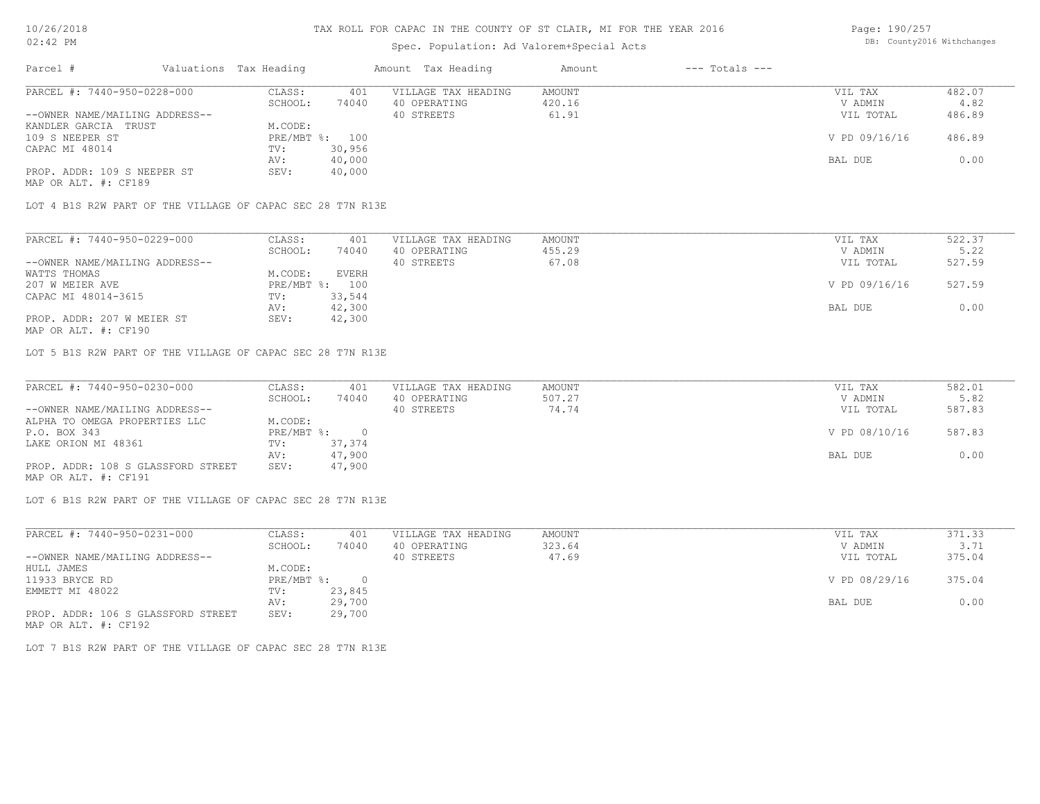# TAX ROLL FOR CAPAC IN THE COUNTY OF ST CLAIR, MI FOR THE YEAR 2016

Spec. Population: Ad Valorem+Special Acts

| Parcel # | Valuations | Tax Heading | Amount | Tax Heading | Amount | --- Totals --- | |
|---|---|---|---|---|---|---|---|
| PARCEL #: 7440-950-0228-000 | CLASS: | 401 | VILLAGE TAX HEADING | AMOUNT | | VIL TAX | 482.07 |
| | SCHOOL: | 74040 | 40 OPERATING | 420.16 | | V ADMIN | 4.82 |
| --OWNER NAME/MAILING ADDRESS-- | | | 40 STREETS | 61.91 | | VIL TOTAL | 486.89 |
| KANDLER GARCIA TRUST | M.CODE: | | | | | | |
| 109 S NEEPER ST | PRE/MBT %: | 100 | | | | V PD 09/16/16 | 486.89 |
| CAPAC MI 48014 | TV: | 30,956 | | | | | |
| | AV: | 40,000 | | | | BAL DUE | 0.00 |
| PROP. ADDR: 109 S NEEPER ST | SEV: | 40,000 | | | | | |
| MAP OR ALT. #: CF189 | | | | | | | |

LOT 4 B1S R2W PART OF THE VILLAGE OF CAPAC SEC 28 T7N R13E

| Parcel # | Valuations | Tax Heading | Amount | Tax Heading | Amount | --- Totals --- | |
|---|---|---|---|---|---|---|---|
| PARCEL #: 7440-950-0229-000 | CLASS: | 401 | VILLAGE TAX HEADING | AMOUNT | | VIL TAX | 522.37 |
| | SCHOOL: | 74040 | 40 OPERATING | 455.29 | | V ADMIN | 5.22 |
| --OWNER NAME/MAILING ADDRESS-- | | | 40 STREETS | 67.08 | | VIL TOTAL | 527.59 |
| WATTS THOMAS | M.CODE: | EVERH | | | | | |
| 207 W MEIER AVE | PRE/MBT %: | 100 | | | | V PD 09/16/16 | 527.59 |
| CAPAC MI 48014-3615 | TV: | 33,544 | | | | | |
| | AV: | 42,300 | | | | BAL DUE | 0.00 |
| PROP. ADDR: 207 W MEIER ST | SEV: | 42,300 | | | | | |
| MAP OR ALT. #: CF190 | | | | | | | |

LOT 5 B1S R2W PART OF THE VILLAGE OF CAPAC SEC 28 T7N R13E

| Parcel # | Valuations | Tax Heading | Amount | Tax Heading | Amount | --- Totals --- | |
|---|---|---|---|---|---|---|---|
| PARCEL #: 7440-950-0230-000 | CLASS: | 401 | VILLAGE TAX HEADING | AMOUNT | | VIL TAX | 582.01 |
| | SCHOOL: | 74040 | 40 OPERATING | 507.27 | | V ADMIN | 5.82 |
| --OWNER NAME/MAILING ADDRESS-- | | | 40 STREETS | 74.74 | | VIL TOTAL | 587.83 |
| ALPHA TO OMEGA PROPERTIES LLC | M.CODE: | | | | | | |
| P.O. BOX 343 | PRE/MBT %: | 0 | | | | V PD 08/10/16 | 587.83 |
| LAKE ORION MI 48361 | TV: | 37,374 | | | | | |
| | AV: | 47,900 | | | | BAL DUE | 0.00 |
| PROP. ADDR: 108 S GLASSFORD STREET | SEV: | 47,900 | | | | | |
| MAP OR ALT. #: CF191 | | | | | | | |

LOT 6 B1S R2W PART OF THE VILLAGE OF CAPAC SEC 28 T7N R13E

| Parcel # | Valuations | Tax Heading | Amount | Tax Heading | Amount | --- Totals --- | |
|---|---|---|---|---|---|---|---|
| PARCEL #: 7440-950-0231-000 | CLASS: | 401 | VILLAGE TAX HEADING | AMOUNT | | VIL TAX | 371.33 |
| | SCHOOL: | 74040 | 40 OPERATING | 323.64 | | V ADMIN | 3.71 |
| --OWNER NAME/MAILING ADDRESS-- | | | 40 STREETS | 47.69 | | VIL TOTAL | 375.04 |
| HULL JAMES | M.CODE: | | | | | | |
| 11933 BRYCE RD | PRE/MBT %: | 0 | | | | V PD 08/29/16 | 375.04 |
| EMMETT MI 48022 | TV: | 23,845 | | | | | |
| | AV: | 29,700 | | | | BAL DUE | 0.00 |
| PROP. ADDR: 106 S GLASSFORD STREET | SEV: | 29,700 | | | | | |
| MAP OR ALT. #: CF192 | | | | | | | |

LOT 7 B1S R2W PART OF THE VILLAGE OF CAPAC SEC 28 T7N R13E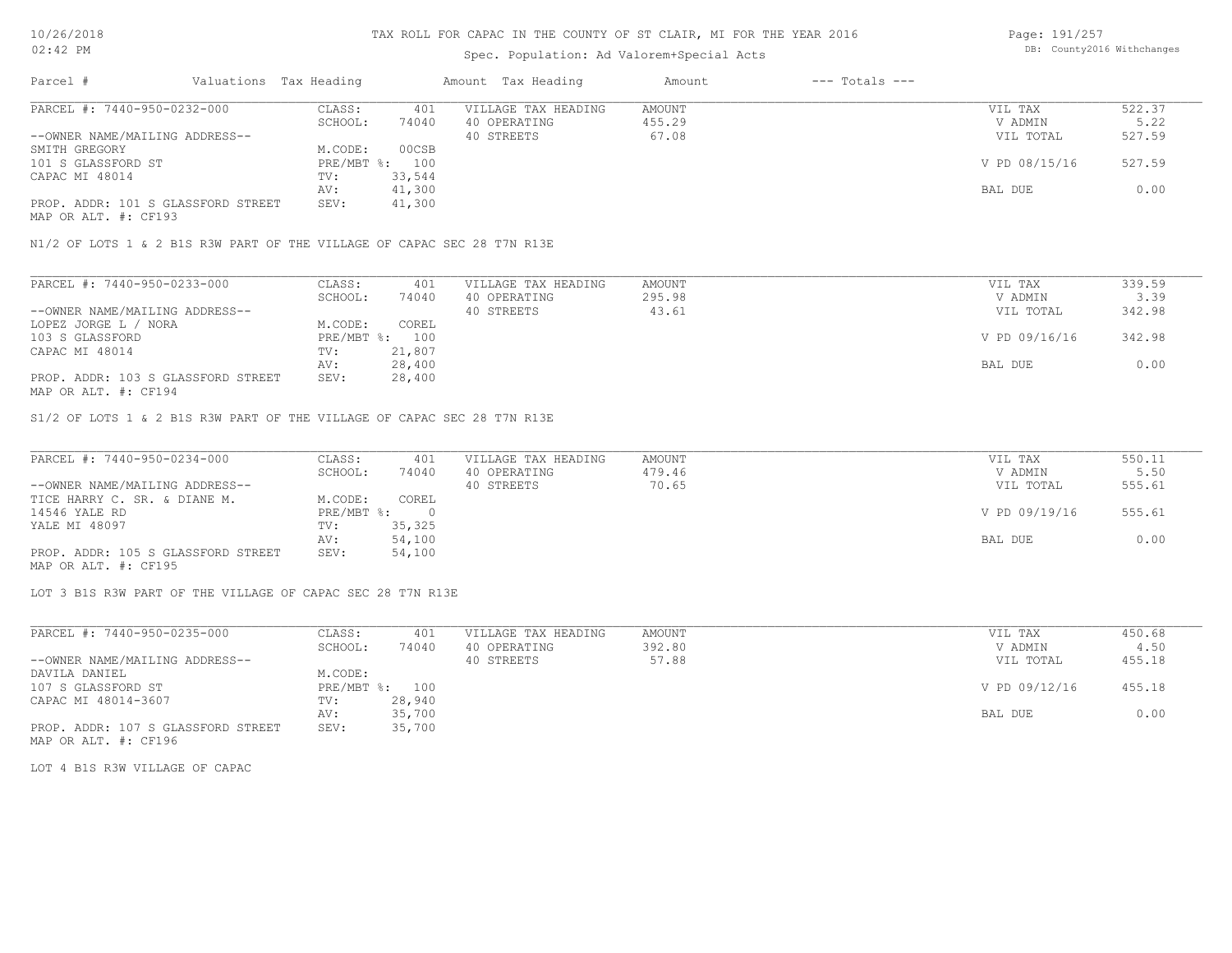# TAX ROLL FOR CAPAC IN THE COUNTY OF ST CLAIR, MI FOR THE YEAR 2016

Spec. Population: Ad Valorem+Special Acts

| Parcel # | Valuations | Tax Heading | Amount | Tax Heading | Amount | --- Totals --- | |
|---|---|---|---|---|---|---|---|
| PARCEL #: 7440-950-0232-000 | CLASS: | 401 | VILLAGE TAX HEADING | AMOUNT | | VIL TAX | 522.37 |
| | SCHOOL: | 74040 | 40 OPERATING | 455.29 | | V ADMIN | 5.22 |
| --OWNER NAME/MAILING ADDRESS-- | | | 40 STREETS | 67.08 | | VIL TOTAL | 527.59 |
| SMITH GREGORY | M.CODE: | 00CSB | | | | | |
| 101 S GLASSFORD ST | PRE/MBT %: | 100 | | | | V PD 08/15/16 | 527.59 |
| CAPAC MI 48014 | TV: | 33,544 | | | | | |
| | AV: | 41,300 | | | | BAL DUE | 0.00 |
| PROP. ADDR: 101 S GLASSFORD STREET | SEV: | 41,300 | | | | | |
| MAP OR ALT. #: CF193 | | | | | | | |

N1/2 OF LOTS 1 & 2 B1S R3W PART OF THE VILLAGE OF CAPAC SEC 28 T7N R13E

| Parcel # | Valuations | Tax Heading | Amount | Tax Heading | Amount | --- Totals --- | |
|---|---|---|---|---|---|---|---|
| PARCEL #: 7440-950-0233-000 | CLASS: | 401 | VILLAGE TAX HEADING | AMOUNT | | VIL TAX | 339.59 |
| | SCHOOL: | 74040 | 40 OPERATING | 295.98 | | V ADMIN | 3.39 |
| --OWNER NAME/MAILING ADDRESS-- | | | 40 STREETS | 43.61 | | VIL TOTAL | 342.98 |
| LOPEZ JORGE L / NORA | M.CODE: | COREL | | | | | |
| 103 S GLASSFORD | PRE/MBT %: | 100 | | | | V PD 09/16/16 | 342.98 |
| CAPAC MI 48014 | TV: | 21,807 | | | | | |
| | AV: | 28,400 | | | | BAL DUE | 0.00 |
| PROP. ADDR: 103 S GLASSFORD STREET | SEV: | 28,400 | | | | | |
| MAP OR ALT. #: CF194 | | | | | | | |

S1/2 OF LOTS 1 & 2 B1S R3W PART OF THE VILLAGE OF CAPAC SEC 28 T7N R13E

| Parcel # | Valuations | Tax Heading | Amount | Tax Heading | Amount | --- Totals --- | |
|---|---|---|---|---|---|---|---|
| PARCEL #: 7440-950-0234-000 | CLASS: | 401 | VILLAGE TAX HEADING | AMOUNT | | VIL TAX | 550.11 |
| | SCHOOL: | 74040 | 40 OPERATING | 479.46 | | V ADMIN | 5.50 |
| --OWNER NAME/MAILING ADDRESS-- | | | 40 STREETS | 70.65 | | VIL TOTAL | 555.61 |
| TICE HARRY C. SR. & DIANE M. | M.CODE: | COREL | | | | | |
| 14546 YALE RD | PRE/MBT %: | 0 | | | | V PD 09/19/16 | 555.61 |
| YALE MI 48097 | TV: | 35,325 | | | | | |
| | AV: | 54,100 | | | | BAL DUE | 0.00 |
| PROP. ADDR: 105 S GLASSFORD STREET | SEV: | 54,100 | | | | | |
| MAP OR ALT. #: CF195 | | | | | | | |

LOT 3 B1S R3W PART OF THE VILLAGE OF CAPAC SEC 28 T7N R13E

| Parcel # | Valuations | Tax Heading | Amount | Tax Heading | Amount | --- Totals --- | |
|---|---|---|---|---|---|---|---|
| PARCEL #: 7440-950-0235-000 | CLASS: | 401 | VILLAGE TAX HEADING | AMOUNT | | VIL TAX | 450.68 |
| | SCHOOL: | 74040 | 40 OPERATING | 392.80 | | V ADMIN | 4.50 |
| --OWNER NAME/MAILING ADDRESS-- | | | 40 STREETS | 57.88 | | VIL TOTAL | 455.18 |
| DAVILA DANIEL | M.CODE: | | | | | | |
| 107 S GLASSFORD ST | PRE/MBT %: | 100 | | | | V PD 09/12/16 | 455.18 |
| CAPAC MI 48014-3607 | TV: | 28,940 | | | | | |
| | AV: | 35,700 | | | | BAL DUE | 0.00 |
| PROP. ADDR: 107 S GLASSFORD STREET | SEV: | 35,700 | | | | | |
| MAP OR ALT. #: CF196 | | | | | | | |

LOT 4 B1S R3W VILLAGE OF CAPAC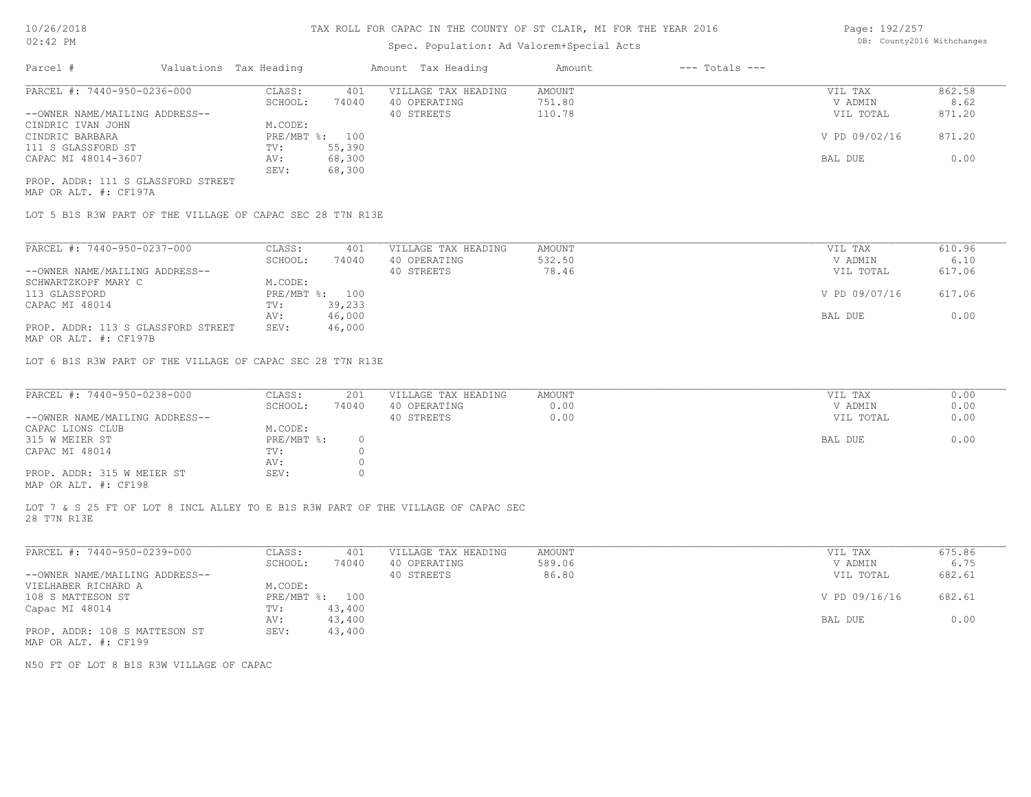# TAX ROLL FOR CAPAC IN THE COUNTY OF ST CLAIR, MI FOR THE YEAR 2016

Spec. Population: Ad Valorem+Special Acts

| Parcel # | Valuations | Tax Heading | Amount | Tax Heading | Amount | --- Totals --- | |
|---|---|---|---|---|---|---|---|
| PARCEL #: 7440-950-0236-000 | CLASS: | 401 | VILLAGE TAX HEADING | AMOUNT | | VIL TAX | 862.58 |
| | SCHOOL: | 74040 | 40 OPERATING | 751.80 | | V ADMIN | 8.62 |
| --OWNER NAME/MAILING ADDRESS-- | | | 40 STREETS | 110.78 | | VIL TOTAL | 871.20 |
| CINDRIC IVAN JOHN | M.CODE: | | | | | | |
| CINDRIC BARBARA | PRE/MBT %: | 100 | | | | V PD 09/02/16 | 871.20 |
| 111 S GLASSFORD ST | TV: | 55,390 | | | | | |
| CAPAC MI 48014-3607 | AV: | 68,300 | | | | BAL DUE | 0.00 |
| | SEV: | 68,300 | | | | | |
| PROP. ADDR: 111 S GLASSFORD STREET | | | | | | | |
| MAP OR ALT. #: CF197A | | | | | | | |

LOT 5 B1S R3W PART OF THE VILLAGE OF CAPAC SEC 28 T7N R13E

| Parcel # | Valuations | Tax Heading | Amount | Tax Heading | Amount | --- Totals --- | |
|---|---|---|---|---|---|---|---|
| PARCEL #: 7440-950-0237-000 | CLASS: | 401 | VILLAGE TAX HEADING | AMOUNT | | VIL TAX | 610.96 |
| | SCHOOL: | 74040 | 40 OPERATING | 532.50 | | V ADMIN | 6.10 |
| --OWNER NAME/MAILING ADDRESS-- | | | 40 STREETS | 78.46 | | VIL TOTAL | 617.06 |
| SCHWARTZKOPF MARY C | M.CODE: | | | | | | |
| 113 GLASSFORD | PRE/MBT %: | 100 | | | | V PD 09/07/16 | 617.06 |
| CAPAC MI 48014 | TV: | 39,233 | | | | | |
| | AV: | 46,000 | | | | BAL DUE | 0.00 |
| PROP. ADDR: 113 S GLASSFORD STREET | SEV: | 46,000 | | | | | |
| MAP OR ALT. #: CF197B | | | | | | | |

LOT 6 B1S R3W PART OF THE VILLAGE OF CAPAC SEC 28 T7N R13E

| Parcel # | Valuations | Tax Heading | Amount | Tax Heading | Amount | --- Totals --- | |
|---|---|---|---|---|---|---|---|
| PARCEL #: 7440-950-0238-000 | CLASS: | 201 | VILLAGE TAX HEADING | AMOUNT | | VIL TAX | 0.00 |
| | SCHOOL: | 74040 | 40 OPERATING | 0.00 | | V ADMIN | 0.00 |
| --OWNER NAME/MAILING ADDRESS-- | | | 40 STREETS | 0.00 | | VIL TOTAL | 0.00 |
| CAPAC LIONS CLUB | M.CODE: | | | | | | |
| 315 W MEIER ST | PRE/MBT %: | 0 | | | | BAL DUE | 0.00 |
| CAPAC MI 48014 | TV: | 0 | | | | | |
| | AV: | 0 | | | | | |
| PROP. ADDR: 315 W MEIER ST | SEV: | 0 | | | | | |
| MAP OR ALT. #: CF198 | | | | | | | |

LOT 7 & S 25 FT OF LOT 8 INCL ALLEY TO E B1S R3W PART OF THE VILLAGE OF CAPAC SEC 28 T7N R13E

| Parcel # | Valuations | Tax Heading | Amount | Tax Heading | Amount | --- Totals --- | |
|---|---|---|---|---|---|---|---|
| PARCEL #: 7440-950-0239-000 | CLASS: | 401 | VILLAGE TAX HEADING | AMOUNT | | VIL TAX | 675.86 |
| | SCHOOL: | 74040 | 40 OPERATING | 589.06 | | V ADMIN | 6.75 |
| --OWNER NAME/MAILING ADDRESS-- | | | 40 STREETS | 86.80 | | VIL TOTAL | 682.61 |
| VIELHABER RICHARD A | M.CODE: | | | | | | |
| 108 S MATTESON ST | PRE/MBT %: | 100 | | | | V PD 09/16/16 | 682.61 |
| Capac MI 48014 | TV: | 43,400 | | | | | |
| | AV: | 43,400 | | | | BAL DUE | 0.00 |
| PROP. ADDR: 108 S MATTESON ST | SEV: | 43,400 | | | | | |
| MAP OR ALT. #: CF199 | | | | | | | |

N50 FT OF LOT 8 B1S R3W VILLAGE OF CAPAC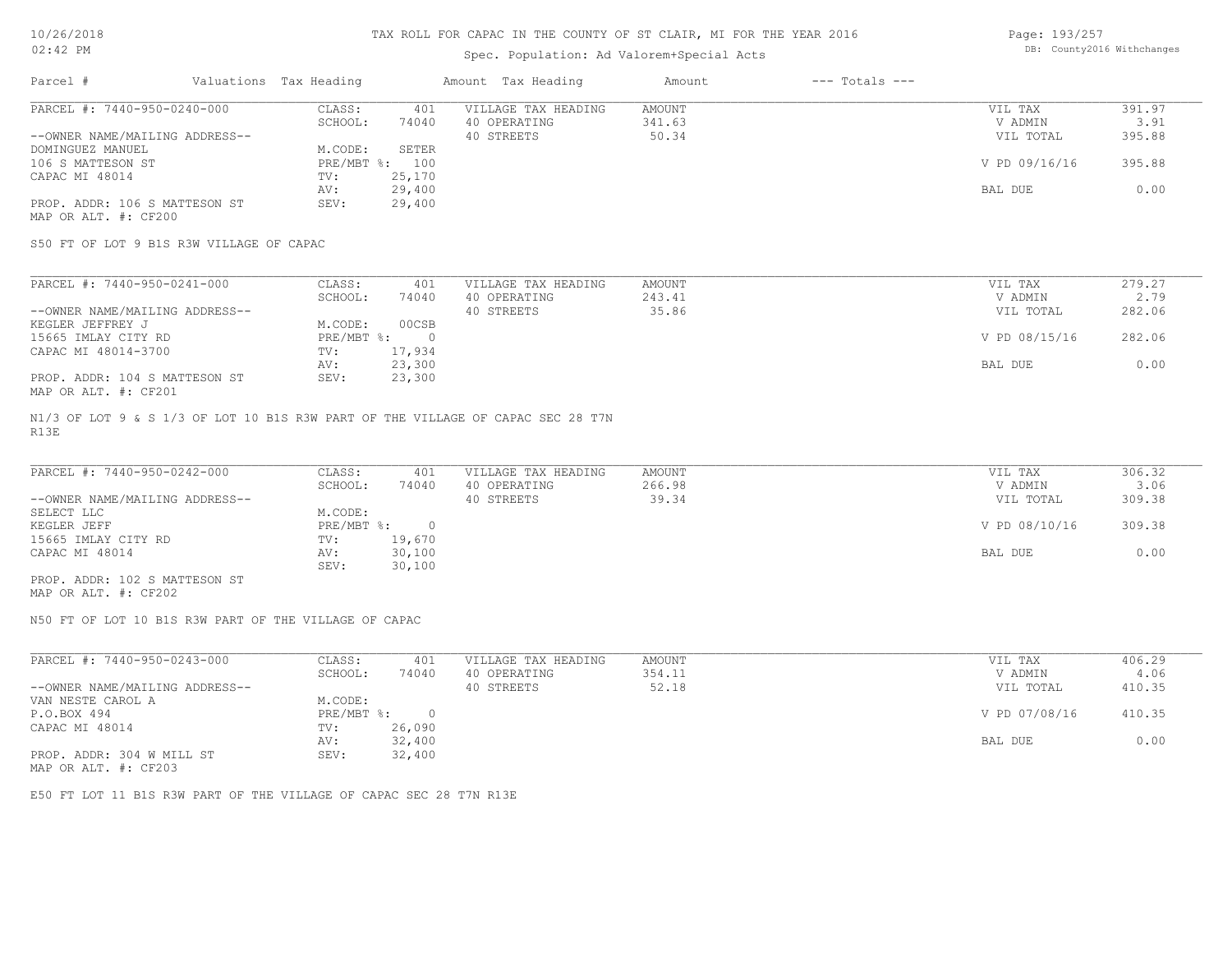# TAX ROLL FOR CAPAC IN THE COUNTY OF ST CLAIR, MI FOR THE YEAR 2016

Spec. Population: Ad Valorem+Special Acts

| Parcel # | Valuations | Tax Heading | Amount | Tax Heading | Amount | --- Totals --- | |
|---|---|---|---|---|---|---|---|
| PARCEL #: 7440-950-0240-000 | CLASS: | 401 | VILLAGE TAX HEADING | AMOUNT | | VIL TAX | 391.97 |
| | SCHOOL: | 74040 | 40 OPERATING | 341.63 | | V ADMIN | 3.91 |
| --OWNER NAME/MAILING ADDRESS-- | | | 40 STREETS | 50.34 | | VIL TOTAL | 395.88 |
| DOMINGUEZ MANUEL | M.CODE: | SETER | | | | | |
| 106 S MATTESON ST | PRE/MBT %: | 100 | | | | V PD 09/16/16 | 395.88 |
| CAPAC MI 48014 | TV: | 25,170 | | | | | |
| | AV: | 29,400 | | | | BAL DUE | 0.00 |
| PROP. ADDR: 106 S MATTESON ST | SEV: | 29,400 | | | | | |
| MAP OR ALT. #: CF200 | | | | | | | |

S50 FT OF LOT 9 B1S R3W VILLAGE OF CAPAC

| Parcel # | Valuations | Tax Heading | Amount | Tax Heading | Amount | --- Totals --- | |
|---|---|---|---|---|---|---|---|
| PARCEL #: 7440-950-0241-000 | CLASS: | 401 | VILLAGE TAX HEADING | AMOUNT | | VIL TAX | 279.27 |
| | SCHOOL: | 74040 | 40 OPERATING | 243.41 | | V ADMIN | 2.79 |
| --OWNER NAME/MAILING ADDRESS-- | | | 40 STREETS | 35.86 | | VIL TOTAL | 282.06 |
| KEGLER JEFFREY J | M.CODE: | 00CSB | | | | | |
| 15665 IMLAY CITY RD | PRE/MBT %: | 0 | | | | V PD 08/15/16 | 282.06 |
| CAPAC MI 48014-3700 | TV: | 17,934 | | | | | |
| | AV: | 23,300 | | | | BAL DUE | 0.00 |
| PROP. ADDR: 104 S MATTESON ST | SEV: | 23,300 | | | | | |
| MAP OR ALT. #: CF201 | | | | | | | |

N1/3 OF LOT 9 & S 1/3 OF LOT 10 B1S R3W PART OF THE VILLAGE OF CAPAC SEC 28 T7N R13E

| Parcel # | Valuations | Tax Heading | Amount | Tax Heading | Amount | --- Totals --- | |
|---|---|---|---|---|---|---|---|
| PARCEL #: 7440-950-0242-000 | CLASS: | 401 | VILLAGE TAX HEADING | AMOUNT | | VIL TAX | 306.32 |
| | SCHOOL: | 74040 | 40 OPERATING | 266.98 | | V ADMIN | 3.06 |
| --OWNER NAME/MAILING ADDRESS-- | | | 40 STREETS | 39.34 | | VIL TOTAL | 309.38 |
| SELECT LLC | M.CODE: | | | | | | |
| KEGLER JEFF | PRE/MBT %: | 0 | | | | V PD 08/10/16 | 309.38 |
| 15665 IMLAY CITY RD | TV: | 19,670 | | | | | |
| CAPAC MI 48014 | AV: | 30,100 | | | | BAL DUE | 0.00 |
| | SEV: | 30,100 | | | | | |
| PROP. ADDR: 102 S MATTESON ST | | | | | | | |
| MAP OR ALT. #: CF202 | | | | | | | |

N50 FT OF LOT 10 B1S R3W PART OF THE VILLAGE OF CAPAC

| Parcel # | Valuations | Tax Heading | Amount | Tax Heading | Amount | --- Totals --- | |
|---|---|---|---|---|---|---|---|
| PARCEL #: 7440-950-0243-000 | CLASS: | 401 | VILLAGE TAX HEADING | AMOUNT | | VIL TAX | 406.29 |
| | SCHOOL: | 74040 | 40 OPERATING | 354.11 | | V ADMIN | 4.06 |
| --OWNER NAME/MAILING ADDRESS-- | | | 40 STREETS | 52.18 | | VIL TOTAL | 410.35 |
| VAN NESTE CAROL A | M.CODE: | | | | | | |
| P.O.BOX 494 | PRE/MBT %: | 0 | | | | V PD 07/08/16 | 410.35 |
| CAPAC MI 48014 | TV: | 26,090 | | | | | |
| | AV: | 32,400 | | | | BAL DUE | 0.00 |
| PROP. ADDR: 304 W MILL ST | SEV: | 32,400 | | | | | |
| MAP OR ALT. #: CF203 | | | | | | | |

E50 FT LOT 11 B1S R3W PART OF THE VILLAGE OF CAPAC SEC 28 T7N R13E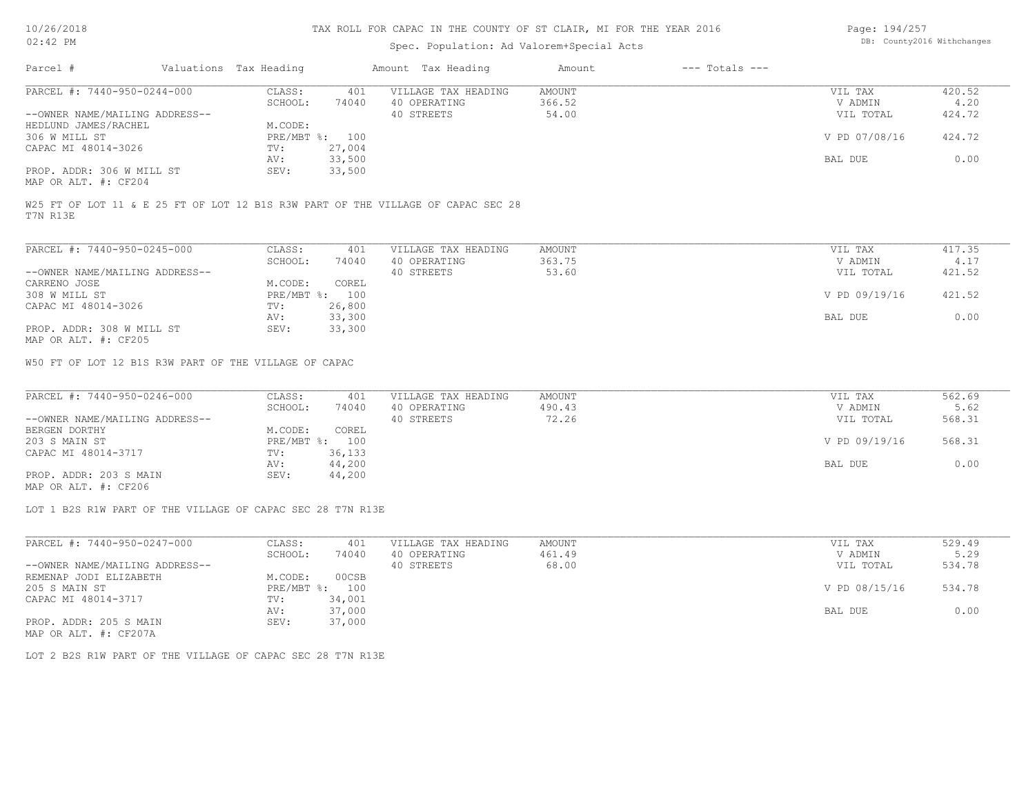# TAX ROLL FOR CAPAC IN THE COUNTY OF ST CLAIR, MI FOR THE YEAR 2016

Spec. Population: Ad Valorem+Special Acts

DB: County2016 Withchanges

| Parcel # | Valuations | Tax Heading | Amount | Tax Heading | Amount | --- Totals --- |
|---|---|---|---|---|---|---|

**PARCEL #: 7440-950-0244-000**

| | | | | | |
|---|---|---|---|---|---|
| CLASS: | 401 | VILLAGE TAX HEADING | AMOUNT | VIL TAX | 420.52 |
| SCHOOL: | 74040 | 40 OPERATING | 366.52 | V ADMIN | 4.20 |
| | | 40 STREETS | 54.00 | VIL TOTAL | 424.72 |
| M.CODE: | | | | | |
| PRE/MBT %: | 100 | | | V PD 07/08/16 | 424.72 |
| TV: | 27,004 | | | | |
| AV: | 33,500 | | | BAL DUE | 0.00 |
| SEV: | 33,500 | | | | |

--OWNER NAME/MAILING ADDRESS--
HEDLUND JAMES/RACHEL
306 W MILL ST
CAPAC MI 48014-3026

PROP. ADDR: 306 W MILL ST
MAP OR ALT. #: CF204

W25 FT OF LOT 11 & E 25 FT OF LOT 12 B1S R3W PART OF THE VILLAGE OF CAPAC SEC 28 T7N R13E

**PARCEL #: 7440-950-0245-000**

| | | | | | |
|---|---|---|---|---|---|
| CLASS: | 401 | VILLAGE TAX HEADING | AMOUNT | VIL TAX | 417.35 |
| SCHOOL: | 74040 | 40 OPERATING | 363.75 | V ADMIN | 4.17 |
| | | 40 STREETS | 53.60 | VIL TOTAL | 421.52 |
| M.CODE: | COREL | | | | |
| PRE/MBT %: | 100 | | | V PD 09/19/16 | 421.52 |
| TV: | 26,800 | | | | |
| AV: | 33,300 | | | BAL DUE | 0.00 |
| SEV: | 33,300 | | | | |

--OWNER NAME/MAILING ADDRESS--
CARRENO JOSE
308 W MILL ST
CAPAC MI 48014-3026

PROP. ADDR: 308 W MILL ST
MAP OR ALT. #: CF205

W50 FT OF LOT 12 B1S R3W PART OF THE VILLAGE OF CAPAC

**PARCEL #: 7440-950-0246-000**

| | | | | | |
|---|---|---|---|---|---|
| CLASS: | 401 | VILLAGE TAX HEADING | AMOUNT | VIL TAX | 562.69 |
| SCHOOL: | 74040 | 40 OPERATING | 490.43 | V ADMIN | 5.62 |
| | | 40 STREETS | 72.26 | VIL TOTAL | 568.31 |
| M.CODE: | COREL | | | | |
| PRE/MBT %: | 100 | | | V PD 09/19/16 | 568.31 |
| TV: | 36,133 | | | | |
| AV: | 44,200 | | | BAL DUE | 0.00 |
| SEV: | 44,200 | | | | |

--OWNER NAME/MAILING ADDRESS--
BERGEN DORTHY
203 S MAIN ST
CAPAC MI 48014-3717

PROP. ADDR: 203 S MAIN
MAP OR ALT. #: CF206

LOT 1 B2S R1W PART OF THE VILLAGE OF CAPAC SEC 28 T7N R13E

**PARCEL #: 7440-950-0247-000**

| | | | | | |
|---|---|---|---|---|---|
| CLASS: | 401 | VILLAGE TAX HEADING | AMOUNT | VIL TAX | 529.49 |
| SCHOOL: | 74040 | 40 OPERATING | 461.49 | V ADMIN | 5.29 |
| | | 40 STREETS | 68.00 | VIL TOTAL | 534.78 |
| M.CODE: | 00CSB | | | | |
| PRE/MBT %: | 100 | | | V PD 08/15/16 | 534.78 |
| TV: | 34,001 | | | | |
| AV: | 37,000 | | | BAL DUE | 0.00 |
| SEV: | 37,000 | | | | |

--OWNER NAME/MAILING ADDRESS--
REMENAP JODI ELIZABETH
205 S MAIN ST
CAPAC MI 48014-3717

PROP. ADDR: 205 S MAIN
MAP OR ALT. #: CF207A

LOT 2 B2S R1W PART OF THE VILLAGE OF CAPAC SEC 28 T7N R13E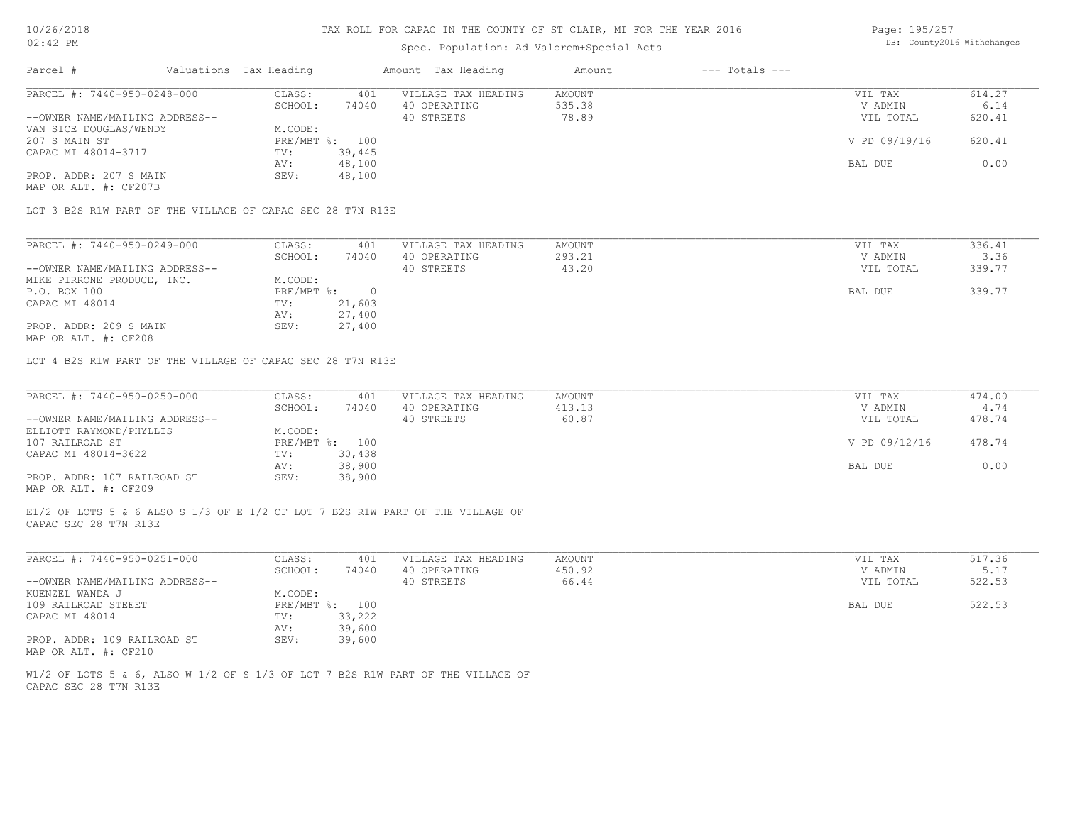# TAX ROLL FOR CAPAC IN THE COUNTY OF ST CLAIR, MI FOR THE YEAR 2016

Spec. Population: Ad Valorem+Special Acts

DB: County2016 Withchanges

| Parcel # | Valuations | Tax Heading | Amount | Tax Heading | Amount | --- Totals --- | |
|---|---|---|---|---|---|---|---|
| PARCEL #: 7440-950-0248-000 | CLASS: | 401 | VILLAGE TAX HEADING | AMOUNT | | VIL TAX | 614.27 |
| | SCHOOL: | 74040 | 40 OPERATING | 535.38 | | V ADMIN | 6.14 |
| --OWNER NAME/MAILING ADDRESS-- | | | 40 STREETS | 78.89 | | VIL TOTAL | 620.41 |
| VAN SICE DOUGLAS/WENDY | M.CODE: | | | | | | |
| 207 S MAIN ST | PRE/MBT %: | 100 | | | | V PD 09/19/16 | 620.41 |
| CAPAC MI 48014-3717 | TV: | 39,445 | | | | | |
| | AV: | 48,100 | | | | BAL DUE | 0.00 |
| PROP. ADDR: 207 S MAIN | SEV: | 48,100 | | | | | |
| MAP OR ALT. #: CF207B | | | | | | | |

LOT 3 B2S R1W PART OF THE VILLAGE OF CAPAC SEC 28 T7N R13E

| Parcel # | Valuations | Tax Heading | Amount | Tax Heading | Amount | --- Totals --- | |
|---|---|---|---|---|---|---|---|
| PARCEL #: 7440-950-0249-000 | CLASS: | 401 | VILLAGE TAX HEADING | AMOUNT | | VIL TAX | 336.41 |
| | SCHOOL: | 74040 | 40 OPERATING | 293.21 | | V ADMIN | 3.36 |
| --OWNER NAME/MAILING ADDRESS-- | | | 40 STREETS | 43.20 | | VIL TOTAL | 339.77 |
| MIKE PIRRONE PRODUCE, INC. | M.CODE: | | | | | | |
| P.O. BOX 100 | PRE/MBT %: | 0 | | | | BAL DUE | 339.77 |
| CAPAC MI 48014 | TV: | 21,603 | | | | | |
| | AV: | 27,400 | | | | | |
| PROP. ADDR: 209 S MAIN | SEV: | 27,400 | | | | | |
| MAP OR ALT. #: CF208 | | | | | | | |

LOT 4 B2S R1W PART OF THE VILLAGE OF CAPAC SEC 28 T7N R13E

| Parcel # | Valuations | Tax Heading | Amount | Tax Heading | Amount | --- Totals --- | |
|---|---|---|---|---|---|---|---|
| PARCEL #: 7440-950-0250-000 | CLASS: | 401 | VILLAGE TAX HEADING | AMOUNT | | VIL TAX | 474.00 |
| | SCHOOL: | 74040 | 40 OPERATING | 413.13 | | V ADMIN | 4.74 |
| --OWNER NAME/MAILING ADDRESS-- | | | 40 STREETS | 60.87 | | VIL TOTAL | 478.74 |
| ELLIOTT RAYMOND/PHYLLIS | M.CODE: | | | | | | |
| 107 RAILROAD ST | PRE/MBT %: | 100 | | | | V PD 09/12/16 | 478.74 |
| CAPAC MI 48014-3622 | TV: | 30,438 | | | | | |
| | AV: | 38,900 | | | | BAL DUE | 0.00 |
| PROP. ADDR: 107 RAILROAD ST | SEV: | 38,900 | | | | | |
| MAP OR ALT. #: CF209 | | | | | | | |

E1/2 OF LOTS 5 & 6 ALSO S 1/3 OF E 1/2 OF LOT 7 B2S R1W PART OF THE VILLAGE OF CAPAC SEC 28 T7N R13E

| Parcel # | Valuations | Tax Heading | Amount | Tax Heading | Amount | --- Totals --- | |
|---|---|---|---|---|---|---|---|
| PARCEL #: 7440-950-0251-000 | CLASS: | 401 | VILLAGE TAX HEADING | AMOUNT | | VIL TAX | 517.36 |
| | SCHOOL: | 74040 | 40 OPERATING | 450.92 | | V ADMIN | 5.17 |
| --OWNER NAME/MAILING ADDRESS-- | | | 40 STREETS | 66.44 | | VIL TOTAL | 522.53 |
| KUENZEL WANDA J | M.CODE: | | | | | | |
| 109 RAILROAD STEEET | PRE/MBT %: | 100 | | | | BAL DUE | 522.53 |
| CAPAC MI 48014 | TV: | 33,222 | | | | | |
| | AV: | 39,600 | | | | | |
| PROP. ADDR: 109 RAILROAD ST | SEV: | 39,600 | | | | | |
| MAP OR ALT. #: CF210 | | | | | | | |

W1/2 OF LOTS 5 & 6, ALSO W 1/2 OF S 1/3 OF LOT 7 B2S R1W PART OF THE VILLAGE OF CAPAC SEC 28 T7N R13E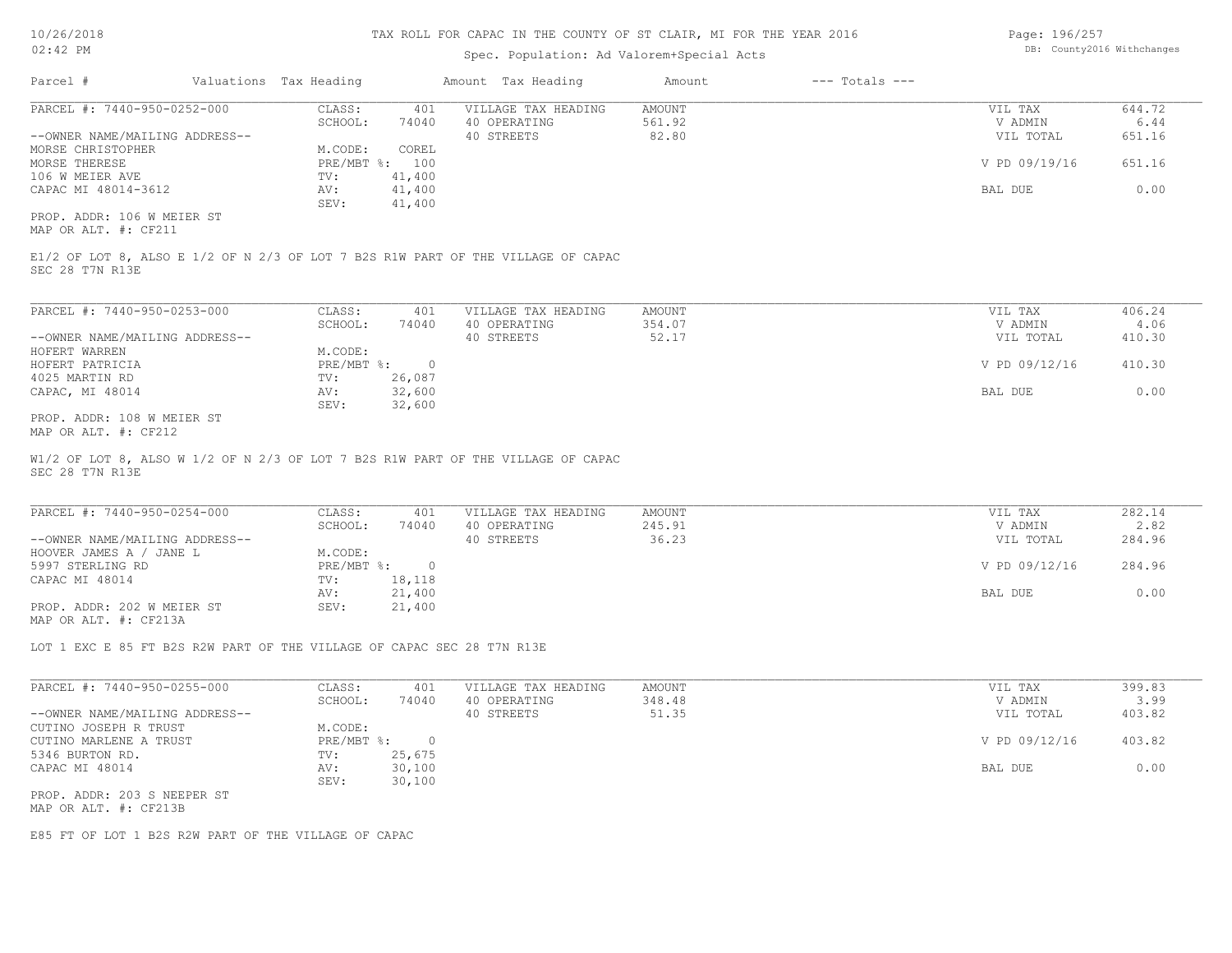# TAX ROLL FOR CAPAC IN THE COUNTY OF ST CLAIR, MI FOR THE YEAR 2016

Spec. Population: Ad Valorem+Special Acts

| Parcel # | Valuations | Tax Heading | Amount | Tax Heading | Amount | --- Totals --- |
|---|---|---|---|---|---|---|

---

**PARCEL #: 7440-950-0252-000**

| | | | | |
|---|---|---|---|---|
| CLASS: 401 | VILLAGE TAX HEADING | AMOUNT | VIL TAX | 644.72 |
| SCHOOL: 74040 | 40 OPERATING | 561.92 | V ADMIN | 6.44 |
| | 40 STREETS | 82.80 | VIL TOTAL | 651.16 |
| M.CODE: COREL | | | | |
| PRE/MBT %: 100 | | | V PD 09/19/16 | 651.16 |
| TV: 41,400 | | | | |
| AV: 41,400 | | | BAL DUE | 0.00 |
| SEV: 41,400 | | | | |

--OWNER NAME/MAILING ADDRESS--
MORSE CHRISTOPHER
MORSE THERESE
106 W MEIER AVE
CAPAC MI 48014-3612

PROP. ADDR: 106 W MEIER ST
MAP OR ALT. #: CF211

E1/2 OF LOT 8, ALSO E 1/2 OF N 2/3 OF LOT 7 B2S R1W PART OF THE VILLAGE OF CAPAC
SEC 28 T7N R13E

---

**PARCEL #: 7440-950-0253-000**

| | | | | |
|---|---|---|---|---|
| CLASS: 401 | VILLAGE TAX HEADING | AMOUNT | VIL TAX | 406.24 |
| SCHOOL: 74040 | 40 OPERATING | 354.07 | V ADMIN | 4.06 |
| | 40 STREETS | 52.17 | VIL TOTAL | 410.30 |
| M.CODE: | | | | |
| PRE/MBT %: 0 | | | V PD 09/12/16 | 410.30 |
| TV: 26,087 | | | | |
| AV: 32,600 | | | BAL DUE | 0.00 |
| SEV: 32,600 | | | | |

--OWNER NAME/MAILING ADDRESS--
HOFERT WARREN
HOFERT PATRICIA
4025 MARTIN RD
CAPAC, MI 48014

PROP. ADDR: 108 W MEIER ST
MAP OR ALT. #: CF212

W1/2 OF LOT 8, ALSO W 1/2 OF N 2/3 OF LOT 7 B2S R1W PART OF THE VILLAGE OF CAPAC
SEC 28 T7N R13E

---

**PARCEL #: 7440-950-0254-000**

| | | | | |
|---|---|---|---|---|
| CLASS: 401 | VILLAGE TAX HEADING | AMOUNT | VIL TAX | 282.14 |
| SCHOOL: 74040 | 40 OPERATING | 245.91 | V ADMIN | 2.82 |
| | 40 STREETS | 36.23 | VIL TOTAL | 284.96 |
| M.CODE: | | | | |
| PRE/MBT %: 0 | | | V PD 09/12/16 | 284.96 |
| TV: 18,118 | | | | |
| AV: 21,400 | | | BAL DUE | 0.00 |
| SEV: 21,400 | | | | |

--OWNER NAME/MAILING ADDRESS--
HOOVER JAMES A / JANE L
5997 STERLING RD
CAPAC MI 48014

PROP. ADDR: 202 W MEIER ST
MAP OR ALT. #: CF213A

LOT 1 EXC E 85 FT B2S R2W PART OF THE VILLAGE OF CAPAC SEC 28 T7N R13E

---

**PARCEL #: 7440-950-0255-000**

| | | | | |
|---|---|---|---|---|
| CLASS: 401 | VILLAGE TAX HEADING | AMOUNT | VIL TAX | 399.83 |
| SCHOOL: 74040 | 40 OPERATING | 348.48 | V ADMIN | 3.99 |
| | 40 STREETS | 51.35 | VIL TOTAL | 403.82 |
| M.CODE: | | | | |
| PRE/MBT %: 0 | | | V PD 09/12/16 | 403.82 |
| TV: 25,675 | | | | |
| AV: 30,100 | | | BAL DUE | 0.00 |
| SEV: 30,100 | | | | |

--OWNER NAME/MAILING ADDRESS--
CUTINO JOSEPH R TRUST
CUTINO MARLENE A TRUST
5346 BURTON RD.
CAPAC MI 48014

PROP. ADDR: 203 S NEEPER ST
MAP OR ALT. #: CF213B

E85 FT OF LOT 1 B2S R2W PART OF THE VILLAGE OF CAPAC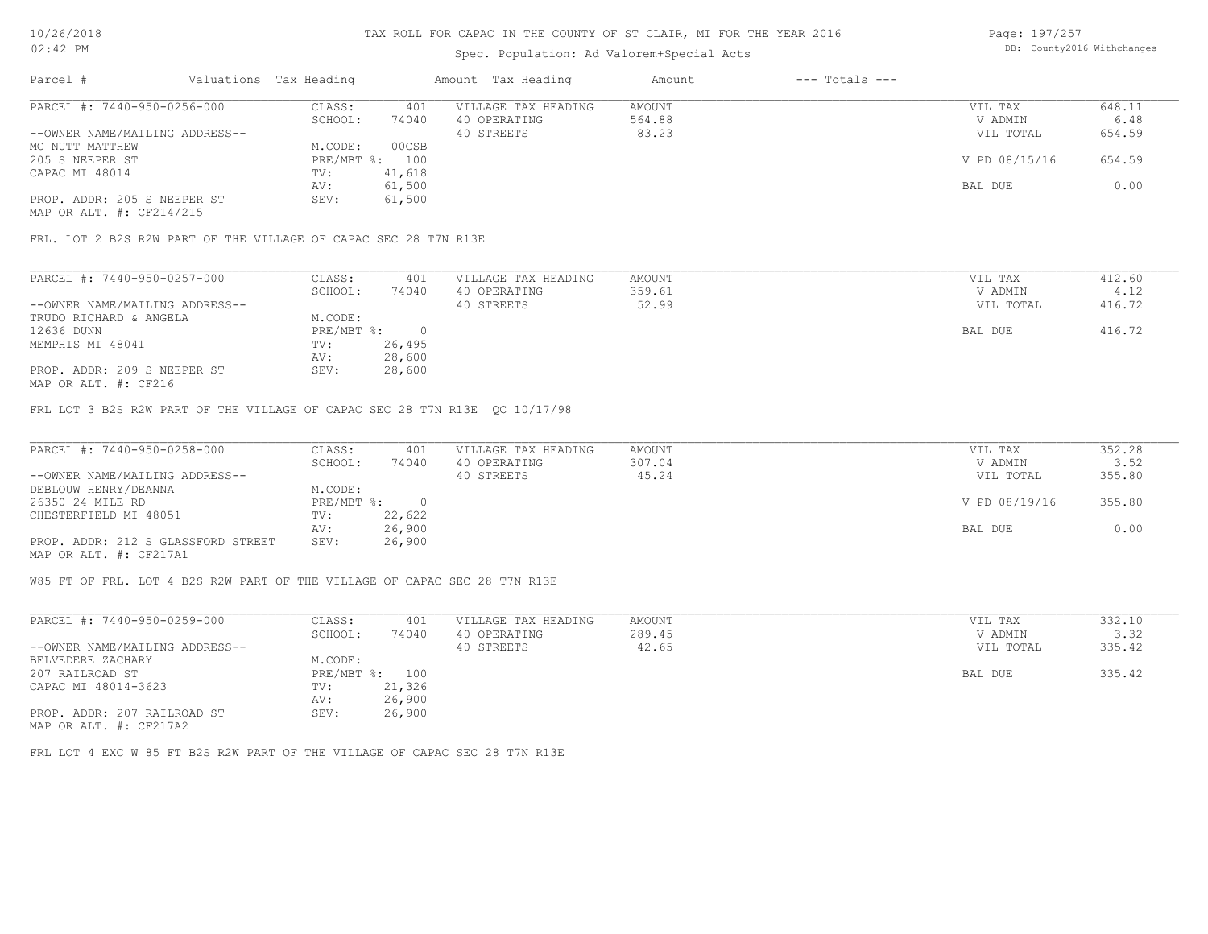# TAX ROLL FOR CAPAC IN THE COUNTY OF ST CLAIR, MI FOR THE YEAR 2016

Spec. Population: Ad Valorem+Special Acts

| Parcel # | Valuations | Tax Heading | Amount | Tax Heading | Amount | --- Totals --- | |
|---|---|---|---|---|---|---|---|
| PARCEL #: 7440-950-0256-000 | CLASS: | 401 | VILLAGE TAX HEADING | AMOUNT | | VIL TAX | 648.11 |
| | SCHOOL: | 74040 | 40 OPERATING | 564.88 | | V ADMIN | 6.48 |
| --OWNER NAME/MAILING ADDRESS-- | | | 40 STREETS | 83.23 | | VIL TOTAL | 654.59 |
| MC NUTT MATTHEW | M.CODE: | 00CSB | | | | | |
| 205 S NEEPER ST | PRE/MBT %: | 100 | | | | V PD 08/15/16 | 654.59 |
| CAPAC MI 48014 | TV: | 41,618 | | | | | |
| | AV: | 61,500 | | | | BAL DUE | 0.00 |
| PROP. ADDR: 205 S NEEPER ST | SEV: | 61,500 | | | | | |
| MAP OR ALT. #: CF214/215 | | | | | | | |

FRL. LOT 2 B2S R2W PART OF THE VILLAGE OF CAPAC SEC 28 T7N R13E

| Parcel # | Valuations | Tax Heading | Amount | Tax Heading | Amount | --- Totals --- | |
|---|---|---|---|---|---|---|---|
| PARCEL #: 7440-950-0257-000 | CLASS: | 401 | VILLAGE TAX HEADING | AMOUNT | | VIL TAX | 412.60 |
| | SCHOOL: | 74040 | 40 OPERATING | 359.61 | | V ADMIN | 4.12 |
| --OWNER NAME/MAILING ADDRESS-- | | | 40 STREETS | 52.99 | | VIL TOTAL | 416.72 |
| TRUDO RICHARD & ANGELA | M.CODE: | | | | | | |
| 12636 DUNN | PRE/MBT %: | 0 | | | | BAL DUE | 416.72 |
| MEMPHIS MI 48041 | TV: | 26,495 | | | | | |
| | AV: | 28,600 | | | | | |
| PROP. ADDR: 209 S NEEPER ST | SEV: | 28,600 | | | | | |
| MAP OR ALT. #: CF216 | | | | | | | |

FRL LOT 3 B2S R2W PART OF THE VILLAGE OF CAPAC SEC 28 T7N R13E QC 10/17/98

| Parcel # | Valuations | Tax Heading | Amount | Tax Heading | Amount | --- Totals --- | |
|---|---|---|---|---|---|---|---|
| PARCEL #: 7440-950-0258-000 | CLASS: | 401 | VILLAGE TAX HEADING | AMOUNT | | VIL TAX | 352.28 |
| | SCHOOL: | 74040 | 40 OPERATING | 307.04 | | V ADMIN | 3.52 |
| --OWNER NAME/MAILING ADDRESS-- | | | 40 STREETS | 45.24 | | VIL TOTAL | 355.80 |
| DEBLOUW HENRY/DEANNA | M.CODE: | | | | | | |
| 26350 24 MILE RD | PRE/MBT %: | 0 | | | | V PD 08/19/16 | 355.80 |
| CHESTERFIELD MI 48051 | TV: | 22,622 | | | | | |
| | AV: | 26,900 | | | | BAL DUE | 0.00 |
| PROP. ADDR: 212 S GLASSFORD STREET | SEV: | 26,900 | | | | | |
| MAP OR ALT. #: CF217A1 | | | | | | | |

W85 FT OF FRL. LOT 4 B2S R2W PART OF THE VILLAGE OF CAPAC SEC 28 T7N R13E

| Parcel # | Valuations | Tax Heading | Amount | Tax Heading | Amount | --- Totals --- | |
|---|---|---|---|---|---|---|---|
| PARCEL #: 7440-950-0259-000 | CLASS: | 401 | VILLAGE TAX HEADING | AMOUNT | | VIL TAX | 332.10 |
| | SCHOOL: | 74040 | 40 OPERATING | 289.45 | | V ADMIN | 3.32 |
| --OWNER NAME/MAILING ADDRESS-- | | | 40 STREETS | 42.65 | | VIL TOTAL | 335.42 |
| BELVEDERE ZACHARY | M.CODE: | | | | | | |
| 207 RAILROAD ST | PRE/MBT %: | 100 | | | | BAL DUE | 335.42 |
| CAPAC MI 48014-3623 | TV: | 21,326 | | | | | |
| | AV: | 26,900 | | | | | |
| PROP. ADDR: 207 RAILROAD ST | SEV: | 26,900 | | | | | |
| MAP OR ALT. #: CF217A2 | | | | | | | |

FRL LOT 4 EXC W 85 FT B2S R2W PART OF THE VILLAGE OF CAPAC SEC 28 T7N R13E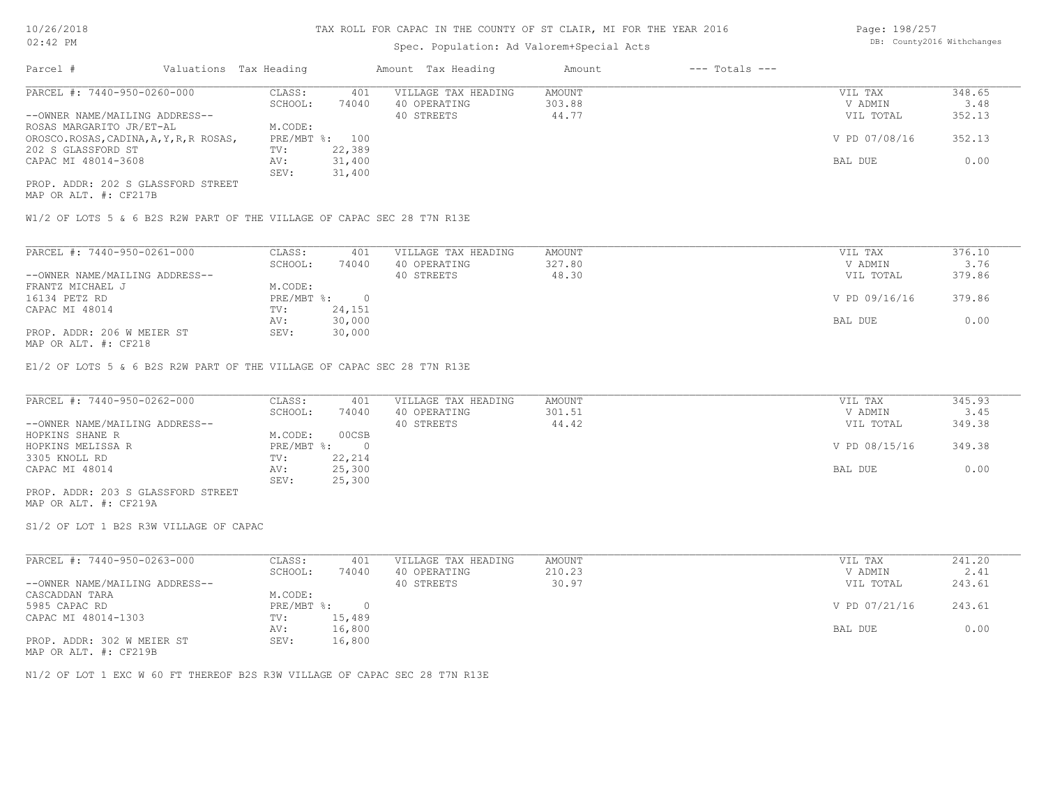# TAX ROLL FOR CAPAC IN THE COUNTY OF ST CLAIR, MI FOR THE YEAR 2016

Spec. Population: Ad Valorem+Special Acts

| Parcel # | Valuations | Tax Heading | Amount | Tax Heading | Amount | --- Totals --- | |
|---|---|---|---|---|---|---|---|
| PARCEL #: 7440-950-0260-000 | CLASS: | 401 | VILLAGE TAX HEADING | AMOUNT | | VIL TAX | 348.65 |
| | SCHOOL: | 74040 | 40 OPERATING | 303.88 | | V ADMIN | 3.48 |
| --OWNER NAME/MAILING ADDRESS-- | | | 40 STREETS | 44.77 | | VIL TOTAL | 352.13 |
| ROSAS MARGARITO JR/ET-AL | M.CODE: | | | | | | |
| OROSCO.ROSAS,CADINA,A,Y,R,R ROSAS, | PRE/MBT %: | 100 | | | | V PD 07/08/16 | 352.13 |
| 202 S GLASSFORD ST | TV: | 22,389 | | | | | |
| CAPAC MI 48014-3608 | AV: | 31,400 | | | | BAL DUE | 0.00 |
| | SEV: | 31,400 | | | | | |
| PROP. ADDR: 202 S GLASSFORD STREET | | | | | | | |
| MAP OR ALT. #: CF217B | | | | | | | |

W1/2 OF LOTS 5 & 6 B2S R2W PART OF THE VILLAGE OF CAPAC SEC 28 T7N R13E

| Parcel # | Valuations | Tax Heading | Amount | Tax Heading | Amount | --- Totals --- | |
|---|---|---|---|---|---|---|---|
| PARCEL #: 7440-950-0261-000 | CLASS: | 401 | VILLAGE TAX HEADING | AMOUNT | | VIL TAX | 376.10 |
| | SCHOOL: | 74040 | 40 OPERATING | 327.80 | | V ADMIN | 3.76 |
| --OWNER NAME/MAILING ADDRESS-- | | | 40 STREETS | 48.30 | | VIL TOTAL | 379.86 |
| FRANTZ MICHAEL J | M.CODE: | | | | | | |
| 16134 PETZ RD | PRE/MBT %: | 0 | | | | V PD 09/16/16 | 379.86 |
| CAPAC MI 48014 | TV: | 24,151 | | | | | |
| | AV: | 30,000 | | | | BAL DUE | 0.00 |
| PROP. ADDR: 206 W MEIER ST | SEV: | 30,000 | | | | | |
| MAP OR ALT. #: CF218 | | | | | | | |

E1/2 OF LOTS 5 & 6 B2S R2W PART OF THE VILLAGE OF CAPAC SEC 28 T7N R13E

| Parcel # | Valuations | Tax Heading | Amount | Tax Heading | Amount | --- Totals --- | |
|---|---|---|---|---|---|---|---|
| PARCEL #: 7440-950-0262-000 | CLASS: | 401 | VILLAGE TAX HEADING | AMOUNT | | VIL TAX | 345.93 |
| | SCHOOL: | 74040 | 40 OPERATING | 301.51 | | V ADMIN | 3.45 |
| --OWNER NAME/MAILING ADDRESS-- | | | 40 STREETS | 44.42 | | VIL TOTAL | 349.38 |
| HOPKINS SHANE R | M.CODE: | 00CSB | | | | | |
| HOPKINS MELISSA R | PRE/MBT %: | 0 | | | | V PD 08/15/16 | 349.38 |
| 3305 KNOLL RD | TV: | 22,214 | | | | | |
| CAPAC MI 48014 | AV: | 25,300 | | | | BAL DUE | 0.00 |
| | SEV: | 25,300 | | | | | |
| PROP. ADDR: 203 S GLASSFORD STREET | | | | | | | |
| MAP OR ALT. #: CF219A | | | | | | | |

S1/2 OF LOT 1 B2S R3W VILLAGE OF CAPAC

| Parcel # | Valuations | Tax Heading | Amount | Tax Heading | Amount | --- Totals --- | |
|---|---|---|---|---|---|---|---|
| PARCEL #: 7440-950-0263-000 | CLASS: | 401 | VILLAGE TAX HEADING | AMOUNT | | VIL TAX | 241.20 |
| | SCHOOL: | 74040 | 40 OPERATING | 210.23 | | V ADMIN | 2.41 |
| --OWNER NAME/MAILING ADDRESS-- | | | 40 STREETS | 30.97 | | VIL TOTAL | 243.61 |
| CASCADDAN TARA | M.CODE: | | | | | | |
| 5985 CAPAC RD | PRE/MBT %: | 0 | | | | V PD 07/21/16 | 243.61 |
| CAPAC MI 48014-1303 | TV: | 15,489 | | | | | |
| | AV: | 16,800 | | | | BAL DUE | 0.00 |
| PROP. ADDR: 302 W MEIER ST | SEV: | 16,800 | | | | | |
| MAP OR ALT. #: CF219B | | | | | | | |

N1/2 OF LOT 1 EXC W 60 FT THEREOF B2S R3W VILLAGE OF CAPAC SEC 28 T7N R13E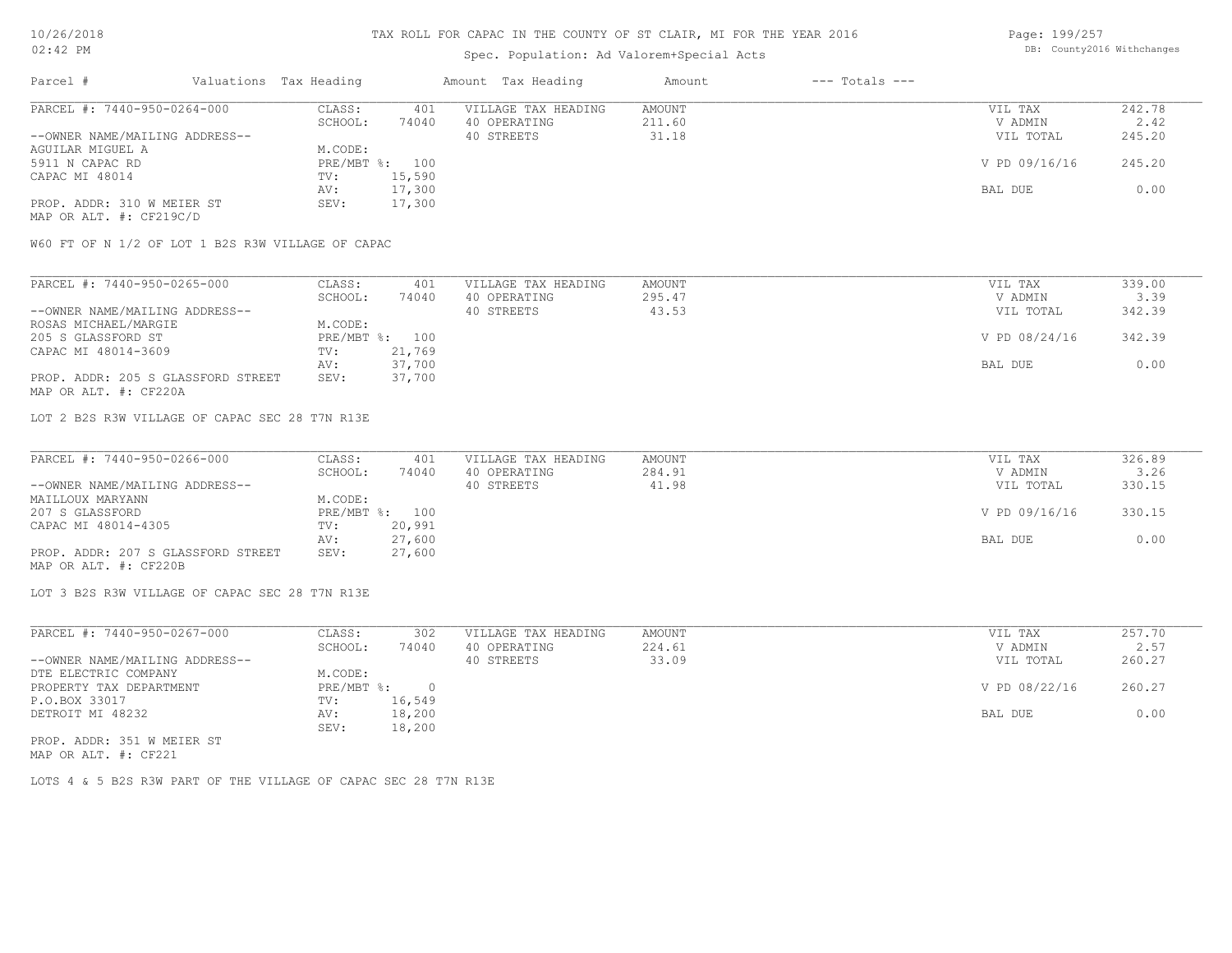# TAX ROLL FOR CAPAC IN THE COUNTY OF ST CLAIR, MI FOR THE YEAR 2016

Spec. Population: Ad Valorem+Special Acts

| Parcel # | Valuations | Tax Heading | Amount | Tax Heading | Amount | --- Totals --- | |
|---|---|---|---|---|---|---|---|
| PARCEL #: 7440-950-0264-000 | CLASS: | 401 | VILLAGE TAX HEADING | AMOUNT | | VIL TAX | 242.78 |
| | SCHOOL: | 74040 | 40 OPERATING | 211.60 | | V ADMIN | 2.42 |
| --OWNER NAME/MAILING ADDRESS-- | | | 40 STREETS | 31.18 | | VIL TOTAL | 245.20 |
| AGUILAR MIGUEL A | M.CODE: | | | | | | |
| 5911 N CAPAC RD | PRE/MBT %: | 100 | | | | V PD 09/16/16 | 245.20 |
| CAPAC MI 48014 | TV: | 15,590 | | | | | |
| | AV: | 17,300 | | | | BAL DUE | 0.00 |
| PROP. ADDR: 310 W MEIER ST | SEV: | 17,300 | | | | | |
| MAP OR ALT. #: CF219C/D | | | | | | | |

W60 FT OF N 1/2 OF LOT 1 B2S R3W VILLAGE OF CAPAC

| Parcel # | Valuations | Tax Heading | Amount | Tax Heading | Amount | --- Totals --- | |
|---|---|---|---|---|---|---|---|
| PARCEL #: 7440-950-0265-000 | CLASS: | 401 | VILLAGE TAX HEADING | AMOUNT | | VIL TAX | 339.00 |
| | SCHOOL: | 74040 | 40 OPERATING | 295.47 | | V ADMIN | 3.39 |
| --OWNER NAME/MAILING ADDRESS-- | | | 40 STREETS | 43.53 | | VIL TOTAL | 342.39 |
| ROSAS MICHAEL/MARGIE | M.CODE: | | | | | | |
| 205 S GLASSFORD ST | PRE/MBT %: | 100 | | | | V PD 08/24/16 | 342.39 |
| CAPAC MI 48014-3609 | TV: | 21,769 | | | | | |
| | AV: | 37,700 | | | | BAL DUE | 0.00 |
| PROP. ADDR: 205 S GLASSFORD STREET | SEV: | 37,700 | | | | | |
| MAP OR ALT. #: CF220A | | | | | | | |

LOT 2 B2S R3W VILLAGE OF CAPAC SEC 28 T7N R13E

| Parcel # | Valuations | Tax Heading | Amount | Tax Heading | Amount | --- Totals --- | |
|---|---|---|---|---|---|---|---|
| PARCEL #: 7440-950-0266-000 | CLASS: | 401 | VILLAGE TAX HEADING | AMOUNT | | VIL TAX | 326.89 |
| | SCHOOL: | 74040 | 40 OPERATING | 284.91 | | V ADMIN | 3.26 |
| --OWNER NAME/MAILING ADDRESS-- | | | 40 STREETS | 41.98 | | VIL TOTAL | 330.15 |
| MAILLOUX MARYANN | M.CODE: | | | | | | |
| 207 S GLASSFORD | PRE/MBT %: | 100 | | | | V PD 09/16/16 | 330.15 |
| CAPAC MI 48014-4305 | TV: | 20,991 | | | | | |
| | AV: | 27,600 | | | | BAL DUE | 0.00 |
| PROP. ADDR: 207 S GLASSFORD STREET | SEV: | 27,600 | | | | | |
| MAP OR ALT. #: CF220B | | | | | | | |

LOT 3 B2S R3W VILLAGE OF CAPAC SEC 28 T7N R13E

| Parcel # | Valuations | Tax Heading | Amount | Tax Heading | Amount | --- Totals --- | |
|---|---|---|---|---|---|---|---|
| PARCEL #: 7440-950-0267-000 | CLASS: | 302 | VILLAGE TAX HEADING | AMOUNT | | VIL TAX | 257.70 |
| | SCHOOL: | 74040 | 40 OPERATING | 224.61 | | V ADMIN | 2.57 |
| --OWNER NAME/MAILING ADDRESS-- | | | 40 STREETS | 33.09 | | VIL TOTAL | 260.27 |
| DTE ELECTRIC COMPANY | M.CODE: | | | | | | |
| PROPERTY TAX DEPARTMENT | PRE/MBT %: | 0 | | | | V PD 08/22/16 | 260.27 |
| P.O.BOX 33017 | TV: | 16,549 | | | | | |
| DETROIT MI 48232 | AV: | 18,200 | | | | BAL DUE | 0.00 |
| | SEV: | 18,200 | | | | | |
| PROP. ADDR: 351 W MEIER ST | | | | | | | |
| MAP OR ALT. #: CF221 | | | | | | | |

LOTS 4 & 5 B2S R3W PART OF THE VILLAGE OF CAPAC SEC 28 T7N R13E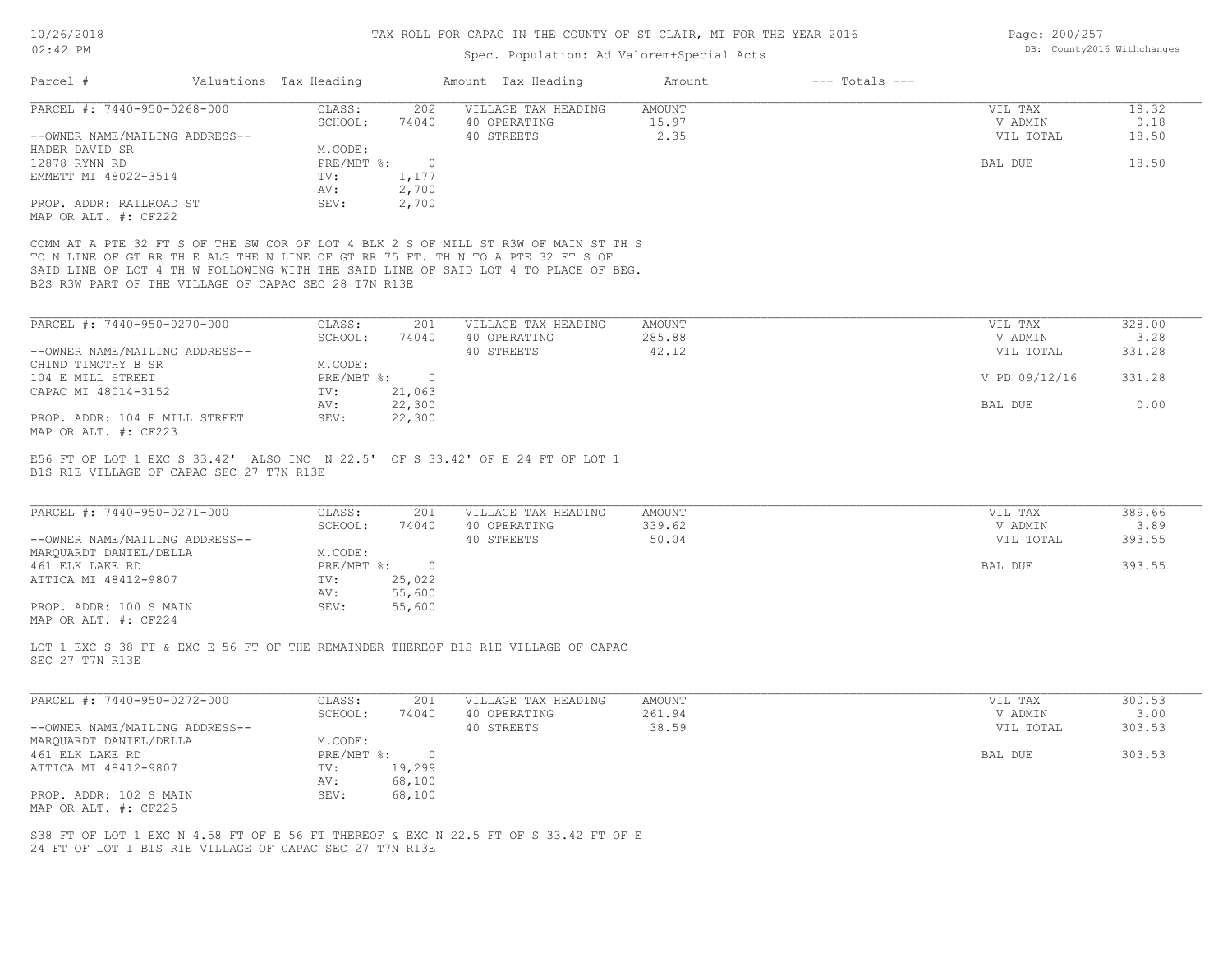# TAX ROLL FOR CAPAC IN THE COUNTY OF ST CLAIR, MI FOR THE YEAR 2016

Spec. Population: Ad Valorem+Special Acts

| Parcel # | Valuations | Tax Heading | Amount | Tax Heading | Amount | --- Totals --- | |
|---|---|---|---|---|---|---|---|

---

**PARCEL #: 7440-950-0268-000**

| | | | | | | |
|---|---|---|---|---|---|---|
| --OWNER NAME/MAILING ADDRESS-- | CLASS: | 202 | VILLAGE TAX HEADING | AMOUNT | VIL TAX | 18.32 |
| HADER DAVID SR | SCHOOL: | 74040 | 40 OPERATING | 15.97 | V ADMIN | 0.18 |
| 12878 RYNN RD | M.CODE: | | 40 STREETS | 2.35 | VIL TOTAL | 18.50 |
| EMMETT MI 48022-3514 | PRE/MBT %: | 0 | | | BAL DUE | 18.50 |
| | TV: | 1,177 | | | | |
| PROP. ADDR: RAILROAD ST | AV: | 2,700 | | | | |
| MAP OR ALT. #: CF222 | SEV: | 2,700 | | | | |

COMM AT A PTE 32 FT S OF THE SW COR OF LOT 4 BLK 2 S OF MILL ST R3W OF MAIN ST TH S TO N LINE OF GT RR TH E ALG THE N LINE OF GT RR 75 FT. TH N TO A PTE 32 FT S OF SAID LINE OF LOT 4 TH W FOLLOWING WITH THE SAID LINE OF SAID LOT 4 TO PLACE OF BEG. B2S R3W PART OF THE VILLAGE OF CAPAC SEC 28 T7N R13E

---

**PARCEL #: 7440-950-0270-000**

| | | | | | | |
|---|---|---|---|---|---|---|
| --OWNER NAME/MAILING ADDRESS-- | CLASS: | 201 | VILLAGE TAX HEADING | AMOUNT | VIL TAX | 328.00 |
| CHIND TIMOTHY B SR | SCHOOL: | 74040 | 40 OPERATING | 285.88 | V ADMIN | 3.28 |
| 104 E MILL STREET | M.CODE: | | 40 STREETS | 42.12 | VIL TOTAL | 331.28 |
| CAPAC MI 48014-3152 | PRE/MBT %: | 0 | | | V PD 09/12/16 | 331.28 |
| | TV: | 21,063 | | | | |
| PROP. ADDR: 104 E MILL STREET | AV: | 22,300 | | | BAL DUE | 0.00 |
| MAP OR ALT. #: CF223 | SEV: | 22,300 | | | | |

E56 FT OF LOT 1 EXC S 33.42' ALSO INC N 22.5' OF S 33.42' OF E 24 FT OF LOT 1 B1S R1E VILLAGE OF CAPAC SEC 27 T7N R13E

---

**PARCEL #: 7440-950-0271-000**

| | | | | | | |
|---|---|---|---|---|---|---|
| --OWNER NAME/MAILING ADDRESS-- | CLASS: | 201 | VILLAGE TAX HEADING | AMOUNT | VIL TAX | 389.66 |
| MARQUARDT DANIEL/DELLA | SCHOOL: | 74040 | 40 OPERATING | 339.62 | V ADMIN | 3.89 |
| 461 ELK LAKE RD | M.CODE: | | 40 STREETS | 50.04 | VIL TOTAL | 393.55 |
| ATTICA MI 48412-9807 | PRE/MBT %: | 0 | | | BAL DUE | 393.55 |
| | TV: | 25,022 | | | | |
| PROP. ADDR: 100 S MAIN | AV: | 55,600 | | | | |
| MAP OR ALT. #: CF224 | SEV: | 55,600 | | | | |

LOT 1 EXC S 38 FT & EXC E 56 FT OF THE REMAINDER THEREOF B1S R1E VILLAGE OF CAPAC SEC 27 T7N R13E

---

**PARCEL #: 7440-950-0272-000**

| | | | | | | |
|---|---|---|---|---|---|---|
| --OWNER NAME/MAILING ADDRESS-- | CLASS: | 201 | VILLAGE TAX HEADING | AMOUNT | VIL TAX | 300.53 |
| MARQUARDT DANIEL/DELLA | SCHOOL: | 74040 | 40 OPERATING | 261.94 | V ADMIN | 3.00 |
| 461 ELK LAKE RD | M.CODE: | | 40 STREETS | 38.59 | VIL TOTAL | 303.53 |
| ATTICA MI 48412-9807 | PRE/MBT %: | 0 | | | BAL DUE | 303.53 |
| | TV: | 19,299 | | | | |
| PROP. ADDR: 102 S MAIN | AV: | 68,100 | | | | |
| MAP OR ALT. #: CF225 | SEV: | 68,100 | | | | |

S38 FT OF LOT 1 EXC N 4.58 FT OF E 56 FT THEREOF & EXC N 22.5 FT OF S 33.42 FT OF E 24 FT OF LOT 1 B1S R1E VILLAGE OF CAPAC SEC 27 T7N R13E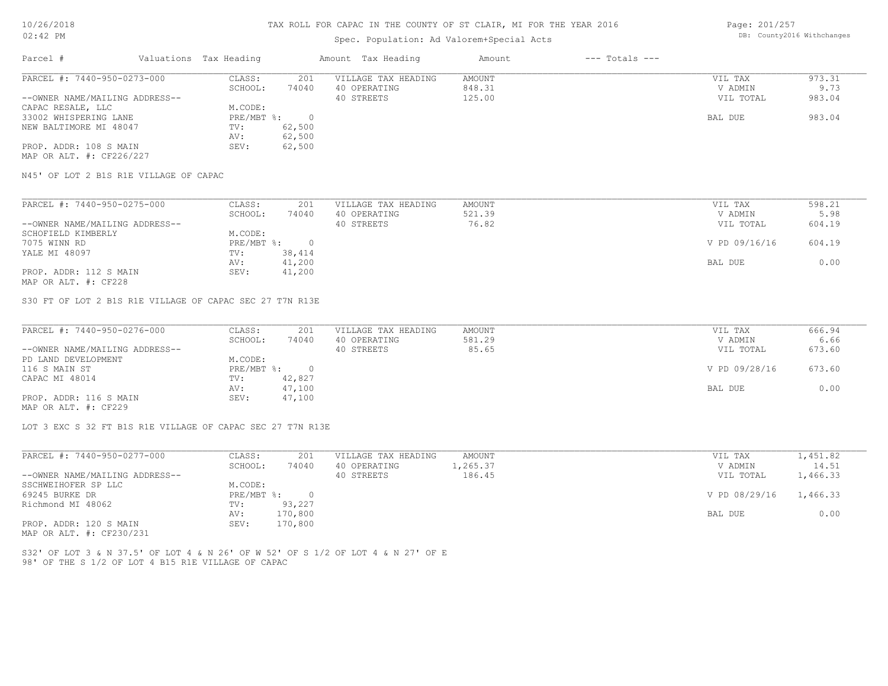# TAX ROLL FOR CAPAC IN THE COUNTY OF ST CLAIR, MI FOR THE YEAR 2016

Spec. Population: Ad Valorem+Special Acts

10/26/2018
02:42 PM

DB: County2016 Withchanges

| Parcel # | Valuations Tax Heading | | Amount Tax Heading | Amount | --- Totals --- | |
|---|---|---|---|---|---|---|
| PARCEL #: 7440-950-0273-000 | CLASS: | 201 | VILLAGE TAX HEADING | AMOUNT | VIL TAX | 973.31 |
| | SCHOOL: | 74040 | 40 OPERATING | 848.31 | V ADMIN | 9.73 |
| --OWNER NAME/MAILING ADDRESS-- | | | 40 STREETS | 125.00 | VIL TOTAL | 983.04 |
| CAPAC RESALE, LLC | M.CODE: | | | | | |
| 33002 WHISPERING LANE | PRE/MBT %: | 0 | | | BAL DUE | 983.04 |
| NEW BALTIMORE MI 48047 | TV: | 62,500 | | | | |
| | AV: | 62,500 | | | | |
| PROP. ADDR: 108 S MAIN | SEV: | 62,500 | | | | |
| MAP OR ALT. #: CF226/227 | | | | | | |

N45' OF LOT 2 B1S R1E VILLAGE OF CAPAC

| Parcel # | Valuations Tax Heading | | Amount Tax Heading | Amount | --- Totals --- | |
|---|---|---|---|---|---|---|
| PARCEL #: 7440-950-0275-000 | CLASS: | 201 | VILLAGE TAX HEADING | AMOUNT | VIL TAX | 598.21 |
| | SCHOOL: | 74040 | 40 OPERATING | 521.39 | V ADMIN | 5.98 |
| --OWNER NAME/MAILING ADDRESS-- | | | 40 STREETS | 76.82 | VIL TOTAL | 604.19 |
| SCHOFIELD KIMBERLY | M.CODE: | | | | | |
| 7075 WINN RD | PRE/MBT %: | 0 | | | V PD 09/16/16 | 604.19 |
| YALE MI 48097 | TV: | 38,414 | | | | |
| | AV: | 41,200 | | | BAL DUE | 0.00 |
| PROP. ADDR: 112 S MAIN | SEV: | 41,200 | | | | |
| MAP OR ALT. #: CF228 | | | | | | |

S30 FT OF LOT 2 B1S R1E VILLAGE OF CAPAC SEC 27 T7N R13E

| Parcel # | Valuations Tax Heading | | Amount Tax Heading | Amount | --- Totals --- | |
|---|---|---|---|---|---|---|
| PARCEL #: 7440-950-0276-000 | CLASS: | 201 | VILLAGE TAX HEADING | AMOUNT | VIL TAX | 666.94 |
| | SCHOOL: | 74040 | 40 OPERATING | 581.29 | V ADMIN | 6.66 |
| --OWNER NAME/MAILING ADDRESS-- | | | 40 STREETS | 85.65 | VIL TOTAL | 673.60 |
| PD LAND DEVELOPMENT | M.CODE: | | | | | |
| 116 S MAIN ST | PRE/MBT %: | 0 | | | V PD 09/28/16 | 673.60 |
| CAPAC MI 48014 | TV: | 42,827 | | | | |
| | AV: | 47,100 | | | BAL DUE | 0.00 |
| PROP. ADDR: 116 S MAIN | SEV: | 47,100 | | | | |
| MAP OR ALT. #: CF229 | | | | | | |

LOT 3 EXC S 32 FT B1S R1E VILLAGE OF CAPAC SEC 27 T7N R13E

| Parcel # | Valuations Tax Heading | | Amount Tax Heading | Amount | --- Totals --- | |
|---|---|---|---|---|---|---|
| PARCEL #: 7440-950-0277-000 | CLASS: | 201 | VILLAGE TAX HEADING | AMOUNT | VIL TAX | 1,451.82 |
| | SCHOOL: | 74040 | 40 OPERATING | 1,265.37 | V ADMIN | 14.51 |
| --OWNER NAME/MAILING ADDRESS-- | | | 40 STREETS | 186.45 | VIL TOTAL | 1,466.33 |
| SSCHWEIHOFER SP LLC | M.CODE: | | | | | |
| 69245 BURKE DR | PRE/MBT %: | 0 | | | V PD 08/29/16 | 1,466.33 |
| Richmond MI 48062 | TV: | 93,227 | | | | |
| | AV: | 170,800 | | | BAL DUE | 0.00 |
| PROP. ADDR: 120 S MAIN | SEV: | 170,800 | | | | |
| MAP OR ALT. #: CF230/231 | | | | | | |

S32' OF LOT 3 & N 37.5' OF LOT 4 & N 26' OF W 52' OF S 1/2 OF LOT 4 & N 27' OF E
98' OF THE S 1/2 OF LOT 4 B15 R1E VILLAGE OF CAPAC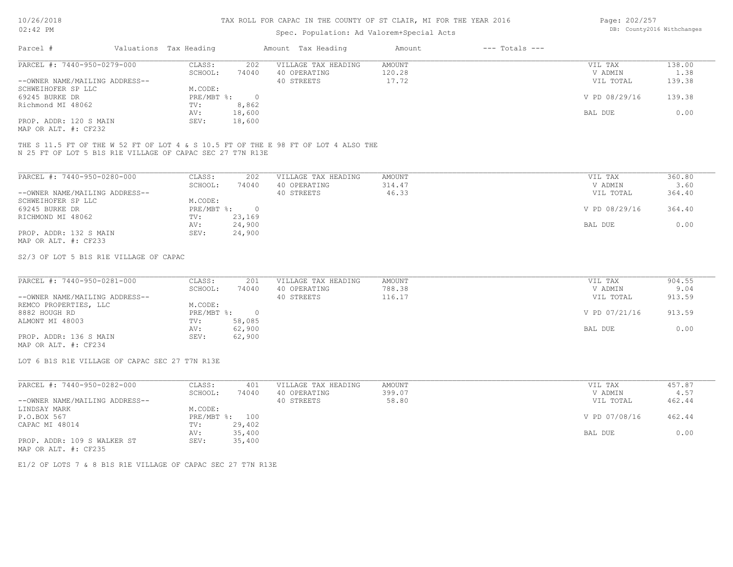TAX ROLL FOR CAPAC IN THE COUNTY OF ST CLAIR, MI FOR THE YEAR 2016

Spec. Population: Ad Valorem+Special Acts

| Parcel # | Valuations | Tax Heading | Amount | Tax Heading | Amount | --- Totals --- | |
|---|---|---|---|---|---|---|---|
| PARCEL #: 7440-950-0279-000 | CLASS: | 202 | VILLAGE TAX HEADING | AMOUNT | | VIL TAX | 138.00 |
| | SCHOOL: | 74040 | 40 OPERATING | 120.28 | | V ADMIN | 1.38 |
| --OWNER NAME/MAILING ADDRESS-- | | | 40 STREETS | 17.72 | | VIL TOTAL | 139.38 |
| SCHWEIHOFER SP LLC | M.CODE: | | | | | | |
| 69245 BURKE DR | PRE/MBT %: | 0 | | | | V PD 08/29/16 | 139.38 |
| Richmond MI 48062 | TV: | 8,862 | | | | | |
| | AV: | 18,600 | | | | BAL DUE | 0.00 |
| PROP. ADDR: 120 S MAIN | SEV: | 18,600 | | | | | |
| MAP OR ALT. #: CF232 | | | | | | | |

THE S 11.5 FT OF THE W 52 FT OF LOT 4 & S 10.5 FT OF THE E 98 FT OF LOT 4 ALSO THE N 25 FT OF LOT 5 B1S R1E VILLAGE OF CAPAC SEC 27 T7N R13E

| Parcel # | Valuations | Tax Heading | Amount | Tax Heading | Amount | --- Totals --- | |
|---|---|---|---|---|---|---|---|
| PARCEL #: 7440-950-0280-000 | CLASS: | 202 | VILLAGE TAX HEADING | AMOUNT | | VIL TAX | 360.80 |
| | SCHOOL: | 74040 | 40 OPERATING | 314.47 | | V ADMIN | 3.60 |
| --OWNER NAME/MAILING ADDRESS-- | | | 40 STREETS | 46.33 | | VIL TOTAL | 364.40 |
| SCHWEIHOFER SP LLC | M.CODE: | | | | | | |
| 69245 BURKE DR | PRE/MBT %: | 0 | | | | V PD 08/29/16 | 364.40 |
| RICHMOND MI 48062 | TV: | 23,169 | | | | | |
| | AV: | 24,900 | | | | BAL DUE | 0.00 |
| PROP. ADDR: 132 S MAIN | SEV: | 24,900 | | | | | |
| MAP OR ALT. #: CF233 | | | | | | | |

S2/3 OF LOT 5 B1S R1E VILLAGE OF CAPAC

| Parcel # | Valuations | Tax Heading | Amount | Tax Heading | Amount | --- Totals --- | |
|---|---|---|---|---|---|---|---|
| PARCEL #: 7440-950-0281-000 | CLASS: | 201 | VILLAGE TAX HEADING | AMOUNT | | VIL TAX | 904.55 |
| | SCHOOL: | 74040 | 40 OPERATING | 788.38 | | V ADMIN | 9.04 |
| --OWNER NAME/MAILING ADDRESS-- | | | 40 STREETS | 116.17 | | VIL TOTAL | 913.59 |
| REMCO PROPERTIES, LLC | M.CODE: | | | | | | |
| 8882 HOUGH RD | PRE/MBT %: | 0 | | | | V PD 07/21/16 | 913.59 |
| ALMONT MI 48003 | TV: | 58,085 | | | | | |
| | AV: | 62,900 | | | | BAL DUE | 0.00 |
| PROP. ADDR: 136 S MAIN | SEV: | 62,900 | | | | | |
| MAP OR ALT. #: CF234 | | | | | | | |

LOT 6 B1S R1E VILLAGE OF CAPAC SEC 27 T7N R13E

| Parcel # | Valuations | Tax Heading | Amount | Tax Heading | Amount | --- Totals --- | |
|---|---|---|---|---|---|---|---|
| PARCEL #: 7440-950-0282-000 | CLASS: | 401 | VILLAGE TAX HEADING | AMOUNT | | VIL TAX | 457.87 |
| | SCHOOL: | 74040 | 40 OPERATING | 399.07 | | V ADMIN | 4.57 |
| --OWNER NAME/MAILING ADDRESS-- | | | 40 STREETS | 58.80 | | VIL TOTAL | 462.44 |
| LINDSAY MARK | M.CODE: | | | | | | |
| P.O.BOX 567 | PRE/MBT %: | 100 | | | | V PD 07/08/16 | 462.44 |
| CAPAC MI 48014 | TV: | 29,402 | | | | | |
| | AV: | 35,400 | | | | BAL DUE | 0.00 |
| PROP. ADDR: 109 S WALKER ST | SEV: | 35,400 | | | | | |
| MAP OR ALT. #: CF235 | | | | | | | |

E1/2 OF LOTS 7 & 8 B1S R1E VILLAGE OF CAPAC SEC 27 T7N R13E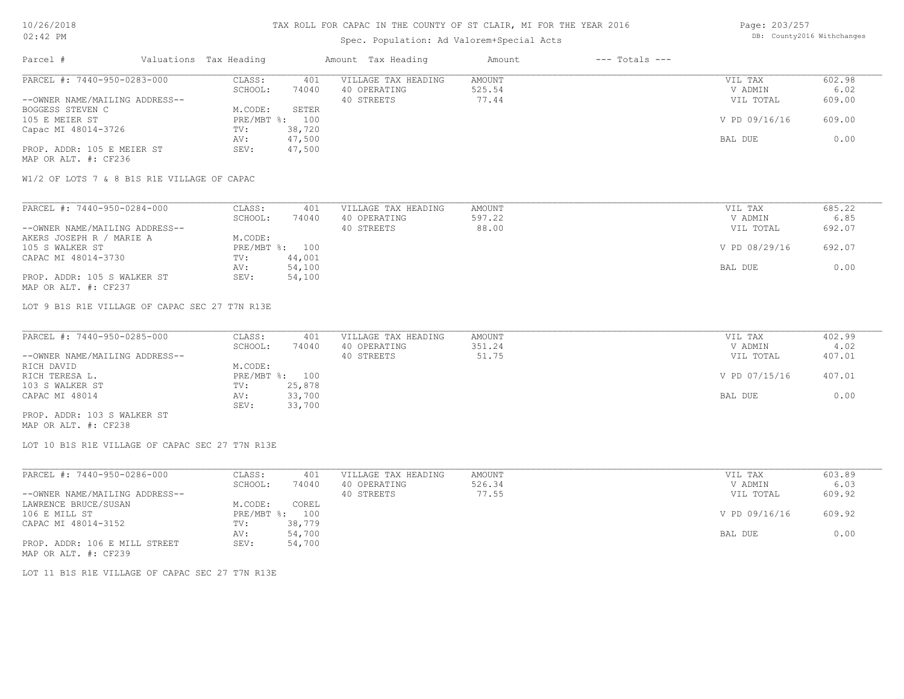# TAX ROLL FOR CAPAC IN THE COUNTY OF ST CLAIR, MI FOR THE YEAR 2016

Spec. Population: Ad Valorem+Special Acts

DB: County2016 Withchanges

| Parcel # | Valuations | Tax Heading | Amount | Tax Heading | Amount | --- Totals --- | |
|---|---|---|---|---|---|---|---|
| PARCEL #: 7440-950-0283-000 | CLASS: | 401 | VILLAGE TAX HEADING | AMOUNT | | VIL TAX | 602.98 |
| | SCHOOL: | 74040 | 40 OPERATING | 525.54 | | V ADMIN | 6.02 |
| --OWNER NAME/MAILING ADDRESS-- | | | 40 STREETS | 77.44 | | VIL TOTAL | 609.00 |
| BOGGESS STEVEN C | M.CODE: | SETER | | | | | |
| 105 E MEIER ST | PRE/MBT %: | 100 | | | | V PD 09/16/16 | 609.00 |
| Capac MI 48014-3726 | TV: | 38,720 | | | | | |
| | AV: | 47,500 | | | | BAL DUE | 0.00 |
| PROP. ADDR: 105 E MEIER ST | SEV: | 47,500 | | | | | |
| MAP OR ALT. #: CF236 | | | | | | | |

W1/2 OF LOTS 7 & 8 B1S R1E VILLAGE OF CAPAC

| Parcel # | Valuations | Tax Heading | Amount | Tax Heading | Amount | --- Totals --- | |
|---|---|---|---|---|---|---|---|
| PARCEL #: 7440-950-0284-000 | CLASS: | 401 | VILLAGE TAX HEADING | AMOUNT | | VIL TAX | 685.22 |
| | SCHOOL: | 74040 | 40 OPERATING | 597.22 | | V ADMIN | 6.85 |
| --OWNER NAME/MAILING ADDRESS-- | | | 40 STREETS | 88.00 | | VIL TOTAL | 692.07 |
| AKERS JOSEPH R / MARIE A | M.CODE: | | | | | | |
| 105 S WALKER ST | PRE/MBT %: | 100 | | | | V PD 08/29/16 | 692.07 |
| CAPAC MI 48014-3730 | TV: | 44,001 | | | | | |
| | AV: | 54,100 | | | | BAL DUE | 0.00 |
| PROP. ADDR: 105 S WALKER ST | SEV: | 54,100 | | | | | |
| MAP OR ALT. #: CF237 | | | | | | | |

LOT 9 B1S R1E VILLAGE OF CAPAC SEC 27 T7N R13E

| Parcel # | Valuations | Tax Heading | Amount | Tax Heading | Amount | --- Totals --- | |
|---|---|---|---|---|---|---|---|
| PARCEL #: 7440-950-0285-000 | CLASS: | 401 | VILLAGE TAX HEADING | AMOUNT | | VIL TAX | 402.99 |
| | SCHOOL: | 74040 | 40 OPERATING | 351.24 | | V ADMIN | 4.02 |
| --OWNER NAME/MAILING ADDRESS-- | | | 40 STREETS | 51.75 | | VIL TOTAL | 407.01 |
| RICH DAVID | M.CODE: | | | | | | |
| RICH TERESA L. | PRE/MBT %: | 100 | | | | V PD 07/15/16 | 407.01 |
| 103 S WALKER ST | TV: | 25,878 | | | | | |
| CAPAC MI 48014 | AV: | 33,700 | | | | BAL DUE | 0.00 |
| | SEV: | 33,700 | | | | | |
| PROP. ADDR: 103 S WALKER ST | | | | | | | |
| MAP OR ALT. #: CF238 | | | | | | | |

LOT 10 B1S R1E VILLAGE OF CAPAC SEC 27 T7N R13E

| Parcel # | Valuations | Tax Heading | Amount | Tax Heading | Amount | --- Totals --- | |
|---|---|---|---|---|---|---|---|
| PARCEL #: 7440-950-0286-000 | CLASS: | 401 | VILLAGE TAX HEADING | AMOUNT | | VIL TAX | 603.89 |
| | SCHOOL: | 74040 | 40 OPERATING | 526.34 | | V ADMIN | 6.03 |
| --OWNER NAME/MAILING ADDRESS-- | | | 40 STREETS | 77.55 | | VIL TOTAL | 609.92 |
| LAWRENCE BRUCE/SUSAN | M.CODE: | COREL | | | | | |
| 106 E MILL ST | PRE/MBT %: | 100 | | | | V PD 09/16/16 | 609.92 |
| CAPAC MI 48014-3152 | TV: | 38,779 | | | | | |
| | AV: | 54,700 | | | | BAL DUE | 0.00 |
| PROP. ADDR: 106 E MILL STREET | SEV: | 54,700 | | | | | |
| MAP OR ALT. #: CF239 | | | | | | | |

LOT 11 B1S R1E VILLAGE OF CAPAC SEC 27 T7N R13E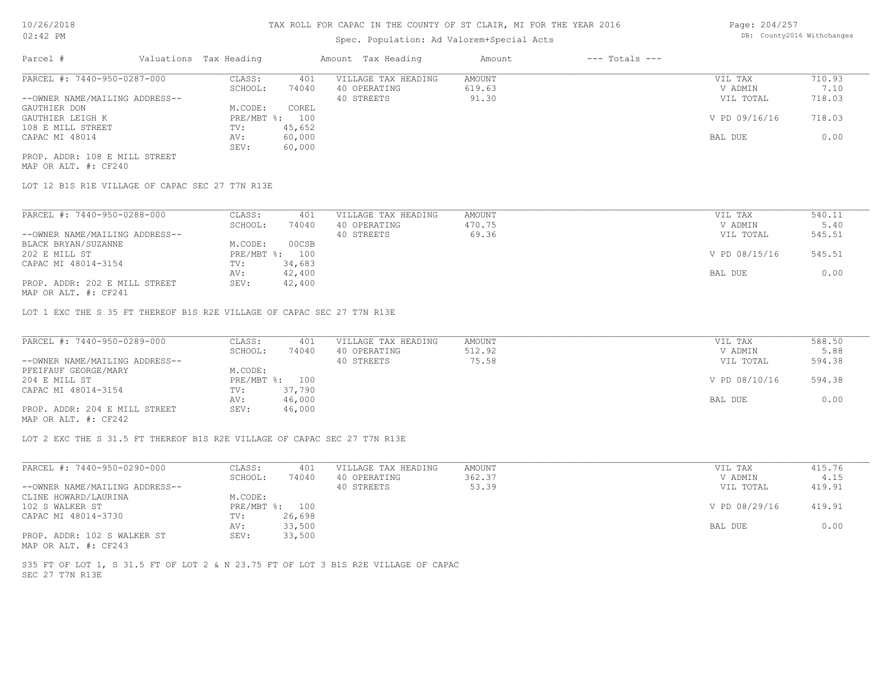# TAX ROLL FOR CAPAC IN THE COUNTY OF ST CLAIR, MI FOR THE YEAR 2016

Spec. Population: Ad Valorem+Special Acts

| Parcel # | Valuations Tax Heading | | Amount Tax Heading | Amount | --- Totals --- | |
|---|---|---|---|---|---|---|
| PARCEL #: 7440-950-0287-000 | CLASS: | 401 | VILLAGE TAX HEADING | AMOUNT | VIL TAX | 710.93 |
| | SCHOOL: | 74040 | 40 OPERATING | 619.63 | V ADMIN | 7.10 |
| --OWNER NAME/MAILING ADDRESS-- | | | 40 STREETS | 91.30 | VIL TOTAL | 718.03 |
| GAUTHIER DON | M.CODE: | COREL | | | | |
| GAUTHIER LEIGH K | PRE/MBT %: | 100 | | | V PD 09/16/16 | 718.03 |
| 108 E MILL STREET | TV: | 45,652 | | | | |
| CAPAC MI 48014 | AV: | 60,000 | | | BAL DUE | 0.00 |
| | SEV: | 60,000 | | | | |
| PROP. ADDR: 108 E MILL STREET | | | | | | |
| MAP OR ALT. #: CF240 | | | | | | |

LOT 12 B1S R1E VILLAGE OF CAPAC SEC 27 T7N R13E

| Parcel # | Valuations Tax Heading | | Amount Tax Heading | Amount | --- Totals --- | |
|---|---|---|---|---|---|---|
| PARCEL #: 7440-950-0288-000 | CLASS: | 401 | VILLAGE TAX HEADING | AMOUNT | VIL TAX | 540.11 |
| | SCHOOL: | 74040 | 40 OPERATING | 470.75 | V ADMIN | 5.40 |
| --OWNER NAME/MAILING ADDRESS-- | | | 40 STREETS | 69.36 | VIL TOTAL | 545.51 |
| BLACK BRYAN/SUZANNE | M.CODE: | 00CSB | | | | |
| 202 E MILL ST | PRE/MBT %: | 100 | | | V PD 08/15/16 | 545.51 |
| CAPAC MI 48014-3154 | TV: | 34,683 | | | | |
| | AV: | 42,400 | | | BAL DUE | 0.00 |
| PROP. ADDR: 202 E MILL STREET | SEV: | 42,400 | | | | |
| MAP OR ALT. #: CF241 | | | | | | |

LOT 1 EXC THE S 35 FT THEREOF B1S R2E VILLAGE OF CAPAC SEC 27 T7N R13E

| Parcel # | Valuations Tax Heading | | Amount Tax Heading | Amount | --- Totals --- | |
|---|---|---|---|---|---|---|
| PARCEL #: 7440-950-0289-000 | CLASS: | 401 | VILLAGE TAX HEADING | AMOUNT | VIL TAX | 588.50 |
| | SCHOOL: | 74040 | 40 OPERATING | 512.92 | V ADMIN | 5.88 |
| --OWNER NAME/MAILING ADDRESS-- | | | 40 STREETS | 75.58 | VIL TOTAL | 594.38 |
| PFEIFAUF GEORGE/MARY | M.CODE: | | | | | |
| 204 E MILL ST | PRE/MBT %: | 100 | | | V PD 08/10/16 | 594.38 |
| CAPAC MI 48014-3154 | TV: | 37,790 | | | | |
| | AV: | 46,000 | | | BAL DUE | 0.00 |
| PROP. ADDR: 204 E MILL STREET | SEV: | 46,000 | | | | |
| MAP OR ALT. #: CF242 | | | | | | |

LOT 2 EXC THE S 31.5 FT THEREOF B1S R2E VILLAGE OF CAPAC SEC 27 T7N R13E

| Parcel # | Valuations Tax Heading | | Amount Tax Heading | Amount | --- Totals --- | |
|---|---|---|---|---|---|---|
| PARCEL #: 7440-950-0290-000 | CLASS: | 401 | VILLAGE TAX HEADING | AMOUNT | VIL TAX | 415.76 |
| | SCHOOL: | 74040 | 40 OPERATING | 362.37 | V ADMIN | 4.15 |
| --OWNER NAME/MAILING ADDRESS-- | | | 40 STREETS | 53.39 | VIL TOTAL | 419.91 |
| CLINE HOWARD/LAURINA | M.CODE: | | | | | |
| 102 S WALKER ST | PRE/MBT %: | 100 | | | V PD 08/29/16 | 419.91 |
| CAPAC MI 48014-3730 | TV: | 26,698 | | | | |
| | AV: | 33,500 | | | BAL DUE | 0.00 |
| PROP. ADDR: 102 S WALKER ST | SEV: | 33,500 | | | | |
| MAP OR ALT. #: CF243 | | | | | | |

S35 FT OF LOT 1, S 31.5 FT OF LOT 2 & N 23.75 FT OF LOT 3 B1S R2E VILLAGE OF CAPAC SEC 27 T7N R13E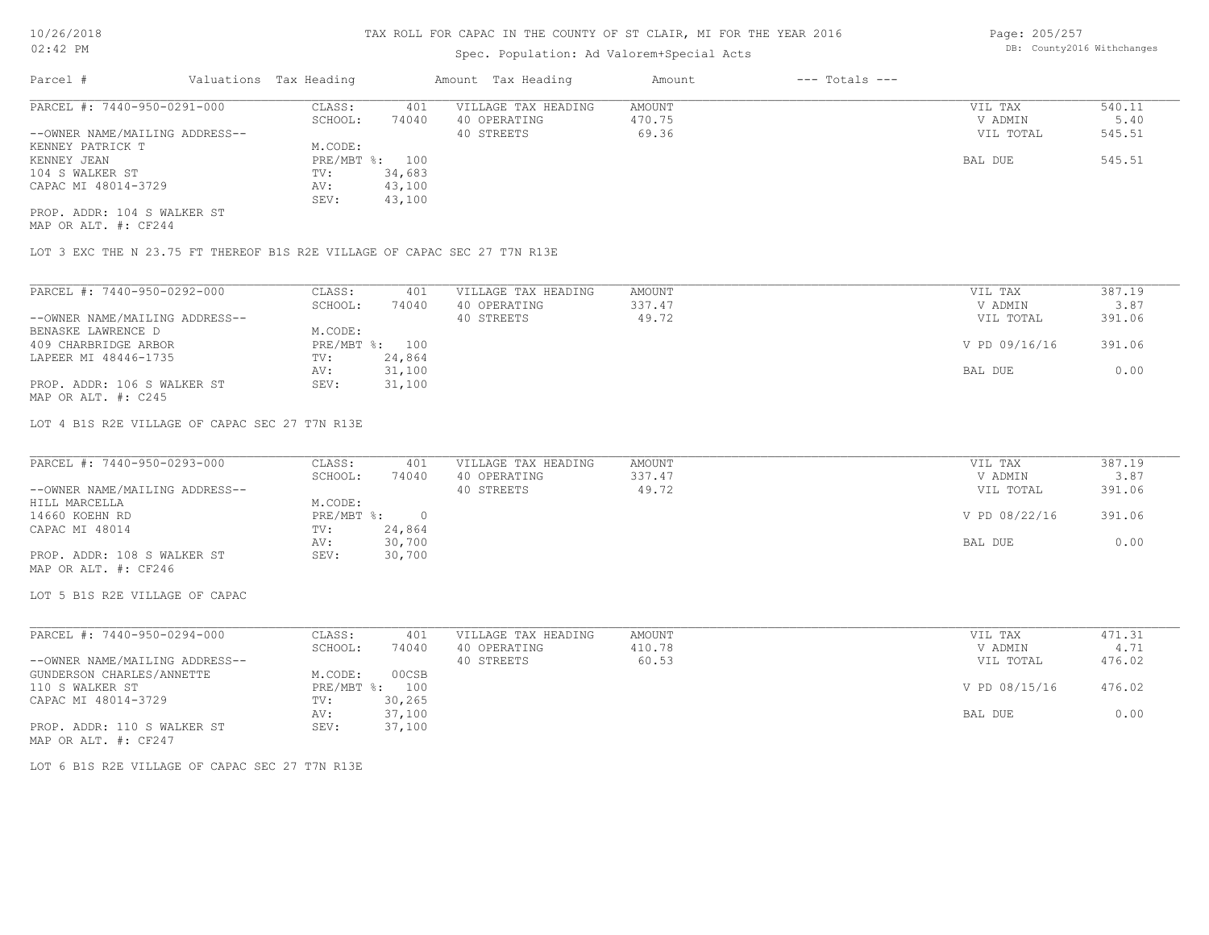# TAX ROLL FOR CAPAC IN THE COUNTY OF ST CLAIR, MI FOR THE YEAR 2016

Spec. Population: Ad Valorem+Special Acts

10/26/2018 02:42 PM — DB: County2016 Withchanges

| Parcel # | Valuations | Tax Heading | Amount | Tax Heading | Amount | --- Totals --- | |
|---|---|---|---|---|---|---|---|
| PARCEL #: 7440-950-0291-000 | CLASS: | 401 | VILLAGE TAX HEADING | AMOUNT | | VIL TAX | 540.11 |
| | SCHOOL: | 74040 | 40 OPERATING | 470.75 | | V ADMIN | 5.40 |
| --OWNER NAME/MAILING ADDRESS-- | | | 40 STREETS | 69.36 | | VIL TOTAL | 545.51 |
| KENNEY PATRICK T | M.CODE: | | | | | | |
| KENNEY JEAN | PRE/MBT %: | 100 | | | | BAL DUE | 545.51 |
| 104 S WALKER ST | TV: | 34,683 | | | | | |
| CAPAC MI 48014-3729 | AV: | 43,100 | | | | | |
| | SEV: | 43,100 | | | | | |
| PROP. ADDR: 104 S WALKER ST | | | | | | | |
| MAP OR ALT. #: CF244 | | | | | | | |

LOT 3 EXC THE N 23.75 FT THEREOF B1S R2E VILLAGE OF CAPAC SEC 27 T7N R13E

| Parcel # | Valuations | Tax Heading | Amount | Tax Heading | Amount | --- Totals --- | |
|---|---|---|---|---|---|---|---|
| PARCEL #: 7440-950-0292-000 | CLASS: | 401 | VILLAGE TAX HEADING | AMOUNT | | VIL TAX | 387.19 |
| | SCHOOL: | 74040 | 40 OPERATING | 337.47 | | V ADMIN | 3.87 |
| --OWNER NAME/MAILING ADDRESS-- | | | 40 STREETS | 49.72 | | VIL TOTAL | 391.06 |
| BENASKE LAWRENCE D | M.CODE: | | | | | | |
| 409 CHARBRIDGE ARBOR | PRE/MBT %: | 100 | | | | V PD 09/16/16 | 391.06 |
| LAPEER MI 48446-1735 | TV: | 24,864 | | | | | |
| | AV: | 31,100 | | | | BAL DUE | 0.00 |
| PROP. ADDR: 106 S WALKER ST | SEV: | 31,100 | | | | | |
| MAP OR ALT. #: C245 | | | | | | | |

LOT 4 B1S R2E VILLAGE OF CAPAC SEC 27 T7N R13E

| Parcel # | Valuations | Tax Heading | Amount | Tax Heading | Amount | --- Totals --- | |
|---|---|---|---|---|---|---|---|
| PARCEL #: 7440-950-0293-000 | CLASS: | 401 | VILLAGE TAX HEADING | AMOUNT | | VIL TAX | 387.19 |
| | SCHOOL: | 74040 | 40 OPERATING | 337.47 | | V ADMIN | 3.87 |
| --OWNER NAME/MAILING ADDRESS-- | | | 40 STREETS | 49.72 | | VIL TOTAL | 391.06 |
| HILL MARCELLA | M.CODE: | | | | | | |
| 14660 KOEHN RD | PRE/MBT %: | 0 | | | | V PD 08/22/16 | 391.06 |
| CAPAC MI 48014 | TV: | 24,864 | | | | | |
| | AV: | 30,700 | | | | BAL DUE | 0.00 |
| PROP. ADDR: 108 S WALKER ST | SEV: | 30,700 | | | | | |
| MAP OR ALT. #: CF246 | | | | | | | |

LOT 5 B1S R2E VILLAGE OF CAPAC

| Parcel # | Valuations | Tax Heading | Amount | Tax Heading | Amount | --- Totals --- | |
|---|---|---|---|---|---|---|---|
| PARCEL #: 7440-950-0294-000 | CLASS: | 401 | VILLAGE TAX HEADING | AMOUNT | | VIL TAX | 471.31 |
| | SCHOOL: | 74040 | 40 OPERATING | 410.78 | | V ADMIN | 4.71 |
| --OWNER NAME/MAILING ADDRESS-- | | | 40 STREETS | 60.53 | | VIL TOTAL | 476.02 |
| GUNDERSON CHARLES/ANNETTE | M.CODE: | 00CSB | | | | | |
| 110 S WALKER ST | PRE/MBT %: | 100 | | | | V PD 08/15/16 | 476.02 |
| CAPAC MI 48014-3729 | TV: | 30,265 | | | | | |
| | AV: | 37,100 | | | | BAL DUE | 0.00 |
| PROP. ADDR: 110 S WALKER ST | SEV: | 37,100 | | | | | |
| MAP OR ALT. #: CF247 | | | | | | | |

LOT 6 B1S R2E VILLAGE OF CAPAC SEC 27 T7N R13E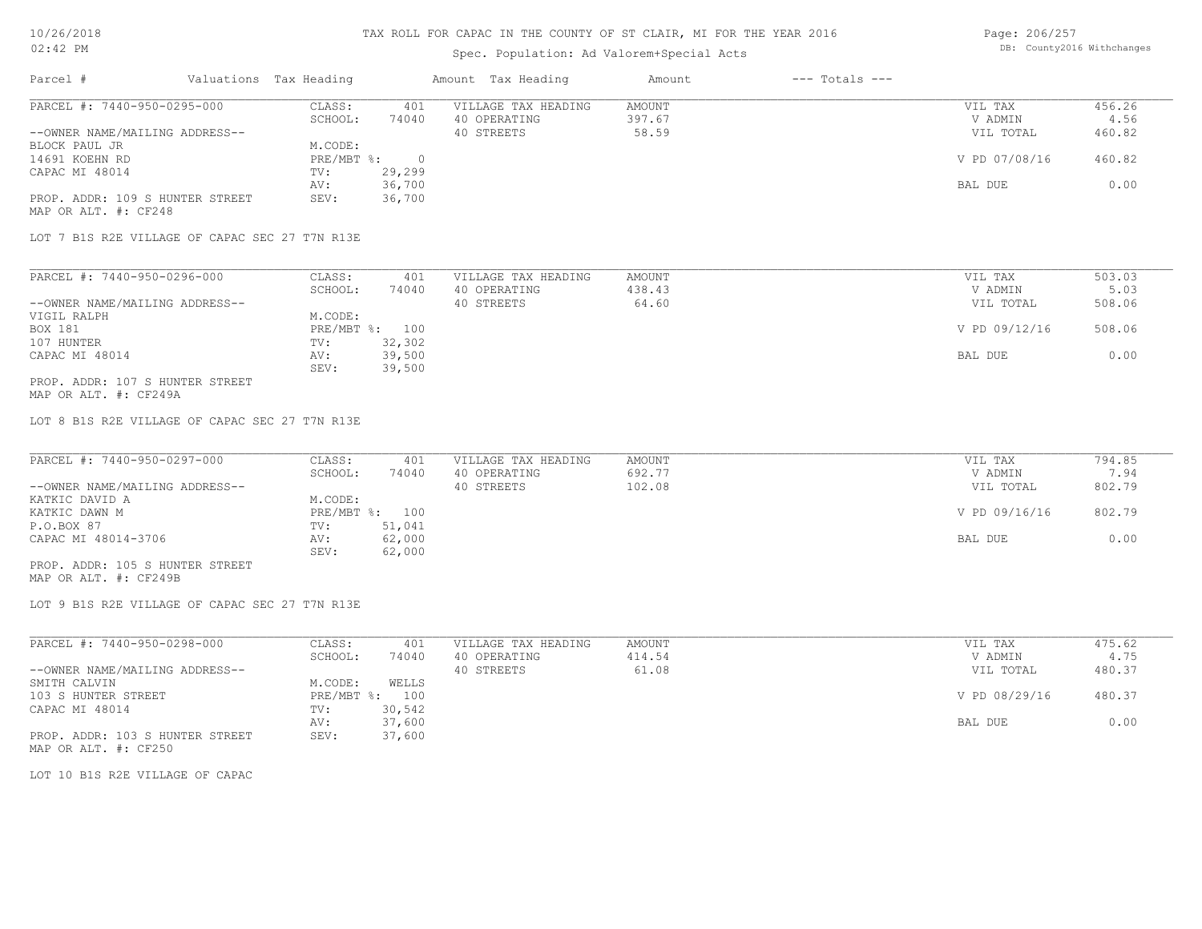# TAX ROLL FOR CAPAC IN THE COUNTY OF ST CLAIR, MI FOR THE YEAR 2016

Spec. Population: Ad Valorem+Special Acts

| Parcel # | Valuations | Tax Heading | Amount | Tax Heading | Amount | --- Totals --- | |
|---|---|---|---|---|---|---|---|
| PARCEL #: 7440-950-0295-000 | CLASS: | 401 | VILLAGE TAX HEADING | AMOUNT | | VIL TAX | 456.26 |
| | SCHOOL: | 74040 | 40 OPERATING | 397.67 | | V ADMIN | 4.56 |
| --OWNER NAME/MAILING ADDRESS-- | | | 40 STREETS | 58.59 | | VIL TOTAL | 460.82 |
| BLOCK PAUL JR | M.CODE: | | | | | | |
| 14691 KOEHN RD | PRE/MBT %: | 0 | | | | V PD 07/08/16 | 460.82 |
| CAPAC MI 48014 | TV: | 29,299 | | | | | |
| | AV: | 36,700 | | | | BAL DUE | 0.00 |
| PROP. ADDR: 109 S HUNTER STREET | SEV: | 36,700 | | | | | |
| MAP OR ALT. #: CF248 | | | | | | | |

LOT 7 B1S R2E VILLAGE OF CAPAC SEC 27 T7N R13E

| Parcel # | Valuations | Tax Heading | Amount | Tax Heading | Amount | --- Totals --- | |
|---|---|---|---|---|---|---|---|
| PARCEL #: 7440-950-0296-000 | CLASS: | 401 | VILLAGE TAX HEADING | AMOUNT | | VIL TAX | 503.03 |
| | SCHOOL: | 74040 | 40 OPERATING | 438.43 | | V ADMIN | 5.03 |
| --OWNER NAME/MAILING ADDRESS-- | | | 40 STREETS | 64.60 | | VIL TOTAL | 508.06 |
| VIGIL RALPH | M.CODE: | | | | | | |
| BOX 181 | PRE/MBT %: | 100 | | | | V PD 09/12/16 | 508.06 |
| 107 HUNTER | TV: | 32,302 | | | | | |
| CAPAC MI 48014 | AV: | 39,500 | | | | BAL DUE | 0.00 |
| | SEV: | 39,500 | | | | | |
| PROP. ADDR: 107 S HUNTER STREET | | | | | | | |
| MAP OR ALT. #: CF249A | | | | | | | |

LOT 8 B1S R2E VILLAGE OF CAPAC SEC 27 T7N R13E

| Parcel # | Valuations | Tax Heading | Amount | Tax Heading | Amount | --- Totals --- | |
|---|---|---|---|---|---|---|---|
| PARCEL #: 7440-950-0297-000 | CLASS: | 401 | VILLAGE TAX HEADING | AMOUNT | | VIL TAX | 794.85 |
| | SCHOOL: | 74040 | 40 OPERATING | 692.77 | | V ADMIN | 7.94 |
| --OWNER NAME/MAILING ADDRESS-- | | | 40 STREETS | 102.08 | | VIL TOTAL | 802.79 |
| KATKIC DAVID A | M.CODE: | | | | | | |
| KATKIC DAWN M | PRE/MBT %: | 100 | | | | V PD 09/16/16 | 802.79 |
| P.O.BOX 87 | TV: | 51,041 | | | | | |
| CAPAC MI 48014-3706 | AV: | 62,000 | | | | BAL DUE | 0.00 |
| | SEV: | 62,000 | | | | | |
| PROP. ADDR: 105 S HUNTER STREET | | | | | | | |
| MAP OR ALT. #: CF249B | | | | | | | |

LOT 9 B1S R2E VILLAGE OF CAPAC SEC 27 T7N R13E

| Parcel # | Valuations | Tax Heading | Amount | Tax Heading | Amount | --- Totals --- | |
|---|---|---|---|---|---|---|---|
| PARCEL #: 7440-950-0298-000 | CLASS: | 401 | VILLAGE TAX HEADING | AMOUNT | | VIL TAX | 475.62 |
| | SCHOOL: | 74040 | 40 OPERATING | 414.54 | | V ADMIN | 4.75 |
| --OWNER NAME/MAILING ADDRESS-- | | | 40 STREETS | 61.08 | | VIL TOTAL | 480.37 |
| SMITH CALVIN | M.CODE: | WELLS | | | | | |
| 103 S HUNTER STREET | PRE/MBT %: | 100 | | | | V PD 08/29/16 | 480.37 |
| CAPAC MI 48014 | TV: | 30,542 | | | | | |
| | AV: | 37,600 | | | | BAL DUE | 0.00 |
| PROP. ADDR: 103 S HUNTER STREET | SEV: | 37,600 | | | | | |
| MAP OR ALT. #: CF250 | | | | | | | |

LOT 10 B1S R2E VILLAGE OF CAPAC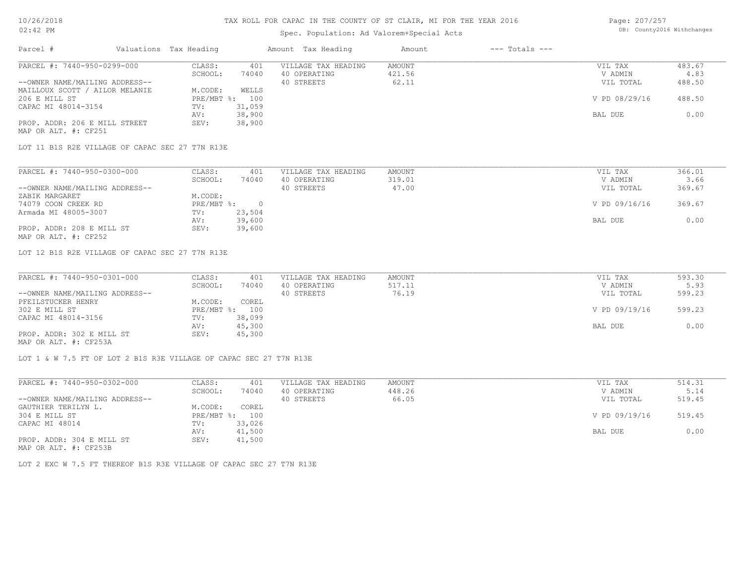# TAX ROLL FOR CAPAC IN THE COUNTY OF ST CLAIR, MI FOR THE YEAR 2016

Spec. Population: Ad Valorem+Special Acts

| Parcel # | Valuations | Tax Heading | Amount | Tax Heading | Amount | --- Totals --- | |
|---|---|---|---|---|---|---|---|
| PARCEL #: 7440-950-0299-000 | CLASS: | 401 | | VILLAGE TAX HEADING | AMOUNT | VIL TAX | 483.67 |
| | SCHOOL: | 74040 | | 40 OPERATING | 421.56 | V ADMIN | 4.83 |
| --OWNER NAME/MAILING ADDRESS-- | | | | 40 STREETS | 62.11 | VIL TOTAL | 488.50 |
| MAILLOUX SCOTT / AILOR MELANIE | M.CODE: | WELLS | | | | | |
| 206 E MILL ST | PRE/MBT %: | 100 | | | | V PD 08/29/16 | 488.50 |
| CAPAC MI 48014-3154 | TV: | 31,059 | | | | | |
| | AV: | 38,900 | | | | BAL DUE | 0.00 |
| PROP. ADDR: 206 E MILL STREET | SEV: | 38,900 | | | | | |
| MAP OR ALT. #: CF251 | | | | | | | |

LOT 11 B1S R2E VILLAGE OF CAPAC SEC 27 T7N R13E

| Parcel # | Valuations | Tax Heading | Amount | Tax Heading | Amount | --- Totals --- | |
|---|---|---|---|---|---|---|---|
| PARCEL #: 7440-950-0300-000 | CLASS: | 401 | | VILLAGE TAX HEADING | AMOUNT | VIL TAX | 366.01 |
| | SCHOOL: | 74040 | | 40 OPERATING | 319.01 | V ADMIN | 3.66 |
| --OWNER NAME/MAILING ADDRESS-- | | | | 40 STREETS | 47.00 | VIL TOTAL | 369.67 |
| ZABIK MARGARET | M.CODE: | | | | | | |
| 74079 COON CREEK RD | PRE/MBT %: | 0 | | | | V PD 09/16/16 | 369.67 |
| Armada MI 48005-3007 | TV: | 23,504 | | | | | |
| | AV: | 39,600 | | | | BAL DUE | 0.00 |
| PROP. ADDR: 208 E MILL ST | SEV: | 39,600 | | | | | |
| MAP OR ALT. #: CF252 | | | | | | | |

LOT 12 B1S R2E VILLAGE OF CAPAC SEC 27 T7N R13E

| Parcel # | Valuations | Tax Heading | Amount | Tax Heading | Amount | --- Totals --- | |
|---|---|---|---|---|---|---|---|
| PARCEL #: 7440-950-0301-000 | CLASS: | 401 | | VILLAGE TAX HEADING | AMOUNT | VIL TAX | 593.30 |
| | SCHOOL: | 74040 | | 40 OPERATING | 517.11 | V ADMIN | 5.93 |
| --OWNER NAME/MAILING ADDRESS-- | | | | 40 STREETS | 76.19 | VIL TOTAL | 599.23 |
| PFEILSTUCKER HENRY | M.CODE: | COREL | | | | | |
| 302 E MILL ST | PRE/MBT %: | 100 | | | | V PD 09/19/16 | 599.23 |
| CAPAC MI 48014-3156 | TV: | 38,099 | | | | | |
| | AV: | 45,300 | | | | BAL DUE | 0.00 |
| PROP. ADDR: 302 E MILL ST | SEV: | 45,300 | | | | | |
| MAP OR ALT. #: CF253A | | | | | | | |

LOT 1 & W 7.5 FT OF LOT 2 B1S R3E VILLAGE OF CAPAC SEC 27 T7N R13E

| Parcel # | Valuations | Tax Heading | Amount | Tax Heading | Amount | --- Totals --- | |
|---|---|---|---|---|---|---|---|
| PARCEL #: 7440-950-0302-000 | CLASS: | 401 | | VILLAGE TAX HEADING | AMOUNT | VIL TAX | 514.31 |
| | SCHOOL: | 74040 | | 40 OPERATING | 448.26 | V ADMIN | 5.14 |
| --OWNER NAME/MAILING ADDRESS-- | | | | 40 STREETS | 66.05 | VIL TOTAL | 519.45 |
| GAUTHIER TERILYN L. | M.CODE: | COREL | | | | | |
| 304 E MILL ST | PRE/MBT %: | 100 | | | | V PD 09/19/16 | 519.45 |
| CAPAC MI 48014 | TV: | 33,026 | | | | | |
| | AV: | 41,500 | | | | BAL DUE | 0.00 |
| PROP. ADDR: 304 E MILL ST | SEV: | 41,500 | | | | | |
| MAP OR ALT. #: CF253B | | | | | | | |

LOT 2 EXC W 7.5 FT THEREOF B1S R3E VILLAGE OF CAPAC SEC 27 T7N R13E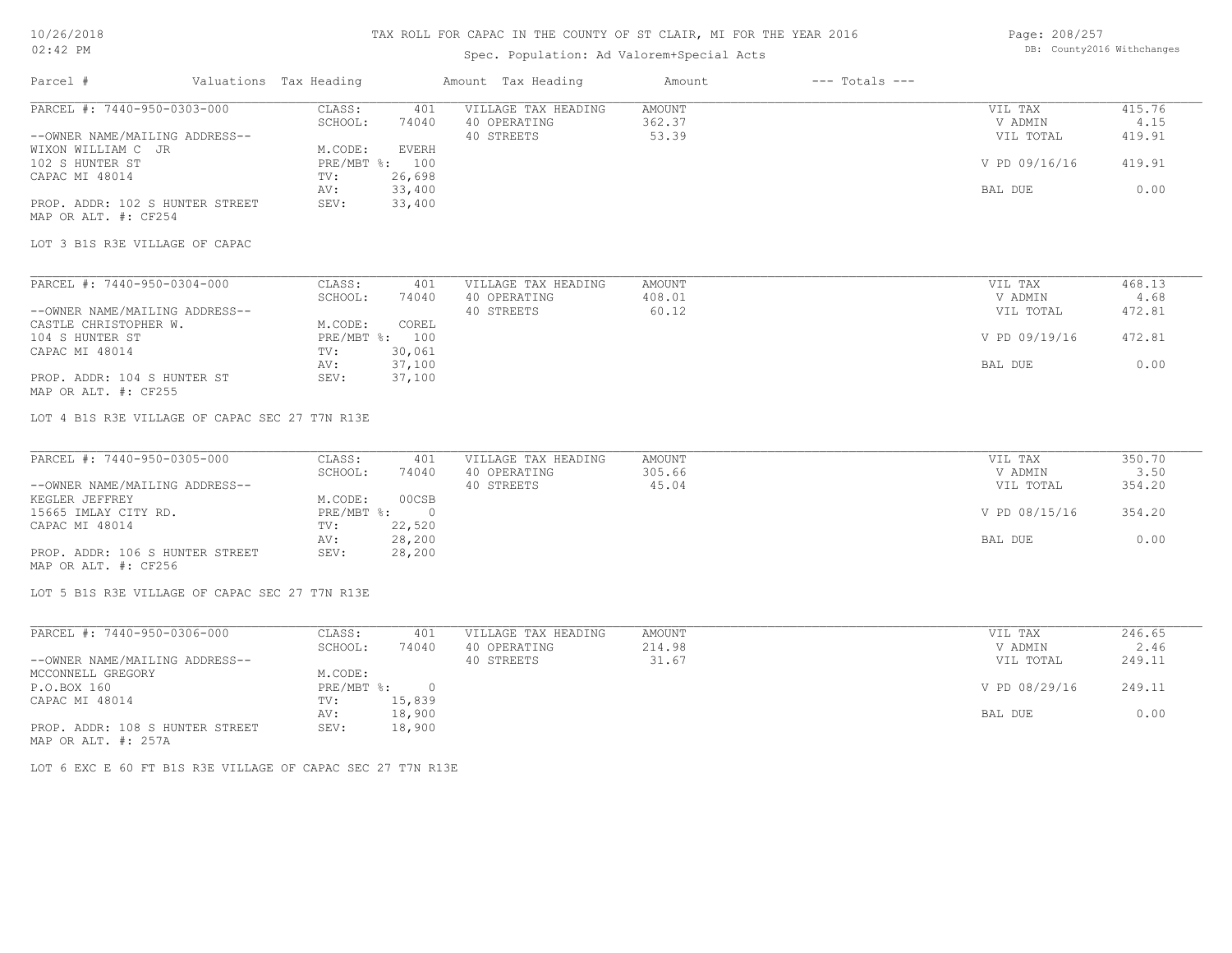# TAX ROLL FOR CAPAC IN THE COUNTY OF ST CLAIR, MI FOR THE YEAR 2016

Spec. Population: Ad Valorem+Special Acts

DB: County2016 Withchanges

| Parcel # | Valuations | Tax Heading | Amount | Tax Heading | Amount | --- Totals --- | |
|---|---|---|---|---|---|---|---|
| PARCEL #: 7440-950-0303-000 | CLASS: | 401 | VILLAGE TAX HEADING | AMOUNT | | VIL TAX | 415.76 |
| | SCHOOL: | 74040 | 40 OPERATING | 362.37 | | V ADMIN | 4.15 |
| --OWNER NAME/MAILING ADDRESS-- | | | 40 STREETS | 53.39 | | VIL TOTAL | 419.91 |
| WIXON WILLIAM C JR | M.CODE: | EVERH | | | | | |
| 102 S HUNTER ST | PRE/MBT %: | 100 | | | | V PD 09/16/16 | 419.91 |
| CAPAC MI 48014 | TV: | 26,698 | | | | | |
| | AV: | 33,400 | | | | BAL DUE | 0.00 |
| PROP. ADDR: 102 S HUNTER STREET | SEV: | 33,400 | | | | | |
| MAP OR ALT. #: CF254 | | | | | | | |

LOT 3 B1S R3E VILLAGE OF CAPAC

| Parcel # | Valuations | Tax Heading | Amount | Tax Heading | Amount | --- Totals --- | |
|---|---|---|---|---|---|---|---|
| PARCEL #: 7440-950-0304-000 | CLASS: | 401 | VILLAGE TAX HEADING | AMOUNT | | VIL TAX | 468.13 |
| | SCHOOL: | 74040 | 40 OPERATING | 408.01 | | V ADMIN | 4.68 |
| --OWNER NAME/MAILING ADDRESS-- | | | 40 STREETS | 60.12 | | VIL TOTAL | 472.81 |
| CASTLE CHRISTOPHER W. | M.CODE: | COREL | | | | | |
| 104 S HUNTER ST | PRE/MBT %: | 100 | | | | V PD 09/19/16 | 472.81 |
| CAPAC MI 48014 | TV: | 30,061 | | | | | |
| | AV: | 37,100 | | | | BAL DUE | 0.00 |
| PROP. ADDR: 104 S HUNTER ST | SEV: | 37,100 | | | | | |
| MAP OR ALT. #: CF255 | | | | | | | |

LOT 4 B1S R3E VILLAGE OF CAPAC SEC 27 T7N R13E

| Parcel # | Valuations | Tax Heading | Amount | Tax Heading | Amount | --- Totals --- | |
|---|---|---|---|---|---|---|---|
| PARCEL #: 7440-950-0305-000 | CLASS: | 401 | VILLAGE TAX HEADING | AMOUNT | | VIL TAX | 350.70 |
| | SCHOOL: | 74040 | 40 OPERATING | 305.66 | | V ADMIN | 3.50 |
| --OWNER NAME/MAILING ADDRESS-- | | | 40 STREETS | 45.04 | | VIL TOTAL | 354.20 |
| KEGLER JEFFREY | M.CODE: | 00CSB | | | | | |
| 15665 IMLAY CITY RD. | PRE/MBT %: | 0 | | | | V PD 08/15/16 | 354.20 |
| CAPAC MI 48014 | TV: | 22,520 | | | | | |
| | AV: | 28,200 | | | | BAL DUE | 0.00 |
| PROP. ADDR: 106 S HUNTER STREET | SEV: | 28,200 | | | | | |
| MAP OR ALT. #: CF256 | | | | | | | |

LOT 5 B1S R3E VILLAGE OF CAPAC SEC 27 T7N R13E

| Parcel # | Valuations | Tax Heading | Amount | Tax Heading | Amount | --- Totals --- | |
|---|---|---|---|---|---|---|---|
| PARCEL #: 7440-950-0306-000 | CLASS: | 401 | VILLAGE TAX HEADING | AMOUNT | | VIL TAX | 246.65 |
| | SCHOOL: | 74040 | 40 OPERATING | 214.98 | | V ADMIN | 2.46 |
| --OWNER NAME/MAILING ADDRESS-- | | | 40 STREETS | 31.67 | | VIL TOTAL | 249.11 |
| MCCONNELL GREGORY | M.CODE: | | | | | | |
| P.O.BOX 160 | PRE/MBT %: | 0 | | | | V PD 08/29/16 | 249.11 |
| CAPAC MI 48014 | TV: | 15,839 | | | | | |
| | AV: | 18,900 | | | | BAL DUE | 0.00 |
| PROP. ADDR: 108 S HUNTER STREET | SEV: | 18,900 | | | | | |
| MAP OR ALT. #: 257A | | | | | | | |

LOT 6 EXC E 60 FT B1S R3E VILLAGE OF CAPAC SEC 27 T7N R13E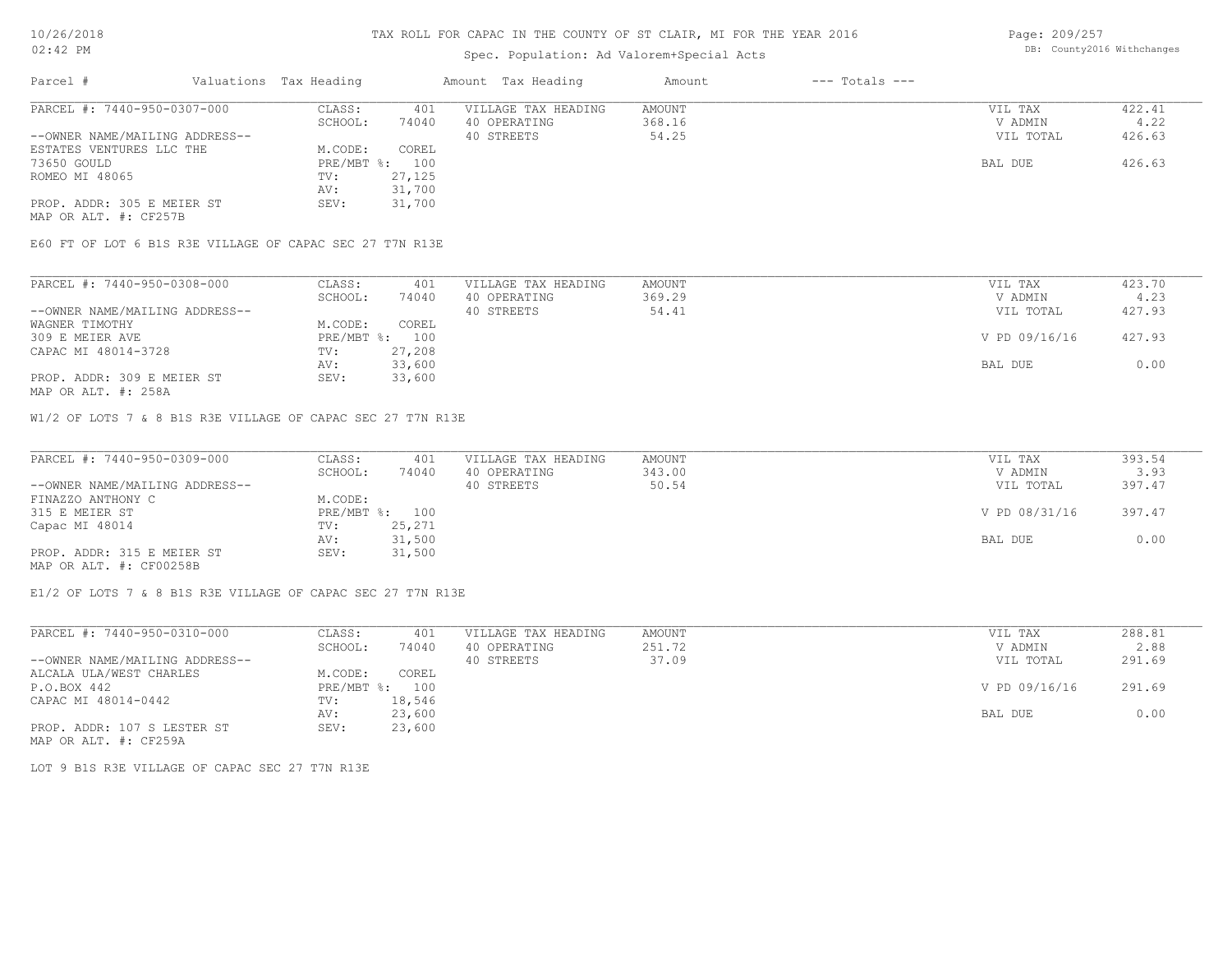# TAX ROLL FOR CAPAC IN THE COUNTY OF ST CLAIR, MI FOR THE YEAR 2016

Spec. Population: Ad Valorem+Special Acts

| Parcel # | Valuations | Tax Heading | Amount | Tax Heading | Amount | --- Totals --- | |
|---|---|---|---|---|---|---|---|
| PARCEL #: 7440-950-0307-000 | CLASS: | 401 | VILLAGE TAX HEADING | AMOUNT | | VIL TAX | 422.41 |
| | SCHOOL: | 74040 | 40 OPERATING | 368.16 | | V ADMIN | 4.22 |
| --OWNER NAME/MAILING ADDRESS-- | | | 40 STREETS | 54.25 | | VIL TOTAL | 426.63 |
| ESTATES VENTURES LLC THE | M.CODE: | COREL | | | | | |
| 73650 GOULD | PRE/MBT %: | 100 | | | | BAL DUE | 426.63 |
| ROMEO MI 48065 | TV: | 27,125 | | | | | |
| | AV: | 31,700 | | | | | |
| PROP. ADDR: 305 E MEIER ST | SEV: | 31,700 | | | | | |
| MAP OR ALT. #: CF257B | | | | | | | |

E60 FT OF LOT 6 B1S R3E VILLAGE OF CAPAC SEC 27 T7N R13E

| Parcel # | Valuations | Tax Heading | Amount | Tax Heading | Amount | --- Totals --- | |
|---|---|---|---|---|---|---|---|
| PARCEL #: 7440-950-0308-000 | CLASS: | 401 | VILLAGE TAX HEADING | AMOUNT | | VIL TAX | 423.70 |
| | SCHOOL: | 74040 | 40 OPERATING | 369.29 | | V ADMIN | 4.23 |
| --OWNER NAME/MAILING ADDRESS-- | | | 40 STREETS | 54.41 | | VIL TOTAL | 427.93 |
| WAGNER TIMOTHY | M.CODE: | COREL | | | | | |
| 309 E MEIER AVE | PRE/MBT %: | 100 | | | | V PD 09/16/16 | 427.93 |
| CAPAC MI 48014-3728 | TV: | 27,208 | | | | | |
| | AV: | 33,600 | | | | BAL DUE | 0.00 |
| PROP. ADDR: 309 E MEIER ST | SEV: | 33,600 | | | | | |
| MAP OR ALT. #: 258A | | | | | | | |

W1/2 OF LOTS 7 & 8 B1S R3E VILLAGE OF CAPAC SEC 27 T7N R13E

| Parcel # | Valuations | Tax Heading | Amount | Tax Heading | Amount | --- Totals --- | |
|---|---|---|---|---|---|---|---|
| PARCEL #: 7440-950-0309-000 | CLASS: | 401 | VILLAGE TAX HEADING | AMOUNT | | VIL TAX | 393.54 |
| | SCHOOL: | 74040 | 40 OPERATING | 343.00 | | V ADMIN | 3.93 |
| --OWNER NAME/MAILING ADDRESS-- | | | 40 STREETS | 50.54 | | VIL TOTAL | 397.47 |
| FINAZZO ANTHONY C | M.CODE: | | | | | | |
| 315 E MEIER ST | PRE/MBT %: | 100 | | | | V PD 08/31/16 | 397.47 |
| Capac MI 48014 | TV: | 25,271 | | | | | |
| | AV: | 31,500 | | | | BAL DUE | 0.00 |
| PROP. ADDR: 315 E MEIER ST | SEV: | 31,500 | | | | | |
| MAP OR ALT. #: CF00258B | | | | | | | |

E1/2 OF LOTS 7 & 8 B1S R3E VILLAGE OF CAPAC SEC 27 T7N R13E

| Parcel # | Valuations | Tax Heading | Amount | Tax Heading | Amount | --- Totals --- | |
|---|---|---|---|---|---|---|---|
| PARCEL #: 7440-950-0310-000 | CLASS: | 401 | VILLAGE TAX HEADING | AMOUNT | | VIL TAX | 288.81 |
| | SCHOOL: | 74040 | 40 OPERATING | 251.72 | | V ADMIN | 2.88 |
| --OWNER NAME/MAILING ADDRESS-- | | | 40 STREETS | 37.09 | | VIL TOTAL | 291.69 |
| ALCALA ULA/WEST CHARLES | M.CODE: | COREL | | | | | |
| P.O.BOX 442 | PRE/MBT %: | 100 | | | | V PD 09/16/16 | 291.69 |
| CAPAC MI 48014-0442 | TV: | 18,546 | | | | | |
| | AV: | 23,600 | | | | BAL DUE | 0.00 |
| PROP. ADDR: 107 S LESTER ST | SEV: | 23,600 | | | | | |
| MAP OR ALT. #: CF259A | | | | | | | |

LOT 9 B1S R3E VILLAGE OF CAPAC SEC 27 T7N R13E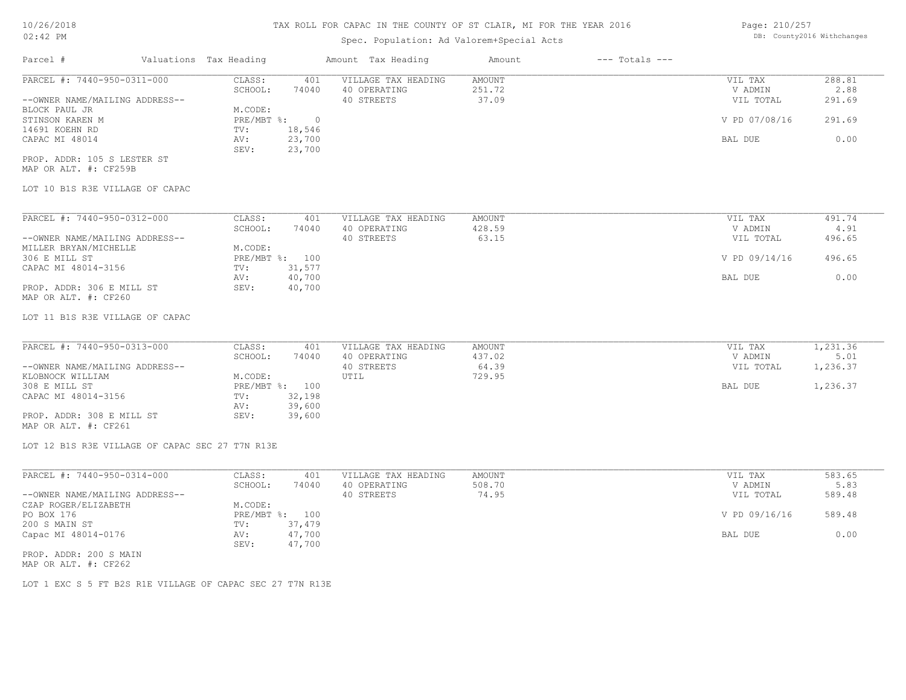# TAX ROLL FOR CAPAC IN THE COUNTY OF ST CLAIR, MI FOR THE YEAR 2016

Spec. Population: Ad Valorem+Special Acts

| Parcel # | Valuations | Tax Heading | Amount | Tax Heading | Amount | --- Totals --- | |
|---|---|---|---|---|---|---|---|
| PARCEL #: 7440-950-0311-000 | CLASS: | 401 | VILLAGE TAX HEADING | AMOUNT | | VIL TAX | 288.81 |
| | SCHOOL: | 74040 | 40 OPERATING | 251.72 | | V ADMIN | 2.88 |
| --OWNER NAME/MAILING ADDRESS-- | | | 40 STREETS | 37.09 | | VIL TOTAL | 291.69 |
| BLOCK PAUL JR | M.CODE: | | | | | | |
| STINSON KAREN M | PRE/MBT %: | 0 | | | | V PD 07/08/16 | 291.69 |
| 14691 KOEHN RD | TV: | 18,546 | | | | | |
| CAPAC MI 48014 | AV: | 23,700 | | | | BAL DUE | 0.00 |
| | SEV: | 23,700 | | | | | |
| PROP. ADDR: 105 S LESTER ST | | | | | | | |
| MAP OR ALT. #: CF259B | | | | | | | |

LOT 10 B1S R3E VILLAGE OF CAPAC

| Parcel # | Valuations | Tax Heading | Amount | Tax Heading | Amount | --- Totals --- | |
|---|---|---|---|---|---|---|---|
| PARCEL #: 7440-950-0312-000 | CLASS: | 401 | VILLAGE TAX HEADING | AMOUNT | | VIL TAX | 491.74 |
| | SCHOOL: | 74040 | 40 OPERATING | 428.59 | | V ADMIN | 4.91 |
| --OWNER NAME/MAILING ADDRESS-- | | | 40 STREETS | 63.15 | | VIL TOTAL | 496.65 |
| MILLER BRYAN/MICHELLE | M.CODE: | | | | | | |
| 306 E MILL ST | PRE/MBT %: | 100 | | | | V PD 09/14/16 | 496.65 |
| CAPAC MI 48014-3156 | TV: | 31,577 | | | | | |
| | AV: | 40,700 | | | | BAL DUE | 0.00 |
| PROP. ADDR: 306 E MILL ST | SEV: | 40,700 | | | | | |
| MAP OR ALT. #: CF260 | | | | | | | |

LOT 11 B1S R3E VILLAGE OF CAPAC

| Parcel # | Valuations | Tax Heading | Amount | Tax Heading | Amount | --- Totals --- | |
|---|---|---|---|---|---|---|---|
| PARCEL #: 7440-950-0313-000 | CLASS: | 401 | VILLAGE TAX HEADING | AMOUNT | | VIL TAX | 1,231.36 |
| | SCHOOL: | 74040 | 40 OPERATING | 437.02 | | V ADMIN | 5.01 |
| --OWNER NAME/MAILING ADDRESS-- | | | 40 STREETS | 64.39 | | VIL TOTAL | 1,236.37 |
| KLOBNOCK WILLIAM | M.CODE: | | UTIL | 729.95 | | | |
| 308 E MILL ST | PRE/MBT %: | 100 | | | | BAL DUE | 1,236.37 |
| CAPAC MI 48014-3156 | TV: | 32,198 | | | | | |
| | AV: | 39,600 | | | | | |
| PROP. ADDR: 308 E MILL ST | SEV: | 39,600 | | | | | |
| MAP OR ALT. #: CF261 | | | | | | | |

LOT 12 B1S R3E VILLAGE OF CAPAC SEC 27 T7N R13E

| Parcel # | Valuations | Tax Heading | Amount | Tax Heading | Amount | --- Totals --- | |
|---|---|---|---|---|---|---|---|
| PARCEL #: 7440-950-0314-000 | CLASS: | 401 | VILLAGE TAX HEADING | AMOUNT | | VIL TAX | 583.65 |
| | SCHOOL: | 74040 | 40 OPERATING | 508.70 | | V ADMIN | 5.83 |
| --OWNER NAME/MAILING ADDRESS-- | | | 40 STREETS | 74.95 | | VIL TOTAL | 589.48 |
| CZAP ROGER/ELIZABETH | M.CODE: | | | | | | |
| PO BOX 176 | PRE/MBT %: | 100 | | | | V PD 09/16/16 | 589.48 |
| 200 S MAIN ST | TV: | 37,479 | | | | | |
| Capac MI 48014-0176 | AV: | 47,700 | | | | BAL DUE | 0.00 |
| | SEV: | 47,700 | | | | | |
| PROP. ADDR: 200 S MAIN | | | | | | | |
| MAP OR ALT. #: CF262 | | | | | | | |

LOT 1 EXC S 5 FT B2S R1E VILLAGE OF CAPAC SEC 27 T7N R13E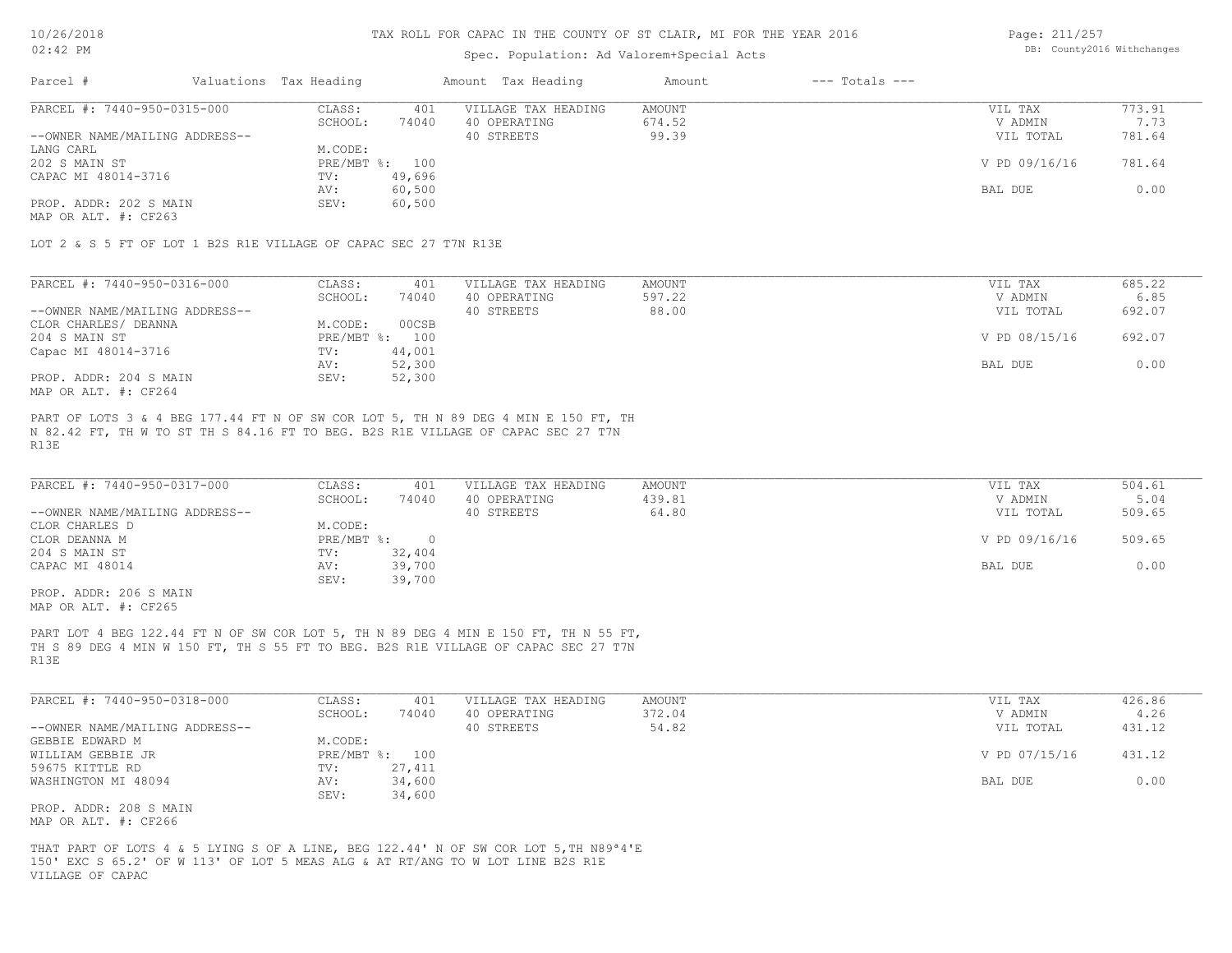# TAX ROLL FOR CAPAC IN THE COUNTY OF ST CLAIR, MI FOR THE YEAR 2016

Spec. Population: Ad Valorem+Special Acts

DB: County2016 Withchanges

| Parcel # | Valuations | Tax Heading | Amount | Tax Heading | Amount | --- Totals --- | |
|---|---|---|---|---|---|---|---|
| PARCEL #: 7440-950-0315-000 | CLASS: | 401 | VILLAGE TAX HEADING | AMOUNT | | VIL TAX | 773.91 |
| | SCHOOL: | 74040 | 40 OPERATING | 674.52 | | V ADMIN | 7.73 |
| --OWNER NAME/MAILING ADDRESS-- | | | 40 STREETS | 99.39 | | VIL TOTAL | 781.64 |
| LANG CARL | M.CODE: | | | | | | |
| 202 S MAIN ST | PRE/MBT %: | 100 | | | | V PD 09/16/16 | 781.64 |
| CAPAC MI 48014-3716 | TV: | 49,696 | | | | | |
| | AV: | 60,500 | | | | BAL DUE | 0.00 |
| PROP. ADDR: 202 S MAIN | SEV: | 60,500 | | | | | |
| MAP OR ALT. #: CF263 | | | | | | | |

LOT 2 & S 5 FT OF LOT 1 B2S R1E VILLAGE OF CAPAC SEC 27 T7N R13E

| Parcel # | Valuations | Tax Heading | Amount | Tax Heading | Amount | --- Totals --- | |
|---|---|---|---|---|---|---|---|
| PARCEL #: 7440-950-0316-000 | CLASS: | 401 | VILLAGE TAX HEADING | AMOUNT | | VIL TAX | 685.22 |
| | SCHOOL: | 74040 | 40 OPERATING | 597.22 | | V ADMIN | 6.85 |
| --OWNER NAME/MAILING ADDRESS-- | | | 40 STREETS | 88.00 | | VIL TOTAL | 692.07 |
| CLOR CHARLES/ DEANNA | M.CODE: | 00CSB | | | | | |
| 204 S MAIN ST | PRE/MBT %: | 100 | | | | V PD 08/15/16 | 692.07 |
| Capac MI 48014-3716 | TV: | 44,001 | | | | | |
| | AV: | 52,300 | | | | BAL DUE | 0.00 |
| PROP. ADDR: 204 S MAIN | SEV: | 52,300 | | | | | |
| MAP OR ALT. #: CF264 | | | | | | | |

PART OF LOTS 3 & 4 BEG 177.44 FT N OF SW COR LOT 5, TH N 89 DEG 4 MIN E 150 FT, TH N 82.42 FT, TH W TO ST TH S 84.16 FT TO BEG. B2S R1E VILLAGE OF CAPAC SEC 27 T7N R13E

| Parcel # | Valuations | Tax Heading | Amount | Tax Heading | Amount | --- Totals --- | |
|---|---|---|---|---|---|---|---|
| PARCEL #: 7440-950-0317-000 | CLASS: | 401 | VILLAGE TAX HEADING | AMOUNT | | VIL TAX | 504.61 |
| | SCHOOL: | 74040 | 40 OPERATING | 439.81 | | V ADMIN | 5.04 |
| --OWNER NAME/MAILING ADDRESS-- | | | 40 STREETS | 64.80 | | VIL TOTAL | 509.65 |
| CLOR CHARLES D | M.CODE: | | | | | | |
| CLOR DEANNA M | PRE/MBT %: | 0 | | | | V PD 09/16/16 | 509.65 |
| 204 S MAIN ST | TV: | 32,404 | | | | | |
| CAPAC MI 48014 | AV: | 39,700 | | | | BAL DUE | 0.00 |
| | SEV: | 39,700 | | | | | |
| PROP. ADDR: 206 S MAIN | | | | | | | |
| MAP OR ALT. #: CF265 | | | | | | | |

PART LOT 4 BEG 122.44 FT N OF SW COR LOT 5, TH N 89 DEG 4 MIN E 150 FT, TH N 55 FT, TH S 89 DEG 4 MIN W 150 FT, TH S 55 FT TO BEG. B2S R1E VILLAGE OF CAPAC SEC 27 T7N R13E

| Parcel # | Valuations | Tax Heading | Amount | Tax Heading | Amount | --- Totals --- | |
|---|---|---|---|---|---|---|---|
| PARCEL #: 7440-950-0318-000 | CLASS: | 401 | VILLAGE TAX HEADING | AMOUNT | | VIL TAX | 426.86 |
| | SCHOOL: | 74040 | 40 OPERATING | 372.04 | | V ADMIN | 4.26 |
| --OWNER NAME/MAILING ADDRESS-- | | | 40 STREETS | 54.82 | | VIL TOTAL | 431.12 |
| GEBBIE EDWARD M | M.CODE: | | | | | | |
| WILLIAM GEBBIE JR | PRE/MBT %: | 100 | | | | V PD 07/15/16 | 431.12 |
| 59675 KITTLE RD | TV: | 27,411 | | | | | |
| WASHINGTON MI 48094 | AV: | 34,600 | | | | BAL DUE | 0.00 |
| | SEV: | 34,600 | | | | | |
| PROP. ADDR: 208 S MAIN | | | | | | | |
| MAP OR ALT. #: CF266 | | | | | | | |

THAT PART OF LOTS 4 & 5 LYING S OF A LINE, BEG 122.44' N OF SW COR LOT 5,TH N89ª4'E 150' EXC S 65.2' OF W 113' OF LOT 5 MEAS ALG & AT RT/ANG TO W LOT LINE B2S R1E VILLAGE OF CAPAC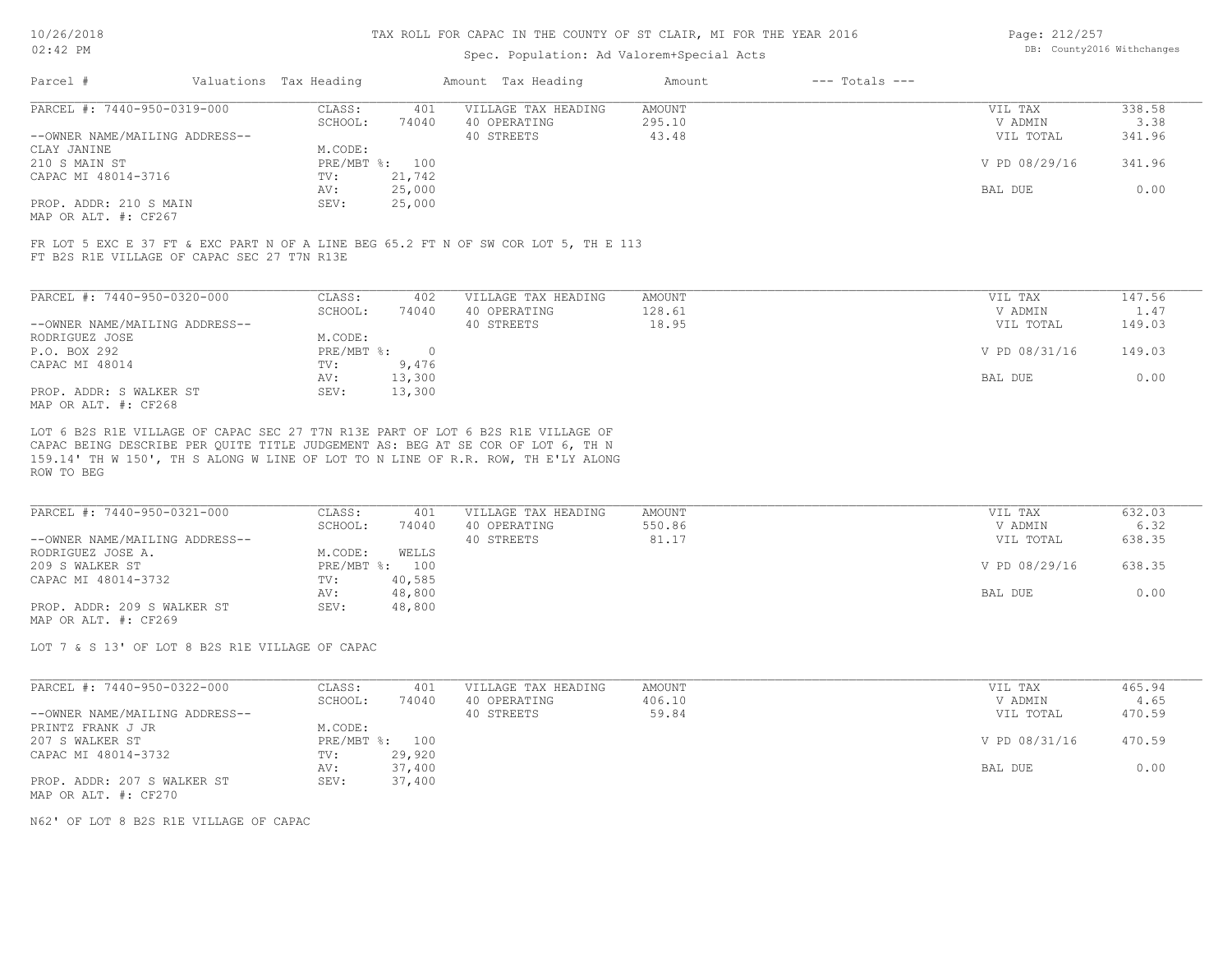# TAX ROLL FOR CAPAC IN THE COUNTY OF ST CLAIR, MI FOR THE YEAR 2016

10/26/2018
02:42 PM

Spec. Population: Ad Valorem+Special Acts

DB: County2016 Withchanges

| Parcel # | Valuations | Tax Heading | Amount | Tax Heading | Amount | --- Totals --- |
|---|---|---|---|---|---|---|

## PARCEL #: 7440-950-0319-000

| | | | | | | |
|---|---|---|---|---|---|---|
| PARCEL #: 7440-950-0319-000 | CLASS: | 401 | VILLAGE TAX HEADING | AMOUNT | VIL TAX | 338.58 |
| | SCHOOL: | 74040 | 40 OPERATING | 295.10 | V ADMIN | 3.38 |
| --OWNER NAME/MAILING ADDRESS-- | | | 40 STREETS | 43.48 | VIL TOTAL | 341.96 |
| CLAY JANINE | M.CODE: | | | | | |
| 210 S MAIN ST | PRE/MBT %: | 100 | | | V PD 08/29/16 | 341.96 |
| CAPAC MI 48014-3716 | TV: | 21,742 | | | | |
| | AV: | 25,000 | | | BAL DUE | 0.00 |
| PROP. ADDR: 210 S MAIN | SEV: | 25,000 | | | | |
| MAP OR ALT. #: CF267 | | | | | | |

FR LOT 5 EXC E 37 FT & EXC PART N OF A LINE BEG 65.2 FT N OF SW COR LOT 5, TH E 113 FT B2S R1E VILLAGE OF CAPAC SEC 27 T7N R13E

## PARCEL #: 7440-950-0320-000

| | | | | | | |
|---|---|---|---|---|---|---|
| PARCEL #: 7440-950-0320-000 | CLASS: | 402 | VILLAGE TAX HEADING | AMOUNT | VIL TAX | 147.56 |
| | SCHOOL: | 74040 | 40 OPERATING | 128.61 | V ADMIN | 1.47 |
| --OWNER NAME/MAILING ADDRESS-- | | | 40 STREETS | 18.95 | VIL TOTAL | 149.03 |
| RODRIGUEZ JOSE | M.CODE: | | | | | |
| P.O. BOX 292 | PRE/MBT %: | 0 | | | V PD 08/31/16 | 149.03 |
| CAPAC MI 48014 | TV: | 9,476 | | | | |
| | AV: | 13,300 | | | BAL DUE | 0.00 |
| PROP. ADDR: S WALKER ST | SEV: | 13,300 | | | | |
| MAP OR ALT. #: CF268 | | | | | | |

LOT 6 B2S R1E VILLAGE OF CAPAC SEC 27 T7N R13E PART OF LOT 6 B2S R1E VILLAGE OF CAPAC BEING DESCRIBE PER QUITE TITLE JUDGEMENT AS: BEG AT SE COR OF LOT 6, TH N 159.14' TH W 150', TH S ALONG W LINE OF LOT TO N LINE OF R.R. ROW, TH E'LY ALONG ROW TO BEG

## PARCEL #: 7440-950-0321-000

| | | | | | | |
|---|---|---|---|---|---|---|
| PARCEL #: 7440-950-0321-000 | CLASS: | 401 | VILLAGE TAX HEADING | AMOUNT | VIL TAX | 632.03 |
| | SCHOOL: | 74040 | 40 OPERATING | 550.86 | V ADMIN | 6.32 |
| --OWNER NAME/MAILING ADDRESS-- | | | 40 STREETS | 81.17 | VIL TOTAL | 638.35 |
| RODRIGUEZ JOSE A. | M.CODE: | WELLS | | | | |
| 209 S WALKER ST | PRE/MBT %: | 100 | | | V PD 08/29/16 | 638.35 |
| CAPAC MI 48014-3732 | TV: | 40,585 | | | | |
| | AV: | 48,800 | | | BAL DUE | 0.00 |
| PROP. ADDR: 209 S WALKER ST | SEV: | 48,800 | | | | |
| MAP OR ALT. #: CF269 | | | | | | |

LOT 7 & S 13' OF LOT 8 B2S R1E VILLAGE OF CAPAC

## PARCEL #: 7440-950-0322-000

| | | | | | | |
|---|---|---|---|---|---|---|
| PARCEL #: 7440-950-0322-000 | CLASS: | 401 | VILLAGE TAX HEADING | AMOUNT | VIL TAX | 465.94 |
| | SCHOOL: | 74040 | 40 OPERATING | 406.10 | V ADMIN | 4.65 |
| --OWNER NAME/MAILING ADDRESS-- | | | 40 STREETS | 59.84 | VIL TOTAL | 470.59 |
| PRINTZ FRANK J JR | M.CODE: | | | | | |
| 207 S WALKER ST | PRE/MBT %: | 100 | | | V PD 08/31/16 | 470.59 |
| CAPAC MI 48014-3732 | TV: | 29,920 | | | | |
| | AV: | 37,400 | | | BAL DUE | 0.00 |
| PROP. ADDR: 207 S WALKER ST | SEV: | 37,400 | | | | |
| MAP OR ALT. #: CF270 | | | | | | |

N62' OF LOT 8 B2S R1E VILLAGE OF CAPAC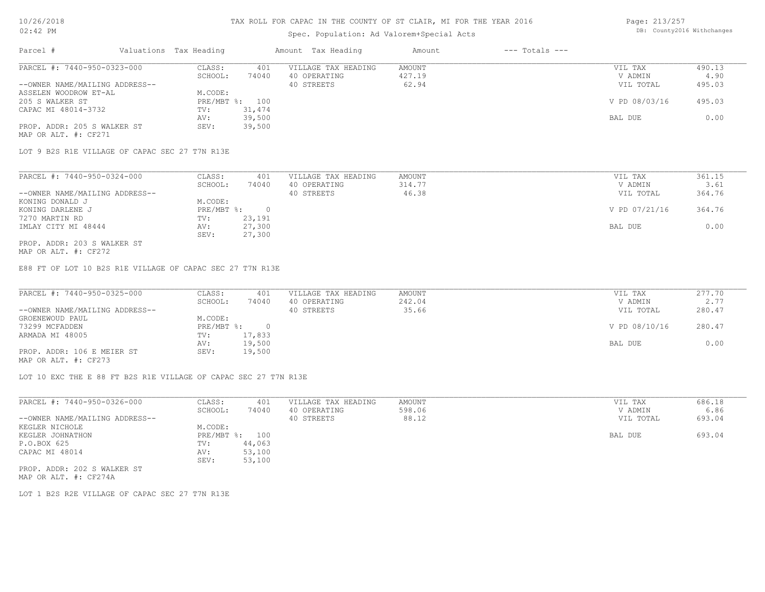# TAX ROLL FOR CAPAC IN THE COUNTY OF ST CLAIR, MI FOR THE YEAR 2016

Spec. Population: Ad Valorem+Special Acts

| Parcel # | Valuations | Tax Heading | Amount | Tax Heading | Amount | --- Totals --- | |
|---|---|---|---|---|---|---|---|
| PARCEL #: 7440-950-0323-000 | CLASS: | 401 | VILLAGE TAX HEADING | AMOUNT | | VIL TAX | 490.13 |
| | SCHOOL: | 74040 | 40 OPERATING | 427.19 | | V ADMIN | 4.90 |
| --OWNER NAME/MAILING ADDRESS-- | | | 40 STREETS | 62.94 | | VIL TOTAL | 495.03 |
| ASSELEN WOODROW ET-AL | M.CODE: | | | | | | |
| 205 S WALKER ST | PRE/MBT %: | 100 | | | | V PD 08/03/16 | 495.03 |
| CAPAC MI 48014-3732 | TV: | 31,474 | | | | | |
| | AV: | 39,500 | | | | BAL DUE | 0.00 |
| PROP. ADDR: 205 S WALKER ST | SEV: | 39,500 | | | | | |
| MAP OR ALT. #: CF271 | | | | | | | |

LOT 9 B2S R1E VILLAGE OF CAPAC SEC 27 T7N R13E

| Parcel # | Valuations | Tax Heading | Amount | Tax Heading | Amount | --- Totals --- | |
|---|---|---|---|---|---|---|---|
| PARCEL #: 7440-950-0324-000 | CLASS: | 401 | VILLAGE TAX HEADING | AMOUNT | | VIL TAX | 361.15 |
| | SCHOOL: | 74040 | 40 OPERATING | 314.77 | | V ADMIN | 3.61 |
| --OWNER NAME/MAILING ADDRESS-- | | | 40 STREETS | 46.38 | | VIL TOTAL | 364.76 |
| KONING DONALD J | M.CODE: | | | | | | |
| KONING DARLENE J | PRE/MBT %: | 0 | | | | V PD 07/21/16 | 364.76 |
| 7270 MARTIN RD | TV: | 23,191 | | | | | |
| IMLAY CITY MI 48444 | AV: | 27,300 | | | | BAL DUE | 0.00 |
| | SEV: | 27,300 | | | | | |
| PROP. ADDR: 203 S WALKER ST | | | | | | | |
| MAP OR ALT. #: CF272 | | | | | | | |

E88 FT OF LOT 10 B2S R1E VILLAGE OF CAPAC SEC 27 T7N R13E

| Parcel # | Valuations | Tax Heading | Amount | Tax Heading | Amount | --- Totals --- | |
|---|---|---|---|---|---|---|---|
| PARCEL #: 7440-950-0325-000 | CLASS: | 401 | VILLAGE TAX HEADING | AMOUNT | | VIL TAX | 277.70 |
| | SCHOOL: | 74040 | 40 OPERATING | 242.04 | | V ADMIN | 2.77 |
| --OWNER NAME/MAILING ADDRESS-- | | | 40 STREETS | 35.66 | | VIL TOTAL | 280.47 |
| GROENEWOUD PAUL | M.CODE: | | | | | | |
| 73299 MCFADDEN | PRE/MBT %: | 0 | | | | V PD 08/10/16 | 280.47 |
| ARMADA MI 48005 | TV: | 17,833 | | | | | |
| | AV: | 19,500 | | | | BAL DUE | 0.00 |
| PROP. ADDR: 106 E MEIER ST | SEV: | 19,500 | | | | | |
| MAP OR ALT. #: CF273 | | | | | | | |

LOT 10 EXC THE E 88 FT B2S R1E VILLAGE OF CAPAC SEC 27 T7N R13E

| Parcel # | Valuations | Tax Heading | Amount | Tax Heading | Amount | --- Totals --- | |
|---|---|---|---|---|---|---|---|
| PARCEL #: 7440-950-0326-000 | CLASS: | 401 | VILLAGE TAX HEADING | AMOUNT | | VIL TAX | 686.18 |
| | SCHOOL: | 74040 | 40 OPERATING | 598.06 | | V ADMIN | 6.86 |
| --OWNER NAME/MAILING ADDRESS-- | | | 40 STREETS | 88.12 | | VIL TOTAL | 693.04 |
| KEGLER NICHOLE | M.CODE: | | | | | | |
| KEGLER JOHNATHON | PRE/MBT %: | 100 | | | | BAL DUE | 693.04 |
| P.O.BOX 625 | TV: | 44,063 | | | | | |
| CAPAC MI 48014 | AV: | 53,100 | | | | | |
| | SEV: | 53,100 | | | | | |
| PROP. ADDR: 202 S WALKER ST | | | | | | | |
| MAP OR ALT. #: CF274A | | | | | | | |

LOT 1 B2S R2E VILLAGE OF CAPAC SEC 27 T7N R13E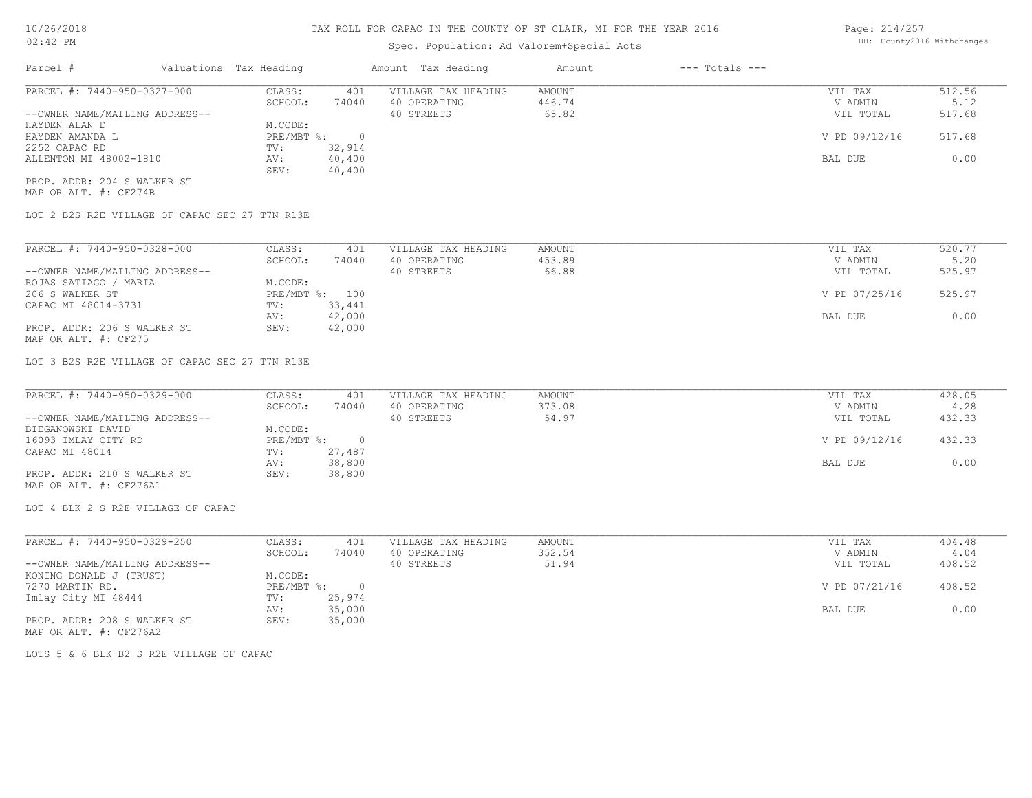# TAX ROLL FOR CAPAC IN THE COUNTY OF ST CLAIR, MI FOR THE YEAR 2016

Spec. Population: Ad Valorem+Special Acts

DB: County2016 Withchanges

| Parcel # | Valuations | Tax Heading | Amount | Tax Heading | Amount | --- Totals --- | |
|---|---|---|---|---|---|---|---|
| PARCEL #: 7440-950-0327-000 | CLASS: | 401 | VILLAGE TAX HEADING | AMOUNT | | VIL TAX | 512.56 |
| | SCHOOL: | 74040 | 40 OPERATING | 446.74 | | V ADMIN | 5.12 |
| --OWNER NAME/MAILING ADDRESS-- | | | 40 STREETS | 65.82 | | VIL TOTAL | 517.68 |
| HAYDEN ALAN D | M.CODE: | | | | | | |
| HAYDEN AMANDA L | PRE/MBT %: | 0 | | | | V PD 09/12/16 | 517.68 |
| 2252 CAPAC RD | TV: | 32,914 | | | | | |
| ALLENTON MI 48002-1810 | AV: | 40,400 | | | | BAL DUE | 0.00 |
| | SEV: | 40,400 | | | | | |
| PROP. ADDR: 204 S WALKER ST | | | | | | | |
| MAP OR ALT. #: CF274B | | | | | | | |

LOT 2 B2S R2E VILLAGE OF CAPAC SEC 27 T7N R13E

| Parcel # | Valuations | Tax Heading | Amount | Tax Heading | Amount | --- Totals --- | |
|---|---|---|---|---|---|---|---|
| PARCEL #: 7440-950-0328-000 | CLASS: | 401 | VILLAGE TAX HEADING | AMOUNT | | VIL TAX | 520.77 |
| | SCHOOL: | 74040 | 40 OPERATING | 453.89 | | V ADMIN | 5.20 |
| --OWNER NAME/MAILING ADDRESS-- | | | 40 STREETS | 66.88 | | VIL TOTAL | 525.97 |
| ROJAS SATIAGO / MARIA | M.CODE: | | | | | | |
| 206 S WALKER ST | PRE/MBT %: | 100 | | | | V PD 07/25/16 | 525.97 |
| CAPAC MI 48014-3731 | TV: | 33,441 | | | | | |
| | AV: | 42,000 | | | | BAL DUE | 0.00 |
| PROP. ADDR: 206 S WALKER ST | SEV: | 42,000 | | | | | |
| MAP OR ALT. #: CF275 | | | | | | | |

LOT 3 B2S R2E VILLAGE OF CAPAC SEC 27 T7N R13E

| Parcel # | Valuations | Tax Heading | Amount | Tax Heading | Amount | --- Totals --- | |
|---|---|---|---|---|---|---|---|
| PARCEL #: 7440-950-0329-000 | CLASS: | 401 | VILLAGE TAX HEADING | AMOUNT | | VIL TAX | 428.05 |
| | SCHOOL: | 74040 | 40 OPERATING | 373.08 | | V ADMIN | 4.28 |
| --OWNER NAME/MAILING ADDRESS-- | | | 40 STREETS | 54.97 | | VIL TOTAL | 432.33 |
| BIEGANOWSKI DAVID | M.CODE: | | | | | | |
| 16093 IMLAY CITY RD | PRE/MBT %: | 0 | | | | V PD 09/12/16 | 432.33 |
| CAPAC MI 48014 | TV: | 27,487 | | | | | |
| | AV: | 38,800 | | | | BAL DUE | 0.00 |
| PROP. ADDR: 210 S WALKER ST | SEV: | 38,800 | | | | | |
| MAP OR ALT. #: CF276A1 | | | | | | | |

LOT 4 BLK 2 S R2E VILLAGE OF CAPAC

| Parcel # | Valuations | Tax Heading | Amount | Tax Heading | Amount | --- Totals --- | |
|---|---|---|---|---|---|---|---|
| PARCEL #: 7440-950-0329-250 | CLASS: | 401 | VILLAGE TAX HEADING | AMOUNT | | VIL TAX | 404.48 |
| | SCHOOL: | 74040 | 40 OPERATING | 352.54 | | V ADMIN | 4.04 |
| --OWNER NAME/MAILING ADDRESS-- | | | 40 STREETS | 51.94 | | VIL TOTAL | 408.52 |
| KONING DONALD J (TRUST) | M.CODE: | | | | | | |
| 7270 MARTIN RD. | PRE/MBT %: | 0 | | | | V PD 07/21/16 | 408.52 |
| Imlay City MI 48444 | TV: | 25,974 | | | | | |
| | AV: | 35,000 | | | | BAL DUE | 0.00 |
| PROP. ADDR: 208 S WALKER ST | SEV: | 35,000 | | | | | |
| MAP OR ALT. #: CF276A2 | | | | | | | |

LOTS 5 & 6 BLK B2 S R2E VILLAGE OF CAPAC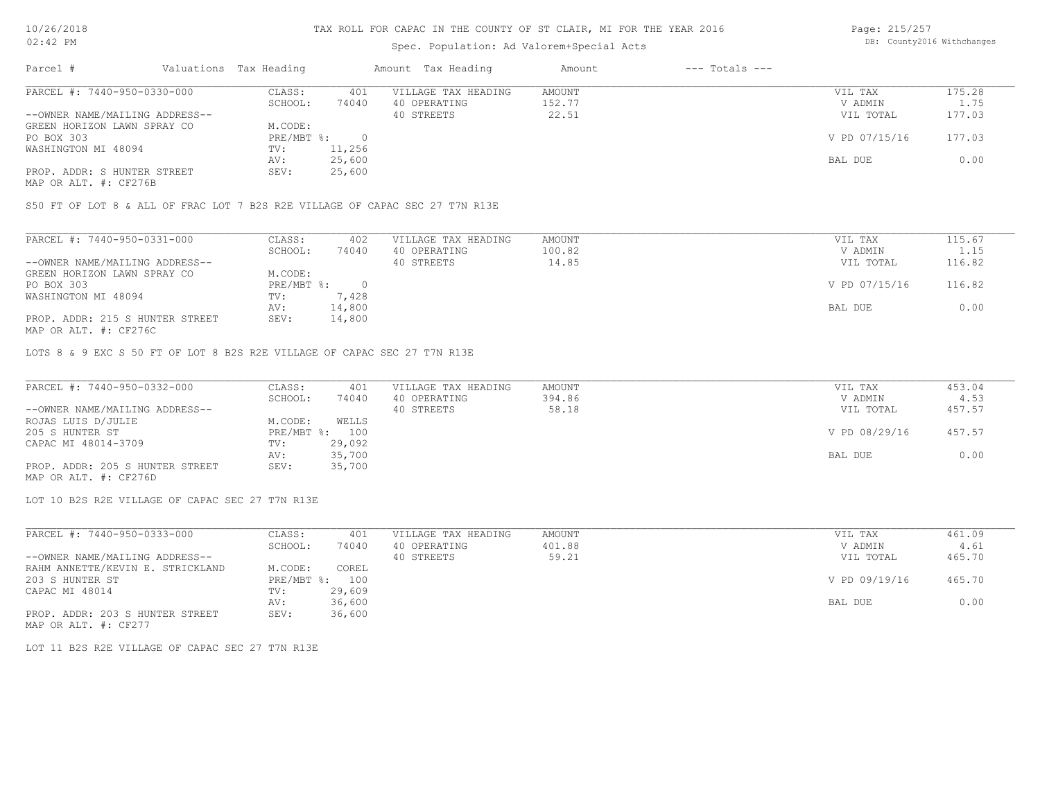# TAX ROLL FOR CAPAC IN THE COUNTY OF ST CLAIR, MI FOR THE YEAR 2016

Spec. Population: Ad Valorem+Special Acts

| Parcel # | Valuations | Tax Heading | Amount | Tax Heading | Amount | --- Totals --- | |
|---|---|---|---|---|---|---|---|

---

**PARCEL #: 7440-950-0330-000**

| | | | | |
|---|---|---|---|---|
| CLASS: | 401 | VILLAGE TAX HEADING | AMOUNT | VIL TAX | 175.28 |
| SCHOOL: | 74040 | 40 OPERATING | 152.77 | V ADMIN | 1.75 |
| | | 40 STREETS | 22.51 | VIL TOTAL | 177.03 |
| M.CODE: | | | | | |
| PRE/MBT %: | 0 | | | V PD 07/15/16 | 177.03 |
| TV: | 11,256 | | | | |
| AV: | 25,600 | | | BAL DUE | 0.00 |
| SEV: | 25,600 | | | | |

--OWNER NAME/MAILING ADDRESS--
GREEN HORIZON LAWN SPRAY CO
PO BOX 303
WASHINGTON MI 48094

PROP. ADDR: S HUNTER STREET
MAP OR ALT. #: CF276B

S50 FT OF LOT 8 & ALL OF FRAC LOT 7 B2S R2E VILLAGE OF CAPAC SEC 27 T7N R13E

---

**PARCEL #: 7440-950-0331-000**

| | | | | | |
|---|---|---|---|---|---|
| CLASS: | 402 | VILLAGE TAX HEADING | AMOUNT | VIL TAX | 115.67 |
| SCHOOL: | 74040 | 40 OPERATING | 100.82 | V ADMIN | 1.15 |
| | | 40 STREETS | 14.85 | VIL TOTAL | 116.82 |
| M.CODE: | | | | | |
| PRE/MBT %: | 0 | | | V PD 07/15/16 | 116.82 |
| TV: | 7,428 | | | | |
| AV: | 14,800 | | | BAL DUE | 0.00 |
| SEV: | 14,800 | | | | |

--OWNER NAME/MAILING ADDRESS--
GREEN HORIZON LAWN SPRAY CO
PO BOX 303
WASHINGTON MI 48094

PROP. ADDR: 215 S HUNTER STREET
MAP OR ALT. #: CF276C

LOTS 8 & 9 EXC S 50 FT OF LOT 8 B2S R2E VILLAGE OF CAPAC SEC 27 T7N R13E

---

**PARCEL #: 7440-950-0332-000**

| | | | | | |
|---|---|---|---|---|---|
| CLASS: | 401 | VILLAGE TAX HEADING | AMOUNT | VIL TAX | 453.04 |
| SCHOOL: | 74040 | 40 OPERATING | 394.86 | V ADMIN | 4.53 |
| | | 40 STREETS | 58.18 | VIL TOTAL | 457.57 |
| M.CODE: | WELLS | | | | |
| PRE/MBT %: | 100 | | | V PD 08/29/16 | 457.57 |
| TV: | 29,092 | | | | |
| AV: | 35,700 | | | BAL DUE | 0.00 |
| SEV: | 35,700 | | | | |

--OWNER NAME/MAILING ADDRESS--
ROJAS LUIS D/JULIE
205 S HUNTER ST
CAPAC MI 48014-3709

PROP. ADDR: 205 S HUNTER STREET
MAP OR ALT. #: CF276D

LOT 10 B2S R2E VILLAGE OF CAPAC SEC 27 T7N R13E

---

**PARCEL #: 7440-950-0333-000**

| | | | | | |
|---|---|---|---|---|---|
| CLASS: | 401 | VILLAGE TAX HEADING | AMOUNT | VIL TAX | 461.09 |
| SCHOOL: | 74040 | 40 OPERATING | 401.88 | V ADMIN | 4.61 |
| | | 40 STREETS | 59.21 | VIL TOTAL | 465.70 |
| M.CODE: | COREL | | | | |
| PRE/MBT %: | 100 | | | V PD 09/19/16 | 465.70 |
| TV: | 29,609 | | | | |
| AV: | 36,600 | | | BAL DUE | 0.00 |
| SEV: | 36,600 | | | | |

--OWNER NAME/MAILING ADDRESS--
RAHM ANNETTE/KEVIN E. STRICKLAND
203 S HUNTER ST
CAPAC MI 48014

PROP. ADDR: 203 S HUNTER STREET
MAP OR ALT. #: CF277

LOT 11 B2S R2E VILLAGE OF CAPAC SEC 27 T7N R13E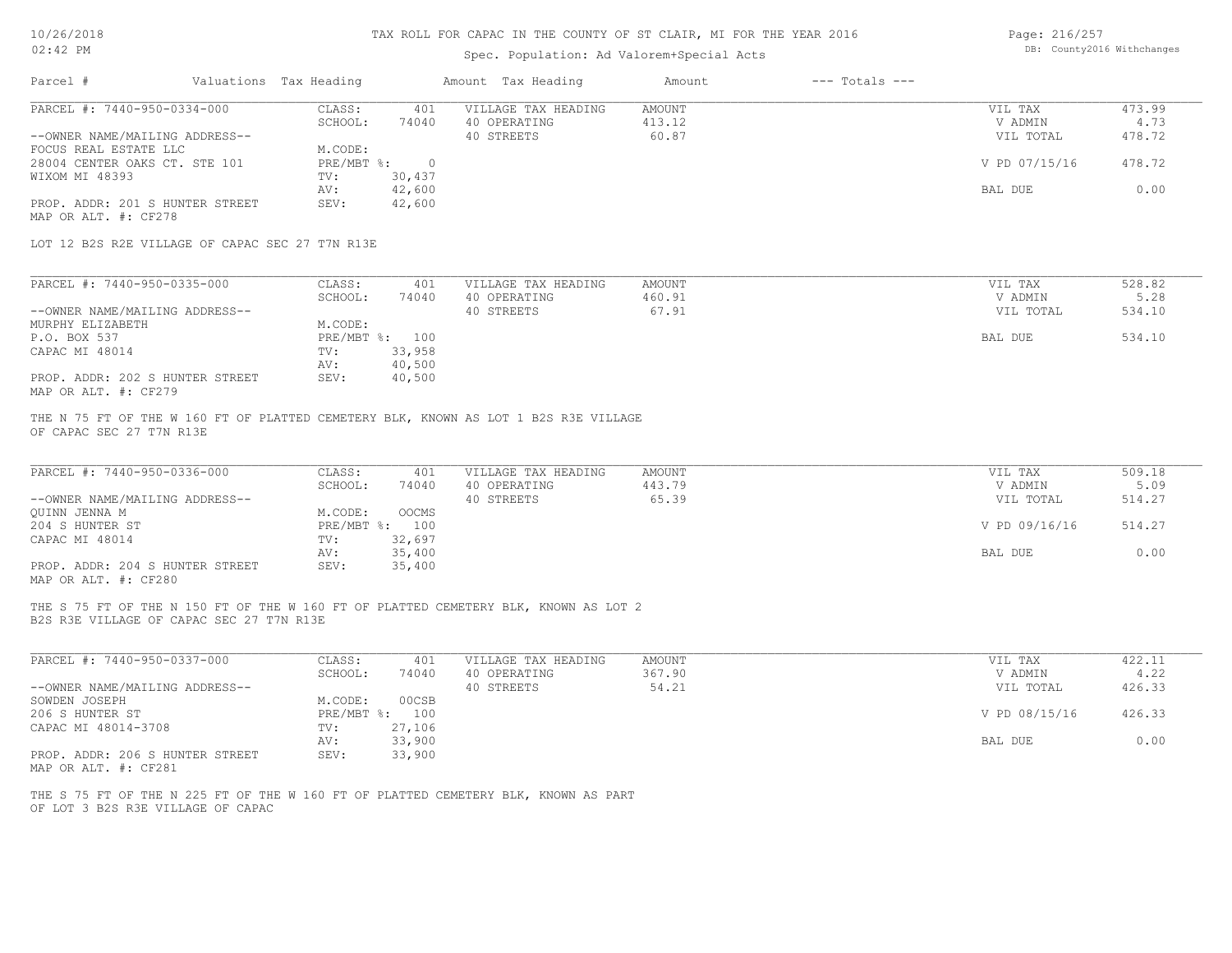# TAX ROLL FOR CAPAC IN THE COUNTY OF ST CLAIR, MI FOR THE YEAR 2016

Spec. Population: Ad Valorem+Special Acts

| Parcel # | Valuations | Tax Heading | Amount | Tax Heading | Amount | --- Totals --- | |
|---|---|---|---|---|---|---|---|
| PARCEL #: 7440-950-0334-000 | CLASS: | 401 | VILLAGE TAX HEADING | AMOUNT | | VIL TAX | 473.99 |
| | SCHOOL: | 74040 | 40 OPERATING | 413.12 | | V ADMIN | 4.73 |
| --OWNER NAME/MAILING ADDRESS-- | | | 40 STREETS | 60.87 | | VIL TOTAL | 478.72 |
| FOCUS REAL ESTATE LLC | M.CODE: | | | | | | |
| 28004 CENTER OAKS CT. STE 101 | PRE/MBT %: | 0 | | | | V PD 07/15/16 | 478.72 |
| WIXOM MI 48393 | TV: | 30,437 | | | | | |
| | AV: | 42,600 | | | | BAL DUE | 0.00 |
| PROP. ADDR: 201 S HUNTER STREET | SEV: | 42,600 | | | | | |
| MAP OR ALT. #: CF278 | | | | | | | |

LOT 12 B2S R2E VILLAGE OF CAPAC SEC 27 T7N R13E

| Parcel # | Valuations | Tax Heading | Amount | Tax Heading | Amount | --- Totals --- | |
|---|---|---|---|---|---|---|---|
| PARCEL #: 7440-950-0335-000 | CLASS: | 401 | VILLAGE TAX HEADING | AMOUNT | | VIL TAX | 528.82 |
| | SCHOOL: | 74040 | 40 OPERATING | 460.91 | | V ADMIN | 5.28 |
| --OWNER NAME/MAILING ADDRESS-- | | | 40 STREETS | 67.91 | | VIL TOTAL | 534.10 |
| MURPHY ELIZABETH | M.CODE: | | | | | | |
| P.O. BOX 537 | PRE/MBT %: | 100 | | | | BAL DUE | 534.10 |
| CAPAC MI 48014 | TV: | 33,958 | | | | | |
| | AV: | 40,500 | | | | | |
| PROP. ADDR: 202 S HUNTER STREET | SEV: | 40,500 | | | | | |
| MAP OR ALT. #: CF279 | | | | | | | |

THE N 75 FT OF THE W 160 FT OF PLATTED CEMETERY BLK, KNOWN AS LOT 1 B2S R3E VILLAGE OF CAPAC SEC 27 T7N R13E

| Parcel # | Valuations | Tax Heading | Amount | Tax Heading | Amount | --- Totals --- | |
|---|---|---|---|---|---|---|---|
| PARCEL #: 7440-950-0336-000 | CLASS: | 401 | VILLAGE TAX HEADING | AMOUNT | | VIL TAX | 509.18 |
| | SCHOOL: | 74040 | 40 OPERATING | 443.79 | | V ADMIN | 5.09 |
| --OWNER NAME/MAILING ADDRESS-- | | | 40 STREETS | 65.39 | | VIL TOTAL | 514.27 |
| QUINN JENNA M | M.CODE: | OOCMS | | | | | |
| 204 S HUNTER ST | PRE/MBT %: | 100 | | | | V PD 09/16/16 | 514.27 |
| CAPAC MI 48014 | TV: | 32,697 | | | | | |
| | AV: | 35,400 | | | | BAL DUE | 0.00 |
| PROP. ADDR: 204 S HUNTER STREET | SEV: | 35,400 | | | | | |
| MAP OR ALT. #: CF280 | | | | | | | |

THE S 75 FT OF THE N 150 FT OF THE W 160 FT OF PLATTED CEMETERY BLK, KNOWN AS LOT 2 B2S R3E VILLAGE OF CAPAC SEC 27 T7N R13E

| Parcel # | Valuations | Tax Heading | Amount | Tax Heading | Amount | --- Totals --- | |
|---|---|---|---|---|---|---|---|
| PARCEL #: 7440-950-0337-000 | CLASS: | 401 | VILLAGE TAX HEADING | AMOUNT | | VIL TAX | 422.11 |
| | SCHOOL: | 74040 | 40 OPERATING | 367.90 | | V ADMIN | 4.22 |
| --OWNER NAME/MAILING ADDRESS-- | | | 40 STREETS | 54.21 | | VIL TOTAL | 426.33 |
| SOWDEN JOSEPH | M.CODE: | 00CSB | | | | | |
| 206 S HUNTER ST | PRE/MBT %: | 100 | | | | V PD 08/15/16 | 426.33 |
| CAPAC MI 48014-3708 | TV: | 27,106 | | | | | |
| | AV: | 33,900 | | | | BAL DUE | 0.00 |
| PROP. ADDR: 206 S HUNTER STREET | SEV: | 33,900 | | | | | |
| MAP OR ALT. #: CF281 | | | | | | | |

THE S 75 FT OF THE N 225 FT OF THE W 160 FT OF PLATTED CEMETERY BLK, KNOWN AS PART OF LOT 3 B2S R3E VILLAGE OF CAPAC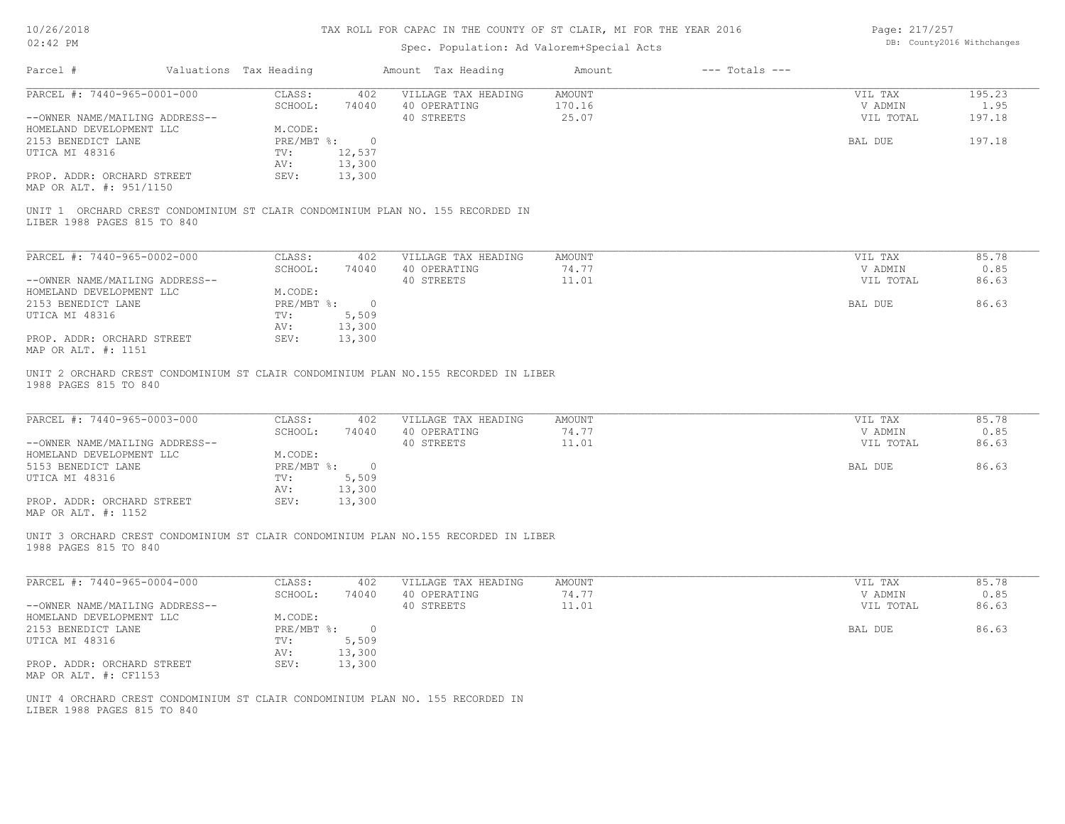# TAX ROLL FOR CAPAC IN THE COUNTY OF ST CLAIR, MI FOR THE YEAR 2016

Spec. Population: Ad Valorem+Special Acts

DB: County2016 Withchanges

| Parcel # | Valuations | Tax Heading | Amount | Tax Heading | Amount | --- Totals --- | |
|---|---|---|---|---|---|---|---|
| PARCEL #: 7440-965-0001-000 | CLASS: | 402 | VILLAGE TAX HEADING | AMOUNT | | VIL TAX | 195.23 |
| | SCHOOL: | 74040 | 40 OPERATING | 170.16 | | V ADMIN | 1.95 |
| --OWNER NAME/MAILING ADDRESS-- | | | 40 STREETS | 25.07 | | VIL TOTAL | 197.18 |
| HOMELAND DEVELOPMENT LLC | M.CODE: | | | | | | |
| 2153 BENEDICT LANE | PRE/MBT %: | 0 | | | | BAL DUE | 197.18 |
| UTICA MI 48316 | TV: | 12,537 | | | | | |
| | AV: | 13,300 | | | | | |
| PROP. ADDR: ORCHARD STREET | SEV: | 13,300 | | | | | |
| MAP OR ALT. #: 951/1150 | | | | | | | |

UNIT 1 ORCHARD CREST CONDOMINIUM ST CLAIR CONDOMINIUM PLAN NO. 155 RECORDED IN LIBER 1988 PAGES 815 TO 840

| Parcel # | Valuations | Tax Heading | Amount | Tax Heading | Amount | --- Totals --- | |
|---|---|---|---|---|---|---|---|
| PARCEL #: 7440-965-0002-000 | CLASS: | 402 | VILLAGE TAX HEADING | AMOUNT | | VIL TAX | 85.78 |
| | SCHOOL: | 74040 | 40 OPERATING | 74.77 | | V ADMIN | 0.85 |
| --OWNER NAME/MAILING ADDRESS-- | | | 40 STREETS | 11.01 | | VIL TOTAL | 86.63 |
| HOMELAND DEVELOPMENT LLC | M.CODE: | | | | | | |
| 2153 BENEDICT LANE | PRE/MBT %: | 0 | | | | BAL DUE | 86.63 |
| UTICA MI 48316 | TV: | 5,509 | | | | | |
| | AV: | 13,300 | | | | | |
| PROP. ADDR: ORCHARD STREET | SEV: | 13,300 | | | | | |
| MAP OR ALT. #: 1151 | | | | | | | |

UNIT 2 ORCHARD CREST CONDOMINIUM ST CLAIR CONDOMINIUM PLAN NO.155 RECORDED IN LIBER 1988 PAGES 815 TO 840

| Parcel # | Valuations | Tax Heading | Amount | Tax Heading | Amount | --- Totals --- | |
|---|---|---|---|---|---|---|---|
| PARCEL #: 7440-965-0003-000 | CLASS: | 402 | VILLAGE TAX HEADING | AMOUNT | | VIL TAX | 85.78 |
| | SCHOOL: | 74040 | 40 OPERATING | 74.77 | | V ADMIN | 0.85 |
| --OWNER NAME/MAILING ADDRESS-- | | | 40 STREETS | 11.01 | | VIL TOTAL | 86.63 |
| HOMELAND DEVELOPMENT LLC | M.CODE: | | | | | | |
| 5153 BENEDICT LANE | PRE/MBT %: | 0 | | | | BAL DUE | 86.63 |
| UTICA MI 48316 | TV: | 5,509 | | | | | |
| | AV: | 13,300 | | | | | |
| PROP. ADDR: ORCHARD STREET | SEV: | 13,300 | | | | | |
| MAP OR ALT. #: 1152 | | | | | | | |

UNIT 3 ORCHARD CREST CONDOMINIUM ST CLAIR CONDOMINIUM PLAN NO.155 RECORDED IN LIBER 1988 PAGES 815 TO 840

| Parcel # | Valuations | Tax Heading | Amount | Tax Heading | Amount | --- Totals --- | |
|---|---|---|---|---|---|---|---|
| PARCEL #: 7440-965-0004-000 | CLASS: | 402 | VILLAGE TAX HEADING | AMOUNT | | VIL TAX | 85.78 |
| | SCHOOL: | 74040 | 40 OPERATING | 74.77 | | V ADMIN | 0.85 |
| --OWNER NAME/MAILING ADDRESS-- | | | 40 STREETS | 11.01 | | VIL TOTAL | 86.63 |
| HOMELAND DEVELOPMENT LLC | M.CODE: | | | | | | |
| 2153 BENEDICT LANE | PRE/MBT %: | 0 | | | | BAL DUE | 86.63 |
| UTICA MI 48316 | TV: | 5,509 | | | | | |
| | AV: | 13,300 | | | | | |
| PROP. ADDR: ORCHARD STREET | SEV: | 13,300 | | | | | |
| MAP OR ALT. #: CF1153 | | | | | | | |

UNIT 4 ORCHARD CREST CONDOMINIUM ST CLAIR CONDOMINIUM PLAN NO. 155 RECORDED IN LIBER 1988 PAGES 815 TO 840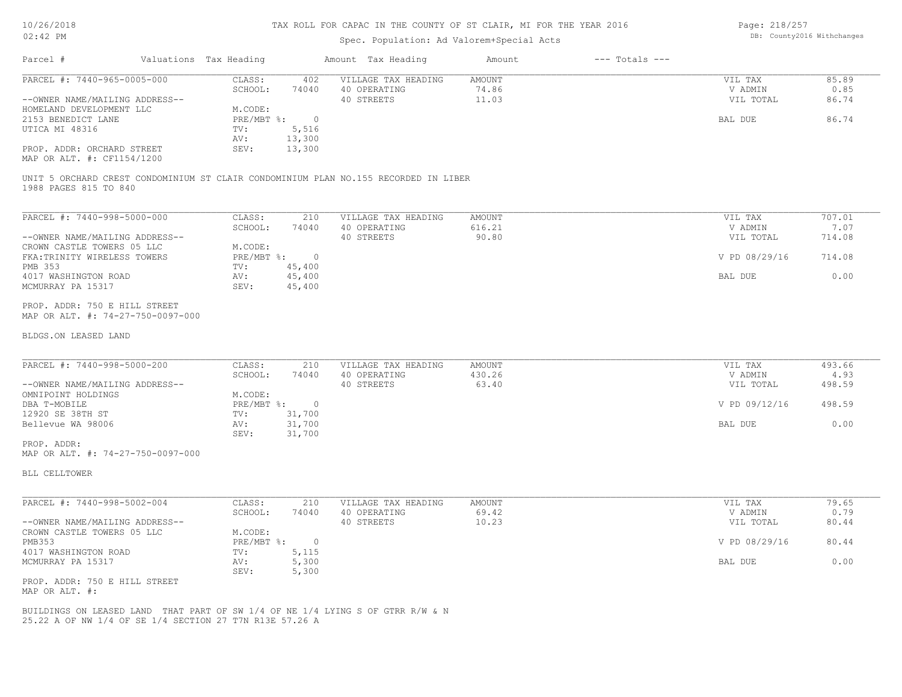# TAX ROLL FOR CAPAC IN THE COUNTY OF ST CLAIR, MI FOR THE YEAR 2016

Spec. Population: Ad Valorem+Special Acts

DB: County2016 Withchanges

| Parcel # | Valuations | Tax Heading | Amount | Tax Heading | Amount | --- Totals --- |
|---|---|---|---|---|---|---|

---

**PARCEL #: 7440-965-0005-000**

--OWNER NAME/MAILING ADDRESS--
HOMELAND DEVELOPMENT LLC
2153 BENEDICT LANE
UTICA MI 48316

PROP. ADDR: ORCHARD STREET
MAP OR ALT. #: CF1154/1200

| | | | | | | |
|---|---|---|---|---|---|---|
| CLASS: | 402 | VILLAGE TAX HEADING | AMOUNT | | VIL TAX | 85.89 |
| SCHOOL: | 74040 | 40 OPERATING | 74.86 | | V ADMIN | 0.85 |
| M.CODE: | | 40 STREETS | 11.03 | | VIL TOTAL | 86.74 |
| PRE/MBT %: | 0 | | | | | |
| TV: | 5,516 | | | | BAL DUE | 86.74 |
| AV: | 13,300 | | | | | |
| SEV: | 13,300 | | | | | |

UNIT 5 ORCHARD CREST CONDOMINIUM ST CLAIR CONDOMINIUM PLAN NO.155 RECORDED IN LIBER 1988 PAGES 815 TO 840

---

**PARCEL #: 7440-998-5000-000**

--OWNER NAME/MAILING ADDRESS--
CROWN CASTLE TOWERS 05 LLC
FKA:TRINITY WIRELESS TOWERS
PMB 353
4017 WASHINGTON ROAD
MCMURRAY PA 15317

PROP. ADDR: 750 E HILL STREET
MAP OR ALT. #: 74-27-750-0097-000

| | | | | | | |
|---|---|---|---|---|---|---|
| CLASS: | 210 | VILLAGE TAX HEADING | AMOUNT | | VIL TAX | 707.01 |
| SCHOOL: | 74040 | 40 OPERATING | 616.21 | | V ADMIN | 7.07 |
| M.CODE: | | 40 STREETS | 90.80 | | VIL TOTAL | 714.08 |
| PRE/MBT %: | 0 | | | | | |
| TV: | 45,400 | | | | V PD 08/29/16 | 714.08 |
| AV: | 45,400 | | | | | |
| SEV: | 45,400 | | | | BAL DUE | 0.00 |

BLDGS.ON LEASED LAND

---

**PARCEL #: 7440-998-5000-200**

--OWNER NAME/MAILING ADDRESS--
OMNIPOINT HOLDINGS
DBA T-MOBILE
12920 SE 38TH ST
Bellevue WA 98006

PROP. ADDR:
MAP OR ALT. #: 74-27-750-0097-000

| | | | | | | |
|---|---|---|---|---|---|---|
| CLASS: | 210 | VILLAGE TAX HEADING | AMOUNT | | VIL TAX | 493.66 |
| SCHOOL: | 74040 | 40 OPERATING | 430.26 | | V ADMIN | 4.93 |
| M.CODE: | | 40 STREETS | 63.40 | | VIL TOTAL | 498.59 |
| PRE/MBT %: | 0 | | | | | |
| TV: | 31,700 | | | | V PD 09/12/16 | 498.59 |
| AV: | 31,700 | | | | | |
| SEV: | 31,700 | | | | BAL DUE | 0.00 |

BLL CELLTOWER

---

**PARCEL #: 7440-998-5002-004**

--OWNER NAME/MAILING ADDRESS--
CROWN CASTLE TOWERS 05 LLC
PMB353
4017 WASHINGTON ROAD
MCMURRAY PA 15317

PROP. ADDR: 750 E HILL STREET
MAP OR ALT. #:

| | | | | | | |
|---|---|---|---|---|---|---|
| CLASS: | 210 | VILLAGE TAX HEADING | AMOUNT | | VIL TAX | 79.65 |
| SCHOOL: | 74040 | 40 OPERATING | 69.42 | | V ADMIN | 0.79 |
| M.CODE: | | 40 STREETS | 10.23 | | VIL TOTAL | 80.44 |
| PRE/MBT %: | 0 | | | | | |
| TV: | 5,115 | | | | V PD 08/29/16 | 80.44 |
| AV: | 5,300 | | | | | |
| SEV: | 5,300 | | | | BAL DUE | 0.00 |

BUILDINGS ON LEASED LAND THAT PART OF SW 1/4 OF NE 1/4 LYING S OF GTRR R/W & N 25.22 A OF NW 1/4 OF SE 1/4 SECTION 27 T7N R13E 57.26 A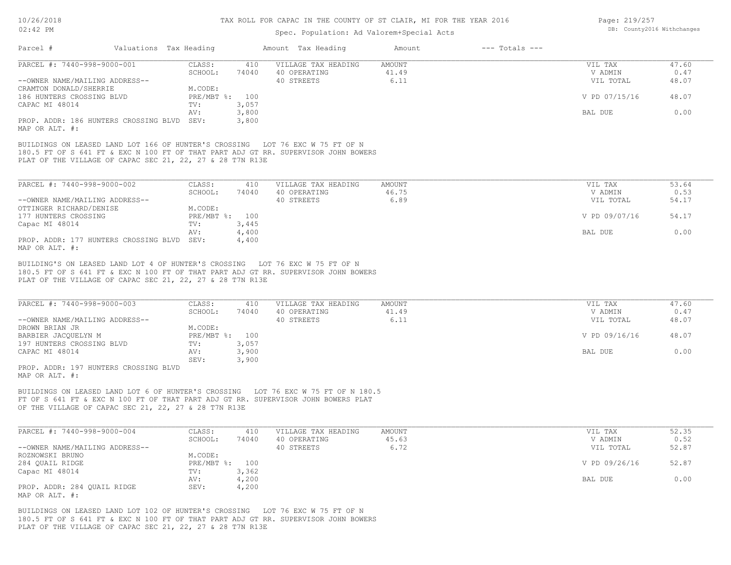# TAX ROLL FOR CAPAC IN THE COUNTY OF ST CLAIR, MI FOR THE YEAR 2016

Spec. Population: Ad Valorem+Special Acts

| Parcel # | Valuations | Tax Heading | Amount | Tax Heading | Amount | --- Totals --- | |
|---|---|---|---|---|---|---|---|

---

**PARCEL #: 7440-998-9000-001**

| | | | | | |
|---|---|---|---|---|---|
| CLASS: | 410 | VILLAGE TAX HEADING | AMOUNT | VIL TAX | 47.60 |
| SCHOOL: | 74040 | 40 OPERATING | 41.49 | V ADMIN | 0.47 |
| | | 40 STREETS | 6.11 | VIL TOTAL | 48.07 |
| M.CODE: | | | | | |
| PRE/MBT %: | 100 | | | V PD 07/15/16 | 48.07 |
| TV: | 3,057 | | | | |
| AV: | 3,800 | | | BAL DUE | 0.00 |
| SEV: | 3,800 | | | | |

--OWNER NAME/MAILING ADDRESS--
CRAMTON DONALD/SHERRIE
186 HUNTERS CROSSING BLVD
CAPAC MI 48014

PROP. ADDR: 186 HUNTERS CROSSING BLVD
MAP OR ALT. #:

BUILDINGS ON LEASED LAND LOT 166 OF HUNTER'S CROSSING LOT 76 EXC W 75 FT OF N 180.5 FT OF S 641 FT & EXC N 100 FT OF THAT PART ADJ GT RR. SUPERVISOR JOHN BOWERS PLAT OF THE VILLAGE OF CAPAC SEC 21, 22, 27 & 28 T7N R13E

---

**PARCEL #: 7440-998-9000-002**

| | | | | | |
|---|---|---|---|---|---|
| CLASS: | 410 | VILLAGE TAX HEADING | AMOUNT | VIL TAX | 53.64 |
| SCHOOL: | 74040 | 40 OPERATING | 46.75 | V ADMIN | 0.53 |
| | | 40 STREETS | 6.89 | VIL TOTAL | 54.17 |
| M.CODE: | | | | | |
| PRE/MBT %: | 100 | | | V PD 09/07/16 | 54.17 |
| TV: | 3,445 | | | | |
| AV: | 4,400 | | | BAL DUE | 0.00 |
| SEV: | 4,400 | | | | |

--OWNER NAME/MAILING ADDRESS--
OTTINGER RICHARD/DENISE
177 HUNTERS CROSSING
Capac MI 48014

PROP. ADDR: 177 HUNTERS CROSSING BLVD
MAP OR ALT. #:

BUILDING'S ON LEASED LAND LOT 4 OF HUNTER'S CROSSING LOT 76 EXC W 75 FT OF N 180.5 FT OF S 641 FT & EXC N 100 FT OF THAT PART ADJ GT RR. SUPERVISOR JOHN BOWERS PLAT OF THE VILLAGE OF CAPAC SEC 21, 22, 27 & 28 T7N R13E

---

**PARCEL #: 7440-998-9000-003**

| | | | | | |
|---|---|---|---|---|---|
| CLASS: | 410 | VILLAGE TAX HEADING | AMOUNT | VIL TAX | 47.60 |
| SCHOOL: | 74040 | 40 OPERATING | 41.49 | V ADMIN | 0.47 |
| | | 40 STREETS | 6.11 | VIL TOTAL | 48.07 |
| M.CODE: | | | | | |
| PRE/MBT %: | 100 | | | V PD 09/16/16 | 48.07 |
| TV: | 3,057 | | | | |
| AV: | 3,900 | | | BAL DUE | 0.00 |
| SEV: | 3,900 | | | | |

--OWNER NAME/MAILING ADDRESS--
DROWN BRIAN JR
BARBIER JACQUELYN M
197 HUNTERS CROSSING BLVD
CAPAC MI 48014

PROP. ADDR: 197 HUNTERS CROSSING BLVD
MAP OR ALT. #:

BUILDINGS ON LEASED LAND LOT 6 OF HUNTER'S CROSSING LOT 76 EXC W 75 FT OF N 180.5 FT OF S 641 FT & EXC N 100 FT OF THAT PART ADJ GT RR. SUPERVISOR JOHN BOWERS PLAT OF THE VILLAGE OF CAPAC SEC 21, 22, 27 & 28 T7N R13E

---

**PARCEL #: 7440-998-9000-004**

| | | | | | |
|---|---|---|---|---|---|
| CLASS: | 410 | VILLAGE TAX HEADING | AMOUNT | VIL TAX | 52.35 |
| SCHOOL: | 74040 | 40 OPERATING | 45.63 | V ADMIN | 0.52 |
| | | 40 STREETS | 6.72 | VIL TOTAL | 52.87 |
| M.CODE: | | | | | |
| PRE/MBT %: | 100 | | | V PD 09/26/16 | 52.87 |
| TV: | 3,362 | | | | |
| AV: | 4,200 | | | BAL DUE | 0.00 |
| SEV: | 4,200 | | | | |

--OWNER NAME/MAILING ADDRESS--
ROZNOWSKI BRUNO
284 QUAIL RIDGE
Capac MI 48014

PROP. ADDR: 284 QUAIL RIDGE
MAP OR ALT. #:

BUILDINGS ON LEASED LAND LOT 102 OF HUNTER'S CROSSING LOT 76 EXC W 75 FT OF N 180.5 FT OF S 641 FT & EXC N 100 FT OF THAT PART ADJ GT RR. SUPERVISOR JOHN BOWERS PLAT OF THE VILLAGE OF CAPAC SEC 21, 22, 27 & 28 T7N R13E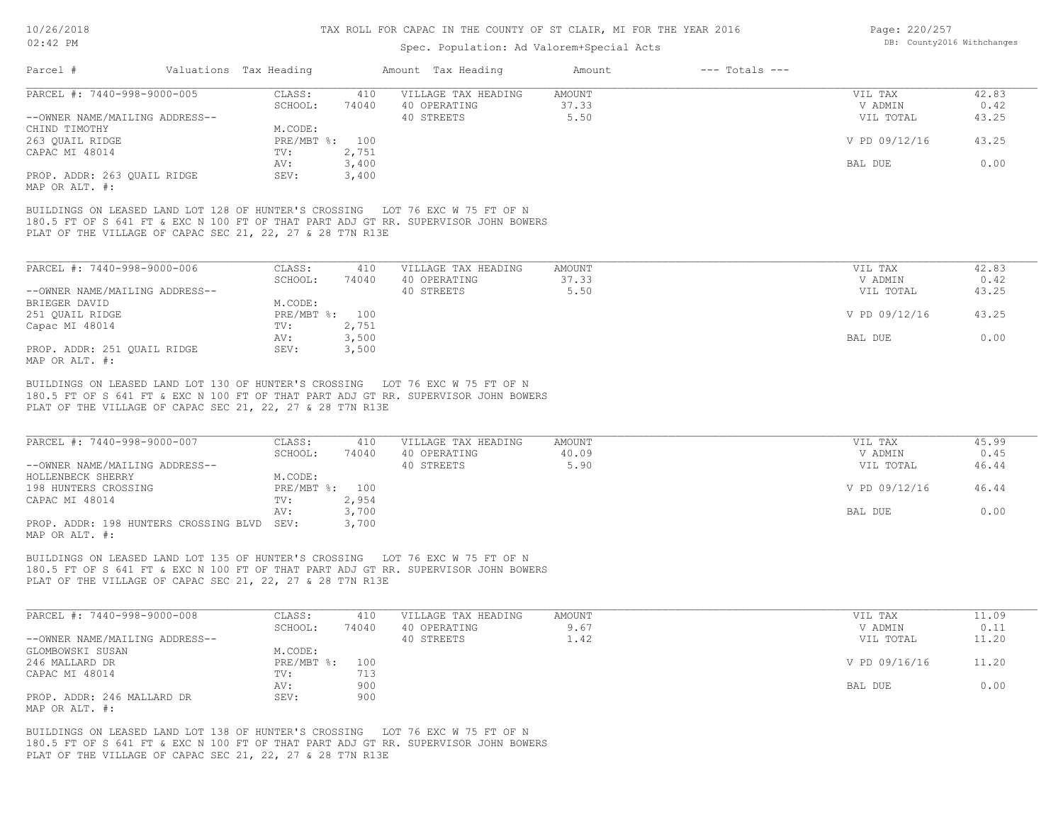# TAX ROLL FOR CAPAC IN THE COUNTY OF ST CLAIR, MI FOR THE YEAR 2016

Spec. Population: Ad Valorem+Special Acts

| Parcel # | Valuations | Tax Heading | Amount | Tax Heading | Amount | --- Totals --- | |
|---|---|---|---|---|---|---|---|
| PARCEL #: 7440-998-9000-005 | CLASS: | 410 | VILLAGE TAX HEADING | AMOUNT | | VIL TAX | 42.83 |
| | SCHOOL: | 74040 | 40 OPERATING | 37.33 | | V ADMIN | 0.42 |
| --OWNER NAME/MAILING ADDRESS-- | | | 40 STREETS | 5.50 | | VIL TOTAL | 43.25 |
| CHIND TIMOTHY | M.CODE: | | | | | | |
| 263 QUAIL RIDGE | PRE/MBT %: | 100 | | | | V PD 09/12/16 | 43.25 |
| CAPAC MI 48014 | TV: | 2,751 | | | | | |
| | AV: | 3,400 | | | | BAL DUE | 0.00 |
| PROP. ADDR: 263 QUAIL RIDGE | SEV: | 3,400 | | | | | |
| MAP OR ALT. #: | | | | | | | |

BUILDINGS ON LEASED LAND LOT 128 OF HUNTER'S CROSSING LOT 76 EXC W 75 FT OF N 180.5 FT OF S 641 FT & EXC N 100 FT OF THAT PART ADJ GT RR. SUPERVISOR JOHN BOWERS PLAT OF THE VILLAGE OF CAPAC SEC 21, 22, 27 & 28 T7N R13E

| Parcel # | Valuations | Tax Heading | Amount | Tax Heading | Amount | --- Totals --- | |
|---|---|---|---|---|---|---|---|
| PARCEL #: 7440-998-9000-006 | CLASS: | 410 | VILLAGE TAX HEADING | AMOUNT | | VIL TAX | 42.83 |
| | SCHOOL: | 74040 | 40 OPERATING | 37.33 | | V ADMIN | 0.42 |
| --OWNER NAME/MAILING ADDRESS-- | | | 40 STREETS | 5.50 | | VIL TOTAL | 43.25 |
| BRIEGER DAVID | M.CODE: | | | | | | |
| 251 QUAIL RIDGE | PRE/MBT %: | 100 | | | | V PD 09/12/16 | 43.25 |
| Capac MI 48014 | TV: | 2,751 | | | | | |
| | AV: | 3,500 | | | | BAL DUE | 0.00 |
| PROP. ADDR: 251 QUAIL RIDGE | SEV: | 3,500 | | | | | |
| MAP OR ALT. #: | | | | | | | |

BUILDINGS ON LEASED LAND LOT 130 OF HUNTER'S CROSSING LOT 76 EXC W 75 FT OF N 180.5 FT OF S 641 FT & EXC N 100 FT OF THAT PART ADJ GT RR. SUPERVISOR JOHN BOWERS PLAT OF THE VILLAGE OF CAPAC SEC 21, 22, 27 & 28 T7N R13E

| Parcel # | Valuations | Tax Heading | Amount | Tax Heading | Amount | --- Totals --- | |
|---|---|---|---|---|---|---|---|
| PARCEL #: 7440-998-9000-007 | CLASS: | 410 | VILLAGE TAX HEADING | AMOUNT | | VIL TAX | 45.99 |
| | SCHOOL: | 74040 | 40 OPERATING | 40.09 | | V ADMIN | 0.45 |
| --OWNER NAME/MAILING ADDRESS-- | | | 40 STREETS | 5.90 | | VIL TOTAL | 46.44 |
| HOLLENBECK SHERRY | M.CODE: | | | | | | |
| 198 HUNTERS CROSSING | PRE/MBT %: | 100 | | | | V PD 09/12/16 | 46.44 |
| CAPAC MI 48014 | TV: | 2,954 | | | | | |
| | AV: | 3,700 | | | | BAL DUE | 0.00 |
| PROP. ADDR: 198 HUNTERS CROSSING BLVD | SEV: | 3,700 | | | | | |
| MAP OR ALT. #: | | | | | | | |

BUILDINGS ON LEASED LAND LOT 135 OF HUNTER'S CROSSING LOT 76 EXC W 75 FT OF N 180.5 FT OF S 641 FT & EXC N 100 FT OF THAT PART ADJ GT RR. SUPERVISOR JOHN BOWERS PLAT OF THE VILLAGE OF CAPAC SEC 21, 22, 27 & 28 T7N R13E

| Parcel # | Valuations | Tax Heading | Amount | Tax Heading | Amount | --- Totals --- | |
|---|---|---|---|---|---|---|---|
| PARCEL #: 7440-998-9000-008 | CLASS: | 410 | VILLAGE TAX HEADING | AMOUNT | | VIL TAX | 11.09 |
| | SCHOOL: | 74040 | 40 OPERATING | 9.67 | | V ADMIN | 0.11 |
| --OWNER NAME/MAILING ADDRESS-- | | | 40 STREETS | 1.42 | | VIL TOTAL | 11.20 |
| GLOMBOWSKI SUSAN | M.CODE: | | | | | | |
| 246 MALLARD DR | PRE/MBT %: | 100 | | | | V PD 09/16/16 | 11.20 |
| CAPAC MI 48014 | TV: | 713 | | | | | |
| | AV: | 900 | | | | BAL DUE | 0.00 |
| PROP. ADDR: 246 MALLARD DR | SEV: | 900 | | | | | |
| MAP OR ALT. #: | | | | | | | |

BUILDINGS ON LEASED LAND LOT 138 OF HUNTER'S CROSSING LOT 76 EXC W 75 FT OF N 180.5 FT OF S 641 FT & EXC N 100 FT OF THAT PART ADJ GT RR. SUPERVISOR JOHN BOWERS PLAT OF THE VILLAGE OF CAPAC SEC 21, 22, 27 & 28 T7N R13E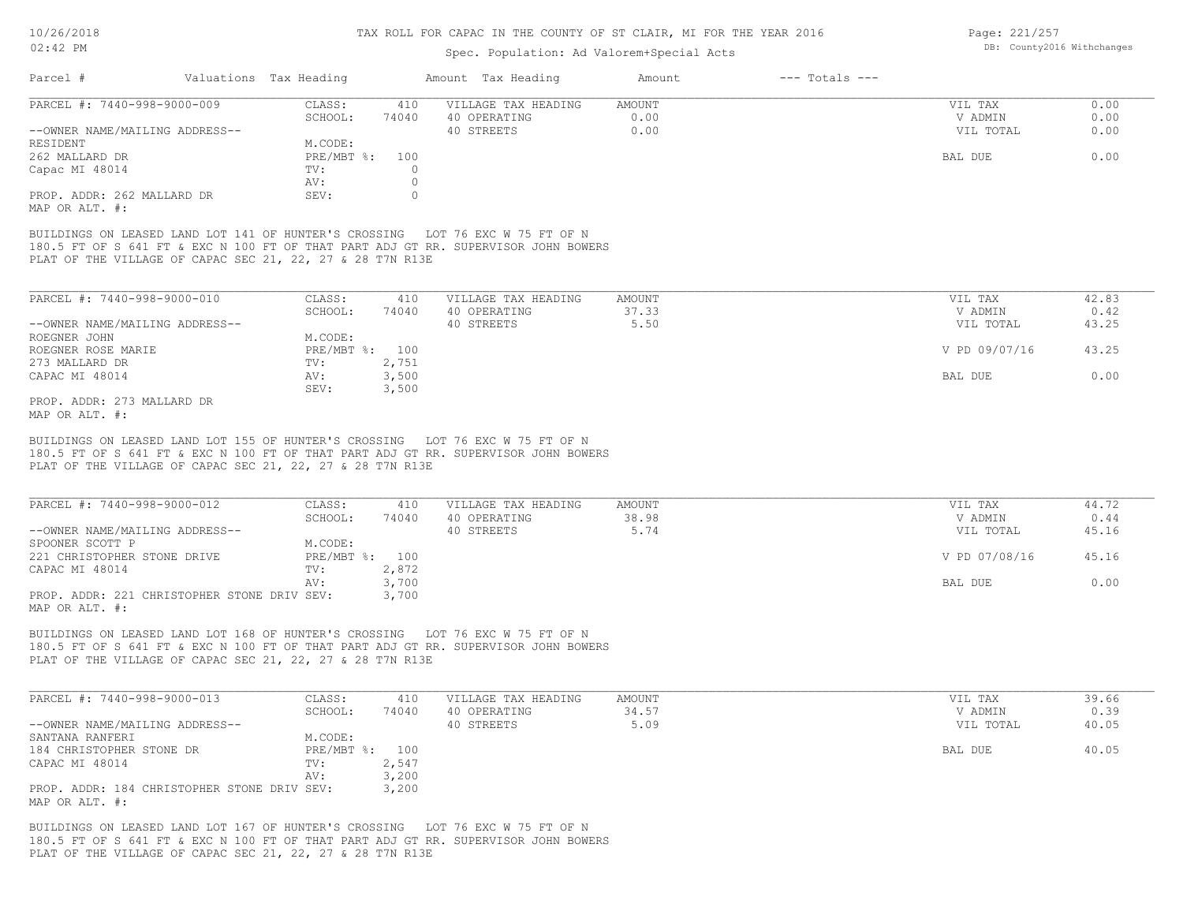# TAX ROLL FOR CAPAC IN THE COUNTY OF ST CLAIR, MI FOR THE YEAR 2016

Spec. Population: Ad Valorem+Special Acts

10/26/2018
02:42 PM

DB: County2016 Withchanges

| Parcel # | Valuations | Tax Heading | Amount | Tax Heading | Amount | --- Totals --- | |
|---|---|---|---|---|---|---|---|

---

**PARCEL #: 7440-998-9000-009**

--OWNER NAME/MAILING ADDRESS--
RESIDENT
262 MALLARD DR
Capac MI 48014

PROP. ADDR: 262 MALLARD DR
MAP OR ALT. #:

| Valuations | | Tax Heading | Amount | Totals | |
|---|---|---|---|---|---|
| CLASS: | 410 | VILLAGE TAX HEADING | AMOUNT | VIL TAX | 0.00 |
| SCHOOL: | 74040 | 40 OPERATING | 0.00 | V ADMIN | 0.00 |
| M.CODE: | | 40 STREETS | 0.00 | VIL TOTAL | 0.00 |
| PRE/MBT %: | 100 | | | BAL DUE | 0.00 |
| TV: | 0 | | | | |
| AV: | 0 | | | | |
| SEV: | 0 | | | | |

BUILDINGS ON LEASED LAND LOT 141 OF HUNTER'S CROSSING LOT 76 EXC W 75 FT OF N 180.5 FT OF S 641 FT & EXC N 100 FT OF THAT PART ADJ GT RR. SUPERVISOR JOHN BOWERS PLAT OF THE VILLAGE OF CAPAC SEC 21, 22, 27 & 28 T7N R13E

---

**PARCEL #: 7440-998-9000-010**

--OWNER NAME/MAILING ADDRESS--
ROEGNER JOHN
ROEGNER ROSE MARIE
273 MALLARD DR
CAPAC MI 48014

PROP. ADDR: 273 MALLARD DR
MAP OR ALT. #:

| Valuations | | Tax Heading | Amount | Totals | |
|---|---|---|---|---|---|
| CLASS: | 410 | VILLAGE TAX HEADING | AMOUNT | VIL TAX | 42.83 |
| SCHOOL: | 74040 | 40 OPERATING | 37.33 | V ADMIN | 0.42 |
| M.CODE: | | 40 STREETS | 5.50 | VIL TOTAL | 43.25 |
| PRE/MBT %: | 100 | | | V PD 09/07/16 | 43.25 |
| TV: | 2,751 | | | | |
| AV: | 3,500 | | | BAL DUE | 0.00 |
| SEV: | 3,500 | | | | |

BUILDINGS ON LEASED LAND LOT 155 OF HUNTER'S CROSSING LOT 76 EXC W 75 FT OF N 180.5 FT OF S 641 FT & EXC N 100 FT OF THAT PART ADJ GT RR. SUPERVISOR JOHN BOWERS PLAT OF THE VILLAGE OF CAPAC SEC 21, 22, 27 & 28 T7N R13E

---

**PARCEL #: 7440-998-9000-012**

--OWNER NAME/MAILING ADDRESS--
SPOONER SCOTT P
221 CHRISTOPHER STONE DRIVE
CAPAC MI 48014

PROP. ADDR: 221 CHRISTOPHER STONE DRIV
MAP OR ALT. #:

| Valuations | | Tax Heading | Amount | Totals | |
|---|---|---|---|---|---|
| CLASS: | 410 | VILLAGE TAX HEADING | AMOUNT | VIL TAX | 44.72 |
| SCHOOL: | 74040 | 40 OPERATING | 38.98 | V ADMIN | 0.44 |
| M.CODE: | | 40 STREETS | 5.74 | VIL TOTAL | 45.16 |
| PRE/MBT %: | 100 | | | V PD 07/08/16 | 45.16 |
| TV: | 2,872 | | | | |
| AV: | 3,700 | | | BAL DUE | 0.00 |
| SEV: | 3,700 | | | | |

BUILDINGS ON LEASED LAND LOT 168 OF HUNTER'S CROSSING LOT 76 EXC W 75 FT OF N 180.5 FT OF S 641 FT & EXC N 100 FT OF THAT PART ADJ GT RR. SUPERVISOR JOHN BOWERS PLAT OF THE VILLAGE OF CAPAC SEC 21, 22, 27 & 28 T7N R13E

---

**PARCEL #: 7440-998-9000-013**

--OWNER NAME/MAILING ADDRESS--
SANTANA RANFERI
184 CHRISTOPHER STONE DR
CAPAC MI 48014

PROP. ADDR: 184 CHRISTOPHER STONE DRIV
MAP OR ALT. #:

| Valuations | | Tax Heading | Amount | Totals | |
|---|---|---|---|---|---|
| CLASS: | 410 | VILLAGE TAX HEADING | AMOUNT | VIL TAX | 39.66 |
| SCHOOL: | 74040 | 40 OPERATING | 34.57 | V ADMIN | 0.39 |
| M.CODE: | | 40 STREETS | 5.09 | VIL TOTAL | 40.05 |
| PRE/MBT %: | 100 | | | BAL DUE | 40.05 |
| TV: | 2,547 | | | | |
| AV: | 3,200 | | | | |
| SEV: | 3,200 | | | | |

BUILDINGS ON LEASED LAND LOT 167 OF HUNTER'S CROSSING LOT 76 EXC W 75 FT OF N 180.5 FT OF S 641 FT & EXC N 100 FT OF THAT PART ADJ GT RR. SUPERVISOR JOHN BOWERS PLAT OF THE VILLAGE OF CAPAC SEC 21, 22, 27 & 28 T7N R13E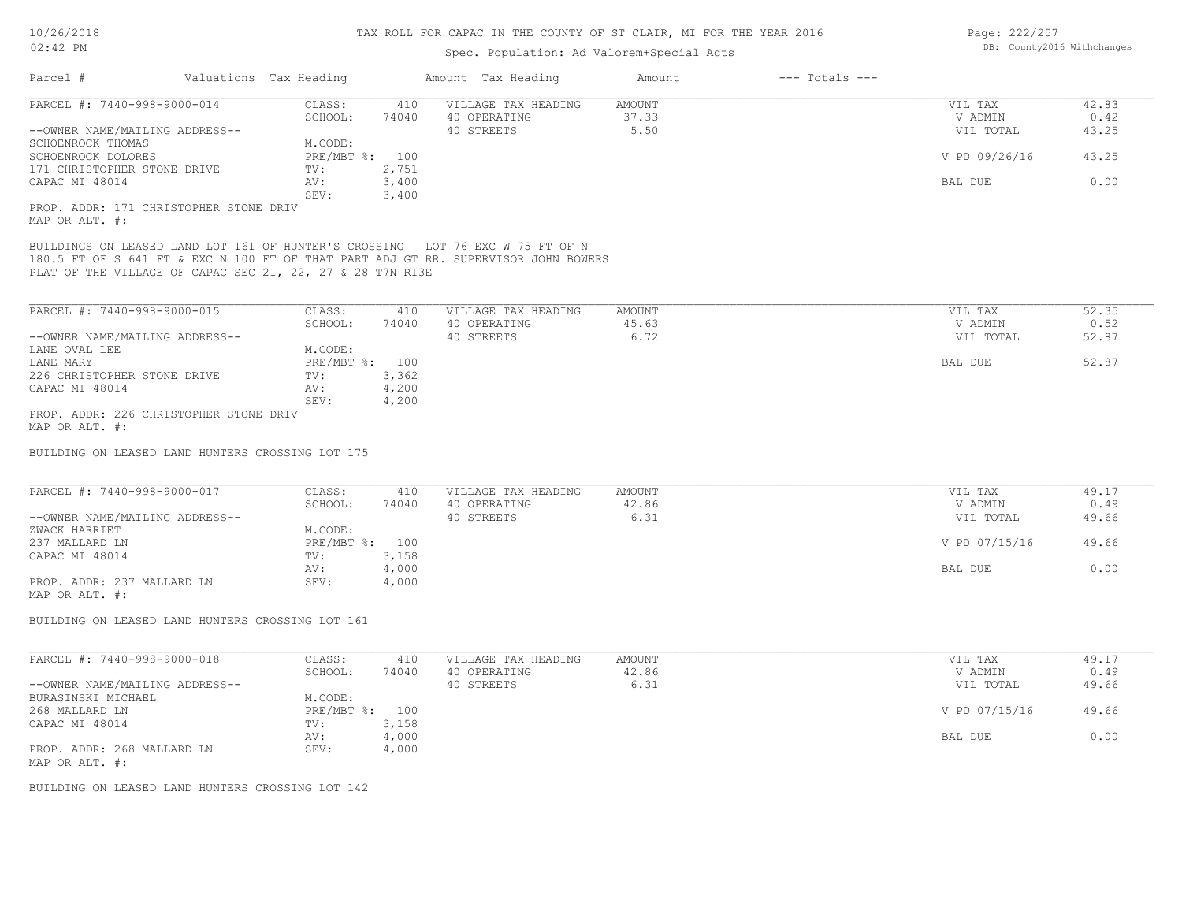# TAX ROLL FOR CAPAC IN THE COUNTY OF ST CLAIR, MI FOR THE YEAR 2016

Spec. Population: Ad Valorem+Special Acts

| Parcel # | Valuations | Tax Heading | Amount | Tax Heading | Amount | --- Totals --- | |
|---|---|---|---|---|---|---|---|

## PARCEL #: 7440-998-9000-014

| | | | | |
|---|---|---|---|---|
| CLASS: | 410 | VILLAGE TAX HEADING | AMOUNT | VIL TAX | 42.83 |
| SCHOOL: | 74040 | 40 OPERATING | 37.33 | V ADMIN | 0.42 |
| M.CODE: | | 40 STREETS | 5.50 | VIL TOTAL | 43.25 |
| PRE/MBT %: | 100 | | | V PD 09/26/16 | 43.25 |
| TV: | 2,751 | | | | |
| AV: | 3,400 | | | BAL DUE | 0.00 |
| SEV: | 3,400 | | | | |

--OWNER NAME/MAILING ADDRESS--
SCHOENROCK THOMAS
SCHOENROCK DOLORES
171 CHRISTOPHER STONE DRIVE
CAPAC MI 48014

PROP. ADDR: 171 CHRISTOPHER STONE DRIV
MAP OR ALT. #:

BUILDINGS ON LEASED LAND LOT 161 OF HUNTER'S CROSSING LOT 76 EXC W 75 FT OF N 180.5 FT OF S 641 FT & EXC N 100 FT OF THAT PART ADJ GT RR. SUPERVISOR JOHN BOWERS PLAT OF THE VILLAGE OF CAPAC SEC 21, 22, 27 & 28 T7N R13E

## PARCEL #: 7440-998-9000-015

| | | | | | |
|---|---|---|---|---|---|
| CLASS: | 410 | VILLAGE TAX HEADING | AMOUNT | VIL TAX | 52.35 |
| SCHOOL: | 74040 | 40 OPERATING | 45.63 | V ADMIN | 0.52 |
| M.CODE: | | 40 STREETS | 6.72 | VIL TOTAL | 52.87 |
| PRE/MBT %: | 100 | | | BAL DUE | 52.87 |
| TV: | 3,362 | | | | |
| AV: | 4,200 | | | | |
| SEV: | 4,200 | | | | |

--OWNER NAME/MAILING ADDRESS--
LANE OVAL LEE
LANE MARY
226 CHRISTOPHER STONE DRIVE
CAPAC MI 48014

PROP. ADDR: 226 CHRISTOPHER STONE DRIV
MAP OR ALT. #:

BUILDING ON LEASED LAND HUNTERS CROSSING LOT 175

## PARCEL #: 7440-998-9000-017

| | | | | | |
|---|---|---|---|---|---|
| CLASS: | 410 | VILLAGE TAX HEADING | AMOUNT | VIL TAX | 49.17 |
| SCHOOL: | 74040 | 40 OPERATING | 42.86 | V ADMIN | 0.49 |
| M.CODE: | | 40 STREETS | 6.31 | VIL TOTAL | 49.66 |
| PRE/MBT %: | 100 | | | V PD 07/15/16 | 49.66 |
| TV: | 3,158 | | | | |
| AV: | 4,000 | | | BAL DUE | 0.00 |
| SEV: | 4,000 | | | | |

--OWNER NAME/MAILING ADDRESS--
ZWACK HARRIET
237 MALLARD LN
CAPAC MI 48014

PROP. ADDR: 237 MALLARD LN
MAP OR ALT. #:

BUILDING ON LEASED LAND HUNTERS CROSSING LOT 161

## PARCEL #: 7440-998-9000-018

| | | | | | |
|---|---|---|---|---|---|
| CLASS: | 410 | VILLAGE TAX HEADING | AMOUNT | VIL TAX | 49.17 |
| SCHOOL: | 74040 | 40 OPERATING | 42.86 | V ADMIN | 0.49 |
| M.CODE: | | 40 STREETS | 6.31 | VIL TOTAL | 49.66 |
| PRE/MBT %: | 100 | | | V PD 07/15/16 | 49.66 |
| TV: | 3,158 | | | | |
| AV: | 4,000 | | | BAL DUE | 0.00 |
| SEV: | 4,000 | | | | |

--OWNER NAME/MAILING ADDRESS--
BURASINSKI MICHAEL
268 MALLARD LN
CAPAC MI 48014

PROP. ADDR: 268 MALLARD LN
MAP OR ALT. #:

BUILDING ON LEASED LAND HUNTERS CROSSING LOT 142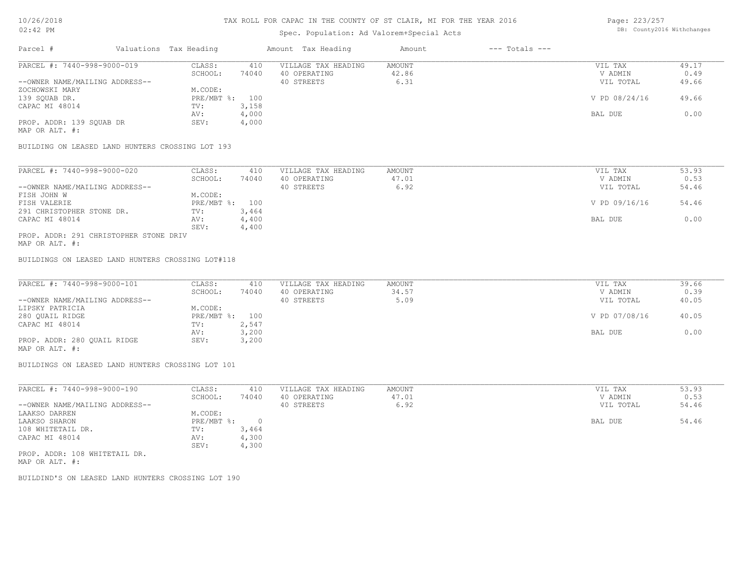# TAX ROLL FOR CAPAC IN THE COUNTY OF ST CLAIR, MI FOR THE YEAR 2016

Spec. Population: Ad Valorem+Special Acts

| Parcel # | Valuations | Tax Heading | Amount | Tax Heading | Amount | --- Totals --- | |
|---|---|---|---|---|---|---|---|
| PARCEL #: 7440-998-9000-019 | CLASS: | 410 | VILLAGE TAX HEADING | AMOUNT | | VIL TAX | 49.17 |
| | SCHOOL: | 74040 | 40 OPERATING | 42.86 | | V ADMIN | 0.49 |
| --OWNER NAME/MAILING ADDRESS-- | | | 40 STREETS | 6.31 | | VIL TOTAL | 49.66 |
| ZOCHOWSKI MARY | M.CODE: | | | | | | |
| 139 SQUAB DR. | PRE/MBT %: | 100 | | | | V PD 08/24/16 | 49.66 |
| CAPAC MI 48014 | TV: | 3,158 | | | | | |
| | AV: | 4,000 | | | | BAL DUE | 0.00 |
| PROP. ADDR: 139 SQUAB DR | SEV: | 4,000 | | | | | |
| MAP OR ALT. #: | | | | | | | |

BUILDING ON LEASED LAND HUNTERS CROSSING LOT 193

| Parcel # | Valuations | Tax Heading | Amount | Tax Heading | Amount | --- Totals --- | |
|---|---|---|---|---|---|---|---|
| PARCEL #: 7440-998-9000-020 | CLASS: | 410 | VILLAGE TAX HEADING | AMOUNT | | VIL TAX | 53.93 |
| | SCHOOL: | 74040 | 40 OPERATING | 47.01 | | V ADMIN | 0.53 |
| --OWNER NAME/MAILING ADDRESS-- | | | 40 STREETS | 6.92 | | VIL TOTAL | 54.46 |
| FISH JOHN W | M.CODE: | | | | | | |
| FISH VALERIE | PRE/MBT %: | 100 | | | | V PD 09/16/16 | 54.46 |
| 291 CHRISTOPHER STONE DR. | TV: | 3,464 | | | | | |
| CAPAC MI 48014 | AV: | 4,400 | | | | BAL DUE | 0.00 |
| | SEV: | 4,400 | | | | | |
| PROP. ADDR: 291 CHRISTOPHER STONE DRIV | | | | | | | |
| MAP OR ALT. #: | | | | | | | |

BUILDINGS ON LEASED LAND HUNTERS CROSSING LOT#118

| Parcel # | Valuations | Tax Heading | Amount | Tax Heading | Amount | --- Totals --- | |
|---|---|---|---|---|---|---|---|
| PARCEL #: 7440-998-9000-101 | CLASS: | 410 | VILLAGE TAX HEADING | AMOUNT | | VIL TAX | 39.66 |
| | SCHOOL: | 74040 | 40 OPERATING | 34.57 | | V ADMIN | 0.39 |
| --OWNER NAME/MAILING ADDRESS-- | | | 40 STREETS | 5.09 | | VIL TOTAL | 40.05 |
| LIPSKY PATRICIA | M.CODE: | | | | | | |
| 280 QUAIL RIDGE | PRE/MBT %: | 100 | | | | V PD 07/08/16 | 40.05 |
| CAPAC MI 48014 | TV: | 2,547 | | | | | |
| | AV: | 3,200 | | | | BAL DUE | 0.00 |
| PROP. ADDR: 280 QUAIL RIDGE | SEV: | 3,200 | | | | | |
| MAP OR ALT. #: | | | | | | | |

BUILDINGS ON LEASED LAND HUNTERS CROSSING LOT 101

| Parcel # | Valuations | Tax Heading | Amount | Tax Heading | Amount | --- Totals --- | |
|---|---|---|---|---|---|---|---|
| PARCEL #: 7440-998-9000-190 | CLASS: | 410 | VILLAGE TAX HEADING | AMOUNT | | VIL TAX | 53.93 |
| | SCHOOL: | 74040 | 40 OPERATING | 47.01 | | V ADMIN | 0.53 |
| --OWNER NAME/MAILING ADDRESS-- | | | 40 STREETS | 6.92 | | VIL TOTAL | 54.46 |
| LAAKSO DARREN | M.CODE: | | | | | | |
| LAAKSO SHARON | PRE/MBT %: | 0 | | | | BAL DUE | 54.46 |
| 108 WHITETAIL DR. | TV: | 3,464 | | | | | |
| CAPAC MI 48014 | AV: | 4,300 | | | | | |
| | SEV: | 4,300 | | | | | |
| PROP. ADDR: 108 WHITETAIL DR. | | | | | | | |
| MAP OR ALT. #: | | | | | | | |

BUILDIND'S ON LEASED LAND HUNTERS CROSSING LOT 190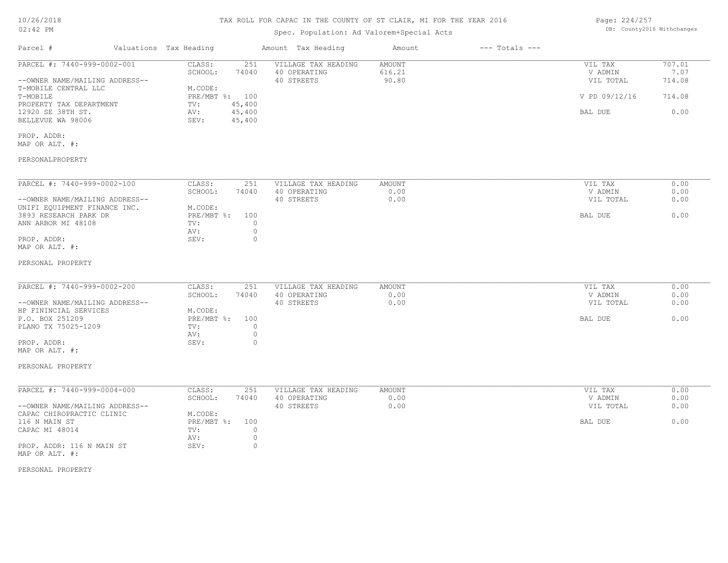# TAX ROLL FOR CAPAC IN THE COUNTY OF ST CLAIR, MI FOR THE YEAR 2016

Spec. Population: Ad Valorem+Special Acts

10/26/2018 02:42 PM

DB: County2016 Withchanges

| Parcel # | Valuations | Tax Heading | Amount | Tax Heading | Amount | --- Totals --- | |
|---|---|---|---|---|---|---|---|
| PARCEL #: 7440-999-0002-001 | CLASS: | 251 | VILLAGE TAX HEADING | AMOUNT | | VIL TAX | 707.01 |
| | SCHOOL: | 74040 | 40 OPERATING | 616.21 | | V ADMIN | 7.07 |
| --OWNER NAME/MAILING ADDRESS-- | | | 40 STREETS | 90.80 | | VIL TOTAL | 714.08 |
| T-MOBILE CENTRAL LLC | M.CODE: | | | | | | |
| T-MOBILE | PRE/MBT %: | 100 | | | | V PD 09/12/16 | 714.08 |
| PROPERTY TAX DEPARTMENT | TV: | 45,400 | | | | | |
| 12920 SE 38TH ST. | AV: | 45,400 | | | | BAL DUE | 0.00 |
| BELLEVUE WA 98006 | SEV: | 45,400 | | | | | |
| PROP. ADDR: | | | | | | | |
| MAP OR ALT. #: | | | | | | | |
| PERSONALPROPERTY | | | | | | | |

| Parcel # | Valuations | Tax Heading | Amount | Tax Heading | Amount | --- Totals --- | |
|---|---|---|---|---|---|---|---|
| PARCEL #: 7440-999-0002-100 | CLASS: | 251 | VILLAGE TAX HEADING | AMOUNT | | VIL TAX | 0.00 |
| | SCHOOL: | 74040 | 40 OPERATING | 0.00 | | V ADMIN | 0.00 |
| --OWNER NAME/MAILING ADDRESS-- | | | 40 STREETS | 0.00 | | VIL TOTAL | 0.00 |
| UNIFI EQUIPMENT FINANCE INC. | M.CODE: | | | | | | |
| 3893 RESEARCH PARK DR | PRE/MBT %: | 100 | | | | BAL DUE | 0.00 |
| ANN ARBOR MI 48108 | TV: | 0 | | | | | |
| | AV: | 0 | | | | | |
| PROP. ADDR: | SEV: | 0 | | | | | |
| MAP OR ALT. #: | | | | | | | |
| PERSONAL PROPERTY | | | | | | | |

| Parcel # | Valuations | Tax Heading | Amount | Tax Heading | Amount | --- Totals --- | |
|---|---|---|---|---|---|---|---|
| PARCEL #: 7440-999-0002-200 | CLASS: | 251 | VILLAGE TAX HEADING | AMOUNT | | VIL TAX | 0.00 |
| | SCHOOL: | 74040 | 40 OPERATING | 0.00 | | V ADMIN | 0.00 |
| --OWNER NAME/MAILING ADDRESS-- | | | 40 STREETS | 0.00 | | VIL TOTAL | 0.00 |
| HP FININCIAL SERVICES | M.CODE: | | | | | | |
| P.O. BOX 251209 | PRE/MBT %: | 100 | | | | BAL DUE | 0.00 |
| PLANO TX 75025-1209 | TV: | 0 | | | | | |
| | AV: | 0 | | | | | |
| PROP. ADDR: | SEV: | 0 | | | | | |
| MAP OR ALT. #: | | | | | | | |
| PERSONAL PROPERTY | | | | | | | |

| Parcel # | Valuations | Tax Heading | Amount | Tax Heading | Amount | --- Totals --- | |
|---|---|---|---|---|---|---|---|
| PARCEL #: 7440-999-0004-000 | CLASS: | 251 | VILLAGE TAX HEADING | AMOUNT | | VIL TAX | 0.00 |
| | SCHOOL: | 74040 | 40 OPERATING | 0.00 | | V ADMIN | 0.00 |
| --OWNER NAME/MAILING ADDRESS-- | | | 40 STREETS | 0.00 | | VIL TOTAL | 0.00 |
| CAPAC CHIROPRACTIC CLINIC | M.CODE: | | | | | | |
| 116 N MAIN ST | PRE/MBT %: | 100 | | | | BAL DUE | 0.00 |
| CAPAC MI 48014 | TV: | 0 | | | | | |
| | AV: | 0 | | | | | |
| PROP. ADDR: 116 N MAIN ST | SEV: | 0 | | | | | |
| MAP OR ALT. #: | | | | | | | |
| PERSONAL PROPERTY | | | | | | | |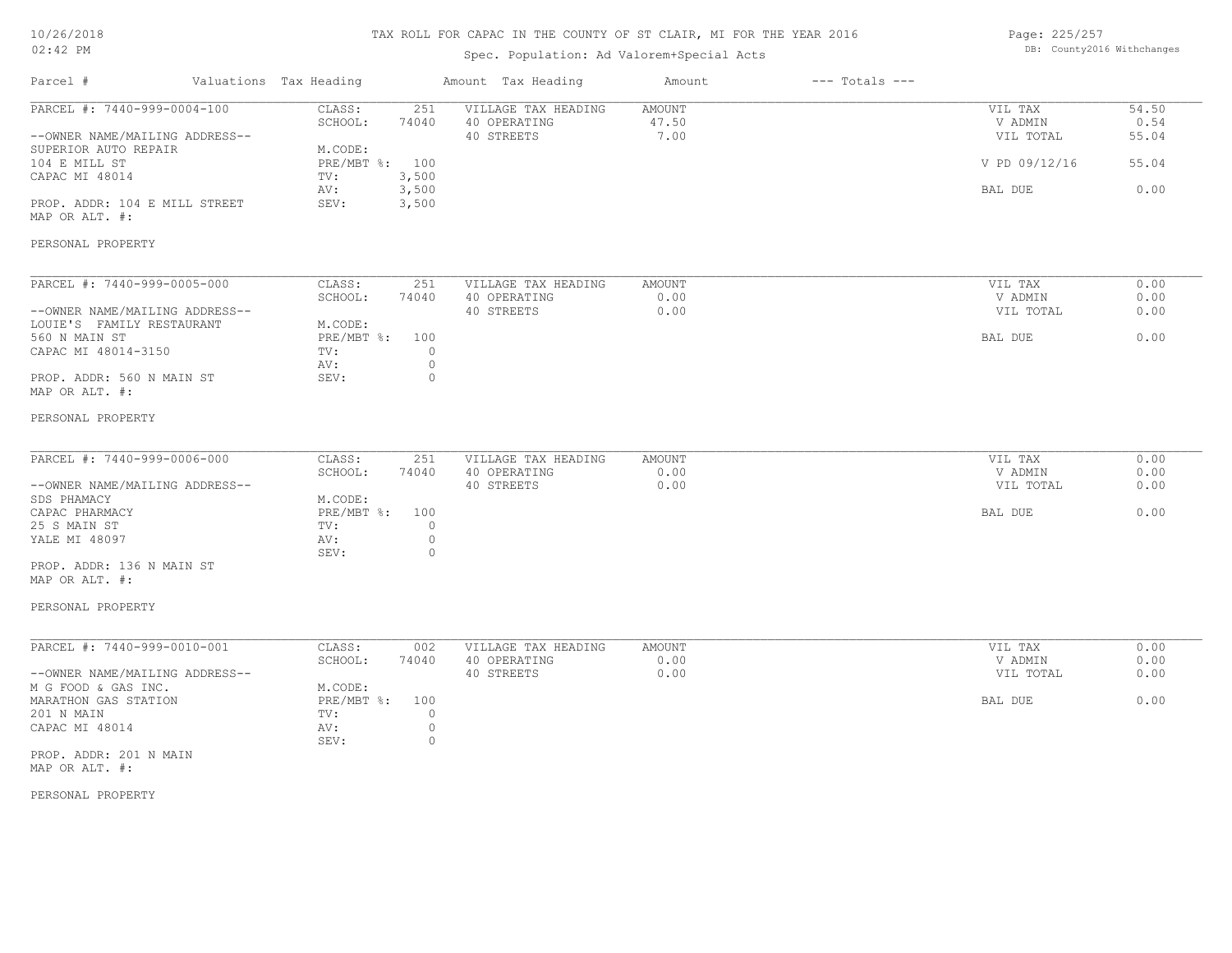# TAX ROLL FOR CAPAC IN THE COUNTY OF ST CLAIR, MI FOR THE YEAR 2016

Spec. Population: Ad Valorem+Special Acts

10/26/2018
02:42 PM

DB: County2016 Withchanges

| Parcel # | Valuations | Tax Heading | Amount | Tax Heading | Amount | --- Totals --- | |
|---|---|---|---|---|---|---|---|

---

**PARCEL #: 7440-999-0004-100**

--OWNER NAME/MAILING ADDRESS--
SUPERIOR AUTO REPAIR
104 E MILL ST
CAPAC MI 48014

PROP. ADDR: 104 E MILL STREET
MAP OR ALT. #:

PERSONAL PROPERTY

| Valuations | | Tax Heading | Amount | Totals | |
|---|---|---|---|---|---|
| CLASS: | 251 | VILLAGE TAX HEADING | AMOUNT | VIL TAX | 54.50 |
| SCHOOL: | 74040 | 40 OPERATING | 47.50 | V ADMIN | 0.54 |
| M.CODE: | | 40 STREETS | 7.00 | VIL TOTAL | 55.04 |
| PRE/MBT %: | 100 | | | V PD 09/12/16 | 55.04 |
| TV: | 3,500 | | | | |
| AV: | 3,500 | | | BAL DUE | 0.00 |
| SEV: | 3,500 | | | | |

---

**PARCEL #: 7440-999-0005-000**

--OWNER NAME/MAILING ADDRESS--
LOUIE'S FAMILY RESTAURANT
560 N MAIN ST
CAPAC MI 48014-3150

PROP. ADDR: 560 N MAIN ST
MAP OR ALT. #:

PERSONAL PROPERTY

| Valuations | | Tax Heading | Amount | Totals | |
|---|---|---|---|---|---|
| CLASS: | 251 | VILLAGE TAX HEADING | AMOUNT | VIL TAX | 0.00 |
| SCHOOL: | 74040 | 40 OPERATING | 0.00 | V ADMIN | 0.00 |
| M.CODE: | | 40 STREETS | 0.00 | VIL TOTAL | 0.00 |
| PRE/MBT %: | 100 | | | BAL DUE | 0.00 |
| TV: | 0 | | | | |
| AV: | 0 | | | | |
| SEV: | 0 | | | | |

---

**PARCEL #: 7440-999-0006-000**

--OWNER NAME/MAILING ADDRESS--
SDS PHAMACY
CAPAC PHARMACY
25 S MAIN ST
YALE MI 48097

PROP. ADDR: 136 N MAIN ST
MAP OR ALT. #:

PERSONAL PROPERTY

| Valuations | | Tax Heading | Amount | Totals | |
|---|---|---|---|---|---|
| CLASS: | 251 | VILLAGE TAX HEADING | AMOUNT | VIL TAX | 0.00 |
| SCHOOL: | 74040 | 40 OPERATING | 0.00 | V ADMIN | 0.00 |
| M.CODE: | | 40 STREETS | 0.00 | VIL TOTAL | 0.00 |
| PRE/MBT %: | 100 | | | BAL DUE | 0.00 |
| TV: | 0 | | | | |
| AV: | 0 | | | | |
| SEV: | 0 | | | | |

---

**PARCEL #: 7440-999-0010-001**

--OWNER NAME/MAILING ADDRESS--
M G FOOD & GAS INC.
MARATHON GAS STATION
201 N MAIN
CAPAC MI 48014

PROP. ADDR: 201 N MAIN
MAP OR ALT. #:

PERSONAL PROPERTY

| Valuations | | Tax Heading | Amount | Totals | |
|---|---|---|---|---|---|
| CLASS: | 002 | VILLAGE TAX HEADING | AMOUNT | VIL TAX | 0.00 |
| SCHOOL: | 74040 | 40 OPERATING | 0.00 | V ADMIN | 0.00 |
| M.CODE: | | 40 STREETS | 0.00 | VIL TOTAL | 0.00 |
| PRE/MBT %: | 100 | | | BAL DUE | 0.00 |
| TV: | 0 | | | | |
| AV: | 0 | | | | |
| SEV: | 0 | | | | |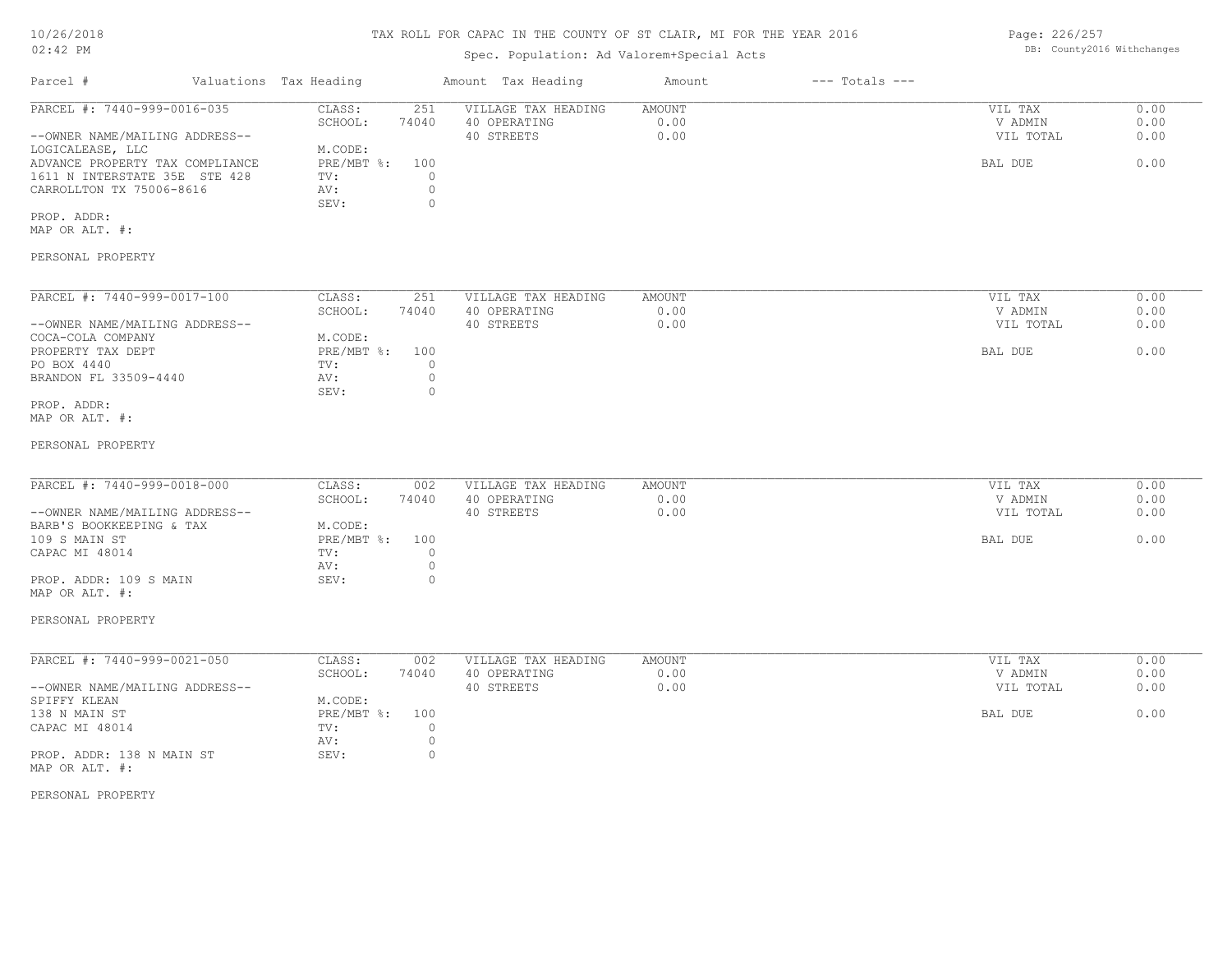# TAX ROLL FOR CAPAC IN THE COUNTY OF ST CLAIR, MI FOR THE YEAR 2016

Spec. Population: Ad Valorem+Special Acts

| Parcel # | Valuations | Tax Heading | Amount | Tax Heading | Amount | --- Totals --- | |
|---|---|---|---|---|---|---|---|
| PARCEL #: 7440-999-0016-035 | CLASS: | 251 | VILLAGE TAX HEADING | AMOUNT | | VIL TAX | 0.00 |
| | SCHOOL: | 74040 | 40 OPERATING | 0.00 | | V ADMIN | 0.00 |
| --OWNER NAME/MAILING ADDRESS-- | | | 40 STREETS | 0.00 | | VIL TOTAL | 0.00 |
| LOGICALEASE, LLC | M.CODE: | | | | | | |
| ADVANCE PROPERTY TAX COMPLIANCE | PRE/MBT %: | 100 | | | | BAL DUE | 0.00 |
| 1611 N INTERSTATE 35E STE 428 | TV: | 0 | | | | | |
| CARROLLTON TX 75006-8616 | AV: | 0 | | | | | |
| | SEV: | 0 | | | | | |
| PROP. ADDR: | | | | | | | |
| MAP OR ALT. #: | | | | | | | |
| PERSONAL PROPERTY | | | | | | | |

| Parcel # | Valuations | Tax Heading | Amount | Tax Heading | Amount | --- Totals --- | |
|---|---|---|---|---|---|---|---|
| PARCEL #: 7440-999-0017-100 | CLASS: | 251 | VILLAGE TAX HEADING | AMOUNT | | VIL TAX | 0.00 |
| | SCHOOL: | 74040 | 40 OPERATING | 0.00 | | V ADMIN | 0.00 |
| --OWNER NAME/MAILING ADDRESS-- | | | 40 STREETS | 0.00 | | VIL TOTAL | 0.00 |
| COCA-COLA COMPANY | M.CODE: | | | | | | |
| PROPERTY TAX DEPT | PRE/MBT %: | 100 | | | | BAL DUE | 0.00 |
| PO BOX 4440 | TV: | 0 | | | | | |
| BRANDON FL 33509-4440 | AV: | 0 | | | | | |
| | SEV: | 0 | | | | | |
| PROP. ADDR: | | | | | | | |
| MAP OR ALT. #: | | | | | | | |
| PERSONAL PROPERTY | | | | | | | |

| Parcel # | Valuations | Tax Heading | Amount | Tax Heading | Amount | --- Totals --- | |
|---|---|---|---|---|---|---|---|
| PARCEL #: 7440-999-0018-000 | CLASS: | 002 | VILLAGE TAX HEADING | AMOUNT | | VIL TAX | 0.00 |
| | SCHOOL: | 74040 | 40 OPERATING | 0.00 | | V ADMIN | 0.00 |
| --OWNER NAME/MAILING ADDRESS-- | | | 40 STREETS | 0.00 | | VIL TOTAL | 0.00 |
| BARB'S BOOKKEEPING & TAX | M.CODE: | | | | | | |
| 109 S MAIN ST | PRE/MBT %: | 100 | | | | BAL DUE | 0.00 |
| CAPAC MI 48014 | TV: | 0 | | | | | |
| | AV: | 0 | | | | | |
| PROP. ADDR: 109 S MAIN | SEV: | 0 | | | | | |
| MAP OR ALT. #: | | | | | | | |
| PERSONAL PROPERTY | | | | | | | |

| Parcel # | Valuations | Tax Heading | Amount | Tax Heading | Amount | --- Totals --- | |
|---|---|---|---|---|---|---|---|
| PARCEL #: 7440-999-0021-050 | CLASS: | 002 | VILLAGE TAX HEADING | AMOUNT | | VIL TAX | 0.00 |
| | SCHOOL: | 74040 | 40 OPERATING | 0.00 | | V ADMIN | 0.00 |
| --OWNER NAME/MAILING ADDRESS-- | | | 40 STREETS | 0.00 | | VIL TOTAL | 0.00 |
| SPIFFY KLEAN | M.CODE: | | | | | | |
| 138 N MAIN ST | PRE/MBT %: | 100 | | | | BAL DUE | 0.00 |
| CAPAC MI 48014 | TV: | 0 | | | | | |
| | AV: | 0 | | | | | |
| PROP. ADDR: 138 N MAIN ST | SEV: | 0 | | | | | |
| MAP OR ALT. #: | | | | | | | |
| PERSONAL PROPERTY | | | | | | | |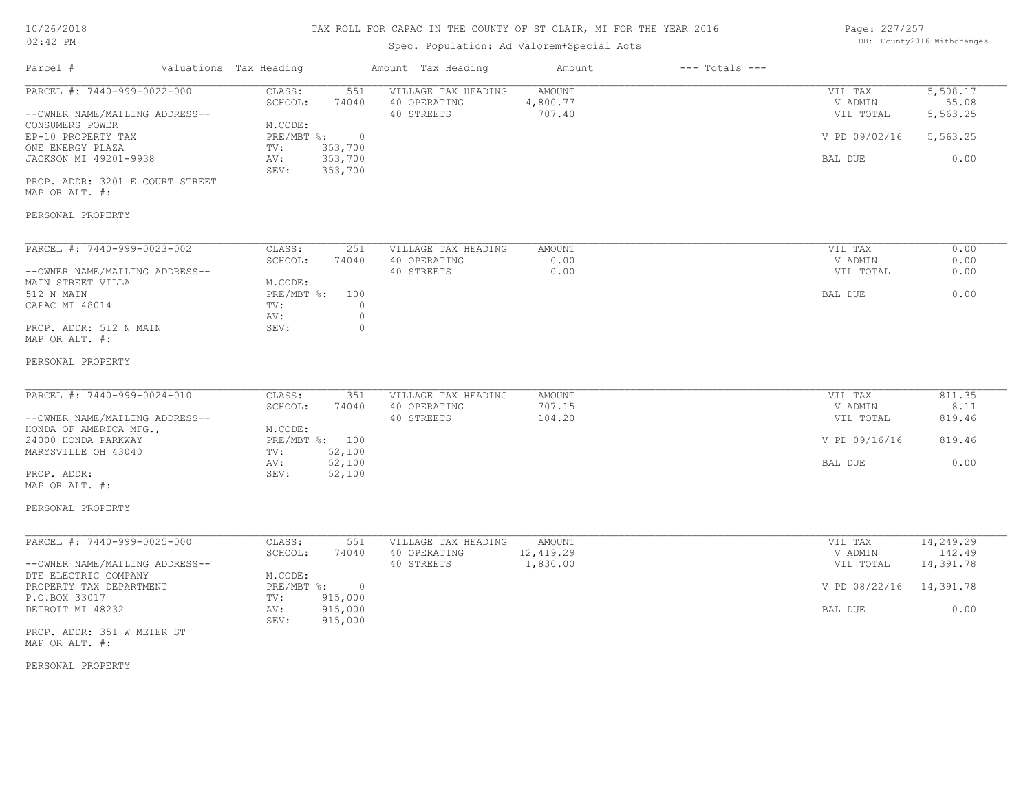# TAX ROLL FOR CAPAC IN THE COUNTY OF ST CLAIR, MI FOR THE YEAR 2016

Spec. Population: Ad Valorem+Special Acts

DB: County2016 Withchanges

| Parcel # | Valuations | Tax Heading | Amount | Tax Heading | Amount | --- Totals --- | |
|---|---|---|---|---|---|---|---|
| PARCEL #: 7440-999-0022-000 | CLASS: | 551 | VILLAGE TAX HEADING | AMOUNT | | VIL TAX | 5,508.17 |
| | SCHOOL: | 74040 | 40 OPERATING | 4,800.77 | | V ADMIN | 55.08 |
| --OWNER NAME/MAILING ADDRESS-- | | | 40 STREETS | 707.40 | | VIL TOTAL | 5,563.25 |
| CONSUMERS POWER | M.CODE: | | | | | | |
| EP-10 PROPERTY TAX | PRE/MBT %: | 0 | | | | V PD 09/02/16 | 5,563.25 |
| ONE ENERGY PLAZA | TV: | 353,700 | | | | | |
| JACKSON MI 49201-9938 | AV: | 353,700 | | | | BAL DUE | 0.00 |
| | SEV: | 353,700 | | | | | |
| PROP. ADDR: 3201 E COURT STREET | | | | | | | |
| MAP OR ALT. #: | | | | | | | |
| PERSONAL PROPERTY | | | | | | | |
| PARCEL #: 7440-999-0023-002 | CLASS: | 251 | VILLAGE TAX HEADING | AMOUNT | | VIL TAX | 0.00 |
| | SCHOOL: | 74040 | 40 OPERATING | 0.00 | | V ADMIN | 0.00 |
| --OWNER NAME/MAILING ADDRESS-- | | | 40 STREETS | 0.00 | | VIL TOTAL | 0.00 |
| MAIN STREET VILLA | M.CODE: | | | | | | |
| 512 N MAIN | PRE/MBT %: | 100 | | | | BAL DUE | 0.00 |
| CAPAC MI 48014 | TV: | 0 | | | | | |
| | AV: | 0 | | | | | |
| PROP. ADDR: 512 N MAIN | SEV: | 0 | | | | | |
| MAP OR ALT. #: | | | | | | | |
| PERSONAL PROPERTY | | | | | | | |
| PARCEL #: 7440-999-0024-010 | CLASS: | 351 | VILLAGE TAX HEADING | AMOUNT | | VIL TAX | 811.35 |
| | SCHOOL: | 74040 | 40 OPERATING | 707.15 | | V ADMIN | 8.11 |
| --OWNER NAME/MAILING ADDRESS-- | | | 40 STREETS | 104.20 | | VIL TOTAL | 819.46 |
| HONDA OF AMERICA MFG., | M.CODE: | | | | | | |
| 24000 HONDA PARKWAY | PRE/MBT %: | 100 | | | | V PD 09/16/16 | 819.46 |
| MARYSVILLE OH 43040 | TV: | 52,100 | | | | | |
| | AV: | 52,100 | | | | BAL DUE | 0.00 |
| PROP. ADDR: | SEV: | 52,100 | | | | | |
| MAP OR ALT. #: | | | | | | | |
| PERSONAL PROPERTY | | | | | | | |
| PARCEL #: 7440-999-0025-000 | CLASS: | 551 | VILLAGE TAX HEADING | AMOUNT | | VIL TAX | 14,249.29 |
| | SCHOOL: | 74040 | 40 OPERATING | 12,419.29 | | V ADMIN | 142.49 |
| --OWNER NAME/MAILING ADDRESS-- | | | 40 STREETS | 1,830.00 | | VIL TOTAL | 14,391.78 |
| DTE ELECTRIC COMPANY | M.CODE: | | | | | | |
| PROPERTY TAX DEPARTMENT | PRE/MBT %: | 0 | | | | V PD 08/22/16 | 14,391.78 |
| P.O.BOX 33017 | TV: | 915,000 | | | | | |
| DETROIT MI 48232 | AV: | 915,000 | | | | BAL DUE | 0.00 |
| | SEV: | 915,000 | | | | | |
| PROP. ADDR: 351 W MEIER ST | | | | | | | |
| MAP OR ALT. #: | | | | | | | |
| PERSONAL PROPERTY | | | | | | | |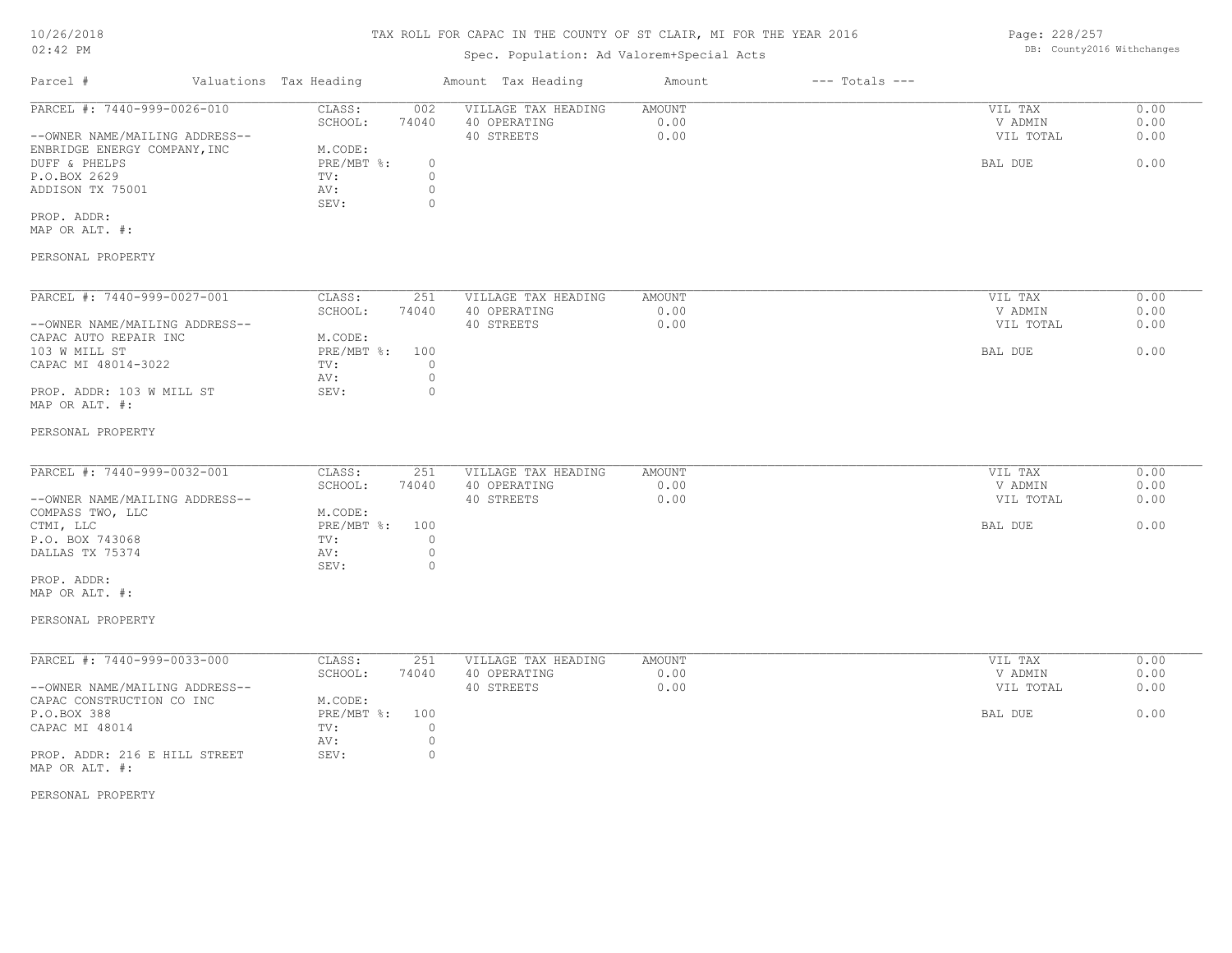# TAX ROLL FOR CAPAC IN THE COUNTY OF ST CLAIR, MI FOR THE YEAR 2016

Spec. Population: Ad Valorem+Special Acts

10/26/2018
02:42 PM

DB: County2016 Withchanges

| Parcel # | Valuations Tax Heading | | Amount Tax Heading | Amount | --- Totals --- | |
|---|---|---|---|---|---|---|
| PARCEL #: 7440-999-0026-010 | CLASS: | 002 | VILLAGE TAX HEADING | AMOUNT | VIL TAX | 0.00 |
| | SCHOOL: | 74040 | 40 OPERATING | 0.00 | V ADMIN | 0.00 |
| --OWNER NAME/MAILING ADDRESS-- | | | 40 STREETS | 0.00 | VIL TOTAL | 0.00 |
| ENBRIDGE ENERGY COMPANY, INC | M.CODE: | | | | | |
| DUFF & PHELPS | PRE/MBT %: | 0 | | | BAL DUE | 0.00 |
| P.O.BOX 2629 | TV: | 0 | | | | |
| ADDISON TX 75001 | AV: | 0 | | | | |
| | SEV: | 0 | | | | |
| PROP. ADDR: | | | | | | |
| MAP OR ALT. #: | | | | | | |
| PERSONAL PROPERTY | | | | | | |

| Parcel # | Valuations Tax Heading | | Amount Tax Heading | Amount | --- Totals --- | |
|---|---|---|---|---|---|---|
| PARCEL #: 7440-999-0027-001 | CLASS: | 251 | VILLAGE TAX HEADING | AMOUNT | VIL TAX | 0.00 |
| | SCHOOL: | 74040 | 40 OPERATING | 0.00 | V ADMIN | 0.00 |
| --OWNER NAME/MAILING ADDRESS-- | | | 40 STREETS | 0.00 | VIL TOTAL | 0.00 |
| CAPAC AUTO REPAIR INC | M.CODE: | | | | | |
| 103 W MILL ST | PRE/MBT %: | 100 | | | BAL DUE | 0.00 |
| CAPAC MI 48014-3022 | TV: | 0 | | | | |
| | AV: | 0 | | | | |
| PROP. ADDR: 103 W MILL ST | SEV: | 0 | | | | |
| MAP OR ALT. #: | | | | | | |
| PERSONAL PROPERTY | | | | | | |

| Parcel # | Valuations Tax Heading | | Amount Tax Heading | Amount | --- Totals --- | |
|---|---|---|---|---|---|---|
| PARCEL #: 7440-999-0032-001 | CLASS: | 251 | VILLAGE TAX HEADING | AMOUNT | VIL TAX | 0.00 |
| | SCHOOL: | 74040 | 40 OPERATING | 0.00 | V ADMIN | 0.00 |
| --OWNER NAME/MAILING ADDRESS-- | | | 40 STREETS | 0.00 | VIL TOTAL | 0.00 |
| COMPASS TWO, LLC | M.CODE: | | | | | |
| CTMI, LLC | PRE/MBT %: | 100 | | | BAL DUE | 0.00 |
| P.O. BOX 743068 | TV: | 0 | | | | |
| DALLAS TX 75374 | AV: | 0 | | | | |
| | SEV: | 0 | | | | |
| PROP. ADDR: | | | | | | |
| MAP OR ALT. #: | | | | | | |
| PERSONAL PROPERTY | | | | | | |

| Parcel # | Valuations Tax Heading | | Amount Tax Heading | Amount | --- Totals --- | |
|---|---|---|---|---|---|---|
| PARCEL #: 7440-999-0033-000 | CLASS: | 251 | VILLAGE TAX HEADING | AMOUNT | VIL TAX | 0.00 |
| | SCHOOL: | 74040 | 40 OPERATING | 0.00 | V ADMIN | 0.00 |
| --OWNER NAME/MAILING ADDRESS-- | | | 40 STREETS | 0.00 | VIL TOTAL | 0.00 |
| CAPAC CONSTRUCTION CO INC | M.CODE: | | | | | |
| P.O.BOX 388 | PRE/MBT %: | 100 | | | BAL DUE | 0.00 |
| CAPAC MI 48014 | TV: | 0 | | | | |
| | AV: | 0 | | | | |
| PROP. ADDR: 216 E HILL STREET | SEV: | 0 | | | | |
| MAP OR ALT. #: | | | | | | |
| PERSONAL PROPERTY | | | | | | |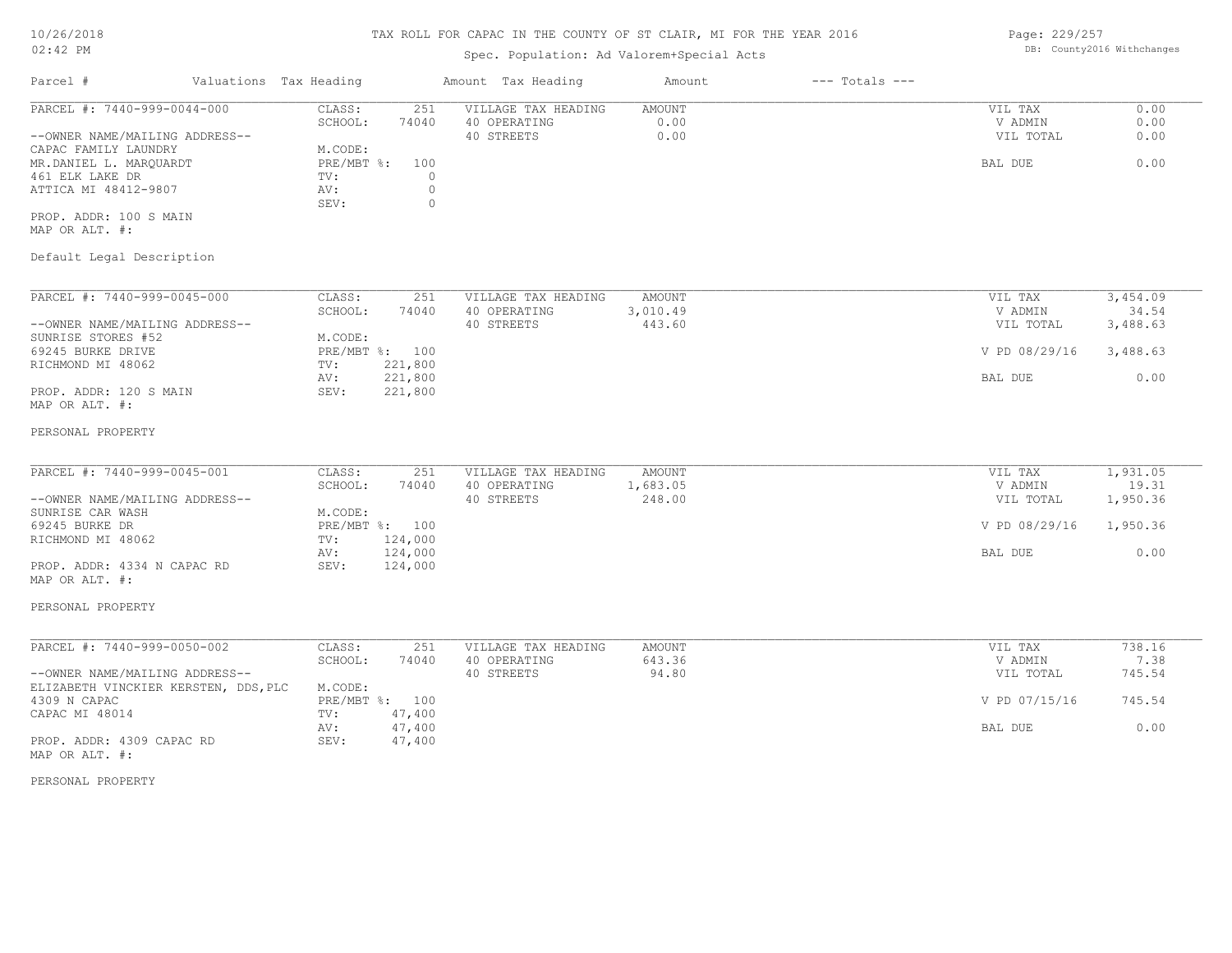# TAX ROLL FOR CAPAC IN THE COUNTY OF ST CLAIR, MI FOR THE YEAR 2016

Spec. Population: Ad Valorem+Special Acts

10/26/2018
02:42 PM

DB: County2016 Withchanges

| Parcel # | Valuations | Tax Heading | Amount | Tax Heading | Amount | --- Totals --- | |
|---|---|---|---|---|---|---|---|

---

**PARCEL #: 7440-999-0044-000**

| | | | | | |
|---|---|---|---|---|---|
| --OWNER NAME/MAILING ADDRESS-- | CLASS: 251 | VILLAGE TAX HEADING | AMOUNT | VIL TAX | 0.00 |
| CAPAC FAMILY LAUNDRY | SCHOOL: 74040 | 40 OPERATING | 0.00 | V ADMIN | 0.00 |
| MR.DANIEL L. MARQUARDT | M.CODE: | 40 STREETS | 0.00 | VIL TOTAL | 0.00 |
| 461 ELK LAKE DR | PRE/MBT %: 100 | | | BAL DUE | 0.00 |
| ATTICA MI 48412-9807 | TV: 0 | | | | |
| | AV: 0 | | | | |
| | SEV: 0 | | | | |

PROP. ADDR: 100 S MAIN
MAP OR ALT. #:

Default Legal Description

---

**PARCEL #: 7440-999-0045-000**

| | | | | | |
|---|---|---|---|---|---|
| --OWNER NAME/MAILING ADDRESS-- | CLASS: 251 | VILLAGE TAX HEADING | AMOUNT | VIL TAX | 3,454.09 |
| SUNRISE STORES #52 | SCHOOL: 74040 | 40 OPERATING | 3,010.49 | V ADMIN | 34.54 |
| 69245 BURKE DRIVE | M.CODE: | 40 STREETS | 443.60 | VIL TOTAL | 3,488.63 |
| RICHMOND MI 48062 | PRE/MBT %: 100 | | | V PD 08/29/16 | 3,488.63 |
| | TV: 221,800 | | | | |
| | AV: 221,800 | | | BAL DUE | 0.00 |
| | SEV: 221,800 | | | | |

PROP. ADDR: 120 S MAIN
MAP OR ALT. #:

PERSONAL PROPERTY

---

**PARCEL #: 7440-999-0045-001**

| | | | | | |
|---|---|---|---|---|---|
| --OWNER NAME/MAILING ADDRESS-- | CLASS: 251 | VILLAGE TAX HEADING | AMOUNT | VIL TAX | 1,931.05 |
| SUNRISE CAR WASH | SCHOOL: 74040 | 40 OPERATING | 1,683.05 | V ADMIN | 19.31 |
| 69245 BURKE DR | M.CODE: | 40 STREETS | 248.00 | VIL TOTAL | 1,950.36 |
| RICHMOND MI 48062 | PRE/MBT %: 100 | | | V PD 08/29/16 | 1,950.36 |
| | TV: 124,000 | | | | |
| | AV: 124,000 | | | BAL DUE | 0.00 |
| | SEV: 124,000 | | | | |

PROP. ADDR: 4334 N CAPAC RD
MAP OR ALT. #:

PERSONAL PROPERTY

---

**PARCEL #: 7440-999-0050-002**

| | | | | | |
|---|---|---|---|---|---|
| --OWNER NAME/MAILING ADDRESS-- | CLASS: 251 | VILLAGE TAX HEADING | AMOUNT | VIL TAX | 738.16 |
| ELIZABETH VINCKIER KERSTEN, DDS,PLC | SCHOOL: 74040 | 40 OPERATING | 643.36 | V ADMIN | 7.38 |
| 4309 N CAPAC | M.CODE: | 40 STREETS | 94.80 | VIL TOTAL | 745.54 |
| CAPAC MI 48014 | PRE/MBT %: 100 | | | V PD 07/15/16 | 745.54 |
| | TV: 47,400 | | | | |
| | AV: 47,400 | | | BAL DUE | 0.00 |
| | SEV: 47,400 | | | | |

PROP. ADDR: 4309 CAPAC RD
MAP OR ALT. #:

PERSONAL PROPERTY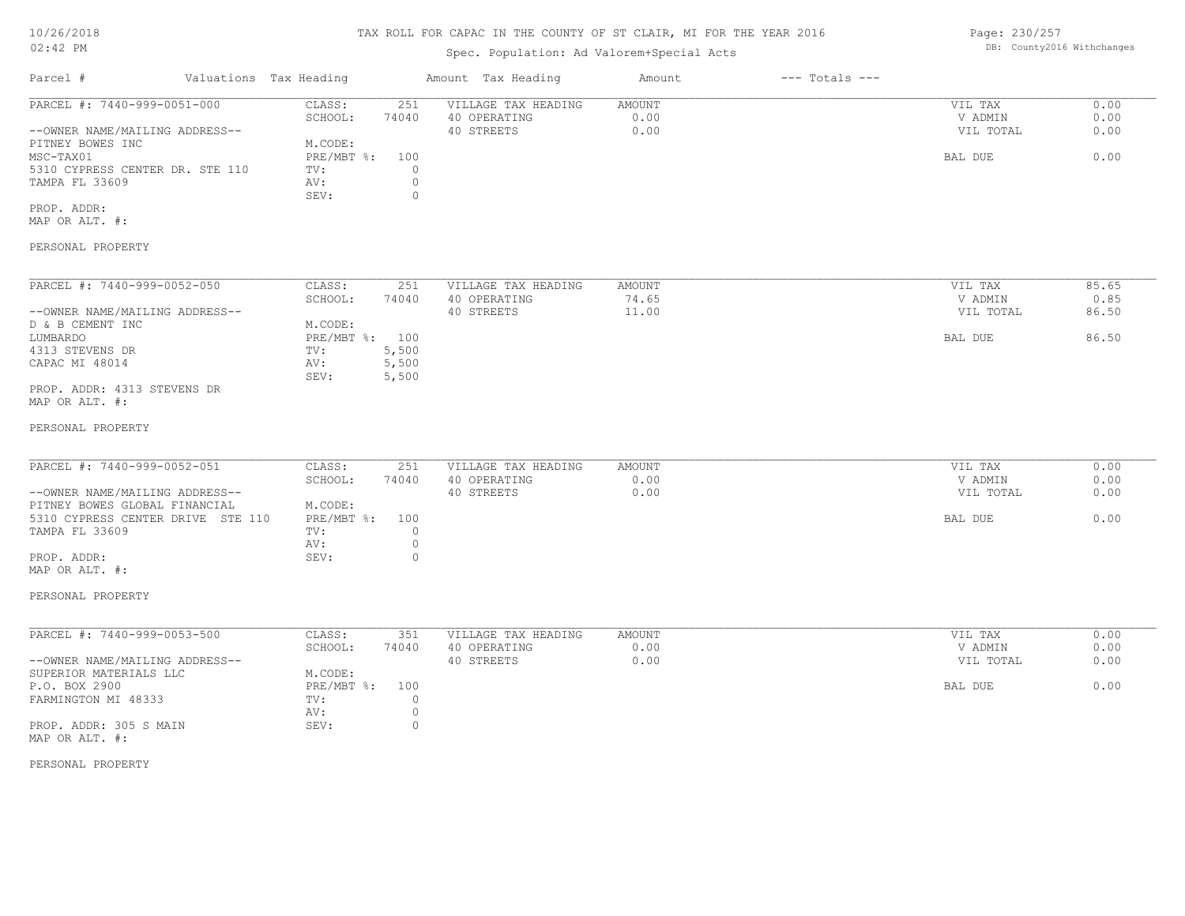# TAX ROLL FOR CAPAC IN THE COUNTY OF ST CLAIR, MI FOR THE YEAR 2016

Spec. Population: Ad Valorem+Special Acts

| Parcel # | Valuations Tax Heading | Amount Tax Heading | Amount | --- Totals --- |
|---|---|---|---|---|

---

**PARCEL #: 7440-999-0051-000**

| | | | | | |
|---|---|---|---|---|---|
| CLASS: | 251 | VILLAGE TAX HEADING | AMOUNT | VIL TAX | 0.00 |
| SCHOOL: | 74040 | 40 OPERATING | 0.00 | V ADMIN | 0.00 |
| | | 40 STREETS | 0.00 | VIL TOTAL | 0.00 |
| M.CODE: | | | | | |
| PRE/MBT %: | 100 | | | BAL DUE | 0.00 |
| TV: | 0 | | | | |
| AV: | 0 | | | | |
| SEV: | 0 | | | | |

--OWNER NAME/MAILING ADDRESS--
PITNEY BOWES INC
MSC-TAX01
5310 CYPRESS CENTER DR. STE 110
TAMPA FL 33609

PROP. ADDR:
MAP OR ALT. #:

PERSONAL PROPERTY

---

**PARCEL #: 7440-999-0052-050**

| | | | | | |
|---|---|---|---|---|---|
| CLASS: | 251 | VILLAGE TAX HEADING | AMOUNT | VIL TAX | 85.65 |
| SCHOOL: | 74040 | 40 OPERATING | 74.65 | V ADMIN | 0.85 |
| | | 40 STREETS | 11.00 | VIL TOTAL | 86.50 |
| M.CODE: | | | | | |
| PRE/MBT %: | 100 | | | BAL DUE | 86.50 |
| TV: | 5,500 | | | | |
| AV: | 5,500 | | | | |
| SEV: | 5,500 | | | | |

--OWNER NAME/MAILING ADDRESS--
D & B CEMENT INC
LUMBARDO
4313 STEVENS DR
CAPAC MI 48014

PROP. ADDR: 4313 STEVENS DR
MAP OR ALT. #:

PERSONAL PROPERTY

---

**PARCEL #: 7440-999-0052-051**

| | | | | | |
|---|---|---|---|---|---|
| CLASS: | 251 | VILLAGE TAX HEADING | AMOUNT | VIL TAX | 0.00 |
| SCHOOL: | 74040 | 40 OPERATING | 0.00 | V ADMIN | 0.00 |
| | | 40 STREETS | 0.00 | VIL TOTAL | 0.00 |
| M.CODE: | | | | | |
| PRE/MBT %: | 100 | | | BAL DUE | 0.00 |
| TV: | 0 | | | | |
| AV: | 0 | | | | |
| SEV: | 0 | | | | |

--OWNER NAME/MAILING ADDRESS--
PITNEY BOWES GLOBAL FINANCIAL
5310 CYPRESS CENTER DRIVE STE 110
TAMPA FL 33609

PROP. ADDR:
MAP OR ALT. #:

PERSONAL PROPERTY

---

**PARCEL #: 7440-999-0053-500**

| | | | | | |
|---|---|---|---|---|---|
| CLASS: | 351 | VILLAGE TAX HEADING | AMOUNT | VIL TAX | 0.00 |
| SCHOOL: | 74040 | 40 OPERATING | 0.00 | V ADMIN | 0.00 |
| | | 40 STREETS | 0.00 | VIL TOTAL | 0.00 |
| M.CODE: | | | | | |
| PRE/MBT %: | 100 | | | BAL DUE | 0.00 |
| TV: | 0 | | | | |
| AV: | 0 | | | | |
| SEV: | 0 | | | | |

--OWNER NAME/MAILING ADDRESS--
SUPERIOR MATERIALS LLC
P.O. BOX 2900
FARMINGTON MI 48333

PROP. ADDR: 305 S MAIN
MAP OR ALT. #:

PERSONAL PROPERTY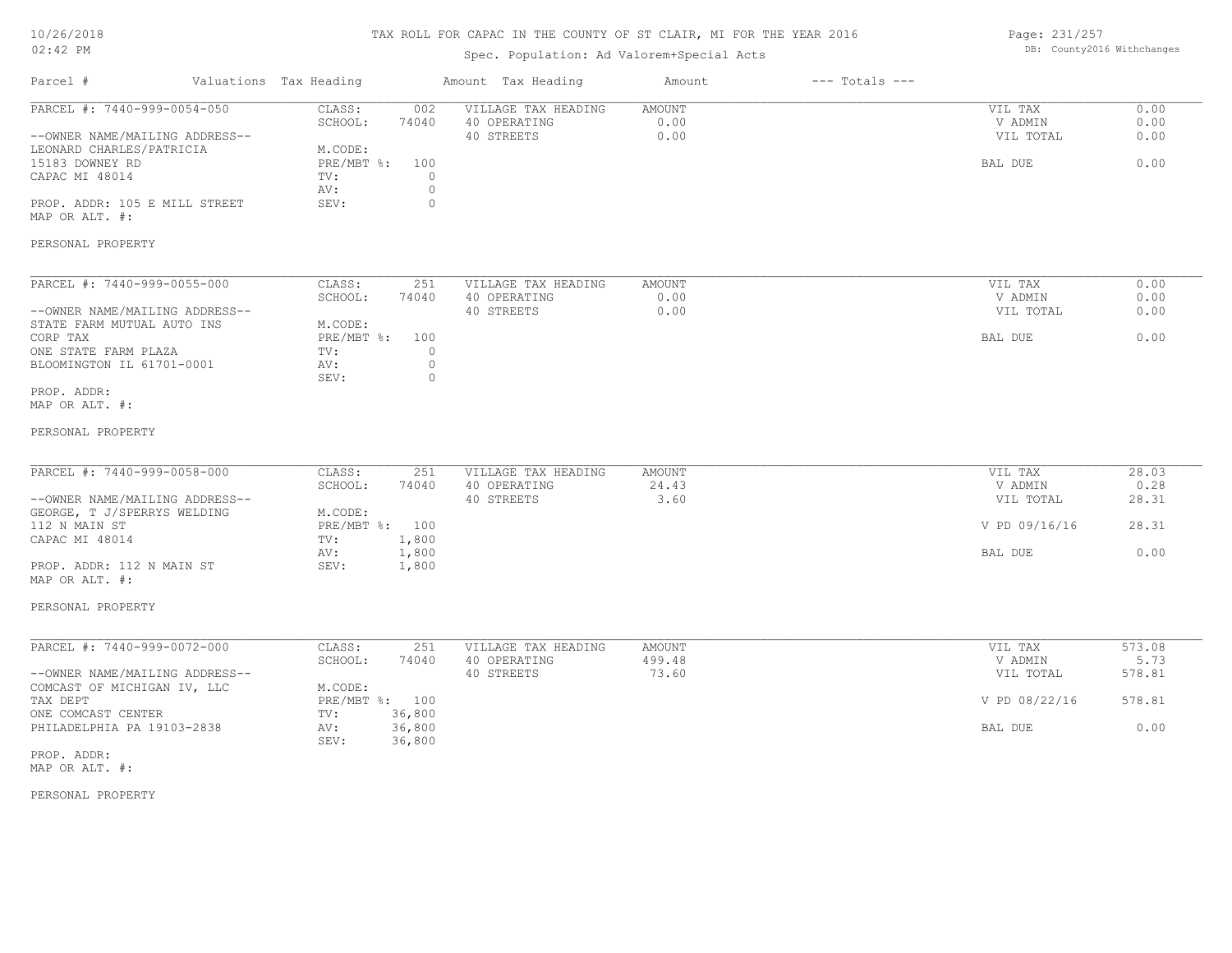# TAX ROLL FOR CAPAC IN THE COUNTY OF ST CLAIR, MI FOR THE YEAR 2016

Spec. Population: Ad Valorem+Special Acts

10/26/2018 02:42 PM — DB: County2016 Withchanges

| Parcel # | Valuations | Tax Heading | Amount | Tax Heading | Amount | --- Totals --- | |
|---|---|---|---|---|---|---|---|
| PARCEL #: 7440-999-0054-050 | CLASS: | 002 | VILLAGE TAX HEADING | AMOUNT | | VIL TAX | 0.00 |
| | SCHOOL: | 74040 | 40 OPERATING | 0.00 | | V ADMIN | 0.00 |
| --OWNER NAME/MAILING ADDRESS-- | | | 40 STREETS | 0.00 | | VIL TOTAL | 0.00 |
| LEONARD CHARLES/PATRICIA | M.CODE: | | | | | | |
| 15183 DOWNEY RD | PRE/MBT %: | 100 | | | | BAL DUE | 0.00 |
| CAPAC MI 48014 | TV: | 0 | | | | | |
| | AV: | 0 | | | | | |
| PROP. ADDR: 105 E MILL STREET | SEV: | 0 | | | | | |
| MAP OR ALT. #: | | | | | | | |
| PERSONAL PROPERTY | | | | | | | |

| Parcel # | Valuations | Tax Heading | Amount | Tax Heading | Amount | --- Totals --- | |
|---|---|---|---|---|---|---|---|
| PARCEL #: 7440-999-0055-000 | CLASS: | 251 | VILLAGE TAX HEADING | AMOUNT | | VIL TAX | 0.00 |
| | SCHOOL: | 74040 | 40 OPERATING | 0.00 | | V ADMIN | 0.00 |
| --OWNER NAME/MAILING ADDRESS-- | | | 40 STREETS | 0.00 | | VIL TOTAL | 0.00 |
| STATE FARM MUTUAL AUTO INS | M.CODE: | | | | | | |
| CORP TAX | PRE/MBT %: | 100 | | | | BAL DUE | 0.00 |
| ONE STATE FARM PLAZA | TV: | 0 | | | | | |
| BLOOMINGTON IL 61701-0001 | AV: | 0 | | | | | |
| | SEV: | 0 | | | | | |
| PROP. ADDR: | | | | | | | |
| MAP OR ALT. #: | | | | | | | |
| PERSONAL PROPERTY | | | | | | | |

| Parcel # | Valuations | Tax Heading | Amount | Tax Heading | Amount | --- Totals --- | |
|---|---|---|---|---|---|---|---|
| PARCEL #: 7440-999-0058-000 | CLASS: | 251 | VILLAGE TAX HEADING | AMOUNT | | VIL TAX | 28.03 |
| | SCHOOL: | 74040 | 40 OPERATING | 24.43 | | V ADMIN | 0.28 |
| --OWNER NAME/MAILING ADDRESS-- | | | 40 STREETS | 3.60 | | VIL TOTAL | 28.31 |
| GEORGE, T J/SPERRYS WELDING | M.CODE: | | | | | | |
| 112 N MAIN ST | PRE/MBT %: | 100 | | | | V PD 09/16/16 | 28.31 |
| CAPAC MI 48014 | TV: | 1,800 | | | | | |
| | AV: | 1,800 | | | | BAL DUE | 0.00 |
| PROP. ADDR: 112 N MAIN ST | SEV: | 1,800 | | | | | |
| MAP OR ALT. #: | | | | | | | |
| PERSONAL PROPERTY | | | | | | | |

| Parcel # | Valuations | Tax Heading | Amount | Tax Heading | Amount | --- Totals --- | |
|---|---|---|---|---|---|---|---|
| PARCEL #: 7440-999-0072-000 | CLASS: | 251 | VILLAGE TAX HEADING | AMOUNT | | VIL TAX | 573.08 |
| | SCHOOL: | 74040 | 40 OPERATING | 499.48 | | V ADMIN | 5.73 |
| --OWNER NAME/MAILING ADDRESS-- | | | 40 STREETS | 73.60 | | VIL TOTAL | 578.81 |
| COMCAST OF MICHIGAN IV, LLC | M.CODE: | | | | | | |
| TAX DEPT | PRE/MBT %: | 100 | | | | V PD 08/22/16 | 578.81 |
| ONE COMCAST CENTER | TV: | 36,800 | | | | | |
| PHILADELPHIA PA 19103-2838 | AV: | 36,800 | | | | BAL DUE | 0.00 |
| | SEV: | 36,800 | | | | | |
| PROP. ADDR: | | | | | | | |
| MAP OR ALT. #: | | | | | | | |
| PERSONAL PROPERTY | | | | | | | |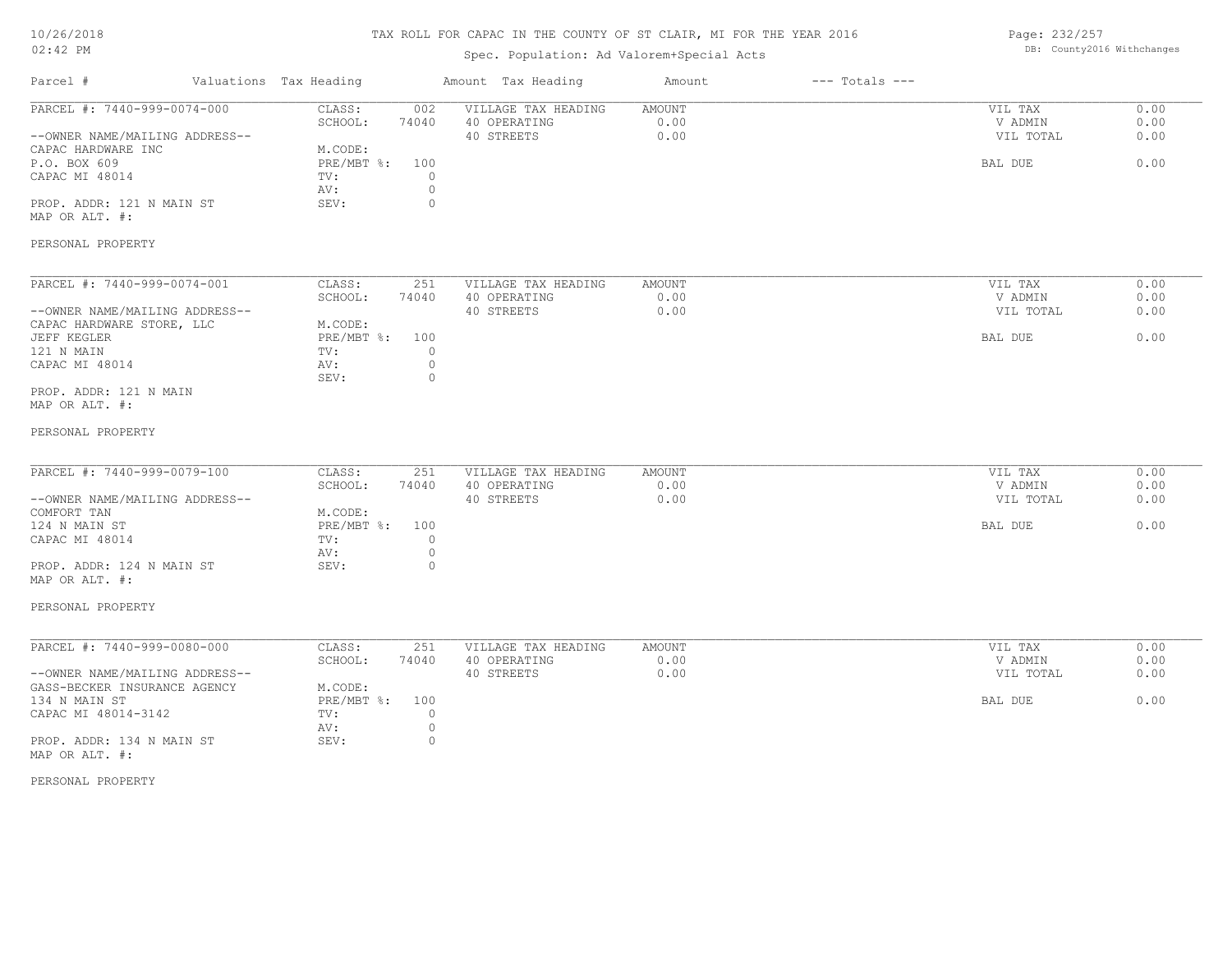# TAX ROLL FOR CAPAC IN THE COUNTY OF ST CLAIR, MI FOR THE YEAR 2016

Spec. Population: Ad Valorem+Special Acts

DB: County2016 Withchanges

| Parcel # | Valuations | Tax Heading | Amount | Tax Heading | Amount | --- Totals --- | |
|---|---|---|---|---|---|---|---|
| PARCEL #: 7440-999-0074-000 | CLASS: | 002 | | VILLAGE TAX HEADING | AMOUNT | VIL TAX | 0.00 |
| | SCHOOL: | 74040 | | 40 OPERATING | 0.00 | V ADMIN | 0.00 |
| --OWNER NAME/MAILING ADDRESS-- | | | | 40 STREETS | 0.00 | VIL TOTAL | 0.00 |
| CAPAC HARDWARE INC | M.CODE: | | | | | | |
| P.O. BOX 609 | PRE/MBT %: | 100 | | | | BAL DUE | 0.00 |
| CAPAC MI 48014 | TV: | 0 | | | | | |
| | AV: | 0 | | | | | |
| PROP. ADDR: 121 N MAIN ST | SEV: | 0 | | | | | |
| MAP OR ALT. #: | | | | | | | |
| PERSONAL PROPERTY | | | | | | | |

| Parcel # | Valuations | Tax Heading | Amount | Tax Heading | Amount | --- Totals --- | |
|---|---|---|---|---|---|---|---|
| PARCEL #: 7440-999-0074-001 | CLASS: | 251 | | VILLAGE TAX HEADING | AMOUNT | VIL TAX | 0.00 |
| | SCHOOL: | 74040 | | 40 OPERATING | 0.00 | V ADMIN | 0.00 |
| --OWNER NAME/MAILING ADDRESS-- | | | | 40 STREETS | 0.00 | VIL TOTAL | 0.00 |
| CAPAC HARDWARE STORE, LLC | M.CODE: | | | | | | |
| JEFF KEGLER | PRE/MBT %: | 100 | | | | BAL DUE | 0.00 |
| 121 N MAIN | TV: | 0 | | | | | |
| CAPAC MI 48014 | AV: | 0 | | | | | |
| | SEV: | 0 | | | | | |
| PROP. ADDR: 121 N MAIN | | | | | | | |
| MAP OR ALT. #: | | | | | | | |
| PERSONAL PROPERTY | | | | | | | |

| Parcel # | Valuations | Tax Heading | Amount | Tax Heading | Amount | --- Totals --- | |
|---|---|---|---|---|---|---|---|
| PARCEL #: 7440-999-0079-100 | CLASS: | 251 | | VILLAGE TAX HEADING | AMOUNT | VIL TAX | 0.00 |
| | SCHOOL: | 74040 | | 40 OPERATING | 0.00 | V ADMIN | 0.00 |
| --OWNER NAME/MAILING ADDRESS-- | | | | 40 STREETS | 0.00 | VIL TOTAL | 0.00 |
| COMFORT TAN | M.CODE: | | | | | | |
| 124 N MAIN ST | PRE/MBT %: | 100 | | | | BAL DUE | 0.00 |
| CAPAC MI 48014 | TV: | 0 | | | | | |
| | AV: | 0 | | | | | |
| PROP. ADDR: 124 N MAIN ST | SEV: | 0 | | | | | |
| MAP OR ALT. #: | | | | | | | |
| PERSONAL PROPERTY | | | | | | | |

| Parcel # | Valuations | Tax Heading | Amount | Tax Heading | Amount | --- Totals --- | |
|---|---|---|---|---|---|---|---|
| PARCEL #: 7440-999-0080-000 | CLASS: | 251 | | VILLAGE TAX HEADING | AMOUNT | VIL TAX | 0.00 |
| | SCHOOL: | 74040 | | 40 OPERATING | 0.00 | V ADMIN | 0.00 |
| --OWNER NAME/MAILING ADDRESS-- | | | | 40 STREETS | 0.00 | VIL TOTAL | 0.00 |
| GASS-BECKER INSURANCE AGENCY | M.CODE: | | | | | | |
| 134 N MAIN ST | PRE/MBT %: | 100 | | | | BAL DUE | 0.00 |
| CAPAC MI 48014-3142 | TV: | 0 | | | | | |
| | AV: | 0 | | | | | |
| PROP. ADDR: 134 N MAIN ST | SEV: | 0 | | | | | |
| MAP OR ALT. #: | | | | | | | |
| PERSONAL PROPERTY | | | | | | | |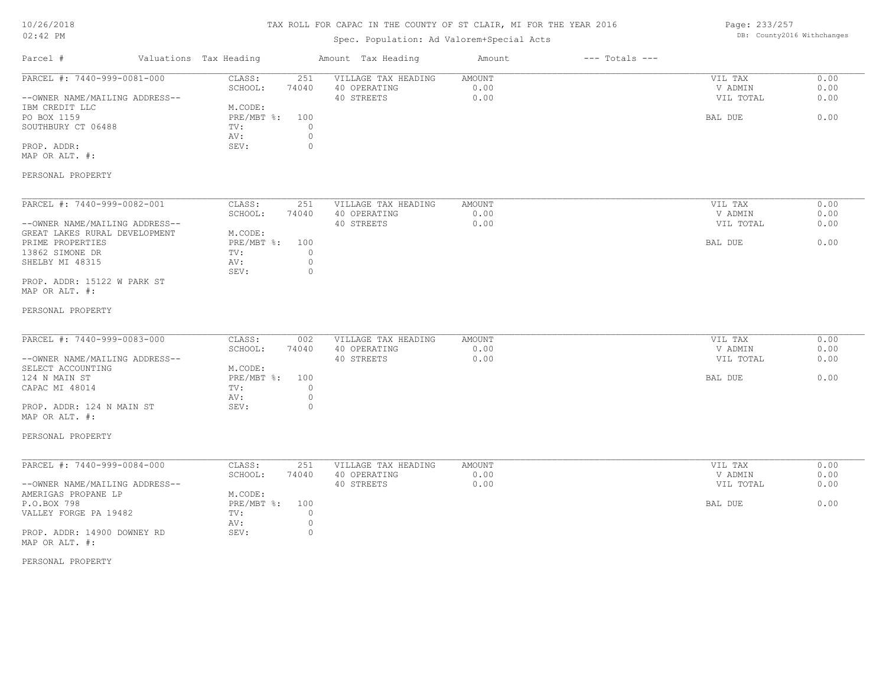# TAX ROLL FOR CAPAC IN THE COUNTY OF ST CLAIR, MI FOR THE YEAR 2016

Spec. Population: Ad Valorem+Special Acts

| Parcel # | Valuations | Tax Heading | Amount | Tax Heading | Amount | --- Totals --- | |
|---|---|---|---|---|---|---|---|
| PARCEL #: 7440-999-0081-000 | CLASS: | 251 | VILLAGE TAX HEADING | AMOUNT | | VIL TAX | 0.00 |
| | SCHOOL: | 74040 | 40 OPERATING | 0.00 | | V ADMIN | 0.00 |
| --OWNER NAME/MAILING ADDRESS-- | | | 40 STREETS | 0.00 | | VIL TOTAL | 0.00 |
| IBM CREDIT LLC | M.CODE: | | | | | | |
| PO BOX 1159 | PRE/MBT %: | 100 | | | | BAL DUE | 0.00 |
| SOUTHBURY CT 06488 | TV: | 0 | | | | | |
| | AV: | 0 | | | | | |
| PROP. ADDR: | SEV: | 0 | | | | | |
| MAP OR ALT. #: | | | | | | | |
| PERSONAL PROPERTY | | | | | | | |

| Parcel # | Valuations | Tax Heading | Amount | Tax Heading | Amount | --- Totals --- | |
|---|---|---|---|---|---|---|---|
| PARCEL #: 7440-999-0082-001 | CLASS: | 251 | VILLAGE TAX HEADING | AMOUNT | | VIL TAX | 0.00 |
| | SCHOOL: | 74040 | 40 OPERATING | 0.00 | | V ADMIN | 0.00 |
| --OWNER NAME/MAILING ADDRESS-- | | | 40 STREETS | 0.00 | | VIL TOTAL | 0.00 |
| GREAT LAKES RURAL DEVELOPMENT | M.CODE: | | | | | | |
| PRIME PROPERTIES | PRE/MBT %: | 100 | | | | BAL DUE | 0.00 |
| 13862 SIMONE DR | TV: | 0 | | | | | |
| SHELBY MI 48315 | AV: | 0 | | | | | |
| | SEV: | 0 | | | | | |
| PROP. ADDR: 15122 W PARK ST | | | | | | | |
| MAP OR ALT. #: | | | | | | | |
| PERSONAL PROPERTY | | | | | | | |

| Parcel # | Valuations | Tax Heading | Amount | Tax Heading | Amount | --- Totals --- | |
|---|---|---|---|---|---|---|---|
| PARCEL #: 7440-999-0083-000 | CLASS: | 002 | VILLAGE TAX HEADING | AMOUNT | | VIL TAX | 0.00 |
| | SCHOOL: | 74040 | 40 OPERATING | 0.00 | | V ADMIN | 0.00 |
| --OWNER NAME/MAILING ADDRESS-- | | | 40 STREETS | 0.00 | | VIL TOTAL | 0.00 |
| SELECT ACCOUNTING | M.CODE: | | | | | | |
| 124 N MAIN ST | PRE/MBT %: | 100 | | | | BAL DUE | 0.00 |
| CAPAC MI 48014 | TV: | 0 | | | | | |
| | AV: | 0 | | | | | |
| PROP. ADDR: 124 N MAIN ST | SEV: | 0 | | | | | |
| MAP OR ALT. #: | | | | | | | |
| PERSONAL PROPERTY | | | | | | | |

| Parcel # | Valuations | Tax Heading | Amount | Tax Heading | Amount | --- Totals --- | |
|---|---|---|---|---|---|---|---|
| PARCEL #: 7440-999-0084-000 | CLASS: | 251 | VILLAGE TAX HEADING | AMOUNT | | VIL TAX | 0.00 |
| | SCHOOL: | 74040 | 40 OPERATING | 0.00 | | V ADMIN | 0.00 |
| --OWNER NAME/MAILING ADDRESS-- | | | 40 STREETS | 0.00 | | VIL TOTAL | 0.00 |
| AMERIGAS PROPANE LP | M.CODE: | | | | | | |
| P.O.BOX 798 | PRE/MBT %: | 100 | | | | BAL DUE | 0.00 |
| VALLEY FORGE PA 19482 | TV: | 0 | | | | | |
| | AV: | 0 | | | | | |
| PROP. ADDR: 14900 DOWNEY RD | SEV: | 0 | | | | | |
| MAP OR ALT. #: | | | | | | | |
| PERSONAL PROPERTY | | | | | | | |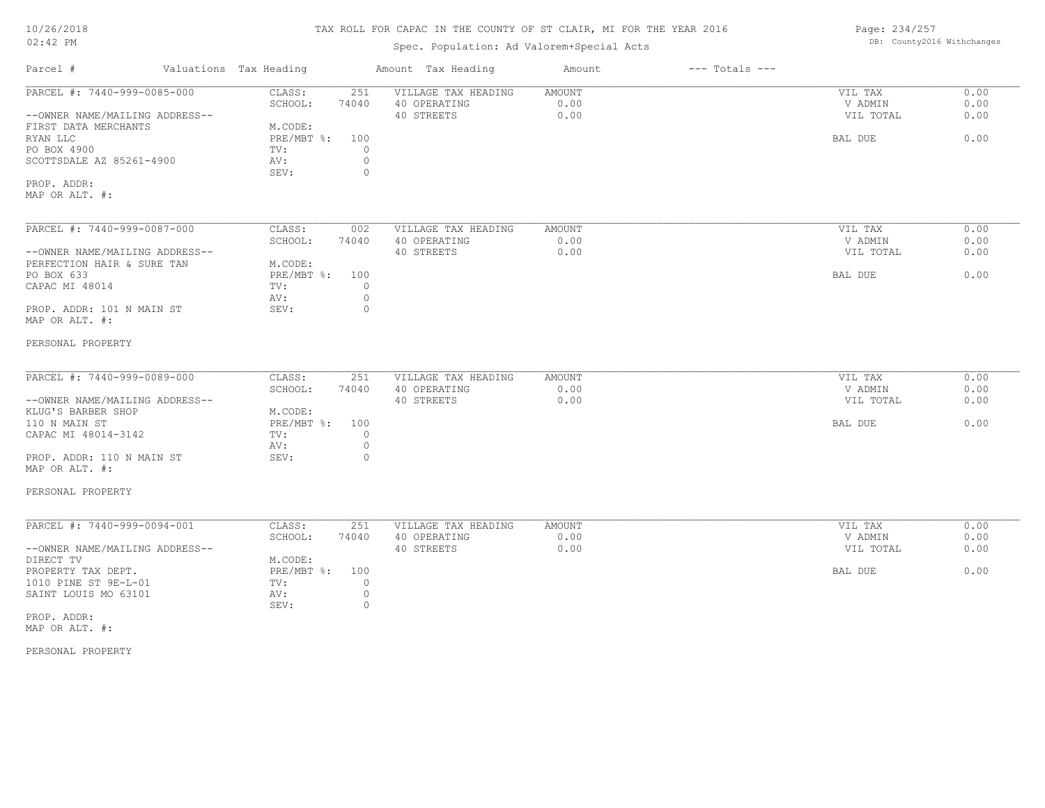# TAX ROLL FOR CAPAC IN THE COUNTY OF ST CLAIR, MI FOR THE YEAR 2016

Spec. Population: Ad Valorem+Special Acts

DB: County2016 Withchanges

| Parcel # | Valuations | Tax Heading | Amount | Tax Heading | Amount | --- Totals --- | |
|---|---|---|---|---|---|---|---|

## PARCEL #: 7440-999-0085-000

--OWNER NAME/MAILING ADDRESS--
FIRST DATA MERCHANTS
RYAN LLC
PO BOX 4900
SCOTTSDALE AZ 85261-4900

PROP. ADDR:
MAP OR ALT. #:

| Valuations | | Village Tax Heading | Amount | Totals | |
|---|---|---|---|---|---|
| CLASS: | 251 | VILLAGE TAX HEADING | AMOUNT | VIL TAX | 0.00 |
| SCHOOL: | 74040 | 40 OPERATING | 0.00 | V ADMIN | 0.00 |
| M.CODE: | | 40 STREETS | 0.00 | VIL TOTAL | 0.00 |
| PRE/MBT %: | 100 | | | BAL DUE | 0.00 |
| TV: | 0 | | | | |
| AV: | 0 | | | | |
| SEV: | 0 | | | | |

## PARCEL #: 7440-999-0087-000

--OWNER NAME/MAILING ADDRESS--
PERFECTION HAIR & SURE TAN
PO BOX 633
CAPAC MI 48014

PROP. ADDR: 101 N MAIN ST
MAP OR ALT. #:

PERSONAL PROPERTY

| Valuations | | Village Tax Heading | Amount | Totals | |
|---|---|---|---|---|---|
| CLASS: | 002 | VILLAGE TAX HEADING | AMOUNT | VIL TAX | 0.00 |
| SCHOOL: | 74040 | 40 OPERATING | 0.00 | V ADMIN | 0.00 |
| M.CODE: | | 40 STREETS | 0.00 | VIL TOTAL | 0.00 |
| PRE/MBT %: | 100 | | | BAL DUE | 0.00 |
| TV: | 0 | | | | |
| AV: | 0 | | | | |
| SEV: | 0 | | | | |

## PARCEL #: 7440-999-0089-000

--OWNER NAME/MAILING ADDRESS--
KLUG'S BARBER SHOP
110 N MAIN ST
CAPAC MI 48014-3142

PROP. ADDR: 110 N MAIN ST
MAP OR ALT. #:

PERSONAL PROPERTY

| Valuations | | Village Tax Heading | Amount | Totals | |
|---|---|---|---|---|---|
| CLASS: | 251 | VILLAGE TAX HEADING | AMOUNT | VIL TAX | 0.00 |
| SCHOOL: | 74040 | 40 OPERATING | 0.00 | V ADMIN | 0.00 |
| M.CODE: | | 40 STREETS | 0.00 | VIL TOTAL | 0.00 |
| PRE/MBT %: | 100 | | | BAL DUE | 0.00 |
| TV: | 0 | | | | |
| AV: | 0 | | | | |
| SEV: | 0 | | | | |

## PARCEL #: 7440-999-0094-001

--OWNER NAME/MAILING ADDRESS--
DIRECT TV
PROPERTY TAX DEPT.
1010 PINE ST 9E-L-01
SAINT LOUIS MO 63101

PROP. ADDR:
MAP OR ALT. #:

PERSONAL PROPERTY

| Valuations | | Village Tax Heading | Amount | Totals | |
|---|---|---|---|---|---|
| CLASS: | 251 | VILLAGE TAX HEADING | AMOUNT | VIL TAX | 0.00 |
| SCHOOL: | 74040 | 40 OPERATING | 0.00 | V ADMIN | 0.00 |
| M.CODE: | | 40 STREETS | 0.00 | VIL TOTAL | 0.00 |
| PRE/MBT %: | 100 | | | BAL DUE | 0.00 |
| TV: | 0 | | | | |
| AV: | 0 | | | | |
| SEV: | 0 | | | | |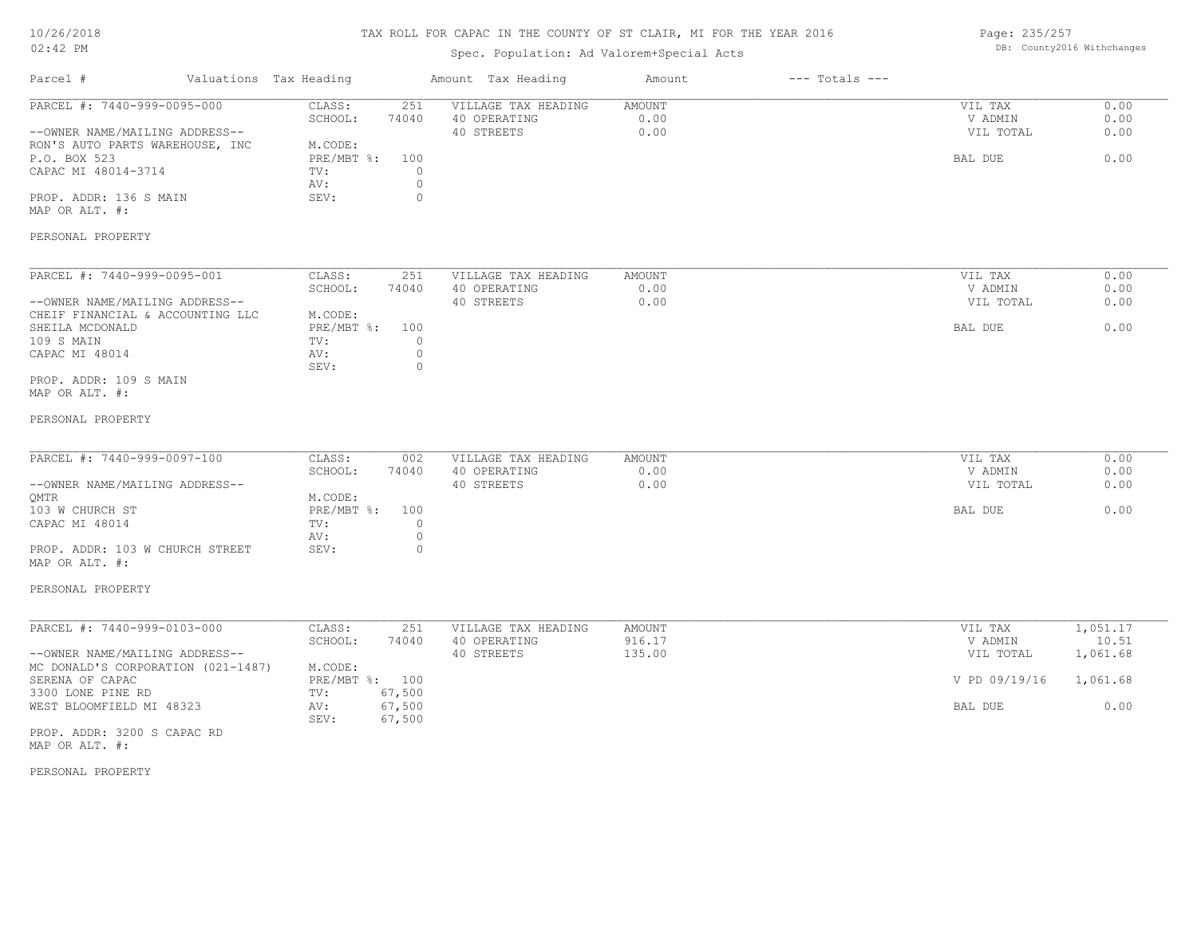# TAX ROLL FOR CAPAC IN THE COUNTY OF ST CLAIR, MI FOR THE YEAR 2016

Spec. Population: Ad Valorem+Special Acts

DB: County2016 Withchanges

| Parcel # | Valuations | Tax Heading | Amount | Tax Heading | Amount | --- Totals --- | |
|---|---|---|---|---|---|---|---|
| PARCEL #: 7440-999-0095-000 | CLASS: | 251 | VILLAGE TAX HEADING | AMOUNT | | VIL TAX | 0.00 |
| | SCHOOL: | 74040 | 40 OPERATING | 0.00 | | V ADMIN | 0.00 |
| --OWNER NAME/MAILING ADDRESS-- | | | 40 STREETS | 0.00 | | VIL TOTAL | 0.00 |
| RON'S AUTO PARTS WAREHOUSE, INC | M.CODE: | | | | | | |
| P.O. BOX 523 | PRE/MBT %: | 100 | | | | BAL DUE | 0.00 |
| CAPAC MI 48014-3714 | TV: | 0 | | | | | |
| | AV: | 0 | | | | | |
| PROP. ADDR: 136 S MAIN | SEV: | 0 | | | | | |
| MAP OR ALT. #: | | | | | | | |
| PERSONAL PROPERTY | | | | | | | |

| Parcel # | Valuations | Tax Heading | Amount | Tax Heading | Amount | --- Totals --- | |
|---|---|---|---|---|---|---|---|
| PARCEL #: 7440-999-0095-001 | CLASS: | 251 | VILLAGE TAX HEADING | AMOUNT | | VIL TAX | 0.00 |
| | SCHOOL: | 74040 | 40 OPERATING | 0.00 | | V ADMIN | 0.00 |
| --OWNER NAME/MAILING ADDRESS-- | | | 40 STREETS | 0.00 | | VIL TOTAL | 0.00 |
| CHEIF FINANCIAL & ACCOUNTING LLC | M.CODE: | | | | | | |
| SHEILA MCDONALD | PRE/MBT %: | 100 | | | | BAL DUE | 0.00 |
| 109 S MAIN | TV: | 0 | | | | | |
| CAPAC MI 48014 | AV: | 0 | | | | | |
| | SEV: | 0 | | | | | |
| PROP. ADDR: 109 S MAIN | | | | | | | |
| MAP OR ALT. #: | | | | | | | |
| PERSONAL PROPERTY | | | | | | | |

| Parcel # | Valuations | Tax Heading | Amount | Tax Heading | Amount | --- Totals --- | |
|---|---|---|---|---|---|---|---|
| PARCEL #: 7440-999-0097-100 | CLASS: | 002 | VILLAGE TAX HEADING | AMOUNT | | VIL TAX | 0.00 |
| | SCHOOL: | 74040 | 40 OPERATING | 0.00 | | V ADMIN | 0.00 |
| --OWNER NAME/MAILING ADDRESS-- | | | 40 STREETS | 0.00 | | VIL TOTAL | 0.00 |
| QMTR | M.CODE: | | | | | | |
| 103 W CHURCH ST | PRE/MBT %: | 100 | | | | BAL DUE | 0.00 |
| CAPAC MI 48014 | TV: | 0 | | | | | |
| | AV: | 0 | | | | | |
| PROP. ADDR: 103 W CHURCH STREET | SEV: | 0 | | | | | |
| MAP OR ALT. #: | | | | | | | |
| PERSONAL PROPERTY | | | | | | | |

| Parcel # | Valuations | Tax Heading | Amount | Tax Heading | Amount | --- Totals --- | |
|---|---|---|---|---|---|---|---|
| PARCEL #: 7440-999-0103-000 | CLASS: | 251 | VILLAGE TAX HEADING | AMOUNT | | VIL TAX | 1,051.17 |
| | SCHOOL: | 74040 | 40 OPERATING | 916.17 | | V ADMIN | 10.51 |
| --OWNER NAME/MAILING ADDRESS-- | | | 40 STREETS | 135.00 | | VIL TOTAL | 1,061.68 |
| MC DONALD'S CORPORATION (021-1487) | M.CODE: | | | | | | |
| SERENA OF CAPAC | PRE/MBT %: | 100 | | | | V PD 09/19/16 | 1,061.68 |
| 3300 LONE PINE RD | TV: | 67,500 | | | | | |
| WEST BLOOMFIELD MI 48323 | AV: | 67,500 | | | | BAL DUE | 0.00 |
| | SEV: | 67,500 | | | | | |
| PROP. ADDR: 3200 S CAPAC RD | | | | | | | |
| MAP OR ALT. #: | | | | | | | |
| PERSONAL PROPERTY | | | | | | | |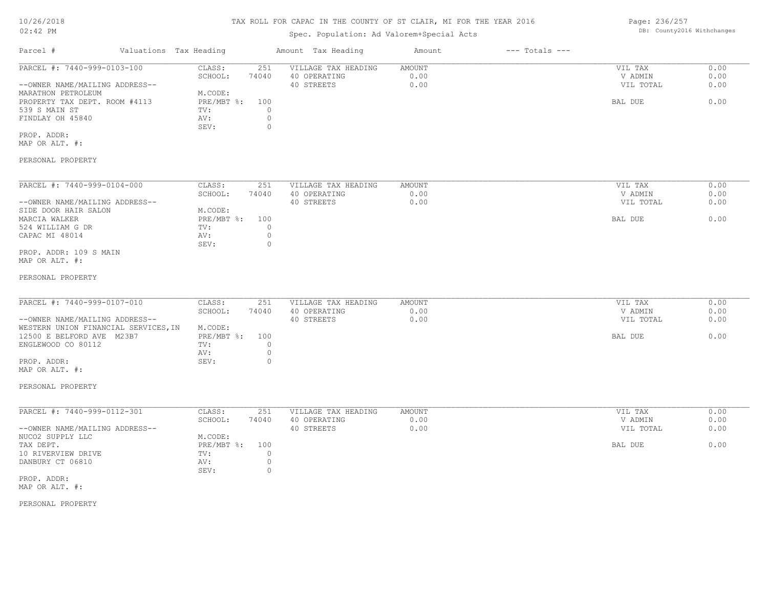# TAX ROLL FOR CAPAC IN THE COUNTY OF ST CLAIR, MI FOR THE YEAR 2016

Spec. Population: Ad Valorem+Special Acts

DB: County2016 Withchanges

| Parcel # | Valuations | Tax Heading | Amount | Tax Heading | Amount | --- Totals --- | |
|---|---|---|---|---|---|---|---|

---

**PARCEL #: 7440-999-0103-100**

| | | | | | | |
|---|---|---|---|---|---|---|
| CLASS: | 251 | VILLAGE TAX HEADING | AMOUNT | | VIL TAX | 0.00 |
| SCHOOL: | 74040 | 40 OPERATING | 0.00 | | V ADMIN | 0.00 |
| M.CODE: | | 40 STREETS | 0.00 | | VIL TOTAL | 0.00 |
| PRE/MBT %: | 100 | | | | BAL DUE | 0.00 |
| TV: | 0 | | | | | |
| AV: | 0 | | | | | |
| SEV: | 0 | | | | | |

--OWNER NAME/MAILING ADDRESS--
MARATHON PETROLEUM
PROPERTY TAX DEPT. ROOM #4113
539 S MAIN ST
FINDLAY OH 45840

PROP. ADDR:
MAP OR ALT. #:

PERSONAL PROPERTY

---

**PARCEL #: 7440-999-0104-000**

| | | | | | | |
|---|---|---|---|---|---|---|
| CLASS: | 251 | VILLAGE TAX HEADING | AMOUNT | | VIL TAX | 0.00 |
| SCHOOL: | 74040 | 40 OPERATING | 0.00 | | V ADMIN | 0.00 |
| M.CODE: | | 40 STREETS | 0.00 | | VIL TOTAL | 0.00 |
| PRE/MBT %: | 100 | | | | BAL DUE | 0.00 |
| TV: | 0 | | | | | |
| AV: | 0 | | | | | |
| SEV: | 0 | | | | | |

--OWNER NAME/MAILING ADDRESS--
SIDE DOOR HAIR SALON
MARCIA WALKER
524 WILLIAM G DR
CAPAC MI 48014

PROP. ADDR: 109 S MAIN
MAP OR ALT. #:

PERSONAL PROPERTY

---

**PARCEL #: 7440-999-0107-010**

| | | | | | | |
|---|---|---|---|---|---|---|
| CLASS: | 251 | VILLAGE TAX HEADING | AMOUNT | | VIL TAX | 0.00 |
| SCHOOL: | 74040 | 40 OPERATING | 0.00 | | V ADMIN | 0.00 |
| M.CODE: | | 40 STREETS | 0.00 | | VIL TOTAL | 0.00 |
| PRE/MBT %: | 100 | | | | BAL DUE | 0.00 |
| TV: | 0 | | | | | |
| AV: | 0 | | | | | |
| SEV: | 0 | | | | | |

--OWNER NAME/MAILING ADDRESS--
WESTERN UNION FINANCIAL SERVICES,IN
12500 E BELFORD AVE M23B7
ENGLEWOOD CO 80112

PROP. ADDR:
MAP OR ALT. #:

PERSONAL PROPERTY

---

**PARCEL #: 7440-999-0112-301**

| | | | | | | |
|---|---|---|---|---|---|---|
| CLASS: | 251 | VILLAGE TAX HEADING | AMOUNT | | VIL TAX | 0.00 |
| SCHOOL: | 74040 | 40 OPERATING | 0.00 | | V ADMIN | 0.00 |
| M.CODE: | | 40 STREETS | 0.00 | | VIL TOTAL | 0.00 |
| PRE/MBT %: | 100 | | | | BAL DUE | 0.00 |
| TV: | 0 | | | | | |
| AV: | 0 | | | | | |
| SEV: | 0 | | | | | |

--OWNER NAME/MAILING ADDRESS--
NUCO2 SUPPLY LLC
TAX DEPT.
10 RIVERVIEW DRIVE
DANBURY CT 06810

PROP. ADDR:
MAP OR ALT. #:

PERSONAL PROPERTY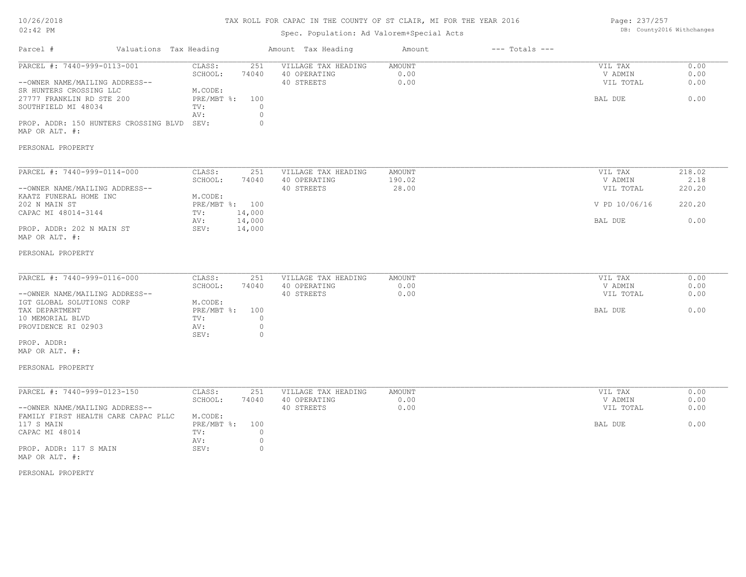TAX ROLL FOR CAPAC IN THE COUNTY OF ST CLAIR, MI FOR THE YEAR 2016

Spec. Population: Ad Valorem+Special Acts

| Parcel # | Valuations | Tax Heading | Amount | Tax Heading | Amount | --- Totals --- | |
|---|---|---|---|---|---|---|---|
| PARCEL #: 7440-999-0113-001 | CLASS: | 251 | VILLAGE TAX HEADING | AMOUNT | | VIL TAX | 0.00 |
| | SCHOOL: | 74040 | 40 OPERATING | 0.00 | | V ADMIN | 0.00 |
| --OWNER NAME/MAILING ADDRESS-- | | | 40 STREETS | 0.00 | | VIL TOTAL | 0.00 |
| SR HUNTERS CROSSING LLC | M.CODE: | | | | | | |
| 27777 FRANKLIN RD STE 200 | PRE/MBT %: | 100 | | | | BAL DUE | 0.00 |
| SOUTHFIELD MI 48034 | TV: | 0 | | | | | |
| | AV: | 0 | | | | | |
| PROP. ADDR: 150 HUNTERS CROSSING BLVD | SEV: | 0 | | | | | |
| MAP OR ALT. #: | | | | | | | |

PERSONAL PROPERTY

| Parcel # | Valuations | Tax Heading | Amount | Tax Heading | Amount | --- Totals --- | |
|---|---|---|---|---|---|---|---|
| PARCEL #: 7440-999-0114-000 | CLASS: | 251 | VILLAGE TAX HEADING | AMOUNT | | VIL TAX | 218.02 |
| | SCHOOL: | 74040 | 40 OPERATING | 190.02 | | V ADMIN | 2.18 |
| --OWNER NAME/MAILING ADDRESS-- | | | 40 STREETS | 28.00 | | VIL TOTAL | 220.20 |
| KAATZ FUNERAL HOME INC | M.CODE: | | | | | | |
| 202 N MAIN ST | PRE/MBT %: | 100 | | | | V PD 10/06/16 | 220.20 |
| CAPAC MI 48014-3144 | TV: | 14,000 | | | | | |
| | AV: | 14,000 | | | | BAL DUE | 0.00 |
| PROP. ADDR: 202 N MAIN ST | SEV: | 14,000 | | | | | |
| MAP OR ALT. #: | | | | | | | |

PERSONAL PROPERTY

| Parcel # | Valuations | Tax Heading | Amount | Tax Heading | Amount | --- Totals --- | |
|---|---|---|---|---|---|---|---|
| PARCEL #: 7440-999-0116-000 | CLASS: | 251 | VILLAGE TAX HEADING | AMOUNT | | VIL TAX | 0.00 |
| | SCHOOL: | 74040 | 40 OPERATING | 0.00 | | V ADMIN | 0.00 |
| --OWNER NAME/MAILING ADDRESS-- | | | 40 STREETS | 0.00 | | VIL TOTAL | 0.00 |
| IGT GLOBAL SOLUTIONS CORP | M.CODE: | | | | | | |
| TAX DEPARTMENT | PRE/MBT %: | 100 | | | | BAL DUE | 0.00 |
| 10 MEMORIAL BLVD | TV: | 0 | | | | | |
| PROVIDENCE RI 02903 | AV: | 0 | | | | | |
| | SEV: | 0 | | | | | |
| PROP. ADDR: | | | | | | | |
| MAP OR ALT. #: | | | | | | | |

PERSONAL PROPERTY

| Parcel # | Valuations | Tax Heading | Amount | Tax Heading | Amount | --- Totals --- | |
|---|---|---|---|---|---|---|---|
| PARCEL #: 7440-999-0123-150 | CLASS: | 251 | VILLAGE TAX HEADING | AMOUNT | | VIL TAX | 0.00 |
| | SCHOOL: | 74040 | 40 OPERATING | 0.00 | | V ADMIN | 0.00 |
| --OWNER NAME/MAILING ADDRESS-- | | | 40 STREETS | 0.00 | | VIL TOTAL | 0.00 |
| FAMILY FIRST HEALTH CARE CAPAC PLLC | M.CODE: | | | | | | |
| 117 S MAIN | PRE/MBT %: | 100 | | | | BAL DUE | 0.00 |
| CAPAC MI 48014 | TV: | 0 | | | | | |
| | AV: | 0 | | | | | |
| PROP. ADDR: 117 S MAIN | SEV: | 0 | | | | | |
| MAP OR ALT. #: | | | | | | | |

PERSONAL PROPERTY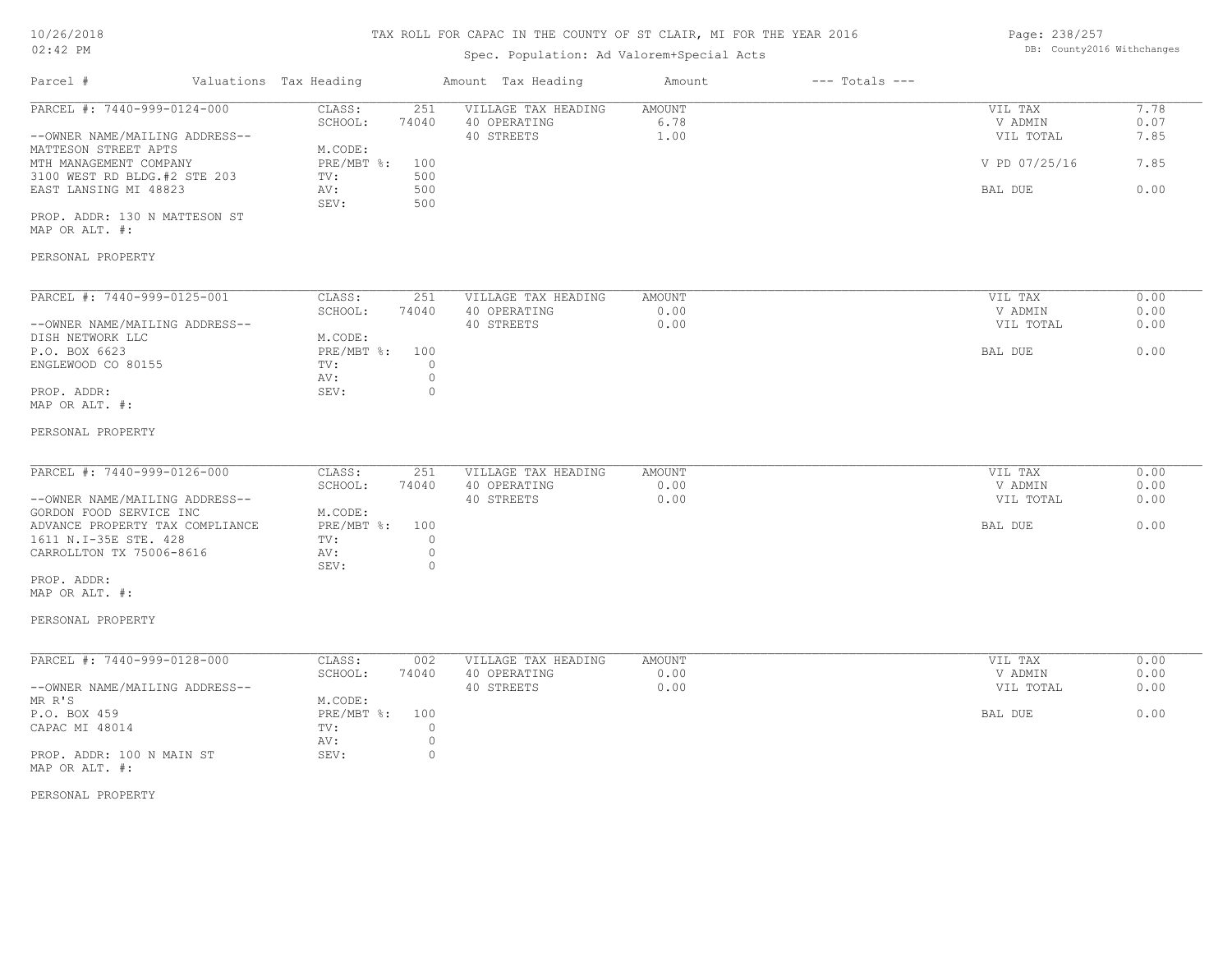# TAX ROLL FOR CAPAC IN THE COUNTY OF ST CLAIR, MI FOR THE YEAR 2016

Spec. Population: Ad Valorem+Special Acts

| Parcel # | Valuations | Tax Heading | Amount | Tax Heading | Amount | --- Totals --- | |
|---|---|---|---|---|---|---|---|
| PARCEL #: 7440-999-0124-000 | CLASS: | 251 | VILLAGE TAX HEADING | AMOUNT | | VIL TAX | 7.78 |
| | SCHOOL: | 74040 | 40 OPERATING | 6.78 | | V ADMIN | 0.07 |
| --OWNER NAME/MAILING ADDRESS-- | | | 40 STREETS | 1.00 | | VIL TOTAL | 7.85 |
| MATTESON STREET APTS | M.CODE: | | | | | | |
| MTH MANAGEMENT COMPANY | PRE/MBT %: | 100 | | | | V PD 07/25/16 | 7.85 |
| 3100 WEST RD BLDG.#2 STE 203 | TV: | 500 | | | | | |
| EAST LANSING MI 48823 | AV: | 500 | | | | BAL DUE | 0.00 |
| | SEV: | 500 | | | | | |
| PROP. ADDR: 130 N MATTESON ST | | | | | | | |
| MAP OR ALT. #: | | | | | | | |
| PERSONAL PROPERTY | | | | | | | |

| Parcel # | Valuations | Tax Heading | Amount | Tax Heading | Amount | --- Totals --- | |
|---|---|---|---|---|---|---|---|
| PARCEL #: 7440-999-0125-001 | CLASS: | 251 | VILLAGE TAX HEADING | AMOUNT | | VIL TAX | 0.00 |
| | SCHOOL: | 74040 | 40 OPERATING | 0.00 | | V ADMIN | 0.00 |
| --OWNER NAME/MAILING ADDRESS-- | | | 40 STREETS | 0.00 | | VIL TOTAL | 0.00 |
| DISH NETWORK LLC | M.CODE: | | | | | | |
| P.O. BOX 6623 | PRE/MBT %: | 100 | | | | BAL DUE | 0.00 |
| ENGLEWOOD CO 80155 | TV: | 0 | | | | | |
| | AV: | 0 | | | | | |
| PROP. ADDR: | SEV: | 0 | | | | | |
| MAP OR ALT. #: | | | | | | | |
| PERSONAL PROPERTY | | | | | | | |

| Parcel # | Valuations | Tax Heading | Amount | Tax Heading | Amount | --- Totals --- | |
|---|---|---|---|---|---|---|---|
| PARCEL #: 7440-999-0126-000 | CLASS: | 251 | VILLAGE TAX HEADING | AMOUNT | | VIL TAX | 0.00 |
| | SCHOOL: | 74040 | 40 OPERATING | 0.00 | | V ADMIN | 0.00 |
| --OWNER NAME/MAILING ADDRESS-- | | | 40 STREETS | 0.00 | | VIL TOTAL | 0.00 |
| GORDON FOOD SERVICE INC | M.CODE: | | | | | | |
| ADVANCE PROPERTY TAX COMPLIANCE | PRE/MBT %: | 100 | | | | BAL DUE | 0.00 |
| 1611 N.I-35E STE. 428 | TV: | 0 | | | | | |
| CARROLLTON TX 75006-8616 | AV: | 0 | | | | | |
| | SEV: | 0 | | | | | |
| PROP. ADDR: | | | | | | | |
| MAP OR ALT. #: | | | | | | | |
| PERSONAL PROPERTY | | | | | | | |

| Parcel # | Valuations | Tax Heading | Amount | Tax Heading | Amount | --- Totals --- | |
|---|---|---|---|---|---|---|---|
| PARCEL #: 7440-999-0128-000 | CLASS: | 002 | VILLAGE TAX HEADING | AMOUNT | | VIL TAX | 0.00 |
| | SCHOOL: | 74040 | 40 OPERATING | 0.00 | | V ADMIN | 0.00 |
| --OWNER NAME/MAILING ADDRESS-- | | | 40 STREETS | 0.00 | | VIL TOTAL | 0.00 |
| MR R'S | M.CODE: | | | | | | |
| P.O. BOX 459 | PRE/MBT %: | 100 | | | | BAL DUE | 0.00 |
| CAPAC MI 48014 | TV: | 0 | | | | | |
| | AV: | 0 | | | | | |
| PROP. ADDR: 100 N MAIN ST | SEV: | 0 | | | | | |
| MAP OR ALT. #: | | | | | | | |
| PERSONAL PROPERTY | | | | | | | |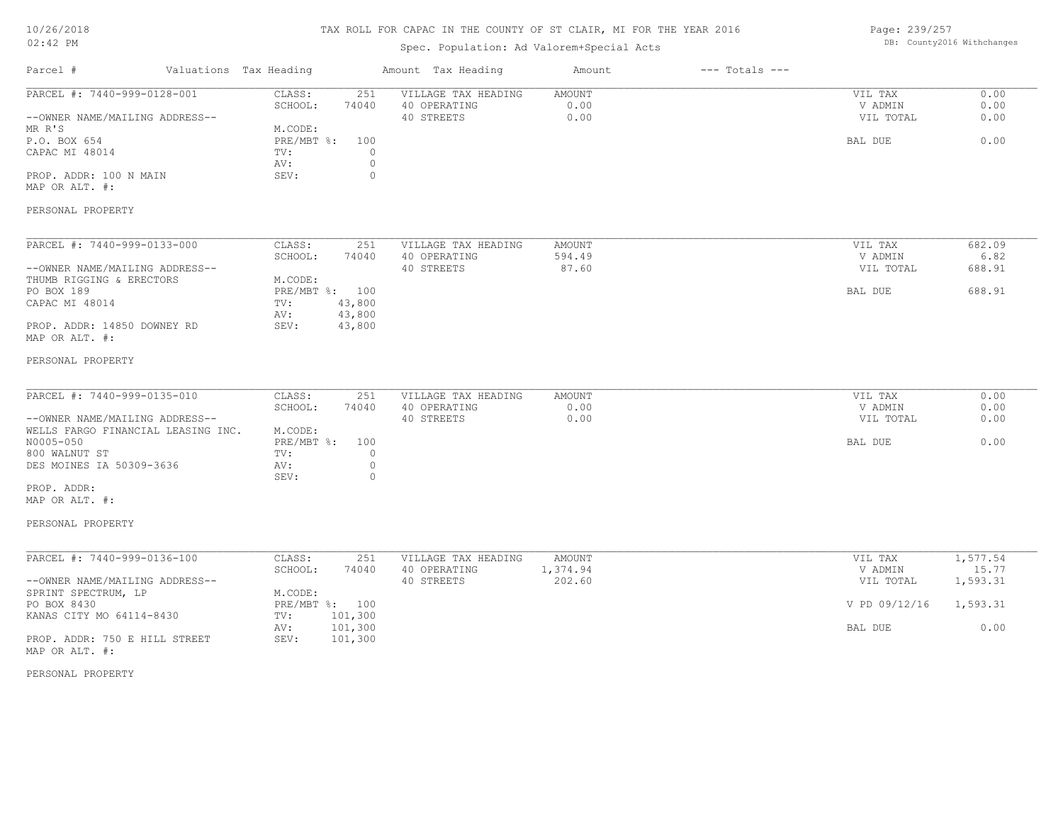# TAX ROLL FOR CAPAC IN THE COUNTY OF ST CLAIR, MI FOR THE YEAR 2016

Spec. Population: Ad Valorem+Special Acts

| Parcel # | Valuations Tax Heading | | Amount Tax Heading | Amount | --- Totals --- | |
|---|---|---|---|---|---|---|
| PARCEL #: 7440-999-0128-001 | CLASS: | 251 | VILLAGE TAX HEADING | AMOUNT | VIL TAX | 0.00 |
| | SCHOOL: | 74040 | 40 OPERATING | 0.00 | V ADMIN | 0.00 |
| --OWNER NAME/MAILING ADDRESS-- | | | 40 STREETS | 0.00 | VIL TOTAL | 0.00 |
| MR R'S | M.CODE: | | | | | |
| P.O. BOX 654 | PRE/MBT %: | 100 | | | BAL DUE | 0.00 |
| CAPAC MI 48014 | TV: | 0 | | | | |
| | AV: | 0 | | | | |
| PROP. ADDR: 100 N MAIN | SEV: | 0 | | | | |
| MAP OR ALT. #: | | | | | | |
| PERSONAL PROPERTY | | | | | | |

| Parcel # | Valuations Tax Heading | | Amount Tax Heading | Amount | --- Totals --- | |
|---|---|---|---|---|---|---|
| PARCEL #: 7440-999-0133-000 | CLASS: | 251 | VILLAGE TAX HEADING | AMOUNT | VIL TAX | 682.09 |
| | SCHOOL: | 74040 | 40 OPERATING | 594.49 | V ADMIN | 6.82 |
| --OWNER NAME/MAILING ADDRESS-- | | | 40 STREETS | 87.60 | VIL TOTAL | 688.91 |
| THUMB RIGGING & ERECTORS | M.CODE: | | | | | |
| PO BOX 189 | PRE/MBT %: | 100 | | | BAL DUE | 688.91 |
| CAPAC MI 48014 | TV: | 43,800 | | | | |
| | AV: | 43,800 | | | | |
| PROP. ADDR: 14850 DOWNEY RD | SEV: | 43,800 | | | | |
| MAP OR ALT. #: | | | | | | |
| PERSONAL PROPERTY | | | | | | |

| Parcel # | Valuations Tax Heading | | Amount Tax Heading | Amount | --- Totals --- | |
|---|---|---|---|---|---|---|
| PARCEL #: 7440-999-0135-010 | CLASS: | 251 | VILLAGE TAX HEADING | AMOUNT | VIL TAX | 0.00 |
| | SCHOOL: | 74040 | 40 OPERATING | 0.00 | V ADMIN | 0.00 |
| --OWNER NAME/MAILING ADDRESS-- | | | 40 STREETS | 0.00 | VIL TOTAL | 0.00 |
| WELLS FARGO FINANCIAL LEASING INC. | M.CODE: | | | | | |
| N0005-050 | PRE/MBT %: | 100 | | | BAL DUE | 0.00 |
| 800 WALNUT ST | TV: | 0 | | | | |
| DES MOINES IA 50309-3636 | AV: | 0 | | | | |
| | SEV: | 0 | | | | |
| PROP. ADDR: | | | | | | |
| MAP OR ALT. #: | | | | | | |
| PERSONAL PROPERTY | | | | | | |

| Parcel # | Valuations Tax Heading | | Amount Tax Heading | Amount | --- Totals --- | |
|---|---|---|---|---|---|---|
| PARCEL #: 7440-999-0136-100 | CLASS: | 251 | VILLAGE TAX HEADING | AMOUNT | VIL TAX | 1,577.54 |
| | SCHOOL: | 74040 | 40 OPERATING | 1,374.94 | V ADMIN | 15.77 |
| --OWNER NAME/MAILING ADDRESS-- | | | 40 STREETS | 202.60 | VIL TOTAL | 1,593.31 |
| SPRINT SPECTRUM, LP | M.CODE: | | | | | |
| PO BOX 8430 | PRE/MBT %: | 100 | | | V PD 09/12/16 | 1,593.31 |
| KANAS CITY MO 64114-8430 | TV: | 101,300 | | | | |
| | AV: | 101,300 | | | BAL DUE | 0.00 |
| PROP. ADDR: 750 E HILL STREET | SEV: | 101,300 | | | | |
| MAP OR ALT. #: | | | | | | |
| PERSONAL PROPERTY | | | | | | |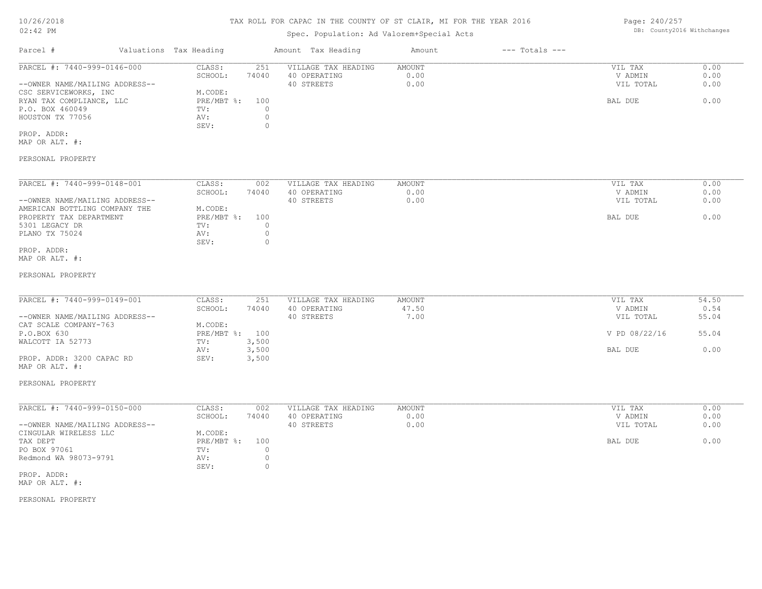# TAX ROLL FOR CAPAC IN THE COUNTY OF ST CLAIR, MI FOR THE YEAR 2016

10/26/2018
02:42 PM

Spec. Population: Ad Valorem+Special Acts

DB: County2016 Withchanges

| Parcel # | Valuations | Tax Heading | Amount | Tax Heading | Amount | --- Totals --- | |
|---|---|---|---|---|---|---|---|
| PARCEL #: 7440-999-0146-000 | CLASS: | 251 | VILLAGE TAX HEADING | AMOUNT | | VIL TAX | 0.00 |
| | SCHOOL: | 74040 | 40 OPERATING | 0.00 | | V ADMIN | 0.00 |
| --OWNER NAME/MAILING ADDRESS-- | | | 40 STREETS | 0.00 | | VIL TOTAL | 0.00 |
| CSC SERVICEWORKS, INC | M.CODE: | | | | | | |
| RYAN TAX COMPLIANCE, LLC | PRE/MBT %: | 100 | | | | BAL DUE | 0.00 |
| P.O. BOX 460049 | TV: | 0 | | | | | |
| HOUSTON TX 77056 | AV: | 0 | | | | | |
| | SEV: | 0 | | | | | |
| PROP. ADDR: | | | | | | | |
| MAP OR ALT. #: | | | | | | | |
| PERSONAL PROPERTY | | | | | | | |

| Parcel # | Valuations | Tax Heading | Amount | Tax Heading | Amount | --- Totals --- | |
|---|---|---|---|---|---|---|---|
| PARCEL #: 7440-999-0148-001 | CLASS: | 002 | VILLAGE TAX HEADING | AMOUNT | | VIL TAX | 0.00 |
| | SCHOOL: | 74040 | 40 OPERATING | 0.00 | | V ADMIN | 0.00 |
| --OWNER NAME/MAILING ADDRESS-- | | | 40 STREETS | 0.00 | | VIL TOTAL | 0.00 |
| AMERICAN BOTTLING COMPANY THE | M.CODE: | | | | | | |
| PROPERTY TAX DEPARTMENT | PRE/MBT %: | 100 | | | | BAL DUE | 0.00 |
| 5301 LEGACY DR | TV: | 0 | | | | | |
| PLANO TX 75024 | AV: | 0 | | | | | |
| | SEV: | 0 | | | | | |
| PROP. ADDR: | | | | | | | |
| MAP OR ALT. #: | | | | | | | |
| PERSONAL PROPERTY | | | | | | | |

| Parcel # | Valuations | Tax Heading | Amount | Tax Heading | Amount | --- Totals --- | |
|---|---|---|---|---|---|---|---|
| PARCEL #: 7440-999-0149-001 | CLASS: | 251 | VILLAGE TAX HEADING | AMOUNT | | VIL TAX | 54.50 |
| | SCHOOL: | 74040 | 40 OPERATING | 47.50 | | V ADMIN | 0.54 |
| --OWNER NAME/MAILING ADDRESS-- | | | 40 STREETS | 7.00 | | VIL TOTAL | 55.04 |
| CAT SCALE COMPANY-763 | M.CODE: | | | | | | |
| P.O.BOX 630 | PRE/MBT %: | 100 | | | | V PD 08/22/16 | 55.04 |
| WALCOTT IA 52773 | TV: | 3,500 | | | | | |
| | AV: | 3,500 | | | | BAL DUE | 0.00 |
| PROP. ADDR: 3200 CAPAC RD | SEV: | 3,500 | | | | | |
| MAP OR ALT. #: | | | | | | | |
| PERSONAL PROPERTY | | | | | | | |

| Parcel # | Valuations | Tax Heading | Amount | Tax Heading | Amount | --- Totals --- | |
|---|---|---|---|---|---|---|---|
| PARCEL #: 7440-999-0150-000 | CLASS: | 002 | VILLAGE TAX HEADING | AMOUNT | | VIL TAX | 0.00 |
| | SCHOOL: | 74040 | 40 OPERATING | 0.00 | | V ADMIN | 0.00 |
| --OWNER NAME/MAILING ADDRESS-- | | | 40 STREETS | 0.00 | | VIL TOTAL | 0.00 |
| CINGULAR WIRELESS LLC | M.CODE: | | | | | | |
| TAX DEPT | PRE/MBT %: | 100 | | | | BAL DUE | 0.00 |
| PO BOX 97061 | TV: | 0 | | | | | |
| Redmond WA 98073-9791 | AV: | 0 | | | | | |
| | SEV: | 0 | | | | | |
| PROP. ADDR: | | | | | | | |
| MAP OR ALT. #: | | | | | | | |
| PERSONAL PROPERTY | | | | | | | |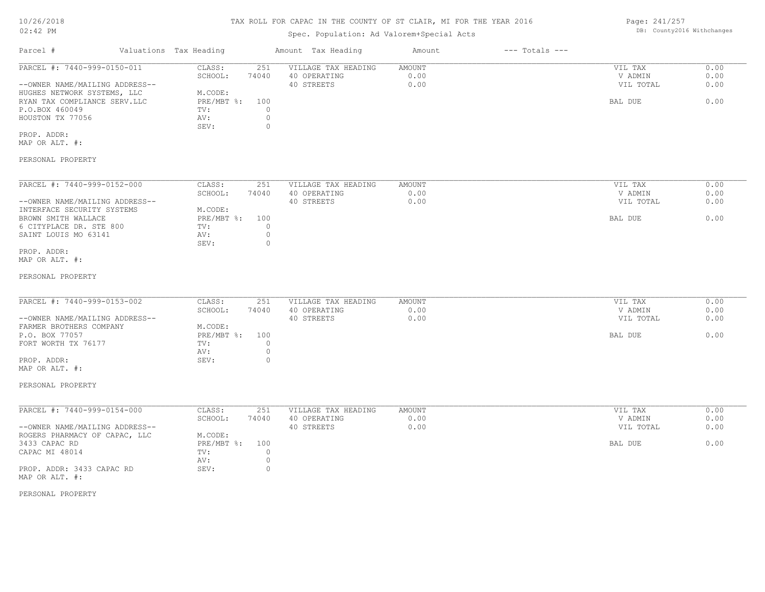# TAX ROLL FOR CAPAC IN THE COUNTY OF ST CLAIR, MI FOR THE YEAR 2016

## Spec. Population: Ad Valorem+Special Acts

| Parcel # | Valuations | Tax Heading | Amount | Tax Heading | Amount | --- Totals --- | |
|---|---|---|---|---|---|---|---|
| PARCEL #: 7440-999-0150-011 | CLASS: | 251 | | VILLAGE TAX HEADING | AMOUNT | VIL TAX | 0.00 |
| | SCHOOL: | 74040 | | 40 OPERATING | 0.00 | V ADMIN | 0.00 |
| --OWNER NAME/MAILING ADDRESS-- | | | | 40 STREETS | 0.00 | VIL TOTAL | 0.00 |
| HUGHES NETWORK SYSTEMS, LLC | M.CODE: | | | | | | |
| RYAN TAX COMPLIANCE SERV.LLC | PRE/MBT %: | 100 | | | | BAL DUE | 0.00 |
| P.O.BOX 460049 | TV: | 0 | | | | | |
| HOUSTON TX 77056 | AV: | 0 | | | | | |
| | SEV: | 0 | | | | | |
| PROP. ADDR: | | | | | | | |
| MAP OR ALT. #: | | | | | | | |
| PERSONAL PROPERTY | | | | | | | |

| Parcel # | Valuations | Tax Heading | Amount | Tax Heading | Amount | --- Totals --- | |
|---|---|---|---|---|---|---|---|
| PARCEL #: 7440-999-0152-000 | CLASS: | 251 | | VILLAGE TAX HEADING | AMOUNT | VIL TAX | 0.00 |
| | SCHOOL: | 74040 | | 40 OPERATING | 0.00 | V ADMIN | 0.00 |
| --OWNER NAME/MAILING ADDRESS-- | | | | 40 STREETS | 0.00 | VIL TOTAL | 0.00 |
| INTERFACE SECURITY SYSTEMS | M.CODE: | | | | | | |
| BROWN SMITH WALLACE | PRE/MBT %: | 100 | | | | BAL DUE | 0.00 |
| 6 CITYPLACE DR. STE 800 | TV: | 0 | | | | | |
| SAINT LOUIS MO 63141 | AV: | 0 | | | | | |
| | SEV: | 0 | | | | | |
| PROP. ADDR: | | | | | | | |
| MAP OR ALT. #: | | | | | | | |
| PERSONAL PROPERTY | | | | | | | |

| Parcel # | Valuations | Tax Heading | Amount | Tax Heading | Amount | --- Totals --- | |
|---|---|---|---|---|---|---|---|
| PARCEL #: 7440-999-0153-002 | CLASS: | 251 | | VILLAGE TAX HEADING | AMOUNT | VIL TAX | 0.00 |
| | SCHOOL: | 74040 | | 40 OPERATING | 0.00 | V ADMIN | 0.00 |
| --OWNER NAME/MAILING ADDRESS-- | | | | 40 STREETS | 0.00 | VIL TOTAL | 0.00 |
| FARMER BROTHERS COMPANY | M.CODE: | | | | | | |
| P.O. BOX 77057 | PRE/MBT %: | 100 | | | | BAL DUE | 0.00 |
| FORT WORTH TX 76177 | TV: | 0 | | | | | |
| | AV: | 0 | | | | | |
| PROP. ADDR: | SEV: | 0 | | | | | |
| MAP OR ALT. #: | | | | | | | |
| PERSONAL PROPERTY | | | | | | | |

| Parcel # | Valuations | Tax Heading | Amount | Tax Heading | Amount | --- Totals --- | |
|---|---|---|---|---|---|---|---|
| PARCEL #: 7440-999-0154-000 | CLASS: | 251 | | VILLAGE TAX HEADING | AMOUNT | VIL TAX | 0.00 |
| | SCHOOL: | 74040 | | 40 OPERATING | 0.00 | V ADMIN | 0.00 |
| --OWNER NAME/MAILING ADDRESS-- | | | | 40 STREETS | 0.00 | VIL TOTAL | 0.00 |
| ROGERS PHARMACY OF CAPAC, LLC | M.CODE: | | | | | | |
| 3433 CAPAC RD | PRE/MBT %: | 100 | | | | BAL DUE | 0.00 |
| CAPAC MI 48014 | TV: | 0 | | | | | |
| | AV: | 0 | | | | | |
| PROP. ADDR: 3433 CAPAC RD | SEV: | 0 | | | | | |
| MAP OR ALT. #: | | | | | | | |
| PERSONAL PROPERTY | | | | | | | |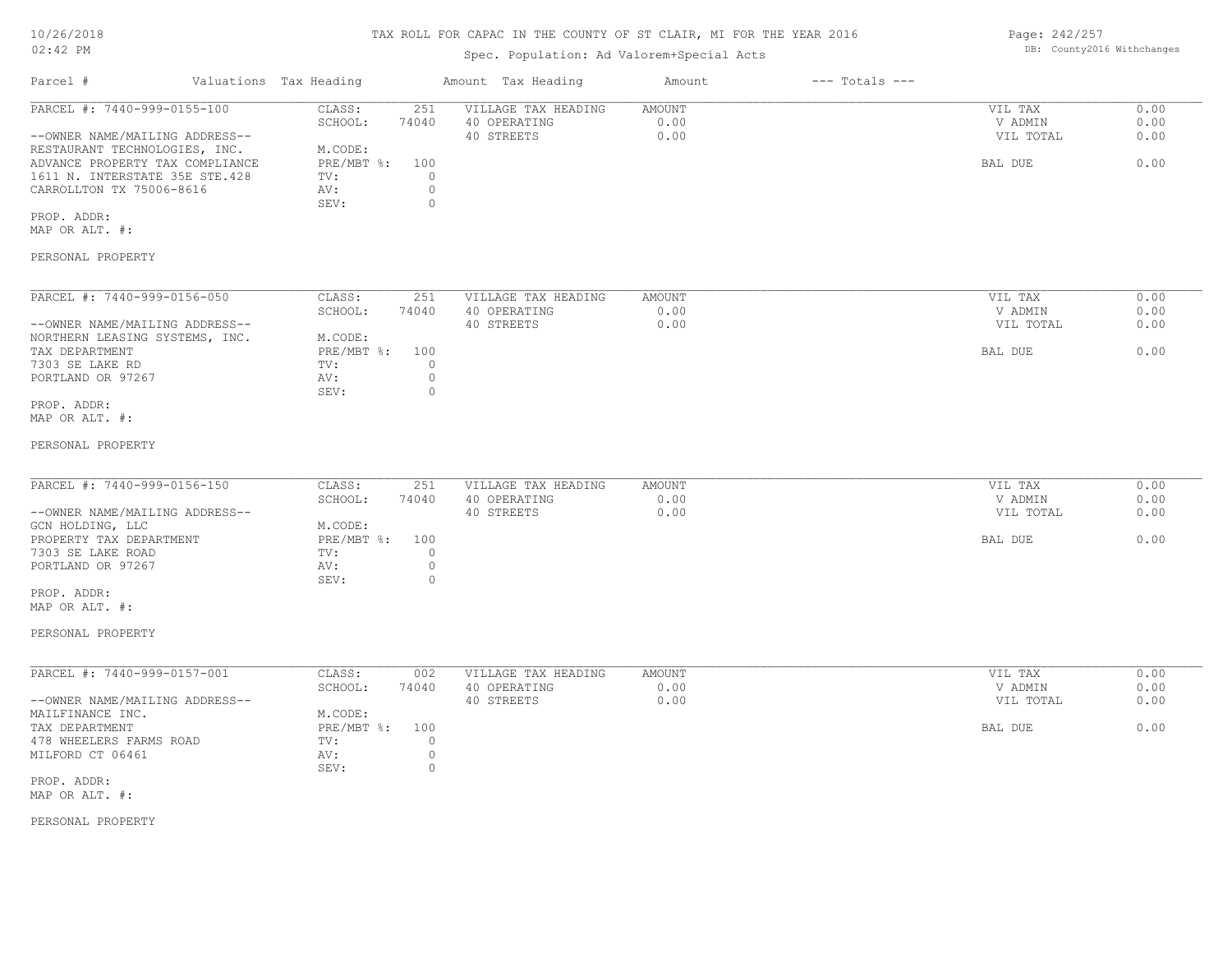# TAX ROLL FOR CAPAC IN THE COUNTY OF ST CLAIR, MI FOR THE YEAR 2016

Spec. Population: Ad Valorem+Special Acts

| Parcel # | Valuations | Tax Heading | Amount | Tax Heading | Amount | --- Totals --- | | |
|---|---|---|---|---|---|---|---|---|

---

**PARCEL #: 7440-999-0155-100**

--OWNER NAME/MAILING ADDRESS--
RESTAURANT TECHNOLOGIES, INC.
ADVANCE PROPERTY TAX COMPLIANCE
1611 N. INTERSTATE 35E STE.428
CARROLLTON TX 75006-8616

PROP. ADDR:
MAP OR ALT. #:

PERSONAL PROPERTY

| | | | | | |
|---|---|---|---|---|---|
| CLASS: | 251 | VILLAGE TAX HEADING | AMOUNT | VIL TAX | 0.00 |
| SCHOOL: | 74040 | 40 OPERATING | 0.00 | V ADMIN | 0.00 |
| M.CODE: | | 40 STREETS | 0.00 | VIL TOTAL | 0.00 |
| PRE/MBT %: | 100 | | | BAL DUE | 0.00 |
| TV: | 0 | | | | |
| AV: | 0 | | | | |
| SEV: | 0 | | | | |

---

**PARCEL #: 7440-999-0156-050**

--OWNER NAME/MAILING ADDRESS--
NORTHERN LEASING SYSTEMS, INC.
TAX DEPARTMENT
7303 SE LAKE RD
PORTLAND OR 97267

PROP. ADDR:
MAP OR ALT. #:

PERSONAL PROPERTY

| | | | | | |
|---|---|---|---|---|---|
| CLASS: | 251 | VILLAGE TAX HEADING | AMOUNT | VIL TAX | 0.00 |
| SCHOOL: | 74040 | 40 OPERATING | 0.00 | V ADMIN | 0.00 |
| M.CODE: | | 40 STREETS | 0.00 | VIL TOTAL | 0.00 |
| PRE/MBT %: | 100 | | | BAL DUE | 0.00 |
| TV: | 0 | | | | |
| AV: | 0 | | | | |
| SEV: | 0 | | | | |

---

**PARCEL #: 7440-999-0156-150**

--OWNER NAME/MAILING ADDRESS--
GCN HOLDING, LLC
PROPERTY TAX DEPARTMENT
7303 SE LAKE ROAD
PORTLAND OR 97267

PROP. ADDR:
MAP OR ALT. #:

PERSONAL PROPERTY

| | | | | | |
|---|---|---|---|---|---|
| CLASS: | 251 | VILLAGE TAX HEADING | AMOUNT | VIL TAX | 0.00 |
| SCHOOL: | 74040 | 40 OPERATING | 0.00 | V ADMIN | 0.00 |
| M.CODE: | | 40 STREETS | 0.00 | VIL TOTAL | 0.00 |
| PRE/MBT %: | 100 | | | BAL DUE | 0.00 |
| TV: | 0 | | | | |
| AV: | 0 | | | | |
| SEV: | 0 | | | | |

---

**PARCEL #: 7440-999-0157-001**

--OWNER NAME/MAILING ADDRESS--
MAILFINANCE INC.
TAX DEPARTMENT
478 WHEELERS FARMS ROAD
MILFORD CT 06461

PROP. ADDR:
MAP OR ALT. #:

PERSONAL PROPERTY

| | | | | | |
|---|---|---|---|---|---|
| CLASS: | 002 | VILLAGE TAX HEADING | AMOUNT | VIL TAX | 0.00 |
| SCHOOL: | 74040 | 40 OPERATING | 0.00 | V ADMIN | 0.00 |
| M.CODE: | | 40 STREETS | 0.00 | VIL TOTAL | 0.00 |
| PRE/MBT %: | 100 | | | BAL DUE | 0.00 |
| TV: | 0 | | | | |
| AV: | 0 | | | | |
| SEV: | 0 | | | | |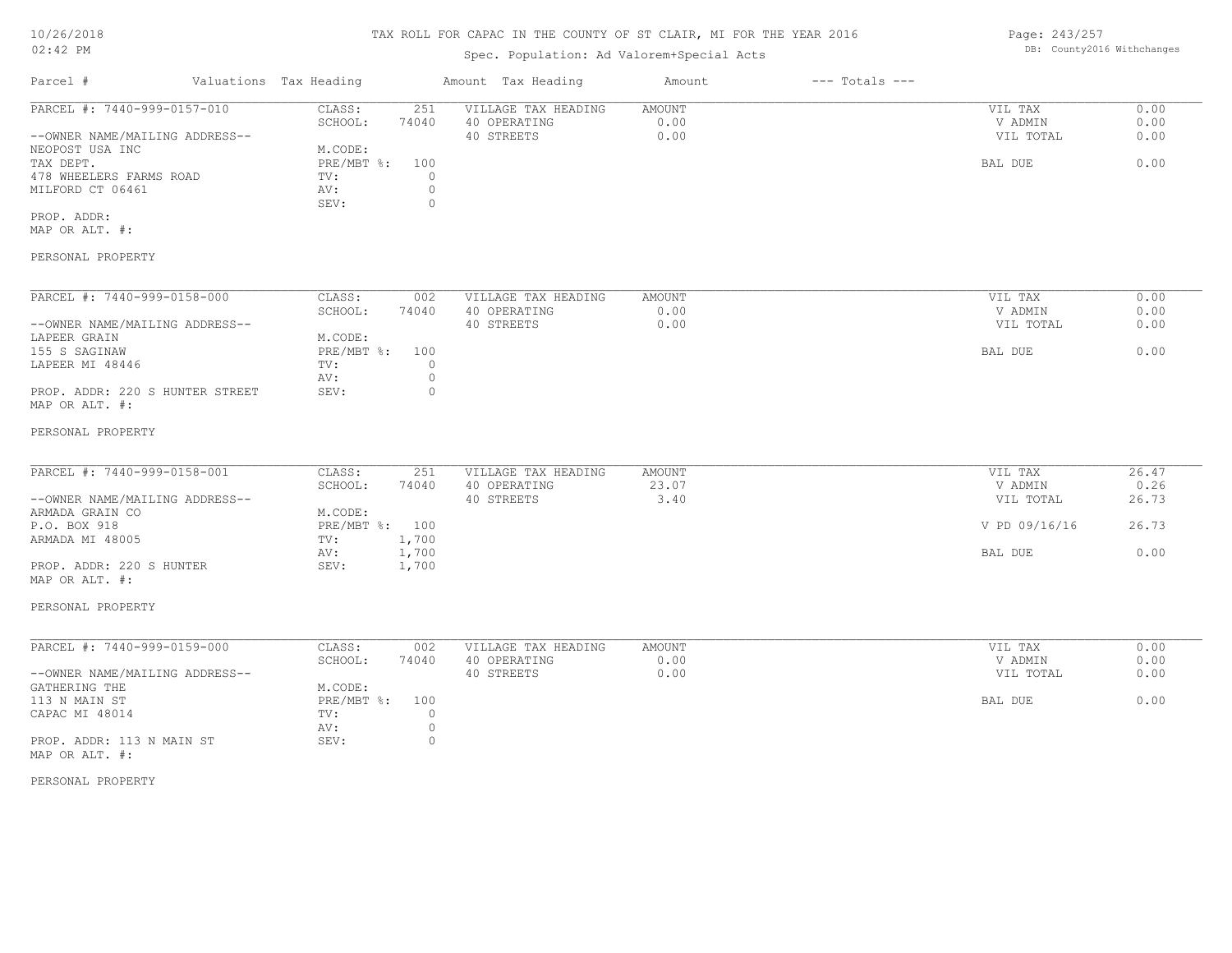# TAX ROLL FOR CAPAC IN THE COUNTY OF ST CLAIR, MI FOR THE YEAR 2016

Spec. Population: Ad Valorem+Special Acts

DB: County2016 Withchanges

| Parcel # | Valuations | Tax Heading | Amount | Tax Heading | Amount | --- Totals --- | |
|---|---|---|---|---|---|---|---|
| PARCEL #: 7440-999-0157-010 | CLASS: | 251 | VILLAGE TAX HEADING | AMOUNT | | VIL TAX | 0.00 |
| | SCHOOL: | 74040 | 40 OPERATING | 0.00 | | V ADMIN | 0.00 |
| --OWNER NAME/MAILING ADDRESS-- | | | 40 STREETS | 0.00 | | VIL TOTAL | 0.00 |
| NEOPOST USA INC | M.CODE: | | | | | | |
| TAX DEPT. | PRE/MBT %: | 100 | | | | BAL DUE | 0.00 |
| 478 WHEELERS FARMS ROAD | TV: | 0 | | | | | |
| MILFORD CT 06461 | AV: | 0 | | | | | |
| | SEV: | 0 | | | | | |
| PROP. ADDR: | | | | | | | |
| MAP OR ALT. #: | | | | | | | |
| PERSONAL PROPERTY | | | | | | | |

| Parcel # | Valuations | Tax Heading | Amount | Tax Heading | Amount | --- Totals --- | |
|---|---|---|---|---|---|---|---|
| PARCEL #: 7440-999-0158-000 | CLASS: | 002 | VILLAGE TAX HEADING | AMOUNT | | VIL TAX | 0.00 |
| | SCHOOL: | 74040 | 40 OPERATING | 0.00 | | V ADMIN | 0.00 |
| --OWNER NAME/MAILING ADDRESS-- | | | 40 STREETS | 0.00 | | VIL TOTAL | 0.00 |
| LAPEER GRAIN | M.CODE: | | | | | | |
| 155 S SAGINAW | PRE/MBT %: | 100 | | | | BAL DUE | 0.00 |
| LAPEER MI 48446 | TV: | 0 | | | | | |
| | AV: | 0 | | | | | |
| PROP. ADDR: 220 S HUNTER STREET | SEV: | 0 | | | | | |
| MAP OR ALT. #: | | | | | | | |
| PERSONAL PROPERTY | | | | | | | |

| Parcel # | Valuations | Tax Heading | Amount | Tax Heading | Amount | --- Totals --- | |
|---|---|---|---|---|---|---|---|
| PARCEL #: 7440-999-0158-001 | CLASS: | 251 | VILLAGE TAX HEADING | AMOUNT | | VIL TAX | 26.47 |
| | SCHOOL: | 74040 | 40 OPERATING | 23.07 | | V ADMIN | 0.26 |
| --OWNER NAME/MAILING ADDRESS-- | | | 40 STREETS | 3.40 | | VIL TOTAL | 26.73 |
| ARMADA GRAIN CO | M.CODE: | | | | | | |
| P.O. BOX 918 | PRE/MBT %: | 100 | | | | V PD 09/16/16 | 26.73 |
| ARMADA MI 48005 | TV: | 1,700 | | | | | |
| | AV: | 1,700 | | | | BAL DUE | 0.00 |
| PROP. ADDR: 220 S HUNTER | SEV: | 1,700 | | | | | |
| MAP OR ALT. #: | | | | | | | |
| PERSONAL PROPERTY | | | | | | | |

| Parcel # | Valuations | Tax Heading | Amount | Tax Heading | Amount | --- Totals --- | |
|---|---|---|---|---|---|---|---|
| PARCEL #: 7440-999-0159-000 | CLASS: | 002 | VILLAGE TAX HEADING | AMOUNT | | VIL TAX | 0.00 |
| | SCHOOL: | 74040 | 40 OPERATING | 0.00 | | V ADMIN | 0.00 |
| --OWNER NAME/MAILING ADDRESS-- | | | 40 STREETS | 0.00 | | VIL TOTAL | 0.00 |
| GATHERING THE | M.CODE: | | | | | | |
| 113 N MAIN ST | PRE/MBT %: | 100 | | | | BAL DUE | 0.00 |
| CAPAC MI 48014 | TV: | 0 | | | | | |
| | AV: | 0 | | | | | |
| PROP. ADDR: 113 N MAIN ST | SEV: | 0 | | | | | |
| MAP OR ALT. #: | | | | | | | |
| PERSONAL PROPERTY | | | | | | | |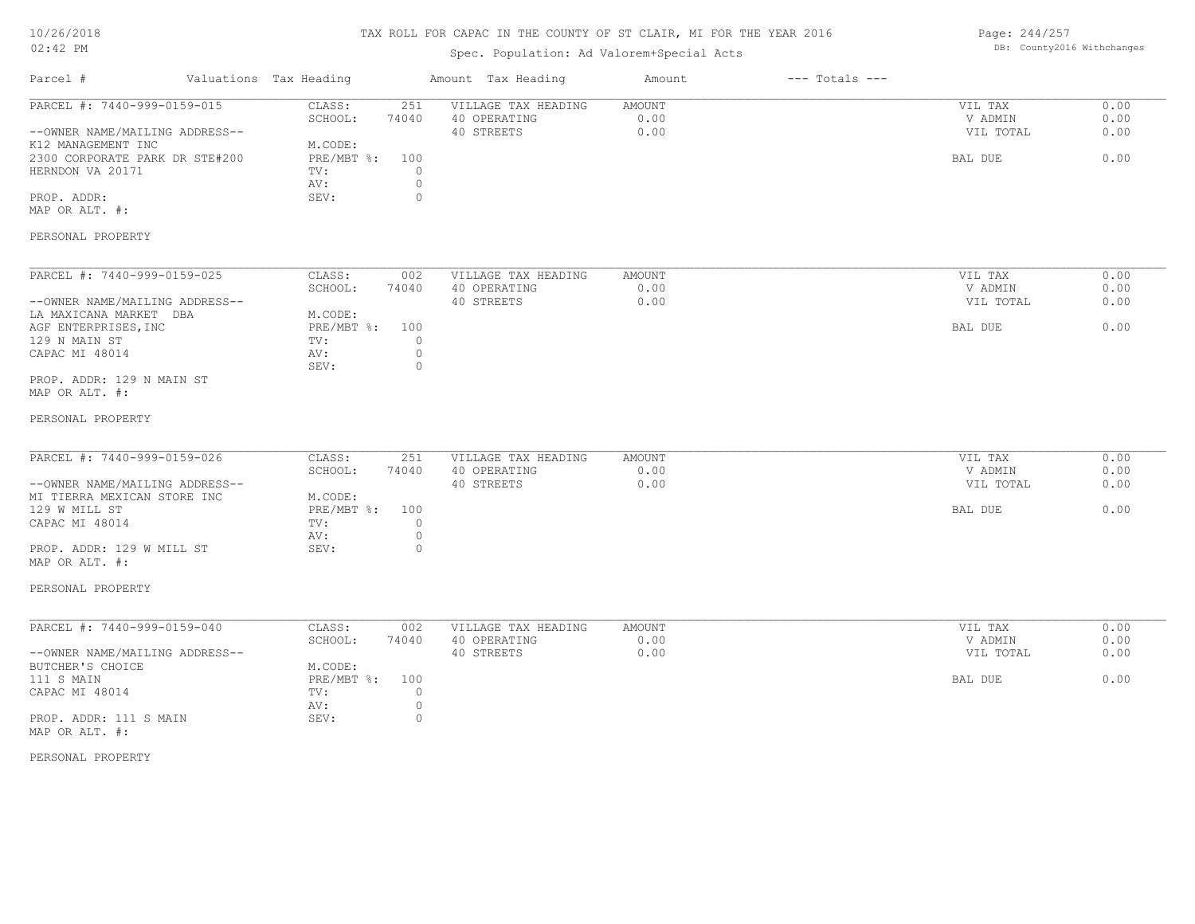# TAX ROLL FOR CAPAC IN THE COUNTY OF ST CLAIR, MI FOR THE YEAR 2016

Spec. Population: Ad Valorem+Special Acts

10/26/2018 02:42 PM — DB: County2016 Withchanges

| Parcel # | Valuations | Tax Heading | Amount | Tax Heading | Amount | --- Totals --- | |
|---|---|---|---|---|---|---|---|
| PARCEL #: 7440-999-0159-015 | CLASS: | 251 | VILLAGE TAX HEADING | AMOUNT | | VIL TAX | 0.00 |
| | SCHOOL: | 74040 | 40 OPERATING | 0.00 | | V ADMIN | 0.00 |
| --OWNER NAME/MAILING ADDRESS-- | | | 40 STREETS | 0.00 | | VIL TOTAL | 0.00 |
| K12 MANAGEMENT INC | M.CODE: | | | | | | |
| 2300 CORPORATE PARK DR STE#200 | PRE/MBT %: | 100 | | | | BAL DUE | 0.00 |
| HERNDON VA 20171 | TV: | 0 | | | | | |
| | AV: | 0 | | | | | |
| PROP. ADDR: | SEV: | 0 | | | | | |
| MAP OR ALT. #: | | | | | | | |
| PERSONAL PROPERTY | | | | | | | |

| Parcel # | Valuations | Tax Heading | Amount | Tax Heading | Amount | --- Totals --- | |
|---|---|---|---|---|---|---|---|
| PARCEL #: 7440-999-0159-025 | CLASS: | 002 | VILLAGE TAX HEADING | AMOUNT | | VIL TAX | 0.00 |
| | SCHOOL: | 74040 | 40 OPERATING | 0.00 | | V ADMIN | 0.00 |
| --OWNER NAME/MAILING ADDRESS-- | | | 40 STREETS | 0.00 | | VIL TOTAL | 0.00 |
| LA MAXICANA MARKET DBA | M.CODE: | | | | | | |
| AGF ENTERPRISES,INC | PRE/MBT %: | 100 | | | | BAL DUE | 0.00 |
| 129 N MAIN ST | TV: | 0 | | | | | |
| CAPAC MI 48014 | AV: | 0 | | | | | |
| | SEV: | 0 | | | | | |
| PROP. ADDR: 129 N MAIN ST | | | | | | | |
| MAP OR ALT. #: | | | | | | | |
| PERSONAL PROPERTY | | | | | | | |

| Parcel # | Valuations | Tax Heading | Amount | Tax Heading | Amount | --- Totals --- | |
|---|---|---|---|---|---|---|---|
| PARCEL #: 7440-999-0159-026 | CLASS: | 251 | VILLAGE TAX HEADING | AMOUNT | | VIL TAX | 0.00 |
| | SCHOOL: | 74040 | 40 OPERATING | 0.00 | | V ADMIN | 0.00 |
| --OWNER NAME/MAILING ADDRESS-- | | | 40 STREETS | 0.00 | | VIL TOTAL | 0.00 |
| MI TIERRA MEXICAN STORE INC | M.CODE: | | | | | | |
| 129 W MILL ST | PRE/MBT %: | 100 | | | | BAL DUE | 0.00 |
| CAPAC MI 48014 | TV: | 0 | | | | | |
| | AV: | 0 | | | | | |
| PROP. ADDR: 129 W MILL ST | SEV: | 0 | | | | | |
| MAP OR ALT. #: | | | | | | | |
| PERSONAL PROPERTY | | | | | | | |

| Parcel # | Valuations | Tax Heading | Amount | Tax Heading | Amount | --- Totals --- | |
|---|---|---|---|---|---|---|---|
| PARCEL #: 7440-999-0159-040 | CLASS: | 002 | VILLAGE TAX HEADING | AMOUNT | | VIL TAX | 0.00 |
| | SCHOOL: | 74040 | 40 OPERATING | 0.00 | | V ADMIN | 0.00 |
| --OWNER NAME/MAILING ADDRESS-- | | | 40 STREETS | 0.00 | | VIL TOTAL | 0.00 |
| BUTCHER'S CHOICE | M.CODE: | | | | | | |
| 111 S MAIN | PRE/MBT %: | 100 | | | | BAL DUE | 0.00 |
| CAPAC MI 48014 | TV: | 0 | | | | | |
| | AV: | 0 | | | | | |
| PROP. ADDR: 111 S MAIN | SEV: | 0 | | | | | |
| MAP OR ALT. #: | | | | | | | |
| PERSONAL PROPERTY | | | | | | | |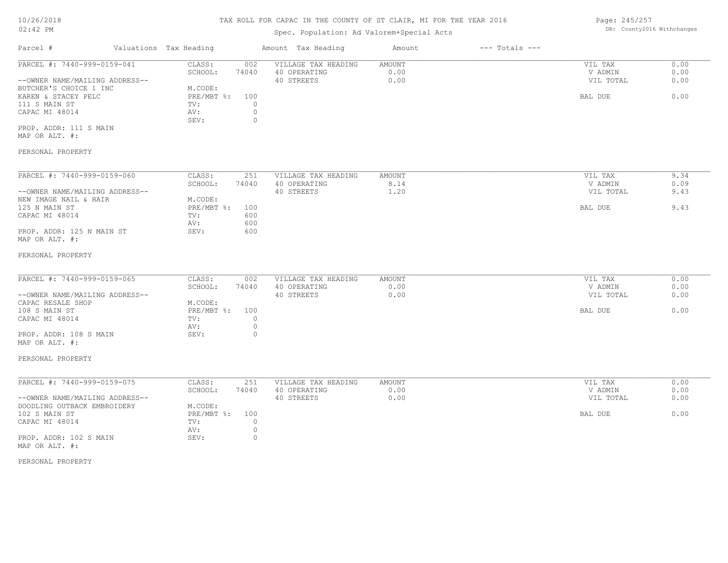# TAX ROLL FOR CAPAC IN THE COUNTY OF ST CLAIR, MI FOR THE YEAR 2016

Spec. Population: Ad Valorem+Special Acts

DB: County2016 Withchanges

10/26/2018
02:42 PM

| Parcel # | Valuations | Tax Heading | Amount | Tax Heading | Amount | --- Totals --- | |
|---|---|---|---|---|---|---|---|
| PARCEL #: 7440-999-0159-041 | CLASS: | 002 | VILLAGE TAX HEADING | AMOUNT | | VIL TAX | 0.00 |
| | SCHOOL: | 74040 | 40 OPERATING | 0.00 | | V ADMIN | 0.00 |
| --OWNER NAME/MAILING ADDRESS-- | | | 40 STREETS | 0.00 | | VIL TOTAL | 0.00 |
| BUTCHER'S CHOICE 1 INC | M.CODE: | | | | | | |
| KAREN & STACEY PELC | PRE/MBT %: | 100 | | | | BAL DUE | 0.00 |
| 111 S MAIN ST | TV: | 0 | | | | | |
| CAPAC MI 48014 | AV: | 0 | | | | | |
| | SEV: | 0 | | | | | |
| PROP. ADDR: 111 S MAIN | | | | | | | |
| MAP OR ALT. #: | | | | | | | |
| PERSONAL PROPERTY | | | | | | | |
| PARCEL #: 7440-999-0159-060 | CLASS: | 251 | VILLAGE TAX HEADING | AMOUNT | | VIL TAX | 9.34 |
| | SCHOOL: | 74040 | 40 OPERATING | 8.14 | | V ADMIN | 0.09 |
| --OWNER NAME/MAILING ADDRESS-- | | | 40 STREETS | 1.20 | | VIL TOTAL | 9.43 |
| NEW IMAGE NAIL & HAIR | M.CODE: | | | | | | |
| 125 N MAIN ST | PRE/MBT %: | 100 | | | | BAL DUE | 9.43 |
| CAPAC MI 48014 | TV: | 600 | | | | | |
| | AV: | 600 | | | | | |
| PROP. ADDR: 125 N MAIN ST | SEV: | 600 | | | | | |
| MAP OR ALT. #: | | | | | | | |
| PERSONAL PROPERTY | | | | | | | |
| PARCEL #: 7440-999-0159-065 | CLASS: | 002 | VILLAGE TAX HEADING | AMOUNT | | VIL TAX | 0.00 |
| | SCHOOL: | 74040 | 40 OPERATING | 0.00 | | V ADMIN | 0.00 |
| --OWNER NAME/MAILING ADDRESS-- | | | 40 STREETS | 0.00 | | VIL TOTAL | 0.00 |
| CAPAC RESALE SHOP | M.CODE: | | | | | | |
| 108 S MAIN ST | PRE/MBT %: | 100 | | | | BAL DUE | 0.00 |
| CAPAC MI 48014 | TV: | 0 | | | | | |
| | AV: | 0 | | | | | |
| PROP. ADDR: 108 S MAIN | SEV: | 0 | | | | | |
| MAP OR ALT. #: | | | | | | | |
| PERSONAL PROPERTY | | | | | | | |
| PARCEL #: 7440-999-0159-075 | CLASS: | 251 | VILLAGE TAX HEADING | AMOUNT | | VIL TAX | 0.00 |
| | SCHOOL: | 74040 | 40 OPERATING | 0.00 | | V ADMIN | 0.00 |
| --OWNER NAME/MAILING ADDRESS-- | | | 40 STREETS | 0.00 | | VIL TOTAL | 0.00 |
| DOODLING OUTBACK EMBROIDERY | M.CODE: | | | | | | |
| 102 S MAIN ST | PRE/MBT %: | 100 | | | | BAL DUE | 0.00 |
| CAPAC MI 48014 | TV: | 0 | | | | | |
| | AV: | 0 | | | | | |
| PROP. ADDR: 102 S MAIN | SEV: | 0 | | | | | |
| MAP OR ALT. #: | | | | | | | |
| PERSONAL PROPERTY | | | | | | | |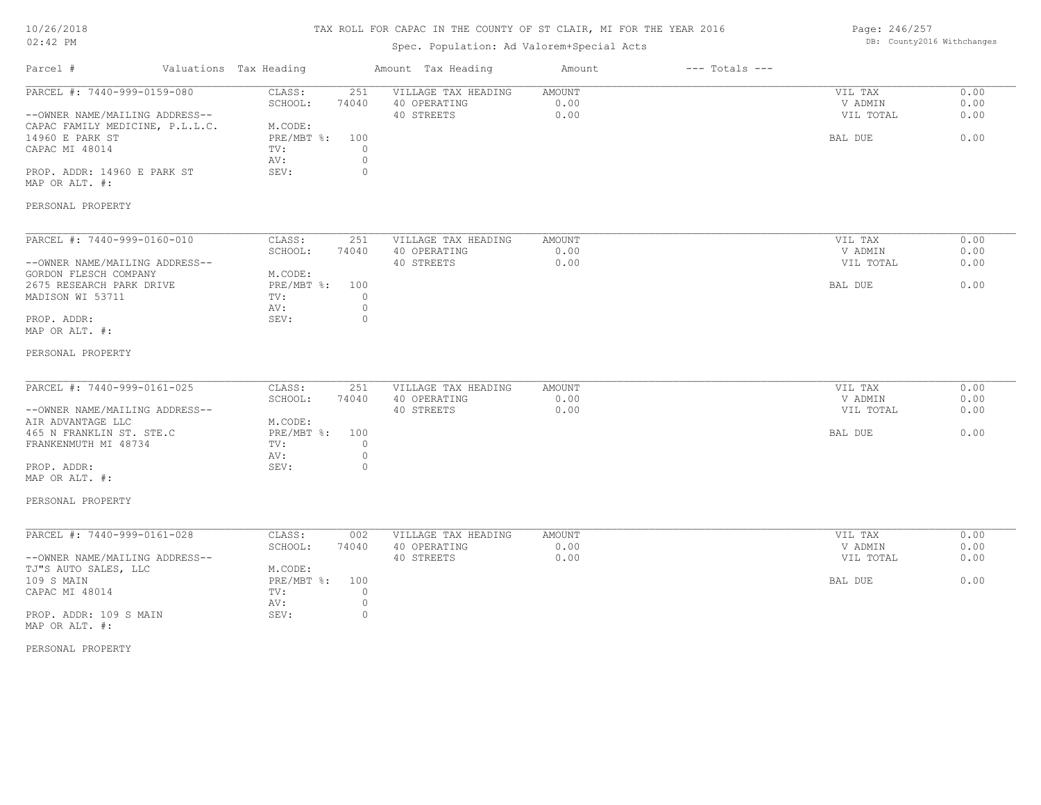TAX ROLL FOR CAPAC IN THE COUNTY OF ST CLAIR, MI FOR THE YEAR 2016

Spec. Population: Ad Valorem+Special Acts

| Parcel # | Valuations | Tax Heading | Amount | Tax Heading | Amount | --- Totals --- | |
|---|---|---|---|---|---|---|---|
| PARCEL #: 7440-999-0159-080 | CLASS: | 251 | VILLAGE TAX HEADING | AMOUNT | | VIL TAX | 0.00 |
| | SCHOOL: | 74040 | 40 OPERATING | 0.00 | | V ADMIN | 0.00 |
| --OWNER NAME/MAILING ADDRESS-- | | | 40 STREETS | 0.00 | | VIL TOTAL | 0.00 |
| CAPAC FAMILY MEDICINE, P.L.L.C. | M.CODE: | | | | | | |
| 14960 E PARK ST | PRE/MBT %: | 100 | | | | BAL DUE | 0.00 |
| CAPAC MI 48014 | TV: | 0 | | | | | |
| | AV: | 0 | | | | | |
| PROP. ADDR: 14960 E PARK ST | SEV: | 0 | | | | | |
| MAP OR ALT. #: | | | | | | | |
| PERSONAL PROPERTY | | | | | | | |

| Parcel # | Valuations | Tax Heading | Amount | Tax Heading | Amount | --- Totals --- | |
|---|---|---|---|---|---|---|---|
| PARCEL #: 7440-999-0160-010 | CLASS: | 251 | VILLAGE TAX HEADING | AMOUNT | | VIL TAX | 0.00 |
| | SCHOOL: | 74040 | 40 OPERATING | 0.00 | | V ADMIN | 0.00 |
| --OWNER NAME/MAILING ADDRESS-- | | | 40 STREETS | 0.00 | | VIL TOTAL | 0.00 |
| GORDON FLESCH COMPANY | M.CODE: | | | | | | |
| 2675 RESEARCH PARK DRIVE | PRE/MBT %: | 100 | | | | BAL DUE | 0.00 |
| MADISON WI 53711 | TV: | 0 | | | | | |
| | AV: | 0 | | | | | |
| PROP. ADDR: | SEV: | 0 | | | | | |
| MAP OR ALT. #: | | | | | | | |
| PERSONAL PROPERTY | | | | | | | |

| Parcel # | Valuations | Tax Heading | Amount | Tax Heading | Amount | --- Totals --- | |
|---|---|---|---|---|---|---|---|
| PARCEL #: 7440-999-0161-025 | CLASS: | 251 | VILLAGE TAX HEADING | AMOUNT | | VIL TAX | 0.00 |
| | SCHOOL: | 74040 | 40 OPERATING | 0.00 | | V ADMIN | 0.00 |
| --OWNER NAME/MAILING ADDRESS-- | | | 40 STREETS | 0.00 | | VIL TOTAL | 0.00 |
| AIR ADVANTAGE LLC | M.CODE: | | | | | | |
| 465 N FRANKLIN ST. STE.C | PRE/MBT %: | 100 | | | | BAL DUE | 0.00 |
| FRANKENMUTH MI 48734 | TV: | 0 | | | | | |
| | AV: | 0 | | | | | |
| PROP. ADDR: | SEV: | 0 | | | | | |
| MAP OR ALT. #: | | | | | | | |
| PERSONAL PROPERTY | | | | | | | |

| Parcel # | Valuations | Tax Heading | Amount | Tax Heading | Amount | --- Totals --- | |
|---|---|---|---|---|---|---|---|
| PARCEL #: 7440-999-0161-028 | CLASS: | 002 | VILLAGE TAX HEADING | AMOUNT | | VIL TAX | 0.00 |
| | SCHOOL: | 74040 | 40 OPERATING | 0.00 | | V ADMIN | 0.00 |
| --OWNER NAME/MAILING ADDRESS-- | | | 40 STREETS | 0.00 | | VIL TOTAL | 0.00 |
| TJ"S AUTO SALES, LLC | M.CODE: | | | | | | |
| 109 S MAIN | PRE/MBT %: | 100 | | | | BAL DUE | 0.00 |
| CAPAC MI 48014 | TV: | 0 | | | | | |
| | AV: | 0 | | | | | |
| PROP. ADDR: 109 S MAIN | SEV: | 0 | | | | | |
| MAP OR ALT. #: | | | | | | | |
| PERSONAL PROPERTY | | | | | | | |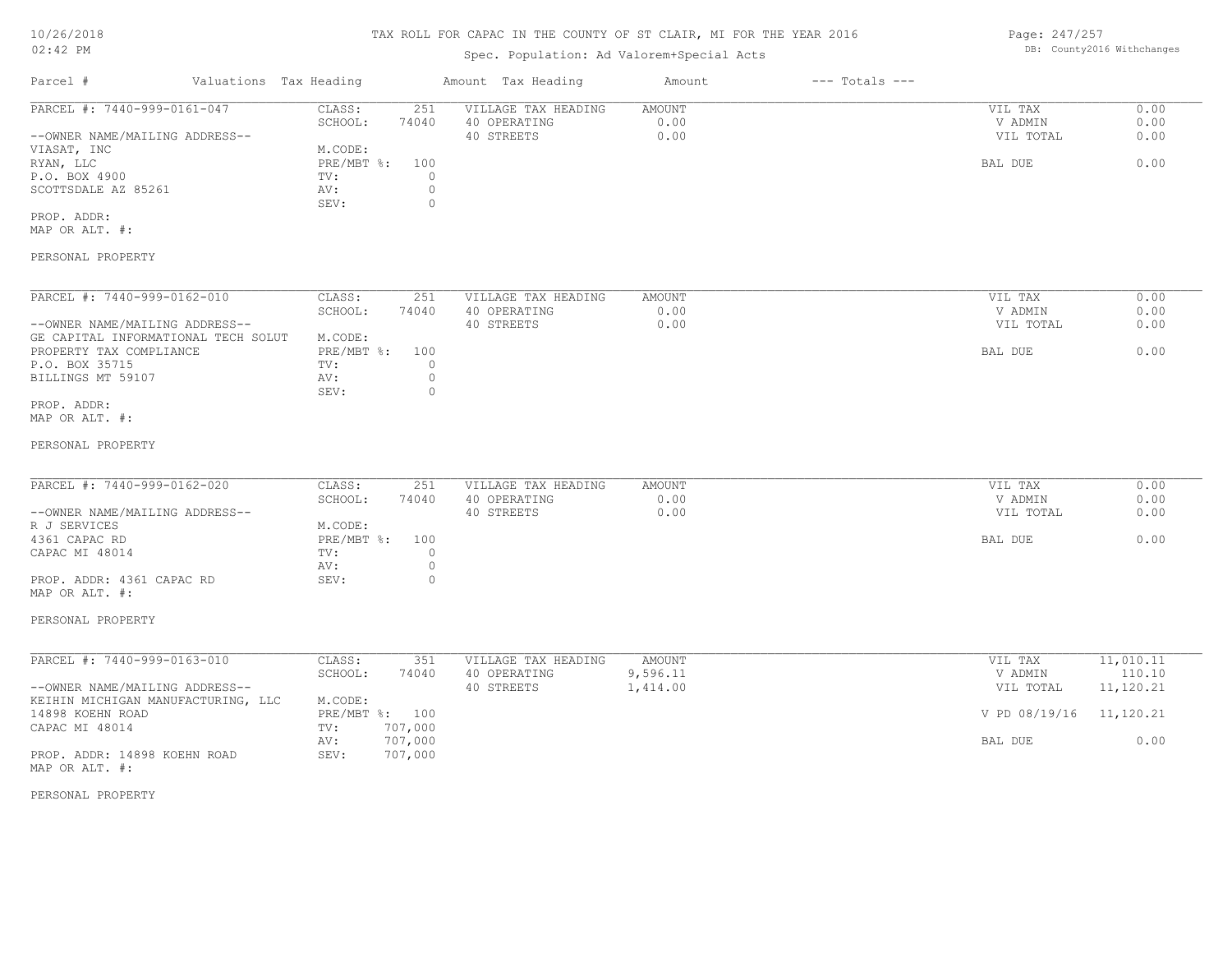# TAX ROLL FOR CAPAC IN THE COUNTY OF ST CLAIR, MI FOR THE YEAR 2016

Spec. Population: Ad Valorem+Special Acts

DB: County2016 Withchanges

| Parcel # | Valuations | Tax Heading | Amount | Tax Heading | Amount | --- Totals --- | |
|---|---|---|---|---|---|---|---|
| PARCEL #: 7440-999-0161-047 | CLASS: | 251 | VILLAGE TAX HEADING | AMOUNT | | VIL TAX | 0.00 |
| | SCHOOL: | 74040 | 40 OPERATING | 0.00 | | V ADMIN | 0.00 |
| --OWNER NAME/MAILING ADDRESS-- | | | 40 STREETS | 0.00 | | VIL TOTAL | 0.00 |
| VIASAT, INC | M.CODE: | | | | | | |
| RYAN, LLC | PRE/MBT %: | 100 | | | | BAL DUE | 0.00 |
| P.O. BOX 4900 | TV: | 0 | | | | | |
| SCOTTSDALE AZ 85261 | AV: | 0 | | | | | |
| | SEV: | 0 | | | | | |
| PROP. ADDR: | | | | | | | |
| MAP OR ALT. #: | | | | | | | |
| PERSONAL PROPERTY | | | | | | | |

| Parcel # | Valuations | Tax Heading | Amount | Tax Heading | Amount | --- Totals --- | |
|---|---|---|---|---|---|---|---|
| PARCEL #: 7440-999-0162-010 | CLASS: | 251 | VILLAGE TAX HEADING | AMOUNT | | VIL TAX | 0.00 |
| | SCHOOL: | 74040 | 40 OPERATING | 0.00 | | V ADMIN | 0.00 |
| --OWNER NAME/MAILING ADDRESS-- | | | 40 STREETS | 0.00 | | VIL TOTAL | 0.00 |
| GE CAPITAL INFORMATIONAL TECH SOLUT | M.CODE: | | | | | | |
| PROPERTY TAX COMPLIANCE | PRE/MBT %: | 100 | | | | BAL DUE | 0.00 |
| P.O. BOX 35715 | TV: | 0 | | | | | |
| BILLINGS MT 59107 | AV: | 0 | | | | | |
| | SEV: | 0 | | | | | |
| PROP. ADDR: | | | | | | | |
| MAP OR ALT. #: | | | | | | | |
| PERSONAL PROPERTY | | | | | | | |

| Parcel # | Valuations | Tax Heading | Amount | Tax Heading | Amount | --- Totals --- | |
|---|---|---|---|---|---|---|---|
| PARCEL #: 7440-999-0162-020 | CLASS: | 251 | VILLAGE TAX HEADING | AMOUNT | | VIL TAX | 0.00 |
| | SCHOOL: | 74040 | 40 OPERATING | 0.00 | | V ADMIN | 0.00 |
| --OWNER NAME/MAILING ADDRESS-- | | | 40 STREETS | 0.00 | | VIL TOTAL | 0.00 |
| R J SERVICES | M.CODE: | | | | | | |
| 4361 CAPAC RD | PRE/MBT %: | 100 | | | | BAL DUE | 0.00 |
| CAPAC MI 48014 | TV: | 0 | | | | | |
| | AV: | 0 | | | | | |
| PROP. ADDR: 4361 CAPAC RD | SEV: | 0 | | | | | |
| MAP OR ALT. #: | | | | | | | |
| PERSONAL PROPERTY | | | | | | | |

| Parcel # | Valuations | Tax Heading | Amount | Tax Heading | Amount | --- Totals --- | |
|---|---|---|---|---|---|---|---|
| PARCEL #: 7440-999-0163-010 | CLASS: | 351 | VILLAGE TAX HEADING | AMOUNT | | VIL TAX | 11,010.11 |
| | SCHOOL: | 74040 | 40 OPERATING | 9,596.11 | | V ADMIN | 110.10 |
| --OWNER NAME/MAILING ADDRESS-- | | | 40 STREETS | 1,414.00 | | VIL TOTAL | 11,120.21 |
| KEIHIN MICHIGAN MANUFACTURING, LLC | M.CODE: | | | | | | |
| 14898 KOEHN ROAD | PRE/MBT %: | 100 | | | | V PD 08/19/16 | 11,120.21 |
| CAPAC MI 48014 | TV: | 707,000 | | | | | |
| | AV: | 707,000 | | | | BAL DUE | 0.00 |
| PROP. ADDR: 14898 KOEHN ROAD | SEV: | 707,000 | | | | | |
| MAP OR ALT. #: | | | | | | | |
| PERSONAL PROPERTY | | | | | | | |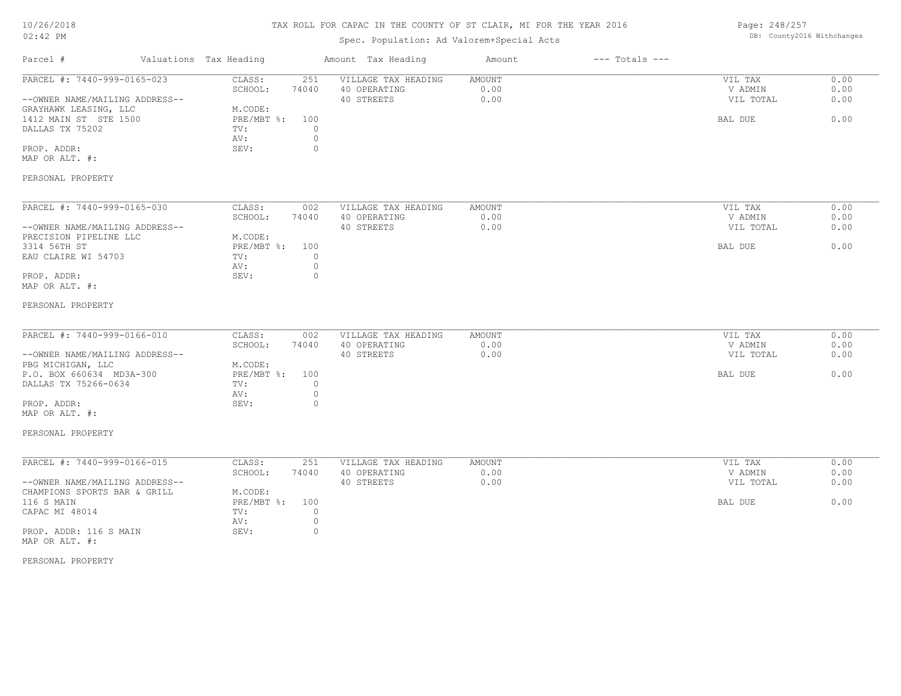TAX ROLL FOR CAPAC IN THE COUNTY OF ST CLAIR, MI FOR THE YEAR 2016

Spec. Population: Ad Valorem+Special Acts

DB: County2016 Withchanges

| Parcel # | Valuations | Tax Heading | Amount | Tax Heading | Amount | --- Totals --- | |
|---|---|---|---|---|---|---|---|
| PARCEL #: 7440-999-0165-023 | CLASS: | 251 | VILLAGE TAX HEADING | AMOUNT | | VIL TAX | 0.00 |
| | SCHOOL: | 74040 | 40 OPERATING | 0.00 | | V ADMIN | 0.00 |
| --OWNER NAME/MAILING ADDRESS-- | | | 40 STREETS | 0.00 | | VIL TOTAL | 0.00 |
| GRAYHAWK LEASING, LLC | M.CODE: | | | | | | |
| 1412 MAIN ST STE 1500 | PRE/MBT %: | 100 | | | | BAL DUE | 0.00 |
| DALLAS TX 75202 | TV: | 0 | | | | | |
| | AV: | 0 | | | | | |
| PROP. ADDR: | SEV: | 0 | | | | | |
| MAP OR ALT. #: | | | | | | | |
| PERSONAL PROPERTY | | | | | | | |
| PARCEL #: 7440-999-0165-030 | CLASS: | 002 | VILLAGE TAX HEADING | AMOUNT | | VIL TAX | 0.00 |
| | SCHOOL: | 74040 | 40 OPERATING | 0.00 | | V ADMIN | 0.00 |
| --OWNER NAME/MAILING ADDRESS-- | | | 40 STREETS | 0.00 | | VIL TOTAL | 0.00 |
| PRECISION PIPELINE LLC | M.CODE: | | | | | | |
| 3314 56TH ST | PRE/MBT %: | 100 | | | | BAL DUE | 0.00 |
| EAU CLAIRE WI 54703 | TV: | 0 | | | | | |
| | AV: | 0 | | | | | |
| PROP. ADDR: | SEV: | 0 | | | | | |
| MAP OR ALT. #: | | | | | | | |
| PERSONAL PROPERTY | | | | | | | |
| PARCEL #: 7440-999-0166-010 | CLASS: | 002 | VILLAGE TAX HEADING | AMOUNT | | VIL TAX | 0.00 |
| | SCHOOL: | 74040 | 40 OPERATING | 0.00 | | V ADMIN | 0.00 |
| --OWNER NAME/MAILING ADDRESS-- | | | 40 STREETS | 0.00 | | VIL TOTAL | 0.00 |
| PBG MICHIGAN, LLC | M.CODE: | | | | | | |
| P.O. BOX 660634 MD3A-300 | PRE/MBT %: | 100 | | | | BAL DUE | 0.00 |
| DALLAS TX 75266-0634 | TV: | 0 | | | | | |
| | AV: | 0 | | | | | |
| PROP. ADDR: | SEV: | 0 | | | | | |
| MAP OR ALT. #: | | | | | | | |
| PERSONAL PROPERTY | | | | | | | |
| PARCEL #: 7440-999-0166-015 | CLASS: | 251 | VILLAGE TAX HEADING | AMOUNT | | VIL TAX | 0.00 |
| | SCHOOL: | 74040 | 40 OPERATING | 0.00 | | V ADMIN | 0.00 |
| --OWNER NAME/MAILING ADDRESS-- | | | 40 STREETS | 0.00 | | VIL TOTAL | 0.00 |
| CHAMPIONS SPORTS BAR & GRILL | M.CODE: | | | | | | |
| 116 S MAIN | PRE/MBT %: | 100 | | | | BAL DUE | 0.00 |
| CAPAC MI 48014 | TV: | 0 | | | | | |
| | AV: | 0 | | | | | |
| PROP. ADDR: 116 S MAIN | SEV: | 0 | | | | | |
| MAP OR ALT. #: | | | | | | | |
| PERSONAL PROPERTY | | | | | | | |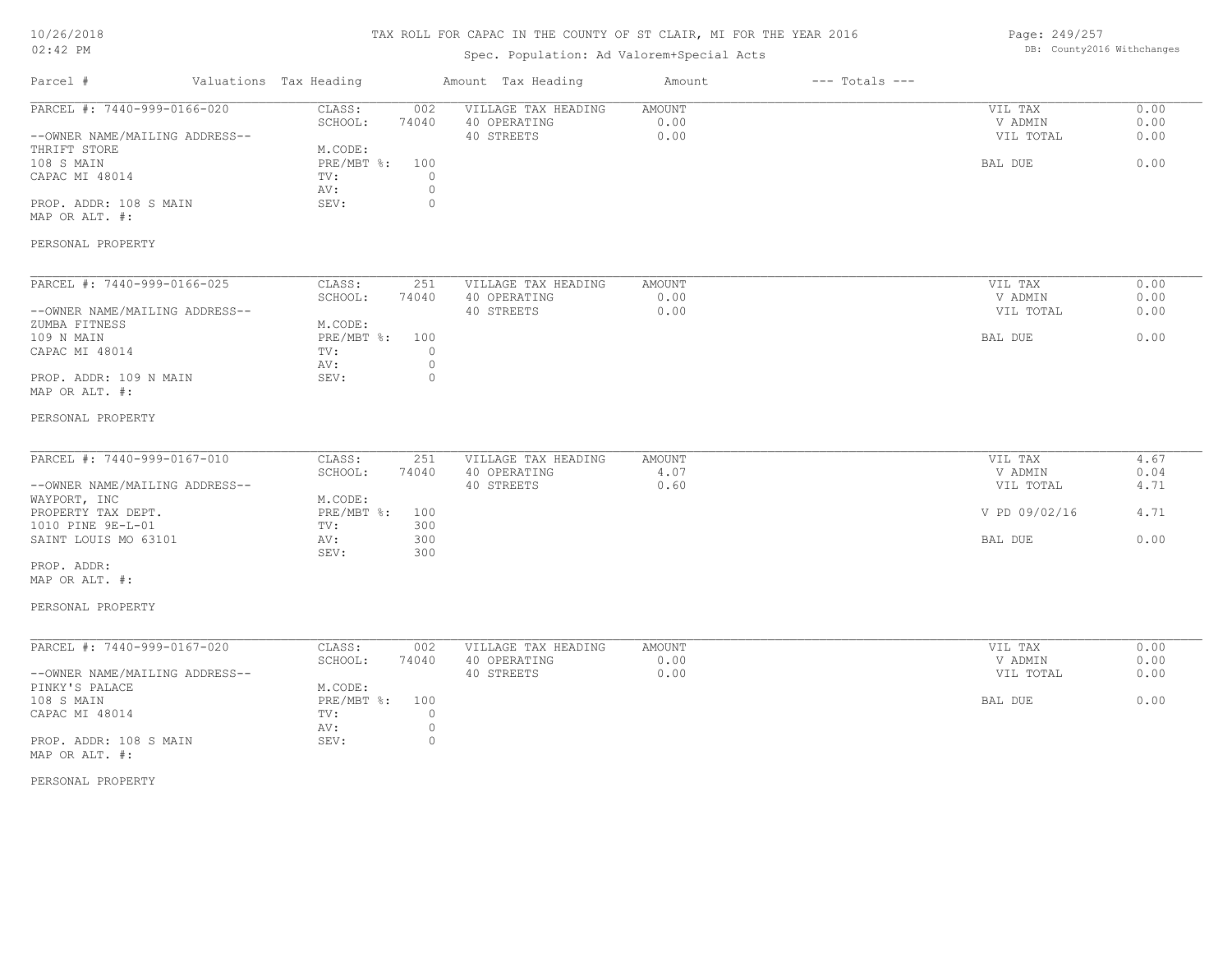# TAX ROLL FOR CAPAC IN THE COUNTY OF ST CLAIR, MI FOR THE YEAR 2016

Spec. Population: Ad Valorem+Special Acts

| Parcel # | Valuations | Tax Heading | Amount | Tax Heading | Amount | --- Totals --- | |
|---|---|---|---|---|---|---|---|
| PARCEL #: 7440-999-0166-020 | CLASS: | 002 | VILLAGE TAX HEADING | AMOUNT | | VIL TAX | 0.00 |
| | SCHOOL: | 74040 | 40 OPERATING | 0.00 | | V ADMIN | 0.00 |
| --OWNER NAME/MAILING ADDRESS-- | | | 40 STREETS | 0.00 | | VIL TOTAL | 0.00 |
| THRIFT STORE | M.CODE: | | | | | | |
| 108 S MAIN | PRE/MBT %: | 100 | | | | BAL DUE | 0.00 |
| CAPAC MI 48014 | TV: | 0 | | | | | |
| | AV: | 0 | | | | | |
| PROP. ADDR: 108 S MAIN | SEV: | 0 | | | | | |
| MAP OR ALT. #: | | | | | | | |
| PERSONAL PROPERTY | | | | | | | |

| Parcel # | Valuations | Tax Heading | Amount | Tax Heading | Amount | --- Totals --- | |
|---|---|---|---|---|---|---|---|
| PARCEL #: 7440-999-0166-025 | CLASS: | 251 | VILLAGE TAX HEADING | AMOUNT | | VIL TAX | 0.00 |
| | SCHOOL: | 74040 | 40 OPERATING | 0.00 | | V ADMIN | 0.00 |
| --OWNER NAME/MAILING ADDRESS-- | | | 40 STREETS | 0.00 | | VIL TOTAL | 0.00 |
| ZUMBA FITNESS | M.CODE: | | | | | | |
| 109 N MAIN | PRE/MBT %: | 100 | | | | BAL DUE | 0.00 |
| CAPAC MI 48014 | TV: | 0 | | | | | |
| | AV: | 0 | | | | | |
| PROP. ADDR: 109 N MAIN | SEV: | 0 | | | | | |
| MAP OR ALT. #: | | | | | | | |
| PERSONAL PROPERTY | | | | | | | |

| Parcel # | Valuations | Tax Heading | Amount | Tax Heading | Amount | --- Totals --- | |
|---|---|---|---|---|---|---|---|
| PARCEL #: 7440-999-0167-010 | CLASS: | 251 | VILLAGE TAX HEADING | AMOUNT | | VIL TAX | 4.67 |
| | SCHOOL: | 74040 | 40 OPERATING | 4.07 | | V ADMIN | 0.04 |
| --OWNER NAME/MAILING ADDRESS-- | | | 40 STREETS | 0.60 | | VIL TOTAL | 4.71 |
| WAYPORT, INC | M.CODE: | | | | | | |
| PROPERTY TAX DEPT. | PRE/MBT %: | 100 | | | | V PD 09/02/16 | 4.71 |
| 1010 PINE 9E-L-01 | TV: | 300 | | | | | |
| SAINT LOUIS MO 63101 | AV: | 300 | | | | BAL DUE | 0.00 |
| | SEV: | 300 | | | | | |
| PROP. ADDR: | | | | | | | |
| MAP OR ALT. #: | | | | | | | |
| PERSONAL PROPERTY | | | | | | | |

| Parcel # | Valuations | Tax Heading | Amount | Tax Heading | Amount | --- Totals --- | |
|---|---|---|---|---|---|---|---|
| PARCEL #: 7440-999-0167-020 | CLASS: | 002 | VILLAGE TAX HEADING | AMOUNT | | VIL TAX | 0.00 |
| | SCHOOL: | 74040 | 40 OPERATING | 0.00 | | V ADMIN | 0.00 |
| --OWNER NAME/MAILING ADDRESS-- | | | 40 STREETS | 0.00 | | VIL TOTAL | 0.00 |
| PINKY'S PALACE | M.CODE: | | | | | | |
| 108 S MAIN | PRE/MBT %: | 100 | | | | BAL DUE | 0.00 |
| CAPAC MI 48014 | TV: | 0 | | | | | |
| | AV: | 0 | | | | | |
| PROP. ADDR: 108 S MAIN | SEV: | 0 | | | | | |
| MAP OR ALT. #: | | | | | | | |
| PERSONAL PROPERTY | | | | | | | |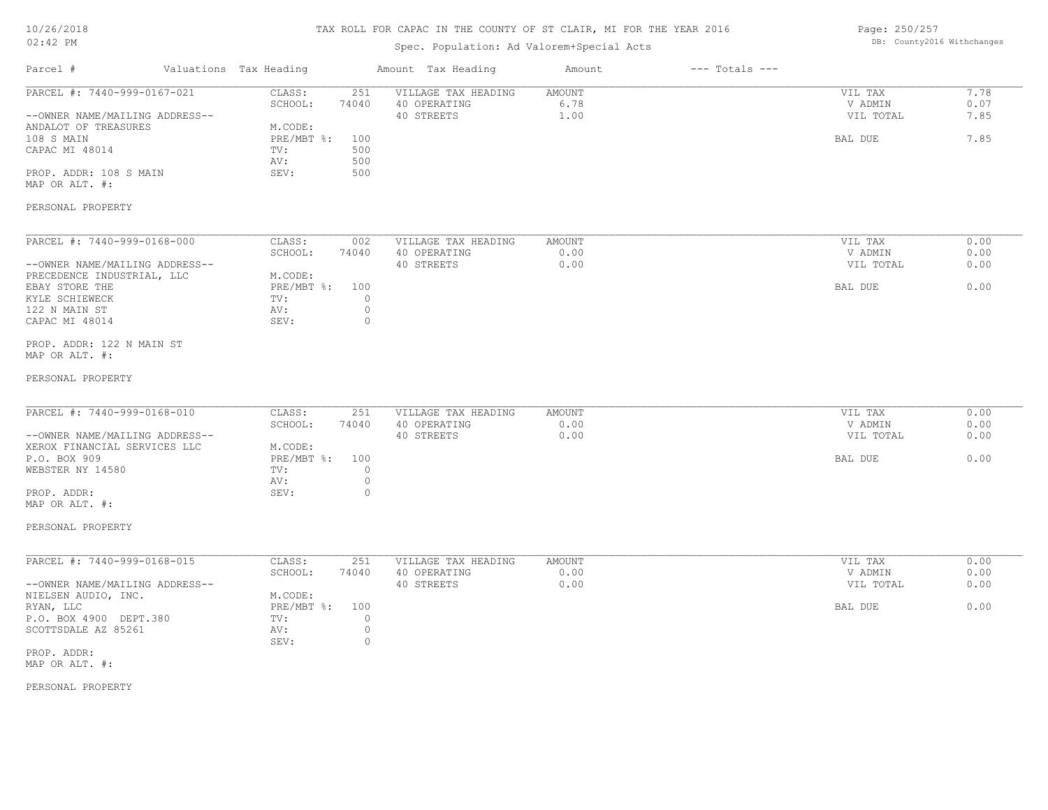# TAX ROLL FOR CAPAC IN THE COUNTY OF ST CLAIR, MI FOR THE YEAR 2016

Spec. Population: Ad Valorem+Special Acts

| Parcel # | Valuations | Tax Heading | Amount | Tax Heading | Amount | --- Totals --- | | |
|---|---|---|---|---|---|---|---|---|
| PARCEL #: 7440-999-0167-021 | CLASS: | 251 | VILLAGE TAX HEADING | AMOUNT | | VIL TAX | 7.78 |
| | SCHOOL: | 74040 | 40 OPERATING | 6.78 | | V ADMIN | 0.07 |
| --OWNER NAME/MAILING ADDRESS-- | | | 40 STREETS | 1.00 | | VIL TOTAL | 7.85 |
| ANDALOT OF TREASURES | M.CODE: | | | | | | |
| 108 S MAIN | PRE/MBT %: | 100 | | | | BAL DUE | 7.85 |
| CAPAC MI 48014 | TV: | 500 | | | | | |
| | AV: | 500 | | | | | |
| PROP. ADDR: 108 S MAIN | SEV: | 500 | | | | | |
| MAP OR ALT. #: | | | | | | | |
| PERSONAL PROPERTY | | | | | | | |

| Parcel # | Valuations | Tax Heading | Amount | Tax Heading | Amount | --- Totals --- | |
|---|---|---|---|---|---|---|---|
| PARCEL #: 7440-999-0168-000 | CLASS: | 002 | VILLAGE TAX HEADING | AMOUNT | | VIL TAX | 0.00 |
| | SCHOOL: | 74040 | 40 OPERATING | 0.00 | | V ADMIN | 0.00 |
| --OWNER NAME/MAILING ADDRESS-- | | | 40 STREETS | 0.00 | | VIL TOTAL | 0.00 |
| PRECEDENCE INDUSTRIAL, LLC | M.CODE: | | | | | | |
| EBAY STORE THE | PRE/MBT %: | 100 | | | | BAL DUE | 0.00 |
| KYLE SCHIEWECK | TV: | 0 | | | | | |
| 122 N MAIN ST | AV: | 0 | | | | | |
| CAPAC MI 48014 | SEV: | 0 | | | | | |
| PROP. ADDR: 122 N MAIN ST | | | | | | | |
| MAP OR ALT. #: | | | | | | | |
| PERSONAL PROPERTY | | | | | | | |

| Parcel # | Valuations | Tax Heading | Amount | Tax Heading | Amount | --- Totals --- | |
|---|---|---|---|---|---|---|---|
| PARCEL #: 7440-999-0168-010 | CLASS: | 251 | VILLAGE TAX HEADING | AMOUNT | | VIL TAX | 0.00 |
| | SCHOOL: | 74040 | 40 OPERATING | 0.00 | | V ADMIN | 0.00 |
| --OWNER NAME/MAILING ADDRESS-- | | | 40 STREETS | 0.00 | | VIL TOTAL | 0.00 |
| XEROX FINANCIAL SERVICES LLC | M.CODE: | | | | | | |
| P.O. BOX 909 | PRE/MBT %: | 100 | | | | BAL DUE | 0.00 |
| WEBSTER NY 14580 | TV: | 0 | | | | | |
| | AV: | 0 | | | | | |
| PROP. ADDR: | SEV: | 0 | | | | | |
| MAP OR ALT. #: | | | | | | | |
| PERSONAL PROPERTY | | | | | | | |

| Parcel # | Valuations | Tax Heading | Amount | Tax Heading | Amount | --- Totals --- | |
|---|---|---|---|---|---|---|---|
| PARCEL #: 7440-999-0168-015 | CLASS: | 251 | VILLAGE TAX HEADING | AMOUNT | | VIL TAX | 0.00 |
| | SCHOOL: | 74040 | 40 OPERATING | 0.00 | | V ADMIN | 0.00 |
| --OWNER NAME/MAILING ADDRESS-- | | | 40 STREETS | 0.00 | | VIL TOTAL | 0.00 |
| NIELSEN AUDIO, INC. | M.CODE: | | | | | | |
| RYAN, LLC | PRE/MBT %: | 100 | | | | BAL DUE | 0.00 |
| P.O. BOX 4900 DEPT.380 | TV: | 0 | | | | | |
| SCOTTSDALE AZ 85261 | AV: | 0 | | | | | |
| | SEV: | 0 | | | | | |
| PROP. ADDR: | | | | | | | |
| MAP OR ALT. #: | | | | | | | |
| PERSONAL PROPERTY | | | | | | | |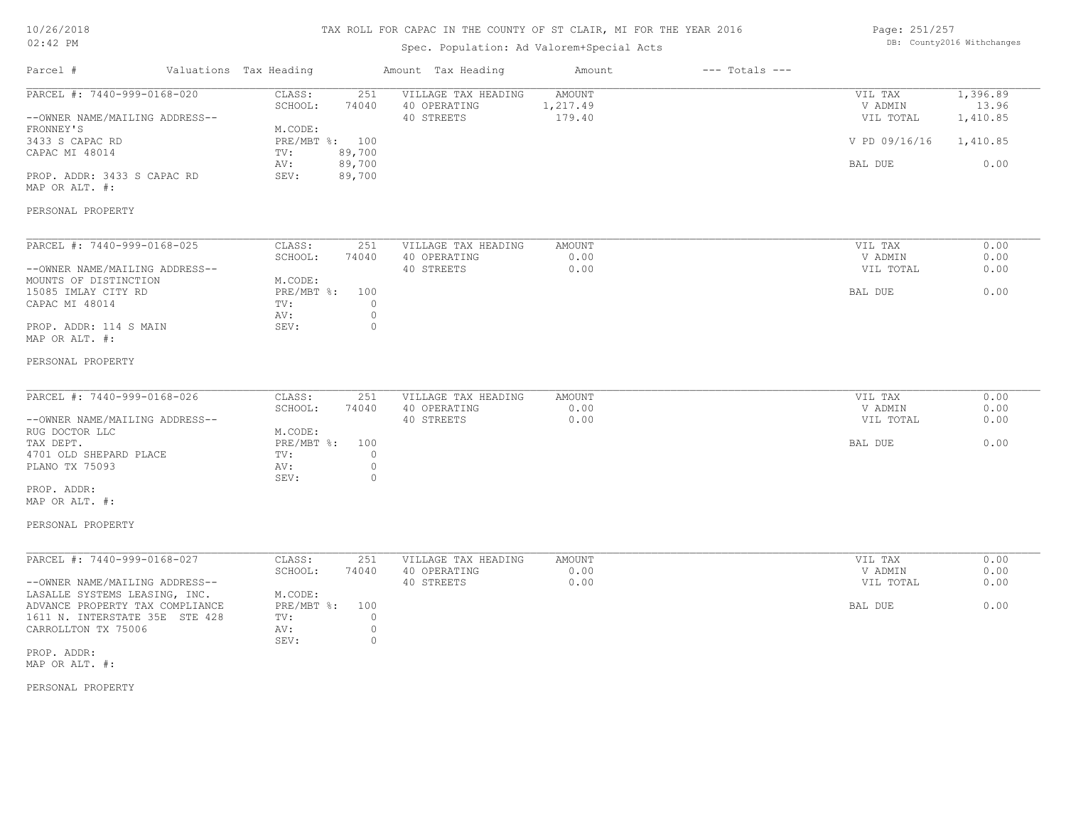# TAX ROLL FOR CAPAC IN THE COUNTY OF ST CLAIR, MI FOR THE YEAR 2016

10/26/2018
02:42 PM

Spec. Population: Ad Valorem+Special Acts

DB: County2016 Withchanges

| Parcel # | Valuations | Tax Heading | Amount | Tax Heading | Amount | --- Totals --- | |
|---|---|---|---|---|---|---|---|

## PARCEL #: 7440-999-0168-020

| | | | | | |
|---|---|---|---|---|---|
| CLASS: | 251 | VILLAGE TAX HEADING | AMOUNT | VIL TAX | 1,396.89 |
| SCHOOL: | 74040 | 40 OPERATING | 1,217.49 | V ADMIN | 13.96 |
| M.CODE: | | 40 STREETS | 179.40 | VIL TOTAL | 1,410.85 |
| PRE/MBT %: | 100 | | | V PD 09/16/16 | 1,410.85 |
| TV: | 89,700 | | | | |
| AV: | 89,700 | | | BAL DUE | 0.00 |
| SEV: | 89,700 | | | | |

--OWNER NAME/MAILING ADDRESS--
FRONNEY'S
3433 S CAPAC RD
CAPAC MI 48014

PROP. ADDR: 3433 S CAPAC RD
MAP OR ALT. #:

PERSONAL PROPERTY

## PARCEL #: 7440-999-0168-025

| | | | | | |
|---|---|---|---|---|---|
| CLASS: | 251 | VILLAGE TAX HEADING | AMOUNT | VIL TAX | 0.00 |
| SCHOOL: | 74040 | 40 OPERATING | 0.00 | V ADMIN | 0.00 |
| M.CODE: | | 40 STREETS | 0.00 | VIL TOTAL | 0.00 |
| PRE/MBT %: | 100 | | | BAL DUE | 0.00 |
| TV: | 0 | | | | |
| AV: | 0 | | | | |
| SEV: | 0 | | | | |

--OWNER NAME/MAILING ADDRESS--
MOUNTS OF DISTINCTION
15085 IMLAY CITY RD
CAPAC MI 48014

PROP. ADDR: 114 S MAIN
MAP OR ALT. #:

PERSONAL PROPERTY

## PARCEL #: 7440-999-0168-026

| | | | | | |
|---|---|---|---|---|---|
| CLASS: | 251 | VILLAGE TAX HEADING | AMOUNT | VIL TAX | 0.00 |
| SCHOOL: | 74040 | 40 OPERATING | 0.00 | V ADMIN | 0.00 |
| M.CODE: | | 40 STREETS | 0.00 | VIL TOTAL | 0.00 |
| PRE/MBT %: | 100 | | | BAL DUE | 0.00 |
| TV: | 0 | | | | |
| AV: | 0 | | | | |
| SEV: | 0 | | | | |

--OWNER NAME/MAILING ADDRESS--
RUG DOCTOR LLC
TAX DEPT.
4701 OLD SHEPARD PLACE
PLANO TX 75093

PROP. ADDR:
MAP OR ALT. #:

PERSONAL PROPERTY

## PARCEL #: 7440-999-0168-027

| | | | | | |
|---|---|---|---|---|---|
| CLASS: | 251 | VILLAGE TAX HEADING | AMOUNT | VIL TAX | 0.00 |
| SCHOOL: | 74040 | 40 OPERATING | 0.00 | V ADMIN | 0.00 |
| M.CODE: | | 40 STREETS | 0.00 | VIL TOTAL | 0.00 |
| PRE/MBT %: | 100 | | | BAL DUE | 0.00 |
| TV: | 0 | | | | |
| AV: | 0 | | | | |
| SEV: | 0 | | | | |

--OWNER NAME/MAILING ADDRESS--
LASALLE SYSTEMS LEASING, INC.
ADVANCE PROPERTY TAX COMPLIANCE
1611 N. INTERSTATE 35E STE 428
CARROLLTON TX 75006

PROP. ADDR:
MAP OR ALT. #:

PERSONAL PROPERTY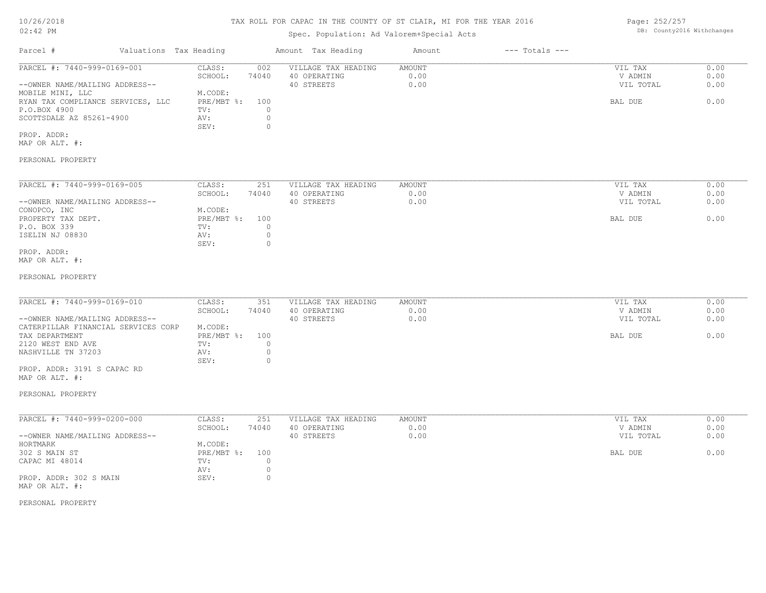# TAX ROLL FOR CAPAC IN THE COUNTY OF ST CLAIR, MI FOR THE YEAR 2016

Spec. Population: Ad Valorem+Special Acts

| Parcel # | Valuations | Tax Heading | Amount | Tax Heading | Amount | --- Totals --- | |
|---|---|---|---|---|---|---|---|
| PARCEL #: 7440-999-0169-001 | CLASS: | 002 | VILLAGE TAX HEADING | AMOUNT | | VIL TAX | 0.00 |
| | SCHOOL: | 74040 | 40 OPERATING | 0.00 | | V ADMIN | 0.00 |
| --OWNER NAME/MAILING ADDRESS-- | | | 40 STREETS | 0.00 | | VIL TOTAL | 0.00 |
| MOBILE MINI, LLC | M.CODE: | | | | | | |
| RYAN TAX COMPLIANCE SERVICES, LLC | PRE/MBT %: | 100 | | | | BAL DUE | 0.00 |
| P.O.BOX 4900 | TV: | 0 | | | | | |
| SCOTTSDALE AZ 85261-4900 | AV: | 0 | | | | | |
| | SEV: | 0 | | | | | |
| PROP. ADDR: | | | | | | | |
| MAP OR ALT. #: | | | | | | | |
| PERSONAL PROPERTY | | | | | | | |

| Parcel # | Valuations | Tax Heading | Amount | Tax Heading | Amount | --- Totals --- | |
|---|---|---|---|---|---|---|---|
| PARCEL #: 7440-999-0169-005 | CLASS: | 251 | VILLAGE TAX HEADING | AMOUNT | | VIL TAX | 0.00 |
| | SCHOOL: | 74040 | 40 OPERATING | 0.00 | | V ADMIN | 0.00 |
| --OWNER NAME/MAILING ADDRESS-- | | | 40 STREETS | 0.00 | | VIL TOTAL | 0.00 |
| CONOPCO, INC | M.CODE: | | | | | | |
| PROPERTY TAX DEPT. | PRE/MBT %: | 100 | | | | BAL DUE | 0.00 |
| P.O. BOX 339 | TV: | 0 | | | | | |
| ISELIN NJ 08830 | AV: | 0 | | | | | |
| | SEV: | 0 | | | | | |
| PROP. ADDR: | | | | | | | |
| MAP OR ALT. #: | | | | | | | |
| PERSONAL PROPERTY | | | | | | | |

| Parcel # | Valuations | Tax Heading | Amount | Tax Heading | Amount | --- Totals --- | |
|---|---|---|---|---|---|---|---|
| PARCEL #: 7440-999-0169-010 | CLASS: | 351 | VILLAGE TAX HEADING | AMOUNT | | VIL TAX | 0.00 |
| | SCHOOL: | 74040 | 40 OPERATING | 0.00 | | V ADMIN | 0.00 |
| --OWNER NAME/MAILING ADDRESS-- | | | 40 STREETS | 0.00 | | VIL TOTAL | 0.00 |
| CATERPILLAR FINANCIAL SERVICES CORP | M.CODE: | | | | | | |
| TAX DEPARTMENT | PRE/MBT %: | 100 | | | | BAL DUE | 0.00 |
| 2120 WEST END AVE | TV: | 0 | | | | | |
| NASHVILLE TN 37203 | AV: | 0 | | | | | |
| | SEV: | 0 | | | | | |
| PROP. ADDR: 3191 S CAPAC RD | | | | | | | |
| MAP OR ALT. #: | | | | | | | |
| PERSONAL PROPERTY | | | | | | | |

| Parcel # | Valuations | Tax Heading | Amount | Tax Heading | Amount | --- Totals --- | |
|---|---|---|---|---|---|---|---|
| PARCEL #: 7440-999-0200-000 | CLASS: | 251 | VILLAGE TAX HEADING | AMOUNT | | VIL TAX | 0.00 |
| | SCHOOL: | 74040 | 40 OPERATING | 0.00 | | V ADMIN | 0.00 |
| --OWNER NAME/MAILING ADDRESS-- | | | 40 STREETS | 0.00 | | VIL TOTAL | 0.00 |
| HORTMARK | M.CODE: | | | | | | |
| 302 S MAIN ST | PRE/MBT %: | 100 | | | | BAL DUE | 0.00 |
| CAPAC MI 48014 | TV: | 0 | | | | | |
| | AV: | 0 | | | | | |
| PROP. ADDR: 302 S MAIN | SEV: | 0 | | | | | |
| MAP OR ALT. #: | | | | | | | |
| PERSONAL PROPERTY | | | | | | | |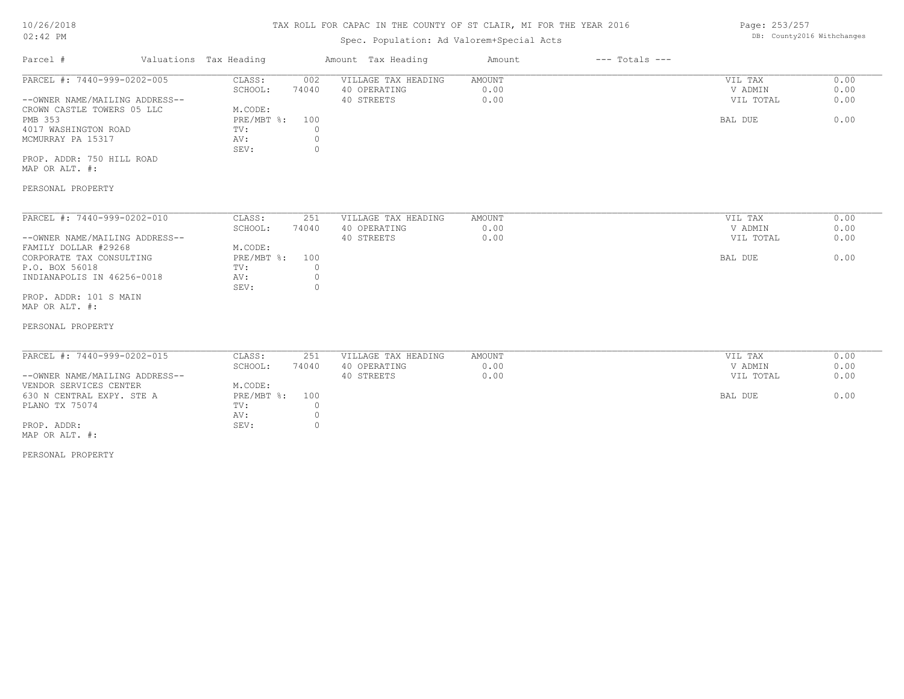# TAX ROLL FOR CAPAC IN THE COUNTY OF ST CLAIR, MI FOR THE YEAR 2016

Spec. Population: Ad Valorem+Special Acts

| Parcel # | Valuations | Tax Heading | Amount | Tax Heading | Amount | --- Totals --- | | |
|---|---|---|---|---|---|---|---|---|
| PARCEL #: 7440-999-0202-005 | CLASS: | 002 | VILLAGE TAX HEADING | AMOUNT | | | VIL TAX | 0.00 |
| | SCHOOL: | 74040 | 40 OPERATING | 0.00 | | | V ADMIN | 0.00 |
| --OWNER NAME/MAILING ADDRESS-- | | | 40 STREETS | 0.00 | | | VIL TOTAL | 0.00 |
| CROWN CASTLE TOWERS 05 LLC | M.CODE: | | | | | | | |
| PMB 353 | PRE/MBT %: | 100 | | | | | BAL DUE | 0.00 |
| 4017 WASHINGTON ROAD | TV: | 0 | | | | | | |
| MCMURRAY PA 15317 | AV: | 0 | | | | | | |
| | SEV: | 0 | | | | | | |
| PROP. ADDR: 750 HILL ROAD | | | | | | | | |
| MAP OR ALT. #: | | | | | | | | |
| PERSONAL PROPERTY | | | | | | | | |

| Parcel # | Valuations | Tax Heading | Amount | Tax Heading | Amount | --- Totals --- | | |
|---|---|---|---|---|---|---|---|---|
| PARCEL #: 7440-999-0202-010 | CLASS: | 251 | VILLAGE TAX HEADING | AMOUNT | | | VIL TAX | 0.00 |
| | SCHOOL: | 74040 | 40 OPERATING | 0.00 | | | V ADMIN | 0.00 |
| --OWNER NAME/MAILING ADDRESS-- | | | 40 STREETS | 0.00 | | | VIL TOTAL | 0.00 |
| FAMILY DOLLAR #29268 | M.CODE: | | | | | | | |
| CORPORATE TAX CONSULTING | PRE/MBT %: | 100 | | | | | BAL DUE | 0.00 |
| P.O. BOX 56018 | TV: | 0 | | | | | | |
| INDIANAPOLIS IN 46256-0018 | AV: | 0 | | | | | | |
| | SEV: | 0 | | | | | | |
| PROP. ADDR: 101 S MAIN | | | | | | | | |
| MAP OR ALT. #: | | | | | | | | |
| PERSONAL PROPERTY | | | | | | | | |

| Parcel # | Valuations | Tax Heading | Amount | Tax Heading | Amount | --- Totals --- | | |
|---|---|---|---|---|---|---|---|---|
| PARCEL #: 7440-999-0202-015 | CLASS: | 251 | VILLAGE TAX HEADING | AMOUNT | | | VIL TAX | 0.00 |
| | SCHOOL: | 74040 | 40 OPERATING | 0.00 | | | V ADMIN | 0.00 |
| --OWNER NAME/MAILING ADDRESS-- | | | 40 STREETS | 0.00 | | | VIL TOTAL | 0.00 |
| VENDOR SERVICES CENTER | M.CODE: | | | | | | | |
| 630 N CENTRAL EXPY. STE A | PRE/MBT %: | 100 | | | | | BAL DUE | 0.00 |
| PLANO TX 75074 | TV: | 0 | | | | | | |
| | AV: | 0 | | | | | | |
| PROP. ADDR: | SEV: | 0 | | | | | | |
| MAP OR ALT. #: | | | | | | | | |
| PERSONAL PROPERTY | | | | | | | | |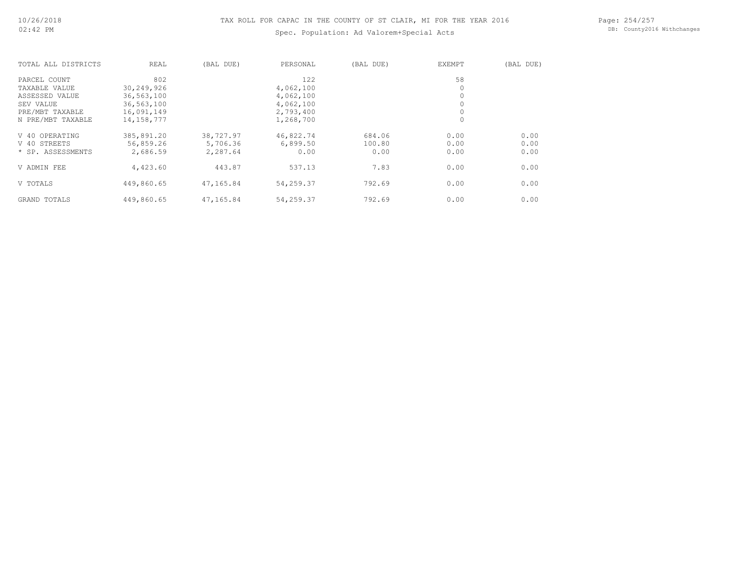# TAX ROLL FOR CAPAC IN THE COUNTY OF ST CLAIR, MI FOR THE YEAR 2016

Spec. Population: Ad Valorem+Special Acts

| TOTAL ALL DISTRICTS | REAL | (BAL DUE) | PERSONAL | (BAL DUE) | EXEMPT | (BAL DUE) |
|---|---|---|---|---|---|---|
| PARCEL COUNT | 802 | | 122 | | 58 | |
| TAXABLE VALUE | 30,249,926 | | 4,062,100 | | 0 | |
| ASSESSED VALUE | 36,563,100 | | 4,062,100 | | 0 | |
| SEV VALUE | 36,563,100 | | 4,062,100 | | 0 | |
| PRE/MBT TAXABLE | 16,091,149 | | 2,793,400 | | 0 | |
| N PRE/MBT TAXABLE | 14,158,777 | | 1,268,700 | | 0 | |
| V 40 OPERATING | 385,891.20 | 38,727.97 | 46,822.74 | 684.06 | 0.00 | 0.00 |
| V 40 STREETS | 56,859.26 | 5,706.36 | 6,899.50 | 100.80 | 0.00 | 0.00 |
| * SP. ASSESSMENTS | 2,686.59 | 2,287.64 | 0.00 | 0.00 | 0.00 | 0.00 |
| V ADMIN FEE | 4,423.60 | 443.87 | 537.13 | 7.83 | 0.00 | 0.00 |
| V TOTALS | 449,860.65 | 47,165.84 | 54,259.37 | 792.69 | 0.00 | 0.00 |
| GRAND TOTALS | 449,860.65 | 47,165.84 | 54,259.37 | 792.69 | 0.00 | 0.00 |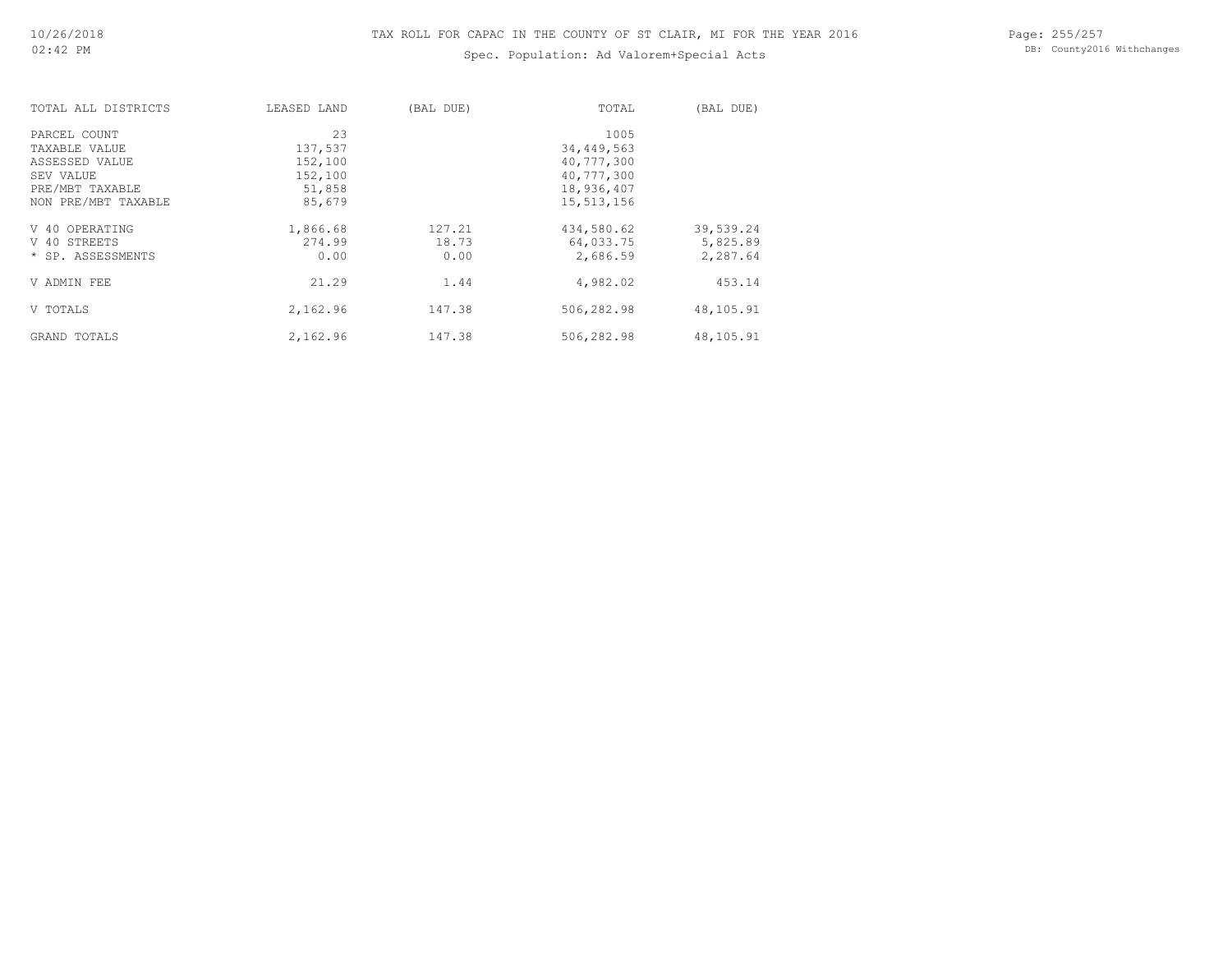# TAX ROLL FOR CAPAC IN THE COUNTY OF ST CLAIR, MI FOR THE YEAR 2016

Spec. Population: Ad Valorem+Special Acts

| TOTAL ALL DISTRICTS | LEASED LAND | (BAL DUE) | TOTAL | (BAL DUE) |
|---|---|---|---|---|
| PARCEL COUNT | 23 | | 1005 | |
| TAXABLE VALUE | 137,537 | | 34,449,563 | |
| ASSESSED VALUE | 152,100 | | 40,777,300 | |
| SEV VALUE | 152,100 | | 40,777,300 | |
| PRE/MBT TAXABLE | 51,858 | | 18,936,407 | |
| NON PRE/MBT TAXABLE | 85,679 | | 15,513,156 | |
| V 40 OPERATING | 1,866.68 | 127.21 | 434,580.62 | 39,539.24 |
| V 40 STREETS | 274.99 | 18.73 | 64,033.75 | 5,825.89 |
| * SP. ASSESSMENTS | 0.00 | 0.00 | 2,686.59 | 2,287.64 |
| V ADMIN FEE | 21.29 | 1.44 | 4,982.02 | 453.14 |
| V TOTALS | 2,162.96 | 147.38 | 506,282.98 | 48,105.91 |
| GRAND TOTALS | 2,162.96 | 147.38 | 506,282.98 | 48,105.91 |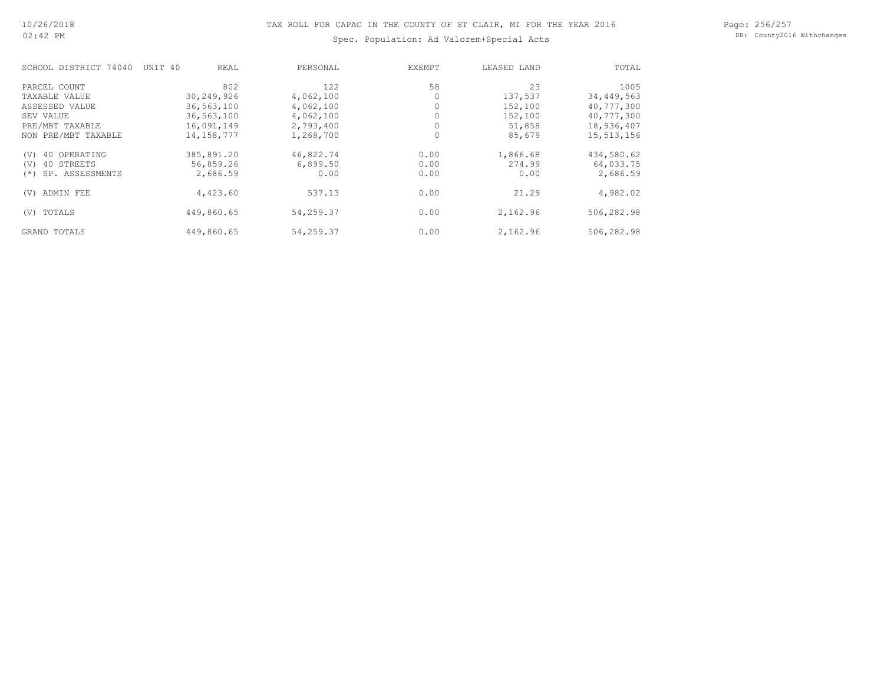# TAX ROLL FOR CAPAC IN THE COUNTY OF ST CLAIR, MI FOR THE YEAR 2016

## Spec. Population: Ad Valorem+Special Acts

| SCHOOL DISTRICT 74040 UNIT 40 | REAL | PERSONAL | EXEMPT | LEASED LAND | TOTAL |
|---|---|---|---|---|---|
| PARCEL COUNT | 802 | 122 | 58 | 23 | 1005 |
| TAXABLE VALUE | 30,249,926 | 4,062,100 | 0 | 137,537 | 34,449,563 |
| ASSESSED VALUE | 36,563,100 | 4,062,100 | 0 | 152,100 | 40,777,300 |
| SEV VALUE | 36,563,100 | 4,062,100 | 0 | 152,100 | 40,777,300 |
| PRE/MBT TAXABLE | 16,091,149 | 2,793,400 | 0 | 51,858 | 18,936,407 |
| NON PRE/MBT TAXABLE | 14,158,777 | 1,268,700 | 0 | 85,679 | 15,513,156 |
| (V) 40 OPERATING | 385,891.20 | 46,822.74 | 0.00 | 1,866.68 | 434,580.62 |
| (V) 40 STREETS | 56,859.26 | 6,899.50 | 0.00 | 274.99 | 64,033.75 |
| (*) SP. ASSESSMENTS | 2,686.59 | 0.00 | 0.00 | 0.00 | 2,686.59 |
| (V) ADMIN FEE | 4,423.60 | 537.13 | 0.00 | 21.29 | 4,982.02 |
| (V) TOTALS | 449,860.65 | 54,259.37 | 0.00 | 2,162.96 | 506,282.98 |
| GRAND TOTALS | 449,860.65 | 54,259.37 | 0.00 | 2,162.96 | 506,282.98 |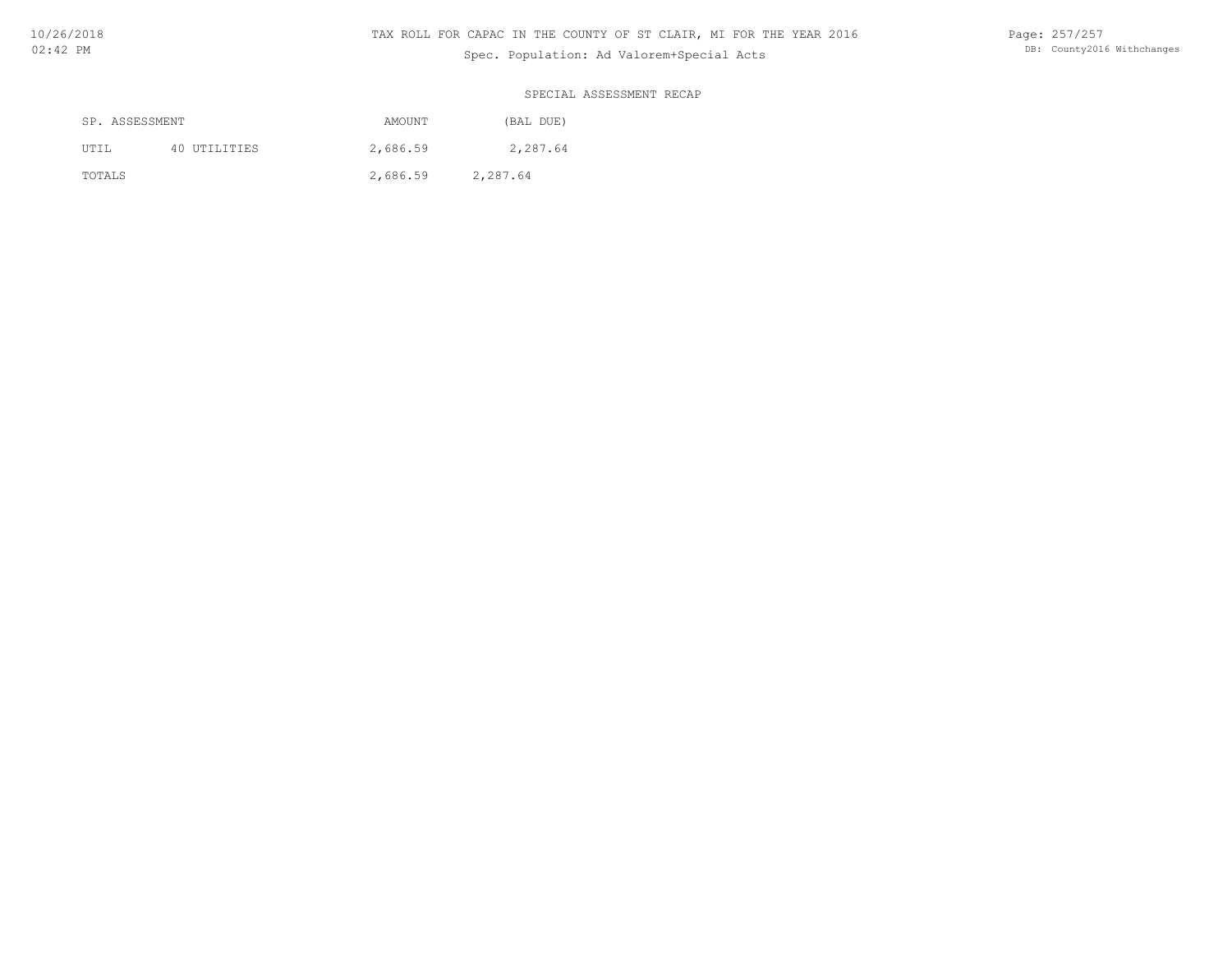# TAX ROLL FOR CAPAC IN THE COUNTY OF ST CLAIR, MI FOR THE YEAR 2016

Spec. Population: Ad Valorem+Special Acts

DB: County2016 Withchanges

## SPECIAL ASSESSMENT RECAP

| SP. ASSESSMENT | | AMOUNT | (BAL DUE) |
|---|---|---|---|
| UTIL | 40 UTILITIES | 2,686.59 | 2,287.64 |
| TOTALS | | 2,686.59 | 2,287.64 |